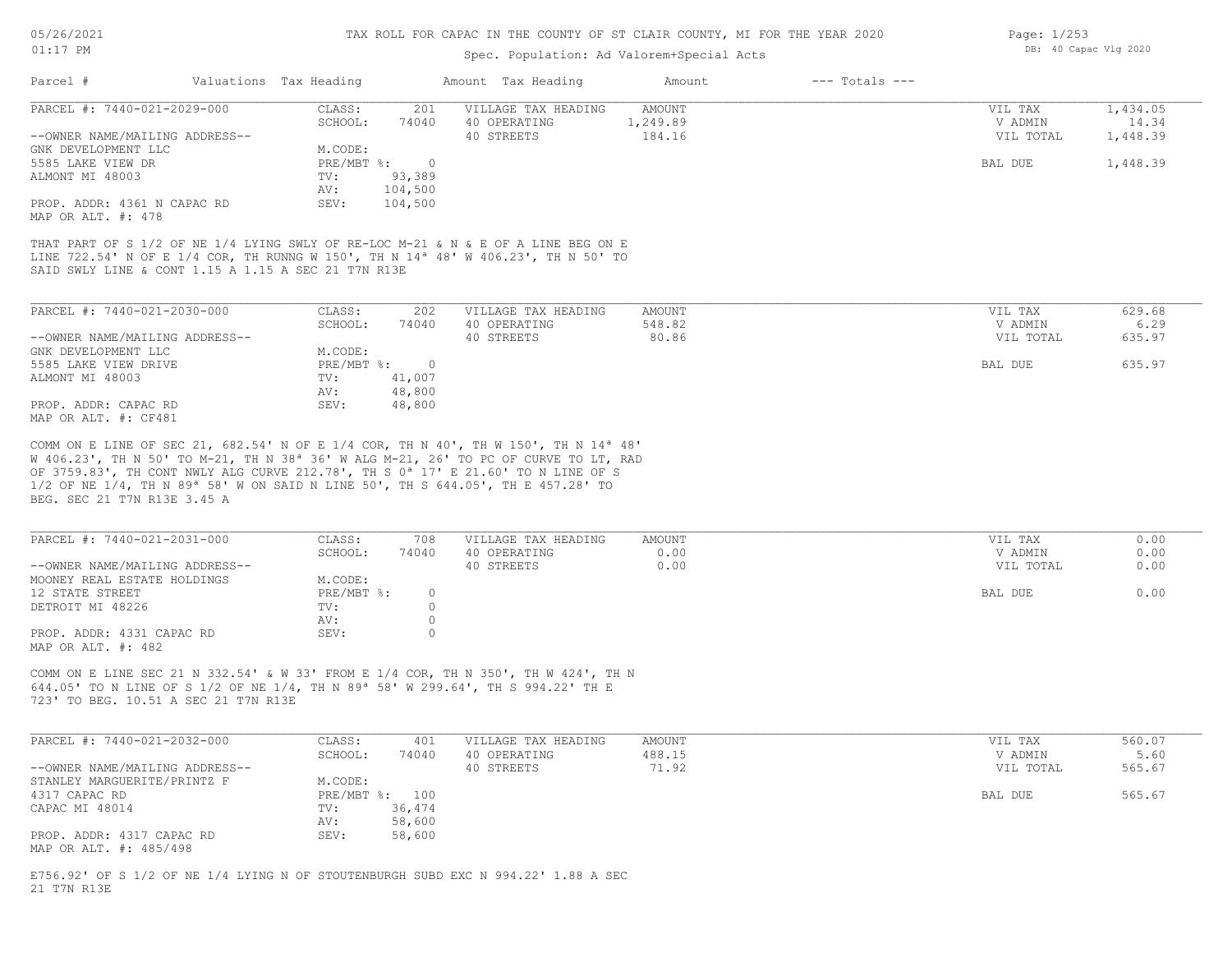# TAX ROLL FOR CAPAC IN THE COUNTY OF ST CLAIR COUNTY, MI FOR THE YEAR 2020

Spec. Population: Ad Valorem+Special Acts

05/26/2021
01:17 PM

DB: 40 Capac Vlg 2020

| Parcel # | Valuations | Tax Heading | Amount | Tax Heading | Amount | --- Totals --- | |
|---|---|---|---|---|---|---|---|

---

**PARCEL #: 7440-021-2029-000**

--OWNER NAME/MAILING ADDRESS--
GNK DEVELOPMENT LLC
5585 LAKE VIEW DR
ALMONT MI 48003

PROP. ADDR: 4361 N CAPAC RD
MAP OR ALT. #: 478

| | | | |
|---|---|---|---|
| CLASS: | 201 | VILLAGE TAX HEADING | AMOUNT |
| SCHOOL: | 74040 | 40 OPERATING | 1,249.89 |
| M.CODE: | | 40 STREETS | 184.16 |
| PRE/MBT %: | 0 | | |
| TV: | 93,389 | | |
| AV: | 104,500 | | |
| SEV: | 104,500 | | |

| | |
|---|---|
| VIL TAX | 1,434.05 |
| V ADMIN | 14.34 |
| VIL TOTAL | 1,448.39 |
| BAL DUE | 1,448.39 |

THAT PART OF S 1/2 OF NE 1/4 LYING SWLY OF RE-LOC M-21 & N & E OF A LINE BEG ON E LINE 722.54' N OF E 1/4 COR, TH RUNNG W 150', TH N 14ª 48' W 406.23', TH N 50' TO SAID SWLY LINE & CONT 1.15 A 1.15 A SEC 21 T7N R13E

---

**PARCEL #: 7440-021-2030-000**

--OWNER NAME/MAILING ADDRESS--
GNK DEVELOPMENT LLC
5585 LAKE VIEW DRIVE
ALMONT MI 48003

PROP. ADDR: CAPAC RD
MAP OR ALT. #: CF481

| | | | |
|---|---|---|---|
| CLASS: | 202 | VILLAGE TAX HEADING | AMOUNT |
| SCHOOL: | 74040 | 40 OPERATING | 548.82 |
| M.CODE: | | 40 STREETS | 80.86 |
| PRE/MBT %: | 0 | | |
| TV: | 41,007 | | |
| AV: | 48,800 | | |
| SEV: | 48,800 | | |

| | |
|---|---|
| VIL TAX | 629.68 |
| V ADMIN | 6.29 |
| VIL TOTAL | 635.97 |
| BAL DUE | 635.97 |

COMM ON E LINE OF SEC 21, 682.54' N OF E 1/4 COR, TH N 40', TH W 150', TH N 14ª 48' W 406.23', TH N 50' TO M-21, TH N 38ª 36' W ALG M-21, 26' TO PC OF CURVE TO LT, RAD OF 3759.83', TH CONT NWLY ALG CURVE 212.78', TH S 0ª 17' E 21.60' TO N LINE OF S 1/2 OF NE 1/4, TH N 89ª 58' W ON SAID N LINE 50', TH S 644.05', TH E 457.28' TO BEG. SEC 21 T7N R13E 3.45 A

---

**PARCEL #: 7440-021-2031-000**

--OWNER NAME/MAILING ADDRESS--
MOONEY REAL ESTATE HOLDINGS
12 STATE STREET
DETROIT MI 48226

PROP. ADDR: 4331 CAPAC RD
MAP OR ALT. #: 482

| | | | |
|---|---|---|---|
| CLASS: | 708 | VILLAGE TAX HEADING | AMOUNT |
| SCHOOL: | 74040 | 40 OPERATING | 0.00 |
| M.CODE: | | 40 STREETS | 0.00 |
| PRE/MBT %: | 0 | | |
| TV: | 0 | | |
| AV: | 0 | | |
| SEV: | 0 | | |

| | |
|---|---|
| VIL TAX | 0.00 |
| V ADMIN | 0.00 |
| VIL TOTAL | 0.00 |
| BAL DUE | 0.00 |

COMM ON E LINE SEC 21 N 332.54' & W 33' FROM E 1/4 COR, TH N 350', TH W 424', TH N 644.05' TO N LINE OF S 1/2 OF NE 1/4, TH N 89ª 58' W 299.64', TH S 994.22' TH E 723' TO BEG. 10.51 A SEC 21 T7N R13E

---

**PARCEL #: 7440-021-2032-000**

--OWNER NAME/MAILING ADDRESS--
STANLEY MARGUERITE/PRINTZ F
4317 CAPAC RD
CAPAC MI 48014

PROP. ADDR: 4317 CAPAC RD
MAP OR ALT. #: 485/498

| | | | |
|---|---|---|---|
| CLASS: | 401 | VILLAGE TAX HEADING | AMOUNT |
| SCHOOL: | 74040 | 40 OPERATING | 488.15 |
| M.CODE: | | 40 STREETS | 71.92 |
| PRE/MBT %: | 100 | | |
| TV: | 36,474 | | |
| AV: | 58,600 | | |
| SEV: | 58,600 | | |

| | |
|---|---|
| VIL TAX | 560.07 |
| V ADMIN | 5.60 |
| VIL TOTAL | 565.67 |
| BAL DUE | 565.67 |

E756.92' OF S 1/2 OF NE 1/4 LYING N OF STOUTENBURGH SUBD EXC N 994.22' 1.88 A SEC 21 T7N R13E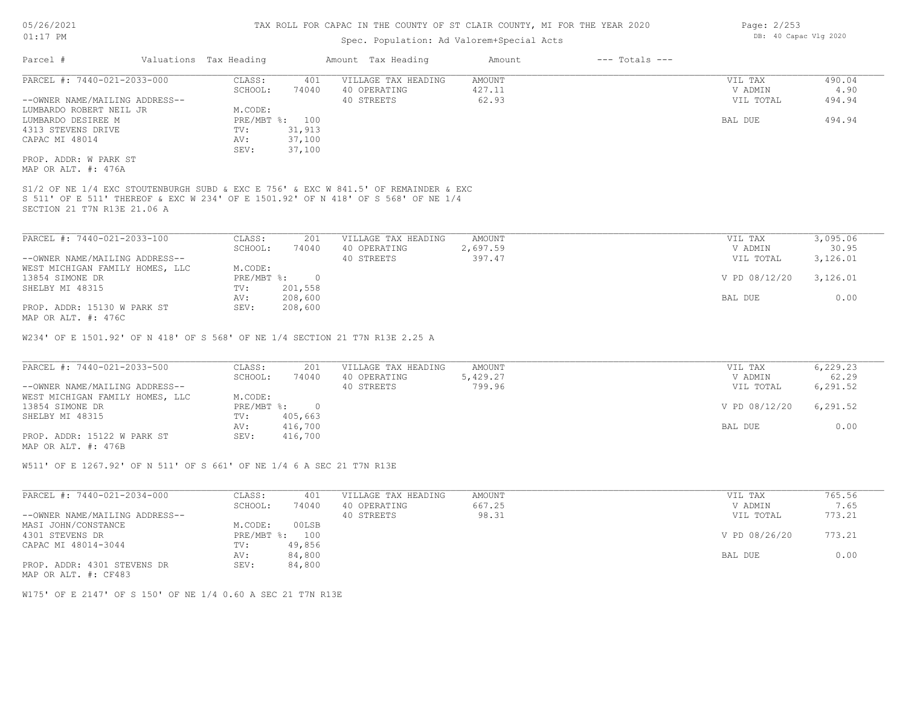# TAX ROLL FOR CAPAC IN THE COUNTY OF ST CLAIR COUNTY, MI FOR THE YEAR 2020

Spec. Population: Ad Valorem+Special Acts

| Parcel # | Valuations | Tax Heading | Amount | Tax Heading | Amount | --- Totals --- | |
|---|---|---|---|---|---|---|---|
| PARCEL #: 7440-021-2033-000 | CLASS: | 401 | VILLAGE TAX HEADING | AMOUNT | | VIL TAX | 490.04 |
| | SCHOOL: | 74040 | 40 OPERATING | 427.11 | | V ADMIN | 4.90 |
| --OWNER NAME/MAILING ADDRESS-- | | | 40 STREETS | 62.93 | | VIL TOTAL | 494.94 |
| LUMBARDO ROBERT NEIL JR | M.CODE: | | | | | | |
| LUMBARDO DESIREE M | PRE/MBT %: | 100 | | | | BAL DUE | 494.94 |
| 4313 STEVENS DRIVE | TV: | 31,913 | | | | | |
| CAPAC MI 48014 | AV: | 37,100 | | | | | |
| | SEV: | 37,100 | | | | | |

PROP. ADDR: W PARK ST
MAP OR ALT. #: 476A

S1/2 OF NE 1/4 EXC STOUTENBURGH SUBD & EXC E 756' & EXC W 841.5' OF REMAINDER & EXC S 511' OF E 511' THEREOF & EXC W 234' OF E 1501.92' OF N 418' OF S 568' OF NE 1/4 SECTION 21 T7N R13E 21.06 A

| Parcel # | Valuations | Tax Heading | Amount | Tax Heading | Amount | --- Totals --- | |
|---|---|---|---|---|---|---|---|
| PARCEL #: 7440-021-2033-100 | CLASS: | 201 | VILLAGE TAX HEADING | AMOUNT | | VIL TAX | 3,095.06 |
| | SCHOOL: | 74040 | 40 OPERATING | 2,697.59 | | V ADMIN | 30.95 |
| --OWNER NAME/MAILING ADDRESS-- | | | 40 STREETS | 397.47 | | VIL TOTAL | 3,126.01 |
| WEST MICHIGAN FAMILY HOMES, LLC | M.CODE: | | | | | | |
| 13854 SIMONE DR | PRE/MBT %: | 0 | | | | V PD 08/12/20 | 3,126.01 |
| SHELBY MI 48315 | TV: | 201,558 | | | | | |
| | AV: | 208,600 | | | | BAL DUE | 0.00 |
| PROP. ADDR: 15130 W PARK ST | SEV: | 208,600 | | | | | |

MAP OR ALT. #: 476C

W234' OF E 1501.92' OF N 418' OF S 568' OF NE 1/4 SECTION 21 T7N R13E 2.25 A

| Parcel # | Valuations | Tax Heading | Amount | Tax Heading | Amount | --- Totals --- | |
|---|---|---|---|---|---|---|---|
| PARCEL #: 7440-021-2033-500 | CLASS: | 201 | VILLAGE TAX HEADING | AMOUNT | | VIL TAX | 6,229.23 |
| | SCHOOL: | 74040 | 40 OPERATING | 5,429.27 | | V ADMIN | 62.29 |
| --OWNER NAME/MAILING ADDRESS-- | | | 40 STREETS | 799.96 | | VIL TOTAL | 6,291.52 |
| WEST MICHIGAN FAMILY HOMES, LLC | M.CODE: | | | | | | |
| 13854 SIMONE DR | PRE/MBT %: | 0 | | | | V PD 08/12/20 | 6,291.52 |
| SHELBY MI 48315 | TV: | 405,663 | | | | | |
| | AV: | 416,700 | | | | BAL DUE | 0.00 |
| PROP. ADDR: 15122 W PARK ST | SEV: | 416,700 | | | | | |

MAP OR ALT. #: 476B

W511' OF E 1267.92' OF N 511' OF S 661' OF NE 1/4 6 A SEC 21 T7N R13E

| Parcel # | Valuations | Tax Heading | Amount | Tax Heading | Amount | --- Totals --- | |
|---|---|---|---|---|---|---|---|
| PARCEL #: 7440-021-2034-000 | CLASS: | 401 | VILLAGE TAX HEADING | AMOUNT | | VIL TAX | 765.56 |
| | SCHOOL: | 74040 | 40 OPERATING | 667.25 | | V ADMIN | 7.65 |
| --OWNER NAME/MAILING ADDRESS-- | | | 40 STREETS | 98.31 | | VIL TOTAL | 773.21 |
| MASI JOHN/CONSTANCE | M.CODE: | 00LSB | | | | | |
| 4301 STEVENS DR | PRE/MBT %: | 100 | | | | V PD 08/26/20 | 773.21 |
| CAPAC MI 48014-3044 | TV: | 49,856 | | | | | |
| | AV: | 84,800 | | | | BAL DUE | 0.00 |
| PROP. ADDR: 4301 STEVENS DR | SEV: | 84,800 | | | | | |

MAP OR ALT. #: CF483

W175' OF E 2147' OF S 150' OF NE 1/4 0.60 A SEC 21 T7N R13E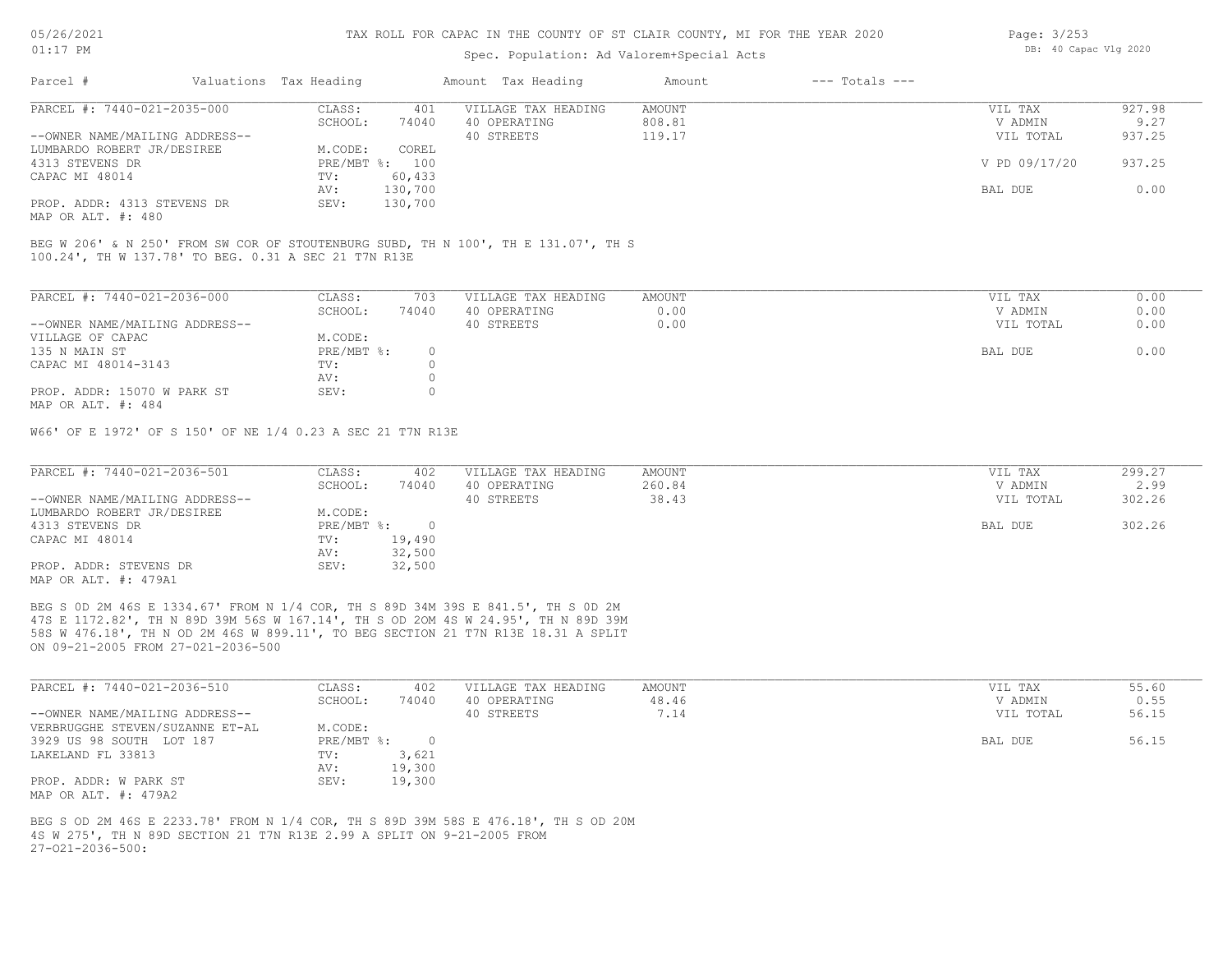# TAX ROLL FOR CAPAC IN THE COUNTY OF ST CLAIR COUNTY, MI FOR THE YEAR 2020

Spec. Population: Ad Valorem+Special Acts

| Parcel # | Valuations | Tax Heading | Amount | Tax Heading | Amount | --- Totals --- | |
|---|---|---|---|---|---|---|---|

---

**PARCEL #: 7440-021-2035-000**

| | | | | | |
|---|---|---|---|---|---|
| CLASS: | 401 | VILLAGE TAX HEADING | AMOUNT | VIL TAX | 927.98 |
| SCHOOL: | 74040 | 40 OPERATING | 808.81 | V ADMIN | 9.27 |
| | | 40 STREETS | 119.17 | VIL TOTAL | 937.25 |
| M.CODE: | COREL | | | | |
| PRE/MBT %: | 100 | | | V PD 09/17/20 | 937.25 |
| TV: | 60,433 | | | | |
| AV: | 130,700 | | | BAL DUE | 0.00 |
| SEV: | 130,700 | | | | |

--OWNER NAME/MAILING ADDRESS--
LUMBARDO ROBERT JR/DESIREE
4313 STEVENS DR
CAPAC MI 48014

PROP. ADDR: 4313 STEVENS DR
MAP OR ALT. #: 480

BEG W 206' & N 250' FROM SW COR OF STOUTENBURG SUBD, TH N 100', TH E 131.07', TH S 100.24', TH W 137.78' TO BEG. 0.31 A SEC 21 T7N R13E

---

**PARCEL #: 7440-021-2036-000**

| | | | | | |
|---|---|---|---|---|---|
| CLASS: | 703 | VILLAGE TAX HEADING | AMOUNT | VIL TAX | 0.00 |
| SCHOOL: | 74040 | 40 OPERATING | 0.00 | V ADMIN | 0.00 |
| | | 40 STREETS | 0.00 | VIL TOTAL | 0.00 |
| M.CODE: | | | | | |
| PRE/MBT %: | 0 | | | BAL DUE | 0.00 |
| TV: | 0 | | | | |
| AV: | 0 | | | | |
| SEV: | 0 | | | | |

--OWNER NAME/MAILING ADDRESS--
VILLAGE OF CAPAC
135 N MAIN ST
CAPAC MI 48014-3143

PROP. ADDR: 15070 W PARK ST
MAP OR ALT. #: 484

W66' OF E 1972' OF S 150' OF NE 1/4 0.23 A SEC 21 T7N R13E

---

**PARCEL #: 7440-021-2036-501**

| | | | | | |
|---|---|---|---|---|---|
| CLASS: | 402 | VILLAGE TAX HEADING | AMOUNT | VIL TAX | 299.27 |
| SCHOOL: | 74040 | 40 OPERATING | 260.84 | V ADMIN | 2.99 |
| | | 40 STREETS | 38.43 | VIL TOTAL | 302.26 |
| M.CODE: | | | | | |
| PRE/MBT %: | 0 | | | BAL DUE | 302.26 |
| TV: | 19,490 | | | | |
| AV: | 32,500 | | | | |
| SEV: | 32,500 | | | | |

--OWNER NAME/MAILING ADDRESS--
LUMBARDO ROBERT JR/DESIREE
4313 STEVENS DR
CAPAC MI 48014

PROP. ADDR: STEVENS DR
MAP OR ALT. #: 479A1

BEG S 0D 2M 46S E 1334.67' FROM N 1/4 COR, TH S 89D 34M 39S E 841.5', TH S 0D 2M 47S E 1172.82', TH N 89D 39M 56S W 167.14', TH S OD 20M 4S W 24.95', TH N 89D 39M 58S W 476.18', TH N OD 2M 46S W 899.11', TO BEG SECTION 21 T7N R13E 18.31 A SPLIT ON 09-21-2005 FROM 27-021-2036-500

---

**PARCEL #: 7440-021-2036-510**

| | | | | | |
|---|---|---|---|---|---|
| CLASS: | 402 | VILLAGE TAX HEADING | AMOUNT | VIL TAX | 55.60 |
| SCHOOL: | 74040 | 40 OPERATING | 48.46 | V ADMIN | 0.55 |
| | | 40 STREETS | 7.14 | VIL TOTAL | 56.15 |
| M.CODE: | | | | | |
| PRE/MBT %: | 0 | | | BAL DUE | 56.15 |
| TV: | 3,621 | | | | |
| AV: | 19,300 | | | | |
| SEV: | 19,300 | | | | |

--OWNER NAME/MAILING ADDRESS--
VERBRUGGHE STEVEN/SUZANNE ET-AL
3929 US 98 SOUTH LOT 187
LAKELAND FL 33813

PROP. ADDR: W PARK ST
MAP OR ALT. #: 479A2

BEG S OD 2M 46S E 2233.78' FROM N 1/4 COR, TH S 89D 39M 58S E 476.18', TH S OD 20M 4S W 275', TH N 89D SECTION 21 T7N R13E 2.99 A SPLIT ON 9-21-2005 FROM 27-021-2036-500: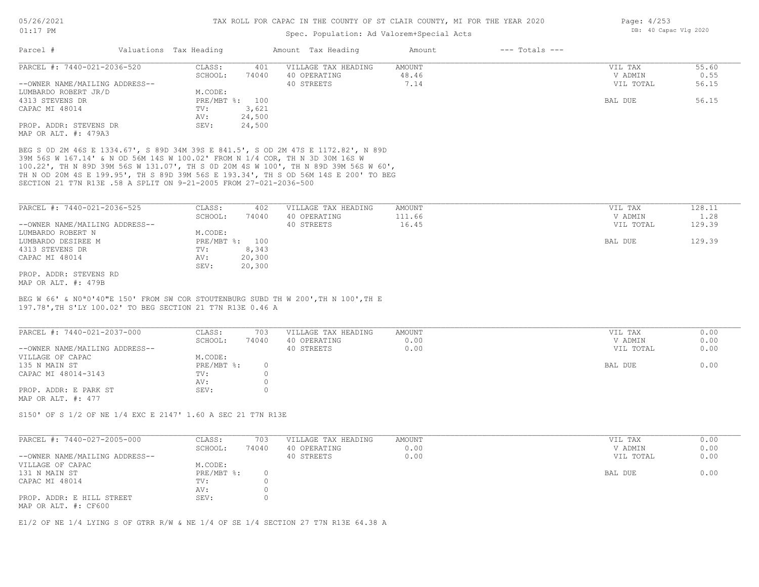# TAX ROLL FOR CAPAC IN THE COUNTY OF ST CLAIR COUNTY, MI FOR THE YEAR 2020

Spec. Population: Ad Valorem+Special Acts

| Parcel # | Valuations | Tax Heading | Amount | Tax Heading | Amount | --- Totals --- | |
|---|---|---|---|---|---|---|---|
| PARCEL #: 7440-021-2036-520 | CLASS: | 401 | VILLAGE TAX HEADING | AMOUNT | | VIL TAX | 55.60 |
| | SCHOOL: | 74040 | 40 OPERATING | 48.46 | | V ADMIN | 0.55 |
| --OWNER NAME/MAILING ADDRESS-- | | | 40 STREETS | 7.14 | | VIL TOTAL | 56.15 |
| LUMBARDO ROBERT JR/D | M.CODE: | | | | | | |
| 4313 STEVENS DR | PRE/MBT %: | 100 | | | | BAL DUE | 56.15 |
| CAPAC MI 48014 | TV: | 3,621 | | | | | |
| | AV: | 24,500 | | | | | |
| PROP. ADDR: STEVENS DR | SEV: | 24,500 | | | | | |
| MAP OR ALT. #: 479A3 | | | | | | | |

BEG S 0D 2M 46S E 1334.67', S 89D 34M 39S E 841.5', S OD 2M 47S E 1172.82', N 89D 39M 56S W 167.14' & N OD 56M 14S W 100.02' FROM N 1/4 COR, TH N 3D 30M 16S W 100.22', TH N 89D 39M 56S W 131.07', TH S 0D 20M 4S W 100', TH N 89D 39M 56S W 60', TH N OD 20M 4S E 199.95', TH S 89D 39M 56S E 193.34', TH S OD 56M 14S E 200' TO BEG SECTION 21 T7N R13E .58 A SPLIT ON 9-21-2005 FROM 27-021-2036-500

| Parcel # | Valuations | Tax Heading | Amount | Tax Heading | Amount | --- Totals --- | |
|---|---|---|---|---|---|---|---|
| PARCEL #: 7440-021-2036-525 | CLASS: | 402 | VILLAGE TAX HEADING | AMOUNT | | VIL TAX | 128.11 |
| | SCHOOL: | 74040 | 40 OPERATING | 111.66 | | V ADMIN | 1.28 |
| --OWNER NAME/MAILING ADDRESS-- | | | 40 STREETS | 16.45 | | VIL TOTAL | 129.39 |
| LUMBARDO ROBERT N | M.CODE: | | | | | | |
| LUMBARDO DESIREE M | PRE/MBT %: | 100 | | | | BAL DUE | 129.39 |
| 4313 STEVENS DR | TV: | 8,343 | | | | | |
| CAPAC MI 48014 | AV: | 20,300 | | | | | |
| | SEV: | 20,300 | | | | | |
| PROP. ADDR: STEVENS RD | | | | | | | |
| MAP OR ALT. #: 479B | | | | | | | |

BEG W 66' & N0ª0'40"E 150' FROM SW COR STOUTENBURG SUBD TH W 200',TH N 100',TH E 197.78',TH S'LY 100.02' TO BEG SECTION 21 T7N R13E 0.46 A

| Parcel # | Valuations | Tax Heading | Amount | Tax Heading | Amount | --- Totals --- | |
|---|---|---|---|---|---|---|---|
| PARCEL #: 7440-021-2037-000 | CLASS: | 703 | VILLAGE TAX HEADING | AMOUNT | | VIL TAX | 0.00 |
| | SCHOOL: | 74040 | 40 OPERATING | 0.00 | | V ADMIN | 0.00 |
| --OWNER NAME/MAILING ADDRESS-- | | | 40 STREETS | 0.00 | | VIL TOTAL | 0.00 |
| VILLAGE OF CAPAC | M.CODE: | | | | | | |
| 135 N MAIN ST | PRE/MBT %: | 0 | | | | BAL DUE | 0.00 |
| CAPAC MI 48014-3143 | TV: | 0 | | | | | |
| | AV: | 0 | | | | | |
| PROP. ADDR: E PARK ST | SEV: | 0 | | | | | |
| MAP OR ALT. #: 477 | | | | | | | |

S150' OF S 1/2 OF NE 1/4 EXC E 2147' 1.60 A SEC 21 T7N R13E

| Parcel # | Valuations | Tax Heading | Amount | Tax Heading | Amount | --- Totals --- | |
|---|---|---|---|---|---|---|---|
| PARCEL #: 7440-027-2005-000 | CLASS: | 703 | VILLAGE TAX HEADING | AMOUNT | | VIL TAX | 0.00 |
| | SCHOOL: | 74040 | 40 OPERATING | 0.00 | | V ADMIN | 0.00 |
| --OWNER NAME/MAILING ADDRESS-- | | | 40 STREETS | 0.00 | | VIL TOTAL | 0.00 |
| VILLAGE OF CAPAC | M.CODE: | | | | | | |
| 131 N MAIN ST | PRE/MBT %: | 0 | | | | BAL DUE | 0.00 |
| CAPAC MI 48014 | TV: | 0 | | | | | |
| | AV: | 0 | | | | | |
| PROP. ADDR: E HILL STREET | SEV: | 0 | | | | | |
| MAP OR ALT. #: CF600 | | | | | | | |

E1/2 OF NE 1/4 LYING S OF GTRR R/W & NE 1/4 OF SE 1/4 SECTION 27 T7N R13E 64.38 A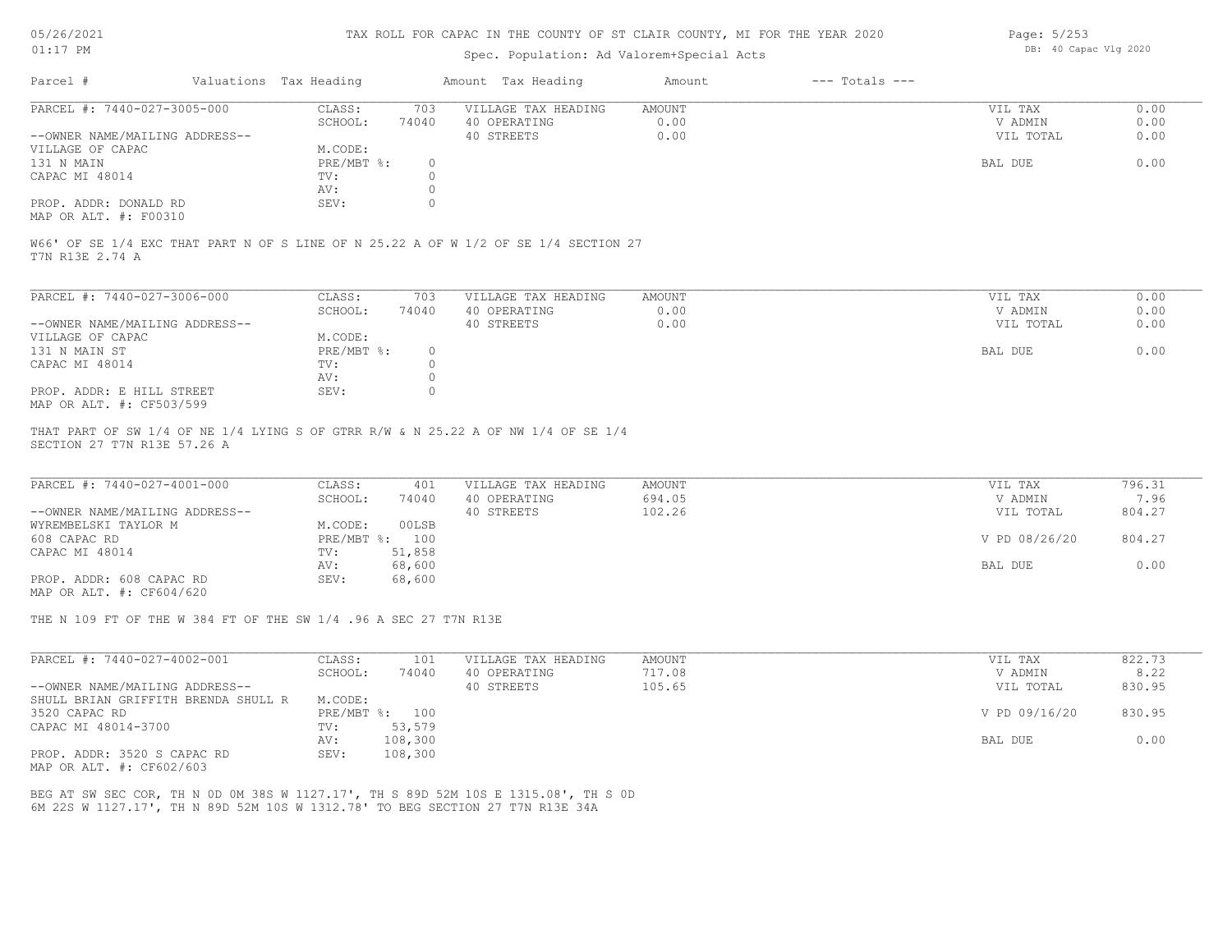TAX ROLL FOR CAPAC IN THE COUNTY OF ST CLAIR COUNTY, MI FOR THE YEAR 2020

Spec. Population: Ad Valorem+Special Acts

| Parcel # | Valuations | Tax Heading | Amount | Tax Heading | Amount | --- Totals --- | |
|---|---|---|---|---|---|---|---|
| PARCEL #: 7440-027-3005-000 | CLASS: | 703 | VILLAGE TAX HEADING | AMOUNT | | VIL TAX | 0.00 |
| | SCHOOL: | 74040 | 40 OPERATING | 0.00 | | V ADMIN | 0.00 |
| --OWNER NAME/MAILING ADDRESS-- | | | 40 STREETS | 0.00 | | VIL TOTAL | 0.00 |
| VILLAGE OF CAPAC | M.CODE: | | | | | | |
| 131 N MAIN | PRE/MBT %: | 0 | | | | BAL DUE | 0.00 |
| CAPAC MI 48014 | TV: | 0 | | | | | |
| | AV: | 0 | | | | | |
| PROP. ADDR: DONALD RD | SEV: | 0 | | | | | |
| MAP OR ALT. #: F00310 | | | | | | | |

W66' OF SE 1/4 EXC THAT PART N OF S LINE OF N 25.22 A OF W 1/2 OF SE 1/4 SECTION 27 T7N R13E 2.74 A

| Parcel # | Valuations | Tax Heading | Amount | Tax Heading | Amount | --- Totals --- | |
|---|---|---|---|---|---|---|---|
| PARCEL #: 7440-027-3006-000 | CLASS: | 703 | VILLAGE TAX HEADING | AMOUNT | | VIL TAX | 0.00 |
| | SCHOOL: | 74040 | 40 OPERATING | 0.00 | | V ADMIN | 0.00 |
| --OWNER NAME/MAILING ADDRESS-- | | | 40 STREETS | 0.00 | | VIL TOTAL | 0.00 |
| VILLAGE OF CAPAC | M.CODE: | | | | | | |
| 131 N MAIN ST | PRE/MBT %: | 0 | | | | BAL DUE | 0.00 |
| CAPAC MI 48014 | TV: | 0 | | | | | |
| | AV: | 0 | | | | | |
| PROP. ADDR: E HILL STREET | SEV: | 0 | | | | | |
| MAP OR ALT. #: CF503/599 | | | | | | | |

THAT PART OF SW 1/4 OF NE 1/4 LYING S OF GTRR R/W & N 25.22 A OF NW 1/4 OF SE 1/4 SECTION 27 T7N R13E 57.26 A

| Parcel # | Valuations | Tax Heading | Amount | Tax Heading | Amount | --- Totals --- | |
|---|---|---|---|---|---|---|---|
| PARCEL #: 7440-027-4001-000 | CLASS: | 401 | VILLAGE TAX HEADING | AMOUNT | | VIL TAX | 796.31 |
| | SCHOOL: | 74040 | 40 OPERATING | 694.05 | | V ADMIN | 7.96 |
| --OWNER NAME/MAILING ADDRESS-- | | | 40 STREETS | 102.26 | | VIL TOTAL | 804.27 |
| WYREMBELSKI TAYLOR M | M.CODE: | 00LSB | | | | | |
| 608 CAPAC RD | PRE/MBT %: | 100 | | | | V PD 08/26/20 | 804.27 |
| CAPAC MI 48014 | TV: | 51,858 | | | | | |
| | AV: | 68,600 | | | | BAL DUE | 0.00 |
| PROP. ADDR: 608 CAPAC RD | SEV: | 68,600 | | | | | |
| MAP OR ALT. #: CF604/620 | | | | | | | |

THE N 109 FT OF THE W 384 FT OF THE SW 1/4 .96 A SEC 27 T7N R13E

| Parcel # | Valuations | Tax Heading | Amount | Tax Heading | Amount | --- Totals --- | |
|---|---|---|---|---|---|---|---|
| PARCEL #: 7440-027-4002-001 | CLASS: | 101 | VILLAGE TAX HEADING | AMOUNT | | VIL TAX | 822.73 |
| | SCHOOL: | 74040 | 40 OPERATING | 717.08 | | V ADMIN | 8.22 |
| --OWNER NAME/MAILING ADDRESS-- | | | 40 STREETS | 105.65 | | VIL TOTAL | 830.95 |
| SHULL BRIAN GRIFFITH BRENDA SHULL R | M.CODE: | | | | | | |
| 3520 CAPAC RD | PRE/MBT %: | 100 | | | | V PD 09/16/20 | 830.95 |
| CAPAC MI 48014-3700 | TV: | 53,579 | | | | | |
| | AV: | 108,300 | | | | BAL DUE | 0.00 |
| PROP. ADDR: 3520 S CAPAC RD | SEV: | 108,300 | | | | | |
| MAP OR ALT. #: CF602/603 | | | | | | | |

BEG AT SW SEC COR, TH N 0D 0M 38S W 1127.17', TH S 89D 52M 10S E 1315.08', TH S 0D 6M 22S W 1127.17', TH N 89D 52M 10S W 1312.78' TO BEG SECTION 27 T7N R13E 34A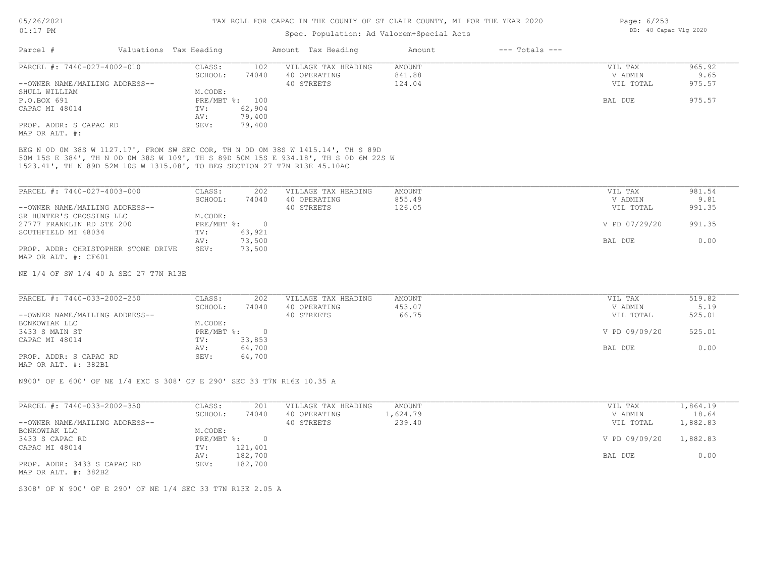TAX ROLL FOR CAPAC IN THE COUNTY OF ST CLAIR COUNTY, MI FOR THE YEAR 2020

Spec. Population: Ad Valorem+Special Acts

| Parcel # | Valuations | Tax Heading | Amount | Tax Heading | Amount | --- Totals --- | |
|---|---|---|---|---|---|---|---|
| PARCEL #: 7440-027-4002-010 | CLASS: | 102 | VILLAGE TAX HEADING | AMOUNT | | VIL TAX | 965.92 |
| | SCHOOL: | 74040 | 40 OPERATING | 841.88 | | V ADMIN | 9.65 |
| --OWNER NAME/MAILING ADDRESS-- | | | 40 STREETS | 124.04 | | VIL TOTAL | 975.57 |
| SHULL WILLIAM | M.CODE: | | | | | | |
| P.O.BOX 691 | PRE/MBT %: | 100 | | | | BAL DUE | 975.57 |
| CAPAC MI 48014 | TV: | 62,904 | | | | | |
| | AV: | 79,400 | | | | | |
| PROP. ADDR: S CAPAC RD | SEV: | 79,400 | | | | | |
| MAP OR ALT. #: | | | | | | | |

BEG N 0D 0M 38S W 1127.17', FROM SW SEC COR, TH N 0D 0M 38S W 1415.14', TH S 89D 50M 15S E 384', TH N 0D 0M 38S W 109', TH S 89D 50M 15S E 934.18', TH S 0D 6M 22S W 1523.41', TH N 89D 52M 10S W 1315.08', TO BEG SECTION 27 T7N R13E 45.10AC

| Parcel # | Valuations | Tax Heading | Amount | Tax Heading | Amount | --- Totals --- | |
|---|---|---|---|---|---|---|---|
| PARCEL #: 7440-027-4003-000 | CLASS: | 202 | VILLAGE TAX HEADING | AMOUNT | | VIL TAX | 981.54 |
| | SCHOOL: | 74040 | 40 OPERATING | 855.49 | | V ADMIN | 9.81 |
| --OWNER NAME/MAILING ADDRESS-- | | | 40 STREETS | 126.05 | | VIL TOTAL | 991.35 |
| SR HUNTER'S CROSSING LLC | M.CODE: | | | | | | |
| 27777 FRANKLIN RD STE 200 | PRE/MBT %: | 0 | | | | V PD 07/29/20 | 991.35 |
| SOUTHFIELD MI 48034 | TV: | 63,921 | | | | | |
| | AV: | 73,500 | | | | BAL DUE | 0.00 |
| PROP. ADDR: CHRISTOPHER STONE DRIVE | SEV: | 73,500 | | | | | |
| MAP OR ALT. #: CF601 | | | | | | | |

NE 1/4 OF SW 1/4 40 A SEC 27 T7N R13E

| Parcel # | Valuations | Tax Heading | Amount | Tax Heading | Amount | --- Totals --- | |
|---|---|---|---|---|---|---|---|
| PARCEL #: 7440-033-2002-250 | CLASS: | 202 | VILLAGE TAX HEADING | AMOUNT | | VIL TAX | 519.82 |
| | SCHOOL: | 74040 | 40 OPERATING | 453.07 | | V ADMIN | 5.19 |
| --OWNER NAME/MAILING ADDRESS-- | | | 40 STREETS | 66.75 | | VIL TOTAL | 525.01 |
| BONKOWIAK LLC | M.CODE: | | | | | | |
| 3433 S MAIN ST | PRE/MBT %: | 0 | | | | V PD 09/09/20 | 525.01 |
| CAPAC MI 48014 | TV: | 33,853 | | | | | |
| | AV: | 64,700 | | | | BAL DUE | 0.00 |
| PROP. ADDR: S CAPAC RD | SEV: | 64,700 | | | | | |
| MAP OR ALT. #: 382B1 | | | | | | | |

N900' OF E 600' OF NE 1/4 EXC S 308' OF E 290' SEC 33 T7N R16E 10.35 A

| Parcel # | Valuations | Tax Heading | Amount | Tax Heading | Amount | --- Totals --- | |
|---|---|---|---|---|---|---|---|
| PARCEL #: 7440-033-2002-350 | CLASS: | 201 | VILLAGE TAX HEADING | AMOUNT | | VIL TAX | 1,864.19 |
| | SCHOOL: | 74040 | 40 OPERATING | 1,624.79 | | V ADMIN | 18.64 |
| --OWNER NAME/MAILING ADDRESS-- | | | 40 STREETS | 239.40 | | VIL TOTAL | 1,882.83 |
| BONKOWIAK LLC | M.CODE: | | | | | | |
| 3433 S CAPAC RD | PRE/MBT %: | 0 | | | | V PD 09/09/20 | 1,882.83 |
| CAPAC MI 48014 | TV: | 121,401 | | | | | |
| | AV: | 182,700 | | | | BAL DUE | 0.00 |
| PROP. ADDR: 3433 S CAPAC RD | SEV: | 182,700 | | | | | |
| MAP OR ALT. #: 382B2 | | | | | | | |

S308' OF N 900' OF E 290' OF NE 1/4 SEC 33 T7N R13E 2.05 A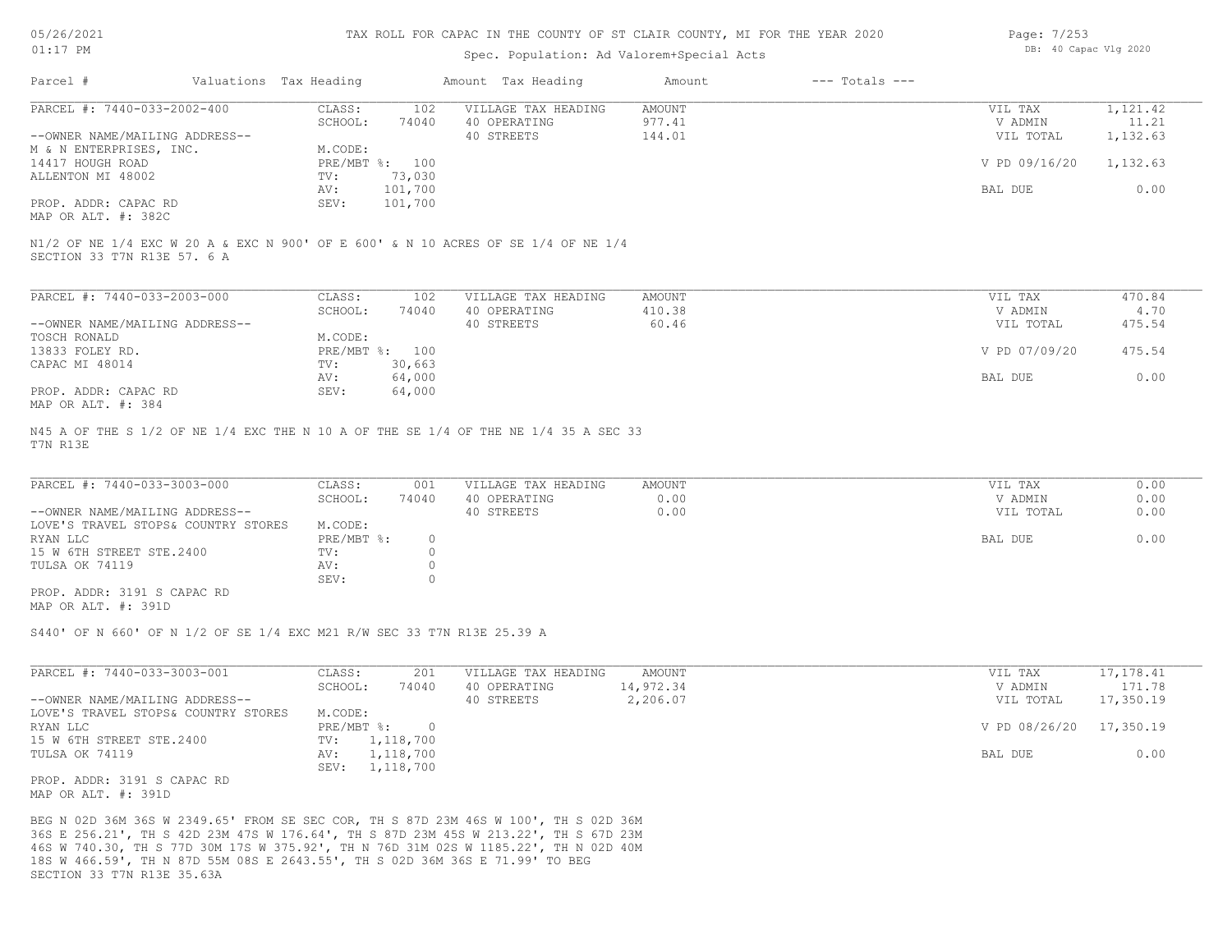# TAX ROLL FOR CAPAC IN THE COUNTY OF ST CLAIR COUNTY, MI FOR THE YEAR 2020

Spec. Population: Ad Valorem+Special Acts

| Parcel # | Valuations | Tax Heading | Amount | Tax Heading | Amount | --- Totals --- | |
|---|---|---|---|---|---|---|---|
| PARCEL #: 7440-033-2002-400 | CLASS: | 102 | VILLAGE TAX HEADING | AMOUNT | | VIL TAX | 1,121.42 |
| | SCHOOL: | 74040 | 40 OPERATING | 977.41 | | V ADMIN | 11.21 |
| --OWNER NAME/MAILING ADDRESS-- | | | 40 STREETS | 144.01 | | VIL TOTAL | 1,132.63 |
| M & N ENTERPRISES, INC. | M.CODE: | | | | | | |
| 14417 HOUGH ROAD | PRE/MBT %: | 100 | | | | V PD 09/16/20 | 1,132.63 |
| ALLENTON MI 48002 | TV: | 73,030 | | | | | |
| | AV: | 101,700 | | | | BAL DUE | 0.00 |
| PROP. ADDR: CAPAC RD | SEV: | 101,700 | | | | | |
| MAP OR ALT. #: 382C | | | | | | | |

N1/2 OF NE 1/4 EXC W 20 A & EXC N 900' OF E 600' & N 10 ACRES OF SE 1/4 OF NE 1/4
SECTION 33 T7N R13E 57. 6 A

| Parcel # | Valuations | Tax Heading | Amount | Tax Heading | Amount | --- Totals --- | |
|---|---|---|---|---|---|---|---|
| PARCEL #: 7440-033-2003-000 | CLASS: | 102 | VILLAGE TAX HEADING | AMOUNT | | VIL TAX | 470.84 |
| | SCHOOL: | 74040 | 40 OPERATING | 410.38 | | V ADMIN | 4.70 |
| --OWNER NAME/MAILING ADDRESS-- | | | 40 STREETS | 60.46 | | VIL TOTAL | 475.54 |
| TOSCH RONALD | M.CODE: | | | | | | |
| 13833 FOLEY RD. | PRE/MBT %: | 100 | | | | V PD 07/09/20 | 475.54 |
| CAPAC MI 48014 | TV: | 30,663 | | | | | |
| | AV: | 64,000 | | | | BAL DUE | 0.00 |
| PROP. ADDR: CAPAC RD | SEV: | 64,000 | | | | | |
| MAP OR ALT. #: 384 | | | | | | | |

N45 A OF THE S 1/2 OF NE 1/4 EXC THE N 10 A OF THE SE 1/4 OF THE NE 1/4 35 A SEC 33
T7N R13E

| Parcel # | Valuations | Tax Heading | Amount | Tax Heading | Amount | --- Totals --- | |
|---|---|---|---|---|---|---|---|
| PARCEL #: 7440-033-3003-000 | CLASS: | 001 | VILLAGE TAX HEADING | AMOUNT | | VIL TAX | 0.00 |
| | SCHOOL: | 74040 | 40 OPERATING | 0.00 | | V ADMIN | 0.00 |
| --OWNER NAME/MAILING ADDRESS-- | | | 40 STREETS | 0.00 | | VIL TOTAL | 0.00 |
| LOVE'S TRAVEL STOPS& COUNTRY STORES | M.CODE: | | | | | | |
| RYAN LLC | PRE/MBT %: | 0 | | | | BAL DUE | 0.00 |
| 15 W 6TH STREET STE.2400 | TV: | 0 | | | | | |
| TULSA OK 74119 | AV: | 0 | | | | | |
| | SEV: | 0 | | | | | |
| PROP. ADDR: 3191 S CAPAC RD | | | | | | | |
| MAP OR ALT. #: 391D | | | | | | | |

S440' OF N 660' OF N 1/2 OF SE 1/4 EXC M21 R/W SEC 33 T7N R13E 25.39 A

| Parcel # | Valuations | Tax Heading | Amount | Tax Heading | Amount | --- Totals --- | |
|---|---|---|---|---|---|---|---|
| PARCEL #: 7440-033-3003-001 | CLASS: | 201 | VILLAGE TAX HEADING | AMOUNT | | VIL TAX | 17,178.41 |
| | SCHOOL: | 74040 | 40 OPERATING | 14,972.34 | | V ADMIN | 171.78 |
| --OWNER NAME/MAILING ADDRESS-- | | | 40 STREETS | 2,206.07 | | VIL TOTAL | 17,350.19 |
| LOVE'S TRAVEL STOPS& COUNTRY STORES | M.CODE: | | | | | | |
| RYAN LLC | PRE/MBT %: | 0 | | | | V PD 08/26/20 | 17,350.19 |
| 15 W 6TH STREET STE.2400 | TV: | 1,118,700 | | | | | |
| TULSA OK 74119 | AV: | 1,118,700 | | | | BAL DUE | 0.00 |
| | SEV: | 1,118,700 | | | | | |
| PROP. ADDR: 3191 S CAPAC RD | | | | | | | |
| MAP OR ALT. #: 391D | | | | | | | |

BEG N 02D 36M 36S W 2349.65' FROM SE SEC COR, TH S 87D 23M 46S W 100', TH S 02D 36M
36S E 256.21', TH S 42D 23M 47S W 176.64', TH S 87D 23M 45S W 213.22', TH S 67D 23M
46S W 740.30, TH S 77D 30M 17S W 375.92', TH N 76D 31M 02S W 1185.22', TH N 02D 40M
18S W 466.59', TH N 87D 55M 08S E 2643.55', TH S 02D 36M 36S E 71.99' TO BEG
SECTION 33 T7N R13E 35.63A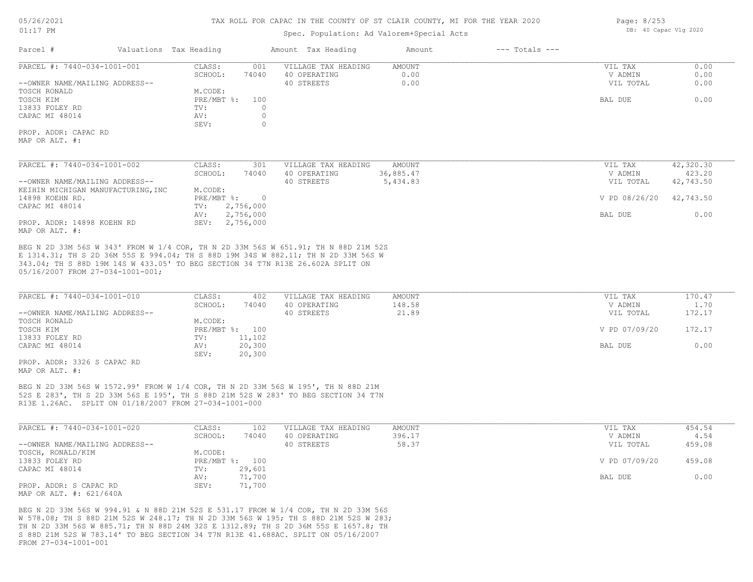TAX ROLL FOR CAPAC IN THE COUNTY OF ST CLAIR COUNTY, MI FOR THE YEAR 2020

Spec. Population: Ad Valorem+Special Acts

05/26/2021
01:17 PM

DB: 40 Capac Vlg 2020

| Parcel # | Valuations | Tax Heading | Amount | Tax Heading | Amount | --- Totals --- | |
|---|---|---|---|---|---|---|---|

## PARCEL #: 7440-034-1001-001

| | | | | |
|---|---|---|---|---|
| CLASS: 001 | VILLAGE TAX HEADING | AMOUNT | VIL TAX | 0.00 |
| SCHOOL: 74040 | 40 OPERATING | 0.00 | V ADMIN | 0.00 |
| | 40 STREETS | 0.00 | VIL TOTAL | 0.00 |
| M.CODE: | | | | |
| PRE/MBT %: 100 | | | BAL DUE | 0.00 |
| TV: 0 | | | | |
| AV: 0 | | | | |
| SEV: 0 | | | | |

--OWNER NAME/MAILING ADDRESS--
TOSCH RONALD
TOSCH KIM
13833 FOLEY RD
CAPAC MI 48014

PROP. ADDR: CAPAC RD
MAP OR ALT. #:

## PARCEL #: 7440-034-1001-002

| | | | | |
|---|---|---|---|---|
| CLASS: 301 | VILLAGE TAX HEADING | AMOUNT | VIL TAX | 42,320.30 |
| SCHOOL: 74040 | 40 OPERATING | 36,885.47 | V ADMIN | 423.20 |
| | 40 STREETS | 5,434.83 | VIL TOTAL | 42,743.50 |
| M.CODE: | | | | |
| PRE/MBT %: 0 | | | V PD 08/26/20 | 42,743.50 |
| TV: 2,756,000 | | | | |
| AV: 2,756,000 | | | BAL DUE | 0.00 |
| SEV: 2,756,000 | | | | |

--OWNER NAME/MAILING ADDRESS--
KEIHIN MICHIGAN MANUFACTURING,INC
14898 KOEHN RD.
CAPAC MI 48014

PROP. ADDR: 14898 KOEHN RD
MAP OR ALT. #:

BEG N 2D 33M 56S W 343' FROM W 1/4 COR, TH N 2D 33M 56S W 651.91; TH N 88D 21M 52S E 1314.31; TH S 2D 36M 55S E 994.04; TH S 88D 19M 34S W 882.11; TH N 2D 33M 56S W 343.04; TH S 88D 19M 14S W 433.05' TO BEG SECTION 34 T7N R13E 26.602A SPLIT ON 05/16/2007 FROM 27-034-1001-001;

## PARCEL #: 7440-034-1001-010

| | | | | |
|---|---|---|---|---|
| CLASS: 402 | VILLAGE TAX HEADING | AMOUNT | VIL TAX | 170.47 |
| SCHOOL: 74040 | 40 OPERATING | 148.58 | V ADMIN | 1.70 |
| | 40 STREETS | 21.89 | VIL TOTAL | 172.17 |
| M.CODE: | | | | |
| PRE/MBT %: 100 | | | V PD 07/09/20 | 172.17 |
| TV: 11,102 | | | | |
| AV: 20,300 | | | BAL DUE | 0.00 |
| SEV: 20,300 | | | | |

--OWNER NAME/MAILING ADDRESS--
TOSCH RONALD
TOSCH KIM
13833 FOLEY RD
CAPAC MI 48014

PROP. ADDR: 3326 S CAPAC RD
MAP OR ALT. #:

BEG N 2D 33M 56S W 1572.99' FROM W 1/4 COR, TH N 2D 33M 56S W 195', TH N 88D 21M 52S E 283', TH S 2D 33M 56S E 195', TH S 88D 21M 52S W 283' TO BEG SECTION 34 T7N R13E 1.26AC. SPLIT ON 01/18/2007 FROM 27-034-1001-000

## PARCEL #: 7440-034-1001-020

| | | | | |
|---|---|---|---|---|
| CLASS: 102 | VILLAGE TAX HEADING | AMOUNT | VIL TAX | 454.54 |
| SCHOOL: 74040 | 40 OPERATING | 396.17 | V ADMIN | 4.54 |
| | 40 STREETS | 58.37 | VIL TOTAL | 459.08 |
| M.CODE: | | | | |
| PRE/MBT %: 100 | | | V PD 07/09/20 | 459.08 |
| TV: 29,601 | | | | |
| AV: 71,700 | | | BAL DUE | 0.00 |
| SEV: 71,700 | | | | |

--OWNER NAME/MAILING ADDRESS--
TOSCH, RONALD/KIM
13833 FOLEY RD
CAPAC MI 48014

PROP. ADDR: S CAPAC RD
MAP OR ALT. #: 621/640A

BEG N 2D 33M 56S W 994.91 & N 88D 21M 52S E 531.17 FROM W 1/4 COR, TH N 2D 33M 56S W 578.08; TH S 88D 21M 52S W 248.17; TH N 2D 33M 56S W 195; TH S 88D 21M 52S W 283; TH N 2D 33M 56S W 885.71; TH N 88D 24M 32S E 1312.89; TH S 2D 36M 55S E 1657.8; TH S 88D 21M 52S W 783.14' TO BEG SECTION 34 T7N R13E 41.688AC. SPLIT ON 05/16/2007 FROM 27-034-1001-001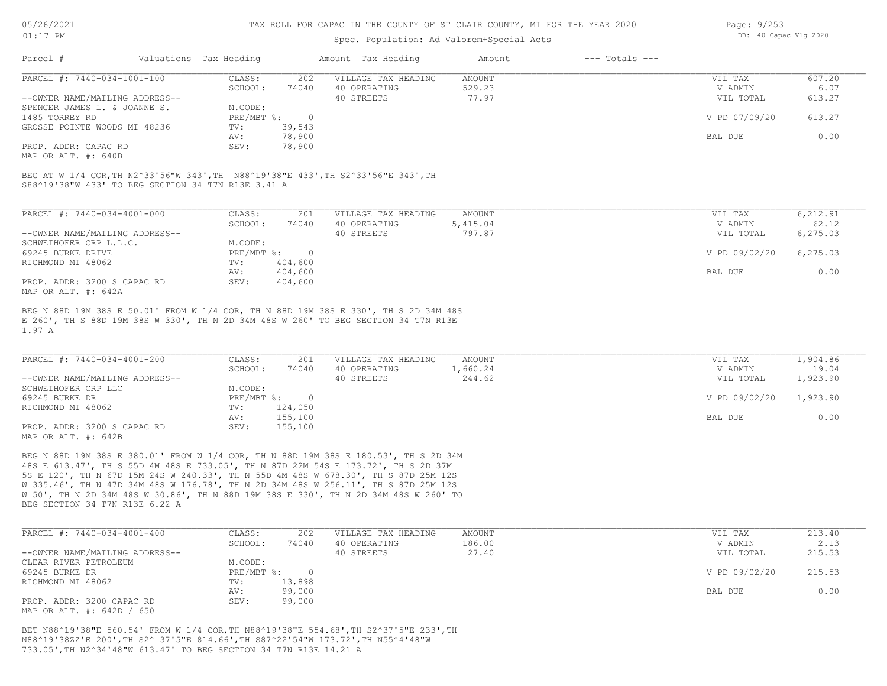# TAX ROLL FOR CAPAC IN THE COUNTY OF ST CLAIR COUNTY, MI FOR THE YEAR 2020

Spec. Population: Ad Valorem+Special Acts

| Parcel # | Valuations | Tax Heading | Amount | Tax Heading | Amount | --- Totals --- | |
|---|---|---|---|---|---|---|---|

---

**PARCEL #: 7440-034-1001-100**

| | | | | | | |
|---|---|---|---|---|---|---|
| | CLASS: | 202 | VILLAGE TAX HEADING | AMOUNT | VIL TAX | 607.20 |
| | SCHOOL: | 74040 | 40 OPERATING | 529.23 | V ADMIN | 6.07 |
| --OWNER NAME/MAILING ADDRESS-- | | | 40 STREETS | 77.97 | VIL TOTAL | 613.27 |
| SPENCER JAMES L. & JOANNE S. | M.CODE: | | | | | |
| 1485 TORREY RD | PRE/MBT %: | 0 | | | V PD 07/09/20 | 613.27 |
| GROSSE POINTE WOODS MI 48236 | TV: | 39,543 | | | | |
| | AV: | 78,900 | | | BAL DUE | 0.00 |
| PROP. ADDR: CAPAC RD | SEV: | 78,900 | | | | |
| MAP OR ALT. #: 640B | | | | | | |

BEG AT W 1/4 COR,TH N2^33'56"W 343',TH N88^19'38"E 433',TH S2^33'56"E 343',TH S88^19'38"W 433' TO BEG SECTION 34 T7N R13E 3.41 A

---

**PARCEL #: 7440-034-4001-000**

| | | | | | | |
|---|---|---|---|---|---|---|
| | CLASS: | 201 | VILLAGE TAX HEADING | AMOUNT | VIL TAX | 6,212.91 |
| | SCHOOL: | 74040 | 40 OPERATING | 5,415.04 | V ADMIN | 62.12 |
| --OWNER NAME/MAILING ADDRESS-- | | | 40 STREETS | 797.87 | VIL TOTAL | 6,275.03 |
| SCHWEIHOFER CRP L.L.C. | M.CODE: | | | | | |
| 69245 BURKE DRIVE | PRE/MBT %: | 0 | | | V PD 09/02/20 | 6,275.03 |
| RICHMOND MI 48062 | TV: | 404,600 | | | | |
| | AV: | 404,600 | | | BAL DUE | 0.00 |
| PROP. ADDR: 3200 S CAPAC RD | SEV: | 404,600 | | | | |
| MAP OR ALT. #: 642A | | | | | | |

BEG N 88D 19M 38S E 50.01' FROM W 1/4 COR, TH N 88D 19M 38S E 330', TH S 2D 34M 48S E 260', TH S 88D 19M 38S W 330', TH N 2D 34M 48S W 260' TO BEG SECTION 34 T7N R13E 1.97 A

---

**PARCEL #: 7440-034-4001-200**

| | | | | | | |
|---|---|---|---|---|---|---|
| | CLASS: | 201 | VILLAGE TAX HEADING | AMOUNT | VIL TAX | 1,904.86 |
| | SCHOOL: | 74040 | 40 OPERATING | 1,660.24 | V ADMIN | 19.04 |
| --OWNER NAME/MAILING ADDRESS-- | | | 40 STREETS | 244.62 | VIL TOTAL | 1,923.90 |
| SCHWEIHOFER CRP LLC | M.CODE: | | | | | |
| 69245 BURKE DR | PRE/MBT %: | 0 | | | V PD 09/02/20 | 1,923.90 |
| RICHMOND MI 48062 | TV: | 124,050 | | | | |
| | AV: | 155,100 | | | BAL DUE | 0.00 |
| PROP. ADDR: 3200 S CAPAC RD | SEV: | 155,100 | | | | |
| MAP OR ALT. #: 642B | | | | | | |

BEG N 88D 19M 38S E 380.01' FROM W 1/4 COR, TH N 88D 19M 38S E 180.53', TH S 2D 34M 48S E 613.47', TH S 55D 4M 48S E 733.05', TH N 87D 22M 54S E 173.72', TH S 2D 37M 5S E 120', TH N 67D 15M 24S W 240.33', TH N 55D 4M 48S W 678.30', TH S 87D 25M 12S W 335.46', TH N 47D 34M 48S W 176.78', TH N 2D 34M 48S W 256.11', TH S 87D 25M 12S W 50', TH N 2D 34M 48S W 30.86', TH N 88D 19M 38S E 330', TH N 2D 34M 48S W 260' TO BEG SECTION 34 T7N R13E 6.22 A

---

**PARCEL #: 7440-034-4001-400**

| | | | | | | |
|---|---|---|---|---|---|---|
| | CLASS: | 202 | VILLAGE TAX HEADING | AMOUNT | VIL TAX | 213.40 |
| | SCHOOL: | 74040 | 40 OPERATING | 186.00 | V ADMIN | 2.13 |
| --OWNER NAME/MAILING ADDRESS-- | | | 40 STREETS | 27.40 | VIL TOTAL | 215.53 |
| CLEAR RIVER PETROLEUM | M.CODE: | | | | | |
| 69245 BURKE DR | PRE/MBT %: | 0 | | | V PD 09/02/20 | 215.53 |
| RICHMOND MI 48062 | TV: | 13,898 | | | | |
| | AV: | 99,000 | | | BAL DUE | 0.00 |
| PROP. ADDR: 3200 CAPAC RD | SEV: | 99,000 | | | | |
| MAP OR ALT. #: 642D / 650 | | | | | | |

BET N88^19'38"E 560.54' FROM W 1/4 COR,TH N88^19'38"E 554.68',TH S2^37'5"E 233',TH N88^19'38ZZ'E 200',TH S2^ 37'5"E 814.66',TH S87^22'54"W 173.72',TH N55^4'48"W 733.05',TH N2^34'48"W 613.47' TO BEG SECTION 34 T7N R13E 14.21 A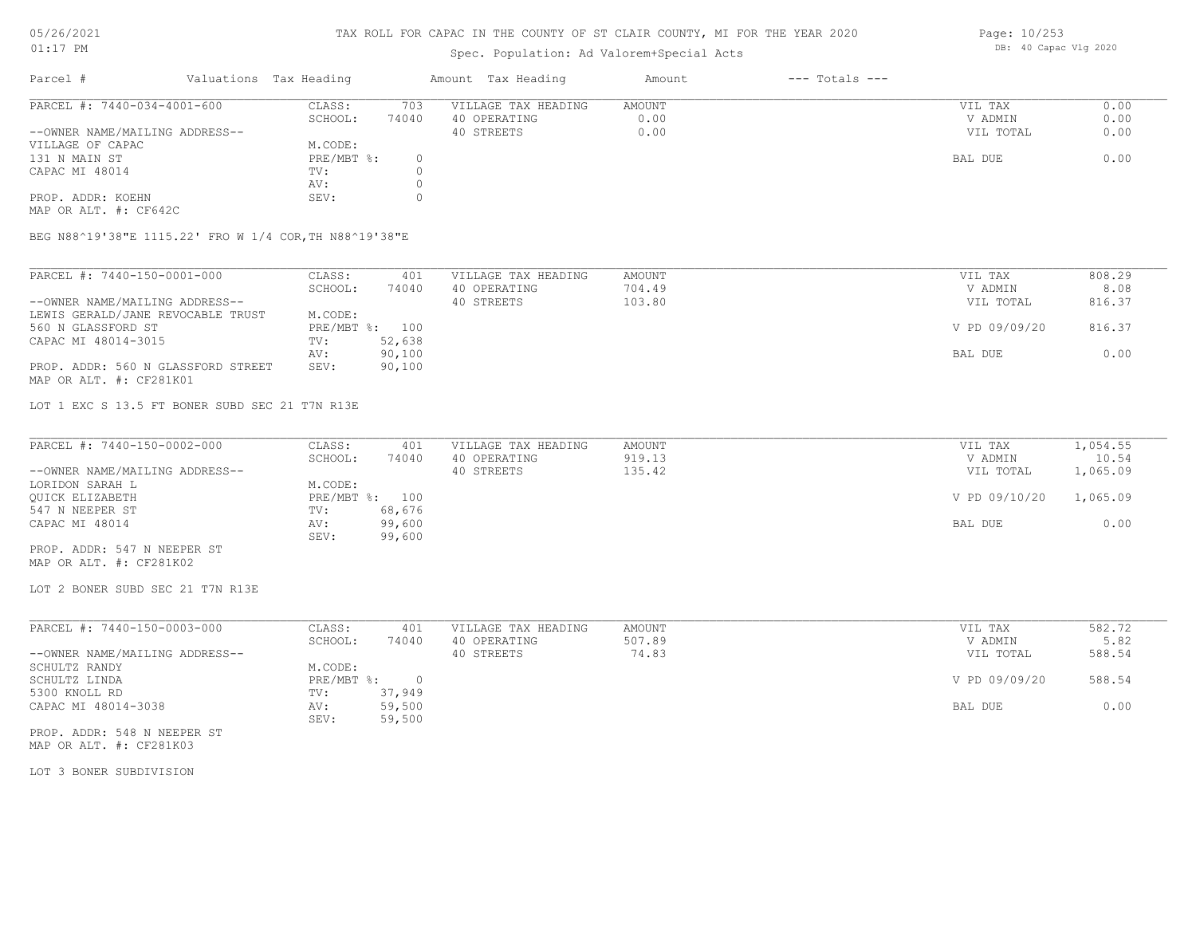# TAX ROLL FOR CAPAC IN THE COUNTY OF ST CLAIR COUNTY, MI FOR THE YEAR 2020

05/26/2021
01:17 PM

Spec. Population: Ad Valorem+Special Acts

DB: 40 Capac Vlg 2020

| Parcel # | Valuations Tax Heading | | Amount Tax Heading | Amount | --- Totals --- | |
|---|---|---|---|---|---|---|

---

| PARCEL #: 7440-034-4001-600 | CLASS: | 703 | VILLAGE TAX HEADING | AMOUNT | VIL TAX | 0.00 |
|---|---|---|---|---|---|---|
| | SCHOOL: | 74040 | 40 OPERATING | 0.00 | V ADMIN | 0.00 |
| --OWNER NAME/MAILING ADDRESS-- | | | 40 STREETS | 0.00 | VIL TOTAL | 0.00 |
| VILLAGE OF CAPAC | M.CODE: | | | | | |
| 131 N MAIN ST | PRE/MBT %: | 0 | | | BAL DUE | 0.00 |
| CAPAC MI 48014 | TV: | 0 | | | | |
| | AV: | 0 | | | | |
| PROP. ADDR: KOEHN | SEV: | 0 | | | | |
| MAP OR ALT. #: CF642C | | | | | | |

BEG N88^19'38"E 1115.22' FRO W 1/4 COR,TH N88^19'38"E

---

| PARCEL #: 7440-150-0001-000 | CLASS: | 401 | VILLAGE TAX HEADING | AMOUNT | VIL TAX | 808.29 |
|---|---|---|---|---|---|---|
| | SCHOOL: | 74040 | 40 OPERATING | 704.49 | V ADMIN | 8.08 |
| --OWNER NAME/MAILING ADDRESS-- | | | 40 STREETS | 103.80 | VIL TOTAL | 816.37 |
| LEWIS GERALD/JANE REVOCABLE TRUST | M.CODE: | | | | | |
| 560 N GLASSFORD ST | PRE/MBT %: | 100 | | | V PD 09/09/20 | 816.37 |
| CAPAC MI 48014-3015 | TV: | 52,638 | | | | |
| | AV: | 90,100 | | | BAL DUE | 0.00 |
| PROP. ADDR: 560 N GLASSFORD STREET | SEV: | 90,100 | | | | |
| MAP OR ALT. #: CF281K01 | | | | | | |

LOT 1 EXC S 13.5 FT BONER SUBD SEC 21 T7N R13E

---

| PARCEL #: 7440-150-0002-000 | CLASS: | 401 | VILLAGE TAX HEADING | AMOUNT | VIL TAX | 1,054.55 |
|---|---|---|---|---|---|---|
| | SCHOOL: | 74040 | 40 OPERATING | 919.13 | V ADMIN | 10.54 |
| --OWNER NAME/MAILING ADDRESS-- | | | 40 STREETS | 135.42 | VIL TOTAL | 1,065.09 |
| LORIDON SARAH L | M.CODE: | | | | | |
| QUICK ELIZABETH | PRE/MBT %: | 100 | | | V PD 09/10/20 | 1,065.09 |
| 547 N NEEPER ST | TV: | 68,676 | | | | |
| CAPAC MI 48014 | AV: | 99,600 | | | BAL DUE | 0.00 |
| | SEV: | 99,600 | | | | |
| PROP. ADDR: 547 N NEEPER ST | | | | | | |
| MAP OR ALT. #: CF281K02 | | | | | | |

LOT 2 BONER SUBD SEC 21 T7N R13E

---

| PARCEL #: 7440-150-0003-000 | CLASS: | 401 | VILLAGE TAX HEADING | AMOUNT | VIL TAX | 582.72 |
|---|---|---|---|---|---|---|
| | SCHOOL: | 74040 | 40 OPERATING | 507.89 | V ADMIN | 5.82 |
| --OWNER NAME/MAILING ADDRESS-- | | | 40 STREETS | 74.83 | VIL TOTAL | 588.54 |
| SCHULTZ RANDY | M.CODE: | | | | | |
| SCHULTZ LINDA | PRE/MBT %: | 0 | | | V PD 09/09/20 | 588.54 |
| 5300 KNOLL RD | TV: | 37,949 | | | | |
| CAPAC MI 48014-3038 | AV: | 59,500 | | | BAL DUE | 0.00 |
| | SEV: | 59,500 | | | | |
| PROP. ADDR: 548 N NEEPER ST | | | | | | |
| MAP OR ALT. #: CF281K03 | | | | | | |

LOT 3 BONER SUBDIVISION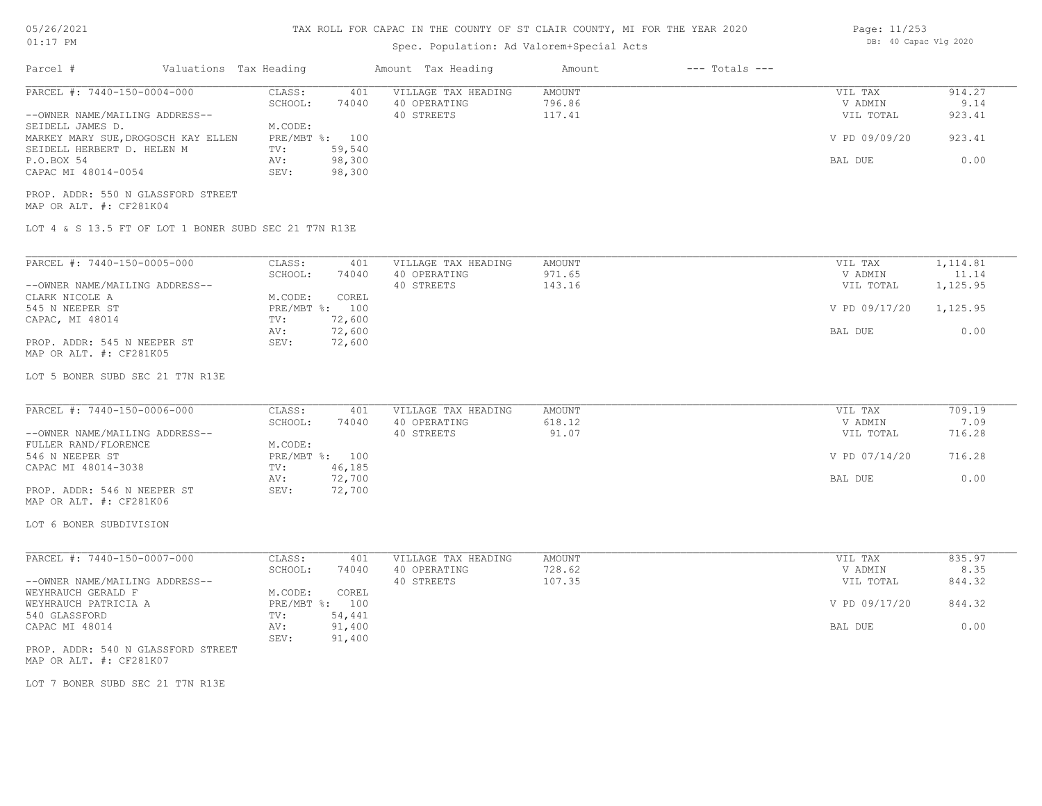TAX ROLL FOR CAPAC IN THE COUNTY OF ST CLAIR COUNTY, MI FOR THE YEAR 2020

Spec. Population: Ad Valorem+Special Acts

| Parcel # | Valuations Tax Heading | | Amount Tax Heading | Amount | --- Totals --- | |
|---|---|---|---|---|---|---|

## PARCEL #: 7440-150-0004-000

| | | | | | | |
|---|---|---|---|---|---|---|
| --OWNER NAME/MAILING ADDRESS-- | CLASS: | 401 | VILLAGE TAX HEADING | AMOUNT | VIL TAX | 914.27 |
| SEIDELL JAMES D. | SCHOOL: | 74040 | 40 OPERATING | 796.86 | V ADMIN | 9.14 |
| MARKEY MARY SUE,DROGOSCH KAY ELLEN | M.CODE: | | 40 STREETS | 117.41 | VIL TOTAL | 923.41 |
| SEIDELL HERBERT D. HELEN M | PRE/MBT %: | 100 | | | V PD 09/09/20 | 923.41 |
| P.O.BOX 54 | TV: | 59,540 | | | | |
| CAPAC MI 48014-0054 | AV: | 98,300 | | | BAL DUE | 0.00 |
| | SEV: | 98,300 | | | | |

PROP. ADDR: 550 N GLASSFORD STREET
MAP OR ALT. #: CF281K04

LOT 4 & S 13.5 FT OF LOT 1 BONER SUBD SEC 21 T7N R13E

## PARCEL #: 7440-150-0005-000

| | | | | | | |
|---|---|---|---|---|---|---|
| --OWNER NAME/MAILING ADDRESS-- | CLASS: | 401 | VILLAGE TAX HEADING | AMOUNT | VIL TAX | 1,114.81 |
| CLARK NICOLE A | SCHOOL: | 74040 | 40 OPERATING | 971.65 | V ADMIN | 11.14 |
| 545 N NEEPER ST | M.CODE: | COREL | 40 STREETS | 143.16 | VIL TOTAL | 1,125.95 |
| CAPAC, MI 48014 | PRE/MBT %: | 100 | | | V PD 09/17/20 | 1,125.95 |
| | TV: | 72,600 | | | | |
| | AV: | 72,600 | | | BAL DUE | 0.00 |
| | SEV: | 72,600 | | | | |

PROP. ADDR: 545 N NEEPER ST
MAP OR ALT. #: CF281K05

LOT 5 BONER SUBD SEC 21 T7N R13E

## PARCEL #: 7440-150-0006-000

| | | | | | | |
|---|---|---|---|---|---|---|
| --OWNER NAME/MAILING ADDRESS-- | CLASS: | 401 | VILLAGE TAX HEADING | AMOUNT | VIL TAX | 709.19 |
| FULLER RAND/FLORENCE | SCHOOL: | 74040 | 40 OPERATING | 618.12 | V ADMIN | 7.09 |
| 546 N NEEPER ST | M.CODE: | | 40 STREETS | 91.07 | VIL TOTAL | 716.28 |
| CAPAC MI 48014-3038 | PRE/MBT %: | 100 | | | V PD 07/14/20 | 716.28 |
| | TV: | 46,185 | | | | |
| | AV: | 72,700 | | | BAL DUE | 0.00 |
| | SEV: | 72,700 | | | | |

PROP. ADDR: 546 N NEEPER ST
MAP OR ALT. #: CF281K06

LOT 6 BONER SUBDIVISION

## PARCEL #: 7440-150-0007-000

| | | | | | | |
|---|---|---|---|---|---|---|
| --OWNER NAME/MAILING ADDRESS-- | CLASS: | 401 | VILLAGE TAX HEADING | AMOUNT | VIL TAX | 835.97 |
| WEYHRAUCH GERALD F | SCHOOL: | 74040 | 40 OPERATING | 728.62 | V ADMIN | 8.35 |
| WEYHRAUCH PATRICIA A | M.CODE: | COREL | 40 STREETS | 107.35 | VIL TOTAL | 844.32 |
| 540 GLASSFORD | PRE/MBT %: | 100 | | | V PD 09/17/20 | 844.32 |
| CAPAC MI 48014 | TV: | 54,441 | | | | |
| | AV: | 91,400 | | | BAL DUE | 0.00 |
| | SEV: | 91,400 | | | | |

PROP. ADDR: 540 N GLASSFORD STREET
MAP OR ALT. #: CF281K07

LOT 7 BONER SUBD SEC 21 T7N R13E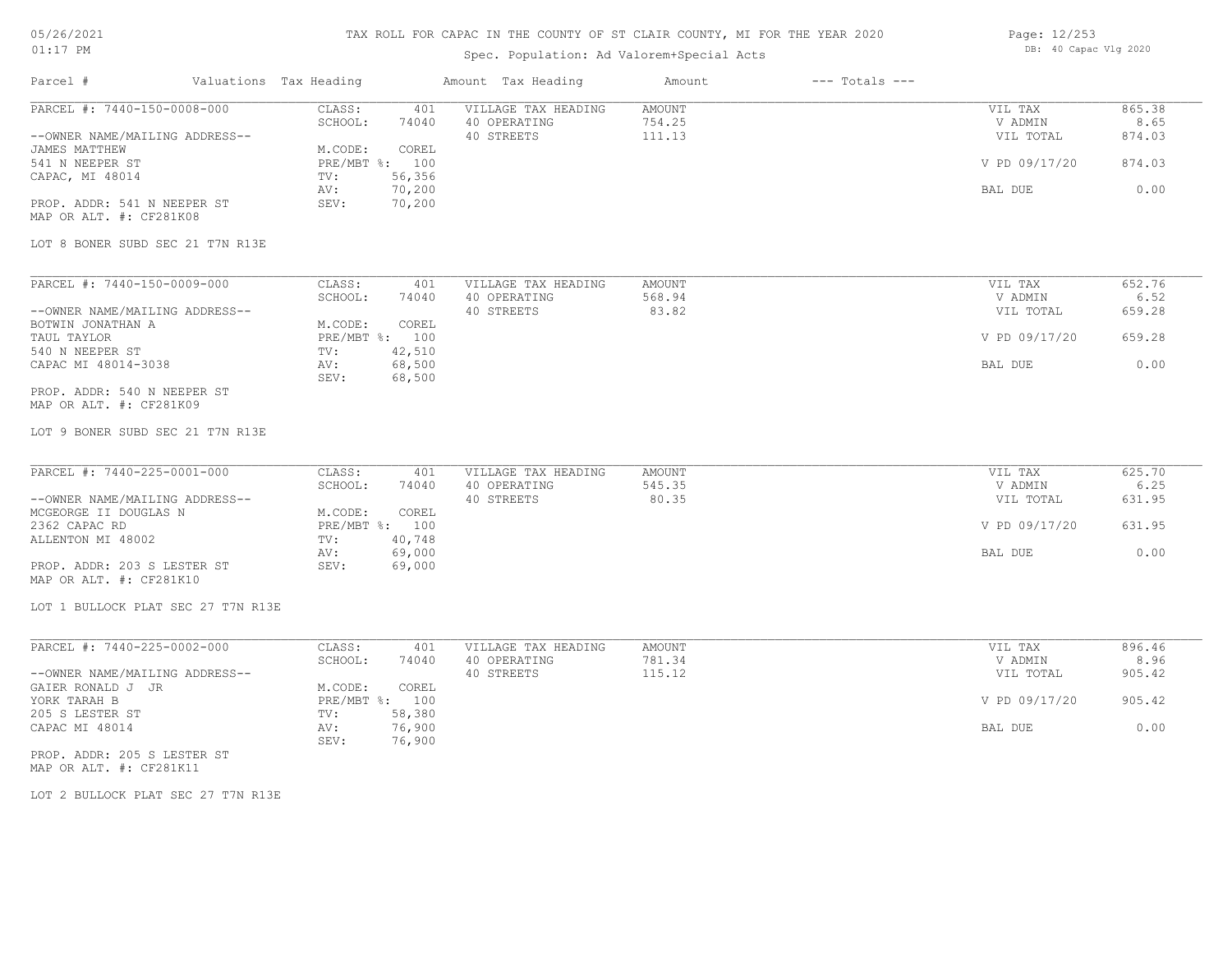# TAX ROLL FOR CAPAC IN THE COUNTY OF ST CLAIR COUNTY, MI FOR THE YEAR 2020

Spec. Population: Ad Valorem+Special Acts

DB: 40 Capac Vlg 2020

| Parcel # | Valuations | Tax Heading | Amount | Tax Heading | Amount | --- Totals --- | |
|---|---|---|---|---|---|---|---|
| PARCEL #: 7440-150-0008-000 | CLASS: | 401 | VILLAGE TAX HEADING | AMOUNT | | VIL TAX | 865.38 |
| | SCHOOL: | 74040 | 40 OPERATING | 754.25 | | V ADMIN | 8.65 |
| --OWNER NAME/MAILING ADDRESS-- | | | 40 STREETS | 111.13 | | VIL TOTAL | 874.03 |
| JAMES MATTHEW | M.CODE: | COREL | | | | | |
| 541 N NEEPER ST | PRE/MBT %: | 100 | | | | V PD 09/17/20 | 874.03 |
| CAPAC, MI 48014 | TV: | 56,356 | | | | | |
| | AV: | 70,200 | | | | BAL DUE | 0.00 |
| PROP. ADDR: 541 N NEEPER ST | SEV: | 70,200 | | | | | |
| MAP OR ALT. #: CF281K08 | | | | | | | |
| LOT 8 BONER SUBD SEC 21 T7N R13E | | | | | | | |
| PARCEL #: 7440-150-0009-000 | CLASS: | 401 | VILLAGE TAX HEADING | AMOUNT | | VIL TAX | 652.76 |
| | SCHOOL: | 74040 | 40 OPERATING | 568.94 | | V ADMIN | 6.52 |
| --OWNER NAME/MAILING ADDRESS-- | | | 40 STREETS | 83.82 | | VIL TOTAL | 659.28 |
| BOTWIN JONATHAN A | M.CODE: | COREL | | | | | |
| TAUL TAYLOR | PRE/MBT %: | 100 | | | | V PD 09/17/20 | 659.28 |
| 540 N NEEPER ST | TV: | 42,510 | | | | | |
| CAPAC MI 48014-3038 | AV: | 68,500 | | | | BAL DUE | 0.00 |
| | SEV: | 68,500 | | | | | |
| PROP. ADDR: 540 N NEEPER ST | | | | | | | |
| MAP OR ALT. #: CF281K09 | | | | | | | |
| LOT 9 BONER SUBD SEC 21 T7N R13E | | | | | | | |
| PARCEL #: 7440-225-0001-000 | CLASS: | 401 | VILLAGE TAX HEADING | AMOUNT | | VIL TAX | 625.70 |
| | SCHOOL: | 74040 | 40 OPERATING | 545.35 | | V ADMIN | 6.25 |
| --OWNER NAME/MAILING ADDRESS-- | | | 40 STREETS | 80.35 | | VIL TOTAL | 631.95 |
| MCGEORGE II DOUGLAS N | M.CODE: | COREL | | | | | |
| 2362 CAPAC RD | PRE/MBT %: | 100 | | | | V PD 09/17/20 | 631.95 |
| ALLENTON MI 48002 | TV: | 40,748 | | | | | |
| | AV: | 69,000 | | | | BAL DUE | 0.00 |
| PROP. ADDR: 203 S LESTER ST | SEV: | 69,000 | | | | | |
| MAP OR ALT. #: CF281K10 | | | | | | | |
| LOT 1 BULLOCK PLAT SEC 27 T7N R13E | | | | | | | |
| PARCEL #: 7440-225-0002-000 | CLASS: | 401 | VILLAGE TAX HEADING | AMOUNT | | VIL TAX | 896.46 |
| | SCHOOL: | 74040 | 40 OPERATING | 781.34 | | V ADMIN | 8.96 |
| --OWNER NAME/MAILING ADDRESS-- | | | 40 STREETS | 115.12 | | VIL TOTAL | 905.42 |
| GAIER RONALD J JR | M.CODE: | COREL | | | | | |
| YORK TARAH B | PRE/MBT %: | 100 | | | | V PD 09/17/20 | 905.42 |
| 205 S LESTER ST | TV: | 58,380 | | | | | |
| CAPAC MI 48014 | AV: | 76,900 | | | | BAL DUE | 0.00 |
| | SEV: | 76,900 | | | | | |
| PROP. ADDR: 205 S LESTER ST | | | | | | | |
| MAP OR ALT. #: CF281K11 | | | | | | | |
| LOT 2 BULLOCK PLAT SEC 27 T7N R13E | | | | | | | |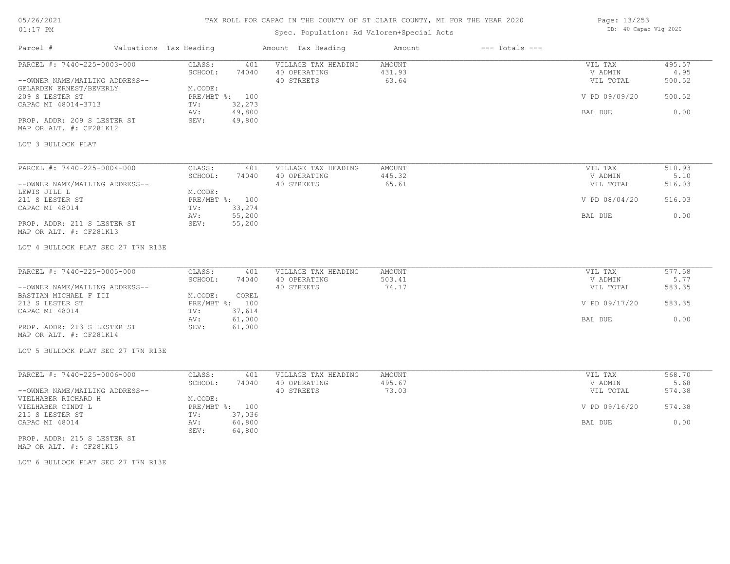# TAX ROLL FOR CAPAC IN THE COUNTY OF ST CLAIR COUNTY, MI FOR THE YEAR 2020

05/26/2021
01:17 PM

Spec. Population: Ad Valorem+Special Acts

DB: 40 Capac Vlg 2020

| Parcel # | Valuations | Tax Heading | Amount | Tax Heading | Amount | --- Totals --- | |
|---|---|---|---|---|---|---|---|
| PARCEL #: 7440-225-0003-000 | CLASS: | 401 | VILLAGE TAX HEADING | AMOUNT | | VIL TAX | 495.57 |
| | SCHOOL: | 74040 | 40 OPERATING | 431.93 | | V ADMIN | 4.95 |
| --OWNER NAME/MAILING ADDRESS-- | | | 40 STREETS | 63.64 | | VIL TOTAL | 500.52 |
| GELARDEN ERNEST/BEVERLY | M.CODE: | | | | | | |
| 209 S LESTER ST | PRE/MBT %: | 100 | | | | V PD 09/09/20 | 500.52 |
| CAPAC MI 48014-3713 | TV: | 32,273 | | | | | |
| | AV: | 49,800 | | | | BAL DUE | 0.00 |
| PROP. ADDR: 209 S LESTER ST | SEV: | 49,800 | | | | | |
| MAP OR ALT. #: CF281K12 | | | | | | | |

LOT 3 BULLOCK PLAT

| Parcel # | Valuations | Tax Heading | Amount | Tax Heading | Amount | --- Totals --- | |
|---|---|---|---|---|---|---|---|
| PARCEL #: 7440-225-0004-000 | CLASS: | 401 | VILLAGE TAX HEADING | AMOUNT | | VIL TAX | 510.93 |
| | SCHOOL: | 74040 | 40 OPERATING | 445.32 | | V ADMIN | 5.10 |
| --OWNER NAME/MAILING ADDRESS-- | | | 40 STREETS | 65.61 | | VIL TOTAL | 516.03 |
| LEWIS JILL L | M.CODE: | | | | | | |
| 211 S LESTER ST | PRE/MBT %: | 100 | | | | V PD 08/04/20 | 516.03 |
| CAPAC MI 48014 | TV: | 33,274 | | | | | |
| | AV: | 55,200 | | | | BAL DUE | 0.00 |
| PROP. ADDR: 211 S LESTER ST | SEV: | 55,200 | | | | | |
| MAP OR ALT. #: CF281K13 | | | | | | | |

LOT 4 BULLOCK PLAT SEC 27 T7N R13E

| Parcel # | Valuations | Tax Heading | Amount | Tax Heading | Amount | --- Totals --- | |
|---|---|---|---|---|---|---|---|
| PARCEL #: 7440-225-0005-000 | CLASS: | 401 | VILLAGE TAX HEADING | AMOUNT | | VIL TAX | 577.58 |
| | SCHOOL: | 74040 | 40 OPERATING | 503.41 | | V ADMIN | 5.77 |
| --OWNER NAME/MAILING ADDRESS-- | | | 40 STREETS | 74.17 | | VIL TOTAL | 583.35 |
| BASTIAN MICHAEL F III | M.CODE: | COREL | | | | | |
| 213 S LESTER ST | PRE/MBT %: | 100 | | | | V PD 09/17/20 | 583.35 |
| CAPAC MI 48014 | TV: | 37,614 | | | | | |
| | AV: | 61,000 | | | | BAL DUE | 0.00 |
| PROP. ADDR: 213 S LESTER ST | SEV: | 61,000 | | | | | |
| MAP OR ALT. #: CF281K14 | | | | | | | |

LOT 5 BULLOCK PLAT SEC 27 T7N R13E

| Parcel # | Valuations | Tax Heading | Amount | Tax Heading | Amount | --- Totals --- | |
|---|---|---|---|---|---|---|---|
| PARCEL #: 7440-225-0006-000 | CLASS: | 401 | VILLAGE TAX HEADING | AMOUNT | | VIL TAX | 568.70 |
| | SCHOOL: | 74040 | 40 OPERATING | 495.67 | | V ADMIN | 5.68 |
| --OWNER NAME/MAILING ADDRESS-- | | | 40 STREETS | 73.03 | | VIL TOTAL | 574.38 |
| VIELHABER RICHARD H | M.CODE: | | | | | | |
| VIELHABER CINDT L | PRE/MBT %: | 100 | | | | V PD 09/16/20 | 574.38 |
| 215 S LESTER ST | TV: | 37,036 | | | | | |
| CAPAC MI 48014 | AV: | 64,800 | | | | BAL DUE | 0.00 |
| | SEV: | 64,800 | | | | | |
| PROP. ADDR: 215 S LESTER ST | | | | | | | |
| MAP OR ALT. #: CF281K15 | | | | | | | |

LOT 6 BULLOCK PLAT SEC 27 T7N R13E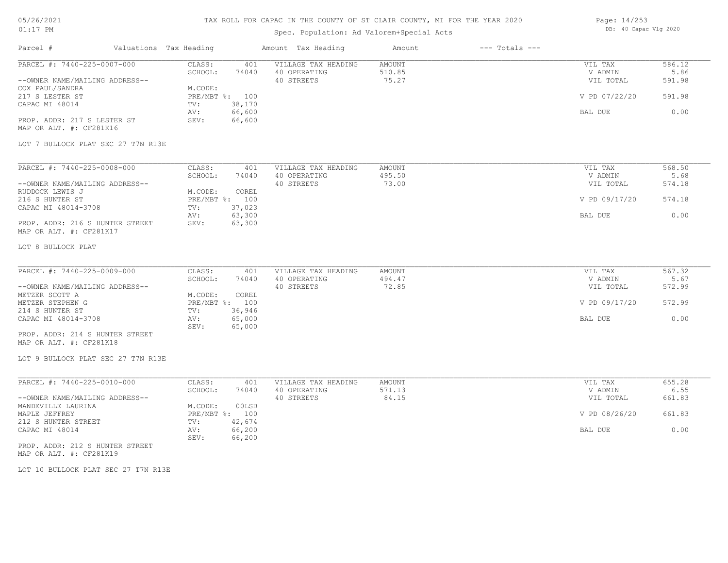# TAX ROLL FOR CAPAC IN THE COUNTY OF ST CLAIR COUNTY, MI FOR THE YEAR 2020

Spec. Population: Ad Valorem+Special Acts

DB: 40 Capac Vlg 2020

| Parcel # | Valuations Tax Heading | | Amount Tax Heading | Amount | --- Totals --- | |
|---|---|---|---|---|---|---|
| PARCEL #: 7440-225-0007-000 | CLASS: | 401 | VILLAGE TAX HEADING | AMOUNT | VIL TAX | 586.12 |
| | SCHOOL: | 74040 | 40 OPERATING | 510.85 | V ADMIN | 5.86 |
| --OWNER NAME/MAILING ADDRESS-- | | | 40 STREETS | 75.27 | VIL TOTAL | 591.98 |
| COX PAUL/SANDRA | M.CODE: | | | | | |
| 217 S LESTER ST | PRE/MBT %: | 100 | | | V PD 07/22/20 | 591.98 |
| CAPAC MI 48014 | TV: | 38,170 | | | | |
| | AV: | 66,600 | | | BAL DUE | 0.00 |
| PROP. ADDR: 217 S LESTER ST | SEV: | 66,600 | | | | |
| MAP OR ALT. #: CF281K16 | | | | | | |

LOT 7 BULLOCK PLAT SEC 27 T7N R13E

| Parcel # | Valuations Tax Heading | | Amount Tax Heading | Amount | --- Totals --- | |
|---|---|---|---|---|---|---|
| PARCEL #: 7440-225-0008-000 | CLASS: | 401 | VILLAGE TAX HEADING | AMOUNT | VIL TAX | 568.50 |
| | SCHOOL: | 74040 | 40 OPERATING | 495.50 | V ADMIN | 5.68 |
| --OWNER NAME/MAILING ADDRESS-- | | | 40 STREETS | 73.00 | VIL TOTAL | 574.18 |
| RUDDOCK LEWIS J | M.CODE: | COREL | | | | |
| 216 S HUNTER ST | PRE/MBT %: | 100 | | | V PD 09/17/20 | 574.18 |
| CAPAC MI 48014-3708 | TV: | 37,023 | | | | |
| | AV: | 63,300 | | | BAL DUE | 0.00 |
| PROP. ADDR: 216 S HUNTER STREET | SEV: | 63,300 | | | | |
| MAP OR ALT. #: CF281K17 | | | | | | |

LOT 8 BULLOCK PLAT

| Parcel # | Valuations Tax Heading | | Amount Tax Heading | Amount | --- Totals --- | |
|---|---|---|---|---|---|---|
| PARCEL #: 7440-225-0009-000 | CLASS: | 401 | VILLAGE TAX HEADING | AMOUNT | VIL TAX | 567.32 |
| | SCHOOL: | 74040 | 40 OPERATING | 494.47 | V ADMIN | 5.67 |
| --OWNER NAME/MAILING ADDRESS-- | | | 40 STREETS | 72.85 | VIL TOTAL | 572.99 |
| METZER SCOTT A | M.CODE: | COREL | | | | |
| METZER STEPHEN G | PRE/MBT %: | 100 | | | V PD 09/17/20 | 572.99 |
| 214 S HUNTER ST | TV: | 36,946 | | | | |
| CAPAC MI 48014-3708 | AV: | 65,000 | | | BAL DUE | 0.00 |
| | SEV: | 65,000 | | | | |
| PROP. ADDR: 214 S HUNTER STREET | | | | | | |
| MAP OR ALT. #: CF281K18 | | | | | | |

LOT 9 BULLOCK PLAT SEC 27 T7N R13E

| Parcel # | Valuations Tax Heading | | Amount Tax Heading | Amount | --- Totals --- | |
|---|---|---|---|---|---|---|
| PARCEL #: 7440-225-0010-000 | CLASS: | 401 | VILLAGE TAX HEADING | AMOUNT | VIL TAX | 655.28 |
| | SCHOOL: | 74040 | 40 OPERATING | 571.13 | V ADMIN | 6.55 |
| --OWNER NAME/MAILING ADDRESS-- | | | 40 STREETS | 84.15 | VIL TOTAL | 661.83 |
| MANDEVILLE LAURINA | M.CODE: | 00LSB | | | | |
| MAPLE JEFFREY | PRE/MBT %: | 100 | | | V PD 08/26/20 | 661.83 |
| 212 S HUNTER STREET | TV: | 42,674 | | | | |
| CAPAC MI 48014 | AV: | 66,200 | | | BAL DUE | 0.00 |
| | SEV: | 66,200 | | | | |
| PROP. ADDR: 212 S HUNTER STREET | | | | | | |
| MAP OR ALT. #: CF281K19 | | | | | | |

LOT 10 BULLOCK PLAT SEC 27 T7N R13E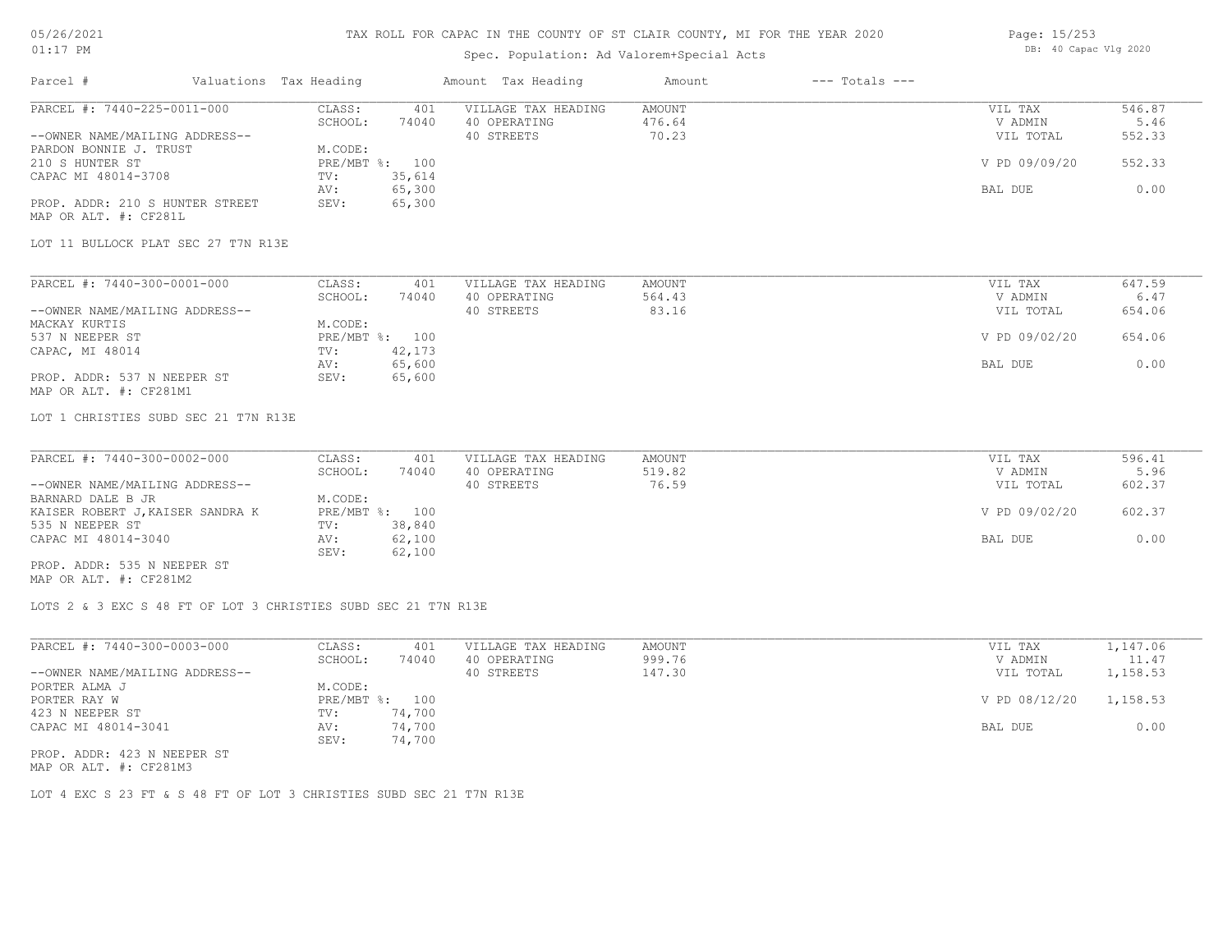# TAX ROLL FOR CAPAC IN THE COUNTY OF ST CLAIR COUNTY, MI FOR THE YEAR 2020

Spec. Population: Ad Valorem+Special Acts

| Parcel # | Valuations | Tax Heading | Amount | Tax Heading | Amount | --- Totals --- | |
|---|---|---|---|---|---|---|---|
| PARCEL #: 7440-225-0011-000 | CLASS: | 401 | VILLAGE TAX HEADING | AMOUNT | | VIL TAX | 546.87 |
| | SCHOOL: | 74040 | 40 OPERATING | 476.64 | | V ADMIN | 5.46 |
| --OWNER NAME/MAILING ADDRESS-- | | | 40 STREETS | 70.23 | | VIL TOTAL | 552.33 |
| PARDON BONNIE J. TRUST | M.CODE: | | | | | | |
| 210 S HUNTER ST | PRE/MBT %: | 100 | | | | V PD 09/09/20 | 552.33 |
| CAPAC MI 48014-3708 | TV: | 35,614 | | | | | |
| | AV: | 65,300 | | | | BAL DUE | 0.00 |
| PROP. ADDR: 210 S HUNTER STREET | SEV: | 65,300 | | | | | |
| MAP OR ALT. #: CF281L | | | | | | | |

LOT 11 BULLOCK PLAT SEC 27 T7N R13E

| Parcel # | Valuations | Tax Heading | Amount | Tax Heading | Amount | --- Totals --- | |
|---|---|---|---|---|---|---|---|
| PARCEL #: 7440-300-0001-000 | CLASS: | 401 | VILLAGE TAX HEADING | AMOUNT | | VIL TAX | 647.59 |
| | SCHOOL: | 74040 | 40 OPERATING | 564.43 | | V ADMIN | 6.47 |
| --OWNER NAME/MAILING ADDRESS-- | | | 40 STREETS | 83.16 | | VIL TOTAL | 654.06 |
| MACKAY KURTIS | M.CODE: | | | | | | |
| 537 N NEEPER ST | PRE/MBT %: | 100 | | | | V PD 09/02/20 | 654.06 |
| CAPAC, MI 48014 | TV: | 42,173 | | | | | |
| | AV: | 65,600 | | | | BAL DUE | 0.00 |
| PROP. ADDR: 537 N NEEPER ST | SEV: | 65,600 | | | | | |
| MAP OR ALT. #: CF281M1 | | | | | | | |

LOT 1 CHRISTIES SUBD SEC 21 T7N R13E

| Parcel # | Valuations | Tax Heading | Amount | Tax Heading | Amount | --- Totals --- | |
|---|---|---|---|---|---|---|---|
| PARCEL #: 7440-300-0002-000 | CLASS: | 401 | VILLAGE TAX HEADING | AMOUNT | | VIL TAX | 596.41 |
| | SCHOOL: | 74040 | 40 OPERATING | 519.82 | | V ADMIN | 5.96 |
| --OWNER NAME/MAILING ADDRESS-- | | | 40 STREETS | 76.59 | | VIL TOTAL | 602.37 |
| BARNARD DALE B JR | M.CODE: | | | | | | |
| KAISER ROBERT J,KAISER SANDRA K | PRE/MBT %: | 100 | | | | V PD 09/02/20 | 602.37 |
| 535 N NEEPER ST | TV: | 38,840 | | | | | |
| CAPAC MI 48014-3040 | AV: | 62,100 | | | | BAL DUE | 0.00 |
| | SEV: | 62,100 | | | | | |
| PROP. ADDR: 535 N NEEPER ST | | | | | | | |
| MAP OR ALT. #: CF281M2 | | | | | | | |

LOTS 2 & 3 EXC S 48 FT OF LOT 3 CHRISTIES SUBD SEC 21 T7N R13E

| Parcel # | Valuations | Tax Heading | Amount | Tax Heading | Amount | --- Totals --- | |
|---|---|---|---|---|---|---|---|
| PARCEL #: 7440-300-0003-000 | CLASS: | 401 | VILLAGE TAX HEADING | AMOUNT | | VIL TAX | 1,147.06 |
| | SCHOOL: | 74040 | 40 OPERATING | 999.76 | | V ADMIN | 11.47 |
| --OWNER NAME/MAILING ADDRESS-- | | | 40 STREETS | 147.30 | | VIL TOTAL | 1,158.53 |
| PORTER ALMA J | M.CODE: | | | | | | |
| PORTER RAY W | PRE/MBT %: | 100 | | | | V PD 08/12/20 | 1,158.53 |
| 423 N NEEPER ST | TV: | 74,700 | | | | | |
| CAPAC MI 48014-3041 | AV: | 74,700 | | | | BAL DUE | 0.00 |
| | SEV: | 74,700 | | | | | |
| PROP. ADDR: 423 N NEEPER ST | | | | | | | |
| MAP OR ALT. #: CF281M3 | | | | | | | |

LOT 4 EXC S 23 FT & S 48 FT OF LOT 3 CHRISTIES SUBD SEC 21 T7N R13E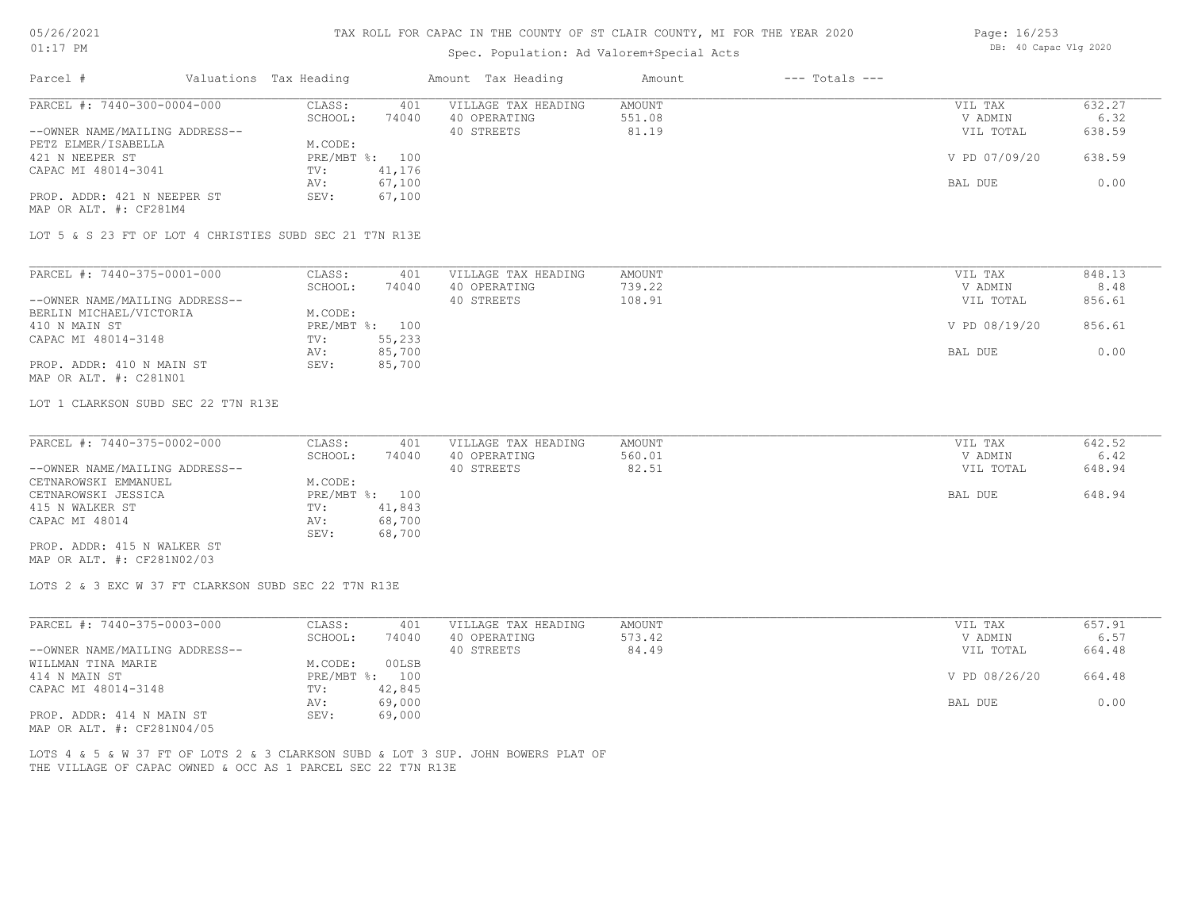# TAX ROLL FOR CAPAC IN THE COUNTY OF ST CLAIR COUNTY, MI FOR THE YEAR 2020

Spec. Population: Ad Valorem+Special Acts

05/26/2021 01:17 PM

DB: 40 Capac Vlg 2020

| Parcel # | Valuations | Tax Heading | Amount | Tax Heading | Amount | --- Totals --- | |
|---|---|---|---|---|---|---|---|
| PARCEL #: 7440-300-0004-000 | CLASS: | 401 | VILLAGE TAX HEADING | AMOUNT | | VIL TAX | 632.27 |
| | SCHOOL: | 74040 | 40 OPERATING | 551.08 | | V ADMIN | 6.32 |
| --OWNER NAME/MAILING ADDRESS-- | | | 40 STREETS | 81.19 | | VIL TOTAL | 638.59 |
| PETZ ELMER/ISABELLA | M.CODE: | | | | | | |
| 421 N NEEPER ST | PRE/MBT %: | 100 | | | | V PD 07/09/20 | 638.59 |
| CAPAC MI 48014-3041 | TV: | 41,176 | | | | | |
| | AV: | 67,100 | | | | BAL DUE | 0.00 |
| PROP. ADDR: 421 N NEEPER ST | SEV: | 67,100 | | | | | |
| MAP OR ALT. #: CF281M4 | | | | | | | |

LOT 5 & S 23 FT OF LOT 4 CHRISTIES SUBD SEC 21 T7N R13E

| Parcel # | Valuations | Tax Heading | Amount | Tax Heading | Amount | --- Totals --- | |
|---|---|---|---|---|---|---|---|
| PARCEL #: 7440-375-0001-000 | CLASS: | 401 | VILLAGE TAX HEADING | AMOUNT | | VIL TAX | 848.13 |
| | SCHOOL: | 74040 | 40 OPERATING | 739.22 | | V ADMIN | 8.48 |
| --OWNER NAME/MAILING ADDRESS-- | | | 40 STREETS | 108.91 | | VIL TOTAL | 856.61 |
| BERLIN MICHAEL/VICTORIA | M.CODE: | | | | | | |
| 410 N MAIN ST | PRE/MBT %: | 100 | | | | V PD 08/19/20 | 856.61 |
| CAPAC MI 48014-3148 | TV: | 55,233 | | | | | |
| | AV: | 85,700 | | | | BAL DUE | 0.00 |
| PROP. ADDR: 410 N MAIN ST | SEV: | 85,700 | | | | | |
| MAP OR ALT. #: C281N01 | | | | | | | |

LOT 1 CLARKSON SUBD SEC 22 T7N R13E

| Parcel # | Valuations | Tax Heading | Amount | Tax Heading | Amount | --- Totals --- | |
|---|---|---|---|---|---|---|---|
| PARCEL #: 7440-375-0002-000 | CLASS: | 401 | VILLAGE TAX HEADING | AMOUNT | | VIL TAX | 642.52 |
| | SCHOOL: | 74040 | 40 OPERATING | 560.01 | | V ADMIN | 6.42 |
| --OWNER NAME/MAILING ADDRESS-- | | | 40 STREETS | 82.51 | | VIL TOTAL | 648.94 |
| CETNAROWSKI EMMANUEL | M.CODE: | | | | | | |
| CETNAROWSKI JESSICA | PRE/MBT %: | 100 | | | | BAL DUE | 648.94 |
| 415 N WALKER ST | TV: | 41,843 | | | | | |
| CAPAC MI 48014 | AV: | 68,700 | | | | | |
| | SEV: | 68,700 | | | | | |
| PROP. ADDR: 415 N WALKER ST | | | | | | | |
| MAP OR ALT. #: CF281N02/03 | | | | | | | |

LOTS 2 & 3 EXC W 37 FT CLARKSON SUBD SEC 22 T7N R13E

| Parcel # | Valuations | Tax Heading | Amount | Tax Heading | Amount | --- Totals --- | |
|---|---|---|---|---|---|---|---|
| PARCEL #: 7440-375-0003-000 | CLASS: | 401 | VILLAGE TAX HEADING | AMOUNT | | VIL TAX | 657.91 |
| | SCHOOL: | 74040 | 40 OPERATING | 573.42 | | V ADMIN | 6.57 |
| --OWNER NAME/MAILING ADDRESS-- | | | 40 STREETS | 84.49 | | VIL TOTAL | 664.48 |
| WILLMAN TINA MARIE | M.CODE: | 00LSB | | | | | |
| 414 N MAIN ST | PRE/MBT %: | 100 | | | | V PD 08/26/20 | 664.48 |
| CAPAC MI 48014-3148 | TV: | 42,845 | | | | | |
| | AV: | 69,000 | | | | BAL DUE | 0.00 |
| PROP. ADDR: 414 N MAIN ST | SEV: | 69,000 | | | | | |
| MAP OR ALT. #: CF281N04/05 | | | | | | | |

LOTS 4 & 5 & W 37 FT OF LOTS 2 & 3 CLARKSON SUBD & LOT 3 SUP. JOHN BOWERS PLAT OF THE VILLAGE OF CAPAC OWNED & OCC AS 1 PARCEL SEC 22 T7N R13E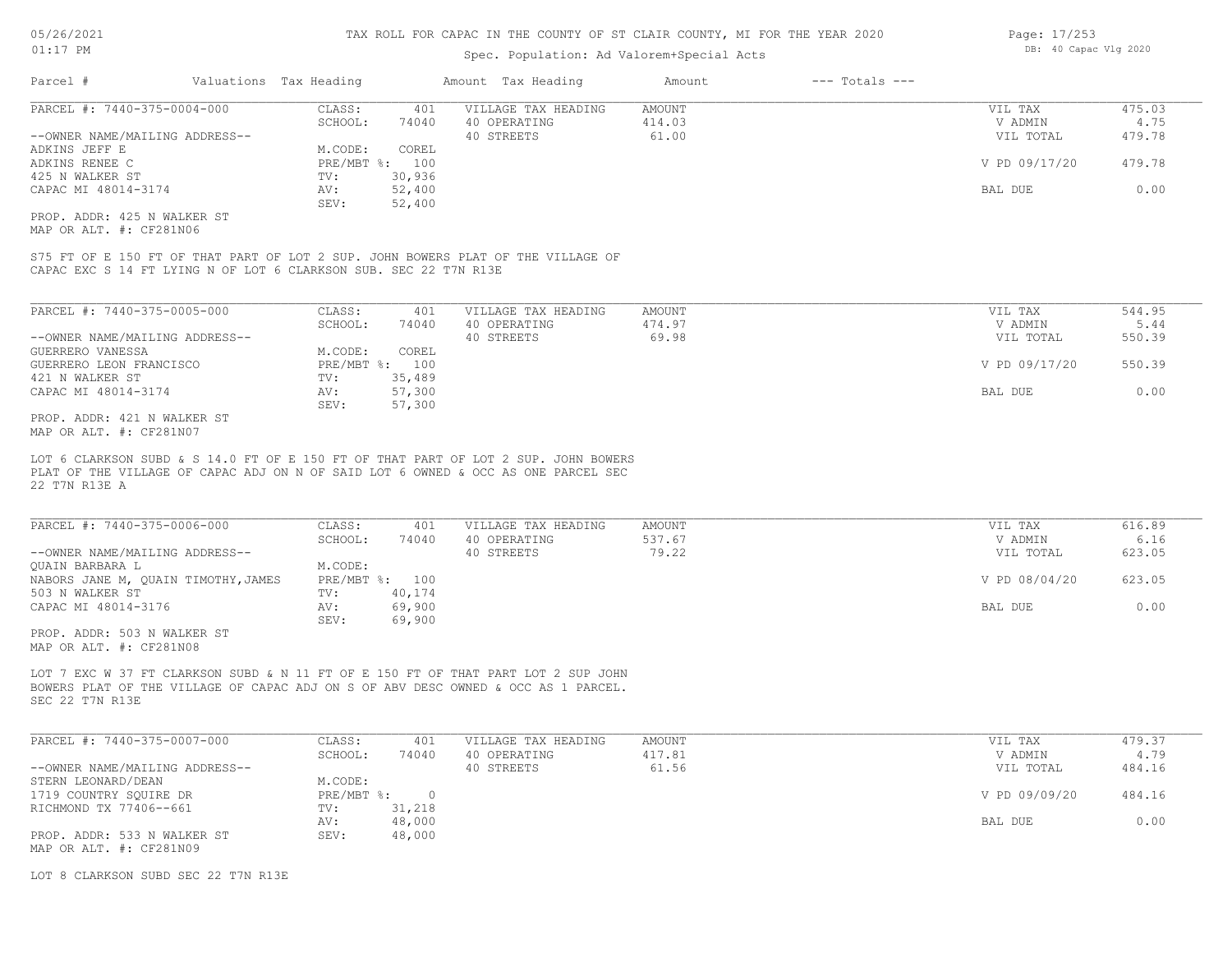# TAX ROLL FOR CAPAC IN THE COUNTY OF ST CLAIR COUNTY, MI FOR THE YEAR 2020

Spec. Population: Ad Valorem+Special Acts

| Parcel # | Valuations | Tax Heading | Amount | Tax Heading | Amount | --- Totals --- | |
|---|---|---|---|---|---|---|---|

---

**PARCEL #: 7440-375-0004-000**

| | | | | | |
|---|---|---|---|---|---|
| CLASS: | 401 | VILLAGE TAX HEADING | AMOUNT | VIL TAX | 475.03 |
| SCHOOL: | 74040 | 40 OPERATING | 414.03 | V ADMIN | 4.75 |
| | | 40 STREETS | 61.00 | VIL TOTAL | 479.78 |
| M.CODE: | COREL | | | | |
| PRE/MBT %: | 100 | | | V PD 09/17/20 | 479.78 |
| TV: | 30,936 | | | | |
| AV: | 52,400 | | | BAL DUE | 0.00 |
| SEV: | 52,400 | | | | |

--OWNER NAME/MAILING ADDRESS--
ADKINS JEFF E
ADKINS RENEE C
425 N WALKER ST
CAPAC MI 48014-3174

PROP. ADDR: 425 N WALKER ST
MAP OR ALT. #: CF281N06

S75 FT OF E 150 FT OF THAT PART OF LOT 2 SUP. JOHN BOWERS PLAT OF THE VILLAGE OF CAPAC EXC S 14 FT LYING N OF LOT 6 CLARKSON SUB. SEC 22 T7N R13E

---

**PARCEL #: 7440-375-0005-000**

| | | | | | |
|---|---|---|---|---|---|
| CLASS: | 401 | VILLAGE TAX HEADING | AMOUNT | VIL TAX | 544.95 |
| SCHOOL: | 74040 | 40 OPERATING | 474.97 | V ADMIN | 5.44 |
| | | 40 STREETS | 69.98 | VIL TOTAL | 550.39 |
| M.CODE: | COREL | | | | |
| PRE/MBT %: | 100 | | | V PD 09/17/20 | 550.39 |
| TV: | 35,489 | | | | |
| AV: | 57,300 | | | BAL DUE | 0.00 |
| SEV: | 57,300 | | | | |

--OWNER NAME/MAILING ADDRESS--
GUERRERO VANESSA
GUERRERO LEON FRANCISCO
421 N WALKER ST
CAPAC MI 48014-3174

PROP. ADDR: 421 N WALKER ST
MAP OR ALT. #: CF281N07

LOT 6 CLARKSON SUBD & S 14.0 FT OF E 150 FT OF THAT PART OF LOT 2 SUP. JOHN BOWERS PLAT OF THE VILLAGE OF CAPAC ADJ ON N OF SAID LOT 6 OWNED & OCC AS ONE PARCEL SEC 22 T7N R13E A

---

**PARCEL #: 7440-375-0006-000**

| | | | | | |
|---|---|---|---|---|---|
| CLASS: | 401 | VILLAGE TAX HEADING | AMOUNT | VIL TAX | 616.89 |
| SCHOOL: | 74040 | 40 OPERATING | 537.67 | V ADMIN | 6.16 |
| | | 40 STREETS | 79.22 | VIL TOTAL | 623.05 |
| M.CODE: | | | | | |
| PRE/MBT %: | 100 | | | V PD 08/04/20 | 623.05 |
| TV: | 40,174 | | | | |
| AV: | 69,900 | | | BAL DUE | 0.00 |
| SEV: | 69,900 | | | | |

--OWNER NAME/MAILING ADDRESS--
QUAIN BARBARA L
NABORS JANE M, QUAIN TIMOTHY,JAMES
503 N WALKER ST
CAPAC MI 48014-3176

PROP. ADDR: 503 N WALKER ST
MAP OR ALT. #: CF281N08

LOT 7 EXC W 37 FT CLARKSON SUBD & N 11 FT OF E 150 FT OF THAT PART LOT 2 SUP JOHN BOWERS PLAT OF THE VILLAGE OF CAPAC ADJ ON S OF ABV DESC OWNED & OCC AS 1 PARCEL. SEC 22 T7N R13E

---

**PARCEL #: 7440-375-0007-000**

| | | | | | |
|---|---|---|---|---|---|
| CLASS: | 401 | VILLAGE TAX HEADING | AMOUNT | VIL TAX | 479.37 |
| SCHOOL: | 74040 | 40 OPERATING | 417.81 | V ADMIN | 4.79 |
| | | 40 STREETS | 61.56 | VIL TOTAL | 484.16 |
| M.CODE: | | | | | |
| PRE/MBT %: | 0 | | | V PD 09/09/20 | 484.16 |
| TV: | 31,218 | | | | |
| AV: | 48,000 | | | BAL DUE | 0.00 |
| SEV: | 48,000 | | | | |

--OWNER NAME/MAILING ADDRESS--
STERN LEONARD/DEAN
1719 COUNTRY SQUIRE DR
RICHMOND TX 77406--661

PROP. ADDR: 533 N WALKER ST
MAP OR ALT. #: CF281N09

LOT 8 CLARKSON SUBD SEC 22 T7N R13E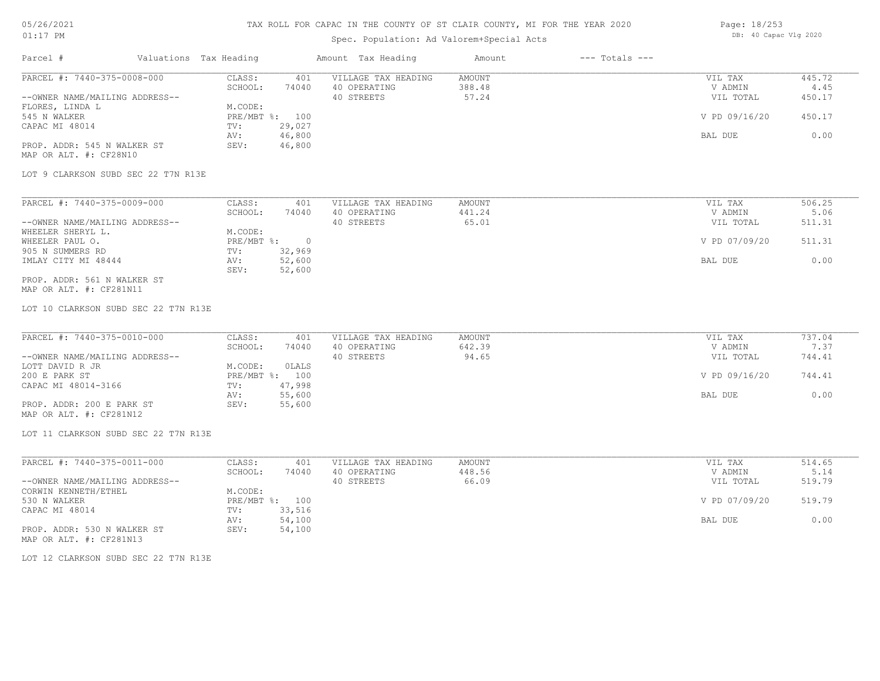# TAX ROLL FOR CAPAC IN THE COUNTY OF ST CLAIR COUNTY, MI FOR THE YEAR 2020

05/26/2021
01:17 PM

Spec. Population: Ad Valorem+Special Acts

DB: 40 Capac Vlg 2020

| Parcel # | Valuations | Tax Heading | Amount | Tax Heading | Amount | --- Totals --- | |
|---|---|---|---|---|---|---|---|

## PARCEL #: 7440-375-0008-000

| | | | | | |
|---|---|---|---|---|---|
| --OWNER NAME/MAILING ADDRESS-- | CLASS: 401 | VILLAGE TAX HEADING | AMOUNT | VIL TAX | 445.72 |
| FLORES, LINDA L | SCHOOL: 74040 | 40 OPERATING | 388.48 | V ADMIN | 4.45 |
| 545 N WALKER | M.CODE: | 40 STREETS | 57.24 | VIL TOTAL | 450.17 |
| CAPAC MI 48014 | PRE/MBT %: 100 | | | V PD 09/16/20 | 450.17 |
| | TV: 29,027 | | | | |
| | AV: 46,800 | | | BAL DUE | 0.00 |
| PROP. ADDR: 545 N WALKER ST | SEV: 46,800 | | | | |

MAP OR ALT. #: CF28N10

LOT 9 CLARKSON SUBD SEC 22 T7N R13E

## PARCEL #: 7440-375-0009-000

| | | | | | |
|---|---|---|---|---|---|
| --OWNER NAME/MAILING ADDRESS-- | CLASS: 401 | VILLAGE TAX HEADING | AMOUNT | VIL TAX | 506.25 |
| WHEELER SHERYL L. | SCHOOL: 74040 | 40 OPERATING | 441.24 | V ADMIN | 5.06 |
| WHEELER PAUL O. | M.CODE: | 40 STREETS | 65.01 | VIL TOTAL | 511.31 |
| 905 N SUMMERS RD | PRE/MBT %: 0 | | | V PD 07/09/20 | 511.31 |
| IMLAY CITY MI 48444 | TV: 32,969 | | | | |
| | AV: 52,600 | | | BAL DUE | 0.00 |
| | SEV: 52,600 | | | | |

PROP. ADDR: 561 N WALKER ST
MAP OR ALT. #: CF281N11

LOT 10 CLARKSON SUBD SEC 22 T7N R13E

## PARCEL #: 7440-375-0010-000

| | | | | | |
|---|---|---|---|---|---|
| --OWNER NAME/MAILING ADDRESS-- | CLASS: 401 | VILLAGE TAX HEADING | AMOUNT | VIL TAX | 737.04 |
| LOTT DAVID R JR | SCHOOL: 74040 | 40 OPERATING | 642.39 | V ADMIN | 7.37 |
| 200 E PARK ST | M.CODE: 0LALS | 40 STREETS | 94.65 | VIL TOTAL | 744.41 |
| CAPAC MI 48014-3166 | PRE/MBT %: 100 | | | V PD 09/16/20 | 744.41 |
| | TV: 47,998 | | | | |
| | AV: 55,600 | | | BAL DUE | 0.00 |
| PROP. ADDR: 200 E PARK ST | SEV: 55,600 | | | | |

MAP OR ALT. #: CF281N12

LOT 11 CLARKSON SUBD SEC 22 T7N R13E

## PARCEL #: 7440-375-0011-000

| | | | | | |
|---|---|---|---|---|---|
| --OWNER NAME/MAILING ADDRESS-- | CLASS: 401 | VILLAGE TAX HEADING | AMOUNT | VIL TAX | 514.65 |
| CORWIN KENNETH/ETHEL | SCHOOL: 74040 | 40 OPERATING | 448.56 | V ADMIN | 5.14 |
| 530 N WALKER | M.CODE: | 40 STREETS | 66.09 | VIL TOTAL | 519.79 |
| CAPAC MI 48014 | PRE/MBT %: 100 | | | V PD 07/09/20 | 519.79 |
| | TV: 33,516 | | | | |
| | AV: 54,100 | | | BAL DUE | 0.00 |
| PROP. ADDR: 530 N WALKER ST | SEV: 54,100 | | | | |

MAP OR ALT. #: CF281N13

LOT 12 CLARKSON SUBD SEC 22 T7N R13E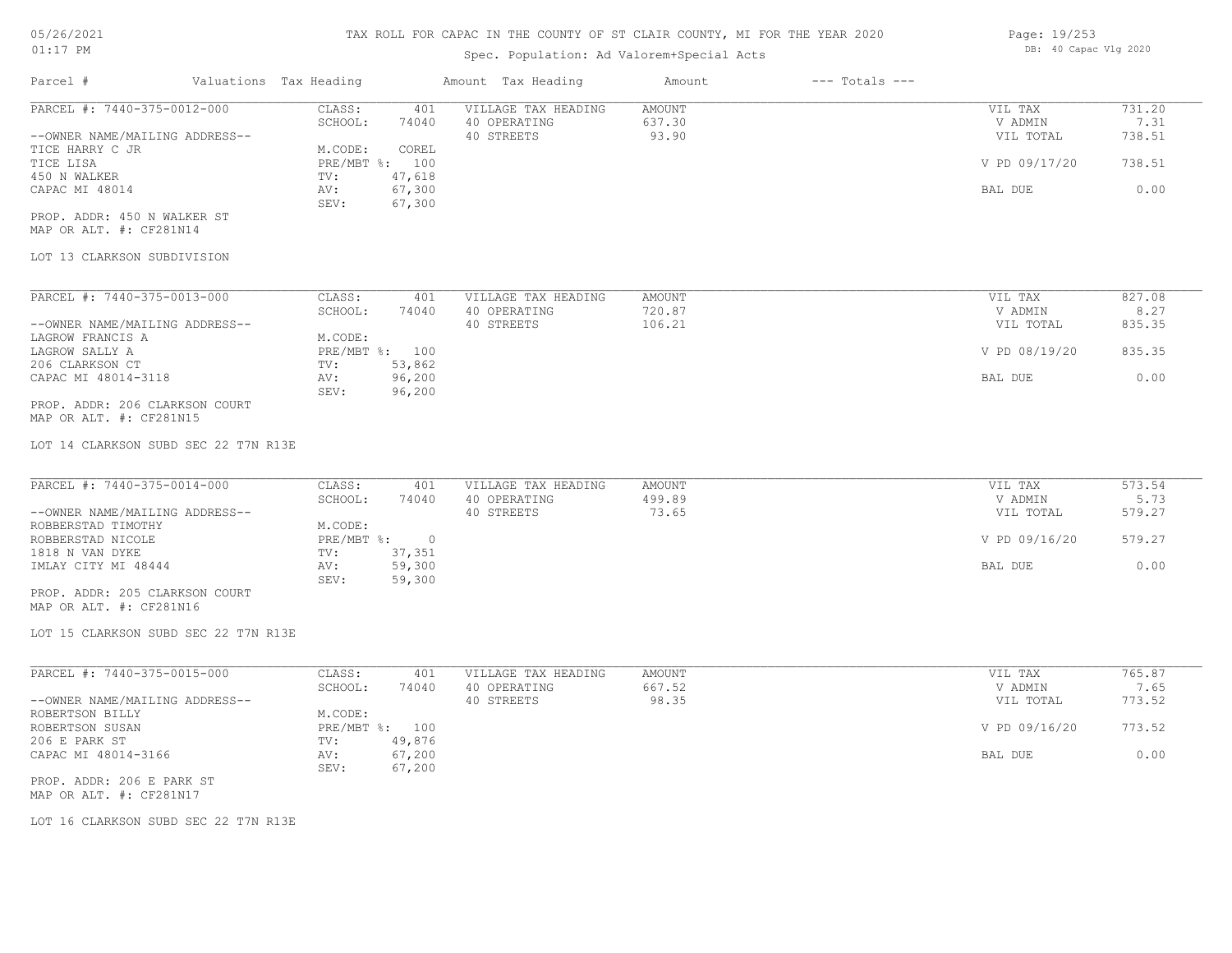# TAX ROLL FOR CAPAC IN THE COUNTY OF ST CLAIR COUNTY, MI FOR THE YEAR 2020

Spec. Population: Ad Valorem+Special Acts

| Parcel # | Valuations | Tax Heading | Amount | Tax Heading | Amount | --- Totals --- | |
|---|---|---|---|---|---|---|---|
| PARCEL #: 7440-375-0012-000 | CLASS: | 401 | VILLAGE TAX HEADING | AMOUNT | | VIL TAX | 731.20 |
| | SCHOOL: | 74040 | 40 OPERATING | 637.30 | | V ADMIN | 7.31 |
| --OWNER NAME/MAILING ADDRESS-- | | | 40 STREETS | 93.90 | | VIL TOTAL | 738.51 |
| TICE HARRY C JR | M.CODE: | COREL | | | | | |
| TICE LISA | PRE/MBT %: | 100 | | | | V PD 09/17/20 | 738.51 |
| 450 N WALKER | TV: | 47,618 | | | | | |
| CAPAC MI 48014 | AV: | 67,300 | | | | BAL DUE | 0.00 |
| | SEV: | 67,300 | | | | | |
| PROP. ADDR: 450 N WALKER ST | | | | | | | |
| MAP OR ALT. #: CF281N14 | | | | | | | |
| LOT 13 CLARKSON SUBDIVISION | | | | | | | |
| PARCEL #: 7440-375-0013-000 | CLASS: | 401 | VILLAGE TAX HEADING | AMOUNT | | VIL TAX | 827.08 |
| | SCHOOL: | 74040 | 40 OPERATING | 720.87 | | V ADMIN | 8.27 |
| --OWNER NAME/MAILING ADDRESS-- | | | 40 STREETS | 106.21 | | VIL TOTAL | 835.35 |
| LAGROW FRANCIS A | M.CODE: | | | | | | |
| LAGROW SALLY A | PRE/MBT %: | 100 | | | | V PD 08/19/20 | 835.35 |
| 206 CLARKSON CT | TV: | 53,862 | | | | | |
| CAPAC MI 48014-3118 | AV: | 96,200 | | | | BAL DUE | 0.00 |
| | SEV: | 96,200 | | | | | |
| PROP. ADDR: 206 CLARKSON COURT | | | | | | | |
| MAP OR ALT. #: CF281N15 | | | | | | | |
| LOT 14 CLARKSON SUBD SEC 22 T7N R13E | | | | | | | |
| PARCEL #: 7440-375-0014-000 | CLASS: | 401 | VILLAGE TAX HEADING | AMOUNT | | VIL TAX | 573.54 |
| | SCHOOL: | 74040 | 40 OPERATING | 499.89 | | V ADMIN | 5.73 |
| --OWNER NAME/MAILING ADDRESS-- | | | 40 STREETS | 73.65 | | VIL TOTAL | 579.27 |
| ROBBERSTAD TIMOTHY | M.CODE: | | | | | | |
| ROBBERSTAD NICOLE | PRE/MBT %: | 0 | | | | V PD 09/16/20 | 579.27 |
| 1818 N VAN DYKE | TV: | 37,351 | | | | | |
| IMLAY CITY MI 48444 | AV: | 59,300 | | | | BAL DUE | 0.00 |
| | SEV: | 59,300 | | | | | |
| PROP. ADDR: 205 CLARKSON COURT | | | | | | | |
| MAP OR ALT. #: CF281N16 | | | | | | | |
| LOT 15 CLARKSON SUBD SEC 22 T7N R13E | | | | | | | |
| PARCEL #: 7440-375-0015-000 | CLASS: | 401 | VILLAGE TAX HEADING | AMOUNT | | VIL TAX | 765.87 |
| | SCHOOL: | 74040 | 40 OPERATING | 667.52 | | V ADMIN | 7.65 |
| --OWNER NAME/MAILING ADDRESS-- | | | 40 STREETS | 98.35 | | VIL TOTAL | 773.52 |
| ROBERTSON BILLY | M.CODE: | | | | | | |
| ROBERTSON SUSAN | PRE/MBT %: | 100 | | | | V PD 09/16/20 | 773.52 |
| 206 E PARK ST | TV: | 49,876 | | | | | |
| CAPAC MI 48014-3166 | AV: | 67,200 | | | | BAL DUE | 0.00 |
| | SEV: | 67,200 | | | | | |
| PROP. ADDR: 206 E PARK ST | | | | | | | |
| MAP OR ALT. #: CF281N17 | | | | | | | |
| LOT 16 CLARKSON SUBD SEC 22 T7N R13E | | | | | | | |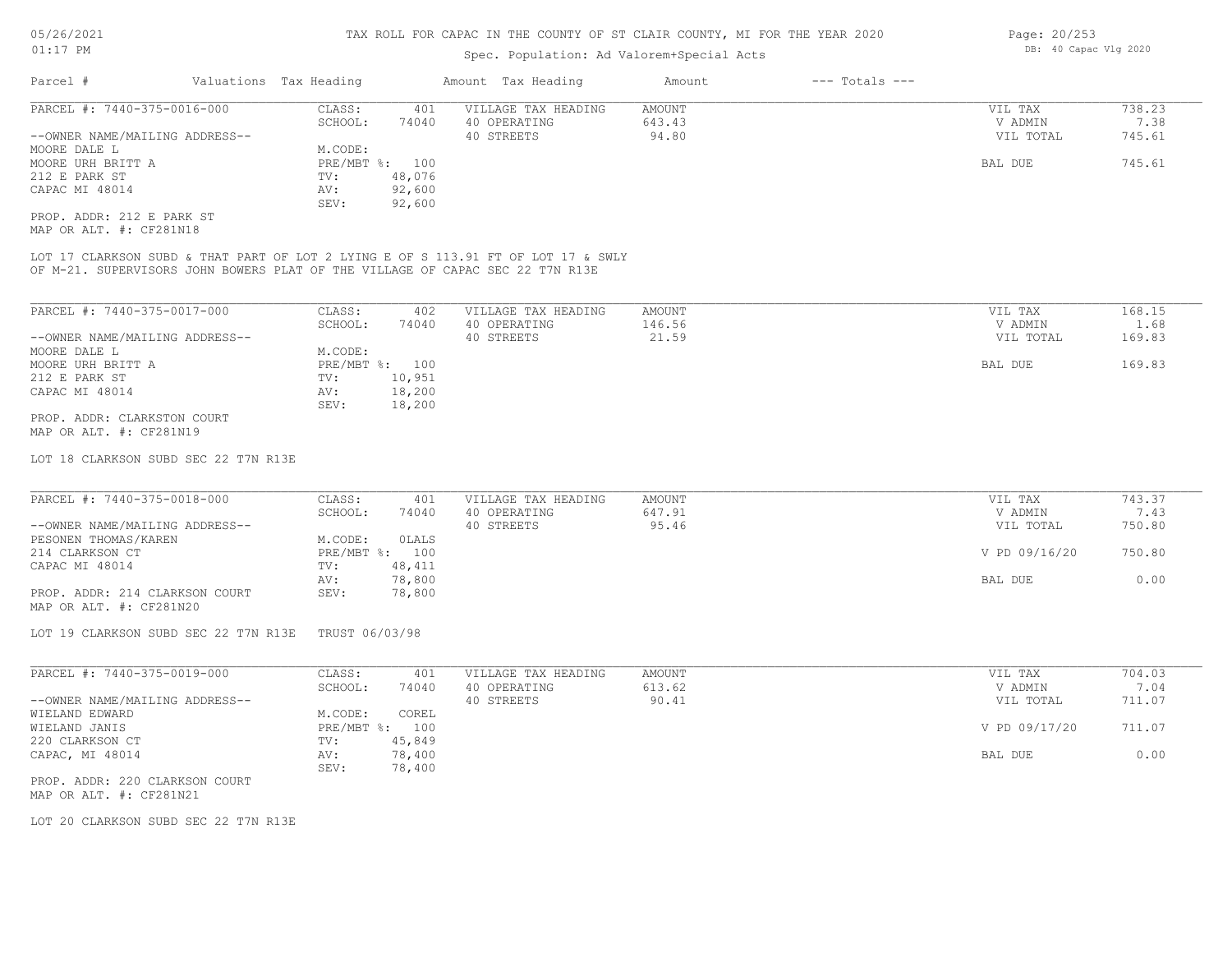# TAX ROLL FOR CAPAC IN THE COUNTY OF ST CLAIR COUNTY, MI FOR THE YEAR 2020

Spec. Population: Ad Valorem+Special Acts

DB: 40 Capac Vlg 2020

| Parcel # | Valuations | Tax Heading | Amount | Tax Heading | Amount | --- Totals --- | |
|---|---|---|---|---|---|---|---|
| PARCEL #: 7440-375-0016-000 | CLASS: | 401 | VILLAGE TAX HEADING | AMOUNT | | VIL TAX | 738.23 |
| | SCHOOL: | 74040 | 40 OPERATING | 643.43 | | V ADMIN | 7.38 |
| --OWNER NAME/MAILING ADDRESS-- | | | 40 STREETS | 94.80 | | VIL TOTAL | 745.61 |
| MOORE DALE L | M.CODE: | | | | | | |
| MOORE URH BRITT A | PRE/MBT %: | 100 | | | | BAL DUE | 745.61 |
| 212 E PARK ST | TV: | 48,076 | | | | | |
| CAPAC MI 48014 | AV: | 92,600 | | | | | |
| | SEV: | 92,600 | | | | | |
| PROP. ADDR: 212 E PARK ST | | | | | | | |
| MAP OR ALT. #: CF281N18 | | | | | | | |

LOT 17 CLARKSON SUBD & THAT PART OF LOT 2 LYING E OF S 113.91 FT OF LOT 17 & SWLY OF M-21. SUPERVISORS JOHN BOWERS PLAT OF THE VILLAGE OF CAPAC SEC 22 T7N R13E

| Parcel # | Valuations | Tax Heading | Amount | Tax Heading | Amount | --- Totals --- | |
|---|---|---|---|---|---|---|---|
| PARCEL #: 7440-375-0017-000 | CLASS: | 402 | VILLAGE TAX HEADING | AMOUNT | | VIL TAX | 168.15 |
| | SCHOOL: | 74040 | 40 OPERATING | 146.56 | | V ADMIN | 1.68 |
| --OWNER NAME/MAILING ADDRESS-- | | | 40 STREETS | 21.59 | | VIL TOTAL | 169.83 |
| MOORE DALE L | M.CODE: | | | | | | |
| MOORE URH BRITT A | PRE/MBT %: | 100 | | | | BAL DUE | 169.83 |
| 212 E PARK ST | TV: | 10,951 | | | | | |
| CAPAC MI 48014 | AV: | 18,200 | | | | | |
| | SEV: | 18,200 | | | | | |
| PROP. ADDR: CLARKSTON COURT | | | | | | | |
| MAP OR ALT. #: CF281N19 | | | | | | | |

LOT 18 CLARKSON SUBD SEC 22 T7N R13E

| Parcel # | Valuations | Tax Heading | Amount | Tax Heading | Amount | --- Totals --- | |
|---|---|---|---|---|---|---|---|
| PARCEL #: 7440-375-0018-000 | CLASS: | 401 | VILLAGE TAX HEADING | AMOUNT | | VIL TAX | 743.37 |
| | SCHOOL: | 74040 | 40 OPERATING | 647.91 | | V ADMIN | 7.43 |
| --OWNER NAME/MAILING ADDRESS-- | | | 40 STREETS | 95.46 | | VIL TOTAL | 750.80 |
| PESONEN THOMAS/KAREN | M.CODE: | 0LALS | | | | | |
| 214 CLARKSON CT | PRE/MBT %: | 100 | | | | V PD 09/16/20 | 750.80 |
| CAPAC MI 48014 | TV: | 48,411 | | | | | |
| | AV: | 78,800 | | | | BAL DUE | 0.00 |
| PROP. ADDR: 214 CLARKSON COURT | SEV: | 78,800 | | | | | |
| MAP OR ALT. #: CF281N20 | | | | | | | |

LOT 19 CLARKSON SUBD SEC 22 T7N R13E TRUST 06/03/98

| Parcel # | Valuations | Tax Heading | Amount | Tax Heading | Amount | --- Totals --- | |
|---|---|---|---|---|---|---|---|
| PARCEL #: 7440-375-0019-000 | CLASS: | 401 | VILLAGE TAX HEADING | AMOUNT | | VIL TAX | 704.03 |
| | SCHOOL: | 74040 | 40 OPERATING | 613.62 | | V ADMIN | 7.04 |
| --OWNER NAME/MAILING ADDRESS-- | | | 40 STREETS | 90.41 | | VIL TOTAL | 711.07 |
| WIELAND EDWARD | M.CODE: | COREL | | | | | |
| WIELAND JANIS | PRE/MBT %: | 100 | | | | V PD 09/17/20 | 711.07 |
| 220 CLARKSON CT | TV: | 45,849 | | | | | |
| CAPAC, MI 48014 | AV: | 78,400 | | | | BAL DUE | 0.00 |
| | SEV: | 78,400 | | | | | |
| PROP. ADDR: 220 CLARKSON COURT | | | | | | | |
| MAP OR ALT. #: CF281N21 | | | | | | | |

LOT 20 CLARKSON SUBD SEC 22 T7N R13E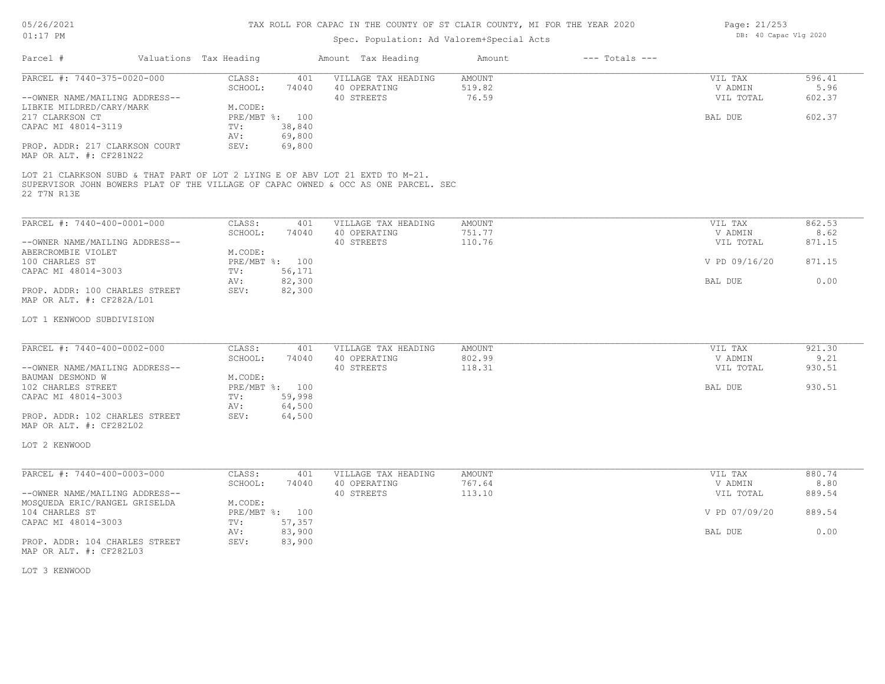# TAX ROLL FOR CAPAC IN THE COUNTY OF ST CLAIR COUNTY, MI FOR THE YEAR 2020

Spec. Population: Ad Valorem+Special Acts

| Parcel # | Valuations | Tax Heading | Amount | Tax Heading | Amount | --- Totals --- | |
|---|---|---|---|---|---|---|---|
| PARCEL #: 7440-375-0020-000 | CLASS: | 401 | VILLAGE TAX HEADING | AMOUNT | | VIL TAX | 596.41 |
| | SCHOOL: | 74040 | 40 OPERATING | 519.82 | | V ADMIN | 5.96 |
| --OWNER NAME/MAILING ADDRESS-- | | | 40 STREETS | 76.59 | | VIL TOTAL | 602.37 |
| LIBKIE MILDRED/CARY/MARK | M.CODE: | | | | | | |
| 217 CLARKSON CT | PRE/MBT %: | 100 | | | | BAL DUE | 602.37 |
| CAPAC MI 48014-3119 | TV: | 38,840 | | | | | |
| | AV: | 69,800 | | | | | |
| PROP. ADDR: 217 CLARKSON COURT | SEV: | 69,800 | | | | | |
| MAP OR ALT. #: CF281N22 | | | | | | | |

LOT 21 CLARKSON SUBD & THAT PART OF LOT 2 LYING E OF ABV LOT 21 EXTD TO M-21. SUPERVISOR JOHN BOWERS PLAT OF THE VILLAGE OF CAPAC OWNED & OCC AS ONE PARCEL. SEC 22 T7N R13E

| Parcel # | Valuations | Tax Heading | Amount | Tax Heading | Amount | --- Totals --- | |
|---|---|---|---|---|---|---|---|
| PARCEL #: 7440-400-0001-000 | CLASS: | 401 | VILLAGE TAX HEADING | AMOUNT | | VIL TAX | 862.53 |
| | SCHOOL: | 74040 | 40 OPERATING | 751.77 | | V ADMIN | 8.62 |
| --OWNER NAME/MAILING ADDRESS-- | | | 40 STREETS | 110.76 | | VIL TOTAL | 871.15 |
| ABERCROMBIE VIOLET | M.CODE: | | | | | | |
| 100 CHARLES ST | PRE/MBT %: | 100 | | | | V PD 09/16/20 | 871.15 |
| CAPAC MI 48014-3003 | TV: | 56,171 | | | | | |
| | AV: | 82,300 | | | | BAL DUE | 0.00 |
| PROP. ADDR: 100 CHARLES STREET | SEV: | 82,300 | | | | | |
| MAP OR ALT. #: CF282A/L01 | | | | | | | |

LOT 1 KENWOOD SUBDIVISION

| Parcel # | Valuations | Tax Heading | Amount | Tax Heading | Amount | --- Totals --- | |
|---|---|---|---|---|---|---|---|
| PARCEL #: 7440-400-0002-000 | CLASS: | 401 | VILLAGE TAX HEADING | AMOUNT | | VIL TAX | 921.30 |
| | SCHOOL: | 74040 | 40 OPERATING | 802.99 | | V ADMIN | 9.21 |
| --OWNER NAME/MAILING ADDRESS-- | | | 40 STREETS | 118.31 | | VIL TOTAL | 930.51 |
| BAUMAN DESMOND W | M.CODE: | | | | | | |
| 102 CHARLES STREET | PRE/MBT %: | 100 | | | | BAL DUE | 930.51 |
| CAPAC MI 48014-3003 | TV: | 59,998 | | | | | |
| | AV: | 64,500 | | | | | |
| PROP. ADDR: 102 CHARLES STREET | SEV: | 64,500 | | | | | |
| MAP OR ALT. #: CF282L02 | | | | | | | |

LOT 2 KENWOOD

| Parcel # | Valuations | Tax Heading | Amount | Tax Heading | Amount | --- Totals --- | |
|---|---|---|---|---|---|---|---|
| PARCEL #: 7440-400-0003-000 | CLASS: | 401 | VILLAGE TAX HEADING | AMOUNT | | VIL TAX | 880.74 |
| | SCHOOL: | 74040 | 40 OPERATING | 767.64 | | V ADMIN | 8.80 |
| --OWNER NAME/MAILING ADDRESS-- | | | 40 STREETS | 113.10 | | VIL TOTAL | 889.54 |
| MOSQUEDA ERIC/RANGEL GRISELDA | M.CODE: | | | | | | |
| 104 CHARLES ST | PRE/MBT %: | 100 | | | | V PD 07/09/20 | 889.54 |
| CAPAC MI 48014-3003 | TV: | 57,357 | | | | | |
| | AV: | 83,900 | | | | BAL DUE | 0.00 |
| PROP. ADDR: 104 CHARLES STREET | SEV: | 83,900 | | | | | |
| MAP OR ALT. #: CF282L03 | | | | | | | |

LOT 3 KENWOOD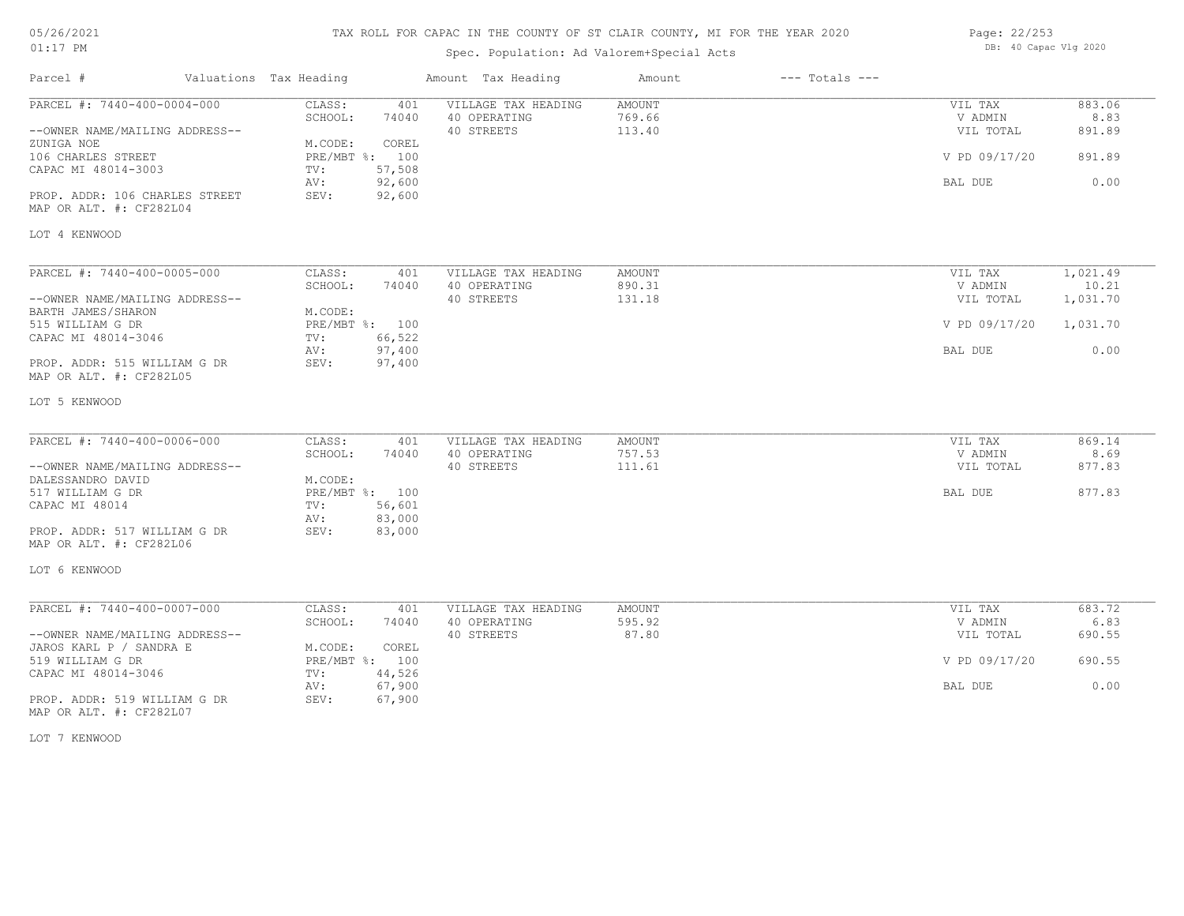# TAX ROLL FOR CAPAC IN THE COUNTY OF ST CLAIR COUNTY, MI FOR THE YEAR 2020

Spec. Population: Ad Valorem+Special Acts

DB: 40 Capac Vlg 2020

| Parcel # | Valuations | Tax Heading | Amount | Tax Heading | Amount | --- Totals --- | |
|---|---|---|---|---|---|---|---|
| PARCEL #: 7440-400-0004-000 | CLASS: | 401 | VILLAGE TAX HEADING | AMOUNT | | VIL TAX | 883.06 |
| | SCHOOL: | 74040 | 40 OPERATING | 769.66 | | V ADMIN | 8.83 |
| --OWNER NAME/MAILING ADDRESS-- | | | 40 STREETS | 113.40 | | VIL TOTAL | 891.89 |
| ZUNIGA NOE | M.CODE: | COREL | | | | | |
| 106 CHARLES STREET | PRE/MBT %: | 100 | | | | V PD 09/17/20 | 891.89 |
| CAPAC MI 48014-3003 | TV: | 57,508 | | | | | |
| | AV: | 92,600 | | | | BAL DUE | 0.00 |
| PROP. ADDR: 106 CHARLES STREET | SEV: | 92,600 | | | | | |
| MAP OR ALT. #: CF282L04 | | | | | | | |

LOT 4 KENWOOD

| Parcel # | Valuations | Tax Heading | Amount | Tax Heading | Amount | --- Totals --- | |
|---|---|---|---|---|---|---|---|
| PARCEL #: 7440-400-0005-000 | CLASS: | 401 | VILLAGE TAX HEADING | AMOUNT | | VIL TAX | 1,021.49 |
| | SCHOOL: | 74040 | 40 OPERATING | 890.31 | | V ADMIN | 10.21 |
| --OWNER NAME/MAILING ADDRESS-- | | | 40 STREETS | 131.18 | | VIL TOTAL | 1,031.70 |
| BARTH JAMES/SHARON | M.CODE: | | | | | | |
| 515 WILLIAM G DR | PRE/MBT %: | 100 | | | | V PD 09/17/20 | 1,031.70 |
| CAPAC MI 48014-3046 | TV: | 66,522 | | | | | |
| | AV: | 97,400 | | | | BAL DUE | 0.00 |
| PROP. ADDR: 515 WILLIAM G DR | SEV: | 97,400 | | | | | |
| MAP OR ALT. #: CF282L05 | | | | | | | |

LOT 5 KENWOOD

| Parcel # | Valuations | Tax Heading | Amount | Tax Heading | Amount | --- Totals --- | |
|---|---|---|---|---|---|---|---|
| PARCEL #: 7440-400-0006-000 | CLASS: | 401 | VILLAGE TAX HEADING | AMOUNT | | VIL TAX | 869.14 |
| | SCHOOL: | 74040 | 40 OPERATING | 757.53 | | V ADMIN | 8.69 |
| --OWNER NAME/MAILING ADDRESS-- | | | 40 STREETS | 111.61 | | VIL TOTAL | 877.83 |
| DALESSANDRO DAVID | M.CODE: | | | | | | |
| 517 WILLIAM G DR | PRE/MBT %: | 100 | | | | BAL DUE | 877.83 |
| CAPAC MI 48014 | TV: | 56,601 | | | | | |
| | AV: | 83,000 | | | | | |
| PROP. ADDR: 517 WILLIAM G DR | SEV: | 83,000 | | | | | |
| MAP OR ALT. #: CF282L06 | | | | | | | |

LOT 6 KENWOOD

| Parcel # | Valuations | Tax Heading | Amount | Tax Heading | Amount | --- Totals --- | |
|---|---|---|---|---|---|---|---|
| PARCEL #: 7440-400-0007-000 | CLASS: | 401 | VILLAGE TAX HEADING | AMOUNT | | VIL TAX | 683.72 |
| | SCHOOL: | 74040 | 40 OPERATING | 595.92 | | V ADMIN | 6.83 |
| --OWNER NAME/MAILING ADDRESS-- | | | 40 STREETS | 87.80 | | VIL TOTAL | 690.55 |
| JAROS KARL P / SANDRA E | M.CODE: | COREL | | | | | |
| 519 WILLIAM G DR | PRE/MBT %: | 100 | | | | V PD 09/17/20 | 690.55 |
| CAPAC MI 48014-3046 | TV: | 44,526 | | | | | |
| | AV: | 67,900 | | | | BAL DUE | 0.00 |
| PROP. ADDR: 519 WILLIAM G DR | SEV: | 67,900 | | | | | |
| MAP OR ALT. #: CF282L07 | | | | | | | |

LOT 7 KENWOOD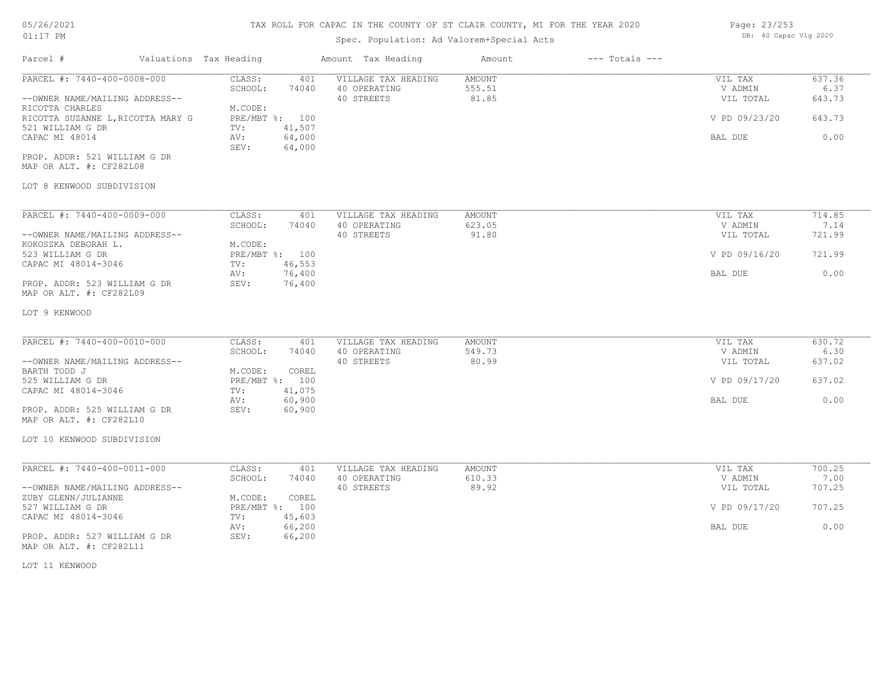# TAX ROLL FOR CAPAC IN THE COUNTY OF ST CLAIR COUNTY, MI FOR THE YEAR 2020

05/26/2021 01:17 PM

Spec. Population: Ad Valorem+Special Acts

DB: 40 Capac Vlg 2020

| Parcel # | Valuations Tax Heading | | Amount Tax Heading | Amount | --- Totals --- | |
|---|---|---|---|---|---|---|
| PARCEL #: 7440-400-0008-000 | CLASS: | 401 | VILLAGE TAX HEADING | AMOUNT | VIL TAX | 637.36 |
| | SCHOOL: | 74040 | 40 OPERATING | 555.51 | V ADMIN | 6.37 |
| --OWNER NAME/MAILING ADDRESS-- | | | 40 STREETS | 81.85 | VIL TOTAL | 643.73 |
| RICOTTA CHARLES | M.CODE: | | | | | |
| RICOTTA SUZANNE L,RICOTTA MARY G | PRE/MBT %: | 100 | | | V PD 09/23/20 | 643.73 |
| 521 WILLIAM G DR | TV: | 41,507 | | | | |
| CAPAC MI 48014 | AV: | 64,000 | | | BAL DUE | 0.00 |
| | SEV: | 64,000 | | | | |
| PROP. ADDR: 521 WILLIAM G DR | | | | | | |
| MAP OR ALT. #: CF282L08 | | | | | | |

LOT 8 KENWOOD SUBDIVISION

| Parcel # | Valuations Tax Heading | | Amount Tax Heading | Amount | --- Totals --- | |
|---|---|---|---|---|---|---|
| PARCEL #: 7440-400-0009-000 | CLASS: | 401 | VILLAGE TAX HEADING | AMOUNT | VIL TAX | 714.85 |
| | SCHOOL: | 74040 | 40 OPERATING | 623.05 | V ADMIN | 7.14 |
| --OWNER NAME/MAILING ADDRESS-- | | | 40 STREETS | 91.80 | VIL TOTAL | 721.99 |
| KOKOSZKA DEBORAH L. | M.CODE: | | | | | |
| 523 WILLIAM G DR | PRE/MBT %: | 100 | | | V PD 09/16/20 | 721.99 |
| CAPAC MI 48014-3046 | TV: | 46,553 | | | | |
| | AV: | 76,400 | | | BAL DUE | 0.00 |
| PROP. ADDR: 523 WILLIAM G DR | SEV: | 76,400 | | | | |
| MAP OR ALT. #: CF282L09 | | | | | | |

LOT 9 KENWOOD

| Parcel # | Valuations Tax Heading | | Amount Tax Heading | Amount | --- Totals --- | |
|---|---|---|---|---|---|---|
| PARCEL #: 7440-400-0010-000 | CLASS: | 401 | VILLAGE TAX HEADING | AMOUNT | VIL TAX | 630.72 |
| | SCHOOL: | 74040 | 40 OPERATING | 549.73 | V ADMIN | 6.30 |
| --OWNER NAME/MAILING ADDRESS-- | | | 40 STREETS | 80.99 | VIL TOTAL | 637.02 |
| BARTH TODD J | M.CODE: | COREL | | | | |
| 525 WILLIAM G DR | PRE/MBT %: | 100 | | | V PD 09/17/20 | 637.02 |
| CAPAC MI 48014-3046 | TV: | 41,075 | | | | |
| | AV: | 60,900 | | | BAL DUE | 0.00 |
| PROP. ADDR: 525 WILLIAM G DR | SEV: | 60,900 | | | | |
| MAP OR ALT. #: CF282L10 | | | | | | |

LOT 10 KENWOOD SUBDIVISION

| Parcel # | Valuations Tax Heading | | Amount Tax Heading | Amount | --- Totals --- | |
|---|---|---|---|---|---|---|
| PARCEL #: 7440-400-0011-000 | CLASS: | 401 | VILLAGE TAX HEADING | AMOUNT | VIL TAX | 700.25 |
| | SCHOOL: | 74040 | 40 OPERATING | 610.33 | V ADMIN | 7.00 |
| --OWNER NAME/MAILING ADDRESS-- | | | 40 STREETS | 89.92 | VIL TOTAL | 707.25 |
| ZUBY GLENN/JULIANNE | M.CODE: | COREL | | | | |
| 527 WILLIAM G DR | PRE/MBT %: | 100 | | | V PD 09/17/20 | 707.25 |
| CAPAC MI 48014-3046 | TV: | 45,603 | | | | |
| | AV: | 66,200 | | | BAL DUE | 0.00 |
| PROP. ADDR: 527 WILLIAM G DR | SEV: | 66,200 | | | | |
| MAP OR ALT. #: CF282L11 | | | | | | |

LOT 11 KENWOOD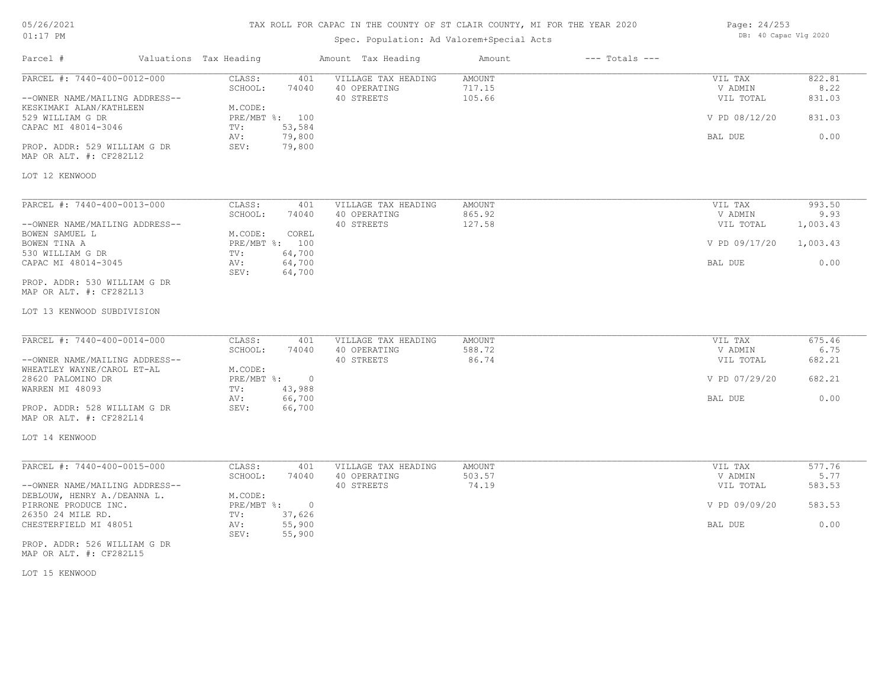# TAX ROLL FOR CAPAC IN THE COUNTY OF ST CLAIR COUNTY, MI FOR THE YEAR 2020

Spec. Population: Ad Valorem+Special Acts

05/26/2021
01:17 PM

DB: 40 Capac Vlg 2020

| Parcel # | Valuations Tax Heading | | Amount Tax Heading | Amount | --- Totals --- | |
|---|---|---|---|---|---|---|
| PARCEL #: 7440-400-0012-000 | CLASS: | 401 | VILLAGE TAX HEADING | AMOUNT | VIL TAX | 822.81 |
| | SCHOOL: | 74040 | 40 OPERATING | 717.15 | V ADMIN | 8.22 |
| --OWNER NAME/MAILING ADDRESS-- | | | 40 STREETS | 105.66 | VIL TOTAL | 831.03 |
| KESKIMAKI ALAN/KATHLEEN | M.CODE: | | | | | |
| 529 WILLIAM G DR | PRE/MBT %: | 100 | | | V PD 08/12/20 | 831.03 |
| CAPAC MI 48014-3046 | TV: | 53,584 | | | | |
| | AV: | 79,800 | | | BAL DUE | 0.00 |
| PROP. ADDR: 529 WILLIAM G DR | SEV: | 79,800 | | | | |
| MAP OR ALT. #: CF282L12 | | | | | | |
| LOT 12 KENWOOD | | | | | | |

| Parcel # | Valuations Tax Heading | | Amount Tax Heading | Amount | --- Totals --- | |
|---|---|---|---|---|---|---|
| PARCEL #: 7440-400-0013-000 | CLASS: | 401 | VILLAGE TAX HEADING | AMOUNT | VIL TAX | 993.50 |
| | SCHOOL: | 74040 | 40 OPERATING | 865.92 | V ADMIN | 9.93 |
| --OWNER NAME/MAILING ADDRESS-- | | | 40 STREETS | 127.58 | VIL TOTAL | 1,003.43 |
| BOWEN SAMUEL L | M.CODE: | COREL | | | | |
| BOWEN TINA A | PRE/MBT %: | 100 | | | V PD 09/17/20 | 1,003.43 |
| 530 WILLIAM G DR | TV: | 64,700 | | | | |
| CAPAC MI 48014-3045 | AV: | 64,700 | | | BAL DUE | 0.00 |
| | SEV: | 64,700 | | | | |
| PROP. ADDR: 530 WILLIAM G DR | | | | | | |
| MAP OR ALT. #: CF282L13 | | | | | | |
| LOT 13 KENWOOD SUBDIVISION | | | | | | |

| Parcel # | Valuations Tax Heading | | Amount Tax Heading | Amount | --- Totals --- | |
|---|---|---|---|---|---|---|
| PARCEL #: 7440-400-0014-000 | CLASS: | 401 | VILLAGE TAX HEADING | AMOUNT | VIL TAX | 675.46 |
| | SCHOOL: | 74040 | 40 OPERATING | 588.72 | V ADMIN | 6.75 |
| --OWNER NAME/MAILING ADDRESS-- | | | 40 STREETS | 86.74 | VIL TOTAL | 682.21 |
| WHEATLEY WAYNE/CAROL ET-AL | M.CODE: | | | | | |
| 28620 PALOMINO DR | PRE/MBT %: | 0 | | | V PD 07/29/20 | 682.21 |
| WARREN MI 48093 | TV: | 43,988 | | | | |
| | AV: | 66,700 | | | BAL DUE | 0.00 |
| PROP. ADDR: 528 WILLIAM G DR | SEV: | 66,700 | | | | |
| MAP OR ALT. #: CF282L14 | | | | | | |
| LOT 14 KENWOOD | | | | | | |

| Parcel # | Valuations Tax Heading | | Amount Tax Heading | Amount | --- Totals --- | |
|---|---|---|---|---|---|---|
| PARCEL #: 7440-400-0015-000 | CLASS: | 401 | VILLAGE TAX HEADING | AMOUNT | VIL TAX | 577.76 |
| | SCHOOL: | 74040 | 40 OPERATING | 503.57 | V ADMIN | 5.77 |
| --OWNER NAME/MAILING ADDRESS-- | | | 40 STREETS | 74.19 | VIL TOTAL | 583.53 |
| DEBLOUW, HENRY A./DEANNA L. | M.CODE: | | | | | |
| PIRRONE PRODUCE INC. | PRE/MBT %: | 0 | | | V PD 09/09/20 | 583.53 |
| 26350 24 MILE RD. | TV: | 37,626 | | | | |
| CHESTERFIELD MI 48051 | AV: | 55,900 | | | BAL DUE | 0.00 |
| | SEV: | 55,900 | | | | |
| PROP. ADDR: 526 WILLIAM G DR | | | | | | |
| MAP OR ALT. #: CF282L15 | | | | | | |
| LOT 15 KENWOOD | | | | | | |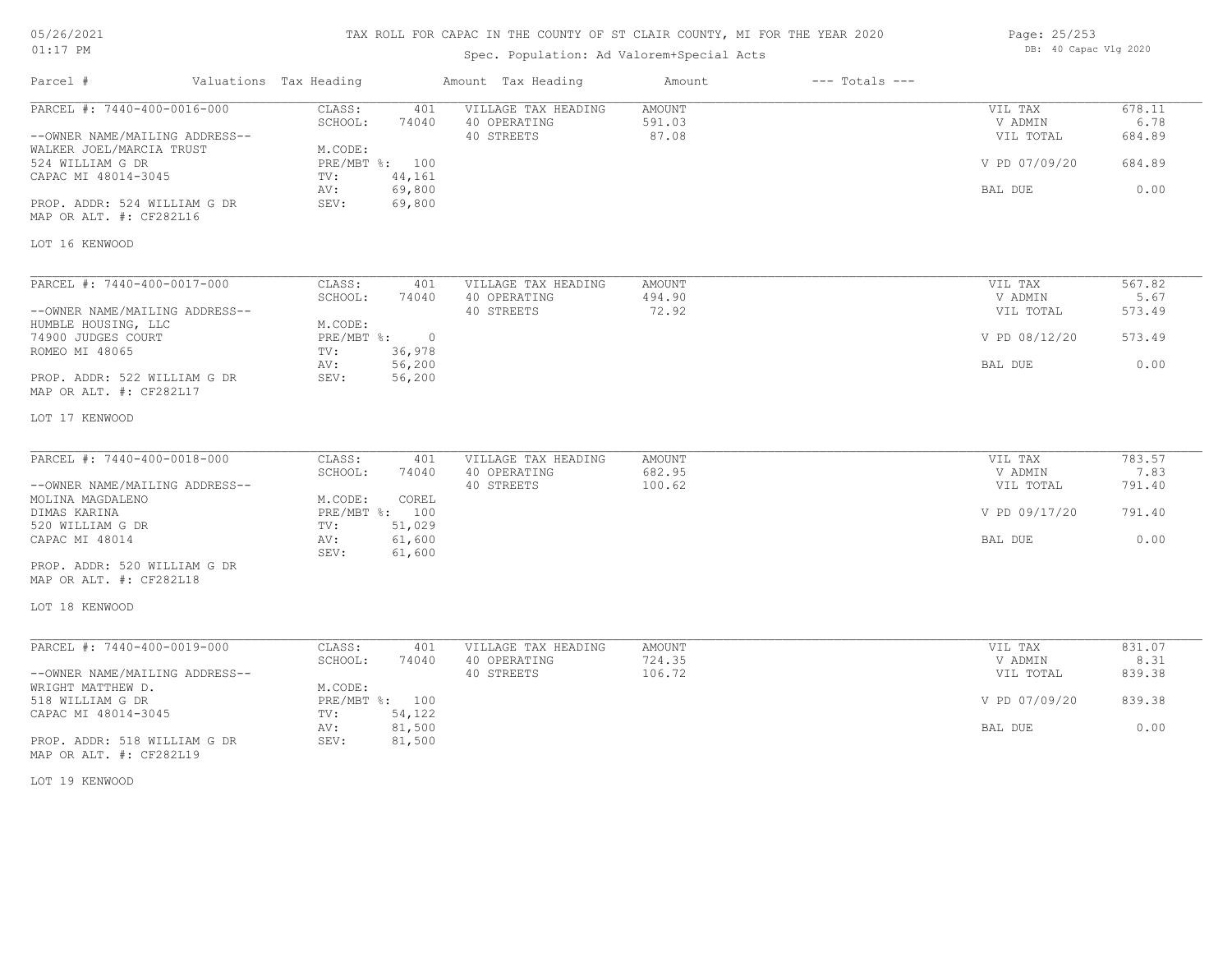# TAX ROLL FOR CAPAC IN THE COUNTY OF ST CLAIR COUNTY, MI FOR THE YEAR 2020

Spec. Population: Ad Valorem+Special Acts

05/26/2021 01:17 PM — DB: 40 Capac Vlg 2020

| Parcel # | Valuations | Tax Heading | Amount | Tax Heading | Amount | --- Totals --- | |
|---|---|---|---|---|---|---|---|
| PARCEL #: 7440-400-0016-000 | CLASS: | 401 | VILLAGE TAX HEADING | AMOUNT | | VIL TAX | 678.11 |
| | SCHOOL: | 74040 | 40 OPERATING | 591.03 | | V ADMIN | 6.78 |
| --OWNER NAME/MAILING ADDRESS-- | | | 40 STREETS | 87.08 | | VIL TOTAL | 684.89 |
| WALKER JOEL/MARCIA TRUST | M.CODE: | | | | | | |
| 524 WILLIAM G DR | PRE/MBT %: | 100 | | | | V PD 07/09/20 | 684.89 |
| CAPAC MI 48014-3045 | TV: | 44,161 | | | | | |
| | AV: | 69,800 | | | | BAL DUE | 0.00 |
| PROP. ADDR: 524 WILLIAM G DR | SEV: | 69,800 | | | | | |
| MAP OR ALT. #: CF282L16 | | | | | | | |

LOT 16 KENWOOD

| Parcel # | Valuations | Tax Heading | Amount | Tax Heading | Amount | --- Totals --- | |
|---|---|---|---|---|---|---|---|
| PARCEL #: 7440-400-0017-000 | CLASS: | 401 | VILLAGE TAX HEADING | AMOUNT | | VIL TAX | 567.82 |
| | SCHOOL: | 74040 | 40 OPERATING | 494.90 | | V ADMIN | 5.67 |
| --OWNER NAME/MAILING ADDRESS-- | | | 40 STREETS | 72.92 | | VIL TOTAL | 573.49 |
| HUMBLE HOUSING, LLC | M.CODE: | | | | | | |
| 74900 JUDGES COURT | PRE/MBT %: | 0 | | | | V PD 08/12/20 | 573.49 |
| ROMEO MI 48065 | TV: | 36,978 | | | | | |
| | AV: | 56,200 | | | | BAL DUE | 0.00 |
| PROP. ADDR: 522 WILLIAM G DR | SEV: | 56,200 | | | | | |
| MAP OR ALT. #: CF282L17 | | | | | | | |

LOT 17 KENWOOD

| Parcel # | Valuations | Tax Heading | Amount | Tax Heading | Amount | --- Totals --- | |
|---|---|---|---|---|---|---|---|
| PARCEL #: 7440-400-0018-000 | CLASS: | 401 | VILLAGE TAX HEADING | AMOUNT | | VIL TAX | 783.57 |
| | SCHOOL: | 74040 | 40 OPERATING | 682.95 | | V ADMIN | 7.83 |
| --OWNER NAME/MAILING ADDRESS-- | | | 40 STREETS | 100.62 | | VIL TOTAL | 791.40 |
| MOLINA MAGDALENO | M.CODE: | COREL | | | | | |
| DIMAS KARINA | PRE/MBT %: | 100 | | | | V PD 09/17/20 | 791.40 |
| 520 WILLIAM G DR | TV: | 51,029 | | | | | |
| CAPAC MI 48014 | AV: | 61,600 | | | | BAL DUE | 0.00 |
| | SEV: | 61,600 | | | | | |
| PROP. ADDR: 520 WILLIAM G DR | | | | | | | |
| MAP OR ALT. #: CF282L18 | | | | | | | |

LOT 18 KENWOOD

| Parcel # | Valuations | Tax Heading | Amount | Tax Heading | Amount | --- Totals --- | |
|---|---|---|---|---|---|---|---|
| PARCEL #: 7440-400-0019-000 | CLASS: | 401 | VILLAGE TAX HEADING | AMOUNT | | VIL TAX | 831.07 |
| | SCHOOL: | 74040 | 40 OPERATING | 724.35 | | V ADMIN | 8.31 |
| --OWNER NAME/MAILING ADDRESS-- | | | 40 STREETS | 106.72 | | VIL TOTAL | 839.38 |
| WRIGHT MATTHEW D. | M.CODE: | | | | | | |
| 518 WILLIAM G DR | PRE/MBT %: | 100 | | | | V PD 07/09/20 | 839.38 |
| CAPAC MI 48014-3045 | TV: | 54,122 | | | | | |
| | AV: | 81,500 | | | | BAL DUE | 0.00 |
| PROP. ADDR: 518 WILLIAM G DR | SEV: | 81,500 | | | | | |
| MAP OR ALT. #: CF282L19 | | | | | | | |

LOT 19 KENWOOD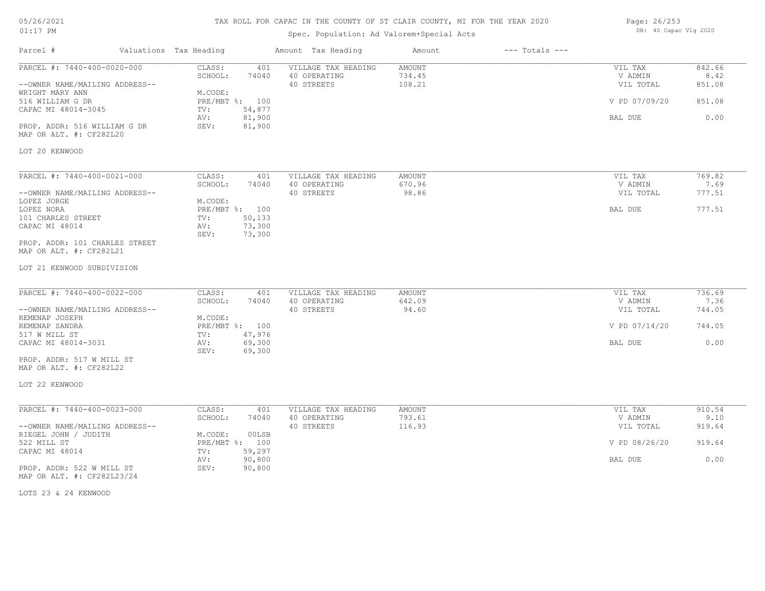# TAX ROLL FOR CAPAC IN THE COUNTY OF ST CLAIR COUNTY, MI FOR THE YEAR 2020

Spec. Population: Ad Valorem+Special Acts

DB: 40 Capac Vlg 2020

| Parcel # | Valuations | Tax Heading | Amount | Tax Heading | Amount | --- Totals --- | |
|---|---|---|---|---|---|---|---|
| PARCEL #: 7440-400-0020-000 | CLASS: | 401 | VILLAGE TAX HEADING | AMOUNT | | VIL TAX | 842.66 |
| | SCHOOL: | 74040 | 40 OPERATING | 734.45 | | V ADMIN | 8.42 |
| --OWNER NAME/MAILING ADDRESS-- | | | 40 STREETS | 108.21 | | VIL TOTAL | 851.08 |
| WRIGHT MARY ANN | M.CODE: | | | | | | |
| 516 WILLIAM G DR | PRE/MBT %: | 100 | | | | V PD 07/09/20 | 851.08 |
| CAPAC MI 48014-3045 | TV: | 54,877 | | | | | |
| | AV: | 81,900 | | | | BAL DUE | 0.00 |
| PROP. ADDR: 516 WILLIAM G DR | SEV: | 81,900 | | | | | |
| MAP OR ALT. #: CF282L20 | | | | | | | |

LOT 20 KENWOOD

| Parcel # | Valuations | Tax Heading | Amount | Tax Heading | Amount | --- Totals --- | |
|---|---|---|---|---|---|---|---|
| PARCEL #: 7440-400-0021-000 | CLASS: | 401 | VILLAGE TAX HEADING | AMOUNT | | VIL TAX | 769.82 |
| | SCHOOL: | 74040 | 40 OPERATING | 670.96 | | V ADMIN | 7.69 |
| --OWNER NAME/MAILING ADDRESS-- | | | 40 STREETS | 98.86 | | VIL TOTAL | 777.51 |
| LOPEZ JORGE | M.CODE: | | | | | | |
| LOPEZ NORA | PRE/MBT %: | 100 | | | | BAL DUE | 777.51 |
| 101 CHARLES STREET | TV: | 50,133 | | | | | |
| CAPAC MI 48014 | AV: | 73,300 | | | | | |
| | SEV: | 73,300 | | | | | |
| PROP. ADDR: 101 CHARLES STREET | | | | | | | |
| MAP OR ALT. #: CF282L21 | | | | | | | |

LOT 21 KENWOOD SUBDIVISION

| Parcel # | Valuations | Tax Heading | Amount | Tax Heading | Amount | --- Totals --- | |
|---|---|---|---|---|---|---|---|
| PARCEL #: 7440-400-0022-000 | CLASS: | 401 | VILLAGE TAX HEADING | AMOUNT | | VIL TAX | 736.69 |
| | SCHOOL: | 74040 | 40 OPERATING | 642.09 | | V ADMIN | 7.36 |
| --OWNER NAME/MAILING ADDRESS-- | | | 40 STREETS | 94.60 | | VIL TOTAL | 744.05 |
| REMENAP JOSEPH | M.CODE: | | | | | | |
| REMENAP SANDRA | PRE/MBT %: | 100 | | | | V PD 07/14/20 | 744.05 |
| 517 W MILL ST | TV: | 47,976 | | | | | |
| CAPAC MI 48014-3031 | AV: | 69,300 | | | | BAL DUE | 0.00 |
| | SEV: | 69,300 | | | | | |
| PROP. ADDR: 517 W MILL ST | | | | | | | |
| MAP OR ALT. #: CF282L22 | | | | | | | |

LOT 22 KENWOOD

| Parcel # | Valuations | Tax Heading | Amount | Tax Heading | Amount | --- Totals --- | |
|---|---|---|---|---|---|---|---|
| PARCEL #: 7440-400-0023-000 | CLASS: | 401 | VILLAGE TAX HEADING | AMOUNT | | VIL TAX | 910.54 |
| | SCHOOL: | 74040 | 40 OPERATING | 793.61 | | V ADMIN | 9.10 |
| --OWNER NAME/MAILING ADDRESS-- | | | 40 STREETS | 116.93 | | VIL TOTAL | 919.64 |
| RIEGEL JOHN / JUDITH | M.CODE: | 00LSB | | | | | |
| 522 MILL ST | PRE/MBT %: | 100 | | | | V PD 08/26/20 | 919.64 |
| CAPAC MI 48014 | TV: | 59,297 | | | | | |
| | AV: | 90,800 | | | | BAL DUE | 0.00 |
| PROP. ADDR: 522 W MILL ST | SEV: | 90,800 | | | | | |
| MAP OR ALT. #: CF282L23/24 | | | | | | | |

LOTS 23 & 24 KENWOOD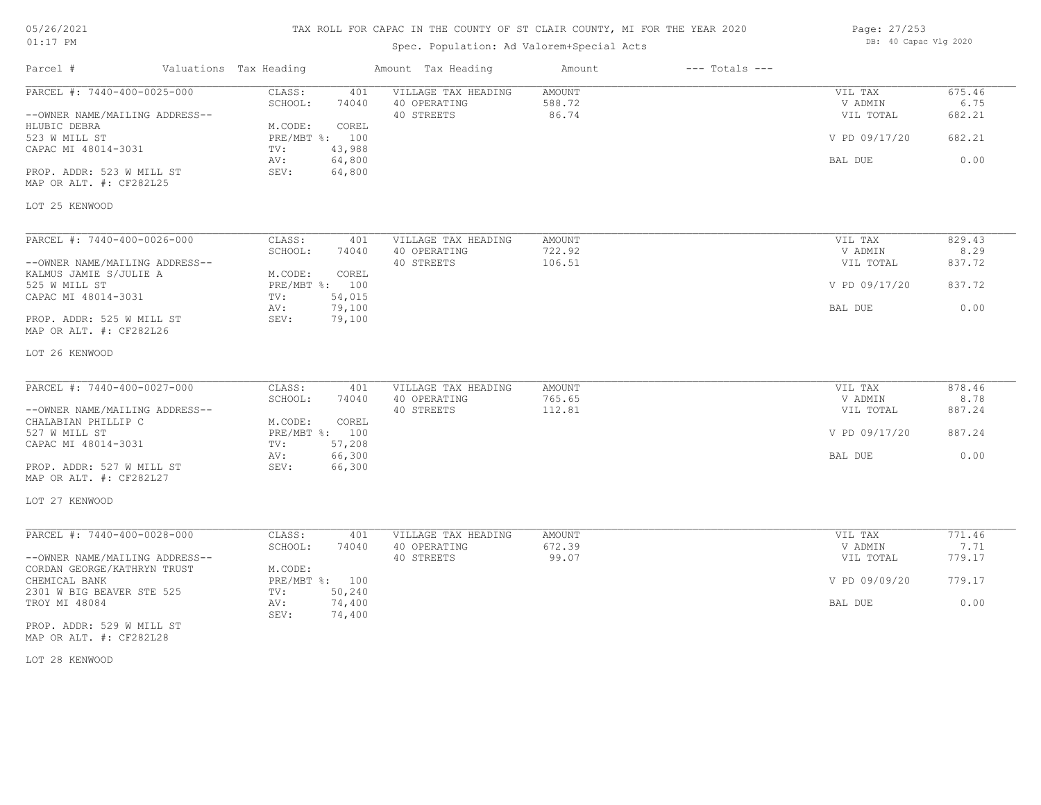# TAX ROLL FOR CAPAC IN THE COUNTY OF ST CLAIR COUNTY, MI FOR THE YEAR 2020

05/26/2021 01:17 PM

Spec. Population: Ad Valorem+Special Acts

DB: 40 Capac Vlg 2020

| Parcel # | Valuations | Tax Heading | Amount | Tax Heading | Amount | --- Totals --- | |
|---|---|---|---|---|---|---|---|
| PARCEL #: 7440-400-0025-000 | CLASS: | 401 | VILLAGE TAX HEADING | AMOUNT | | VIL TAX | 675.46 |
| | SCHOOL: | 74040 | 40 OPERATING | 588.72 | | V ADMIN | 6.75 |
| --OWNER NAME/MAILING ADDRESS-- | | | 40 STREETS | 86.74 | | VIL TOTAL | 682.21 |
| HLUBIC DEBRA | M.CODE: | COREL | | | | | |
| 523 W MILL ST | PRE/MBT %: | 100 | | | | V PD 09/17/20 | 682.21 |
| CAPAC MI 48014-3031 | TV: | 43,988 | | | | | |
| | AV: | 64,800 | | | | BAL DUE | 0.00 |
| PROP. ADDR: 523 W MILL ST | SEV: | 64,800 | | | | | |
| MAP OR ALT. #: CF282L25 | | | | | | | |
| LOT 25 KENWOOD | | | | | | | |

| Parcel # | Valuations | Tax Heading | Amount | Tax Heading | Amount | --- Totals --- | |
|---|---|---|---|---|---|---|---|
| PARCEL #: 7440-400-0026-000 | CLASS: | 401 | VILLAGE TAX HEADING | AMOUNT | | VIL TAX | 829.43 |
| | SCHOOL: | 74040 | 40 OPERATING | 722.92 | | V ADMIN | 8.29 |
| --OWNER NAME/MAILING ADDRESS-- | | | 40 STREETS | 106.51 | | VIL TOTAL | 837.72 |
| KALMUS JAMIE S/JULIE A | M.CODE: | COREL | | | | | |
| 525 W MILL ST | PRE/MBT %: | 100 | | | | V PD 09/17/20 | 837.72 |
| CAPAC MI 48014-3031 | TV: | 54,015 | | | | | |
| | AV: | 79,100 | | | | BAL DUE | 0.00 |
| PROP. ADDR: 525 W MILL ST | SEV: | 79,100 | | | | | |
| MAP OR ALT. #: CF282L26 | | | | | | | |
| LOT 26 KENWOOD | | | | | | | |

| Parcel # | Valuations | Tax Heading | Amount | Tax Heading | Amount | --- Totals --- | |
|---|---|---|---|---|---|---|---|
| PARCEL #: 7440-400-0027-000 | CLASS: | 401 | VILLAGE TAX HEADING | AMOUNT | | VIL TAX | 878.46 |
| | SCHOOL: | 74040 | 40 OPERATING | 765.65 | | V ADMIN | 8.78 |
| --OWNER NAME/MAILING ADDRESS-- | | | 40 STREETS | 112.81 | | VIL TOTAL | 887.24 |
| CHALABIAN PHILLIP C | M.CODE: | COREL | | | | | |
| 527 W MILL ST | PRE/MBT %: | 100 | | | | V PD 09/17/20 | 887.24 |
| CAPAC MI 48014-3031 | TV: | 57,208 | | | | | |
| | AV: | 66,300 | | | | BAL DUE | 0.00 |
| PROP. ADDR: 527 W MILL ST | SEV: | 66,300 | | | | | |
| MAP OR ALT. #: CF282L27 | | | | | | | |
| LOT 27 KENWOOD | | | | | | | |

| Parcel # | Valuations | Tax Heading | Amount | Tax Heading | Amount | --- Totals --- | |
|---|---|---|---|---|---|---|---|
| PARCEL #: 7440-400-0028-000 | CLASS: | 401 | VILLAGE TAX HEADING | AMOUNT | | VIL TAX | 771.46 |
| | SCHOOL: | 74040 | 40 OPERATING | 672.39 | | V ADMIN | 7.71 |
| --OWNER NAME/MAILING ADDRESS-- | | | 40 STREETS | 99.07 | | VIL TOTAL | 779.17 |
| CORDAN GEORGE/KATHRYN TRUST | M.CODE: | | | | | | |
| CHEMICAL BANK | PRE/MBT %: | 100 | | | | V PD 09/09/20 | 779.17 |
| 2301 W BIG BEAVER STE 525 | TV: | 50,240 | | | | | |
| TROY MI 48084 | AV: | 74,400 | | | | BAL DUE | 0.00 |
| | SEV: | 74,400 | | | | | |
| PROP. ADDR: 529 W MILL ST | | | | | | | |
| MAP OR ALT. #: CF282L28 | | | | | | | |
| LOT 28 KENWOOD | | | | | | | |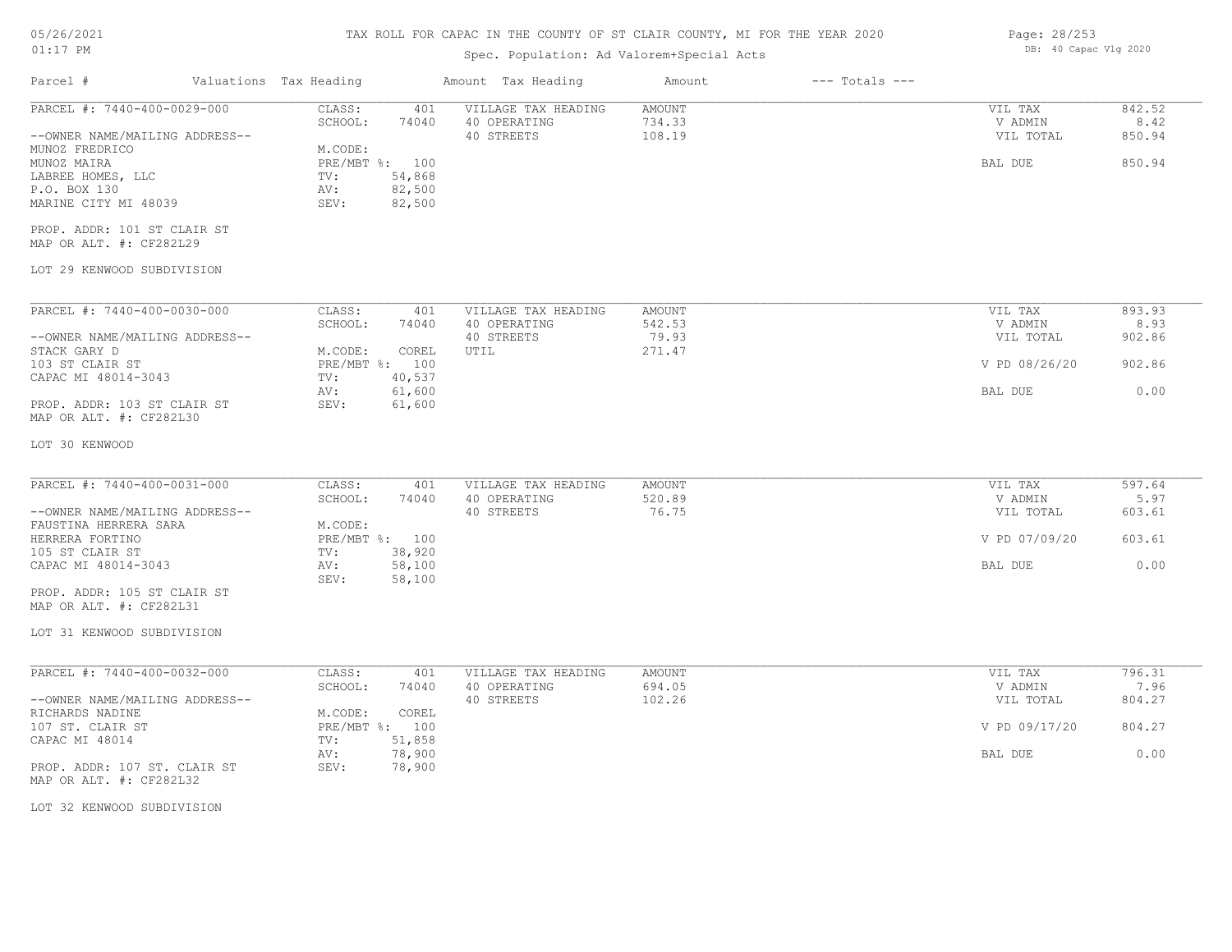# TAX ROLL FOR CAPAC IN THE COUNTY OF ST CLAIR COUNTY, MI FOR THE YEAR 2020

Spec. Population: Ad Valorem+Special Acts

05/26/2021 01:17 PM

DB: 40 Capac Vlg 2020

| Parcel # | Valuations Tax Heading | Amount Tax Heading | Amount | --- Totals --- |
|---|---|---|---|---|

---

**PARCEL #: 7440-400-0029-000**

--OWNER NAME/MAILING ADDRESS--
MUNOZ FREDRICO
MUNOZ MAIRA
LABREE HOMES, LLC
P.O. BOX 130
MARINE CITY MI 48039

PROP. ADDR: 101 ST CLAIR ST
MAP OR ALT. #: CF282L29

LOT 29 KENWOOD SUBDIVISION

| Valuations | | Tax Heading | Amount | Totals | |
|---|---|---|---|---|---|
| CLASS: | 401 | VILLAGE TAX HEADING | AMOUNT | VIL TAX | 842.52 |
| SCHOOL: | 74040 | 40 OPERATING | 734.33 | V ADMIN | 8.42 |
| M.CODE: | | 40 STREETS | 108.19 | VIL TOTAL | 850.94 |
| PRE/MBT %: | 100 | | | BAL DUE | 850.94 |
| TV: | 54,868 | | | | |
| AV: | 82,500 | | | | |
| SEV: | 82,500 | | | | |

---

**PARCEL #: 7440-400-0030-000**

--OWNER NAME/MAILING ADDRESS--
STACK GARY D
103 ST CLAIR ST
CAPAC MI 48014-3043

PROP. ADDR: 103 ST CLAIR ST
MAP OR ALT. #: CF282L30

LOT 30 KENWOOD

| Valuations | | Tax Heading | Amount | Totals | |
|---|---|---|---|---|---|
| CLASS: | 401 | VILLAGE TAX HEADING | AMOUNT | VIL TAX | 893.93 |
| SCHOOL: | 74040 | 40 OPERATING | 542.53 | V ADMIN | 8.93 |
| M.CODE: | COREL | 40 STREETS | 79.93 | VIL TOTAL | 902.86 |
| PRE/MBT %: | 100 | UTIL | 271.47 | V PD 08/26/20 | 902.86 |
| TV: | 40,537 | | | | |
| AV: | 61,600 | | | BAL DUE | 0.00 |
| SEV: | 61,600 | | | | |

---

**PARCEL #: 7440-400-0031-000**

--OWNER NAME/MAILING ADDRESS--
FAUSTINA HERRERA SARA
HERRERA FORTINO
105 ST CLAIR ST
CAPAC MI 48014-3043

PROP. ADDR: 105 ST CLAIR ST
MAP OR ALT. #: CF282L31

LOT 31 KENWOOD SUBDIVISION

| Valuations | | Tax Heading | Amount | Totals | |
|---|---|---|---|---|---|
| CLASS: | 401 | VILLAGE TAX HEADING | AMOUNT | VIL TAX | 597.64 |
| SCHOOL: | 74040 | 40 OPERATING | 520.89 | V ADMIN | 5.97 |
| M.CODE: | | 40 STREETS | 76.75 | VIL TOTAL | 603.61 |
| PRE/MBT %: | 100 | | | V PD 07/09/20 | 603.61 |
| TV: | 38,920 | | | | |
| AV: | 58,100 | | | BAL DUE | 0.00 |
| SEV: | 58,100 | | | | |

---

**PARCEL #: 7440-400-0032-000**

--OWNER NAME/MAILING ADDRESS--
RICHARDS NADINE
107 ST. CLAIR ST
CAPAC MI 48014

PROP. ADDR: 107 ST. CLAIR ST
MAP OR ALT. #: CF282L32

LOT 32 KENWOOD SUBDIVISION

| Valuations | | Tax Heading | Amount | Totals | |
|---|---|---|---|---|---|
| CLASS: | 401 | VILLAGE TAX HEADING | AMOUNT | VIL TAX | 796.31 |
| SCHOOL: | 74040 | 40 OPERATING | 694.05 | V ADMIN | 7.96 |
| M.CODE: | COREL | 40 STREETS | 102.26 | VIL TOTAL | 804.27 |
| PRE/MBT %: | 100 | | | V PD 09/17/20 | 804.27 |
| TV: | 51,858 | | | | |
| AV: | 78,900 | | | BAL DUE | 0.00 |
| SEV: | 78,900 | | | | |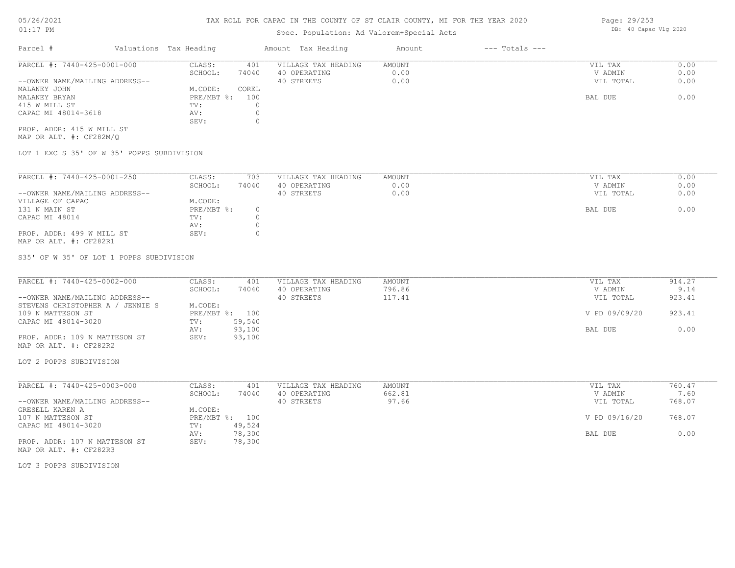# TAX ROLL FOR CAPAC IN THE COUNTY OF ST CLAIR COUNTY, MI FOR THE YEAR 2020

Spec. Population: Ad Valorem+Special Acts

| Parcel # | Valuations | Tax Heading | Amount | Tax Heading | Amount | --- Totals --- | |
|---|---|---|---|---|---|---|---|
| PARCEL #: 7440-425-0001-000 | CLASS: | 401 | VILLAGE TAX HEADING | AMOUNT | | VIL TAX | 0.00 |
| | SCHOOL: | 74040 | 40 OPERATING | 0.00 | | V ADMIN | 0.00 |
| --OWNER NAME/MAILING ADDRESS-- | | | 40 STREETS | 0.00 | | VIL TOTAL | 0.00 |
| MALANEY JOHN | M.CODE: | COREL | | | | | |
| MALANEY BRYAN | PRE/MBT %: | 100 | | | | BAL DUE | 0.00 |
| 415 W MILL ST | TV: | 0 | | | | | |
| CAPAC MI 48014-3618 | AV: | 0 | | | | | |
| | SEV: | 0 | | | | | |
| PROP. ADDR: 415 W MILL ST | | | | | | | |
| MAP OR ALT. #: CF282M/Q | | | | | | | |

LOT 1 EXC S 35' OF W 35' POPPS SUBDIVISION

| Parcel # | Valuations | Tax Heading | Amount | Tax Heading | Amount | --- Totals --- | |
|---|---|---|---|---|---|---|---|
| PARCEL #: 7440-425-0001-250 | CLASS: | 703 | VILLAGE TAX HEADING | AMOUNT | | VIL TAX | 0.00 |
| | SCHOOL: | 74040 | 40 OPERATING | 0.00 | | V ADMIN | 0.00 |
| --OWNER NAME/MAILING ADDRESS-- | | | 40 STREETS | 0.00 | | VIL TOTAL | 0.00 |
| VILLAGE OF CAPAC | M.CODE: | | | | | | |
| 131 N MAIN ST | PRE/MBT %: | 0 | | | | BAL DUE | 0.00 |
| CAPAC MI 48014 | TV: | 0 | | | | | |
| | AV: | 0 | | | | | |
| PROP. ADDR: 499 W MILL ST | SEV: | 0 | | | | | |
| MAP OR ALT. #: CF282R1 | | | | | | | |

S35' OF W 35' OF LOT 1 POPPS SUBDIVISION

| Parcel # | Valuations | Tax Heading | Amount | Tax Heading | Amount | --- Totals --- | |
|---|---|---|---|---|---|---|---|
| PARCEL #: 7440-425-0002-000 | CLASS: | 401 | VILLAGE TAX HEADING | AMOUNT | | VIL TAX | 914.27 |
| | SCHOOL: | 74040 | 40 OPERATING | 796.86 | | V ADMIN | 9.14 |
| --OWNER NAME/MAILING ADDRESS-- | | | 40 STREETS | 117.41 | | VIL TOTAL | 923.41 |
| STEVENS CHRISTOPHER A / JENNIE S | M.CODE: | | | | | | |
| 109 N MATTESON ST | PRE/MBT %: | 100 | | | | V PD 09/09/20 | 923.41 |
| CAPAC MI 48014-3020 | TV: | 59,540 | | | | | |
| | AV: | 93,100 | | | | BAL DUE | 0.00 |
| PROP. ADDR: 109 N MATTESON ST | SEV: | 93,100 | | | | | |
| MAP OR ALT. #: CF282R2 | | | | | | | |

LOT 2 POPPS SUBDIVISION

| Parcel # | Valuations | Tax Heading | Amount | Tax Heading | Amount | --- Totals --- | |
|---|---|---|---|---|---|---|---|
| PARCEL #: 7440-425-0003-000 | CLASS: | 401 | VILLAGE TAX HEADING | AMOUNT | | VIL TAX | 760.47 |
| | SCHOOL: | 74040 | 40 OPERATING | 662.81 | | V ADMIN | 7.60 |
| --OWNER NAME/MAILING ADDRESS-- | | | 40 STREETS | 97.66 | | VIL TOTAL | 768.07 |
| GRESELL KAREN A | M.CODE: | | | | | | |
| 107 N MATTESON ST | PRE/MBT %: | 100 | | | | V PD 09/16/20 | 768.07 |
| CAPAC MI 48014-3020 | TV: | 49,524 | | | | | |
| | AV: | 78,300 | | | | BAL DUE | 0.00 |
| PROP. ADDR: 107 N MATTESON ST | SEV: | 78,300 | | | | | |
| MAP OR ALT. #: CF282R3 | | | | | | | |

LOT 3 POPPS SUBDIVISION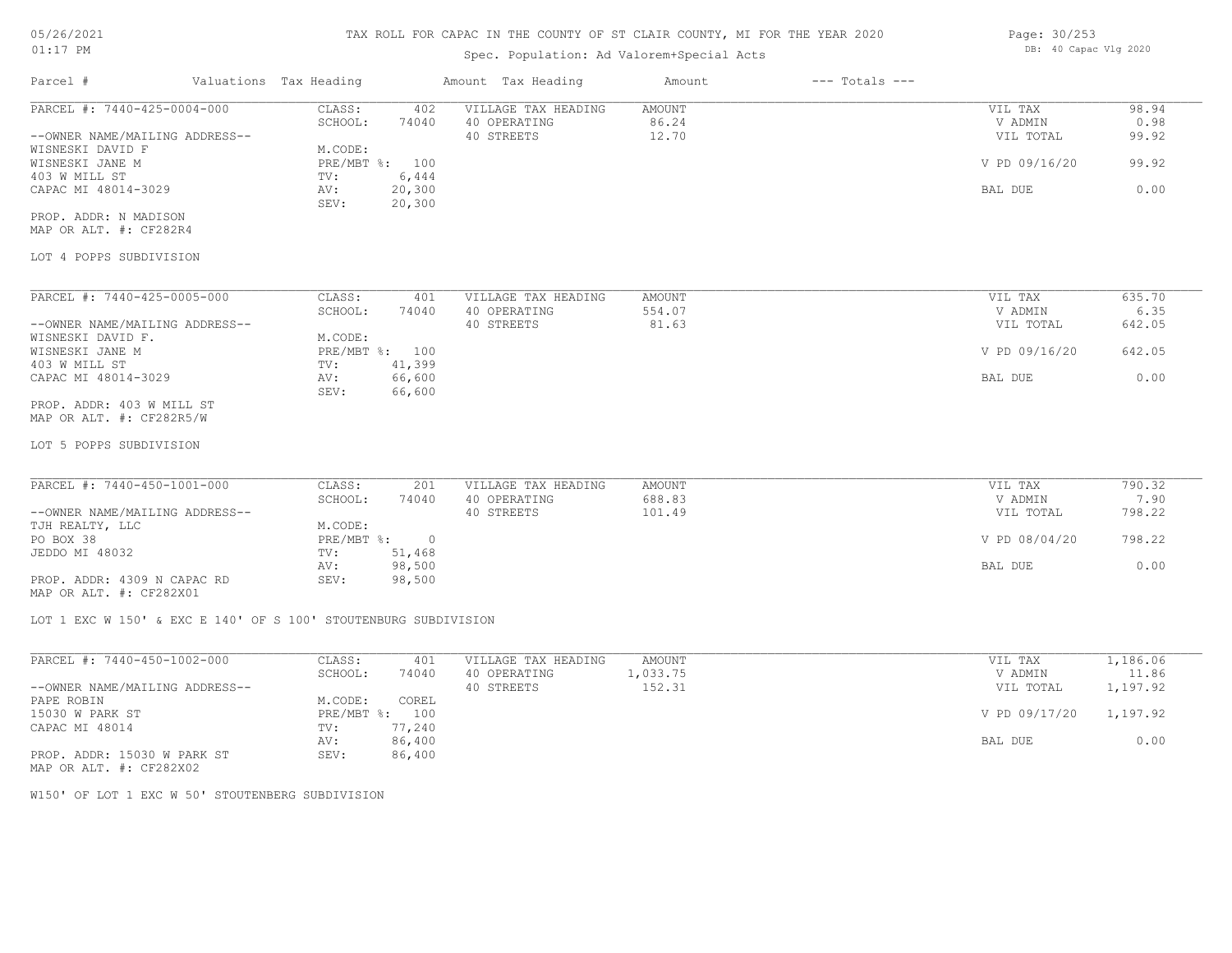# TAX ROLL FOR CAPAC IN THE COUNTY OF ST CLAIR COUNTY, MI FOR THE YEAR 2020

Spec. Population: Ad Valorem+Special Acts

| Parcel # | Valuations Tax Heading | | Amount Tax Heading | Amount | --- Totals --- | |
|---|---|---|---|---|---|---|
| PARCEL #: 7440-425-0004-000 | CLASS: | 402 | VILLAGE TAX HEADING | AMOUNT | VIL TAX | 98.94 |
| | SCHOOL: | 74040 | 40 OPERATING | 86.24 | V ADMIN | 0.98 |
| --OWNER NAME/MAILING ADDRESS-- | | | 40 STREETS | 12.70 | VIL TOTAL | 99.92 |
| WISNESKI DAVID F | M.CODE: | | | | | |
| WISNESKI JANE M | PRE/MBT %: | 100 | | | V PD 09/16/20 | 99.92 |
| 403 W MILL ST | TV: | 6,444 | | | | |
| CAPAC MI 48014-3029 | AV: | 20,300 | | | BAL DUE | 0.00 |
| | SEV: | 20,300 | | | | |
| PROP. ADDR: N MADISON | | | | | | |
| MAP OR ALT. #: CF282R4 | | | | | | |

LOT 4 POPPS SUBDIVISION

| Parcel # | Valuations Tax Heading | | Amount Tax Heading | Amount | --- Totals --- | |
|---|---|---|---|---|---|---|
| PARCEL #: 7440-425-0005-000 | CLASS: | 401 | VILLAGE TAX HEADING | AMOUNT | VIL TAX | 635.70 |
| | SCHOOL: | 74040 | 40 OPERATING | 554.07 | V ADMIN | 6.35 |
| --OWNER NAME/MAILING ADDRESS-- | | | 40 STREETS | 81.63 | VIL TOTAL | 642.05 |
| WISNESKI DAVID F. | M.CODE: | | | | | |
| WISNESKI JANE M | PRE/MBT %: | 100 | | | V PD 09/16/20 | 642.05 |
| 403 W MILL ST | TV: | 41,399 | | | | |
| CAPAC MI 48014-3029 | AV: | 66,600 | | | BAL DUE | 0.00 |
| | SEV: | 66,600 | | | | |
| PROP. ADDR: 403 W MILL ST | | | | | | |
| MAP OR ALT. #: CF282R5/W | | | | | | |

LOT 5 POPPS SUBDIVISION

| Parcel # | Valuations Tax Heading | | Amount Tax Heading | Amount | --- Totals --- | |
|---|---|---|---|---|---|---|
| PARCEL #: 7440-450-1001-000 | CLASS: | 201 | VILLAGE TAX HEADING | AMOUNT | VIL TAX | 790.32 |
| | SCHOOL: | 74040 | 40 OPERATING | 688.83 | V ADMIN | 7.90 |
| --OWNER NAME/MAILING ADDRESS-- | | | 40 STREETS | 101.49 | VIL TOTAL | 798.22 |
| TJH REALTY, LLC | M.CODE: | | | | | |
| PO BOX 38 | PRE/MBT %: | 0 | | | V PD 08/04/20 | 798.22 |
| JEDDO MI 48032 | TV: | 51,468 | | | | |
| | AV: | 98,500 | | | BAL DUE | 0.00 |
| PROP. ADDR: 4309 N CAPAC RD | SEV: | 98,500 | | | | |
| MAP OR ALT. #: CF282X01 | | | | | | |

LOT 1 EXC W 150' & EXC E 140' OF S 100' STOUTENBURG SUBDIVISION

| Parcel # | Valuations Tax Heading | | Amount Tax Heading | Amount | --- Totals --- | |
|---|---|---|---|---|---|---|
| PARCEL #: 7440-450-1002-000 | CLASS: | 401 | VILLAGE TAX HEADING | AMOUNT | VIL TAX | 1,186.06 |
| | SCHOOL: | 74040 | 40 OPERATING | 1,033.75 | V ADMIN | 11.86 |
| --OWNER NAME/MAILING ADDRESS-- | | | 40 STREETS | 152.31 | VIL TOTAL | 1,197.92 |
| PAPE ROBIN | M.CODE: | COREL | | | | |
| 15030 W PARK ST | PRE/MBT %: | 100 | | | V PD 09/17/20 | 1,197.92 |
| CAPAC MI 48014 | TV: | 77,240 | | | | |
| | AV: | 86,400 | | | BAL DUE | 0.00 |
| PROP. ADDR: 15030 W PARK ST | SEV: | 86,400 | | | | |
| MAP OR ALT. #: CF282X02 | | | | | | |

W150' OF LOT 1 EXC W 50' STOUTENBERG SUBDIVISION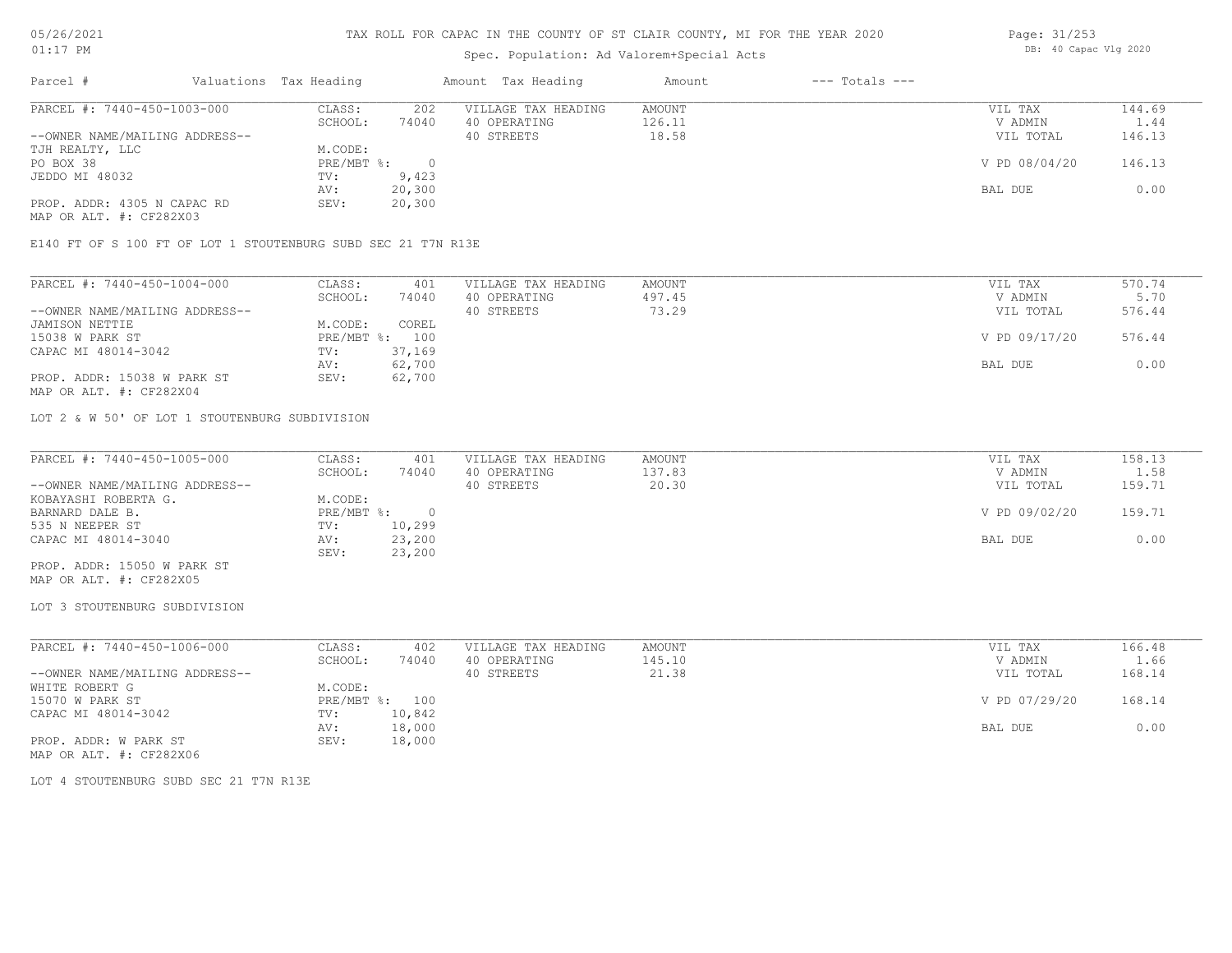# TAX ROLL FOR CAPAC IN THE COUNTY OF ST CLAIR COUNTY, MI FOR THE YEAR 2020

Spec. Population: Ad Valorem+Special Acts

| Parcel # | Valuations Tax Heading | | Amount Tax Heading | Amount | --- Totals --- | |
|---|---|---|---|---|---|---|
| PARCEL #: 7440-450-1003-000 | CLASS: | 202 | VILLAGE TAX HEADING | AMOUNT | VIL TAX | 144.69 |
| | SCHOOL: | 74040 | 40 OPERATING | 126.11 | V ADMIN | 1.44 |
| --OWNER NAME/MAILING ADDRESS-- | | | 40 STREETS | 18.58 | VIL TOTAL | 146.13 |
| TJH REALTY, LLC | M.CODE: | | | | | |
| PO BOX 38 | PRE/MBT %: | 0 | | | V PD 08/04/20 | 146.13 |
| JEDDO MI 48032 | TV: | 9,423 | | | | |
| | AV: | 20,300 | | | BAL DUE | 0.00 |
| PROP. ADDR: 4305 N CAPAC RD | SEV: | 20,300 | | | | |
| MAP OR ALT. #: CF282X03 | | | | | | |

E140 FT OF S 100 FT OF LOT 1 STOUTENBURG SUBD SEC 21 T7N R13E

| Parcel # | Valuations Tax Heading | | Amount Tax Heading | Amount | --- Totals --- | |
|---|---|---|---|---|---|---|
| PARCEL #: 7440-450-1004-000 | CLASS: | 401 | VILLAGE TAX HEADING | AMOUNT | VIL TAX | 570.74 |
| | SCHOOL: | 74040 | 40 OPERATING | 497.45 | V ADMIN | 5.70 |
| --OWNER NAME/MAILING ADDRESS-- | | | 40 STREETS | 73.29 | VIL TOTAL | 576.44 |
| JAMISON NETTIE | M.CODE: | COREL | | | | |
| 15038 W PARK ST | PRE/MBT %: | 100 | | | V PD 09/17/20 | 576.44 |
| CAPAC MI 48014-3042 | TV: | 37,169 | | | | |
| | AV: | 62,700 | | | BAL DUE | 0.00 |
| PROP. ADDR: 15038 W PARK ST | SEV: | 62,700 | | | | |
| MAP OR ALT. #: CF282X04 | | | | | | |

LOT 2 & W 50' OF LOT 1 STOUTENBURG SUBDIVISION

| Parcel # | Valuations Tax Heading | | Amount Tax Heading | Amount | --- Totals --- | |
|---|---|---|---|---|---|---|
| PARCEL #: 7440-450-1005-000 | CLASS: | 401 | VILLAGE TAX HEADING | AMOUNT | VIL TAX | 158.13 |
| | SCHOOL: | 74040 | 40 OPERATING | 137.83 | V ADMIN | 1.58 |
| --OWNER NAME/MAILING ADDRESS-- | | | 40 STREETS | 20.30 | VIL TOTAL | 159.71 |
| KOBAYASHI ROBERTA G. | M.CODE: | | | | | |
| BARNARD DALE B. | PRE/MBT %: | 0 | | | V PD 09/02/20 | 159.71 |
| 535 N NEEPER ST | TV: | 10,299 | | | | |
| CAPAC MI 48014-3040 | AV: | 23,200 | | | BAL DUE | 0.00 |
| | SEV: | 23,200 | | | | |
| PROP. ADDR: 15050 W PARK ST | | | | | | |
| MAP OR ALT. #: CF282X05 | | | | | | |

LOT 3 STOUTENBURG SUBDIVISION

| Parcel # | Valuations Tax Heading | | Amount Tax Heading | Amount | --- Totals --- | |
|---|---|---|---|---|---|---|
| PARCEL #: 7440-450-1006-000 | CLASS: | 402 | VILLAGE TAX HEADING | AMOUNT | VIL TAX | 166.48 |
| | SCHOOL: | 74040 | 40 OPERATING | 145.10 | V ADMIN | 1.66 |
| --OWNER NAME/MAILING ADDRESS-- | | | 40 STREETS | 21.38 | VIL TOTAL | 168.14 |
| WHITE ROBERT G | M.CODE: | | | | | |
| 15070 W PARK ST | PRE/MBT %: | 100 | | | V PD 07/29/20 | 168.14 |
| CAPAC MI 48014-3042 | TV: | 10,842 | | | | |
| | AV: | 18,000 | | | BAL DUE | 0.00 |
| PROP. ADDR: W PARK ST | SEV: | 18,000 | | | | |
| MAP OR ALT. #: CF282X06 | | | | | | |

LOT 4 STOUTENBURG SUBD SEC 21 T7N R13E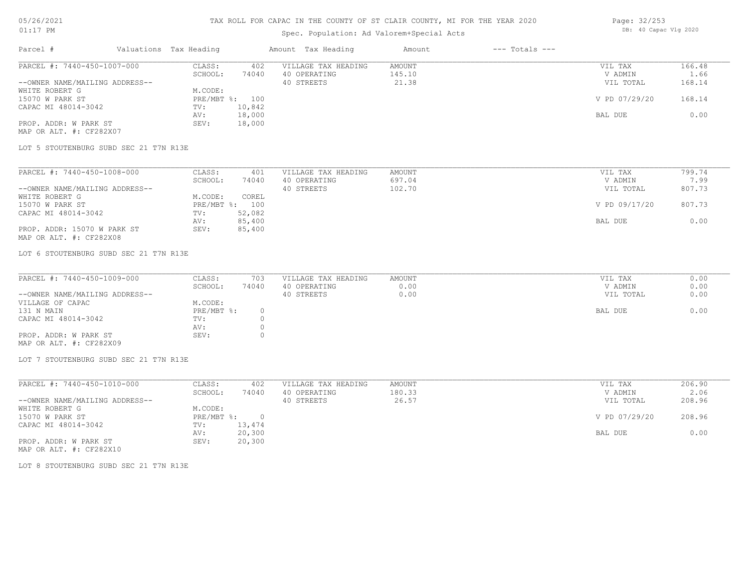# TAX ROLL FOR CAPAC IN THE COUNTY OF ST CLAIR COUNTY, MI FOR THE YEAR 2020

Spec. Population: Ad Valorem+Special Acts

| Parcel # | Valuations | Tax Heading | Amount | Tax Heading | Amount | --- Totals --- | |
|---|---|---|---|---|---|---|---|
| PARCEL #: 7440-450-1007-000 | CLASS: | 402 | VILLAGE TAX HEADING | AMOUNT | | VIL TAX | 166.48 |
| | SCHOOL: | 74040 | 40 OPERATING | 145.10 | | V ADMIN | 1.66 |
| --OWNER NAME/MAILING ADDRESS-- | | | 40 STREETS | 21.38 | | VIL TOTAL | 168.14 |
| WHITE ROBERT G | M.CODE: | | | | | | |
| 15070 W PARK ST | PRE/MBT %: | 100 | | | | V PD 07/29/20 | 168.14 |
| CAPAC MI 48014-3042 | TV: | 10,842 | | | | | |
| | AV: | 18,000 | | | | BAL DUE | 0.00 |
| PROP. ADDR: W PARK ST | SEV: | 18,000 | | | | | |
| MAP OR ALT. #: CF282X07 | | | | | | | |

LOT 5 STOUTENBURG SUBD SEC 21 T7N R13E

| Parcel # | Valuations | Tax Heading | Amount | Tax Heading | Amount | --- Totals --- | |
|---|---|---|---|---|---|---|---|
| PARCEL #: 7440-450-1008-000 | CLASS: | 401 | VILLAGE TAX HEADING | AMOUNT | | VIL TAX | 799.74 |
| | SCHOOL: | 74040 | 40 OPERATING | 697.04 | | V ADMIN | 7.99 |
| --OWNER NAME/MAILING ADDRESS-- | | | 40 STREETS | 102.70 | | VIL TOTAL | 807.73 |
| WHITE ROBERT G | M.CODE: | COREL | | | | | |
| 15070 W PARK ST | PRE/MBT %: | 100 | | | | V PD 09/17/20 | 807.73 |
| CAPAC MI 48014-3042 | TV: | 52,082 | | | | | |
| | AV: | 85,400 | | | | BAL DUE | 0.00 |
| PROP. ADDR: 15070 W PARK ST | SEV: | 85,400 | | | | | |
| MAP OR ALT. #: CF282X08 | | | | | | | |

LOT 6 STOUTENBURG SUBD SEC 21 T7N R13E

| Parcel # | Valuations | Tax Heading | Amount | Tax Heading | Amount | --- Totals --- | |
|---|---|---|---|---|---|---|---|
| PARCEL #: 7440-450-1009-000 | CLASS: | 703 | VILLAGE TAX HEADING | AMOUNT | | VIL TAX | 0.00 |
| | SCHOOL: | 74040 | 40 OPERATING | 0.00 | | V ADMIN | 0.00 |
| --OWNER NAME/MAILING ADDRESS-- | | | 40 STREETS | 0.00 | | VIL TOTAL | 0.00 |
| VILLAGE OF CAPAC | M.CODE: | | | | | | |
| 131 N MAIN | PRE/MBT %: | 0 | | | | BAL DUE | 0.00 |
| CAPAC MI 48014-3042 | TV: | 0 | | | | | |
| | AV: | 0 | | | | | |
| PROP. ADDR: W PARK ST | SEV: | 0 | | | | | |
| MAP OR ALT. #: CF282X09 | | | | | | | |

LOT 7 STOUTENBURG SUBD SEC 21 T7N R13E

| Parcel # | Valuations | Tax Heading | Amount | Tax Heading | Amount | --- Totals --- | |
|---|---|---|---|---|---|---|---|
| PARCEL #: 7440-450-1010-000 | CLASS: | 402 | VILLAGE TAX HEADING | AMOUNT | | VIL TAX | 206.90 |
| | SCHOOL: | 74040 | 40 OPERATING | 180.33 | | V ADMIN | 2.06 |
| --OWNER NAME/MAILING ADDRESS-- | | | 40 STREETS | 26.57 | | VIL TOTAL | 208.96 |
| WHITE ROBERT G | M.CODE: | | | | | | |
| 15070 W PARK ST | PRE/MBT %: | 0 | | | | V PD 07/29/20 | 208.96 |
| CAPAC MI 48014-3042 | TV: | 13,474 | | | | | |
| | AV: | 20,300 | | | | BAL DUE | 0.00 |
| PROP. ADDR: W PARK ST | SEV: | 20,300 | | | | | |
| MAP OR ALT. #: CF282X10 | | | | | | | |

LOT 8 STOUTENBURG SUBD SEC 21 T7N R13E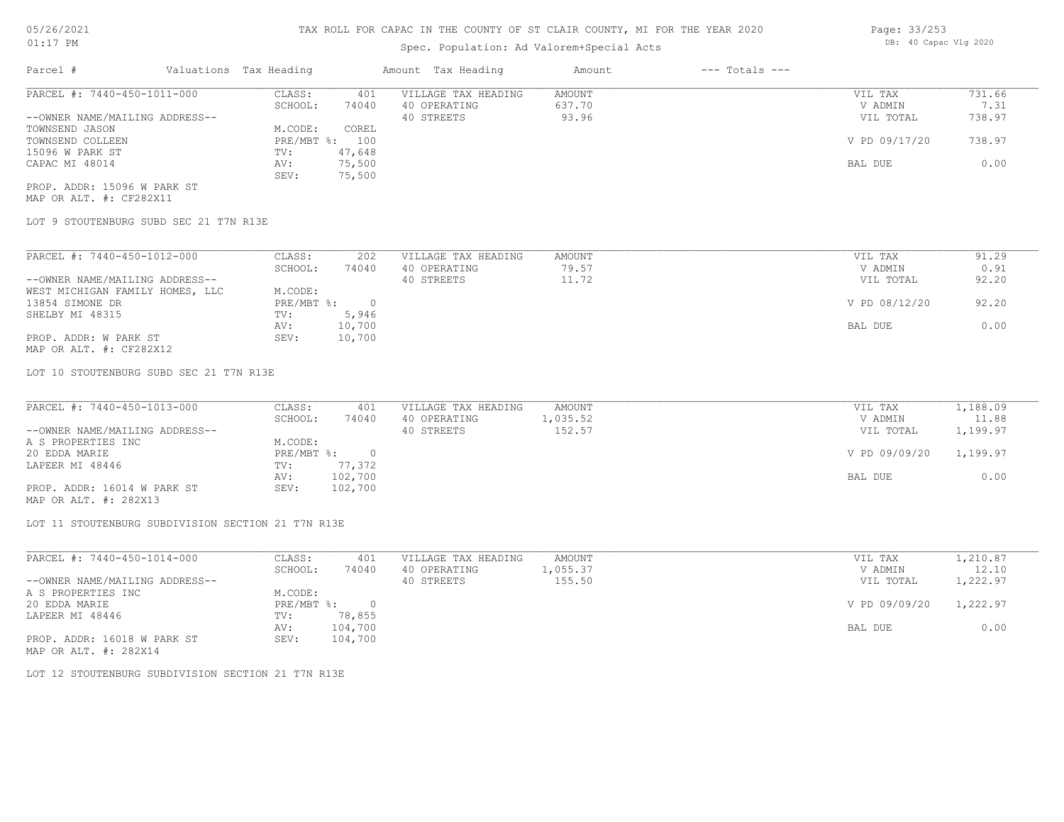# TAX ROLL FOR CAPAC IN THE COUNTY OF ST CLAIR COUNTY, MI FOR THE YEAR 2020

Spec. Population: Ad Valorem+Special Acts

| Parcel # | Valuations | Tax Heading | Amount | Tax Heading | Amount | --- Totals --- | |
|---|---|---|---|---|---|---|---|
| PARCEL #: 7440-450-1011-000 | CLASS: | 401 | VILLAGE TAX HEADING | AMOUNT | | VIL TAX | 731.66 |
| | SCHOOL: | 74040 | 40 OPERATING | 637.70 | | V ADMIN | 7.31 |
| --OWNER NAME/MAILING ADDRESS-- | | | 40 STREETS | 93.96 | | VIL TOTAL | 738.97 |
| TOWNSEND JASON | M.CODE: | COREL | | | | | |
| TOWNSEND COLLEEN | PRE/MBT %: | 100 | | | | V PD 09/17/20 | 738.97 |
| 15096 W PARK ST | TV: | 47,648 | | | | | |
| CAPAC MI 48014 | AV: | 75,500 | | | | BAL DUE | 0.00 |
| | SEV: | 75,500 | | | | | |
| PROP. ADDR: 15096 W PARK ST | | | | | | | |
| MAP OR ALT. #: CF282X11 | | | | | | | |

LOT 9 STOUTENBURG SUBD SEC 21 T7N R13E

| Parcel # | Valuations | Tax Heading | Amount | Tax Heading | Amount | --- Totals --- | |
|---|---|---|---|---|---|---|---|
| PARCEL #: 7440-450-1012-000 | CLASS: | 202 | VILLAGE TAX HEADING | AMOUNT | | VIL TAX | 91.29 |
| | SCHOOL: | 74040 | 40 OPERATING | 79.57 | | V ADMIN | 0.91 |
| --OWNER NAME/MAILING ADDRESS-- | | | 40 STREETS | 11.72 | | VIL TOTAL | 92.20 |
| WEST MICHIGAN FAMILY HOMES, LLC | M.CODE: | | | | | | |
| 13854 SIMONE DR | PRE/MBT %: | 0 | | | | V PD 08/12/20 | 92.20 |
| SHELBY MI 48315 | TV: | 5,946 | | | | | |
| | AV: | 10,700 | | | | BAL DUE | 0.00 |
| PROP. ADDR: W PARK ST | SEV: | 10,700 | | | | | |
| MAP OR ALT. #: CF282X12 | | | | | | | |

LOT 10 STOUTENBURG SUBD SEC 21 T7N R13E

| Parcel # | Valuations | Tax Heading | Amount | Tax Heading | Amount | --- Totals --- | |
|---|---|---|---|---|---|---|---|
| PARCEL #: 7440-450-1013-000 | CLASS: | 401 | VILLAGE TAX HEADING | AMOUNT | | VIL TAX | 1,188.09 |
| | SCHOOL: | 74040 | 40 OPERATING | 1,035.52 | | V ADMIN | 11.88 |
| --OWNER NAME/MAILING ADDRESS-- | | | 40 STREETS | 152.57 | | VIL TOTAL | 1,199.97 |
| A S PROPERTIES INC | M.CODE: | | | | | | |
| 20 EDDA MARIE | PRE/MBT %: | 0 | | | | V PD 09/09/20 | 1,199.97 |
| LAPEER MI 48446 | TV: | 77,372 | | | | | |
| | AV: | 102,700 | | | | BAL DUE | 0.00 |
| PROP. ADDR: 16014 W PARK ST | SEV: | 102,700 | | | | | |
| MAP OR ALT. #: 282X13 | | | | | | | |

LOT 11 STOUTENBURG SUBDIVISION SECTION 21 T7N R13E

| Parcel # | Valuations | Tax Heading | Amount | Tax Heading | Amount | --- Totals --- | |
|---|---|---|---|---|---|---|---|
| PARCEL #: 7440-450-1014-000 | CLASS: | 401 | VILLAGE TAX HEADING | AMOUNT | | VIL TAX | 1,210.87 |
| | SCHOOL: | 74040 | 40 OPERATING | 1,055.37 | | V ADMIN | 12.10 |
| --OWNER NAME/MAILING ADDRESS-- | | | 40 STREETS | 155.50 | | VIL TOTAL | 1,222.97 |
| A S PROPERTIES INC | M.CODE: | | | | | | |
| 20 EDDA MARIE | PRE/MBT %: | 0 | | | | V PD 09/09/20 | 1,222.97 |
| LAPEER MI 48446 | TV: | 78,855 | | | | | |
| | AV: | 104,700 | | | | BAL DUE | 0.00 |
| PROP. ADDR: 16018 W PARK ST | SEV: | 104,700 | | | | | |
| MAP OR ALT. #: 282X14 | | | | | | | |

LOT 12 STOUTENBURG SUBDIVISION SECTION 21 T7N R13E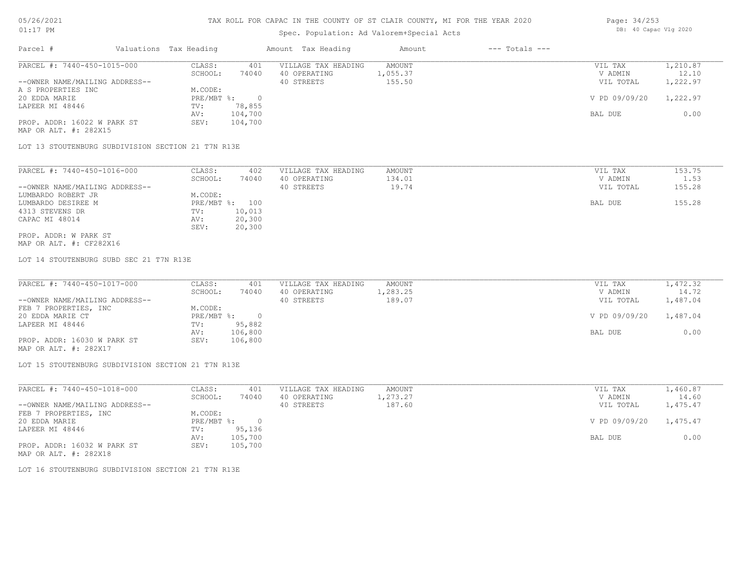# TAX ROLL FOR CAPAC IN THE COUNTY OF ST CLAIR COUNTY, MI FOR THE YEAR 2020

Spec. Population: Ad Valorem+Special Acts

05/26/2021
01:17 PM

DB: 40 Capac Vlg 2020

| Parcel # | Valuations | Tax Heading | Amount | Tax Heading | Amount | --- Totals --- | |
|---|---|---|---|---|---|---|---|
| PARCEL #: 7440-450-1015-000 | CLASS: | 401 | VILLAGE TAX HEADING | AMOUNT | | VIL TAX | 1,210.87 |
| | SCHOOL: | 74040 | 40 OPERATING | 1,055.37 | | V ADMIN | 12.10 |
| --OWNER NAME/MAILING ADDRESS-- | | | 40 STREETS | 155.50 | | VIL TOTAL | 1,222.97 |
| A S PROPERTIES INC | M.CODE: | | | | | | |
| 20 EDDA MARIE | PRE/MBT %: | 0 | | | | V PD 09/09/20 | 1,222.97 |
| LAPEER MI 48446 | TV: | 78,855 | | | | | |
| | AV: | 104,700 | | | | BAL DUE | 0.00 |
| PROP. ADDR: 16022 W PARK ST | SEV: | 104,700 | | | | | |
| MAP OR ALT. #: 282X15 | | | | | | | |

LOT 13 STOUTENBURG SUBDIVISION SECTION 21 T7N R13E

| Parcel # | Valuations | Tax Heading | Amount | Tax Heading | Amount | --- Totals --- | |
|---|---|---|---|---|---|---|---|
| PARCEL #: 7440-450-1016-000 | CLASS: | 402 | VILLAGE TAX HEADING | AMOUNT | | VIL TAX | 153.75 |
| | SCHOOL: | 74040 | 40 OPERATING | 134.01 | | V ADMIN | 1.53 |
| --OWNER NAME/MAILING ADDRESS-- | | | 40 STREETS | 19.74 | | VIL TOTAL | 155.28 |
| LUMBARDO ROBERT JR | M.CODE: | | | | | | |
| LUMBARDO DESIREE M | PRE/MBT %: | 100 | | | | BAL DUE | 155.28 |
| 4313 STEVENS DR | TV: | 10,013 | | | | | |
| CAPAC MI 48014 | AV: | 20,300 | | | | | |
| | SEV: | 20,300 | | | | | |
| PROP. ADDR: W PARK ST | | | | | | | |
| MAP OR ALT. #: CF282X16 | | | | | | | |

LOT 14 STOUTENBURG SUBD SEC 21 T7N R13E

| Parcel # | Valuations | Tax Heading | Amount | Tax Heading | Amount | --- Totals --- | |
|---|---|---|---|---|---|---|---|
| PARCEL #: 7440-450-1017-000 | CLASS: | 401 | VILLAGE TAX HEADING | AMOUNT | | VIL TAX | 1,472.32 |
| | SCHOOL: | 74040 | 40 OPERATING | 1,283.25 | | V ADMIN | 14.72 |
| --OWNER NAME/MAILING ADDRESS-- | | | 40 STREETS | 189.07 | | VIL TOTAL | 1,487.04 |
| FEB 7 PROPERTIES, INC | M.CODE: | | | | | | |
| 20 EDDA MARIE CT | PRE/MBT %: | 0 | | | | V PD 09/09/20 | 1,487.04 |
| LAPEER MI 48446 | TV: | 95,882 | | | | | |
| | AV: | 106,800 | | | | BAL DUE | 0.00 |
| PROP. ADDR: 16030 W PARK ST | SEV: | 106,800 | | | | | |
| MAP OR ALT. #: 282X17 | | | | | | | |

LOT 15 STOUTENBURG SUBDIVISION SECTION 21 T7N R13E

| Parcel # | Valuations | Tax Heading | Amount | Tax Heading | Amount | --- Totals --- | |
|---|---|---|---|---|---|---|---|
| PARCEL #: 7440-450-1018-000 | CLASS: | 401 | VILLAGE TAX HEADING | AMOUNT | | VIL TAX | 1,460.87 |
| | SCHOOL: | 74040 | 40 OPERATING | 1,273.27 | | V ADMIN | 14.60 |
| --OWNER NAME/MAILING ADDRESS-- | | | 40 STREETS | 187.60 | | VIL TOTAL | 1,475.47 |
| FEB 7 PROPERTIES, INC | M.CODE: | | | | | | |
| 20 EDDA MARIE | PRE/MBT %: | 0 | | | | V PD 09/09/20 | 1,475.47 |
| LAPEER MI 48446 | TV: | 95,136 | | | | | |
| | AV: | 105,700 | | | | BAL DUE | 0.00 |
| PROP. ADDR: 16032 W PARK ST | SEV: | 105,700 | | | | | |
| MAP OR ALT. #: 282X18 | | | | | | | |

LOT 16 STOUTENBURG SUBDIVISION SECTION 21 T7N R13E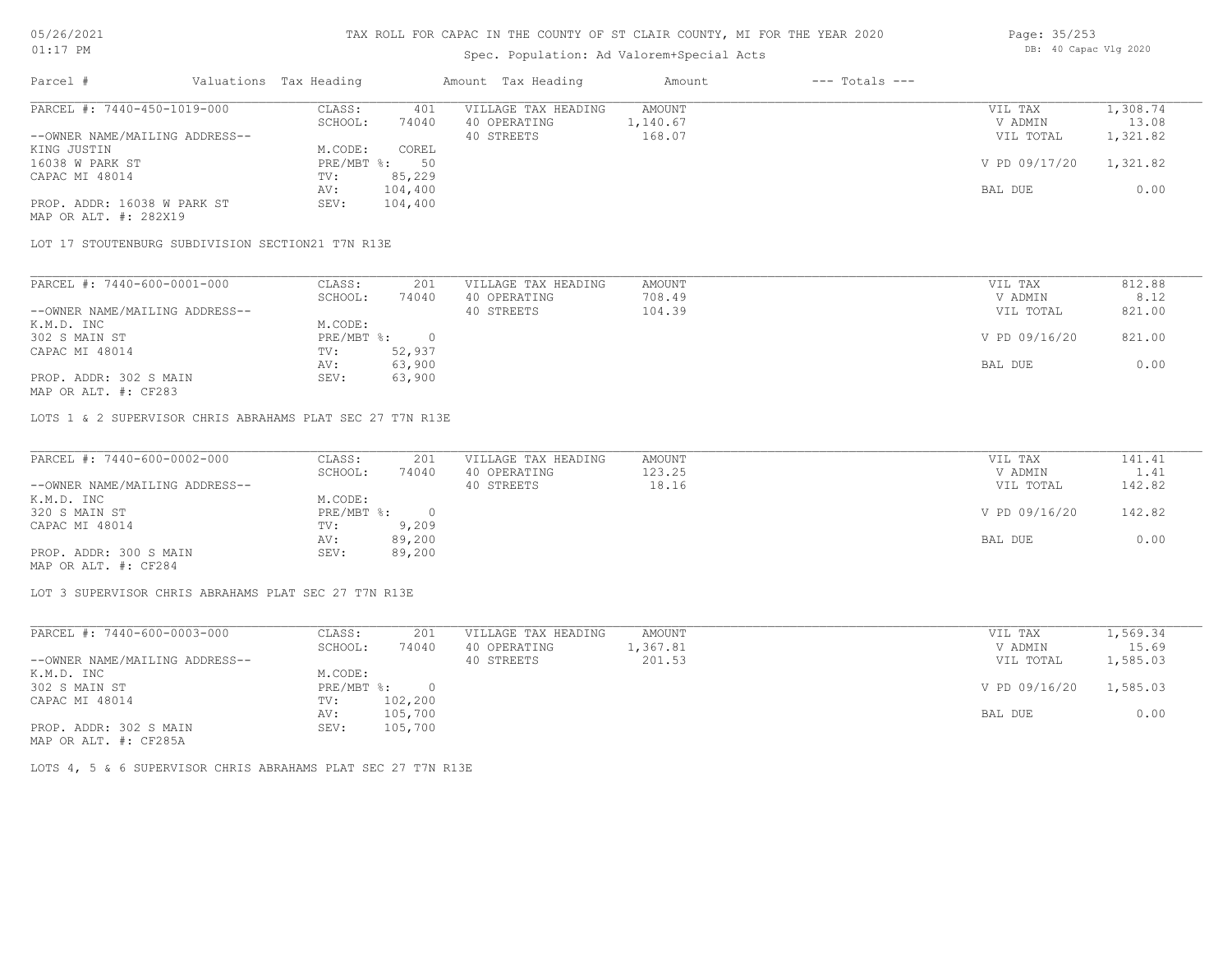TAX ROLL FOR CAPAC IN THE COUNTY OF ST CLAIR COUNTY, MI FOR THE YEAR 2020

Spec. Population: Ad Valorem+Special Acts

05/26/2021 01:17 PM

DB: 40 Capac Vlg 2020

| Parcel # | Valuations | Tax Heading | Amount | Tax Heading | Amount | --- Totals --- | |
|---|---|---|---|---|---|---|---|
| PARCEL #: 7440-450-1019-000 | CLASS: | 401 | VILLAGE TAX HEADING | AMOUNT | | VIL TAX | 1,308.74 |
| | SCHOOL: | 74040 | 40 OPERATING | 1,140.67 | | V ADMIN | 13.08 |
| --OWNER NAME/MAILING ADDRESS-- | | | 40 STREETS | 168.07 | | VIL TOTAL | 1,321.82 |
| KING JUSTIN | M.CODE: | COREL | | | | | |
| 16038 W PARK ST | PRE/MBT %: | 50 | | | | V PD 09/17/20 | 1,321.82 |
| CAPAC MI 48014 | TV: | 85,229 | | | | | |
| | AV: | 104,400 | | | | BAL DUE | 0.00 |
| PROP. ADDR: 16038 W PARK ST | SEV: | 104,400 | | | | | |
| MAP OR ALT. #: 282X19 | | | | | | | |

LOT 17 STOUTENBURG SUBDIVISION SECTION21 T7N R13E

| Parcel # | Valuations | Tax Heading | Amount | Tax Heading | Amount | --- Totals --- | |
|---|---|---|---|---|---|---|---|
| PARCEL #: 7440-600-0001-000 | CLASS: | 201 | VILLAGE TAX HEADING | AMOUNT | | VIL TAX | 812.88 |
| | SCHOOL: | 74040 | 40 OPERATING | 708.49 | | V ADMIN | 8.12 |
| --OWNER NAME/MAILING ADDRESS-- | | | 40 STREETS | 104.39 | | VIL TOTAL | 821.00 |
| K.M.D. INC | M.CODE: | | | | | | |
| 302 S MAIN ST | PRE/MBT %: | 0 | | | | V PD 09/16/20 | 821.00 |
| CAPAC MI 48014 | TV: | 52,937 | | | | | |
| | AV: | 63,900 | | | | BAL DUE | 0.00 |
| PROP. ADDR: 302 S MAIN | SEV: | 63,900 | | | | | |
| MAP OR ALT. #: CF283 | | | | | | | |

LOTS 1 & 2 SUPERVISOR CHRIS ABRAHAMS PLAT SEC 27 T7N R13E

| Parcel # | Valuations | Tax Heading | Amount | Tax Heading | Amount | --- Totals --- | |
|---|---|---|---|---|---|---|---|
| PARCEL #: 7440-600-0002-000 | CLASS: | 201 | VILLAGE TAX HEADING | AMOUNT | | VIL TAX | 141.41 |
| | SCHOOL: | 74040 | 40 OPERATING | 123.25 | | V ADMIN | 1.41 |
| --OWNER NAME/MAILING ADDRESS-- | | | 40 STREETS | 18.16 | | VIL TOTAL | 142.82 |
| K.M.D. INC | M.CODE: | | | | | | |
| 320 S MAIN ST | PRE/MBT %: | 0 | | | | V PD 09/16/20 | 142.82 |
| CAPAC MI 48014 | TV: | 9,209 | | | | | |
| | AV: | 89,200 | | | | BAL DUE | 0.00 |
| PROP. ADDR: 300 S MAIN | SEV: | 89,200 | | | | | |
| MAP OR ALT. #: CF284 | | | | | | | |

LOT 3 SUPERVISOR CHRIS ABRAHAMS PLAT SEC 27 T7N R13E

| Parcel # | Valuations | Tax Heading | Amount | Tax Heading | Amount | --- Totals --- | |
|---|---|---|---|---|---|---|---|
| PARCEL #: 7440-600-0003-000 | CLASS: | 201 | VILLAGE TAX HEADING | AMOUNT | | VIL TAX | 1,569.34 |
| | SCHOOL: | 74040 | 40 OPERATING | 1,367.81 | | V ADMIN | 15.69 |
| --OWNER NAME/MAILING ADDRESS-- | | | 40 STREETS | 201.53 | | VIL TOTAL | 1,585.03 |
| K.M.D. INC | M.CODE: | | | | | | |
| 302 S MAIN ST | PRE/MBT %: | 0 | | | | V PD 09/16/20 | 1,585.03 |
| CAPAC MI 48014 | TV: | 102,200 | | | | | |
| | AV: | 105,700 | | | | BAL DUE | 0.00 |
| PROP. ADDR: 302 S MAIN | SEV: | 105,700 | | | | | |
| MAP OR ALT. #: CF285A | | | | | | | |

LOTS 4, 5 & 6 SUPERVISOR CHRIS ABRAHAMS PLAT SEC 27 T7N R13E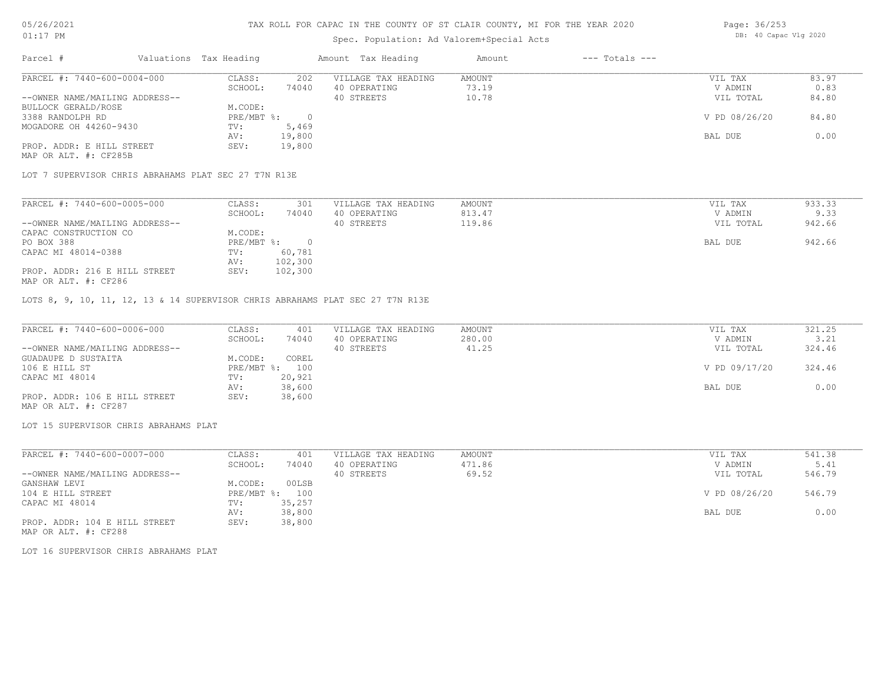# TAX ROLL FOR CAPAC IN THE COUNTY OF ST CLAIR COUNTY, MI FOR THE YEAR 2020

Spec. Population: Ad Valorem+Special Acts

| Parcel # | Valuations | Tax Heading | Amount | Tax Heading | Amount | --- Totals --- | |
|---|---|---|---|---|---|---|---|
| PARCEL #: 7440-600-0004-000 | CLASS: | 202 | VILLAGE TAX HEADING | AMOUNT | | VIL TAX | 83.97 |
| | SCHOOL: | 74040 | 40 OPERATING | 73.19 | | V ADMIN | 0.83 |
| --OWNER NAME/MAILING ADDRESS-- | | | 40 STREETS | 10.78 | | VIL TOTAL | 84.80 |
| BULLOCK GERALD/ROSE | M.CODE: | | | | | | |
| 3388 RANDOLPH RD | PRE/MBT %: | 0 | | | | V PD 08/26/20 | 84.80 |
| MOGADORE OH 44260-9430 | TV: | 5,469 | | | | | |
| | AV: | 19,800 | | | | BAL DUE | 0.00 |
| PROP. ADDR: E HILL STREET | SEV: | 19,800 | | | | | |
| MAP OR ALT. #: CF285B | | | | | | | |

LOT 7 SUPERVISOR CHRIS ABRAHAMS PLAT SEC 27 T7N R13E

| Parcel # | Valuations | Tax Heading | Amount | Tax Heading | Amount | --- Totals --- | |
|---|---|---|---|---|---|---|---|
| PARCEL #: 7440-600-0005-000 | CLASS: | 301 | VILLAGE TAX HEADING | AMOUNT | | VIL TAX | 933.33 |
| | SCHOOL: | 74040 | 40 OPERATING | 813.47 | | V ADMIN | 9.33 |
| --OWNER NAME/MAILING ADDRESS-- | | | 40 STREETS | 119.86 | | VIL TOTAL | 942.66 |
| CAPAC CONSTRUCTION CO | M.CODE: | | | | | | |
| PO BOX 388 | PRE/MBT %: | 0 | | | | BAL DUE | 942.66 |
| CAPAC MI 48014-0388 | TV: | 60,781 | | | | | |
| | AV: | 102,300 | | | | | |
| PROP. ADDR: 216 E HILL STREET | SEV: | 102,300 | | | | | |
| MAP OR ALT. #: CF286 | | | | | | | |

LOTS 8, 9, 10, 11, 12, 13 & 14 SUPERVISOR CHRIS ABRAHAMS PLAT SEC 27 T7N R13E

| Parcel # | Valuations | Tax Heading | Amount | Tax Heading | Amount | --- Totals --- | |
|---|---|---|---|---|---|---|---|
| PARCEL #: 7440-600-0006-000 | CLASS: | 401 | VILLAGE TAX HEADING | AMOUNT | | VIL TAX | 321.25 |
| | SCHOOL: | 74040 | 40 OPERATING | 280.00 | | V ADMIN | 3.21 |
| --OWNER NAME/MAILING ADDRESS-- | | | 40 STREETS | 41.25 | | VIL TOTAL | 324.46 |
| GUADAUPE D SUSTAITA | M.CODE: | COREL | | | | | |
| 106 E HILL ST | PRE/MBT %: | 100 | | | | V PD 09/17/20 | 324.46 |
| CAPAC MI 48014 | TV: | 20,921 | | | | | |
| | AV: | 38,600 | | | | BAL DUE | 0.00 |
| PROP. ADDR: 106 E HILL STREET | SEV: | 38,600 | | | | | |
| MAP OR ALT. #: CF287 | | | | | | | |

LOT 15 SUPERVISOR CHRIS ABRAHAMS PLAT

| Parcel # | Valuations | Tax Heading | Amount | Tax Heading | Amount | --- Totals --- | |
|---|---|---|---|---|---|---|---|
| PARCEL #: 7440-600-0007-000 | CLASS: | 401 | VILLAGE TAX HEADING | AMOUNT | | VIL TAX | 541.38 |
| | SCHOOL: | 74040 | 40 OPERATING | 471.86 | | V ADMIN | 5.41 |
| --OWNER NAME/MAILING ADDRESS-- | | | 40 STREETS | 69.52 | | VIL TOTAL | 546.79 |
| GANSHAW LEVI | M.CODE: | 00LSB | | | | | |
| 104 E HILL STREET | PRE/MBT %: | 100 | | | | V PD 08/26/20 | 546.79 |
| CAPAC MI 48014 | TV: | 35,257 | | | | | |
| | AV: | 38,800 | | | | BAL DUE | 0.00 |
| PROP. ADDR: 104 E HILL STREET | SEV: | 38,800 | | | | | |
| MAP OR ALT. #: CF288 | | | | | | | |

LOT 16 SUPERVISOR CHRIS ABRAHAMS PLAT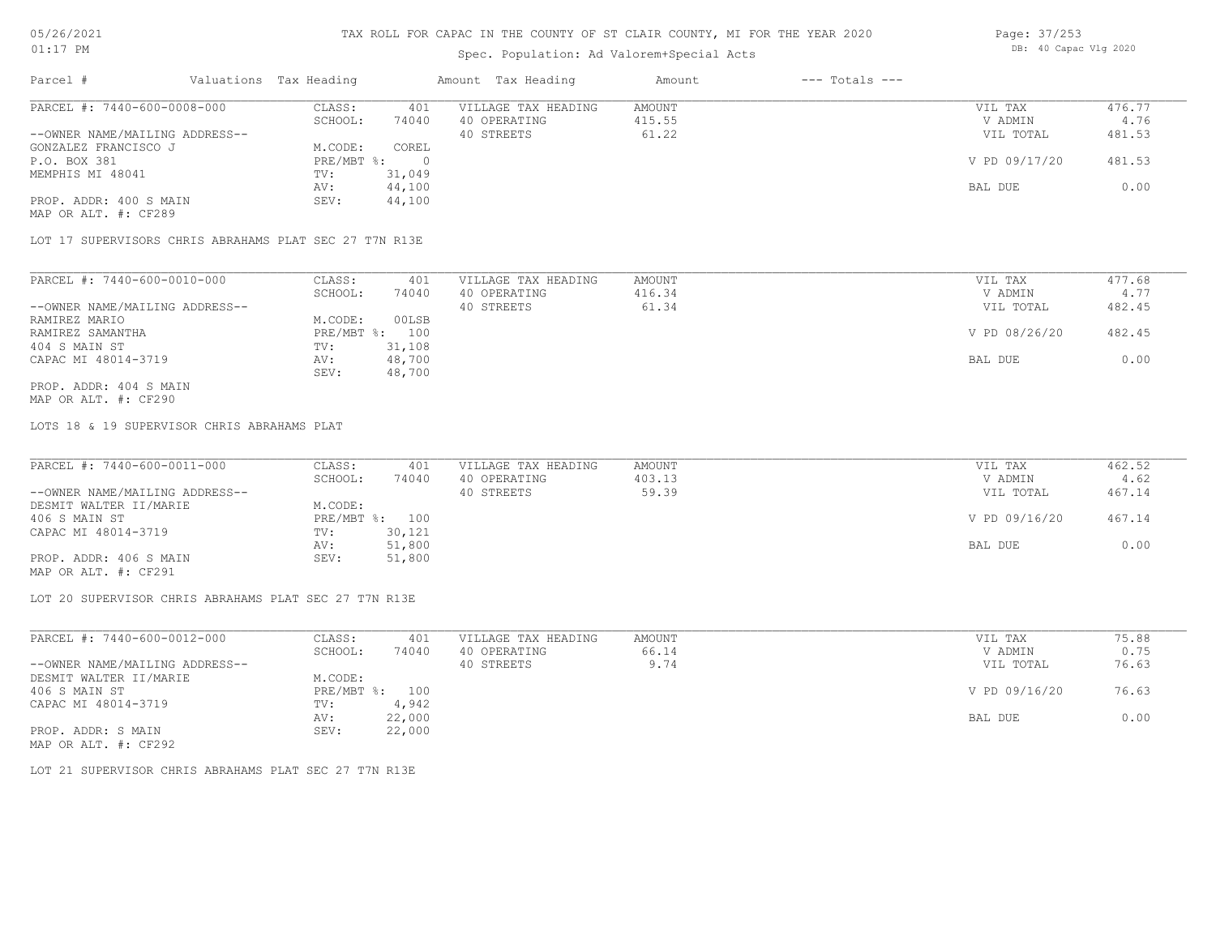# TAX ROLL FOR CAPAC IN THE COUNTY OF ST CLAIR COUNTY, MI FOR THE YEAR 2020

05/26/2021
01:17 PM

Spec. Population: Ad Valorem+Special Acts

DB: 40 Capac Vlg 2020

| Parcel # | Valuations | Tax Heading | Amount | Tax Heading | Amount | --- Totals --- | |
|---|---|---|---|---|---|---|---|
| PARCEL #: 7440-600-0008-000 | CLASS: | 401 | VILLAGE TAX HEADING | AMOUNT | | VIL TAX | 476.77 |
| | SCHOOL: | 74040 | 40 OPERATING | 415.55 | | V ADMIN | 4.76 |
| --OWNER NAME/MAILING ADDRESS-- | | | 40 STREETS | 61.22 | | VIL TOTAL | 481.53 |
| GONZALEZ FRANCISCO J | M.CODE: | COREL | | | | | |
| P.O. BOX 381 | PRE/MBT %: | 0 | | | | V PD 09/17/20 | 481.53 |
| MEMPHIS MI 48041 | TV: | 31,049 | | | | | |
| | AV: | 44,100 | | | | BAL DUE | 0.00 |
| PROP. ADDR: 400 S MAIN | SEV: | 44,100 | | | | | |
| MAP OR ALT. #: CF289 | | | | | | | |

LOT 17 SUPERVISORS CHRIS ABRAHAMS PLAT SEC 27 T7N R13E

| Parcel # | Valuations | Tax Heading | Amount | Tax Heading | Amount | --- Totals --- | |
|---|---|---|---|---|---|---|---|
| PARCEL #: 7440-600-0010-000 | CLASS: | 401 | VILLAGE TAX HEADING | AMOUNT | | VIL TAX | 477.68 |
| | SCHOOL: | 74040 | 40 OPERATING | 416.34 | | V ADMIN | 4.77 |
| --OWNER NAME/MAILING ADDRESS-- | | | 40 STREETS | 61.34 | | VIL TOTAL | 482.45 |
| RAMIREZ MARIO | M.CODE: | 00LSB | | | | | |
| RAMIREZ SAMANTHA | PRE/MBT %: | 100 | | | | V PD 08/26/20 | 482.45 |
| 404 S MAIN ST | TV: | 31,108 | | | | | |
| CAPAC MI 48014-3719 | AV: | 48,700 | | | | BAL DUE | 0.00 |
| | SEV: | 48,700 | | | | | |
| PROP. ADDR: 404 S MAIN | | | | | | | |
| MAP OR ALT. #: CF290 | | | | | | | |

LOTS 18 & 19 SUPERVISOR CHRIS ABRAHAMS PLAT

| Parcel # | Valuations | Tax Heading | Amount | Tax Heading | Amount | --- Totals --- | |
|---|---|---|---|---|---|---|---|
| PARCEL #: 7440-600-0011-000 | CLASS: | 401 | VILLAGE TAX HEADING | AMOUNT | | VIL TAX | 462.52 |
| | SCHOOL: | 74040 | 40 OPERATING | 403.13 | | V ADMIN | 4.62 |
| --OWNER NAME/MAILING ADDRESS-- | | | 40 STREETS | 59.39 | | VIL TOTAL | 467.14 |
| DESMIT WALTER II/MARIE | M.CODE: | | | | | | |
| 406 S MAIN ST | PRE/MBT %: | 100 | | | | V PD 09/16/20 | 467.14 |
| CAPAC MI 48014-3719 | TV: | 30,121 | | | | | |
| | AV: | 51,800 | | | | BAL DUE | 0.00 |
| PROP. ADDR: 406 S MAIN | SEV: | 51,800 | | | | | |
| MAP OR ALT. #: CF291 | | | | | | | |

LOT 20 SUPERVISOR CHRIS ABRAHAMS PLAT SEC 27 T7N R13E

| Parcel # | Valuations | Tax Heading | Amount | Tax Heading | Amount | --- Totals --- | |
|---|---|---|---|---|---|---|---|
| PARCEL #: 7440-600-0012-000 | CLASS: | 401 | VILLAGE TAX HEADING | AMOUNT | | VIL TAX | 75.88 |
| | SCHOOL: | 74040 | 40 OPERATING | 66.14 | | V ADMIN | 0.75 |
| --OWNER NAME/MAILING ADDRESS-- | | | 40 STREETS | 9.74 | | VIL TOTAL | 76.63 |
| DESMIT WALTER II/MARIE | M.CODE: | | | | | | |
| 406 S MAIN ST | PRE/MBT %: | 100 | | | | V PD 09/16/20 | 76.63 |
| CAPAC MI 48014-3719 | TV: | 4,942 | | | | | |
| | AV: | 22,000 | | | | BAL DUE | 0.00 |
| PROP. ADDR: S MAIN | SEV: | 22,000 | | | | | |
| MAP OR ALT. #: CF292 | | | | | | | |

LOT 21 SUPERVISOR CHRIS ABRAHAMS PLAT SEC 27 T7N R13E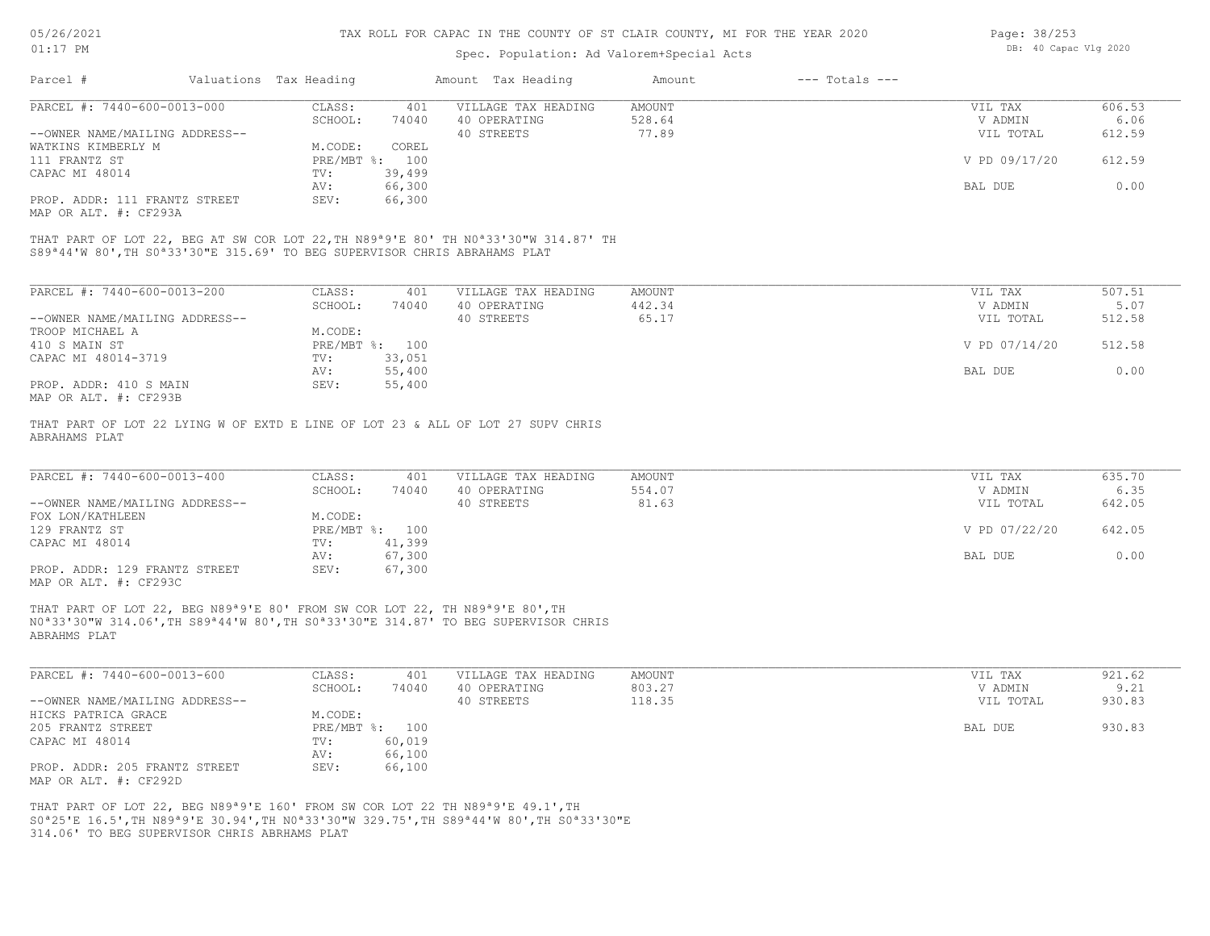# TAX ROLL FOR CAPAC IN THE COUNTY OF ST CLAIR COUNTY, MI FOR THE YEAR 2020

Spec. Population: Ad Valorem+Special Acts

| Parcel # | Valuations | Tax Heading | Amount | Tax Heading | Amount | --- Totals --- | |
|---|---|---|---|---|---|---|---|

---

**PARCEL #: 7440-600-0013-000**

| | | | | | | |
|---|---|---|---|---|---|---|
| CLASS: | 401 | VILLAGE TAX HEADING | AMOUNT | | VIL TAX | 606.53 |
| SCHOOL: | 74040 | 40 OPERATING | 528.64 | | V ADMIN | 6.06 |
| | | 40 STREETS | 77.89 | | VIL TOTAL | 612.59 |
| M.CODE: | COREL | | | | | |
| PRE/MBT %: | 100 | | | | V PD 09/17/20 | 612.59 |
| TV: | 39,499 | | | | | |
| AV: | 66,300 | | | | BAL DUE | 0.00 |
| SEV: | 66,300 | | | | | |

--OWNER NAME/MAILING ADDRESS--
WATKINS KIMBERLY M
111 FRANTZ ST
CAPAC MI 48014

PROP. ADDR: 111 FRANTZ STREET
MAP OR ALT. #: CF293A

THAT PART OF LOT 22, BEG AT SW COR LOT 22,TH N89ª9'E 80' TH N0ª33'30"W 314.87' TH S89ª44'W 80',TH S0ª33'30"E 315.69' TO BEG SUPERVISOR CHRIS ABRAHAMS PLAT

---

**PARCEL #: 7440-600-0013-200**

| | | | | | | |
|---|---|---|---|---|---|---|
| CLASS: | 401 | VILLAGE TAX HEADING | AMOUNT | | VIL TAX | 507.51 |
| SCHOOL: | 74040 | 40 OPERATING | 442.34 | | V ADMIN | 5.07 |
| | | 40 STREETS | 65.17 | | VIL TOTAL | 512.58 |
| M.CODE: | | | | | | |
| PRE/MBT %: | 100 | | | | V PD 07/14/20 | 512.58 |
| TV: | 33,051 | | | | | |
| AV: | 55,400 | | | | BAL DUE | 0.00 |
| SEV: | 55,400 | | | | | |

--OWNER NAME/MAILING ADDRESS--
TROOP MICHAEL A
410 S MAIN ST
CAPAC MI 48014-3719

PROP. ADDR: 410 S MAIN
MAP OR ALT. #: CF293B

THAT PART OF LOT 22 LYING W OF EXTD E LINE OF LOT 23 & ALL OF LOT 27 SUPV CHRIS ABRAHAMS PLAT

---

**PARCEL #: 7440-600-0013-400**

| | | | | | | |
|---|---|---|---|---|---|---|
| CLASS: | 401 | VILLAGE TAX HEADING | AMOUNT | | VIL TAX | 635.70 |
| SCHOOL: | 74040 | 40 OPERATING | 554.07 | | V ADMIN | 6.35 |
| | | 40 STREETS | 81.63 | | VIL TOTAL | 642.05 |
| M.CODE: | | | | | | |
| PRE/MBT %: | 100 | | | | V PD 07/22/20 | 642.05 |
| TV: | 41,399 | | | | | |
| AV: | 67,300 | | | | BAL DUE | 0.00 |
| SEV: | 67,300 | | | | | |

--OWNER NAME/MAILING ADDRESS--
FOX LON/KATHLEEN
129 FRANTZ ST
CAPAC MI 48014

PROP. ADDR: 129 FRANTZ STREET
MAP OR ALT. #: CF293C

THAT PART OF LOT 22, BEG N89ª9'E 80' FROM SW COR LOT 22, TH N89ª9'E 80',TH N0ª33'30"W 314.06',TH S89ª44'W 80',TH S0ª33'30"E 314.87' TO BEG SUPERVISOR CHRIS ABRHMS PLAT

---

**PARCEL #: 7440-600-0013-600**

| | | | | | | |
|---|---|---|---|---|---|---|
| CLASS: | 401 | VILLAGE TAX HEADING | AMOUNT | | VIL TAX | 921.62 |
| SCHOOL: | 74040 | 40 OPERATING | 803.27 | | V ADMIN | 9.21 |
| | | 40 STREETS | 118.35 | | VIL TOTAL | 930.83 |
| M.CODE: | | | | | | |
| PRE/MBT %: | 100 | | | | BAL DUE | 930.83 |
| TV: | 60,019 | | | | | |
| AV: | 66,100 | | | | | |
| SEV: | 66,100 | | | | | |

--OWNER NAME/MAILING ADDRESS--
HICKS PATRICA GRACE
205 FRANTZ STREET
CAPAC MI 48014

PROP. ADDR: 205 FRANTZ STREET
MAP OR ALT. #: CF292D

THAT PART OF LOT 22, BEG N89ª9'E 160' FROM SW COR LOT 22 TH N89ª9'E 49.1',TH S0ª25'E 16.5',TH N89ª9'E 30.94',TH N0ª33'30"W 329.75',TH S89ª44'W 80',TH S0ª33'30"E 314.06' TO BEG SUPERVISOR CHRIS ABRHAMS PLAT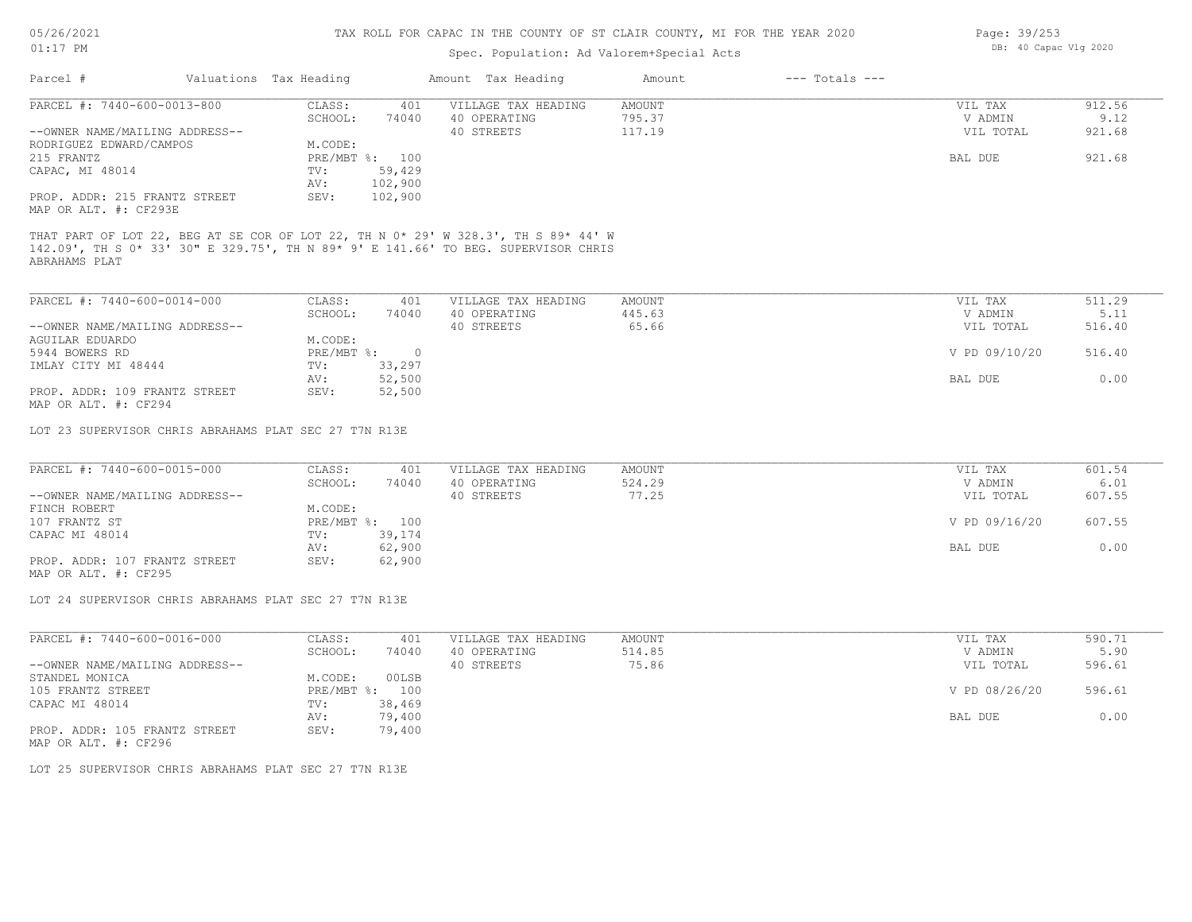# TAX ROLL FOR CAPAC IN THE COUNTY OF ST CLAIR COUNTY, MI FOR THE YEAR 2020

Spec. Population: Ad Valorem+Special Acts

| Parcel # | Valuations | Tax Heading | Amount | Tax Heading | Amount | --- Totals --- | |
|---|---|---|---|---|---|---|---|
| PARCEL #: 7440-600-0013-800 | CLASS: | 401 | VILLAGE TAX HEADING | AMOUNT | | VIL TAX | 912.56 |
| | SCHOOL: | 74040 | 40 OPERATING | 795.37 | | V ADMIN | 9.12 |
| --OWNER NAME/MAILING ADDRESS-- | | | 40 STREETS | 117.19 | | VIL TOTAL | 921.68 |
| RODRIGUEZ EDWARD/CAMPOS | M.CODE: | | | | | | |
| 215 FRANTZ | PRE/MBT %: | 100 | | | | BAL DUE | 921.68 |
| CAPAC, MI 48014 | TV: | 59,429 | | | | | |
| | AV: | 102,900 | | | | | |
| PROP. ADDR: 215 FRANTZ STREET | SEV: | 102,900 | | | | | |
| MAP OR ALT. #: CF293E | | | | | | | |

THAT PART OF LOT 22, BEG AT SE COR OF LOT 22, TH N 0* 29' W 328.3', TH S 89* 44' W 142.09', TH S 0* 33' 30" E 329.75', TH N 89* 9' E 141.66' TO BEG. SUPERVISOR CHRIS ABRAHAMS PLAT

| Parcel # | Valuations | Tax Heading | Amount | Tax Heading | Amount | --- Totals --- | |
|---|---|---|---|---|---|---|---|
| PARCEL #: 7440-600-0014-000 | CLASS: | 401 | VILLAGE TAX HEADING | AMOUNT | | VIL TAX | 511.29 |
| | SCHOOL: | 74040 | 40 OPERATING | 445.63 | | V ADMIN | 5.11 |
| --OWNER NAME/MAILING ADDRESS-- | | | 40 STREETS | 65.66 | | VIL TOTAL | 516.40 |
| AGUILAR EDUARDO | M.CODE: | | | | | | |
| 5944 BOWERS RD | PRE/MBT %: | 0 | | | | V PD 09/10/20 | 516.40 |
| IMLAY CITY MI 48444 | TV: | 33,297 | | | | | |
| | AV: | 52,500 | | | | BAL DUE | 0.00 |
| PROP. ADDR: 109 FRANTZ STREET | SEV: | 52,500 | | | | | |
| MAP OR ALT. #: CF294 | | | | | | | |

LOT 23 SUPERVISOR CHRIS ABRAHAMS PLAT SEC 27 T7N R13E

| Parcel # | Valuations | Tax Heading | Amount | Tax Heading | Amount | --- Totals --- | |
|---|---|---|---|---|---|---|---|
| PARCEL #: 7440-600-0015-000 | CLASS: | 401 | VILLAGE TAX HEADING | AMOUNT | | VIL TAX | 601.54 |
| | SCHOOL: | 74040 | 40 OPERATING | 524.29 | | V ADMIN | 6.01 |
| --OWNER NAME/MAILING ADDRESS-- | | | 40 STREETS | 77.25 | | VIL TOTAL | 607.55 |
| FINCH ROBERT | M.CODE: | | | | | | |
| 107 FRANTZ ST | PRE/MBT %: | 100 | | | | V PD 09/16/20 | 607.55 |
| CAPAC MI 48014 | TV: | 39,174 | | | | | |
| | AV: | 62,900 | | | | BAL DUE | 0.00 |
| PROP. ADDR: 107 FRANTZ STREET | SEV: | 62,900 | | | | | |
| MAP OR ALT. #: CF295 | | | | | | | |

LOT 24 SUPERVISOR CHRIS ABRAHAMS PLAT SEC 27 T7N R13E

| Parcel # | Valuations | Tax Heading | Amount | Tax Heading | Amount | --- Totals --- | |
|---|---|---|---|---|---|---|---|
| PARCEL #: 7440-600-0016-000 | CLASS: | 401 | VILLAGE TAX HEADING | AMOUNT | | VIL TAX | 590.71 |
| | SCHOOL: | 74040 | 40 OPERATING | 514.85 | | V ADMIN | 5.90 |
| --OWNER NAME/MAILING ADDRESS-- | | | 40 STREETS | 75.86 | | VIL TOTAL | 596.61 |
| STANDEL MONICA | M.CODE: | 00LSB | | | | | |
| 105 FRANTZ STREET | PRE/MBT %: | 100 | | | | V PD 08/26/20 | 596.61 |
| CAPAC MI 48014 | TV: | 38,469 | | | | | |
| | AV: | 79,400 | | | | BAL DUE | 0.00 |
| PROP. ADDR: 105 FRANTZ STREET | SEV: | 79,400 | | | | | |
| MAP OR ALT. #: CF296 | | | | | | | |

LOT 25 SUPERVISOR CHRIS ABRAHAMS PLAT SEC 27 T7N R13E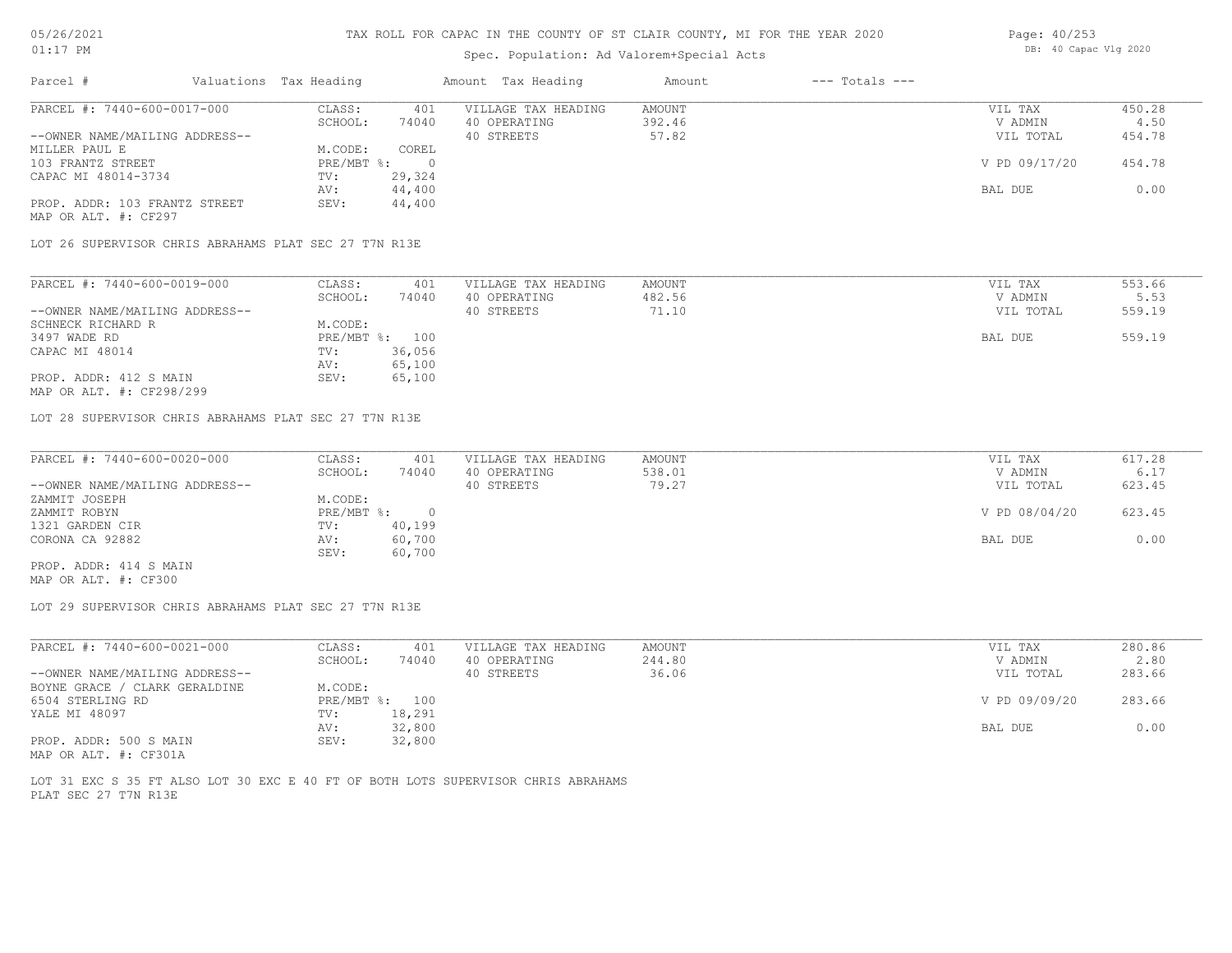# TAX ROLL FOR CAPAC IN THE COUNTY OF ST CLAIR COUNTY, MI FOR THE YEAR 2020

Spec. Population: Ad Valorem+Special Acts

| Parcel # | Valuations | Tax Heading | Amount | Tax Heading | Amount | --- Totals --- | |
|---|---|---|---|---|---|---|---|
| PARCEL #: 7440-600-0017-000 | CLASS: | 401 | VILLAGE TAX HEADING | AMOUNT | | VIL TAX | 450.28 |
| | SCHOOL: | 74040 | 40 OPERATING | 392.46 | | V ADMIN | 4.50 |
| --OWNER NAME/MAILING ADDRESS-- | | | 40 STREETS | 57.82 | | VIL TOTAL | 454.78 |
| MILLER PAUL E | M.CODE: | COREL | | | | | |
| 103 FRANTZ STREET | PRE/MBT %: | 0 | | | | V PD 09/17/20 | 454.78 |
| CAPAC MI 48014-3734 | TV: | 29,324 | | | | | |
| | AV: | 44,400 | | | | BAL DUE | 0.00 |
| PROP. ADDR: 103 FRANTZ STREET | SEV: | 44,400 | | | | | |
| MAP OR ALT. #: CF297 | | | | | | | |

LOT 26 SUPERVISOR CHRIS ABRAHAMS PLAT SEC 27 T7N R13E

| Parcel # | Valuations | Tax Heading | Amount | Tax Heading | Amount | --- Totals --- | |
|---|---|---|---|---|---|---|---|
| PARCEL #: 7440-600-0019-000 | CLASS: | 401 | VILLAGE TAX HEADING | AMOUNT | | VIL TAX | 553.66 |
| | SCHOOL: | 74040 | 40 OPERATING | 482.56 | | V ADMIN | 5.53 |
| --OWNER NAME/MAILING ADDRESS-- | | | 40 STREETS | 71.10 | | VIL TOTAL | 559.19 |
| SCHNECK RICHARD R | M.CODE: | | | | | | |
| 3497 WADE RD | PRE/MBT %: | 100 | | | | BAL DUE | 559.19 |
| CAPAC MI 48014 | TV: | 36,056 | | | | | |
| | AV: | 65,100 | | | | | |
| PROP. ADDR: 412 S MAIN | SEV: | 65,100 | | | | | |
| MAP OR ALT. #: CF298/299 | | | | | | | |

LOT 28 SUPERVISOR CHRIS ABRAHAMS PLAT SEC 27 T7N R13E

| Parcel # | Valuations | Tax Heading | Amount | Tax Heading | Amount | --- Totals --- | |
|---|---|---|---|---|---|---|---|
| PARCEL #: 7440-600-0020-000 | CLASS: | 401 | VILLAGE TAX HEADING | AMOUNT | | VIL TAX | 617.28 |
| | SCHOOL: | 74040 | 40 OPERATING | 538.01 | | V ADMIN | 6.17 |
| --OWNER NAME/MAILING ADDRESS-- | | | 40 STREETS | 79.27 | | VIL TOTAL | 623.45 |
| ZAMMIT JOSEPH | M.CODE: | | | | | | |
| ZAMMIT ROBYN | PRE/MBT %: | 0 | | | | V PD 08/04/20 | 623.45 |
| 1321 GARDEN CIR | TV: | 40,199 | | | | | |
| CORONA CA 92882 | AV: | 60,700 | | | | BAL DUE | 0.00 |
| | SEV: | 60,700 | | | | | |
| PROP. ADDR: 414 S MAIN | | | | | | | |
| MAP OR ALT. #: CF300 | | | | | | | |

LOT 29 SUPERVISOR CHRIS ABRAHAMS PLAT SEC 27 T7N R13E

| Parcel # | Valuations | Tax Heading | Amount | Tax Heading | Amount | --- Totals --- | |
|---|---|---|---|---|---|---|---|
| PARCEL #: 7440-600-0021-000 | CLASS: | 401 | VILLAGE TAX HEADING | AMOUNT | | VIL TAX | 280.86 |
| | SCHOOL: | 74040 | 40 OPERATING | 244.80 | | V ADMIN | 2.80 |
| --OWNER NAME/MAILING ADDRESS-- | | | 40 STREETS | 36.06 | | VIL TOTAL | 283.66 |
| BOYNE GRACE / CLARK GERALDINE | M.CODE: | | | | | | |
| 6504 STERLING RD | PRE/MBT %: | 100 | | | | V PD 09/09/20 | 283.66 |
| YALE MI 48097 | TV: | 18,291 | | | | | |
| | AV: | 32,800 | | | | BAL DUE | 0.00 |
| PROP. ADDR: 500 S MAIN | SEV: | 32,800 | | | | | |
| MAP OR ALT. #: CF301A | | | | | | | |

LOT 31 EXC S 35 FT ALSO LOT 30 EXC E 40 FT OF BOTH LOTS SUPERVISOR CHRIS ABRAHAMS PLAT SEC 27 T7N R13E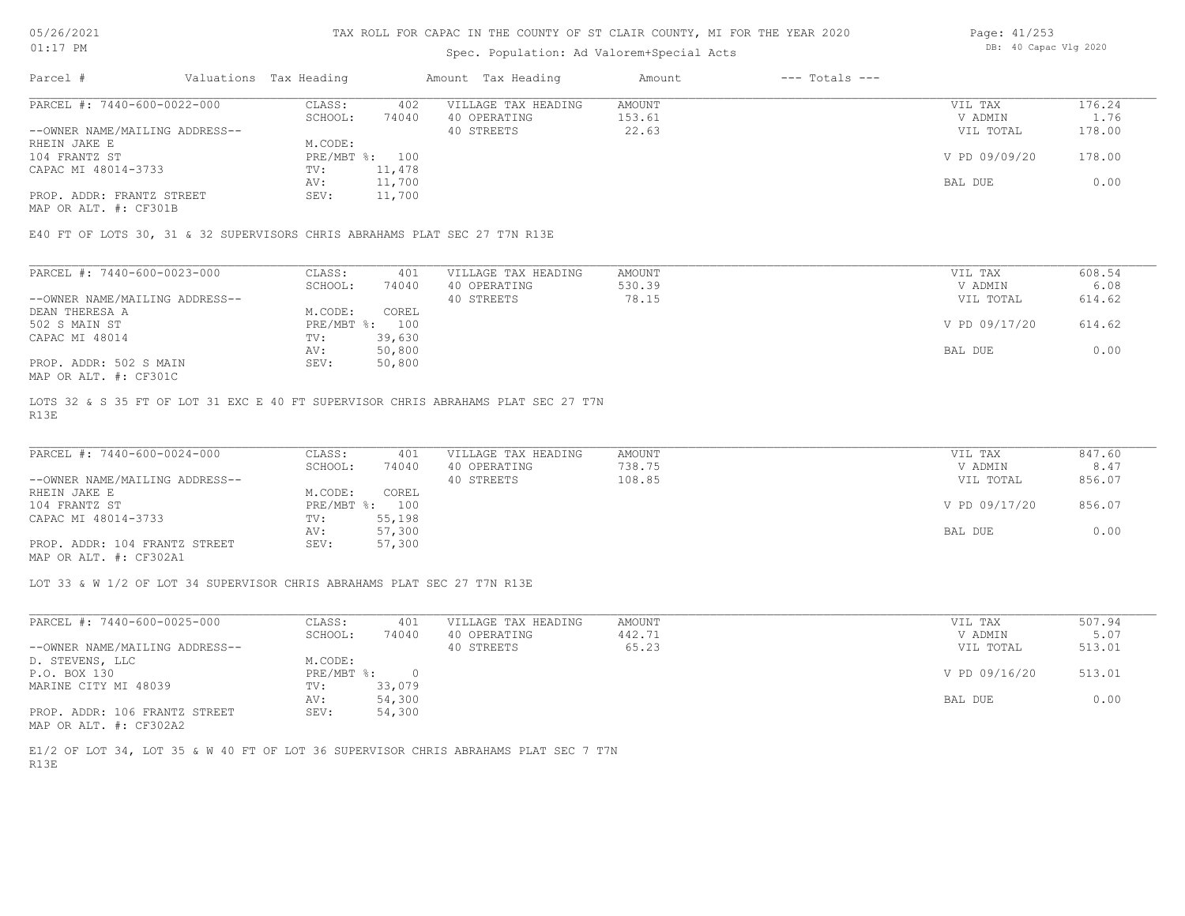TAX ROLL FOR CAPAC IN THE COUNTY OF ST CLAIR COUNTY, MI FOR THE YEAR 2020

Spec. Population: Ad Valorem+Special Acts

DB: 40 Capac Vlg 2020

05/26/2021
01:17 PM

| Parcel # | Valuations | Tax Heading | Amount | Tax Heading | Amount | --- Totals --- | |
|---|---|---|---|---|---|---|---|

---

| PARCEL #: 7440-600-0022-000 | CLASS: | 402 | VILLAGE TAX HEADING | AMOUNT | VIL TAX | 176.24 |
|---|---|---|---|---|---|---|
| | SCHOOL: | 74040 | 40 OPERATING | 153.61 | V ADMIN | 1.76 |
| --OWNER NAME/MAILING ADDRESS-- | | | 40 STREETS | 22.63 | VIL TOTAL | 178.00 |
| RHEIN JAKE E | M.CODE: | | | | | |
| 104 FRANTZ ST | PRE/MBT %: | 100 | | | V PD 09/09/20 | 178.00 |
| CAPAC MI 48014-3733 | TV: | 11,478 | | | | |
| | AV: | 11,700 | | | BAL DUE | 0.00 |
| PROP. ADDR: FRANTZ STREET | SEV: | 11,700 | | | | |
| MAP OR ALT. #: CF301B | | | | | | |

E40 FT OF LOTS 30, 31 & 32 SUPERVISORS CHRIS ABRAHAMS PLAT SEC 27 T7N R13E

---

| PARCEL #: 7440-600-0023-000 | CLASS: | 401 | VILLAGE TAX HEADING | AMOUNT | VIL TAX | 608.54 |
|---|---|---|---|---|---|---|
| | SCHOOL: | 74040 | 40 OPERATING | 530.39 | V ADMIN | 6.08 |
| --OWNER NAME/MAILING ADDRESS-- | | | 40 STREETS | 78.15 | VIL TOTAL | 614.62 |
| DEAN THERESA A | M.CODE: | COREL | | | | |
| 502 S MAIN ST | PRE/MBT %: | 100 | | | V PD 09/17/20 | 614.62 |
| CAPAC MI 48014 | TV: | 39,630 | | | | |
| | AV: | 50,800 | | | BAL DUE | 0.00 |
| PROP. ADDR: 502 S MAIN | SEV: | 50,800 | | | | |
| MAP OR ALT. #: CF301C | | | | | | |

LOTS 32 & S 35 FT OF LOT 31 EXC E 40 FT SUPERVISOR CHRIS ABRAHAMS PLAT SEC 27 T7N R13E

---

| PARCEL #: 7440-600-0024-000 | CLASS: | 401 | VILLAGE TAX HEADING | AMOUNT | VIL TAX | 847.60 |
|---|---|---|---|---|---|---|
| | SCHOOL: | 74040 | 40 OPERATING | 738.75 | V ADMIN | 8.47 |
| --OWNER NAME/MAILING ADDRESS-- | | | 40 STREETS | 108.85 | VIL TOTAL | 856.07 |
| RHEIN JAKE E | M.CODE: | COREL | | | | |
| 104 FRANTZ ST | PRE/MBT %: | 100 | | | V PD 09/17/20 | 856.07 |
| CAPAC MI 48014-3733 | TV: | 55,198 | | | | |
| | AV: | 57,300 | | | BAL DUE | 0.00 |
| PROP. ADDR: 104 FRANTZ STREET | SEV: | 57,300 | | | | |
| MAP OR ALT. #: CF302A1 | | | | | | |

LOT 33 & W 1/2 OF LOT 34 SUPERVISOR CHRIS ABRAHAMS PLAT SEC 27 T7N R13E

---

| PARCEL #: 7440-600-0025-000 | CLASS: | 401 | VILLAGE TAX HEADING | AMOUNT | VIL TAX | 507.94 |
|---|---|---|---|---|---|---|
| | SCHOOL: | 74040 | 40 OPERATING | 442.71 | V ADMIN | 5.07 |
| --OWNER NAME/MAILING ADDRESS-- | | | 40 STREETS | 65.23 | VIL TOTAL | 513.01 |
| D. STEVENS, LLC | M.CODE: | | | | | |
| P.O. BOX 130 | PRE/MBT %: | 0 | | | V PD 09/16/20 | 513.01 |
| MARINE CITY MI 48039 | TV: | 33,079 | | | | |
| | AV: | 54,300 | | | BAL DUE | 0.00 |
| PROP. ADDR: 106 FRANTZ STREET | SEV: | 54,300 | | | | |
| MAP OR ALT. #: CF302A2 | | | | | | |

E1/2 OF LOT 34, LOT 35 & W 40 FT OF LOT 36 SUPERVISOR CHRIS ABRAHAMS PLAT SEC 7 T7N R13E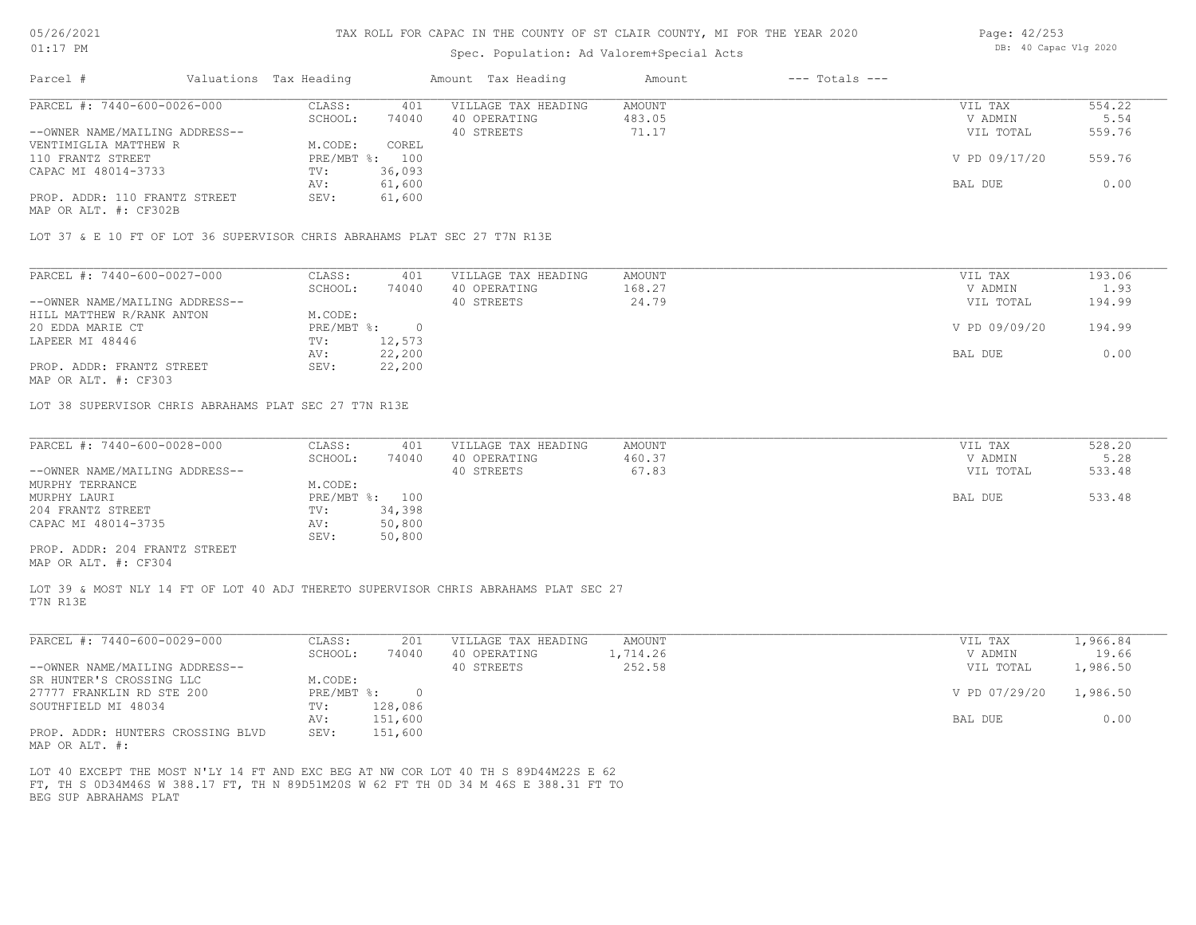# TAX ROLL FOR CAPAC IN THE COUNTY OF ST CLAIR COUNTY, MI FOR THE YEAR 2020

Spec. Population: Ad Valorem+Special Acts

05/26/2021
01:17 PM

DB: 40 Capac Vlg 2020

| Parcel # | Valuations | Tax Heading | Amount | Tax Heading | Amount | --- Totals --- | |
|---|---|---|---|---|---|---|---|

## PARCEL #: 7440-600-0026-000

| --OWNER NAME/MAILING ADDRESS-- | | | | | | |
|---|---|---|---|---|---|---|
| VENTIMIGLIA MATTHEW R | CLASS: | 401 | VILLAGE TAX HEADING | AMOUNT | VIL TAX | 554.22 |
| 110 FRANTZ STREET | SCHOOL: | 74040 | 40 OPERATING | 483.05 | V ADMIN | 5.54 |
| CAPAC MI 48014-3733 | M.CODE: | COREL | 40 STREETS | 71.17 | VIL TOTAL | 559.76 |
| | PRE/MBT %: | 100 | | | V PD 09/17/20 | 559.76 |
| | TV: | 36,093 | | | | |
| | AV: | 61,600 | | | BAL DUE | 0.00 |
| | SEV: | 61,600 | | | | |

PROP. ADDR: 110 FRANTZ STREET
MAP OR ALT. #: CF302B

LOT 37 & E 10 FT OF LOT 36 SUPERVISOR CHRIS ABRAHAMS PLAT SEC 27 T7N R13E

## PARCEL #: 7440-600-0027-000

| --OWNER NAME/MAILING ADDRESS-- | | | | | | |
|---|---|---|---|---|---|---|
| HILL MATTHEW R/RANK ANTON | CLASS: | 401 | VILLAGE TAX HEADING | AMOUNT | VIL TAX | 193.06 |
| 20 EDDA MARIE CT | SCHOOL: | 74040 | 40 OPERATING | 168.27 | V ADMIN | 1.93 |
| LAPEER MI 48446 | M.CODE: | | 40 STREETS | 24.79 | VIL TOTAL | 194.99 |
| | PRE/MBT %: | 0 | | | V PD 09/09/20 | 194.99 |
| | TV: | 12,573 | | | | |
| | AV: | 22,200 | | | BAL DUE | 0.00 |
| | SEV: | 22,200 | | | | |

PROP. ADDR: FRANTZ STREET
MAP OR ALT. #: CF303

LOT 38 SUPERVISOR CHRIS ABRAHAMS PLAT SEC 27 T7N R13E

## PARCEL #: 7440-600-0028-000

| --OWNER NAME/MAILING ADDRESS-- | | | | | | |
|---|---|---|---|---|---|---|
| MURPHY TERRANCE | CLASS: | 401 | VILLAGE TAX HEADING | AMOUNT | VIL TAX | 528.20 |
| MURPHY LAURI | SCHOOL: | 74040 | 40 OPERATING | 460.37 | V ADMIN | 5.28 |
| 204 FRANTZ STREET | M.CODE: | | 40 STREETS | 67.83 | VIL TOTAL | 533.48 |
| CAPAC MI 48014-3735 | PRE/MBT %: | 100 | | | BAL DUE | 533.48 |
| | TV: | 34,398 | | | | |
| | AV: | 50,800 | | | | |
| | SEV: | 50,800 | | | | |

PROP. ADDR: 204 FRANTZ STREET
MAP OR ALT. #: CF304

LOT 39 & MOST NLY 14 FT OF LOT 40 ADJ THERETO SUPERVISOR CHRIS ABRAHAMS PLAT SEC 27 T7N R13E

## PARCEL #: 7440-600-0029-000

| --OWNER NAME/MAILING ADDRESS-- | | | | | | |
|---|---|---|---|---|---|---|
| SR HUNTER'S CROSSING LLC | CLASS: | 201 | VILLAGE TAX HEADING | AMOUNT | VIL TAX | 1,966.84 |
| 27777 FRANKLIN RD STE 200 | SCHOOL: | 74040 | 40 OPERATING | 1,714.26 | V ADMIN | 19.66 |
| SOUTHFIELD MI 48034 | M.CODE: | | 40 STREETS | 252.58 | VIL TOTAL | 1,986.50 |
| | PRE/MBT %: | 0 | | | V PD 07/29/20 | 1,986.50 |
| | TV: | 128,086 | | | | |
| | AV: | 151,600 | | | BAL DUE | 0.00 |
| | SEV: | 151,600 | | | | |

PROP. ADDR: HUNTERS CROSSING BLVD
MAP OR ALT. #:

LOT 40 EXCEPT THE MOST N'LY 14 FT AND EXC BEG AT NW COR LOT 40 TH S 89D44M22S E 62 FT, TH S 0D34M46S W 388.17 FT, TH N 89D51M20S W 62 FT TH 0D 34 M 46S E 388.31 FT TO BEG SUP ABRAHAMS PLAT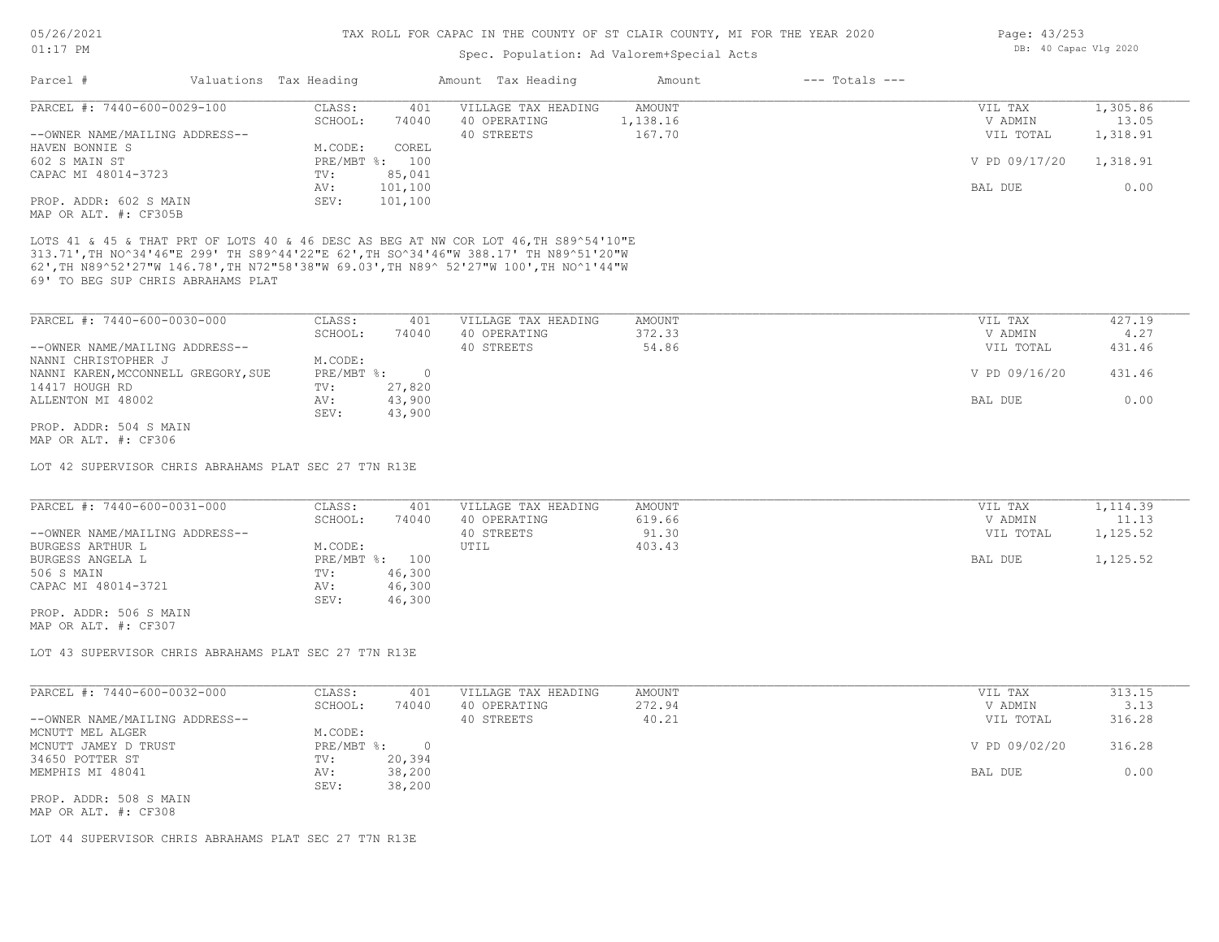TAX ROLL FOR CAPAC IN THE COUNTY OF ST CLAIR COUNTY, MI FOR THE YEAR 2020

Spec. Population: Ad Valorem+Special Acts

| Parcel # | Valuations | Tax Heading | Amount | Tax Heading | Amount | --- Totals --- |
|---|---|---|---|---|---|---|

---

**PARCEL #: 7440-600-0029-100**

| | | | | | |
|---|---|---|---|---|---|
| CLASS: | 401 | VILLAGE TAX HEADING | AMOUNT | VIL TAX | 1,305.86 |
| SCHOOL: | 74040 | 40 OPERATING | 1,138.16 | V ADMIN | 13.05 |
| | | 40 STREETS | 167.70 | VIL TOTAL | 1,318.91 |
| M.CODE: | COREL | | | | |
| PRE/MBT %: | 100 | | | V PD 09/17/20 | 1,318.91 |
| TV: | 85,041 | | | | |
| AV: | 101,100 | | | BAL DUE | 0.00 |
| SEV: | 101,100 | | | | |

--OWNER NAME/MAILING ADDRESS--
HAVEN BONNIE S
602 S MAIN ST
CAPAC MI 48014-3723

PROP. ADDR: 602 S MAIN
MAP OR ALT. #: CF305B

LOTS 41 & 45 & THAT PRT OF LOTS 40 & 46 DESC AS BEG AT NW COR LOT 46,TH S89^54'10"E 313.71',TH NO^34'46"E 299' TH S89^44'22"E 62',TH SO^34'46"W 388.17' TH N89^51'20"W 62',TH N89^52'27"W 146.78',TH N72"58'38"W 69.03',TH N89^ 52'27"W 100',TH NO^1'44"W 69' TO BEG SUP CHRIS ABRAHAMS PLAT

---

**PARCEL #: 7440-600-0030-000**

| | | | | | |
|---|---|---|---|---|---|
| CLASS: | 401 | VILLAGE TAX HEADING | AMOUNT | VIL TAX | 427.19 |
| SCHOOL: | 74040 | 40 OPERATING | 372.33 | V ADMIN | 4.27 |
| | | 40 STREETS | 54.86 | VIL TOTAL | 431.46 |
| M.CODE: | | | | | |
| PRE/MBT %: | 0 | | | V PD 09/16/20 | 431.46 |
| TV: | 27,820 | | | | |
| AV: | 43,900 | | | BAL DUE | 0.00 |
| SEV: | 43,900 | | | | |

--OWNER NAME/MAILING ADDRESS--
NANNI CHRISTOPHER J
NANNI KAREN,MCCONNELL GREGORY,SUE
14417 HOUGH RD
ALLENTON MI 48002

PROP. ADDR: 504 S MAIN
MAP OR ALT. #: CF306

LOT 42 SUPERVISOR CHRIS ABRAHAMS PLAT SEC 27 T7N R13E

---

**PARCEL #: 7440-600-0031-000**

| | | | | | |
|---|---|---|---|---|---|
| CLASS: | 401 | VILLAGE TAX HEADING | AMOUNT | VIL TAX | 1,114.39 |
| SCHOOL: | 74040 | 40 OPERATING | 619.66 | V ADMIN | 11.13 |
| | | 40 STREETS | 91.30 | VIL TOTAL | 1,125.52 |
| M.CODE: | | UTIL | 403.43 | | |
| PRE/MBT %: | 100 | | | BAL DUE | 1,125.52 |
| TV: | 46,300 | | | | |
| AV: | 46,300 | | | | |
| SEV: | 46,300 | | | | |

--OWNER NAME/MAILING ADDRESS--
BURGESS ARTHUR L
BURGESS ANGELA L
506 S MAIN
CAPAC MI 48014-3721

PROP. ADDR: 506 S MAIN
MAP OR ALT. #: CF307

LOT 43 SUPERVISOR CHRIS ABRAHAMS PLAT SEC 27 T7N R13E

---

**PARCEL #: 7440-600-0032-000**

| | | | | | |
|---|---|---|---|---|---|
| CLASS: | 401 | VILLAGE TAX HEADING | AMOUNT | VIL TAX | 313.15 |
| SCHOOL: | 74040 | 40 OPERATING | 272.94 | V ADMIN | 3.13 |
| | | 40 STREETS | 40.21 | VIL TOTAL | 316.28 |
| M.CODE: | | | | | |
| PRE/MBT %: | 0 | | | V PD 09/02/20 | 316.28 |
| TV: | 20,394 | | | | |
| AV: | 38,200 | | | BAL DUE | 0.00 |
| SEV: | 38,200 | | | | |

--OWNER NAME/MAILING ADDRESS--
MCNUTT MEL ALGER
MCNUTT JAMEY D TRUST
34650 POTTER ST
MEMPHIS MI 48041

PROP. ADDR: 508 S MAIN
MAP OR ALT. #: CF308

LOT 44 SUPERVISOR CHRIS ABRAHAMS PLAT SEC 27 T7N R13E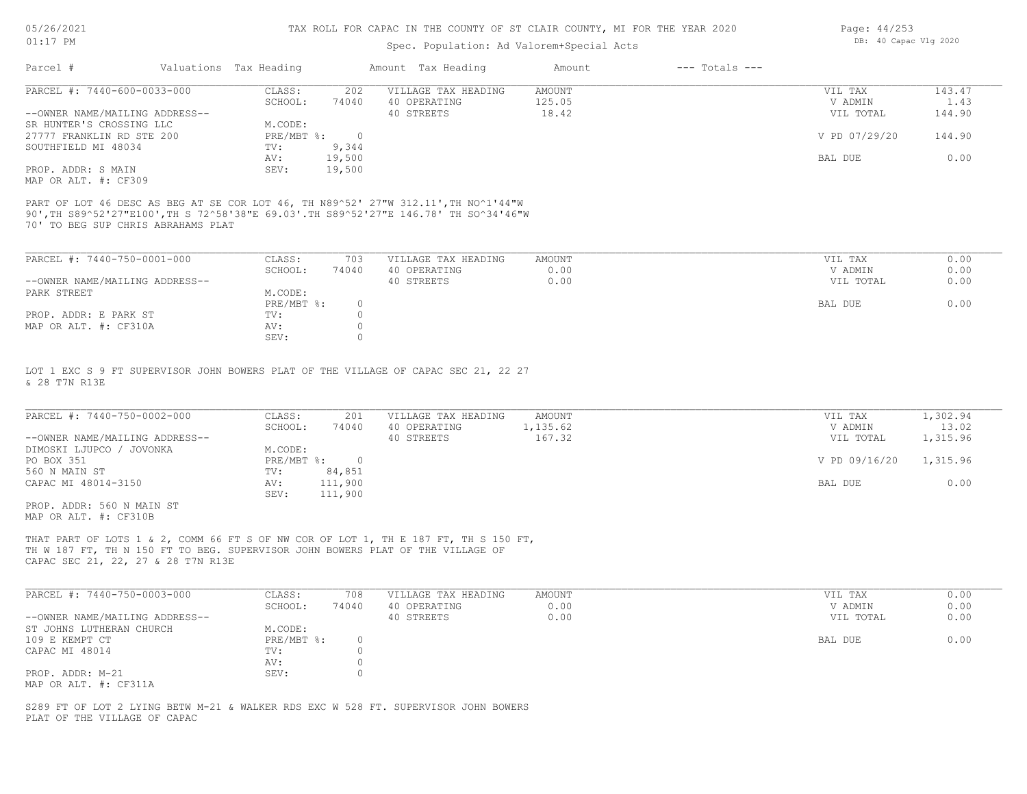# TAX ROLL FOR CAPAC IN THE COUNTY OF ST CLAIR COUNTY, MI FOR THE YEAR 2020

Spec. Population: Ad Valorem+Special Acts

05/26/2021 01:17 PM — DB: 40 Capac Vlg 2020

| Parcel # | Valuations | Tax Heading | Amount | Tax Heading | Amount | --- Totals --- | |
|---|---|---|---|---|---|---|---|
| PARCEL #: 7440-600-0033-000 | CLASS: | 202 | VILLAGE TAX HEADING | AMOUNT | | VIL TAX | 143.47 |
| | SCHOOL: | 74040 | 40 OPERATING | 125.05 | | V ADMIN | 1.43 |
| --OWNER NAME/MAILING ADDRESS-- | | | 40 STREETS | 18.42 | | VIL TOTAL | 144.90 |
| SR HUNTER'S CROSSING LLC | M.CODE: | | | | | | |
| 27777 FRANKLIN RD STE 200 | PRE/MBT %: | 0 | | | | V PD 07/29/20 | 144.90 |
| SOUTHFIELD MI 48034 | TV: | 9,344 | | | | | |
| | AV: | 19,500 | | | | BAL DUE | 0.00 |
| PROP. ADDR: S MAIN | SEV: | 19,500 | | | | | |
| MAP OR ALT. #: CF309 | | | | | | | |

PART OF LOT 46 DESC AS BEG AT SE COR LOT 46, N89^52' 27"W 312.11',TH NO^1'44"W 90',TH S89^52'27"E100',TH S 72^58'38"E 69.03'.TH S89^52'27"E 146.78' TH SO^34'46"W 70' TO BEG SUP CHRIS ABRAHAMS PLAT

| Parcel # | Valuations | Tax Heading | Amount | Tax Heading | Amount | --- Totals --- | |
|---|---|---|---|---|---|---|---|
| PARCEL #: 7440-750-0001-000 | CLASS: | 703 | VILLAGE TAX HEADING | AMOUNT | | VIL TAX | 0.00 |
| | SCHOOL: | 74040 | 40 OPERATING | 0.00 | | V ADMIN | 0.00 |
| --OWNER NAME/MAILING ADDRESS-- | | | 40 STREETS | 0.00 | | VIL TOTAL | 0.00 |
| PARK STREET | M.CODE: | | | | | | |
| | PRE/MBT %: | 0 | | | | BAL DUE | 0.00 |
| PROP. ADDR: E PARK ST | TV: | 0 | | | | | |
| MAP OR ALT. #: CF310A | AV: | 0 | | | | | |
| | SEV: | 0 | | | | | |

LOT 1 EXC S 9 FT SUPERVISOR JOHN BOWERS PLAT OF THE VILLAGE OF CAPAC SEC 21, 22 27 & 28 T7N R13E

| Parcel # | Valuations | Tax Heading | Amount | Tax Heading | Amount | --- Totals --- | |
|---|---|---|---|---|---|---|---|
| PARCEL #: 7440-750-0002-000 | CLASS: | 201 | VILLAGE TAX HEADING | AMOUNT | | VIL TAX | 1,302.94 |
| | SCHOOL: | 74040 | 40 OPERATING | 1,135.62 | | V ADMIN | 13.02 |
| --OWNER NAME/MAILING ADDRESS-- | | | 40 STREETS | 167.32 | | VIL TOTAL | 1,315.96 |
| DIMOSKI LJUPCO / JOVONKA | M.CODE: | | | | | | |
| PO BOX 351 | PRE/MBT %: | 0 | | | | V PD 09/16/20 | 1,315.96 |
| 560 N MAIN ST | TV: | 84,851 | | | | | |
| CAPAC MI 48014-3150 | AV: | 111,900 | | | | BAL DUE | 0.00 |
| | SEV: | 111,900 | | | | | |
| PROP. ADDR: 560 N MAIN ST | | | | | | | |
| MAP OR ALT. #: CF310B | | | | | | | |

THAT PART OF LOTS 1 & 2, COMM 66 FT S OF NW COR OF LOT 1, TH E 187 FT, TH S 150 FT, TH W 187 FT, TH N 150 FT TO BEG. SUPERVISOR JOHN BOWERS PLAT OF THE VILLAGE OF CAPAC SEC 21, 22, 27 & 28 T7N R13E

| Parcel # | Valuations | Tax Heading | Amount | Tax Heading | Amount | --- Totals --- | |
|---|---|---|---|---|---|---|---|
| PARCEL #: 7440-750-0003-000 | CLASS: | 708 | VILLAGE TAX HEADING | AMOUNT | | VIL TAX | 0.00 |
| | SCHOOL: | 74040 | 40 OPERATING | 0.00 | | V ADMIN | 0.00 |
| --OWNER NAME/MAILING ADDRESS-- | | | 40 STREETS | 0.00 | | VIL TOTAL | 0.00 |
| ST JOHNS LUTHERAN CHURCH | M.CODE: | | | | | | |
| 109 E KEMPT CT | PRE/MBT %: | 0 | | | | BAL DUE | 0.00 |
| CAPAC MI 48014 | TV: | 0 | | | | | |
| | AV: | 0 | | | | | |
| PROP. ADDR: M-21 | SEV: | 0 | | | | | |
| MAP OR ALT. #: CF311A | | | | | | | |

S289 FT OF LOT 2 LYING BETW M-21 & WALKER RDS EXC W 528 FT. SUPERVISOR JOHN BOWERS PLAT OF THE VILLAGE OF CAPAC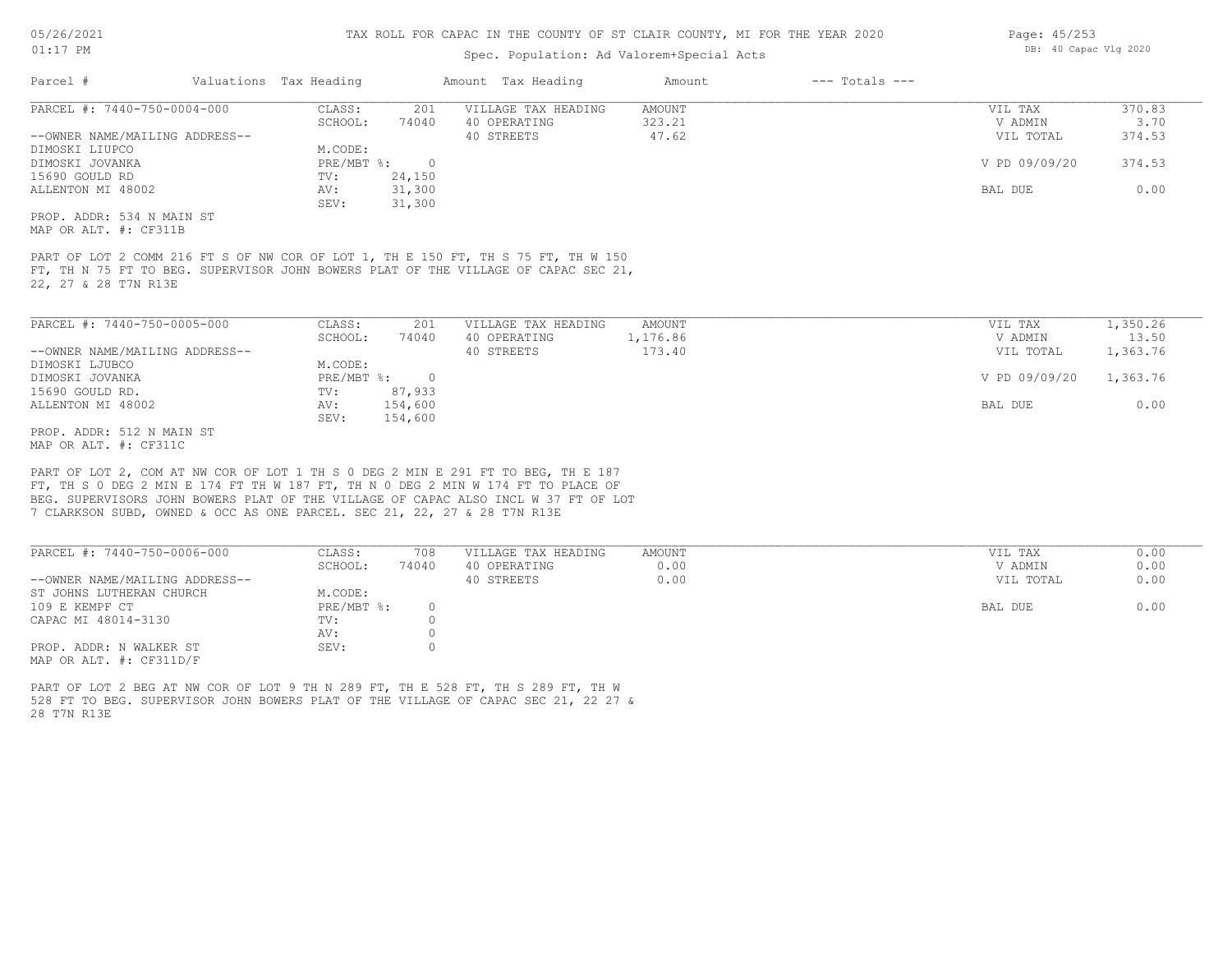Spec. Population: Ad Valorem+Special Acts

| Parcel # | Valuations | Tax Heading | Amount | Tax Heading | Amount | --- Totals --- | |
|---|---|---|---|---|---|---|---|

**PARCEL #: 7440-750-0004-000**

| | | | | | |
|---|---|---|---|---|---|
| CLASS: | 201 | VILLAGE TAX HEADING | AMOUNT | VIL TAX | 370.83 |
| SCHOOL: | 74040 | 40 OPERATING | 323.21 | V ADMIN | 3.70 |
| | | 40 STREETS | 47.62 | VIL TOTAL | 374.53 |
| M.CODE: | | | | | |
| PRE/MBT %: | 0 | | | V PD 09/09/20 | 374.53 |
| TV: | 24,150 | | | | |
| AV: | 31,300 | | | BAL DUE | 0.00 |
| SEV: | 31,300 | | | | |

--OWNER NAME/MAILING ADDRESS--
DIMOSKI LIUPCO
DIMOSKI JOVANKA
15690 GOULD RD
ALLENTON MI 48002

PROP. ADDR: 534 N MAIN ST
MAP OR ALT. #: CF311B

PART OF LOT 2 COMM 216 FT S OF NW COR OF LOT 1, TH E 150 FT, TH S 75 FT, TH W 150 FT, TH N 75 FT TO BEG. SUPERVISOR JOHN BOWERS PLAT OF THE VILLAGE OF CAPAC SEC 21, 22, 27 & 28 T7N R13E

**PARCEL #: 7440-750-0005-000**

| | | | | | |
|---|---|---|---|---|---|
| CLASS: | 201 | VILLAGE TAX HEADING | AMOUNT | VIL TAX | 1,350.26 |
| SCHOOL: | 74040 | 40 OPERATING | 1,176.86 | V ADMIN | 13.50 |
| | | 40 STREETS | 173.40 | VIL TOTAL | 1,363.76 |
| M.CODE: | | | | | |
| PRE/MBT %: | 0 | | | V PD 09/09/20 | 1,363.76 |
| TV: | 87,933 | | | | |
| AV: | 154,600 | | | BAL DUE | 0.00 |
| SEV: | 154,600 | | | | |

--OWNER NAME/MAILING ADDRESS--
DIMOSKI LJUBCO
DIMOSKI JOVANKA
15690 GOULD RD.
ALLENTON MI 48002

PROP. ADDR: 512 N MAIN ST
MAP OR ALT. #: CF311C

PART OF LOT 2, COM AT NW COR OF LOT 1 TH S 0 DEG 2 MIN E 291 FT TO BEG, TH E 187 FT, TH S 0 DEG 2 MIN E 174 FT TH W 187 FT, TH N 0 DEG 2 MIN W 174 FT TO PLACE OF BEG. SUPERVISORS JOHN BOWERS PLAT OF THE VILLAGE OF CAPAC ALSO INCL W 37 FT OF LOT 7 CLARKSON SUBD, OWNED & OCC AS ONE PARCEL. SEC 21, 22, 27 & 28 T7N R13E

**PARCEL #: 7440-750-0006-000**

| | | | | | |
|---|---|---|---|---|---|
| CLASS: | 708 | VILLAGE TAX HEADING | AMOUNT | VIL TAX | 0.00 |
| SCHOOL: | 74040 | 40 OPERATING | 0.00 | V ADMIN | 0.00 |
| | | 40 STREETS | 0.00 | VIL TOTAL | 0.00 |
| M.CODE: | | | | | |
| PRE/MBT %: | 0 | | | BAL DUE | 0.00 |
| TV: | 0 | | | | |
| AV: | 0 | | | | |
| SEV: | 0 | | | | |

--OWNER NAME/MAILING ADDRESS--
ST JOHNS LUTHERAN CHURCH
109 E KEMPF CT
CAPAC MI 48014-3130

PROP. ADDR: N WALKER ST
MAP OR ALT. #: CF311D/F

PART OF LOT 2 BEG AT NW COR OF LOT 9 TH N 289 FT, TH E 528 FT, TH S 289 FT, TH W 528 FT TO BEG. SUPERVISOR JOHN BOWERS PLAT OF THE VILLAGE OF CAPAC SEC 21, 22 27 & 28 T7N R13E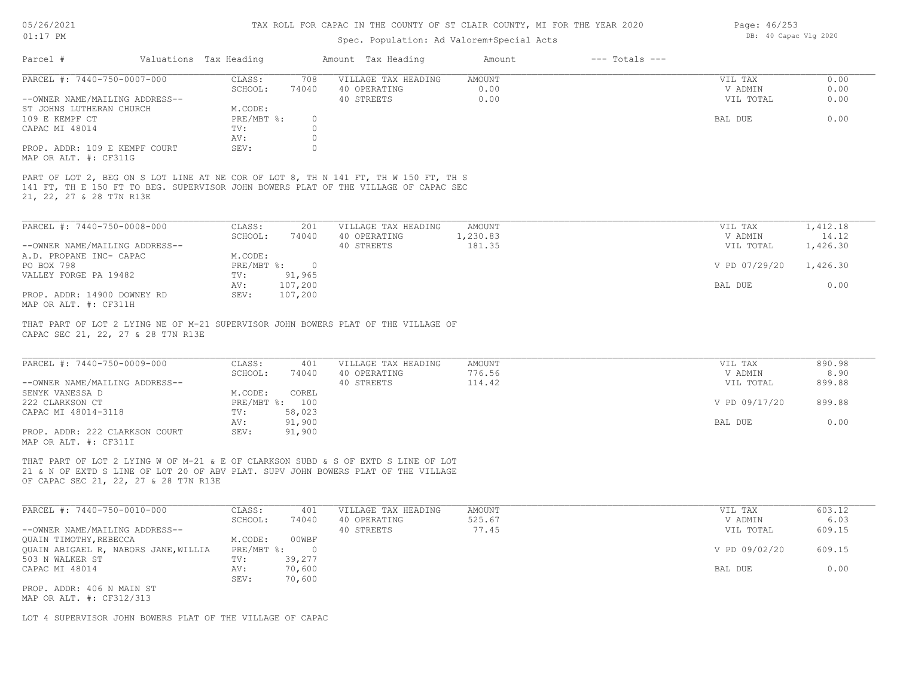# TAX ROLL FOR CAPAC IN THE COUNTY OF ST CLAIR COUNTY, MI FOR THE YEAR 2020

Spec. Population: Ad Valorem+Special Acts

| Parcel # | Valuations | Tax Heading | Amount | Tax Heading | Amount | --- Totals --- | |
|---|---|---|---|---|---|---|---|
| PARCEL #: 7440-750-0007-000 | CLASS: | 708 | VILLAGE TAX HEADING | AMOUNT | | VIL TAX | 0.00 |
| | SCHOOL: | 74040 | 40 OPERATING | 0.00 | | V ADMIN | 0.00 |
| --OWNER NAME/MAILING ADDRESS-- | | | 40 STREETS | 0.00 | | VIL TOTAL | 0.00 |
| ST JOHNS LUTHERAN CHURCH | M.CODE: | | | | | | |
| 109 E KEMPF CT | PRE/MBT %: | 0 | | | | BAL DUE | 0.00 |
| CAPAC MI 48014 | TV: | 0 | | | | | |
| | AV: | 0 | | | | | |
| PROP. ADDR: 109 E KEMPF COURT | SEV: | 0 | | | | | |
| MAP OR ALT. #: CF311G | | | | | | | |

PART OF LOT 2, BEG ON S LOT LINE AT NE COR OF LOT 8, TH N 141 FT, TH W 150 FT, TH S 141 FT, TH E 150 FT TO BEG. SUPERVISOR JOHN BOWERS PLAT OF THE VILLAGE OF CAPAC SEC 21, 22, 27 & 28 T7N R13E

| Parcel # | Valuations | Tax Heading | Amount | Tax Heading | Amount | --- Totals --- | |
|---|---|---|---|---|---|---|---|
| PARCEL #: 7440-750-0008-000 | CLASS: | 201 | VILLAGE TAX HEADING | AMOUNT | | VIL TAX | 1,412.18 |
| | SCHOOL: | 74040 | 40 OPERATING | 1,230.83 | | V ADMIN | 14.12 |
| --OWNER NAME/MAILING ADDRESS-- | | | 40 STREETS | 181.35 | | VIL TOTAL | 1,426.30 |
| A.D. PROPANE INC- CAPAC | M.CODE: | | | | | | |
| PO BOX 798 | PRE/MBT %: | 0 | | | | V PD 07/29/20 | 1,426.30 |
| VALLEY FORGE PA 19482 | TV: | 91,965 | | | | | |
| | AV: | 107,200 | | | | BAL DUE | 0.00 |
| PROP. ADDR: 14900 DOWNEY RD | SEV: | 107,200 | | | | | |
| MAP OR ALT. #: CF311H | | | | | | | |

THAT PART OF LOT 2 LYING NE OF M-21 SUPERVISOR JOHN BOWERS PLAT OF THE VILLAGE OF CAPAC SEC 21, 22, 27 & 28 T7N R13E

| Parcel # | Valuations | Tax Heading | Amount | Tax Heading | Amount | --- Totals --- | |
|---|---|---|---|---|---|---|---|
| PARCEL #: 7440-750-0009-000 | CLASS: | 401 | VILLAGE TAX HEADING | AMOUNT | | VIL TAX | 890.98 |
| | SCHOOL: | 74040 | 40 OPERATING | 776.56 | | V ADMIN | 8.90 |
| --OWNER NAME/MAILING ADDRESS-- | | | 40 STREETS | 114.42 | | VIL TOTAL | 899.88 |
| SENYK VANESSA D | M.CODE: | COREL | | | | | |
| 222 CLARKSON CT | PRE/MBT %: | 100 | | | | V PD 09/17/20 | 899.88 |
| CAPAC MI 48014-3118 | TV: | 58,023 | | | | | |
| | AV: | 91,900 | | | | BAL DUE | 0.00 |
| PROP. ADDR: 222 CLARKSON COURT | SEV: | 91,900 | | | | | |
| MAP OR ALT. #: CF311I | | | | | | | |

THAT PART OF LOT 2 LYING W OF M-21 & E OF CLARKSON SUBD & S OF EXTD S LINE OF LOT 21 & N OF EXTD S LINE OF LOT 20 OF ABV PLAT. SUPV JOHN BOWERS PLAT OF THE VILLAGE OF CAPAC SEC 21, 22, 27 & 28 T7N R13E

| Parcel # | Valuations | Tax Heading | Amount | Tax Heading | Amount | --- Totals --- | |
|---|---|---|---|---|---|---|---|
| PARCEL #: 7440-750-0010-000 | CLASS: | 401 | VILLAGE TAX HEADING | AMOUNT | | VIL TAX | 603.12 |
| | SCHOOL: | 74040 | 40 OPERATING | 525.67 | | V ADMIN | 6.03 |
| --OWNER NAME/MAILING ADDRESS-- | | | 40 STREETS | 77.45 | | VIL TOTAL | 609.15 |
| QUAIN TIMOTHY,REBECCA | M.CODE: | 00WBF | | | | | |
| QUAIN ABIGAEL R, NABORS JANE,WILLIA | PRE/MBT %: | 0 | | | | V PD 09/02/20 | 609.15 |
| 503 N WALKER ST | TV: | 39,277 | | | | | |
| CAPAC MI 48014 | AV: | 70,600 | | | | BAL DUE | 0.00 |
| | SEV: | 70,600 | | | | | |
| PROP. ADDR: 406 N MAIN ST | | | | | | | |
| MAP OR ALT. #: CF312/313 | | | | | | | |

LOT 4 SUPERVISOR JOHN BOWERS PLAT OF THE VILLAGE OF CAPAC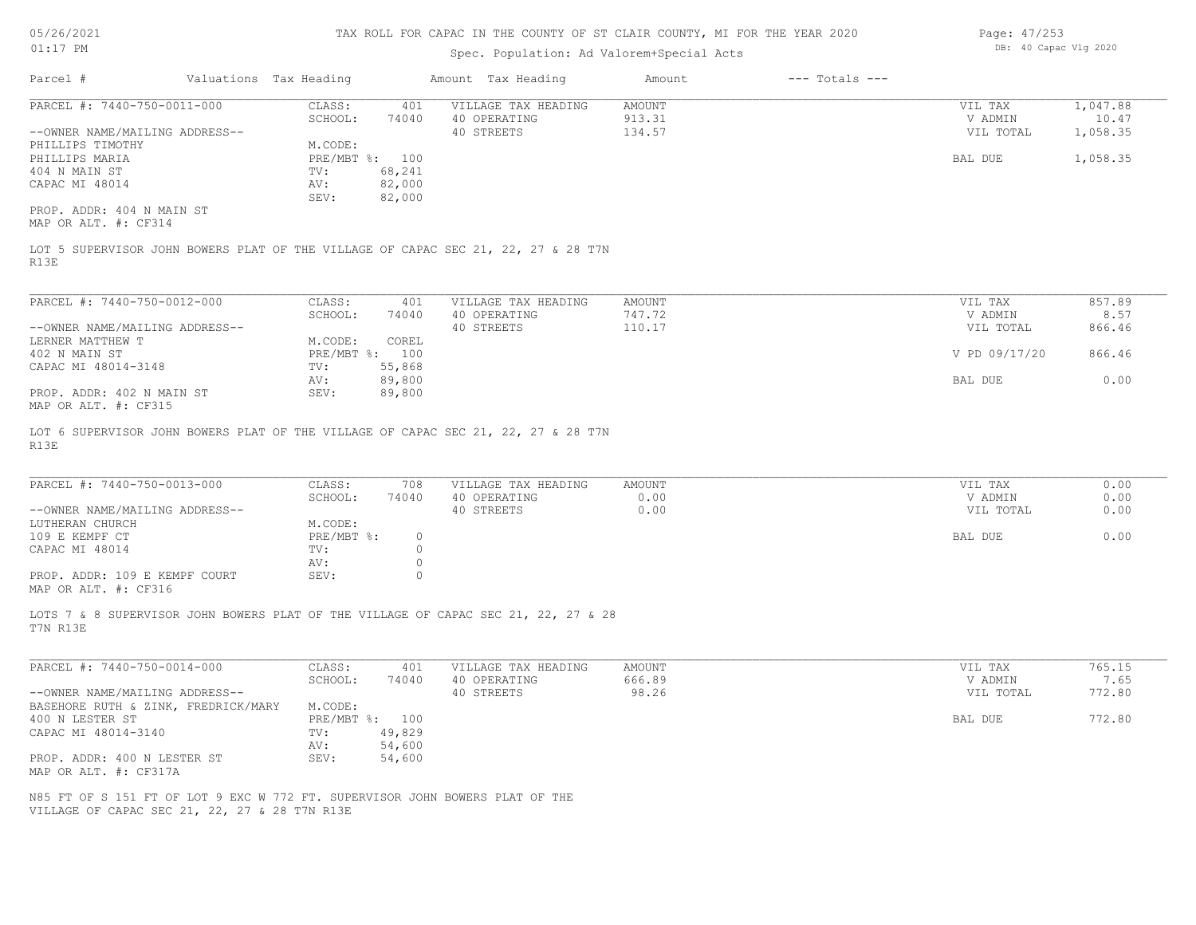# TAX ROLL FOR CAPAC IN THE COUNTY OF ST CLAIR COUNTY, MI FOR THE YEAR 2020

Spec. Population: Ad Valorem+Special Acts

DB: 40 Capac Vlg 2020

| Parcel # | Valuations | Tax Heading | Amount | Tax Heading | Amount | --- Totals --- | |
|---|---|---|---|---|---|---|---|

---

**PARCEL #: 7440-750-0011-000**

| | | | | | |
|---|---|---|---|---|---|
| CLASS: | 401 | VILLAGE TAX HEADING | AMOUNT | VIL TAX | 1,047.88 |
| SCHOOL: | 74040 | 40 OPERATING | 913.31 | V ADMIN | 10.47 |
| | | 40 STREETS | 134.57 | VIL TOTAL | 1,058.35 |
| M.CODE: | | | | | |
| PRE/MBT %: | 100 | | | BAL DUE | 1,058.35 |
| TV: | 68,241 | | | | |
| AV: | 82,000 | | | | |
| SEV: | 82,000 | | | | |

--OWNER NAME/MAILING ADDRESS--
PHILLIPS TIMOTHY
PHILLIPS MARIA
404 N MAIN ST
CAPAC MI 48014

PROP. ADDR: 404 N MAIN ST
MAP OR ALT. #: CF314

LOT 5 SUPERVISOR JOHN BOWERS PLAT OF THE VILLAGE OF CAPAC SEC 21, 22, 27 & 28 T7N R13E

---

**PARCEL #: 7440-750-0012-000**

| | | | | | |
|---|---|---|---|---|---|
| CLASS: | 401 | VILLAGE TAX HEADING | AMOUNT | VIL TAX | 857.89 |
| SCHOOL: | 74040 | 40 OPERATING | 747.72 | V ADMIN | 8.57 |
| | | 40 STREETS | 110.17 | VIL TOTAL | 866.46 |
| M.CODE: | COREL | | | | |
| PRE/MBT %: | 100 | | | V PD 09/17/20 | 866.46 |
| TV: | 55,868 | | | | |
| AV: | 89,800 | | | BAL DUE | 0.00 |
| SEV: | 89,800 | | | | |

--OWNER NAME/MAILING ADDRESS--
LERNER MATTHEW T
402 N MAIN ST
CAPAC MI 48014-3148

PROP. ADDR: 402 N MAIN ST
MAP OR ALT. #: CF315

LOT 6 SUPERVISOR JOHN BOWERS PLAT OF THE VILLAGE OF CAPAC SEC 21, 22, 27 & 28 T7N R13E

---

**PARCEL #: 7440-750-0013-000**

| | | | | | |
|---|---|---|---|---|---|
| CLASS: | 708 | VILLAGE TAX HEADING | AMOUNT | VIL TAX | 0.00 |
| SCHOOL: | 74040 | 40 OPERATING | 0.00 | V ADMIN | 0.00 |
| | | 40 STREETS | 0.00 | VIL TOTAL | 0.00 |
| M.CODE: | | | | | |
| PRE/MBT %: | 0 | | | BAL DUE | 0.00 |
| TV: | 0 | | | | |
| AV: | 0 | | | | |
| SEV: | 0 | | | | |

--OWNER NAME/MAILING ADDRESS--
LUTHERAN CHURCH
109 E KEMPF CT
CAPAC MI 48014

PROP. ADDR: 109 E KEMPF COURT
MAP OR ALT. #: CF316

LOTS 7 & 8 SUPERVISOR JOHN BOWERS PLAT OF THE VILLAGE OF CAPAC SEC 21, 22, 27 & 28 T7N R13E

---

**PARCEL #: 7440-750-0014-000**

| | | | | | |
|---|---|---|---|---|---|
| CLASS: | 401 | VILLAGE TAX HEADING | AMOUNT | VIL TAX | 765.15 |
| SCHOOL: | 74040 | 40 OPERATING | 666.89 | V ADMIN | 7.65 |
| | | 40 STREETS | 98.26 | VIL TOTAL | 772.80 |
| M.CODE: | | | | | |
| PRE/MBT %: | 100 | | | BAL DUE | 772.80 |
| TV: | 49,829 | | | | |
| AV: | 54,600 | | | | |
| SEV: | 54,600 | | | | |

--OWNER NAME/MAILING ADDRESS--
BASEHORE RUTH & ZINK, FREDRICK/MARY
400 N LESTER ST
CAPAC MI 48014-3140

PROP. ADDR: 400 N LESTER ST
MAP OR ALT. #: CF317A

N85 FT OF S 151 FT OF LOT 9 EXC W 772 FT. SUPERVISOR JOHN BOWERS PLAT OF THE VILLAGE OF CAPAC SEC 21, 22, 27 & 28 T7N R13E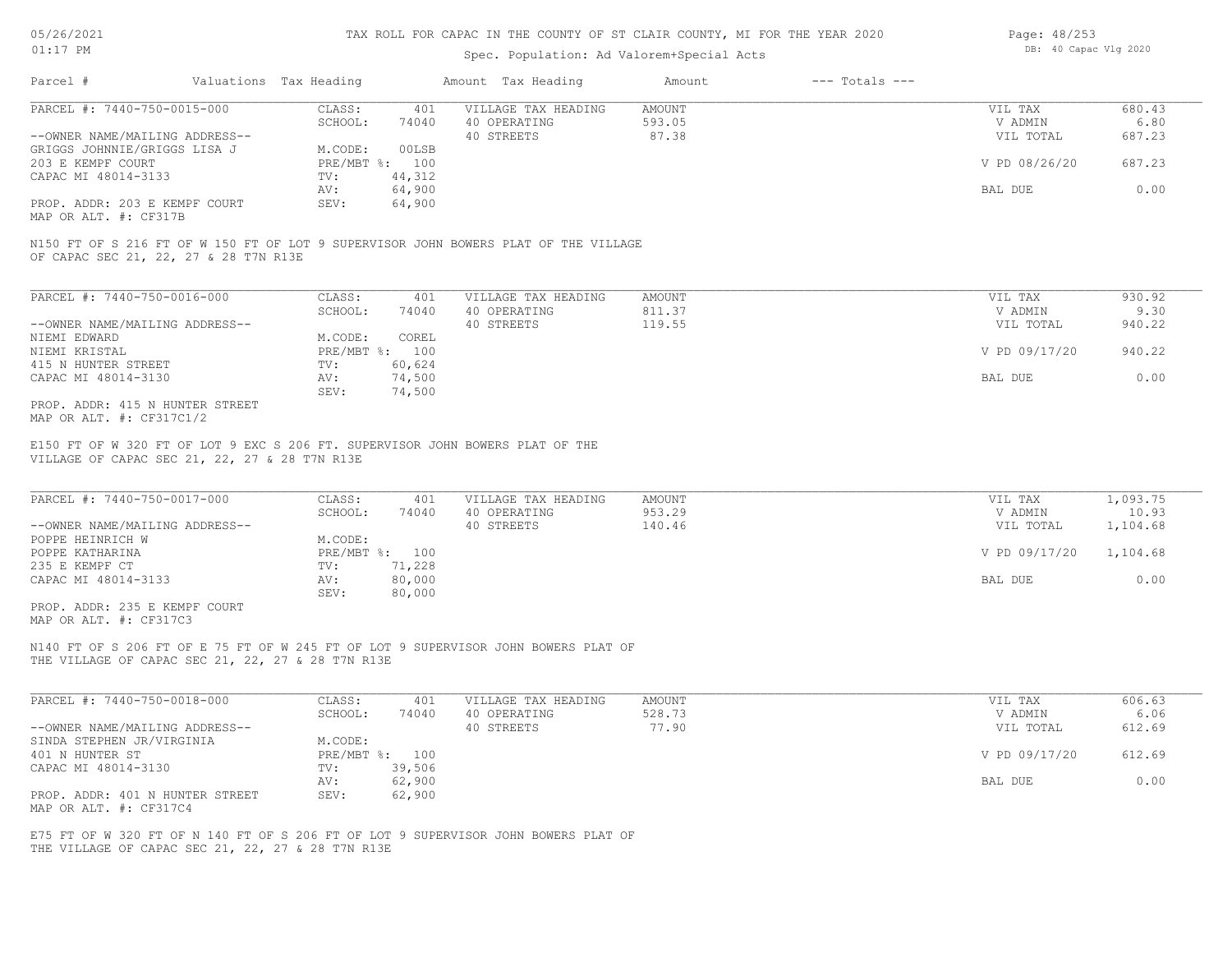# TAX ROLL FOR CAPAC IN THE COUNTY OF ST CLAIR COUNTY, MI FOR THE YEAR 2020

Spec. Population: Ad Valorem+Special Acts

| Parcel # | Valuations | Tax Heading | Amount | Tax Heading | Amount | --- Totals --- | |
|---|---|---|---|---|---|---|---|

---

**PARCEL #: 7440-750-0015-000**

| | | | | | |
|---|---|---|---|---|---|
| CLASS: | 401 | VILLAGE TAX HEADING | AMOUNT | VIL TAX | 680.43 |
| SCHOOL: | 74040 | 40 OPERATING | 593.05 | V ADMIN | 6.80 |
| | | 40 STREETS | 87.38 | VIL TOTAL | 687.23 |
| M.CODE: | 00LSB | | | | |
| PRE/MBT %: | 100 | | | V PD 08/26/20 | 687.23 |
| TV: | 44,312 | | | | |
| AV: | 64,900 | | | BAL DUE | 0.00 |
| SEV: | 64,900 | | | | |

--OWNER NAME/MAILING ADDRESS--
GRIGGS JOHNNIE/GRIGGS LISA J
203 E KEMPF COURT
CAPAC MI 48014-3133

PROP. ADDR: 203 E KEMPF COURT
MAP OR ALT. #: CF317B

N150 FT OF S 216 FT OF W 150 FT OF LOT 9 SUPERVISOR JOHN BOWERS PLAT OF THE VILLAGE OF CAPAC SEC 21, 22, 27 & 28 T7N R13E

---

**PARCEL #: 7440-750-0016-000**

| | | | | | |
|---|---|---|---|---|---|
| CLASS: | 401 | VILLAGE TAX HEADING | AMOUNT | VIL TAX | 930.92 |
| SCHOOL: | 74040 | 40 OPERATING | 811.37 | V ADMIN | 9.30 |
| | | 40 STREETS | 119.55 | VIL TOTAL | 940.22 |
| M.CODE: | COREL | | | | |
| PRE/MBT %: | 100 | | | V PD 09/17/20 | 940.22 |
| TV: | 60,624 | | | | |
| AV: | 74,500 | | | BAL DUE | 0.00 |
| SEV: | 74,500 | | | | |

--OWNER NAME/MAILING ADDRESS--
NIEMI EDWARD
NIEMI KRISTAL
415 N HUNTER STREET
CAPAC MI 48014-3130

PROP. ADDR: 415 N HUNTER STREET
MAP OR ALT. #: CF317C1/2

E150 FT OF W 320 FT OF LOT 9 EXC S 206 FT. SUPERVISOR JOHN BOWERS PLAT OF THE VILLAGE OF CAPAC SEC 21, 22, 27 & 28 T7N R13E

---

**PARCEL #: 7440-750-0017-000**

| | | | | | |
|---|---|---|---|---|---|
| CLASS: | 401 | VILLAGE TAX HEADING | AMOUNT | VIL TAX | 1,093.75 |
| SCHOOL: | 74040 | 40 OPERATING | 953.29 | V ADMIN | 10.93 |
| | | 40 STREETS | 140.46 | VIL TOTAL | 1,104.68 |
| M.CODE: | | | | | |
| PRE/MBT %: | 100 | | | V PD 09/17/20 | 1,104.68 |
| TV: | 71,228 | | | | |
| AV: | 80,000 | | | BAL DUE | 0.00 |
| SEV: | 80,000 | | | | |

--OWNER NAME/MAILING ADDRESS--
POPPE HEINRICH W
POPPE KATHARINA
235 E KEMPF CT
CAPAC MI 48014-3133

PROP. ADDR: 235 E KEMPF COURT
MAP OR ALT. #: CF317C3

N140 FT OF S 206 FT OF E 75 FT OF W 245 FT OF LOT 9 SUPERVISOR JOHN BOWERS PLAT OF THE VILLAGE OF CAPAC SEC 21, 22, 27 & 28 T7N R13E

---

**PARCEL #: 7440-750-0018-000**

| | | | | | |
|---|---|---|---|---|---|
| CLASS: | 401 | VILLAGE TAX HEADING | AMOUNT | VIL TAX | 606.63 |
| SCHOOL: | 74040 | 40 OPERATING | 528.73 | V ADMIN | 6.06 |
| | | 40 STREETS | 77.90 | VIL TOTAL | 612.69 |
| M.CODE: | | | | | |
| PRE/MBT %: | 100 | | | V PD 09/17/20 | 612.69 |
| TV: | 39,506 | | | | |
| AV: | 62,900 | | | BAL DUE | 0.00 |
| SEV: | 62,900 | | | | |

--OWNER NAME/MAILING ADDRESS--
SINDA STEPHEN JR/VIRGINIA
401 N HUNTER ST
CAPAC MI 48014-3130

PROP. ADDR: 401 N HUNTER STREET
MAP OR ALT. #: CF317C4

E75 FT OF W 320 FT OF N 140 FT OF S 206 FT OF LOT 9 SUPERVISOR JOHN BOWERS PLAT OF THE VILLAGE OF CAPAC SEC 21, 22, 27 & 28 T7N R13E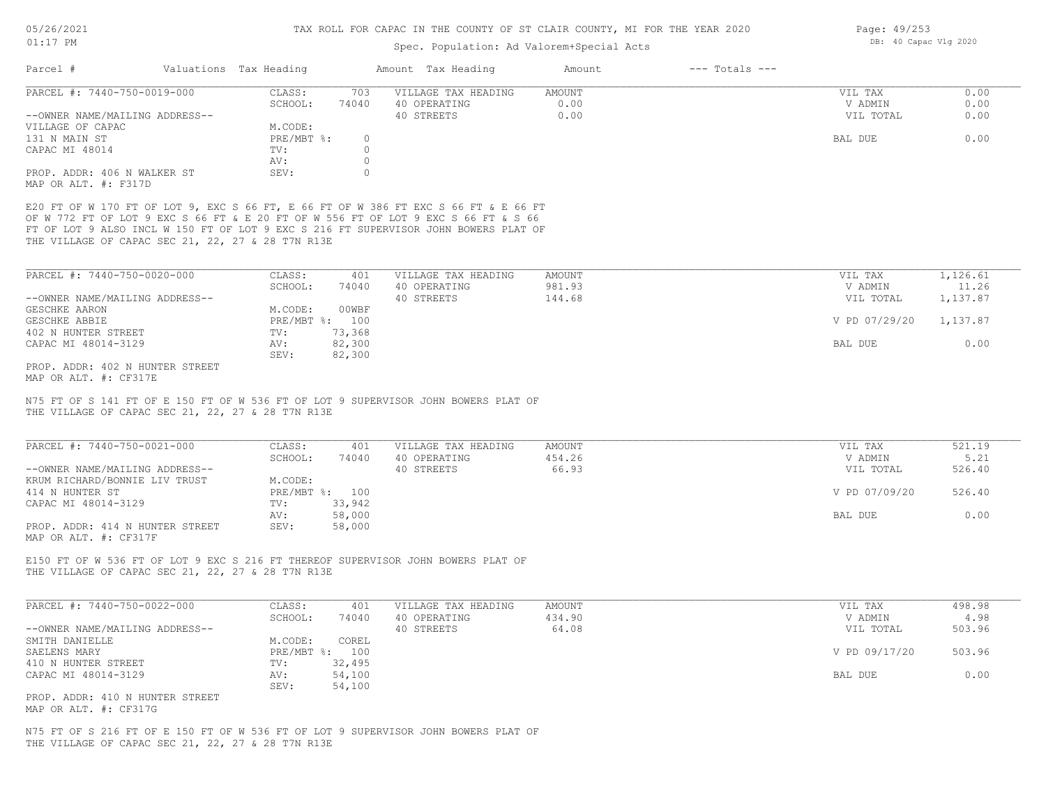| Parcel # | Valuations | Tax Heading | Amount | Tax Heading | Amount | --- Totals --- | |
|---|---|---|---|---|---|---|---|

**PARCEL #: 7440-750-0019-000**

| | | | | | |
|---|---|---|---|---|---|
| CLASS: | 703 | VILLAGE TAX HEADING | AMOUNT | VIL TAX | 0.00 |
| SCHOOL: | 74040 | 40 OPERATING | 0.00 | V ADMIN | 0.00 |
| | | 40 STREETS | 0.00 | VIL TOTAL | 0.00 |
| M.CODE: | | | | | |
| PRE/MBT %: | 0 | | | BAL DUE | 0.00 |
| TV: | 0 | | | | |
| AV: | 0 | | | | |
| SEV: | 0 | | | | |

--OWNER NAME/MAILING ADDRESS--
VILLAGE OF CAPAC
131 N MAIN ST
CAPAC MI 48014

PROP. ADDR: 406 N WALKER ST
MAP OR ALT. #: F317D

E20 FT OF W 170 FT OF LOT 9, EXC S 66 FT, E 66 FT OF W 386 FT EXC S 66 FT & E 66 FT OF W 772 FT OF LOT 9 EXC S 66 FT & E 20 FT OF W 556 FT OF LOT 9 EXC S 66 FT & S 66 FT OF LOT 9 ALSO INCL W 150 FT OF LOT 9 EXC S 216 FT SUPERVISOR JOHN BOWERS PLAT OF THE VILLAGE OF CAPAC SEC 21, 22, 27 & 28 T7N R13E

**PARCEL #: 7440-750-0020-000**

| | | | | | |
|---|---|---|---|---|---|
| CLASS: | 401 | VILLAGE TAX HEADING | AMOUNT | VIL TAX | 1,126.61 |
| SCHOOL: | 74040 | 40 OPERATING | 981.93 | V ADMIN | 11.26 |
| | | 40 STREETS | 144.68 | VIL TOTAL | 1,137.87 |
| M.CODE: | 00WBF | | | | |
| PRE/MBT %: | 100 | | | V PD 07/29/20 | 1,137.87 |
| TV: | 73,368 | | | | |
| AV: | 82,300 | | | BAL DUE | 0.00 |
| SEV: | 82,300 | | | | |

--OWNER NAME/MAILING ADDRESS--
GESCHKE AARON
GESCHKE ABBIE
402 N HUNTER STREET
CAPAC MI 48014-3129

PROP. ADDR: 402 N HUNTER STREET
MAP OR ALT. #: CF317E

N75 FT OF S 141 FT OF E 150 FT OF W 536 FT OF LOT 9 SUPERVISOR JOHN BOWERS PLAT OF THE VILLAGE OF CAPAC SEC 21, 22, 27 & 28 T7N R13E

**PARCEL #: 7440-750-0021-000**

| | | | | | |
|---|---|---|---|---|---|
| CLASS: | 401 | VILLAGE TAX HEADING | AMOUNT | VIL TAX | 521.19 |
| SCHOOL: | 74040 | 40 OPERATING | 454.26 | V ADMIN | 5.21 |
| | | 40 STREETS | 66.93 | VIL TOTAL | 526.40 |
| M.CODE: | | | | | |
| PRE/MBT %: | 100 | | | V PD 07/09/20 | 526.40 |
| TV: | 33,942 | | | | |
| AV: | 58,000 | | | BAL DUE | 0.00 |
| SEV: | 58,000 | | | | |

--OWNER NAME/MAILING ADDRESS--
KRUM RICHARD/BONNIE LIV TRUST
414 N HUNTER ST
CAPAC MI 48014-3129

PROP. ADDR: 414 N HUNTER STREET
MAP OR ALT. #: CF317F

E150 FT OF W 536 FT OF LOT 9 EXC S 216 FT THEREOF SUPERVISOR JOHN BOWERS PLAT OF THE VILLAGE OF CAPAC SEC 21, 22, 27 & 28 T7N R13E

**PARCEL #: 7440-750-0022-000**

| | | | | | |
|---|---|---|---|---|---|
| CLASS: | 401 | VILLAGE TAX HEADING | AMOUNT | VIL TAX | 498.98 |
| SCHOOL: | 74040 | 40 OPERATING | 434.90 | V ADMIN | 4.98 |
| | | 40 STREETS | 64.08 | VIL TOTAL | 503.96 |
| M.CODE: | COREL | | | | |
| PRE/MBT %: | 100 | | | V PD 09/17/20 | 503.96 |
| TV: | 32,495 | | | | |
| AV: | 54,100 | | | BAL DUE | 0.00 |
| SEV: | 54,100 | | | | |

--OWNER NAME/MAILING ADDRESS--
SMITH DANIELLE
SAELENS MARY
410 N HUNTER STREET
CAPAC MI 48014-3129

PROP. ADDR: 410 N HUNTER STREET
MAP OR ALT. #: CF317G

N75 FT OF S 216 FT OF E 150 FT OF W 536 FT OF LOT 9 SUPERVISOR JOHN BOWERS PLAT OF THE VILLAGE OF CAPAC SEC 21, 22, 27 & 28 T7N R13E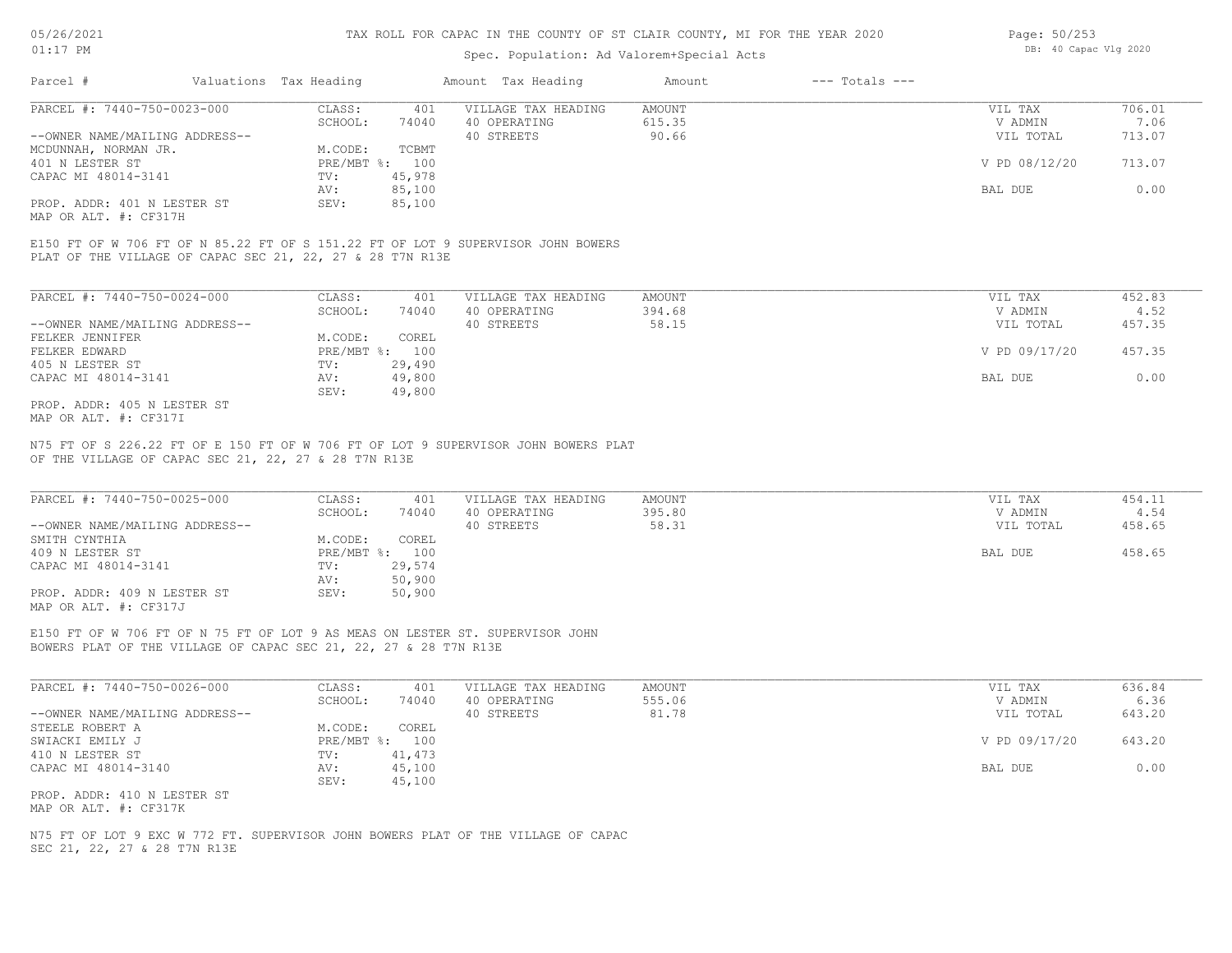# TAX ROLL FOR CAPAC IN THE COUNTY OF ST CLAIR COUNTY, MI FOR THE YEAR 2020

05/26/2021
01:17 PM

Spec. Population: Ad Valorem+Special Acts

DB: 40 Capac Vlg 2020

| Parcel # | Valuations | Tax Heading | Amount | Tax Heading | Amount | --- Totals --- | |
|---|---|---|---|---|---|---|---|

---

PARCEL #: 7440-750-0023-000

| | | | | | |
|---|---|---|---|---|---|
| CLASS: | 401 | VILLAGE TAX HEADING | AMOUNT | VIL TAX | 706.01 |
| SCHOOL: | 74040 | 40 OPERATING | 615.35 | V ADMIN | 7.06 |
| | | 40 STREETS | 90.66 | VIL TOTAL | 713.07 |
| M.CODE: | TCBMT | | | | |
| PRE/MBT %: | 100 | | | V PD 08/12/20 | 713.07 |
| TV: | 45,978 | | | | |
| AV: | 85,100 | | | BAL DUE | 0.00 |
| SEV: | 85,100 | | | | |

--OWNER NAME/MAILING ADDRESS--
MCDUNNAH, NORMAN JR.
401 N LESTER ST
CAPAC MI 48014-3141

PROP. ADDR: 401 N LESTER ST
MAP OR ALT. #: CF317H

E150 FT OF W 706 FT OF N 85.22 FT OF S 151.22 FT OF LOT 9 SUPERVISOR JOHN BOWERS PLAT OF THE VILLAGE OF CAPAC SEC 21, 22, 27 & 28 T7N R13E

---

PARCEL #: 7440-750-0024-000

| | | | | | |
|---|---|---|---|---|---|
| CLASS: | 401 | VILLAGE TAX HEADING | AMOUNT | VIL TAX | 452.83 |
| SCHOOL: | 74040 | 40 OPERATING | 394.68 | V ADMIN | 4.52 |
| | | 40 STREETS | 58.15 | VIL TOTAL | 457.35 |
| M.CODE: | COREL | | | | |
| PRE/MBT %: | 100 | | | V PD 09/17/20 | 457.35 |
| TV: | 29,490 | | | | |
| AV: | 49,800 | | | BAL DUE | 0.00 |
| SEV: | 49,800 | | | | |

--OWNER NAME/MAILING ADDRESS--
FELKER JENNIFER
FELKER EDWARD
405 N LESTER ST
CAPAC MI 48014-3141

PROP. ADDR: 405 N LESTER ST
MAP OR ALT. #: CF317I

N75 FT OF S 226.22 FT OF E 150 FT OF W 706 FT OF LOT 9 SUPERVISOR JOHN BOWERS PLAT OF THE VILLAGE OF CAPAC SEC 21, 22, 27 & 28 T7N R13E

---

PARCEL #: 7440-750-0025-000

| | | | | | |
|---|---|---|---|---|---|
| CLASS: | 401 | VILLAGE TAX HEADING | AMOUNT | VIL TAX | 454.11 |
| SCHOOL: | 74040 | 40 OPERATING | 395.80 | V ADMIN | 4.54 |
| | | 40 STREETS | 58.31 | VIL TOTAL | 458.65 |
| M.CODE: | COREL | | | | |
| PRE/MBT %: | 100 | | | BAL DUE | 458.65 |
| TV: | 29,574 | | | | |
| AV: | 50,900 | | | | |
| SEV: | 50,900 | | | | |

--OWNER NAME/MAILING ADDRESS--
SMITH CYNTHIA
409 N LESTER ST
CAPAC MI 48014-3141

PROP. ADDR: 409 N LESTER ST
MAP OR ALT. #: CF317J

E150 FT OF W 706 FT OF N 75 FT OF LOT 9 AS MEAS ON LESTER ST. SUPERVISOR JOHN BOWERS PLAT OF THE VILLAGE OF CAPAC SEC 21, 22, 27 & 28 T7N R13E

---

PARCEL #: 7440-750-0026-000

| | | | | | |
|---|---|---|---|---|---|
| CLASS: | 401 | VILLAGE TAX HEADING | AMOUNT | VIL TAX | 636.84 |
| SCHOOL: | 74040 | 40 OPERATING | 555.06 | V ADMIN | 6.36 |
| | | 40 STREETS | 81.78 | VIL TOTAL | 643.20 |
| M.CODE: | COREL | | | | |
| PRE/MBT %: | 100 | | | V PD 09/17/20 | 643.20 |
| TV: | 41,473 | | | | |
| AV: | 45,100 | | | BAL DUE | 0.00 |
| SEV: | 45,100 | | | | |

--OWNER NAME/MAILING ADDRESS--
STEELE ROBERT A
SWIACKI EMILY J
410 N LESTER ST
CAPAC MI 48014-3140

PROP. ADDR: 410 N LESTER ST
MAP OR ALT. #: CF317K

N75 FT OF LOT 9 EXC W 772 FT. SUPERVISOR JOHN BOWERS PLAT OF THE VILLAGE OF CAPAC SEC 21, 22, 27 & 28 T7N R13E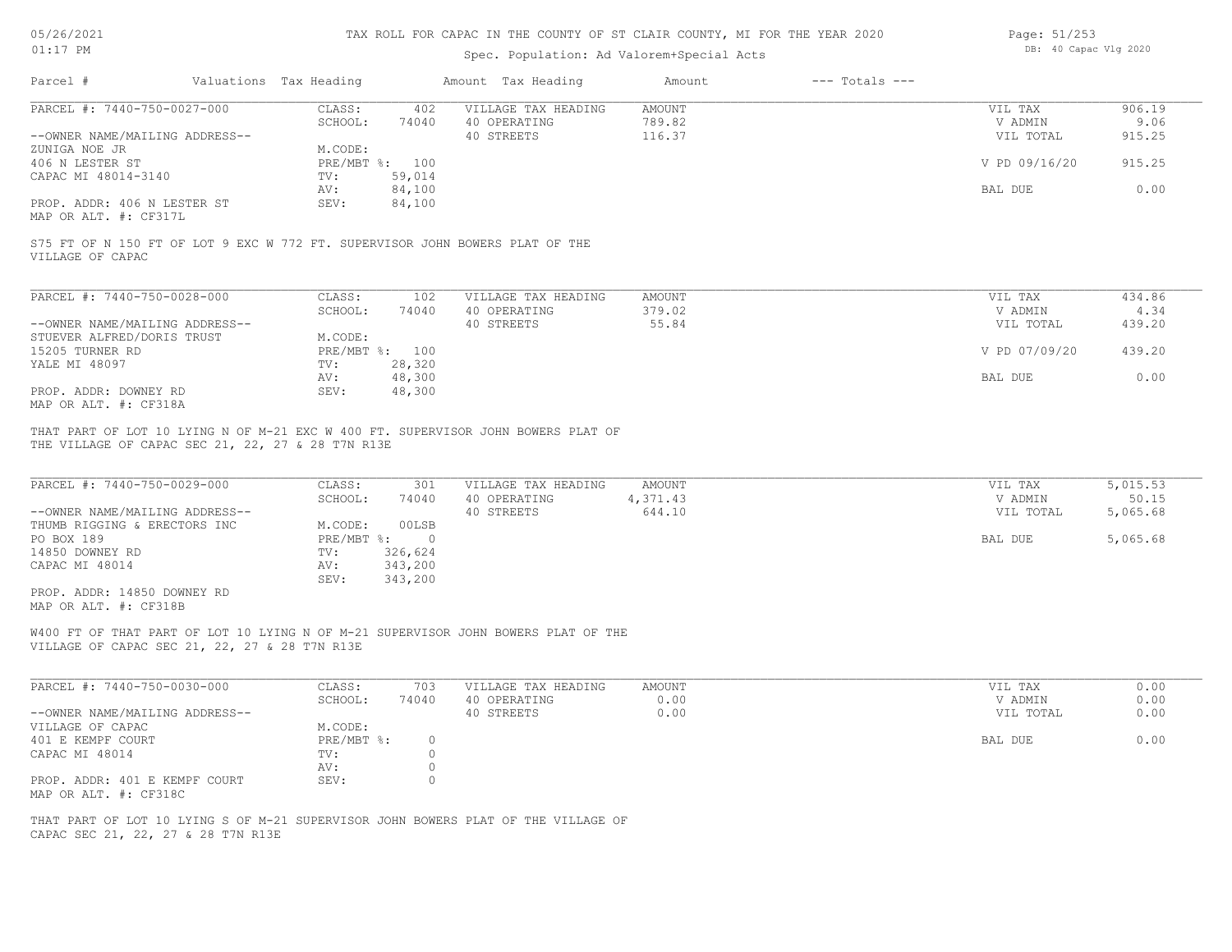# TAX ROLL FOR CAPAC IN THE COUNTY OF ST CLAIR COUNTY, MI FOR THE YEAR 2020

Spec. Population: Ad Valorem+Special Acts

| Parcel # | Valuations | Tax Heading | Amount | Tax Heading | Amount | --- Totals --- | |
|---|---|---|---|---|---|---|---|

## PARCEL #: 7440-750-0027-000

| | | | | |
|---|---|---|---|---|
| CLASS: | 402 | VILLAGE TAX HEADING | AMOUNT | VIL TAX | 906.19 |
| SCHOOL: | 74040 | 40 OPERATING | 789.82 | V ADMIN | 9.06 |
| | | 40 STREETS | 116.37 | VIL TOTAL | 915.25 |
| M.CODE: | | | | | |
| PRE/MBT %: | 100 | | | V PD 09/16/20 | 915.25 |
| TV: | 59,014 | | | | |
| AV: | 84,100 | | | BAL DUE | 0.00 |
| SEV: | 84,100 | | | | |

--OWNER NAME/MAILING ADDRESS--
ZUNIGA NOE JR
406 N LESTER ST
CAPAC MI 48014-3140

PROP. ADDR: 406 N LESTER ST
MAP OR ALT. #: CF317L

S75 FT OF N 150 FT OF LOT 9 EXC W 772 FT. SUPERVISOR JOHN BOWERS PLAT OF THE VILLAGE OF CAPAC

## PARCEL #: 7440-750-0028-000

| | | | | | |
|---|---|---|---|---|---|
| CLASS: | 102 | VILLAGE TAX HEADING | AMOUNT | VIL TAX | 434.86 |
| SCHOOL: | 74040 | 40 OPERATING | 379.02 | V ADMIN | 4.34 |
| | | 40 STREETS | 55.84 | VIL TOTAL | 439.20 |
| M.CODE: | | | | | |
| PRE/MBT %: | 100 | | | V PD 07/09/20 | 439.20 |
| TV: | 28,320 | | | | |
| AV: | 48,300 | | | BAL DUE | 0.00 |
| SEV: | 48,300 | | | | |

--OWNER NAME/MAILING ADDRESS--
STUEVER ALFRED/DORIS TRUST
15205 TURNER RD
YALE MI 48097

PROP. ADDR: DOWNEY RD
MAP OR ALT. #: CF318A

THAT PART OF LOT 10 LYING N OF M-21 EXC W 400 FT. SUPERVISOR JOHN BOWERS PLAT OF THE VILLAGE OF CAPAC SEC 21, 22, 27 & 28 T7N R13E

## PARCEL #: 7440-750-0029-000

| | | | | | |
|---|---|---|---|---|---|
| CLASS: | 301 | VILLAGE TAX HEADING | AMOUNT | VIL TAX | 5,015.53 |
| SCHOOL: | 74040 | 40 OPERATING | 4,371.43 | V ADMIN | 50.15 |
| | | 40 STREETS | 644.10 | VIL TOTAL | 5,065.68 |
| M.CODE: | 00LSB | | | | |
| PRE/MBT %: | 0 | | | BAL DUE | 5,065.68 |
| TV: | 326,624 | | | | |
| AV: | 343,200 | | | | |
| SEV: | 343,200 | | | | |

--OWNER NAME/MAILING ADDRESS--
THUMB RIGGING & ERECTORS INC
PO BOX 189
14850 DOWNEY RD
CAPAC MI 48014

PROP. ADDR: 14850 DOWNEY RD
MAP OR ALT. #: CF318B

W400 FT OF THAT PART OF LOT 10 LYING N OF M-21 SUPERVISOR JOHN BOWERS PLAT OF THE VILLAGE OF CAPAC SEC 21, 22, 27 & 28 T7N R13E

## PARCEL #: 7440-750-0030-000

| | | | | | |
|---|---|---|---|---|---|
| CLASS: | 703 | VILLAGE TAX HEADING | AMOUNT | VIL TAX | 0.00 |
| SCHOOL: | 74040 | 40 OPERATING | 0.00 | V ADMIN | 0.00 |
| | | 40 STREETS | 0.00 | VIL TOTAL | 0.00 |
| M.CODE: | | | | | |
| PRE/MBT %: | 0 | | | BAL DUE | 0.00 |
| TV: | 0 | | | | |
| AV: | 0 | | | | |
| SEV: | 0 | | | | |

--OWNER NAME/MAILING ADDRESS--
VILLAGE OF CAPAC
401 E KEMPF COURT
CAPAC MI 48014

PROP. ADDR: 401 E KEMPF COURT
MAP OR ALT. #: CF318C

THAT PART OF LOT 10 LYING S OF M-21 SUPERVISOR JOHN BOWERS PLAT OF THE VILLAGE OF CAPAC SEC 21, 22, 27 & 28 T7N R13E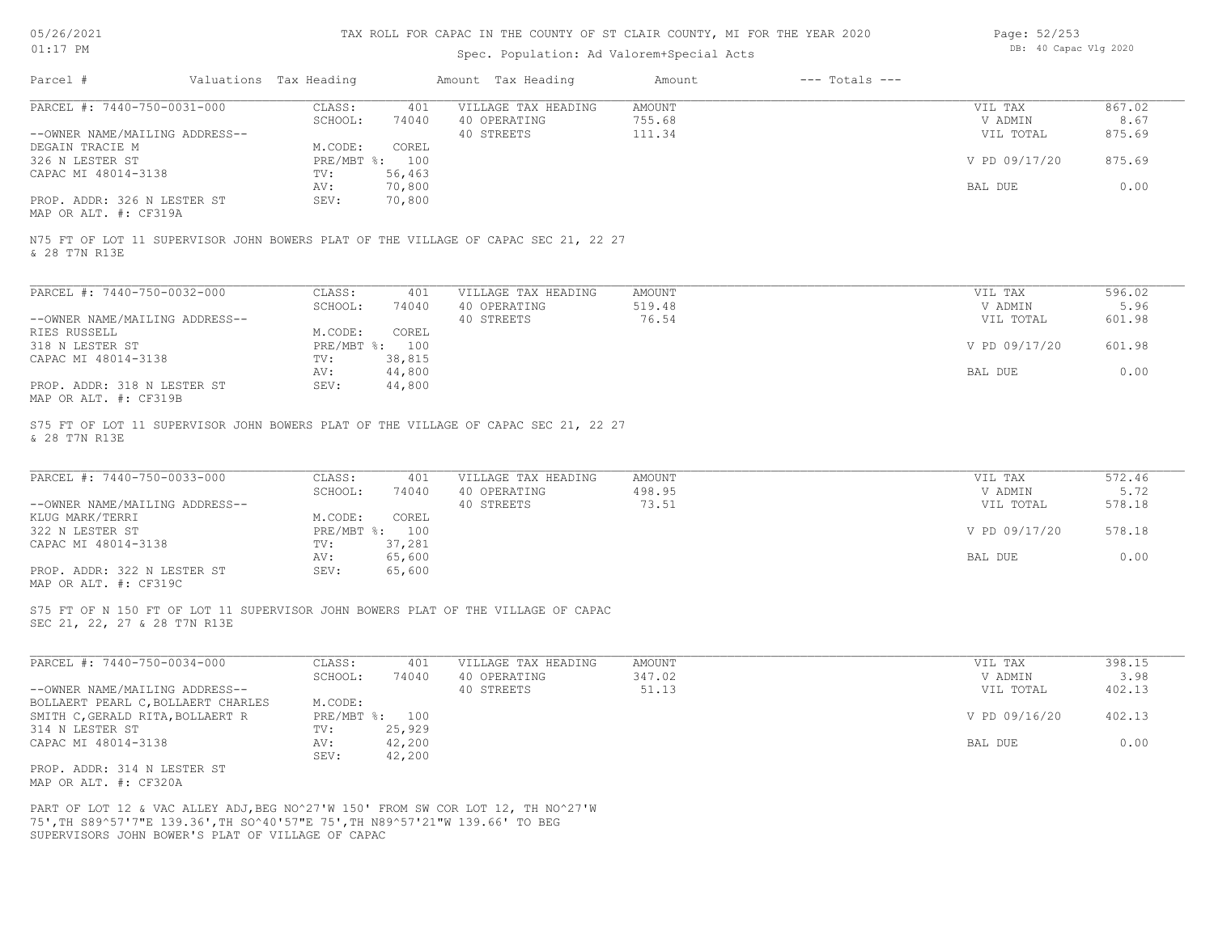# TAX ROLL FOR CAPAC IN THE COUNTY OF ST CLAIR COUNTY, MI FOR THE YEAR 2020

Spec. Population: Ad Valorem+Special Acts

| Parcel # | Valuations | Tax Heading | Amount | Tax Heading | Amount | --- Totals --- | |
|---|---|---|---|---|---|---|---|
| PARCEL #: 7440-750-0031-000 | CLASS: | 401 | VILLAGE TAX HEADING | AMOUNT | | VIL TAX | 867.02 |
| | SCHOOL: | 74040 | 40 OPERATING | 755.68 | | V ADMIN | 8.67 |
| --OWNER NAME/MAILING ADDRESS-- | | | 40 STREETS | 111.34 | | VIL TOTAL | 875.69 |
| DEGAIN TRACIE M | M.CODE: | COREL | | | | | |
| 326 N LESTER ST | PRE/MBT %: | 100 | | | | V PD 09/17/20 | 875.69 |
| CAPAC MI 48014-3138 | TV: | 56,463 | | | | | |
| | AV: | 70,800 | | | | BAL DUE | 0.00 |
| PROP. ADDR: 326 N LESTER ST | SEV: | 70,800 | | | | | |
| MAP OR ALT. #: CF319A | | | | | | | |

N75 FT OF LOT 11 SUPERVISOR JOHN BOWERS PLAT OF THE VILLAGE OF CAPAC SEC 21, 22 27 & 28 T7N R13E

| Parcel # | Valuations | Tax Heading | Amount | Tax Heading | Amount | --- Totals --- | |
|---|---|---|---|---|---|---|---|
| PARCEL #: 7440-750-0032-000 | CLASS: | 401 | VILLAGE TAX HEADING | AMOUNT | | VIL TAX | 596.02 |
| | SCHOOL: | 74040 | 40 OPERATING | 519.48 | | V ADMIN | 5.96 |
| --OWNER NAME/MAILING ADDRESS-- | | | 40 STREETS | 76.54 | | VIL TOTAL | 601.98 |
| RIES RUSSELL | M.CODE: | COREL | | | | | |
| 318 N LESTER ST | PRE/MBT %: | 100 | | | | V PD 09/17/20 | 601.98 |
| CAPAC MI 48014-3138 | TV: | 38,815 | | | | | |
| | AV: | 44,800 | | | | BAL DUE | 0.00 |
| PROP. ADDR: 318 N LESTER ST | SEV: | 44,800 | | | | | |
| MAP OR ALT. #: CF319B | | | | | | | |

S75 FT OF LOT 11 SUPERVISOR JOHN BOWERS PLAT OF THE VILLAGE OF CAPAC SEC 21, 22 27 & 28 T7N R13E

| Parcel # | Valuations | Tax Heading | Amount | Tax Heading | Amount | --- Totals --- | |
|---|---|---|---|---|---|---|---|
| PARCEL #: 7440-750-0033-000 | CLASS: | 401 | VILLAGE TAX HEADING | AMOUNT | | VIL TAX | 572.46 |
| | SCHOOL: | 74040 | 40 OPERATING | 498.95 | | V ADMIN | 5.72 |
| --OWNER NAME/MAILING ADDRESS-- | | | 40 STREETS | 73.51 | | VIL TOTAL | 578.18 |
| KLUG MARK/TERRI | M.CODE: | COREL | | | | | |
| 322 N LESTER ST | PRE/MBT %: | 100 | | | | V PD 09/17/20 | 578.18 |
| CAPAC MI 48014-3138 | TV: | 37,281 | | | | | |
| | AV: | 65,600 | | | | BAL DUE | 0.00 |
| PROP. ADDR: 322 N LESTER ST | SEV: | 65,600 | | | | | |
| MAP OR ALT. #: CF319C | | | | | | | |

S75 FT OF N 150 FT OF LOT 11 SUPERVISOR JOHN BOWERS PLAT OF THE VILLAGE OF CAPAC SEC 21, 22, 27 & 28 T7N R13E

| Parcel # | Valuations | Tax Heading | Amount | Tax Heading | Amount | --- Totals --- | |
|---|---|---|---|---|---|---|---|
| PARCEL #: 7440-750-0034-000 | CLASS: | 401 | VILLAGE TAX HEADING | AMOUNT | | VIL TAX | 398.15 |
| | SCHOOL: | 74040 | 40 OPERATING | 347.02 | | V ADMIN | 3.98 |
| --OWNER NAME/MAILING ADDRESS-- | | | 40 STREETS | 51.13 | | VIL TOTAL | 402.13 |
| BOLLAERT PEARL C,BOLLAERT CHARLES | M.CODE: | | | | | | |
| SMITH C,GERALD RITA,BOLLAERT R | PRE/MBT %: | 100 | | | | V PD 09/16/20 | 402.13 |
| 314 N LESTER ST | TV: | 25,929 | | | | | |
| CAPAC MI 48014-3138 | AV: | 42,200 | | | | BAL DUE | 0.00 |
| | SEV: | 42,200 | | | | | |
| PROP. ADDR: 314 N LESTER ST | | | | | | | |
| MAP OR ALT. #: CF320A | | | | | | | |

PART OF LOT 12 & VAC ALLEY ADJ,BEG NO^27'W 150' FROM SW COR LOT 12, TH NO^27'W 75',TH S89^57'7"E 139.36',TH SO^40'57"E 75',TH N89^57'21"W 139.66' TO BEG SUPERVISORS JOHN BOWER'S PLAT OF VILLAGE OF CAPAC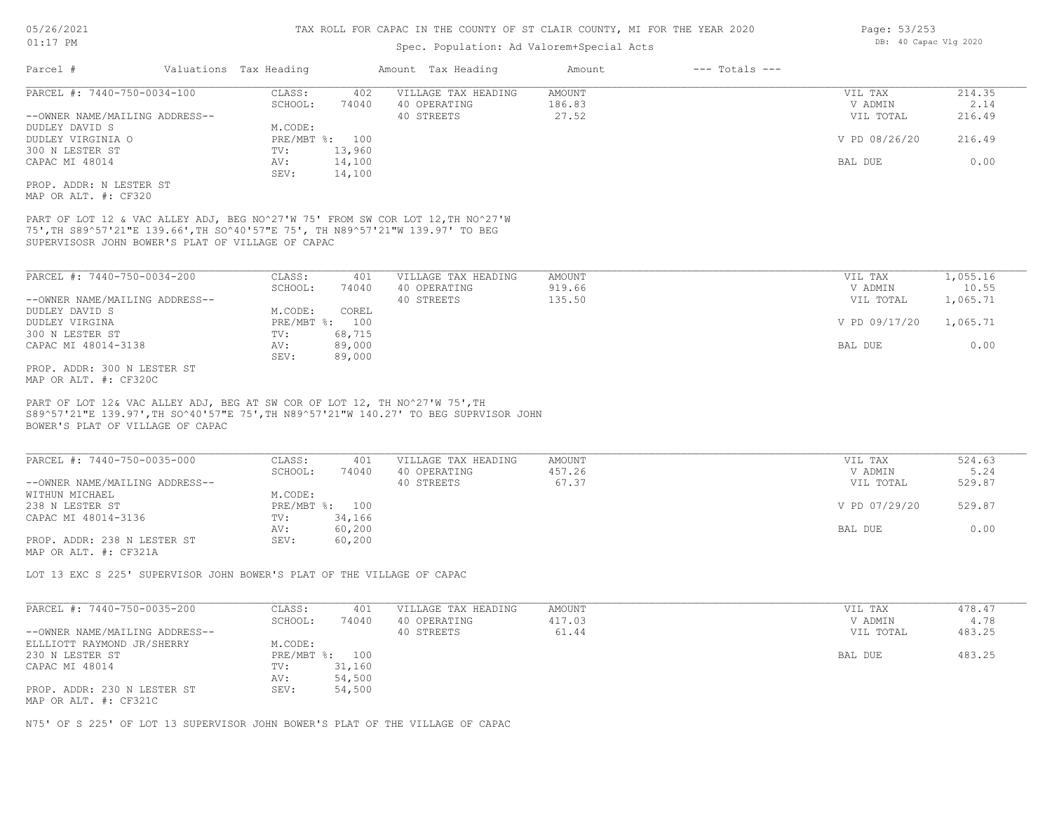# TAX ROLL FOR CAPAC IN THE COUNTY OF ST CLAIR COUNTY, MI FOR THE YEAR 2020

Spec. Population: Ad Valorem+Special Acts

DB: 40 Capac Vlg 2020

| Parcel # | Valuations | Tax Heading | Amount | Tax Heading | Amount | --- Totals --- | |
|---|---|---|---|---|---|---|---|

---

**PARCEL #: 7440-750-0034-100**

| | | | | | |
|---|---|---|---|---|---|
| CLASS: | 402 | VILLAGE TAX HEADING | AMOUNT | VIL TAX | 214.35 |
| SCHOOL: | 74040 | 40 OPERATING | 186.83 | V ADMIN | 2.14 |
| | | 40 STREETS | 27.52 | VIL TOTAL | 216.49 |
| M.CODE: | | | | | |
| PRE/MBT %: | 100 | | | V PD 08/26/20 | 216.49 |
| TV: | 13,960 | | | | |
| AV: | 14,100 | | | BAL DUE | 0.00 |
| SEV: | 14,100 | | | | |

--OWNER NAME/MAILING ADDRESS--
DUDLEY DAVID S
DUDLEY VIRGINIA O
300 N LESTER ST
CAPAC MI 48014

PROP. ADDR: N LESTER ST
MAP OR ALT. #: CF320

PART OF LOT 12 & VAC ALLEY ADJ, BEG NO^27'W 75' FROM SW COR LOT 12,TH NO^27'W 75',TH S89^57'21"E 139.66',TH SO^40'57"E 75', TH N89^57'21"W 139.97' TO BEG SUPERVISOSR JOHN BOWER'S PLAT OF VILLAGE OF CAPAC

---

**PARCEL #: 7440-750-0034-200**

| | | | | | |
|---|---|---|---|---|---|
| CLASS: | 401 | VILLAGE TAX HEADING | AMOUNT | VIL TAX | 1,055.16 |
| SCHOOL: | 74040 | 40 OPERATING | 919.66 | V ADMIN | 10.55 |
| | | 40 STREETS | 135.50 | VIL TOTAL | 1,065.71 |
| M.CODE: | COREL | | | | |
| PRE/MBT %: | 100 | | | V PD 09/17/20 | 1,065.71 |
| TV: | 68,715 | | | | |
| AV: | 89,000 | | | BAL DUE | 0.00 |
| SEV: | 89,000 | | | | |

--OWNER NAME/MAILING ADDRESS--
DUDLEY DAVID S
DUDLEY VIRGINA
300 N LESTER ST
CAPAC MI 48014-3138

PROP. ADDR: 300 N LESTER ST
MAP OR ALT. #: CF320C

PART OF LOT 12& VAC ALLEY ADJ, BEG AT SW COR OF LOT 12, TH NO^27'W 75',TH S89^57'21"E 139.97',TH SO^40'57"E 75',TH N89^57'21"W 140.27' TO BEG SUPRVISOR JOHN BOWER'S PLAT OF VILLAGE OF CAPAC

---

**PARCEL #: 7440-750-0035-000**

| | | | | | |
|---|---|---|---|---|---|
| CLASS: | 401 | VILLAGE TAX HEADING | AMOUNT | VIL TAX | 524.63 |
| SCHOOL: | 74040 | 40 OPERATING | 457.26 | V ADMIN | 5.24 |
| | | 40 STREETS | 67.37 | VIL TOTAL | 529.87 |
| M.CODE: | | | | | |
| PRE/MBT %: | 100 | | | V PD 07/29/20 | 529.87 |
| TV: | 34,166 | | | | |
| AV: | 60,200 | | | BAL DUE | 0.00 |
| SEV: | 60,200 | | | | |

--OWNER NAME/MAILING ADDRESS--
WITHUN MICHAEL
238 N LESTER ST
CAPAC MI 48014-3136

PROP. ADDR: 238 N LESTER ST
MAP OR ALT. #: CF321A

LOT 13 EXC S 225' SUPERVISOR JOHN BOWER'S PLAT OF THE VILLAGE OF CAPAC

---

**PARCEL #: 7440-750-0035-200**

| | | | | | |
|---|---|---|---|---|---|
| CLASS: | 401 | VILLAGE TAX HEADING | AMOUNT | VIL TAX | 478.47 |
| SCHOOL: | 74040 | 40 OPERATING | 417.03 | V ADMIN | 4.78 |
| | | 40 STREETS | 61.44 | VIL TOTAL | 483.25 |
| M.CODE: | | | | | |
| PRE/MBT %: | 100 | | | BAL DUE | 483.25 |
| TV: | 31,160 | | | | |
| AV: | 54,500 | | | | |
| SEV: | 54,500 | | | | |

--OWNER NAME/MAILING ADDRESS--
ELLLIOTT RAYMOND JR/SHERRY
230 N LESTER ST
CAPAC MI 48014

PROP. ADDR: 230 N LESTER ST
MAP OR ALT. #: CF321C

N75' OF S 225' OF LOT 13 SUPERVISOR JOHN BOWER'S PLAT OF THE VILLAGE OF CAPAC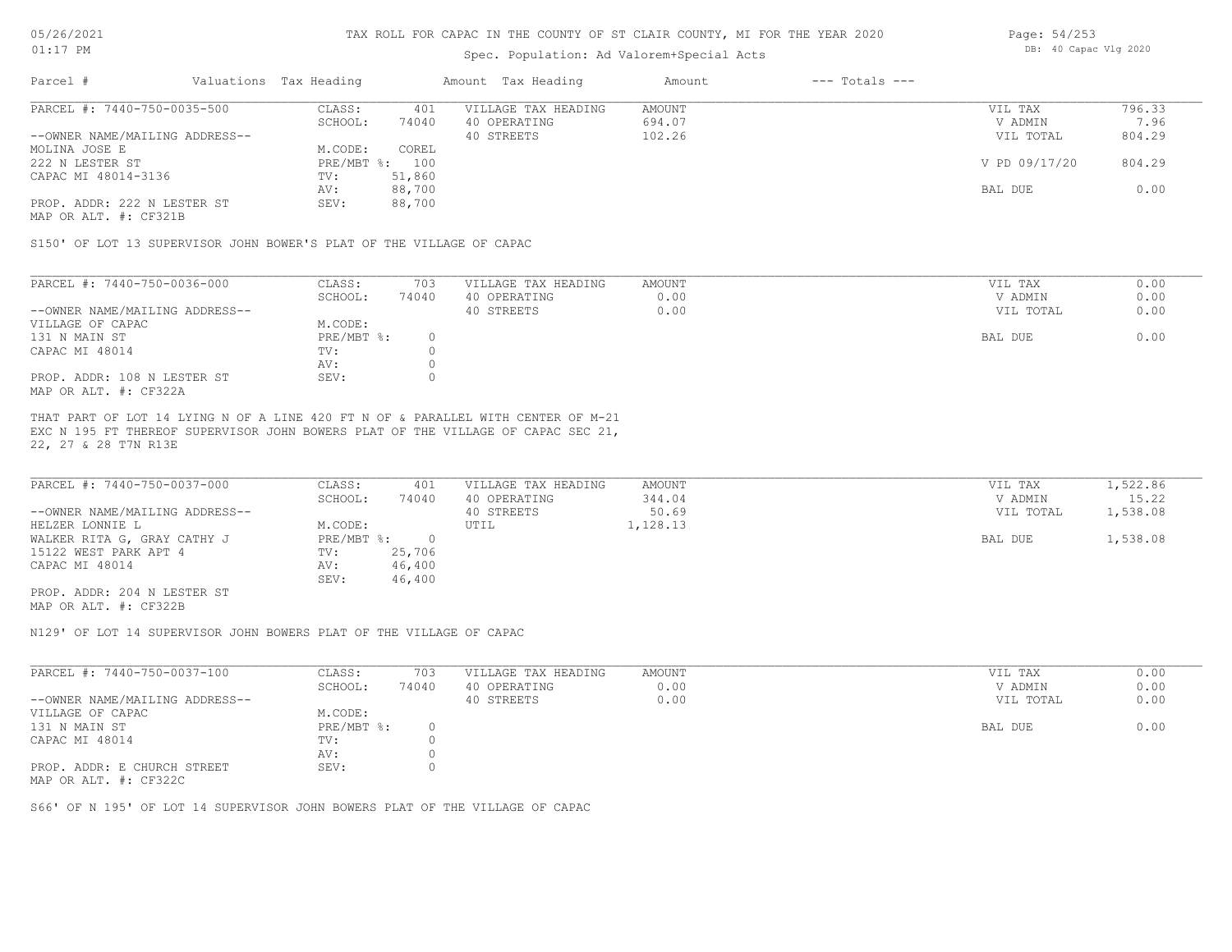# TAX ROLL FOR CAPAC IN THE COUNTY OF ST CLAIR COUNTY, MI FOR THE YEAR 2020

Spec. Population: Ad Valorem+Special Acts

DB: 40 Capac Vlg 2020

| Parcel # | Valuations | Tax Heading | Amount | Tax Heading | Amount | --- Totals --- | |
|---|---|---|---|---|---|---|---|
| PARCEL #: 7440-750-0035-500 | CLASS: | 401 | VILLAGE TAX HEADING | AMOUNT | | VIL TAX | 796.33 |
| | SCHOOL: | 74040 | 40 OPERATING | 694.07 | | V ADMIN | 7.96 |
| --OWNER NAME/MAILING ADDRESS-- | | | 40 STREETS | 102.26 | | VIL TOTAL | 804.29 |
| MOLINA JOSE E | M.CODE: | COREL | | | | | |
| 222 N LESTER ST | PRE/MBT %: | 100 | | | | V PD 09/17/20 | 804.29 |
| CAPAC MI 48014-3136 | TV: | 51,860 | | | | | |
| | AV: | 88,700 | | | | BAL DUE | 0.00 |
| PROP. ADDR: 222 N LESTER ST | SEV: | 88,700 | | | | | |
| MAP OR ALT. #: CF321B | | | | | | | |

S150' OF LOT 13 SUPERVISOR JOHN BOWER'S PLAT OF THE VILLAGE OF CAPAC

| Parcel # | Valuations | Tax Heading | Amount | Tax Heading | Amount | --- Totals --- | |
|---|---|---|---|---|---|---|---|
| PARCEL #: 7440-750-0036-000 | CLASS: | 703 | VILLAGE TAX HEADING | AMOUNT | | VIL TAX | 0.00 |
| | SCHOOL: | 74040 | 40 OPERATING | 0.00 | | V ADMIN | 0.00 |
| --OWNER NAME/MAILING ADDRESS-- | | | 40 STREETS | 0.00 | | VIL TOTAL | 0.00 |
| VILLAGE OF CAPAC | M.CODE: | | | | | | |
| 131 N MAIN ST | PRE/MBT %: | 0 | | | | BAL DUE | 0.00 |
| CAPAC MI 48014 | TV: | 0 | | | | | |
| | AV: | 0 | | | | | |
| PROP. ADDR: 108 N LESTER ST | SEV: | 0 | | | | | |
| MAP OR ALT. #: CF322A | | | | | | | |

THAT PART OF LOT 14 LYING N OF A LINE 420 FT N OF & PARALLEL WITH CENTER OF M-21 EXC N 195 FT THEREOF SUPERVISOR JOHN BOWERS PLAT OF THE VILLAGE OF CAPAC SEC 21, 22, 27 & 28 T7N R13E

| Parcel # | Valuations | Tax Heading | Amount | Tax Heading | Amount | --- Totals --- | |
|---|---|---|---|---|---|---|---|
| PARCEL #: 7440-750-0037-000 | CLASS: | 401 | VILLAGE TAX HEADING | AMOUNT | | VIL TAX | 1,522.86 |
| | SCHOOL: | 74040 | 40 OPERATING | 344.04 | | V ADMIN | 15.22 |
| --OWNER NAME/MAILING ADDRESS-- | | | 40 STREETS | 50.69 | | VIL TOTAL | 1,538.08 |
| HELZER LONNIE L | M.CODE: | | UTIL | 1,128.13 | | | |
| WALKER RITA G, GRAY CATHY J | PRE/MBT %: | 0 | | | | BAL DUE | 1,538.08 |
| 15122 WEST PARK APT 4 | TV: | 25,706 | | | | | |
| CAPAC MI 48014 | AV: | 46,400 | | | | | |
| | SEV: | 46,400 | | | | | |
| PROP. ADDR: 204 N LESTER ST | | | | | | | |
| MAP OR ALT. #: CF322B | | | | | | | |

N129' OF LOT 14 SUPERVISOR JOHN BOWERS PLAT OF THE VILLAGE OF CAPAC

| Parcel # | Valuations | Tax Heading | Amount | Tax Heading | Amount | --- Totals --- | |
|---|---|---|---|---|---|---|---|
| PARCEL #: 7440-750-0037-100 | CLASS: | 703 | VILLAGE TAX HEADING | AMOUNT | | VIL TAX | 0.00 |
| | SCHOOL: | 74040 | 40 OPERATING | 0.00 | | V ADMIN | 0.00 |
| --OWNER NAME/MAILING ADDRESS-- | | | 40 STREETS | 0.00 | | VIL TOTAL | 0.00 |
| VILLAGE OF CAPAC | M.CODE: | | | | | | |
| 131 N MAIN ST | PRE/MBT %: | 0 | | | | BAL DUE | 0.00 |
| CAPAC MI 48014 | TV: | 0 | | | | | |
| | AV: | 0 | | | | | |
| PROP. ADDR: E CHURCH STREET | SEV: | 0 | | | | | |
| MAP OR ALT. #: CF322C | | | | | | | |

S66' OF N 195' OF LOT 14 SUPERVISOR JOHN BOWERS PLAT OF THE VILLAGE OF CAPAC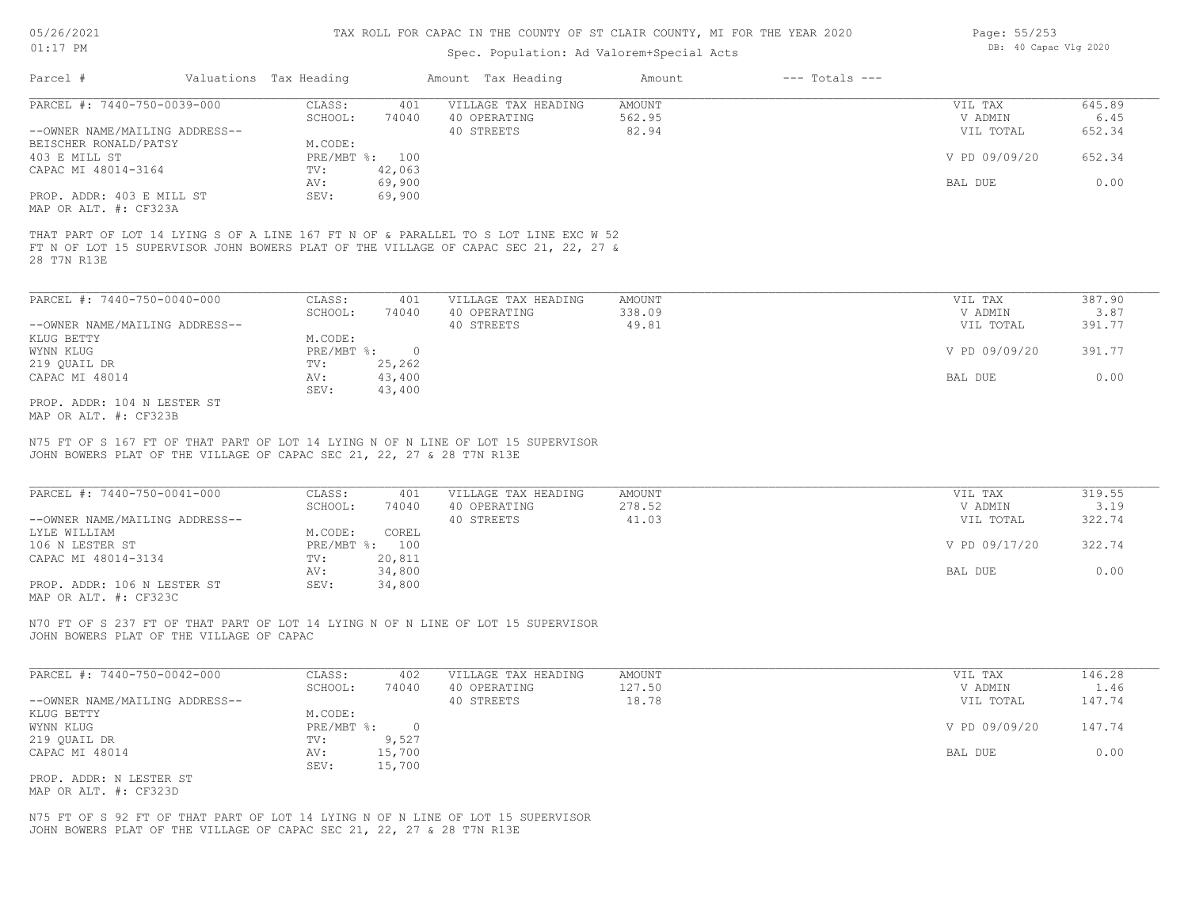# TAX ROLL FOR CAPAC IN THE COUNTY OF ST CLAIR COUNTY, MI FOR THE YEAR 2020

Spec. Population: Ad Valorem+Special Acts

| Parcel # | Valuations | Tax Heading | Amount | Tax Heading | Amount | --- Totals --- | |
|---|---|---|---|---|---|---|---|
| PARCEL #: 7440-750-0039-000 | CLASS: | 401 | VILLAGE TAX HEADING | AMOUNT | | VIL TAX | 645.89 |
| | SCHOOL: | 74040 | 40 OPERATING | 562.95 | | V ADMIN | 6.45 |
| --OWNER NAME/MAILING ADDRESS-- | | | 40 STREETS | 82.94 | | VIL TOTAL | 652.34 |
| BEISCHER RONALD/PATSY | M.CODE: | | | | | | |
| 403 E MILL ST | PRE/MBT %: | 100 | | | | V PD 09/09/20 | 652.34 |
| CAPAC MI 48014-3164 | TV: | 42,063 | | | | | |
| | AV: | 69,900 | | | | BAL DUE | 0.00 |
| PROP. ADDR: 403 E MILL ST | SEV: | 69,900 | | | | | |
| MAP OR ALT. #: CF323A | | | | | | | |

THAT PART OF LOT 14 LYING S OF A LINE 167 FT N OF & PARALLEL TO S LOT LINE EXC W 52 FT N OF LOT 15 SUPERVISOR JOHN BOWERS PLAT OF THE VILLAGE OF CAPAC SEC 21, 22, 27 & 28 T7N R13E

| Parcel # | Valuations | Tax Heading | Amount | Tax Heading | Amount | --- Totals --- | |
|---|---|---|---|---|---|---|---|
| PARCEL #: 7440-750-0040-000 | CLASS: | 401 | VILLAGE TAX HEADING | AMOUNT | | VIL TAX | 387.90 |
| | SCHOOL: | 74040 | 40 OPERATING | 338.09 | | V ADMIN | 3.87 |
| --OWNER NAME/MAILING ADDRESS-- | | | 40 STREETS | 49.81 | | VIL TOTAL | 391.77 |
| KLUG BETTY | M.CODE: | | | | | | |
| WYNN KLUG | PRE/MBT %: | 0 | | | | V PD 09/09/20 | 391.77 |
| 219 QUAIL DR | TV: | 25,262 | | | | | |
| CAPAC MI 48014 | AV: | 43,400 | | | | BAL DUE | 0.00 |
| | SEV: | 43,400 | | | | | |
| PROP. ADDR: 104 N LESTER ST | | | | | | | |
| MAP OR ALT. #: CF323B | | | | | | | |

N75 FT OF S 167 FT OF THAT PART OF LOT 14 LYING N OF N LINE OF LOT 15 SUPERVISOR JOHN BOWERS PLAT OF THE VILLAGE OF CAPAC SEC 21, 22, 27 & 28 T7N R13E

| Parcel # | Valuations | Tax Heading | Amount | Tax Heading | Amount | --- Totals --- | |
|---|---|---|---|---|---|---|---|
| PARCEL #: 7440-750-0041-000 | CLASS: | 401 | VILLAGE TAX HEADING | AMOUNT | | VIL TAX | 319.55 |
| | SCHOOL: | 74040 | 40 OPERATING | 278.52 | | V ADMIN | 3.19 |
| --OWNER NAME/MAILING ADDRESS-- | | | 40 STREETS | 41.03 | | VIL TOTAL | 322.74 |
| LYLE WILLIAM | M.CODE: | COREL | | | | | |
| 106 N LESTER ST | PRE/MBT %: | 100 | | | | V PD 09/17/20 | 322.74 |
| CAPAC MI 48014-3134 | TV: | 20,811 | | | | | |
| | AV: | 34,800 | | | | BAL DUE | 0.00 |
| PROP. ADDR: 106 N LESTER ST | SEV: | 34,800 | | | | | |
| MAP OR ALT. #: CF323C | | | | | | | |

N70 FT OF S 237 FT OF THAT PART OF LOT 14 LYING N OF N LINE OF LOT 15 SUPERVISOR JOHN BOWERS PLAT OF THE VILLAGE OF CAPAC

| Parcel # | Valuations | Tax Heading | Amount | Tax Heading | Amount | --- Totals --- | |
|---|---|---|---|---|---|---|---|
| PARCEL #: 7440-750-0042-000 | CLASS: | 402 | VILLAGE TAX HEADING | AMOUNT | | VIL TAX | 146.28 |
| | SCHOOL: | 74040 | 40 OPERATING | 127.50 | | V ADMIN | 1.46 |
| --OWNER NAME/MAILING ADDRESS-- | | | 40 STREETS | 18.78 | | VIL TOTAL | 147.74 |
| KLUG BETTY | M.CODE: | | | | | | |
| WYNN KLUG | PRE/MBT %: | 0 | | | | V PD 09/09/20 | 147.74 |
| 219 QUAIL DR | TV: | 9,527 | | | | | |
| CAPAC MI 48014 | AV: | 15,700 | | | | BAL DUE | 0.00 |
| | SEV: | 15,700 | | | | | |
| PROP. ADDR: N LESTER ST | | | | | | | |
| MAP OR ALT. #: CF323D | | | | | | | |

N75 FT OF S 92 FT OF THAT PART OF LOT 14 LYING N OF N LINE OF LOT 15 SUPERVISOR JOHN BOWERS PLAT OF THE VILLAGE OF CAPAC SEC 21, 22, 27 & 28 T7N R13E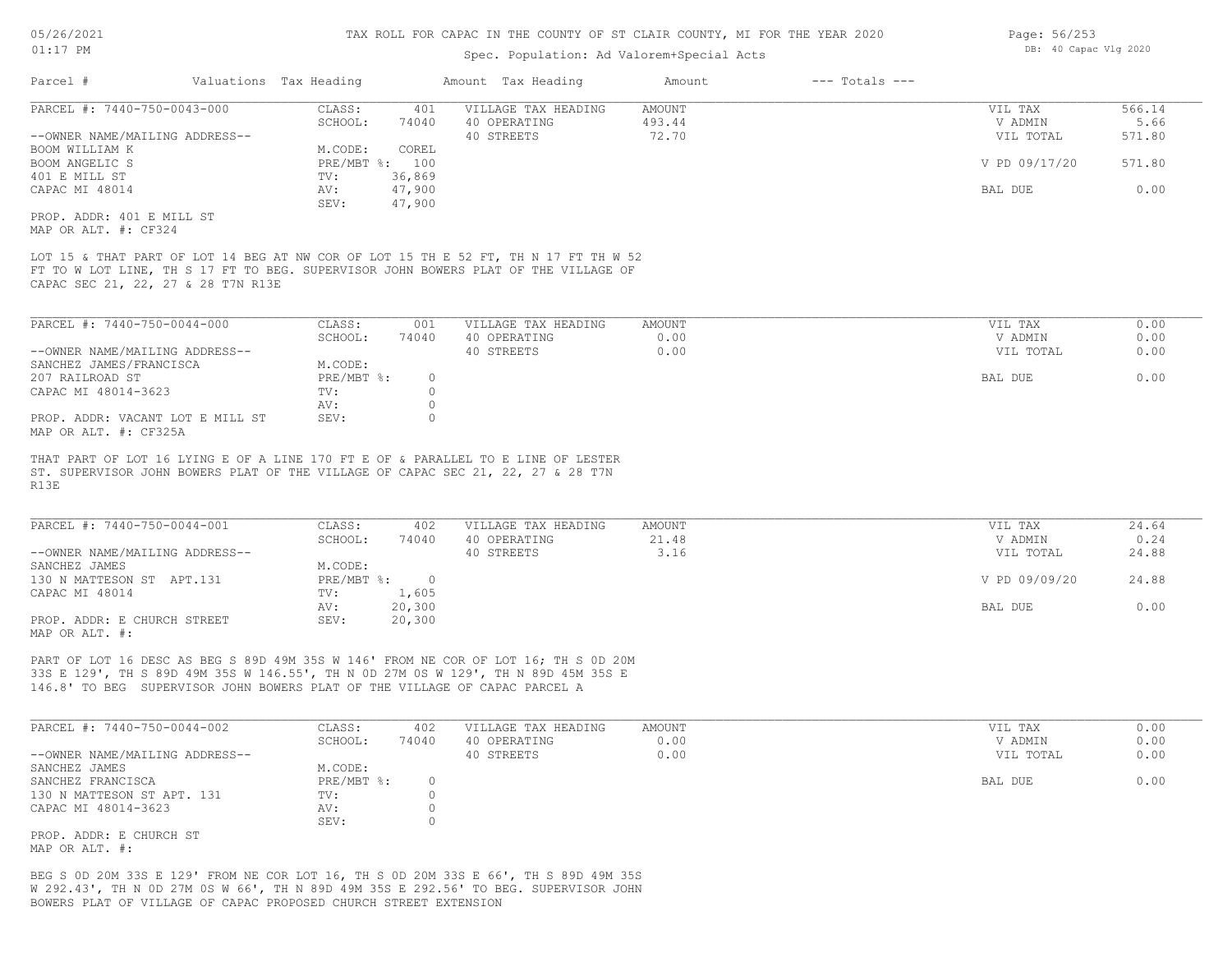TAX ROLL FOR CAPAC IN THE COUNTY OF ST CLAIR COUNTY, MI FOR THE YEAR 2020

Spec. Population: Ad Valorem+Special Acts

| Parcel # | Valuations | Tax Heading | Amount | Tax Heading | Amount | --- Totals --- | |
|---|---|---|---|---|---|---|---|

**PARCEL #: 7440-750-0043-000**

| | | | | | |
|---|---|---|---|---|---|
| CLASS: | 401 | VILLAGE TAX HEADING | AMOUNT | VIL TAX | 566.14 |
| SCHOOL: | 74040 | 40 OPERATING | 493.44 | V ADMIN | 5.66 |
| | | 40 STREETS | 72.70 | VIL TOTAL | 571.80 |
| M.CODE: | COREL | | | | |
| PRE/MBT %: | 100 | | | V PD 09/17/20 | 571.80 |
| TV: | 36,869 | | | | |
| AV: | 47,900 | | | BAL DUE | 0.00 |
| SEV: | 47,900 | | | | |

--OWNER NAME/MAILING ADDRESS--
BOOM WILLIAM K
BOOM ANGELIC S
401 E MILL ST
CAPAC MI 48014

PROP. ADDR: 401 E MILL ST
MAP OR ALT. #: CF324

LOT 15 & THAT PART OF LOT 14 BEG AT NW COR OF LOT 15 TH E 52 FT, TH N 17 FT TH W 52 FT TO W LOT LINE, TH S 17 FT TO BEG. SUPERVISOR JOHN BOWERS PLAT OF THE VILLAGE OF CAPAC SEC 21, 22, 27 & 28 T7N R13E

**PARCEL #: 7440-750-0044-000**

| | | | | | |
|---|---|---|---|---|---|
| CLASS: | 001 | VILLAGE TAX HEADING | AMOUNT | VIL TAX | 0.00 |
| SCHOOL: | 74040 | 40 OPERATING | 0.00 | V ADMIN | 0.00 |
| | | 40 STREETS | 0.00 | VIL TOTAL | 0.00 |
| M.CODE: | | | | | |
| PRE/MBT %: | 0 | | | BAL DUE | 0.00 |
| TV: | 0 | | | | |
| AV: | 0 | | | | |
| SEV: | 0 | | | | |

--OWNER NAME/MAILING ADDRESS--
SANCHEZ JAMES/FRANCISCA
207 RAILROAD ST
CAPAC MI 48014-3623

PROP. ADDR: VACANT LOT E MILL ST
MAP OR ALT. #: CF325A

THAT PART OF LOT 16 LYING E OF A LINE 170 FT E OF & PARALLEL TO E LINE OF LESTER ST. SUPERVISOR JOHN BOWERS PLAT OF THE VILLAGE OF CAPAC SEC 21, 22, 27 & 28 T7N R13E

**PARCEL #: 7440-750-0044-001**

| | | | | | |
|---|---|---|---|---|---|
| CLASS: | 402 | VILLAGE TAX HEADING | AMOUNT | VIL TAX | 24.64 |
| SCHOOL: | 74040 | 40 OPERATING | 21.48 | V ADMIN | 0.24 |
| | | 40 STREETS | 3.16 | VIL TOTAL | 24.88 |
| M.CODE: | | | | | |
| PRE/MBT %: | 0 | | | V PD 09/09/20 | 24.88 |
| TV: | 1,605 | | | | |
| AV: | 20,300 | | | BAL DUE | 0.00 |
| SEV: | 20,300 | | | | |

--OWNER NAME/MAILING ADDRESS--
SANCHEZ JAMES
130 N MATTESON ST APT.131
CAPAC MI 48014

PROP. ADDR: E CHURCH STREET
MAP OR ALT. #:

PART OF LOT 16 DESC AS BEG S 89D 49M 35S W 146' FROM NE COR OF LOT 16; TH S 0D 20M 33S E 129', TH S 89D 49M 35S W 146.55', TH N 0D 27M 0S W 129', TH N 89D 45M 35S E 146.8' TO BEG SUPERVISOR JOHN BOWERS PLAT OF THE VILLAGE OF CAPAC PARCEL A

**PARCEL #: 7440-750-0044-002**

| | | | | | |
|---|---|---|---|---|---|
| CLASS: | 402 | VILLAGE TAX HEADING | AMOUNT | VIL TAX | 0.00 |
| SCHOOL: | 74040 | 40 OPERATING | 0.00 | V ADMIN | 0.00 |
| | | 40 STREETS | 0.00 | VIL TOTAL | 0.00 |
| M.CODE: | | | | | |
| PRE/MBT %: | 0 | | | BAL DUE | 0.00 |
| TV: | 0 | | | | |
| AV: | 0 | | | | |
| SEV: | 0 | | | | |

--OWNER NAME/MAILING ADDRESS--
SANCHEZ JAMES
SANCHEZ FRANCISCA
130 N MATTESON ST APT. 131
CAPAC MI 48014-3623

PROP. ADDR: E CHURCH ST
MAP OR ALT. #:

BEG S 0D 20M 33S E 129' FROM NE COR LOT 16, TH S 0D 20M 33S E 66', TH S 89D 49M 35S W 292.43', TH N 0D 27M 0S W 66', TH N 89D 49M 35S E 292.56' TO BEG. SUPERVISOR JOHN BOWERS PLAT OF VILLAGE OF CAPAC PROPOSED CHURCH STREET EXTENSION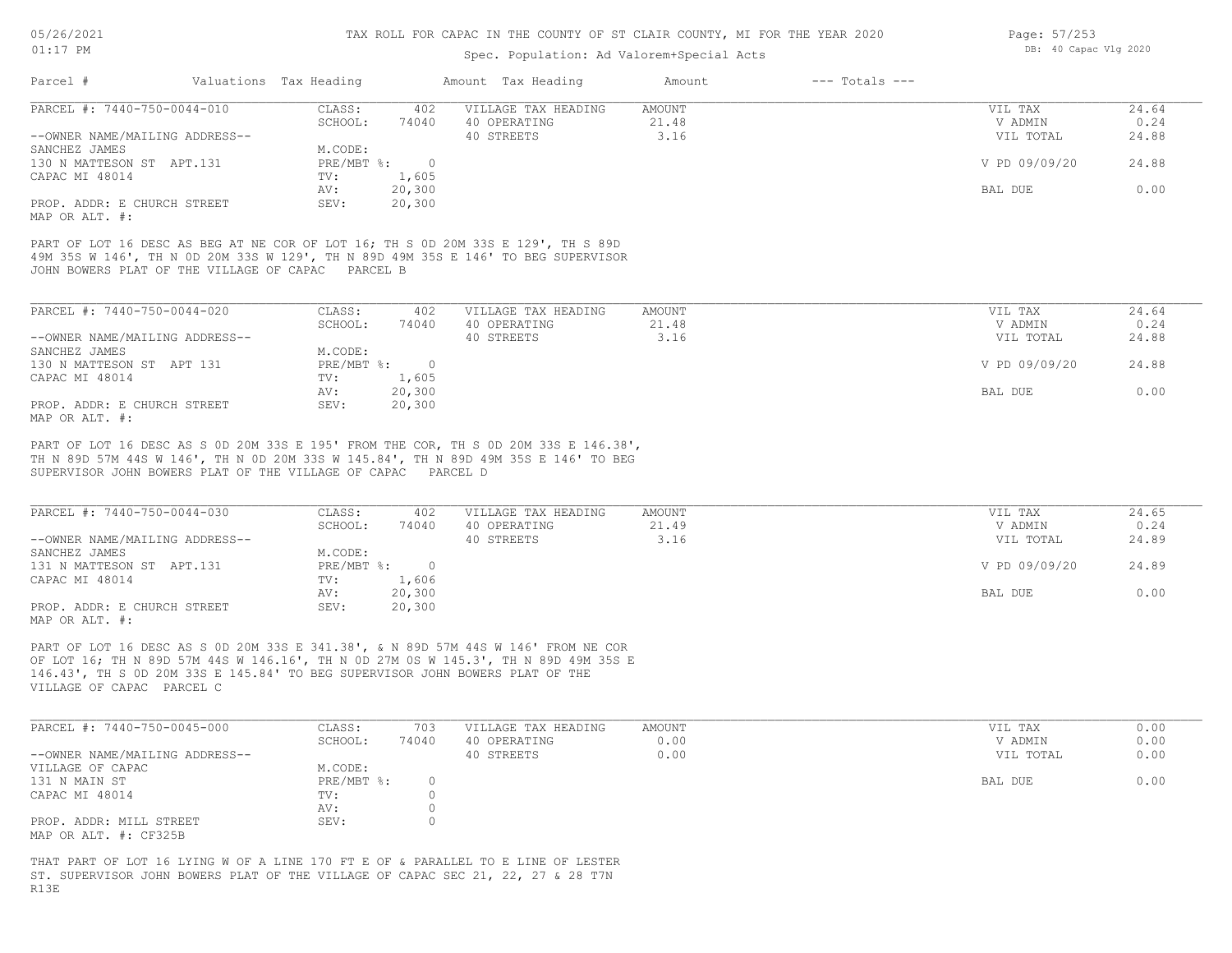# TAX ROLL FOR CAPAC IN THE COUNTY OF ST CLAIR COUNTY, MI FOR THE YEAR 2020

Spec. Population: Ad Valorem+Special Acts

| Parcel # | Valuations | Tax Heading | Amount | Tax Heading | Amount | --- Totals --- | |
|---|---|---|---|---|---|---|---|
| PARCEL #: 7440-750-0044-010 | CLASS: | 402 | VILLAGE TAX HEADING | AMOUNT | | VIL TAX | 24.64 |
| | SCHOOL: | 74040 | 40 OPERATING | 21.48 | | V ADMIN | 0.24 |
| --OWNER NAME/MAILING ADDRESS-- | | | 40 STREETS | 3.16 | | VIL TOTAL | 24.88 |
| SANCHEZ JAMES | M.CODE: | | | | | | |
| 130 N MATTESON ST APT.131 | PRE/MBT %: | 0 | | | | V PD 09/09/20 | 24.88 |
| CAPAC MI 48014 | TV: | 1,605 | | | | | |
| | AV: | 20,300 | | | | BAL DUE | 0.00 |
| PROP. ADDR: E CHURCH STREET | SEV: | 20,300 | | | | | |
| MAP OR ALT. #: | | | | | | | |

PART OF LOT 16 DESC AS BEG AT NE COR OF LOT 16; TH S 0D 20M 33S E 129', TH S 89D 49M 35S W 146', TH N 0D 20M 33S W 129', TH N 89D 49M 35S E 146' TO BEG SUPERVISOR JOHN BOWERS PLAT OF THE VILLAGE OF CAPAC PARCEL B

| Parcel # | Valuations | Tax Heading | Amount | Tax Heading | Amount | --- Totals --- | |
|---|---|---|---|---|---|---|---|
| PARCEL #: 7440-750-0044-020 | CLASS: | 402 | VILLAGE TAX HEADING | AMOUNT | | VIL TAX | 24.64 |
| | SCHOOL: | 74040 | 40 OPERATING | 21.48 | | V ADMIN | 0.24 |
| --OWNER NAME/MAILING ADDRESS-- | | | 40 STREETS | 3.16 | | VIL TOTAL | 24.88 |
| SANCHEZ JAMES | M.CODE: | | | | | | |
| 130 N MATTESON ST APT 131 | PRE/MBT %: | 0 | | | | V PD 09/09/20 | 24.88 |
| CAPAC MI 48014 | TV: | 1,605 | | | | | |
| | AV: | 20,300 | | | | BAL DUE | 0.00 |
| PROP. ADDR: E CHURCH STREET | SEV: | 20,300 | | | | | |
| MAP OR ALT. #: | | | | | | | |

PART OF LOT 16 DESC AS S 0D 20M 33S E 195' FROM THE COR, TH S 0D 20M 33S E 146.38', TH N 89D 57M 44S W 146', TH N 0D 20M 33S W 145.84', TH N 89D 49M 35S E 146' TO BEG SUPERVISOR JOHN BOWERS PLAT OF THE VILLAGE OF CAPAC PARCEL D

| Parcel # | Valuations | Tax Heading | Amount | Tax Heading | Amount | --- Totals --- | |
|---|---|---|---|---|---|---|---|
| PARCEL #: 7440-750-0044-030 | CLASS: | 402 | VILLAGE TAX HEADING | AMOUNT | | VIL TAX | 24.65 |
| | SCHOOL: | 74040 | 40 OPERATING | 21.49 | | V ADMIN | 0.24 |
| --OWNER NAME/MAILING ADDRESS-- | | | 40 STREETS | 3.16 | | VIL TOTAL | 24.89 |
| SANCHEZ JAMES | M.CODE: | | | | | | |
| 131 N MATTESON ST APT.131 | PRE/MBT %: | 0 | | | | V PD 09/09/20 | 24.89 |
| CAPAC MI 48014 | TV: | 1,606 | | | | | |
| | AV: | 20,300 | | | | BAL DUE | 0.00 |
| PROP. ADDR: E CHURCH STREET | SEV: | 20,300 | | | | | |
| MAP OR ALT. #: | | | | | | | |

PART OF LOT 16 DESC AS S 0D 20M 33S E 341.38', & N 89D 57M 44S W 146' FROM NE COR OF LOT 16; TH N 89D 57M 44S W 146.16', TH N 0D 27M 0S W 145.3', TH N 89D 49M 35S E 146.43', TH S 0D 20M 33S E 145.84' TO BEG SUPERVISOR JOHN BOWERS PLAT OF THE VILLAGE OF CAPAC PARCEL C

| Parcel # | Valuations | Tax Heading | Amount | Tax Heading | Amount | --- Totals --- | |
|---|---|---|---|---|---|---|---|
| PARCEL #: 7440-750-0045-000 | CLASS: | 703 | VILLAGE TAX HEADING | AMOUNT | | VIL TAX | 0.00 |
| | SCHOOL: | 74040 | 40 OPERATING | 0.00 | | V ADMIN | 0.00 |
| --OWNER NAME/MAILING ADDRESS-- | | | 40 STREETS | 0.00 | | VIL TOTAL | 0.00 |
| VILLAGE OF CAPAC | M.CODE: | | | | | | |
| 131 N MAIN ST | PRE/MBT %: | 0 | | | | BAL DUE | 0.00 |
| CAPAC MI 48014 | TV: | 0 | | | | | |
| | AV: | 0 | | | | | |
| PROP. ADDR: MILL STREET | SEV: | 0 | | | | | |
| MAP OR ALT. #: CF325B | | | | | | | |

THAT PART OF LOT 16 LYING W OF A LINE 170 FT E OF & PARALLEL TO E LINE OF LESTER ST. SUPERVISOR JOHN BOWERS PLAT OF THE VILLAGE OF CAPAC SEC 21, 22, 27 & 28 T7N R13E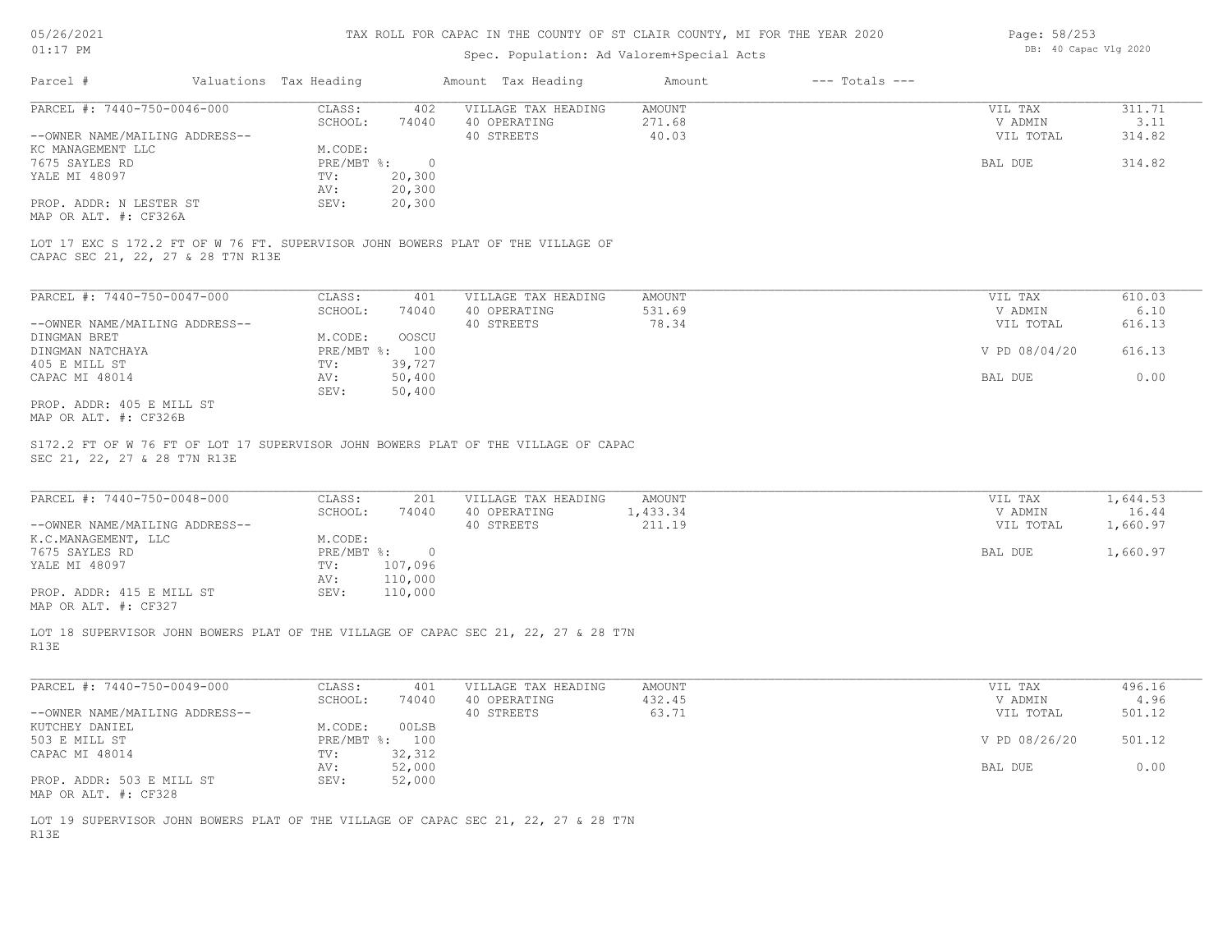# TAX ROLL FOR CAPAC IN THE COUNTY OF ST CLAIR COUNTY, MI FOR THE YEAR 2020

Spec. Population: Ad Valorem+Special Acts

| Parcel # | Valuations | Tax Heading | Amount | Tax Heading | Amount | --- Totals --- | |
|---|---|---|---|---|---|---|---|
| PARCEL #: 7440-750-0046-000 | CLASS: | 402 | | VILLAGE TAX HEADING | AMOUNT | VIL TAX | 311.71 |
| | SCHOOL: | 74040 | | 40 OPERATING | 271.68 | V ADMIN | 3.11 |
| --OWNER NAME/MAILING ADDRESS-- | | | | 40 STREETS | 40.03 | VIL TOTAL | 314.82 |
| KC MANAGEMENT LLC | M.CODE: | | | | | | |
| 7675 SAYLES RD | PRE/MBT %: | 0 | | | | BAL DUE | 314.82 |
| YALE MI 48097 | TV: | 20,300 | | | | | |
| | AV: | 20,300 | | | | | |
| PROP. ADDR: N LESTER ST | SEV: | 20,300 | | | | | |
| MAP OR ALT. #: CF326A | | | | | | | |

LOT 17 EXC S 172.2 FT OF W 76 FT. SUPERVISOR JOHN BOWERS PLAT OF THE VILLAGE OF CAPAC SEC 21, 22, 27 & 28 T7N R13E

| Parcel # | Valuations | Tax Heading | Amount | Tax Heading | Amount | --- Totals --- | |
|---|---|---|---|---|---|---|---|
| PARCEL #: 7440-750-0047-000 | CLASS: | 401 | | VILLAGE TAX HEADING | AMOUNT | VIL TAX | 610.03 |
| | SCHOOL: | 74040 | | 40 OPERATING | 531.69 | V ADMIN | 6.10 |
| --OWNER NAME/MAILING ADDRESS-- | | | | 40 STREETS | 78.34 | VIL TOTAL | 616.13 |
| DINGMAN BRET | M.CODE: | OOSCU | | | | | |
| DINGMAN NATCHAYA | PRE/MBT %: | 100 | | | | V PD 08/04/20 | 616.13 |
| 405 E MILL ST | TV: | 39,727 | | | | | |
| CAPAC MI 48014 | AV: | 50,400 | | | | BAL DUE | 0.00 |
| | SEV: | 50,400 | | | | | |
| PROP. ADDR: 405 E MILL ST | | | | | | | |
| MAP OR ALT. #: CF326B | | | | | | | |

S172.2 FT OF W 76 FT OF LOT 17 SUPERVISOR JOHN BOWERS PLAT OF THE VILLAGE OF CAPAC SEC 21, 22, 27 & 28 T7N R13E

| Parcel # | Valuations | Tax Heading | Amount | Tax Heading | Amount | --- Totals --- | |
|---|---|---|---|---|---|---|---|
| PARCEL #: 7440-750-0048-000 | CLASS: | 201 | | VILLAGE TAX HEADING | AMOUNT | VIL TAX | 1,644.53 |
| | SCHOOL: | 74040 | | 40 OPERATING | 1,433.34 | V ADMIN | 16.44 |
| --OWNER NAME/MAILING ADDRESS-- | | | | 40 STREETS | 211.19 | VIL TOTAL | 1,660.97 |
| K.C.MANAGEMENT, LLC | M.CODE: | | | | | | |
| 7675 SAYLES RD | PRE/MBT %: | 0 | | | | BAL DUE | 1,660.97 |
| YALE MI 48097 | TV: | 107,096 | | | | | |
| | AV: | 110,000 | | | | | |
| PROP. ADDR: 415 E MILL ST | SEV: | 110,000 | | | | | |
| MAP OR ALT. #: CF327 | | | | | | | |

LOT 18 SUPERVISOR JOHN BOWERS PLAT OF THE VILLAGE OF CAPAC SEC 21, 22, 27 & 28 T7N R13E

| Parcel # | Valuations | Tax Heading | Amount | Tax Heading | Amount | --- Totals --- | |
|---|---|---|---|---|---|---|---|
| PARCEL #: 7440-750-0049-000 | CLASS: | 401 | | VILLAGE TAX HEADING | AMOUNT | VIL TAX | 496.16 |
| | SCHOOL: | 74040 | | 40 OPERATING | 432.45 | V ADMIN | 4.96 |
| --OWNER NAME/MAILING ADDRESS-- | | | | 40 STREETS | 63.71 | VIL TOTAL | 501.12 |
| KUTCHEY DANIEL | M.CODE: | 00LSB | | | | | |
| 503 E MILL ST | PRE/MBT %: | 100 | | | | V PD 08/26/20 | 501.12 |
| CAPAC MI 48014 | TV: | 32,312 | | | | | |
| | AV: | 52,000 | | | | BAL DUE | 0.00 |
| PROP. ADDR: 503 E MILL ST | SEV: | 52,000 | | | | | |
| MAP OR ALT. #: CF328 | | | | | | | |

LOT 19 SUPERVISOR JOHN BOWERS PLAT OF THE VILLAGE OF CAPAC SEC 21, 22, 27 & 28 T7N R13E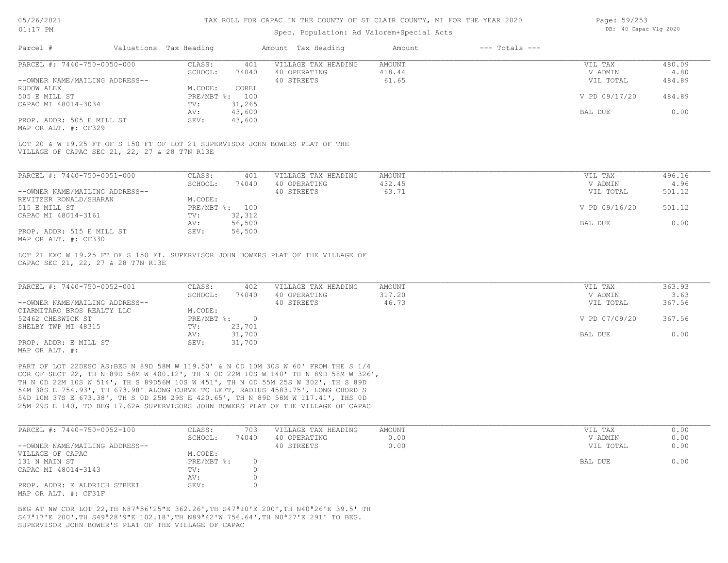# TAX ROLL FOR CAPAC IN THE COUNTY OF ST CLAIR COUNTY, MI FOR THE YEAR 2020

Spec. Population: Ad Valorem+Special Acts

| Parcel # | Valuations | Tax Heading | Amount | Tax Heading | Amount | --- Totals --- | |
|---|---|---|---|---|---|---|---|
| PARCEL #: 7440-750-0050-000 | CLASS: | 401 | VILLAGE TAX HEADING | AMOUNT | | VIL TAX | 480.09 |
| | SCHOOL: | 74040 | 40 OPERATING | 418.44 | | V ADMIN | 4.80 |
| --OWNER NAME/MAILING ADDRESS-- | | | 40 STREETS | 61.65 | | VIL TOTAL | 484.89 |
| RUDOW ALEX | M.CODE: | COREL | | | | | |
| 505 E MILL ST | PRE/MBT %: | 100 | | | | V PD 09/17/20 | 484.89 |
| CAPAC MI 48014-3034 | TV: | 31,265 | | | | | |
| | AV: | 43,600 | | | | BAL DUE | 0.00 |
| PROP. ADDR: 505 E MILL ST | SEV: | 43,600 | | | | | |
| MAP OR ALT. #: CF329 | | | | | | | |

LOT 20 & W 19.25 FT OF S 150 FT OF LOT 21 SUPERVISOR JOHN BOWERS PLAT OF THE VILLAGE OF CAPAC SEC 21, 22, 27 & 28 T7N R13E

| Parcel # | Valuations | Tax Heading | Amount | Tax Heading | Amount | --- Totals --- | |
|---|---|---|---|---|---|---|---|
| PARCEL #: 7440-750-0051-000 | CLASS: | 401 | VILLAGE TAX HEADING | AMOUNT | | VIL TAX | 496.16 |
| | SCHOOL: | 74040 | 40 OPERATING | 432.45 | | V ADMIN | 4.96 |
| --OWNER NAME/MAILING ADDRESS-- | | | 40 STREETS | 63.71 | | VIL TOTAL | 501.12 |
| REVITZER RONALD/SHARAN | M.CODE: | | | | | | |
| 515 E MILL ST | PRE/MBT %: | 100 | | | | V PD 09/16/20 | 501.12 |
| CAPAC MI 48014-3161 | TV: | 32,312 | | | | | |
| | AV: | 56,500 | | | | BAL DUE | 0.00 |
| PROP. ADDR: 515 E MILL ST | SEV: | 56,500 | | | | | |
| MAP OR ALT. #: CF330 | | | | | | | |

LOT 21 EXC W 19.25 FT OF S 150 FT. SUPERVISOR JOHN BOWERS PLAT OF THE VILLAGE OF CAPAC SEC 21, 22, 27 & 28 T7N R13E

| Parcel # | Valuations | Tax Heading | Amount | Tax Heading | Amount | --- Totals --- | |
|---|---|---|---|---|---|---|---|
| PARCEL #: 7440-750-0052-001 | CLASS: | 402 | VILLAGE TAX HEADING | AMOUNT | | VIL TAX | 363.93 |
| | SCHOOL: | 74040 | 40 OPERATING | 317.20 | | V ADMIN | 3.63 |
| --OWNER NAME/MAILING ADDRESS-- | | | 40 STREETS | 46.73 | | VIL TOTAL | 367.56 |
| CIARMITARO BROS REALTY LLC | M.CODE: | | | | | | |
| 52462 CHESWICK ST | PRE/MBT %: | 0 | | | | V PD 07/09/20 | 367.56 |
| SHELBY TWP MI 48315 | TV: | 23,701 | | | | | |
| | AV: | 31,700 | | | | BAL DUE | 0.00 |
| PROP. ADDR: E MILL ST | SEV: | 31,700 | | | | | |
| MAP OR ALT. #: | | | | | | | |

PART OF LOT 22DESC AS:BEG N 89D 58M W 119.50' & N 0D 10M 30S W 60' FROM THE S 1/4 COR OF SECT 22, TH N 89D 58M W 400.12', TH N 0D 22M 10S W 140' TH N 89D 58M W 326', TH N 0D 22M 10S W 514', TH S 89D56M 10S W 451', TH N 0D 55M 25S W 302', TH S 89D 54M 38S E 754.93', TH 673.98' ALONG CURVE TO LEFT, RADIUS 4583.75', LONG CHORD S 54D 10M 37S E 673.38', TH S 0D 25M 29S E 420.65', TH N 89D 58M W 117.41', THS 0D 25M 29S E 140, TO BEG 17.62A SUPERVISORS JOHN BOWERS PLAT OF THE VILLAGE OF CAPAC

| Parcel # | Valuations | Tax Heading | Amount | Tax Heading | Amount | --- Totals --- | |
|---|---|---|---|---|---|---|---|
| PARCEL #: 7440-750-0052-100 | CLASS: | 703 | VILLAGE TAX HEADING | AMOUNT | | VIL TAX | 0.00 |
| | SCHOOL: | 74040 | 40 OPERATING | 0.00 | | V ADMIN | 0.00 |
| --OWNER NAME/MAILING ADDRESS-- | | | 40 STREETS | 0.00 | | VIL TOTAL | 0.00 |
| VILLAGE OF CAPAC | M.CODE: | | | | | | |
| 131 N MAIN ST | PRE/MBT %: | 0 | | | | BAL DUE | 0.00 |
| CAPAC MI 48014-3143 | TV: | 0 | | | | | |
| | AV: | 0 | | | | | |
| PROP. ADDR: E ALDRICH STREET | SEV: | 0 | | | | | |
| MAP OR ALT. #: CF31F | | | | | | | |

BEG AT NW COR LOT 22,TH N87ª56'25"E 362.26',TH S47ª10'E 200',TH N40ª26'E 39.5' TH S47ª17'E 200',TH S49ª28'9"E 102.18',TH N89ª42'W 756.64',TH N0ª27'E 291' TO BEG. SUPERVISOR JOHN BOWER'S PLAT OF THE VILLAGE OF CAPAC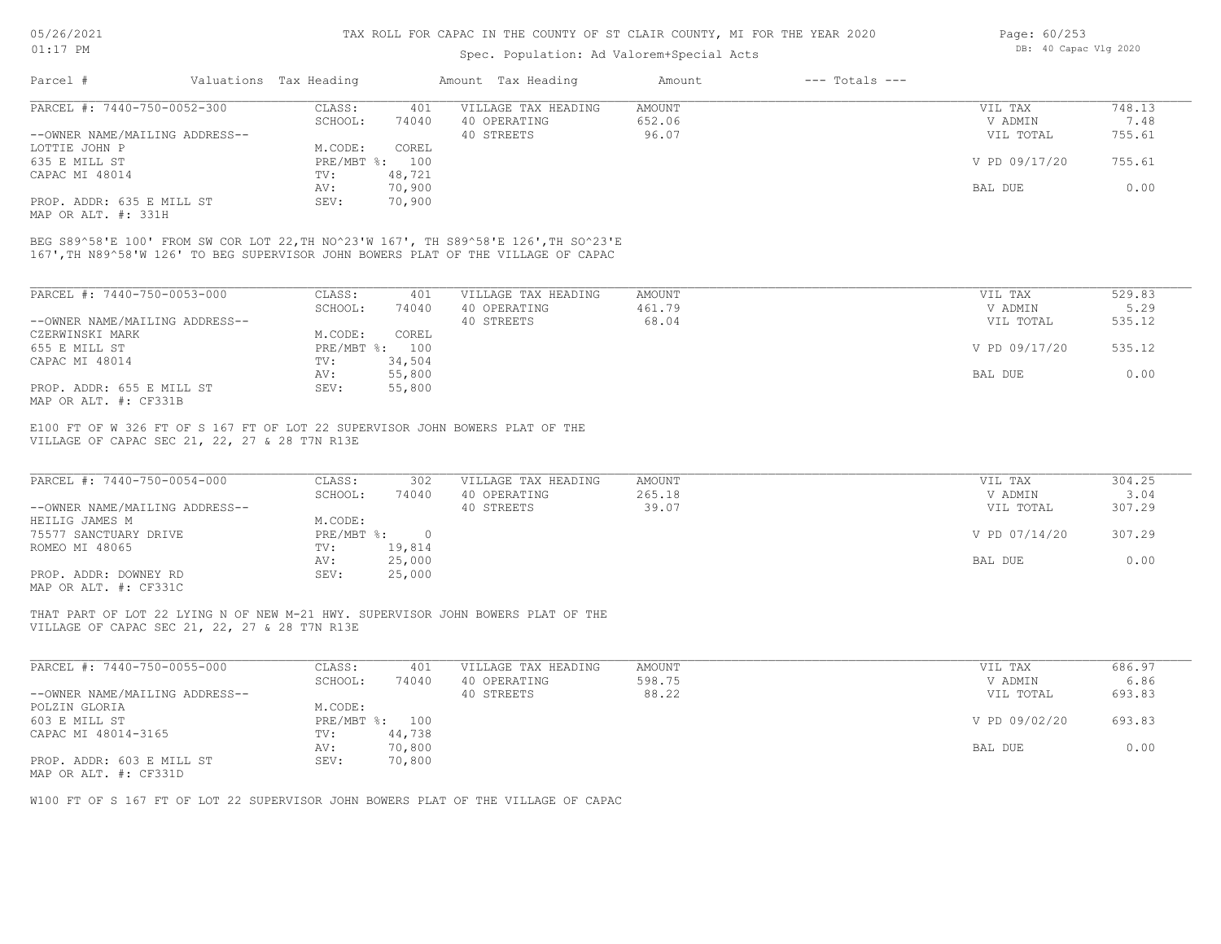# TAX ROLL FOR CAPAC IN THE COUNTY OF ST CLAIR COUNTY, MI FOR THE YEAR 2020

Spec. Population: Ad Valorem+Special Acts

05/26/2021 01:17 PM — DB: 40 Capac Vlg 2020

| Parcel # | Valuations | Tax Heading | Amount | Tax Heading | Amount | --- Totals --- | |
|---|---|---|---|---|---|---|---|
| PARCEL #: 7440-750-0052-300 | CLASS: | 401 | VILLAGE TAX HEADING | AMOUNT | | VIL TAX | 748.13 |
| | SCHOOL: | 74040 | 40 OPERATING | 652.06 | | V ADMIN | 7.48 |
| --OWNER NAME/MAILING ADDRESS-- | | | 40 STREETS | 96.07 | | VIL TOTAL | 755.61 |
| LOTTIE JOHN P | M.CODE: | COREL | | | | | |
| 635 E MILL ST | PRE/MBT %: | 100 | | | | V PD 09/17/20 | 755.61 |
| CAPAC MI 48014 | TV: | 48,721 | | | | | |
| | AV: | 70,900 | | | | BAL DUE | 0.00 |
| PROP. ADDR: 635 E MILL ST | SEV: | 70,900 | | | | | |
| MAP OR ALT. #: 331H | | | | | | | |

BEG S89^58'E 100' FROM SW COR LOT 22,TH NO^23'W 167', TH S89^58'E 126',TH SO^23'E 167',TH N89^58'W 126' TO BEG SUPERVISOR JOHN BOWERS PLAT OF THE VILLAGE OF CAPAC

| Parcel # | Valuations | Tax Heading | Amount | Tax Heading | Amount | --- Totals --- | |
|---|---|---|---|---|---|---|---|
| PARCEL #: 7440-750-0053-000 | CLASS: | 401 | VILLAGE TAX HEADING | AMOUNT | | VIL TAX | 529.83 |
| | SCHOOL: | 74040 | 40 OPERATING | 461.79 | | V ADMIN | 5.29 |
| --OWNER NAME/MAILING ADDRESS-- | | | 40 STREETS | 68.04 | | VIL TOTAL | 535.12 |
| CZERWINSKI MARK | M.CODE: | COREL | | | | | |
| 655 E MILL ST | PRE/MBT %: | 100 | | | | V PD 09/17/20 | 535.12 |
| CAPAC MI 48014 | TV: | 34,504 | | | | | |
| | AV: | 55,800 | | | | BAL DUE | 0.00 |
| PROP. ADDR: 655 E MILL ST | SEV: | 55,800 | | | | | |
| MAP OR ALT. #: CF331B | | | | | | | |

E100 FT OF W 326 FT OF S 167 FT OF LOT 22 SUPERVISOR JOHN BOWERS PLAT OF THE VILLAGE OF CAPAC SEC 21, 22, 27 & 28 T7N R13E

| Parcel # | Valuations | Tax Heading | Amount | Tax Heading | Amount | --- Totals --- | |
|---|---|---|---|---|---|---|---|
| PARCEL #: 7440-750-0054-000 | CLASS: | 302 | VILLAGE TAX HEADING | AMOUNT | | VIL TAX | 304.25 |
| | SCHOOL: | 74040 | 40 OPERATING | 265.18 | | V ADMIN | 3.04 |
| --OWNER NAME/MAILING ADDRESS-- | | | 40 STREETS | 39.07 | | VIL TOTAL | 307.29 |
| HEILIG JAMES M | M.CODE: | | | | | | |
| 75577 SANCTUARY DRIVE | PRE/MBT %: | 0 | | | | V PD 07/14/20 | 307.29 |
| ROMEO MI 48065 | TV: | 19,814 | | | | | |
| | AV: | 25,000 | | | | BAL DUE | 0.00 |
| PROP. ADDR: DOWNEY RD | SEV: | 25,000 | | | | | |
| MAP OR ALT. #: CF331C | | | | | | | |

THAT PART OF LOT 22 LYING N OF NEW M-21 HWY. SUPERVISOR JOHN BOWERS PLAT OF THE VILLAGE OF CAPAC SEC 21, 22, 27 & 28 T7N R13E

| Parcel # | Valuations | Tax Heading | Amount | Tax Heading | Amount | --- Totals --- | |
|---|---|---|---|---|---|---|---|
| PARCEL #: 7440-750-0055-000 | CLASS: | 401 | VILLAGE TAX HEADING | AMOUNT | | VIL TAX | 686.97 |
| | SCHOOL: | 74040 | 40 OPERATING | 598.75 | | V ADMIN | 6.86 |
| --OWNER NAME/MAILING ADDRESS-- | | | 40 STREETS | 88.22 | | VIL TOTAL | 693.83 |
| POLZIN GLORIA | M.CODE: | | | | | | |
| 603 E MILL ST | PRE/MBT %: | 100 | | | | V PD 09/02/20 | 693.83 |
| CAPAC MI 48014-3165 | TV: | 44,738 | | | | | |
| | AV: | 70,800 | | | | BAL DUE | 0.00 |
| PROP. ADDR: 603 E MILL ST | SEV: | 70,800 | | | | | |
| MAP OR ALT. #: CF331D | | | | | | | |

W100 FT OF S 167 FT OF LOT 22 SUPERVISOR JOHN BOWERS PLAT OF THE VILLAGE OF CAPAC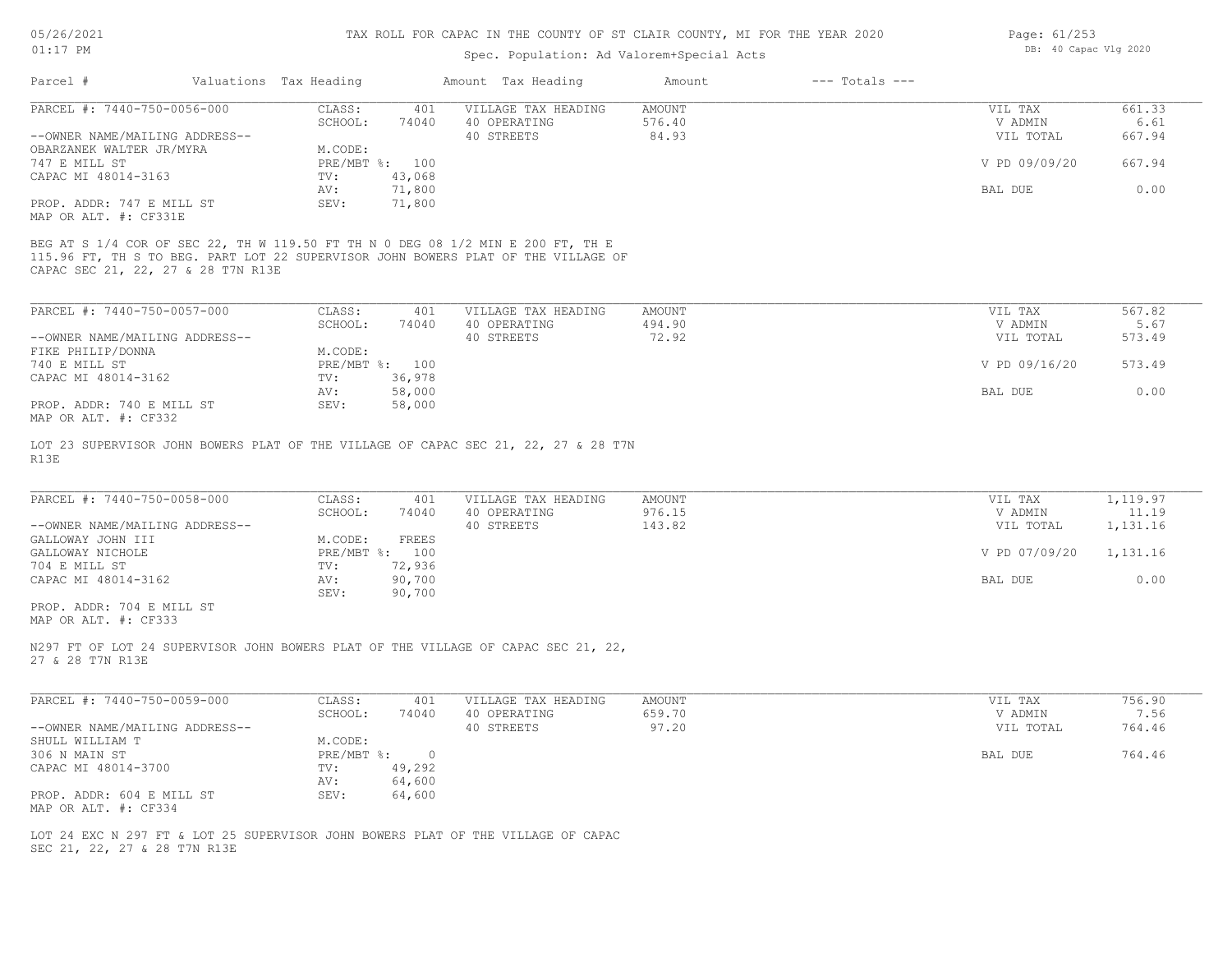# TAX ROLL FOR CAPAC IN THE COUNTY OF ST CLAIR COUNTY, MI FOR THE YEAR 2020

Spec. Population: Ad Valorem+Special Acts

| Parcel # | Valuations | Tax Heading | Amount | Tax Heading | Amount | --- Totals --- | |
|---|---|---|---|---|---|---|---|

---

**PARCEL #: 7440-750-0056-000**

| | | | | | |
|---|---|---|---|---|---|
| CLASS: | 401 | VILLAGE TAX HEADING | AMOUNT | VIL TAX | 661.33 |
| SCHOOL: | 74040 | 40 OPERATING | 576.40 | V ADMIN | 6.61 |
| | | 40 STREETS | 84.93 | VIL TOTAL | 667.94 |
| M.CODE: | | | | | |
| PRE/MBT %: | 100 | | | V PD 09/09/20 | 667.94 |
| TV: | 43,068 | | | | |
| AV: | 71,800 | | | BAL DUE | 0.00 |
| SEV: | 71,800 | | | | |

--OWNER NAME/MAILING ADDRESS--
OBARZANEK WALTER JR/MYRA
747 E MILL ST
CAPAC MI 48014-3163

PROP. ADDR: 747 E MILL ST
MAP OR ALT. #: CF331E

BEG AT S 1/4 COR OF SEC 22, TH W 119.50 FT TH N 0 DEG 08 1/2 MIN E 200 FT, TH E 115.96 FT, TH S TO BEG. PART LOT 22 SUPERVISOR JOHN BOWERS PLAT OF THE VILLAGE OF CAPAC SEC 21, 22, 27 & 28 T7N R13E

---

**PARCEL #: 7440-750-0057-000**

| | | | | | |
|---|---|---|---|---|---|
| CLASS: | 401 | VILLAGE TAX HEADING | AMOUNT | VIL TAX | 567.82 |
| SCHOOL: | 74040 | 40 OPERATING | 494.90 | V ADMIN | 5.67 |
| | | 40 STREETS | 72.92 | VIL TOTAL | 573.49 |
| M.CODE: | | | | | |
| PRE/MBT %: | 100 | | | V PD 09/16/20 | 573.49 |
| TV: | 36,978 | | | | |
| AV: | 58,000 | | | BAL DUE | 0.00 |
| SEV: | 58,000 | | | | |

--OWNER NAME/MAILING ADDRESS--
FIKE PHILIP/DONNA
740 E MILL ST
CAPAC MI 48014-3162

PROP. ADDR: 740 E MILL ST
MAP OR ALT. #: CF332

LOT 23 SUPERVISOR JOHN BOWERS PLAT OF THE VILLAGE OF CAPAC SEC 21, 22, 27 & 28 T7N R13E

---

**PARCEL #: 7440-750-0058-000**

| | | | | | |
|---|---|---|---|---|---|
| CLASS: | 401 | VILLAGE TAX HEADING | AMOUNT | VIL TAX | 1,119.97 |
| SCHOOL: | 74040 | 40 OPERATING | 976.15 | V ADMIN | 11.19 |
| | | 40 STREETS | 143.82 | VIL TOTAL | 1,131.16 |
| M.CODE: | FREES | | | | |
| PRE/MBT %: | 100 | | | V PD 07/09/20 | 1,131.16 |
| TV: | 72,936 | | | | |
| AV: | 90,700 | | | BAL DUE | 0.00 |
| SEV: | 90,700 | | | | |

--OWNER NAME/MAILING ADDRESS--
GALLOWAY JOHN III
GALLOWAY NICHOLE
704 E MILL ST
CAPAC MI 48014-3162

PROP. ADDR: 704 E MILL ST
MAP OR ALT. #: CF333

N297 FT OF LOT 24 SUPERVISOR JOHN BOWERS PLAT OF THE VILLAGE OF CAPAC SEC 21, 22, 27 & 28 T7N R13E

---

**PARCEL #: 7440-750-0059-000**

| | | | | | |
|---|---|---|---|---|---|
| CLASS: | 401 | VILLAGE TAX HEADING | AMOUNT | VIL TAX | 756.90 |
| SCHOOL: | 74040 | 40 OPERATING | 659.70 | V ADMIN | 7.56 |
| | | 40 STREETS | 97.20 | VIL TOTAL | 764.46 |
| M.CODE: | | | | | |
| PRE/MBT %: | 0 | | | BAL DUE | 764.46 |
| TV: | 49,292 | | | | |
| AV: | 64,600 | | | | |
| SEV: | 64,600 | | | | |

--OWNER NAME/MAILING ADDRESS--
SHULL WILLIAM T
306 N MAIN ST
CAPAC MI 48014-3700

PROP. ADDR: 604 E MILL ST
MAP OR ALT. #: CF334

LOT 24 EXC N 297 FT & LOT 25 SUPERVISOR JOHN BOWERS PLAT OF THE VILLAGE OF CAPAC SEC 21, 22, 27 & 28 T7N R13E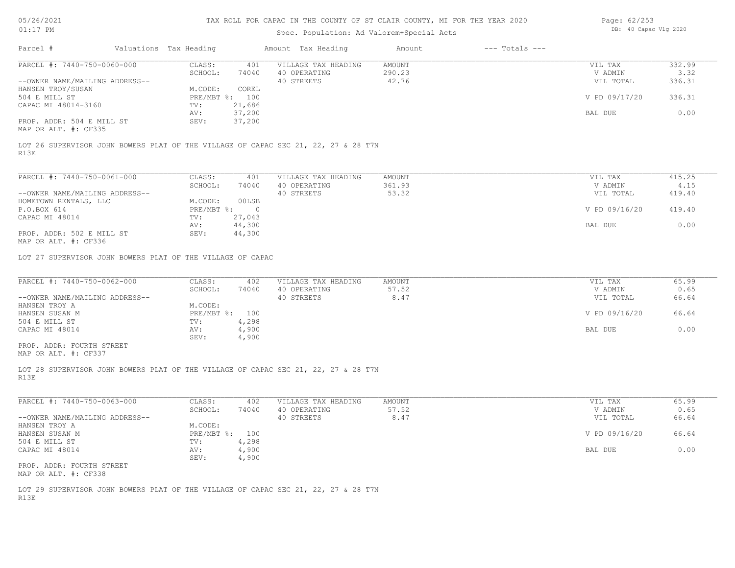TAX ROLL FOR CAPAC IN THE COUNTY OF ST CLAIR COUNTY, MI FOR THE YEAR 2020

Spec. Population: Ad Valorem+Special Acts

| Parcel # | Valuations | Tax Heading | Amount | Tax Heading | Amount | --- Totals --- | |
|---|---|---|---|---|---|---|---|
| PARCEL #: 7440-750-0060-000 | CLASS: | 401 | VILLAGE TAX HEADING | AMOUNT | | VIL TAX | 332.99 |
| | SCHOOL: | 74040 | 40 OPERATING | 290.23 | | V ADMIN | 3.32 |
| --OWNER NAME/MAILING ADDRESS-- | | | 40 STREETS | 42.76 | | VIL TOTAL | 336.31 |
| HANSEN TROY/SUSAN | M.CODE: | COREL | | | | | |
| 504 E MILL ST | PRE/MBT %: | 100 | | | | V PD 09/17/20 | 336.31 |
| CAPAC MI 48014-3160 | TV: | 21,686 | | | | | |
| | AV: | 37,200 | | | | BAL DUE | 0.00 |
| PROP. ADDR: 504 E MILL ST | SEV: | 37,200 | | | | | |
| MAP OR ALT. #: CF335 | | | | | | | |

LOT 26 SUPERVISOR JOHN BOWERS PLAT OF THE VILLAGE OF CAPAC SEC 21, 22, 27 & 28 T7N R13E

| Parcel # | Valuations | Tax Heading | Amount | Tax Heading | Amount | --- Totals --- | |
|---|---|---|---|---|---|---|---|
| PARCEL #: 7440-750-0061-000 | CLASS: | 401 | VILLAGE TAX HEADING | AMOUNT | | VIL TAX | 415.25 |
| | SCHOOL: | 74040 | 40 OPERATING | 361.93 | | V ADMIN | 4.15 |
| --OWNER NAME/MAILING ADDRESS-- | | | 40 STREETS | 53.32 | | VIL TOTAL | 419.40 |
| HOMETOWN RENTALS, LLC | M.CODE: | 00LSB | | | | | |
| P.O.BOX 614 | PRE/MBT %: | 0 | | | | V PD 09/16/20 | 419.40 |
| CAPAC MI 48014 | TV: | 27,043 | | | | | |
| | AV: | 44,300 | | | | BAL DUE | 0.00 |
| PROP. ADDR: 502 E MILL ST | SEV: | 44,300 | | | | | |
| MAP OR ALT. #: CF336 | | | | | | | |

LOT 27 SUPERVISOR JOHN BOWERS PLAT OF THE VILLAGE OF CAPAC

| Parcel # | Valuations | Tax Heading | Amount | Tax Heading | Amount | --- Totals --- | |
|---|---|---|---|---|---|---|---|
| PARCEL #: 7440-750-0062-000 | CLASS: | 402 | VILLAGE TAX HEADING | AMOUNT | | VIL TAX | 65.99 |
| | SCHOOL: | 74040 | 40 OPERATING | 57.52 | | V ADMIN | 0.65 |
| --OWNER NAME/MAILING ADDRESS-- | | | 40 STREETS | 8.47 | | VIL TOTAL | 66.64 |
| HANSEN TROY A | M.CODE: | | | | | | |
| HANSEN SUSAN M | PRE/MBT %: | 100 | | | | V PD 09/16/20 | 66.64 |
| 504 E MILL ST | TV: | 4,298 | | | | | |
| CAPAC MI 48014 | AV: | 4,900 | | | | BAL DUE | 0.00 |
| | SEV: | 4,900 | | | | | |
| PROP. ADDR: FOURTH STREET | | | | | | | |
| MAP OR ALT. #: CF337 | | | | | | | |

LOT 28 SUPERVISOR JOHN BOWERS PLAT OF THE VILLAGE OF CAPAC SEC 21, 22, 27 & 28 T7N R13E

| Parcel # | Valuations | Tax Heading | Amount | Tax Heading | Amount | --- Totals --- | |
|---|---|---|---|---|---|---|---|
| PARCEL #: 7440-750-0063-000 | CLASS: | 402 | VILLAGE TAX HEADING | AMOUNT | | VIL TAX | 65.99 |
| | SCHOOL: | 74040 | 40 OPERATING | 57.52 | | V ADMIN | 0.65 |
| --OWNER NAME/MAILING ADDRESS-- | | | 40 STREETS | 8.47 | | VIL TOTAL | 66.64 |
| HANSEN TROY A | M.CODE: | | | | | | |
| HANSEN SUSAN M | PRE/MBT %: | 100 | | | | V PD 09/16/20 | 66.64 |
| 504 E MILL ST | TV: | 4,298 | | | | | |
| CAPAC MI 48014 | AV: | 4,900 | | | | BAL DUE | 0.00 |
| | SEV: | 4,900 | | | | | |
| PROP. ADDR: FOURTH STREET | | | | | | | |
| MAP OR ALT. #: CF338 | | | | | | | |

LOT 29 SUPERVISOR JOHN BOWERS PLAT OF THE VILLAGE OF CAPAC SEC 21, 22, 27 & 28 T7N R13E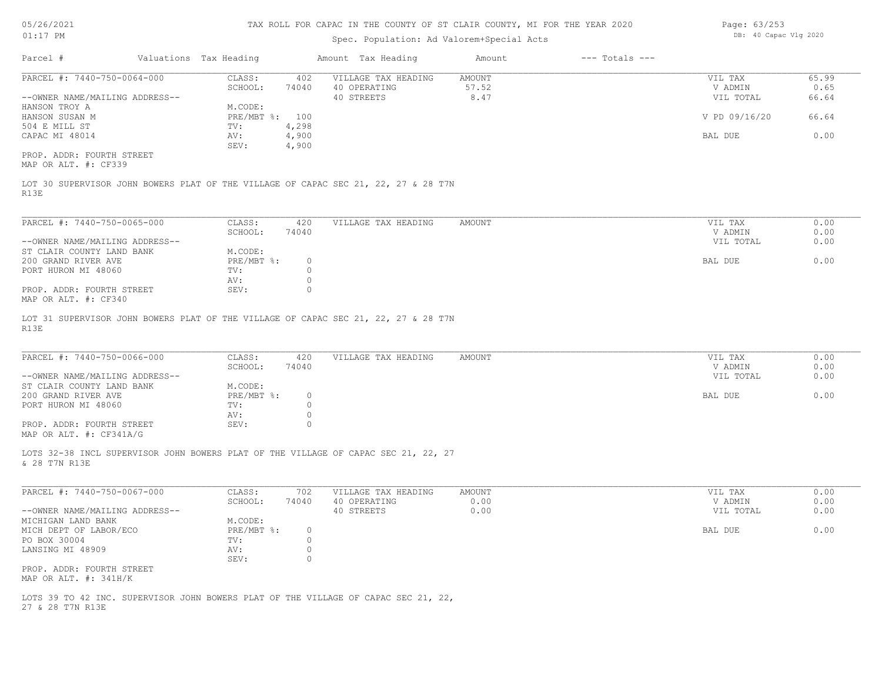# TAX ROLL FOR CAPAC IN THE COUNTY OF ST CLAIR COUNTY, MI FOR THE YEAR 2020

Spec. Population: Ad Valorem+Special Acts

05/26/2021 01:17 PM — DB: 40 Capac Vlg 2020

| Parcel # | Valuations | Tax Heading | Amount | Tax Heading | Amount | --- Totals --- | |
|---|---|---|---|---|---|---|---|

---

**PARCEL #: 7440-750-0064-000**

| | | | | | |
|---|---|---|---|---|---|
| CLASS: | 402 | VILLAGE TAX HEADING | AMOUNT | VIL TAX | 65.99 |
| SCHOOL: | 74040 | 40 OPERATING | 57.52 | V ADMIN | 0.65 |
| | | 40 STREETS | 8.47 | VIL TOTAL | 66.64 |
| M.CODE: | | | | | |
| PRE/MBT %: | 100 | | | V PD 09/16/20 | 66.64 |
| TV: | 4,298 | | | | |
| AV: | 4,900 | | | BAL DUE | 0.00 |
| SEV: | 4,900 | | | | |

--OWNER NAME/MAILING ADDRESS--
HANSON TROY A
HANSON SUSAN M
504 E MILL ST
CAPAC MI 48014

PROP. ADDR: FOURTH STREET
MAP OR ALT. #: CF339

LOT 30 SUPERVISOR JOHN BOWERS PLAT OF THE VILLAGE OF CAPAC SEC 21, 22, 27 & 28 T7N R13E

---

**PARCEL #: 7440-750-0065-000**

| | | | | | |
|---|---|---|---|---|---|
| CLASS: | 420 | VILLAGE TAX HEADING | AMOUNT | VIL TAX | 0.00 |
| SCHOOL: | 74040 | | | V ADMIN | 0.00 |
| | | | | VIL TOTAL | 0.00 |
| M.CODE: | | | | | |
| PRE/MBT %: | 0 | | | BAL DUE | 0.00 |
| TV: | 0 | | | | |
| AV: | 0 | | | | |
| SEV: | 0 | | | | |

--OWNER NAME/MAILING ADDRESS--
ST CLAIR COUNTY LAND BANK
200 GRAND RIVER AVE
PORT HURON MI 48060

PROP. ADDR: FOURTH STREET
MAP OR ALT. #: CF340

LOT 31 SUPERVISOR JOHN BOWERS PLAT OF THE VILLAGE OF CAPAC SEC 21, 22, 27 & 28 T7N R13E

---

**PARCEL #: 7440-750-0066-000**

| | | | | | |
|---|---|---|---|---|---|
| CLASS: | 420 | VILLAGE TAX HEADING | AMOUNT | VIL TAX | 0.00 |
| SCHOOL: | 74040 | | | V ADMIN | 0.00 |
| | | | | VIL TOTAL | 0.00 |
| M.CODE: | | | | | |
| PRE/MBT %: | 0 | | | BAL DUE | 0.00 |
| TV: | 0 | | | | |
| AV: | 0 | | | | |
| SEV: | 0 | | | | |

--OWNER NAME/MAILING ADDRESS--
ST CLAIR COUNTY LAND BANK
200 GRAND RIVER AVE
PORT HURON MI 48060

PROP. ADDR: FOURTH STREET
MAP OR ALT. #: CF341A/G

LOTS 32-38 INCL SUPERVISOR JOHN BOWERS PLAT OF THE VILLAGE OF CAPAC SEC 21, 22, 27 & 28 T7N R13E

---

**PARCEL #: 7440-750-0067-000**

| | | | | | |
|---|---|---|---|---|---|
| CLASS: | 702 | VILLAGE TAX HEADING | AMOUNT | VIL TAX | 0.00 |
| SCHOOL: | 74040 | 40 OPERATING | 0.00 | V ADMIN | 0.00 |
| | | 40 STREETS | 0.00 | VIL TOTAL | 0.00 |
| M.CODE: | | | | | |
| PRE/MBT %: | 0 | | | BAL DUE | 0.00 |
| TV: | 0 | | | | |
| AV: | 0 | | | | |
| SEV: | 0 | | | | |

--OWNER NAME/MAILING ADDRESS--
MICHIGAN LAND BANK
MICH DEPT OF LABOR/ECO
PO BOX 30004
LANSING MI 48909

PROP. ADDR: FOURTH STREET
MAP OR ALT. #: 341H/K

LOTS 39 TO 42 INC. SUPERVISOR JOHN BOWERS PLAT OF THE VILLAGE OF CAPAC SEC 21, 22, 27 & 28 T7N R13E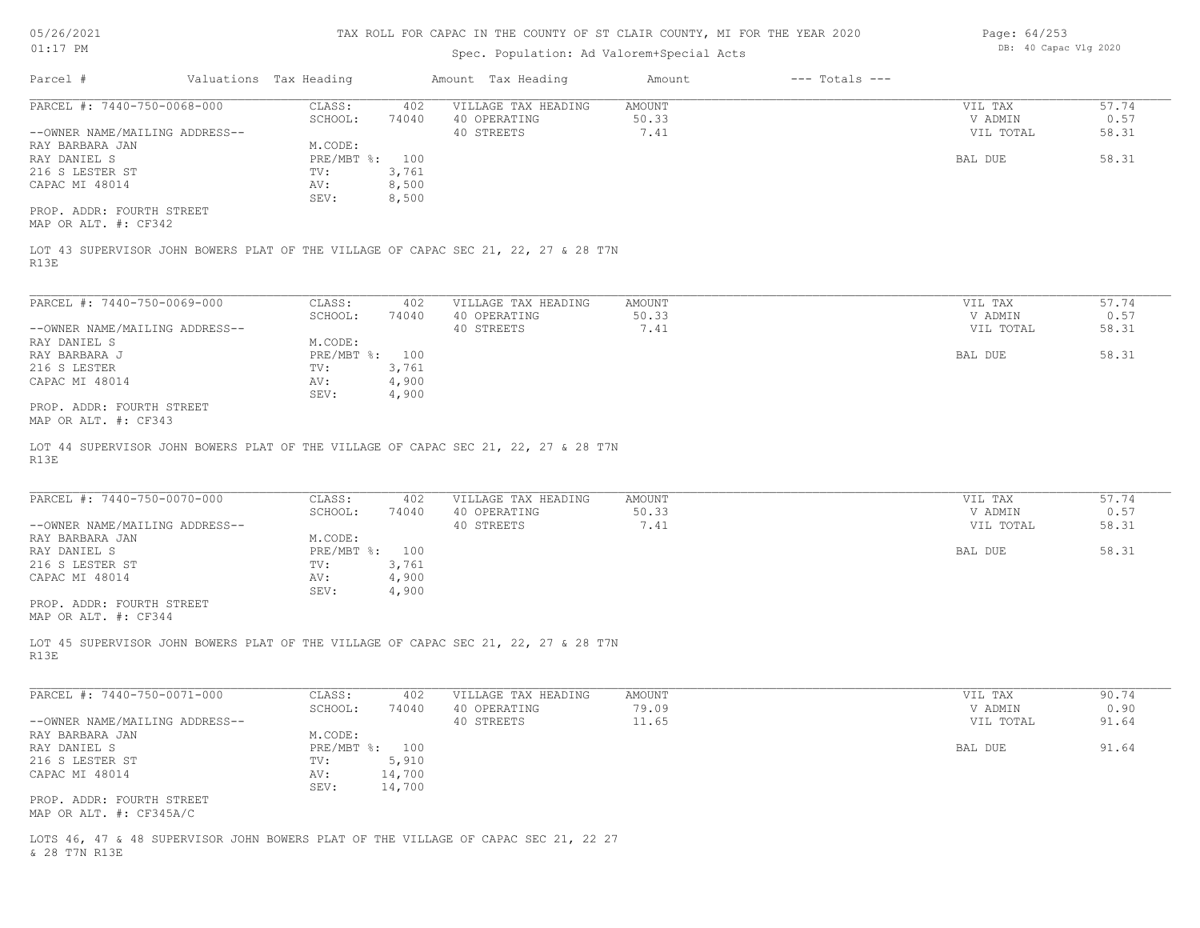# TAX ROLL FOR CAPAC IN THE COUNTY OF ST CLAIR COUNTY, MI FOR THE YEAR 2020

05/26/2021
01:17 PM

Spec. Population: Ad Valorem+Special Acts

DB: 40 Capac Vlg 2020

| Parcel # | Valuations | Tax Heading | Amount | Tax Heading | Amount | --- Totals --- | |
|---|---|---|---|---|---|---|---|

---

**PARCEL #: 7440-750-0068-000**

| | | | | | |
|---|---|---|---|---|---|
| CLASS: | 402 | VILLAGE TAX HEADING | AMOUNT | VIL TAX | 57.74 |
| SCHOOL: | 74040 | 40 OPERATING | 50.33 | V ADMIN | 0.57 |
| | | 40 STREETS | 7.41 | VIL TOTAL | 58.31 |
| M.CODE: | | | | | |
| PRE/MBT %: | 100 | | | BAL DUE | 58.31 |
| TV: | 3,761 | | | | |
| AV: | 8,500 | | | | |
| SEV: | 8,500 | | | | |

--OWNER NAME/MAILING ADDRESS--
RAY BARBARA JAN
RAY DANIEL S
216 S LESTER ST
CAPAC MI 48014

PROP. ADDR: FOURTH STREET
MAP OR ALT. #: CF342

LOT 43 SUPERVISOR JOHN BOWERS PLAT OF THE VILLAGE OF CAPAC SEC 21, 22, 27 & 28 T7N R13E

---

**PARCEL #: 7440-750-0069-000**

| | | | | | |
|---|---|---|---|---|---|
| CLASS: | 402 | VILLAGE TAX HEADING | AMOUNT | VIL TAX | 57.74 |
| SCHOOL: | 74040 | 40 OPERATING | 50.33 | V ADMIN | 0.57 |
| | | 40 STREETS | 7.41 | VIL TOTAL | 58.31 |
| M.CODE: | | | | | |
| PRE/MBT %: | 100 | | | BAL DUE | 58.31 |
| TV: | 3,761 | | | | |
| AV: | 4,900 | | | | |
| SEV: | 4,900 | | | | |

--OWNER NAME/MAILING ADDRESS--
RAY DANIEL S
RAY BARBARA J
216 S LESTER
CAPAC MI 48014

PROP. ADDR: FOURTH STREET
MAP OR ALT. #: CF343

LOT 44 SUPERVISOR JOHN BOWERS PLAT OF THE VILLAGE OF CAPAC SEC 21, 22, 27 & 28 T7N R13E

---

**PARCEL #: 7440-750-0070-000**

| | | | | | |
|---|---|---|---|---|---|
| CLASS: | 402 | VILLAGE TAX HEADING | AMOUNT | VIL TAX | 57.74 |
| SCHOOL: | 74040 | 40 OPERATING | 50.33 | V ADMIN | 0.57 |
| | | 40 STREETS | 7.41 | VIL TOTAL | 58.31 |
| M.CODE: | | | | | |
| PRE/MBT %: | 100 | | | BAL DUE | 58.31 |
| TV: | 3,761 | | | | |
| AV: | 4,900 | | | | |
| SEV: | 4,900 | | | | |

--OWNER NAME/MAILING ADDRESS--
RAY BARBARA JAN
RAY DANIEL S
216 S LESTER ST
CAPAC MI 48014

PROP. ADDR: FOURTH STREET
MAP OR ALT. #: CF344

LOT 45 SUPERVISOR JOHN BOWERS PLAT OF THE VILLAGE OF CAPAC SEC 21, 22, 27 & 28 T7N R13E

---

**PARCEL #: 7440-750-0071-000**

| | | | | | |
|---|---|---|---|---|---|
| CLASS: | 402 | VILLAGE TAX HEADING | AMOUNT | VIL TAX | 90.74 |
| SCHOOL: | 74040 | 40 OPERATING | 79.09 | V ADMIN | 0.90 |
| | | 40 STREETS | 11.65 | VIL TOTAL | 91.64 |
| M.CODE: | | | | | |
| PRE/MBT %: | 100 | | | BAL DUE | 91.64 |
| TV: | 5,910 | | | | |
| AV: | 14,700 | | | | |
| SEV: | 14,700 | | | | |

--OWNER NAME/MAILING ADDRESS--
RAY BARBARA JAN
RAY DANIEL S
216 S LESTER ST
CAPAC MI 48014

PROP. ADDR: FOURTH STREET
MAP OR ALT. #: CF345A/C

LOTS 46, 47 & 48 SUPERVISOR JOHN BOWERS PLAT OF THE VILLAGE OF CAPAC SEC 21, 22 27 & 28 T7N R13E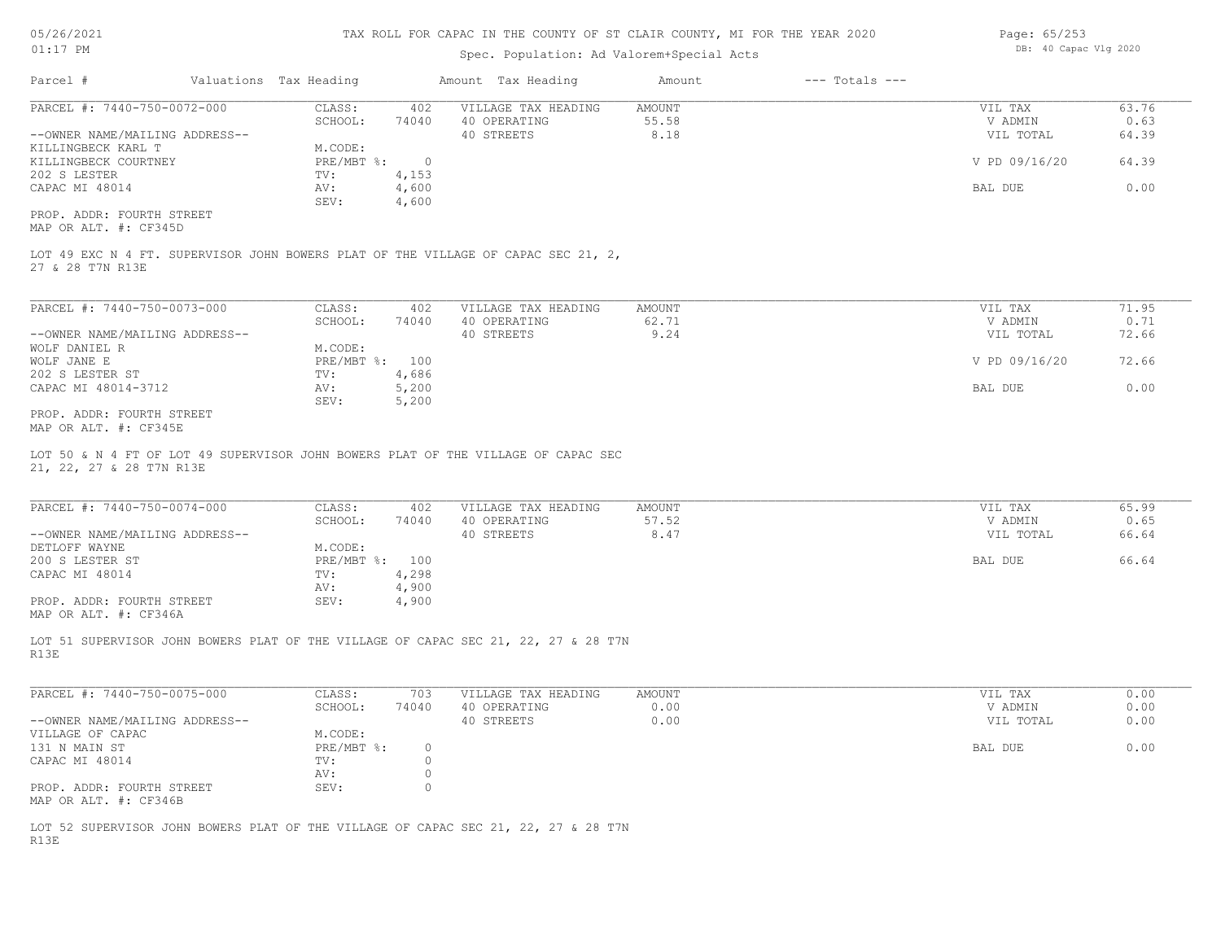# TAX ROLL FOR CAPAC IN THE COUNTY OF ST CLAIR COUNTY, MI FOR THE YEAR 2020

Spec. Population: Ad Valorem+Special Acts

05/26/2021 01:17 PM — DB: 40 Capac Vlg 2020

| Parcel # | Valuations | Tax Heading | Amount | Tax Heading | Amount | --- Totals --- | |
|---|---|---|---|---|---|---|---|

---

**PARCEL #: 7440-750-0072-000**

| | | | | | |
|---|---|---|---|---|---|
| CLASS: | 402 | VILLAGE TAX HEADING | AMOUNT | VIL TAX | 63.76 |
| SCHOOL: | 74040 | 40 OPERATING | 55.58 | V ADMIN | 0.63 |
| | | 40 STREETS | 8.18 | VIL TOTAL | 64.39 |
| M.CODE: | | | | | |
| PRE/MBT %: | 0 | | | V PD 09/16/20 | 64.39 |
| TV: | 4,153 | | | | |
| AV: | 4,600 | | | BAL DUE | 0.00 |
| SEV: | 4,600 | | | | |

--OWNER NAME/MAILING ADDRESS--
KILLINGBECK KARL T
KILLINGBECK COURTNEY
202 S LESTER
CAPAC MI 48014

PROP. ADDR: FOURTH STREET
MAP OR ALT. #: CF345D

LOT 49 EXC N 4 FT. SUPERVISOR JOHN BOWERS PLAT OF THE VILLAGE OF CAPAC SEC 21, 2, 27 & 28 T7N R13E

---

**PARCEL #: 7440-750-0073-000**

| | | | | | |
|---|---|---|---|---|---|
| CLASS: | 402 | VILLAGE TAX HEADING | AMOUNT | VIL TAX | 71.95 |
| SCHOOL: | 74040 | 40 OPERATING | 62.71 | V ADMIN | 0.71 |
| | | 40 STREETS | 9.24 | VIL TOTAL | 72.66 |
| M.CODE: | | | | | |
| PRE/MBT %: | 100 | | | V PD 09/16/20 | 72.66 |
| TV: | 4,686 | | | | |
| AV: | 5,200 | | | BAL DUE | 0.00 |
| SEV: | 5,200 | | | | |

--OWNER NAME/MAILING ADDRESS--
WOLF DANIEL R
WOLF JANE E
202 S LESTER ST
CAPAC MI 48014-3712

PROP. ADDR: FOURTH STREET
MAP OR ALT. #: CF345E

LOT 50 & N 4 FT OF LOT 49 SUPERVISOR JOHN BOWERS PLAT OF THE VILLAGE OF CAPAC SEC 21, 22, 27 & 28 T7N R13E

---

**PARCEL #: 7440-750-0074-000**

| | | | | | |
|---|---|---|---|---|---|
| CLASS: | 402 | VILLAGE TAX HEADING | AMOUNT | VIL TAX | 65.99 |
| SCHOOL: | 74040 | 40 OPERATING | 57.52 | V ADMIN | 0.65 |
| | | 40 STREETS | 8.47 | VIL TOTAL | 66.64 |
| M.CODE: | | | | | |
| PRE/MBT %: | 100 | | | BAL DUE | 66.64 |
| TV: | 4,298 | | | | |
| AV: | 4,900 | | | | |
| SEV: | 4,900 | | | | |

--OWNER NAME/MAILING ADDRESS--
DETLOFF WAYNE
200 S LESTER ST
CAPAC MI 48014

PROP. ADDR: FOURTH STREET
MAP OR ALT. #: CF346A

LOT 51 SUPERVISOR JOHN BOWERS PLAT OF THE VILLAGE OF CAPAC SEC 21, 22, 27 & 28 T7N R13E

---

**PARCEL #: 7440-750-0075-000**

| | | | | | |
|---|---|---|---|---|---|
| CLASS: | 703 | VILLAGE TAX HEADING | AMOUNT | VIL TAX | 0.00 |
| SCHOOL: | 74040 | 40 OPERATING | 0.00 | V ADMIN | 0.00 |
| | | 40 STREETS | 0.00 | VIL TOTAL | 0.00 |
| M.CODE: | | | | | |
| PRE/MBT %: | 0 | | | BAL DUE | 0.00 |
| TV: | 0 | | | | |
| AV: | 0 | | | | |
| SEV: | 0 | | | | |

--OWNER NAME/MAILING ADDRESS--
VILLAGE OF CAPAC
131 N MAIN ST
CAPAC MI 48014

PROP. ADDR: FOURTH STREET
MAP OR ALT. #: CF346B

LOT 52 SUPERVISOR JOHN BOWERS PLAT OF THE VILLAGE OF CAPAC SEC 21, 22, 27 & 28 T7N R13E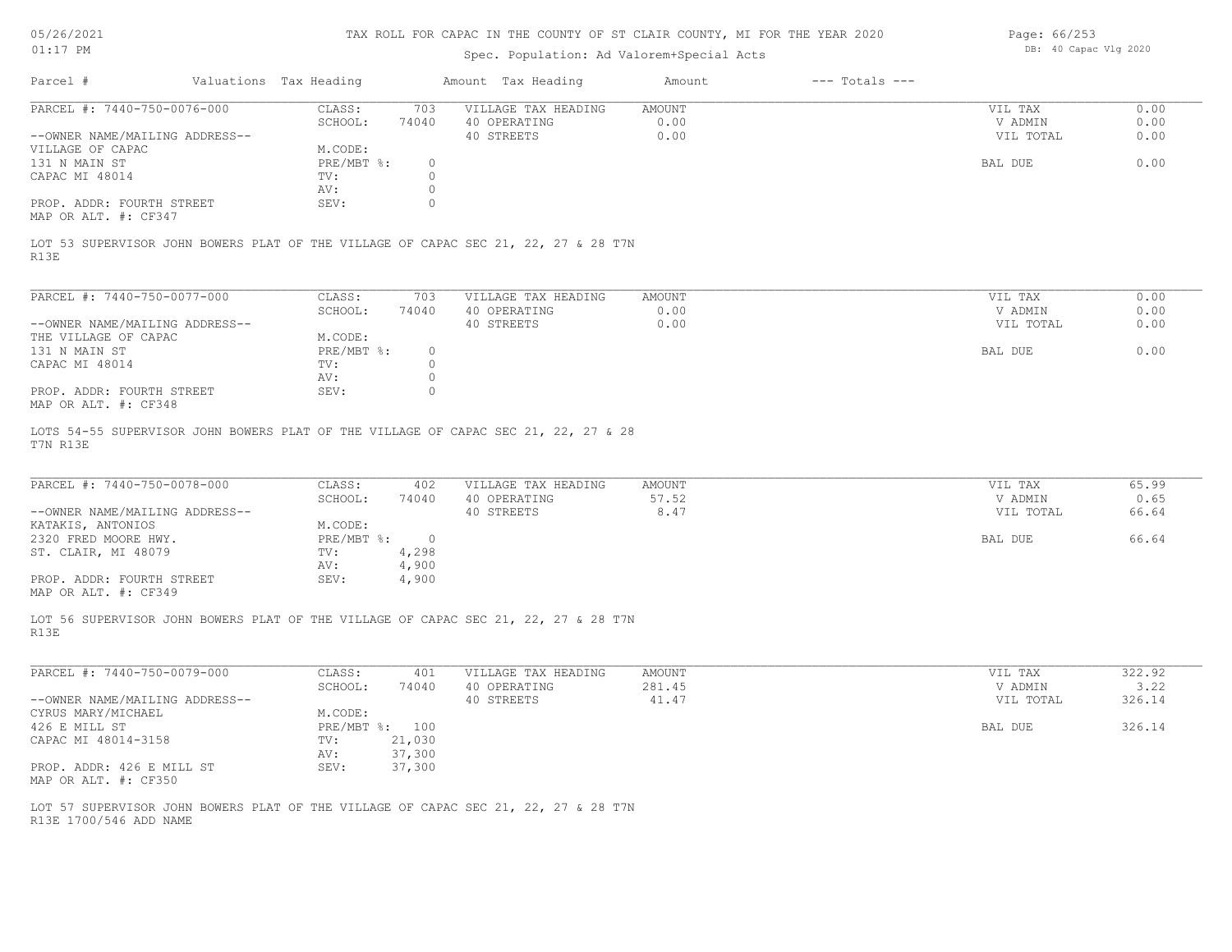TAX ROLL FOR CAPAC IN THE COUNTY OF ST CLAIR COUNTY, MI FOR THE YEAR 2020

Spec. Population: Ad Valorem+Special Acts

| Parcel # | Valuations | Tax Heading | Amount | Tax Heading | Amount | --- Totals --- | |
|---|---|---|---|---|---|---|---|
| PARCEL #: 7440-750-0076-000 | CLASS: | 703 | VILLAGE TAX HEADING | AMOUNT | | VIL TAX | 0.00 |
| | SCHOOL: | 74040 | 40 OPERATING | 0.00 | | V ADMIN | 0.00 |
| --OWNER NAME/MAILING ADDRESS-- | | | 40 STREETS | 0.00 | | VIL TOTAL | 0.00 |
| VILLAGE OF CAPAC | M.CODE: | | | | | | |
| 131 N MAIN ST | PRE/MBT %: | 0 | | | | BAL DUE | 0.00 |
| CAPAC MI 48014 | TV: | 0 | | | | | |
| | AV: | 0 | | | | | |
| PROP. ADDR: FOURTH STREET | SEV: | 0 | | | | | |
| MAP OR ALT. #: CF347 | | | | | | | |

LOT 53 SUPERVISOR JOHN BOWERS PLAT OF THE VILLAGE OF CAPAC SEC 21, 22, 27 & 28 T7N R13E

| Parcel # | Valuations | Tax Heading | Amount | Tax Heading | Amount | --- Totals --- | |
|---|---|---|---|---|---|---|---|
| PARCEL #: 7440-750-0077-000 | CLASS: | 703 | VILLAGE TAX HEADING | AMOUNT | | VIL TAX | 0.00 |
| | SCHOOL: | 74040 | 40 OPERATING | 0.00 | | V ADMIN | 0.00 |
| --OWNER NAME/MAILING ADDRESS-- | | | 40 STREETS | 0.00 | | VIL TOTAL | 0.00 |
| THE VILLAGE OF CAPAC | M.CODE: | | | | | | |
| 131 N MAIN ST | PRE/MBT %: | 0 | | | | BAL DUE | 0.00 |
| CAPAC MI 48014 | TV: | 0 | | | | | |
| | AV: | 0 | | | | | |
| PROP. ADDR: FOURTH STREET | SEV: | 0 | | | | | |
| MAP OR ALT. #: CF348 | | | | | | | |

LOTS 54-55 SUPERVISOR JOHN BOWERS PLAT OF THE VILLAGE OF CAPAC SEC 21, 22, 27 & 28 T7N R13E

| Parcel # | Valuations | Tax Heading | Amount | Tax Heading | Amount | --- Totals --- | |
|---|---|---|---|---|---|---|---|
| PARCEL #: 7440-750-0078-000 | CLASS: | 402 | VILLAGE TAX HEADING | AMOUNT | | VIL TAX | 65.99 |
| | SCHOOL: | 74040 | 40 OPERATING | 57.52 | | V ADMIN | 0.65 |
| --OWNER NAME/MAILING ADDRESS-- | | | 40 STREETS | 8.47 | | VIL TOTAL | 66.64 |
| KATAKIS, ANTONIOS | M.CODE: | | | | | | |
| 2320 FRED MOORE HWY. | PRE/MBT %: | 0 | | | | BAL DUE | 66.64 |
| ST. CLAIR, MI 48079 | TV: | 4,298 | | | | | |
| | AV: | 4,900 | | | | | |
| PROP. ADDR: FOURTH STREET | SEV: | 4,900 | | | | | |
| MAP OR ALT. #: CF349 | | | | | | | |

LOT 56 SUPERVISOR JOHN BOWERS PLAT OF THE VILLAGE OF CAPAC SEC 21, 22, 27 & 28 T7N R13E

| Parcel # | Valuations | Tax Heading | Amount | Tax Heading | Amount | --- Totals --- | |
|---|---|---|---|---|---|---|---|
| PARCEL #: 7440-750-0079-000 | CLASS: | 401 | VILLAGE TAX HEADING | AMOUNT | | VIL TAX | 322.92 |
| | SCHOOL: | 74040 | 40 OPERATING | 281.45 | | V ADMIN | 3.22 |
| --OWNER NAME/MAILING ADDRESS-- | | | 40 STREETS | 41.47 | | VIL TOTAL | 326.14 |
| CYRUS MARY/MICHAEL | M.CODE: | | | | | | |
| 426 E MILL ST | PRE/MBT %: | 100 | | | | BAL DUE | 326.14 |
| CAPAC MI 48014-3158 | TV: | 21,030 | | | | | |
| | AV: | 37,300 | | | | | |
| PROP. ADDR: 426 E MILL ST | SEV: | 37,300 | | | | | |
| MAP OR ALT. #: CF350 | | | | | | | |

LOT 57 SUPERVISOR JOHN BOWERS PLAT OF THE VILLAGE OF CAPAC SEC 21, 22, 27 & 28 T7N R13E 1700/546 ADD NAME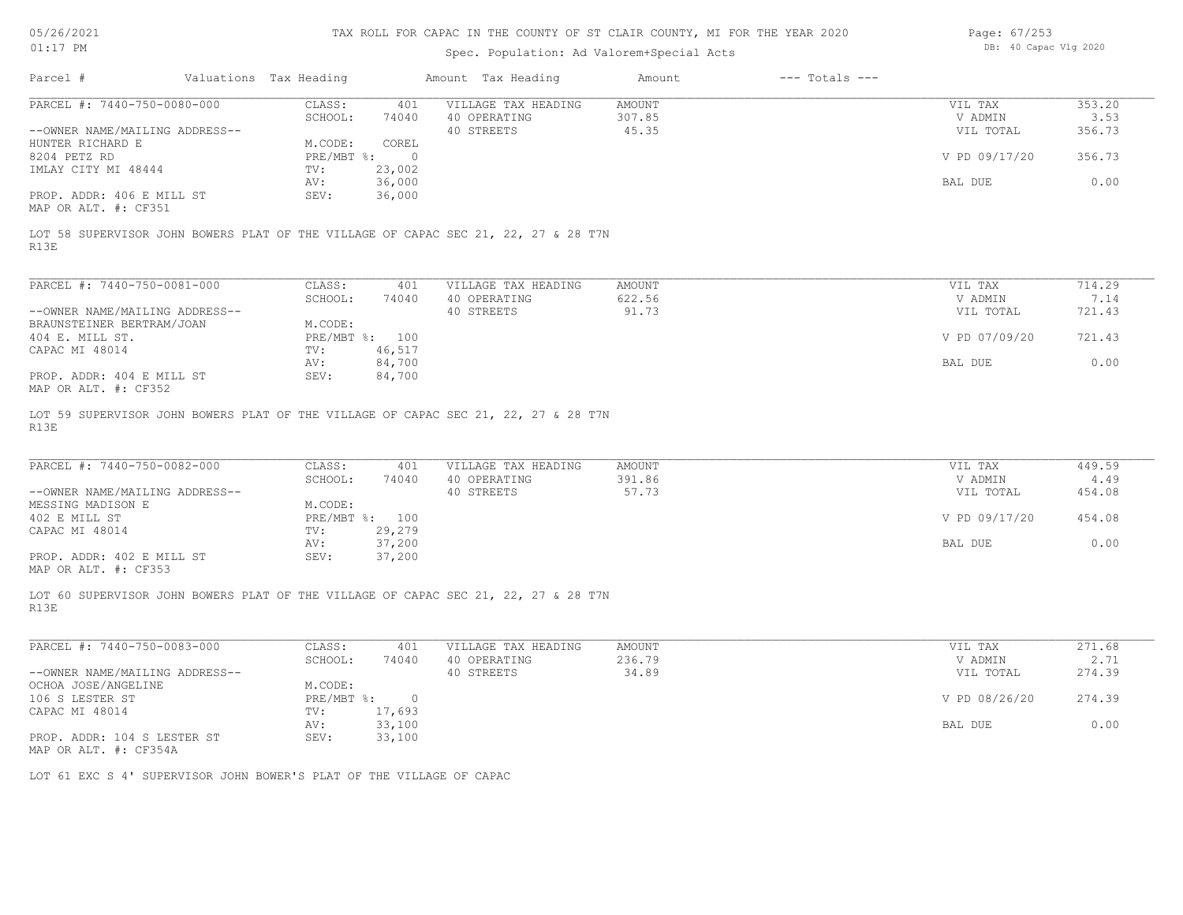# TAX ROLL FOR CAPAC IN THE COUNTY OF ST CLAIR COUNTY, MI FOR THE YEAR 2020

Spec. Population: Ad Valorem+Special Acts

| Parcel # | Valuations | Tax Heading | Amount | Tax Heading | Amount | --- Totals --- | |
|---|---|---|---|---|---|---|---|
| PARCEL #: 7440-750-0080-000 | CLASS: | 401 | VILLAGE TAX HEADING | AMOUNT | | VIL TAX | 353.20 |
| | SCHOOL: | 74040 | 40 OPERATING | 307.85 | | V ADMIN | 3.53 |
| --OWNER NAME/MAILING ADDRESS-- | | | 40 STREETS | 45.35 | | VIL TOTAL | 356.73 |
| HUNTER RICHARD E | M.CODE: | COREL | | | | | |
| 8204 PETZ RD | PRE/MBT %: | 0 | | | | V PD 09/17/20 | 356.73 |
| IMLAY CITY MI 48444 | TV: | 23,002 | | | | | |
| | AV: | 36,000 | | | | BAL DUE | 0.00 |
| PROP. ADDR: 406 E MILL ST | SEV: | 36,000 | | | | | |
| MAP OR ALT. #: CF351 | | | | | | | |

LOT 58 SUPERVISOR JOHN BOWERS PLAT OF THE VILLAGE OF CAPAC SEC 21, 22, 27 & 28 T7N R13E

| Parcel # | Valuations | Tax Heading | Amount | Tax Heading | Amount | --- Totals --- | |
|---|---|---|---|---|---|---|---|
| PARCEL #: 7440-750-0081-000 | CLASS: | 401 | VILLAGE TAX HEADING | AMOUNT | | VIL TAX | 714.29 |
| | SCHOOL: | 74040 | 40 OPERATING | 622.56 | | V ADMIN | 7.14 |
| --OWNER NAME/MAILING ADDRESS-- | | | 40 STREETS | 91.73 | | VIL TOTAL | 721.43 |
| BRAUNSTEINER BERTRAM/JOAN | M.CODE: | | | | | | |
| 404 E. MILL ST. | PRE/MBT %: | 100 | | | | V PD 07/09/20 | 721.43 |
| CAPAC MI 48014 | TV: | 46,517 | | | | | |
| | AV: | 84,700 | | | | BAL DUE | 0.00 |
| PROP. ADDR: 404 E MILL ST | SEV: | 84,700 | | | | | |
| MAP OR ALT. #: CF352 | | | | | | | |

LOT 59 SUPERVISOR JOHN BOWERS PLAT OF THE VILLAGE OF CAPAC SEC 21, 22, 27 & 28 T7N R13E

| Parcel # | Valuations | Tax Heading | Amount | Tax Heading | Amount | --- Totals --- | |
|---|---|---|---|---|---|---|---|
| PARCEL #: 7440-750-0082-000 | CLASS: | 401 | VILLAGE TAX HEADING | AMOUNT | | VIL TAX | 449.59 |
| | SCHOOL: | 74040 | 40 OPERATING | 391.86 | | V ADMIN | 4.49 |
| --OWNER NAME/MAILING ADDRESS-- | | | 40 STREETS | 57.73 | | VIL TOTAL | 454.08 |
| MESSING MADISON E | M.CODE: | | | | | | |
| 402 E MILL ST | PRE/MBT %: | 100 | | | | V PD 09/17/20 | 454.08 |
| CAPAC MI 48014 | TV: | 29,279 | | | | | |
| | AV: | 37,200 | | | | BAL DUE | 0.00 |
| PROP. ADDR: 402 E MILL ST | SEV: | 37,200 | | | | | |
| MAP OR ALT. #: CF353 | | | | | | | |

LOT 60 SUPERVISOR JOHN BOWERS PLAT OF THE VILLAGE OF CAPAC SEC 21, 22, 27 & 28 T7N R13E

| Parcel # | Valuations | Tax Heading | Amount | Tax Heading | Amount | --- Totals --- | |
|---|---|---|---|---|---|---|---|
| PARCEL #: 7440-750-0083-000 | CLASS: | 401 | VILLAGE TAX HEADING | AMOUNT | | VIL TAX | 271.68 |
| | SCHOOL: | 74040 | 40 OPERATING | 236.79 | | V ADMIN | 2.71 |
| --OWNER NAME/MAILING ADDRESS-- | | | 40 STREETS | 34.89 | | VIL TOTAL | 274.39 |
| OCHOA JOSE/ANGELINE | M.CODE: | | | | | | |
| 106 S LESTER ST | PRE/MBT %: | 0 | | | | V PD 08/26/20 | 274.39 |
| CAPAC MI 48014 | TV: | 17,693 | | | | | |
| | AV: | 33,100 | | | | BAL DUE | 0.00 |
| PROP. ADDR: 104 S LESTER ST | SEV: | 33,100 | | | | | |
| MAP OR ALT. #: CF354A | | | | | | | |

LOT 61 EXC S 4' SUPERVISOR JOHN BOWER'S PLAT OF THE VILLAGE OF CAPAC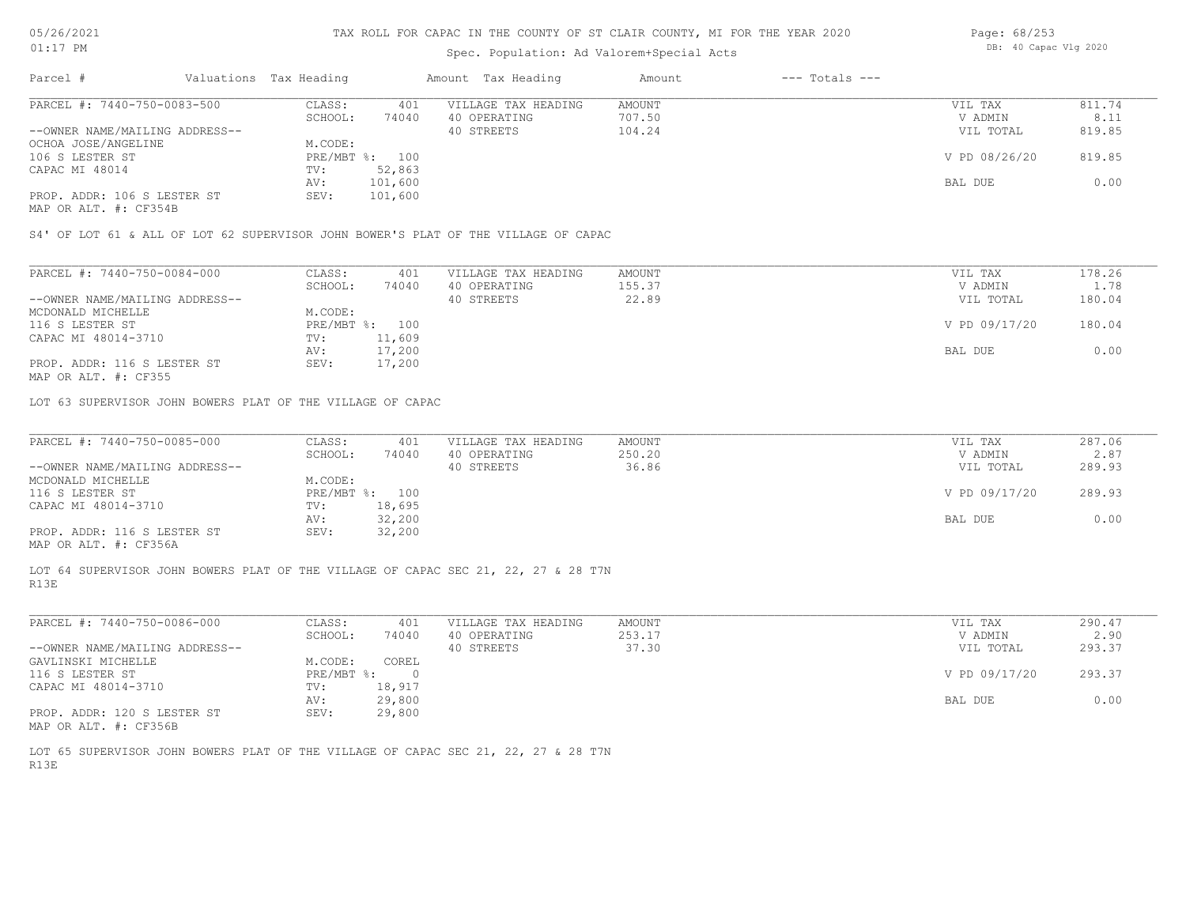TAX ROLL FOR CAPAC IN THE COUNTY OF ST CLAIR COUNTY, MI FOR THE YEAR 2020

Spec. Population: Ad Valorem+Special Acts

| Parcel # | Valuations | Tax Heading | Amount | Tax Heading | Amount | --- Totals --- |
|---|---|---|---|---|---|---|

---

**PARCEL #: 7440-750-0083-500**

| | | | | | |
|---|---|---|---|---|---|
| CLASS: | 401 | VILLAGE TAX HEADING | AMOUNT | VIL TAX | 811.74 |
| SCHOOL: | 74040 | 40 OPERATING | 707.50 | V ADMIN | 8.11 |
| | | 40 STREETS | 104.24 | VIL TOTAL | 819.85 |
| M.CODE: | | | | | |
| PRE/MBT %: | 100 | | | V PD 08/26/20 | 819.85 |
| TV: | 52,863 | | | | |
| AV: | 101,600 | | | BAL DUE | 0.00 |
| SEV: | 101,600 | | | | |

--OWNER NAME/MAILING ADDRESS--
OCHOA JOSE/ANGELINE
106 S LESTER ST
CAPAC MI 48014

PROP. ADDR: 106 S LESTER ST
MAP OR ALT. #: CF354B

S4' OF LOT 61 & ALL OF LOT 62 SUPERVISOR JOHN BOWER'S PLAT OF THE VILLAGE OF CAPAC

---

**PARCEL #: 7440-750-0084-000**

| | | | | | |
|---|---|---|---|---|---|
| CLASS: | 401 | VILLAGE TAX HEADING | AMOUNT | VIL TAX | 178.26 |
| SCHOOL: | 74040 | 40 OPERATING | 155.37 | V ADMIN | 1.78 |
| | | 40 STREETS | 22.89 | VIL TOTAL | 180.04 |
| M.CODE: | | | | | |
| PRE/MBT %: | 100 | | | V PD 09/17/20 | 180.04 |
| TV: | 11,609 | | | | |
| AV: | 17,200 | | | BAL DUE | 0.00 |
| SEV: | 17,200 | | | | |

--OWNER NAME/MAILING ADDRESS--
MCDONALD MICHELLE
116 S LESTER ST
CAPAC MI 48014-3710

PROP. ADDR: 116 S LESTER ST
MAP OR ALT. #: CF355

LOT 63 SUPERVISOR JOHN BOWERS PLAT OF THE VILLAGE OF CAPAC

---

**PARCEL #: 7440-750-0085-000**

| | | | | | |
|---|---|---|---|---|---|
| CLASS: | 401 | VILLAGE TAX HEADING | AMOUNT | VIL TAX | 287.06 |
| SCHOOL: | 74040 | 40 OPERATING | 250.20 | V ADMIN | 2.87 |
| | | 40 STREETS | 36.86 | VIL TOTAL | 289.93 |
| M.CODE: | | | | | |
| PRE/MBT %: | 100 | | | V PD 09/17/20 | 289.93 |
| TV: | 18,695 | | | | |
| AV: | 32,200 | | | BAL DUE | 0.00 |
| SEV: | 32,200 | | | | |

--OWNER NAME/MAILING ADDRESS--
MCDONALD MICHELLE
116 S LESTER ST
CAPAC MI 48014-3710

PROP. ADDR: 116 S LESTER ST
MAP OR ALT. #: CF356A

LOT 64 SUPERVISOR JOHN BOWERS PLAT OF THE VILLAGE OF CAPAC SEC 21, 22, 27 & 28 T7N R13E

---

**PARCEL #: 7440-750-0086-000**

| | | | | | |
|---|---|---|---|---|---|
| CLASS: | 401 | VILLAGE TAX HEADING | AMOUNT | VIL TAX | 290.47 |
| SCHOOL: | 74040 | 40 OPERATING | 253.17 | V ADMIN | 2.90 |
| | | 40 STREETS | 37.30 | VIL TOTAL | 293.37 |
| M.CODE: | COREL | | | | |
| PRE/MBT %: | 0 | | | V PD 09/17/20 | 293.37 |
| TV: | 18,917 | | | | |
| AV: | 29,800 | | | BAL DUE | 0.00 |
| SEV: | 29,800 | | | | |

--OWNER NAME/MAILING ADDRESS--
GAVLINSKI MICHELLE
116 S LESTER ST
CAPAC MI 48014-3710

PROP. ADDR: 120 S LESTER ST
MAP OR ALT. #: CF356B

LOT 65 SUPERVISOR JOHN BOWERS PLAT OF THE VILLAGE OF CAPAC SEC 21, 22, 27 & 28 T7N R13E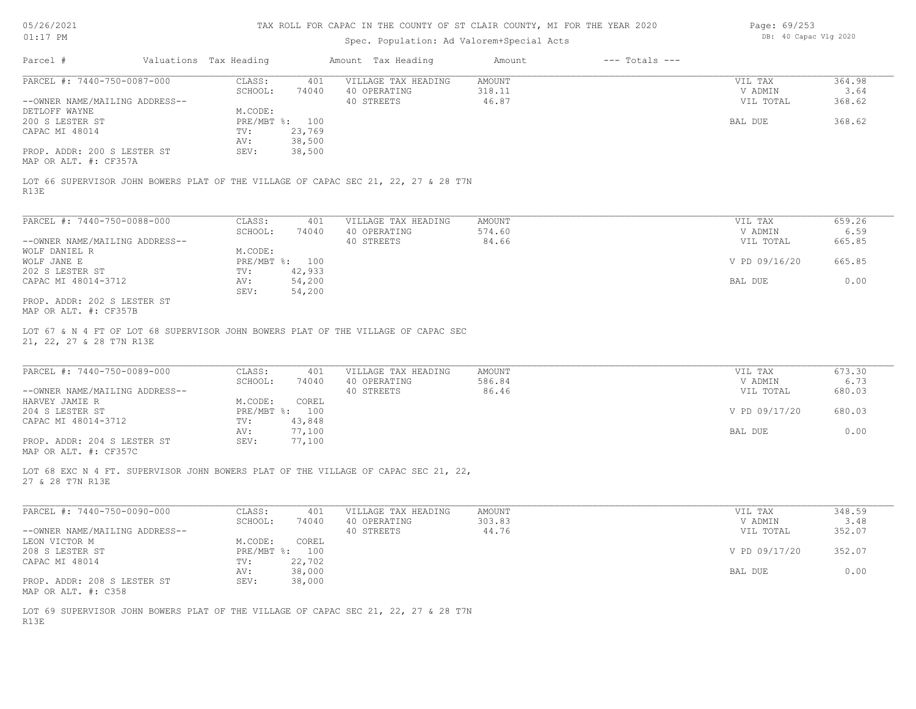TAX ROLL FOR CAPAC IN THE COUNTY OF ST CLAIR COUNTY, MI FOR THE YEAR 2020

Spec. Population: Ad Valorem+Special Acts

| Parcel # | Valuations | Tax Heading | Amount | Tax Heading | Amount | --- Totals --- | |
|---|---|---|---|---|---|---|---|
| PARCEL #: 7440-750-0087-000 | CLASS: | 401 | VILLAGE TAX HEADING | AMOUNT | | VIL TAX | 364.98 |
| | SCHOOL: | 74040 | 40 OPERATING | 318.11 | | V ADMIN | 3.64 |
| --OWNER NAME/MAILING ADDRESS-- | | | 40 STREETS | 46.87 | | VIL TOTAL | 368.62 |
| DETLOFF WAYNE | M.CODE: | | | | | | |
| 200 S LESTER ST | PRE/MBT %: | 100 | | | | BAL DUE | 368.62 |
| CAPAC MI 48014 | TV: | 23,769 | | | | | |
| | AV: | 38,500 | | | | | |
| PROP. ADDR: 200 S LESTER ST | SEV: | 38,500 | | | | | |
| MAP OR ALT. #: CF357A | | | | | | | |

LOT 66 SUPERVISOR JOHN BOWERS PLAT OF THE VILLAGE OF CAPAC SEC 21, 22, 27 & 28 T7N R13E

| Parcel # | Valuations | Tax Heading | Amount | Tax Heading | Amount | --- Totals --- | |
|---|---|---|---|---|---|---|---|
| PARCEL #: 7440-750-0088-000 | CLASS: | 401 | VILLAGE TAX HEADING | AMOUNT | | VIL TAX | 659.26 |
| | SCHOOL: | 74040 | 40 OPERATING | 574.60 | | V ADMIN | 6.59 |
| --OWNER NAME/MAILING ADDRESS-- | | | 40 STREETS | 84.66 | | VIL TOTAL | 665.85 |
| WOLF DANIEL R | M.CODE: | | | | | | |
| WOLF JANE E | PRE/MBT %: | 100 | | | | V PD 09/16/20 | 665.85 |
| 202 S LESTER ST | TV: | 42,933 | | | | | |
| CAPAC MI 48014-3712 | AV: | 54,200 | | | | BAL DUE | 0.00 |
| | SEV: | 54,200 | | | | | |
| PROP. ADDR: 202 S LESTER ST | | | | | | | |
| MAP OR ALT. #: CF357B | | | | | | | |

LOT 67 & N 4 FT OF LOT 68 SUPERVISOR JOHN BOWERS PLAT OF THE VILLAGE OF CAPAC SEC 21, 22, 27 & 28 T7N R13E

| Parcel # | Valuations | Tax Heading | Amount | Tax Heading | Amount | --- Totals --- | |
|---|---|---|---|---|---|---|---|
| PARCEL #: 7440-750-0089-000 | CLASS: | 401 | VILLAGE TAX HEADING | AMOUNT | | VIL TAX | 673.30 |
| | SCHOOL: | 74040 | 40 OPERATING | 586.84 | | V ADMIN | 6.73 |
| --OWNER NAME/MAILING ADDRESS-- | | | 40 STREETS | 86.46 | | VIL TOTAL | 680.03 |
| HARVEY JAMIE R | M.CODE: | COREL | | | | | |
| 204 S LESTER ST | PRE/MBT %: | 100 | | | | V PD 09/17/20 | 680.03 |
| CAPAC MI 48014-3712 | TV: | 43,848 | | | | | |
| | AV: | 77,100 | | | | BAL DUE | 0.00 |
| PROP. ADDR: 204 S LESTER ST | SEV: | 77,100 | | | | | |
| MAP OR ALT. #: CF357C | | | | | | | |

LOT 68 EXC N 4 FT. SUPERVISOR JOHN BOWERS PLAT OF THE VILLAGE OF CAPAC SEC 21, 22, 27 & 28 T7N R13E

| Parcel # | Valuations | Tax Heading | Amount | Tax Heading | Amount | --- Totals --- | |
|---|---|---|---|---|---|---|---|
| PARCEL #: 7440-750-0090-000 | CLASS: | 401 | VILLAGE TAX HEADING | AMOUNT | | VIL TAX | 348.59 |
| | SCHOOL: | 74040 | 40 OPERATING | 303.83 | | V ADMIN | 3.48 |
| --OWNER NAME/MAILING ADDRESS-- | | | 40 STREETS | 44.76 | | VIL TOTAL | 352.07 |
| LEON VICTOR M | M.CODE: | COREL | | | | | |
| 208 S LESTER ST | PRE/MBT %: | 100 | | | | V PD 09/17/20 | 352.07 |
| CAPAC MI 48014 | TV: | 22,702 | | | | | |
| | AV: | 38,000 | | | | BAL DUE | 0.00 |
| PROP. ADDR: 208 S LESTER ST | SEV: | 38,000 | | | | | |
| MAP OR ALT. #: C358 | | | | | | | |

LOT 69 SUPERVISOR JOHN BOWERS PLAT OF THE VILLAGE OF CAPAC SEC 21, 22, 27 & 28 T7N R13E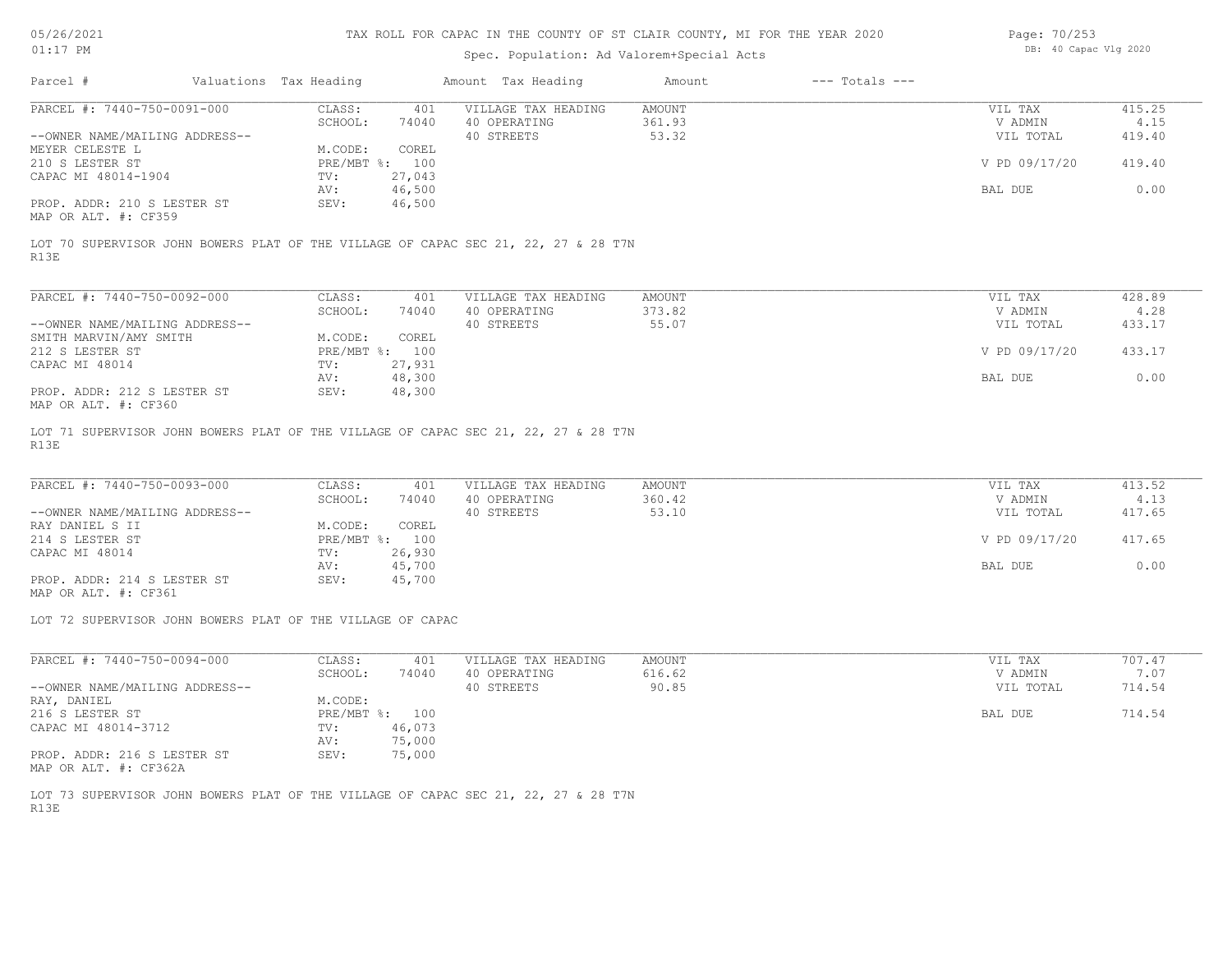# TAX ROLL FOR CAPAC IN THE COUNTY OF ST CLAIR COUNTY, MI FOR THE YEAR 2020

Spec. Population: Ad Valorem+Special Acts

DB: 40 Capac Vlg 2020

05/26/2021 01:17 PM

| Parcel # | Valuations | Tax Heading | Amount | Tax Heading | Amount | --- Totals --- | |
|---|---|---|---|---|---|---|---|

## PARCEL #: 7440-750-0091-000

| | | | | | | |
|---|---|---|---|---|---|---|
| --OWNER NAME/MAILING ADDRESS-- | CLASS: | 401 | VILLAGE TAX HEADING | AMOUNT | VIL TAX | 415.25 |
| MEYER CELESTE L | SCHOOL: | 74040 | 40 OPERATING | 361.93 | V ADMIN | 4.15 |
| 210 S LESTER ST | M.CODE: | COREL | 40 STREETS | 53.32 | VIL TOTAL | 419.40 |
| CAPAC MI 48014-1904 | PRE/MBT %: | 100 | | | V PD 09/17/20 | 419.40 |
| | TV: | 27,043 | | | | |
| PROP. ADDR: 210 S LESTER ST | AV: | 46,500 | | | BAL DUE | 0.00 |
| MAP OR ALT. #: CF359 | SEV: | 46,500 | | | | |

LOT 70 SUPERVISOR JOHN BOWERS PLAT OF THE VILLAGE OF CAPAC SEC 21, 22, 27 & 28 T7N R13E

## PARCEL #: 7440-750-0092-000

| | | | | | | |
|---|---|---|---|---|---|---|
| --OWNER NAME/MAILING ADDRESS-- | CLASS: | 401 | VILLAGE TAX HEADING | AMOUNT | VIL TAX | 428.89 |
| SMITH MARVIN/AMY SMITH | SCHOOL: | 74040 | 40 OPERATING | 373.82 | V ADMIN | 4.28 |
| 212 S LESTER ST | M.CODE: | COREL | 40 STREETS | 55.07 | VIL TOTAL | 433.17 |
| CAPAC MI 48014 | PRE/MBT %: | 100 | | | V PD 09/17/20 | 433.17 |
| | TV: | 27,931 | | | | |
| PROP. ADDR: 212 S LESTER ST | AV: | 48,300 | | | BAL DUE | 0.00 |
| MAP OR ALT. #: CF360 | SEV: | 48,300 | | | | |

LOT 71 SUPERVISOR JOHN BOWERS PLAT OF THE VILLAGE OF CAPAC SEC 21, 22, 27 & 28 T7N R13E

## PARCEL #: 7440-750-0093-000

| | | | | | | |
|---|---|---|---|---|---|---|
| --OWNER NAME/MAILING ADDRESS-- | CLASS: | 401 | VILLAGE TAX HEADING | AMOUNT | VIL TAX | 413.52 |
| RAY DANIEL S II | SCHOOL: | 74040 | 40 OPERATING | 360.42 | V ADMIN | 4.13 |
| 214 S LESTER ST | M.CODE: | COREL | 40 STREETS | 53.10 | VIL TOTAL | 417.65 |
| CAPAC MI 48014 | PRE/MBT %: | 100 | | | V PD 09/17/20 | 417.65 |
| | TV: | 26,930 | | | | |
| PROP. ADDR: 214 S LESTER ST | AV: | 45,700 | | | BAL DUE | 0.00 |
| MAP OR ALT. #: CF361 | SEV: | 45,700 | | | | |

LOT 72 SUPERVISOR JOHN BOWERS PLAT OF THE VILLAGE OF CAPAC

## PARCEL #: 7440-750-0094-000

| | | | | | | |
|---|---|---|---|---|---|---|
| --OWNER NAME/MAILING ADDRESS-- | CLASS: | 401 | VILLAGE TAX HEADING | AMOUNT | VIL TAX | 707.47 |
| RAY, DANIEL | SCHOOL: | 74040 | 40 OPERATING | 616.62 | V ADMIN | 7.07 |
| 216 S LESTER ST | M.CODE: | | 40 STREETS | 90.85 | VIL TOTAL | 714.54 |
| CAPAC MI 48014-3712 | PRE/MBT %: | 100 | | | BAL DUE | 714.54 |
| | TV: | 46,073 | | | | |
| PROP. ADDR: 216 S LESTER ST | AV: | 75,000 | | | | |
| MAP OR ALT. #: CF362A | SEV: | 75,000 | | | | |

LOT 73 SUPERVISOR JOHN BOWERS PLAT OF THE VILLAGE OF CAPAC SEC 21, 22, 27 & 28 T7N R13E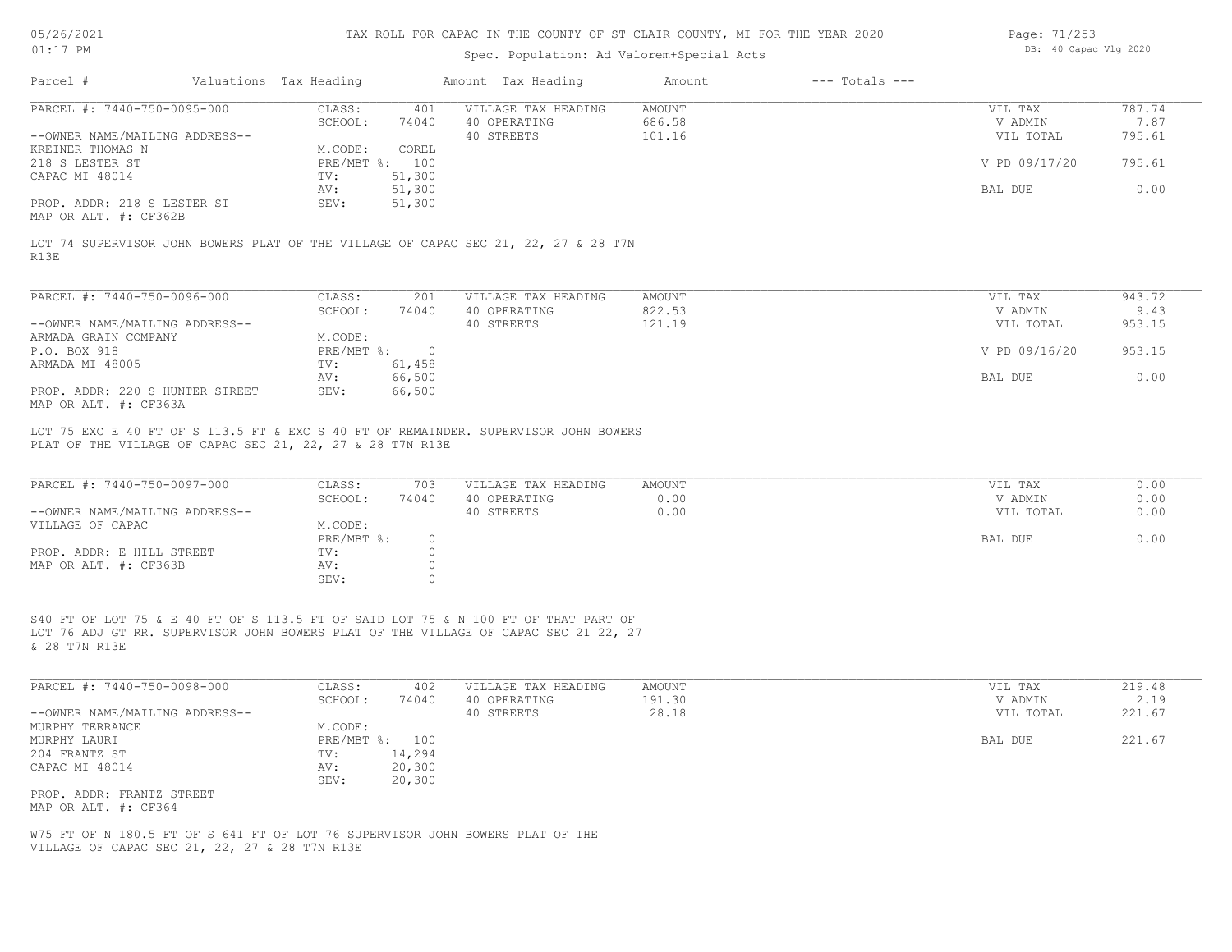# TAX ROLL FOR CAPAC IN THE COUNTY OF ST CLAIR COUNTY, MI FOR THE YEAR 2020

Spec. Population: Ad Valorem+Special Acts

| Parcel # | Valuations | Tax Heading | Amount | Tax Heading | Amount | --- Totals --- |
|---|---|---|---|---|---|---|

## PARCEL #: 7440-750-0095-000

| | | | | | | |
|---|---|---|---|---|---|---|
| CLASS: | 401 | VILLAGE TAX HEADING | AMOUNT | | VIL TAX | 787.74 |
| SCHOOL: | 74040 | 40 OPERATING | 686.58 | | V ADMIN | 7.87 |
| | | 40 STREETS | 101.16 | | VIL TOTAL | 795.61 |
| M.CODE: | COREL | | | | | |
| PRE/MBT %: | 100 | | | | V PD 09/17/20 | 795.61 |
| TV: | 51,300 | | | | | |
| AV: | 51,300 | | | | BAL DUE | 0.00 |
| SEV: | 51,300 | | | | | |

--OWNER NAME/MAILING ADDRESS--
KREINER THOMAS N
218 S LESTER ST
CAPAC MI 48014

PROP. ADDR: 218 S LESTER ST
MAP OR ALT. #: CF362B

LOT 74 SUPERVISOR JOHN BOWERS PLAT OF THE VILLAGE OF CAPAC SEC 21, 22, 27 & 28 T7N R13E

## PARCEL #: 7440-750-0096-000

| | | | | | | |
|---|---|---|---|---|---|---|
| CLASS: | 201 | VILLAGE TAX HEADING | AMOUNT | | VIL TAX | 943.72 |
| SCHOOL: | 74040 | 40 OPERATING | 822.53 | | V ADMIN | 9.43 |
| | | 40 STREETS | 121.19 | | VIL TOTAL | 953.15 |
| M.CODE: | | | | | | |
| PRE/MBT %: | 0 | | | | V PD 09/16/20 | 953.15 |
| TV: | 61,458 | | | | | |
| AV: | 66,500 | | | | BAL DUE | 0.00 |
| SEV: | 66,500 | | | | | |

--OWNER NAME/MAILING ADDRESS--
ARMADA GRAIN COMPANY
P.O. BOX 918
ARMADA MI 48005

PROP. ADDR: 220 S HUNTER STREET
MAP OR ALT. #: CF363A

LOT 75 EXC E 40 FT OF S 113.5 FT & EXC S 40 FT OF REMAINDER. SUPERVISOR JOHN BOWERS PLAT OF THE VILLAGE OF CAPAC SEC 21, 22, 27 & 28 T7N R13E

## PARCEL #: 7440-750-0097-000

| | | | | | | |
|---|---|---|---|---|---|---|
| CLASS: | 703 | VILLAGE TAX HEADING | AMOUNT | | VIL TAX | 0.00 |
| SCHOOL: | 74040 | 40 OPERATING | 0.00 | | V ADMIN | 0.00 |
| | | 40 STREETS | 0.00 | | VIL TOTAL | 0.00 |
| M.CODE: | | | | | | |
| PRE/MBT %: | 0 | | | | BAL DUE | 0.00 |
| TV: | 0 | | | | | |
| AV: | 0 | | | | | |
| SEV: | 0 | | | | | |

--OWNER NAME/MAILING ADDRESS--
VILLAGE OF CAPAC

PROP. ADDR: E HILL STREET
MAP OR ALT. #: CF363B

S40 FT OF LOT 75 & E 40 FT OF S 113.5 FT OF SAID LOT 75 & N 100 FT OF THAT PART OF LOT 76 ADJ GT RR. SUPERVISOR JOHN BOWERS PLAT OF THE VILLAGE OF CAPAC SEC 21 22, 27 & 28 T7N R13E

## PARCEL #: 7440-750-0098-000

| | | | | | | |
|---|---|---|---|---|---|---|
| CLASS: | 402 | VILLAGE TAX HEADING | AMOUNT | | VIL TAX | 219.48 |
| SCHOOL: | 74040 | 40 OPERATING | 191.30 | | V ADMIN | 2.19 |
| | | 40 STREETS | 28.18 | | VIL TOTAL | 221.67 |
| M.CODE: | | | | | | |
| PRE/MBT %: | 100 | | | | BAL DUE | 221.67 |
| TV: | 14,294 | | | | | |
| AV: | 20,300 | | | | | |
| SEV: | 20,300 | | | | | |

--OWNER NAME/MAILING ADDRESS--
MURPHY TERRANCE
MURPHY LAURI
204 FRANTZ ST
CAPAC MI 48014

PROP. ADDR: FRANTZ STREET
MAP OR ALT. #: CF364

W75 FT OF N 180.5 FT OF S 641 FT OF LOT 76 SUPERVISOR JOHN BOWERS PLAT OF THE VILLAGE OF CAPAC SEC 21, 22, 27 & 28 T7N R13E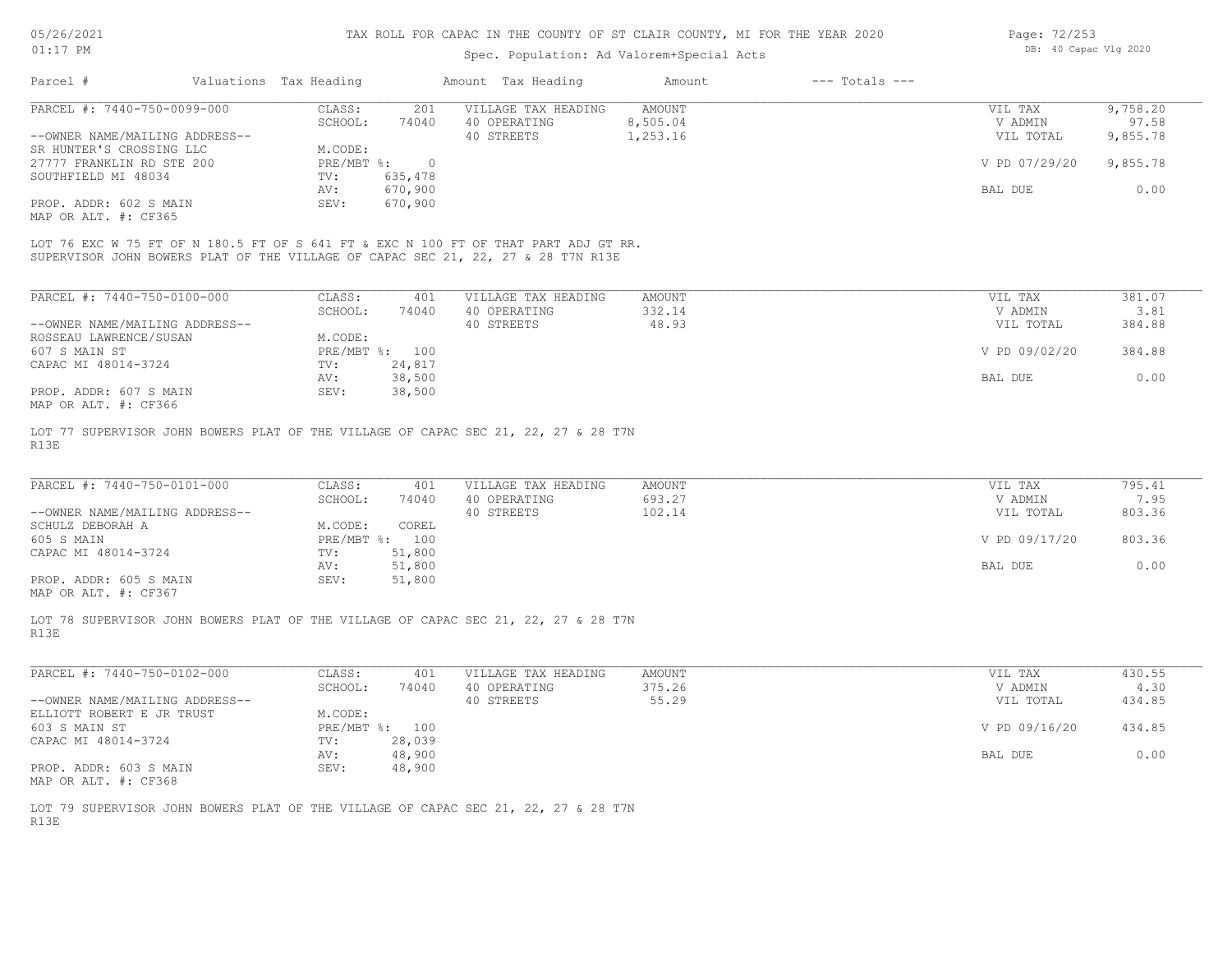# TAX ROLL FOR CAPAC IN THE COUNTY OF ST CLAIR COUNTY, MI FOR THE YEAR 2020

Spec. Population: Ad Valorem+Special Acts

| Parcel # | Valuations | Tax Heading | Amount | Tax Heading | Amount | --- Totals --- | |
|---|---|---|---|---|---|---|---|

---

| PARCEL #: 7440-750-0099-000 | CLASS: | 201 | VILLAGE TAX HEADING | AMOUNT | VIL TAX | 9,758.20 |
|---|---|---|---|---|---|---|
| | SCHOOL: | 74040 | 40 OPERATING | 8,505.04 | V ADMIN | 97.58 |
| --OWNER NAME/MAILING ADDRESS-- | | | 40 STREETS | 1,253.16 | VIL TOTAL | 9,855.78 |
| SR HUNTER'S CROSSING LLC | M.CODE: | | | | | |
| 27777 FRANKLIN RD STE 200 | PRE/MBT %: | 0 | | | V PD 07/29/20 | 9,855.78 |
| SOUTHFIELD MI 48034 | TV: | 635,478 | | | | |
| | AV: | 670,900 | | | BAL DUE | 0.00 |
| PROP. ADDR: 602 S MAIN | SEV: | 670,900 | | | | |
| MAP OR ALT. #: CF365 | | | | | | |

LOT 76 EXC W 75 FT OF N 180.5 FT OF S 641 FT & EXC N 100 FT OF THAT PART ADJ GT RR. SUPERVISOR JOHN BOWERS PLAT OF THE VILLAGE OF CAPAC SEC 21, 22, 27 & 28 T7N R13E

---

| PARCEL #: 7440-750-0100-000 | CLASS: | 401 | VILLAGE TAX HEADING | AMOUNT | VIL TAX | 381.07 |
|---|---|---|---|---|---|---|
| | SCHOOL: | 74040 | 40 OPERATING | 332.14 | V ADMIN | 3.81 |
| --OWNER NAME/MAILING ADDRESS-- | | | 40 STREETS | 48.93 | VIL TOTAL | 384.88 |
| ROSSEAU LAWRENCE/SUSAN | M.CODE: | | | | | |
| 607 S MAIN ST | PRE/MBT %: | 100 | | | V PD 09/02/20 | 384.88 |
| CAPAC MI 48014-3724 | TV: | 24,817 | | | | |
| | AV: | 38,500 | | | BAL DUE | 0.00 |
| PROP. ADDR: 607 S MAIN | SEV: | 38,500 | | | | |
| MAP OR ALT. #: CF366 | | | | | | |

LOT 77 SUPERVISOR JOHN BOWERS PLAT OF THE VILLAGE OF CAPAC SEC 21, 22, 27 & 28 T7N R13E

---

| PARCEL #: 7440-750-0101-000 | CLASS: | 401 | VILLAGE TAX HEADING | AMOUNT | VIL TAX | 795.41 |
|---|---|---|---|---|---|---|
| | SCHOOL: | 74040 | 40 OPERATING | 693.27 | V ADMIN | 7.95 |
| --OWNER NAME/MAILING ADDRESS-- | | | 40 STREETS | 102.14 | VIL TOTAL | 803.36 |
| SCHULZ DEBORAH A | M.CODE: | COREL | | | | |
| 605 S MAIN | PRE/MBT %: | 100 | | | V PD 09/17/20 | 803.36 |
| CAPAC MI 48014-3724 | TV: | 51,800 | | | | |
| | AV: | 51,800 | | | BAL DUE | 0.00 |
| PROP. ADDR: 605 S MAIN | SEV: | 51,800 | | | | |
| MAP OR ALT. #: CF367 | | | | | | |

LOT 78 SUPERVISOR JOHN BOWERS PLAT OF THE VILLAGE OF CAPAC SEC 21, 22, 27 & 28 T7N R13E

---

| PARCEL #: 7440-750-0102-000 | CLASS: | 401 | VILLAGE TAX HEADING | AMOUNT | VIL TAX | 430.55 |
|---|---|---|---|---|---|---|
| | SCHOOL: | 74040 | 40 OPERATING | 375.26 | V ADMIN | 4.30 |
| --OWNER NAME/MAILING ADDRESS-- | | | 40 STREETS | 55.29 | VIL TOTAL | 434.85 |
| ELLIOTT ROBERT E JR TRUST | M.CODE: | | | | | |
| 603 S MAIN ST | PRE/MBT %: | 100 | | | V PD 09/16/20 | 434.85 |
| CAPAC MI 48014-3724 | TV: | 28,039 | | | | |
| | AV: | 48,900 | | | BAL DUE | 0.00 |
| PROP. ADDR: 603 S MAIN | SEV: | 48,900 | | | | |
| MAP OR ALT. #: CF368 | | | | | | |

LOT 79 SUPERVISOR JOHN BOWERS PLAT OF THE VILLAGE OF CAPAC SEC 21, 22, 27 & 28 T7N R13E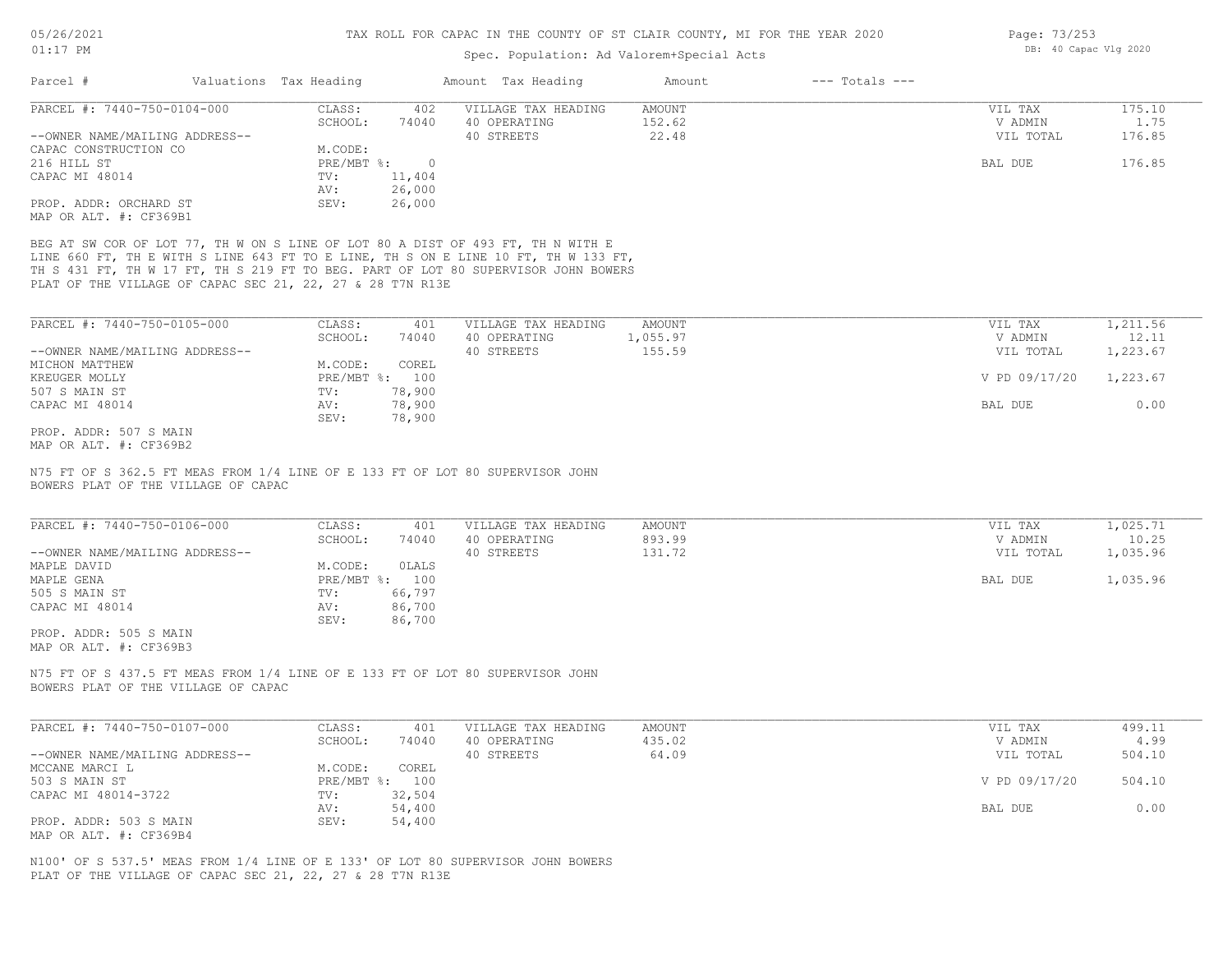# TAX ROLL FOR CAPAC IN THE COUNTY OF ST CLAIR COUNTY, MI FOR THE YEAR 2020

Spec. Population: Ad Valorem+Special Acts

05/26/2021 01:17 PM — DB: 40 Capac Vlg 2020

| Parcel # | Valuations | Tax Heading | Amount | Tax Heading | Amount | --- Totals --- | |
|---|---|---|---|---|---|---|---|
| PARCEL #: 7440-750-0104-000 | CLASS: | 402 | VILLAGE TAX HEADING | AMOUNT | | VIL TAX | 175.10 |
| | SCHOOL: | 74040 | 40 OPERATING | 152.62 | | V ADMIN | 1.75 |
| --OWNER NAME/MAILING ADDRESS-- | | | 40 STREETS | 22.48 | | VIL TOTAL | 176.85 |
| CAPAC CONSTRUCTION CO | M.CODE: | | | | | | |
| 216 HILL ST | PRE/MBT %: | 0 | | | | BAL DUE | 176.85 |
| CAPAC MI 48014 | TV: | 11,404 | | | | | |
| | AV: | 26,000 | | | | | |
| PROP. ADDR: ORCHARD ST | SEV: | 26,000 | | | | | |
| MAP OR ALT. #: CF369B1 | | | | | | | |

BEG AT SW COR OF LOT 77, TH W ON S LINE OF LOT 80 A DIST OF 493 FT, TH N WITH E LINE 660 FT, TH E WITH S LINE 643 FT TO E LINE, TH S ON E LINE 10 FT, TH W 133 FT, TH S 431 FT, TH W 17 FT, TH S 219 FT TO BEG. PART OF LOT 80 SUPERVISOR JOHN BOWERS PLAT OF THE VILLAGE OF CAPAC SEC 21, 22, 27 & 28 T7N R13E

| Parcel # | Valuations | Tax Heading | Amount | Tax Heading | Amount | --- Totals --- | |
|---|---|---|---|---|---|---|---|
| PARCEL #: 7440-750-0105-000 | CLASS: | 401 | VILLAGE TAX HEADING | AMOUNT | | VIL TAX | 1,211.56 |
| | SCHOOL: | 74040 | 40 OPERATING | 1,055.97 | | V ADMIN | 12.11 |
| --OWNER NAME/MAILING ADDRESS-- | | | 40 STREETS | 155.59 | | VIL TOTAL | 1,223.67 |
| MICHON MATTHEW | M.CODE: | COREL | | | | | |
| KREUGER MOLLY | PRE/MBT %: | 100 | | | | V PD 09/17/20 | 1,223.67 |
| 507 S MAIN ST | TV: | 78,900 | | | | | |
| CAPAC MI 48014 | AV: | 78,900 | | | | BAL DUE | 0.00 |
| | SEV: | 78,900 | | | | | |
| PROP. ADDR: 507 S MAIN | | | | | | | |
| MAP OR ALT. #: CF369B2 | | | | | | | |

N75 FT OF S 362.5 FT MEAS FROM 1/4 LINE OF E 133 FT OF LOT 80 SUPERVISOR JOHN BOWERS PLAT OF THE VILLAGE OF CAPAC

| Parcel # | Valuations | Tax Heading | Amount | Tax Heading | Amount | --- Totals --- | |
|---|---|---|---|---|---|---|---|
| PARCEL #: 7440-750-0106-000 | CLASS: | 401 | VILLAGE TAX HEADING | AMOUNT | | VIL TAX | 1,025.71 |
| | SCHOOL: | 74040 | 40 OPERATING | 893.99 | | V ADMIN | 10.25 |
| --OWNER NAME/MAILING ADDRESS-- | | | 40 STREETS | 131.72 | | VIL TOTAL | 1,035.96 |
| MAPLE DAVID | M.CODE: | 0LALS | | | | | |
| MAPLE GENA | PRE/MBT %: | 100 | | | | BAL DUE | 1,035.96 |
| 505 S MAIN ST | TV: | 66,797 | | | | | |
| CAPAC MI 48014 | AV: | 86,700 | | | | | |
| | SEV: | 86,700 | | | | | |
| PROP. ADDR: 505 S MAIN | | | | | | | |
| MAP OR ALT. #: CF369B3 | | | | | | | |

N75 FT OF S 437.5 FT MEAS FROM 1/4 LINE OF E 133 FT OF LOT 80 SUPERVISOR JOHN BOWERS PLAT OF THE VILLAGE OF CAPAC

| Parcel # | Valuations | Tax Heading | Amount | Tax Heading | Amount | --- Totals --- | |
|---|---|---|---|---|---|---|---|
| PARCEL #: 7440-750-0107-000 | CLASS: | 401 | VILLAGE TAX HEADING | AMOUNT | | VIL TAX | 499.11 |
| | SCHOOL: | 74040 | 40 OPERATING | 435.02 | | V ADMIN | 4.99 |
| --OWNER NAME/MAILING ADDRESS-- | | | 40 STREETS | 64.09 | | VIL TOTAL | 504.10 |
| MCCANE MARCI L | M.CODE: | COREL | | | | | |
| 503 S MAIN ST | PRE/MBT %: | 100 | | | | V PD 09/17/20 | 504.10 |
| CAPAC MI 48014-3722 | TV: | 32,504 | | | | | |
| | AV: | 54,400 | | | | BAL DUE | 0.00 |
| PROP. ADDR: 503 S MAIN | SEV: | 54,400 | | | | | |
| MAP OR ALT. #: CF369B4 | | | | | | | |

N100' OF S 537.5' MEAS FROM 1/4 LINE OF E 133' OF LOT 80 SUPERVISOR JOHN BOWERS PLAT OF THE VILLAGE OF CAPAC SEC 21, 22, 27 & 28 T7N R13E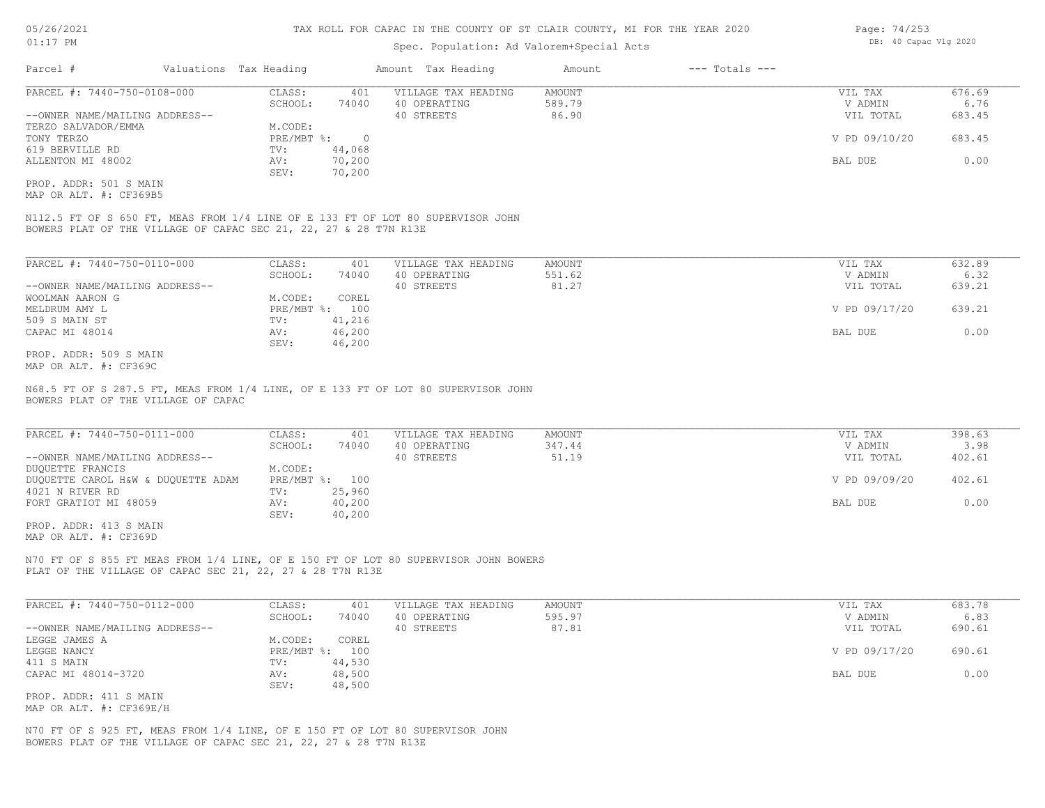# TAX ROLL FOR CAPAC IN THE COUNTY OF ST CLAIR COUNTY, MI FOR THE YEAR 2020

Spec. Population: Ad Valorem+Special Acts

| Parcel # | Valuations | Tax Heading | Amount | Tax Heading | Amount | --- Totals --- | |
|---|---|---|---|---|---|---|---|
| PARCEL #: 7440-750-0108-000 | CLASS: | 401 | VILLAGE TAX HEADING | AMOUNT | | VIL TAX | 676.69 |
| | SCHOOL: | 74040 | 40 OPERATING | 589.79 | | V ADMIN | 6.76 |
| --OWNER NAME/MAILING ADDRESS-- | | | 40 STREETS | 86.90 | | VIL TOTAL | 683.45 |
| TERZO SALVADOR/EMMA | M.CODE: | | | | | | |
| TONY TERZO | PRE/MBT %: | 0 | | | | V PD 09/10/20 | 683.45 |
| 619 BERVILLE RD | TV: | 44,068 | | | | | |
| ALLENTON MI 48002 | AV: | 70,200 | | | | BAL DUE | 0.00 |
| | SEV: | 70,200 | | | | | |

PROP. ADDR: 501 S MAIN
MAP OR ALT. #: CF369B5

N112.5 FT OF S 650 FT, MEAS FROM 1/4 LINE OF E 133 FT OF LOT 80 SUPERVISOR JOHN BOWERS PLAT OF THE VILLAGE OF CAPAC SEC 21, 22, 27 & 28 T7N R13E

| Parcel # | Valuations | Tax Heading | Amount | Tax Heading | Amount | --- Totals --- | |
|---|---|---|---|---|---|---|---|
| PARCEL #: 7440-750-0110-000 | CLASS: | 401 | VILLAGE TAX HEADING | AMOUNT | | VIL TAX | 632.89 |
| | SCHOOL: | 74040 | 40 OPERATING | 551.62 | | V ADMIN | 6.32 |
| --OWNER NAME/MAILING ADDRESS-- | | | 40 STREETS | 81.27 | | VIL TOTAL | 639.21 |
| WOOLMAN AARON G | M.CODE: | COREL | | | | | |
| MELDRUM AMY L | PRE/MBT %: | 100 | | | | V PD 09/17/20 | 639.21 |
| 509 S MAIN ST | TV: | 41,216 | | | | | |
| CAPAC MI 48014 | AV: | 46,200 | | | | BAL DUE | 0.00 |
| | SEV: | 46,200 | | | | | |

PROP. ADDR: 509 S MAIN
MAP OR ALT. #: CF369C

N68.5 FT OF S 287.5 FT, MEAS FROM 1/4 LINE, OF E 133 FT OF LOT 80 SUPERVISOR JOHN BOWERS PLAT OF THE VILLAGE OF CAPAC

| Parcel # | Valuations | Tax Heading | Amount | Tax Heading | Amount | --- Totals --- | |
|---|---|---|---|---|---|---|---|
| PARCEL #: 7440-750-0111-000 | CLASS: | 401 | VILLAGE TAX HEADING | AMOUNT | | VIL TAX | 398.63 |
| | SCHOOL: | 74040 | 40 OPERATING | 347.44 | | V ADMIN | 3.98 |
| --OWNER NAME/MAILING ADDRESS-- | | | 40 STREETS | 51.19 | | VIL TOTAL | 402.61 |
| DUQUETTE FRANCIS | M.CODE: | | | | | | |
| DUQUETTE CAROL H&W & DUQUETTE ADAM | PRE/MBT %: | 100 | | | | V PD 09/09/20 | 402.61 |
| 4021 N RIVER RD | TV: | 25,960 | | | | | |
| FORT GRATIOT MI 48059 | AV: | 40,200 | | | | BAL DUE | 0.00 |
| | SEV: | 40,200 | | | | | |

PROP. ADDR: 413 S MAIN
MAP OR ALT. #: CF369D

N70 FT OF S 855 FT MEAS FROM 1/4 LINE, OF E 150 FT OF LOT 80 SUPERVISOR JOHN BOWERS PLAT OF THE VILLAGE OF CAPAC SEC 21, 22, 27 & 28 T7N R13E

| Parcel # | Valuations | Tax Heading | Amount | Tax Heading | Amount | --- Totals --- | |
|---|---|---|---|---|---|---|---|
| PARCEL #: 7440-750-0112-000 | CLASS: | 401 | VILLAGE TAX HEADING | AMOUNT | | VIL TAX | 683.78 |
| | SCHOOL: | 74040 | 40 OPERATING | 595.97 | | V ADMIN | 6.83 |
| --OWNER NAME/MAILING ADDRESS-- | | | 40 STREETS | 87.81 | | VIL TOTAL | 690.61 |
| LEGGE JAMES A | M.CODE: | COREL | | | | | |
| LEGGE NANCY | PRE/MBT %: | 100 | | | | V PD 09/17/20 | 690.61 |
| 411 S MAIN | TV: | 44,530 | | | | | |
| CAPAC MI 48014-3720 | AV: | 48,500 | | | | BAL DUE | 0.00 |
| | SEV: | 48,500 | | | | | |

PROP. ADDR: 411 S MAIN
MAP OR ALT. #: CF369E/H

N70 FT OF S 925 FT, MEAS FROM 1/4 LINE, OF E 150 FT OF LOT 80 SUPERVISOR JOHN BOWERS PLAT OF THE VILLAGE OF CAPAC SEC 21, 22, 27 & 28 T7N R13E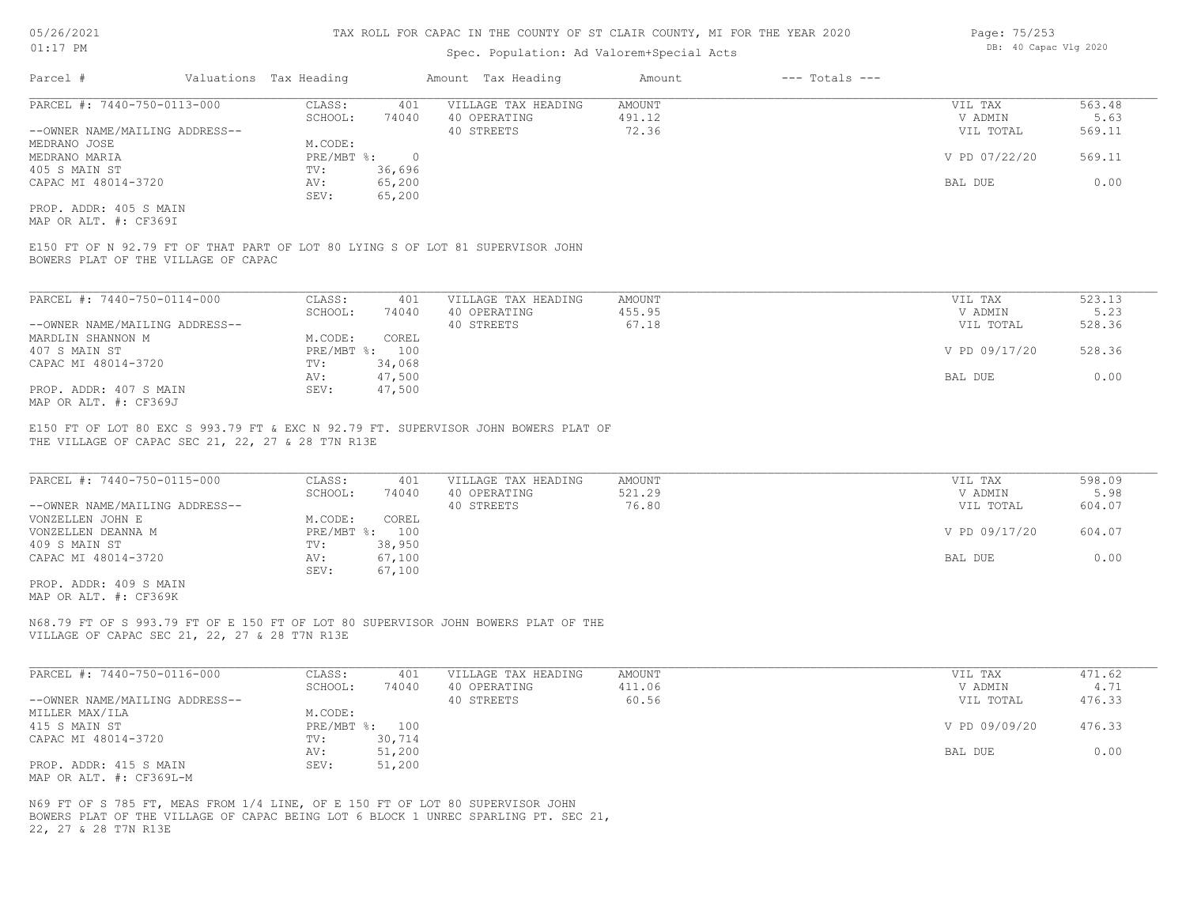# TAX ROLL FOR CAPAC IN THE COUNTY OF ST CLAIR COUNTY, MI FOR THE YEAR 2020

Spec. Population: Ad Valorem+Special Acts

| Parcel # | Valuations | Tax Heading | Amount | Tax Heading | Amount | --- Totals --- | |
|---|---|---|---|---|---|---|---|
| PARCEL #: 7440-750-0113-000 | CLASS: | 401 | VILLAGE TAX HEADING | AMOUNT | | VIL TAX | 563.48 |
| | SCHOOL: | 74040 | 40 OPERATING | 491.12 | | V ADMIN | 5.63 |
| --OWNER NAME/MAILING ADDRESS-- | | | 40 STREETS | 72.36 | | VIL TOTAL | 569.11 |
| MEDRANO JOSE | M.CODE: | | | | | | |
| MEDRANO MARIA | PRE/MBT %: | 0 | | | | V PD 07/22/20 | 569.11 |
| 405 S MAIN ST | TV: | 36,696 | | | | | |
| CAPAC MI 48014-3720 | AV: | 65,200 | | | | BAL DUE | 0.00 |
| | SEV: | 65,200 | | | | | |
| PROP. ADDR: 405 S MAIN | | | | | | | |
| MAP OR ALT. #: CF369I | | | | | | | |

E150 FT OF N 92.79 FT OF THAT PART OF LOT 80 LYING S OF LOT 81 SUPERVISOR JOHN BOWERS PLAT OF THE VILLAGE OF CAPAC

| Parcel # | Valuations | Tax Heading | Amount | Tax Heading | Amount | --- Totals --- | |
|---|---|---|---|---|---|---|---|
| PARCEL #: 7440-750-0114-000 | CLASS: | 401 | VILLAGE TAX HEADING | AMOUNT | | VIL TAX | 523.13 |
| | SCHOOL: | 74040 | 40 OPERATING | 455.95 | | V ADMIN | 5.23 |
| --OWNER NAME/MAILING ADDRESS-- | | | 40 STREETS | 67.18 | | VIL TOTAL | 528.36 |
| MARDLIN SHANNON M | M.CODE: | COREL | | | | | |
| 407 S MAIN ST | PRE/MBT %: | 100 | | | | V PD 09/17/20 | 528.36 |
| CAPAC MI 48014-3720 | TV: | 34,068 | | | | | |
| | AV: | 47,500 | | | | BAL DUE | 0.00 |
| PROP. ADDR: 407 S MAIN | SEV: | 47,500 | | | | | |
| MAP OR ALT. #: CF369J | | | | | | | |

E150 FT OF LOT 80 EXC S 993.79 FT & EXC N 92.79 FT. SUPERVISOR JOHN BOWERS PLAT OF THE VILLAGE OF CAPAC SEC 21, 22, 27 & 28 T7N R13E

| Parcel # | Valuations | Tax Heading | Amount | Tax Heading | Amount | --- Totals --- | |
|---|---|---|---|---|---|---|---|
| PARCEL #: 7440-750-0115-000 | CLASS: | 401 | VILLAGE TAX HEADING | AMOUNT | | VIL TAX | 598.09 |
| | SCHOOL: | 74040 | 40 OPERATING | 521.29 | | V ADMIN | 5.98 |
| --OWNER NAME/MAILING ADDRESS-- | | | 40 STREETS | 76.80 | | VIL TOTAL | 604.07 |
| VONZELLEN JOHN E | M.CODE: | COREL | | | | | |
| VONZELLEN DEANNA M | PRE/MBT %: | 100 | | | | V PD 09/17/20 | 604.07 |
| 409 S MAIN ST | TV: | 38,950 | | | | | |
| CAPAC MI 48014-3720 | AV: | 67,100 | | | | BAL DUE | 0.00 |
| | SEV: | 67,100 | | | | | |
| PROP. ADDR: 409 S MAIN | | | | | | | |
| MAP OR ALT. #: CF369K | | | | | | | |

N68.79 FT OF S 993.79 FT OF E 150 FT OF LOT 80 SUPERVISOR JOHN BOWERS PLAT OF THE VILLAGE OF CAPAC SEC 21, 22, 27 & 28 T7N R13E

| Parcel # | Valuations | Tax Heading | Amount | Tax Heading | Amount | --- Totals --- | |
|---|---|---|---|---|---|---|---|
| PARCEL #: 7440-750-0116-000 | CLASS: | 401 | VILLAGE TAX HEADING | AMOUNT | | VIL TAX | 471.62 |
| | SCHOOL: | 74040 | 40 OPERATING | 411.06 | | V ADMIN | 4.71 |
| --OWNER NAME/MAILING ADDRESS-- | | | 40 STREETS | 60.56 | | VIL TOTAL | 476.33 |
| MILLER MAX/ILA | M.CODE: | | | | | | |
| 415 S MAIN ST | PRE/MBT %: | 100 | | | | V PD 09/09/20 | 476.33 |
| CAPAC MI 48014-3720 | TV: | 30,714 | | | | | |
| | AV: | 51,200 | | | | BAL DUE | 0.00 |
| PROP. ADDR: 415 S MAIN | SEV: | 51,200 | | | | | |
| MAP OR ALT. #: CF369L-M | | | | | | | |

N69 FT OF S 785 FT, MEAS FROM 1/4 LINE, OF E 150 FT OF LOT 80 SUPERVISOR JOHN BOWERS PLAT OF THE VILLAGE OF CAPAC BEING LOT 6 BLOCK 1 UNREC SPARLING PT. SEC 21, 22, 27 & 28 T7N R13E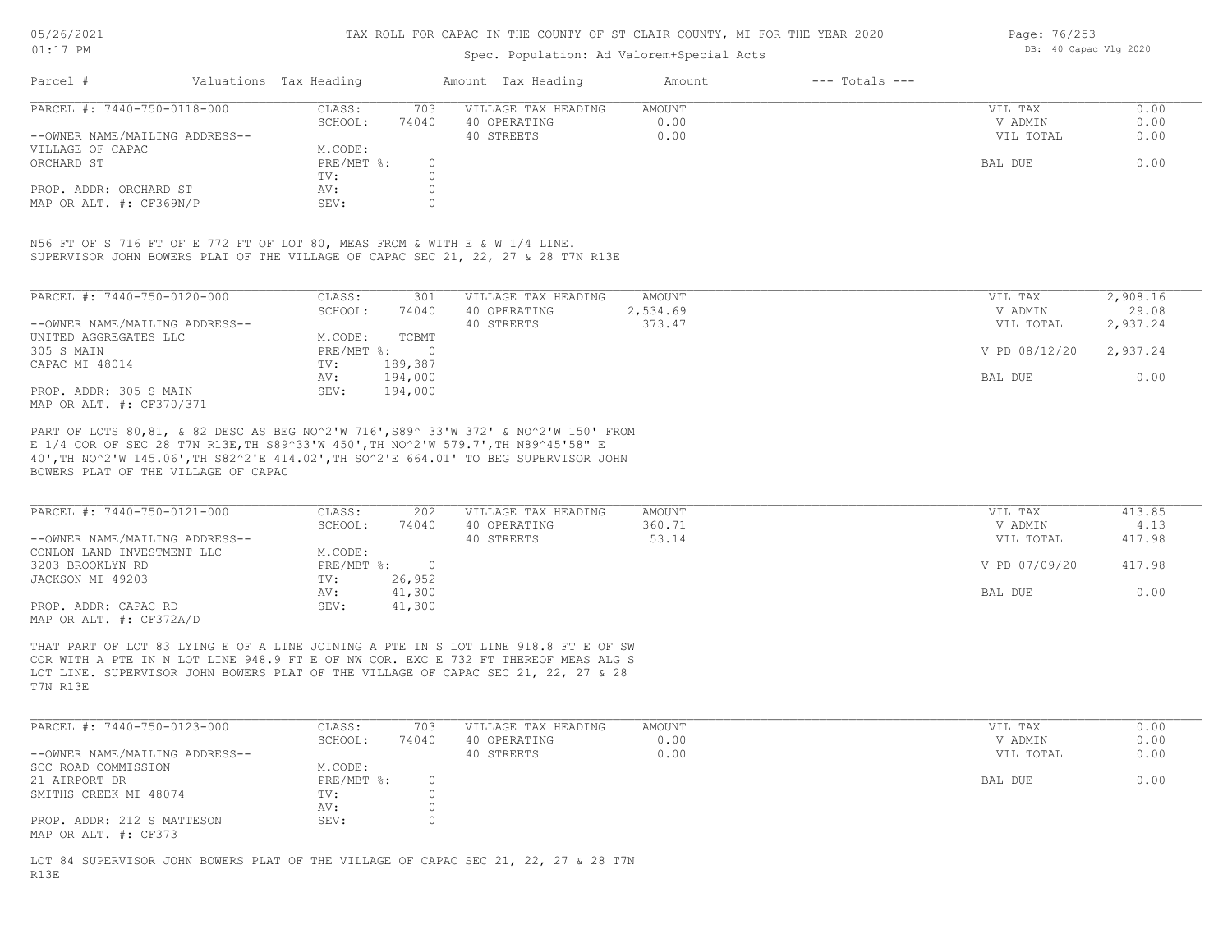TAX ROLL FOR CAPAC IN THE COUNTY OF ST CLAIR COUNTY, MI FOR THE YEAR 2020

Spec. Population: Ad Valorem+Special Acts

| Parcel # | Valuations Tax Heading | | Amount Tax Heading | Amount | --- Totals --- | |
|---|---|---|---|---|---|---|
| PARCEL #: 7440-750-0118-000 | CLASS: | 703 | VILLAGE TAX HEADING | AMOUNT | VIL TAX | 0.00 |
| | SCHOOL: | 74040 | 40 OPERATING | 0.00 | V ADMIN | 0.00 |
| --OWNER NAME/MAILING ADDRESS-- | | | 40 STREETS | 0.00 | VIL TOTAL | 0.00 |
| VILLAGE OF CAPAC | M.CODE: | | | | | |
| ORCHARD ST | PRE/MBT %: | 0 | | | BAL DUE | 0.00 |
| | TV: | 0 | | | | |
| PROP. ADDR: ORCHARD ST | AV: | 0 | | | | |
| MAP OR ALT. #: CF369N/P | SEV: | 0 | | | | |

N56 FT OF S 716 FT OF E 772 FT OF LOT 80, MEAS FROM & WITH E & W 1/4 LINE.
SUPERVISOR JOHN BOWERS PLAT OF THE VILLAGE OF CAPAC SEC 21, 22, 27 & 28 T7N R13E

| Parcel # | Valuations Tax Heading | | Amount Tax Heading | Amount | --- Totals --- | |
|---|---|---|---|---|---|---|
| PARCEL #: 7440-750-0120-000 | CLASS: | 301 | VILLAGE TAX HEADING | AMOUNT | VIL TAX | 2,908.16 |
| | SCHOOL: | 74040 | 40 OPERATING | 2,534.69 | V ADMIN | 29.08 |
| --OWNER NAME/MAILING ADDRESS-- | | | 40 STREETS | 373.47 | VIL TOTAL | 2,937.24 |
| UNITED AGGREGATES LLC | M.CODE: | TCBMT | | | | |
| 305 S MAIN | PRE/MBT %: | 0 | | | V PD 08/12/20 | 2,937.24 |
| CAPAC MI 48014 | TV: | 189,387 | | | | |
| | AV: | 194,000 | | | BAL DUE | 0.00 |
| PROP. ADDR: 305 S MAIN | SEV: | 194,000 | | | | |
| MAP OR ALT. #: CF370/371 | | | | | | |

PART OF LOTS 80,81, & 82 DESC AS BEG NO^2'W 716',S89^ 33'W 372' & NO^2'W 150' FROM E 1/4 COR OF SEC 28 T7N R13E,TH S89^33'W 450',TH NO^2'W 579.7',TH N89^45'58" E 40',TH NO^2'W 145.06',TH S82^2'E 414.02',TH SO^2'E 664.01' TO BEG SUPERVISOR JOHN BOWERS PLAT OF THE VILLAGE OF CAPAC

| Parcel # | Valuations Tax Heading | | Amount Tax Heading | Amount | --- Totals --- | |
|---|---|---|---|---|---|---|
| PARCEL #: 7440-750-0121-000 | CLASS: | 202 | VILLAGE TAX HEADING | AMOUNT | VIL TAX | 413.85 |
| | SCHOOL: | 74040 | 40 OPERATING | 360.71 | V ADMIN | 4.13 |
| --OWNER NAME/MAILING ADDRESS-- | | | 40 STREETS | 53.14 | VIL TOTAL | 417.98 |
| CONLON LAND INVESTMENT LLC | M.CODE: | | | | | |
| 3203 BROOKLYN RD | PRE/MBT %: | 0 | | | V PD 07/09/20 | 417.98 |
| JACKSON MI 49203 | TV: | 26,952 | | | | |
| | AV: | 41,300 | | | BAL DUE | 0.00 |
| PROP. ADDR: CAPAC RD | SEV: | 41,300 | | | | |
| MAP OR ALT. #: CF372A/D | | | | | | |

THAT PART OF LOT 83 LYING E OF A LINE JOINING A PTE IN S LOT LINE 918.8 FT E OF SW COR WITH A PTE IN N LOT LINE 948.9 FT E OF NW COR. EXC E 732 FT THEREOF MEAS ALG S LOT LINE. SUPERVISOR JOHN BOWERS PLAT OF THE VILLAGE OF CAPAC SEC 21, 22, 27 & 28 T7N R13E

| Parcel # | Valuations Tax Heading | | Amount Tax Heading | Amount | --- Totals --- | |
|---|---|---|---|---|---|---|
| PARCEL #: 7440-750-0123-000 | CLASS: | 703 | VILLAGE TAX HEADING | AMOUNT | VIL TAX | 0.00 |
| | SCHOOL: | 74040 | 40 OPERATING | 0.00 | V ADMIN | 0.00 |
| --OWNER NAME/MAILING ADDRESS-- | | | 40 STREETS | 0.00 | VIL TOTAL | 0.00 |
| SCC ROAD COMMISSION | M.CODE: | | | | | |
| 21 AIRPORT DR | PRE/MBT %: | 0 | | | BAL DUE | 0.00 |
| SMITHS CREEK MI 48074 | TV: | 0 | | | | |
| | AV: | 0 | | | | |
| PROP. ADDR: 212 S MATTESON | SEV: | 0 | | | | |
| MAP OR ALT. #: CF373 | | | | | | |

LOT 84 SUPERVISOR JOHN BOWERS PLAT OF THE VILLAGE OF CAPAC SEC 21, 22, 27 & 28 T7N R13E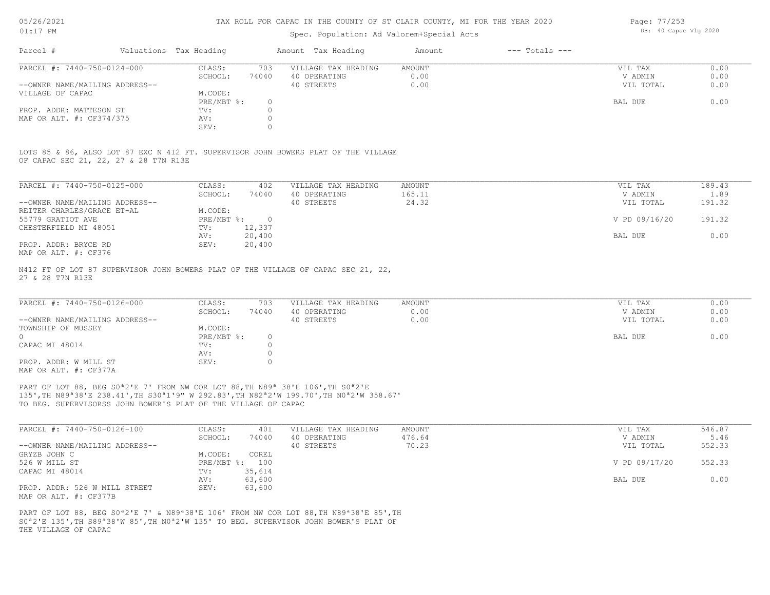# TAX ROLL FOR CAPAC IN THE COUNTY OF ST CLAIR COUNTY, MI FOR THE YEAR 2020

Spec. Population: Ad Valorem+Special Acts

| Parcel # | Valuations | Tax Heading | Amount | Tax Heading | Amount | --- Totals --- | |
|---|---|---|---|---|---|---|---|
| PARCEL #: 7440-750-0124-000 | CLASS: | 703 | VILLAGE TAX HEADING | AMOUNT | | VIL TAX | 0.00 |
| | SCHOOL: | 74040 | 40 OPERATING | 0.00 | | V ADMIN | 0.00 |
| --OWNER NAME/MAILING ADDRESS-- | | | 40 STREETS | 0.00 | | VIL TOTAL | 0.00 |
| VILLAGE OF CAPAC | M.CODE: | | | | | | |
| | PRE/MBT %: | 0 | | | | BAL DUE | 0.00 |
| PROP. ADDR: MATTESON ST | TV: | 0 | | | | | |
| MAP OR ALT. #: CF374/375 | AV: | 0 | | | | | |
| | SEV: | 0 | | | | | |

LOTS 85 & 86, ALSO LOT 87 EXC N 412 FT. SUPERVISOR JOHN BOWERS PLAT OF THE VILLAGE OF CAPAC SEC 21, 22, 27 & 28 T7N R13E

| Parcel # | Valuations | Tax Heading | Amount | Tax Heading | Amount | --- Totals --- | |
|---|---|---|---|---|---|---|---|
| PARCEL #: 7440-750-0125-000 | CLASS: | 402 | VILLAGE TAX HEADING | AMOUNT | | VIL TAX | 189.43 |
| | SCHOOL: | 74040 | 40 OPERATING | 165.11 | | V ADMIN | 1.89 |
| --OWNER NAME/MAILING ADDRESS-- | | | 40 STREETS | 24.32 | | VIL TOTAL | 191.32 |
| REITER CHARLES/GRACE ET-AL | M.CODE: | | | | | | |
| 55779 GRATIOT AVE | PRE/MBT %: | 0 | | | | V PD 09/16/20 | 191.32 |
| CHESTERFIELD MI 48051 | TV: | 12,337 | | | | | |
| | AV: | 20,400 | | | | BAL DUE | 0.00 |
| PROP. ADDR: BRYCE RD | SEV: | 20,400 | | | | | |
| MAP OR ALT. #: CF376 | | | | | | | |

N412 FT OF LOT 87 SUPERVISOR JOHN BOWERS PLAT OF THE VILLAGE OF CAPAC SEC 21, 22, 27 & 28 T7N R13E

| Parcel # | Valuations | Tax Heading | Amount | Tax Heading | Amount | --- Totals --- | |
|---|---|---|---|---|---|---|---|
| PARCEL #: 7440-750-0126-000 | CLASS: | 703 | VILLAGE TAX HEADING | AMOUNT | | VIL TAX | 0.00 |
| | SCHOOL: | 74040 | 40 OPERATING | 0.00 | | V ADMIN | 0.00 |
| --OWNER NAME/MAILING ADDRESS-- | | | 40 STREETS | 0.00 | | VIL TOTAL | 0.00 |
| TOWNSHIP OF MUSSEY | M.CODE: | | | | | | |
| 0 | PRE/MBT %: | 0 | | | | BAL DUE | 0.00 |
| CAPAC MI 48014 | TV: | 0 | | | | | |
| | AV: | 0 | | | | | |
| PROP. ADDR: W MILL ST | SEV: | 0 | | | | | |
| MAP OR ALT. #: CF377A | | | | | | | |

PART OF LOT 88, BEG S0ª2'E 7' FROM NW COR LOT 88,TH N89ª 38'E 106',TH S0ª2'E 135',TH N89ª38'E 238.41',TH S30ª1'9" W 292.83',TH N82ª2'W 199.70',TH N0ª2'W 358.67' TO BEG. SUPERVISORSS JOHN BOWER'S PLAT OF THE VILLAGE OF CAPAC

| Parcel # | Valuations | Tax Heading | Amount | Tax Heading | Amount | --- Totals --- | |
|---|---|---|---|---|---|---|---|
| PARCEL #: 7440-750-0126-100 | CLASS: | 401 | VILLAGE TAX HEADING | AMOUNT | | VIL TAX | 546.87 |
| | SCHOOL: | 74040 | 40 OPERATING | 476.64 | | V ADMIN | 5.46 |
| --OWNER NAME/MAILING ADDRESS-- | | | 40 STREETS | 70.23 | | VIL TOTAL | 552.33 |
| GRYZB JOHN C | M.CODE: | COREL | | | | | |
| 526 W MILL ST | PRE/MBT %: | 100 | | | | V PD 09/17/20 | 552.33 |
| CAPAC MI 48014 | TV: | 35,614 | | | | | |
| | AV: | 63,600 | | | | BAL DUE | 0.00 |
| PROP. ADDR: 526 W MILL STREET | SEV: | 63,600 | | | | | |
| MAP OR ALT. #: CF377B | | | | | | | |

PART OF LOT 88, BEG S0ª2'E 7' & N89ª38'E 106' FROM NW COR LOT 88,TH N89ª38'E 85',TH S0ª2'E 135',TH S89ª38'W 85',TH N0ª2'W 135' TO BEG. SUPERVISOR JOHN BOWER'S PLAT OF THE VILLAGE OF CAPAC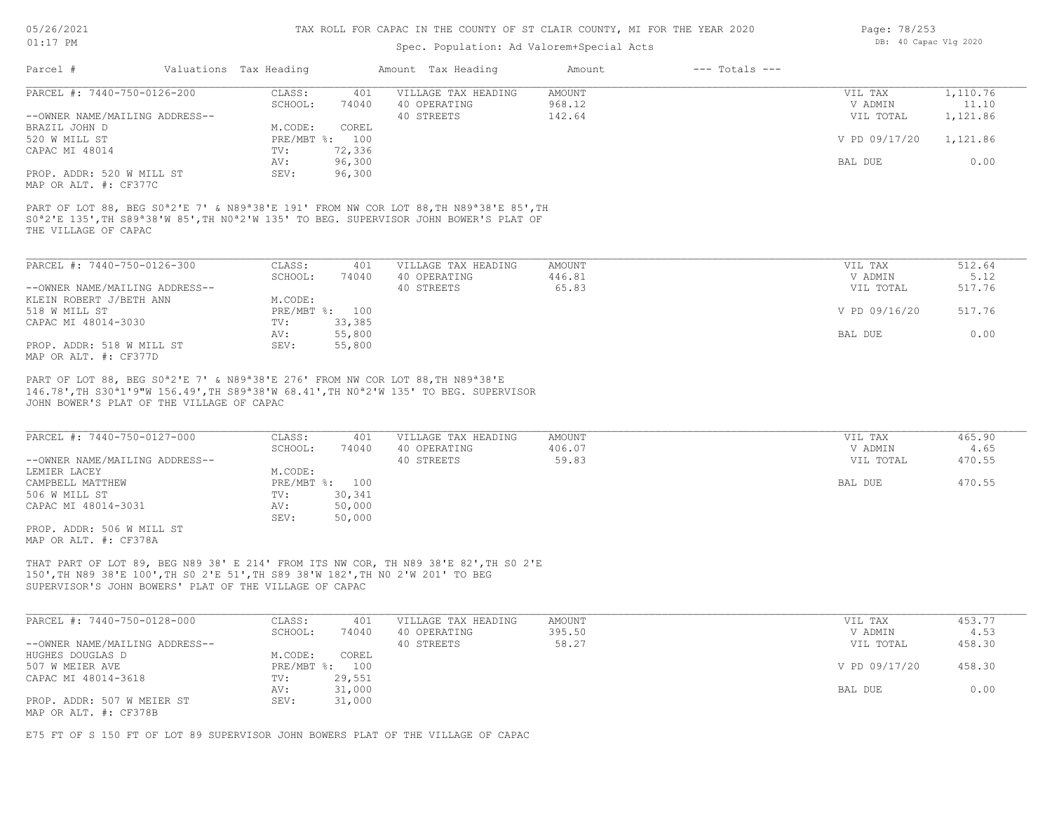TAX ROLL FOR CAPAC IN THE COUNTY OF ST CLAIR COUNTY, MI FOR THE YEAR 2020

Spec. Population: Ad Valorem+Special Acts

05/26/2021
01:17 PM

DB: 40 Capac Vlg 2020

| Parcel # | Valuations | Tax Heading | Amount | Tax Heading | Amount | --- Totals --- | |
|---|---|---|---|---|---|---|---|

---

**PARCEL #: 7440-750-0126-200**

| | | | | | |
|---|---|---|---|---|---|
| CLASS: | 401 | VILLAGE TAX HEADING | AMOUNT | VIL TAX | 1,110.76 |
| SCHOOL: | 74040 | 40 OPERATING | 968.12 | V ADMIN | 11.10 |
| | | 40 STREETS | 142.64 | VIL TOTAL | 1,121.86 |
| M.CODE: | COREL | | | | |
| PRE/MBT %: | 100 | | | V PD 09/17/20 | 1,121.86 |
| TV: | 72,336 | | | | |
| AV: | 96,300 | | | BAL DUE | 0.00 |
| SEV: | 96,300 | | | | |

--OWNER NAME/MAILING ADDRESS--
BRAZIL JOHN D
520 W MILL ST
CAPAC MI 48014

PROP. ADDR: 520 W MILL ST
MAP OR ALT. #: CF377C

PART OF LOT 88, BEG S0ª2'E 7' & N89ª38'E 191' FROM NW COR LOT 88,TH N89ª38'E 85',TH S0ª2'E 135',TH S89ª38'W 85',TH N0ª2'W 135' TO BEG. SUPERVISOR JOHN BOWER'S PLAT OF THE VILLAGE OF CAPAC

---

**PARCEL #: 7440-750-0126-300**

| | | | | | |
|---|---|---|---|---|---|
| CLASS: | 401 | VILLAGE TAX HEADING | AMOUNT | VIL TAX | 512.64 |
| SCHOOL: | 74040 | 40 OPERATING | 446.81 | V ADMIN | 5.12 |
| | | 40 STREETS | 65.83 | VIL TOTAL | 517.76 |
| M.CODE: | | | | | |
| PRE/MBT %: | 100 | | | V PD 09/16/20 | 517.76 |
| TV: | 33,385 | | | | |
| AV: | 55,800 | | | BAL DUE | 0.00 |
| SEV: | 55,800 | | | | |

--OWNER NAME/MAILING ADDRESS--
KLEIN ROBERT J/BETH ANN
518 W MILL ST
CAPAC MI 48014-3030

PROP. ADDR: 518 W MILL ST
MAP OR ALT. #: CF377D

PART OF LOT 88, BEG S0ª2'E 7' & N89ª38'E 276' FROM NW COR LOT 88,TH N89ª38'E 146.78',TH S30ª1'9"W 156.49',TH S89ª38'W 68.41',TH N0ª2'W 135' TO BEG. SUPERVISOR JOHN BOWER'S PLAT OF THE VILLAGE OF CAPAC

---

**PARCEL #: 7440-750-0127-000**

| | | | | | |
|---|---|---|---|---|---|
| CLASS: | 401 | VILLAGE TAX HEADING | AMOUNT | VIL TAX | 465.90 |
| SCHOOL: | 74040 | 40 OPERATING | 406.07 | V ADMIN | 4.65 |
| | | 40 STREETS | 59.83 | VIL TOTAL | 470.55 |
| M.CODE: | | | | | |
| PRE/MBT %: | 100 | | | BAL DUE | 470.55 |
| TV: | 30,341 | | | | |
| AV: | 50,000 | | | | |
| SEV: | 50,000 | | | | |

--OWNER NAME/MAILING ADDRESS--
LEMIER LACEY
CAMPBELL MATTHEW
506 W MILL ST
CAPAC MI 48014-3031

PROP. ADDR: 506 W MILL ST
MAP OR ALT. #: CF378A

THAT PART OF LOT 89, BEG N89 38' E 214' FROM ITS NW COR, TH N89 38'E 82',TH S0 2'E 150',TH N89 38'E 100',TH S0 2'E 51',TH S89 38'W 182',TH N0 2'W 201' TO BEG SUPERVISOR'S JOHN BOWERS' PLAT OF THE VILLAGE OF CAPAC

---

**PARCEL #: 7440-750-0128-000**

| | | | | | |
|---|---|---|---|---|---|
| CLASS: | 401 | VILLAGE TAX HEADING | AMOUNT | VIL TAX | 453.77 |
| SCHOOL: | 74040 | 40 OPERATING | 395.50 | V ADMIN | 4.53 |
| | | 40 STREETS | 58.27 | VIL TOTAL | 458.30 |
| M.CODE: | COREL | | | | |
| PRE/MBT %: | 100 | | | V PD 09/17/20 | 458.30 |
| TV: | 29,551 | | | | |
| AV: | 31,000 | | | BAL DUE | 0.00 |
| SEV: | 31,000 | | | | |

--OWNER NAME/MAILING ADDRESS--
HUGHES DOUGLAS D
507 W MEIER AVE
CAPAC MI 48014-3618

PROP. ADDR: 507 W MEIER ST
MAP OR ALT. #: CF378B

E75 FT OF S 150 FT OF LOT 89 SUPERVISOR JOHN BOWERS PLAT OF THE VILLAGE OF CAPAC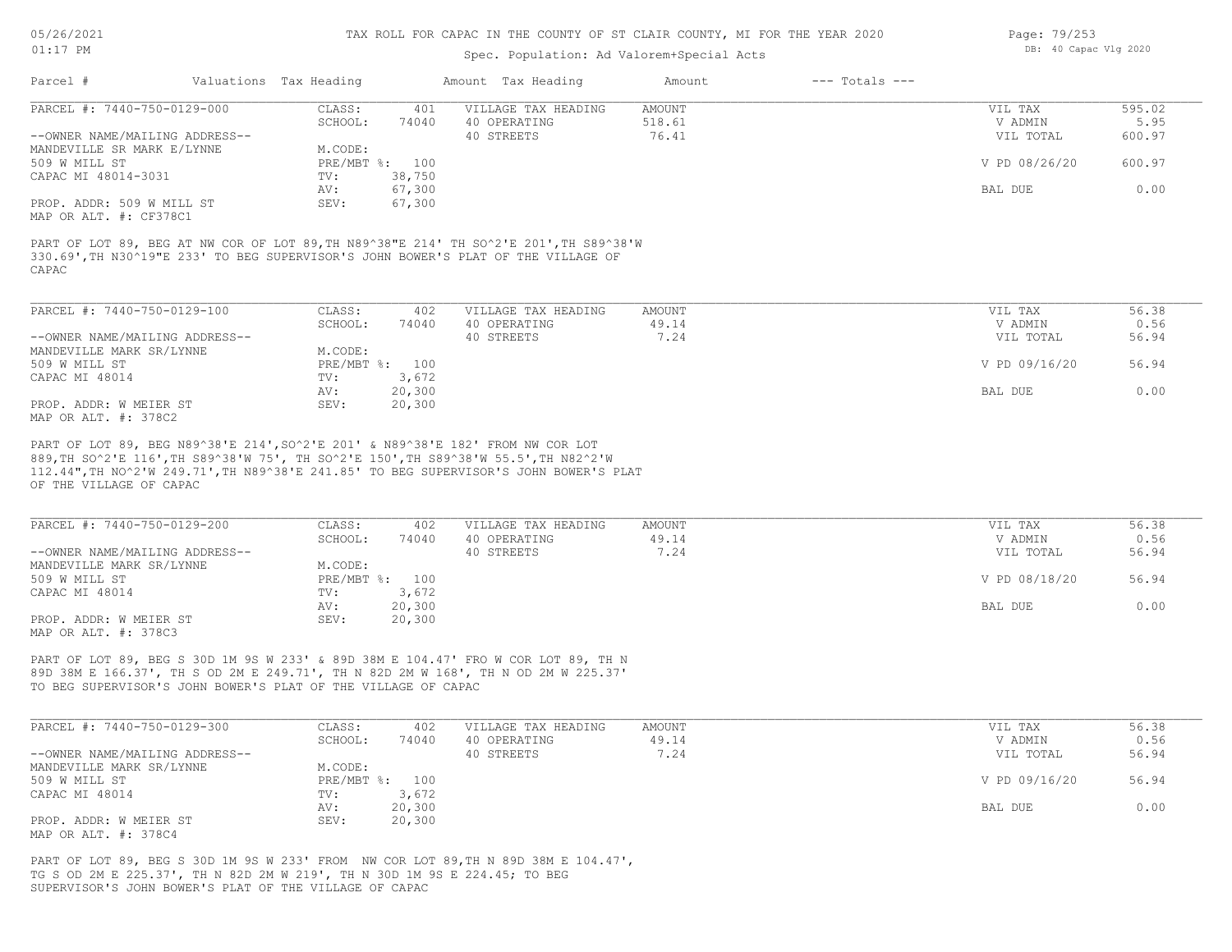TAX ROLL FOR CAPAC IN THE COUNTY OF ST CLAIR COUNTY, MI FOR THE YEAR 2020

Spec. Population: Ad Valorem+Special Acts

05/26/2021
01:17 PM

DB: 40 Capac Vlg 2020

| Parcel # | Valuations | Tax Heading | Amount | Tax Heading | Amount | --- Totals --- | |
|---|---|---|---|---|---|---|---|

---

| PARCEL #: 7440-750-0129-000 | CLASS: | 401 | VILLAGE TAX HEADING | AMOUNT | VIL TAX | 595.02 |
|---|---|---|---|---|---|---|
| | SCHOOL: | 74040 | 40 OPERATING | 518.61 | V ADMIN | 5.95 |
| --OWNER NAME/MAILING ADDRESS-- | | | 40 STREETS | 76.41 | VIL TOTAL | 600.97 |
| MANDEVILLE SR MARK E/LYNNE | M.CODE: | | | | | |
| 509 W MILL ST | PRE/MBT %: | 100 | | | V PD 08/26/20 | 600.97 |
| CAPAC MI 48014-3031 | TV: | 38,750 | | | | |
| | AV: | 67,300 | | | BAL DUE | 0.00 |
| PROP. ADDR: 509 W MILL ST | SEV: | 67,300 | | | | |
| MAP OR ALT. #: CF378C1 | | | | | | |

PART OF LOT 89, BEG AT NW COR OF LOT 89,TH N89^38"E 214' TH SO^2'E 201',TH S89^38'W 330.69',TH N30^19"E 233' TO BEG SUPERVISOR'S JOHN BOWER'S PLAT OF THE VILLAGE OF CAPAC

---

| PARCEL #: 7440-750-0129-100 | CLASS: | 402 | VILLAGE TAX HEADING | AMOUNT | VIL TAX | 56.38 |
|---|---|---|---|---|---|---|
| | SCHOOL: | 74040 | 40 OPERATING | 49.14 | V ADMIN | 0.56 |
| --OWNER NAME/MAILING ADDRESS-- | | | 40 STREETS | 7.24 | VIL TOTAL | 56.94 |
| MANDEVILLE MARK SR/LYNNE | M.CODE: | | | | | |
| 509 W MILL ST | PRE/MBT %: | 100 | | | V PD 09/16/20 | 56.94 |
| CAPAC MI 48014 | TV: | 3,672 | | | | |
| | AV: | 20,300 | | | BAL DUE | 0.00 |
| PROP. ADDR: W MEIER ST | SEV: | 20,300 | | | | |
| MAP OR ALT. #: 378C2 | | | | | | |

PART OF LOT 89, BEG N89^38'E 214',SO^2'E 201' & N89^38'E 182' FROM NW COR LOT 889,TH SO^2'E 116',TH S89^38'W 75', TH SO^2'E 150',TH S89^38'W 55.5',TH N82^2'W 112.44",TH NO^2'W 249.71',TH N89^38'E 241.85' TO BEG SUPERVISOR'S JOHN BOWER'S PLAT OF THE VILLAGE OF CAPAC

---

| PARCEL #: 7440-750-0129-200 | CLASS: | 402 | VILLAGE TAX HEADING | AMOUNT | VIL TAX | 56.38 |
|---|---|---|---|---|---|---|
| | SCHOOL: | 74040 | 40 OPERATING | 49.14 | V ADMIN | 0.56 |
| --OWNER NAME/MAILING ADDRESS-- | | | 40 STREETS | 7.24 | VIL TOTAL | 56.94 |
| MANDEVILLE MARK SR/LYNNE | M.CODE: | | | | | |
| 509 W MILL ST | PRE/MBT %: | 100 | | | V PD 08/18/20 | 56.94 |
| CAPAC MI 48014 | TV: | 3,672 | | | | |
| | AV: | 20,300 | | | BAL DUE | 0.00 |
| PROP. ADDR: W MEIER ST | SEV: | 20,300 | | | | |
| MAP OR ALT. #: 378C3 | | | | | | |

PART OF LOT 89, BEG S 30D 1M 9S W 233' & 89D 38M E 104.47' FRO W COR LOT 89, TH N 89D 38M E 166.37', TH S OD 2M E 249.71', TH N 82D 2M W 168', TH N OD 2M W 225.37' TO BEG SUPERVISOR'S JOHN BOWER'S PLAT OF THE VILLAGE OF CAPAC

---

| PARCEL #: 7440-750-0129-300 | CLASS: | 402 | VILLAGE TAX HEADING | AMOUNT | VIL TAX | 56.38 |
|---|---|---|---|---|---|---|
| | SCHOOL: | 74040 | 40 OPERATING | 49.14 | V ADMIN | 0.56 |
| --OWNER NAME/MAILING ADDRESS-- | | | 40 STREETS | 7.24 | VIL TOTAL | 56.94 |
| MANDEVILLE MARK SR/LYNNE | M.CODE: | | | | | |
| 509 W MILL ST | PRE/MBT %: | 100 | | | V PD 09/16/20 | 56.94 |
| CAPAC MI 48014 | TV: | 3,672 | | | | |
| | AV: | 20,300 | | | BAL DUE | 0.00 |
| PROP. ADDR: W MEIER ST | SEV: | 20,300 | | | | |
| MAP OR ALT. #: 378C4 | | | | | | |

PART OF LOT 89, BEG S 30D 1M 9S W 233' FROM NW COR LOT 89,TH N 89D 38M E 104.47', TG S OD 2M E 225.37', TH N 82D 2M W 219', TH N 30D 1M 9S E 224.45; TO BEG SUPERVISOR'S JOHN BOWER'S PLAT OF THE VILLAGE OF CAPAC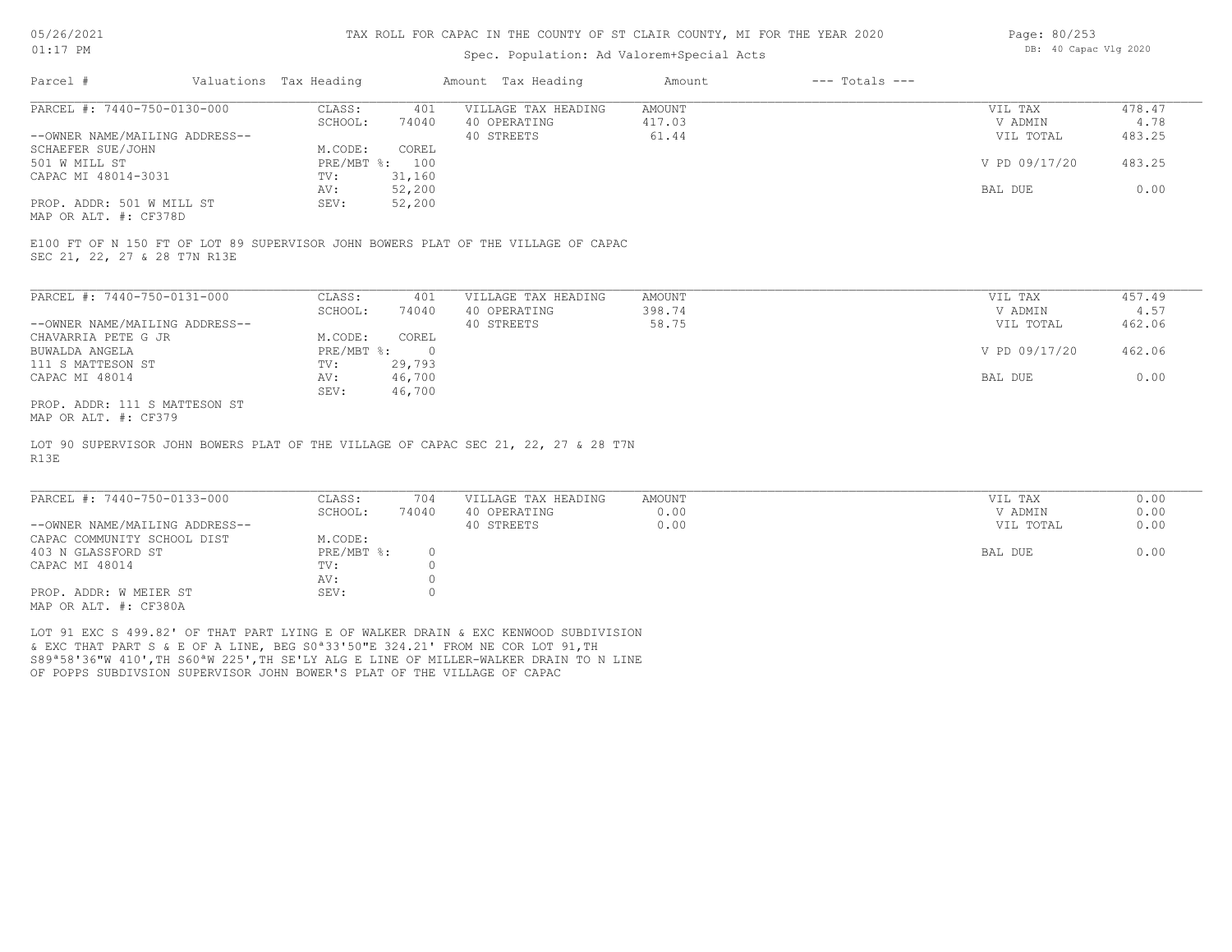# TAX ROLL FOR CAPAC IN THE COUNTY OF ST CLAIR COUNTY, MI FOR THE YEAR 2020

Spec. Population: Ad Valorem+Special Acts

| Parcel # | Valuations | Tax Heading | Amount | Tax Heading | Amount | --- Totals --- | |
|---|---|---|---|---|---|---|---|

## PARCEL #: 7440-750-0130-000

| | | | | | |
|---|---|---|---|---|---|
| CLASS: | 401 | VILLAGE TAX HEADING | AMOUNT | VIL TAX | 478.47 |
| SCHOOL: | 74040 | 40 OPERATING | 417.03 | V ADMIN | 4.78 |
| | | 40 STREETS | 61.44 | VIL TOTAL | 483.25 |
| M.CODE: | COREL | | | | |
| PRE/MBT %: | 100 | | | V PD 09/17/20 | 483.25 |
| TV: | 31,160 | | | | |
| AV: | 52,200 | | | BAL DUE | 0.00 |
| SEV: | 52,200 | | | | |

--OWNER NAME/MAILING ADDRESS--
SCHAEFER SUE/JOHN
501 W MILL ST
CAPAC MI 48014-3031

PROP. ADDR: 501 W MILL ST
MAP OR ALT. #: CF378D

E100 FT OF N 150 FT OF LOT 89 SUPERVISOR JOHN BOWERS PLAT OF THE VILLAGE OF CAPAC SEC 21, 22, 27 & 28 T7N R13E

## PARCEL #: 7440-750-0131-000

| | | | | | |
|---|---|---|---|---|---|
| CLASS: | 401 | VILLAGE TAX HEADING | AMOUNT | VIL TAX | 457.49 |
| SCHOOL: | 74040 | 40 OPERATING | 398.74 | V ADMIN | 4.57 |
| | | 40 STREETS | 58.75 | VIL TOTAL | 462.06 |
| M.CODE: | COREL | | | | |
| PRE/MBT %: | 0 | | | V PD 09/17/20 | 462.06 |
| TV: | 29,793 | | | | |
| AV: | 46,700 | | | BAL DUE | 0.00 |
| SEV: | 46,700 | | | | |

--OWNER NAME/MAILING ADDRESS--
CHAVARRIA PETE G JR
BUWALDA ANGELA
111 S MATTESON ST
CAPAC MI 48014

PROP. ADDR: 111 S MATTESON ST
MAP OR ALT. #: CF379

LOT 90 SUPERVISOR JOHN BOWERS PLAT OF THE VILLAGE OF CAPAC SEC 21, 22, 27 & 28 T7N R13E

## PARCEL #: 7440-750-0133-000

| | | | | | |
|---|---|---|---|---|---|
| CLASS: | 704 | VILLAGE TAX HEADING | AMOUNT | VIL TAX | 0.00 |
| SCHOOL: | 74040 | 40 OPERATING | 0.00 | V ADMIN | 0.00 |
| | | 40 STREETS | 0.00 | VIL TOTAL | 0.00 |
| M.CODE: | | | | | |
| PRE/MBT %: | 0 | | | BAL DUE | 0.00 |
| TV: | 0 | | | | |
| AV: | 0 | | | | |
| SEV: | 0 | | | | |

--OWNER NAME/MAILING ADDRESS--
CAPAC COMMUNITY SCHOOL DIST
403 N GLASSFORD ST
CAPAC MI 48014

PROP. ADDR: W MEIER ST
MAP OR ALT. #: CF380A

LOT 91 EXC S 499.82' OF THAT PART LYING E OF WALKER DRAIN & EXC KENWOOD SUBDIVISION & EXC THAT PART S & E OF A LINE, BEG S0ª33'50"E 324.21' FROM NE COR LOT 91,TH S89ª58'36"W 410',TH S60ªW 225',TH SE'LY ALG E LINE OF MILLER-WALKER DRAIN TO N LINE OF POPPS SUBDIVSION SUPERVISOR JOHN BOWER'S PLAT OF THE VILLAGE OF CAPAC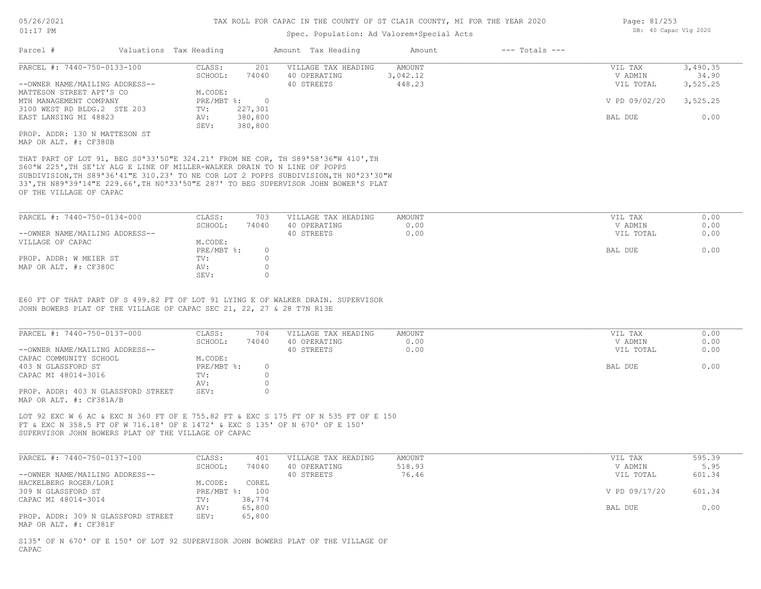# TAX ROLL FOR CAPAC IN THE COUNTY OF ST CLAIR COUNTY, MI FOR THE YEAR 2020

Spec. Population: Ad Valorem+Special Acts

05/26/2021 01:17 PM — DB: 40 Capac Vlg 2020

| Parcel # | Valuations | Tax Heading | Amount | Tax Heading | Amount | --- Totals --- |
|---|---|---|---|---|---|---|

---

**PARCEL #: 7440-750-0133-100**

| | | | | | |
|---|---|---|---|---|---|
| CLASS: | 201 | VILLAGE TAX HEADING | AMOUNT | VIL TAX | 3,490.35 |
| SCHOOL: | 74040 | 40 OPERATING | 3,042.12 | V ADMIN | 34.90 |
| | | 40 STREETS | 448.23 | VIL TOTAL | 3,525.25 |
| M.CODE: | | | | | |
| PRE/MBT %: | 0 | | | V PD 09/02/20 | 3,525.25 |
| TV: | 227,301 | | | | |
| AV: | 380,800 | | | BAL DUE | 0.00 |
| SEV: | 380,800 | | | | |

--OWNER NAME/MAILING ADDRESS--
MATTESON STREET APT'S CO
MTH MANAGEMENT COMPANY
3100 WEST RD BLDG.2 STE 203
EAST LANSING MI 48823

PROP. ADDR: 130 N MATTESON ST
MAP OR ALT. #: CF380B

THAT PART OF LOT 91, BEG S0ª33'50"E 324.21' FROM NE COR, TH S89ª58'36"W 410',TH S60ªW 225',TH SE'LY ALG E LINE OF MILLER-WALKER DRAIN TO N LINE OF POPPS SUBDIVISION,TH S89ª36'41"E 310.23' TO NE COR LOT 2 POPPS SUBDIVISION,TH N0ª23'30"W 33',TH N89ª39'14"E 229.66',TH N0ª33'50"E 287' TO BEG SUPERVISOR JOHN BOWER'S PLAT OF THE VILLAGE OF CAPAC

---

**PARCEL #: 7440-750-0134-000**

| | | | | | |
|---|---|---|---|---|---|
| CLASS: | 703 | VILLAGE TAX HEADING | AMOUNT | VIL TAX | 0.00 |
| SCHOOL: | 74040 | 40 OPERATING | 0.00 | V ADMIN | 0.00 |
| | | 40 STREETS | 0.00 | VIL TOTAL | 0.00 |
| M.CODE: | | | | | |
| PRE/MBT %: | 0 | | | BAL DUE | 0.00 |
| TV: | 0 | | | | |
| AV: | 0 | | | | |
| SEV: | 0 | | | | |

--OWNER NAME/MAILING ADDRESS--
VILLAGE OF CAPAC

PROP. ADDR: W MEIER ST
MAP OR ALT. #: CF380C

E60 FT OF THAT PART OF S 499.82 FT OF LOT 91 LYING E OF WALKER DRAIN. SUPERVISOR JOHN BOWERS PLAT OF THE VILLAGE OF CAPAC SEC 21, 22, 27 & 28 T7N R13E

---

**PARCEL #: 7440-750-0137-000**

| | | | | | |
|---|---|---|---|---|---|
| CLASS: | 704 | VILLAGE TAX HEADING | AMOUNT | VIL TAX | 0.00 |
| SCHOOL: | 74040 | 40 OPERATING | 0.00 | V ADMIN | 0.00 |
| | | 40 STREETS | 0.00 | VIL TOTAL | 0.00 |
| M.CODE: | | | | | |
| PRE/MBT %: | 0 | | | BAL DUE | 0.00 |
| TV: | 0 | | | | |
| AV: | 0 | | | | |
| SEV: | 0 | | | | |

--OWNER NAME/MAILING ADDRESS--
CAPAC COMMUNITY SCHOOL
403 N GLASSFORD ST
CAPAC MI 48014-3016

PROP. ADDR: 403 N GLASSFORD STREET
MAP OR ALT. #: CF381A/B

LOT 92 EXC W 6 AC & EXC N 360 FT OF E 755.82 FT & EXC S 175 FT OF N 535 FT OF E 150 FT & EXC N 358.5 FT OF W 716.18' OF E 1472' & EXC S 135' OF N 670' OF E 150' SUPERVISOR JOHN BOWERS PLAT OF THE VILLAGE OF CAPAC

---

**PARCEL #: 7440-750-0137-100**

| | | | | | |
|---|---|---|---|---|---|
| CLASS: | 401 | VILLAGE TAX HEADING | AMOUNT | VIL TAX | 595.39 |
| SCHOOL: | 74040 | 40 OPERATING | 518.93 | V ADMIN | 5.95 |
| | | 40 STREETS | 76.46 | VIL TOTAL | 601.34 |
| M.CODE: | COREL | | | | |
| PRE/MBT %: | 100 | | | V PD 09/17/20 | 601.34 |
| TV: | 38,774 | | | | |
| AV: | 65,800 | | | BAL DUE | 0.00 |
| SEV: | 65,800 | | | | |

--OWNER NAME/MAILING ADDRESS--
HACKELBERG ROGER/LORI
309 N GLASSFORD ST
CAPAC MI 48014-3014

PROP. ADDR: 309 N GLASSFORD STREET
MAP OR ALT. #: CF381F

S135' OF N 670' OF E 150' OF LOT 92 SUPERVISOR JOHN BOWERS PLAT OF THE VILLAGE OF CAPAC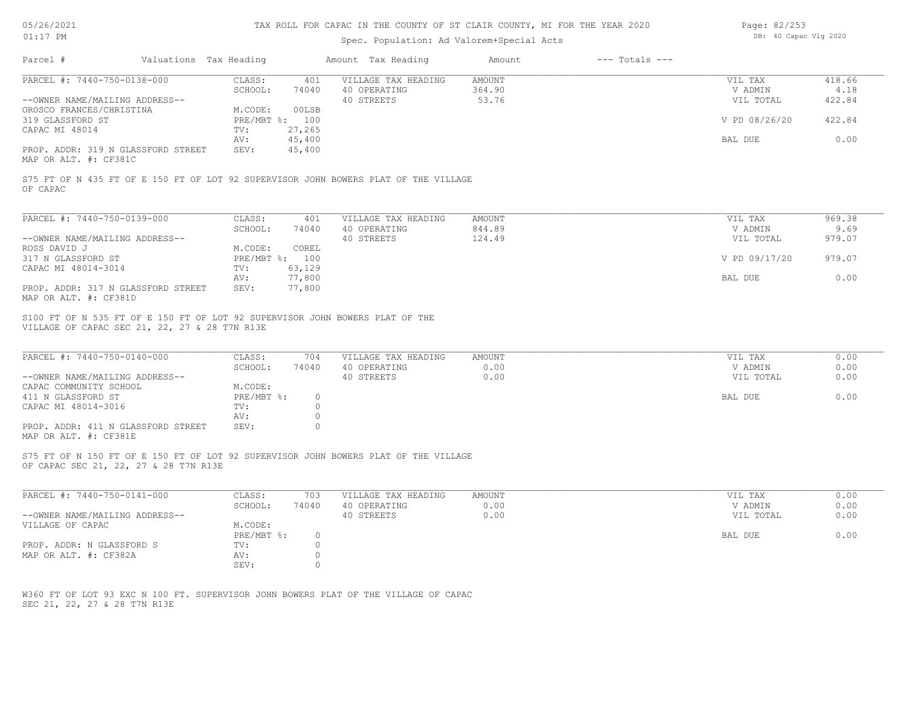TAX ROLL FOR CAPAC IN THE COUNTY OF ST CLAIR COUNTY, MI FOR THE YEAR 2020

Spec. Population: Ad Valorem+Special Acts

| Parcel # | Valuations | Tax Heading | Amount | Tax Heading | Amount | --- Totals --- | |
|---|---|---|---|---|---|---|---|
| PARCEL #: 7440-750-0138-000 | CLASS: | 401 | VILLAGE TAX HEADING | AMOUNT | | VIL TAX | 418.66 |
| | SCHOOL: | 74040 | 40 OPERATING | 364.90 | | V ADMIN | 4.18 |
| --OWNER NAME/MAILING ADDRESS-- | | | 40 STREETS | 53.76 | | VIL TOTAL | 422.84 |
| OROSCO FRANCES/CHRISTINA | M.CODE: | 00LSB | | | | | |
| 319 GLASSFORD ST | PRE/MBT %: | 100 | | | | V PD 08/26/20 | 422.84 |
| CAPAC MI 48014 | TV: | 27,265 | | | | | |
| | AV: | 45,400 | | | | BAL DUE | 0.00 |
| PROP. ADDR: 319 N GLASSFORD STREET | SEV: | 45,400 | | | | | |
| MAP OR ALT. #: CF381C | | | | | | | |

S75 FT OF N 435 FT OF E 150 FT OF LOT 92 SUPERVISOR JOHN BOWERS PLAT OF THE VILLAGE OF CAPAC

| Parcel # | Valuations | Tax Heading | Amount | Tax Heading | Amount | --- Totals --- | |
|---|---|---|---|---|---|---|---|
| PARCEL #: 7440-750-0139-000 | CLASS: | 401 | VILLAGE TAX HEADING | AMOUNT | | VIL TAX | 969.38 |
| | SCHOOL: | 74040 | 40 OPERATING | 844.89 | | V ADMIN | 9.69 |
| --OWNER NAME/MAILING ADDRESS-- | | | 40 STREETS | 124.49 | | VIL TOTAL | 979.07 |
| ROSS DAVID J | M.CODE: | COREL | | | | | |
| 317 N GLASSFORD ST | PRE/MBT %: | 100 | | | | V PD 09/17/20 | 979.07 |
| CAPAC MI 48014-3014 | TV: | 63,129 | | | | | |
| | AV: | 77,800 | | | | BAL DUE | 0.00 |
| PROP. ADDR: 317 N GLASSFORD STREET | SEV: | 77,800 | | | | | |
| MAP OR ALT. #: CF381D | | | | | | | |

S100 FT OF N 535 FT OF E 150 FT OF LOT 92 SUPERVISOR JOHN BOWERS PLAT OF THE VILLAGE OF CAPAC SEC 21, 22, 27 & 28 T7N R13E

| Parcel # | Valuations | Tax Heading | Amount | Tax Heading | Amount | --- Totals --- | |
|---|---|---|---|---|---|---|---|
| PARCEL #: 7440-750-0140-000 | CLASS: | 704 | VILLAGE TAX HEADING | AMOUNT | | VIL TAX | 0.00 |
| | SCHOOL: | 74040 | 40 OPERATING | 0.00 | | V ADMIN | 0.00 |
| --OWNER NAME/MAILING ADDRESS-- | | | 40 STREETS | 0.00 | | VIL TOTAL | 0.00 |
| CAPAC COMMUNITY SCHOOL | M.CODE: | | | | | | |
| 411 N GLASSFORD ST | PRE/MBT %: | 0 | | | | BAL DUE | 0.00 |
| CAPAC MI 48014-3016 | TV: | 0 | | | | | |
| | AV: | 0 | | | | | |
| PROP. ADDR: 411 N GLASSFORD STREET | SEV: | 0 | | | | | |
| MAP OR ALT. #: CF381E | | | | | | | |

S75 FT OF N 150 FT OF E 150 FT OF LOT 92 SUPERVISOR JOHN BOWERS PLAT OF THE VILLAGE OF CAPAC SEC 21, 22, 27 & 28 T7N R13E

| Parcel # | Valuations | Tax Heading | Amount | Tax Heading | Amount | --- Totals --- | |
|---|---|---|---|---|---|---|---|
| PARCEL #: 7440-750-0141-000 | CLASS: | 703 | VILLAGE TAX HEADING | AMOUNT | | VIL TAX | 0.00 |
| | SCHOOL: | 74040 | 40 OPERATING | 0.00 | | V ADMIN | 0.00 |
| --OWNER NAME/MAILING ADDRESS-- | | | 40 STREETS | 0.00 | | VIL TOTAL | 0.00 |
| VILLAGE OF CAPAC | M.CODE: | | | | | | |
| | PRE/MBT %: | 0 | | | | BAL DUE | 0.00 |
| PROP. ADDR: N GLASSFORD S | TV: | 0 | | | | | |
| MAP OR ALT. #: CF382A | AV: | 0 | | | | | |
| | SEV: | 0 | | | | | |

W360 FT OF LOT 93 EXC N 100 FT. SUPERVISOR JOHN BOWERS PLAT OF THE VILLAGE OF CAPAC SEC 21, 22, 27 & 28 T7N R13E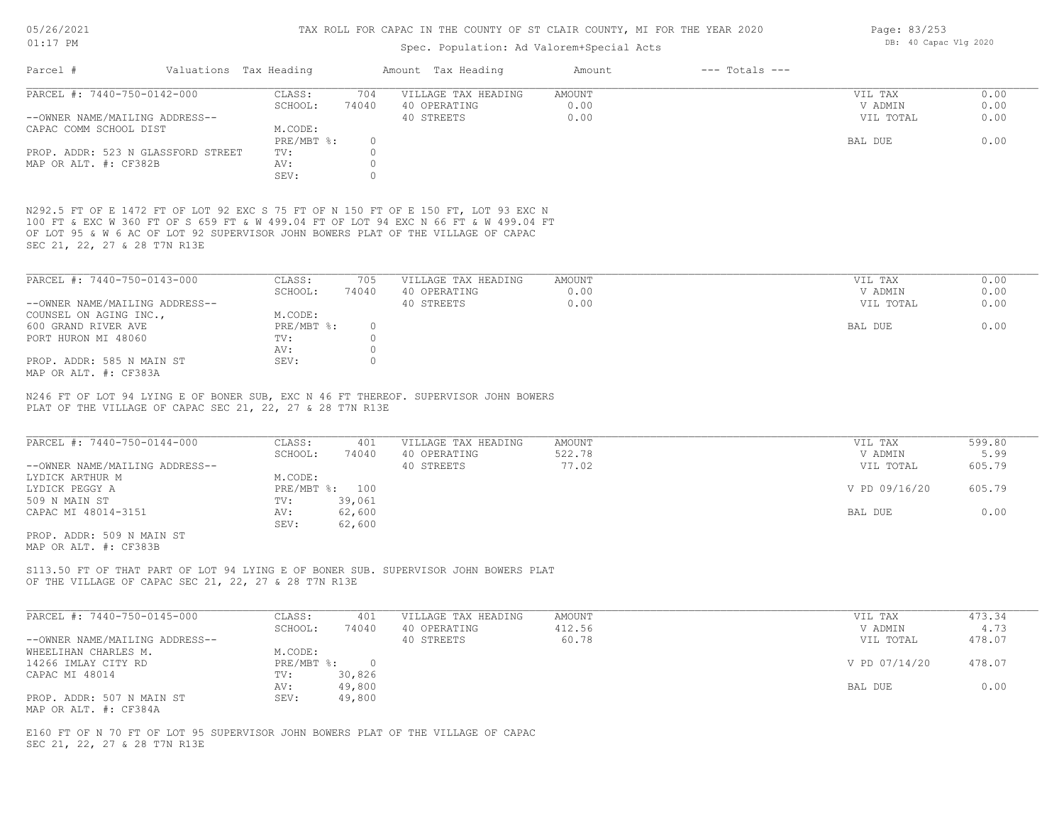# TAX ROLL FOR CAPAC IN THE COUNTY OF ST CLAIR COUNTY, MI FOR THE YEAR 2020

Spec. Population: Ad Valorem+Special Acts

| Parcel # | Valuations Tax Heading | | Amount Tax Heading | Amount | --- Totals --- | |
|---|---|---|---|---|---|---|

## PARCEL #: 7440-750-0142-000

| | | | | | | |
|---|---|---|---|---|---|---|
| PARCEL #: 7440-750-0142-000 | CLASS: | 704 | VILLAGE TAX HEADING | AMOUNT | VIL TAX | 0.00 |
| | SCHOOL: | 74040 | 40 OPERATING | 0.00 | V ADMIN | 0.00 |
| --OWNER NAME/MAILING ADDRESS-- | | | 40 STREETS | 0.00 | VIL TOTAL | 0.00 |
| CAPAC COMM SCHOOL DIST | M.CODE: | | | | | |
| | PRE/MBT %: | 0 | | | BAL DUE | 0.00 |
| PROP. ADDR: 523 N GLASSFORD STREET | TV: | 0 | | | | |
| MAP OR ALT. #: CF382B | AV: | 0 | | | | |
| | SEV: | 0 | | | | |

N292.5 FT OF E 1472 FT OF LOT 92 EXC S 75 FT OF N 150 FT OF E 150 FT, LOT 93 EXC N 100 FT & EXC W 360 FT OF S 659 FT & W 499.04 FT OF LOT 94 EXC N 66 FT & W 499.04 FT OF LOT 95 & W 6 AC OF LOT 92 SUPERVISOR JOHN BOWERS PLAT OF THE VILLAGE OF CAPAC SEC 21, 22, 27 & 28 T7N R13E

## PARCEL #: 7440-750-0143-000

| | | | | | | |
|---|---|---|---|---|---|---|
| PARCEL #: 7440-750-0143-000 | CLASS: | 705 | VILLAGE TAX HEADING | AMOUNT | VIL TAX | 0.00 |
| | SCHOOL: | 74040 | 40 OPERATING | 0.00 | V ADMIN | 0.00 |
| --OWNER NAME/MAILING ADDRESS-- | | | 40 STREETS | 0.00 | VIL TOTAL | 0.00 |
| COUNSEL ON AGING INC., | M.CODE: | | | | | |
| 600 GRAND RIVER AVE | PRE/MBT %: | 0 | | | BAL DUE | 0.00 |
| PORT HURON MI 48060 | TV: | 0 | | | | |
| | AV: | 0 | | | | |
| PROP. ADDR: 585 N MAIN ST | SEV: | 0 | | | | |
| MAP OR ALT. #: CF383A | | | | | | |

N246 FT OF LOT 94 LYING E OF BONER SUB, EXC N 46 FT THEREOF. SUPERVISOR JOHN BOWERS PLAT OF THE VILLAGE OF CAPAC SEC 21, 22, 27 & 28 T7N R13E

## PARCEL #: 7440-750-0144-000

| | | | | | | |
|---|---|---|---|---|---|---|
| PARCEL #: 7440-750-0144-000 | CLASS: | 401 | VILLAGE TAX HEADING | AMOUNT | VIL TAX | 599.80 |
| | SCHOOL: | 74040 | 40 OPERATING | 522.78 | V ADMIN | 5.99 |
| --OWNER NAME/MAILING ADDRESS-- | | | 40 STREETS | 77.02 | VIL TOTAL | 605.79 |
| LYDICK ARTHUR M | M.CODE: | | | | | |
| LYDICK PEGGY A | PRE/MBT %: | 100 | | | V PD 09/16/20 | 605.79 |
| 509 N MAIN ST | TV: | 39,061 | | | | |
| CAPAC MI 48014-3151 | AV: | 62,600 | | | BAL DUE | 0.00 |
| | SEV: | 62,600 | | | | |
| PROP. ADDR: 509 N MAIN ST | | | | | | |
| MAP OR ALT. #: CF383B | | | | | | |

S113.50 FT OF THAT PART OF LOT 94 LYING E OF BONER SUB. SUPERVISOR JOHN BOWERS PLAT OF THE VILLAGE OF CAPAC SEC 21, 22, 27 & 28 T7N R13E

## PARCEL #: 7440-750-0145-000

| | | | | | | |
|---|---|---|---|---|---|---|
| PARCEL #: 7440-750-0145-000 | CLASS: | 401 | VILLAGE TAX HEADING | AMOUNT | VIL TAX | 473.34 |
| | SCHOOL: | 74040 | 40 OPERATING | 412.56 | V ADMIN | 4.73 |
| --OWNER NAME/MAILING ADDRESS-- | | | 40 STREETS | 60.78 | VIL TOTAL | 478.07 |
| WHEELIHAN CHARLES M. | M.CODE: | | | | | |
| 14266 IMLAY CITY RD | PRE/MBT %: | 0 | | | V PD 07/14/20 | 478.07 |
| CAPAC MI 48014 | TV: | 30,826 | | | | |
| | AV: | 49,800 | | | BAL DUE | 0.00 |
| PROP. ADDR: 507 N MAIN ST | SEV: | 49,800 | | | | |
| MAP OR ALT. #: CF384A | | | | | | |

E160 FT OF N 70 FT OF LOT 95 SUPERVISOR JOHN BOWERS PLAT OF THE VILLAGE OF CAPAC SEC 21, 22, 27 & 28 T7N R13E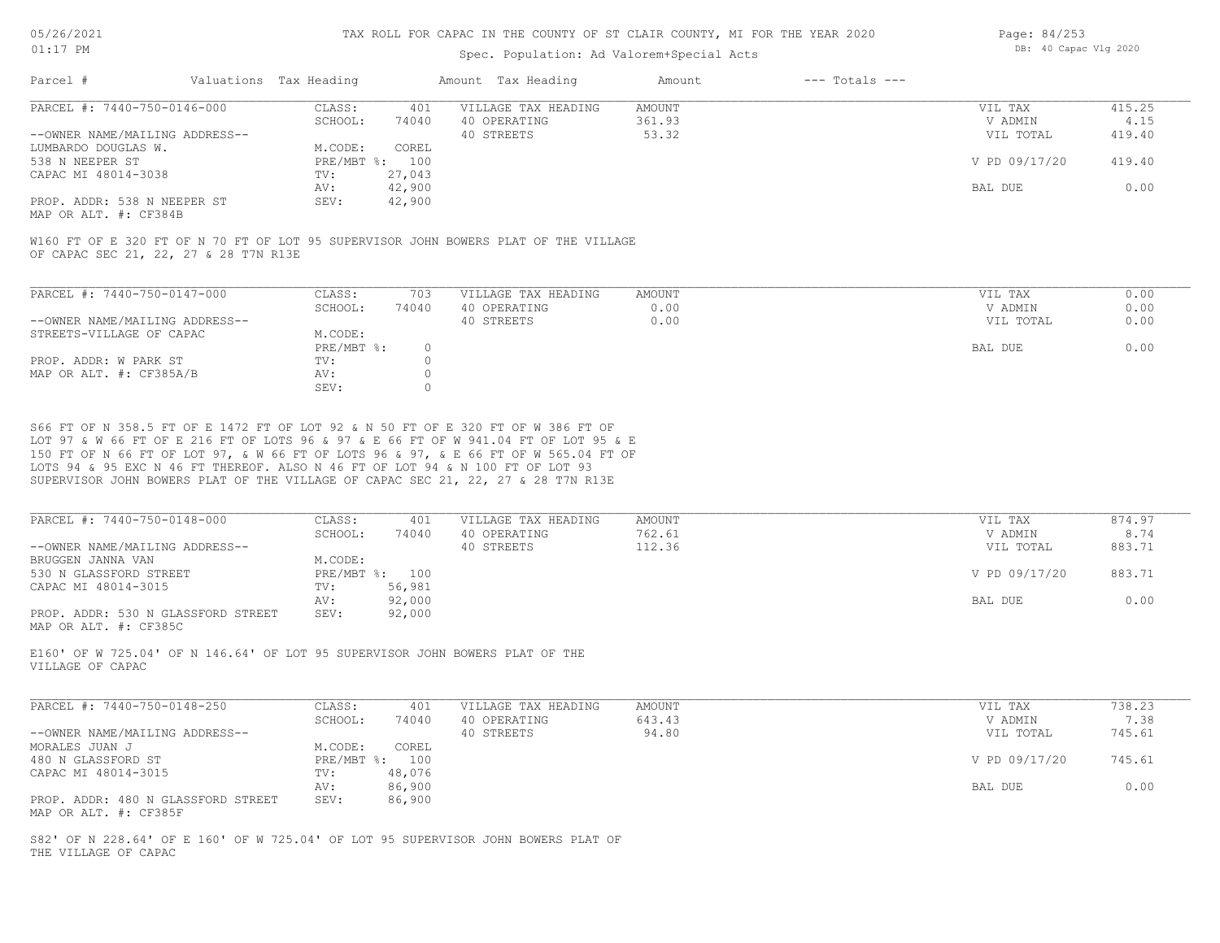# TAX ROLL FOR CAPAC IN THE COUNTY OF ST CLAIR COUNTY, MI FOR THE YEAR 2020

Spec. Population: Ad Valorem+Special Acts

05/26/2021 01:17 PM — DB: 40 Capac Vlg 2020

| Parcel # | Valuations | Tax Heading | Amount | Tax Heading | Amount | --- Totals --- | |
|---|---|---|---|---|---|---|---|

## PARCEL #: 7440-750-0146-000

| | | | | | |
|---|---|---|---|---|---|
| --OWNER NAME/MAILING ADDRESS-- | CLASS: 401 | VILLAGE TAX HEADING | AMOUNT | VIL TAX | 415.25 |
| LUMBARDO DOUGLAS W. | SCHOOL: 74040 | 40 OPERATING | 361.93 | V ADMIN | 4.15 |
| 538 N NEEPER ST | M.CODE: COREL | 40 STREETS | 53.32 | VIL TOTAL | 419.40 |
| CAPAC MI 48014-3038 | PRE/MBT %: 100 | | | V PD 09/17/20 | 419.40 |
| PROP. ADDR: 538 N NEEPER ST | TV: 27,043 | | | BAL DUE | 0.00 |
| MAP OR ALT. #: CF384B | AV: 42,900 | | | | |
| | SEV: 42,900 | | | | |

W160 FT OF E 320 FT OF N 70 FT OF LOT 95 SUPERVISOR JOHN BOWERS PLAT OF THE VILLAGE OF CAPAC SEC 21, 22, 27 & 28 T7N R13E

## PARCEL #: 7440-750-0147-000

| | | | | | |
|---|---|---|---|---|---|
| --OWNER NAME/MAILING ADDRESS-- | CLASS: 703 | VILLAGE TAX HEADING | AMOUNT | VIL TAX | 0.00 |
| STREETS-VILLAGE OF CAPAC | SCHOOL: 74040 | 40 OPERATING | 0.00 | V ADMIN | 0.00 |
| | M.CODE: | 40 STREETS | 0.00 | VIL TOTAL | 0.00 |
| PROP. ADDR: W PARK ST | PRE/MBT %: 0 | | | BAL DUE | 0.00 |
| MAP OR ALT. #: CF385A/B | TV: 0 | | | | |
| | AV: 0 | | | | |
| | SEV: 0 | | | | |

S66 FT OF N 358.5 FT OF E 1472 FT OF LOT 92 & N 50 FT OF E 320 FT OF W 386 FT OF LOT 97 & W 66 FT OF E 216 FT OF LOTS 96 & 97 & E 66 FT OF W 941.04 FT OF LOT 95 & E 150 FT OF N 66 FT OF LOT 97, & W 66 FT OF LOTS 96 & 97, & E 66 FT OF W 565.04 FT OF LOTS 94 & 95 EXC N 46 FT THEREOF. ALSO N 46 FT OF LOT 94 & N 100 FT OF LOT 93 SUPERVISOR JOHN BOWERS PLAT OF THE VILLAGE OF CAPAC SEC 21, 22, 27 & 28 T7N R13E

## PARCEL #: 7440-750-0148-000

| | | | | | |
|---|---|---|---|---|---|
| --OWNER NAME/MAILING ADDRESS-- | CLASS: 401 | VILLAGE TAX HEADING | AMOUNT | VIL TAX | 874.97 |
| BRUGGEN JANNA VAN | SCHOOL: 74040 | 40 OPERATING | 762.61 | V ADMIN | 8.74 |
| 530 N GLASSFORD STREET | M.CODE: | 40 STREETS | 112.36 | VIL TOTAL | 883.71 |
| CAPAC MI 48014-3015 | PRE/MBT %: 100 | | | V PD 09/17/20 | 883.71 |
| PROP. ADDR: 530 N GLASSFORD STREET | TV: 56,981 | | | BAL DUE | 0.00 |
| MAP OR ALT. #: CF385C | AV: 92,000 | | | | |
| | SEV: 92,000 | | | | |

E160' OF W 725.04' OF N 146.64' OF LOT 95 SUPERVISOR JOHN BOWERS PLAT OF THE VILLAGE OF CAPAC

## PARCEL #: 7440-750-0148-250

| | | | | | |
|---|---|---|---|---|---|
| --OWNER NAME/MAILING ADDRESS-- | CLASS: 401 | VILLAGE TAX HEADING | AMOUNT | VIL TAX | 738.23 |
| MORALES JUAN J | SCHOOL: 74040 | 40 OPERATING | 643.43 | V ADMIN | 7.38 |
| 480 N GLASSFORD ST | M.CODE: COREL | 40 STREETS | 94.80 | VIL TOTAL | 745.61 |
| CAPAC MI 48014-3015 | PRE/MBT %: 100 | | | V PD 09/17/20 | 745.61 |
| PROP. ADDR: 480 N GLASSFORD STREET | TV: 48,076 | | | BAL DUE | 0.00 |
| MAP OR ALT. #: CF385F | AV: 86,900 | | | | |
| | SEV: 86,900 | | | | |

S82' OF N 228.64' OF E 160' OF W 725.04' OF LOT 95 SUPERVISOR JOHN BOWERS PLAT OF THE VILLAGE OF CAPAC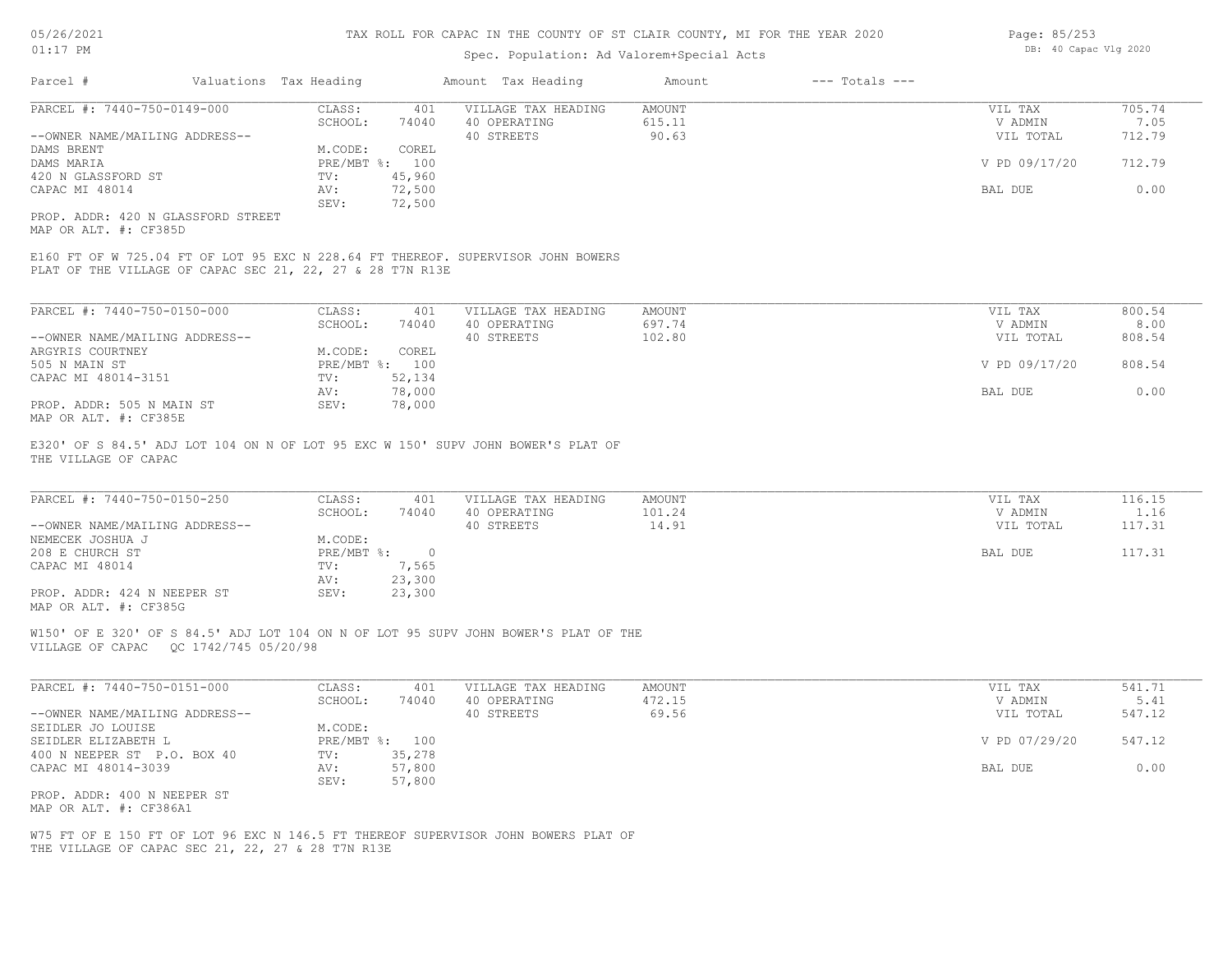# TAX ROLL FOR CAPAC IN THE COUNTY OF ST CLAIR COUNTY, MI FOR THE YEAR 2020

Spec. Population: Ad Valorem+Special Acts

| Parcel # | Valuations | Tax Heading | Amount | Tax Heading | Amount | --- Totals --- | |
|---|---|---|---|---|---|---|---|

## PARCEL #: 7440-750-0149-000

| | | | | | |
|---|---|---|---|---|---|
| CLASS: | 401 | VILLAGE TAX HEADING | AMOUNT | VIL TAX | 705.74 |
| SCHOOL: | 74040 | 40 OPERATING | 615.11 | V ADMIN | 7.05 |
| | | 40 STREETS | 90.63 | VIL TOTAL | 712.79 |
| M.CODE: | COREL | | | | |
| PRE/MBT %: | 100 | | | V PD 09/17/20 | 712.79 |
| TV: | 45,960 | | | | |
| AV: | 72,500 | | | BAL DUE | 0.00 |
| SEV: | 72,500 | | | | |

--OWNER NAME/MAILING ADDRESS--
DAMS BRENT
DAMS MARIA
420 N GLASSFORD ST
CAPAC MI 48014

PROP. ADDR: 420 N GLASSFORD STREET
MAP OR ALT. #: CF385D

E160 FT OF W 725.04 FT OF LOT 95 EXC N 228.64 FT THEREOF. SUPERVISOR JOHN BOWERS PLAT OF THE VILLAGE OF CAPAC SEC 21, 22, 27 & 28 T7N R13E

## PARCEL #: 7440-750-0150-000

| | | | | | |
|---|---|---|---|---|---|
| CLASS: | 401 | VILLAGE TAX HEADING | AMOUNT | VIL TAX | 800.54 |
| SCHOOL: | 74040 | 40 OPERATING | 697.74 | V ADMIN | 8.00 |
| | | 40 STREETS | 102.80 | VIL TOTAL | 808.54 |
| M.CODE: | COREL | | | | |
| PRE/MBT %: | 100 | | | V PD 09/17/20 | 808.54 |
| TV: | 52,134 | | | | |
| AV: | 78,000 | | | BAL DUE | 0.00 |
| SEV: | 78,000 | | | | |

--OWNER NAME/MAILING ADDRESS--
ARGYRIS COURTNEY
505 N MAIN ST
CAPAC MI 48014-3151

PROP. ADDR: 505 N MAIN ST
MAP OR ALT. #: CF385E

E320' OF S 84.5' ADJ LOT 104 ON N OF LOT 95 EXC W 150' SUPV JOHN BOWER'S PLAT OF THE VILLAGE OF CAPAC

## PARCEL #: 7440-750-0150-250

| | | | | | |
|---|---|---|---|---|---|
| CLASS: | 401 | VILLAGE TAX HEADING | AMOUNT | VIL TAX | 116.15 |
| SCHOOL: | 74040 | 40 OPERATING | 101.24 | V ADMIN | 1.16 |
| | | 40 STREETS | 14.91 | VIL TOTAL | 117.31 |
| M.CODE: | | | | | |
| PRE/MBT %: | 0 | | | BAL DUE | 117.31 |
| TV: | 7,565 | | | | |
| AV: | 23,300 | | | | |
| SEV: | 23,300 | | | | |

--OWNER NAME/MAILING ADDRESS--
NEMECEK JOSHUA J
208 E CHURCH ST
CAPAC MI 48014

PROP. ADDR: 424 N NEEPER ST
MAP OR ALT. #: CF385G

W150' OF E 320' OF S 84.5' ADJ LOT 104 ON N OF LOT 95 SUPV JOHN BOWER'S PLAT OF THE VILLAGE OF CAPAC QC 1742/745 05/20/98

## PARCEL #: 7440-750-0151-000

| | | | | | |
|---|---|---|---|---|---|
| CLASS: | 401 | VILLAGE TAX HEADING | AMOUNT | VIL TAX | 541.71 |
| SCHOOL: | 74040 | 40 OPERATING | 472.15 | V ADMIN | 5.41 |
| | | 40 STREETS | 69.56 | VIL TOTAL | 547.12 |
| M.CODE: | | | | | |
| PRE/MBT %: | 100 | | | V PD 07/29/20 | 547.12 |
| TV: | 35,278 | | | | |
| AV: | 57,800 | | | BAL DUE | 0.00 |
| SEV: | 57,800 | | | | |

--OWNER NAME/MAILING ADDRESS--
SEIDLER JO LOUISE
SEIDLER ELIZABETH L
400 N NEEPER ST P.O. BOX 40
CAPAC MI 48014-3039

PROP. ADDR: 400 N NEEPER ST
MAP OR ALT. #: CF386A1

W75 FT OF E 150 FT OF LOT 96 EXC N 146.5 FT THEREOF SUPERVISOR JOHN BOWERS PLAT OF THE VILLAGE OF CAPAC SEC 21, 22, 27 & 28 T7N R13E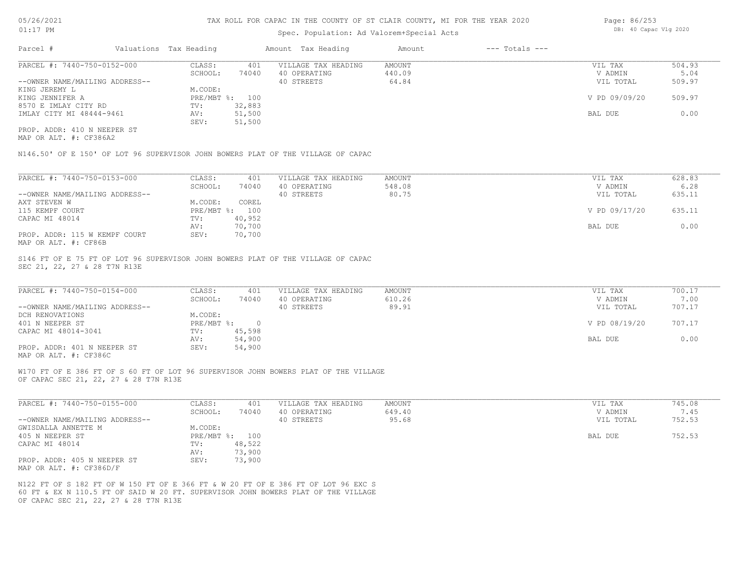# TAX ROLL FOR CAPAC IN THE COUNTY OF ST CLAIR COUNTY, MI FOR THE YEAR 2020

05/26/2021
01:17 PM

Spec. Population: Ad Valorem+Special Acts

DB: 40 Capac Vlg 2020

| Parcel # | Valuations Tax Heading | | Amount Tax Heading | Amount | --- Totals --- | |
|---|---|---|---|---|---|---|

---

**PARCEL #: 7440-750-0152-000**

| | | | | | |
|---|---|---|---|---|---|
| CLASS: | 401 | VILLAGE TAX HEADING | AMOUNT | VIL TAX | 504.93 |
| SCHOOL: | 74040 | 40 OPERATING | 440.09 | V ADMIN | 5.04 |
| | | 40 STREETS | 64.84 | VIL TOTAL | 509.97 |
| M.CODE: | | | | | |
| PRE/MBT %: | 100 | | | V PD 09/09/20 | 509.97 |
| TV: | 32,883 | | | | |
| AV: | 51,500 | | | BAL DUE | 0.00 |
| SEV: | 51,500 | | | | |

--OWNER NAME/MAILING ADDRESS--
KING JEREMY L
KING JENNIFER A
8570 E IMLAY CITY RD
IMLAY CITY MI 48444-9461

PROP. ADDR: 410 N NEEPER ST
MAP OR ALT. #: CF386A2

N146.50' OF E 150' OF LOT 96 SUPERVISOR JOHN BOWERS PLAT OF THE VILLAGE OF CAPAC

---

**PARCEL #: 7440-750-0153-000**

| | | | | | |
|---|---|---|---|---|---|
| CLASS: | 401 | VILLAGE TAX HEADING | AMOUNT | VIL TAX | 628.83 |
| SCHOOL: | 74040 | 40 OPERATING | 548.08 | V ADMIN | 6.28 |
| | | 40 STREETS | 80.75 | VIL TOTAL | 635.11 |
| M.CODE: | COREL | | | | |
| PRE/MBT %: | 100 | | | V PD 09/17/20 | 635.11 |
| TV: | 40,952 | | | | |
| AV: | 70,700 | | | BAL DUE | 0.00 |
| SEV: | 70,700 | | | | |

--OWNER NAME/MAILING ADDRESS--
AXT STEVEN W
115 KEMPF COURT
CAPAC MI 48014

PROP. ADDR: 115 W KEMPF COURT
MAP OR ALT. #: CF86B

S146 FT OF E 75 FT OF LOT 96 SUPERVISOR JOHN BOWERS PLAT OF THE VILLAGE OF CAPAC
SEC 21, 22, 27 & 28 T7N R13E

---

**PARCEL #: 7440-750-0154-000**

| | | | | | |
|---|---|---|---|---|---|
| CLASS: | 401 | VILLAGE TAX HEADING | AMOUNT | VIL TAX | 700.17 |
| SCHOOL: | 74040 | 40 OPERATING | 610.26 | V ADMIN | 7.00 |
| | | 40 STREETS | 89.91 | VIL TOTAL | 707.17 |
| M.CODE: | | | | | |
| PRE/MBT %: | 0 | | | V PD 08/19/20 | 707.17 |
| TV: | 45,598 | | | | |
| AV: | 54,900 | | | BAL DUE | 0.00 |
| SEV: | 54,900 | | | | |

--OWNER NAME/MAILING ADDRESS--
DCH RENOVATIONS
401 N NEEPER ST
CAPAC MI 48014-3041

PROP. ADDR: 401 N NEEPER ST
MAP OR ALT. #: CF386C

W170 FT OF E 386 FT OF S 60 FT OF LOT 96 SUPERVISOR JOHN BOWERS PLAT OF THE VILLAGE
OF CAPAC SEC 21, 22, 27 & 28 T7N R13E

---

**PARCEL #: 7440-750-0155-000**

| | | | | | |
|---|---|---|---|---|---|
| CLASS: | 401 | VILLAGE TAX HEADING | AMOUNT | VIL TAX | 745.08 |
| SCHOOL: | 74040 | 40 OPERATING | 649.40 | V ADMIN | 7.45 |
| | | 40 STREETS | 95.68 | VIL TOTAL | 752.53 |
| M.CODE: | | | | | |
| PRE/MBT %: | 100 | | | BAL DUE | 752.53 |
| TV: | 48,522 | | | | |
| AV: | 73,900 | | | | |
| SEV: | 73,900 | | | | |

--OWNER NAME/MAILING ADDRESS--
GWISDALLA ANNETTE M
405 N NEEPER ST
CAPAC MI 48014

PROP. ADDR: 405 N NEEPER ST
MAP OR ALT. #: CF386D/F

N122 FT OF S 182 FT OF W 150 FT OF E 366 FT & W 20 FT OF E 386 FT OF LOT 96 EXC S
60 FT & EX N 110.5 FT OF SAID W 20 FT. SUPERVISOR JOHN BOWERS PLAT OF THE VILLAGE
OF CAPAC SEC 21, 22, 27 & 28 T7N R13E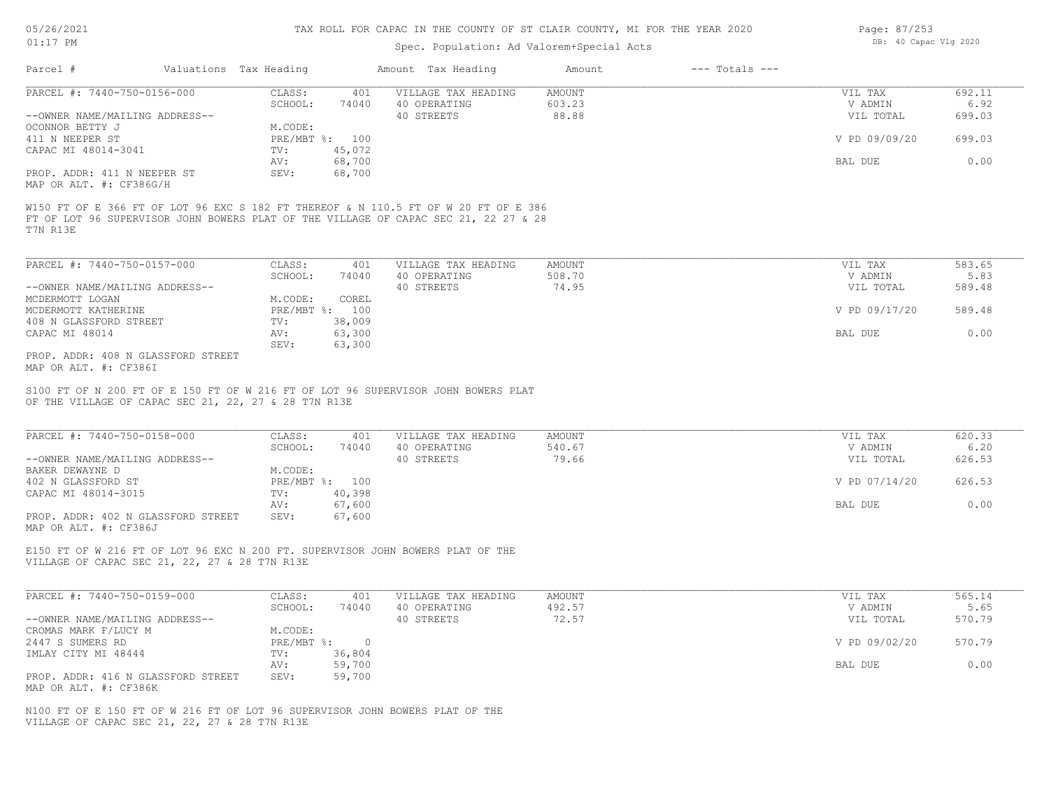# TAX ROLL FOR CAPAC IN THE COUNTY OF ST CLAIR COUNTY, MI FOR THE YEAR 2020

Spec. Population: Ad Valorem+Special Acts

| Parcel # | Valuations | Tax Heading | Amount | Tax Heading | Amount | --- Totals --- | |
|---|---|---|---|---|---|---|---|
| PARCEL #: 7440-750-0156-000 | CLASS: | 401 | VILLAGE TAX HEADING | AMOUNT | | VIL TAX | 692.11 |
| | SCHOOL: | 74040 | 40 OPERATING | 603.23 | | V ADMIN | 6.92 |
| --OWNER NAME/MAILING ADDRESS-- | | | 40 STREETS | 88.88 | | VIL TOTAL | 699.03 |
| OCONNOR BETTY J | M.CODE: | | | | | | |
| 411 N NEEPER ST | PRE/MBT %: | 100 | | | | V PD 09/09/20 | 699.03 |
| CAPAC MI 48014-3041 | TV: | 45,072 | | | | | |
| | AV: | 68,700 | | | | BAL DUE | 0.00 |
| PROP. ADDR: 411 N NEEPER ST | SEV: | 68,700 | | | | | |
| MAP OR ALT. #: CF386G/H | | | | | | | |

W150 FT OF E 366 FT OF LOT 96 EXC S 182 FT THEREOF & N 110.5 FT OF W 20 FT OF E 386 FT OF LOT 96 SUPERVISOR JOHN BOWERS PLAT OF THE VILLAGE OF CAPAC SEC 21, 22 27 & 28 T7N R13E

| Parcel # | Valuations | Tax Heading | Amount | Tax Heading | Amount | --- Totals --- | |
|---|---|---|---|---|---|---|---|
| PARCEL #: 7440-750-0157-000 | CLASS: | 401 | VILLAGE TAX HEADING | AMOUNT | | VIL TAX | 583.65 |
| | SCHOOL: | 74040 | 40 OPERATING | 508.70 | | V ADMIN | 5.83 |
| --OWNER NAME/MAILING ADDRESS-- | | | 40 STREETS | 74.95 | | VIL TOTAL | 589.48 |
| MCDERMOTT LOGAN | M.CODE: | COREL | | | | | |
| MCDERMOTT KATHERINE | PRE/MBT %: | 100 | | | | V PD 09/17/20 | 589.48 |
| 408 N GLASSFORD STREET | TV: | 38,009 | | | | | |
| CAPAC MI 48014 | AV: | 63,300 | | | | BAL DUE | 0.00 |
| | SEV: | 63,300 | | | | | |
| PROP. ADDR: 408 N GLASSFORD STREET | | | | | | | |
| MAP OR ALT. #: CF386I | | | | | | | |

S100 FT OF N 200 FT OF E 150 FT OF W 216 FT OF LOT 96 SUPERVISOR JOHN BOWERS PLAT OF THE VILLAGE OF CAPAC SEC 21, 22, 27 & 28 T7N R13E

| Parcel # | Valuations | Tax Heading | Amount | Tax Heading | Amount | --- Totals --- | |
|---|---|---|---|---|---|---|---|
| PARCEL #: 7440-750-0158-000 | CLASS: | 401 | VILLAGE TAX HEADING | AMOUNT | | VIL TAX | 620.33 |
| | SCHOOL: | 74040 | 40 OPERATING | 540.67 | | V ADMIN | 6.20 |
| --OWNER NAME/MAILING ADDRESS-- | | | 40 STREETS | 79.66 | | VIL TOTAL | 626.53 |
| BAKER DEWAYNE D | M.CODE: | | | | | | |
| 402 N GLASSFORD ST | PRE/MBT %: | 100 | | | | V PD 07/14/20 | 626.53 |
| CAPAC MI 48014-3015 | TV: | 40,398 | | | | | |
| | AV: | 67,600 | | | | BAL DUE | 0.00 |
| PROP. ADDR: 402 N GLASSFORD STREET | SEV: | 67,600 | | | | | |
| MAP OR ALT. #: CF386J | | | | | | | |

E150 FT OF W 216 FT OF LOT 96 EXC N 200 FT. SUPERVISOR JOHN BOWERS PLAT OF THE VILLAGE OF CAPAC SEC 21, 22, 27 & 28 T7N R13E

| Parcel # | Valuations | Tax Heading | Amount | Tax Heading | Amount | --- Totals --- | |
|---|---|---|---|---|---|---|---|
| PARCEL #: 7440-750-0159-000 | CLASS: | 401 | VILLAGE TAX HEADING | AMOUNT | | VIL TAX | 565.14 |
| | SCHOOL: | 74040 | 40 OPERATING | 492.57 | | V ADMIN | 5.65 |
| --OWNER NAME/MAILING ADDRESS-- | | | 40 STREETS | 72.57 | | VIL TOTAL | 570.79 |
| CROMAS MARK F/LUCY M | M.CODE: | | | | | | |
| 2447 S SUMERS RD | PRE/MBT %: | 0 | | | | V PD 09/02/20 | 570.79 |
| IMLAY CITY MI 48444 | TV: | 36,804 | | | | | |
| | AV: | 59,700 | | | | BAL DUE | 0.00 |
| PROP. ADDR: 416 N GLASSFORD STREET | SEV: | 59,700 | | | | | |
| MAP OR ALT. #: CF386K | | | | | | | |

N100 FT OF E 150 FT OF W 216 FT OF LOT 96 SUPERVISOR JOHN BOWERS PLAT OF THE VILLAGE OF CAPAC SEC 21, 22, 27 & 28 T7N R13E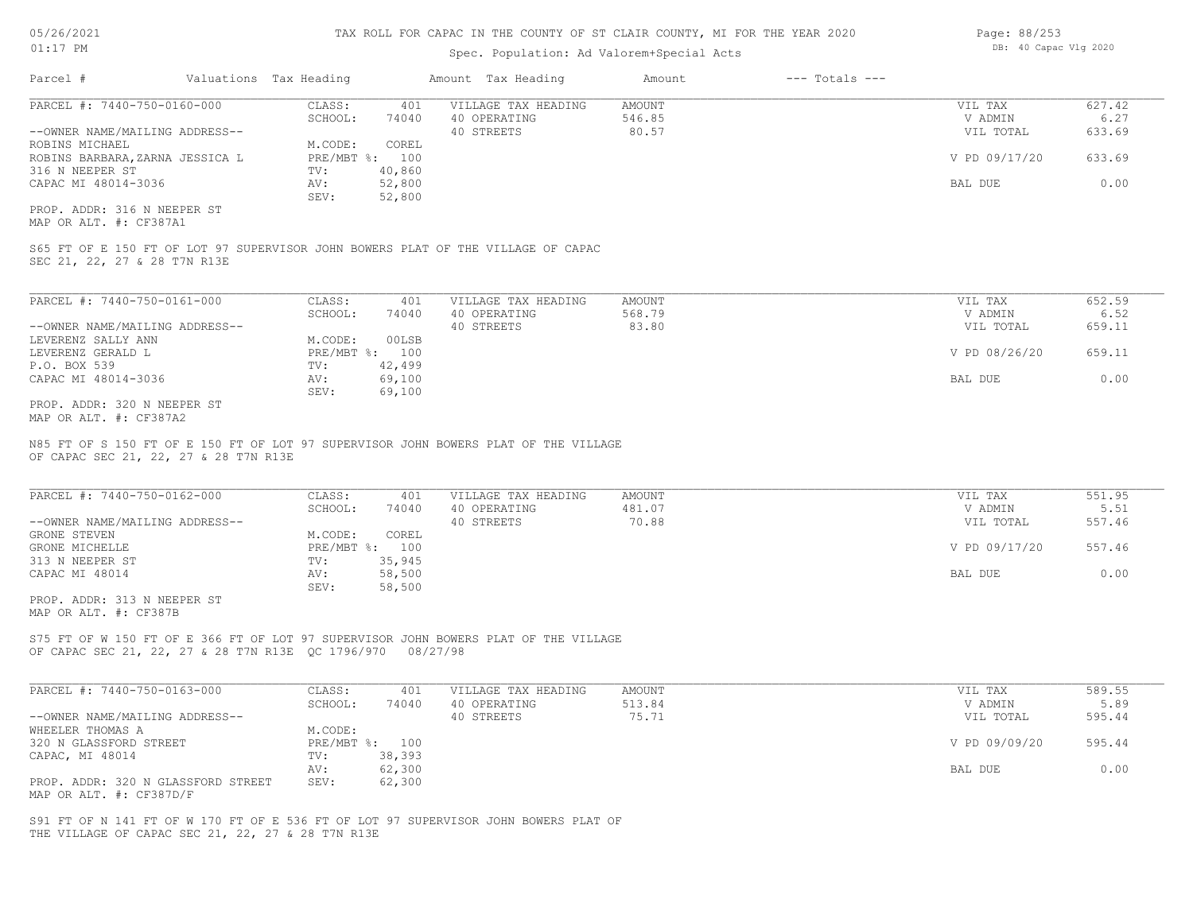# TAX ROLL FOR CAPAC IN THE COUNTY OF ST CLAIR COUNTY, MI FOR THE YEAR 2020

Spec. Population: Ad Valorem+Special Acts

| Parcel # | Valuations | Tax Heading | Amount | Tax Heading | Amount | --- Totals --- | |
|---|---|---|---|---|---|---|---|

---

**PARCEL #: 7440-750-0160-000**

| | | | | | |
|---|---|---|---|---|---|
| CLASS: | 401 | VILLAGE TAX HEADING | AMOUNT | VIL TAX | 627.42 |
| SCHOOL: | 74040 | 40 OPERATING | 546.85 | V ADMIN | 6.27 |
| | | 40 STREETS | 80.57 | VIL TOTAL | 633.69 |
| M.CODE: | COREL | | | | |
| PRE/MBT %: | 100 | | | V PD 09/17/20 | 633.69 |
| TV: | 40,860 | | | | |
| AV: | 52,800 | | | BAL DUE | 0.00 |
| SEV: | 52,800 | | | | |

--OWNER NAME/MAILING ADDRESS--
ROBINS MICHAEL
ROBINS BARBARA,ZARNA JESSICA L
316 N NEEPER ST
CAPAC MI 48014-3036

PROP. ADDR: 316 N NEEPER ST
MAP OR ALT. #: CF387A1

S65 FT OF E 150 FT OF LOT 97 SUPERVISOR JOHN BOWERS PLAT OF THE VILLAGE OF CAPAC SEC 21, 22, 27 & 28 T7N R13E

---

**PARCEL #: 7440-750-0161-000**

| | | | | | |
|---|---|---|---|---|---|
| CLASS: | 401 | VILLAGE TAX HEADING | AMOUNT | VIL TAX | 652.59 |
| SCHOOL: | 74040 | 40 OPERATING | 568.79 | V ADMIN | 6.52 |
| | | 40 STREETS | 83.80 | VIL TOTAL | 659.11 |
| M.CODE: | 00LSB | | | | |
| PRE/MBT %: | 100 | | | V PD 08/26/20 | 659.11 |
| TV: | 42,499 | | | | |
| AV: | 69,100 | | | BAL DUE | 0.00 |
| SEV: | 69,100 | | | | |

--OWNER NAME/MAILING ADDRESS--
LEVERENZ SALLY ANN
LEVERENZ GERALD L
P.O. BOX 539
CAPAC MI 48014-3036

PROP. ADDR: 320 N NEEPER ST
MAP OR ALT. #: CF387A2

N85 FT OF S 150 FT OF E 150 FT OF LOT 97 SUPERVISOR JOHN BOWERS PLAT OF THE VILLAGE OF CAPAC SEC 21, 22, 27 & 28 T7N R13E

---

**PARCEL #: 7440-750-0162-000**

| | | | | | |
|---|---|---|---|---|---|
| CLASS: | 401 | VILLAGE TAX HEADING | AMOUNT | VIL TAX | 551.95 |
| SCHOOL: | 74040 | 40 OPERATING | 481.07 | V ADMIN | 5.51 |
| | | 40 STREETS | 70.88 | VIL TOTAL | 557.46 |
| M.CODE: | COREL | | | | |
| PRE/MBT %: | 100 | | | V PD 09/17/20 | 557.46 |
| TV: | 35,945 | | | | |
| AV: | 58,500 | | | BAL DUE | 0.00 |
| SEV: | 58,500 | | | | |

--OWNER NAME/MAILING ADDRESS--
GRONE STEVEN
GRONE MICHELLE
313 N NEEPER ST
CAPAC MI 48014

PROP. ADDR: 313 N NEEPER ST
MAP OR ALT. #: CF387B

S75 FT OF W 150 FT OF E 366 FT OF LOT 97 SUPERVISOR JOHN BOWERS PLAT OF THE VILLAGE OF CAPAC SEC 21, 22, 27 & 28 T7N R13E QC 1796/970 08/27/98

---

**PARCEL #: 7440-750-0163-000**

| | | | | | |
|---|---|---|---|---|---|
| CLASS: | 401 | VILLAGE TAX HEADING | AMOUNT | VIL TAX | 589.55 |
| SCHOOL: | 74040 | 40 OPERATING | 513.84 | V ADMIN | 5.89 |
| | | 40 STREETS | 75.71 | VIL TOTAL | 595.44 |
| M.CODE: | | | | | |
| PRE/MBT %: | 100 | | | V PD 09/09/20 | 595.44 |
| TV: | 38,393 | | | | |
| AV: | 62,300 | | | BAL DUE | 0.00 |
| SEV: | 62,300 | | | | |

--OWNER NAME/MAILING ADDRESS--
WHEELER THOMAS A
320 N GLASSFORD STREET
CAPAC, MI 48014

PROP. ADDR: 320 N GLASSFORD STREET
MAP OR ALT. #: CF387D/F

S91 FT OF N 141 FT OF W 170 FT OF E 536 FT OF LOT 97 SUPERVISOR JOHN BOWERS PLAT OF THE VILLAGE OF CAPAC SEC 21, 22, 27 & 28 T7N R13E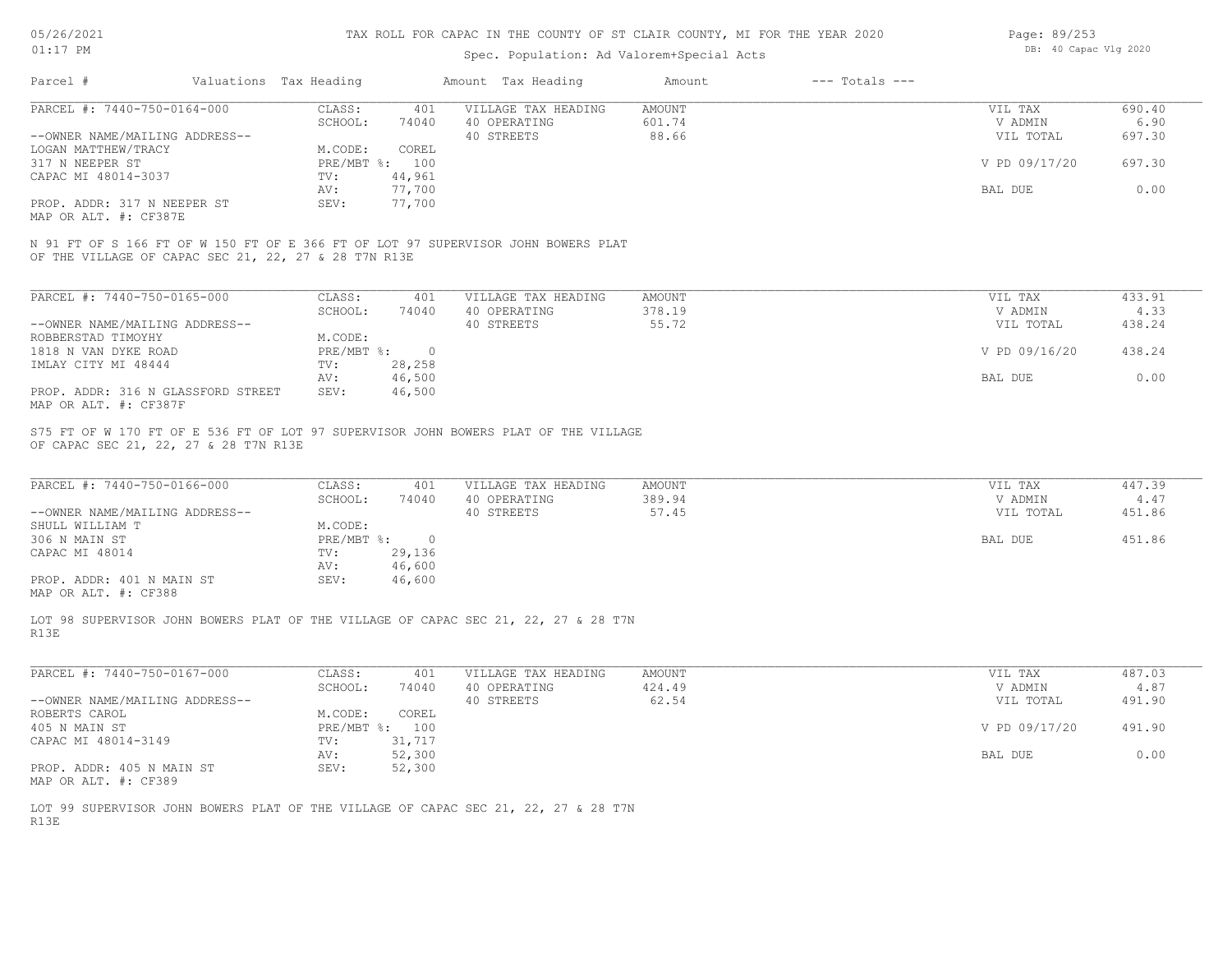# TAX ROLL FOR CAPAC IN THE COUNTY OF ST CLAIR COUNTY, MI FOR THE YEAR 2020

Spec. Population: Ad Valorem+Special Acts

05/26/2021 01:17 PM — DB: 40 Capac Vlg 2020

| Parcel # | Valuations | Tax Heading | Amount | Tax Heading | Amount | --- Totals --- | |
|---|---|---|---|---|---|---|---|
| PARCEL #: 7440-750-0164-000 | CLASS: | 401 | VILLAGE TAX HEADING | AMOUNT | | VIL TAX | 690.40 |
| | SCHOOL: | 74040 | 40 OPERATING | 601.74 | | V ADMIN | 6.90 |
| --OWNER NAME/MAILING ADDRESS-- | | | 40 STREETS | 88.66 | | VIL TOTAL | 697.30 |
| LOGAN MATTHEW/TRACY | M.CODE: | COREL | | | | | |
| 317 N NEEPER ST | PRE/MBT %: | 100 | | | | V PD 09/17/20 | 697.30 |
| CAPAC MI 48014-3037 | TV: | 44,961 | | | | | |
| | AV: | 77,700 | | | | BAL DUE | 0.00 |
| PROP. ADDR: 317 N NEEPER ST | SEV: | 77,700 | | | | | |
| MAP OR ALT. #: CF387E | | | | | | | |

N 91 FT OF S 166 FT OF W 150 FT OF E 366 FT OF LOT 97 SUPERVISOR JOHN BOWERS PLAT OF THE VILLAGE OF CAPAC SEC 21, 22, 27 & 28 T7N R13E

| Parcel # | Valuations | Tax Heading | Amount | Tax Heading | Amount | --- Totals --- | |
|---|---|---|---|---|---|---|---|
| PARCEL #: 7440-750-0165-000 | CLASS: | 401 | VILLAGE TAX HEADING | AMOUNT | | VIL TAX | 433.91 |
| | SCHOOL: | 74040 | 40 OPERATING | 378.19 | | V ADMIN | 4.33 |
| --OWNER NAME/MAILING ADDRESS-- | | | 40 STREETS | 55.72 | | VIL TOTAL | 438.24 |
| ROBBERSTAD TIMOYHY | M.CODE: | | | | | | |
| 1818 N VAN DYKE ROAD | PRE/MBT %: | 0 | | | | V PD 09/16/20 | 438.24 |
| IMLAY CITY MI 48444 | TV: | 28,258 | | | | | |
| | AV: | 46,500 | | | | BAL DUE | 0.00 |
| PROP. ADDR: 316 N GLASSFORD STREET | SEV: | 46,500 | | | | | |
| MAP OR ALT. #: CF387F | | | | | | | |

S75 FT OF W 170 FT OF E 536 FT OF LOT 97 SUPERVISOR JOHN BOWERS PLAT OF THE VILLAGE OF CAPAC SEC 21, 22, 27 & 28 T7N R13E

| Parcel # | Valuations | Tax Heading | Amount | Tax Heading | Amount | --- Totals --- | |
|---|---|---|---|---|---|---|---|
| PARCEL #: 7440-750-0166-000 | CLASS: | 401 | VILLAGE TAX HEADING | AMOUNT | | VIL TAX | 447.39 |
| | SCHOOL: | 74040 | 40 OPERATING | 389.94 | | V ADMIN | 4.47 |
| --OWNER NAME/MAILING ADDRESS-- | | | 40 STREETS | 57.45 | | VIL TOTAL | 451.86 |
| SHULL WILLIAM T | M.CODE: | | | | | | |
| 306 N MAIN ST | PRE/MBT %: | 0 | | | | BAL DUE | 451.86 |
| CAPAC MI 48014 | TV: | 29,136 | | | | | |
| | AV: | 46,600 | | | | | |
| PROP. ADDR: 401 N MAIN ST | SEV: | 46,600 | | | | | |
| MAP OR ALT. #: CF388 | | | | | | | |

LOT 98 SUPERVISOR JOHN BOWERS PLAT OF THE VILLAGE OF CAPAC SEC 21, 22, 27 & 28 T7N R13E

| Parcel # | Valuations | Tax Heading | Amount | Tax Heading | Amount | --- Totals --- | |
|---|---|---|---|---|---|---|---|
| PARCEL #: 7440-750-0167-000 | CLASS: | 401 | VILLAGE TAX HEADING | AMOUNT | | VIL TAX | 487.03 |
| | SCHOOL: | 74040 | 40 OPERATING | 424.49 | | V ADMIN | 4.87 |
| --OWNER NAME/MAILING ADDRESS-- | | | 40 STREETS | 62.54 | | VIL TOTAL | 491.90 |
| ROBERTS CAROL | M.CODE: | COREL | | | | | |
| 405 N MAIN ST | PRE/MBT %: | 100 | | | | V PD 09/17/20 | 491.90 |
| CAPAC MI 48014-3149 | TV: | 31,717 | | | | | |
| | AV: | 52,300 | | | | BAL DUE | 0.00 |
| PROP. ADDR: 405 N MAIN ST | SEV: | 52,300 | | | | | |
| MAP OR ALT. #: CF389 | | | | | | | |

LOT 99 SUPERVISOR JOHN BOWERS PLAT OF THE VILLAGE OF CAPAC SEC 21, 22, 27 & 28 T7N R13E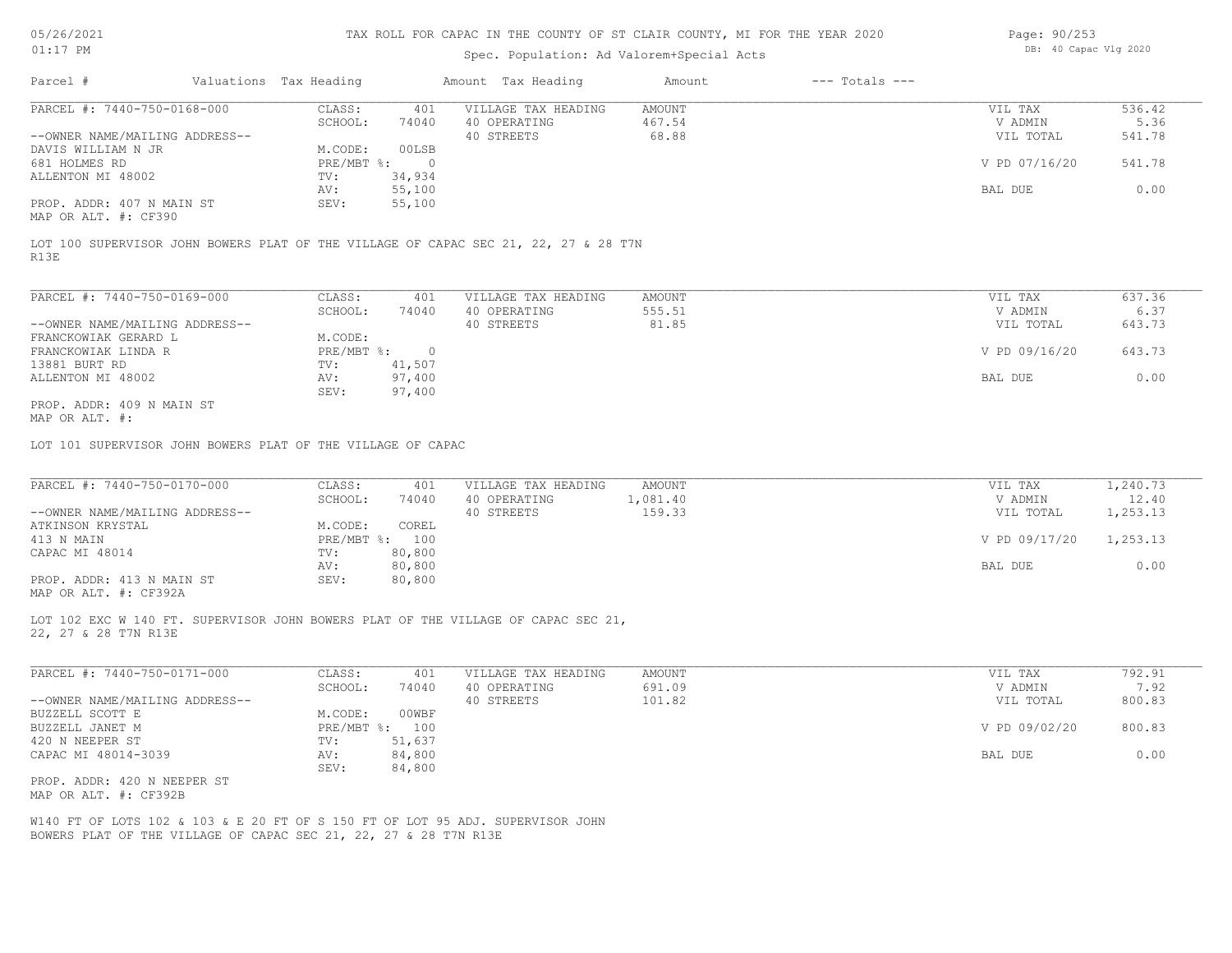# TAX ROLL FOR CAPAC IN THE COUNTY OF ST CLAIR COUNTY, MI FOR THE YEAR 2020

Spec. Population: Ad Valorem+Special Acts

| Parcel # | Valuations | Tax Heading | Amount | Tax Heading | Amount | --- Totals --- | |
|---|---|---|---|---|---|---|---|
| PARCEL #: 7440-750-0168-000 | CLASS: | 401 | VILLAGE TAX HEADING | AMOUNT | | VIL TAX | 536.42 |
| | SCHOOL: | 74040 | 40 OPERATING | 467.54 | | V ADMIN | 5.36 |
| --OWNER NAME/MAILING ADDRESS-- | | | 40 STREETS | 68.88 | | VIL TOTAL | 541.78 |
| DAVIS WILLIAM N JR | M.CODE: | 00LSB | | | | | |
| 681 HOLMES RD | PRE/MBT %: | 0 | | | | V PD 07/16/20 | 541.78 |
| ALLENTON MI 48002 | TV: | 34,934 | | | | | |
| | AV: | 55,100 | | | | BAL DUE | 0.00 |
| PROP. ADDR: 407 N MAIN ST | SEV: | 55,100 | | | | | |
| MAP OR ALT. #: CF390 | | | | | | | |

LOT 100 SUPERVISOR JOHN BOWERS PLAT OF THE VILLAGE OF CAPAC SEC 21, 22, 27 & 28 T7N R13E

| Parcel # | Valuations | Tax Heading | Amount | Tax Heading | Amount | --- Totals --- | |
|---|---|---|---|---|---|---|---|
| PARCEL #: 7440-750-0169-000 | CLASS: | 401 | VILLAGE TAX HEADING | AMOUNT | | VIL TAX | 637.36 |
| | SCHOOL: | 74040 | 40 OPERATING | 555.51 | | V ADMIN | 6.37 |
| --OWNER NAME/MAILING ADDRESS-- | | | 40 STREETS | 81.85 | | VIL TOTAL | 643.73 |
| FRANCKOWIAK GERARD L | M.CODE: | | | | | | |
| FRANCKOWIAK LINDA R | PRE/MBT %: | 0 | | | | V PD 09/16/20 | 643.73 |
| 13881 BURT RD | TV: | 41,507 | | | | | |
| ALLENTON MI 48002 | AV: | 97,400 | | | | BAL DUE | 0.00 |
| | SEV: | 97,400 | | | | | |
| PROP. ADDR: 409 N MAIN ST | | | | | | | |
| MAP OR ALT. #: | | | | | | | |

LOT 101 SUPERVISOR JOHN BOWERS PLAT OF THE VILLAGE OF CAPAC

| Parcel # | Valuations | Tax Heading | Amount | Tax Heading | Amount | --- Totals --- | |
|---|---|---|---|---|---|---|---|
| PARCEL #: 7440-750-0170-000 | CLASS: | 401 | VILLAGE TAX HEADING | AMOUNT | | VIL TAX | 1,240.73 |
| | SCHOOL: | 74040 | 40 OPERATING | 1,081.40 | | V ADMIN | 12.40 |
| --OWNER NAME/MAILING ADDRESS-- | | | 40 STREETS | 159.33 | | VIL TOTAL | 1,253.13 |
| ATKINSON KRYSTAL | M.CODE: | COREL | | | | | |
| 413 N MAIN | PRE/MBT %: | 100 | | | | V PD 09/17/20 | 1,253.13 |
| CAPAC MI 48014 | TV: | 80,800 | | | | | |
| | AV: | 80,800 | | | | BAL DUE | 0.00 |
| PROP. ADDR: 413 N MAIN ST | SEV: | 80,800 | | | | | |
| MAP OR ALT. #: CF392A | | | | | | | |

LOT 102 EXC W 140 FT. SUPERVISOR JOHN BOWERS PLAT OF THE VILLAGE OF CAPAC SEC 21, 22, 27 & 28 T7N R13E

| Parcel # | Valuations | Tax Heading | Amount | Tax Heading | Amount | --- Totals --- | |
|---|---|---|---|---|---|---|---|
| PARCEL #: 7440-750-0171-000 | CLASS: | 401 | VILLAGE TAX HEADING | AMOUNT | | VIL TAX | 792.91 |
| | SCHOOL: | 74040 | 40 OPERATING | 691.09 | | V ADMIN | 7.92 |
| --OWNER NAME/MAILING ADDRESS-- | | | 40 STREETS | 101.82 | | VIL TOTAL | 800.83 |
| BUZZELL SCOTT E | M.CODE: | 00WBF | | | | | |
| BUZZELL JANET M | PRE/MBT %: | 100 | | | | V PD 09/02/20 | 800.83 |
| 420 N NEEPER ST | TV: | 51,637 | | | | | |
| CAPAC MI 48014-3039 | AV: | 84,800 | | | | BAL DUE | 0.00 |
| | SEV: | 84,800 | | | | | |
| PROP. ADDR: 420 N NEEPER ST | | | | | | | |
| MAP OR ALT. #: CF392B | | | | | | | |

W140 FT OF LOTS 102 & 103 & E 20 FT OF S 150 FT OF LOT 95 ADJ. SUPERVISOR JOHN BOWERS PLAT OF THE VILLAGE OF CAPAC SEC 21, 22, 27 & 28 T7N R13E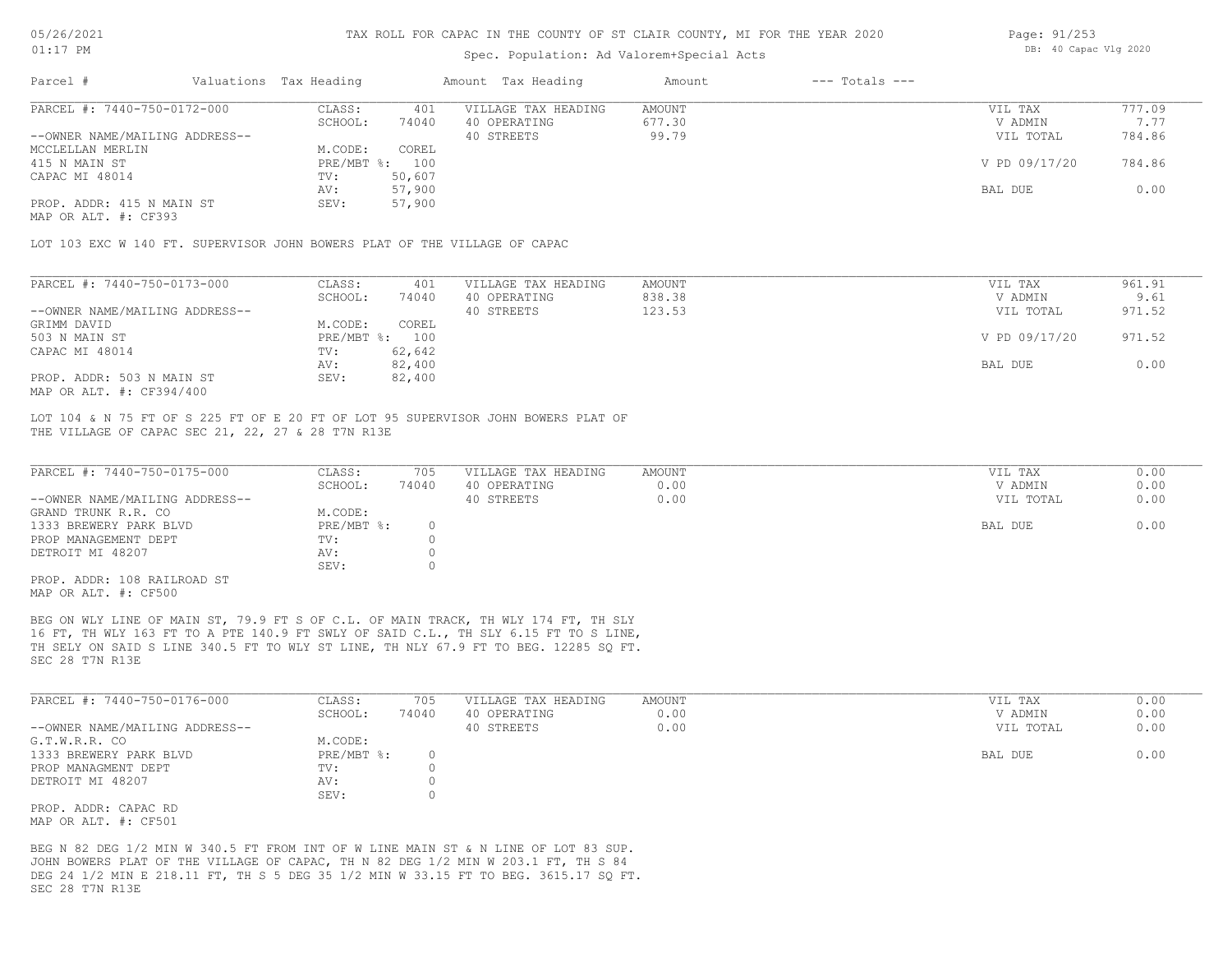# TAX ROLL FOR CAPAC IN THE COUNTY OF ST CLAIR COUNTY, MI FOR THE YEAR 2020

Spec. Population: Ad Valorem+Special Acts

| Parcel # | Valuations | Tax Heading | Amount | Tax Heading | Amount | --- Totals --- | |
|---|---|---|---|---|---|---|---|
| PARCEL #: 7440-750-0172-000 | CLASS: | 401 | VILLAGE TAX HEADING | AMOUNT | | VIL TAX | 777.09 |
| | SCHOOL: | 74040 | 40 OPERATING | 677.30 | | V ADMIN | 7.77 |
| --OWNER NAME/MAILING ADDRESS-- | | | 40 STREETS | 99.79 | | VIL TOTAL | 784.86 |
| MCCLELLAN MERLIN | M.CODE: | COREL | | | | | |
| 415 N MAIN ST | PRE/MBT %: | 100 | | | | V PD 09/17/20 | 784.86 |
| CAPAC MI 48014 | TV: | 50,607 | | | | | |
| | AV: | 57,900 | | | | BAL DUE | 0.00 |
| PROP. ADDR: 415 N MAIN ST | SEV: | 57,900 | | | | | |
| MAP OR ALT. #: CF393 | | | | | | | |

LOT 103 EXC W 140 FT. SUPERVISOR JOHN BOWERS PLAT OF THE VILLAGE OF CAPAC

| Parcel # | Valuations | Tax Heading | Amount | Tax Heading | Amount | --- Totals --- | |
|---|---|---|---|---|---|---|---|
| PARCEL #: 7440-750-0173-000 | CLASS: | 401 | VILLAGE TAX HEADING | AMOUNT | | VIL TAX | 961.91 |
| | SCHOOL: | 74040 | 40 OPERATING | 838.38 | | V ADMIN | 9.61 |
| --OWNER NAME/MAILING ADDRESS-- | | | 40 STREETS | 123.53 | | VIL TOTAL | 971.52 |
| GRIMM DAVID | M.CODE: | COREL | | | | | |
| 503 N MAIN ST | PRE/MBT %: | 100 | | | | V PD 09/17/20 | 971.52 |
| CAPAC MI 48014 | TV: | 62,642 | | | | | |
| | AV: | 82,400 | | | | BAL DUE | 0.00 |
| PROP. ADDR: 503 N MAIN ST | SEV: | 82,400 | | | | | |
| MAP OR ALT. #: CF394/400 | | | | | | | |

LOT 104 & N 75 FT OF S 225 FT OF E 20 FT OF LOT 95 SUPERVISOR JOHN BOWERS PLAT OF THE VILLAGE OF CAPAC SEC 21, 22, 27 & 28 T7N R13E

| Parcel # | Valuations | Tax Heading | Amount | Tax Heading | Amount | --- Totals --- | |
|---|---|---|---|---|---|---|---|
| PARCEL #: 7440-750-0175-000 | CLASS: | 705 | VILLAGE TAX HEADING | AMOUNT | | VIL TAX | 0.00 |
| | SCHOOL: | 74040 | 40 OPERATING | 0.00 | | V ADMIN | 0.00 |
| --OWNER NAME/MAILING ADDRESS-- | | | 40 STREETS | 0.00 | | VIL TOTAL | 0.00 |
| GRAND TRUNK R.R. CO | M.CODE: | | | | | | |
| 1333 BREWERY PARK BLVD | PRE/MBT %: | 0 | | | | BAL DUE | 0.00 |
| PROP MANAGEMENT DEPT | TV: | 0 | | | | | |
| DETROIT MI 48207 | AV: | 0 | | | | | |
| | SEV: | 0 | | | | | |
| PROP. ADDR: 108 RAILROAD ST | | | | | | | |
| MAP OR ALT. #: CF500 | | | | | | | |

BEG ON WLY LINE OF MAIN ST, 79.9 FT S OF C.L. OF MAIN TRACK, TH WLY 174 FT, TH SLY 16 FT, TH WLY 163 FT TO A PTE 140.9 FT SWLY OF SAID C.L., TH SLY 6.15 FT TO S LINE, TH SELY ON SAID S LINE 340.5 FT TO WLY ST LINE, TH NLY 67.9 FT TO BEG. 12285 SQ FT. SEC 28 T7N R13E

| Parcel # | Valuations | Tax Heading | Amount | Tax Heading | Amount | --- Totals --- | |
|---|---|---|---|---|---|---|---|
| PARCEL #: 7440-750-0176-000 | CLASS: | 705 | VILLAGE TAX HEADING | AMOUNT | | VIL TAX | 0.00 |
| | SCHOOL: | 74040 | 40 OPERATING | 0.00 | | V ADMIN | 0.00 |
| --OWNER NAME/MAILING ADDRESS-- | | | 40 STREETS | 0.00 | | VIL TOTAL | 0.00 |
| G.T.W.R.R. CO | M.CODE: | | | | | | |
| 1333 BREWERY PARK BLVD | PRE/MBT %: | 0 | | | | BAL DUE | 0.00 |
| PROP MANAGMENT DEPT | TV: | 0 | | | | | |
| DETROIT MI 48207 | AV: | 0 | | | | | |
| | SEV: | 0 | | | | | |
| PROP. ADDR: CAPAC RD | | | | | | | |
| MAP OR ALT. #: CF501 | | | | | | | |

BEG N 82 DEG 1/2 MIN W 340.5 FT FROM INT OF W LINE MAIN ST & N LINE OF LOT 83 SUP. JOHN BOWERS PLAT OF THE VILLAGE OF CAPAC, TH N 82 DEG 1/2 MIN W 203.1 FT, TH S 84 DEG 24 1/2 MIN E 218.11 FT, TH S 5 DEG 35 1/2 MIN W 33.15 FT TO BEG. 3615.17 SQ FT. SEC 28 T7N R13E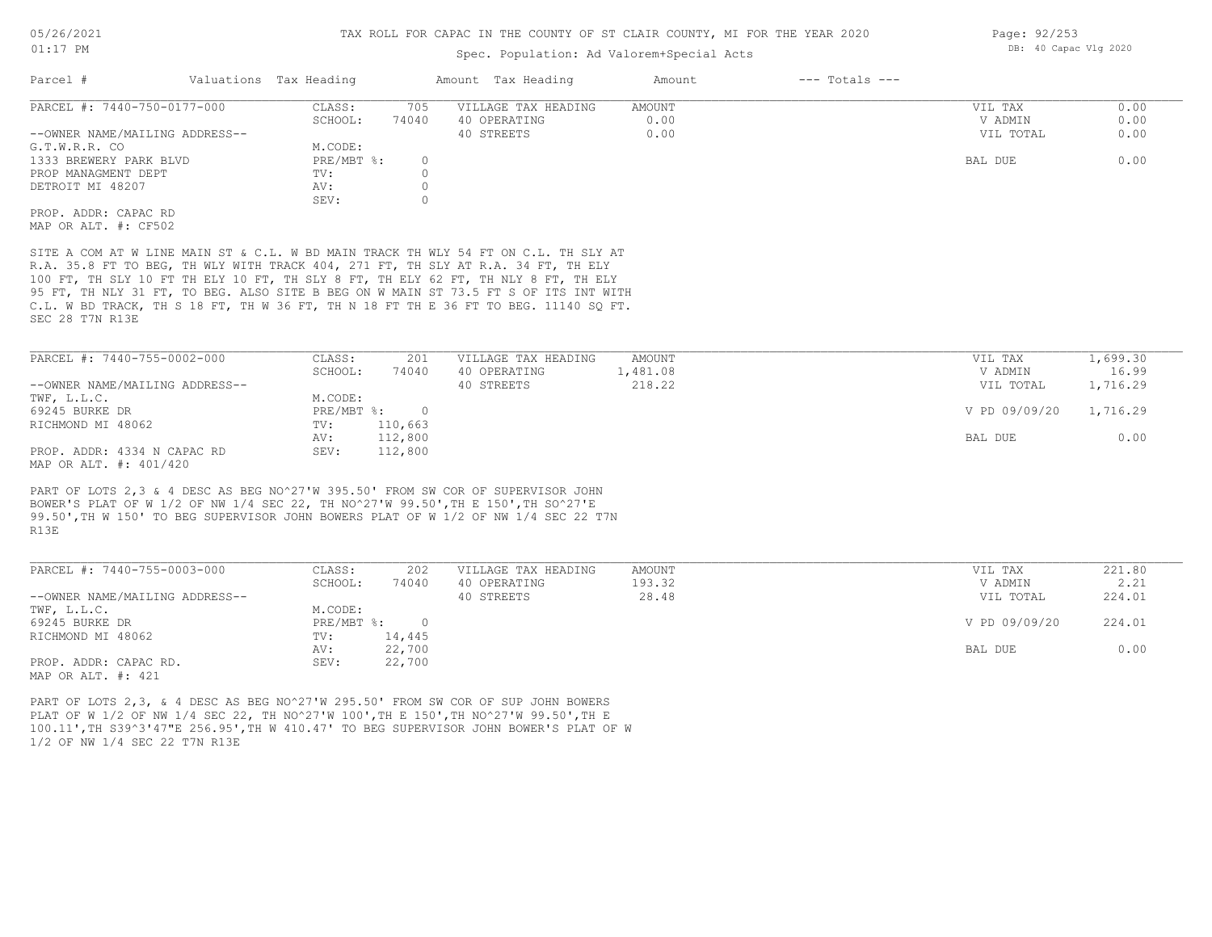TAX ROLL FOR CAPAC IN THE COUNTY OF ST CLAIR COUNTY, MI FOR THE YEAR 2020

Spec. Population: Ad Valorem+Special Acts

| Parcel # | Valuations | Tax Heading | Amount | Tax Heading | Amount | --- Totals --- | |
|---|---|---|---|---|---|---|---|
| PARCEL #: 7440-750-0177-000 | CLASS: | 705 | VILLAGE TAX HEADING | AMOUNT | | VIL TAX | 0.00 |
| | SCHOOL: | 74040 | 40 OPERATING | 0.00 | | V ADMIN | 0.00 |
| --OWNER NAME/MAILING ADDRESS-- | | | 40 STREETS | 0.00 | | VIL TOTAL | 0.00 |
| G.T.W.R.R. CO | M.CODE: | | | | | | |
| 1333 BREWERY PARK BLVD | PRE/MBT %: | 0 | | | | BAL DUE | 0.00 |
| PROP MANAGMENT DEPT | TV: | 0 | | | | | |
| DETROIT MI 48207 | AV: | 0 | | | | | |
| | SEV: | 0 | | | | | |
| PROP. ADDR: CAPAC RD | | | | | | | |
| MAP OR ALT. #: CF502 | | | | | | | |

SITE A COM AT W LINE MAIN ST & C.L. W BD MAIN TRACK TH WLY 54 FT ON C.L. TH SLY AT R.A. 35.8 FT TO BEG, TH WLY WITH TRACK 404, 271 FT, TH SLY AT R.A. 34 FT, TH ELY 100 FT, TH SLY 10 FT TH ELY 10 FT, TH SLY 8 FT, TH ELY 62 FT, TH NLY 8 FT, TH ELY 95 FT, TH NLY 31 FT, TO BEG. ALSO SITE B BEG ON W MAIN ST 73.5 FT S OF ITS INT WITH C.L. W BD TRACK, TH S 18 FT, TH W 36 FT, TH N 18 FT TH E 36 FT TO BEG. 11140 SQ FT. SEC 28 T7N R13E

| Parcel # | Valuations | Tax Heading | Amount | Tax Heading | Amount | --- Totals --- | |
|---|---|---|---|---|---|---|---|
| PARCEL #: 7440-755-0002-000 | CLASS: | 201 | VILLAGE TAX HEADING | AMOUNT | | VIL TAX | 1,699.30 |
| | SCHOOL: | 74040 | 40 OPERATING | 1,481.08 | | V ADMIN | 16.99 |
| --OWNER NAME/MAILING ADDRESS-- | | | 40 STREETS | 218.22 | | VIL TOTAL | 1,716.29 |
| TWF, L.L.C. | M.CODE: | | | | | | |
| 69245 BURKE DR | PRE/MBT %: | 0 | | | | V PD 09/09/20 | 1,716.29 |
| RICHMOND MI 48062 | TV: | 110,663 | | | | | |
| | AV: | 112,800 | | | | BAL DUE | 0.00 |
| PROP. ADDR: 4334 N CAPAC RD | SEV: | 112,800 | | | | | |
| MAP OR ALT. #: 401/420 | | | | | | | |

PART OF LOTS 2,3 & 4 DESC AS BEG NO^27'W 395.50' FROM SW COR OF SUPERVISOR JOHN BOWER'S PLAT OF W 1/2 OF NW 1/4 SEC 22, TH NO^27'W 99.50',TH E 150',TH SO^27'E 99.50',TH W 150' TO BEG SUPERVISOR JOHN BOWERS PLAT OF W 1/2 OF NW 1/4 SEC 22 T7N R13E

| Parcel # | Valuations | Tax Heading | Amount | Tax Heading | Amount | --- Totals --- | |
|---|---|---|---|---|---|---|---|
| PARCEL #: 7440-755-0003-000 | CLASS: | 202 | VILLAGE TAX HEADING | AMOUNT | | VIL TAX | 221.80 |
| | SCHOOL: | 74040 | 40 OPERATING | 193.32 | | V ADMIN | 2.21 |
| --OWNER NAME/MAILING ADDRESS-- | | | 40 STREETS | 28.48 | | VIL TOTAL | 224.01 |
| TWF, L.L.C. | M.CODE: | | | | | | |
| 69245 BURKE DR | PRE/MBT %: | 0 | | | | V PD 09/09/20 | 224.01 |
| RICHMOND MI 48062 | TV: | 14,445 | | | | | |
| | AV: | 22,700 | | | | BAL DUE | 0.00 |
| PROP. ADDR: CAPAC RD. | SEV: | 22,700 | | | | | |
| MAP OR ALT. #: 421 | | | | | | | |

PART OF LOTS 2,3, & 4 DESC AS BEG NO^27'W 295.50' FROM SW COR OF SUP JOHN BOWERS PLAT OF W 1/2 OF NW 1/4 SEC 22, TH NO^27'W 100',TH E 150',TH NO^27'W 99.50',TH E 100.11',TH S39^3'47"E 256.95',TH W 410.47' TO BEG SUPERVISOR JOHN BOWER'S PLAT OF W 1/2 OF NW 1/4 SEC 22 T7N R13E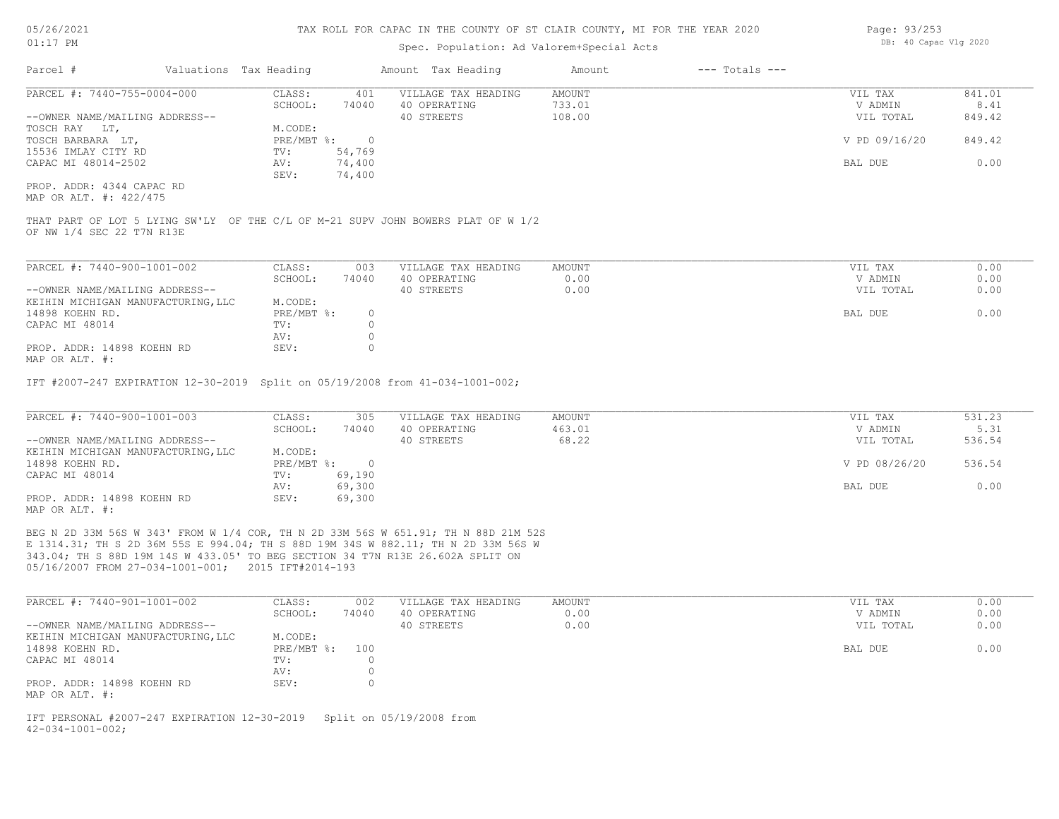TAX ROLL FOR CAPAC IN THE COUNTY OF ST CLAIR COUNTY, MI FOR THE YEAR 2020

Spec. Population: Ad Valorem+Special Acts

| Parcel # | Valuations | Tax Heading | Amount | Tax Heading | Amount | --- Totals --- | |
|---|---|---|---|---|---|---|---|

**PARCEL #: 7440-755-0004-000**

| | | | | | | |
|---|---|---|---|---|---|---|
| CLASS: | 401 | VILLAGE TAX HEADING | AMOUNT | | VIL TAX | 841.01 |
| SCHOOL: | 74040 | 40 OPERATING | 733.01 | | V ADMIN | 8.41 |
| | | 40 STREETS | 108.00 | | VIL TOTAL | 849.42 |
| M.CODE: | | | | | | |
| PRE/MBT %: | 0 | | | | V PD 09/16/20 | 849.42 |
| TV: | 54,769 | | | | | |
| AV: | 74,400 | | | | BAL DUE | 0.00 |
| SEV: | 74,400 | | | | | |

--OWNER NAME/MAILING ADDRESS--
TOSCH RAY LT,
TOSCH BARBARA LT,
15536 IMLAY CITY RD
CAPAC MI 48014-2502

PROP. ADDR: 4344 CAPAC RD
MAP OR ALT. #: 422/475

THAT PART OF LOT 5 LYING SW'LY OF THE C/L OF M-21 SUPV JOHN BOWERS PLAT OF W 1/2 OF NW 1/4 SEC 22 T7N R13E

---

**PARCEL #: 7440-900-1001-002**

| | | | | | | |
|---|---|---|---|---|---|---|
| CLASS: | 003 | VILLAGE TAX HEADING | AMOUNT | | VIL TAX | 0.00 |
| SCHOOL: | 74040 | 40 OPERATING | 0.00 | | V ADMIN | 0.00 |
| | | 40 STREETS | 0.00 | | VIL TOTAL | 0.00 |
| M.CODE: | | | | | | |
| PRE/MBT %: | 0 | | | | BAL DUE | 0.00 |
| TV: | 0 | | | | | |
| AV: | 0 | | | | | |
| SEV: | 0 | | | | | |

--OWNER NAME/MAILING ADDRESS--
KEIHIN MICHIGAN MANUFACTURING,LLC
14898 KOEHN RD.
CAPAC MI 48014

PROP. ADDR: 14898 KOEHN RD
MAP OR ALT. #:

IFT #2007-247 EXPIRATION 12-30-2019 Split on 05/19/2008 from 41-034-1001-002;

---

**PARCEL #: 7440-900-1001-003**

| | | | | | | |
|---|---|---|---|---|---|---|
| CLASS: | 305 | VILLAGE TAX HEADING | AMOUNT | | VIL TAX | 531.23 |
| SCHOOL: | 74040 | 40 OPERATING | 463.01 | | V ADMIN | 5.31 |
| | | 40 STREETS | 68.22 | | VIL TOTAL | 536.54 |
| M.CODE: | | | | | | |
| PRE/MBT %: | 0 | | | | V PD 08/26/20 | 536.54 |
| TV: | 69,190 | | | | | |
| AV: | 69,300 | | | | BAL DUE | 0.00 |
| SEV: | 69,300 | | | | | |

--OWNER NAME/MAILING ADDRESS--
KEIHIN MICHIGAN MANUFACTURING,LLC
14898 KOEHN RD.
CAPAC MI 48014

PROP. ADDR: 14898 KOEHN RD
MAP OR ALT. #:

BEG N 2D 33M 56S W 343' FROM W 1/4 COR, TH N 2D 33M 56S W 651.91; TH N 88D 21M 52S E 1314.31; TH S 2D 36M 55S E 994.04; TH S 88D 19M 34S W 882.11; TH N 2D 33M 56S W 343.04; TH S 88D 19M 14S W 433.05' TO BEG SECTION 34 T7N R13E 26.602A SPLIT ON 05/16/2007 FROM 27-034-1001-001; 2015 IFT#2014-193

---

**PARCEL #: 7440-901-1001-002**

| | | | | | | |
|---|---|---|---|---|---|---|
| CLASS: | 002 | VILLAGE TAX HEADING | AMOUNT | | VIL TAX | 0.00 |
| SCHOOL: | 74040 | 40 OPERATING | 0.00 | | V ADMIN | 0.00 |
| | | 40 STREETS | 0.00 | | VIL TOTAL | 0.00 |
| M.CODE: | | | | | | |
| PRE/MBT %: | 100 | | | | BAL DUE | 0.00 |
| TV: | 0 | | | | | |
| AV: | 0 | | | | | |
| SEV: | 0 | | | | | |

--OWNER NAME/MAILING ADDRESS--
KEIHIN MICHIGAN MANUFACTURING,LLC
14898 KOEHN RD.
CAPAC MI 48014

PROP. ADDR: 14898 KOEHN RD
MAP OR ALT. #:

IFT PERSONAL #2007-247 EXPIRATION 12-30-2019 Split on 05/19/2008 from 42-034-1001-002;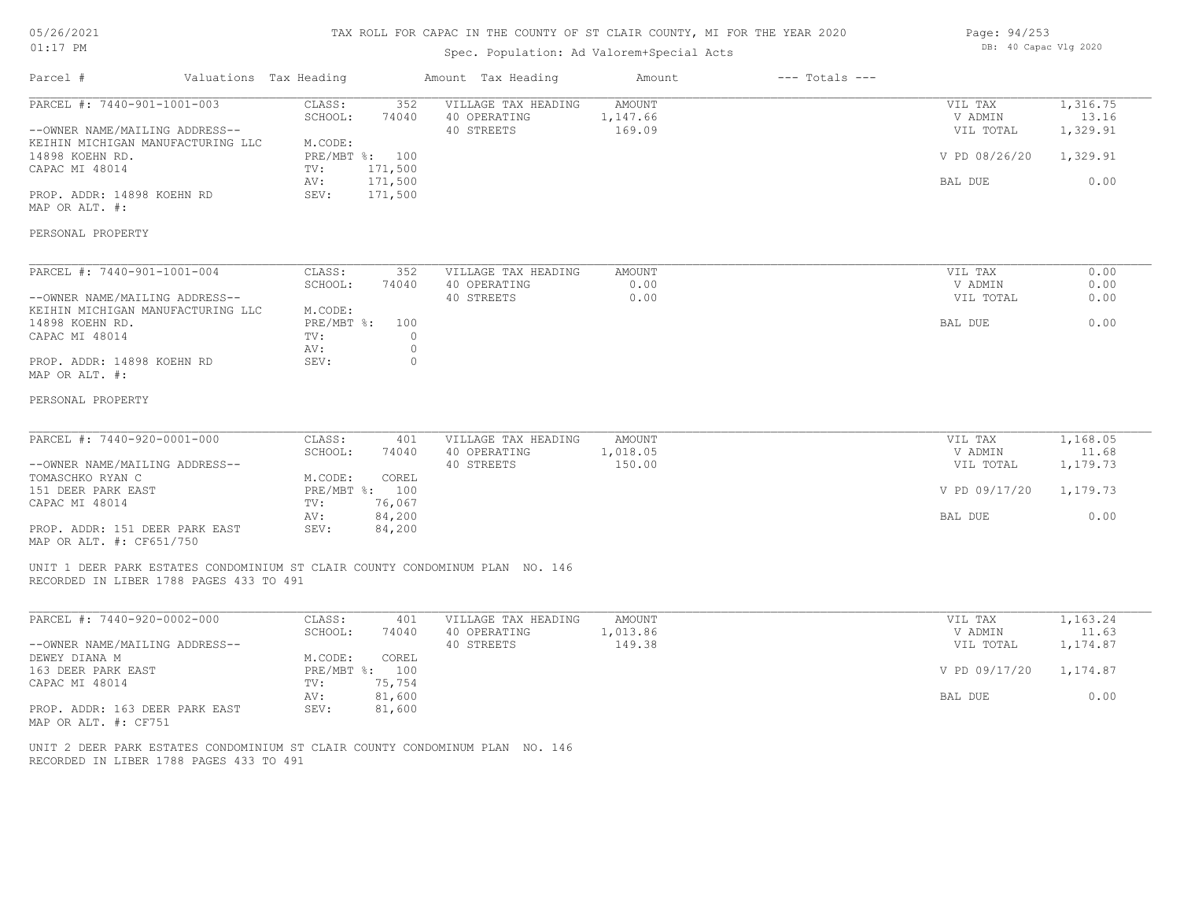# TAX ROLL FOR CAPAC IN THE COUNTY OF ST CLAIR COUNTY, MI FOR THE YEAR 2020

Spec. Population: Ad Valorem+Special Acts

| Parcel # | Valuations Tax Heading | | Amount Tax Heading | Amount | --- Totals --- | |
|---|---|---|---|---|---|---|
| PARCEL #: 7440-901-1001-003 | CLASS: | 352 | VILLAGE TAX HEADING | AMOUNT | VIL TAX | 1,316.75 |
| | SCHOOL: | 74040 | 40 OPERATING | 1,147.66 | V ADMIN | 13.16 |
| --OWNER NAME/MAILING ADDRESS-- | | | 40 STREETS | 169.09 | VIL TOTAL | 1,329.91 |
| KEIHIN MICHIGAN MANUFACTURING LLC | M.CODE: | | | | | |
| 14898 KOEHN RD. | PRE/MBT %: | 100 | | | V PD 08/26/20 | 1,329.91 |
| CAPAC MI 48014 | TV: | 171,500 | | | | |
| | AV: | 171,500 | | | BAL DUE | 0.00 |
| PROP. ADDR: 14898 KOEHN RD | SEV: | 171,500 | | | | |
| MAP OR ALT. #: | | | | | | |

PERSONAL PROPERTY

| Parcel # | Valuations Tax Heading | | Amount Tax Heading | Amount | --- Totals --- | |
|---|---|---|---|---|---|---|
| PARCEL #: 7440-901-1001-004 | CLASS: | 352 | VILLAGE TAX HEADING | AMOUNT | VIL TAX | 0.00 |
| | SCHOOL: | 74040 | 40 OPERATING | 0.00 | V ADMIN | 0.00 |
| --OWNER NAME/MAILING ADDRESS-- | | | 40 STREETS | 0.00 | VIL TOTAL | 0.00 |
| KEIHIN MICHIGAN MANUFACTURING LLC | M.CODE: | | | | | |
| 14898 KOEHN RD. | PRE/MBT %: | 100 | | | BAL DUE | 0.00 |
| CAPAC MI 48014 | TV: | 0 | | | | |
| | AV: | 0 | | | | |
| PROP. ADDR: 14898 KOEHN RD | SEV: | 0 | | | | |
| MAP OR ALT. #: | | | | | | |

PERSONAL PROPERTY

| Parcel # | Valuations Tax Heading | | Amount Tax Heading | Amount | --- Totals --- | |
|---|---|---|---|---|---|---|
| PARCEL #: 7440-920-0001-000 | CLASS: | 401 | VILLAGE TAX HEADING | AMOUNT | VIL TAX | 1,168.05 |
| | SCHOOL: | 74040 | 40 OPERATING | 1,018.05 | V ADMIN | 11.68 |
| --OWNER NAME/MAILING ADDRESS-- | | | 40 STREETS | 150.00 | VIL TOTAL | 1,179.73 |
| TOMASCHKO RYAN C | M.CODE: | COREL | | | | |
| 151 DEER PARK EAST | PRE/MBT %: | 100 | | | V PD 09/17/20 | 1,179.73 |
| CAPAC MI 48014 | TV: | 76,067 | | | | |
| | AV: | 84,200 | | | BAL DUE | 0.00 |
| PROP. ADDR: 151 DEER PARK EAST | SEV: | 84,200 | | | | |
| MAP OR ALT. #: CF651/750 | | | | | | |

UNIT 1 DEER PARK ESTATES CONDOMINIUM ST CLAIR COUNTY CONDOMINUM PLAN NO. 146
RECORDED IN LIBER 1788 PAGES 433 TO 491

| Parcel # | Valuations Tax Heading | | Amount Tax Heading | Amount | --- Totals --- | |
|---|---|---|---|---|---|---|
| PARCEL #: 7440-920-0002-000 | CLASS: | 401 | VILLAGE TAX HEADING | AMOUNT | VIL TAX | 1,163.24 |
| | SCHOOL: | 74040 | 40 OPERATING | 1,013.86 | V ADMIN | 11.63 |
| --OWNER NAME/MAILING ADDRESS-- | | | 40 STREETS | 149.38 | VIL TOTAL | 1,174.87 |
| DEWEY DIANA M | M.CODE: | COREL | | | | |
| 163 DEER PARK EAST | PRE/MBT %: | 100 | | | V PD 09/17/20 | 1,174.87 |
| CAPAC MI 48014 | TV: | 75,754 | | | | |
| | AV: | 81,600 | | | BAL DUE | 0.00 |
| PROP. ADDR: 163 DEER PARK EAST | SEV: | 81,600 | | | | |
| MAP OR ALT. #: CF751 | | | | | | |

UNIT 2 DEER PARK ESTATES CONDOMINIUM ST CLAIR COUNTY CONDOMINUM PLAN NO. 146
RECORDED IN LIBER 1788 PAGES 433 TO 491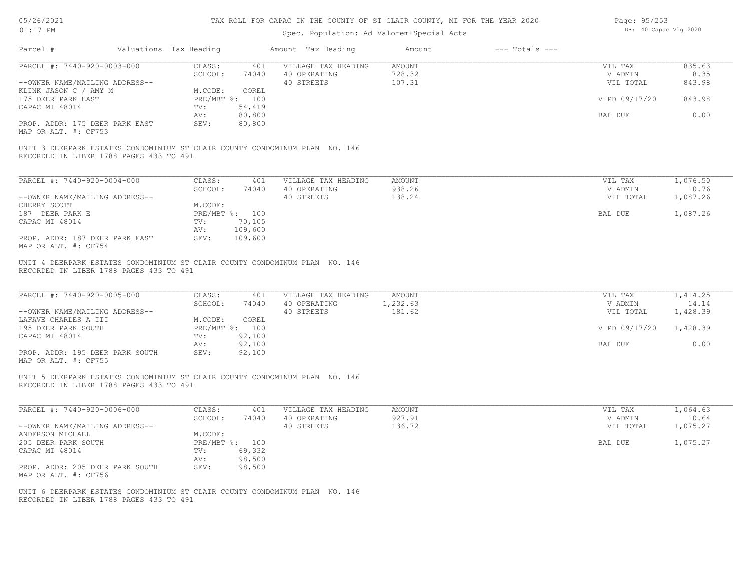# TAX ROLL FOR CAPAC IN THE COUNTY OF ST CLAIR COUNTY, MI FOR THE YEAR 2020

05/26/2021
01:17 PM

Spec. Population: Ad Valorem+Special Acts

DB: 40 Capac Vlg 2020

| Parcel # | Valuations Tax Heading | | Amount Tax Heading | Amount | --- Totals --- | |
|---|---|---|---|---|---|---|
| PARCEL #: 7440-920-0003-000 | CLASS: | 401 | VILLAGE TAX HEADING | AMOUNT | VIL TAX | 835.63 |
| | SCHOOL: | 74040 | 40 OPERATING | 728.32 | V ADMIN | 8.35 |
| --OWNER NAME/MAILING ADDRESS-- | | | 40 STREETS | 107.31 | VIL TOTAL | 843.98 |
| KLINK JASON C / AMY M | M.CODE: | COREL | | | | |
| 175 DEER PARK EAST | PRE/MBT %: | 100 | | | V PD 09/17/20 | 843.98 |
| CAPAC MI 48014 | TV: | 54,419 | | | | |
| | AV: | 80,800 | | | BAL DUE | 0.00 |
| PROP. ADDR: 175 DEER PARK EAST | SEV: | 80,800 | | | | |
| MAP OR ALT. #: CF753 | | | | | | |

UNIT 3 DEERPARK ESTATES CONDOMINIUM ST CLAIR COUNTY CONDOMINUM PLAN NO. 146
RECORDED IN LIBER 1788 PAGES 433 TO 491

| Parcel # | Valuations Tax Heading | | Amount Tax Heading | Amount | --- Totals --- | |
|---|---|---|---|---|---|---|
| PARCEL #: 7440-920-0004-000 | CLASS: | 401 | VILLAGE TAX HEADING | AMOUNT | VIL TAX | 1,076.50 |
| | SCHOOL: | 74040 | 40 OPERATING | 938.26 | V ADMIN | 10.76 |
| --OWNER NAME/MAILING ADDRESS-- | | | 40 STREETS | 138.24 | VIL TOTAL | 1,087.26 |
| CHERRY SCOTT | M.CODE: | | | | | |
| 187 DEER PARK E | PRE/MBT %: | 100 | | | BAL DUE | 1,087.26 |
| CAPAC MI 48014 | TV: | 70,105 | | | | |
| | AV: | 109,600 | | | | |
| PROP. ADDR: 187 DEER PARK EAST | SEV: | 109,600 | | | | |
| MAP OR ALT. #: CF754 | | | | | | |

UNIT 4 DEERPARK ESTATES CONDOMINIUM ST CLAIR COUNTY CONDOMINUM PLAN NO. 146
RECORDED IN LIBER 1788 PAGES 433 TO 491

| Parcel # | Valuations Tax Heading | | Amount Tax Heading | Amount | --- Totals --- | |
|---|---|---|---|---|---|---|
| PARCEL #: 7440-920-0005-000 | CLASS: | 401 | VILLAGE TAX HEADING | AMOUNT | VIL TAX | 1,414.25 |
| | SCHOOL: | 74040 | 40 OPERATING | 1,232.63 | V ADMIN | 14.14 |
| --OWNER NAME/MAILING ADDRESS-- | | | 40 STREETS | 181.62 | VIL TOTAL | 1,428.39 |
| LAFAVE CHARLES A III | M.CODE: | COREL | | | | |
| 195 DEER PARK SOUTH | PRE/MBT %: | 100 | | | V PD 09/17/20 | 1,428.39 |
| CAPAC MI 48014 | TV: | 92,100 | | | | |
| | AV: | 92,100 | | | BAL DUE | 0.00 |
| PROP. ADDR: 195 DEER PARK SOUTH | SEV: | 92,100 | | | | |
| MAP OR ALT. #: CF755 | | | | | | |

UNIT 5 DEERPARK ESTATES CONDOMINIUM ST CLAIR COUNTY CONDOMINUM PLAN NO. 146
RECORDED IN LIBER 1788 PAGES 433 TO 491

| Parcel # | Valuations Tax Heading | | Amount Tax Heading | Amount | --- Totals --- | |
|---|---|---|---|---|---|---|
| PARCEL #: 7440-920-0006-000 | CLASS: | 401 | VILLAGE TAX HEADING | AMOUNT | VIL TAX | 1,064.63 |
| | SCHOOL: | 74040 | 40 OPERATING | 927.91 | V ADMIN | 10.64 |
| --OWNER NAME/MAILING ADDRESS-- | | | 40 STREETS | 136.72 | VIL TOTAL | 1,075.27 |
| ANDERSON MICHAEL | M.CODE: | | | | | |
| 205 DEER PARK SOUTH | PRE/MBT %: | 100 | | | BAL DUE | 1,075.27 |
| CAPAC MI 48014 | TV: | 69,332 | | | | |
| | AV: | 98,500 | | | | |
| PROP. ADDR: 205 DEER PARK SOUTH | SEV: | 98,500 | | | | |
| MAP OR ALT. #: CF756 | | | | | | |

UNIT 6 DEERPARK ESTATES CONDOMINIUM ST CLAIR COUNTY CONDOMINUM PLAN NO. 146
RECORDED IN LIBER 1788 PAGES 433 TO 491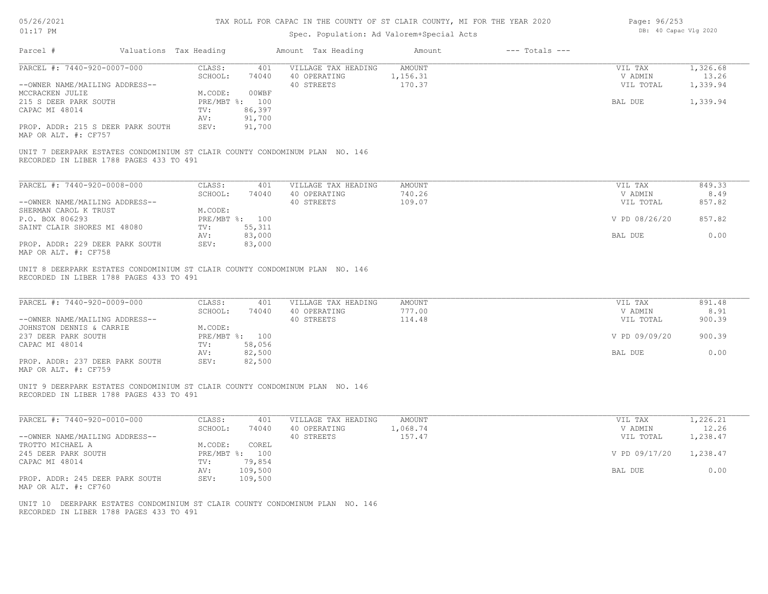# TAX ROLL FOR CAPAC IN THE COUNTY OF ST CLAIR COUNTY, MI FOR THE YEAR 2020

Spec. Population: Ad Valorem+Special Acts

| Parcel # | Valuations | Tax Heading | Amount | Tax Heading | Amount | --- Totals --- | |
|---|---|---|---|---|---|---|---|
| PARCEL #: 7440-920-0007-000 | CLASS: | 401 | VILLAGE TAX HEADING | AMOUNT | | VIL TAX | 1,326.68 |
| | SCHOOL: | 74040 | 40 OPERATING | 1,156.31 | | V ADMIN | 13.26 |
| --OWNER NAME/MAILING ADDRESS-- | | | 40 STREETS | 170.37 | | VIL TOTAL | 1,339.94 |
| MCCRACKEN JULIE | M.CODE: | 00WBF | | | | | |
| 215 S DEER PARK SOUTH | PRE/MBT %: | 100 | | | | BAL DUE | 1,339.94 |
| CAPAC MI 48014 | TV: | 86,397 | | | | | |
| | AV: | 91,700 | | | | | |
| PROP. ADDR: 215 S DEER PARK SOUTH | SEV: | 91,700 | | | | | |
| MAP OR ALT. #: CF757 | | | | | | | |

UNIT 7 DEERPARK ESTATES CONDOMINIUM ST CLAIR COUNTY CONDOMINUM PLAN NO. 146
RECORDED IN LIBER 1788 PAGES 433 TO 491

| Parcel # | Valuations | Tax Heading | Amount | Tax Heading | Amount | --- Totals --- | |
|---|---|---|---|---|---|---|---|
| PARCEL #: 7440-920-0008-000 | CLASS: | 401 | VILLAGE TAX HEADING | AMOUNT | | VIL TAX | 849.33 |
| | SCHOOL: | 74040 | 40 OPERATING | 740.26 | | V ADMIN | 8.49 |
| --OWNER NAME/MAILING ADDRESS-- | | | 40 STREETS | 109.07 | | VIL TOTAL | 857.82 |
| SHERMAN CAROL K TRUST | M.CODE: | | | | | | |
| P.O. BOX 806293 | PRE/MBT %: | 100 | | | | V PD 08/26/20 | 857.82 |
| SAINT CLAIR SHORES MI 48080 | TV: | 55,311 | | | | | |
| | AV: | 83,000 | | | | BAL DUE | 0.00 |
| PROP. ADDR: 229 DEER PARK SOUTH | SEV: | 83,000 | | | | | |
| MAP OR ALT. #: CF758 | | | | | | | |

UNIT 8 DEERPARK ESTATES CONDOMINIUM ST CLAIR COUNTY CONDOMINUM PLAN NO. 146
RECORDED IN LIBER 1788 PAGES 433 TO 491

| Parcel # | Valuations | Tax Heading | Amount | Tax Heading | Amount | --- Totals --- | |
|---|---|---|---|---|---|---|---|
| PARCEL #: 7440-920-0009-000 | CLASS: | 401 | VILLAGE TAX HEADING | AMOUNT | | VIL TAX | 891.48 |
| | SCHOOL: | 74040 | 40 OPERATING | 777.00 | | V ADMIN | 8.91 |
| --OWNER NAME/MAILING ADDRESS-- | | | 40 STREETS | 114.48 | | VIL TOTAL | 900.39 |
| JOHNSTON DENNIS & CARRIE | M.CODE: | | | | | | |
| 237 DEER PARK SOUTH | PRE/MBT %: | 100 | | | | V PD 09/09/20 | 900.39 |
| CAPAC MI 48014 | TV: | 58,056 | | | | | |
| | AV: | 82,500 | | | | BAL DUE | 0.00 |
| PROP. ADDR: 237 DEER PARK SOUTH | SEV: | 82,500 | | | | | |
| MAP OR ALT. #: CF759 | | | | | | | |

UNIT 9 DEERPARK ESTATES CONDOMINIUM ST CLAIR COUNTY CONDOMINUM PLAN NO. 146
RECORDED IN LIBER 1788 PAGES 433 TO 491

| Parcel # | Valuations | Tax Heading | Amount | Tax Heading | Amount | --- Totals --- | |
|---|---|---|---|---|---|---|---|
| PARCEL #: 7440-920-0010-000 | CLASS: | 401 | VILLAGE TAX HEADING | AMOUNT | | VIL TAX | 1,226.21 |
| | SCHOOL: | 74040 | 40 OPERATING | 1,068.74 | | V ADMIN | 12.26 |
| --OWNER NAME/MAILING ADDRESS-- | | | 40 STREETS | 157.47 | | VIL TOTAL | 1,238.47 |
| TROTTO MICHAEL A | M.CODE: | COREL | | | | | |
| 245 DEER PARK SOUTH | PRE/MBT %: | 100 | | | | V PD 09/17/20 | 1,238.47 |
| CAPAC MI 48014 | TV: | 79,854 | | | | | |
| | AV: | 109,500 | | | | BAL DUE | 0.00 |
| PROP. ADDR: 245 DEER PARK SOUTH | SEV: | 109,500 | | | | | |
| MAP OR ALT. #: CF760 | | | | | | | |

UNIT 10 DEERPARK ESTATES CONDOMINIUM ST CLAIR COUNTY CONDOMINUM PLAN NO. 146
RECORDED IN LIBER 1788 PAGES 433 TO 491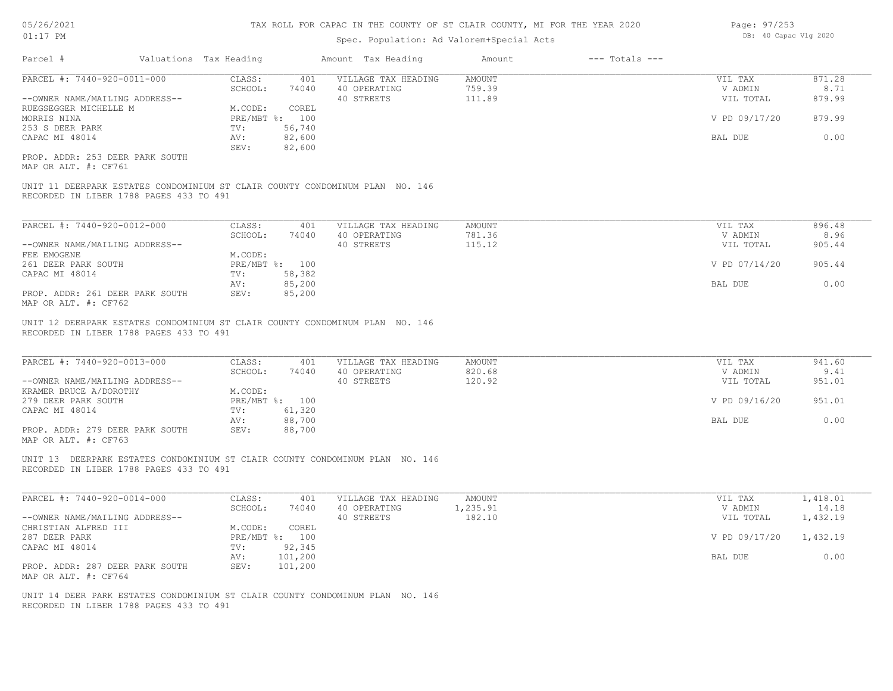# TAX ROLL FOR CAPAC IN THE COUNTY OF ST CLAIR COUNTY, MI FOR THE YEAR 2020

Spec. Population: Ad Valorem+Special Acts

| Parcel # | Valuations | Tax Heading | Amount | Tax Heading | Amount | --- Totals --- | |
|---|---|---|---|---|---|---|---|
| PARCEL #: 7440-920-0011-000 | CLASS: | 401 | VILLAGE TAX HEADING | AMOUNT | | VIL TAX | 871.28 |
| | SCHOOL: | 74040 | 40 OPERATING | 759.39 | | V ADMIN | 8.71 |
| --OWNER NAME/MAILING ADDRESS-- | | | 40 STREETS | 111.89 | | VIL TOTAL | 879.99 |
| RUEGSEGGER MICHELLE M | M.CODE: | COREL | | | | | |
| MORRIS NINA | PRE/MBT %: | 100 | | | | V PD 09/17/20 | 879.99 |
| 253 S DEER PARK | TV: | 56,740 | | | | | |
| CAPAC MI 48014 | AV: | 82,600 | | | | BAL DUE | 0.00 |
| | SEV: | 82,600 | | | | | |
| PROP. ADDR: 253 DEER PARK SOUTH | | | | | | | |
| MAP OR ALT. #: CF761 | | | | | | | |

UNIT 11 DEERPARK ESTATES CONDOMINIUM ST CLAIR COUNTY CONDOMINUM PLAN NO. 146
RECORDED IN LIBER 1788 PAGES 433 TO 491

| Parcel # | Valuations | Tax Heading | Amount | Tax Heading | Amount | --- Totals --- | |
|---|---|---|---|---|---|---|---|
| PARCEL #: 7440-920-0012-000 | CLASS: | 401 | VILLAGE TAX HEADING | AMOUNT | | VIL TAX | 896.48 |
| | SCHOOL: | 74040 | 40 OPERATING | 781.36 | | V ADMIN | 8.96 |
| --OWNER NAME/MAILING ADDRESS-- | | | 40 STREETS | 115.12 | | VIL TOTAL | 905.44 |
| FEE EMOGENE | M.CODE: | | | | | | |
| 261 DEER PARK SOUTH | PRE/MBT %: | 100 | | | | V PD 07/14/20 | 905.44 |
| CAPAC MI 48014 | TV: | 58,382 | | | | | |
| | AV: | 85,200 | | | | BAL DUE | 0.00 |
| PROP. ADDR: 261 DEER PARK SOUTH | SEV: | 85,200 | | | | | |
| MAP OR ALT. #: CF762 | | | | | | | |

UNIT 12 DEERPARK ESTATES CONDOMINIUM ST CLAIR COUNTY CONDOMINUM PLAN NO. 146
RECORDED IN LIBER 1788 PAGES 433 TO 491

| Parcel # | Valuations | Tax Heading | Amount | Tax Heading | Amount | --- Totals --- | |
|---|---|---|---|---|---|---|---|
| PARCEL #: 7440-920-0013-000 | CLASS: | 401 | VILLAGE TAX HEADING | AMOUNT | | VIL TAX | 941.60 |
| | SCHOOL: | 74040 | 40 OPERATING | 820.68 | | V ADMIN | 9.41 |
| --OWNER NAME/MAILING ADDRESS-- | | | 40 STREETS | 120.92 | | VIL TOTAL | 951.01 |
| KRAMER BRUCE A/DOROTHY | M.CODE: | | | | | | |
| 279 DEER PARK SOUTH | PRE/MBT %: | 100 | | | | V PD 09/16/20 | 951.01 |
| CAPAC MI 48014 | TV: | 61,320 | | | | | |
| | AV: | 88,700 | | | | BAL DUE | 0.00 |
| PROP. ADDR: 279 DEER PARK SOUTH | SEV: | 88,700 | | | | | |
| MAP OR ALT. #: CF763 | | | | | | | |

UNIT 13 DEERPARK ESTATES CONDOMINIUM ST CLAIR COUNTY CONDOMINUM PLAN NO. 146
RECORDED IN LIBER 1788 PAGES 433 TO 491

| Parcel # | Valuations | Tax Heading | Amount | Tax Heading | Amount | --- Totals --- | |
|---|---|---|---|---|---|---|---|
| PARCEL #: 7440-920-0014-000 | CLASS: | 401 | VILLAGE TAX HEADING | AMOUNT | | VIL TAX | 1,418.01 |
| | SCHOOL: | 74040 | 40 OPERATING | 1,235.91 | | V ADMIN | 14.18 |
| --OWNER NAME/MAILING ADDRESS-- | | | 40 STREETS | 182.10 | | VIL TOTAL | 1,432.19 |
| CHRISTIAN ALFRED III | M.CODE: | COREL | | | | | |
| 287 DEER PARK | PRE/MBT %: | 100 | | | | V PD 09/17/20 | 1,432.19 |
| CAPAC MI 48014 | TV: | 92,345 | | | | | |
| | AV: | 101,200 | | | | BAL DUE | 0.00 |
| PROP. ADDR: 287 DEER PARK SOUTH | SEV: | 101,200 | | | | | |
| MAP OR ALT. #: CF764 | | | | | | | |

UNIT 14 DEER PARK ESTATES CONDOMINIUM ST CLAIR COUNTY CONDOMINUM PLAN NO. 146
RECORDED IN LIBER 1788 PAGES 433 TO 491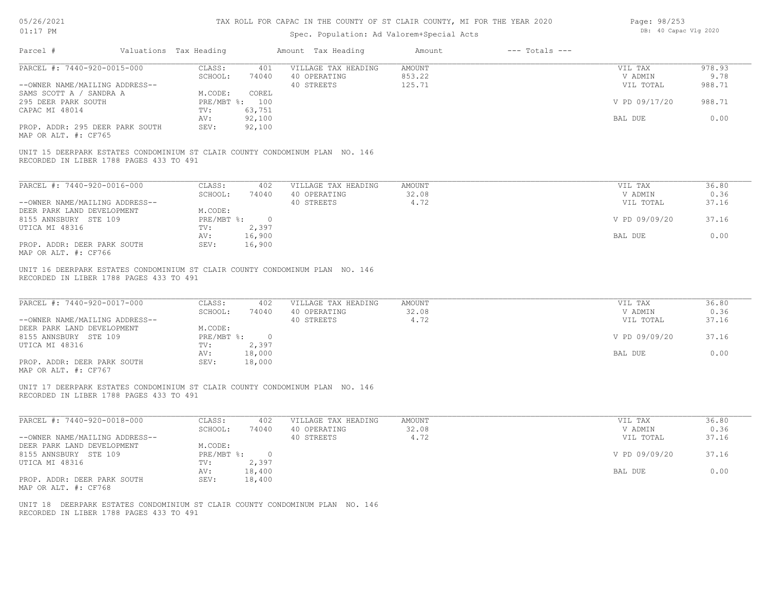# TAX ROLL FOR CAPAC IN THE COUNTY OF ST CLAIR COUNTY, MI FOR THE YEAR 2020

Spec. Population: Ad Valorem+Special Acts

| Parcel # | Valuations | Tax Heading | Amount | Tax Heading | Amount | --- Totals --- | |
|---|---|---|---|---|---|---|---|

---

**PARCEL #: 7440-920-0015-000**

| | | | | |
|---|---|---|---|---|
| CLASS: 401 | VILLAGE TAX HEADING | AMOUNT | VIL TAX | 978.93 |
| SCHOOL: 74040 | 40 OPERATING | 853.22 | V ADMIN | 9.78 |
| | 40 STREETS | 125.71 | VIL TOTAL | 988.71 |
| M.CODE: COREL | | | | |
| PRE/MBT %: 100 | | | V PD 09/17/20 | 988.71 |
| TV: 63,751 | | | | |
| AV: 92,100 | | | BAL DUE | 0.00 |
| SEV: 92,100 | | | | |

--OWNER NAME/MAILING ADDRESS--
SAMS SCOTT A / SANDRA A
295 DEER PARK SOUTH
CAPAC MI 48014

PROP. ADDR: 295 DEER PARK SOUTH
MAP OR ALT. #: CF765

UNIT 15 DEERPARK ESTATES CONDOMINIUM ST CLAIR COUNTY CONDOMINUM PLAN NO. 146
RECORDED IN LIBER 1788 PAGES 433 TO 491

---

**PARCEL #: 7440-920-0016-000**

| | | | | |
|---|---|---|---|---|
| CLASS: 402 | VILLAGE TAX HEADING | AMOUNT | VIL TAX | 36.80 |
| SCHOOL: 74040 | 40 OPERATING | 32.08 | V ADMIN | 0.36 |
| | 40 STREETS | 4.72 | VIL TOTAL | 37.16 |
| M.CODE: | | | | |
| PRE/MBT %: 0 | | | V PD 09/09/20 | 37.16 |
| TV: 2,397 | | | | |
| AV: 16,900 | | | BAL DUE | 0.00 |
| SEV: 16,900 | | | | |

--OWNER NAME/MAILING ADDRESS--
DEER PARK LAND DEVELOPMENT
8155 ANNSBURY STE 109
UTICA MI 48316

PROP. ADDR: DEER PARK SOUTH
MAP OR ALT. #: CF766

UNIT 16 DEERPARK ESTATES CONDOMINIUM ST CLAIR COUNTY CONDOMINUM PLAN NO. 146
RECORDED IN LIBER 1788 PAGES 433 TO 491

---

**PARCEL #: 7440-920-0017-000**

| | | | | |
|---|---|---|---|---|
| CLASS: 402 | VILLAGE TAX HEADING | AMOUNT | VIL TAX | 36.80 |
| SCHOOL: 74040 | 40 OPERATING | 32.08 | V ADMIN | 0.36 |
| | 40 STREETS | 4.72 | VIL TOTAL | 37.16 |
| M.CODE: | | | | |
| PRE/MBT %: 0 | | | V PD 09/09/20 | 37.16 |
| TV: 2,397 | | | | |
| AV: 18,000 | | | BAL DUE | 0.00 |
| SEV: 18,000 | | | | |

--OWNER NAME/MAILING ADDRESS--
DEER PARK LAND DEVELOPMENT
8155 ANNSBURY STE 109
UTICA MI 48316

PROP. ADDR: DEER PARK SOUTH
MAP OR ALT. #: CF767

UNIT 17 DEERPARK ESTATES CONDOMINIUM ST CLAIR COUNTY CONDOMINUM PLAN NO. 146
RECORDED IN LIBER 1788 PAGES 433 TO 491

---

**PARCEL #: 7440-920-0018-000**

| | | | | |
|---|---|---|---|---|
| CLASS: 402 | VILLAGE TAX HEADING | AMOUNT | VIL TAX | 36.80 |
| SCHOOL: 74040 | 40 OPERATING | 32.08 | V ADMIN | 0.36 |
| | 40 STREETS | 4.72 | VIL TOTAL | 37.16 |
| M.CODE: | | | | |
| PRE/MBT %: 0 | | | V PD 09/09/20 | 37.16 |
| TV: 2,397 | | | | |
| AV: 18,400 | | | BAL DUE | 0.00 |
| SEV: 18,400 | | | | |

--OWNER NAME/MAILING ADDRESS--
DEER PARK LAND DEVELOPMENT
8155 ANNSBURY STE 109
UTICA MI 48316

PROP. ADDR: DEER PARK SOUTH
MAP OR ALT. #: CF768

UNIT 18 DEERPARK ESTATES CONDOMINIUM ST CLAIR COUNTY CONDOMINUM PLAN NO. 146
RECORDED IN LIBER 1788 PAGES 433 TO 491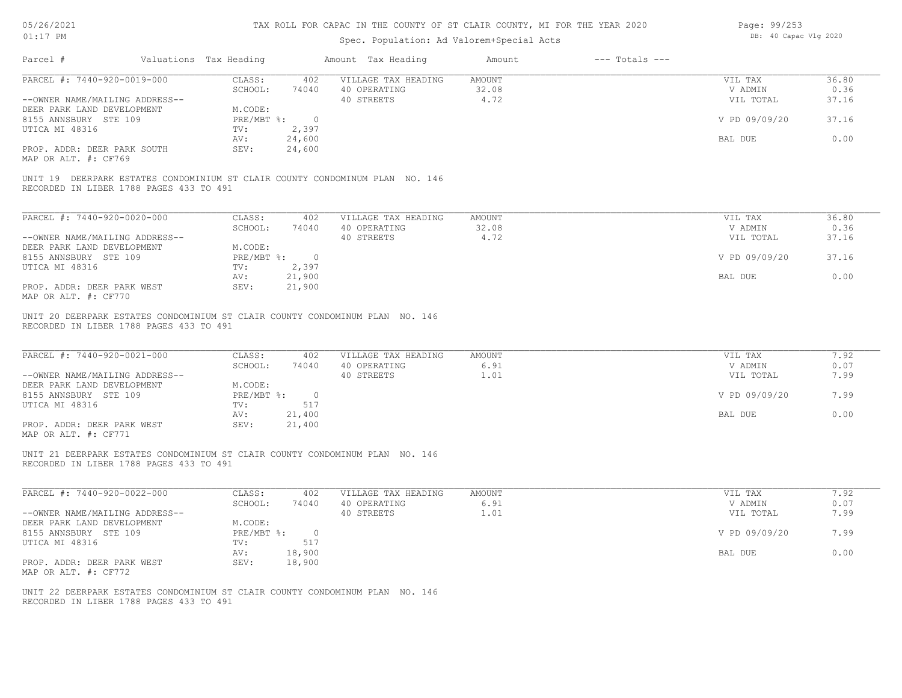TAX ROLL FOR CAPAC IN THE COUNTY OF ST CLAIR COUNTY, MI FOR THE YEAR 2020

Spec. Population: Ad Valorem+Special Acts

| Parcel # | Valuations | Tax Heading | Amount | Tax Heading | Amount | --- Totals --- | |
|---|---|---|---|---|---|---|---|
| PARCEL #: 7440-920-0019-000 | CLASS: | 402 | VILLAGE TAX HEADING | AMOUNT | | VIL TAX | 36.80 |
| | SCHOOL: | 74040 | 40 OPERATING | 32.08 | | V ADMIN | 0.36 |
| --OWNER NAME/MAILING ADDRESS-- | | | 40 STREETS | 4.72 | | VIL TOTAL | 37.16 |
| DEER PARK LAND DEVELOPMENT | M.CODE: | | | | | | |
| 8155 ANNSBURY STE 109 | PRE/MBT %: | 0 | | | | V PD 09/09/20 | 37.16 |
| UTICA MI 48316 | TV: | 2,397 | | | | | |
| | AV: | 24,600 | | | | BAL DUE | 0.00 |
| PROP. ADDR: DEER PARK SOUTH | SEV: | 24,600 | | | | | |
| MAP OR ALT. #: CF769 | | | | | | | |

UNIT 19 DEERPARK ESTATES CONDOMINIUM ST CLAIR COUNTY CONDOMINUM PLAN NO. 146
RECORDED IN LIBER 1788 PAGES 433 TO 491

| Parcel # | Valuations | Tax Heading | Amount | Tax Heading | Amount | --- Totals --- | |
|---|---|---|---|---|---|---|---|
| PARCEL #: 7440-920-0020-000 | CLASS: | 402 | VILLAGE TAX HEADING | AMOUNT | | VIL TAX | 36.80 |
| | SCHOOL: | 74040 | 40 OPERATING | 32.08 | | V ADMIN | 0.36 |
| --OWNER NAME/MAILING ADDRESS-- | | | 40 STREETS | 4.72 | | VIL TOTAL | 37.16 |
| DEER PARK LAND DEVELOPMENT | M.CODE: | | | | | | |
| 8155 ANNSBURY STE 109 | PRE/MBT %: | 0 | | | | V PD 09/09/20 | 37.16 |
| UTICA MI 48316 | TV: | 2,397 | | | | | |
| | AV: | 21,900 | | | | BAL DUE | 0.00 |
| PROP. ADDR: DEER PARK WEST | SEV: | 21,900 | | | | | |
| MAP OR ALT. #: CF770 | | | | | | | |

UNIT 20 DEERPARK ESTATES CONDOMINIUM ST CLAIR COUNTY CONDOMINUM PLAN NO. 146
RECORDED IN LIBER 1788 PAGES 433 TO 491

| Parcel # | Valuations | Tax Heading | Amount | Tax Heading | Amount | --- Totals --- | |
|---|---|---|---|---|---|---|---|
| PARCEL #: 7440-920-0021-000 | CLASS: | 402 | VILLAGE TAX HEADING | AMOUNT | | VIL TAX | 7.92 |
| | SCHOOL: | 74040 | 40 OPERATING | 6.91 | | V ADMIN | 0.07 |
| --OWNER NAME/MAILING ADDRESS-- | | | 40 STREETS | 1.01 | | VIL TOTAL | 7.99 |
| DEER PARK LAND DEVELOPMENT | M.CODE: | | | | | | |
| 8155 ANNSBURY STE 109 | PRE/MBT %: | 0 | | | | V PD 09/09/20 | 7.99 |
| UTICA MI 48316 | TV: | 517 | | | | | |
| | AV: | 21,400 | | | | BAL DUE | 0.00 |
| PROP. ADDR: DEER PARK WEST | SEV: | 21,400 | | | | | |
| MAP OR ALT. #: CF771 | | | | | | | |

UNIT 21 DEERPARK ESTATES CONDOMINIUM ST CLAIR COUNTY CONDOMINUM PLAN NO. 146
RECORDED IN LIBER 1788 PAGES 433 TO 491

| Parcel # | Valuations | Tax Heading | Amount | Tax Heading | Amount | --- Totals --- | |
|---|---|---|---|---|---|---|---|
| PARCEL #: 7440-920-0022-000 | CLASS: | 402 | VILLAGE TAX HEADING | AMOUNT | | VIL TAX | 7.92 |
| | SCHOOL: | 74040 | 40 OPERATING | 6.91 | | V ADMIN | 0.07 |
| --OWNER NAME/MAILING ADDRESS-- | | | 40 STREETS | 1.01 | | VIL TOTAL | 7.99 |
| DEER PARK LAND DEVELOPMENT | M.CODE: | | | | | | |
| 8155 ANNSBURY STE 109 | PRE/MBT %: | 0 | | | | V PD 09/09/20 | 7.99 |
| UTICA MI 48316 | TV: | 517 | | | | | |
| | AV: | 18,900 | | | | BAL DUE | 0.00 |
| PROP. ADDR: DEER PARK WEST | SEV: | 18,900 | | | | | |
| MAP OR ALT. #: CF772 | | | | | | | |

UNIT 22 DEERPARK ESTATES CONDOMINIUM ST CLAIR COUNTY CONDOMINUM PLAN NO. 146
RECORDED IN LIBER 1788 PAGES 433 TO 491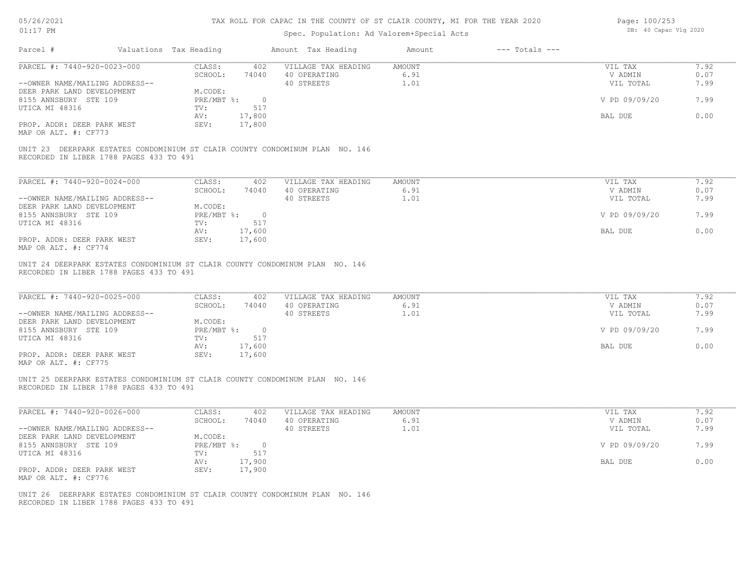# TAX ROLL FOR CAPAC IN THE COUNTY OF ST CLAIR COUNTY, MI FOR THE YEAR 2020

Spec. Population: Ad Valorem+Special Acts

05/26/2021 01:17 PM — DB: 40 Capac Vlg 2020

| Parcel # | Valuations | Tax Heading | Amount | Tax Heading | Amount | --- Totals --- | |
|---|---|---|---|---|---|---|---|
| PARCEL #: 7440-920-0023-000 | CLASS: | 402 | VILLAGE TAX HEADING | AMOUNT | | VIL TAX | 7.92 |
| | SCHOOL: | 74040 | 40 OPERATING | 6.91 | | V ADMIN | 0.07 |
| --OWNER NAME/MAILING ADDRESS-- | | | 40 STREETS | 1.01 | | VIL TOTAL | 7.99 |
| DEER PARK LAND DEVELOPMENT | M.CODE: | | | | | | |
| 8155 ANNSBURY STE 109 | PRE/MBT %: | 0 | | | | V PD 09/09/20 | 7.99 |
| UTICA MI 48316 | TV: | 517 | | | | | |
| | AV: | 17,800 | | | | BAL DUE | 0.00 |
| PROP. ADDR: DEER PARK WEST | SEV: | 17,800 | | | | | |
| MAP OR ALT. #: CF773 | | | | | | | |

UNIT 23 DEERPARK ESTATES CONDOMINIUM ST CLAIR COUNTY CONDOMINUM PLAN NO. 146
RECORDED IN LIBER 1788 PAGES 433 TO 491

| Parcel # | Valuations | Tax Heading | Amount | Tax Heading | Amount | --- Totals --- | |
|---|---|---|---|---|---|---|---|
| PARCEL #: 7440-920-0024-000 | CLASS: | 402 | VILLAGE TAX HEADING | AMOUNT | | VIL TAX | 7.92 |
| | SCHOOL: | 74040 | 40 OPERATING | 6.91 | | V ADMIN | 0.07 |
| --OWNER NAME/MAILING ADDRESS-- | | | 40 STREETS | 1.01 | | VIL TOTAL | 7.99 |
| DEER PARK LAND DEVELOPMENT | M.CODE: | | | | | | |
| 8155 ANNSBURY STE 109 | PRE/MBT %: | 0 | | | | V PD 09/09/20 | 7.99 |
| UTICA MI 48316 | TV: | 517 | | | | | |
| | AV: | 17,600 | | | | BAL DUE | 0.00 |
| PROP. ADDR: DEER PARK WEST | SEV: | 17,600 | | | | | |
| MAP OR ALT. #: CF774 | | | | | | | |

UNIT 24 DEERPARK ESTATES CONDOMINIUM ST CLAIR COUNTY CONDOMINUM PLAN NO. 146
RECORDED IN LIBER 1788 PAGES 433 TO 491

| Parcel # | Valuations | Tax Heading | Amount | Tax Heading | Amount | --- Totals --- | |
|---|---|---|---|---|---|---|---|
| PARCEL #: 7440-920-0025-000 | CLASS: | 402 | VILLAGE TAX HEADING | AMOUNT | | VIL TAX | 7.92 |
| | SCHOOL: | 74040 | 40 OPERATING | 6.91 | | V ADMIN | 0.07 |
| --OWNER NAME/MAILING ADDRESS-- | | | 40 STREETS | 1.01 | | VIL TOTAL | 7.99 |
| DEER PARK LAND DEVELOPMENT | M.CODE: | | | | | | |
| 8155 ANNSBURY STE 109 | PRE/MBT %: | 0 | | | | V PD 09/09/20 | 7.99 |
| UTICA MI 48316 | TV: | 517 | | | | | |
| | AV: | 17,600 | | | | BAL DUE | 0.00 |
| PROP. ADDR: DEER PARK WEST | SEV: | 17,600 | | | | | |
| MAP OR ALT. #: CF775 | | | | | | | |

UNIT 25 DEERPARK ESTATES CONDOMINIUM ST CLAIR COUNTY CONDOMINUM PLAN NO. 146
RECORDED IN LIBER 1788 PAGES 433 TO 491

| Parcel # | Valuations | Tax Heading | Amount | Tax Heading | Amount | --- Totals --- | |
|---|---|---|---|---|---|---|---|
| PARCEL #: 7440-920-0026-000 | CLASS: | 402 | VILLAGE TAX HEADING | AMOUNT | | VIL TAX | 7.92 |
| | SCHOOL: | 74040 | 40 OPERATING | 6.91 | | V ADMIN | 0.07 |
| --OWNER NAME/MAILING ADDRESS-- | | | 40 STREETS | 1.01 | | VIL TOTAL | 7.99 |
| DEER PARK LAND DEVELOPMENT | M.CODE: | | | | | | |
| 8155 ANNSBURY STE 109 | PRE/MBT %: | 0 | | | | V PD 09/09/20 | 7.99 |
| UTICA MI 48316 | TV: | 517 | | | | | |
| | AV: | 17,900 | | | | BAL DUE | 0.00 |
| PROP. ADDR: DEER PARK WEST | SEV: | 17,900 | | | | | |
| MAP OR ALT. #: CF776 | | | | | | | |

UNIT 26 DEERPARK ESTATES CONDOMINIUM ST CLAIR COUNTY CONDOMINUM PLAN NO. 146
RECORDED IN LIBER 1788 PAGES 433 TO 491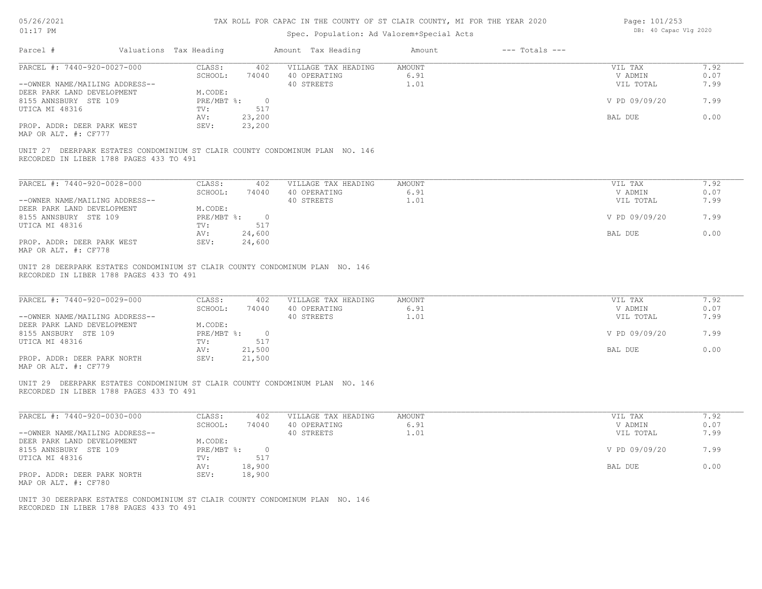TAX ROLL FOR CAPAC IN THE COUNTY OF ST CLAIR COUNTY, MI FOR THE YEAR 2020

Spec. Population: Ad Valorem+Special Acts

05/26/2021 01:17 PM — DB: 40 Capac Vlg 2020

| Parcel # | Valuations | Tax Heading | Amount | Tax Heading | Amount | --- Totals --- | |
|---|---|---|---|---|---|---|---|
| PARCEL #: 7440-920-0027-000 | CLASS: | 402 | VILLAGE TAX HEADING | AMOUNT | | VIL TAX | 7.92 |
| | SCHOOL: | 74040 | 40 OPERATING | 6.91 | | V ADMIN | 0.07 |
| --OWNER NAME/MAILING ADDRESS-- | | | 40 STREETS | 1.01 | | VIL TOTAL | 7.99 |
| DEER PARK LAND DEVELOPMENT | M.CODE: | | | | | | |
| 8155 ANNSBURY STE 109 | PRE/MBT %: | 0 | | | | V PD 09/09/20 | 7.99 |
| UTICA MI 48316 | TV: | 517 | | | | | |
| | AV: | 23,200 | | | | BAL DUE | 0.00 |
| PROP. ADDR: DEER PARK WEST | SEV: | 23,200 | | | | | |
| MAP OR ALT. #: CF777 | | | | | | | |

UNIT 27 DEERPARK ESTATES CONDOMINIUM ST CLAIR COUNTY CONDOMINUM PLAN NO. 146
RECORDED IN LIBER 1788 PAGES 433 TO 491

| Parcel # | Valuations | Tax Heading | Amount | Tax Heading | Amount | --- Totals --- | |
|---|---|---|---|---|---|---|---|
| PARCEL #: 7440-920-0028-000 | CLASS: | 402 | VILLAGE TAX HEADING | AMOUNT | | VIL TAX | 7.92 |
| | SCHOOL: | 74040 | 40 OPERATING | 6.91 | | V ADMIN | 0.07 |
| --OWNER NAME/MAILING ADDRESS-- | | | 40 STREETS | 1.01 | | VIL TOTAL | 7.99 |
| DEER PARK LAND DEVELOPMENT | M.CODE: | | | | | | |
| 8155 ANNSBURY STE 109 | PRE/MBT %: | 0 | | | | V PD 09/09/20 | 7.99 |
| UTICA MI 48316 | TV: | 517 | | | | | |
| | AV: | 24,600 | | | | BAL DUE | 0.00 |
| PROP. ADDR: DEER PARK WEST | SEV: | 24,600 | | | | | |
| MAP OR ALT. #: CF778 | | | | | | | |

UNIT 28 DEERPARK ESTATES CONDOMINIUM ST CLAIR COUNTY CONDOMINUM PLAN NO. 146
RECORDED IN LIBER 1788 PAGES 433 TO 491

| Parcel # | Valuations | Tax Heading | Amount | Tax Heading | Amount | --- Totals --- | |
|---|---|---|---|---|---|---|---|
| PARCEL #: 7440-920-0029-000 | CLASS: | 402 | VILLAGE TAX HEADING | AMOUNT | | VIL TAX | 7.92 |
| | SCHOOL: | 74040 | 40 OPERATING | 6.91 | | V ADMIN | 0.07 |
| --OWNER NAME/MAILING ADDRESS-- | | | 40 STREETS | 1.01 | | VIL TOTAL | 7.99 |
| DEER PARK LAND DEVELOPMENT | M.CODE: | | | | | | |
| 8155 ANSBURY STE 109 | PRE/MBT %: | 0 | | | | V PD 09/09/20 | 7.99 |
| UTICA MI 48316 | TV: | 517 | | | | | |
| | AV: | 21,500 | | | | BAL DUE | 0.00 |
| PROP. ADDR: DEER PARK NORTH | SEV: | 21,500 | | | | | |
| MAP OR ALT. #: CF779 | | | | | | | |

UNIT 29 DEERPARK ESTATES CONDOMINIUM ST CLAIR COUNTY CONDOMINUM PLAN NO. 146
RECORDED IN LIBER 1788 PAGES 433 TO 491

| Parcel # | Valuations | Tax Heading | Amount | Tax Heading | Amount | --- Totals --- | |
|---|---|---|---|---|---|---|---|
| PARCEL #: 7440-920-0030-000 | CLASS: | 402 | VILLAGE TAX HEADING | AMOUNT | | VIL TAX | 7.92 |
| | SCHOOL: | 74040 | 40 OPERATING | 6.91 | | V ADMIN | 0.07 |
| --OWNER NAME/MAILING ADDRESS-- | | | 40 STREETS | 1.01 | | VIL TOTAL | 7.99 |
| DEER PARK LAND DEVELOPMENT | M.CODE: | | | | | | |
| 8155 ANNSBURY STE 109 | PRE/MBT %: | 0 | | | | V PD 09/09/20 | 7.99 |
| UTICA MI 48316 | TV: | 517 | | | | | |
| | AV: | 18,900 | | | | BAL DUE | 0.00 |
| PROP. ADDR: DEER PARK NORTH | SEV: | 18,900 | | | | | |
| MAP OR ALT. #: CF780 | | | | | | | |

UNIT 30 DEERPARK ESTATES CONDOMINIUM ST CLAIR COUNTY CONDOMINUM PLAN NO. 146
RECORDED IN LIBER 1788 PAGES 433 TO 491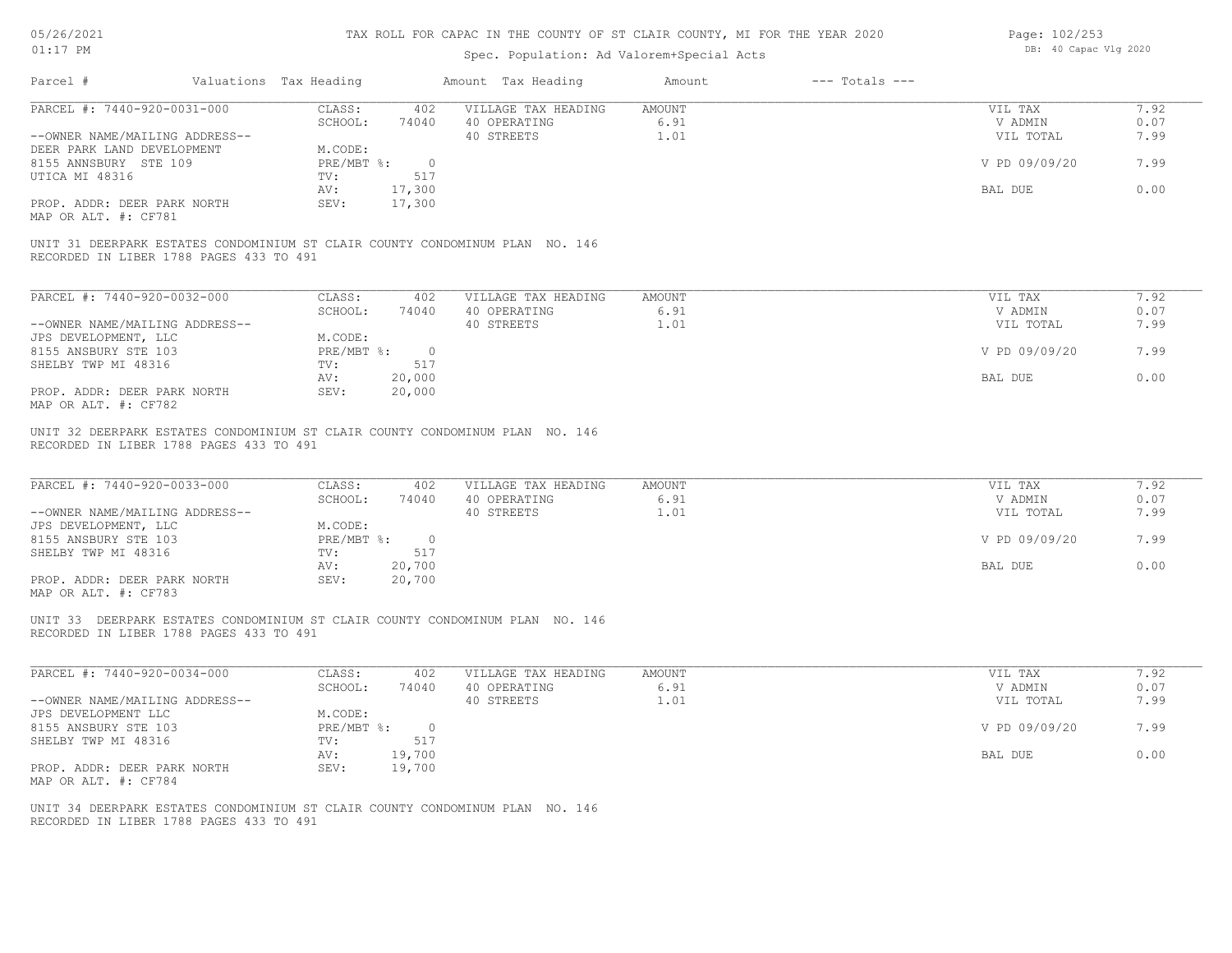# TAX ROLL FOR CAPAC IN THE COUNTY OF ST CLAIR COUNTY, MI FOR THE YEAR 2020

Spec. Population: Ad Valorem+Special Acts

| Parcel # | Valuations | Tax Heading | Amount | Tax Heading | Amount | --- Totals --- | |
|---|---|---|---|---|---|---|---|

---

| PARCEL #: 7440-920-0031-000 | CLASS: | 402 | VILLAGE TAX HEADING | AMOUNT | VIL TAX | 7.92 |
|---|---|---|---|---|---|---|
| | SCHOOL: | 74040 | 40 OPERATING | 6.91 | V ADMIN | 0.07 |
| --OWNER NAME/MAILING ADDRESS-- | | | 40 STREETS | 1.01 | VIL TOTAL | 7.99 |
| DEER PARK LAND DEVELOPMENT | M.CODE: | | | | | |
| 8155 ANNSBURY STE 109 | PRE/MBT %: | 0 | | | V PD 09/09/20 | 7.99 |
| UTICA MI 48316 | TV: | 517 | | | | |
| | AV: | 17,300 | | | BAL DUE | 0.00 |
| PROP. ADDR: DEER PARK NORTH | SEV: | 17,300 | | | | |
| MAP OR ALT. #: CF781 | | | | | | |

UNIT 31 DEERPARK ESTATES CONDOMINIUM ST CLAIR COUNTY CONDOMINUM PLAN NO. 146
RECORDED IN LIBER 1788 PAGES 433 TO 491

---

| PARCEL #: 7440-920-0032-000 | CLASS: | 402 | VILLAGE TAX HEADING | AMOUNT | VIL TAX | 7.92 |
|---|---|---|---|---|---|---|
| | SCHOOL: | 74040 | 40 OPERATING | 6.91 | V ADMIN | 0.07 |
| --OWNER NAME/MAILING ADDRESS-- | | | 40 STREETS | 1.01 | VIL TOTAL | 7.99 |
| JPS DEVELOPMENT, LLC | M.CODE: | | | | | |
| 8155 ANSBURY STE 103 | PRE/MBT %: | 0 | | | V PD 09/09/20 | 7.99 |
| SHELBY TWP MI 48316 | TV: | 517 | | | | |
| | AV: | 20,000 | | | BAL DUE | 0.00 |
| PROP. ADDR: DEER PARK NORTH | SEV: | 20,000 | | | | |
| MAP OR ALT. #: CF782 | | | | | | |

UNIT 32 DEERPARK ESTATES CONDOMINIUM ST CLAIR COUNTY CONDOMINUM PLAN NO. 146
RECORDED IN LIBER 1788 PAGES 433 TO 491

---

| PARCEL #: 7440-920-0033-000 | CLASS: | 402 | VILLAGE TAX HEADING | AMOUNT | VIL TAX | 7.92 |
|---|---|---|---|---|---|---|
| | SCHOOL: | 74040 | 40 OPERATING | 6.91 | V ADMIN | 0.07 |
| --OWNER NAME/MAILING ADDRESS-- | | | 40 STREETS | 1.01 | VIL TOTAL | 7.99 |
| JPS DEVELOPMENT, LLC | M.CODE: | | | | | |
| 8155 ANSBURY STE 103 | PRE/MBT %: | 0 | | | V PD 09/09/20 | 7.99 |
| SHELBY TWP MI 48316 | TV: | 517 | | | | |
| | AV: | 20,700 | | | BAL DUE | 0.00 |
| PROP. ADDR: DEER PARK NORTH | SEV: | 20,700 | | | | |
| MAP OR ALT. #: CF783 | | | | | | |

UNIT 33 DEERPARK ESTATES CONDOMINIUM ST CLAIR COUNTY CONDOMINUM PLAN NO. 146
RECORDED IN LIBER 1788 PAGES 433 TO 491

---

| PARCEL #: 7440-920-0034-000 | CLASS: | 402 | VILLAGE TAX HEADING | AMOUNT | VIL TAX | 7.92 |
|---|---|---|---|---|---|---|
| | SCHOOL: | 74040 | 40 OPERATING | 6.91 | V ADMIN | 0.07 |
| --OWNER NAME/MAILING ADDRESS-- | | | 40 STREETS | 1.01 | VIL TOTAL | 7.99 |
| JPS DEVELOPMENT LLC | M.CODE: | | | | | |
| 8155 ANSBURY STE 103 | PRE/MBT %: | 0 | | | V PD 09/09/20 | 7.99 |
| SHELBY TWP MI 48316 | TV: | 517 | | | | |
| | AV: | 19,700 | | | BAL DUE | 0.00 |
| PROP. ADDR: DEER PARK NORTH | SEV: | 19,700 | | | | |
| MAP OR ALT. #: CF784 | | | | | | |

UNIT 34 DEERPARK ESTATES CONDOMINIUM ST CLAIR COUNTY CONDOMINUM PLAN NO. 146
RECORDED IN LIBER 1788 PAGES 433 TO 491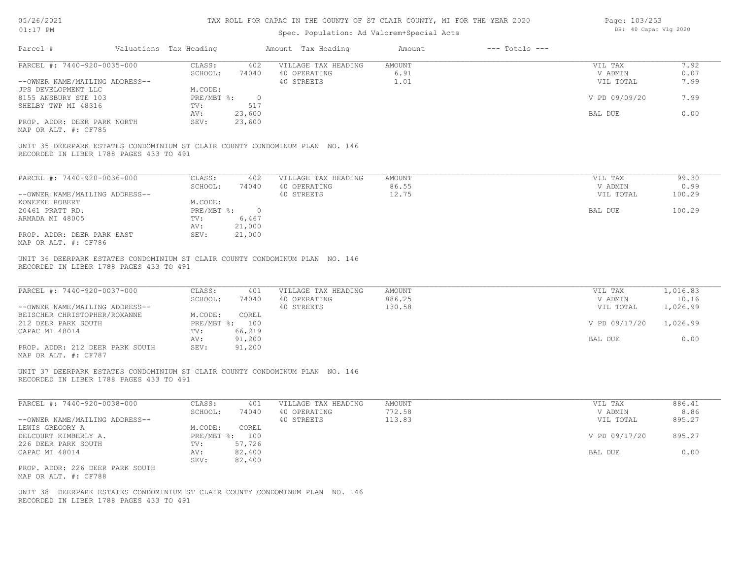# TAX ROLL FOR CAPAC IN THE COUNTY OF ST CLAIR COUNTY, MI FOR THE YEAR 2020

Spec. Population: Ad Valorem+Special Acts

| Parcel # | Valuations | Tax Heading | Amount | Tax Heading | Amount | --- Totals --- | |
|---|---|---|---|---|---|---|---|
| PARCEL #: 7440-920-0035-000 | CLASS: | 402 | VILLAGE TAX HEADING | AMOUNT | | VIL TAX | 7.92 |
| | SCHOOL: | 74040 | 40 OPERATING | 6.91 | | V ADMIN | 0.07 |
| --OWNER NAME/MAILING ADDRESS-- | | | 40 STREETS | 1.01 | | VIL TOTAL | 7.99 |
| JPS DEVELOPMENT LLC | M.CODE: | | | | | | |
| 8155 ANSBURY STE 103 | PRE/MBT %: | 0 | | | | V PD 09/09/20 | 7.99 |
| SHELBY TWP MI 48316 | TV: | 517 | | | | | |
| | AV: | 23,600 | | | | BAL DUE | 0.00 |
| PROP. ADDR: DEER PARK NORTH | SEV: | 23,600 | | | | | |
| MAP OR ALT. #: CF785 | | | | | | | |

UNIT 35 DEERPARK ESTATES CONDOMINIUM ST CLAIR COUNTY CONDOMINUM PLAN NO. 146
RECORDED IN LIBER 1788 PAGES 433 TO 491

| Parcel # | Valuations | Tax Heading | Amount | Tax Heading | Amount | --- Totals --- | |
|---|---|---|---|---|---|---|---|
| PARCEL #: 7440-920-0036-000 | CLASS: | 402 | VILLAGE TAX HEADING | AMOUNT | | VIL TAX | 99.30 |
| | SCHOOL: | 74040 | 40 OPERATING | 86.55 | | V ADMIN | 0.99 |
| --OWNER NAME/MAILING ADDRESS-- | | | 40 STREETS | 12.75 | | VIL TOTAL | 100.29 |
| KONEFKE ROBERT | M.CODE: | | | | | | |
| 20461 PRATT RD. | PRE/MBT %: | 0 | | | | BAL DUE | 100.29 |
| ARMADA MI 48005 | TV: | 6,467 | | | | | |
| | AV: | 21,000 | | | | | |
| PROP. ADDR: DEER PARK EAST | SEV: | 21,000 | | | | | |
| MAP OR ALT. #: CF786 | | | | | | | |

UNIT 36 DEERPARK ESTATES CONDOMINIUM ST CLAIR COUNTY CONDOMINUM PLAN NO. 146
RECORDED IN LIBER 1788 PAGES 433 TO 491

| Parcel # | Valuations | Tax Heading | Amount | Tax Heading | Amount | --- Totals --- | |
|---|---|---|---|---|---|---|---|
| PARCEL #: 7440-920-0037-000 | CLASS: | 401 | VILLAGE TAX HEADING | AMOUNT | | VIL TAX | 1,016.83 |
| | SCHOOL: | 74040 | 40 OPERATING | 886.25 | | V ADMIN | 10.16 |
| --OWNER NAME/MAILING ADDRESS-- | | | 40 STREETS | 130.58 | | VIL TOTAL | 1,026.99 |
| BEISCHER CHRISTOPHER/ROXANNE | M.CODE: | COREL | | | | | |
| 212 DEER PARK SOUTH | PRE/MBT %: | 100 | | | | V PD 09/17/20 | 1,026.99 |
| CAPAC MI 48014 | TV: | 66,219 | | | | | |
| | AV: | 91,200 | | | | BAL DUE | 0.00 |
| PROP. ADDR: 212 DEER PARK SOUTH | SEV: | 91,200 | | | | | |
| MAP OR ALT. #: CF787 | | | | | | | |

UNIT 37 DEERPARK ESTATES CONDOMINIUM ST CLAIR COUNTY CONDOMINUM PLAN NO. 146
RECORDED IN LIBER 1788 PAGES 433 TO 491

| Parcel # | Valuations | Tax Heading | Amount | Tax Heading | Amount | --- Totals --- | |
|---|---|---|---|---|---|---|---|
| PARCEL #: 7440-920-0038-000 | CLASS: | 401 | VILLAGE TAX HEADING | AMOUNT | | VIL TAX | 886.41 |
| | SCHOOL: | 74040 | 40 OPERATING | 772.58 | | V ADMIN | 8.86 |
| --OWNER NAME/MAILING ADDRESS-- | | | 40 STREETS | 113.83 | | VIL TOTAL | 895.27 |
| LEWIS GREGORY A | M.CODE: | COREL | | | | | |
| DELCOURT KIMBERLY A. | PRE/MBT %: | 100 | | | | V PD 09/17/20 | 895.27 |
| 226 DEER PARK SOUTH | TV: | 57,726 | | | | | |
| CAPAC MI 48014 | AV: | 82,400 | | | | BAL DUE | 0.00 |
| | SEV: | 82,400 | | | | | |
| PROP. ADDR: 226 DEER PARK SOUTH | | | | | | | |
| MAP OR ALT. #: CF788 | | | | | | | |

UNIT 38 DEERPARK ESTATES CONDOMINIUM ST CLAIR COUNTY CONDOMINUM PLAN NO. 146
RECORDED IN LIBER 1788 PAGES 433 TO 491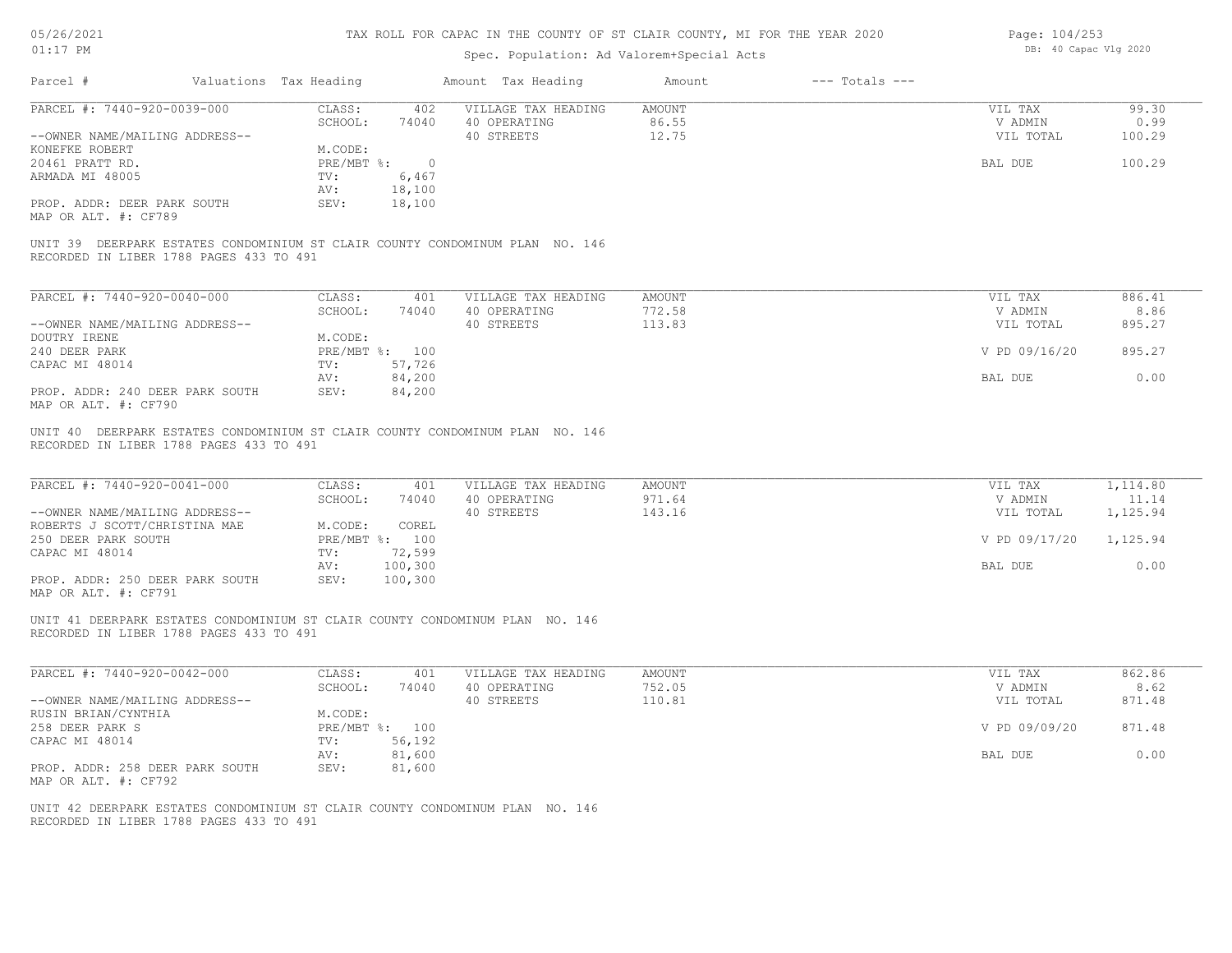# TAX ROLL FOR CAPAC IN THE COUNTY OF ST CLAIR COUNTY, MI FOR THE YEAR 2020

Spec. Population: Ad Valorem+Special Acts

| Parcel # | Valuations | Tax Heading | Amount | Tax Heading | Amount | --- Totals --- | |
|---|---|---|---|---|---|---|---|
| PARCEL #: 7440-920-0039-000 | CLASS: | 402 | VILLAGE TAX HEADING | AMOUNT | | VIL TAX | 99.30 |
| | SCHOOL: | 74040 | 40 OPERATING | 86.55 | | V ADMIN | 0.99 |
| --OWNER NAME/MAILING ADDRESS-- | | | 40 STREETS | 12.75 | | VIL TOTAL | 100.29 |
| KONEFKE ROBERT | M.CODE: | | | | | | |
| 20461 PRATT RD. | PRE/MBT %: | 0 | | | | BAL DUE | 100.29 |
| ARMADA MI 48005 | TV: | 6,467 | | | | | |
| | AV: | 18,100 | | | | | |
| PROP. ADDR: DEER PARK SOUTH | SEV: | 18,100 | | | | | |
| MAP OR ALT. #: CF789 | | | | | | | |

UNIT 39 DEERPARK ESTATES CONDOMINIUM ST CLAIR COUNTY CONDOMINUM PLAN NO. 146
RECORDED IN LIBER 1788 PAGES 433 TO 491

| Parcel # | Valuations | Tax Heading | Amount | Tax Heading | Amount | --- Totals --- | |
|---|---|---|---|---|---|---|---|
| PARCEL #: 7440-920-0040-000 | CLASS: | 401 | VILLAGE TAX HEADING | AMOUNT | | VIL TAX | 886.41 |
| | SCHOOL: | 74040 | 40 OPERATING | 772.58 | | V ADMIN | 8.86 |
| --OWNER NAME/MAILING ADDRESS-- | | | 40 STREETS | 113.83 | | VIL TOTAL | 895.27 |
| DOUTRY IRENE | M.CODE: | | | | | | |
| 240 DEER PARK | PRE/MBT %: | 100 | | | | V PD 09/16/20 | 895.27 |
| CAPAC MI 48014 | TV: | 57,726 | | | | | |
| | AV: | 84,200 | | | | BAL DUE | 0.00 |
| PROP. ADDR: 240 DEER PARK SOUTH | SEV: | 84,200 | | | | | |
| MAP OR ALT. #: CF790 | | | | | | | |

UNIT 40 DEERPARK ESTATES CONDOMINIUM ST CLAIR COUNTY CONDOMINUM PLAN NO. 146
RECORDED IN LIBER 1788 PAGES 433 TO 491

| Parcel # | Valuations | Tax Heading | Amount | Tax Heading | Amount | --- Totals --- | |
|---|---|---|---|---|---|---|---|
| PARCEL #: 7440-920-0041-000 | CLASS: | 401 | VILLAGE TAX HEADING | AMOUNT | | VIL TAX | 1,114.80 |
| | SCHOOL: | 74040 | 40 OPERATING | 971.64 | | V ADMIN | 11.14 |
| --OWNER NAME/MAILING ADDRESS-- | | | 40 STREETS | 143.16 | | VIL TOTAL | 1,125.94 |
| ROBERTS J SCOTT/CHRISTINA MAE | M.CODE: | COREL | | | | | |
| 250 DEER PARK SOUTH | PRE/MBT %: | 100 | | | | V PD 09/17/20 | 1,125.94 |
| CAPAC MI 48014 | TV: | 72,599 | | | | | |
| | AV: | 100,300 | | | | BAL DUE | 0.00 |
| PROP. ADDR: 250 DEER PARK SOUTH | SEV: | 100,300 | | | | | |
| MAP OR ALT. #: CF791 | | | | | | | |

UNIT 41 DEERPARK ESTATES CONDOMINIUM ST CLAIR COUNTY CONDOMINUM PLAN NO. 146
RECORDED IN LIBER 1788 PAGES 433 TO 491

| Parcel # | Valuations | Tax Heading | Amount | Tax Heading | Amount | --- Totals --- | |
|---|---|---|---|---|---|---|---|
| PARCEL #: 7440-920-0042-000 | CLASS: | 401 | VILLAGE TAX HEADING | AMOUNT | | VIL TAX | 862.86 |
| | SCHOOL: | 74040 | 40 OPERATING | 752.05 | | V ADMIN | 8.62 |
| --OWNER NAME/MAILING ADDRESS-- | | | 40 STREETS | 110.81 | | VIL TOTAL | 871.48 |
| RUSIN BRIAN/CYNTHIA | M.CODE: | | | | | | |
| 258 DEER PARK S | PRE/MBT %: | 100 | | | | V PD 09/09/20 | 871.48 |
| CAPAC MI 48014 | TV: | 56,192 | | | | | |
| | AV: | 81,600 | | | | BAL DUE | 0.00 |
| PROP. ADDR: 258 DEER PARK SOUTH | SEV: | 81,600 | | | | | |
| MAP OR ALT. #: CF792 | | | | | | | |

UNIT 42 DEERPARK ESTATES CONDOMINIUM ST CLAIR COUNTY CONDOMINUM PLAN NO. 146
RECORDED IN LIBER 1788 PAGES 433 TO 491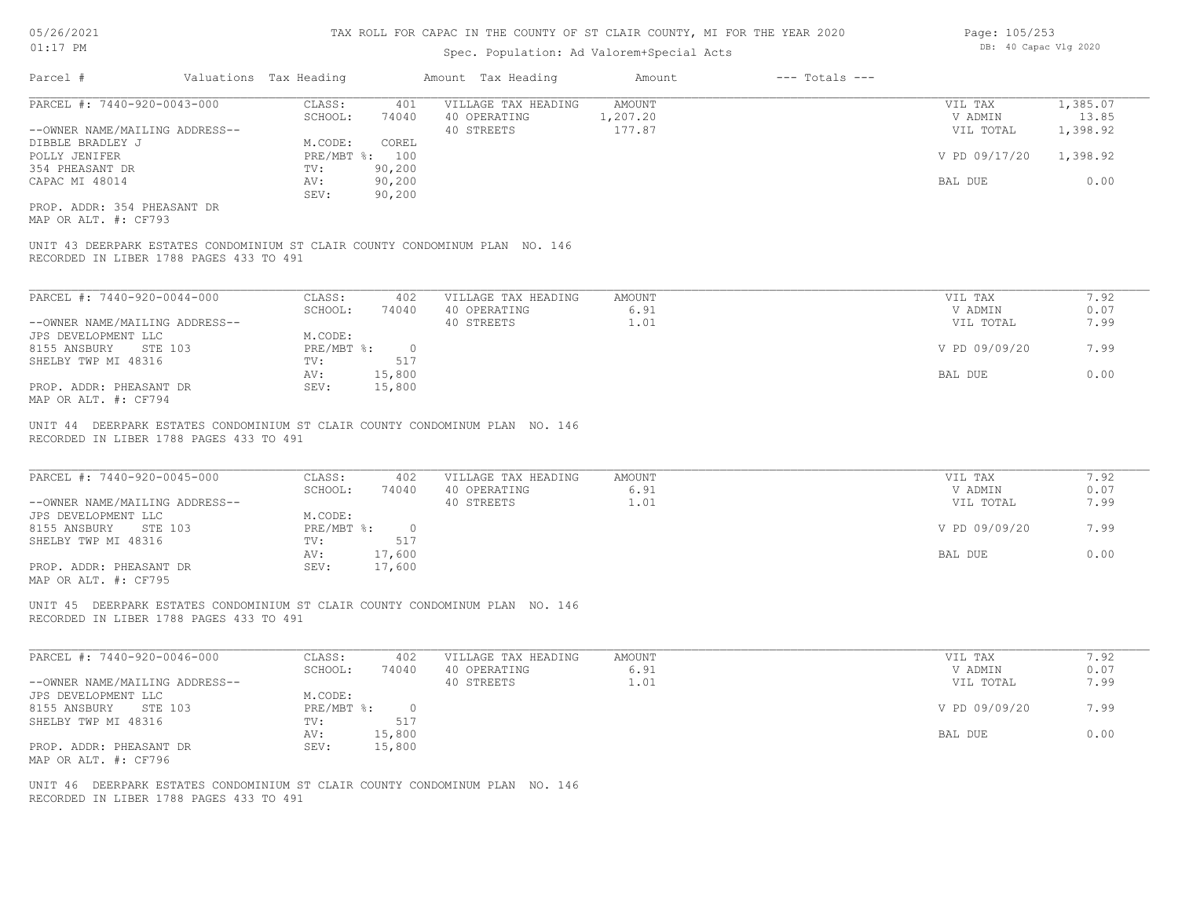# TAX ROLL FOR CAPAC IN THE COUNTY OF ST CLAIR COUNTY, MI FOR THE YEAR 2020

Spec. Population: Ad Valorem+Special Acts

05/26/2021 01:17 PM — DB: 40 Capac Vlg 2020

| Parcel # | Valuations | Tax Heading | Amount | Tax Heading | Amount | --- Totals --- |
|---|---|---|---|---|---|---|

---

**PARCEL #: 7440-920-0043-000**

| | | | | | |
|---|---|---|---|---|---|
| CLASS: | 401 | VILLAGE TAX HEADING | AMOUNT | VIL TAX | 1,385.07 |
| SCHOOL: | 74040 | 40 OPERATING | 1,207.20 | V ADMIN | 13.85 |
| | | 40 STREETS | 177.87 | VIL TOTAL | 1,398.92 |
| M.CODE: | COREL | | | | |
| PRE/MBT %: | 100 | | | V PD 09/17/20 | 1,398.92 |
| TV: | 90,200 | | | | |
| AV: | 90,200 | | | BAL DUE | 0.00 |
| SEV: | 90,200 | | | | |

--OWNER NAME/MAILING ADDRESS--
DIBBLE BRADLEY J
POLLY JENIFER
354 PHEASANT DR
CAPAC MI 48014

PROP. ADDR: 354 PHEASANT DR
MAP OR ALT. #: CF793

UNIT 43 DEERPARK ESTATES CONDOMINIUM ST CLAIR COUNTY CONDOMINUM PLAN NO. 146
RECORDED IN LIBER 1788 PAGES 433 TO 491

---

**PARCEL #: 7440-920-0044-000**

| | | | | | |
|---|---|---|---|---|---|
| CLASS: | 402 | VILLAGE TAX HEADING | AMOUNT | VIL TAX | 7.92 |
| SCHOOL: | 74040 | 40 OPERATING | 6.91 | V ADMIN | 0.07 |
| | | 40 STREETS | 1.01 | VIL TOTAL | 7.99 |
| M.CODE: | | | | | |
| PRE/MBT %: | 0 | | | V PD 09/09/20 | 7.99 |
| TV: | 517 | | | | |
| AV: | 15,800 | | | BAL DUE | 0.00 |
| SEV: | 15,800 | | | | |

--OWNER NAME/MAILING ADDRESS--
JPS DEVELOPMENT LLC
8155 ANSBURY STE 103
SHELBY TWP MI 48316

PROP. ADDR: PHEASANT DR
MAP OR ALT. #: CF794

UNIT 44 DEERPARK ESTATES CONDOMINIUM ST CLAIR COUNTY CONDOMINUM PLAN NO. 146
RECORDED IN LIBER 1788 PAGES 433 TO 491

---

**PARCEL #: 7440-920-0045-000**

| | | | | | |
|---|---|---|---|---|---|
| CLASS: | 402 | VILLAGE TAX HEADING | AMOUNT | VIL TAX | 7.92 |
| SCHOOL: | 74040 | 40 OPERATING | 6.91 | V ADMIN | 0.07 |
| | | 40 STREETS | 1.01 | VIL TOTAL | 7.99 |
| M.CODE: | | | | | |
| PRE/MBT %: | 0 | | | V PD 09/09/20 | 7.99 |
| TV: | 517 | | | | |
| AV: | 17,600 | | | BAL DUE | 0.00 |
| SEV: | 17,600 | | | | |

--OWNER NAME/MAILING ADDRESS--
JPS DEVELOPMENT LLC
8155 ANSBURY STE 103
SHELBY TWP MI 48316

PROP. ADDR: PHEASANT DR
MAP OR ALT. #: CF795

UNIT 45 DEERPARK ESTATES CONDOMINIUM ST CLAIR COUNTY CONDOMINUM PLAN NO. 146
RECORDED IN LIBER 1788 PAGES 433 TO 491

---

**PARCEL #: 7440-920-0046-000**

| | | | | | |
|---|---|---|---|---|---|
| CLASS: | 402 | VILLAGE TAX HEADING | AMOUNT | VIL TAX | 7.92 |
| SCHOOL: | 74040 | 40 OPERATING | 6.91 | V ADMIN | 0.07 |
| | | 40 STREETS | 1.01 | VIL TOTAL | 7.99 |
| M.CODE: | | | | | |
| PRE/MBT %: | 0 | | | V PD 09/09/20 | 7.99 |
| TV: | 517 | | | | |
| AV: | 15,800 | | | BAL DUE | 0.00 |
| SEV: | 15,800 | | | | |

--OWNER NAME/MAILING ADDRESS--
JPS DEVELOPMENT LLC
8155 ANSBURY STE 103
SHELBY TWP MI 48316

PROP. ADDR: PHEASANT DR
MAP OR ALT. #: CF796

UNIT 46 DEERPARK ESTATES CONDOMINIUM ST CLAIR COUNTY CONDOMINUM PLAN NO. 146
RECORDED IN LIBER 1788 PAGES 433 TO 491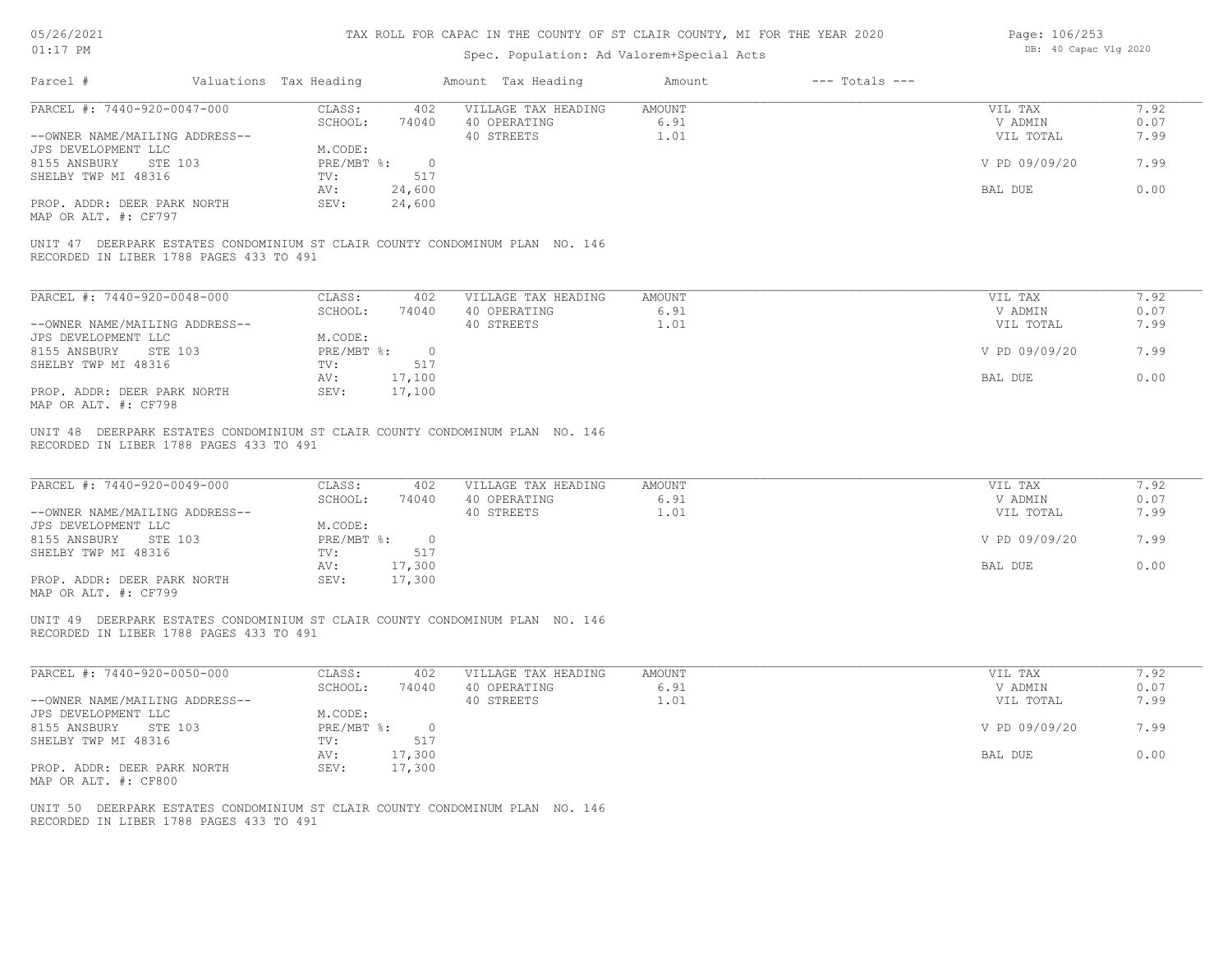# TAX ROLL FOR CAPAC IN THE COUNTY OF ST CLAIR COUNTY, MI FOR THE YEAR 2020

Spec. Population: Ad Valorem+Special Acts

05/26/2021
01:17 PM

DB: 40 Capac Vlg 2020

| Parcel # | Valuations | Tax Heading | Amount | Tax Heading | Amount | --- Totals --- | |
|---|---|---|---|---|---|---|---|

---

**PARCEL #: 7440-920-0047-000**

| | | | | | |
|---|---|---|---|---|---|
| --OWNER NAME/MAILING ADDRESS-- | CLASS: 402 | VILLAGE TAX HEADING | AMOUNT | VIL TAX | 7.92 |
| JPS DEVELOPMENT LLC | SCHOOL: 74040 | 40 OPERATING | 6.91 | V ADMIN | 0.07 |
| 8155 ANSBURY STE 103 | M.CODE: | 40 STREETS | 1.01 | VIL TOTAL | 7.99 |
| SHELBY TWP MI 48316 | PRE/MBT %: 0 | | | V PD 09/09/20 | 7.99 |
| | TV: 517 | | | | |
| PROP. ADDR: DEER PARK NORTH | AV: 24,600 | | | BAL DUE | 0.00 |
| MAP OR ALT. #: CF797 | SEV: 24,600 | | | | |

UNIT 47 DEERPARK ESTATES CONDOMINIUM ST CLAIR COUNTY CONDOMINUM PLAN NO. 146
RECORDED IN LIBER 1788 PAGES 433 TO 491

---

**PARCEL #: 7440-920-0048-000**

| | | | | | |
|---|---|---|---|---|---|
| --OWNER NAME/MAILING ADDRESS-- | CLASS: 402 | VILLAGE TAX HEADING | AMOUNT | VIL TAX | 7.92 |
| JPS DEVELOPMENT LLC | SCHOOL: 74040 | 40 OPERATING | 6.91 | V ADMIN | 0.07 |
| 8155 ANSBURY STE 103 | M.CODE: | 40 STREETS | 1.01 | VIL TOTAL | 7.99 |
| SHELBY TWP MI 48316 | PRE/MBT %: 0 | | | V PD 09/09/20 | 7.99 |
| | TV: 517 | | | | |
| PROP. ADDR: DEER PARK NORTH | AV: 17,100 | | | BAL DUE | 0.00 |
| MAP OR ALT. #: CF798 | SEV: 17,100 | | | | |

UNIT 48 DEERPARK ESTATES CONDOMINIUM ST CLAIR COUNTY CONDOMINUM PLAN NO. 146
RECORDED IN LIBER 1788 PAGES 433 TO 491

---

**PARCEL #: 7440-920-0049-000**

| | | | | | |
|---|---|---|---|---|---|
| --OWNER NAME/MAILING ADDRESS-- | CLASS: 402 | VILLAGE TAX HEADING | AMOUNT | VIL TAX | 7.92 |
| JPS DEVELOPMENT LLC | SCHOOL: 74040 | 40 OPERATING | 6.91 | V ADMIN | 0.07 |
| 8155 ANSBURY STE 103 | M.CODE: | 40 STREETS | 1.01 | VIL TOTAL | 7.99 |
| SHELBY TWP MI 48316 | PRE/MBT %: 0 | | | V PD 09/09/20 | 7.99 |
| | TV: 517 | | | | |
| PROP. ADDR: DEER PARK NORTH | AV: 17,300 | | | BAL DUE | 0.00 |
| MAP OR ALT. #: CF799 | SEV: 17,300 | | | | |

UNIT 49 DEERPARK ESTATES CONDOMINIUM ST CLAIR COUNTY CONDOMINUM PLAN NO. 146
RECORDED IN LIBER 1788 PAGES 433 TO 491

---

**PARCEL #: 7440-920-0050-000**

| | | | | | |
|---|---|---|---|---|---|
| --OWNER NAME/MAILING ADDRESS-- | CLASS: 402 | VILLAGE TAX HEADING | AMOUNT | VIL TAX | 7.92 |
| JPS DEVELOPMENT LLC | SCHOOL: 74040 | 40 OPERATING | 6.91 | V ADMIN | 0.07 |
| 8155 ANSBURY STE 103 | M.CODE: | 40 STREETS | 1.01 | VIL TOTAL | 7.99 |
| SHELBY TWP MI 48316 | PRE/MBT %: 0 | | | V PD 09/09/20 | 7.99 |
| | TV: 517 | | | | |
| PROP. ADDR: DEER PARK NORTH | AV: 17,300 | | | BAL DUE | 0.00 |
| MAP OR ALT. #: CF800 | SEV: 17,300 | | | | |

UNIT 50 DEERPARK ESTATES CONDOMINIUM ST CLAIR COUNTY CONDOMINUM PLAN NO. 146
RECORDED IN LIBER 1788 PAGES 433 TO 491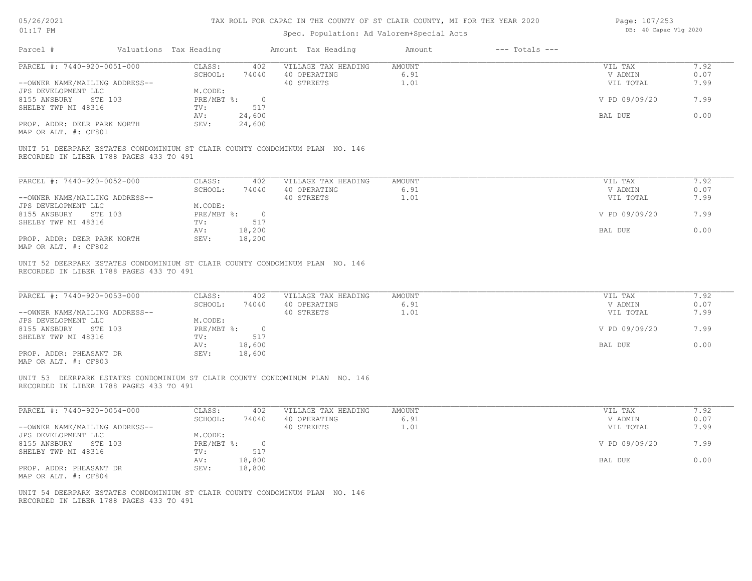# TAX ROLL FOR CAPAC IN THE COUNTY OF ST CLAIR COUNTY, MI FOR THE YEAR 2020

Spec. Population: Ad Valorem+Special Acts

| Parcel # | Valuations | Tax Heading | Amount | Tax Heading | Amount | --- Totals --- | |
|---|---|---|---|---|---|---|---|
| PARCEL #: 7440-920-0051-000 | CLASS: | 402 | VILLAGE TAX HEADING | AMOUNT | | VIL TAX | 7.92 |
| | SCHOOL: | 74040 | 40 OPERATING | 6.91 | | V ADMIN | 0.07 |
| --OWNER NAME/MAILING ADDRESS-- | | | 40 STREETS | 1.01 | | VIL TOTAL | 7.99 |
| JPS DEVELOPMENT LLC | M.CODE: | | | | | | |
| 8155 ANSBURY STE 103 | PRE/MBT %: | 0 | | | | V PD 09/09/20 | 7.99 |
| SHELBY TWP MI 48316 | TV: | 517 | | | | | |
| | AV: | 24,600 | | | | BAL DUE | 0.00 |
| PROP. ADDR: DEER PARK NORTH | SEV: | 24,600 | | | | | |
| MAP OR ALT. #: CF801 | | | | | | | |

UNIT 51 DEERPARK ESTATES CONDOMINIUM ST CLAIR COUNTY CONDOMINUM PLAN NO. 146
RECORDED IN LIBER 1788 PAGES 433 TO 491

| Parcel # | Valuations | Tax Heading | Amount | Tax Heading | Amount | --- Totals --- | |
|---|---|---|---|---|---|---|---|
| PARCEL #: 7440-920-0052-000 | CLASS: | 402 | VILLAGE TAX HEADING | AMOUNT | | VIL TAX | 7.92 |
| | SCHOOL: | 74040 | 40 OPERATING | 6.91 | | V ADMIN | 0.07 |
| --OWNER NAME/MAILING ADDRESS-- | | | 40 STREETS | 1.01 | | VIL TOTAL | 7.99 |
| JPS DEVELOPMENT LLC | M.CODE: | | | | | | |
| 8155 ANSBURY STE 103 | PRE/MBT %: | 0 | | | | V PD 09/09/20 | 7.99 |
| SHELBY TWP MI 48316 | TV: | 517 | | | | | |
| | AV: | 18,200 | | | | BAL DUE | 0.00 |
| PROP. ADDR: DEER PARK NORTH | SEV: | 18,200 | | | | | |
| MAP OR ALT. #: CF802 | | | | | | | |

UNIT 52 DEERPARK ESTATES CONDOMINIUM ST CLAIR COUNTY CONDOMINUM PLAN NO. 146
RECORDED IN LIBER 1788 PAGES 433 TO 491

| Parcel # | Valuations | Tax Heading | Amount | Tax Heading | Amount | --- Totals --- | |
|---|---|---|---|---|---|---|---|
| PARCEL #: 7440-920-0053-000 | CLASS: | 402 | VILLAGE TAX HEADING | AMOUNT | | VIL TAX | 7.92 |
| | SCHOOL: | 74040 | 40 OPERATING | 6.91 | | V ADMIN | 0.07 |
| --OWNER NAME/MAILING ADDRESS-- | | | 40 STREETS | 1.01 | | VIL TOTAL | 7.99 |
| JPS DEVELOPMENT LLC | M.CODE: | | | | | | |
| 8155 ANSBURY STE 103 | PRE/MBT %: | 0 | | | | V PD 09/09/20 | 7.99 |
| SHELBY TWP MI 48316 | TV: | 517 | | | | | |
| | AV: | 18,600 | | | | BAL DUE | 0.00 |
| PROP. ADDR: PHEASANT DR | SEV: | 18,600 | | | | | |
| MAP OR ALT. #: CF803 | | | | | | | |

UNIT 53 DEERPARK ESTATES CONDOMINIUM ST CLAIR COUNTY CONDOMINUM PLAN NO. 146
RECORDED IN LIBER 1788 PAGES 433 TO 491

| Parcel # | Valuations | Tax Heading | Amount | Tax Heading | Amount | --- Totals --- | |
|---|---|---|---|---|---|---|---|
| PARCEL #: 7440-920-0054-000 | CLASS: | 402 | VILLAGE TAX HEADING | AMOUNT | | VIL TAX | 7.92 |
| | SCHOOL: | 74040 | 40 OPERATING | 6.91 | | V ADMIN | 0.07 |
| --OWNER NAME/MAILING ADDRESS-- | | | 40 STREETS | 1.01 | | VIL TOTAL | 7.99 |
| JPS DEVELOPMENT LLC | M.CODE: | | | | | | |
| 8155 ANSBURY STE 103 | PRE/MBT %: | 0 | | | | V PD 09/09/20 | 7.99 |
| SHELBY TWP MI 48316 | TV: | 517 | | | | | |
| | AV: | 18,800 | | | | BAL DUE | 0.00 |
| PROP. ADDR: PHEASANT DR | SEV: | 18,800 | | | | | |
| MAP OR ALT. #: CF804 | | | | | | | |

UNIT 54 DEERPARK ESTATES CONDOMINIUM ST CLAIR COUNTY CONDOMINUM PLAN NO. 146
RECORDED IN LIBER 1788 PAGES 433 TO 491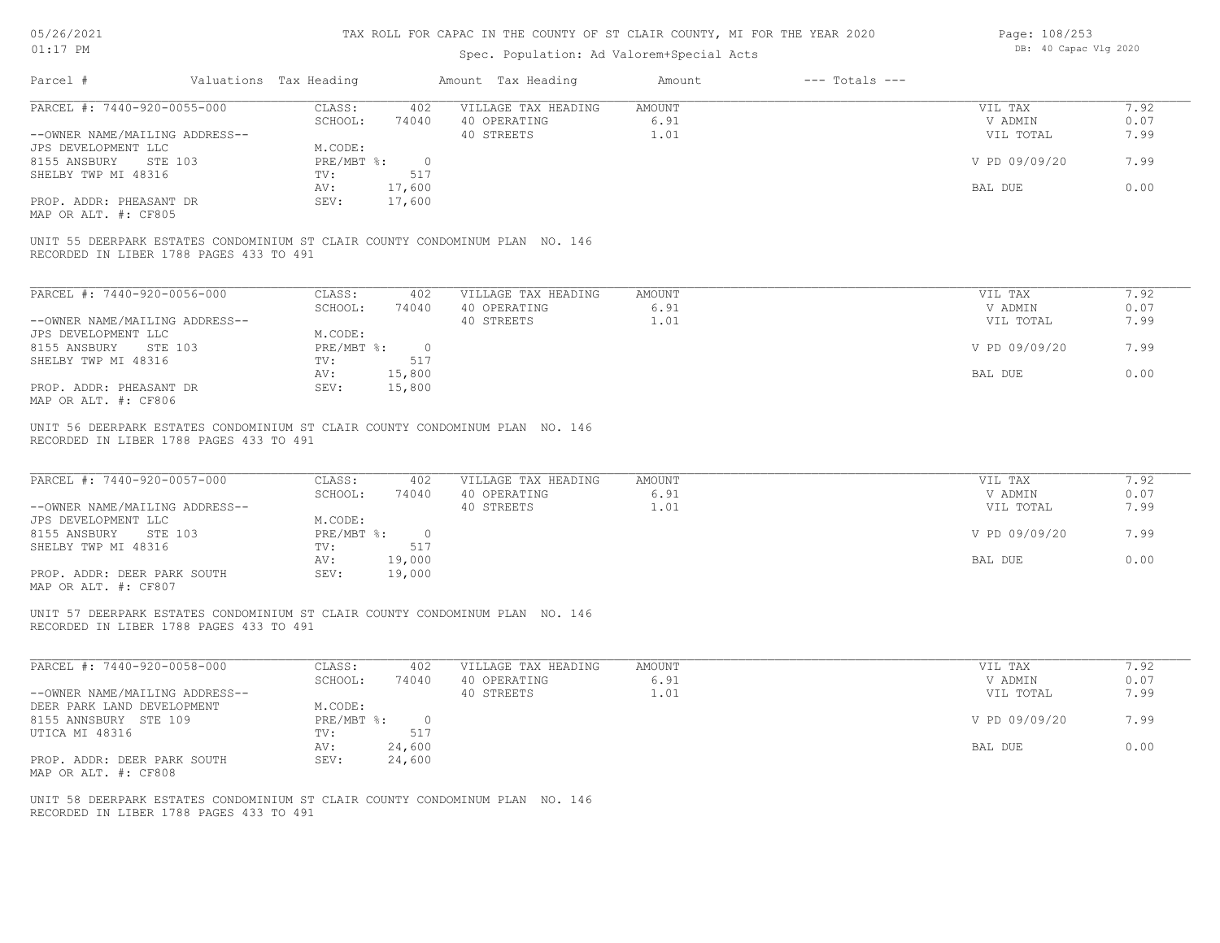| Parcel # | Valuations | Tax Heading | Amount | Tax Heading | Amount | --- Totals --- |
|---|---|---|---|---|---|---|

**PARCEL #: 7440-920-0055-000**

| | | | | | |
|---|---|---|---|---|---|
| --OWNER NAME/MAILING ADDRESS-- | CLASS: 402 | VILLAGE TAX HEADING | AMOUNT | VIL TAX | 7.92 |
| JPS DEVELOPMENT LLC | SCHOOL: 74040 | 40 OPERATING | 6.91 | V ADMIN | 0.07 |
| 8155 ANSBURY STE 103 | M.CODE: | 40 STREETS | 1.01 | VIL TOTAL | 7.99 |
| SHELBY TWP MI 48316 | PRE/MBT %: 0 | | | V PD 09/09/20 | 7.99 |
| | TV: 517 | | | | |
| PROP. ADDR: PHEASANT DR | AV: 17,600 | | | BAL DUE | 0.00 |
| MAP OR ALT. #: CF805 | SEV: 17,600 | | | | |

UNIT 55 DEERPARK ESTATES CONDOMINIUM ST CLAIR COUNTY CONDOMINUM PLAN NO. 146
RECORDED IN LIBER 1788 PAGES 433 TO 491

**PARCEL #: 7440-920-0056-000**

| | | | | | |
|---|---|---|---|---|---|
| --OWNER NAME/MAILING ADDRESS-- | CLASS: 402 | VILLAGE TAX HEADING | AMOUNT | VIL TAX | 7.92 |
| JPS DEVELOPMENT LLC | SCHOOL: 74040 | 40 OPERATING | 6.91 | V ADMIN | 0.07 |
| 8155 ANSBURY STE 103 | M.CODE: | 40 STREETS | 1.01 | VIL TOTAL | 7.99 |
| SHELBY TWP MI 48316 | PRE/MBT %: 0 | | | V PD 09/09/20 | 7.99 |
| | TV: 517 | | | | |
| PROP. ADDR: PHEASANT DR | AV: 15,800 | | | BAL DUE | 0.00 |
| MAP OR ALT. #: CF806 | SEV: 15,800 | | | | |

UNIT 56 DEERPARK ESTATES CONDOMINIUM ST CLAIR COUNTY CONDOMINUM PLAN NO. 146
RECORDED IN LIBER 1788 PAGES 433 TO 491

**PARCEL #: 7440-920-0057-000**

| | | | | | |
|---|---|---|---|---|---|
| --OWNER NAME/MAILING ADDRESS-- | CLASS: 402 | VILLAGE TAX HEADING | AMOUNT | VIL TAX | 7.92 |
| JPS DEVELOPMENT LLC | SCHOOL: 74040 | 40 OPERATING | 6.91 | V ADMIN | 0.07 |
| 8155 ANSBURY STE 103 | M.CODE: | 40 STREETS | 1.01 | VIL TOTAL | 7.99 |
| SHELBY TWP MI 48316 | PRE/MBT %: 0 | | | V PD 09/09/20 | 7.99 |
| | TV: 517 | | | | |
| PROP. ADDR: DEER PARK SOUTH | AV: 19,000 | | | BAL DUE | 0.00 |
| MAP OR ALT. #: CF807 | SEV: 19,000 | | | | |

UNIT 57 DEERPARK ESTATES CONDOMINIUM ST CLAIR COUNTY CONDOMINUM PLAN NO. 146
RECORDED IN LIBER 1788 PAGES 433 TO 491

**PARCEL #: 7440-920-0058-000**

| | | | | | |
|---|---|---|---|---|---|
| --OWNER NAME/MAILING ADDRESS-- | CLASS: 402 | VILLAGE TAX HEADING | AMOUNT | VIL TAX | 7.92 |
| DEER PARK LAND DEVELOPMENT | SCHOOL: 74040 | 40 OPERATING | 6.91 | V ADMIN | 0.07 |
| 8155 ANNSBURY STE 109 | M.CODE: | 40 STREETS | 1.01 | VIL TOTAL | 7.99 |
| UTICA MI 48316 | PRE/MBT %: 0 | | | V PD 09/09/20 | 7.99 |
| | TV: 517 | | | | |
| PROP. ADDR: DEER PARK SOUTH | AV: 24,600 | | | BAL DUE | 0.00 |
| MAP OR ALT. #: CF808 | SEV: 24,600 | | | | |

UNIT 58 DEERPARK ESTATES CONDOMINIUM ST CLAIR COUNTY CONDOMINUM PLAN NO. 146
RECORDED IN LIBER 1788 PAGES 433 TO 491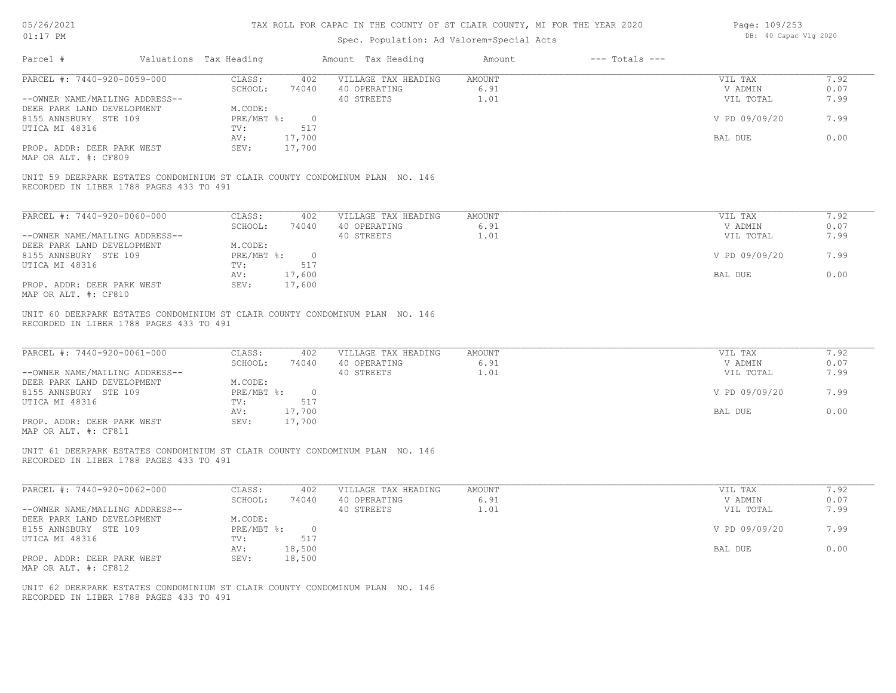# TAX ROLL FOR CAPAC IN THE COUNTY OF ST CLAIR COUNTY, MI FOR THE YEAR 2020

Spec. Population: Ad Valorem+Special Acts

| Parcel # | Valuations | Tax Heading | Amount | Tax Heading | Amount | --- Totals --- | |
|---|---|---|---|---|---|---|---|
| PARCEL #: 7440-920-0059-000 | CLASS: | 402 | VILLAGE TAX HEADING | AMOUNT | | VIL TAX | 7.92 |
| | SCHOOL: | 74040 | 40 OPERATING | 6.91 | | V ADMIN | 0.07 |
| --OWNER NAME/MAILING ADDRESS-- | | | 40 STREETS | 1.01 | | VIL TOTAL | 7.99 |
| DEER PARK LAND DEVELOPMENT | M.CODE: | | | | | | |
| 8155 ANNSBURY STE 109 | PRE/MBT %: | 0 | | | | V PD 09/09/20 | 7.99 |
| UTICA MI 48316 | TV: | 517 | | | | | |
| | AV: | 17,700 | | | | BAL DUE | 0.00 |
| PROP. ADDR: DEER PARK WEST | SEV: | 17,700 | | | | | |
| MAP OR ALT. #: CF809 | | | | | | | |

UNIT 59 DEERPARK ESTATES CONDOMINIUM ST CLAIR COUNTY CONDOMINUM PLAN NO. 146
RECORDED IN LIBER 1788 PAGES 433 TO 491

| Parcel # | Valuations | Tax Heading | Amount | Tax Heading | Amount | --- Totals --- | |
|---|---|---|---|---|---|---|---|
| PARCEL #: 7440-920-0060-000 | CLASS: | 402 | VILLAGE TAX HEADING | AMOUNT | | VIL TAX | 7.92 |
| | SCHOOL: | 74040 | 40 OPERATING | 6.91 | | V ADMIN | 0.07 |
| --OWNER NAME/MAILING ADDRESS-- | | | 40 STREETS | 1.01 | | VIL TOTAL | 7.99 |
| DEER PARK LAND DEVELOPMENT | M.CODE: | | | | | | |
| 8155 ANNSBURY STE 109 | PRE/MBT %: | 0 | | | | V PD 09/09/20 | 7.99 |
| UTICA MI 48316 | TV: | 517 | | | | | |
| | AV: | 17,600 | | | | BAL DUE | 0.00 |
| PROP. ADDR: DEER PARK WEST | SEV: | 17,600 | | | | | |
| MAP OR ALT. #: CF810 | | | | | | | |

UNIT 60 DEERPARK ESTATES CONDOMINIUM ST CLAIR COUNTY CONDOMINUM PLAN NO. 146
RECORDED IN LIBER 1788 PAGES 433 TO 491

| Parcel # | Valuations | Tax Heading | Amount | Tax Heading | Amount | --- Totals --- | |
|---|---|---|---|---|---|---|---|
| PARCEL #: 7440-920-0061-000 | CLASS: | 402 | VILLAGE TAX HEADING | AMOUNT | | VIL TAX | 7.92 |
| | SCHOOL: | 74040 | 40 OPERATING | 6.91 | | V ADMIN | 0.07 |
| --OWNER NAME/MAILING ADDRESS-- | | | 40 STREETS | 1.01 | | VIL TOTAL | 7.99 |
| DEER PARK LAND DEVELOPMENT | M.CODE: | | | | | | |
| 8155 ANNSBURY STE 109 | PRE/MBT %: | 0 | | | | V PD 09/09/20 | 7.99 |
| UTICA MI 48316 | TV: | 517 | | | | | |
| | AV: | 17,700 | | | | BAL DUE | 0.00 |
| PROP. ADDR: DEER PARK WEST | SEV: | 17,700 | | | | | |
| MAP OR ALT. #: CF811 | | | | | | | |

UNIT 61 DEERPARK ESTATES CONDOMINIUM ST CLAIR COUNTY CONDOMINUM PLAN NO. 146
RECORDED IN LIBER 1788 PAGES 433 TO 491

| Parcel # | Valuations | Tax Heading | Amount | Tax Heading | Amount | --- Totals --- | |
|---|---|---|---|---|---|---|---|
| PARCEL #: 7440-920-0062-000 | CLASS: | 402 | VILLAGE TAX HEADING | AMOUNT | | VIL TAX | 7.92 |
| | SCHOOL: | 74040 | 40 OPERATING | 6.91 | | V ADMIN | 0.07 |
| --OWNER NAME/MAILING ADDRESS-- | | | 40 STREETS | 1.01 | | VIL TOTAL | 7.99 |
| DEER PARK LAND DEVELOPMENT | M.CODE: | | | | | | |
| 8155 ANNSBURY STE 109 | PRE/MBT %: | 0 | | | | V PD 09/09/20 | 7.99 |
| UTICA MI 48316 | TV: | 517 | | | | | |
| | AV: | 18,500 | | | | BAL DUE | 0.00 |
| PROP. ADDR: DEER PARK WEST | SEV: | 18,500 | | | | | |
| MAP OR ALT. #: CF812 | | | | | | | |

UNIT 62 DEERPARK ESTATES CONDOMINIUM ST CLAIR COUNTY CONDOMINUM PLAN NO. 146
RECORDED IN LIBER 1788 PAGES 433 TO 491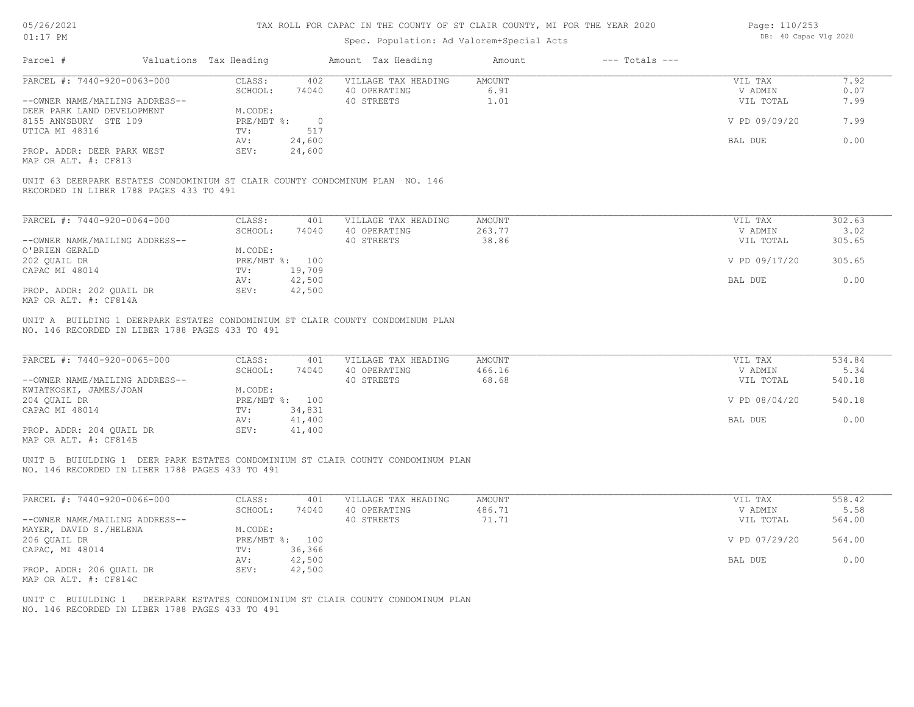| Parcel # | Valuations | Tax Heading | Amount | Tax Heading | Amount | --- Totals --- | |
|---|---|---|---|---|---|---|---|
| PARCEL #: 7440-920-0063-000 | CLASS: | 402 | VILLAGE TAX HEADING | AMOUNT | | VIL TAX | 7.92 |
| | SCHOOL: | 74040 | 40 OPERATING | 6.91 | | V ADMIN | 0.07 |
| --OWNER NAME/MAILING ADDRESS-- | | | 40 STREETS | 1.01 | | VIL TOTAL | 7.99 |
| DEER PARK LAND DEVELOPMENT | M.CODE: | | | | | | |
| 8155 ANNSBURY STE 109 | PRE/MBT %: | 0 | | | | V PD 09/09/20 | 7.99 |
| UTICA MI 48316 | TV: | 517 | | | | | |
| | AV: | 24,600 | | | | BAL DUE | 0.00 |
| PROP. ADDR: DEER PARK WEST | SEV: | 24,600 | | | | | |
| MAP OR ALT. #: CF813 | | | | | | | |

UNIT 63 DEERPARK ESTATES CONDOMINIUM ST CLAIR COUNTY CONDOMINUM PLAN NO. 146 RECORDED IN LIBER 1788 PAGES 433 TO 491

| Parcel # | Valuations | Tax Heading | Amount | Tax Heading | Amount | --- Totals --- | |
|---|---|---|---|---|---|---|---|
| PARCEL #: 7440-920-0064-000 | CLASS: | 401 | VILLAGE TAX HEADING | AMOUNT | | VIL TAX | 302.63 |
| | SCHOOL: | 74040 | 40 OPERATING | 263.77 | | V ADMIN | 3.02 |
| --OWNER NAME/MAILING ADDRESS-- | | | 40 STREETS | 38.86 | | VIL TOTAL | 305.65 |
| O'BRIEN GERALD | M.CODE: | | | | | | |
| 202 QUAIL DR | PRE/MBT %: | 100 | | | | V PD 09/17/20 | 305.65 |
| CAPAC MI 48014 | TV: | 19,709 | | | | | |
| | AV: | 42,500 | | | | BAL DUE | 0.00 |
| PROP. ADDR: 202 QUAIL DR | SEV: | 42,500 | | | | | |
| MAP OR ALT. #: CF814A | | | | | | | |

UNIT A BUILDING 1 DEERPARK ESTATES CONDOMINIUM ST CLAIR COUNTY CONDOMINUM PLAN NO. 146 RECORDED IN LIBER 1788 PAGES 433 TO 491

| Parcel # | Valuations | Tax Heading | Amount | Tax Heading | Amount | --- Totals --- | |
|---|---|---|---|---|---|---|---|
| PARCEL #: 7440-920-0065-000 | CLASS: | 401 | VILLAGE TAX HEADING | AMOUNT | | VIL TAX | 534.84 |
| | SCHOOL: | 74040 | 40 OPERATING | 466.16 | | V ADMIN | 5.34 |
| --OWNER NAME/MAILING ADDRESS-- | | | 40 STREETS | 68.68 | | VIL TOTAL | 540.18 |
| KWIATKOSKI, JAMES/JOAN | M.CODE: | | | | | | |
| 204 QUAIL DR | PRE/MBT %: | 100 | | | | V PD 08/04/20 | 540.18 |
| CAPAC MI 48014 | TV: | 34,831 | | | | | |
| | AV: | 41,400 | | | | BAL DUE | 0.00 |
| PROP. ADDR: 204 QUAIL DR | SEV: | 41,400 | | | | | |
| MAP OR ALT. #: CF814B | | | | | | | |

UNIT B BUIULDING 1 DEER PARK ESTATES CONDOMINIUM ST CLAIR COUNTY CONDOMINUM PLAN NO. 146 RECORDED IN LIBER 1788 PAGES 433 TO 491

| Parcel # | Valuations | Tax Heading | Amount | Tax Heading | Amount | --- Totals --- | |
|---|---|---|---|---|---|---|---|
| PARCEL #: 7440-920-0066-000 | CLASS: | 401 | VILLAGE TAX HEADING | AMOUNT | | VIL TAX | 558.42 |
| | SCHOOL: | 74040 | 40 OPERATING | 486.71 | | V ADMIN | 5.58 |
| --OWNER NAME/MAILING ADDRESS-- | | | 40 STREETS | 71.71 | | VIL TOTAL | 564.00 |
| MAYER, DAVID S./HELENA | M.CODE: | | | | | | |
| 206 QUAIL DR | PRE/MBT %: | 100 | | | | V PD 07/29/20 | 564.00 |
| CAPAC, MI 48014 | TV: | 36,366 | | | | | |
| | AV: | 42,500 | | | | BAL DUE | 0.00 |
| PROP. ADDR: 206 QUAIL DR | SEV: | 42,500 | | | | | |
| MAP OR ALT. #: CF814C | | | | | | | |

UNIT C BUIULDING 1 DEERPARK ESTATES CONDOMINIUM ST CLAIR COUNTY CONDOMINUM PLAN NO. 146 RECORDED IN LIBER 1788 PAGES 433 TO 491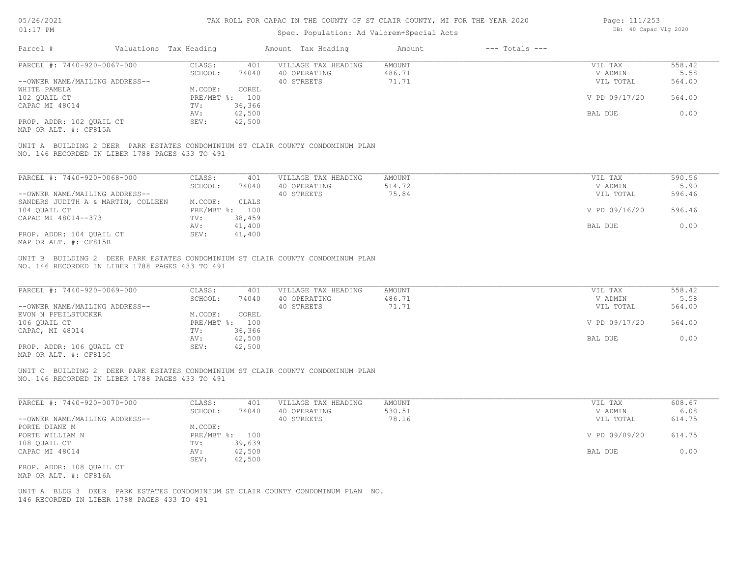# TAX ROLL FOR CAPAC IN THE COUNTY OF ST CLAIR COUNTY, MI FOR THE YEAR 2020

Spec. Population: Ad Valorem+Special Acts

05/26/2021 01:17 PM

DB: 40 Capac Vlg 2020

| Parcel # | Valuations | Tax Heading | Amount | Tax Heading | Amount | --- Totals --- | |
|---|---|---|---|---|---|---|---|
| PARCEL #: 7440-920-0067-000 | CLASS: | 401 | VILLAGE TAX HEADING | AMOUNT | | VIL TAX | 558.42 |
| | SCHOOL: | 74040 | 40 OPERATING | 486.71 | | V ADMIN | 5.58 |
| --OWNER NAME/MAILING ADDRESS-- | | | 40 STREETS | 71.71 | | VIL TOTAL | 564.00 |
| WHITE PAMELA | M.CODE: | COREL | | | | | |
| 102 QUAIL CT | PRE/MBT %: | 100 | | | | V PD 09/17/20 | 564.00 |
| CAPAC MI 48014 | TV: | 36,366 | | | | | |
| | AV: | 42,500 | | | | BAL DUE | 0.00 |
| PROP. ADDR: 102 QUAIL CT | SEV: | 42,500 | | | | | |
| MAP OR ALT. #: CF815A | | | | | | | |

UNIT A BUILDING 2 DEER PARK ESTATES CONDOMINIUM ST CLAIR COUNTY CONDOMINUM PLAN NO. 146 RECORDED IN LIBER 1788 PAGES 433 TO 491

| Parcel # | Valuations | Tax Heading | Amount | Tax Heading | Amount | --- Totals --- | |
|---|---|---|---|---|---|---|---|
| PARCEL #: 7440-920-0068-000 | CLASS: | 401 | VILLAGE TAX HEADING | AMOUNT | | VIL TAX | 590.56 |
| | SCHOOL: | 74040 | 40 OPERATING | 514.72 | | V ADMIN | 5.90 |
| --OWNER NAME/MAILING ADDRESS-- | | | 40 STREETS | 75.84 | | VIL TOTAL | 596.46 |
| SANDERS JUDITH A & MARTIN, COLLEEN | M.CODE: | 0LALS | | | | | |
| 104 QUAIL CT | PRE/MBT %: | 100 | | | | V PD 09/16/20 | 596.46 |
| CAPAC MI 48014--373 | TV: | 38,459 | | | | | |
| | AV: | 41,400 | | | | BAL DUE | 0.00 |
| PROP. ADDR: 104 QUAIL CT | SEV: | 41,400 | | | | | |
| MAP OR ALT. #: CF815B | | | | | | | |

UNIT B BUILDING 2 DEER PARK ESTATES CONDOMINIUM ST CLAIR COUNTY CONDOMINUM PLAN NO. 146 RECORDED IN LIBER 1788 PAGES 433 TO 491

| Parcel # | Valuations | Tax Heading | Amount | Tax Heading | Amount | --- Totals --- | |
|---|---|---|---|---|---|---|---|
| PARCEL #: 7440-920-0069-000 | CLASS: | 401 | VILLAGE TAX HEADING | AMOUNT | | VIL TAX | 558.42 |
| | SCHOOL: | 74040 | 40 OPERATING | 486.71 | | V ADMIN | 5.58 |
| --OWNER NAME/MAILING ADDRESS-- | | | 40 STREETS | 71.71 | | VIL TOTAL | 564.00 |
| EVON N PFEILSTUCKER | M.CODE: | COREL | | | | | |
| 106 QUAIL CT | PRE/MBT %: | 100 | | | | V PD 09/17/20 | 564.00 |
| CAPAC, MI 48014 | TV: | 36,366 | | | | | |
| | AV: | 42,500 | | | | BAL DUE | 0.00 |
| PROP. ADDR: 106 QUAIL CT | SEV: | 42,500 | | | | | |
| MAP OR ALT. #: CF815C | | | | | | | |

UNIT C BUILDING 2 DEER PARK ESTATES CONDOMINIUM ST CLAIR COUNTY CONDOMINUM PLAN NO. 146 RECORDED IN LIBER 1788 PAGES 433 TO 491

| Parcel # | Valuations | Tax Heading | Amount | Tax Heading | Amount | --- Totals --- | |
|---|---|---|---|---|---|---|---|
| PARCEL #: 7440-920-0070-000 | CLASS: | 401 | VILLAGE TAX HEADING | AMOUNT | | VIL TAX | 608.67 |
| | SCHOOL: | 74040 | 40 OPERATING | 530.51 | | V ADMIN | 6.08 |
| --OWNER NAME/MAILING ADDRESS-- | | | 40 STREETS | 78.16 | | VIL TOTAL | 614.75 |
| PORTE DIANE M | M.CODE: | | | | | | |
| PORTE WILLIAM N | PRE/MBT %: | 100 | | | | V PD 09/09/20 | 614.75 |
| 108 QUAIL CT | TV: | 39,639 | | | | | |
| CAPAC MI 48014 | AV: | 42,500 | | | | BAL DUE | 0.00 |
| | SEV: | 42,500 | | | | | |
| PROP. ADDR: 108 QUAIL CT | | | | | | | |
| MAP OR ALT. #: CF816A | | | | | | | |

UNIT A BLDG 3 DEER PARK ESTATES CONDOMINIUM ST CLAIR COUNTY CONDOMINUM PLAN NO. 146 RECORDED IN LIBER 1788 PAGES 433 TO 491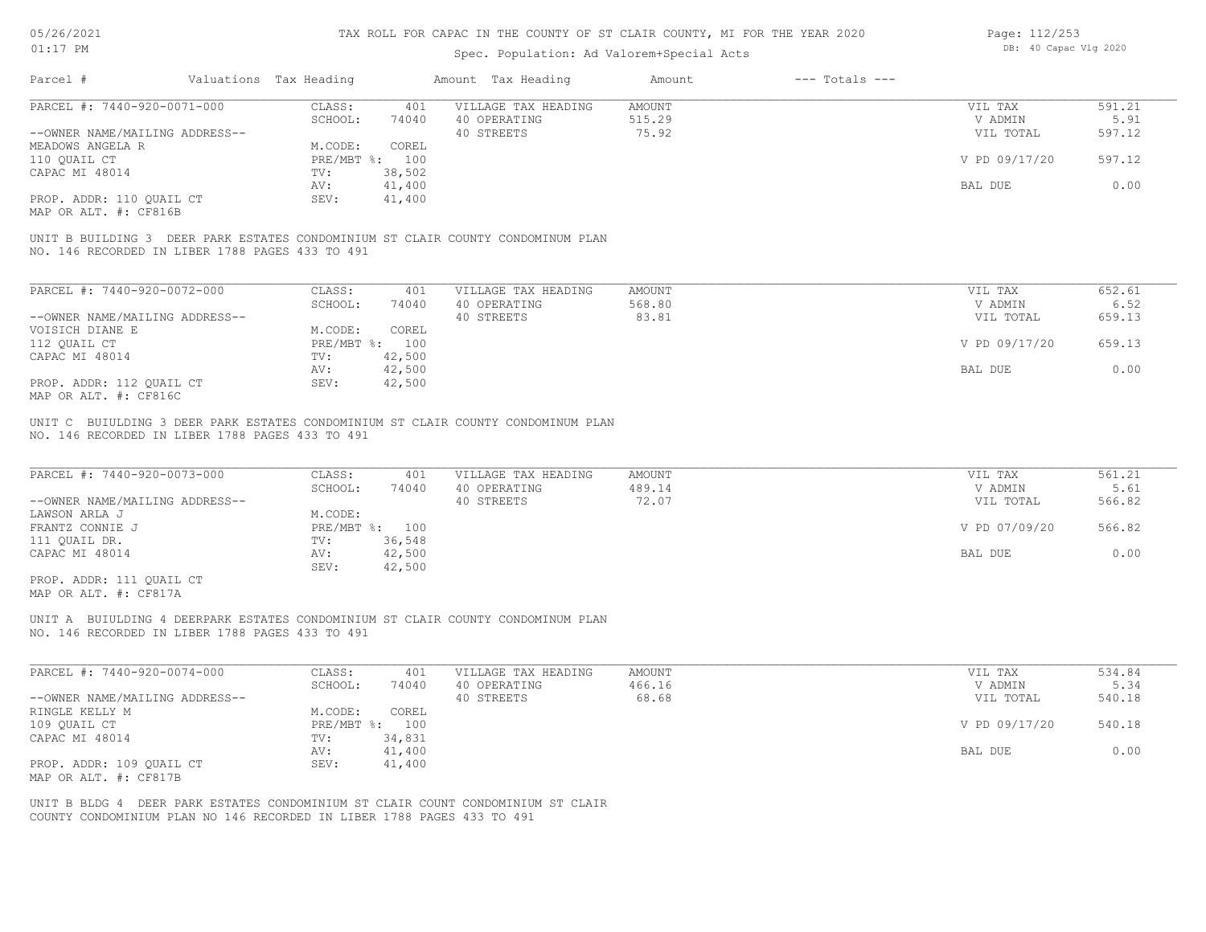# TAX ROLL FOR CAPAC IN THE COUNTY OF ST CLAIR COUNTY, MI FOR THE YEAR 2020

Spec. Population: Ad Valorem+Special Acts

| Parcel # | Valuations | Tax Heading | Amount | Tax Heading | Amount | --- Totals --- | |
|---|---|---|---|---|---|---|---|
| PARCEL #: 7440-920-0071-000 | CLASS: | 401 | VILLAGE TAX HEADING | AMOUNT | | VIL TAX | 591.21 |
| | SCHOOL: | 74040 | 40 OPERATING | 515.29 | | V ADMIN | 5.91 |
| --OWNER NAME/MAILING ADDRESS-- | | | 40 STREETS | 75.92 | | VIL TOTAL | 597.12 |
| MEADOWS ANGELA R | M.CODE: | COREL | | | | | |
| 110 QUAIL CT | PRE/MBT %: | 100 | | | | V PD 09/17/20 | 597.12 |
| CAPAC MI 48014 | TV: | 38,502 | | | | | |
| | AV: | 41,400 | | | | BAL DUE | 0.00 |
| PROP. ADDR: 110 QUAIL CT | SEV: | 41,400 | | | | | |
| MAP OR ALT. #: CF816B | | | | | | | |

UNIT B BUILDING 3 DEER PARK ESTATES CONDOMINIUM ST CLAIR COUNTY CONDOMINUM PLAN NO. 146 RECORDED IN LIBER 1788 PAGES 433 TO 491

| Parcel # | Valuations | Tax Heading | Amount | Tax Heading | Amount | --- Totals --- | |
|---|---|---|---|---|---|---|---|
| PARCEL #: 7440-920-0072-000 | CLASS: | 401 | VILLAGE TAX HEADING | AMOUNT | | VIL TAX | 652.61 |
| | SCHOOL: | 74040 | 40 OPERATING | 568.80 | | V ADMIN | 6.52 |
| --OWNER NAME/MAILING ADDRESS-- | | | 40 STREETS | 83.81 | | VIL TOTAL | 659.13 |
| VOISICH DIANE E | M.CODE: | COREL | | | | | |
| 112 QUAIL CT | PRE/MBT %: | 100 | | | | V PD 09/17/20 | 659.13 |
| CAPAC MI 48014 | TV: | 42,500 | | | | | |
| | AV: | 42,500 | | | | BAL DUE | 0.00 |
| PROP. ADDR: 112 QUAIL CT | SEV: | 42,500 | | | | | |
| MAP OR ALT. #: CF816C | | | | | | | |

UNIT C BUIULDING 3 DEER PARK ESTATES CONDOMINIUM ST CLAIR COUNTY CONDOMINUM PLAN NO. 146 RECORDED IN LIBER 1788 PAGES 433 TO 491

| Parcel # | Valuations | Tax Heading | Amount | Tax Heading | Amount | --- Totals --- | |
|---|---|---|---|---|---|---|---|
| PARCEL #: 7440-920-0073-000 | CLASS: | 401 | VILLAGE TAX HEADING | AMOUNT | | VIL TAX | 561.21 |
| | SCHOOL: | 74040 | 40 OPERATING | 489.14 | | V ADMIN | 5.61 |
| --OWNER NAME/MAILING ADDRESS-- | | | 40 STREETS | 72.07 | | VIL TOTAL | 566.82 |
| LAWSON ARLA J | M.CODE: | | | | | | |
| FRANTZ CONNIE J | PRE/MBT %: | 100 | | | | V PD 07/09/20 | 566.82 |
| 111 QUAIL DR. | TV: | 36,548 | | | | | |
| CAPAC MI 48014 | AV: | 42,500 | | | | BAL DUE | 0.00 |
| | SEV: | 42,500 | | | | | |
| PROP. ADDR: 111 QUAIL CT | | | | | | | |
| MAP OR ALT. #: CF817A | | | | | | | |

UNIT A BUIULDING 4 DEERPARK ESTATES CONDOMINIUM ST CLAIR COUNTY CONDOMINUM PLAN NO. 146 RECORDED IN LIBER 1788 PAGES 433 TO 491

| Parcel # | Valuations | Tax Heading | Amount | Tax Heading | Amount | --- Totals --- | |
|---|---|---|---|---|---|---|---|
| PARCEL #: 7440-920-0074-000 | CLASS: | 401 | VILLAGE TAX HEADING | AMOUNT | | VIL TAX | 534.84 |
| | SCHOOL: | 74040 | 40 OPERATING | 466.16 | | V ADMIN | 5.34 |
| --OWNER NAME/MAILING ADDRESS-- | | | 40 STREETS | 68.68 | | VIL TOTAL | 540.18 |
| RINGLE KELLY M | M.CODE: | COREL | | | | | |
| 109 QUAIL CT | PRE/MBT %: | 100 | | | | V PD 09/17/20 | 540.18 |
| CAPAC MI 48014 | TV: | 34,831 | | | | | |
| | AV: | 41,400 | | | | BAL DUE | 0.00 |
| PROP. ADDR: 109 QUAIL CT | SEV: | 41,400 | | | | | |
| MAP OR ALT. #: CF817B | | | | | | | |

UNIT B BLDG 4 DEER PARK ESTATES CONDOMINIUM ST CLAIR COUNT CONDOMINIUM ST CLAIR COUNTY CONDOMINIUM PLAN NO 146 RECORDED IN LIBER 1788 PAGES 433 TO 491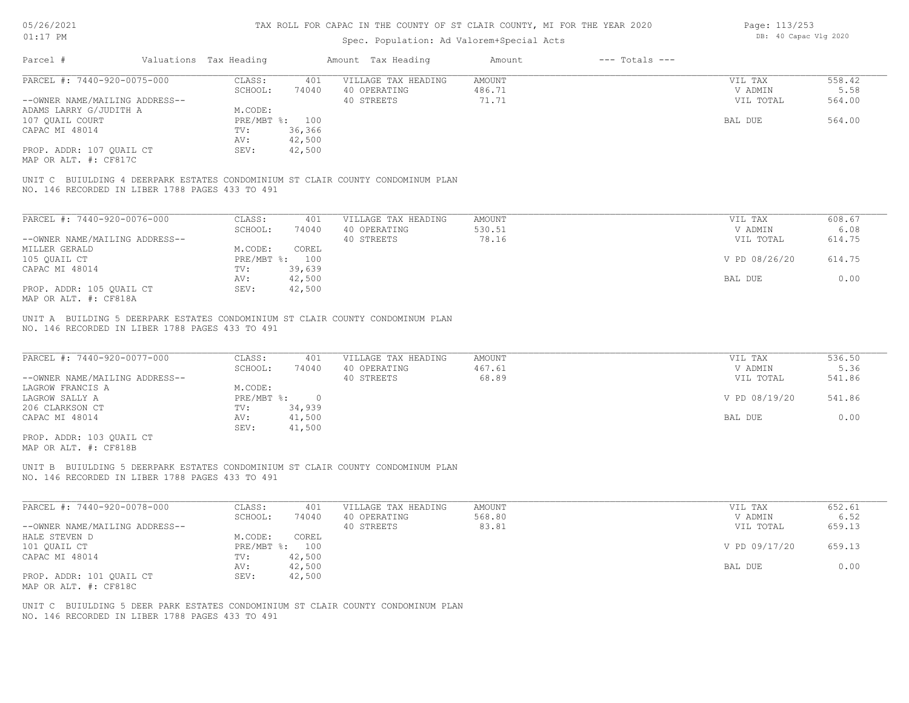# TAX ROLL FOR CAPAC IN THE COUNTY OF ST CLAIR COUNTY, MI FOR THE YEAR 2020

05/26/2021
01:17 PM

Spec. Population: Ad Valorem+Special Acts

DB: 40 Capac Vlg 2020

| Parcel # | Valuations | Tax Heading | Amount | Tax Heading | Amount | --- Totals --- | |
|---|---|---|---|---|---|---|---|
| PARCEL #: 7440-920-0075-000 | CLASS: | 401 | VILLAGE TAX HEADING | AMOUNT | | VIL TAX | 558.42 |
| | SCHOOL: | 74040 | 40 OPERATING | 486.71 | | V ADMIN | 5.58 |
| --OWNER NAME/MAILING ADDRESS-- | | | 40 STREETS | 71.71 | | VIL TOTAL | 564.00 |
| ADAMS LARRY G/JUDITH A | M.CODE: | | | | | | |
| 107 QUAIL COURT | PRE/MBT %: | 100 | | | | BAL DUE | 564.00 |
| CAPAC MI 48014 | TV: | 36,366 | | | | | |
| | AV: | 42,500 | | | | | |
| PROP. ADDR: 107 QUAIL CT | SEV: | 42,500 | | | | | |
| MAP OR ALT. #: CF817C | | | | | | | |

UNIT C BUIULDING 4 DEERPARK ESTATES CONDOMINIUM ST CLAIR COUNTY CONDOMINUM PLAN NO. 146 RECORDED IN LIBER 1788 PAGES 433 TO 491

| Parcel # | Valuations | Tax Heading | Amount | Tax Heading | Amount | --- Totals --- | |
|---|---|---|---|---|---|---|---|
| PARCEL #: 7440-920-0076-000 | CLASS: | 401 | VILLAGE TAX HEADING | AMOUNT | | VIL TAX | 608.67 |
| | SCHOOL: | 74040 | 40 OPERATING | 530.51 | | V ADMIN | 6.08 |
| --OWNER NAME/MAILING ADDRESS-- | | | 40 STREETS | 78.16 | | VIL TOTAL | 614.75 |
| MILLER GERALD | M.CODE: | COREL | | | | | |
| 105 QUAIL CT | PRE/MBT %: | 100 | | | | V PD 08/26/20 | 614.75 |
| CAPAC MI 48014 | TV: | 39,639 | | | | | |
| | AV: | 42,500 | | | | BAL DUE | 0.00 |
| PROP. ADDR: 105 QUAIL CT | SEV: | 42,500 | | | | | |
| MAP OR ALT. #: CF818A | | | | | | | |

UNIT A BUILDING 5 DEERPARK ESTATES CONDOMINIUM ST CLAIR COUNTY CONDOMINUM PLAN NO. 146 RECORDED IN LIBER 1788 PAGES 433 TO 491

| Parcel # | Valuations | Tax Heading | Amount | Tax Heading | Amount | --- Totals --- | |
|---|---|---|---|---|---|---|---|
| PARCEL #: 7440-920-0077-000 | CLASS: | 401 | VILLAGE TAX HEADING | AMOUNT | | VIL TAX | 536.50 |
| | SCHOOL: | 74040 | 40 OPERATING | 467.61 | | V ADMIN | 5.36 |
| --OWNER NAME/MAILING ADDRESS-- | | | 40 STREETS | 68.89 | | VIL TOTAL | 541.86 |
| LAGROW FRANCIS A | M.CODE: | | | | | | |
| LAGROW SALLY A | PRE/MBT %: | 0 | | | | V PD 08/19/20 | 541.86 |
| 206 CLARKSON CT | TV: | 34,939 | | | | | |
| CAPAC MI 48014 | AV: | 41,500 | | | | BAL DUE | 0.00 |
| | SEV: | 41,500 | | | | | |
| PROP. ADDR: 103 QUAIL CT | | | | | | | |
| MAP OR ALT. #: CF818B | | | | | | | |

UNIT B BUIULDING 5 DEERPARK ESTATES CONDOMINIUM ST CLAIR COUNTY CONDOMINUM PLAN NO. 146 RECORDED IN LIBER 1788 PAGES 433 TO 491

| Parcel # | Valuations | Tax Heading | Amount | Tax Heading | Amount | --- Totals --- | |
|---|---|---|---|---|---|---|---|
| PARCEL #: 7440-920-0078-000 | CLASS: | 401 | VILLAGE TAX HEADING | AMOUNT | | VIL TAX | 652.61 |
| | SCHOOL: | 74040 | 40 OPERATING | 568.80 | | V ADMIN | 6.52 |
| --OWNER NAME/MAILING ADDRESS-- | | | 40 STREETS | 83.81 | | VIL TOTAL | 659.13 |
| HALE STEVEN D | M.CODE: | COREL | | | | | |
| 101 QUAIL CT | PRE/MBT %: | 100 | | | | V PD 09/17/20 | 659.13 |
| CAPAC MI 48014 | TV: | 42,500 | | | | | |
| | AV: | 42,500 | | | | BAL DUE | 0.00 |
| PROP. ADDR: 101 QUAIL CT | SEV: | 42,500 | | | | | |
| MAP OR ALT. #: CF818C | | | | | | | |

UNIT C BUIULDING 5 DEER PARK ESTATES CONDOMINIUM ST CLAIR COUNTY CONDOMINUM PLAN NO. 146 RECORDED IN LIBER 1788 PAGES 433 TO 491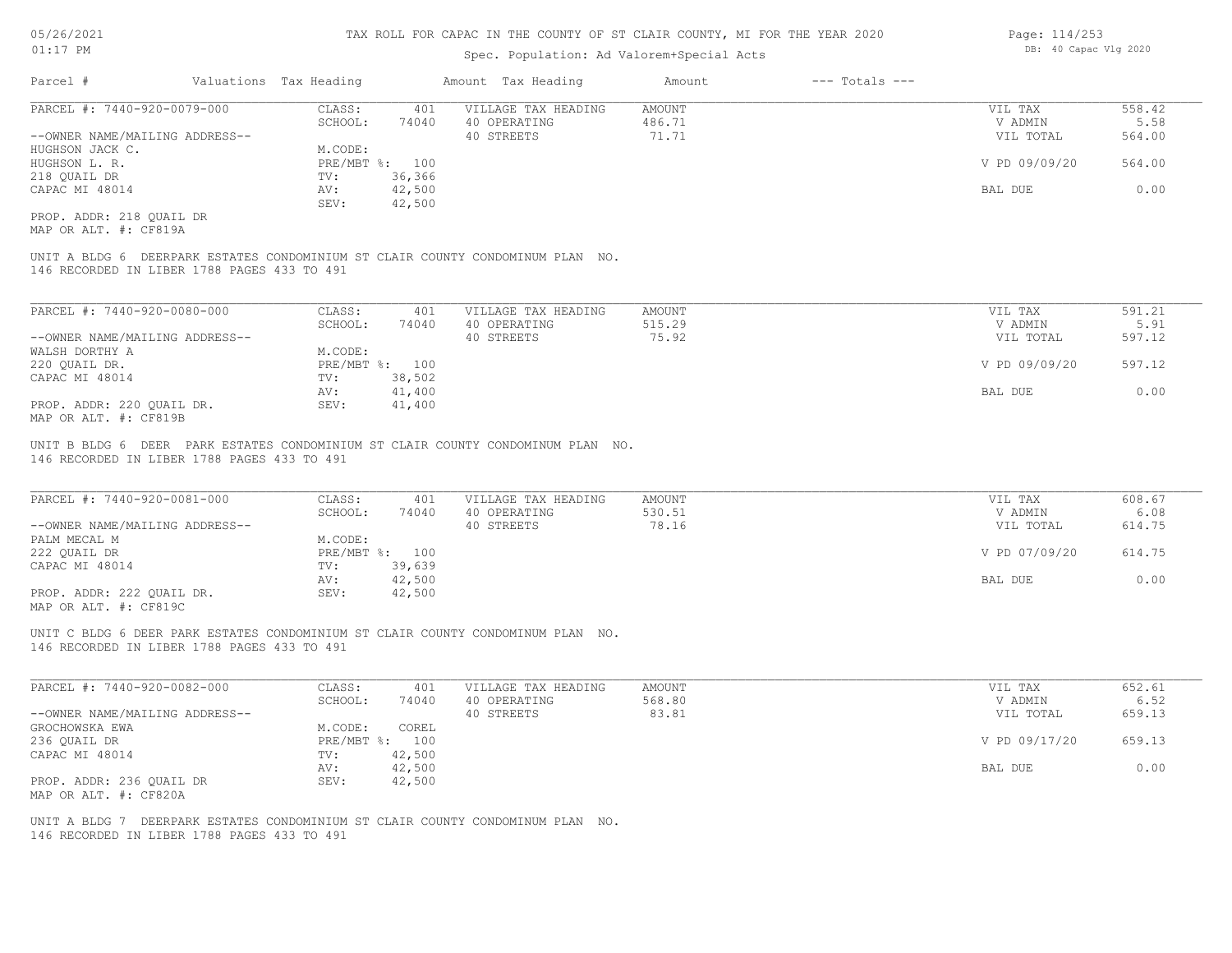# TAX ROLL FOR CAPAC IN THE COUNTY OF ST CLAIR COUNTY, MI FOR THE YEAR 2020

Spec. Population: Ad Valorem+Special Acts

05/26/2021
01:17 PM

DB: 40 Capac Vlg 2020

| Parcel # | Valuations | Tax Heading | Amount | Tax Heading | Amount | --- Totals --- | |
|---|---|---|---|---|---|---|---|

---

**PARCEL #: 7440-920-0079-000**

| | | | | | |
|---|---|---|---|---|---|
| CLASS: | 401 | VILLAGE TAX HEADING | AMOUNT | VIL TAX | 558.42 |
| SCHOOL: | 74040 | 40 OPERATING | 486.71 | V ADMIN | 5.58 |
| | | 40 STREETS | 71.71 | VIL TOTAL | 564.00 |
| M.CODE: | | | | | |
| PRE/MBT %: | 100 | | | V PD 09/09/20 | 564.00 |
| TV: | 36,366 | | | | |
| AV: | 42,500 | | | BAL DUE | 0.00 |
| SEV: | 42,500 | | | | |

--OWNER NAME/MAILING ADDRESS--
HUGHSON JACK C.
HUGHSON L. R.
218 QUAIL DR
CAPAC MI 48014

PROP. ADDR: 218 QUAIL DR
MAP OR ALT. #: CF819A

UNIT A BLDG 6 DEERPARK ESTATES CONDOMINIUM ST CLAIR COUNTY CONDOMINUM PLAN NO. 146 RECORDED IN LIBER 1788 PAGES 433 TO 491

---

**PARCEL #: 7440-920-0080-000**

| | | | | | |
|---|---|---|---|---|---|
| CLASS: | 401 | VILLAGE TAX HEADING | AMOUNT | VIL TAX | 591.21 |
| SCHOOL: | 74040 | 40 OPERATING | 515.29 | V ADMIN | 5.91 |
| | | 40 STREETS | 75.92 | VIL TOTAL | 597.12 |
| M.CODE: | | | | | |
| PRE/MBT %: | 100 | | | V PD 09/09/20 | 597.12 |
| TV: | 38,502 | | | | |
| AV: | 41,400 | | | BAL DUE | 0.00 |
| SEV: | 41,400 | | | | |

--OWNER NAME/MAILING ADDRESS--
WALSH DORTHY A
220 QUAIL DR.
CAPAC MI 48014

PROP. ADDR: 220 QUAIL DR.
MAP OR ALT. #: CF819B

UNIT B BLDG 6 DEER PARK ESTATES CONDOMINIUM ST CLAIR COUNTY CONDOMINUM PLAN NO. 146 RECORDED IN LIBER 1788 PAGES 433 TO 491

---

**PARCEL #: 7440-920-0081-000**

| | | | | | |
|---|---|---|---|---|---|
| CLASS: | 401 | VILLAGE TAX HEADING | AMOUNT | VIL TAX | 608.67 |
| SCHOOL: | 74040 | 40 OPERATING | 530.51 | V ADMIN | 6.08 |
| | | 40 STREETS | 78.16 | VIL TOTAL | 614.75 |
| M.CODE: | | | | | |
| PRE/MBT %: | 100 | | | V PD 07/09/20 | 614.75 |
| TV: | 39,639 | | | | |
| AV: | 42,500 | | | BAL DUE | 0.00 |
| SEV: | 42,500 | | | | |

--OWNER NAME/MAILING ADDRESS--
PALM MECAL M
222 QUAIL DR
CAPAC MI 48014

PROP. ADDR: 222 QUAIL DR.
MAP OR ALT. #: CF819C

UNIT C BLDG 6 DEER PARK ESTATES CONDOMINIUM ST CLAIR COUNTY CONDOMINUM PLAN NO. 146 RECORDED IN LIBER 1788 PAGES 433 TO 491

---

**PARCEL #: 7440-920-0082-000**

| | | | | | |
|---|---|---|---|---|---|
| CLASS: | 401 | VILLAGE TAX HEADING | AMOUNT | VIL TAX | 652.61 |
| SCHOOL: | 74040 | 40 OPERATING | 568.80 | V ADMIN | 6.52 |
| | | 40 STREETS | 83.81 | VIL TOTAL | 659.13 |
| M.CODE: | COREL | | | | |
| PRE/MBT %: | 100 | | | V PD 09/17/20 | 659.13 |
| TV: | 42,500 | | | | |
| AV: | 42,500 | | | BAL DUE | 0.00 |
| SEV: | 42,500 | | | | |

--OWNER NAME/MAILING ADDRESS--
GROCHOWSKA EWA
236 QUAIL DR
CAPAC MI 48014

PROP. ADDR: 236 QUAIL DR
MAP OR ALT. #: CF820A

UNIT A BLDG 7 DEERPARK ESTATES CONDOMINIUM ST CLAIR COUNTY CONDOMINUM PLAN NO. 146 RECORDED IN LIBER 1788 PAGES 433 TO 491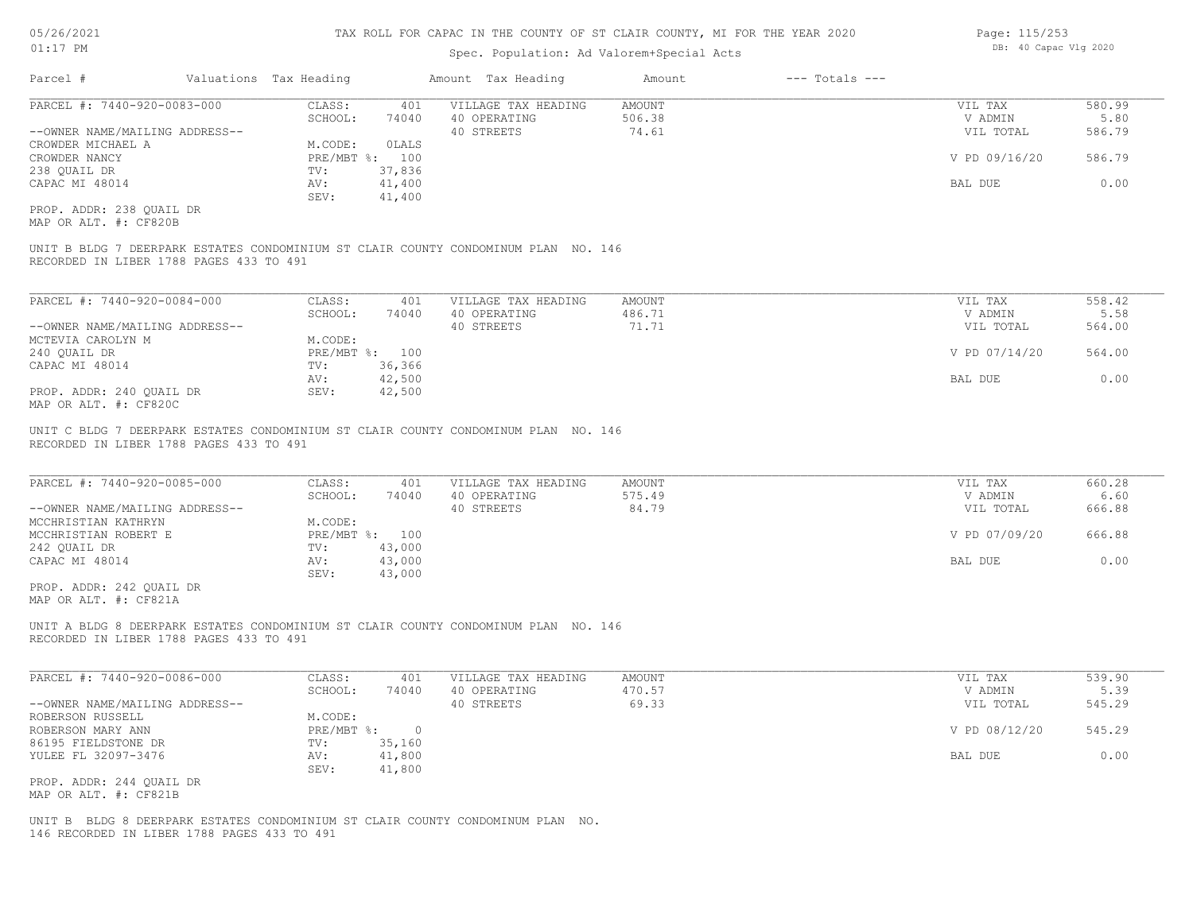# TAX ROLL FOR CAPAC IN THE COUNTY OF ST CLAIR COUNTY, MI FOR THE YEAR 2020

05/26/2021
01:17 PM

Spec. Population: Ad Valorem+Special Acts

DB: 40 Capac Vlg 2020

| Parcel # | Valuations | Tax Heading | Amount | Tax Heading | Amount | --- Totals --- |
|---|---|---|---|---|---|---|

---

PARCEL #: 7440-920-0083-000

| | | | | | |
|---|---|---|---|---|---|
| CLASS: | 401 | VILLAGE TAX HEADING | AMOUNT | VIL TAX | 580.99 |
| SCHOOL: | 74040 | 40 OPERATING | 506.38 | V ADMIN | 5.80 |
| | | 40 STREETS | 74.61 | VIL TOTAL | 586.79 |
| M.CODE: | 0LALS | | | | |
| PRE/MBT %: | 100 | | | V PD 09/16/20 | 586.79 |
| TV: | 37,836 | | | | |
| AV: | 41,400 | | | BAL DUE | 0.00 |
| SEV: | 41,400 | | | | |

--OWNER NAME/MAILING ADDRESS--
CROWDER MICHAEL A
CROWDER NANCY
238 QUAIL DR
CAPAC MI 48014

PROP. ADDR: 238 QUAIL DR
MAP OR ALT. #: CF820B

UNIT B BLDG 7 DEERPARK ESTATES CONDOMINIUM ST CLAIR COUNTY CONDOMINUM PLAN NO. 146
RECORDED IN LIBER 1788 PAGES 433 TO 491

---

PARCEL #: 7440-920-0084-000

| | | | | | |
|---|---|---|---|---|---|
| CLASS: | 401 | VILLAGE TAX HEADING | AMOUNT | VIL TAX | 558.42 |
| SCHOOL: | 74040 | 40 OPERATING | 486.71 | V ADMIN | 5.58 |
| | | 40 STREETS | 71.71 | VIL TOTAL | 564.00 |
| M.CODE: | | | | | |
| PRE/MBT %: | 100 | | | V PD 07/14/20 | 564.00 |
| TV: | 36,366 | | | | |
| AV: | 42,500 | | | BAL DUE | 0.00 |
| SEV: | 42,500 | | | | |

--OWNER NAME/MAILING ADDRESS--
MCTEVIA CAROLYN M
240 QUAIL DR
CAPAC MI 48014

PROP. ADDR: 240 QUAIL DR
MAP OR ALT. #: CF820C

UNIT C BLDG 7 DEERPARK ESTATES CONDOMINIUM ST CLAIR COUNTY CONDOMINUM PLAN NO. 146
RECORDED IN LIBER 1788 PAGES 433 TO 491

---

PARCEL #: 7440-920-0085-000

| | | | | | |
|---|---|---|---|---|---|
| CLASS: | 401 | VILLAGE TAX HEADING | AMOUNT | VIL TAX | 660.28 |
| SCHOOL: | 74040 | 40 OPERATING | 575.49 | V ADMIN | 6.60 |
| | | 40 STREETS | 84.79 | VIL TOTAL | 666.88 |
| M.CODE: | | | | | |
| PRE/MBT %: | 100 | | | V PD 07/09/20 | 666.88 |
| TV: | 43,000 | | | | |
| AV: | 43,000 | | | BAL DUE | 0.00 |
| SEV: | 43,000 | | | | |

--OWNER NAME/MAILING ADDRESS--
MCCHRISTIAN KATHRYN
MCCHRISTIAN ROBERT E
242 QUAIL DR
CAPAC MI 48014

PROP. ADDR: 242 QUAIL DR
MAP OR ALT. #: CF821A

UNIT A BLDG 8 DEERPARK ESTATES CONDOMINIUM ST CLAIR COUNTY CONDOMINUM PLAN NO. 146
RECORDED IN LIBER 1788 PAGES 433 TO 491

---

PARCEL #: 7440-920-0086-000

| | | | | | |
|---|---|---|---|---|---|
| CLASS: | 401 | VILLAGE TAX HEADING | AMOUNT | VIL TAX | 539.90 |
| SCHOOL: | 74040 | 40 OPERATING | 470.57 | V ADMIN | 5.39 |
| | | 40 STREETS | 69.33 | VIL TOTAL | 545.29 |
| M.CODE: | | | | | |
| PRE/MBT %: | 0 | | | V PD 08/12/20 | 545.29 |
| TV: | 35,160 | | | | |
| AV: | 41,800 | | | BAL DUE | 0.00 |
| SEV: | 41,800 | | | | |

--OWNER NAME/MAILING ADDRESS--
ROBERSON RUSSELL
ROBERSON MARY ANN
86195 FIELDSTONE DR
YULEE FL 32097-3476

PROP. ADDR: 244 QUAIL DR
MAP OR ALT. #: CF821B

UNIT B BLDG 8 DEERPARK ESTATES CONDOMINIUM ST CLAIR COUNTY CONDOMINUM PLAN NO.
146 RECORDED IN LIBER 1788 PAGES 433 TO 491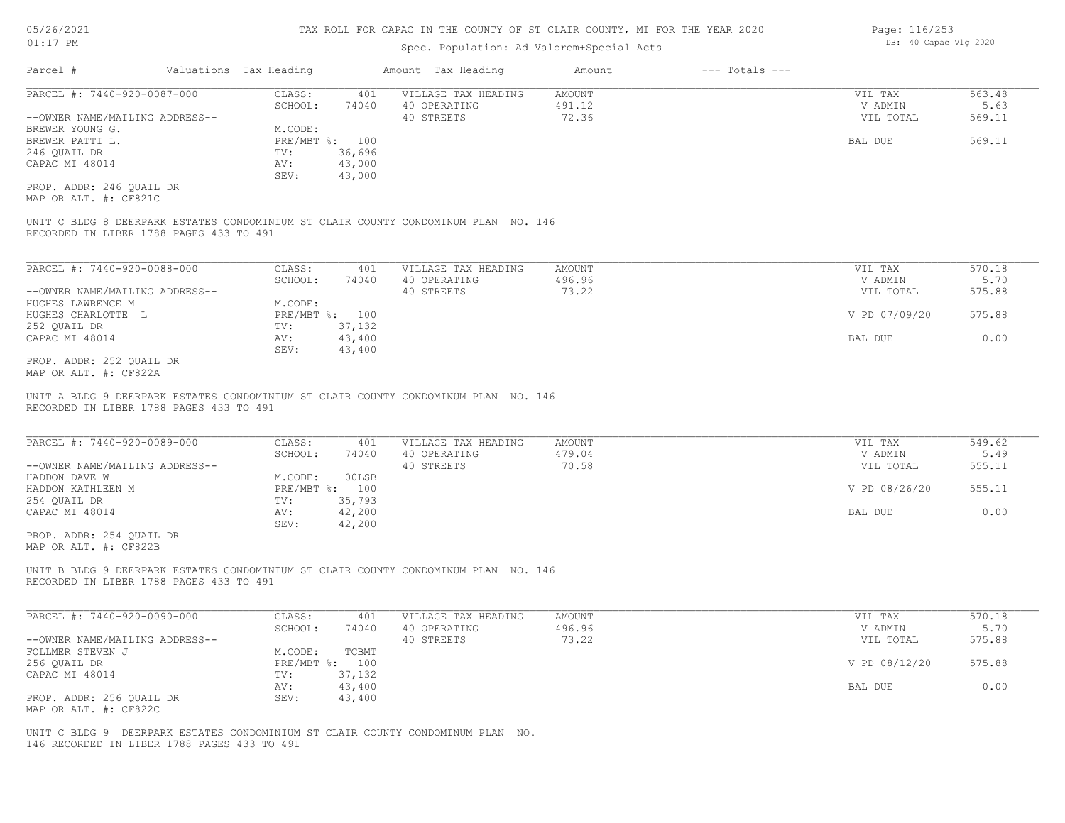# TAX ROLL FOR CAPAC IN THE COUNTY OF ST CLAIR COUNTY, MI FOR THE YEAR 2020

Spec. Population: Ad Valorem+Special Acts

| Parcel # | Valuations | Tax Heading | Amount | Tax Heading | Amount | --- Totals --- | |
|---|---|---|---|---|---|---|---|
| PARCEL #: 7440-920-0087-000 | CLASS: | 401 | VILLAGE TAX HEADING | AMOUNT | | VIL TAX | 563.48 |
| | SCHOOL: | 74040 | 40 OPERATING | 491.12 | | V ADMIN | 5.63 |
| --OWNER NAME/MAILING ADDRESS-- | | | 40 STREETS | 72.36 | | VIL TOTAL | 569.11 |
| BREWER YOUNG G. | M.CODE: | | | | | | |
| BREWER PATTI L. | PRE/MBT %: | 100 | | | | BAL DUE | 569.11 |
| 246 QUAIL DR | TV: | 36,696 | | | | | |
| CAPAC MI 48014 | AV: | 43,000 | | | | | |
| | SEV: | 43,000 | | | | | |

PROP. ADDR: 246 QUAIL DR
MAP OR ALT. #: CF821C

UNIT C BLDG 8 DEERPARK ESTATES CONDOMINIUM ST CLAIR COUNTY CONDOMINUM PLAN NO. 146
RECORDED IN LIBER 1788 PAGES 433 TO 491

| Parcel # | Valuations | Tax Heading | Amount | Tax Heading | Amount | --- Totals --- | |
|---|---|---|---|---|---|---|---|
| PARCEL #: 7440-920-0088-000 | CLASS: | 401 | VILLAGE TAX HEADING | AMOUNT | | VIL TAX | 570.18 |
| | SCHOOL: | 74040 | 40 OPERATING | 496.96 | | V ADMIN | 5.70 |
| --OWNER NAME/MAILING ADDRESS-- | | | 40 STREETS | 73.22 | | VIL TOTAL | 575.88 |
| HUGHES LAWRENCE M | M.CODE: | | | | | | |
| HUGHES CHARLOTTE L | PRE/MBT %: | 100 | | | | V PD 07/09/20 | 575.88 |
| 252 QUAIL DR | TV: | 37,132 | | | | | |
| CAPAC MI 48014 | AV: | 43,400 | | | | BAL DUE | 0.00 |
| | SEV: | 43,400 | | | | | |

PROP. ADDR: 252 QUAIL DR
MAP OR ALT. #: CF822A

UNIT A BLDG 9 DEERPARK ESTATES CONDOMINIUM ST CLAIR COUNTY CONDOMINUM PLAN NO. 146
RECORDED IN LIBER 1788 PAGES 433 TO 491

| Parcel # | Valuations | Tax Heading | Amount | Tax Heading | Amount | --- Totals --- | |
|---|---|---|---|---|---|---|---|
| PARCEL #: 7440-920-0089-000 | CLASS: | 401 | VILLAGE TAX HEADING | AMOUNT | | VIL TAX | 549.62 |
| | SCHOOL: | 74040 | 40 OPERATING | 479.04 | | V ADMIN | 5.49 |
| --OWNER NAME/MAILING ADDRESS-- | | | 40 STREETS | 70.58 | | VIL TOTAL | 555.11 |
| HADDON DAVE W | M.CODE: | 00LSB | | | | | |
| HADDON KATHLEEN M | PRE/MBT %: | 100 | | | | V PD 08/26/20 | 555.11 |
| 254 QUAIL DR | TV: | 35,793 | | | | | |
| CAPAC MI 48014 | AV: | 42,200 | | | | BAL DUE | 0.00 |
| | SEV: | 42,200 | | | | | |

PROP. ADDR: 254 QUAIL DR
MAP OR ALT. #: CF822B

UNIT B BLDG 9 DEERPARK ESTATES CONDOMINIUM ST CLAIR COUNTY CONDOMINUM PLAN NO. 146
RECORDED IN LIBER 1788 PAGES 433 TO 491

| Parcel # | Valuations | Tax Heading | Amount | Tax Heading | Amount | --- Totals --- | |
|---|---|---|---|---|---|---|---|
| PARCEL #: 7440-920-0090-000 | CLASS: | 401 | VILLAGE TAX HEADING | AMOUNT | | VIL TAX | 570.18 |
| | SCHOOL: | 74040 | 40 OPERATING | 496.96 | | V ADMIN | 5.70 |
| --OWNER NAME/MAILING ADDRESS-- | | | 40 STREETS | 73.22 | | VIL TOTAL | 575.88 |
| FOLLMER STEVEN J | M.CODE: | TCBMT | | | | | |
| 256 QUAIL DR | PRE/MBT %: | 100 | | | | V PD 08/12/20 | 575.88 |
| CAPAC MI 48014 | TV: | 37,132 | | | | | |
| | AV: | 43,400 | | | | BAL DUE | 0.00 |
| PROP. ADDR: 256 QUAIL DR | SEV: | 43,400 | | | | | |

MAP OR ALT. #: CF822C

UNIT C BLDG 9 DEERPARK ESTATES CONDOMINIUM ST CLAIR COUNTY CONDOMINUM PLAN NO.
146 RECORDED IN LIBER 1788 PAGES 433 TO 491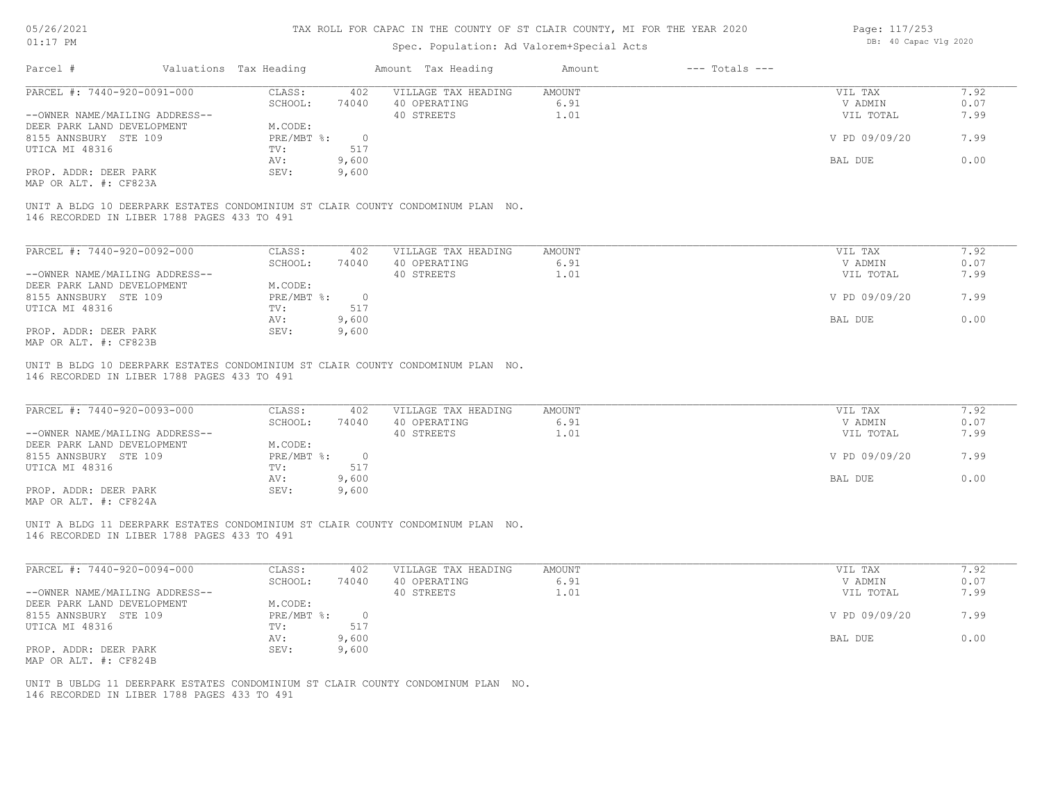# TAX ROLL FOR CAPAC IN THE COUNTY OF ST CLAIR COUNTY, MI FOR THE YEAR 2020

Spec. Population: Ad Valorem+Special Acts

05/26/2021 01:17 PM — DB: 40 Capac Vlg 2020

| Parcel # | Valuations | Tax Heading | Amount | Tax Heading | Amount | --- Totals --- | |
|---|---|---|---|---|---|---|---|
| PARCEL #: 7440-920-0091-000 | CLASS: | 402 | VILLAGE TAX HEADING | AMOUNT | | VIL TAX | 7.92 |
| | SCHOOL: | 74040 | 40 OPERATING | 6.91 | | V ADMIN | 0.07 |
| --OWNER NAME/MAILING ADDRESS-- | | | 40 STREETS | 1.01 | | VIL TOTAL | 7.99 |
| DEER PARK LAND DEVELOPMENT | M.CODE: | | | | | | |
| 8155 ANNSBURY STE 109 | PRE/MBT %: | 0 | | | | V PD 09/09/20 | 7.99 |
| UTICA MI 48316 | TV: | 517 | | | | | |
| | AV: | 9,600 | | | | BAL DUE | 0.00 |
| PROP. ADDR: DEER PARK | SEV: | 9,600 | | | | | |
| MAP OR ALT. #: CF823A | | | | | | | |

UNIT A BLDG 10 DEERPARK ESTATES CONDOMINIUM ST CLAIR COUNTY CONDOMINUM PLAN NO. 146 RECORDED IN LIBER 1788 PAGES 433 TO 491

| Parcel # | Valuations | Tax Heading | Amount | Tax Heading | Amount | --- Totals --- | |
|---|---|---|---|---|---|---|---|
| PARCEL #: 7440-920-0092-000 | CLASS: | 402 | VILLAGE TAX HEADING | AMOUNT | | VIL TAX | 7.92 |
| | SCHOOL: | 74040 | 40 OPERATING | 6.91 | | V ADMIN | 0.07 |
| --OWNER NAME/MAILING ADDRESS-- | | | 40 STREETS | 1.01 | | VIL TOTAL | 7.99 |
| DEER PARK LAND DEVELOPMENT | M.CODE: | | | | | | |
| 8155 ANNSBURY STE 109 | PRE/MBT %: | 0 | | | | V PD 09/09/20 | 7.99 |
| UTICA MI 48316 | TV: | 517 | | | | | |
| | AV: | 9,600 | | | | BAL DUE | 0.00 |
| PROP. ADDR: DEER PARK | SEV: | 9,600 | | | | | |
| MAP OR ALT. #: CF823B | | | | | | | |

UNIT B BLDG 10 DEERPARK ESTATES CONDOMINIUM ST CLAIR COUNTY CONDOMINUM PLAN NO. 146 RECORDED IN LIBER 1788 PAGES 433 TO 491

| Parcel # | Valuations | Tax Heading | Amount | Tax Heading | Amount | --- Totals --- | |
|---|---|---|---|---|---|---|---|
| PARCEL #: 7440-920-0093-000 | CLASS: | 402 | VILLAGE TAX HEADING | AMOUNT | | VIL TAX | 7.92 |
| | SCHOOL: | 74040 | 40 OPERATING | 6.91 | | V ADMIN | 0.07 |
| --OWNER NAME/MAILING ADDRESS-- | | | 40 STREETS | 1.01 | | VIL TOTAL | 7.99 |
| DEER PARK LAND DEVELOPMENT | M.CODE: | | | | | | |
| 8155 ANNSBURY STE 109 | PRE/MBT %: | 0 | | | | V PD 09/09/20 | 7.99 |
| UTICA MI 48316 | TV: | 517 | | | | | |
| | AV: | 9,600 | | | | BAL DUE | 0.00 |
| PROP. ADDR: DEER PARK | SEV: | 9,600 | | | | | |
| MAP OR ALT. #: CF824A | | | | | | | |

UNIT A BLDG 11 DEERPARK ESTATES CONDOMINIUM ST CLAIR COUNTY CONDOMINUM PLAN NO. 146 RECORDED IN LIBER 1788 PAGES 433 TO 491

| Parcel # | Valuations | Tax Heading | Amount | Tax Heading | Amount | --- Totals --- | |
|---|---|---|---|---|---|---|---|
| PARCEL #: 7440-920-0094-000 | CLASS: | 402 | VILLAGE TAX HEADING | AMOUNT | | VIL TAX | 7.92 |
| | SCHOOL: | 74040 | 40 OPERATING | 6.91 | | V ADMIN | 0.07 |
| --OWNER NAME/MAILING ADDRESS-- | | | 40 STREETS | 1.01 | | VIL TOTAL | 7.99 |
| DEER PARK LAND DEVELOPMENT | M.CODE: | | | | | | |
| 8155 ANNSBURY STE 109 | PRE/MBT %: | 0 | | | | V PD 09/09/20 | 7.99 |
| UTICA MI 48316 | TV: | 517 | | | | | |
| | AV: | 9,600 | | | | BAL DUE | 0.00 |
| PROP. ADDR: DEER PARK | SEV: | 9,600 | | | | | |
| MAP OR ALT. #: CF824B | | | | | | | |

UNIT B UBLDG 11 DEERPARK ESTATES CONDOMINIUM ST CLAIR COUNTY CONDOMINUM PLAN NO. 146 RECORDED IN LIBER 1788 PAGES 433 TO 491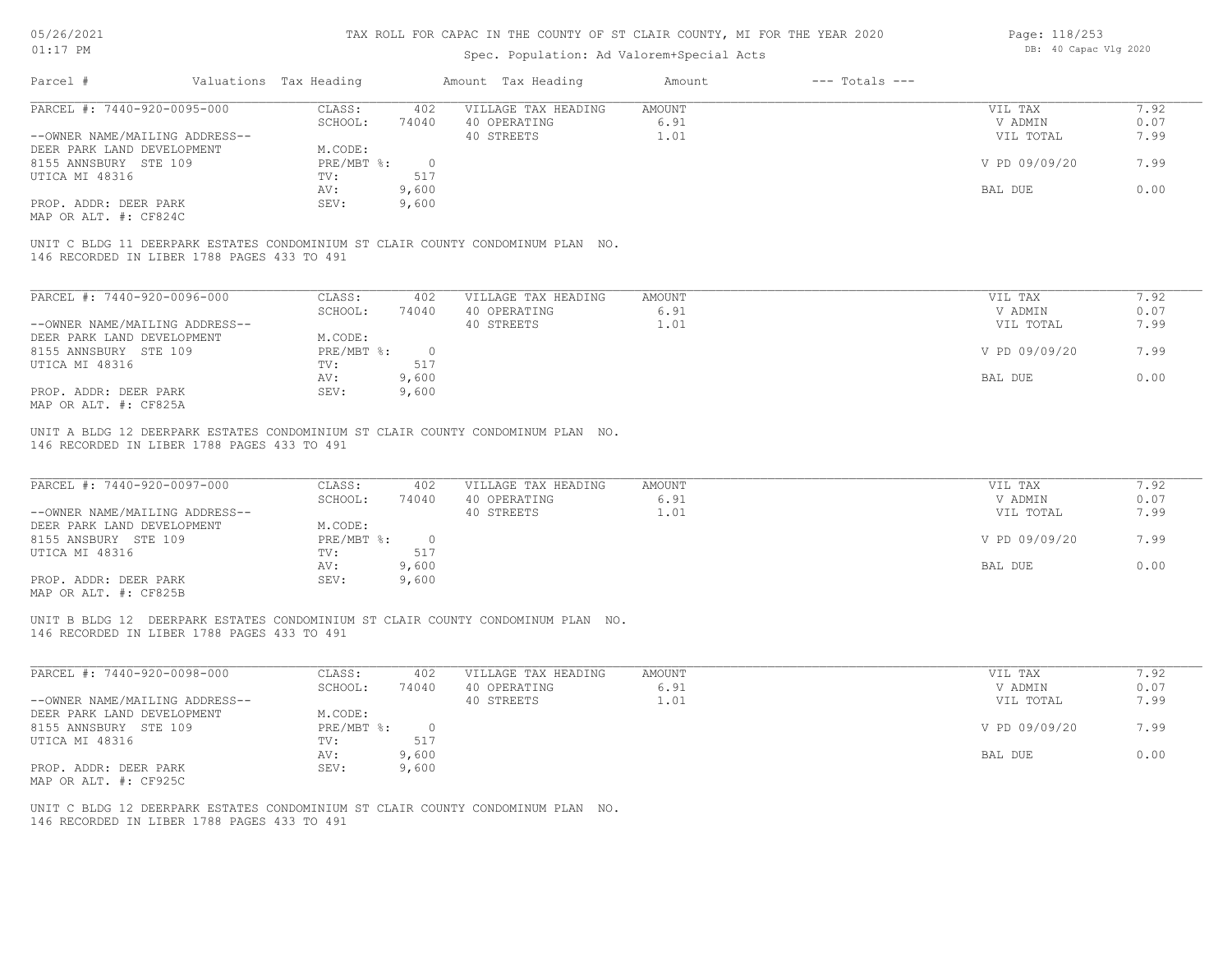TAX ROLL FOR CAPAC IN THE COUNTY OF ST CLAIR COUNTY, MI FOR THE YEAR 2020

Spec. Population: Ad Valorem+Special Acts

05/26/2021
01:17 PM

DB: 40 Capac Vlg 2020

| Parcel # | Valuations | Tax Heading | Amount | Tax Heading | Amount | --- Totals --- | |
|---|---|---|---|---|---|---|---|

---

**PARCEL #: 7440-920-0095-000**

| | | | | | |
|---|---|---|---|---|---|
| CLASS: | 402 | VILLAGE TAX HEADING | AMOUNT | VIL TAX | 7.92 |
| SCHOOL: | 74040 | 40 OPERATING | 6.91 | V ADMIN | 0.07 |
| | | 40 STREETS | 1.01 | VIL TOTAL | 7.99 |
| M.CODE: | | | | | |
| PRE/MBT %: | 0 | | | V PD 09/09/20 | 7.99 |
| TV: | 517 | | | | |
| AV: | 9,600 | | | BAL DUE | 0.00 |
| SEV: | 9,600 | | | | |

--OWNER NAME/MAILING ADDRESS--
DEER PARK LAND DEVELOPMENT
8155 ANNSBURY STE 109
UTICA MI 48316

PROP. ADDR: DEER PARK
MAP OR ALT. #: CF824C

UNIT C BLDG 11 DEERPARK ESTATES CONDOMINIUM ST CLAIR COUNTY CONDOMINUM PLAN NO. 146 RECORDED IN LIBER 1788 PAGES 433 TO 491

---

**PARCEL #: 7440-920-0096-000**

| | | | | | |
|---|---|---|---|---|---|
| CLASS: | 402 | VILLAGE TAX HEADING | AMOUNT | VIL TAX | 7.92 |
| SCHOOL: | 74040 | 40 OPERATING | 6.91 | V ADMIN | 0.07 |
| | | 40 STREETS | 1.01 | VIL TOTAL | 7.99 |
| M.CODE: | | | | | |
| PRE/MBT %: | 0 | | | V PD 09/09/20 | 7.99 |
| TV: | 517 | | | | |
| AV: | 9,600 | | | BAL DUE | 0.00 |
| SEV: | 9,600 | | | | |

--OWNER NAME/MAILING ADDRESS--
DEER PARK LAND DEVELOPMENT
8155 ANNSBURY STE 109
UTICA MI 48316

PROP. ADDR: DEER PARK
MAP OR ALT. #: CF825A

UNIT A BLDG 12 DEERPARK ESTATES CONDOMINIUM ST CLAIR COUNTY CONDOMINUM PLAN NO. 146 RECORDED IN LIBER 1788 PAGES 433 TO 491

---

**PARCEL #: 7440-920-0097-000**

| | | | | | |
|---|---|---|---|---|---|
| CLASS: | 402 | VILLAGE TAX HEADING | AMOUNT | VIL TAX | 7.92 |
| SCHOOL: | 74040 | 40 OPERATING | 6.91 | V ADMIN | 0.07 |
| | | 40 STREETS | 1.01 | VIL TOTAL | 7.99 |
| M.CODE: | | | | | |
| PRE/MBT %: | 0 | | | V PD 09/09/20 | 7.99 |
| TV: | 517 | | | | |
| AV: | 9,600 | | | BAL DUE | 0.00 |
| SEV: | 9,600 | | | | |

--OWNER NAME/MAILING ADDRESS--
DEER PARK LAND DEVELOPMENT
8155 ANSBURY STE 109
UTICA MI 48316

PROP. ADDR: DEER PARK
MAP OR ALT. #: CF825B

UNIT B BLDG 12 DEERPARK ESTATES CONDOMINIUM ST CLAIR COUNTY CONDOMINUM PLAN NO. 146 RECORDED IN LIBER 1788 PAGES 433 TO 491

---

**PARCEL #: 7440-920-0098-000**

| | | | | | |
|---|---|---|---|---|---|
| CLASS: | 402 | VILLAGE TAX HEADING | AMOUNT | VIL TAX | 7.92 |
| SCHOOL: | 74040 | 40 OPERATING | 6.91 | V ADMIN | 0.07 |
| | | 40 STREETS | 1.01 | VIL TOTAL | 7.99 |
| M.CODE: | | | | | |
| PRE/MBT %: | 0 | | | V PD 09/09/20 | 7.99 |
| TV: | 517 | | | | |
| AV: | 9,600 | | | BAL DUE | 0.00 |
| SEV: | 9,600 | | | | |

--OWNER NAME/MAILING ADDRESS--
DEER PARK LAND DEVELOPMENT
8155 ANNSBURY STE 109
UTICA MI 48316

PROP. ADDR: DEER PARK
MAP OR ALT. #: CF925C

UNIT C BLDG 12 DEERPARK ESTATES CONDOMINIUM ST CLAIR COUNTY CONDOMINUM PLAN NO. 146 RECORDED IN LIBER 1788 PAGES 433 TO 491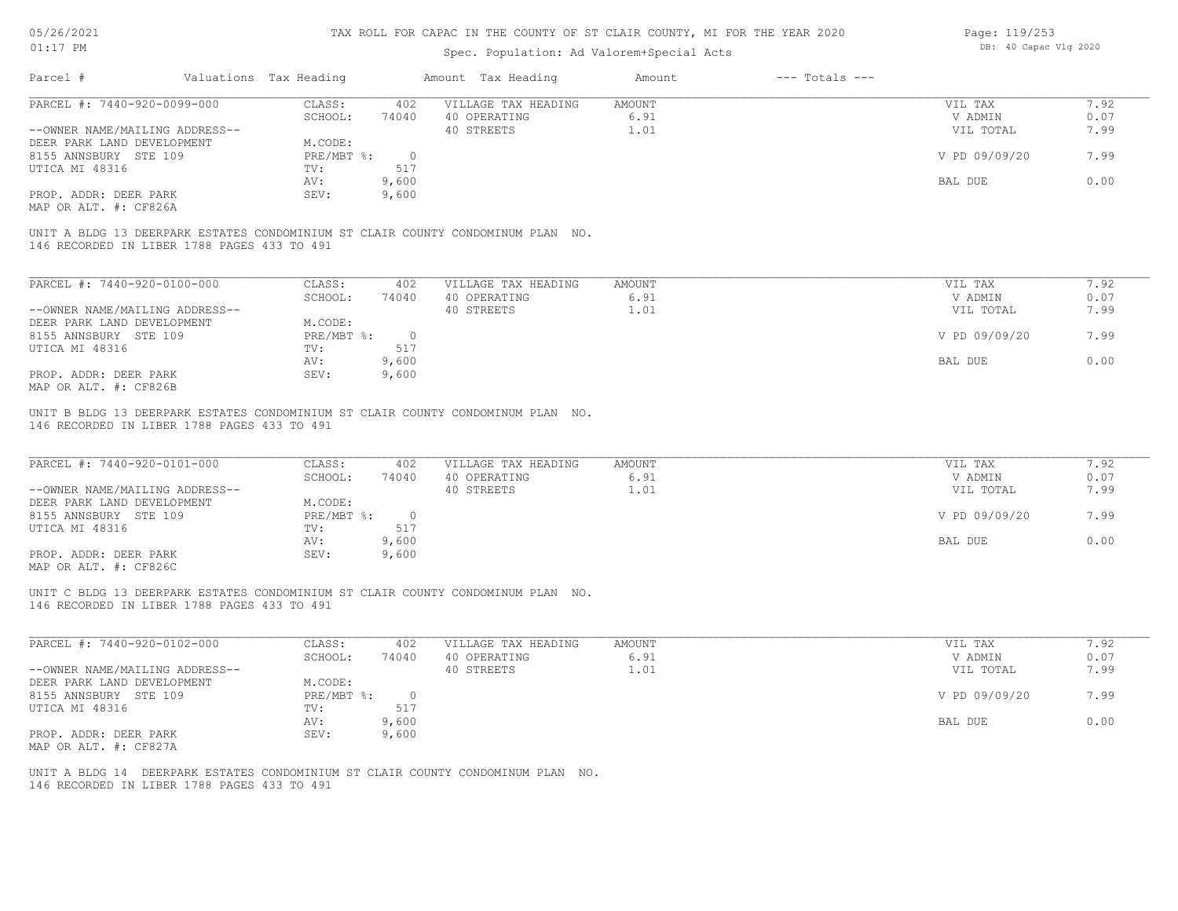# TAX ROLL FOR CAPAC IN THE COUNTY OF ST CLAIR COUNTY, MI FOR THE YEAR 2020

Spec. Population: Ad Valorem+Special Acts

DB: 40 Capac Vlg 2020

| Parcel # | Valuations | Tax Heading | Amount | Tax Heading | Amount | --- Totals --- | |
|---|---|---|---|---|---|---|---|
| PARCEL #: 7440-920-0099-000 | CLASS: | 402 | VILLAGE TAX HEADING | AMOUNT | | VIL TAX | 7.92 |
| | SCHOOL: | 74040 | 40 OPERATING | 6.91 | | V ADMIN | 0.07 |
| --OWNER NAME/MAILING ADDRESS-- | | | 40 STREETS | 1.01 | | VIL TOTAL | 7.99 |
| DEER PARK LAND DEVELOPMENT | M.CODE: | | | | | | |
| 8155 ANNSBURY STE 109 | PRE/MBT %: | 0 | | | | V PD 09/09/20 | 7.99 |
| UTICA MI 48316 | TV: | 517 | | | | | |
| | AV: | 9,600 | | | | BAL DUE | 0.00 |
| PROP. ADDR: DEER PARK | SEV: | 9,600 | | | | | |
| MAP OR ALT. #: CF826A | | | | | | | |

UNIT A BLDG 13 DEERPARK ESTATES CONDOMINIUM ST CLAIR COUNTY CONDOMINUM PLAN NO. 146 RECORDED IN LIBER 1788 PAGES 433 TO 491

| Parcel # | Valuations | Tax Heading | Amount | Tax Heading | Amount | --- Totals --- | |
|---|---|---|---|---|---|---|---|
| PARCEL #: 7440-920-0100-000 | CLASS: | 402 | VILLAGE TAX HEADING | AMOUNT | | VIL TAX | 7.92 |
| | SCHOOL: | 74040 | 40 OPERATING | 6.91 | | V ADMIN | 0.07 |
| --OWNER NAME/MAILING ADDRESS-- | | | 40 STREETS | 1.01 | | VIL TOTAL | 7.99 |
| DEER PARK LAND DEVELOPMENT | M.CODE: | | | | | | |
| 8155 ANNSBURY STE 109 | PRE/MBT %: | 0 | | | | V PD 09/09/20 | 7.99 |
| UTICA MI 48316 | TV: | 517 | | | | | |
| | AV: | 9,600 | | | | BAL DUE | 0.00 |
| PROP. ADDR: DEER PARK | SEV: | 9,600 | | | | | |
| MAP OR ALT. #: CF826B | | | | | | | |

UNIT B BLDG 13 DEERPARK ESTATES CONDOMINIUM ST CLAIR COUNTY CONDOMINUM PLAN NO. 146 RECORDED IN LIBER 1788 PAGES 433 TO 491

| Parcel # | Valuations | Tax Heading | Amount | Tax Heading | Amount | --- Totals --- | |
|---|---|---|---|---|---|---|---|
| PARCEL #: 7440-920-0101-000 | CLASS: | 402 | VILLAGE TAX HEADING | AMOUNT | | VIL TAX | 7.92 |
| | SCHOOL: | 74040 | 40 OPERATING | 6.91 | | V ADMIN | 0.07 |
| --OWNER NAME/MAILING ADDRESS-- | | | 40 STREETS | 1.01 | | VIL TOTAL | 7.99 |
| DEER PARK LAND DEVELOPMENT | M.CODE: | | | | | | |
| 8155 ANNSBURY STE 109 | PRE/MBT %: | 0 | | | | V PD 09/09/20 | 7.99 |
| UTICA MI 48316 | TV: | 517 | | | | | |
| | AV: | 9,600 | | | | BAL DUE | 0.00 |
| PROP. ADDR: DEER PARK | SEV: | 9,600 | | | | | |
| MAP OR ALT. #: CF826C | | | | | | | |

UNIT C BLDG 13 DEERPARK ESTATES CONDOMINIUM ST CLAIR COUNTY CONDOMINUM PLAN NO. 146 RECORDED IN LIBER 1788 PAGES 433 TO 491

| Parcel # | Valuations | Tax Heading | Amount | Tax Heading | Amount | --- Totals --- | |
|---|---|---|---|---|---|---|---|
| PARCEL #: 7440-920-0102-000 | CLASS: | 402 | VILLAGE TAX HEADING | AMOUNT | | VIL TAX | 7.92 |
| | SCHOOL: | 74040 | 40 OPERATING | 6.91 | | V ADMIN | 0.07 |
| --OWNER NAME/MAILING ADDRESS-- | | | 40 STREETS | 1.01 | | VIL TOTAL | 7.99 |
| DEER PARK LAND DEVELOPMENT | M.CODE: | | | | | | |
| 8155 ANNSBURY STE 109 | PRE/MBT %: | 0 | | | | V PD 09/09/20 | 7.99 |
| UTICA MI 48316 | TV: | 517 | | | | | |
| | AV: | 9,600 | | | | BAL DUE | 0.00 |
| PROP. ADDR: DEER PARK | SEV: | 9,600 | | | | | |
| MAP OR ALT. #: CF827A | | | | | | | |

UNIT A BLDG 14 DEERPARK ESTATES CONDOMINIUM ST CLAIR COUNTY CONDOMINUM PLAN NO. 146 RECORDED IN LIBER 1788 PAGES 433 TO 491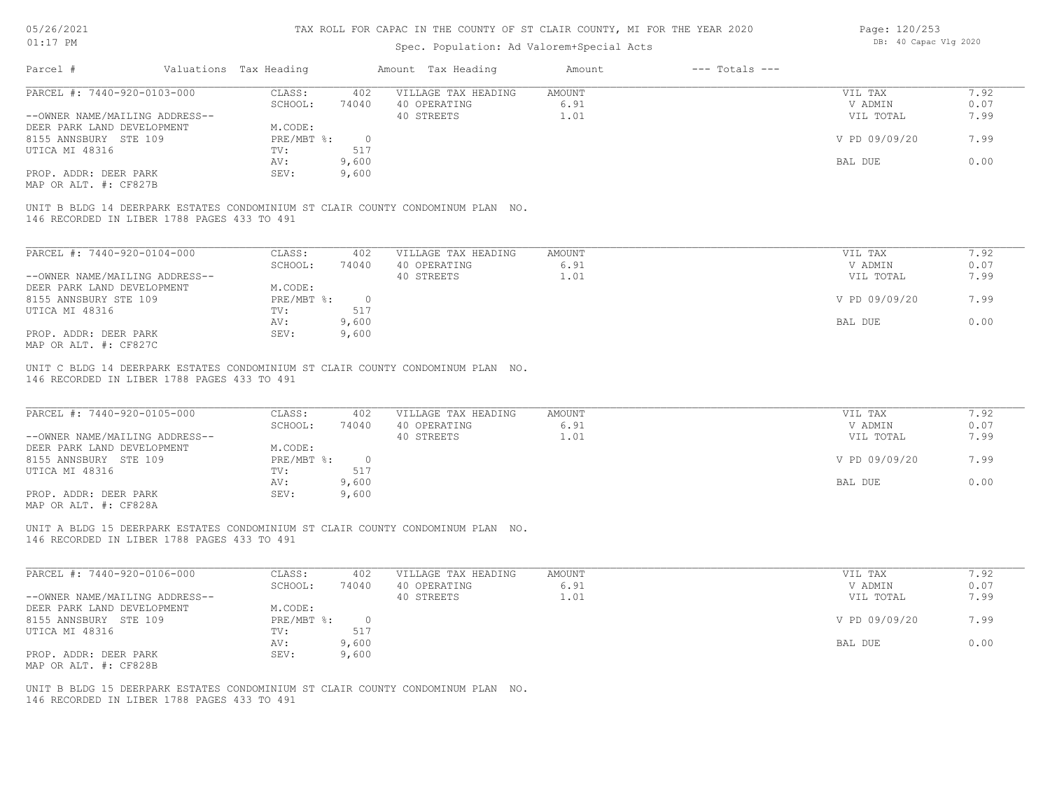# TAX ROLL FOR CAPAC IN THE COUNTY OF ST CLAIR COUNTY, MI FOR THE YEAR 2020

Spec. Population: Ad Valorem+Special Acts

05/26/2021 01:17 PM

DB: 40 Capac Vlg 2020

| Parcel # | Valuations | Tax Heading | Amount | Tax Heading | Amount | --- Totals --- | |
|---|---|---|---|---|---|---|---|
| PARCEL #: 7440-920-0103-000 | CLASS: | 402 | | VILLAGE TAX HEADING | AMOUNT | VIL TAX | 7.92 |
| | SCHOOL: | 74040 | | 40 OPERATING | 6.91 | V ADMIN | 0.07 |
| --OWNER NAME/MAILING ADDRESS-- | | | | 40 STREETS | 1.01 | VIL TOTAL | 7.99 |
| DEER PARK LAND DEVELOPMENT | M.CODE: | | | | | | |
| 8155 ANNSBURY STE 109 | PRE/MBT %: | 0 | | | | V PD 09/09/20 | 7.99 |
| UTICA MI 48316 | TV: | 517 | | | | | |
| | AV: | 9,600 | | | | BAL DUE | 0.00 |
| PROP. ADDR: DEER PARK | SEV: | 9,600 | | | | | |
| MAP OR ALT. #: CF827B | | | | | | | |

UNIT B BLDG 14 DEERPARK ESTATES CONDOMINIUM ST CLAIR COUNTY CONDOMINUM PLAN NO. 146 RECORDED IN LIBER 1788 PAGES 433 TO 491

| Parcel # | Valuations | Tax Heading | Amount | Tax Heading | Amount | --- Totals --- | |
|---|---|---|---|---|---|---|---|
| PARCEL #: 7440-920-0104-000 | CLASS: | 402 | | VILLAGE TAX HEADING | AMOUNT | VIL TAX | 7.92 |
| | SCHOOL: | 74040 | | 40 OPERATING | 6.91 | V ADMIN | 0.07 |
| --OWNER NAME/MAILING ADDRESS-- | | | | 40 STREETS | 1.01 | VIL TOTAL | 7.99 |
| DEER PARK LAND DEVELOPMENT | M.CODE: | | | | | | |
| 8155 ANNSBURY STE 109 | PRE/MBT %: | 0 | | | | V PD 09/09/20 | 7.99 |
| UTICA MI 48316 | TV: | 517 | | | | | |
| | AV: | 9,600 | | | | BAL DUE | 0.00 |
| PROP. ADDR: DEER PARK | SEV: | 9,600 | | | | | |
| MAP OR ALT. #: CF827C | | | | | | | |

UNIT C BLDG 14 DEERPARK ESTATES CONDOMINIUM ST CLAIR COUNTY CONDOMINUM PLAN NO. 146 RECORDED IN LIBER 1788 PAGES 433 TO 491

| Parcel # | Valuations | Tax Heading | Amount | Tax Heading | Amount | --- Totals --- | |
|---|---|---|---|---|---|---|---|
| PARCEL #: 7440-920-0105-000 | CLASS: | 402 | | VILLAGE TAX HEADING | AMOUNT | VIL TAX | 7.92 |
| | SCHOOL: | 74040 | | 40 OPERATING | 6.91 | V ADMIN | 0.07 |
| --OWNER NAME/MAILING ADDRESS-- | | | | 40 STREETS | 1.01 | VIL TOTAL | 7.99 |
| DEER PARK LAND DEVELOPMENT | M.CODE: | | | | | | |
| 8155 ANNSBURY STE 109 | PRE/MBT %: | 0 | | | | V PD 09/09/20 | 7.99 |
| UTICA MI 48316 | TV: | 517 | | | | | |
| | AV: | 9,600 | | | | BAL DUE | 0.00 |
| PROP. ADDR: DEER PARK | SEV: | 9,600 | | | | | |
| MAP OR ALT. #: CF828A | | | | | | | |

UNIT A BLDG 15 DEERPARK ESTATES CONDOMINIUM ST CLAIR COUNTY CONDOMINUM PLAN NO. 146 RECORDED IN LIBER 1788 PAGES 433 TO 491

| Parcel # | Valuations | Tax Heading | Amount | Tax Heading | Amount | --- Totals --- | |
|---|---|---|---|---|---|---|---|
| PARCEL #: 7440-920-0106-000 | CLASS: | 402 | | VILLAGE TAX HEADING | AMOUNT | VIL TAX | 7.92 |
| | SCHOOL: | 74040 | | 40 OPERATING | 6.91 | V ADMIN | 0.07 |
| --OWNER NAME/MAILING ADDRESS-- | | | | 40 STREETS | 1.01 | VIL TOTAL | 7.99 |
| DEER PARK LAND DEVELOPMENT | M.CODE: | | | | | | |
| 8155 ANNSBURY STE 109 | PRE/MBT %: | 0 | | | | V PD 09/09/20 | 7.99 |
| UTICA MI 48316 | TV: | 517 | | | | | |
| | AV: | 9,600 | | | | BAL DUE | 0.00 |
| PROP. ADDR: DEER PARK | SEV: | 9,600 | | | | | |
| MAP OR ALT. #: CF828B | | | | | | | |

UNIT B BLDG 15 DEERPARK ESTATES CONDOMINIUM ST CLAIR COUNTY CONDOMINUM PLAN NO. 146 RECORDED IN LIBER 1788 PAGES 433 TO 491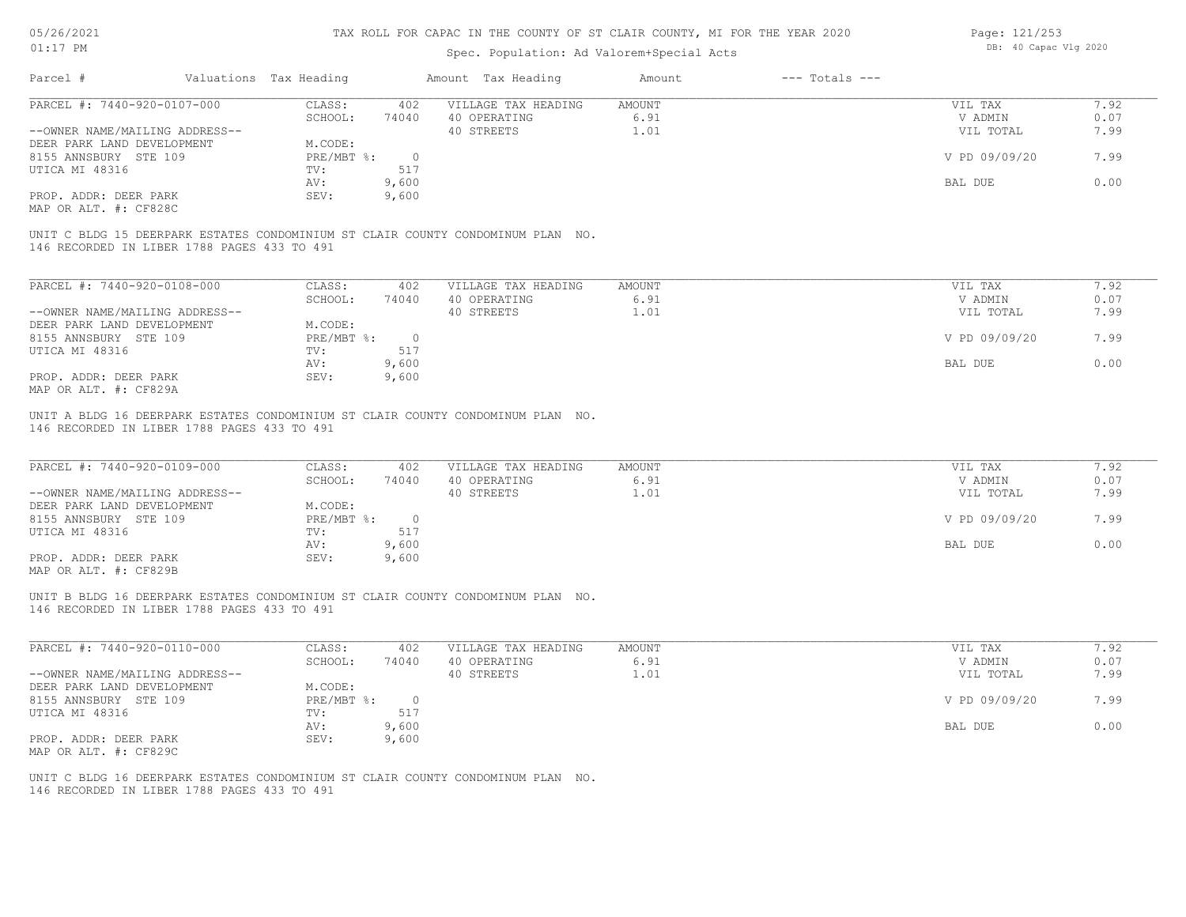# TAX ROLL FOR CAPAC IN THE COUNTY OF ST CLAIR COUNTY, MI FOR THE YEAR 2020

Spec. Population: Ad Valorem+Special Acts

| Parcel # | Valuations | Tax Heading | Amount | Tax Heading | Amount | --- Totals --- | |
|---|---|---|---|---|---|---|---|
| PARCEL #: 7440-920-0107-000 | CLASS: | 402 | VILLAGE TAX HEADING | AMOUNT | | VIL TAX | 7.92 |
| | SCHOOL: | 74040 | 40 OPERATING | 6.91 | | V ADMIN | 0.07 |
| --OWNER NAME/MAILING ADDRESS-- | | | 40 STREETS | 1.01 | | VIL TOTAL | 7.99 |
| DEER PARK LAND DEVELOPMENT | M.CODE: | | | | | | |
| 8155 ANNSBURY STE 109 | PRE/MBT %: | 0 | | | | V PD 09/09/20 | 7.99 |
| UTICA MI 48316 | TV: | 517 | | | | | |
| | AV: | 9,600 | | | | BAL DUE | 0.00 |
| PROP. ADDR: DEER PARK | SEV: | 9,600 | | | | | |
| MAP OR ALT. #: CF828C | | | | | | | |

UNIT C BLDG 15 DEERPARK ESTATES CONDOMINIUM ST CLAIR COUNTY CONDOMINUM PLAN NO. 146 RECORDED IN LIBER 1788 PAGES 433 TO 491

| Parcel # | Valuations | Tax Heading | Amount | Tax Heading | Amount | --- Totals --- | |
|---|---|---|---|---|---|---|---|
| PARCEL #: 7440-920-0108-000 | CLASS: | 402 | VILLAGE TAX HEADING | AMOUNT | | VIL TAX | 7.92 |
| | SCHOOL: | 74040 | 40 OPERATING | 6.91 | | V ADMIN | 0.07 |
| --OWNER NAME/MAILING ADDRESS-- | | | 40 STREETS | 1.01 | | VIL TOTAL | 7.99 |
| DEER PARK LAND DEVELOPMENT | M.CODE: | | | | | | |
| 8155 ANNSBURY STE 109 | PRE/MBT %: | 0 | | | | V PD 09/09/20 | 7.99 |
| UTICA MI 48316 | TV: | 517 | | | | | |
| | AV: | 9,600 | | | | BAL DUE | 0.00 |
| PROP. ADDR: DEER PARK | SEV: | 9,600 | | | | | |
| MAP OR ALT. #: CF829A | | | | | | | |

UNIT A BLDG 16 DEERPARK ESTATES CONDOMINIUM ST CLAIR COUNTY CONDOMINUM PLAN NO. 146 RECORDED IN LIBER 1788 PAGES 433 TO 491

| Parcel # | Valuations | Tax Heading | Amount | Tax Heading | Amount | --- Totals --- | |
|---|---|---|---|---|---|---|---|
| PARCEL #: 7440-920-0109-000 | CLASS: | 402 | VILLAGE TAX HEADING | AMOUNT | | VIL TAX | 7.92 |
| | SCHOOL: | 74040 | 40 OPERATING | 6.91 | | V ADMIN | 0.07 |
| --OWNER NAME/MAILING ADDRESS-- | | | 40 STREETS | 1.01 | | VIL TOTAL | 7.99 |
| DEER PARK LAND DEVELOPMENT | M.CODE: | | | | | | |
| 8155 ANNSBURY STE 109 | PRE/MBT %: | 0 | | | | V PD 09/09/20 | 7.99 |
| UTICA MI 48316 | TV: | 517 | | | | | |
| | AV: | 9,600 | | | | BAL DUE | 0.00 |
| PROP. ADDR: DEER PARK | SEV: | 9,600 | | | | | |
| MAP OR ALT. #: CF829B | | | | | | | |

UNIT B BLDG 16 DEERPARK ESTATES CONDOMINIUM ST CLAIR COUNTY CONDOMINUM PLAN NO. 146 RECORDED IN LIBER 1788 PAGES 433 TO 491

| Parcel # | Valuations | Tax Heading | Amount | Tax Heading | Amount | --- Totals --- | |
|---|---|---|---|---|---|---|---|
| PARCEL #: 7440-920-0110-000 | CLASS: | 402 | VILLAGE TAX HEADING | AMOUNT | | VIL TAX | 7.92 |
| | SCHOOL: | 74040 | 40 OPERATING | 6.91 | | V ADMIN | 0.07 |
| --OWNER NAME/MAILING ADDRESS-- | | | 40 STREETS | 1.01 | | VIL TOTAL | 7.99 |
| DEER PARK LAND DEVELOPMENT | M.CODE: | | | | | | |
| 8155 ANNSBURY STE 109 | PRE/MBT %: | 0 | | | | V PD 09/09/20 | 7.99 |
| UTICA MI 48316 | TV: | 517 | | | | | |
| | AV: | 9,600 | | | | BAL DUE | 0.00 |
| PROP. ADDR: DEER PARK | SEV: | 9,600 | | | | | |
| MAP OR ALT. #: CF829C | | | | | | | |

UNIT C BLDG 16 DEERPARK ESTATES CONDOMINIUM ST CLAIR COUNTY CONDOMINUM PLAN NO. 146 RECORDED IN LIBER 1788 PAGES 433 TO 491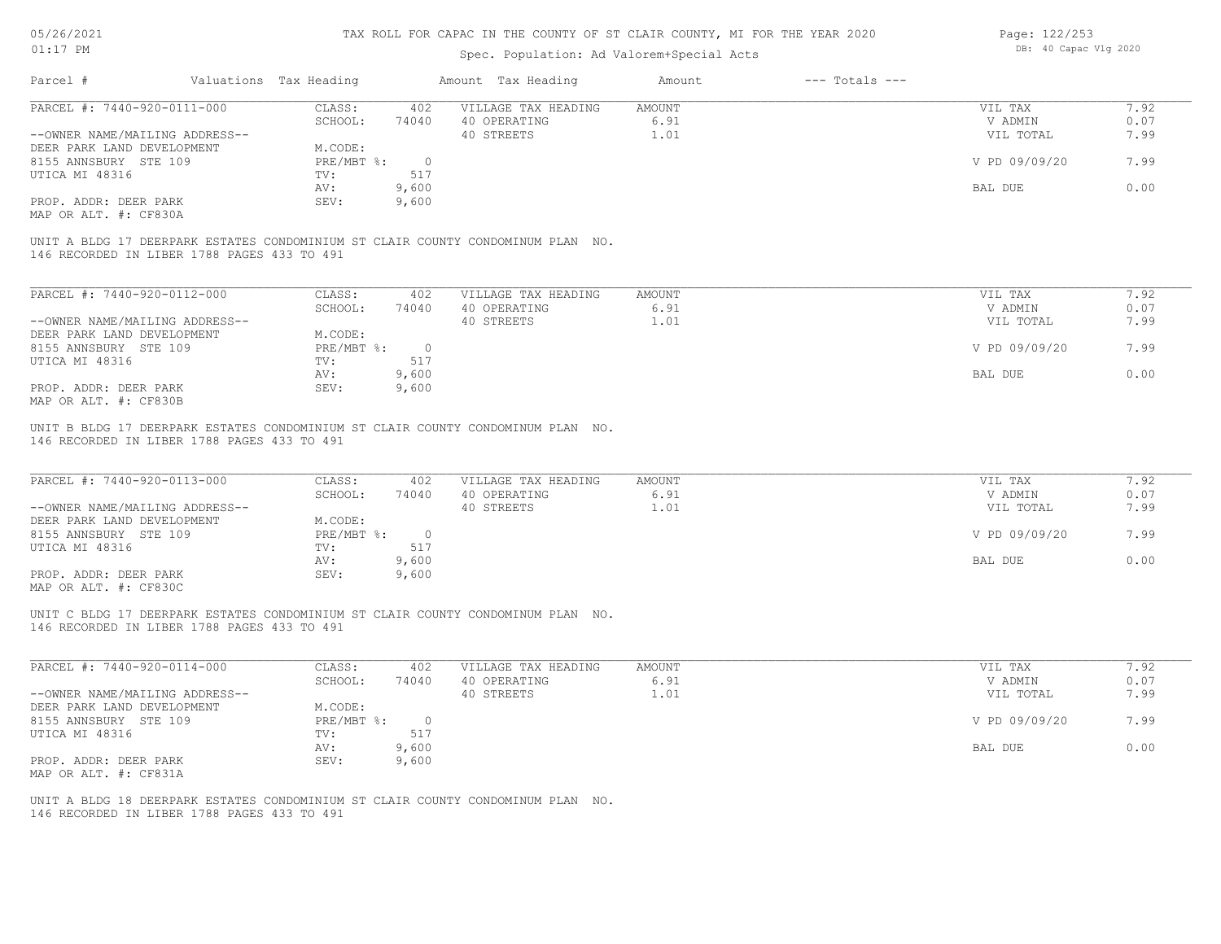TAX ROLL FOR CAPAC IN THE COUNTY OF ST CLAIR COUNTY, MI FOR THE YEAR 2020

Spec. Population: Ad Valorem+Special Acts

| Parcel # | Valuations | Tax Heading | Amount | Tax Heading | Amount | --- Totals --- | |
|---|---|---|---|---|---|---|---|
| PARCEL #: 7440-920-0111-000 | CLASS: | 402 | VILLAGE TAX HEADING | AMOUNT | | VIL TAX | 7.92 |
| | SCHOOL: | 74040 | 40 OPERATING | 6.91 | | V ADMIN | 0.07 |
| --OWNER NAME/MAILING ADDRESS-- | | | 40 STREETS | 1.01 | | VIL TOTAL | 7.99 |
| DEER PARK LAND DEVELOPMENT | M.CODE: | | | | | | |
| 8155 ANNSBURY STE 109 | PRE/MBT %: | 0 | | | | V PD 09/09/20 | 7.99 |
| UTICA MI 48316 | TV: | 517 | | | | | |
| | AV: | 9,600 | | | | BAL DUE | 0.00 |
| PROP. ADDR: DEER PARK | SEV: | 9,600 | | | | | |
| MAP OR ALT. #: CF830A | | | | | | | |

UNIT A BLDG 17 DEERPARK ESTATES CONDOMINIUM ST CLAIR COUNTY CONDOMINUM PLAN NO. 146 RECORDED IN LIBER 1788 PAGES 433 TO 491

| Parcel # | Valuations | Tax Heading | Amount | Tax Heading | Amount | --- Totals --- | |
|---|---|---|---|---|---|---|---|
| PARCEL #: 7440-920-0112-000 | CLASS: | 402 | VILLAGE TAX HEADING | AMOUNT | | VIL TAX | 7.92 |
| | SCHOOL: | 74040 | 40 OPERATING | 6.91 | | V ADMIN | 0.07 |
| --OWNER NAME/MAILING ADDRESS-- | | | 40 STREETS | 1.01 | | VIL TOTAL | 7.99 |
| DEER PARK LAND DEVELOPMENT | M.CODE: | | | | | | |
| 8155 ANNSBURY STE 109 | PRE/MBT %: | 0 | | | | V PD 09/09/20 | 7.99 |
| UTICA MI 48316 | TV: | 517 | | | | | |
| | AV: | 9,600 | | | | BAL DUE | 0.00 |
| PROP. ADDR: DEER PARK | SEV: | 9,600 | | | | | |
| MAP OR ALT. #: CF830B | | | | | | | |

UNIT B BLDG 17 DEERPARK ESTATES CONDOMINIUM ST CLAIR COUNTY CONDOMINUM PLAN NO. 146 RECORDED IN LIBER 1788 PAGES 433 TO 491

| Parcel # | Valuations | Tax Heading | Amount | Tax Heading | Amount | --- Totals --- | |
|---|---|---|---|---|---|---|---|
| PARCEL #: 7440-920-0113-000 | CLASS: | 402 | VILLAGE TAX HEADING | AMOUNT | | VIL TAX | 7.92 |
| | SCHOOL: | 74040 | 40 OPERATING | 6.91 | | V ADMIN | 0.07 |
| --OWNER NAME/MAILING ADDRESS-- | | | 40 STREETS | 1.01 | | VIL TOTAL | 7.99 |
| DEER PARK LAND DEVELOPMENT | M.CODE: | | | | | | |
| 8155 ANNSBURY STE 109 | PRE/MBT %: | 0 | | | | V PD 09/09/20 | 7.99 |
| UTICA MI 48316 | TV: | 517 | | | | | |
| | AV: | 9,600 | | | | BAL DUE | 0.00 |
| PROP. ADDR: DEER PARK | SEV: | 9,600 | | | | | |
| MAP OR ALT. #: CF830C | | | | | | | |

UNIT C BLDG 17 DEERPARK ESTATES CONDOMINIUM ST CLAIR COUNTY CONDOMINUM PLAN NO. 146 RECORDED IN LIBER 1788 PAGES 433 TO 491

| Parcel # | Valuations | Tax Heading | Amount | Tax Heading | Amount | --- Totals --- | |
|---|---|---|---|---|---|---|---|
| PARCEL #: 7440-920-0114-000 | CLASS: | 402 | VILLAGE TAX HEADING | AMOUNT | | VIL TAX | 7.92 |
| | SCHOOL: | 74040 | 40 OPERATING | 6.91 | | V ADMIN | 0.07 |
| --OWNER NAME/MAILING ADDRESS-- | | | 40 STREETS | 1.01 | | VIL TOTAL | 7.99 |
| DEER PARK LAND DEVELOPMENT | M.CODE: | | | | | | |
| 8155 ANNSBURY STE 109 | PRE/MBT %: | 0 | | | | V PD 09/09/20 | 7.99 |
| UTICA MI 48316 | TV: | 517 | | | | | |
| | AV: | 9,600 | | | | BAL DUE | 0.00 |
| PROP. ADDR: DEER PARK | SEV: | 9,600 | | | | | |
| MAP OR ALT. #: CF831A | | | | | | | |

UNIT A BLDG 18 DEERPARK ESTATES CONDOMINIUM ST CLAIR COUNTY CONDOMINUM PLAN NO. 146 RECORDED IN LIBER 1788 PAGES 433 TO 491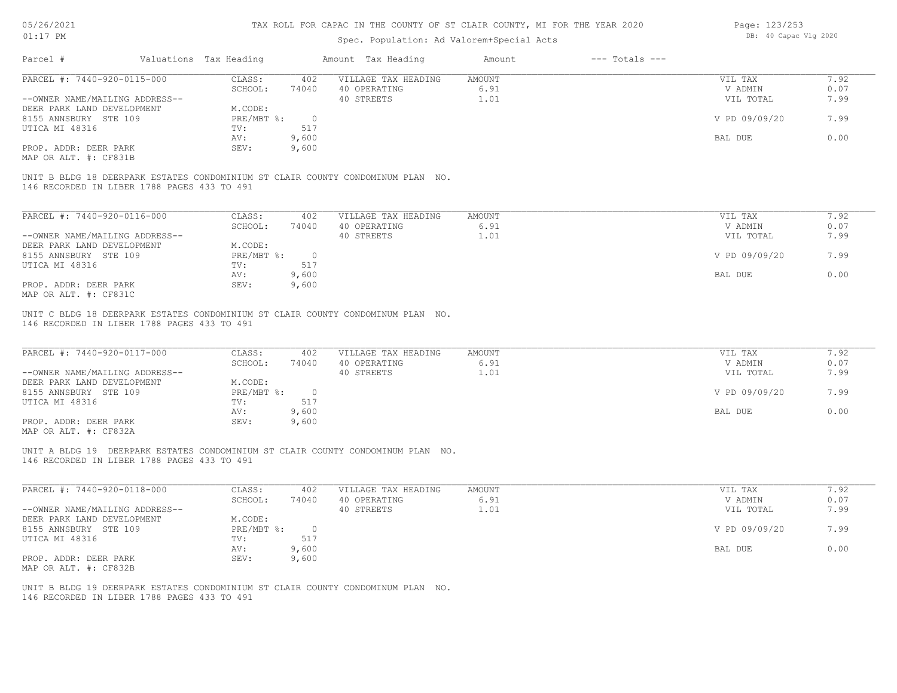# TAX ROLL FOR CAPAC IN THE COUNTY OF ST CLAIR COUNTY, MI FOR THE YEAR 2020

Spec. Population: Ad Valorem+Special Acts

| Parcel # | Valuations | Tax Heading | Amount | Tax Heading | Amount | --- Totals --- | |
|---|---|---|---|---|---|---|---|
| PARCEL #: 7440-920-0115-000 | CLASS: | 402 | VILLAGE TAX HEADING | AMOUNT | | VIL TAX | 7.92 |
| | SCHOOL: | 74040 | 40 OPERATING | 6.91 | | V ADMIN | 0.07 |
| --OWNER NAME/MAILING ADDRESS-- | | | 40 STREETS | 1.01 | | VIL TOTAL | 7.99 |
| DEER PARK LAND DEVELOPMENT | M.CODE: | | | | | | |
| 8155 ANNSBURY STE 109 | PRE/MBT %: | 0 | | | | V PD 09/09/20 | 7.99 |
| UTICA MI 48316 | TV: | 517 | | | | | |
| | AV: | 9,600 | | | | BAL DUE | 0.00 |
| PROP. ADDR: DEER PARK | SEV: | 9,600 | | | | | |
| MAP OR ALT. #: CF831B | | | | | | | |

UNIT B BLDG 18 DEERPARK ESTATES CONDOMINIUM ST CLAIR COUNTY CONDOMINUM PLAN NO. 146 RECORDED IN LIBER 1788 PAGES 433 TO 491

| Parcel # | Valuations | Tax Heading | Amount | Tax Heading | Amount | --- Totals --- | |
|---|---|---|---|---|---|---|---|
| PARCEL #: 7440-920-0116-000 | CLASS: | 402 | VILLAGE TAX HEADING | AMOUNT | | VIL TAX | 7.92 |
| | SCHOOL: | 74040 | 40 OPERATING | 6.91 | | V ADMIN | 0.07 |
| --OWNER NAME/MAILING ADDRESS-- | | | 40 STREETS | 1.01 | | VIL TOTAL | 7.99 |
| DEER PARK LAND DEVELOPMENT | M.CODE: | | | | | | |
| 8155 ANNSBURY STE 109 | PRE/MBT %: | 0 | | | | V PD 09/09/20 | 7.99 |
| UTICA MI 48316 | TV: | 517 | | | | | |
| | AV: | 9,600 | | | | BAL DUE | 0.00 |
| PROP. ADDR: DEER PARK | SEV: | 9,600 | | | | | |
| MAP OR ALT. #: CF831C | | | | | | | |

UNIT C BLDG 18 DEERPARK ESTATES CONDOMINIUM ST CLAIR COUNTY CONDOMINUM PLAN NO. 146 RECORDED IN LIBER 1788 PAGES 433 TO 491

| Parcel # | Valuations | Tax Heading | Amount | Tax Heading | Amount | --- Totals --- | |
|---|---|---|---|---|---|---|---|
| PARCEL #: 7440-920-0117-000 | CLASS: | 402 | VILLAGE TAX HEADING | AMOUNT | | VIL TAX | 7.92 |
| | SCHOOL: | 74040 | 40 OPERATING | 6.91 | | V ADMIN | 0.07 |
| --OWNER NAME/MAILING ADDRESS-- | | | 40 STREETS | 1.01 | | VIL TOTAL | 7.99 |
| DEER PARK LAND DEVELOPMENT | M.CODE: | | | | | | |
| 8155 ANNSBURY STE 109 | PRE/MBT %: | 0 | | | | V PD 09/09/20 | 7.99 |
| UTICA MI 48316 | TV: | 517 | | | | | |
| | AV: | 9,600 | | | | BAL DUE | 0.00 |
| PROP. ADDR: DEER PARK | SEV: | 9,600 | | | | | |
| MAP OR ALT. #: CF832A | | | | | | | |

UNIT A BLDG 19 DEERPARK ESTATES CONDOMINIUM ST CLAIR COUNTY CONDOMINUM PLAN NO. 146 RECORDED IN LIBER 1788 PAGES 433 TO 491

| Parcel # | Valuations | Tax Heading | Amount | Tax Heading | Amount | --- Totals --- | |
|---|---|---|---|---|---|---|---|
| PARCEL #: 7440-920-0118-000 | CLASS: | 402 | VILLAGE TAX HEADING | AMOUNT | | VIL TAX | 7.92 |
| | SCHOOL: | 74040 | 40 OPERATING | 6.91 | | V ADMIN | 0.07 |
| --OWNER NAME/MAILING ADDRESS-- | | | 40 STREETS | 1.01 | | VIL TOTAL | 7.99 |
| DEER PARK LAND DEVELOPMENT | M.CODE: | | | | | | |
| 8155 ANNSBURY STE 109 | PRE/MBT %: | 0 | | | | V PD 09/09/20 | 7.99 |
| UTICA MI 48316 | TV: | 517 | | | | | |
| | AV: | 9,600 | | | | BAL DUE | 0.00 |
| PROP. ADDR: DEER PARK | SEV: | 9,600 | | | | | |
| MAP OR ALT. #: CF832B | | | | | | | |

UNIT B BLDG 19 DEERPARK ESTATES CONDOMINIUM ST CLAIR COUNTY CONDOMINUM PLAN NO. 146 RECORDED IN LIBER 1788 PAGES 433 TO 491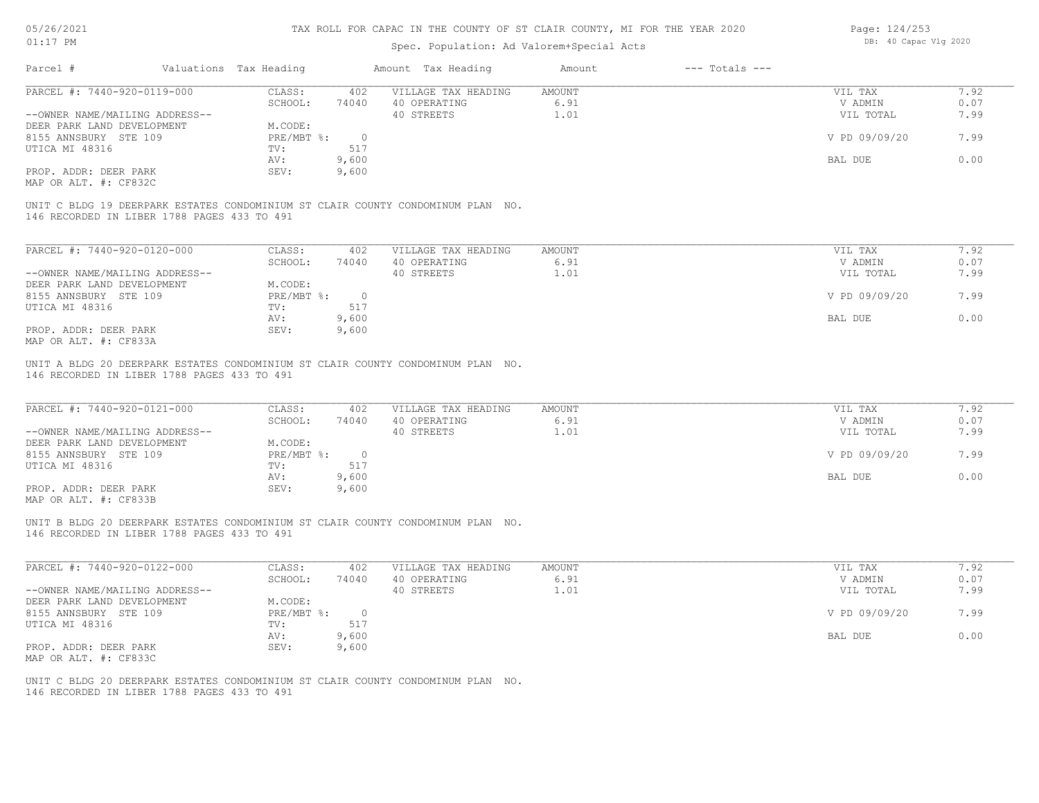# TAX ROLL FOR CAPAC IN THE COUNTY OF ST CLAIR COUNTY, MI FOR THE YEAR 2020

Spec. Population: Ad Valorem+Special Acts

| Parcel # | Valuations | Tax Heading | Amount | Tax Heading | Amount | --- Totals --- | |
|---|---|---|---|---|---|---|---|

---

**PARCEL #: 7440-920-0119-000**

| | | | | | | |
|---|---|---|---|---|---|---|
| --OWNER NAME/MAILING ADDRESS-- | CLASS: | 402 | VILLAGE TAX HEADING | AMOUNT | VIL TAX | 7.92 |
| DEER PARK LAND DEVELOPMENT | SCHOOL: | 74040 | 40 OPERATING | 6.91 | V ADMIN | 0.07 |
| 8155 ANNSBURY STE 109 | M.CODE: | | 40 STREETS | 1.01 | VIL TOTAL | 7.99 |
| UTICA MI 48316 | PRE/MBT %: | 0 | | | V PD 09/09/20 | 7.99 |
| | TV: | 517 | | | | |
| PROP. ADDR: DEER PARK | AV: | 9,600 | | | BAL DUE | 0.00 |
| MAP OR ALT. #: CF832C | SEV: | 9,600 | | | | |

UNIT C BLDG 19 DEERPARK ESTATES CONDOMINIUM ST CLAIR COUNTY CONDOMINUM PLAN NO. 146 RECORDED IN LIBER 1788 PAGES 433 TO 491

---

**PARCEL #: 7440-920-0120-000**

| | | | | | | |
|---|---|---|---|---|---|---|
| --OWNER NAME/MAILING ADDRESS-- | CLASS: | 402 | VILLAGE TAX HEADING | AMOUNT | VIL TAX | 7.92 |
| DEER PARK LAND DEVELOPMENT | SCHOOL: | 74040 | 40 OPERATING | 6.91 | V ADMIN | 0.07 |
| 8155 ANNSBURY STE 109 | M.CODE: | | 40 STREETS | 1.01 | VIL TOTAL | 7.99 |
| UTICA MI 48316 | PRE/MBT %: | 0 | | | V PD 09/09/20 | 7.99 |
| | TV: | 517 | | | | |
| PROP. ADDR: DEER PARK | AV: | 9,600 | | | BAL DUE | 0.00 |
| MAP OR ALT. #: CF833A | SEV: | 9,600 | | | | |

UNIT A BLDG 20 DEERPARK ESTATES CONDOMINIUM ST CLAIR COUNTY CONDOMINUM PLAN NO. 146 RECORDED IN LIBER 1788 PAGES 433 TO 491

---

**PARCEL #: 7440-920-0121-000**

| | | | | | | |
|---|---|---|---|---|---|---|
| --OWNER NAME/MAILING ADDRESS-- | CLASS: | 402 | VILLAGE TAX HEADING | AMOUNT | VIL TAX | 7.92 |
| DEER PARK LAND DEVELOPMENT | SCHOOL: | 74040 | 40 OPERATING | 6.91 | V ADMIN | 0.07 |
| 8155 ANNSBURY STE 109 | M.CODE: | | 40 STREETS | 1.01 | VIL TOTAL | 7.99 |
| UTICA MI 48316 | PRE/MBT %: | 0 | | | V PD 09/09/20 | 7.99 |
| | TV: | 517 | | | | |
| PROP. ADDR: DEER PARK | AV: | 9,600 | | | BAL DUE | 0.00 |
| MAP OR ALT. #: CF833B | SEV: | 9,600 | | | | |

UNIT B BLDG 20 DEERPARK ESTATES CONDOMINIUM ST CLAIR COUNTY CONDOMINUM PLAN NO. 146 RECORDED IN LIBER 1788 PAGES 433 TO 491

---

**PARCEL #: 7440-920-0122-000**

| | | | | | | |
|---|---|---|---|---|---|---|
| --OWNER NAME/MAILING ADDRESS-- | CLASS: | 402 | VILLAGE TAX HEADING | AMOUNT | VIL TAX | 7.92 |
| DEER PARK LAND DEVELOPMENT | SCHOOL: | 74040 | 40 OPERATING | 6.91 | V ADMIN | 0.07 |
| 8155 ANNSBURY STE 109 | M.CODE: | | 40 STREETS | 1.01 | VIL TOTAL | 7.99 |
| UTICA MI 48316 | PRE/MBT %: | 0 | | | V PD 09/09/20 | 7.99 |
| | TV: | 517 | | | | |
| PROP. ADDR: DEER PARK | AV: | 9,600 | | | BAL DUE | 0.00 |
| MAP OR ALT. #: CF833C | SEV: | 9,600 | | | | |

UNIT C BLDG 20 DEERPARK ESTATES CONDOMINIUM ST CLAIR COUNTY CONDOMINUM PLAN NO. 146 RECORDED IN LIBER 1788 PAGES 433 TO 491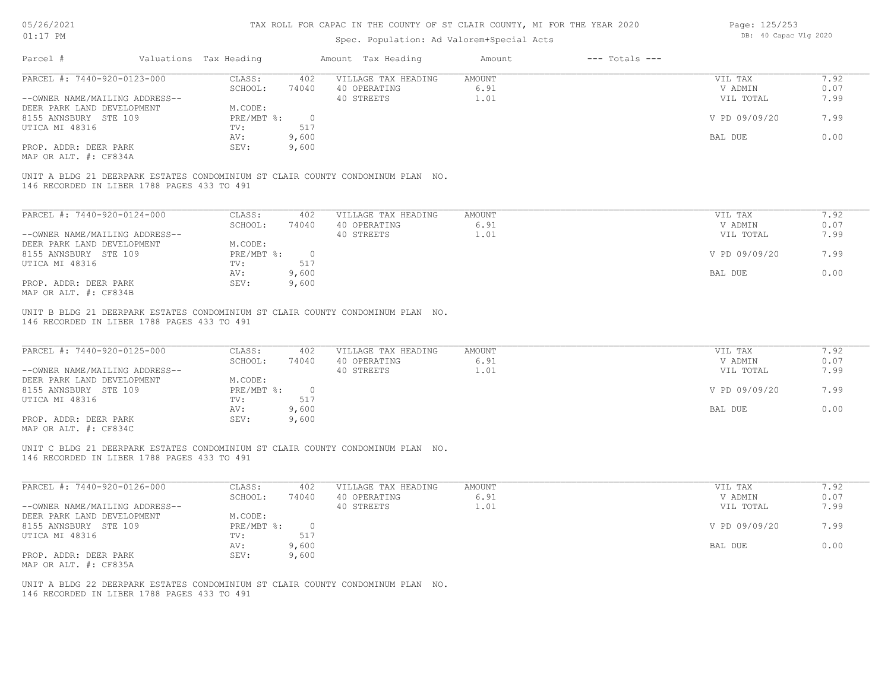# TAX ROLL FOR CAPAC IN THE COUNTY OF ST CLAIR COUNTY, MI FOR THE YEAR 2020

Spec. Population: Ad Valorem+Special Acts

05/26/2021
01:17 PM

DB: 40 Capac Vlg 2020

| Parcel # | Valuations Tax Heading | | Amount Tax Heading | Amount | --- Totals --- | |
|---|---|---|---|---|---|---|
| PARCEL #: 7440-920-0123-000 | CLASS: | 402 | VILLAGE TAX HEADING | AMOUNT | VIL TAX | 7.92 |
| | SCHOOL: | 74040 | 40 OPERATING | 6.91 | V ADMIN | 0.07 |
| --OWNER NAME/MAILING ADDRESS-- | | | 40 STREETS | 1.01 | VIL TOTAL | 7.99 |
| DEER PARK LAND DEVELOPMENT | M.CODE: | | | | | |
| 8155 ANNSBURY STE 109 | PRE/MBT %: | 0 | | | V PD 09/09/20 | 7.99 |
| UTICA MI 48316 | TV: | 517 | | | | |
| | AV: | 9,600 | | | BAL DUE | 0.00 |
| PROP. ADDR: DEER PARK | SEV: | 9,600 | | | | |
| MAP OR ALT. #: CF834A | | | | | | |

UNIT A BLDG 21 DEERPARK ESTATES CONDOMINIUM ST CLAIR COUNTY CONDOMINUM PLAN NO. 146 RECORDED IN LIBER 1788 PAGES 433 TO 491

| Parcel # | Valuations Tax Heading | | Amount Tax Heading | Amount | --- Totals --- | |
|---|---|---|---|---|---|---|
| PARCEL #: 7440-920-0124-000 | CLASS: | 402 | VILLAGE TAX HEADING | AMOUNT | VIL TAX | 7.92 |
| | SCHOOL: | 74040 | 40 OPERATING | 6.91 | V ADMIN | 0.07 |
| --OWNER NAME/MAILING ADDRESS-- | | | 40 STREETS | 1.01 | VIL TOTAL | 7.99 |
| DEER PARK LAND DEVELOPMENT | M.CODE: | | | | | |
| 8155 ANNSBURY STE 109 | PRE/MBT %: | 0 | | | V PD 09/09/20 | 7.99 |
| UTICA MI 48316 | TV: | 517 | | | | |
| | AV: | 9,600 | | | BAL DUE | 0.00 |
| PROP. ADDR: DEER PARK | SEV: | 9,600 | | | | |
| MAP OR ALT. #: CF834B | | | | | | |

UNIT B BLDG 21 DEERPARK ESTATES CONDOMINIUM ST CLAIR COUNTY CONDOMINUM PLAN NO. 146 RECORDED IN LIBER 1788 PAGES 433 TO 491

| Parcel # | Valuations Tax Heading | | Amount Tax Heading | Amount | --- Totals --- | |
|---|---|---|---|---|---|---|
| PARCEL #: 7440-920-0125-000 | CLASS: | 402 | VILLAGE TAX HEADING | AMOUNT | VIL TAX | 7.92 |
| | SCHOOL: | 74040 | 40 OPERATING | 6.91 | V ADMIN | 0.07 |
| --OWNER NAME/MAILING ADDRESS-- | | | 40 STREETS | 1.01 | VIL TOTAL | 7.99 |
| DEER PARK LAND DEVELOPMENT | M.CODE: | | | | | |
| 8155 ANNSBURY STE 109 | PRE/MBT %: | 0 | | | V PD 09/09/20 | 7.99 |
| UTICA MI 48316 | TV: | 517 | | | | |
| | AV: | 9,600 | | | BAL DUE | 0.00 |
| PROP. ADDR: DEER PARK | SEV: | 9,600 | | | | |
| MAP OR ALT. #: CF834C | | | | | | |

UNIT C BLDG 21 DEERPARK ESTATES CONDOMINIUM ST CLAIR COUNTY CONDOMINUM PLAN NO. 146 RECORDED IN LIBER 1788 PAGES 433 TO 491

| Parcel # | Valuations Tax Heading | | Amount Tax Heading | Amount | --- Totals --- | |
|---|---|---|---|---|---|---|
| PARCEL #: 7440-920-0126-000 | CLASS: | 402 | VILLAGE TAX HEADING | AMOUNT | VIL TAX | 7.92 |
| | SCHOOL: | 74040 | 40 OPERATING | 6.91 | V ADMIN | 0.07 |
| --OWNER NAME/MAILING ADDRESS-- | | | 40 STREETS | 1.01 | VIL TOTAL | 7.99 |
| DEER PARK LAND DEVELOPMENT | M.CODE: | | | | | |
| 8155 ANNSBURY STE 109 | PRE/MBT %: | 0 | | | V PD 09/09/20 | 7.99 |
| UTICA MI 48316 | TV: | 517 | | | | |
| | AV: | 9,600 | | | BAL DUE | 0.00 |
| PROP. ADDR: DEER PARK | SEV: | 9,600 | | | | |
| MAP OR ALT. #: CF835A | | | | | | |

UNIT A BLDG 22 DEERPARK ESTATES CONDOMINIUM ST CLAIR COUNTY CONDOMINUM PLAN NO. 146 RECORDED IN LIBER 1788 PAGES 433 TO 491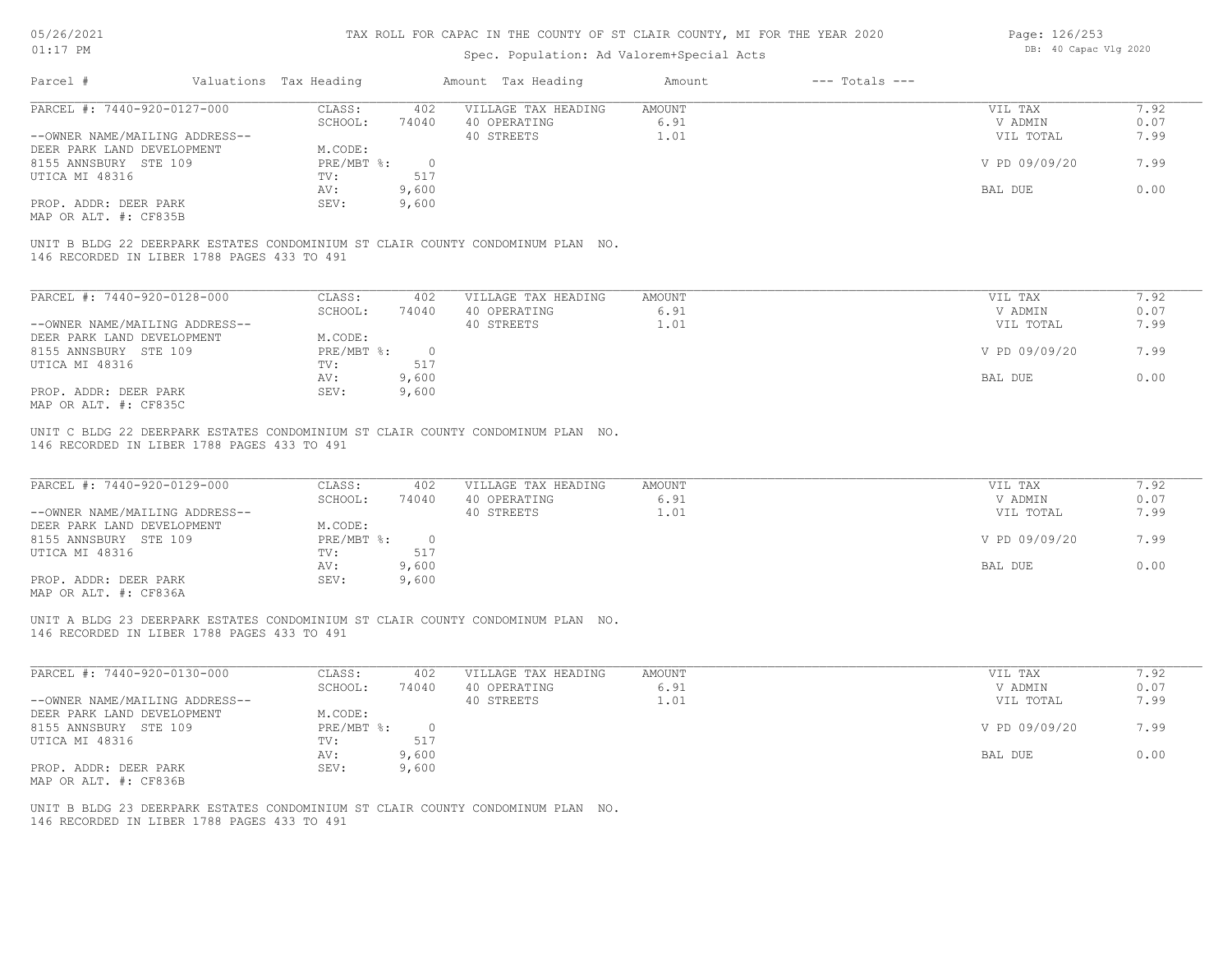# TAX ROLL FOR CAPAC IN THE COUNTY OF ST CLAIR COUNTY, MI FOR THE YEAR 2020

Spec. Population: Ad Valorem+Special Acts

| Parcel # | Valuations | Tax Heading | Amount | Tax Heading | Amount | --- Totals --- | |
|---|---|---|---|---|---|---|---|
| PARCEL #: 7440-920-0127-000 | CLASS: | 402 | VILLAGE TAX HEADING | AMOUNT | | VIL TAX | 7.92 |
| | SCHOOL: | 74040 | 40 OPERATING | 6.91 | | V ADMIN | 0.07 |
| --OWNER NAME/MAILING ADDRESS-- | | | 40 STREETS | 1.01 | | VIL TOTAL | 7.99 |
| DEER PARK LAND DEVELOPMENT | M.CODE: | | | | | | |
| 8155 ANNSBURY STE 109 | PRE/MBT %: | 0 | | | | V PD 09/09/20 | 7.99 |
| UTICA MI 48316 | TV: | 517 | | | | | |
| | AV: | 9,600 | | | | BAL DUE | 0.00 |
| PROP. ADDR: DEER PARK | SEV: | 9,600 | | | | | |
| MAP OR ALT. #: CF835B | | | | | | | |

UNIT B BLDG 22 DEERPARK ESTATES CONDOMINIUM ST CLAIR COUNTY CONDOMINUM PLAN NO. 146 RECORDED IN LIBER 1788 PAGES 433 TO 491

| Parcel # | Valuations | Tax Heading | Amount | Tax Heading | Amount | --- Totals --- | |
|---|---|---|---|---|---|---|---|
| PARCEL #: 7440-920-0128-000 | CLASS: | 402 | VILLAGE TAX HEADING | AMOUNT | | VIL TAX | 7.92 |
| | SCHOOL: | 74040 | 40 OPERATING | 6.91 | | V ADMIN | 0.07 |
| --OWNER NAME/MAILING ADDRESS-- | | | 40 STREETS | 1.01 | | VIL TOTAL | 7.99 |
| DEER PARK LAND DEVELOPMENT | M.CODE: | | | | | | |
| 8155 ANNSBURY STE 109 | PRE/MBT %: | 0 | | | | V PD 09/09/20 | 7.99 |
| UTICA MI 48316 | TV: | 517 | | | | | |
| | AV: | 9,600 | | | | BAL DUE | 0.00 |
| PROP. ADDR: DEER PARK | SEV: | 9,600 | | | | | |
| MAP OR ALT. #: CF835C | | | | | | | |

UNIT C BLDG 22 DEERPARK ESTATES CONDOMINIUM ST CLAIR COUNTY CONDOMINUM PLAN NO. 146 RECORDED IN LIBER 1788 PAGES 433 TO 491

| Parcel # | Valuations | Tax Heading | Amount | Tax Heading | Amount | --- Totals --- | |
|---|---|---|---|---|---|---|---|
| PARCEL #: 7440-920-0129-000 | CLASS: | 402 | VILLAGE TAX HEADING | AMOUNT | | VIL TAX | 7.92 |
| | SCHOOL: | 74040 | 40 OPERATING | 6.91 | | V ADMIN | 0.07 |
| --OWNER NAME/MAILING ADDRESS-- | | | 40 STREETS | 1.01 | | VIL TOTAL | 7.99 |
| DEER PARK LAND DEVELOPMENT | M.CODE: | | | | | | |
| 8155 ANNSBURY STE 109 | PRE/MBT %: | 0 | | | | V PD 09/09/20 | 7.99 |
| UTICA MI 48316 | TV: | 517 | | | | | |
| | AV: | 9,600 | | | | BAL DUE | 0.00 |
| PROP. ADDR: DEER PARK | SEV: | 9,600 | | | | | |
| MAP OR ALT. #: CF836A | | | | | | | |

UNIT A BLDG 23 DEERPARK ESTATES CONDOMINIUM ST CLAIR COUNTY CONDOMINUM PLAN NO. 146 RECORDED IN LIBER 1788 PAGES 433 TO 491

| Parcel # | Valuations | Tax Heading | Amount | Tax Heading | Amount | --- Totals --- | |
|---|---|---|---|---|---|---|---|
| PARCEL #: 7440-920-0130-000 | CLASS: | 402 | VILLAGE TAX HEADING | AMOUNT | | VIL TAX | 7.92 |
| | SCHOOL: | 74040 | 40 OPERATING | 6.91 | | V ADMIN | 0.07 |
| --OWNER NAME/MAILING ADDRESS-- | | | 40 STREETS | 1.01 | | VIL TOTAL | 7.99 |
| DEER PARK LAND DEVELOPMENT | M.CODE: | | | | | | |
| 8155 ANNSBURY STE 109 | PRE/MBT %: | 0 | | | | V PD 09/09/20 | 7.99 |
| UTICA MI 48316 | TV: | 517 | | | | | |
| | AV: | 9,600 | | | | BAL DUE | 0.00 |
| PROP. ADDR: DEER PARK | SEV: | 9,600 | | | | | |
| MAP OR ALT. #: CF836B | | | | | | | |

UNIT B BLDG 23 DEERPARK ESTATES CONDOMINIUM ST CLAIR COUNTY CONDOMINUM PLAN NO. 146 RECORDED IN LIBER 1788 PAGES 433 TO 491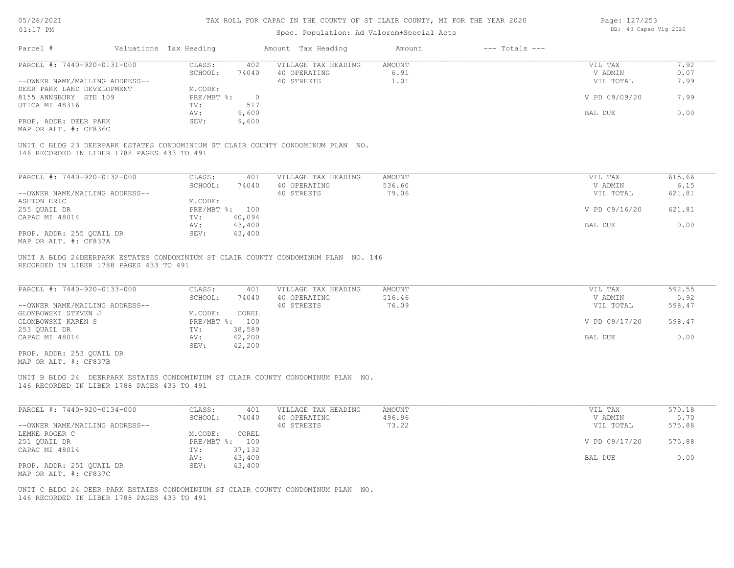# TAX ROLL FOR CAPAC IN THE COUNTY OF ST CLAIR COUNTY, MI FOR THE YEAR 2020

Spec. Population: Ad Valorem+Special Acts

| Parcel # | Valuations | Tax Heading | Amount | Tax Heading | Amount | --- Totals --- | |
|---|---|---|---|---|---|---|---|

---

**PARCEL #: 7440-920-0131-000**

| | | | | | |
|---|---|---|---|---|---|
| CLASS: | 402 | VILLAGE TAX HEADING | AMOUNT | VIL TAX | 7.92 |
| SCHOOL: | 74040 | 40 OPERATING | 6.91 | V ADMIN | 0.07 |
| | | 40 STREETS | 1.01 | VIL TOTAL | 7.99 |
| M.CODE: | | | | | |
| PRE/MBT %: | 0 | | | V PD 09/09/20 | 7.99 |
| TV: | 517 | | | | |
| AV: | 9,600 | | | BAL DUE | 0.00 |
| SEV: | 9,600 | | | | |

--OWNER NAME/MAILING ADDRESS--
DEER PARK LAND DEVELOPMENT
8155 ANNSBURY STE 109
UTICA MI 48316

PROP. ADDR: DEER PARK
MAP OR ALT. #: CF836C

UNIT C BLDG 23 DEERPARK ESTATES CONDOMINIUM ST CLAIR COUNTY CONDOMINUM PLAN NO. 146 RECORDED IN LIBER 1788 PAGES 433 TO 491

---

**PARCEL #: 7440-920-0132-000**

| | | | | | |
|---|---|---|---|---|---|
| CLASS: | 401 | VILLAGE TAX HEADING | AMOUNT | VIL TAX | 615.66 |
| SCHOOL: | 74040 | 40 OPERATING | 536.60 | V ADMIN | 6.15 |
| | | 40 STREETS | 79.06 | VIL TOTAL | 621.81 |
| M.CODE: | | | | | |
| PRE/MBT %: | 100 | | | V PD 09/16/20 | 621.81 |
| TV: | 40,094 | | | | |
| AV: | 43,400 | | | BAL DUE | 0.00 |
| SEV: | 43,400 | | | | |

--OWNER NAME/MAILING ADDRESS--
ASHTON ERIC
255 QUAIL DR
CAPAC MI 48014

PROP. ADDR: 255 QUAIL DR
MAP OR ALT. #: CF837A

UNIT A BLDG 24DEERPARK ESTATES CONDOMINIUM ST CLAIR COUNTY CONDOMINUM PLAN NO. 146 RECORDED IN LIBER 1788 PAGES 433 TO 491

---

**PARCEL #: 7440-920-0133-000**

| | | | | | |
|---|---|---|---|---|---|
| CLASS: | 401 | VILLAGE TAX HEADING | AMOUNT | VIL TAX | 592.55 |
| SCHOOL: | 74040 | 40 OPERATING | 516.46 | V ADMIN | 5.92 |
| | | 40 STREETS | 76.09 | VIL TOTAL | 598.47 |
| M.CODE: | COREL | | | | |
| PRE/MBT %: | 100 | | | V PD 09/17/20 | 598.47 |
| TV: | 38,589 | | | | |
| AV: | 42,200 | | | BAL DUE | 0.00 |
| SEV: | 42,200 | | | | |

--OWNER NAME/MAILING ADDRESS--
GLOMBOWSKI STEVEN J
GLOMBOWSKI KAREN S
253 QUAIL DR
CAPAC MI 48014

PROP. ADDR: 253 QUAIL DR
MAP OR ALT. #: CF837B

UNIT B BLDG 24 DEERPARK ESTATES CONDOMINIUM ST CLAIR COUNTY CONDOMINUM PLAN NO. 146 RECORDED IN LIBER 1788 PAGES 433 TO 491

---

**PARCEL #: 7440-920-0134-000**

| | | | | | |
|---|---|---|---|---|---|
| CLASS: | 401 | VILLAGE TAX HEADING | AMOUNT | VIL TAX | 570.18 |
| SCHOOL: | 74040 | 40 OPERATING | 496.96 | V ADMIN | 5.70 |
| | | 40 STREETS | 73.22 | VIL TOTAL | 575.88 |
| M.CODE: | COREL | | | | |
| PRE/MBT %: | 100 | | | V PD 09/17/20 | 575.88 |
| TV: | 37,132 | | | | |
| AV: | 43,400 | | | BAL DUE | 0.00 |
| SEV: | 43,400 | | | | |

--OWNER NAME/MAILING ADDRESS--
LEMKE ROGER C
251 QUAIL DR
CAPAC MI 48014

PROP. ADDR: 251 QUAIL DR
MAP OR ALT. #: CF837C

UNIT C BLDG 24 DEER PARK ESTATES CONDOMINIUM ST CLAIR COUNTY CONDOMINUM PLAN NO. 146 RECORDED IN LIBER 1788 PAGES 433 TO 491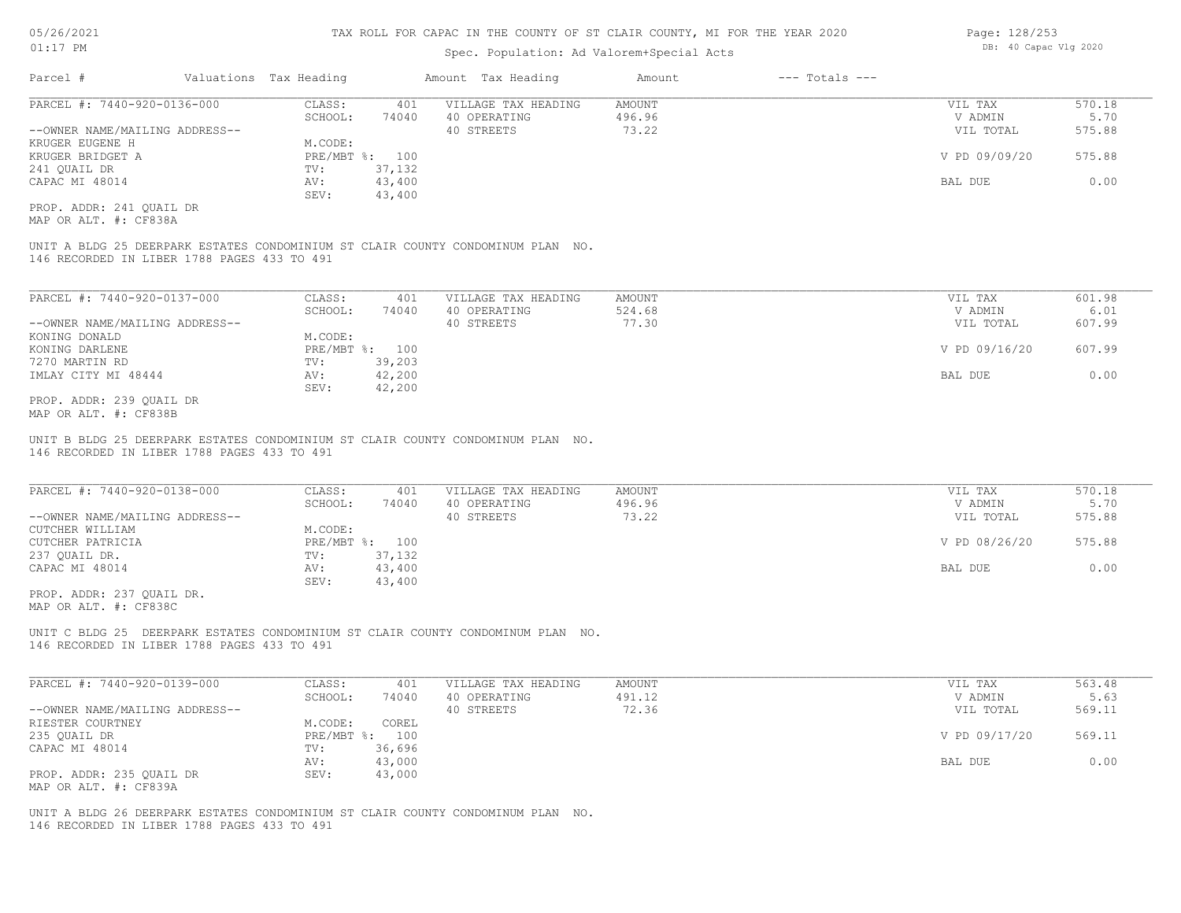# TAX ROLL FOR CAPAC IN THE COUNTY OF ST CLAIR COUNTY, MI FOR THE YEAR 2020

Spec. Population: Ad Valorem+Special Acts

| Parcel # | Valuations | Tax Heading | Amount | Tax Heading | Amount | --- Totals --- | |
|---|---|---|---|---|---|---|---|
| PARCEL #: 7440-920-0136-000 | CLASS: | 401 | VILLAGE TAX HEADING | AMOUNT | | VIL TAX | 570.18 |
| | SCHOOL: | 74040 | 40 OPERATING | 496.96 | | V ADMIN | 5.70 |
| --OWNER NAME/MAILING ADDRESS-- | | | 40 STREETS | 73.22 | | VIL TOTAL | 575.88 |
| KRUGER EUGENE H | M.CODE: | | | | | | |
| KRUGER BRIDGET A | PRE/MBT %: | 100 | | | | V PD 09/09/20 | 575.88 |
| 241 QUAIL DR | TV: | 37,132 | | | | | |
| CAPAC MI 48014 | AV: | 43,400 | | | | BAL DUE | 0.00 |
| | SEV: | 43,400 | | | | | |
| PROP. ADDR: 241 QUAIL DR | | | | | | | |
| MAP OR ALT. #: CF838A | | | | | | | |

UNIT A BLDG 25 DEERPARK ESTATES CONDOMINIUM ST CLAIR COUNTY CONDOMINUM PLAN NO. 146 RECORDED IN LIBER 1788 PAGES 433 TO 491

| Parcel # | Valuations | Tax Heading | Amount | Tax Heading | Amount | --- Totals --- | |
|---|---|---|---|---|---|---|---|
| PARCEL #: 7440-920-0137-000 | CLASS: | 401 | VILLAGE TAX HEADING | AMOUNT | | VIL TAX | 601.98 |
| | SCHOOL: | 74040 | 40 OPERATING | 524.68 | | V ADMIN | 6.01 |
| --OWNER NAME/MAILING ADDRESS-- | | | 40 STREETS | 77.30 | | VIL TOTAL | 607.99 |
| KONING DONALD | M.CODE: | | | | | | |
| KONING DARLENE | PRE/MBT %: | 100 | | | | V PD 09/16/20 | 607.99 |
| 7270 MARTIN RD | TV: | 39,203 | | | | | |
| IMLAY CITY MI 48444 | AV: | 42,200 | | | | BAL DUE | 0.00 |
| | SEV: | 42,200 | | | | | |
| PROP. ADDR: 239 QUAIL DR | | | | | | | |
| MAP OR ALT. #: CF838B | | | | | | | |

UNIT B BLDG 25 DEERPARK ESTATES CONDOMINIUM ST CLAIR COUNTY CONDOMINUM PLAN NO. 146 RECORDED IN LIBER 1788 PAGES 433 TO 491

| Parcel # | Valuations | Tax Heading | Amount | Tax Heading | Amount | --- Totals --- | |
|---|---|---|---|---|---|---|---|
| PARCEL #: 7440-920-0138-000 | CLASS: | 401 | VILLAGE TAX HEADING | AMOUNT | | VIL TAX | 570.18 |
| | SCHOOL: | 74040 | 40 OPERATING | 496.96 | | V ADMIN | 5.70 |
| --OWNER NAME/MAILING ADDRESS-- | | | 40 STREETS | 73.22 | | VIL TOTAL | 575.88 |
| CUTCHER WILLIAM | M.CODE: | | | | | | |
| CUTCHER PATRICIA | PRE/MBT %: | 100 | | | | V PD 08/26/20 | 575.88 |
| 237 QUAIL DR. | TV: | 37,132 | | | | | |
| CAPAC MI 48014 | AV: | 43,400 | | | | BAL DUE | 0.00 |
| | SEV: | 43,400 | | | | | |
| PROP. ADDR: 237 QUAIL DR. | | | | | | | |
| MAP OR ALT. #: CF838C | | | | | | | |

UNIT C BLDG 25 DEERPARK ESTATES CONDOMINIUM ST CLAIR COUNTY CONDOMINUM PLAN NO. 146 RECORDED IN LIBER 1788 PAGES 433 TO 491

| Parcel # | Valuations | Tax Heading | Amount | Tax Heading | Amount | --- Totals --- | |
|---|---|---|---|---|---|---|---|
| PARCEL #: 7440-920-0139-000 | CLASS: | 401 | VILLAGE TAX HEADING | AMOUNT | | VIL TAX | 563.48 |
| | SCHOOL: | 74040 | 40 OPERATING | 491.12 | | V ADMIN | 5.63 |
| --OWNER NAME/MAILING ADDRESS-- | | | 40 STREETS | 72.36 | | VIL TOTAL | 569.11 |
| RIESTER COURTNEY | M.CODE: | COREL | | | | | |
| 235 QUAIL DR | PRE/MBT %: | 100 | | | | V PD 09/17/20 | 569.11 |
| CAPAC MI 48014 | TV: | 36,696 | | | | | |
| | AV: | 43,000 | | | | BAL DUE | 0.00 |
| PROP. ADDR: 235 QUAIL DR | SEV: | 43,000 | | | | | |
| MAP OR ALT. #: CF839A | | | | | | | |

UNIT A BLDG 26 DEERPARK ESTATES CONDOMINIUM ST CLAIR COUNTY CONDOMINUM PLAN NO. 146 RECORDED IN LIBER 1788 PAGES 433 TO 491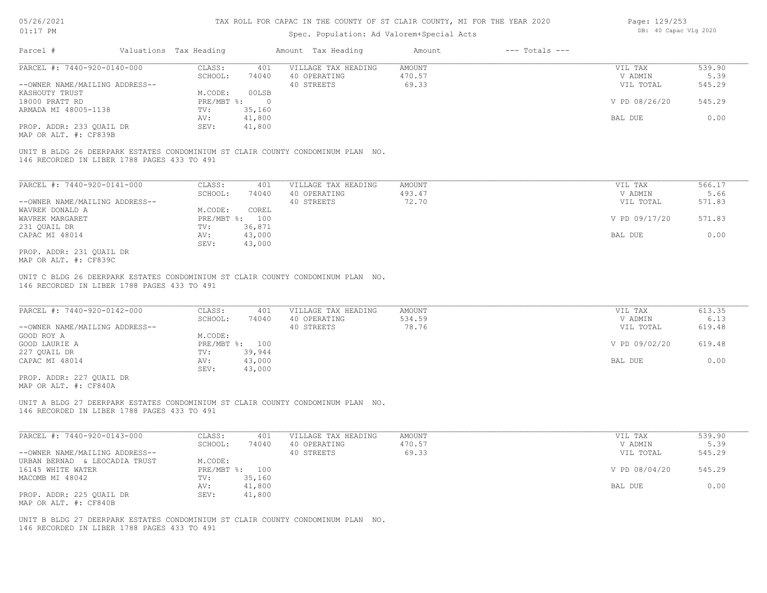# TAX ROLL FOR CAPAC IN THE COUNTY OF ST CLAIR COUNTY, MI FOR THE YEAR 2020

Spec. Population: Ad Valorem+Special Acts

| Parcel # | Valuations | Tax Heading | Amount | Tax Heading | Amount | --- Totals --- |
|---|---|---|---|---|---|---|

## PARCEL #: 7440-920-0140-000

| | | | | | |
|---|---|---|---|---|---|
| CLASS: | 401 | VILLAGE TAX HEADING | AMOUNT | VIL TAX | 539.90 |
| SCHOOL: | 74040 | 40 OPERATING | 470.57 | V ADMIN | 5.39 |
| | | 40 STREETS | 69.33 | VIL TOTAL | 545.29 |
| M.CODE: | 00LSB | | | | |
| PRE/MBT %: | 0 | | | V PD 08/26/20 | 545.29 |
| TV: | 35,160 | | | | |
| AV: | 41,800 | | | BAL DUE | 0.00 |
| SEV: | 41,800 | | | | |

--OWNER NAME/MAILING ADDRESS--
KASHOUTY TRUST
18000 PRATT RD
ARMADA MI 48005-1138

PROP. ADDR: 233 QUAIL DR
MAP OR ALT. #: CF839B

UNIT B BLDG 26 DEERPARK ESTATES CONDOMINIUM ST CLAIR COUNTY CONDOMINUM PLAN NO. 146 RECORDED IN LIBER 1788 PAGES 433 TO 491

## PARCEL #: 7440-920-0141-000

| | | | | | |
|---|---|---|---|---|---|
| CLASS: | 401 | VILLAGE TAX HEADING | AMOUNT | VIL TAX | 566.17 |
| SCHOOL: | 74040 | 40 OPERATING | 493.47 | V ADMIN | 5.66 |
| | | 40 STREETS | 72.70 | VIL TOTAL | 571.83 |
| M.CODE: | COREL | | | | |
| PRE/MBT %: | 100 | | | V PD 09/17/20 | 571.83 |
| TV: | 36,871 | | | | |
| AV: | 43,000 | | | BAL DUE | 0.00 |
| SEV: | 43,000 | | | | |

--OWNER NAME/MAILING ADDRESS--
WAVREK DONALD A
WAVREK MARGARET
231 QUAIL DR
CAPAC MI 48014

PROP. ADDR: 231 QUAIL DR
MAP OR ALT. #: CF839C

UNIT C BLDG 26 DEERPARK ESTATES CONDOMINIUM ST CLAIR COUNTY CONDOMINUM PLAN NO. 146 RECORDED IN LIBER 1788 PAGES 433 TO 491

## PARCEL #: 7440-920-0142-000

| | | | | | |
|---|---|---|---|---|---|
| CLASS: | 401 | VILLAGE TAX HEADING | AMOUNT | VIL TAX | 613.35 |
| SCHOOL: | 74040 | 40 OPERATING | 534.59 | V ADMIN | 6.13 |
| | | 40 STREETS | 78.76 | VIL TOTAL | 619.48 |
| M.CODE: | | | | | |
| PRE/MBT %: | 100 | | | V PD 09/02/20 | 619.48 |
| TV: | 39,944 | | | | |
| AV: | 43,000 | | | BAL DUE | 0.00 |
| SEV: | 43,000 | | | | |

--OWNER NAME/MAILING ADDRESS--
GOOD ROY A
GOOD LAURIE A
227 QUAIL DR
CAPAC MI 48014

PROP. ADDR: 227 QUAIL DR
MAP OR ALT. #: CF840A

UNIT A BLDG 27 DEERPARK ESTATES CONDOMINIUM ST CLAIR COUNTY CONDOMINUM PLAN NO. 146 RECORDED IN LIBER 1788 PAGES 433 TO 491

## PARCEL #: 7440-920-0143-000

| | | | | | |
|---|---|---|---|---|---|
| CLASS: | 401 | VILLAGE TAX HEADING | AMOUNT | VIL TAX | 539.90 |
| SCHOOL: | 74040 | 40 OPERATING | 470.57 | V ADMIN | 5.39 |
| | | 40 STREETS | 69.33 | VIL TOTAL | 545.29 |
| M.CODE: | | | | | |
| PRE/MBT %: | 100 | | | V PD 08/04/20 | 545.29 |
| TV: | 35,160 | | | | |
| AV: | 41,800 | | | BAL DUE | 0.00 |
| SEV: | 41,800 | | | | |

--OWNER NAME/MAILING ADDRESS--
URBAN BERNAD & LEOCADIA TRUST
16145 WHITE WATER
MACOMB MI 48042

PROP. ADDR: 225 QUAIL DR
MAP OR ALT. #: CF840B

UNIT B BLDG 27 DEERPARK ESTATES CONDOMINIUM ST CLAIR COUNTY CONDOMINUM PLAN NO. 146 RECORDED IN LIBER 1788 PAGES 433 TO 491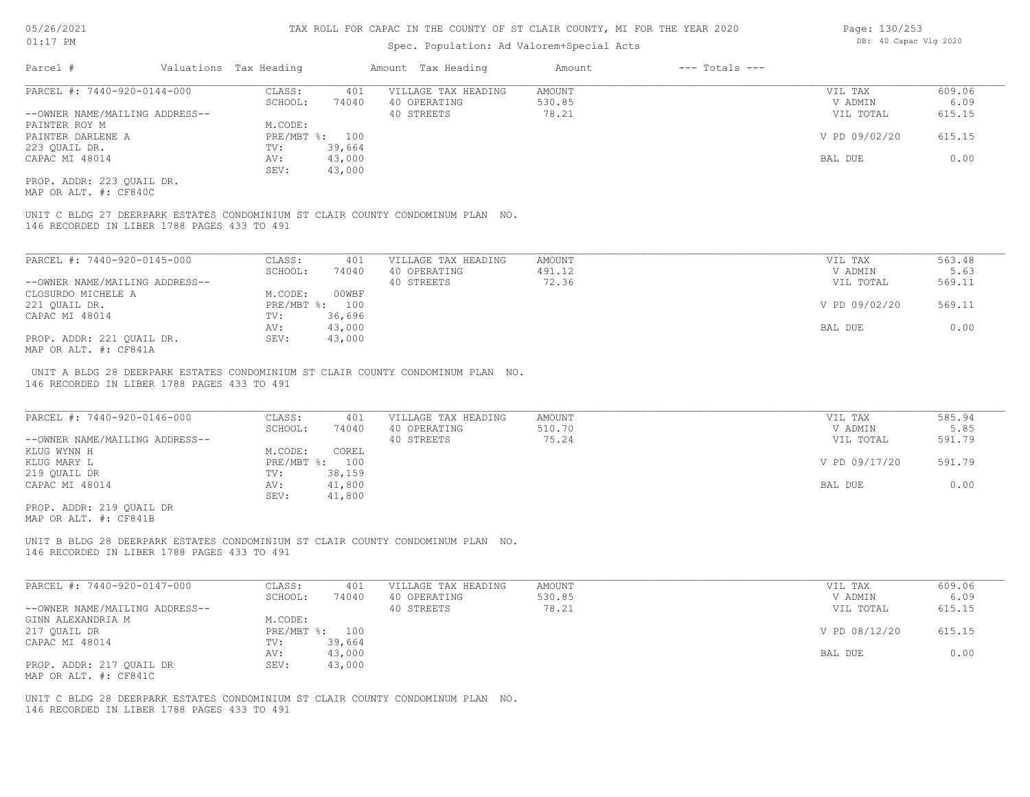# TAX ROLL FOR CAPAC IN THE COUNTY OF ST CLAIR COUNTY, MI FOR THE YEAR 2020

Spec. Population: Ad Valorem+Special Acts

05/26/2021 01:17 PM — DB: 40 Capac Vlg 2020

| Parcel # | Valuations | Tax Heading | Amount | Tax Heading | Amount | --- Totals --- |
|---|---|---|---|---|---|---|

---

**PARCEL #: 7440-920-0144-000**

| | | | | | |
|---|---|---|---|---|---|
| CLASS: | 401 | VILLAGE TAX HEADING | AMOUNT | VIL TAX | 609.06 |
| SCHOOL: | 74040 | 40 OPERATING | 530.85 | V ADMIN | 6.09 |
| M.CODE: | | 40 STREETS | 78.21 | VIL TOTAL | 615.15 |
| PRE/MBT %: | 100 | | | V PD 09/02/20 | 615.15 |
| TV: | 39,664 | | | | |
| AV: | 43,000 | | | BAL DUE | 0.00 |
| SEV: | 43,000 | | | | |

--OWNER NAME/MAILING ADDRESS--
PAINTER ROY M
PAINTER DARLENE A
223 QUAIL DR.
CAPAC MI 48014

PROP. ADDR: 223 QUAIL DR.
MAP OR ALT. #: CF840C

UNIT C BLDG 27 DEERPARK ESTATES CONDOMINIUM ST CLAIR COUNTY CONDOMINUM PLAN NO. 146 RECORDED IN LIBER 1788 PAGES 433 TO 491

---

**PARCEL #: 7440-920-0145-000**

| | | | | | |
|---|---|---|---|---|---|
| CLASS: | 401 | VILLAGE TAX HEADING | AMOUNT | VIL TAX | 563.48 |
| SCHOOL: | 74040 | 40 OPERATING | 491.12 | V ADMIN | 5.63 |
| M.CODE: | 00WBF | 40 STREETS | 72.36 | VIL TOTAL | 569.11 |
| PRE/MBT %: | 100 | | | V PD 09/02/20 | 569.11 |
| TV: | 36,696 | | | | |
| AV: | 43,000 | | | BAL DUE | 0.00 |
| SEV: | 43,000 | | | | |

--OWNER NAME/MAILING ADDRESS--
CLOSURDO MICHELE A
221 QUAIL DR.
CAPAC MI 48014

PROP. ADDR: 221 QUAIL DR.
MAP OR ALT. #: CF841A

UNIT A BLDG 28 DEERPARK ESTATES CONDOMINIUM ST CLAIR COUNTY CONDOMINUM PLAN NO. 146 RECORDED IN LIBER 1788 PAGES 433 TO 491

---

**PARCEL #: 7440-920-0146-000**

| | | | | | |
|---|---|---|---|---|---|
| CLASS: | 401 | VILLAGE TAX HEADING | AMOUNT | VIL TAX | 585.94 |
| SCHOOL: | 74040 | 40 OPERATING | 510.70 | V ADMIN | 5.85 |
| M.CODE: | COREL | 40 STREETS | 75.24 | VIL TOTAL | 591.79 |
| PRE/MBT %: | 100 | | | V PD 09/17/20 | 591.79 |
| TV: | 38,159 | | | | |
| AV: | 41,800 | | | BAL DUE | 0.00 |
| SEV: | 41,800 | | | | |

--OWNER NAME/MAILING ADDRESS--
KLUG WYNN H
KLUG MARY L
219 QUAIL DR
CAPAC MI 48014

PROP. ADDR: 219 QUAIL DR
MAP OR ALT. #: CF841B

UNIT B BLDG 28 DEERPARK ESTATES CONDOMINIUM ST CLAIR COUNTY CONDOMINUM PLAN NO. 146 RECORDED IN LIBER 1788 PAGES 433 TO 491

---

**PARCEL #: 7440-920-0147-000**

| | | | | | |
|---|---|---|---|---|---|
| CLASS: | 401 | VILLAGE TAX HEADING | AMOUNT | VIL TAX | 609.06 |
| SCHOOL: | 74040 | 40 OPERATING | 530.85 | V ADMIN | 6.09 |
| M.CODE: | | 40 STREETS | 78.21 | VIL TOTAL | 615.15 |
| PRE/MBT %: | 100 | | | V PD 08/12/20 | 615.15 |
| TV: | 39,664 | | | | |
| AV: | 43,000 | | | BAL DUE | 0.00 |
| SEV: | 43,000 | | | | |

--OWNER NAME/MAILING ADDRESS--
GINN ALEXANDRIA M
217 QUAIL DR
CAPAC MI 48014

PROP. ADDR: 217 QUAIL DR
MAP OR ALT. #: CF841C

UNIT C BLDG 28 DEERPARK ESTATES CONDOMINIUM ST CLAIR COUNTY CONDOMINUM PLAN NO. 146 RECORDED IN LIBER 1788 PAGES 433 TO 491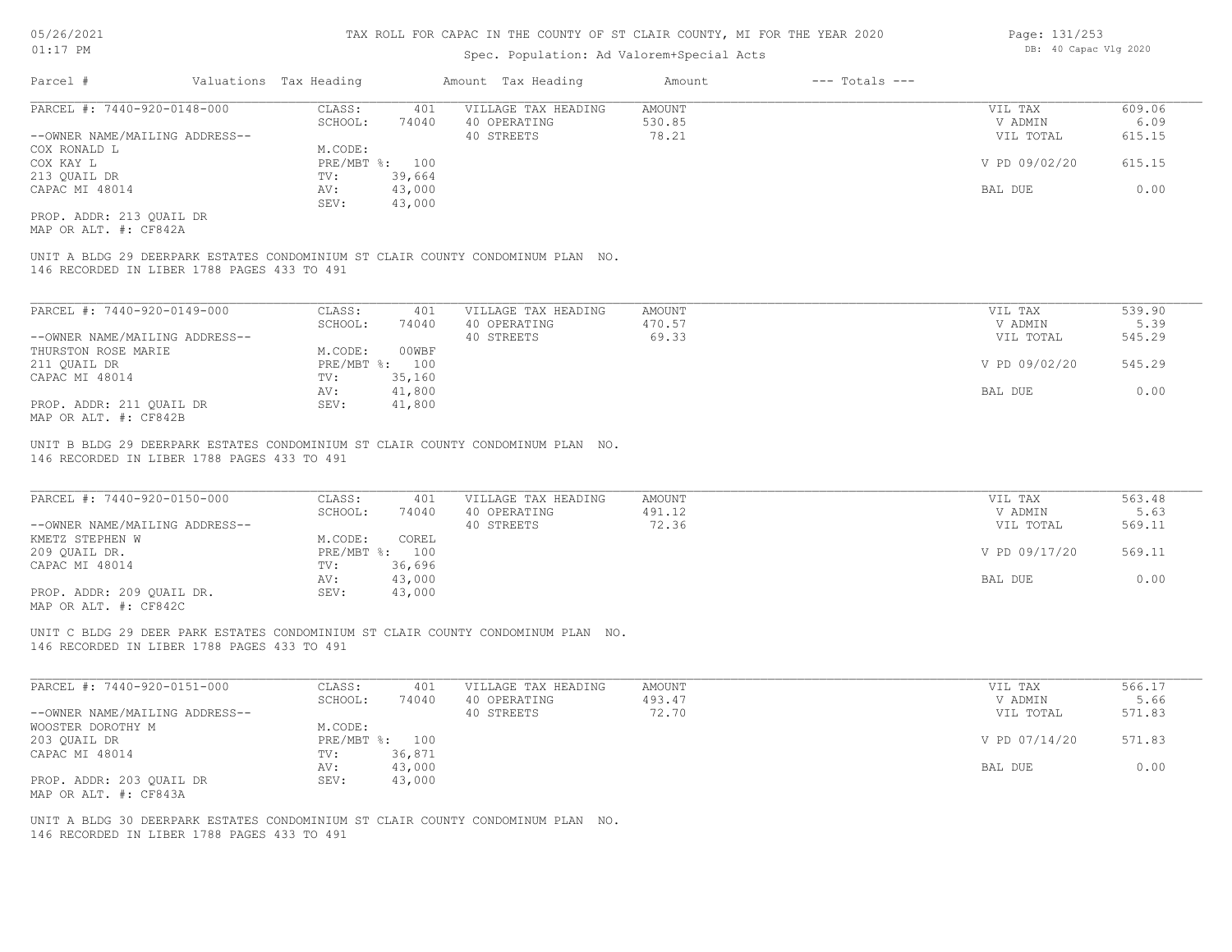# TAX ROLL FOR CAPAC IN THE COUNTY OF ST CLAIR COUNTY, MI FOR THE YEAR 2020

Spec. Population: Ad Valorem+Special Acts

| Parcel # | Valuations | Tax Heading | Amount | Tax Heading | Amount | --- Totals --- | |
|---|---|---|---|---|---|---|---|

---

**PARCEL #: 7440-920-0148-000**

| | | | | | |
|---|---|---|---|---|---|
| CLASS: | 401 | VILLAGE TAX HEADING | AMOUNT | VIL TAX | 609.06 |
| SCHOOL: | 74040 | 40 OPERATING | 530.85 | V ADMIN | 6.09 |
| | | 40 STREETS | 78.21 | VIL TOTAL | 615.15 |
| M.CODE: | | | | | |
| PRE/MBT %: | 100 | | | V PD 09/02/20 | 615.15 |
| TV: | 39,664 | | | | |
| AV: | 43,000 | | | BAL DUE | 0.00 |
| SEV: | 43,000 | | | | |

--OWNER NAME/MAILING ADDRESS--
COX RONALD L
COX KAY L
213 QUAIL DR
CAPAC MI 48014

PROP. ADDR: 213 QUAIL DR
MAP OR ALT. #: CF842A

UNIT A BLDG 29 DEERPARK ESTATES CONDOMINIUM ST CLAIR COUNTY CONDOMINUM PLAN NO. 146 RECORDED IN LIBER 1788 PAGES 433 TO 491

---

**PARCEL #: 7440-920-0149-000**

| | | | | | |
|---|---|---|---|---|---|
| CLASS: | 401 | VILLAGE TAX HEADING | AMOUNT | VIL TAX | 539.90 |
| SCHOOL: | 74040 | 40 OPERATING | 470.57 | V ADMIN | 5.39 |
| | | 40 STREETS | 69.33 | VIL TOTAL | 545.29 |
| M.CODE: | 00WBF | | | | |
| PRE/MBT %: | 100 | | | V PD 09/02/20 | 545.29 |
| TV: | 35,160 | | | | |
| AV: | 41,800 | | | BAL DUE | 0.00 |
| SEV: | 41,800 | | | | |

--OWNER NAME/MAILING ADDRESS--
THURSTON ROSE MARIE
211 QUAIL DR
CAPAC MI 48014

PROP. ADDR: 211 QUAIL DR
MAP OR ALT. #: CF842B

UNIT B BLDG 29 DEERPARK ESTATES CONDOMINIUM ST CLAIR COUNTY CONDOMINUM PLAN NO. 146 RECORDED IN LIBER 1788 PAGES 433 TO 491

---

**PARCEL #: 7440-920-0150-000**

| | | | | | |
|---|---|---|---|---|---|
| CLASS: | 401 | VILLAGE TAX HEADING | AMOUNT | VIL TAX | 563.48 |
| SCHOOL: | 74040 | 40 OPERATING | 491.12 | V ADMIN | 5.63 |
| | | 40 STREETS | 72.36 | VIL TOTAL | 569.11 |
| M.CODE: | COREL | | | | |
| PRE/MBT %: | 100 | | | V PD 09/17/20 | 569.11 |
| TV: | 36,696 | | | | |
| AV: | 43,000 | | | BAL DUE | 0.00 |
| SEV: | 43,000 | | | | |

--OWNER NAME/MAILING ADDRESS--
KMETZ STEPHEN W
209 QUAIL DR.
CAPAC MI 48014

PROP. ADDR: 209 QUAIL DR.
MAP OR ALT. #: CF842C

UNIT C BLDG 29 DEER PARK ESTATES CONDOMINIUM ST CLAIR COUNTY CONDOMINUM PLAN NO. 146 RECORDED IN LIBER 1788 PAGES 433 TO 491

---

**PARCEL #: 7440-920-0151-000**

| | | | | | |
|---|---|---|---|---|---|
| CLASS: | 401 | VILLAGE TAX HEADING | AMOUNT | VIL TAX | 566.17 |
| SCHOOL: | 74040 | 40 OPERATING | 493.47 | V ADMIN | 5.66 |
| | | 40 STREETS | 72.70 | VIL TOTAL | 571.83 |
| M.CODE: | | | | | |
| PRE/MBT %: | 100 | | | V PD 07/14/20 | 571.83 |
| TV: | 36,871 | | | | |
| AV: | 43,000 | | | BAL DUE | 0.00 |
| SEV: | 43,000 | | | | |

--OWNER NAME/MAILING ADDRESS--
WOOSTER DOROTHY M
203 QUAIL DR
CAPAC MI 48014

PROP. ADDR: 203 QUAIL DR
MAP OR ALT. #: CF843A

UNIT A BLDG 30 DEERPARK ESTATES CONDOMINIUM ST CLAIR COUNTY CONDOMINUM PLAN NO. 146 RECORDED IN LIBER 1788 PAGES 433 TO 491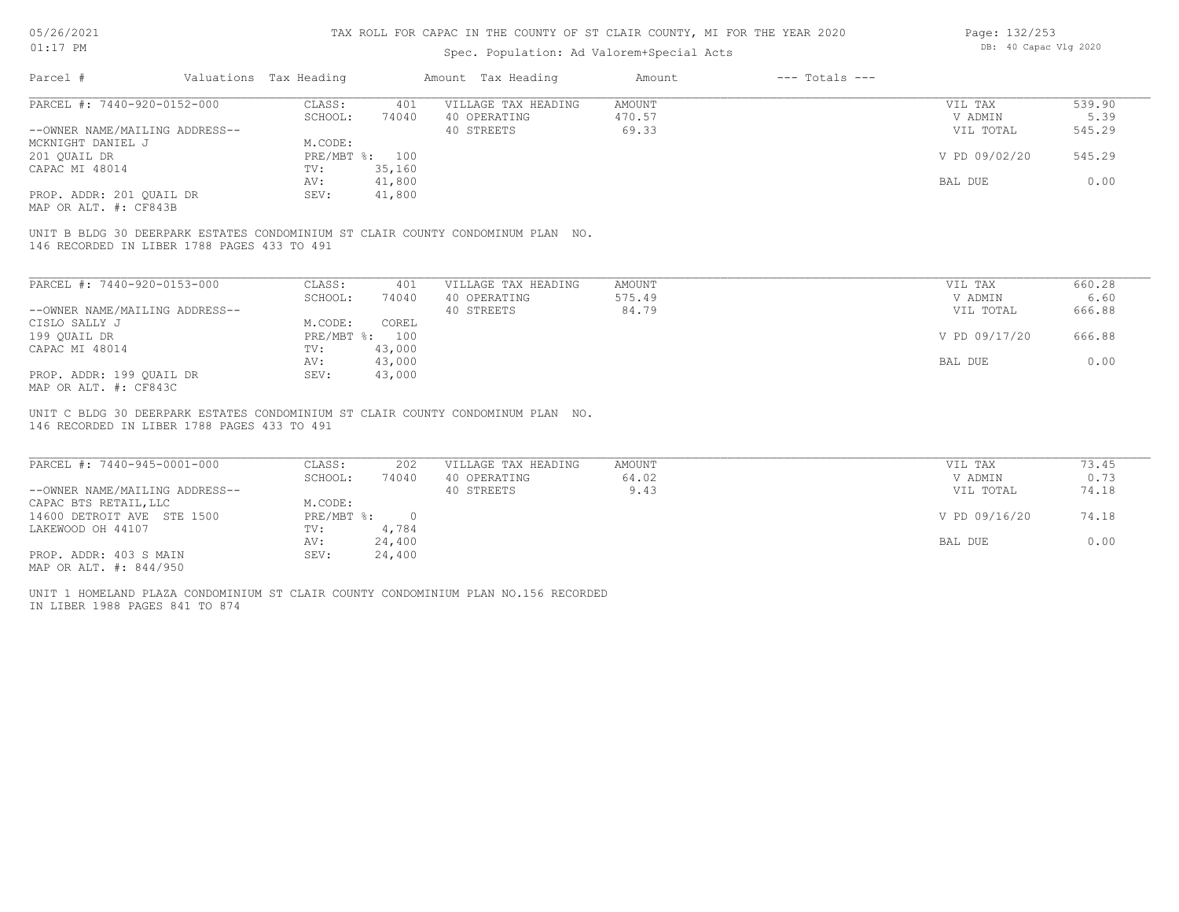# TAX ROLL FOR CAPAC IN THE COUNTY OF ST CLAIR COUNTY, MI FOR THE YEAR 2020

Spec. Population: Ad Valorem+Special Acts

DB: 40 Capac Vlg 2020

05/26/2021
01:17 PM

| Parcel # | Valuations | Tax Heading | Amount | Tax Heading | Amount | --- Totals --- | |
|---|---|---|---|---|---|---|---|
| PARCEL #: 7440-920-0152-000 | CLASS: | 401 | VILLAGE TAX HEADING | AMOUNT | | VIL TAX | 539.90 |
| | SCHOOL: | 74040 | 40 OPERATING | 470.57 | | V ADMIN | 5.39 |
| --OWNER NAME/MAILING ADDRESS-- | | | 40 STREETS | 69.33 | | VIL TOTAL | 545.29 |
| MCKNIGHT DANIEL J | M.CODE: | | | | | | |
| 201 QUAIL DR | PRE/MBT %: | 100 | | | | V PD 09/02/20 | 545.29 |
| CAPAC MI 48014 | TV: | 35,160 | | | | | |
| | AV: | 41,800 | | | | BAL DUE | 0.00 |
| PROP. ADDR: 201 QUAIL DR | SEV: | 41,800 | | | | | |
| MAP OR ALT. #: CF843B | | | | | | | |

UNIT B BLDG 30 DEERPARK ESTATES CONDOMINIUM ST CLAIR COUNTY CONDOMINUM PLAN NO. 146 RECORDED IN LIBER 1788 PAGES 433 TO 491

| Parcel # | Valuations | Tax Heading | Amount | Tax Heading | Amount | --- Totals --- | |
|---|---|---|---|---|---|---|---|
| PARCEL #: 7440-920-0153-000 | CLASS: | 401 | VILLAGE TAX HEADING | AMOUNT | | VIL TAX | 660.28 |
| | SCHOOL: | 74040 | 40 OPERATING | 575.49 | | V ADMIN | 6.60 |
| --OWNER NAME/MAILING ADDRESS-- | | | 40 STREETS | 84.79 | | VIL TOTAL | 666.88 |
| CISLO SALLY J | M.CODE: | COREL | | | | | |
| 199 QUAIL DR | PRE/MBT %: | 100 | | | | V PD 09/17/20 | 666.88 |
| CAPAC MI 48014 | TV: | 43,000 | | | | | |
| | AV: | 43,000 | | | | BAL DUE | 0.00 |
| PROP. ADDR: 199 QUAIL DR | SEV: | 43,000 | | | | | |
| MAP OR ALT. #: CF843C | | | | | | | |

UNIT C BLDG 30 DEERPARK ESTATES CONDOMINIUM ST CLAIR COUNTY CONDOMINUM PLAN NO. 146 RECORDED IN LIBER 1788 PAGES 433 TO 491

| Parcel # | Valuations | Tax Heading | Amount | Tax Heading | Amount | --- Totals --- | |
|---|---|---|---|---|---|---|---|
| PARCEL #: 7440-945-0001-000 | CLASS: | 202 | VILLAGE TAX HEADING | AMOUNT | | VIL TAX | 73.45 |
| | SCHOOL: | 74040 | 40 OPERATING | 64.02 | | V ADMIN | 0.73 |
| --OWNER NAME/MAILING ADDRESS-- | | | 40 STREETS | 9.43 | | VIL TOTAL | 74.18 |
| CAPAC BTS RETAIL,LLC | M.CODE: | | | | | | |
| 14600 DETROIT AVE STE 1500 | PRE/MBT %: | 0 | | | | V PD 09/16/20 | 74.18 |
| LAKEWOOD OH 44107 | TV: | 4,784 | | | | | |
| | AV: | 24,400 | | | | BAL DUE | 0.00 |
| PROP. ADDR: 403 S MAIN | SEV: | 24,400 | | | | | |
| MAP OR ALT. #: 844/950 | | | | | | | |

UNIT 1 HOMELAND PLAZA CONDOMINIUM ST CLAIR COUNTY CONDOMINIUM PLAN NO.156 RECORDED IN LIBER 1988 PAGES 841 TO 874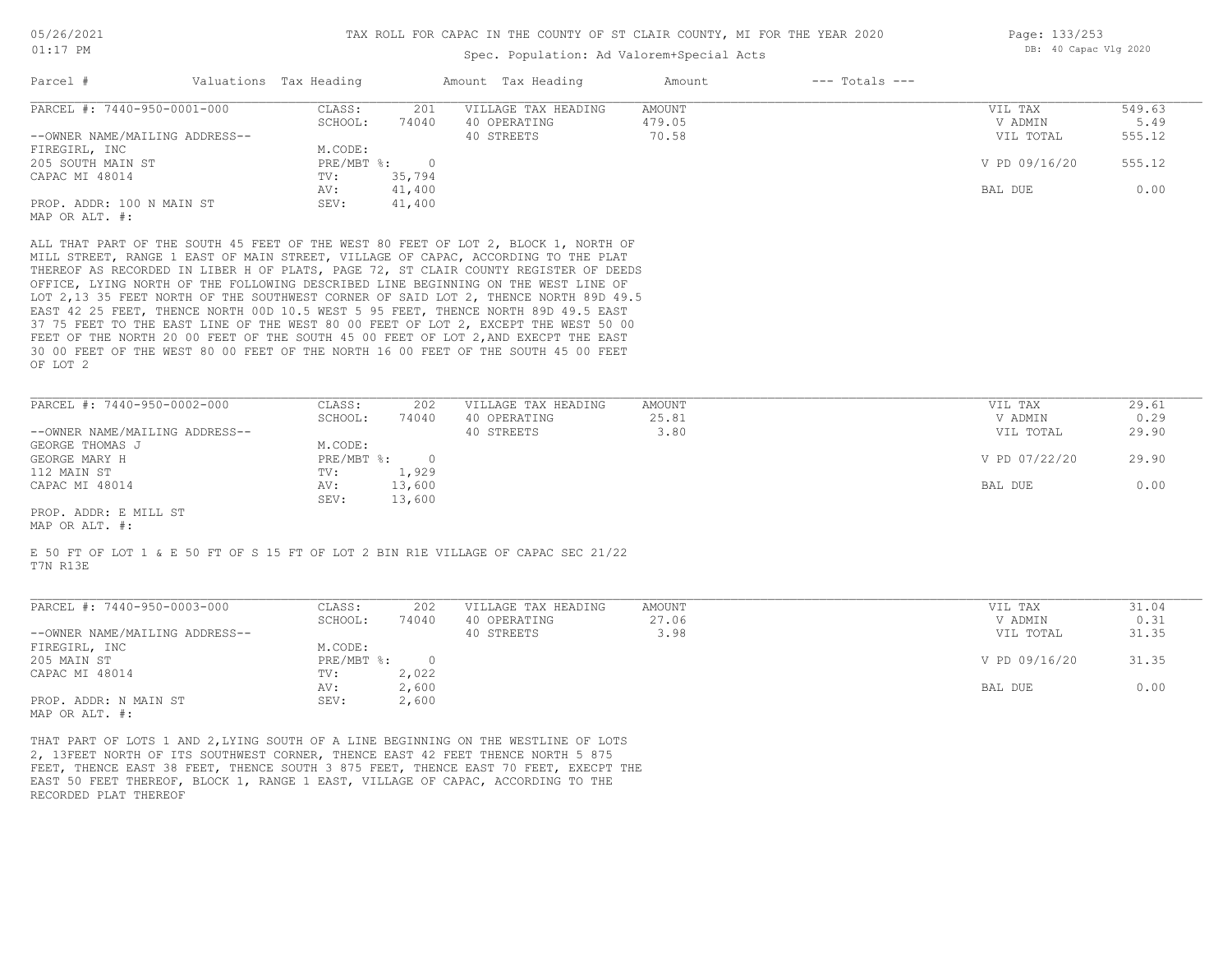TAX ROLL FOR CAPAC IN THE COUNTY OF ST CLAIR COUNTY, MI FOR THE YEAR 2020

Spec. Population: Ad Valorem+Special Acts

DB: 40 Capac Vlg 2020

| Parcel # | Valuations | Tax Heading | Amount | Tax Heading | Amount | --- Totals --- | |
|---|---|---|---|---|---|---|---|
| PARCEL #: 7440-950-0001-000 | CLASS: | 201 | VILLAGE TAX HEADING | AMOUNT | | VIL TAX | 549.63 |
| | SCHOOL: | 74040 | 40 OPERATING | 479.05 | | V ADMIN | 5.49 |
| --OWNER NAME/MAILING ADDRESS-- | | | 40 STREETS | 70.58 | | VIL TOTAL | 555.12 |
| FIREGIRL, INC | M.CODE: | | | | | | |
| 205 SOUTH MAIN ST | PRE/MBT %: | 0 | | | | V PD 09/16/20 | 555.12 |
| CAPAC MI 48014 | TV: | 35,794 | | | | | |
| | AV: | 41,400 | | | | BAL DUE | 0.00 |
| PROP. ADDR: 100 N MAIN ST | SEV: | 41,400 | | | | | |
| MAP OR ALT. #: | | | | | | | |

ALL THAT PART OF THE SOUTH 45 FEET OF THE WEST 80 FEET OF LOT 2, BLOCK 1, NORTH OF MILL STREET, RANGE 1 EAST OF MAIN STREET, VILLAGE OF CAPAC, ACCORDING TO THE PLAT THEREOF AS RECORDED IN LIBER H OF PLATS, PAGE 72, ST CLAIR COUNTY REGISTER OF DEEDS OFFICE, LYING NORTH OF THE FOLLOWING DESCRIBED LINE BEGINNING ON THE WEST LINE OF LOT 2,13 35 FEET NORTH OF THE SOUTHWEST CORNER OF SAID LOT 2, THENCE NORTH 89D 49.5 EAST 42 25 FEET, THENCE NORTH 00D 10.5 WEST 5 95 FEET, THENCE NORTH 89D 49.5 EAST 37 75 FEET TO THE EAST LINE OF THE WEST 80 00 FEET OF LOT 2, EXCEPT THE WEST 50 00 FEET OF THE NORTH 20 00 FEET OF THE SOUTH 45 00 FEET OF LOT 2,AND EXECPT THE EAST 30 00 FEET OF THE WEST 80 00 FEET OF THE NORTH 16 00 FEET OF THE SOUTH 45 00 FEET OF LOT 2

| Parcel # | Valuations | Tax Heading | Amount | Tax Heading | Amount | --- Totals --- | |
|---|---|---|---|---|---|---|---|
| PARCEL #: 7440-950-0002-000 | CLASS: | 202 | VILLAGE TAX HEADING | AMOUNT | | VIL TAX | 29.61 |
| | SCHOOL: | 74040 | 40 OPERATING | 25.81 | | V ADMIN | 0.29 |
| --OWNER NAME/MAILING ADDRESS-- | | | 40 STREETS | 3.80 | | VIL TOTAL | 29.90 |
| GEORGE THOMAS J | M.CODE: | | | | | | |
| GEORGE MARY H | PRE/MBT %: | 0 | | | | V PD 07/22/20 | 29.90 |
| 112 MAIN ST | TV: | 1,929 | | | | | |
| CAPAC MI 48014 | AV: | 13,600 | | | | BAL DUE | 0.00 |
| | SEV: | 13,600 | | | | | |
| PROP. ADDR: E MILL ST | | | | | | | |
| MAP OR ALT. #: | | | | | | | |

E 50 FT OF LOT 1 & E 50 FT OF S 15 FT OF LOT 2 BIN R1E VILLAGE OF CAPAC SEC 21/22 T7N R13E

| Parcel # | Valuations | Tax Heading | Amount | Tax Heading | Amount | --- Totals --- | |
|---|---|---|---|---|---|---|---|
| PARCEL #: 7440-950-0003-000 | CLASS: | 202 | VILLAGE TAX HEADING | AMOUNT | | VIL TAX | 31.04 |
| | SCHOOL: | 74040 | 40 OPERATING | 27.06 | | V ADMIN | 0.31 |
| --OWNER NAME/MAILING ADDRESS-- | | | 40 STREETS | 3.98 | | VIL TOTAL | 31.35 |
| FIREGIRL, INC | M.CODE: | | | | | | |
| 205 MAIN ST | PRE/MBT %: | 0 | | | | V PD 09/16/20 | 31.35 |
| CAPAC MI 48014 | TV: | 2,022 | | | | | |
| | AV: | 2,600 | | | | BAL DUE | 0.00 |
| PROP. ADDR: N MAIN ST | SEV: | 2,600 | | | | | |
| MAP OR ALT. #: | | | | | | | |

THAT PART OF LOTS 1 AND 2,LYING SOUTH OF A LINE BEGINNING ON THE WESTLINE OF LOTS 2, 13FEET NORTH OF ITS SOUTHWEST CORNER, THENCE EAST 42 FEET THENCE NORTH 5 875 FEET, THENCE EAST 38 FEET, THENCE SOUTH 3 875 FEET, THENCE EAST 70 FEET, EXECPT THE EAST 50 FEET THEREOF, BLOCK 1, RANGE 1 EAST, VILLAGE OF CAPAC, ACCORDING TO THE RECORDED PLAT THEREOF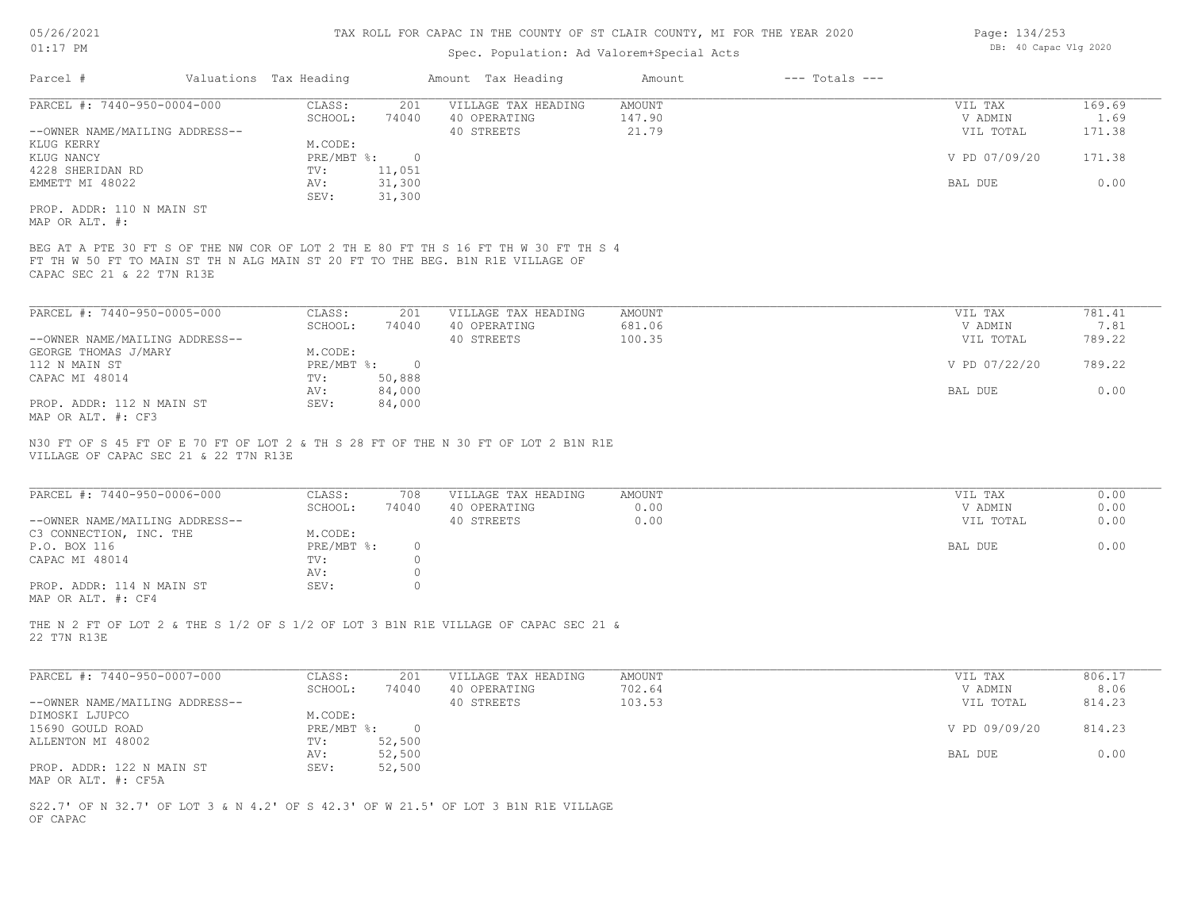# TAX ROLL FOR CAPAC IN THE COUNTY OF ST CLAIR COUNTY, MI FOR THE YEAR 2020

Spec. Population: Ad Valorem+Special Acts

05/26/2021 01:17 PM — DB: 40 Capac Vlg 2020

| Parcel # | Valuations Tax Heading | Amount Tax Heading | Amount | --- Totals --- |
|---|---|---|---|---|

## PARCEL #: 7440-950-0004-000

| | | | | | |
|---|---|---|---|---|---|
| CLASS: | 201 | VILLAGE TAX HEADING | AMOUNT | VIL TAX | 169.69 |
| SCHOOL: | 74040 | 40 OPERATING | 147.90 | V ADMIN | 1.69 |
| M.CODE: | | 40 STREETS | 21.79 | VIL TOTAL | 171.38 |
| PRE/MBT %: | 0 | | | V PD 07/09/20 | 171.38 |
| TV: | 11,051 | | | | |
| AV: | 31,300 | | | BAL DUE | 0.00 |
| SEV: | 31,300 | | | | |

--OWNER NAME/MAILING ADDRESS--
KLUG KERRY
KLUG NANCY
4228 SHERIDAN RD
EMMETT MI 48022

PROP. ADDR: 110 N MAIN ST
MAP OR ALT. #:

BEG AT A PTE 30 FT S OF THE NW COR OF LOT 2 TH E 80 FT TH S 16 FT TH W 30 FT TH S 4 FT TH W 50 FT TO MAIN ST TH N ALG MAIN ST 20 FT TO THE BEG. B1N R1E VILLAGE OF CAPAC SEC 21 & 22 T7N R13E

## PARCEL #: 7440-950-0005-000

| | | | | | |
|---|---|---|---|---|---|
| CLASS: | 201 | VILLAGE TAX HEADING | AMOUNT | VIL TAX | 781.41 |
| SCHOOL: | 74040 | 40 OPERATING | 681.06 | V ADMIN | 7.81 |
| M.CODE: | | 40 STREETS | 100.35 | VIL TOTAL | 789.22 |
| PRE/MBT %: | 0 | | | V PD 07/22/20 | 789.22 |
| TV: | 50,888 | | | | |
| AV: | 84,000 | | | BAL DUE | 0.00 |
| SEV: | 84,000 | | | | |

--OWNER NAME/MAILING ADDRESS--
GEORGE THOMAS J/MARY
112 N MAIN ST
CAPAC MI 48014

PROP. ADDR: 112 N MAIN ST
MAP OR ALT. #: CF3

N30 FT OF S 45 FT OF E 70 FT OF LOT 2 & TH S 28 FT OF THE N 30 FT OF LOT 2 B1N R1E VILLAGE OF CAPAC SEC 21 & 22 T7N R13E

## PARCEL #: 7440-950-0006-000

| | | | | | |
|---|---|---|---|---|---|
| CLASS: | 708 | VILLAGE TAX HEADING | AMOUNT | VIL TAX | 0.00 |
| SCHOOL: | 74040 | 40 OPERATING | 0.00 | V ADMIN | 0.00 |
| M.CODE: | | 40 STREETS | 0.00 | VIL TOTAL | 0.00 |
| PRE/MBT %: | 0 | | | BAL DUE | 0.00 |
| TV: | 0 | | | | |
| AV: | 0 | | | | |
| SEV: | 0 | | | | |

--OWNER NAME/MAILING ADDRESS--
C3 CONNECTION, INC. THE
P.O. BOX 116
CAPAC MI 48014

PROP. ADDR: 114 N MAIN ST
MAP OR ALT. #: CF4

THE N 2 FT OF LOT 2 & THE S 1/2 OF S 1/2 OF LOT 3 B1N R1E VILLAGE OF CAPAC SEC 21 & 22 T7N R13E

## PARCEL #: 7440-950-0007-000

| | | | | | |
|---|---|---|---|---|---|
| CLASS: | 201 | VILLAGE TAX HEADING | AMOUNT | VIL TAX | 806.17 |
| SCHOOL: | 74040 | 40 OPERATING | 702.64 | V ADMIN | 8.06 |
| M.CODE: | | 40 STREETS | 103.53 | VIL TOTAL | 814.23 |
| PRE/MBT %: | 0 | | | V PD 09/09/20 | 814.23 |
| TV: | 52,500 | | | | |
| AV: | 52,500 | | | BAL DUE | 0.00 |
| SEV: | 52,500 | | | | |

--OWNER NAME/MAILING ADDRESS--
DIMOSKI LJUPCO
15690 GOULD ROAD
ALLENTON MI 48002

PROP. ADDR: 122 N MAIN ST
MAP OR ALT. #: CF5A

S22.7' OF N 32.7' OF LOT 3 & N 4.2' OF S 42.3' OF W 21.5' OF LOT 3 B1N R1E VILLAGE OF CAPAC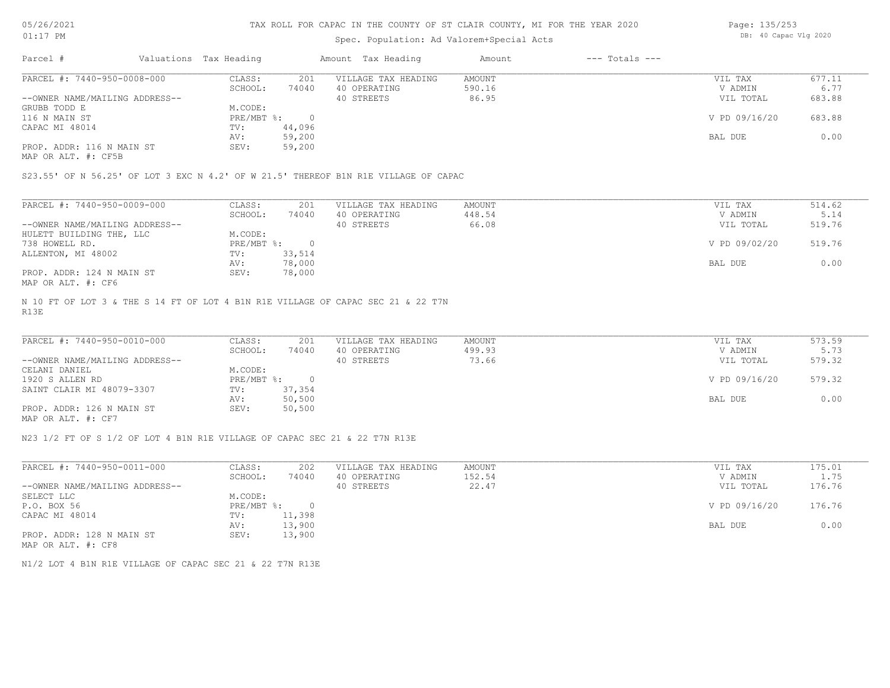# TAX ROLL FOR CAPAC IN THE COUNTY OF ST CLAIR COUNTY, MI FOR THE YEAR 2020

Spec. Population: Ad Valorem+Special Acts

| Parcel # | Valuations | Tax Heading | Amount | Tax Heading | Amount | --- Totals --- | |
|---|---|---|---|---|---|---|---|
| PARCEL #: 7440-950-0008-000 | CLASS: | 201 | VILLAGE TAX HEADING | AMOUNT | | VIL TAX | 677.11 |
| | SCHOOL: | 74040 | 40 OPERATING | 590.16 | | V ADMIN | 6.77 |
| --OWNER NAME/MAILING ADDRESS-- | | | 40 STREETS | 86.95 | | VIL TOTAL | 683.88 |
| GRUBB TODD E | M.CODE: | | | | | | |
| 116 N MAIN ST | PRE/MBT %: | 0 | | | | V PD 09/16/20 | 683.88 |
| CAPAC MI 48014 | TV: | 44,096 | | | | | |
| | AV: | 59,200 | | | | BAL DUE | 0.00 |
| PROP. ADDR: 116 N MAIN ST | SEV: | 59,200 | | | | | |
| MAP OR ALT. #: CF5B | | | | | | | |

S23.55' OF N 56.25' OF LOT 3 EXC N 4.2' OF W 21.5' THEREOF B1N R1E VILLAGE OF CAPAC

| Parcel # | Valuations | Tax Heading | Amount | Tax Heading | Amount | --- Totals --- | |
|---|---|---|---|---|---|---|---|
| PARCEL #: 7440-950-0009-000 | CLASS: | 201 | VILLAGE TAX HEADING | AMOUNT | | VIL TAX | 514.62 |
| | SCHOOL: | 74040 | 40 OPERATING | 448.54 | | V ADMIN | 5.14 |
| --OWNER NAME/MAILING ADDRESS-- | | | 40 STREETS | 66.08 | | VIL TOTAL | 519.76 |
| HULETT BUILDING THE, LLC | M.CODE: | | | | | | |
| 738 HOWELL RD. | PRE/MBT %: | 0 | | | | V PD 09/02/20 | 519.76 |
| ALLENTON, MI 48002 | TV: | 33,514 | | | | | |
| | AV: | 78,000 | | | | BAL DUE | 0.00 |
| PROP. ADDR: 124 N MAIN ST | SEV: | 78,000 | | | | | |
| MAP OR ALT. #: CF6 | | | | | | | |

N 10 FT OF LOT 3 & THE S 14 FT OF LOT 4 B1N R1E VILLAGE OF CAPAC SEC 21 & 22 T7N R13E

| Parcel # | Valuations | Tax Heading | Amount | Tax Heading | Amount | --- Totals --- | |
|---|---|---|---|---|---|---|---|
| PARCEL #: 7440-950-0010-000 | CLASS: | 201 | VILLAGE TAX HEADING | AMOUNT | | VIL TAX | 573.59 |
| | SCHOOL: | 74040 | 40 OPERATING | 499.93 | | V ADMIN | 5.73 |
| --OWNER NAME/MAILING ADDRESS-- | | | 40 STREETS | 73.66 | | VIL TOTAL | 579.32 |
| CELANI DANIEL | M.CODE: | | | | | | |
| 1920 S ALLEN RD | PRE/MBT %: | 0 | | | | V PD 09/16/20 | 579.32 |
| SAINT CLAIR MI 48079-3307 | TV: | 37,354 | | | | | |
| | AV: | 50,500 | | | | BAL DUE | 0.00 |
| PROP. ADDR: 126 N MAIN ST | SEV: | 50,500 | | | | | |
| MAP OR ALT. #: CF7 | | | | | | | |

N23 1/2 FT OF S 1/2 OF LOT 4 B1N R1E VILLAGE OF CAPAC SEC 21 & 22 T7N R13E

| Parcel # | Valuations | Tax Heading | Amount | Tax Heading | Amount | --- Totals --- | |
|---|---|---|---|---|---|---|---|
| PARCEL #: 7440-950-0011-000 | CLASS: | 202 | VILLAGE TAX HEADING | AMOUNT | | VIL TAX | 175.01 |
| | SCHOOL: | 74040 | 40 OPERATING | 152.54 | | V ADMIN | 1.75 |
| --OWNER NAME/MAILING ADDRESS-- | | | 40 STREETS | 22.47 | | VIL TOTAL | 176.76 |
| SELECT LLC | M.CODE: | | | | | | |
| P.O. BOX 56 | PRE/MBT %: | 0 | | | | V PD 09/16/20 | 176.76 |
| CAPAC MI 48014 | TV: | 11,398 | | | | | |
| | AV: | 13,900 | | | | BAL DUE | 0.00 |
| PROP. ADDR: 128 N MAIN ST | SEV: | 13,900 | | | | | |
| MAP OR ALT. #: CF8 | | | | | | | |

N1/2 LOT 4 B1N R1E VILLAGE OF CAPAC SEC 21 & 22 T7N R13E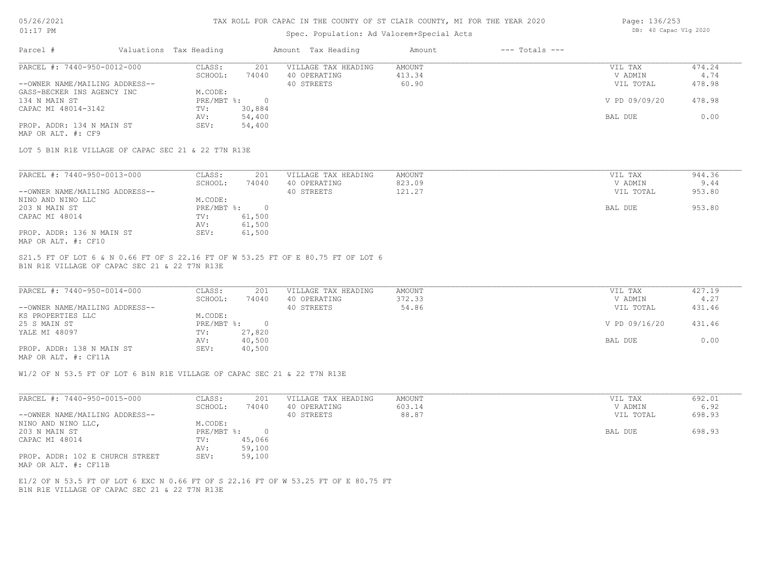# TAX ROLL FOR CAPAC IN THE COUNTY OF ST CLAIR COUNTY, MI FOR THE YEAR 2020

Spec. Population: Ad Valorem+Special Acts

| Parcel # | Valuations | Tax Heading | Amount | Tax Heading | Amount | --- Totals --- | |
|---|---|---|---|---|---|---|---|
| PARCEL #: 7440-950-0012-000 | CLASS: | 201 | VILLAGE TAX HEADING | AMOUNT | | VIL TAX | 474.24 |
| | SCHOOL: | 74040 | 40 OPERATING | 413.34 | | V ADMIN | 4.74 |
| --OWNER NAME/MAILING ADDRESS-- | | | 40 STREETS | 60.90 | | VIL TOTAL | 478.98 |
| GASS-BECKER INS AGENCY INC | M.CODE: | | | | | | |
| 134 N MAIN ST | PRE/MBT %: | 0 | | | | V PD 09/09/20 | 478.98 |
| CAPAC MI 48014-3142 | TV: | 30,884 | | | | | |
| | AV: | 54,400 | | | | BAL DUE | 0.00 |
| PROP. ADDR: 134 N MAIN ST | SEV: | 54,400 | | | | | |
| MAP OR ALT. #: CF9 | | | | | | | |

LOT 5 B1N R1E VILLAGE OF CAPAC SEC 21 & 22 T7N R13E

| Parcel # | Valuations | Tax Heading | Amount | Tax Heading | Amount | --- Totals --- | |
|---|---|---|---|---|---|---|---|
| PARCEL #: 7440-950-0013-000 | CLASS: | 201 | VILLAGE TAX HEADING | AMOUNT | | VIL TAX | 944.36 |
| | SCHOOL: | 74040 | 40 OPERATING | 823.09 | | V ADMIN | 9.44 |
| --OWNER NAME/MAILING ADDRESS-- | | | 40 STREETS | 121.27 | | VIL TOTAL | 953.80 |
| NINO AND NINO LLC | M.CODE: | | | | | | |
| 203 N MAIN ST | PRE/MBT %: | 0 | | | | BAL DUE | 953.80 |
| CAPAC MI 48014 | TV: | 61,500 | | | | | |
| | AV: | 61,500 | | | | | |
| PROP. ADDR: 136 N MAIN ST | SEV: | 61,500 | | | | | |
| MAP OR ALT. #: CF10 | | | | | | | |

S21.5 FT OF LOT 6 & N 0.66 FT OF S 22.16 FT OF W 53.25 FT OF E 80.75 FT OF LOT 6
B1N R1E VILLAGE OF CAPAC SEC 21 & 22 T7N R13E

| Parcel # | Valuations | Tax Heading | Amount | Tax Heading | Amount | --- Totals --- | |
|---|---|---|---|---|---|---|---|
| PARCEL #: 7440-950-0014-000 | CLASS: | 201 | VILLAGE TAX HEADING | AMOUNT | | VIL TAX | 427.19 |
| | SCHOOL: | 74040 | 40 OPERATING | 372.33 | | V ADMIN | 4.27 |
| --OWNER NAME/MAILING ADDRESS-- | | | 40 STREETS | 54.86 | | VIL TOTAL | 431.46 |
| KS PROPERTIES LLC | M.CODE: | | | | | | |
| 25 S MAIN ST | PRE/MBT %: | 0 | | | | V PD 09/16/20 | 431.46 |
| YALE MI 48097 | TV: | 27,820 | | | | | |
| | AV: | 40,500 | | | | BAL DUE | 0.00 |
| PROP. ADDR: 138 N MAIN ST | SEV: | 40,500 | | | | | |
| MAP OR ALT. #: CF11A | | | | | | | |

W1/2 OF N 53.5 FT OF LOT 6 B1N R1E VILLAGE OF CAPAC SEC 21 & 22 T7N R13E

| Parcel # | Valuations | Tax Heading | Amount | Tax Heading | Amount | --- Totals --- | |
|---|---|---|---|---|---|---|---|
| PARCEL #: 7440-950-0015-000 | CLASS: | 201 | VILLAGE TAX HEADING | AMOUNT | | VIL TAX | 692.01 |
| | SCHOOL: | 74040 | 40 OPERATING | 603.14 | | V ADMIN | 6.92 |
| --OWNER NAME/MAILING ADDRESS-- | | | 40 STREETS | 88.87 | | VIL TOTAL | 698.93 |
| NINO AND NINO LLC, | M.CODE: | | | | | | |
| 203 N MAIN ST | PRE/MBT %: | 0 | | | | BAL DUE | 698.93 |
| CAPAC MI 48014 | TV: | 45,066 | | | | | |
| | AV: | 59,100 | | | | | |
| PROP. ADDR: 102 E CHURCH STREET | SEV: | 59,100 | | | | | |
| MAP OR ALT. #: CF11B | | | | | | | |

E1/2 OF N 53.5 FT OF LOT 6 EXC N 0.66 FT OF S 22.16 FT OF W 53.25 FT OF E 80.75 FT
B1N R1E VILLAGE OF CAPAC SEC 21 & 22 T7N R13E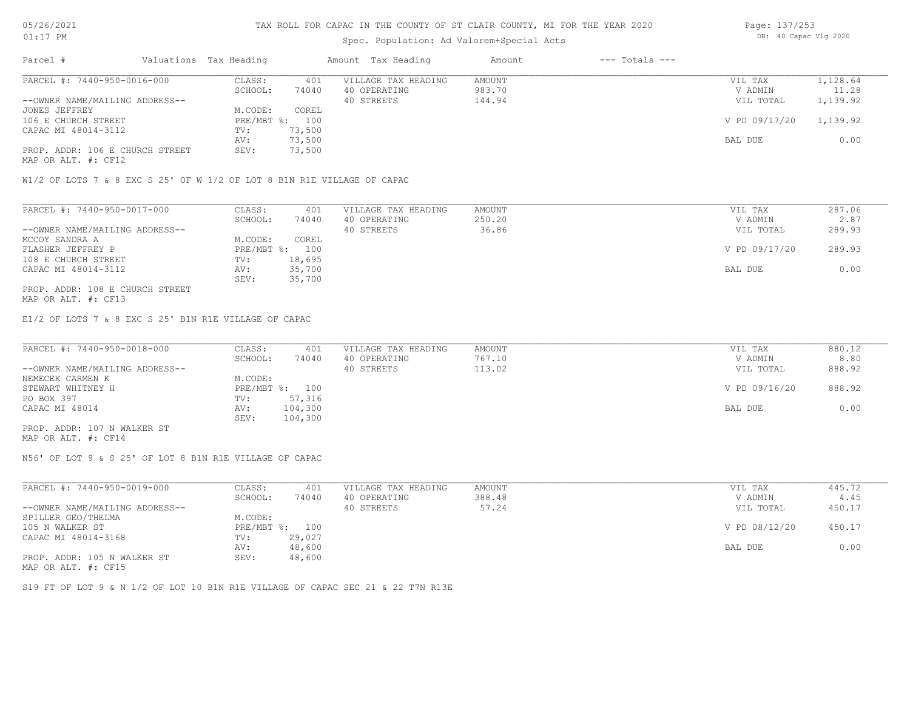# TAX ROLL FOR CAPAC IN THE COUNTY OF ST CLAIR COUNTY, MI FOR THE YEAR 2020

Spec. Population: Ad Valorem+Special Acts

| Parcel # | Valuations | Tax Heading | Amount | Tax Heading | Amount | --- Totals --- | |
|---|---|---|---|---|---|---|---|
| PARCEL #: 7440-950-0016-000 | CLASS: | 401 | VILLAGE TAX HEADING | AMOUNT | | VIL TAX | 1,128.64 |
| | SCHOOL: | 74040 | 40 OPERATING | 983.70 | | V ADMIN | 11.28 |
| --OWNER NAME/MAILING ADDRESS-- | | | 40 STREETS | 144.94 | | VIL TOTAL | 1,139.92 |
| JONES JEFFREY | M.CODE: | COREL | | | | | |
| 106 E CHURCH STREET | PRE/MBT %: | 100 | | | | V PD 09/17/20 | 1,139.92 |
| CAPAC MI 48014-3112 | TV: | 73,500 | | | | | |
| | AV: | 73,500 | | | | BAL DUE | 0.00 |
| PROP. ADDR: 106 E CHURCH STREET | SEV: | 73,500 | | | | | |
| MAP OR ALT. #: CF12 | | | | | | | |

W1/2 OF LOTS 7 & 8 EXC S 25' OF W 1/2 OF LOT 8 B1N R1E VILLAGE OF CAPAC

| Parcel # | Valuations | Tax Heading | Amount | Tax Heading | Amount | --- Totals --- | |
|---|---|---|---|---|---|---|---|
| PARCEL #: 7440-950-0017-000 | CLASS: | 401 | VILLAGE TAX HEADING | AMOUNT | | VIL TAX | 287.06 |
| | SCHOOL: | 74040 | 40 OPERATING | 250.20 | | V ADMIN | 2.87 |
| --OWNER NAME/MAILING ADDRESS-- | | | 40 STREETS | 36.86 | | VIL TOTAL | 289.93 |
| MCCOY SANDRA A | M.CODE: | COREL | | | | | |
| FLASHER JEFFREY P | PRE/MBT %: | 100 | | | | V PD 09/17/20 | 289.93 |
| 108 E CHURCH STREET | TV: | 18,695 | | | | | |
| CAPAC MI 48014-3112 | AV: | 35,700 | | | | BAL DUE | 0.00 |
| | SEV: | 35,700 | | | | | |
| PROP. ADDR: 108 E CHURCH STREET | | | | | | | |
| MAP OR ALT. #: CF13 | | | | | | | |

E1/2 OF LOTS 7 & 8 EXC S 25' B1N R1E VILLAGE OF CAPAC

| Parcel # | Valuations | Tax Heading | Amount | Tax Heading | Amount | --- Totals --- | |
|---|---|---|---|---|---|---|---|
| PARCEL #: 7440-950-0018-000 | CLASS: | 401 | VILLAGE TAX HEADING | AMOUNT | | VIL TAX | 880.12 |
| | SCHOOL: | 74040 | 40 OPERATING | 767.10 | | V ADMIN | 8.80 |
| --OWNER NAME/MAILING ADDRESS-- | | | 40 STREETS | 113.02 | | VIL TOTAL | 888.92 |
| NEMECEK CARMEN K | M.CODE: | | | | | | |
| STEWART WHITNEY H | PRE/MBT %: | 100 | | | | V PD 09/16/20 | 888.92 |
| PO BOX 397 | TV: | 57,316 | | | | | |
| CAPAC MI 48014 | AV: | 104,300 | | | | BAL DUE | 0.00 |
| | SEV: | 104,300 | | | | | |
| PROP. ADDR: 107 N WALKER ST | | | | | | | |
| MAP OR ALT. #: CF14 | | | | | | | |

N56' OF LOT 9 & S 25' OF LOT 8 B1N R1E VILLAGE OF CAPAC

| Parcel # | Valuations | Tax Heading | Amount | Tax Heading | Amount | --- Totals --- | |
|---|---|---|---|---|---|---|---|
| PARCEL #: 7440-950-0019-000 | CLASS: | 401 | VILLAGE TAX HEADING | AMOUNT | | VIL TAX | 445.72 |
| | SCHOOL: | 74040 | 40 OPERATING | 388.48 | | V ADMIN | 4.45 |
| --OWNER NAME/MAILING ADDRESS-- | | | 40 STREETS | 57.24 | | VIL TOTAL | 450.17 |
| SPILLER GEO/THELMA | M.CODE: | | | | | | |
| 105 N WALKER ST | PRE/MBT %: | 100 | | | | V PD 08/12/20 | 450.17 |
| CAPAC MI 48014-3168 | TV: | 29,027 | | | | | |
| | AV: | 48,600 | | | | BAL DUE | 0.00 |
| PROP. ADDR: 105 N WALKER ST | SEV: | 48,600 | | | | | |
| MAP OR ALT. #: CF15 | | | | | | | |

S19 FT OF LOT 9 & N 1/2 OF LOT 10 B1N R1E VILLAGE OF CAPAC SEC 21 & 22 T7N R13E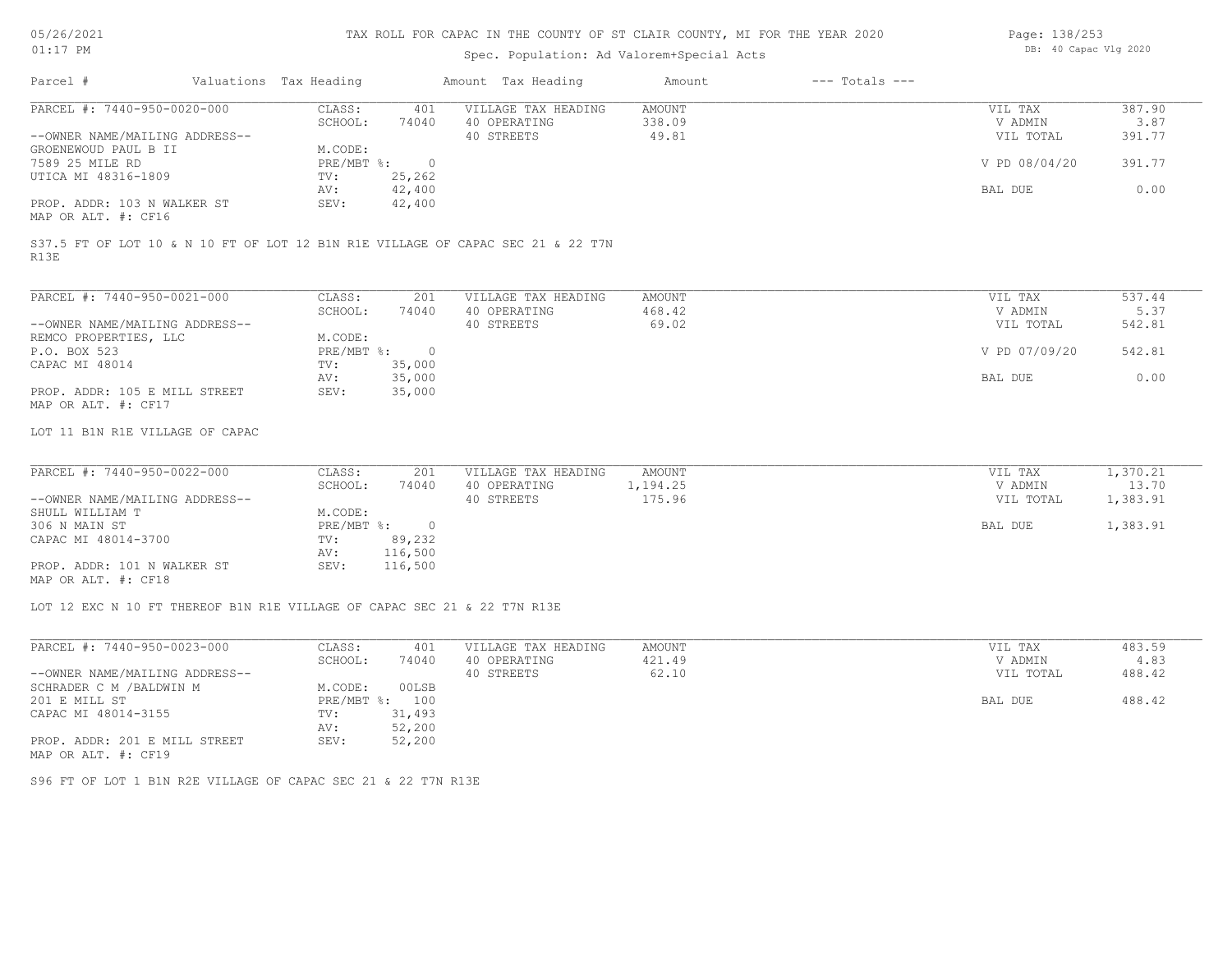# TAX ROLL FOR CAPAC IN THE COUNTY OF ST CLAIR COUNTY, MI FOR THE YEAR 2020

Spec. Population: Ad Valorem+Special Acts

05/26/2021 01:17 PM

DB: 40 Capac Vlg 2020

| Parcel # | Valuations | Tax Heading | Amount | Tax Heading | Amount | --- Totals --- | |
|---|---|---|---|---|---|---|---|
| PARCEL #: 7440-950-0020-000 | CLASS: | 401 | VILLAGE TAX HEADING | AMOUNT | | VIL TAX | 387.90 |
| | SCHOOL: | 74040 | 40 OPERATING | 338.09 | | V ADMIN | 3.87 |
| --OWNER NAME/MAILING ADDRESS-- | | | 40 STREETS | 49.81 | | VIL TOTAL | 391.77 |
| GROENEWOUD PAUL B II | M.CODE: | | | | | | |
| 7589 25 MILE RD | PRE/MBT %: | 0 | | | | V PD 08/04/20 | 391.77 |
| UTICA MI 48316-1809 | TV: | 25,262 | | | | | |
| | AV: | 42,400 | | | | BAL DUE | 0.00 |
| PROP. ADDR: 103 N WALKER ST | SEV: | 42,400 | | | | | |
| MAP OR ALT. #: CF16 | | | | | | | |

S37.5 FT OF LOT 10 & N 10 FT OF LOT 12 B1N R1E VILLAGE OF CAPAC SEC 21 & 22 T7N R13E

| Parcel # | Valuations | Tax Heading | Amount | Tax Heading | Amount | --- Totals --- | |
|---|---|---|---|---|---|---|---|
| PARCEL #: 7440-950-0021-000 | CLASS: | 201 | VILLAGE TAX HEADING | AMOUNT | | VIL TAX | 537.44 |
| | SCHOOL: | 74040 | 40 OPERATING | 468.42 | | V ADMIN | 5.37 |
| --OWNER NAME/MAILING ADDRESS-- | | | 40 STREETS | 69.02 | | VIL TOTAL | 542.81 |
| REMCO PROPERTIES, LLC | M.CODE: | | | | | | |
| P.O. BOX 523 | PRE/MBT %: | 0 | | | | V PD 07/09/20 | 542.81 |
| CAPAC MI 48014 | TV: | 35,000 | | | | | |
| | AV: | 35,000 | | | | BAL DUE | 0.00 |
| PROP. ADDR: 105 E MILL STREET | SEV: | 35,000 | | | | | |
| MAP OR ALT. #: CF17 | | | | | | | |

LOT 11 B1N R1E VILLAGE OF CAPAC

| Parcel # | Valuations | Tax Heading | Amount | Tax Heading | Amount | --- Totals --- | |
|---|---|---|---|---|---|---|---|
| PARCEL #: 7440-950-0022-000 | CLASS: | 201 | VILLAGE TAX HEADING | AMOUNT | | VIL TAX | 1,370.21 |
| | SCHOOL: | 74040 | 40 OPERATING | 1,194.25 | | V ADMIN | 13.70 |
| --OWNER NAME/MAILING ADDRESS-- | | | 40 STREETS | 175.96 | | VIL TOTAL | 1,383.91 |
| SHULL WILLIAM T | M.CODE: | | | | | | |
| 306 N MAIN ST | PRE/MBT %: | 0 | | | | BAL DUE | 1,383.91 |
| CAPAC MI 48014-3700 | TV: | 89,232 | | | | | |
| | AV: | 116,500 | | | | | |
| PROP. ADDR: 101 N WALKER ST | SEV: | 116,500 | | | | | |
| MAP OR ALT. #: CF18 | | | | | | | |

LOT 12 EXC N 10 FT THEREOF B1N R1E VILLAGE OF CAPAC SEC 21 & 22 T7N R13E

| Parcel # | Valuations | Tax Heading | Amount | Tax Heading | Amount | --- Totals --- | |
|---|---|---|---|---|---|---|---|
| PARCEL #: 7440-950-0023-000 | CLASS: | 401 | VILLAGE TAX HEADING | AMOUNT | | VIL TAX | 483.59 |
| | SCHOOL: | 74040 | 40 OPERATING | 421.49 | | V ADMIN | 4.83 |
| --OWNER NAME/MAILING ADDRESS-- | | | 40 STREETS | 62.10 | | VIL TOTAL | 488.42 |
| SCHRADER C M /BALDWIN M | M.CODE: | 00LSB | | | | | |
| 201 E MILL ST | PRE/MBT %: | 100 | | | | BAL DUE | 488.42 |
| CAPAC MI 48014-3155 | TV: | 31,493 | | | | | |
| | AV: | 52,200 | | | | | |
| PROP. ADDR: 201 E MILL STREET | SEV: | 52,200 | | | | | |
| MAP OR ALT. #: CF19 | | | | | | | |

S96 FT OF LOT 1 B1N R2E VILLAGE OF CAPAC SEC 21 & 22 T7N R13E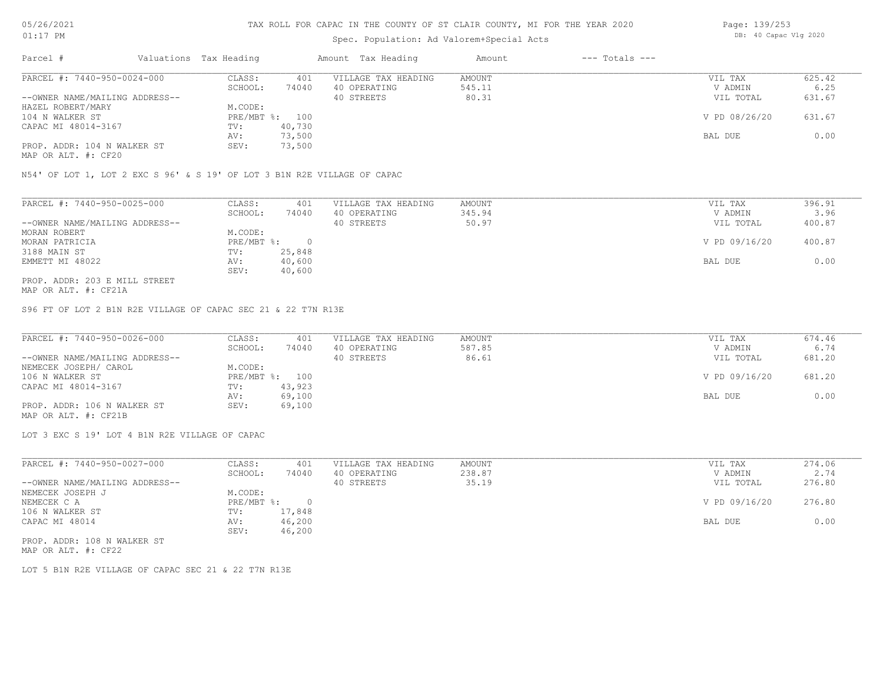# TAX ROLL FOR CAPAC IN THE COUNTY OF ST CLAIR COUNTY, MI FOR THE YEAR 2020

Spec. Population: Ad Valorem+Special Acts

| Parcel # | Valuations | Tax Heading | Amount | Tax Heading | Amount | --- Totals --- | |
|---|---|---|---|---|---|---|---|
| PARCEL #: 7440-950-0024-000 | CLASS: | 401 | | VILLAGE TAX HEADING | AMOUNT | VIL TAX | 625.42 |
| | SCHOOL: | 74040 | | 40 OPERATING | 545.11 | V ADMIN | 6.25 |
| --OWNER NAME/MAILING ADDRESS-- | | | | 40 STREETS | 80.31 | VIL TOTAL | 631.67 |
| HAZEL ROBERT/MARY | M.CODE: | | | | | | |
| 104 N WALKER ST | PRE/MBT %: | 100 | | | | V PD 08/26/20 | 631.67 |
| CAPAC MI 48014-3167 | TV: | 40,730 | | | | | |
| | AV: | 73,500 | | | | BAL DUE | 0.00 |
| PROP. ADDR: 104 N WALKER ST | SEV: | 73,500 | | | | | |
| MAP OR ALT. #: CF20 | | | | | | | |

N54' OF LOT 1, LOT 2 EXC S 96' & S 19' OF LOT 3 B1N R2E VILLAGE OF CAPAC

| Parcel # | Valuations | Tax Heading | Amount | Tax Heading | Amount | --- Totals --- | |
|---|---|---|---|---|---|---|---|
| PARCEL #: 7440-950-0025-000 | CLASS: | 401 | | VILLAGE TAX HEADING | AMOUNT | VIL TAX | 396.91 |
| | SCHOOL: | 74040 | | 40 OPERATING | 345.94 | V ADMIN | 3.96 |
| --OWNER NAME/MAILING ADDRESS-- | | | | 40 STREETS | 50.97 | VIL TOTAL | 400.87 |
| MORAN ROBERT | M.CODE: | | | | | | |
| MORAN PATRICIA | PRE/MBT %: | 0 | | | | V PD 09/16/20 | 400.87 |
| 3188 MAIN ST | TV: | 25,848 | | | | | |
| EMMETT MI 48022 | AV: | 40,600 | | | | BAL DUE | 0.00 |
| | SEV: | 40,600 | | | | | |
| PROP. ADDR: 203 E MILL STREET | | | | | | | |
| MAP OR ALT. #: CF21A | | | | | | | |

S96 FT OF LOT 2 B1N R2E VILLAGE OF CAPAC SEC 21 & 22 T7N R13E

| Parcel # | Valuations | Tax Heading | Amount | Tax Heading | Amount | --- Totals --- | |
|---|---|---|---|---|---|---|---|
| PARCEL #: 7440-950-0026-000 | CLASS: | 401 | | VILLAGE TAX HEADING | AMOUNT | VIL TAX | 674.46 |
| | SCHOOL: | 74040 | | 40 OPERATING | 587.85 | V ADMIN | 6.74 |
| --OWNER NAME/MAILING ADDRESS-- | | | | 40 STREETS | 86.61 | VIL TOTAL | 681.20 |
| NEMECEK JOSEPH/ CAROL | M.CODE: | | | | | | |
| 106 N WALKER ST | PRE/MBT %: | 100 | | | | V PD 09/16/20 | 681.20 |
| CAPAC MI 48014-3167 | TV: | 43,923 | | | | | |
| | AV: | 69,100 | | | | BAL DUE | 0.00 |
| PROP. ADDR: 106 N WALKER ST | SEV: | 69,100 | | | | | |
| MAP OR ALT. #: CF21B | | | | | | | |

LOT 3 EXC S 19' LOT 4 B1N R2E VILLAGE OF CAPAC

| Parcel # | Valuations | Tax Heading | Amount | Tax Heading | Amount | --- Totals --- | |
|---|---|---|---|---|---|---|---|
| PARCEL #: 7440-950-0027-000 | CLASS: | 401 | | VILLAGE TAX HEADING | AMOUNT | VIL TAX | 274.06 |
| | SCHOOL: | 74040 | | 40 OPERATING | 238.87 | V ADMIN | 2.74 |
| --OWNER NAME/MAILING ADDRESS-- | | | | 40 STREETS | 35.19 | VIL TOTAL | 276.80 |
| NEMECEK JOSEPH J | M.CODE: | | | | | | |
| NEMECEK C A | PRE/MBT %: | 0 | | | | V PD 09/16/20 | 276.80 |
| 106 N WALKER ST | TV: | 17,848 | | | | | |
| CAPAC MI 48014 | AV: | 46,200 | | | | BAL DUE | 0.00 |
| | SEV: | 46,200 | | | | | |
| PROP. ADDR: 108 N WALKER ST | | | | | | | |
| MAP OR ALT. #: CF22 | | | | | | | |

LOT 5 B1N R2E VILLAGE OF CAPAC SEC 21 & 22 T7N R13E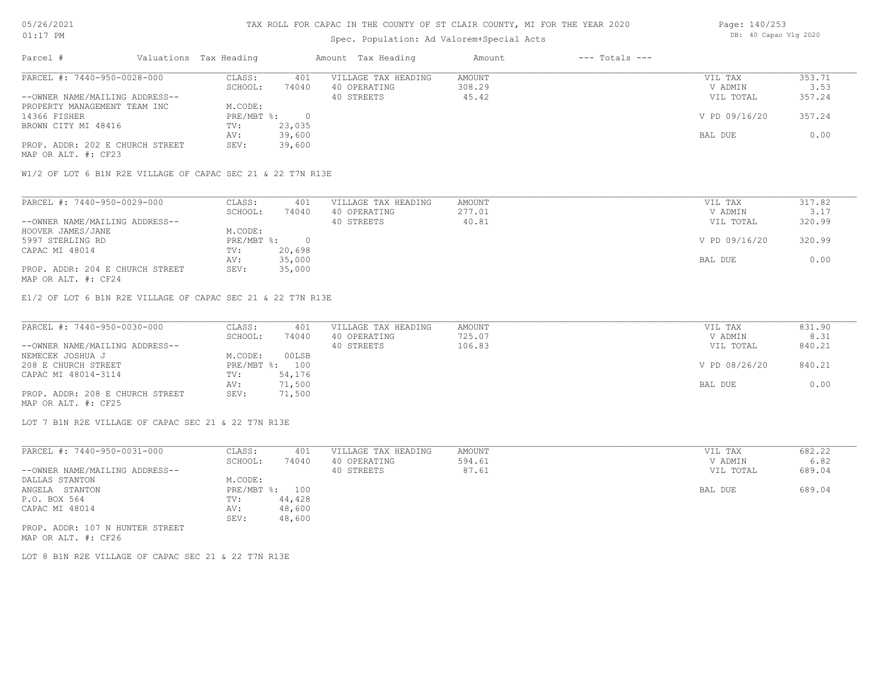# TAX ROLL FOR CAPAC IN THE COUNTY OF ST CLAIR COUNTY, MI FOR THE YEAR 2020

Spec. Population: Ad Valorem+Special Acts

| Parcel # | Valuations | Tax Heading | Amount | Tax Heading | Amount | --- Totals --- | |
|---|---|---|---|---|---|---|---|
| PARCEL #: 7440-950-0028-000 | CLASS: | 401 | VILLAGE TAX HEADING | AMOUNT | | VIL TAX | 353.71 |
| | SCHOOL: | 74040 | 40 OPERATING | 308.29 | | V ADMIN | 3.53 |
| --OWNER NAME/MAILING ADDRESS-- | | | 40 STREETS | 45.42 | | VIL TOTAL | 357.24 |
| PROPERTY MANAGEMENT TEAM INC | M.CODE: | | | | | | |
| 14366 FISHER | PRE/MBT %: | 0 | | | | V PD 09/16/20 | 357.24 |
| BROWN CITY MI 48416 | TV: | 23,035 | | | | | |
| | AV: | 39,600 | | | | BAL DUE | 0.00 |
| PROP. ADDR: 202 E CHURCH STREET | SEV: | 39,600 | | | | | |
| MAP OR ALT. #: CF23 | | | | | | | |

W1/2 OF LOT 6 B1N R2E VILLAGE OF CAPAC SEC 21 & 22 T7N R13E

| Parcel # | Valuations | Tax Heading | Amount | Tax Heading | Amount | --- Totals --- | |
|---|---|---|---|---|---|---|---|
| PARCEL #: 7440-950-0029-000 | CLASS: | 401 | VILLAGE TAX HEADING | AMOUNT | | VIL TAX | 317.82 |
| | SCHOOL: | 74040 | 40 OPERATING | 277.01 | | V ADMIN | 3.17 |
| --OWNER NAME/MAILING ADDRESS-- | | | 40 STREETS | 40.81 | | VIL TOTAL | 320.99 |
| HOOVER JAMES/JANE | M.CODE: | | | | | | |
| 5997 STERLING RD | PRE/MBT %: | 0 | | | | V PD 09/16/20 | 320.99 |
| CAPAC MI 48014 | TV: | 20,698 | | | | | |
| | AV: | 35,000 | | | | BAL DUE | 0.00 |
| PROP. ADDR: 204 E CHURCH STREET | SEV: | 35,000 | | | | | |
| MAP OR ALT. #: CF24 | | | | | | | |

E1/2 OF LOT 6 B1N R2E VILLAGE OF CAPAC SEC 21 & 22 T7N R13E

| Parcel # | Valuations | Tax Heading | Amount | Tax Heading | Amount | --- Totals --- | |
|---|---|---|---|---|---|---|---|
| PARCEL #: 7440-950-0030-000 | CLASS: | 401 | VILLAGE TAX HEADING | AMOUNT | | VIL TAX | 831.90 |
| | SCHOOL: | 74040 | 40 OPERATING | 725.07 | | V ADMIN | 8.31 |
| --OWNER NAME/MAILING ADDRESS-- | | | 40 STREETS | 106.83 | | VIL TOTAL | 840.21 |
| NEMECEK JOSHUA J | M.CODE: | 00LSB | | | | | |
| 208 E CHURCH STREET | PRE/MBT %: | 100 | | | | V PD 08/26/20 | 840.21 |
| CAPAC MI 48014-3114 | TV: | 54,176 | | | | | |
| | AV: | 71,500 | | | | BAL DUE | 0.00 |
| PROP. ADDR: 208 E CHURCH STREET | SEV: | 71,500 | | | | | |
| MAP OR ALT. #: CF25 | | | | | | | |

LOT 7 B1N R2E VILLAGE OF CAPAC SEC 21 & 22 T7N R13E

| Parcel # | Valuations | Tax Heading | Amount | Tax Heading | Amount | --- Totals --- | |
|---|---|---|---|---|---|---|---|
| PARCEL #: 7440-950-0031-000 | CLASS: | 401 | VILLAGE TAX HEADING | AMOUNT | | VIL TAX | 682.22 |
| | SCHOOL: | 74040 | 40 OPERATING | 594.61 | | V ADMIN | 6.82 |
| --OWNER NAME/MAILING ADDRESS-- | | | 40 STREETS | 87.61 | | VIL TOTAL | 689.04 |
| DALLAS STANTON | M.CODE: | | | | | | |
| ANGELA STANTON | PRE/MBT %: | 100 | | | | BAL DUE | 689.04 |
| P.O. BOX 564 | TV: | 44,428 | | | | | |
| CAPAC MI 48014 | AV: | 48,600 | | | | | |
| | SEV: | 48,600 | | | | | |
| PROP. ADDR: 107 N HUNTER STREET | | | | | | | |
| MAP OR ALT. #: CF26 | | | | | | | |

LOT 8 B1N R2E VILLAGE OF CAPAC SEC 21 & 22 T7N R13E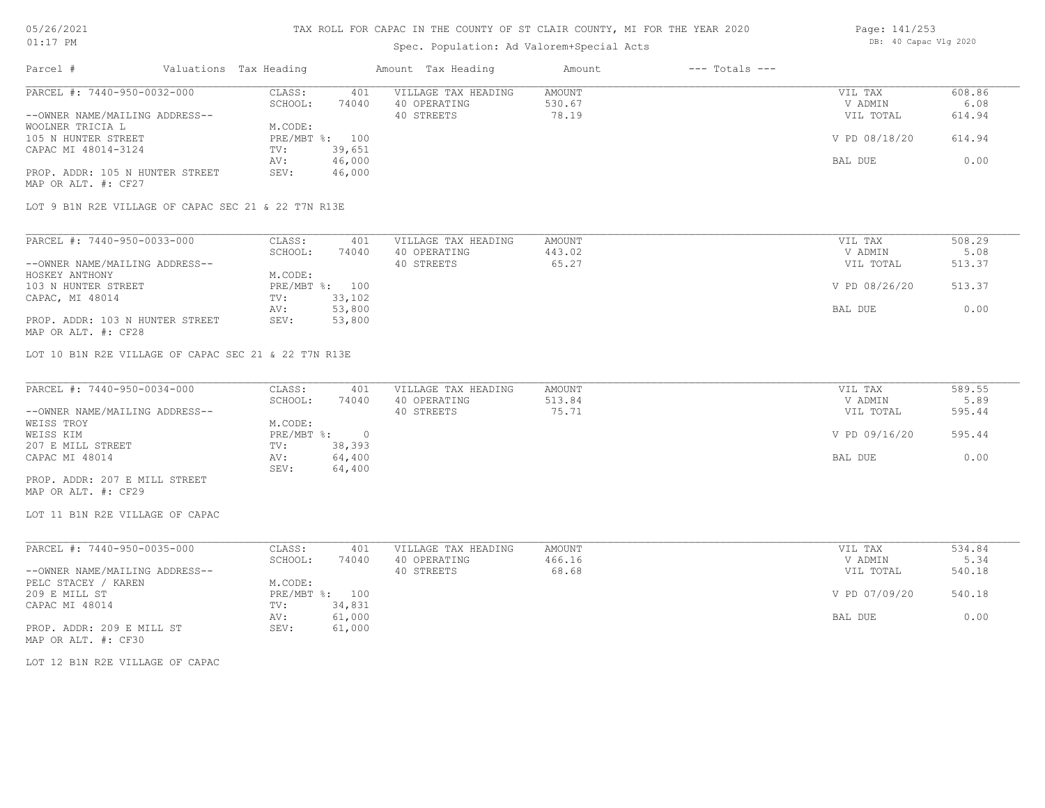# TAX ROLL FOR CAPAC IN THE COUNTY OF ST CLAIR COUNTY, MI FOR THE YEAR 2020

Spec. Population: Ad Valorem+Special Acts

05/26/2021
01:17 PM

DB: 40 Capac Vlg 2020

| Parcel # | Valuations Tax Heading | | Amount Tax Heading | Amount | --- Totals --- | |
|---|---|---|---|---|---|---|
| PARCEL #: 7440-950-0032-000 | CLASS: | 401 | VILLAGE TAX HEADING | AMOUNT | VIL TAX | 608.86 |
| | SCHOOL: | 74040 | 40 OPERATING | 530.67 | V ADMIN | 6.08 |
| --OWNER NAME/MAILING ADDRESS-- | | | 40 STREETS | 78.19 | VIL TOTAL | 614.94 |
| WOOLNER TRICIA L | M.CODE: | | | | | |
| 105 N HUNTER STREET | PRE/MBT %: | 100 | | | V PD 08/18/20 | 614.94 |
| CAPAC MI 48014-3124 | TV: | 39,651 | | | | |
| | AV: | 46,000 | | | BAL DUE | 0.00 |
| PROP. ADDR: 105 N HUNTER STREET | SEV: | 46,000 | | | | |
| MAP OR ALT. #: CF27 | | | | | | |

LOT 9 B1N R2E VILLAGE OF CAPAC SEC 21 & 22 T7N R13E

| Parcel # | Valuations Tax Heading | | Amount Tax Heading | Amount | --- Totals --- | |
|---|---|---|---|---|---|---|
| PARCEL #: 7440-950-0033-000 | CLASS: | 401 | VILLAGE TAX HEADING | AMOUNT | VIL TAX | 508.29 |
| | SCHOOL: | 74040 | 40 OPERATING | 443.02 | V ADMIN | 5.08 |
| --OWNER NAME/MAILING ADDRESS-- | | | 40 STREETS | 65.27 | VIL TOTAL | 513.37 |
| HOSKEY ANTHONY | M.CODE: | | | | | |
| 103 N HUNTER STREET | PRE/MBT %: | 100 | | | V PD 08/26/20 | 513.37 |
| CAPAC, MI 48014 | TV: | 33,102 | | | | |
| | AV: | 53,800 | | | BAL DUE | 0.00 |
| PROP. ADDR: 103 N HUNTER STREET | SEV: | 53,800 | | | | |
| MAP OR ALT. #: CF28 | | | | | | |

LOT 10 B1N R2E VILLAGE OF CAPAC SEC 21 & 22 T7N R13E

| Parcel # | Valuations Tax Heading | | Amount Tax Heading | Amount | --- Totals --- | |
|---|---|---|---|---|---|---|
| PARCEL #: 7440-950-0034-000 | CLASS: | 401 | VILLAGE TAX HEADING | AMOUNT | VIL TAX | 589.55 |
| | SCHOOL: | 74040 | 40 OPERATING | 513.84 | V ADMIN | 5.89 |
| --OWNER NAME/MAILING ADDRESS-- | | | 40 STREETS | 75.71 | VIL TOTAL | 595.44 |
| WEISS TROY | M.CODE: | | | | | |
| WEISS KIM | PRE/MBT %: | 0 | | | V PD 09/16/20 | 595.44 |
| 207 E MILL STREET | TV: | 38,393 | | | | |
| CAPAC MI 48014 | AV: | 64,400 | | | BAL DUE | 0.00 |
| | SEV: | 64,400 | | | | |
| PROP. ADDR: 207 E MILL STREET | | | | | | |
| MAP OR ALT. #: CF29 | | | | | | |

LOT 11 B1N R2E VILLAGE OF CAPAC

| Parcel # | Valuations Tax Heading | | Amount Tax Heading | Amount | --- Totals --- | |
|---|---|---|---|---|---|---|
| PARCEL #: 7440-950-0035-000 | CLASS: | 401 | VILLAGE TAX HEADING | AMOUNT | VIL TAX | 534.84 |
| | SCHOOL: | 74040 | 40 OPERATING | 466.16 | V ADMIN | 5.34 |
| --OWNER NAME/MAILING ADDRESS-- | | | 40 STREETS | 68.68 | VIL TOTAL | 540.18 |
| PELC STACEY / KAREN | M.CODE: | | | | | |
| 209 E MILL ST | PRE/MBT %: | 100 | | | V PD 07/09/20 | 540.18 |
| CAPAC MI 48014 | TV: | 34,831 | | | | |
| | AV: | 61,000 | | | BAL DUE | 0.00 |
| PROP. ADDR: 209 E MILL ST | SEV: | 61,000 | | | | |
| MAP OR ALT. #: CF30 | | | | | | |

LOT 12 B1N R2E VILLAGE OF CAPAC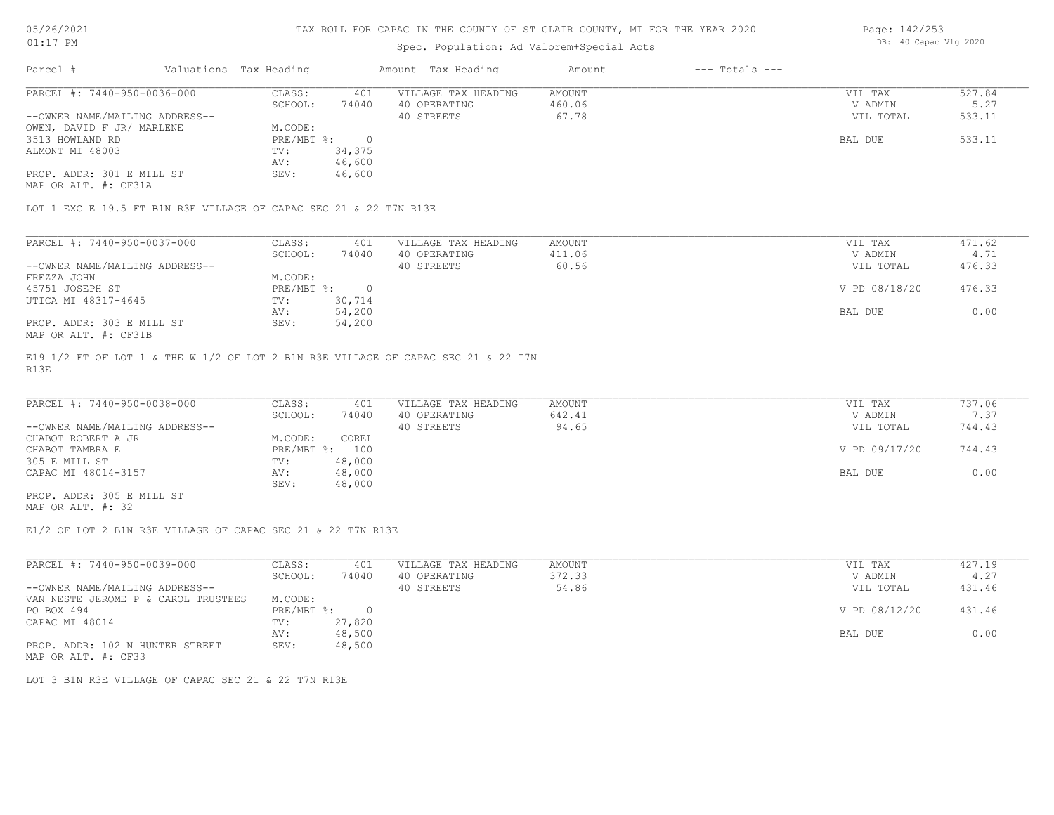# TAX ROLL FOR CAPAC IN THE COUNTY OF ST CLAIR COUNTY, MI FOR THE YEAR 2020

Spec. Population: Ad Valorem+Special Acts

| Parcel # | Valuations | Tax Heading | Amount | Tax Heading | Amount | --- Totals --- | |
|---|---|---|---|---|---|---|---|

---

| PARCEL #: 7440-950-0036-000 | CLASS: | 401 | VILLAGE TAX HEADING | AMOUNT | VIL TAX | 527.84 |
|---|---|---|---|---|---|---|
| | SCHOOL: | 74040 | 40 OPERATING | 460.06 | V ADMIN | 5.27 |
| --OWNER NAME/MAILING ADDRESS-- | | | 40 STREETS | 67.78 | VIL TOTAL | 533.11 |
| OWEN, DAVID F JR/ MARLENE | M.CODE: | | | | | |
| 3513 HOWLAND RD | PRE/MBT %: | 0 | | | BAL DUE | 533.11 |
| ALMONT MI 48003 | TV: | 34,375 | | | | |
| | AV: | 46,600 | | | | |
| PROP. ADDR: 301 E MILL ST | SEV: | 46,600 | | | | |
| MAP OR ALT. #: CF31A | | | | | | |

LOT 1 EXC E 19.5 FT B1N R3E VILLAGE OF CAPAC SEC 21 & 22 T7N R13E

| PARCEL #: 7440-950-0037-000 | CLASS: | 401 | VILLAGE TAX HEADING | AMOUNT | VIL TAX | 471.62 |
|---|---|---|---|---|---|---|
| | SCHOOL: | 74040 | 40 OPERATING | 411.06 | V ADMIN | 4.71 |
| --OWNER NAME/MAILING ADDRESS-- | | | 40 STREETS | 60.56 | VIL TOTAL | 476.33 |
| FREZZA JOHN | M.CODE: | | | | | |
| 45751 JOSEPH ST | PRE/MBT %: | 0 | | | V PD 08/18/20 | 476.33 |
| UTICA MI 48317-4645 | TV: | 30,714 | | | | |
| | AV: | 54,200 | | | BAL DUE | 0.00 |
| PROP. ADDR: 303 E MILL ST | SEV: | 54,200 | | | | |
| MAP OR ALT. #: CF31B | | | | | | |

E19 1/2 FT OF LOT 1 & THE W 1/2 OF LOT 2 B1N R3E VILLAGE OF CAPAC SEC 21 & 22 T7N R13E

| PARCEL #: 7440-950-0038-000 | CLASS: | 401 | VILLAGE TAX HEADING | AMOUNT | VIL TAX | 737.06 |
|---|---|---|---|---|---|---|
| | SCHOOL: | 74040 | 40 OPERATING | 642.41 | V ADMIN | 7.37 |
| --OWNER NAME/MAILING ADDRESS-- | | | 40 STREETS | 94.65 | VIL TOTAL | 744.43 |
| CHABOT ROBERT A JR | M.CODE: | COREL | | | | |
| CHABOT TAMBRA E | PRE/MBT %: | 100 | | | V PD 09/17/20 | 744.43 |
| 305 E MILL ST | TV: | 48,000 | | | | |
| CAPAC MI 48014-3157 | AV: | 48,000 | | | BAL DUE | 0.00 |
| | SEV: | 48,000 | | | | |
| PROP. ADDR: 305 E MILL ST | | | | | | |
| MAP OR ALT. #: 32 | | | | | | |

E1/2 OF LOT 2 B1N R3E VILLAGE OF CAPAC SEC 21 & 22 T7N R13E

| PARCEL #: 7440-950-0039-000 | CLASS: | 401 | VILLAGE TAX HEADING | AMOUNT | VIL TAX | 427.19 |
|---|---|---|---|---|---|---|
| | SCHOOL: | 74040 | 40 OPERATING | 372.33 | V ADMIN | 4.27 |
| --OWNER NAME/MAILING ADDRESS-- | | | 40 STREETS | 54.86 | VIL TOTAL | 431.46 |
| VAN NESTE JEROME P & CAROL TRUSTEES | M.CODE: | | | | | |
| PO BOX 494 | PRE/MBT %: | 0 | | | V PD 08/12/20 | 431.46 |
| CAPAC MI 48014 | TV: | 27,820 | | | | |
| | AV: | 48,500 | | | BAL DUE | 0.00 |
| PROP. ADDR: 102 N HUNTER STREET | SEV: | 48,500 | | | | |
| MAP OR ALT. #: CF33 | | | | | | |

LOT 3 B1N R3E VILLAGE OF CAPAC SEC 21 & 22 T7N R13E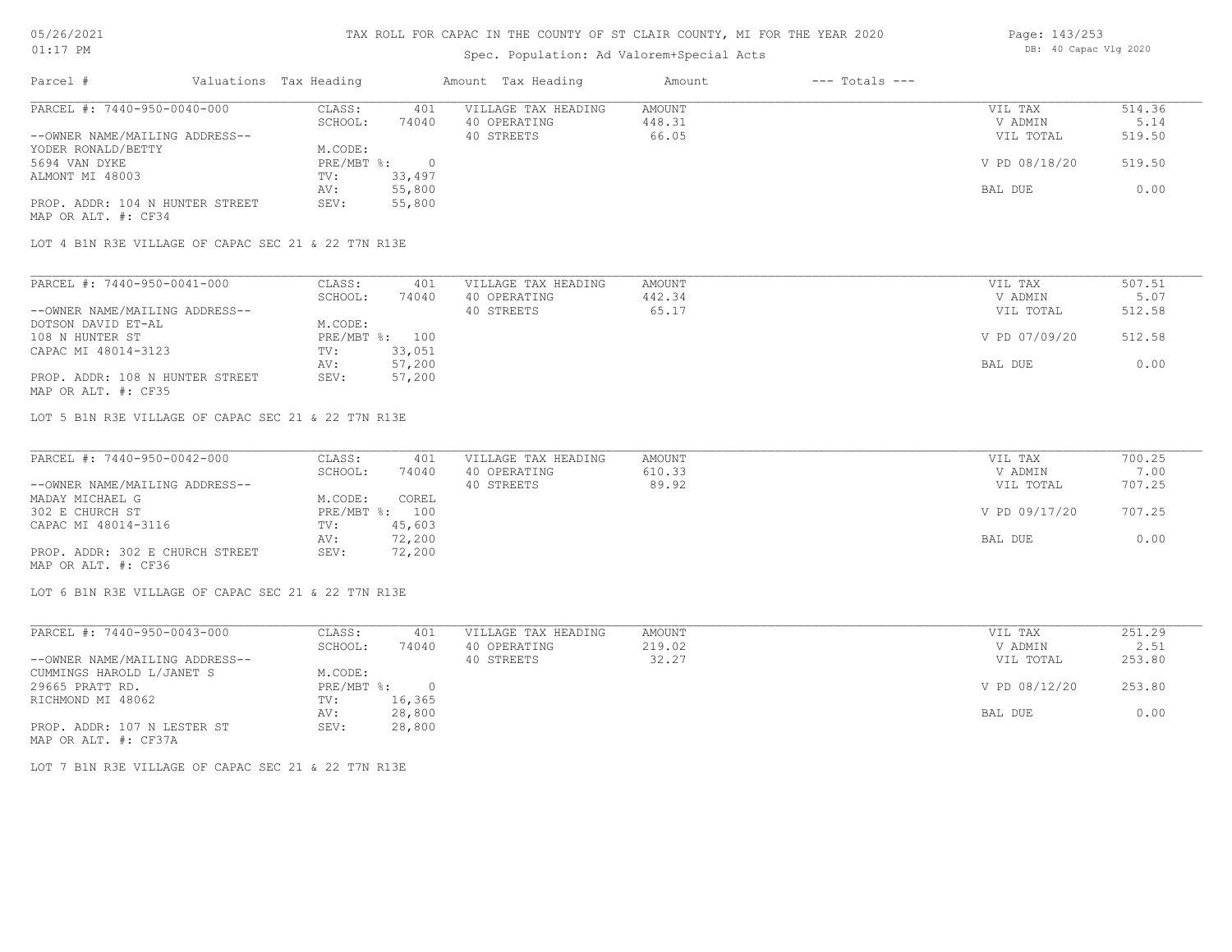# TAX ROLL FOR CAPAC IN THE COUNTY OF ST CLAIR COUNTY, MI FOR THE YEAR 2020

Spec. Population: Ad Valorem+Special Acts

DB: 40 Capac Vlg 2020

| Parcel # | Valuations Tax Heading | | Amount Tax Heading | Amount | --- Totals --- | |
|---|---|---|---|---|---|---|
| PARCEL #: 7440-950-0040-000 | CLASS: | 401 | VILLAGE TAX HEADING | AMOUNT | VIL TAX | 514.36 |
| | SCHOOL: | 74040 | 40 OPERATING | 448.31 | V ADMIN | 5.14 |
| --OWNER NAME/MAILING ADDRESS-- | | | 40 STREETS | 66.05 | VIL TOTAL | 519.50 |
| YODER RONALD/BETTY | M.CODE: | | | | | |
| 5694 VAN DYKE | PRE/MBT %: | 0 | | | V PD 08/18/20 | 519.50 |
| ALMONT MI 48003 | TV: | 33,497 | | | | |
| | AV: | 55,800 | | | BAL DUE | 0.00 |
| PROP. ADDR: 104 N HUNTER STREET | SEV: | 55,800 | | | | |
| MAP OR ALT. #: CF34 | | | | | | |

LOT 4 B1N R3E VILLAGE OF CAPAC SEC 21 & 22 T7N R13E

| Parcel # | Valuations Tax Heading | | Amount Tax Heading | Amount | --- Totals --- | |
|---|---|---|---|---|---|---|
| PARCEL #: 7440-950-0041-000 | CLASS: | 401 | VILLAGE TAX HEADING | AMOUNT | VIL TAX | 507.51 |
| | SCHOOL: | 74040 | 40 OPERATING | 442.34 | V ADMIN | 5.07 |
| --OWNER NAME/MAILING ADDRESS-- | | | 40 STREETS | 65.17 | VIL TOTAL | 512.58 |
| DOTSON DAVID ET-AL | M.CODE: | | | | | |
| 108 N HUNTER ST | PRE/MBT %: | 100 | | | V PD 07/09/20 | 512.58 |
| CAPAC MI 48014-3123 | TV: | 33,051 | | | | |
| | AV: | 57,200 | | | BAL DUE | 0.00 |
| PROP. ADDR: 108 N HUNTER STREET | SEV: | 57,200 | | | | |
| MAP OR ALT. #: CF35 | | | | | | |

LOT 5 B1N R3E VILLAGE OF CAPAC SEC 21 & 22 T7N R13E

| Parcel # | Valuations Tax Heading | | Amount Tax Heading | Amount | --- Totals --- | |
|---|---|---|---|---|---|---|
| PARCEL #: 7440-950-0042-000 | CLASS: | 401 | VILLAGE TAX HEADING | AMOUNT | VIL TAX | 700.25 |
| | SCHOOL: | 74040 | 40 OPERATING | 610.33 | V ADMIN | 7.00 |
| --OWNER NAME/MAILING ADDRESS-- | | | 40 STREETS | 89.92 | VIL TOTAL | 707.25 |
| MADAY MICHAEL G | M.CODE: | COREL | | | | |
| 302 E CHURCH ST | PRE/MBT %: | 100 | | | V PD 09/17/20 | 707.25 |
| CAPAC MI 48014-3116 | TV: | 45,603 | | | | |
| | AV: | 72,200 | | | BAL DUE | 0.00 |
| PROP. ADDR: 302 E CHURCH STREET | SEV: | 72,200 | | | | |
| MAP OR ALT. #: CF36 | | | | | | |

LOT 6 B1N R3E VILLAGE OF CAPAC SEC 21 & 22 T7N R13E

| Parcel # | Valuations Tax Heading | | Amount Tax Heading | Amount | --- Totals --- | |
|---|---|---|---|---|---|---|
| PARCEL #: 7440-950-0043-000 | CLASS: | 401 | VILLAGE TAX HEADING | AMOUNT | VIL TAX | 251.29 |
| | SCHOOL: | 74040 | 40 OPERATING | 219.02 | V ADMIN | 2.51 |
| --OWNER NAME/MAILING ADDRESS-- | | | 40 STREETS | 32.27 | VIL TOTAL | 253.80 |
| CUMMINGS HAROLD L/JANET S | M.CODE: | | | | | |
| 29665 PRATT RD. | PRE/MBT %: | 0 | | | V PD 08/12/20 | 253.80 |
| RICHMOND MI 48062 | TV: | 16,365 | | | | |
| | AV: | 28,800 | | | BAL DUE | 0.00 |
| PROP. ADDR: 107 N LESTER ST | SEV: | 28,800 | | | | |
| MAP OR ALT. #: CF37A | | | | | | |

LOT 7 B1N R3E VILLAGE OF CAPAC SEC 21 & 22 T7N R13E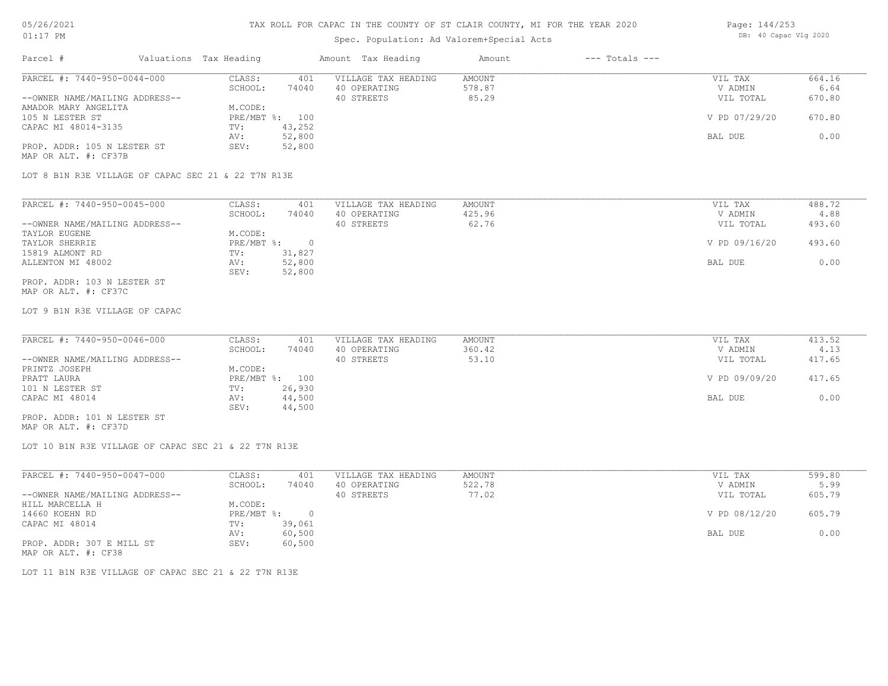# TAX ROLL FOR CAPAC IN THE COUNTY OF ST CLAIR COUNTY, MI FOR THE YEAR 2020

Spec. Population: Ad Valorem+Special Acts

| Parcel # | Valuations | Tax Heading | Amount | Tax Heading | Amount | --- Totals --- | |
|---|---|---|---|---|---|---|---|
| PARCEL #: 7440-950-0044-000 | CLASS: | 401 | VILLAGE TAX HEADING | AMOUNT | | VIL TAX | 664.16 |
| | SCHOOL: | 74040 | 40 OPERATING | 578.87 | | V ADMIN | 6.64 |
| --OWNER NAME/MAILING ADDRESS-- | | | 40 STREETS | 85.29 | | VIL TOTAL | 670.80 |
| AMADOR MARY ANGELITA | M.CODE: | | | | | | |
| 105 N LESTER ST | PRE/MBT %: | 100 | | | | V PD 07/29/20 | 670.80 |
| CAPAC MI 48014-3135 | TV: | 43,252 | | | | | |
| | AV: | 52,800 | | | | BAL DUE | 0.00 |
| PROP. ADDR: 105 N LESTER ST | SEV: | 52,800 | | | | | |
| MAP OR ALT. #: CF37B | | | | | | | |

LOT 8 B1N R3E VILLAGE OF CAPAC SEC 21 & 22 T7N R13E

| Parcel # | Valuations | Tax Heading | Amount | Tax Heading | Amount | --- Totals --- | |
|---|---|---|---|---|---|---|---|
| PARCEL #: 7440-950-0045-000 | CLASS: | 401 | VILLAGE TAX HEADING | AMOUNT | | VIL TAX | 488.72 |
| | SCHOOL: | 74040 | 40 OPERATING | 425.96 | | V ADMIN | 4.88 |
| --OWNER NAME/MAILING ADDRESS-- | | | 40 STREETS | 62.76 | | VIL TOTAL | 493.60 |
| TAYLOR EUGENE | M.CODE: | | | | | | |
| TAYLOR SHERRIE | PRE/MBT %: | 0 | | | | V PD 09/16/20 | 493.60 |
| 15819 ALMONT RD | TV: | 31,827 | | | | | |
| ALLENTON MI 48002 | AV: | 52,800 | | | | BAL DUE | 0.00 |
| | SEV: | 52,800 | | | | | |
| PROP. ADDR: 103 N LESTER ST | | | | | | | |
| MAP OR ALT. #: CF37C | | | | | | | |

LOT 9 B1N R3E VILLAGE OF CAPAC

| Parcel # | Valuations | Tax Heading | Amount | Tax Heading | Amount | --- Totals --- | |
|---|---|---|---|---|---|---|---|
| PARCEL #: 7440-950-0046-000 | CLASS: | 401 | VILLAGE TAX HEADING | AMOUNT | | VIL TAX | 413.52 |
| | SCHOOL: | 74040 | 40 OPERATING | 360.42 | | V ADMIN | 4.13 |
| --OWNER NAME/MAILING ADDRESS-- | | | 40 STREETS | 53.10 | | VIL TOTAL | 417.65 |
| PRINTZ JOSEPH | M.CODE: | | | | | | |
| PRATT LAURA | PRE/MBT %: | 100 | | | | V PD 09/09/20 | 417.65 |
| 101 N LESTER ST | TV: | 26,930 | | | | | |
| CAPAC MI 48014 | AV: | 44,500 | | | | BAL DUE | 0.00 |
| | SEV: | 44,500 | | | | | |
| PROP. ADDR: 101 N LESTER ST | | | | | | | |
| MAP OR ALT. #: CF37D | | | | | | | |

LOT 10 B1N R3E VILLAGE OF CAPAC SEC 21 & 22 T7N R13E

| Parcel # | Valuations | Tax Heading | Amount | Tax Heading | Amount | --- Totals --- | |
|---|---|---|---|---|---|---|---|
| PARCEL #: 7440-950-0047-000 | CLASS: | 401 | VILLAGE TAX HEADING | AMOUNT | | VIL TAX | 599.80 |
| | SCHOOL: | 74040 | 40 OPERATING | 522.78 | | V ADMIN | 5.99 |
| --OWNER NAME/MAILING ADDRESS-- | | | 40 STREETS | 77.02 | | VIL TOTAL | 605.79 |
| HILL MARCELLA H | M.CODE: | | | | | | |
| 14660 KOEHN RD | PRE/MBT %: | 0 | | | | V PD 08/12/20 | 605.79 |
| CAPAC MI 48014 | TV: | 39,061 | | | | | |
| | AV: | 60,500 | | | | BAL DUE | 0.00 |
| PROP. ADDR: 307 E MILL ST | SEV: | 60,500 | | | | | |
| MAP OR ALT. #: CF38 | | | | | | | |

LOT 11 B1N R3E VILLAGE OF CAPAC SEC 21 & 22 T7N R13E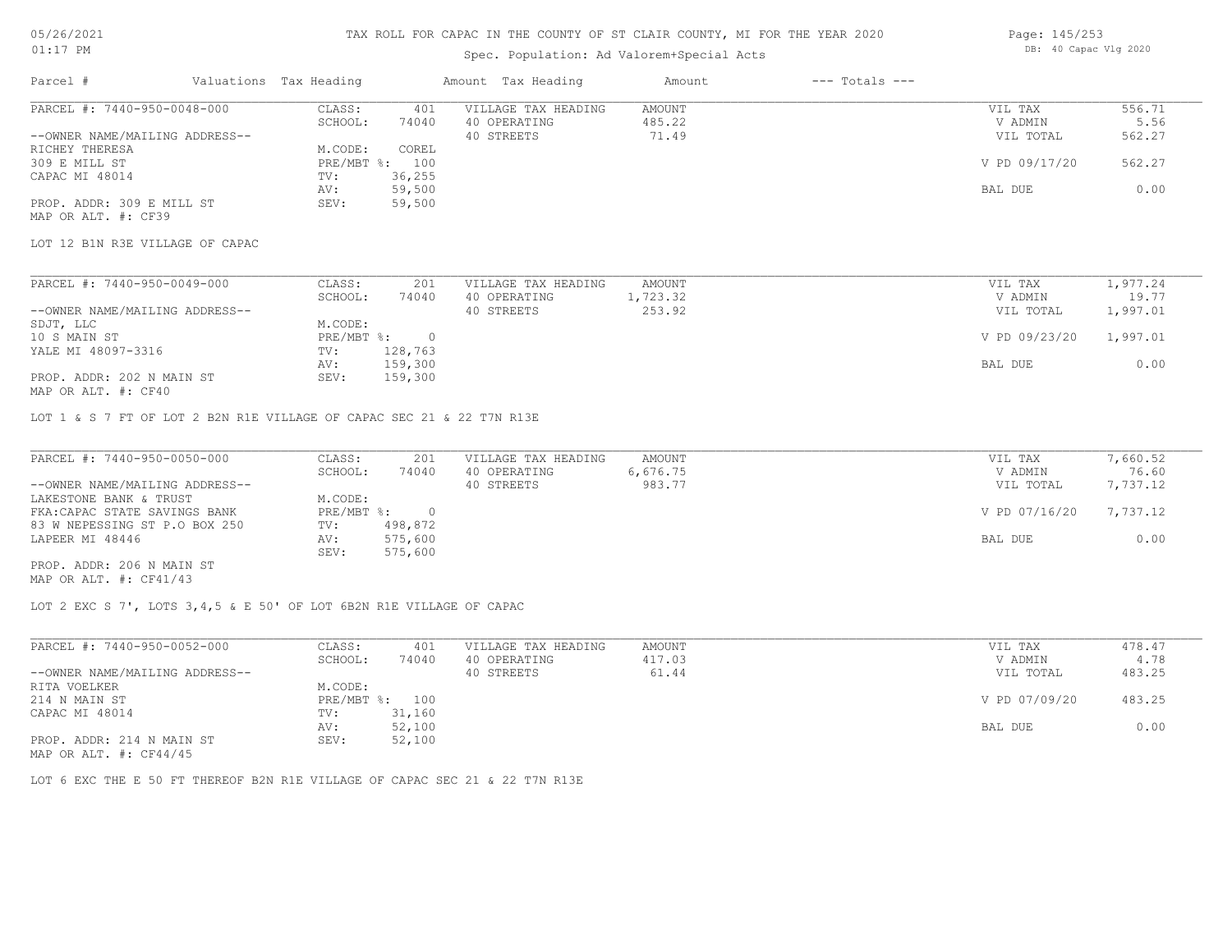# TAX ROLL FOR CAPAC IN THE COUNTY OF ST CLAIR COUNTY, MI FOR THE YEAR 2020

Spec. Population: Ad Valorem+Special Acts

| Parcel # | Valuations | Tax Heading | Amount | Tax Heading | Amount | --- Totals --- | |
|---|---|---|---|---|---|---|---|
| PARCEL #: 7440-950-0048-000 | CLASS: | 401 | VILLAGE TAX HEADING | AMOUNT | | VIL TAX | 556.71 |
| | SCHOOL: | 74040 | 40 OPERATING | 485.22 | | V ADMIN | 5.56 |
| --OWNER NAME/MAILING ADDRESS-- | | | 40 STREETS | 71.49 | | VIL TOTAL | 562.27 |
| RICHEY THERESA | M.CODE: | COREL | | | | | |
| 309 E MILL ST | PRE/MBT %: | 100 | | | | V PD 09/17/20 | 562.27 |
| CAPAC MI 48014 | TV: | 36,255 | | | | | |
| | AV: | 59,500 | | | | BAL DUE | 0.00 |
| PROP. ADDR: 309 E MILL ST | SEV: | 59,500 | | | | | |
| MAP OR ALT. #: CF39 | | | | | | | |

LOT 12 B1N R3E VILLAGE OF CAPAC

| Parcel # | Valuations | Tax Heading | Amount | Tax Heading | Amount | --- Totals --- | |
|---|---|---|---|---|---|---|---|
| PARCEL #: 7440-950-0049-000 | CLASS: | 201 | VILLAGE TAX HEADING | AMOUNT | | VIL TAX | 1,977.24 |
| | SCHOOL: | 74040 | 40 OPERATING | 1,723.32 | | V ADMIN | 19.77 |
| --OWNER NAME/MAILING ADDRESS-- | | | 40 STREETS | 253.92 | | VIL TOTAL | 1,997.01 |
| SDJT, LLC | M.CODE: | | | | | | |
| 10 S MAIN ST | PRE/MBT %: | 0 | | | | V PD 09/23/20 | 1,997.01 |
| YALE MI 48097-3316 | TV: | 128,763 | | | | | |
| | AV: | 159,300 | | | | BAL DUE | 0.00 |
| PROP. ADDR: 202 N MAIN ST | SEV: | 159,300 | | | | | |
| MAP OR ALT. #: CF40 | | | | | | | |

LOT 1 & S 7 FT OF LOT 2 B2N R1E VILLAGE OF CAPAC SEC 21 & 22 T7N R13E

| Parcel # | Valuations | Tax Heading | Amount | Tax Heading | Amount | --- Totals --- | |
|---|---|---|---|---|---|---|---|
| PARCEL #: 7440-950-0050-000 | CLASS: | 201 | VILLAGE TAX HEADING | AMOUNT | | VIL TAX | 7,660.52 |
| | SCHOOL: | 74040 | 40 OPERATING | 6,676.75 | | V ADMIN | 76.60 |
| --OWNER NAME/MAILING ADDRESS-- | | | 40 STREETS | 983.77 | | VIL TOTAL | 7,737.12 |
| LAKESTONE BANK & TRUST | M.CODE: | | | | | | |
| FKA:CAPAC STATE SAVINGS BANK | PRE/MBT %: | 0 | | | | V PD 07/16/20 | 7,737.12 |
| 83 W NEPESSING ST P.O BOX 250 | TV: | 498,872 | | | | | |
| LAPEER MI 48446 | AV: | 575,600 | | | | BAL DUE | 0.00 |
| | SEV: | 575,600 | | | | | |
| PROP. ADDR: 206 N MAIN ST | | | | | | | |
| MAP OR ALT. #: CF41/43 | | | | | | | |

LOT 2 EXC S 7', LOTS 3,4,5 & E 50' OF LOT 6B2N R1E VILLAGE OF CAPAC

| Parcel # | Valuations | Tax Heading | Amount | Tax Heading | Amount | --- Totals --- | |
|---|---|---|---|---|---|---|---|
| PARCEL #: 7440-950-0052-000 | CLASS: | 401 | VILLAGE TAX HEADING | AMOUNT | | VIL TAX | 478.47 |
| | SCHOOL: | 74040 | 40 OPERATING | 417.03 | | V ADMIN | 4.78 |
| --OWNER NAME/MAILING ADDRESS-- | | | 40 STREETS | 61.44 | | VIL TOTAL | 483.25 |
| RITA VOELKER | M.CODE: | | | | | | |
| 214 N MAIN ST | PRE/MBT %: | 100 | | | | V PD 07/09/20 | 483.25 |
| CAPAC MI 48014 | TV: | 31,160 | | | | | |
| | AV: | 52,100 | | | | BAL DUE | 0.00 |
| PROP. ADDR: 214 N MAIN ST | SEV: | 52,100 | | | | | |
| MAP OR ALT. #: CF44/45 | | | | | | | |

LOT 6 EXC THE E 50 FT THEREOF B2N R1E VILLAGE OF CAPAC SEC 21 & 22 T7N R13E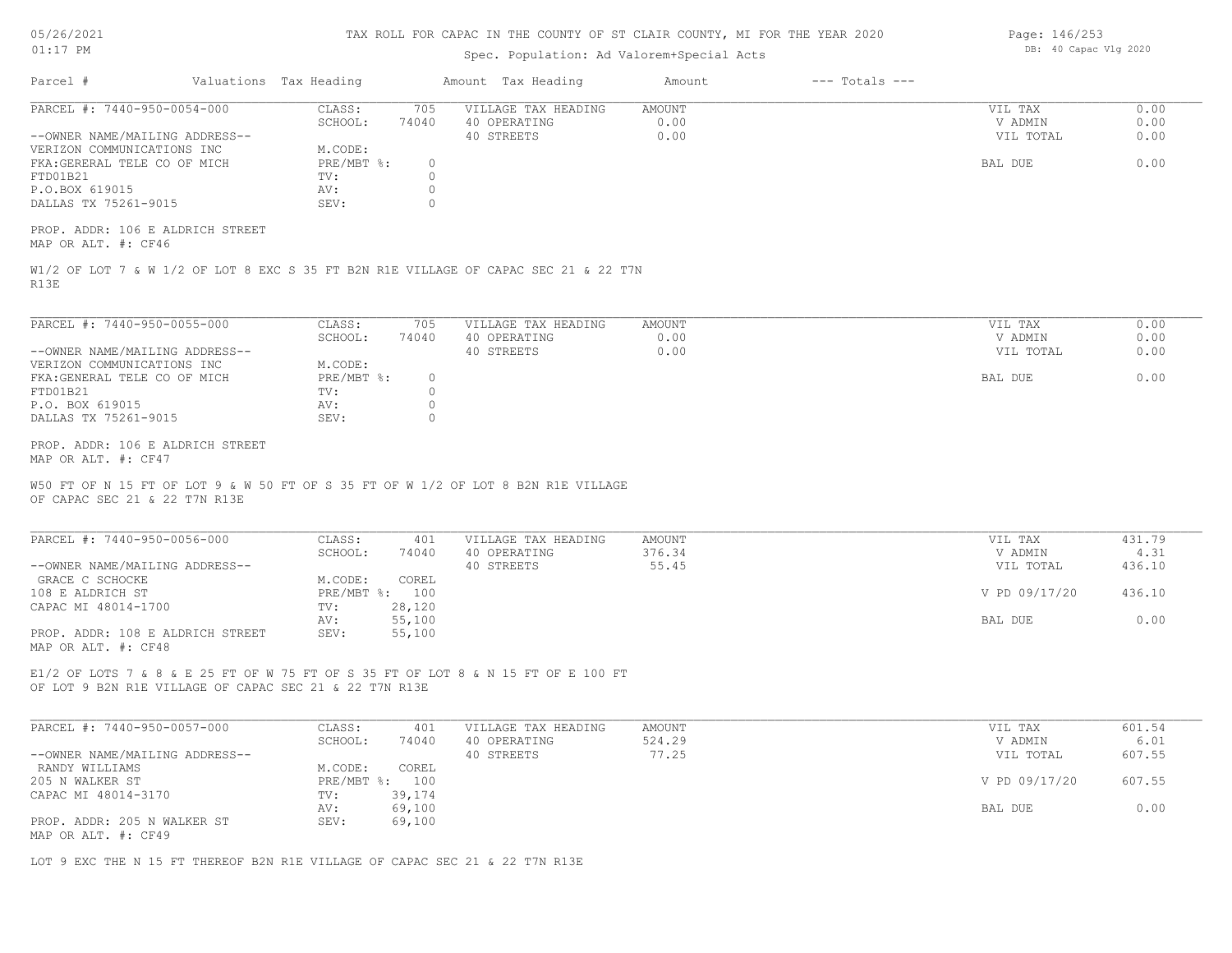# TAX ROLL FOR CAPAC IN THE COUNTY OF ST CLAIR COUNTY, MI FOR THE YEAR 2020

Spec. Population: Ad Valorem+Special Acts

| Parcel # | Valuations | Tax Heading | Amount | Tax Heading | Amount | --- Totals --- | |
|---|---|---|---|---|---|---|---|

---

**PARCEL #: 7440-950-0054-000**

| | | | | | |
|---|---|---|---|---|---|
| CLASS: | 705 | VILLAGE TAX HEADING | AMOUNT | VIL TAX | 0.00 |
| SCHOOL: | 74040 | 40 OPERATING | 0.00 | V ADMIN | 0.00 |
| | | 40 STREETS | 0.00 | VIL TOTAL | 0.00 |
| M.CODE: | | | | | |
| PRE/MBT %: | 0 | | | BAL DUE | 0.00 |
| TV: | 0 | | | | |
| AV: | 0 | | | | |
| SEV: | 0 | | | | |

--OWNER NAME/MAILING ADDRESS--
VERIZON COMMUNICATIONS INC
FKA:GERERAL TELE CO OF MICH
FTD01B21
P.O.BOX 619015
DALLAS TX 75261-9015

PROP. ADDR: 106 E ALDRICH STREET
MAP OR ALT. #: CF46

W1/2 OF LOT 7 & W 1/2 OF LOT 8 EXC S 35 FT B2N R1E VILLAGE OF CAPAC SEC 21 & 22 T7N R13E

---

**PARCEL #: 7440-950-0055-000**

| | | | | | |
|---|---|---|---|---|---|
| CLASS: | 705 | VILLAGE TAX HEADING | AMOUNT | VIL TAX | 0.00 |
| SCHOOL: | 74040 | 40 OPERATING | 0.00 | V ADMIN | 0.00 |
| | | 40 STREETS | 0.00 | VIL TOTAL | 0.00 |
| M.CODE: | | | | | |
| PRE/MBT %: | 0 | | | BAL DUE | 0.00 |
| TV: | 0 | | | | |
| AV: | 0 | | | | |
| SEV: | 0 | | | | |

--OWNER NAME/MAILING ADDRESS--
VERIZON COMMUNICATIONS INC
FKA:GENERAL TELE CO OF MICH
FTD01B21
P.O. BOX 619015
DALLAS TX 75261-9015

PROP. ADDR: 106 E ALDRICH STREET
MAP OR ALT. #: CF47

W50 FT OF N 15 FT OF LOT 9 & W 50 FT OF S 35 FT OF W 1/2 OF LOT 8 B2N R1E VILLAGE OF CAPAC SEC 21 & 22 T7N R13E

---

**PARCEL #: 7440-950-0056-000**

| | | | | | |
|---|---|---|---|---|---|
| CLASS: | 401 | VILLAGE TAX HEADING | AMOUNT | VIL TAX | 431.79 |
| SCHOOL: | 74040 | 40 OPERATING | 376.34 | V ADMIN | 4.31 |
| | | 40 STREETS | 55.45 | VIL TOTAL | 436.10 |
| M.CODE: | COREL | | | | |
| PRE/MBT %: | 100 | | | V PD 09/17/20 | 436.10 |
| TV: | 28,120 | | | | |
| AV: | 55,100 | | | BAL DUE | 0.00 |
| SEV: | 55,100 | | | | |

--OWNER NAME/MAILING ADDRESS--
GRACE C SCHOCKE
108 E ALDRICH ST
CAPAC MI 48014-1700

PROP. ADDR: 108 E ALDRICH STREET
MAP OR ALT. #: CF48

E1/2 OF LOTS 7 & 8 & E 25 FT OF W 75 FT OF S 35 FT OF LOT 8 & N 15 FT OF E 100 FT OF LOT 9 B2N R1E VILLAGE OF CAPAC SEC 21 & 22 T7N R13E

---

**PARCEL #: 7440-950-0057-000**

| | | | | | |
|---|---|---|---|---|---|
| CLASS: | 401 | VILLAGE TAX HEADING | AMOUNT | VIL TAX | 601.54 |
| SCHOOL: | 74040 | 40 OPERATING | 524.29 | V ADMIN | 6.01 |
| | | 40 STREETS | 77.25 | VIL TOTAL | 607.55 |
| M.CODE: | COREL | | | | |
| PRE/MBT %: | 100 | | | V PD 09/17/20 | 607.55 |
| TV: | 39,174 | | | | |
| AV: | 69,100 | | | BAL DUE | 0.00 |
| SEV: | 69,100 | | | | |

--OWNER NAME/MAILING ADDRESS--
RANDY WILLIAMS
205 N WALKER ST
CAPAC MI 48014-3170

PROP. ADDR: 205 N WALKER ST
MAP OR ALT. #: CF49

LOT 9 EXC THE N 15 FT THEREOF B2N R1E VILLAGE OF CAPAC SEC 21 & 22 T7N R13E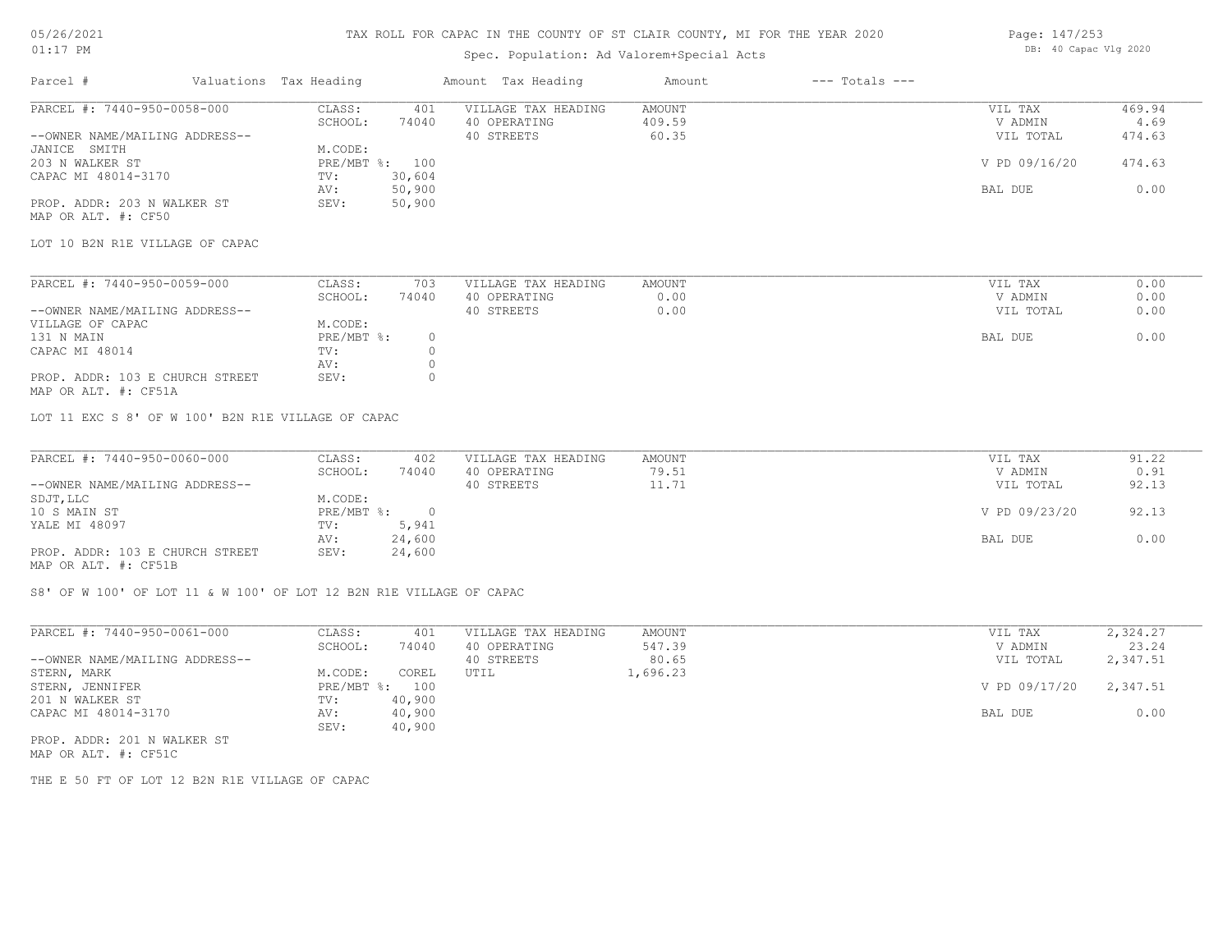# TAX ROLL FOR CAPAC IN THE COUNTY OF ST CLAIR COUNTY, MI FOR THE YEAR 2020

Spec. Population: Ad Valorem+Special Acts

| Parcel # | Valuations | Tax Heading | Amount | Tax Heading | Amount | --- Totals --- | |
|---|---|---|---|---|---|---|---|
| PARCEL #: 7440-950-0058-000 | CLASS: | 401 | VILLAGE TAX HEADING | AMOUNT | | VIL TAX | 469.94 |
| | SCHOOL: | 74040 | 40 OPERATING | 409.59 | | V ADMIN | 4.69 |
| --OWNER NAME/MAILING ADDRESS-- | | | 40 STREETS | 60.35 | | VIL TOTAL | 474.63 |
| JANICE SMITH | M.CODE: | | | | | | |
| 203 N WALKER ST | PRE/MBT %: | 100 | | | | V PD 09/16/20 | 474.63 |
| CAPAC MI 48014-3170 | TV: | 30,604 | | | | | |
| | AV: | 50,900 | | | | BAL DUE | 0.00 |
| PROP. ADDR: 203 N WALKER ST | SEV: | 50,900 | | | | | |
| MAP OR ALT. #: CF50 | | | | | | | |

LOT 10 B2N R1E VILLAGE OF CAPAC

| Parcel # | Valuations | Tax Heading | Amount | Tax Heading | Amount | --- Totals --- | |
|---|---|---|---|---|---|---|---|
| PARCEL #: 7440-950-0059-000 | CLASS: | 703 | VILLAGE TAX HEADING | AMOUNT | | VIL TAX | 0.00 |
| | SCHOOL: | 74040 | 40 OPERATING | 0.00 | | V ADMIN | 0.00 |
| --OWNER NAME/MAILING ADDRESS-- | | | 40 STREETS | 0.00 | | VIL TOTAL | 0.00 |
| VILLAGE OF CAPAC | M.CODE: | | | | | | |
| 131 N MAIN | PRE/MBT %: | 0 | | | | BAL DUE | 0.00 |
| CAPAC MI 48014 | TV: | 0 | | | | | |
| | AV: | 0 | | | | | |
| PROP. ADDR: 103 E CHURCH STREET | SEV: | 0 | | | | | |
| MAP OR ALT. #: CF51A | | | | | | | |

LOT 11 EXC S 8' OF W 100' B2N R1E VILLAGE OF CAPAC

| Parcel # | Valuations | Tax Heading | Amount | Tax Heading | Amount | --- Totals --- | |
|---|---|---|---|---|---|---|---|
| PARCEL #: 7440-950-0060-000 | CLASS: | 402 | VILLAGE TAX HEADING | AMOUNT | | VIL TAX | 91.22 |
| | SCHOOL: | 74040 | 40 OPERATING | 79.51 | | V ADMIN | 0.91 |
| --OWNER NAME/MAILING ADDRESS-- | | | 40 STREETS | 11.71 | | VIL TOTAL | 92.13 |
| SDJT,LLC | M.CODE: | | | | | | |
| 10 S MAIN ST | PRE/MBT %: | 0 | | | | V PD 09/23/20 | 92.13 |
| YALE MI 48097 | TV: | 5,941 | | | | | |
| | AV: | 24,600 | | | | BAL DUE | 0.00 |
| PROP. ADDR: 103 E CHURCH STREET | SEV: | 24,600 | | | | | |
| MAP OR ALT. #: CF51B | | | | | | | |

S8' OF W 100' OF LOT 11 & W 100' OF LOT 12 B2N R1E VILLAGE OF CAPAC

| Parcel # | Valuations | Tax Heading | Amount | Tax Heading | Amount | --- Totals --- | |
|---|---|---|---|---|---|---|---|
| PARCEL #: 7440-950-0061-000 | CLASS: | 401 | VILLAGE TAX HEADING | AMOUNT | | VIL TAX | 2,324.27 |
| | SCHOOL: | 74040 | 40 OPERATING | 547.39 | | V ADMIN | 23.24 |
| --OWNER NAME/MAILING ADDRESS-- | | | 40 STREETS | 80.65 | | VIL TOTAL | 2,347.51 |
| STERN, MARK | M.CODE: | COREL | UTIL | 1,696.23 | | | |
| STERN, JENNIFER | PRE/MBT %: | 100 | | | | V PD 09/17/20 | 2,347.51 |
| 201 N WALKER ST | TV: | 40,900 | | | | | |
| CAPAC MI 48014-3170 | AV: | 40,900 | | | | BAL DUE | 0.00 |
| | SEV: | 40,900 | | | | | |
| PROP. ADDR: 201 N WALKER ST | | | | | | | |
| MAP OR ALT. #: CF51C | | | | | | | |

THE E 50 FT OF LOT 12 B2N R1E VILLAGE OF CAPAC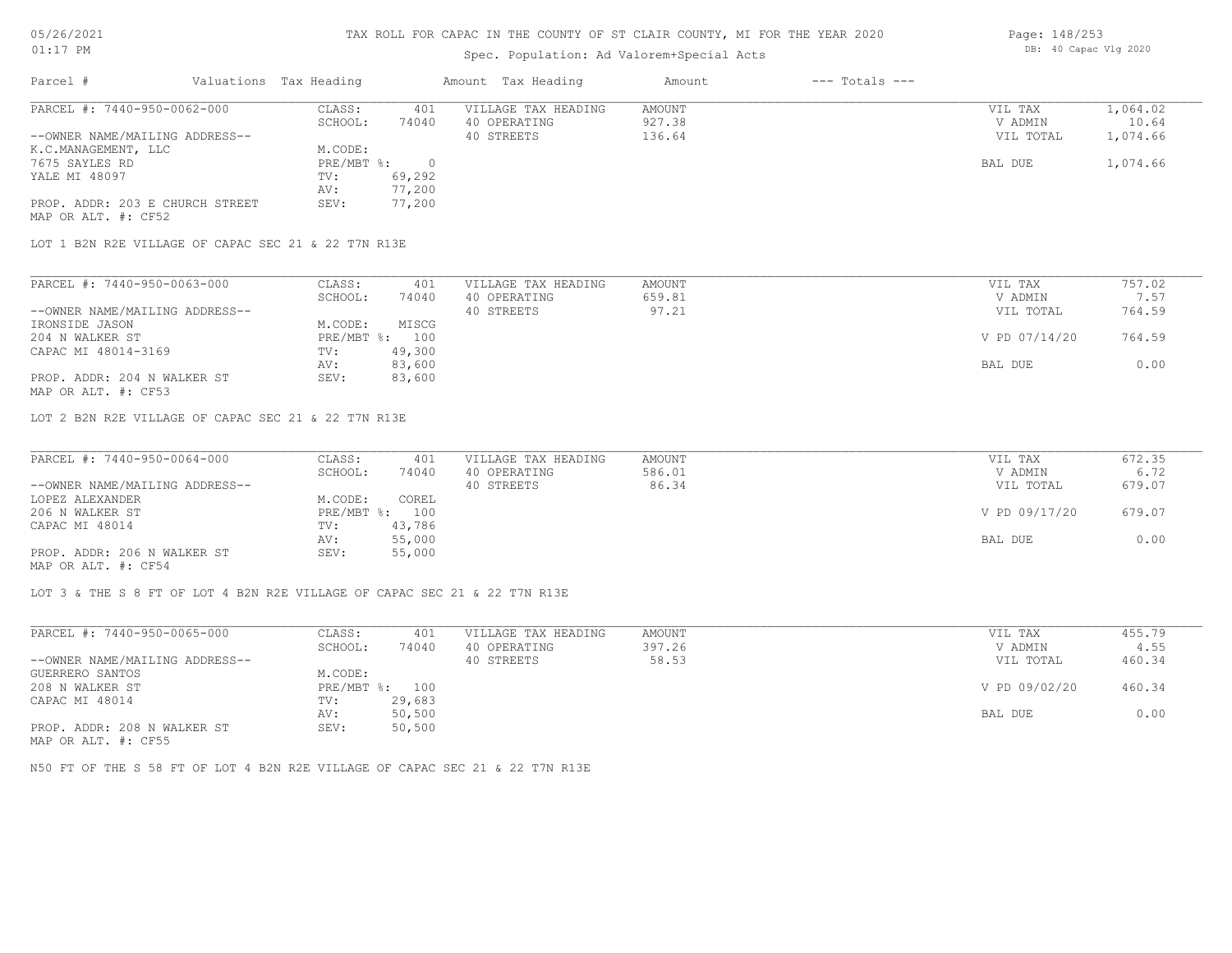# TAX ROLL FOR CAPAC IN THE COUNTY OF ST CLAIR COUNTY, MI FOR THE YEAR 2020

Spec. Population: Ad Valorem+Special Acts

05/26/2021 01:17 PM — DB: 40 Capac Vlg 2020

| Parcel # | Valuations Tax Heading | | Amount Tax Heading | Amount | --- Totals --- | |
|---|---|---|---|---|---|---|

## PARCEL #: 7440-950-0062-000

| | | | | | | |
|---|---|---|---|---|---|---|
| PARCEL #: 7440-950-0062-000 | CLASS: | 401 | VILLAGE TAX HEADING | AMOUNT | VIL TAX | 1,064.02 |
| | SCHOOL: | 74040 | 40 OPERATING | 927.38 | V ADMIN | 10.64 |
| --OWNER NAME/MAILING ADDRESS-- | | | 40 STREETS | 136.64 | VIL TOTAL | 1,074.66 |
| K.C.MANAGEMENT, LLC | M.CODE: | | | | | |
| 7675 SAYLES RD | PRE/MBT %: | 0 | | | BAL DUE | 1,074.66 |
| YALE MI 48097 | TV: | 69,292 | | | | |
| | AV: | 77,200 | | | | |
| PROP. ADDR: 203 E CHURCH STREET | SEV: | 77,200 | | | | |
| MAP OR ALT. #: CF52 | | | | | | |

LOT 1 B2N R2E VILLAGE OF CAPAC SEC 21 & 22 T7N R13E

## PARCEL #: 7440-950-0063-000

| | | | | | | |
|---|---|---|---|---|---|---|
| PARCEL #: 7440-950-0063-000 | CLASS: | 401 | VILLAGE TAX HEADING | AMOUNT | VIL TAX | 757.02 |
| | SCHOOL: | 74040 | 40 OPERATING | 659.81 | V ADMIN | 7.57 |
| --OWNER NAME/MAILING ADDRESS-- | | | 40 STREETS | 97.21 | VIL TOTAL | 764.59 |
| IRONSIDE JASON | M.CODE: | MISCG | | | | |
| 204 N WALKER ST | PRE/MBT %: | 100 | | | V PD 07/14/20 | 764.59 |
| CAPAC MI 48014-3169 | TV: | 49,300 | | | | |
| | AV: | 83,600 | | | BAL DUE | 0.00 |
| PROP. ADDR: 204 N WALKER ST | SEV: | 83,600 | | | | |
| MAP OR ALT. #: CF53 | | | | | | |

LOT 2 B2N R2E VILLAGE OF CAPAC SEC 21 & 22 T7N R13E

## PARCEL #: 7440-950-0064-000

| | | | | | | |
|---|---|---|---|---|---|---|
| PARCEL #: 7440-950-0064-000 | CLASS: | 401 | VILLAGE TAX HEADING | AMOUNT | VIL TAX | 672.35 |
| | SCHOOL: | 74040 | 40 OPERATING | 586.01 | V ADMIN | 6.72 |
| --OWNER NAME/MAILING ADDRESS-- | | | 40 STREETS | 86.34 | VIL TOTAL | 679.07 |
| LOPEZ ALEXANDER | M.CODE: | COREL | | | | |
| 206 N WALKER ST | PRE/MBT %: | 100 | | | V PD 09/17/20 | 679.07 |
| CAPAC MI 48014 | TV: | 43,786 | | | | |
| | AV: | 55,000 | | | BAL DUE | 0.00 |
| PROP. ADDR: 206 N WALKER ST | SEV: | 55,000 | | | | |
| MAP OR ALT. #: CF54 | | | | | | |

LOT 3 & THE S 8 FT OF LOT 4 B2N R2E VILLAGE OF CAPAC SEC 21 & 22 T7N R13E

## PARCEL #: 7440-950-0065-000

| | | | | | | |
|---|---|---|---|---|---|---|
| PARCEL #: 7440-950-0065-000 | CLASS: | 401 | VILLAGE TAX HEADING | AMOUNT | VIL TAX | 455.79 |
| | SCHOOL: | 74040 | 40 OPERATING | 397.26 | V ADMIN | 4.55 |
| --OWNER NAME/MAILING ADDRESS-- | | | 40 STREETS | 58.53 | VIL TOTAL | 460.34 |
| GUERRERO SANTOS | M.CODE: | | | | | |
| 208 N WALKER ST | PRE/MBT %: | 100 | | | V PD 09/02/20 | 460.34 |
| CAPAC MI 48014 | TV: | 29,683 | | | | |
| | AV: | 50,500 | | | BAL DUE | 0.00 |
| PROP. ADDR: 208 N WALKER ST | SEV: | 50,500 | | | | |
| MAP OR ALT. #: CF55 | | | | | | |

N50 FT OF THE S 58 FT OF LOT 4 B2N R2E VILLAGE OF CAPAC SEC 21 & 22 T7N R13E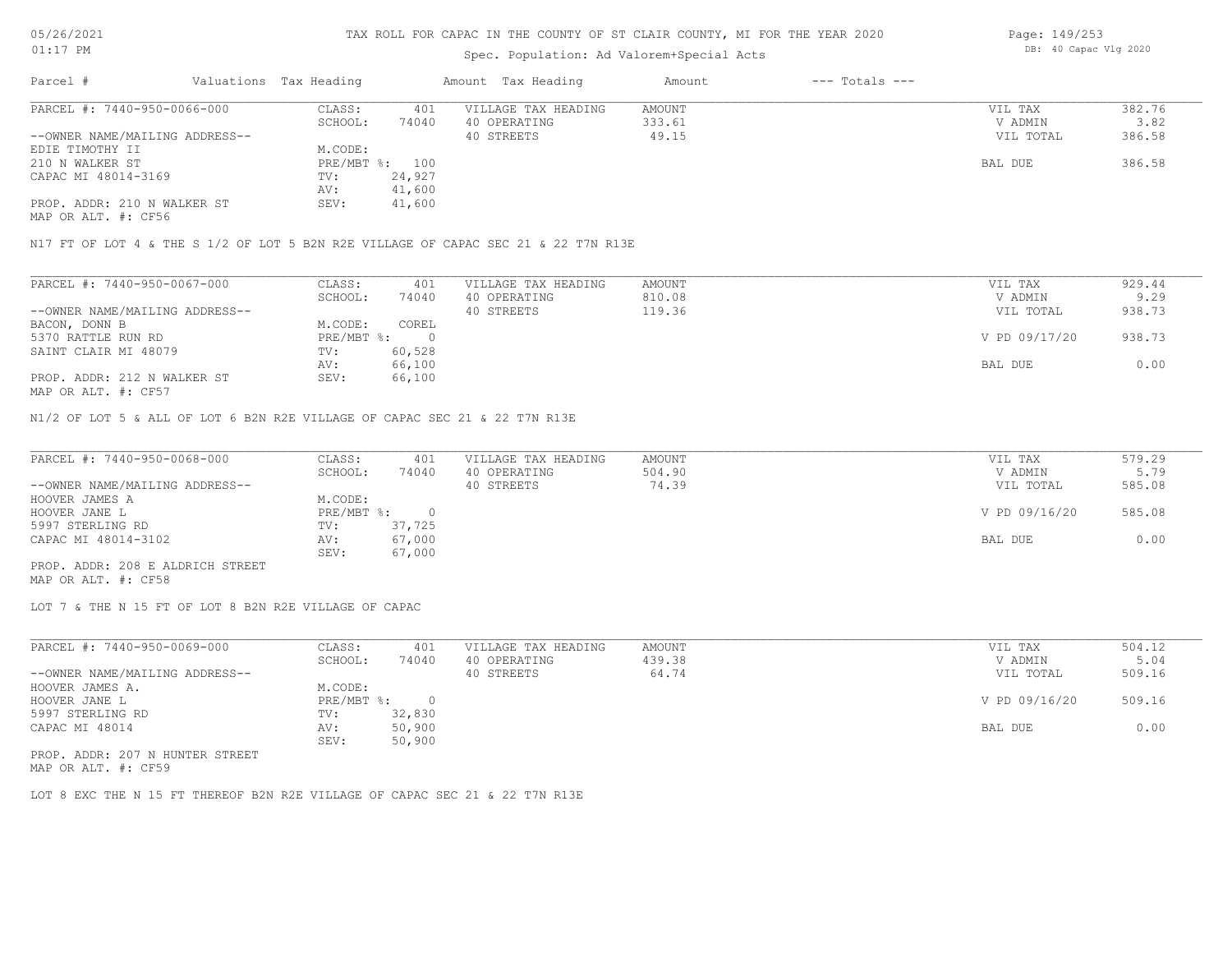# TAX ROLL FOR CAPAC IN THE COUNTY OF ST CLAIR COUNTY, MI FOR THE YEAR 2020

Spec. Population: Ad Valorem+Special Acts

| Parcel # | Valuations | Tax Heading | Amount | Tax Heading | Amount | --- Totals --- | |
|---|---|---|---|---|---|---|---|

## PARCEL #: 7440-950-0066-000

| | | | | |
|---|---|---|---|---|
| CLASS: | 401 | VILLAGE TAX HEADING | AMOUNT | VIL TAX | 382.76 |
| SCHOOL: | 74040 | 40 OPERATING | 333.61 | V ADMIN | 3.82 |
| | | 40 STREETS | 49.15 | VIL TOTAL | 386.58 |
| M.CODE: | | | | | |
| PRE/MBT %: | 100 | | | BAL DUE | 386.58 |
| TV: | 24,927 | | | | |
| AV: | 41,600 | | | | |
| SEV: | 41,600 | | | | |

--OWNER NAME/MAILING ADDRESS--
EDIE TIMOTHY II
210 N WALKER ST
CAPAC MI 48014-3169

PROP. ADDR: 210 N WALKER ST
MAP OR ALT. #: CF56

N17 FT OF LOT 4 & THE S 1/2 OF LOT 5 B2N R2E VILLAGE OF CAPAC SEC 21 & 22 T7N R13E

## PARCEL #: 7440-950-0067-000

| | | | | | |
|---|---|---|---|---|---|
| CLASS: | 401 | VILLAGE TAX HEADING | AMOUNT | VIL TAX | 929.44 |
| SCHOOL: | 74040 | 40 OPERATING | 810.08 | V ADMIN | 9.29 |
| | | 40 STREETS | 119.36 | VIL TOTAL | 938.73 |
| M.CODE: | COREL | | | | |
| PRE/MBT %: | 0 | | | V PD 09/17/20 | 938.73 |
| TV: | 60,528 | | | | |
| AV: | 66,100 | | | BAL DUE | 0.00 |
| SEV: | 66,100 | | | | |

--OWNER NAME/MAILING ADDRESS--
BACON, DONN B
5370 RATTLE RUN RD
SAINT CLAIR MI 48079

PROP. ADDR: 212 N WALKER ST
MAP OR ALT. #: CF57

N1/2 OF LOT 5 & ALL OF LOT 6 B2N R2E VILLAGE OF CAPAC SEC 21 & 22 T7N R13E

## PARCEL #: 7440-950-0068-000

| | | | | | |
|---|---|---|---|---|---|
| CLASS: | 401 | VILLAGE TAX HEADING | AMOUNT | VIL TAX | 579.29 |
| SCHOOL: | 74040 | 40 OPERATING | 504.90 | V ADMIN | 5.79 |
| | | 40 STREETS | 74.39 | VIL TOTAL | 585.08 |
| M.CODE: | | | | | |
| PRE/MBT %: | 0 | | | V PD 09/16/20 | 585.08 |
| TV: | 37,725 | | | | |
| AV: | 67,000 | | | BAL DUE | 0.00 |
| SEV: | 67,000 | | | | |

--OWNER NAME/MAILING ADDRESS--
HOOVER JAMES A
HOOVER JANE L
5997 STERLING RD
CAPAC MI 48014-3102

PROP. ADDR: 208 E ALDRICH STREET
MAP OR ALT. #: CF58

LOT 7 & THE N 15 FT OF LOT 8 B2N R2E VILLAGE OF CAPAC

## PARCEL #: 7440-950-0069-000

| | | | | | |
|---|---|---|---|---|---|
| CLASS: | 401 | VILLAGE TAX HEADING | AMOUNT | VIL TAX | 504.12 |
| SCHOOL: | 74040 | 40 OPERATING | 439.38 | V ADMIN | 5.04 |
| | | 40 STREETS | 64.74 | VIL TOTAL | 509.16 |
| M.CODE: | | | | | |
| PRE/MBT %: | 0 | | | V PD 09/16/20 | 509.16 |
| TV: | 32,830 | | | | |
| AV: | 50,900 | | | BAL DUE | 0.00 |
| SEV: | 50,900 | | | | |

--OWNER NAME/MAILING ADDRESS--
HOOVER JAMES A.
HOOVER JANE L
5997 STERLING RD
CAPAC MI 48014

PROP. ADDR: 207 N HUNTER STREET
MAP OR ALT. #: CF59

LOT 8 EXC THE N 15 FT THEREOF B2N R2E VILLAGE OF CAPAC SEC 21 & 22 T7N R13E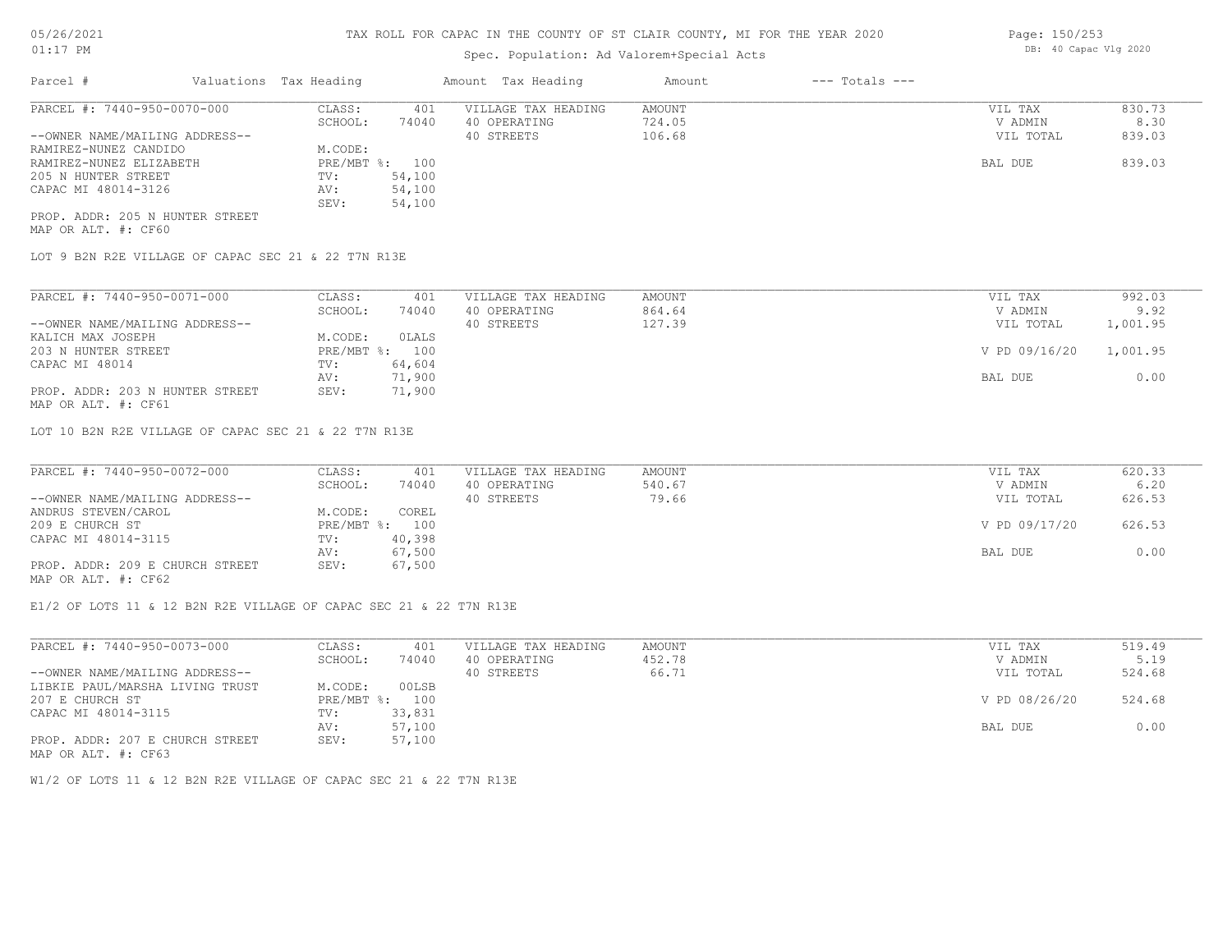# TAX ROLL FOR CAPAC IN THE COUNTY OF ST CLAIR COUNTY, MI FOR THE YEAR 2020

Spec. Population: Ad Valorem+Special Acts

DB: 40 Capac Vlg 2020

| Parcel # | Valuations | Tax Heading | Amount | Tax Heading | Amount | --- Totals --- | |
|---|---|---|---|---|---|---|---|
| PARCEL #: 7440-950-0070-000 | CLASS: | 401 | VILLAGE TAX HEADING | AMOUNT | | VIL TAX | 830.73 |
| | SCHOOL: | 74040 | 40 OPERATING | 724.05 | | V ADMIN | 8.30 |
| --OWNER NAME/MAILING ADDRESS-- | | | 40 STREETS | 106.68 | | VIL TOTAL | 839.03 |
| RAMIREZ-NUNEZ CANDIDO | M.CODE: | | | | | | |
| RAMIREZ-NUNEZ ELIZABETH | PRE/MBT %: | 100 | | | | BAL DUE | 839.03 |
| 205 N HUNTER STREET | TV: | 54,100 | | | | | |
| CAPAC MI 48014-3126 | AV: | 54,100 | | | | | |
| | SEV: | 54,100 | | | | | |
| PROP. ADDR: 205 N HUNTER STREET | | | | | | | |
| MAP OR ALT. #: CF60 | | | | | | | |

LOT 9 B2N R2E VILLAGE OF CAPAC SEC 21 & 22 T7N R13E

| Parcel # | Valuations | Tax Heading | Amount | Tax Heading | Amount | --- Totals --- | |
|---|---|---|---|---|---|---|---|
| PARCEL #: 7440-950-0071-000 | CLASS: | 401 | VILLAGE TAX HEADING | AMOUNT | | VIL TAX | 992.03 |
| | SCHOOL: | 74040 | 40 OPERATING | 864.64 | | V ADMIN | 9.92 |
| --OWNER NAME/MAILING ADDRESS-- | | | 40 STREETS | 127.39 | | VIL TOTAL | 1,001.95 |
| KALICH MAX JOSEPH | M.CODE: | 0LALS | | | | | |
| 203 N HUNTER STREET | PRE/MBT %: | 100 | | | | V PD 09/16/20 | 1,001.95 |
| CAPAC MI 48014 | TV: | 64,604 | | | | | |
| | AV: | 71,900 | | | | BAL DUE | 0.00 |
| PROP. ADDR: 203 N HUNTER STREET | SEV: | 71,900 | | | | | |
| MAP OR ALT. #: CF61 | | | | | | | |

LOT 10 B2N R2E VILLAGE OF CAPAC SEC 21 & 22 T7N R13E

| Parcel # | Valuations | Tax Heading | Amount | Tax Heading | Amount | --- Totals --- | |
|---|---|---|---|---|---|---|---|
| PARCEL #: 7440-950-0072-000 | CLASS: | 401 | VILLAGE TAX HEADING | AMOUNT | | VIL TAX | 620.33 |
| | SCHOOL: | 74040 | 40 OPERATING | 540.67 | | V ADMIN | 6.20 |
| --OWNER NAME/MAILING ADDRESS-- | | | 40 STREETS | 79.66 | | VIL TOTAL | 626.53 |
| ANDRUS STEVEN/CAROL | M.CODE: | COREL | | | | | |
| 209 E CHURCH ST | PRE/MBT %: | 100 | | | | V PD 09/17/20 | 626.53 |
| CAPAC MI 48014-3115 | TV: | 40,398 | | | | | |
| | AV: | 67,500 | | | | BAL DUE | 0.00 |
| PROP. ADDR: 209 E CHURCH STREET | SEV: | 67,500 | | | | | |
| MAP OR ALT. #: CF62 | | | | | | | |

E1/2 OF LOTS 11 & 12 B2N R2E VILLAGE OF CAPAC SEC 21 & 22 T7N R13E

| Parcel # | Valuations | Tax Heading | Amount | Tax Heading | Amount | --- Totals --- | |
|---|---|---|---|---|---|---|---|
| PARCEL #: 7440-950-0073-000 | CLASS: | 401 | VILLAGE TAX HEADING | AMOUNT | | VIL TAX | 519.49 |
| | SCHOOL: | 74040 | 40 OPERATING | 452.78 | | V ADMIN | 5.19 |
| --OWNER NAME/MAILING ADDRESS-- | | | 40 STREETS | 66.71 | | VIL TOTAL | 524.68 |
| LIBKIE PAUL/MARSHA LIVING TRUST | M.CODE: | 00LSB | | | | | |
| 207 E CHURCH ST | PRE/MBT %: | 100 | | | | V PD 08/26/20 | 524.68 |
| CAPAC MI 48014-3115 | TV: | 33,831 | | | | | |
| | AV: | 57,100 | | | | BAL DUE | 0.00 |
| PROP. ADDR: 207 E CHURCH STREET | SEV: | 57,100 | | | | | |
| MAP OR ALT. #: CF63 | | | | | | | |

W1/2 OF LOTS 11 & 12 B2N R2E VILLAGE OF CAPAC SEC 21 & 22 T7N R13E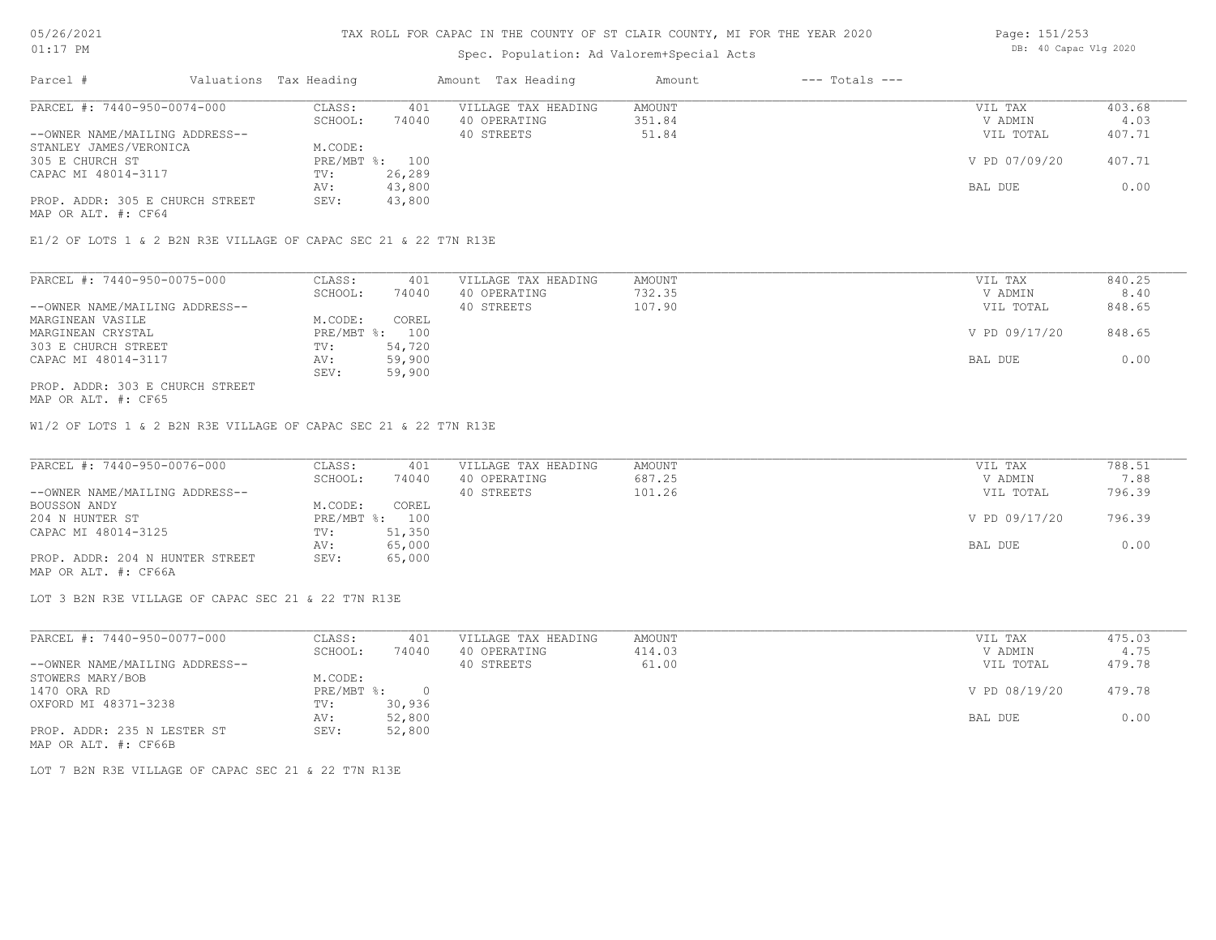# TAX ROLL FOR CAPAC IN THE COUNTY OF ST CLAIR COUNTY, MI FOR THE YEAR 2020

Spec. Population: Ad Valorem+Special Acts

05/26/2021 01:17 PM

DB: 40 Capac Vlg 2020

| Parcel # | Valuations | Tax Heading | Amount | Tax Heading | Amount | --- Totals --- | |
|---|---|---|---|---|---|---|---|
| PARCEL #: 7440-950-0074-000 | CLASS: | 401 | VILLAGE TAX HEADING | AMOUNT | | VIL TAX | 403.68 |
| | SCHOOL: | 74040 | 40 OPERATING | 351.84 | | V ADMIN | 4.03 |
| --OWNER NAME/MAILING ADDRESS-- | | | 40 STREETS | 51.84 | | VIL TOTAL | 407.71 |
| STANLEY JAMES/VERONICA | M.CODE: | | | | | | |
| 305 E CHURCH ST | PRE/MBT %: | 100 | | | | V PD 07/09/20 | 407.71 |
| CAPAC MI 48014-3117 | TV: | 26,289 | | | | | |
| | AV: | 43,800 | | | | BAL DUE | 0.00 |
| PROP. ADDR: 305 E CHURCH STREET | SEV: | 43,800 | | | | | |
| MAP OR ALT. #: CF64 | | | | | | | |

E1/2 OF LOTS 1 & 2 B2N R3E VILLAGE OF CAPAC SEC 21 & 22 T7N R13E

| Parcel # | Valuations | Tax Heading | Amount | Tax Heading | Amount | --- Totals --- | |
|---|---|---|---|---|---|---|---|
| PARCEL #: 7440-950-0075-000 | CLASS: | 401 | VILLAGE TAX HEADING | AMOUNT | | VIL TAX | 840.25 |
| | SCHOOL: | 74040 | 40 OPERATING | 732.35 | | V ADMIN | 8.40 |
| --OWNER NAME/MAILING ADDRESS-- | | | 40 STREETS | 107.90 | | VIL TOTAL | 848.65 |
| MARGINEAN VASILE | M.CODE: | COREL | | | | | |
| MARGINEAN CRYSTAL | PRE/MBT %: | 100 | | | | V PD 09/17/20 | 848.65 |
| 303 E CHURCH STREET | TV: | 54,720 | | | | | |
| CAPAC MI 48014-3117 | AV: | 59,900 | | | | BAL DUE | 0.00 |
| | SEV: | 59,900 | | | | | |
| PROP. ADDR: 303 E CHURCH STREET | | | | | | | |
| MAP OR ALT. #: CF65 | | | | | | | |

W1/2 OF LOTS 1 & 2 B2N R3E VILLAGE OF CAPAC SEC 21 & 22 T7N R13E

| Parcel # | Valuations | Tax Heading | Amount | Tax Heading | Amount | --- Totals --- | |
|---|---|---|---|---|---|---|---|
| PARCEL #: 7440-950-0076-000 | CLASS: | 401 | VILLAGE TAX HEADING | AMOUNT | | VIL TAX | 788.51 |
| | SCHOOL: | 74040 | 40 OPERATING | 687.25 | | V ADMIN | 7.88 |
| --OWNER NAME/MAILING ADDRESS-- | | | 40 STREETS | 101.26 | | VIL TOTAL | 796.39 |
| BOUSSON ANDY | M.CODE: | COREL | | | | | |
| 204 N HUNTER ST | PRE/MBT %: | 100 | | | | V PD 09/17/20 | 796.39 |
| CAPAC MI 48014-3125 | TV: | 51,350 | | | | | |
| | AV: | 65,000 | | | | BAL DUE | 0.00 |
| PROP. ADDR: 204 N HUNTER STREET | SEV: | 65,000 | | | | | |
| MAP OR ALT. #: CF66A | | | | | | | |

LOT 3 B2N R3E VILLAGE OF CAPAC SEC 21 & 22 T7N R13E

| Parcel # | Valuations | Tax Heading | Amount | Tax Heading | Amount | --- Totals --- | |
|---|---|---|---|---|---|---|---|
| PARCEL #: 7440-950-0077-000 | CLASS: | 401 | VILLAGE TAX HEADING | AMOUNT | | VIL TAX | 475.03 |
| | SCHOOL: | 74040 | 40 OPERATING | 414.03 | | V ADMIN | 4.75 |
| --OWNER NAME/MAILING ADDRESS-- | | | 40 STREETS | 61.00 | | VIL TOTAL | 479.78 |
| STOWERS MARY/BOB | M.CODE: | | | | | | |
| 1470 ORA RD | PRE/MBT %: | 0 | | | | V PD 08/19/20 | 479.78 |
| OXFORD MI 48371-3238 | TV: | 30,936 | | | | | |
| | AV: | 52,800 | | | | BAL DUE | 0.00 |
| PROP. ADDR: 235 N LESTER ST | SEV: | 52,800 | | | | | |
| MAP OR ALT. #: CF66B | | | | | | | |

LOT 7 B2N R3E VILLAGE OF CAPAC SEC 21 & 22 T7N R13E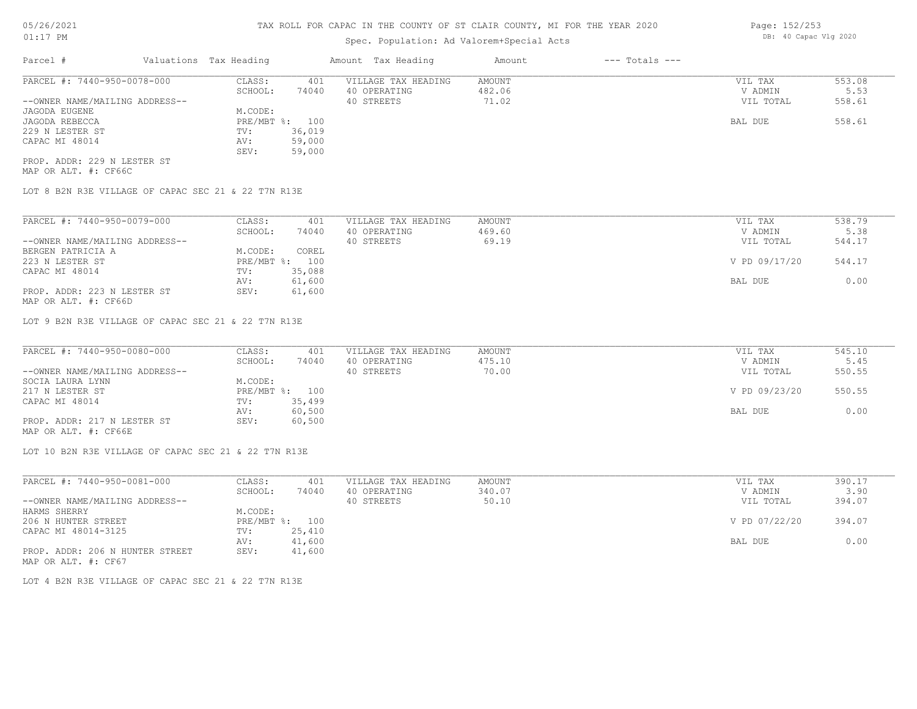# TAX ROLL FOR CAPAC IN THE COUNTY OF ST CLAIR COUNTY, MI FOR THE YEAR 2020

Spec. Population: Ad Valorem+Special Acts

| Parcel # | Valuations Tax Heading | | Amount Tax Heading | Amount | --- Totals --- | |
|---|---|---|---|---|---|---|

## PARCEL #: 7440-950-0078-000

| | | | | | |
|---|---|---|---|---|---|
| CLASS: | 401 | VILLAGE TAX HEADING | AMOUNT | VIL TAX | 553.08 |
| SCHOOL: | 74040 | 40 OPERATING | 482.06 | V ADMIN | 5.53 |
| | | 40 STREETS | 71.02 | VIL TOTAL | 558.61 |
| M.CODE: | | | | | |
| PRE/MBT %: | 100 | | | BAL DUE | 558.61 |
| TV: | 36,019 | | | | |
| AV: | 59,000 | | | | |
| SEV: | 59,000 | | | | |

--OWNER NAME/MAILING ADDRESS--
JAGODA EUGENE
JAGODA REBECCA
229 N LESTER ST
CAPAC MI 48014

PROP. ADDR: 229 N LESTER ST
MAP OR ALT. #: CF66C

LOT 8 B2N R3E VILLAGE OF CAPAC SEC 21 & 22 T7N R13E

## PARCEL #: 7440-950-0079-000

| | | | | | |
|---|---|---|---|---|---|
| CLASS: | 401 | VILLAGE TAX HEADING | AMOUNT | VIL TAX | 538.79 |
| SCHOOL: | 74040 | 40 OPERATING | 469.60 | V ADMIN | 5.38 |
| | | 40 STREETS | 69.19 | VIL TOTAL | 544.17 |
| M.CODE: | COREL | | | | |
| PRE/MBT %: | 100 | | | V PD 09/17/20 | 544.17 |
| TV: | 35,088 | | | | |
| AV: | 61,600 | | | BAL DUE | 0.00 |
| SEV: | 61,600 | | | | |

--OWNER NAME/MAILING ADDRESS--
BERGEN PATRICIA A
223 N LESTER ST
CAPAC MI 48014

PROP. ADDR: 223 N LESTER ST
MAP OR ALT. #: CF66D

LOT 9 B2N R3E VILLAGE OF CAPAC SEC 21 & 22 T7N R13E

## PARCEL #: 7440-950-0080-000

| | | | | | |
|---|---|---|---|---|---|
| CLASS: | 401 | VILLAGE TAX HEADING | AMOUNT | VIL TAX | 545.10 |
| SCHOOL: | 74040 | 40 OPERATING | 475.10 | V ADMIN | 5.45 |
| | | 40 STREETS | 70.00 | VIL TOTAL | 550.55 |
| M.CODE: | | | | | |
| PRE/MBT %: | 100 | | | V PD 09/23/20 | 550.55 |
| TV: | 35,499 | | | | |
| AV: | 60,500 | | | BAL DUE | 0.00 |
| SEV: | 60,500 | | | | |

--OWNER NAME/MAILING ADDRESS--
SOCIA LAURA LYNN
217 N LESTER ST
CAPAC MI 48014

PROP. ADDR: 217 N LESTER ST
MAP OR ALT. #: CF66E

LOT 10 B2N R3E VILLAGE OF CAPAC SEC 21 & 22 T7N R13E

## PARCEL #: 7440-950-0081-000

| | | | | | |
|---|---|---|---|---|---|
| CLASS: | 401 | VILLAGE TAX HEADING | AMOUNT | VIL TAX | 390.17 |
| SCHOOL: | 74040 | 40 OPERATING | 340.07 | V ADMIN | 3.90 |
| | | 40 STREETS | 50.10 | VIL TOTAL | 394.07 |
| M.CODE: | | | | | |
| PRE/MBT %: | 100 | | | V PD 07/22/20 | 394.07 |
| TV: | 25,410 | | | | |
| AV: | 41,600 | | | BAL DUE | 0.00 |
| SEV: | 41,600 | | | | |

--OWNER NAME/MAILING ADDRESS--
HARMS SHERRY
206 N HUNTER STREET
CAPAC MI 48014-3125

PROP. ADDR: 206 N HUNTER STREET
MAP OR ALT. #: CF67

LOT 4 B2N R3E VILLAGE OF CAPAC SEC 21 & 22 T7N R13E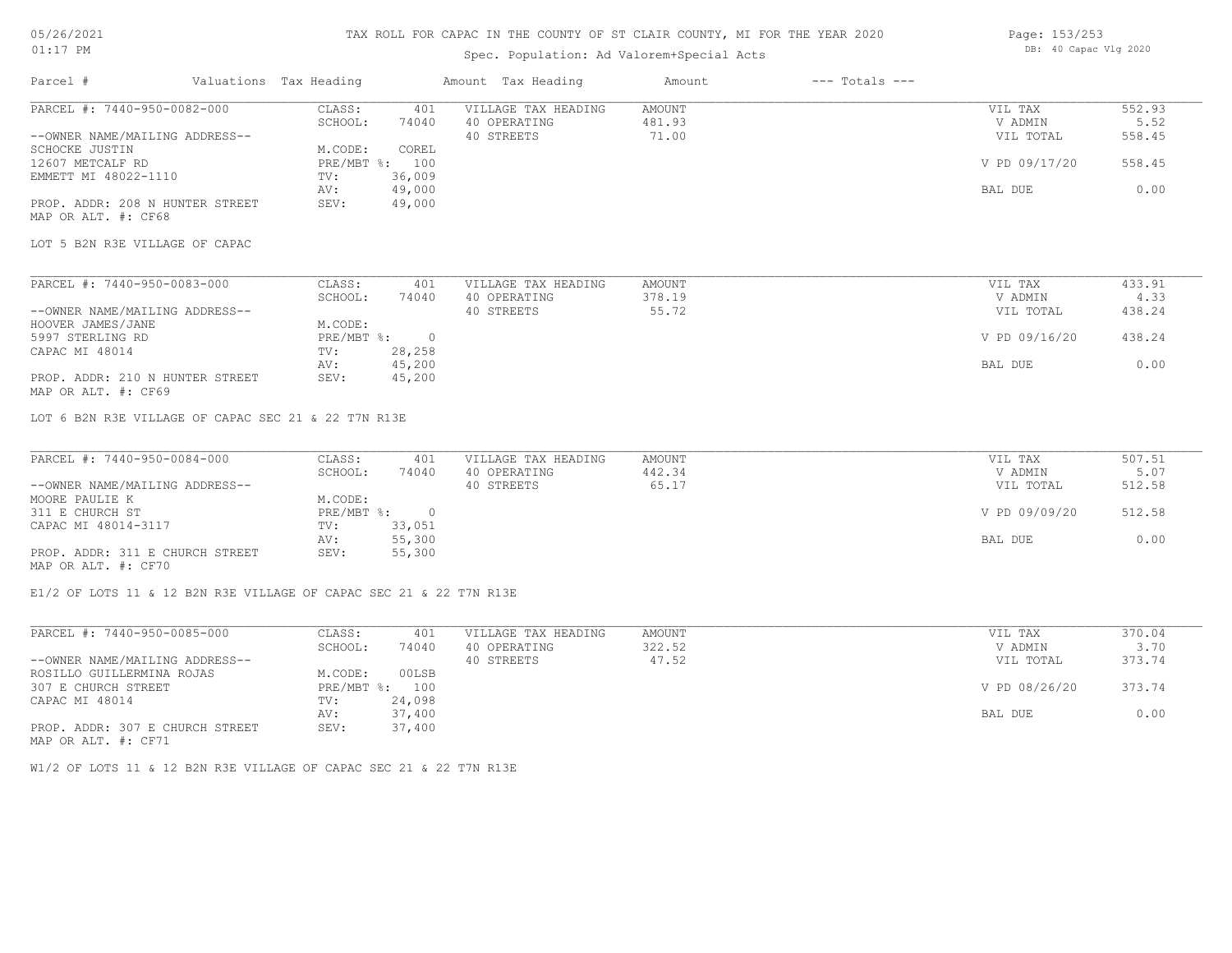# TAX ROLL FOR CAPAC IN THE COUNTY OF ST CLAIR COUNTY, MI FOR THE YEAR 2020

Spec. Population: Ad Valorem+Special Acts

05/26/2021
01:17 PM

DB: 40 Capac Vlg 2020

| Parcel # | Valuations | Tax Heading | Amount | Tax Heading | Amount | --- Totals --- | |
|---|---|---|---|---|---|---|---|
| PARCEL #: 7440-950-0082-000 | CLASS: | 401 | VILLAGE TAX HEADING | AMOUNT | | VIL TAX | 552.93 |
| | SCHOOL: | 74040 | 40 OPERATING | 481.93 | | V ADMIN | 5.52 |
| --OWNER NAME/MAILING ADDRESS-- | | | 40 STREETS | 71.00 | | VIL TOTAL | 558.45 |
| SCHOCKE JUSTIN | M.CODE: | COREL | | | | | |
| 12607 METCALF RD | PRE/MBT %: | 100 | | | | V PD 09/17/20 | 558.45 |
| EMMETT MI 48022-1110 | TV: | 36,009 | | | | | |
| | AV: | 49,000 | | | | BAL DUE | 0.00 |
| PROP. ADDR: 208 N HUNTER STREET | SEV: | 49,000 | | | | | |
| MAP OR ALT. #: CF68 | | | | | | | |

LOT 5 B2N R3E VILLAGE OF CAPAC

| Parcel # | Valuations | Tax Heading | Amount | Tax Heading | Amount | --- Totals --- | |
|---|---|---|---|---|---|---|---|
| PARCEL #: 7440-950-0083-000 | CLASS: | 401 | VILLAGE TAX HEADING | AMOUNT | | VIL TAX | 433.91 |
| | SCHOOL: | 74040 | 40 OPERATING | 378.19 | | V ADMIN | 4.33 |
| --OWNER NAME/MAILING ADDRESS-- | | | 40 STREETS | 55.72 | | VIL TOTAL | 438.24 |
| HOOVER JAMES/JANE | M.CODE: | | | | | | |
| 5997 STERLING RD | PRE/MBT %: | 0 | | | | V PD 09/16/20 | 438.24 |
| CAPAC MI 48014 | TV: | 28,258 | | | | | |
| | AV: | 45,200 | | | | BAL DUE | 0.00 |
| PROP. ADDR: 210 N HUNTER STREET | SEV: | 45,200 | | | | | |
| MAP OR ALT. #: CF69 | | | | | | | |

LOT 6 B2N R3E VILLAGE OF CAPAC SEC 21 & 22 T7N R13E

| Parcel # | Valuations | Tax Heading | Amount | Tax Heading | Amount | --- Totals --- | |
|---|---|---|---|---|---|---|---|
| PARCEL #: 7440-950-0084-000 | CLASS: | 401 | VILLAGE TAX HEADING | AMOUNT | | VIL TAX | 507.51 |
| | SCHOOL: | 74040 | 40 OPERATING | 442.34 | | V ADMIN | 5.07 |
| --OWNER NAME/MAILING ADDRESS-- | | | 40 STREETS | 65.17 | | VIL TOTAL | 512.58 |
| MOORE PAULIE K | M.CODE: | | | | | | |
| 311 E CHURCH ST | PRE/MBT %: | 0 | | | | V PD 09/09/20 | 512.58 |
| CAPAC MI 48014-3117 | TV: | 33,051 | | | | | |
| | AV: | 55,300 | | | | BAL DUE | 0.00 |
| PROP. ADDR: 311 E CHURCH STREET | SEV: | 55,300 | | | | | |
| MAP OR ALT. #: CF70 | | | | | | | |

E1/2 OF LOTS 11 & 12 B2N R3E VILLAGE OF CAPAC SEC 21 & 22 T7N R13E

| Parcel # | Valuations | Tax Heading | Amount | Tax Heading | Amount | --- Totals --- | |
|---|---|---|---|---|---|---|---|
| PARCEL #: 7440-950-0085-000 | CLASS: | 401 | VILLAGE TAX HEADING | AMOUNT | | VIL TAX | 370.04 |
| | SCHOOL: | 74040 | 40 OPERATING | 322.52 | | V ADMIN | 3.70 |
| --OWNER NAME/MAILING ADDRESS-- | | | 40 STREETS | 47.52 | | VIL TOTAL | 373.74 |
| ROSILLO GUILLERMINA ROJAS | M.CODE: | 00LSB | | | | | |
| 307 E CHURCH STREET | PRE/MBT %: | 100 | | | | V PD 08/26/20 | 373.74 |
| CAPAC MI 48014 | TV: | 24,098 | | | | | |
| | AV: | 37,400 | | | | BAL DUE | 0.00 |
| PROP. ADDR: 307 E CHURCH STREET | SEV: | 37,400 | | | | | |
| MAP OR ALT. #: CF71 | | | | | | | |

W1/2 OF LOTS 11 & 12 B2N R3E VILLAGE OF CAPAC SEC 21 & 22 T7N R13E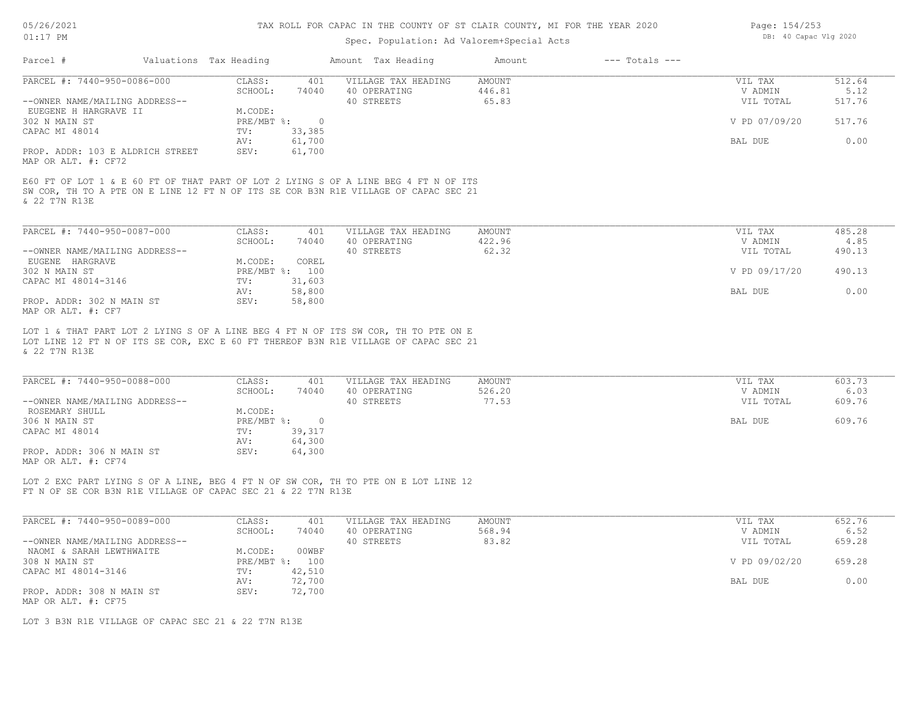# TAX ROLL FOR CAPAC IN THE COUNTY OF ST CLAIR COUNTY, MI FOR THE YEAR 2020

Spec. Population: Ad Valorem+Special Acts

05/26/2021 01:17 PM — DB: 40 Capac Vlg 2020

| Parcel # | Valuations | Tax Heading | Amount | Tax Heading | Amount | --- Totals --- | |
|---|---|---|---|---|---|---|---|
| PARCEL #: 7440-950-0086-000 | CLASS: | 401 | VILLAGE TAX HEADING | AMOUNT | | VIL TAX | 512.64 |
| | SCHOOL: | 74040 | 40 OPERATING | 446.81 | | V ADMIN | 5.12 |
| --OWNER NAME/MAILING ADDRESS-- | | | 40 STREETS | 65.83 | | VIL TOTAL | 517.76 |
| EUEGENE H HARGRAVE II | M.CODE: | | | | | | |
| 302 N MAIN ST | PRE/MBT %: | 0 | | | | V PD 07/09/20 | 517.76 |
| CAPAC MI 48014 | TV: | 33,385 | | | | | |
| | AV: | 61,700 | | | | BAL DUE | 0.00 |
| PROP. ADDR: 103 E ALDRICH STREET | SEV: | 61,700 | | | | | |
| MAP OR ALT. #: CF72 | | | | | | | |

E60 FT OF LOT 1 & E 60 FT OF THAT PART OF LOT 2 LYING S OF A LINE BEG 4 FT N OF ITS SW COR, TH TO A PTE ON E LINE 12 FT N OF ITS SE COR B3N R1E VILLAGE OF CAPAC SEC 21 & 22 T7N R13E

| Parcel # | Valuations | Tax Heading | Amount | Tax Heading | Amount | --- Totals --- | |
|---|---|---|---|---|---|---|---|
| PARCEL #: 7440-950-0087-000 | CLASS: | 401 | VILLAGE TAX HEADING | AMOUNT | | VIL TAX | 485.28 |
| | SCHOOL: | 74040 | 40 OPERATING | 422.96 | | V ADMIN | 4.85 |
| --OWNER NAME/MAILING ADDRESS-- | | | 40 STREETS | 62.32 | | VIL TOTAL | 490.13 |
| EUGENE HARGRAVE | M.CODE: | COREL | | | | | |
| 302 N MAIN ST | PRE/MBT %: | 100 | | | | V PD 09/17/20 | 490.13 |
| CAPAC MI 48014-3146 | TV: | 31,603 | | | | | |
| | AV: | 58,800 | | | | BAL DUE | 0.00 |
| PROP. ADDR: 302 N MAIN ST | SEV: | 58,800 | | | | | |
| MAP OR ALT. #: CF7 | | | | | | | |

LOT 1 & THAT PART LOT 2 LYING S OF A LINE BEG 4 FT N OF ITS SW COR, TH TO PTE ON E LOT LINE 12 FT N OF ITS SE COR, EXC E 60 FT THEREOF B3N R1E VILLAGE OF CAPAC SEC 21 & 22 T7N R13E

| Parcel # | Valuations | Tax Heading | Amount | Tax Heading | Amount | --- Totals --- | |
|---|---|---|---|---|---|---|---|
| PARCEL #: 7440-950-0088-000 | CLASS: | 401 | VILLAGE TAX HEADING | AMOUNT | | VIL TAX | 603.73 |
| | SCHOOL: | 74040 | 40 OPERATING | 526.20 | | V ADMIN | 6.03 |
| --OWNER NAME/MAILING ADDRESS-- | | | 40 STREETS | 77.53 | | VIL TOTAL | 609.76 |
| ROSEMARY SHULL | M.CODE: | | | | | | |
| 306 N MAIN ST | PRE/MBT %: | 0 | | | | BAL DUE | 609.76 |
| CAPAC MI 48014 | TV: | 39,317 | | | | | |
| | AV: | 64,300 | | | | | |
| PROP. ADDR: 306 N MAIN ST | SEV: | 64,300 | | | | | |
| MAP OR ALT. #: CF74 | | | | | | | |

LOT 2 EXC PART LYING S OF A LINE, BEG 4 FT N OF SW COR, TH TO PTE ON E LOT LINE 12 FT N OF SE COR B3N R1E VILLAGE OF CAPAC SEC 21 & 22 T7N R13E

| Parcel # | Valuations | Tax Heading | Amount | Tax Heading | Amount | --- Totals --- | |
|---|---|---|---|---|---|---|---|
| PARCEL #: 7440-950-0089-000 | CLASS: | 401 | VILLAGE TAX HEADING | AMOUNT | | VIL TAX | 652.76 |
| | SCHOOL: | 74040 | 40 OPERATING | 568.94 | | V ADMIN | 6.52 |
| --OWNER NAME/MAILING ADDRESS-- | | | 40 STREETS | 83.82 | | VIL TOTAL | 659.28 |
| NAOMI & SARAH LEWTHWAITE | M.CODE: | 00WBF | | | | | |
| 308 N MAIN ST | PRE/MBT %: | 100 | | | | V PD 09/02/20 | 659.28 |
| CAPAC MI 48014-3146 | TV: | 42,510 | | | | | |
| | AV: | 72,700 | | | | BAL DUE | 0.00 |
| PROP. ADDR: 308 N MAIN ST | SEV: | 72,700 | | | | | |
| MAP OR ALT. #: CF75 | | | | | | | |

LOT 3 B3N R1E VILLAGE OF CAPAC SEC 21 & 22 T7N R13E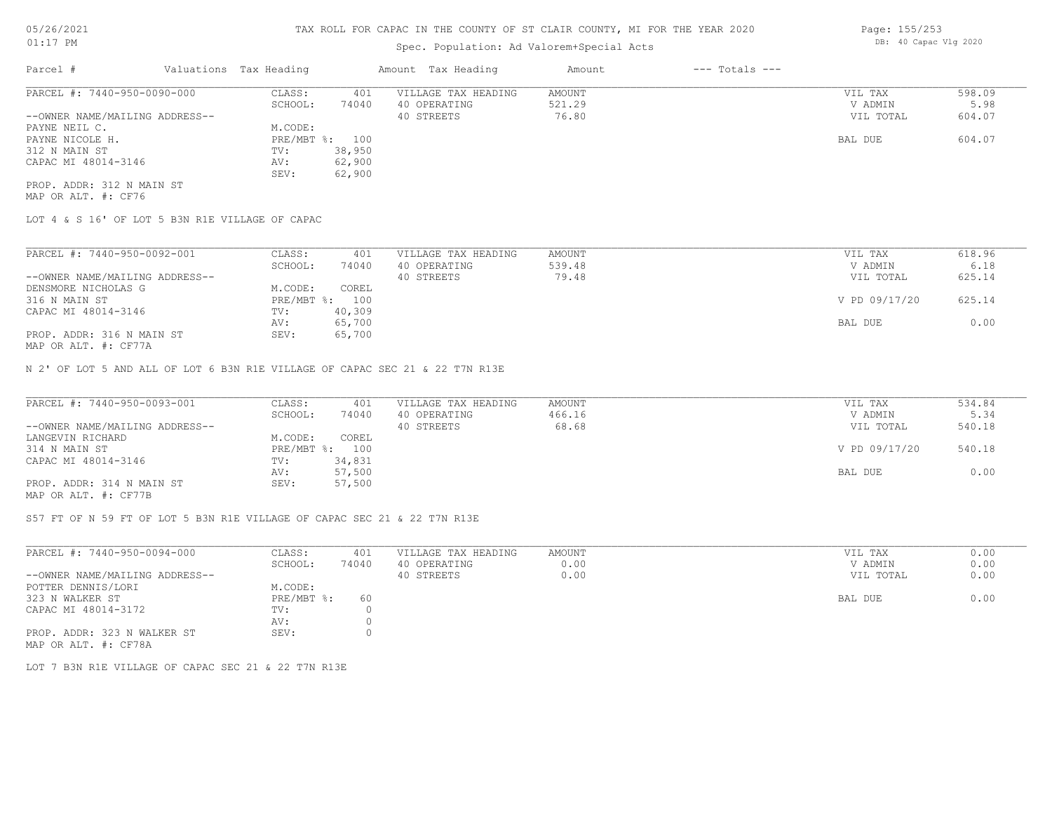# TAX ROLL FOR CAPAC IN THE COUNTY OF ST CLAIR COUNTY, MI FOR THE YEAR 2020

Spec. Population: Ad Valorem+Special Acts

| Parcel # | Valuations | Tax Heading | Amount | Tax Heading | Amount | --- Totals --- | |
|---|---|---|---|---|---|---|---|
| PARCEL #: 7440-950-0090-000 | CLASS: | 401 | VILLAGE TAX HEADING | AMOUNT | | VIL TAX | 598.09 |
| | SCHOOL: | 74040 | 40 OPERATING | 521.29 | | V ADMIN | 5.98 |
| --OWNER NAME/MAILING ADDRESS-- | | | 40 STREETS | 76.80 | | VIL TOTAL | 604.07 |
| PAYNE NEIL C. | M.CODE: | | | | | | |
| PAYNE NICOLE H. | PRE/MBT %: | 100 | | | | BAL DUE | 604.07 |
| 312 N MAIN ST | TV: | 38,950 | | | | | |
| CAPAC MI 48014-3146 | AV: | 62,900 | | | | | |
| | SEV: | 62,900 | | | | | |
| PROP. ADDR: 312 N MAIN ST | | | | | | | |
| MAP OR ALT. #: CF76 | | | | | | | |

LOT 4 & S 16' OF LOT 5 B3N R1E VILLAGE OF CAPAC

| Parcel # | Valuations | Tax Heading | Amount | Tax Heading | Amount | --- Totals --- | |
|---|---|---|---|---|---|---|---|
| PARCEL #: 7440-950-0092-001 | CLASS: | 401 | VILLAGE TAX HEADING | AMOUNT | | VIL TAX | 618.96 |
| | SCHOOL: | 74040 | 40 OPERATING | 539.48 | | V ADMIN | 6.18 |
| --OWNER NAME/MAILING ADDRESS-- | | | 40 STREETS | 79.48 | | VIL TOTAL | 625.14 |
| DENSMORE NICHOLAS G | M.CODE: | COREL | | | | | |
| 316 N MAIN ST | PRE/MBT %: | 100 | | | | V PD 09/17/20 | 625.14 |
| CAPAC MI 48014-3146 | TV: | 40,309 | | | | | |
| | AV: | 65,700 | | | | BAL DUE | 0.00 |
| PROP. ADDR: 316 N MAIN ST | SEV: | 65,700 | | | | | |
| MAP OR ALT. #: CF77A | | | | | | | |

N 2' OF LOT 5 AND ALL OF LOT 6 B3N R1E VILLAGE OF CAPAC SEC 21 & 22 T7N R13E

| Parcel # | Valuations | Tax Heading | Amount | Tax Heading | Amount | --- Totals --- | |
|---|---|---|---|---|---|---|---|
| PARCEL #: 7440-950-0093-001 | CLASS: | 401 | VILLAGE TAX HEADING | AMOUNT | | VIL TAX | 534.84 |
| | SCHOOL: | 74040 | 40 OPERATING | 466.16 | | V ADMIN | 5.34 |
| --OWNER NAME/MAILING ADDRESS-- | | | 40 STREETS | 68.68 | | VIL TOTAL | 540.18 |
| LANGEVIN RICHARD | M.CODE: | COREL | | | | | |
| 314 N MAIN ST | PRE/MBT %: | 100 | | | | V PD 09/17/20 | 540.18 |
| CAPAC MI 48014-3146 | TV: | 34,831 | | | | | |
| | AV: | 57,500 | | | | BAL DUE | 0.00 |
| PROP. ADDR: 314 N MAIN ST | SEV: | 57,500 | | | | | |
| MAP OR ALT. #: CF77B | | | | | | | |

S57 FT OF N 59 FT OF LOT 5 B3N R1E VILLAGE OF CAPAC SEC 21 & 22 T7N R13E

| Parcel # | Valuations | Tax Heading | Amount | Tax Heading | Amount | --- Totals --- | |
|---|---|---|---|---|---|---|---|
| PARCEL #: 7440-950-0094-000 | CLASS: | 401 | VILLAGE TAX HEADING | AMOUNT | | VIL TAX | 0.00 |
| | SCHOOL: | 74040 | 40 OPERATING | 0.00 | | V ADMIN | 0.00 |
| --OWNER NAME/MAILING ADDRESS-- | | | 40 STREETS | 0.00 | | VIL TOTAL | 0.00 |
| POTTER DENNIS/LORI | M.CODE: | | | | | | |
| 323 N WALKER ST | PRE/MBT %: | 60 | | | | BAL DUE | 0.00 |
| CAPAC MI 48014-3172 | TV: | 0 | | | | | |
| | AV: | 0 | | | | | |
| PROP. ADDR: 323 N WALKER ST | SEV: | 0 | | | | | |
| MAP OR ALT. #: CF78A | | | | | | | |

LOT 7 B3N R1E VILLAGE OF CAPAC SEC 21 & 22 T7N R13E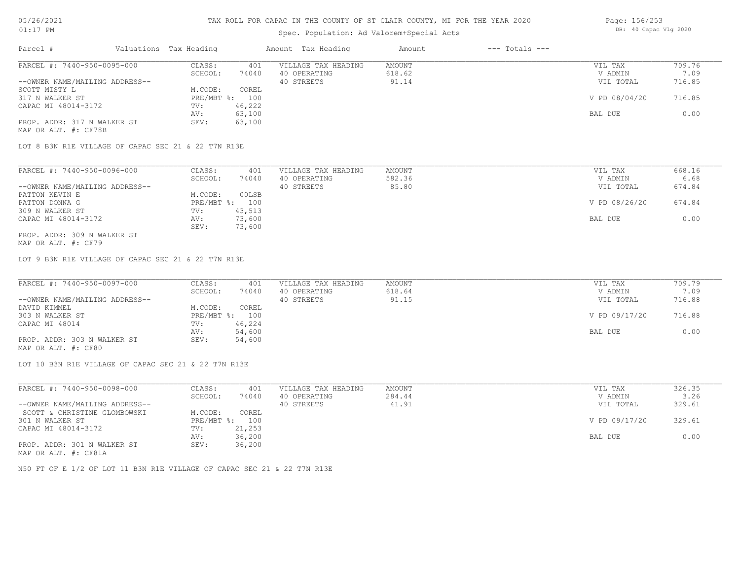# TAX ROLL FOR CAPAC IN THE COUNTY OF ST CLAIR COUNTY, MI FOR THE YEAR 2020

Spec. Population: Ad Valorem+Special Acts

| Parcel # | Valuations | Tax Heading | Amount | Tax Heading | Amount | --- Totals --- | |
|---|---|---|---|---|---|---|---|
| PARCEL #: 7440-950-0095-000 | CLASS: | 401 | VILLAGE TAX HEADING | AMOUNT | | VIL TAX | 709.76 |
| | SCHOOL: | 74040 | 40 OPERATING | 618.62 | | V ADMIN | 7.09 |
| --OWNER NAME/MAILING ADDRESS-- | | | 40 STREETS | 91.14 | | VIL TOTAL | 716.85 |
| SCOTT MISTY L | M.CODE: | COREL | | | | | |
| 317 N WALKER ST | PRE/MBT %: | 100 | | | | V PD 08/04/20 | 716.85 |
| CAPAC MI 48014-3172 | TV: | 46,222 | | | | | |
| | AV: | 63,100 | | | | BAL DUE | 0.00 |
| PROP. ADDR: 317 N WALKER ST | SEV: | 63,100 | | | | | |
| MAP OR ALT. #: CF78B | | | | | | | |

LOT 8 B3N R1E VILLAGE OF CAPAC SEC 21 & 22 T7N R13E

| Parcel # | Valuations | Tax Heading | Amount | Tax Heading | Amount | --- Totals --- | |
|---|---|---|---|---|---|---|---|
| PARCEL #: 7440-950-0096-000 | CLASS: | 401 | VILLAGE TAX HEADING | AMOUNT | | VIL TAX | 668.16 |
| | SCHOOL: | 74040 | 40 OPERATING | 582.36 | | V ADMIN | 6.68 |
| --OWNER NAME/MAILING ADDRESS-- | | | 40 STREETS | 85.80 | | VIL TOTAL | 674.84 |
| PATTON KEVIN E | M.CODE: | 00LSB | | | | | |
| PATTON DONNA G | PRE/MBT %: | 100 | | | | V PD 08/26/20 | 674.84 |
| 309 N WALKER ST | TV: | 43,513 | | | | | |
| CAPAC MI 48014-3172 | AV: | 73,600 | | | | BAL DUE | 0.00 |
| | SEV: | 73,600 | | | | | |
| PROP. ADDR: 309 N WALKER ST | | | | | | | |
| MAP OR ALT. #: CF79 | | | | | | | |

LOT 9 B3N R1E VILLAGE OF CAPAC SEC 21 & 22 T7N R13E

| Parcel # | Valuations | Tax Heading | Amount | Tax Heading | Amount | --- Totals --- | |
|---|---|---|---|---|---|---|---|
| PARCEL #: 7440-950-0097-000 | CLASS: | 401 | VILLAGE TAX HEADING | AMOUNT | | VIL TAX | 709.79 |
| | SCHOOL: | 74040 | 40 OPERATING | 618.64 | | V ADMIN | 7.09 |
| --OWNER NAME/MAILING ADDRESS-- | | | 40 STREETS | 91.15 | | VIL TOTAL | 716.88 |
| DAVID KIMMEL | M.CODE: | COREL | | | | | |
| 303 N WALKER ST | PRE/MBT %: | 100 | | | | V PD 09/17/20 | 716.88 |
| CAPAC MI 48014 | TV: | 46,224 | | | | | |
| | AV: | 54,600 | | | | BAL DUE | 0.00 |
| PROP. ADDR: 303 N WALKER ST | SEV: | 54,600 | | | | | |
| MAP OR ALT. #: CF80 | | | | | | | |

LOT 10 B3N R1E VILLAGE OF CAPAC SEC 21 & 22 T7N R13E

| Parcel # | Valuations | Tax Heading | Amount | Tax Heading | Amount | --- Totals --- | |
|---|---|---|---|---|---|---|---|
| PARCEL #: 7440-950-0098-000 | CLASS: | 401 | VILLAGE TAX HEADING | AMOUNT | | VIL TAX | 326.35 |
| | SCHOOL: | 74040 | 40 OPERATING | 284.44 | | V ADMIN | 3.26 |
| --OWNER NAME/MAILING ADDRESS-- | | | 40 STREETS | 41.91 | | VIL TOTAL | 329.61 |
| SCOTT & CHRISTINE GLOMBOWSKI | M.CODE: | COREL | | | | | |
| 301 N WALKER ST | PRE/MBT %: | 100 | | | | V PD 09/17/20 | 329.61 |
| CAPAC MI 48014-3172 | TV: | 21,253 | | | | | |
| | AV: | 36,200 | | | | BAL DUE | 0.00 |
| PROP. ADDR: 301 N WALKER ST | SEV: | 36,200 | | | | | |
| MAP OR ALT. #: CF81A | | | | | | | |

N50 FT OF E 1/2 OF LOT 11 B3N R1E VILLAGE OF CAPAC SEC 21 & 22 T7N R13E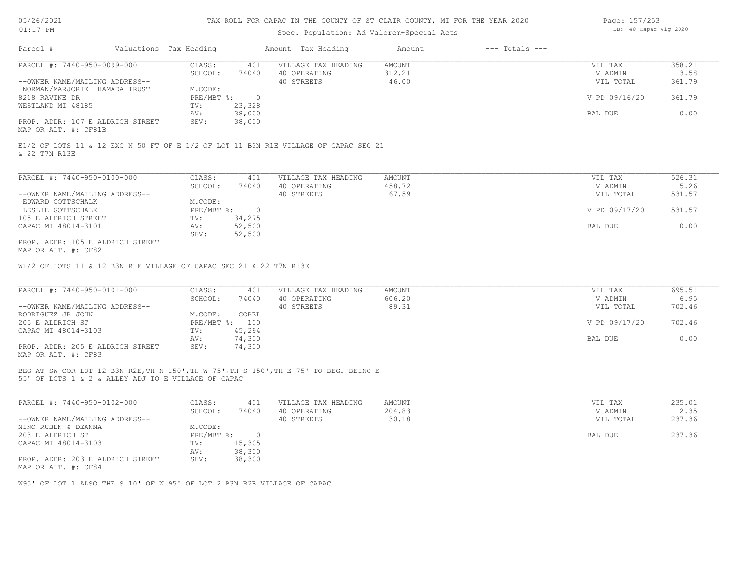# TAX ROLL FOR CAPAC IN THE COUNTY OF ST CLAIR COUNTY, MI FOR THE YEAR 2020

Spec. Population: Ad Valorem+Special Acts

| Parcel # | Valuations | Tax Heading | Amount | Tax Heading | Amount | --- Totals --- | |
|---|---|---|---|---|---|---|---|

**PARCEL #: 7440-950-0099-000**

| | | | | | |
|---|---|---|---|---|---|
| CLASS: | 401 | VILLAGE TAX HEADING | AMOUNT | VIL TAX | 358.21 |
| SCHOOL: | 74040 | 40 OPERATING | 312.21 | V ADMIN | 3.58 |
| | | 40 STREETS | 46.00 | VIL TOTAL | 361.79 |
| M.CODE: | | | | | |
| PRE/MBT %: | 0 | | | V PD 09/16/20 | 361.79 |
| TV: | 23,328 | | | | |
| AV: | 38,000 | | | BAL DUE | 0.00 |
| SEV: | 38,000 | | | | |

--OWNER NAME/MAILING ADDRESS--
NORMAN/MARJORIE HAMADA TRUST
8218 RAVINE DR
WESTLAND MI 48185

PROP. ADDR: 107 E ALDRICH STREET
MAP OR ALT. #: CF81B

E1/2 OF LOTS 11 & 12 EXC N 50 FT OF E 1/2 OF LOT 11 B3N R1E VILLAGE OF CAPAC SEC 21 & 22 T7N R13E

**PARCEL #: 7440-950-0100-000**

| | | | | | |
|---|---|---|---|---|---|
| CLASS: | 401 | VILLAGE TAX HEADING | AMOUNT | VIL TAX | 526.31 |
| SCHOOL: | 74040 | 40 OPERATING | 458.72 | V ADMIN | 5.26 |
| | | 40 STREETS | 67.59 | VIL TOTAL | 531.57 |
| M.CODE: | | | | | |
| PRE/MBT %: | 0 | | | V PD 09/17/20 | 531.57 |
| TV: | 34,275 | | | | |
| AV: | 52,500 | | | BAL DUE | 0.00 |
| SEV: | 52,500 | | | | |

--OWNER NAME/MAILING ADDRESS--
EDWARD GOTTSCHALK
LESLIE GOTTSCHALK
105 E ALDRICH STREET
CAPAC MI 48014-3101

PROP. ADDR: 105 E ALDRICH STREET
MAP OR ALT. #: CF82

W1/2 OF LOTS 11 & 12 B3N R1E VILLAGE OF CAPAC SEC 21 & 22 T7N R13E

**PARCEL #: 7440-950-0101-000**

| | | | | | |
|---|---|---|---|---|---|
| CLASS: | 401 | VILLAGE TAX HEADING | AMOUNT | VIL TAX | 695.51 |
| SCHOOL: | 74040 | 40 OPERATING | 606.20 | V ADMIN | 6.95 |
| | | 40 STREETS | 89.31 | VIL TOTAL | 702.46 |
| M.CODE: | COREL | | | | |
| PRE/MBT %: | 100 | | | V PD 09/17/20 | 702.46 |
| TV: | 45,294 | | | | |
| AV: | 74,300 | | | BAL DUE | 0.00 |
| SEV: | 74,300 | | | | |

--OWNER NAME/MAILING ADDRESS--
RODRIGUEZ JR JOHN
205 E ALDRICH ST
CAPAC MI 48014-3103

PROP. ADDR: 205 E ALDRICH STREET
MAP OR ALT. #: CF83

BEG AT SW COR LOT 12 B3N R2E,TH N 150',TH W 75',TH S 150',TH E 75' TO BEG. BEING E 55' OF LOTS 1 & 2 & ALLEY ADJ TO E VILLAGE OF CAPAC

**PARCEL #: 7440-950-0102-000**

| | | | | | |
|---|---|---|---|---|---|
| CLASS: | 401 | VILLAGE TAX HEADING | AMOUNT | VIL TAX | 235.01 |
| SCHOOL: | 74040 | 40 OPERATING | 204.83 | V ADMIN | 2.35 |
| | | 40 STREETS | 30.18 | VIL TOTAL | 237.36 |
| M.CODE: | | | | | |
| PRE/MBT %: | 0 | | | BAL DUE | 237.36 |
| TV: | 15,305 | | | | |
| AV: | 38,300 | | | | |
| SEV: | 38,300 | | | | |

--OWNER NAME/MAILING ADDRESS--
NINO RUBEN & DEANNA
203 E ALDRICH ST
CAPAC MI 48014-3103

PROP. ADDR: 203 E ALDRICH STREET
MAP OR ALT. #: CF84

W95' OF LOT 1 ALSO THE S 10' OF W 95' OF LOT 2 B3N R2E VILLAGE OF CAPAC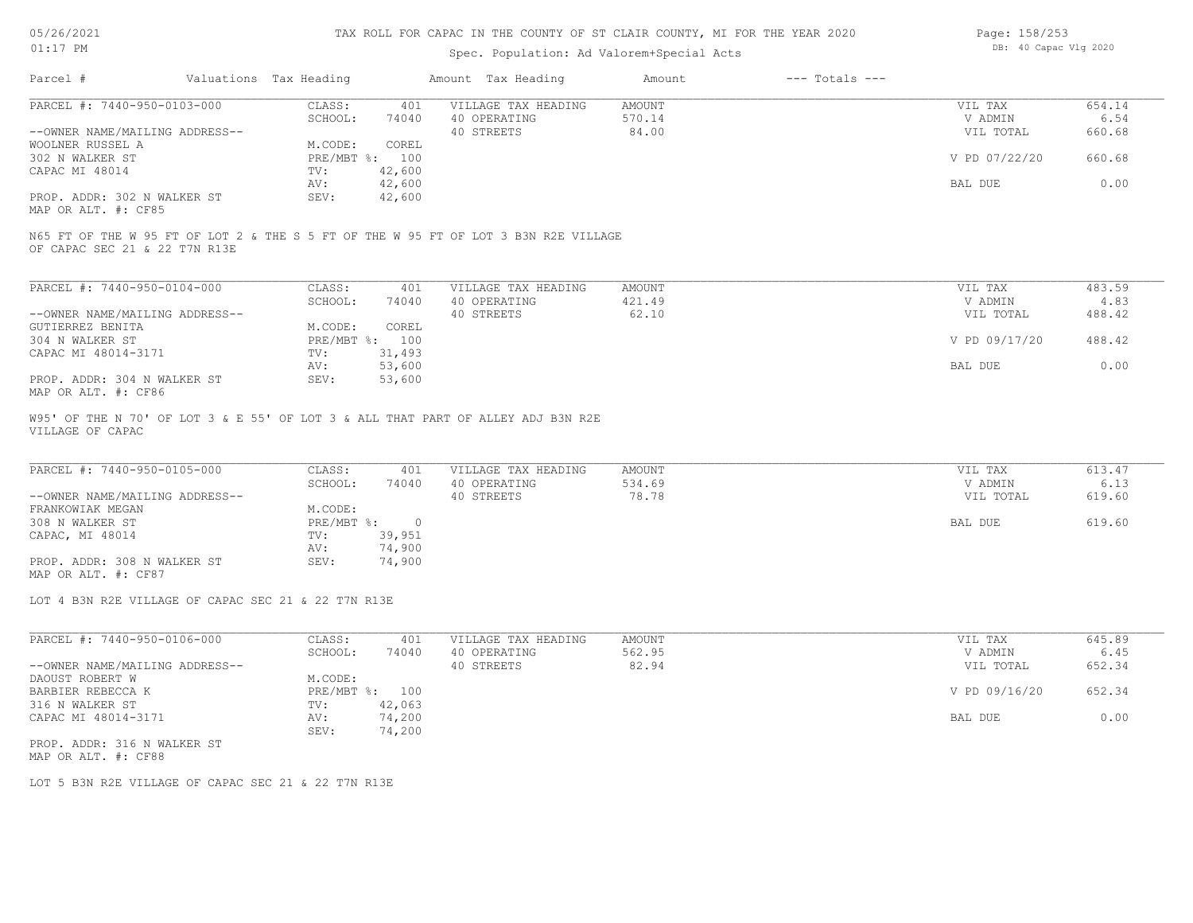TAX ROLL FOR CAPAC IN THE COUNTY OF ST CLAIR COUNTY, MI FOR THE YEAR 2020

Spec. Population: Ad Valorem+Special Acts

DB: 40 Capac Vlg 2020

| Parcel # | Valuations | Tax Heading | Amount | Tax Heading | Amount | --- Totals --- | |
|---|---|---|---|---|---|---|---|
| PARCEL #: 7440-950-0103-000 | CLASS: | 401 | VILLAGE TAX HEADING | AMOUNT | | VIL TAX | 654.14 |
| | SCHOOL: | 74040 | 40 OPERATING | 570.14 | | V ADMIN | 6.54 |
| --OWNER NAME/MAILING ADDRESS-- | | | 40 STREETS | 84.00 | | VIL TOTAL | 660.68 |
| WOOLNER RUSSEL A | M.CODE: | COREL | | | | | |
| 302 N WALKER ST | PRE/MBT %: | 100 | | | | V PD 07/22/20 | 660.68 |
| CAPAC MI 48014 | TV: | 42,600 | | | | | |
| | AV: | 42,600 | | | | BAL DUE | 0.00 |
| PROP. ADDR: 302 N WALKER ST | SEV: | 42,600 | | | | | |
| MAP OR ALT. #: CF85 | | | | | | | |

N65 FT OF THE W 95 FT OF LOT 2 & THE S 5 FT OF THE W 95 FT OF LOT 3 B3N R2E VILLAGE OF CAPAC SEC 21 & 22 T7N R13E

| Parcel # | Valuations | Tax Heading | Amount | Tax Heading | Amount | --- Totals --- | |
|---|---|---|---|---|---|---|---|
| PARCEL #: 7440-950-0104-000 | CLASS: | 401 | VILLAGE TAX HEADING | AMOUNT | | VIL TAX | 483.59 |
| | SCHOOL: | 74040 | 40 OPERATING | 421.49 | | V ADMIN | 4.83 |
| --OWNER NAME/MAILING ADDRESS-- | | | 40 STREETS | 62.10 | | VIL TOTAL | 488.42 |
| GUTIERREZ BENITA | M.CODE: | COREL | | | | | |
| 304 N WALKER ST | PRE/MBT %: | 100 | | | | V PD 09/17/20 | 488.42 |
| CAPAC MI 48014-3171 | TV: | 31,493 | | | | | |
| | AV: | 53,600 | | | | BAL DUE | 0.00 |
| PROP. ADDR: 304 N WALKER ST | SEV: | 53,600 | | | | | |
| MAP OR ALT. #: CF86 | | | | | | | |

W95' OF THE N 70' OF LOT 3 & E 55' OF LOT 3 & ALL THAT PART OF ALLEY ADJ B3N R2E VILLAGE OF CAPAC

| Parcel # | Valuations | Tax Heading | Amount | Tax Heading | Amount | --- Totals --- | |
|---|---|---|---|---|---|---|---|
| PARCEL #: 7440-950-0105-000 | CLASS: | 401 | VILLAGE TAX HEADING | AMOUNT | | VIL TAX | 613.47 |
| | SCHOOL: | 74040 | 40 OPERATING | 534.69 | | V ADMIN | 6.13 |
| --OWNER NAME/MAILING ADDRESS-- | | | 40 STREETS | 78.78 | | VIL TOTAL | 619.60 |
| FRANKOWIAK MEGAN | M.CODE: | | | | | | |
| 308 N WALKER ST | PRE/MBT %: | 0 | | | | BAL DUE | 619.60 |
| CAPAC, MI 48014 | TV: | 39,951 | | | | | |
| | AV: | 74,900 | | | | | |
| PROP. ADDR: 308 N WALKER ST | SEV: | 74,900 | | | | | |
| MAP OR ALT. #: CF87 | | | | | | | |

LOT 4 B3N R2E VILLAGE OF CAPAC SEC 21 & 22 T7N R13E

| Parcel # | Valuations | Tax Heading | Amount | Tax Heading | Amount | --- Totals --- | |
|---|---|---|---|---|---|---|---|
| PARCEL #: 7440-950-0106-000 | CLASS: | 401 | VILLAGE TAX HEADING | AMOUNT | | VIL TAX | 645.89 |
| | SCHOOL: | 74040 | 40 OPERATING | 562.95 | | V ADMIN | 6.45 |
| --OWNER NAME/MAILING ADDRESS-- | | | 40 STREETS | 82.94 | | VIL TOTAL | 652.34 |
| DAOUST ROBERT W | M.CODE: | | | | | | |
| BARBIER REBECCA K | PRE/MBT %: | 100 | | | | V PD 09/16/20 | 652.34 |
| 316 N WALKER ST | TV: | 42,063 | | | | | |
| CAPAC MI 48014-3171 | AV: | 74,200 | | | | BAL DUE | 0.00 |
| | SEV: | 74,200 | | | | | |
| PROP. ADDR: 316 N WALKER ST | | | | | | | |
| MAP OR ALT. #: CF88 | | | | | | | |

LOT 5 B3N R2E VILLAGE OF CAPAC SEC 21 & 22 T7N R13E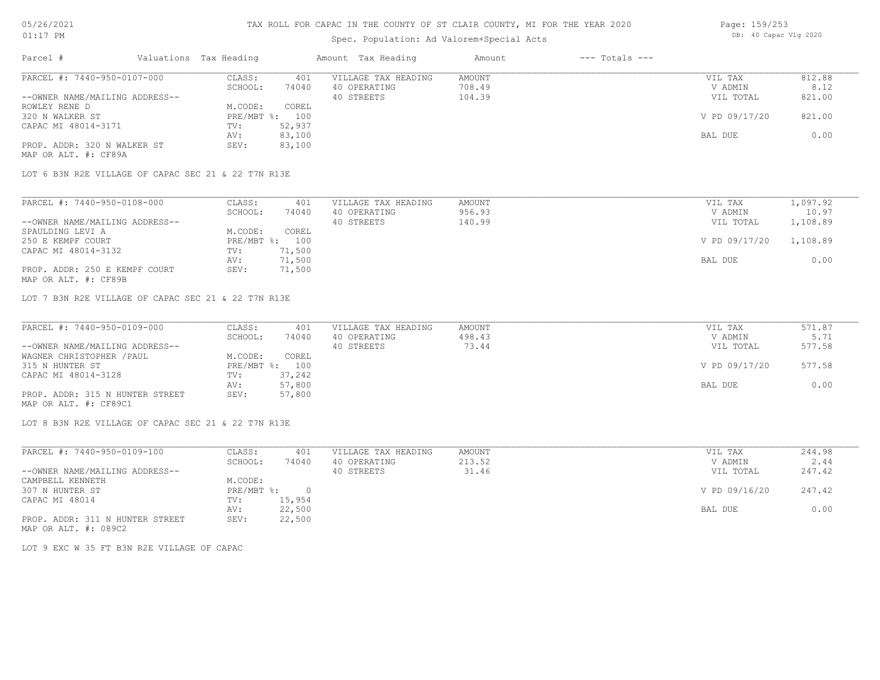# TAX ROLL FOR CAPAC IN THE COUNTY OF ST CLAIR COUNTY, MI FOR THE YEAR 2020

05/26/2021
01:17 PM

Spec. Population: Ad Valorem+Special Acts

DB: 40 Capac Vlg 2020

| Parcel # | Valuations | Tax Heading | Amount | Tax Heading | Amount | --- Totals --- | |
|---|---|---|---|---|---|---|---|
| PARCEL #: 7440-950-0107-000 | CLASS: | 401 | VILLAGE TAX HEADING | AMOUNT | | VIL TAX | 812.88 |
| | SCHOOL: | 74040 | 40 OPERATING | 708.49 | | V ADMIN | 8.12 |
| --OWNER NAME/MAILING ADDRESS-- | | | 40 STREETS | 104.39 | | VIL TOTAL | 821.00 |
| ROWLEY RENE D | M.CODE: | COREL | | | | | |
| 320 N WALKER ST | PRE/MBT %: | 100 | | | | V PD 09/17/20 | 821.00 |
| CAPAC MI 48014-3171 | TV: | 52,937 | | | | | |
| | AV: | 83,100 | | | | BAL DUE | 0.00 |
| PROP. ADDR: 320 N WALKER ST | SEV: | 83,100 | | | | | |
| MAP OR ALT. #: CF89A | | | | | | | |

LOT 6 B3N R2E VILLAGE OF CAPAC SEC 21 & 22 T7N R13E

| Parcel # | Valuations | Tax Heading | Amount | Tax Heading | Amount | --- Totals --- | |
|---|---|---|---|---|---|---|---|
| PARCEL #: 7440-950-0108-000 | CLASS: | 401 | VILLAGE TAX HEADING | AMOUNT | | VIL TAX | 1,097.92 |
| | SCHOOL: | 74040 | 40 OPERATING | 956.93 | | V ADMIN | 10.97 |
| --OWNER NAME/MAILING ADDRESS-- | | | 40 STREETS | 140.99 | | VIL TOTAL | 1,108.89 |
| SPAULDING LEVI A | M.CODE: | COREL | | | | | |
| 250 E KEMPF COURT | PRE/MBT %: | 100 | | | | V PD 09/17/20 | 1,108.89 |
| CAPAC MI 48014-3132 | TV: | 71,500 | | | | | |
| | AV: | 71,500 | | | | BAL DUE | 0.00 |
| PROP. ADDR: 250 E KEMPF COURT | SEV: | 71,500 | | | | | |
| MAP OR ALT. #: CF89B | | | | | | | |

LOT 7 B3N R2E VILLAGE OF CAPAC SEC 21 & 22 T7N R13E

| Parcel # | Valuations | Tax Heading | Amount | Tax Heading | Amount | --- Totals --- | |
|---|---|---|---|---|---|---|---|
| PARCEL #: 7440-950-0109-000 | CLASS: | 401 | VILLAGE TAX HEADING | AMOUNT | | VIL TAX | 571.87 |
| | SCHOOL: | 74040 | 40 OPERATING | 498.43 | | V ADMIN | 5.71 |
| --OWNER NAME/MAILING ADDRESS-- | | | 40 STREETS | 73.44 | | VIL TOTAL | 577.58 |
| WAGNER CHRISTOPHER /PAUL | M.CODE: | COREL | | | | | |
| 315 N HUNTER ST | PRE/MBT %: | 100 | | | | V PD 09/17/20 | 577.58 |
| CAPAC MI 48014-3128 | TV: | 37,242 | | | | | |
| | AV: | 57,800 | | | | BAL DUE | 0.00 |
| PROP. ADDR: 315 N HUNTER STREET | SEV: | 57,800 | | | | | |
| MAP OR ALT. #: CF89C1 | | | | | | | |

LOT 8 B3N R2E VILLAGE OF CAPAC SEC 21 & 22 T7N R13E

| Parcel # | Valuations | Tax Heading | Amount | Tax Heading | Amount | --- Totals --- | |
|---|---|---|---|---|---|---|---|
| PARCEL #: 7440-950-0109-100 | CLASS: | 401 | VILLAGE TAX HEADING | AMOUNT | | VIL TAX | 244.98 |
| | SCHOOL: | 74040 | 40 OPERATING | 213.52 | | V ADMIN | 2.44 |
| --OWNER NAME/MAILING ADDRESS-- | | | 40 STREETS | 31.46 | | VIL TOTAL | 247.42 |
| CAMPBELL KENNETH | M.CODE: | | | | | | |
| 307 N HUNTER ST | PRE/MBT %: | 0 | | | | V PD 09/16/20 | 247.42 |
| CAPAC MI 48014 | TV: | 15,954 | | | | | |
| | AV: | 22,500 | | | | BAL DUE | 0.00 |
| PROP. ADDR: 311 N HUNTER STREET | SEV: | 22,500 | | | | | |
| MAP OR ALT. #: 089C2 | | | | | | | |

LOT 9 EXC W 35 FT B3N R2E VILLAGE OF CAPAC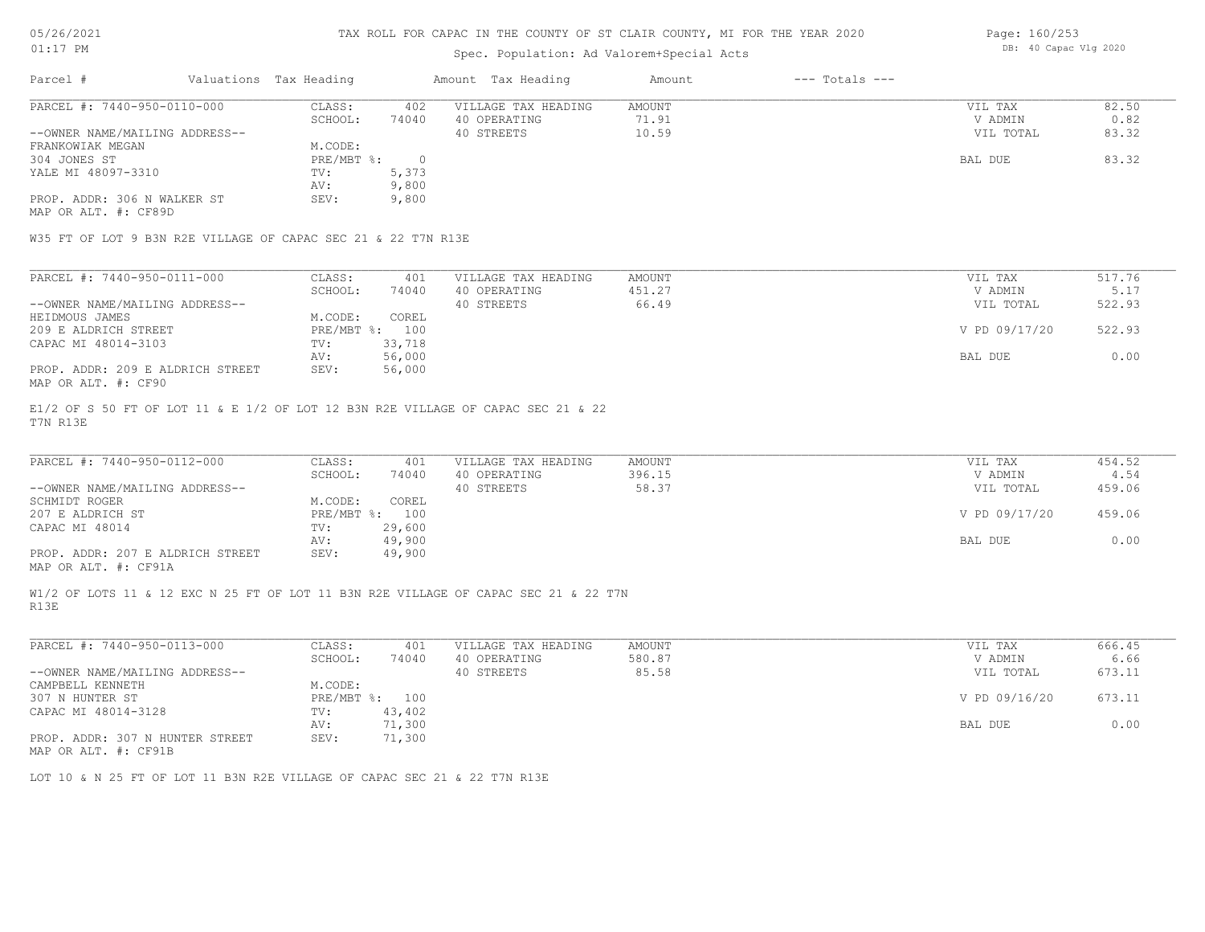# TAX ROLL FOR CAPAC IN THE COUNTY OF ST CLAIR COUNTY, MI FOR THE YEAR 2020

05/26/2021
01:17 PM

Spec. Population: Ad Valorem+Special Acts

DB: 40 Capac Vlg 2020

| Parcel # | Valuations Tax Heading | | Amount Tax Heading | Amount | --- Totals --- | |
|---|---|---|---|---|---|---|
| PARCEL #: 7440-950-0110-000 | CLASS: | 402 | VILLAGE TAX HEADING | AMOUNT | VIL TAX | 82.50 |
| | SCHOOL: | 74040 | 40 OPERATING | 71.91 | V ADMIN | 0.82 |
| --OWNER NAME/MAILING ADDRESS-- | | | 40 STREETS | 10.59 | VIL TOTAL | 83.32 |
| FRANKOWIAK MEGAN | M.CODE: | | | | | |
| 304 JONES ST | PRE/MBT %: | 0 | | | BAL DUE | 83.32 |
| YALE MI 48097-3310 | TV: | 5,373 | | | | |
| | AV: | 9,800 | | | | |
| PROP. ADDR: 306 N WALKER ST | SEV: | 9,800 | | | | |
| MAP OR ALT. #: CF89D | | | | | | |

W35 FT OF LOT 9 B3N R2E VILLAGE OF CAPAC SEC 21 & 22 T7N R13E

| Parcel # | Valuations Tax Heading | | Amount Tax Heading | Amount | --- Totals --- | |
|---|---|---|---|---|---|---|
| PARCEL #: 7440-950-0111-000 | CLASS: | 401 | VILLAGE TAX HEADING | AMOUNT | VIL TAX | 517.76 |
| | SCHOOL: | 74040 | 40 OPERATING | 451.27 | V ADMIN | 5.17 |
| --OWNER NAME/MAILING ADDRESS-- | | | 40 STREETS | 66.49 | VIL TOTAL | 522.93 |
| HEIDMOUS JAMES | M.CODE: | COREL | | | | |
| 209 E ALDRICH STREET | PRE/MBT %: | 100 | | | V PD 09/17/20 | 522.93 |
| CAPAC MI 48014-3103 | TV: | 33,718 | | | | |
| | AV: | 56,000 | | | BAL DUE | 0.00 |
| PROP. ADDR: 209 E ALDRICH STREET | SEV: | 56,000 | | | | |
| MAP OR ALT. #: CF90 | | | | | | |

E1/2 OF S 50 FT OF LOT 11 & E 1/2 OF LOT 12 B3N R2E VILLAGE OF CAPAC SEC 21 & 22 T7N R13E

| Parcel # | Valuations Tax Heading | | Amount Tax Heading | Amount | --- Totals --- | |
|---|---|---|---|---|---|---|
| PARCEL #: 7440-950-0112-000 | CLASS: | 401 | VILLAGE TAX HEADING | AMOUNT | VIL TAX | 454.52 |
| | SCHOOL: | 74040 | 40 OPERATING | 396.15 | V ADMIN | 4.54 |
| --OWNER NAME/MAILING ADDRESS-- | | | 40 STREETS | 58.37 | VIL TOTAL | 459.06 |
| SCHMIDT ROGER | M.CODE: | COREL | | | | |
| 207 E ALDRICH ST | PRE/MBT %: | 100 | | | V PD 09/17/20 | 459.06 |
| CAPAC MI 48014 | TV: | 29,600 | | | | |
| | AV: | 49,900 | | | BAL DUE | 0.00 |
| PROP. ADDR: 207 E ALDRICH STREET | SEV: | 49,900 | | | | |
| MAP OR ALT. #: CF91A | | | | | | |

W1/2 OF LOTS 11 & 12 EXC N 25 FT OF LOT 11 B3N R2E VILLAGE OF CAPAC SEC 21 & 22 T7N R13E

| Parcel # | Valuations Tax Heading | | Amount Tax Heading | Amount | --- Totals --- | |
|---|---|---|---|---|---|---|
| PARCEL #: 7440-950-0113-000 | CLASS: | 401 | VILLAGE TAX HEADING | AMOUNT | VIL TAX | 666.45 |
| | SCHOOL: | 74040 | 40 OPERATING | 580.87 | V ADMIN | 6.66 |
| --OWNER NAME/MAILING ADDRESS-- | | | 40 STREETS | 85.58 | VIL TOTAL | 673.11 |
| CAMPBELL KENNETH | M.CODE: | | | | | |
| 307 N HUNTER ST | PRE/MBT %: | 100 | | | V PD 09/16/20 | 673.11 |
| CAPAC MI 48014-3128 | TV: | 43,402 | | | | |
| | AV: | 71,300 | | | BAL DUE | 0.00 |
| PROP. ADDR: 307 N HUNTER STREET | SEV: | 71,300 | | | | |
| MAP OR ALT. #: CF91B | | | | | | |

LOT 10 & N 25 FT OF LOT 11 B3N R2E VILLAGE OF CAPAC SEC 21 & 22 T7N R13E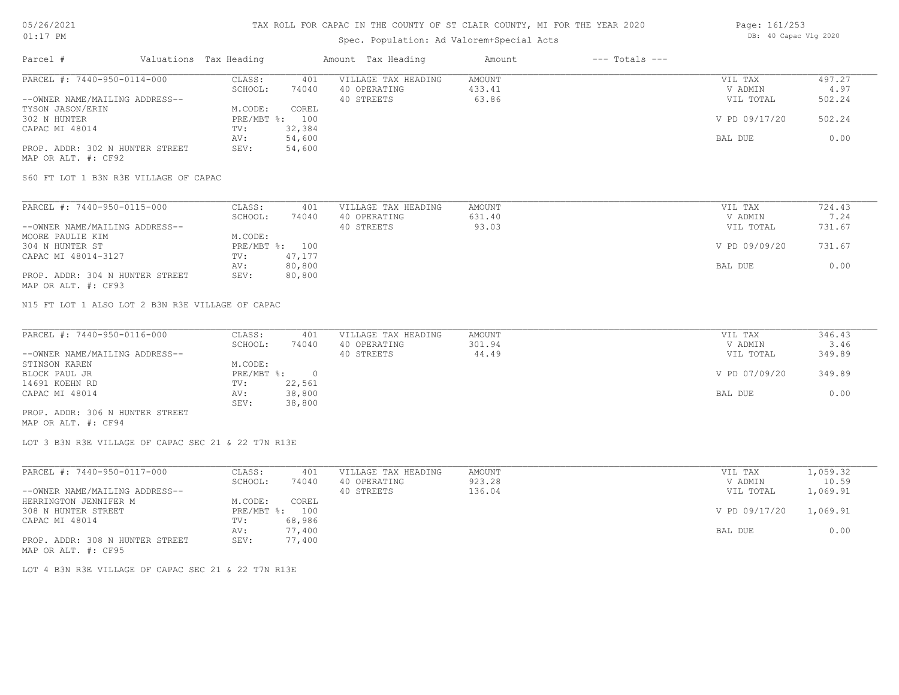# TAX ROLL FOR CAPAC IN THE COUNTY OF ST CLAIR COUNTY, MI FOR THE YEAR 2020

Spec. Population: Ad Valorem+Special Acts

| Parcel # | Valuations Tax Heading | | Amount Tax Heading | Amount | --- Totals --- | |
|---|---|---|---|---|---|---|
| PARCEL #: 7440-950-0114-000 | CLASS: | 401 | VILLAGE TAX HEADING | AMOUNT | VIL TAX | 497.27 |
| | SCHOOL: | 74040 | 40 OPERATING | 433.41 | V ADMIN | 4.97 |
| --OWNER NAME/MAILING ADDRESS-- | | | 40 STREETS | 63.86 | VIL TOTAL | 502.24 |
| TYSON JASON/ERIN | M.CODE: | COREL | | | | |
| 302 N HUNTER | PRE/MBT %: | 100 | | | V PD 09/17/20 | 502.24 |
| CAPAC MI 48014 | TV: | 32,384 | | | | |
| | AV: | 54,600 | | | BAL DUE | 0.00 |
| PROP. ADDR: 302 N HUNTER STREET | SEV: | 54,600 | | | | |
| MAP OR ALT. #: CF92 | | | | | | |

S60 FT LOT 1 B3N R3E VILLAGE OF CAPAC

| Parcel # | Valuations Tax Heading | | Amount Tax Heading | Amount | --- Totals --- | |
|---|---|---|---|---|---|---|
| PARCEL #: 7440-950-0115-000 | CLASS: | 401 | VILLAGE TAX HEADING | AMOUNT | VIL TAX | 724.43 |
| | SCHOOL: | 74040 | 40 OPERATING | 631.40 | V ADMIN | 7.24 |
| --OWNER NAME/MAILING ADDRESS-- | | | 40 STREETS | 93.03 | VIL TOTAL | 731.67 |
| MOORE PAULIE KIM | M.CODE: | | | | | |
| 304 N HUNTER ST | PRE/MBT %: | 100 | | | V PD 09/09/20 | 731.67 |
| CAPAC MI 48014-3127 | TV: | 47,177 | | | | |
| | AV: | 80,800 | | | BAL DUE | 0.00 |
| PROP. ADDR: 304 N HUNTER STREET | SEV: | 80,800 | | | | |
| MAP OR ALT. #: CF93 | | | | | | |

N15 FT LOT 1 ALSO LOT 2 B3N R3E VILLAGE OF CAPAC

| Parcel # | Valuations Tax Heading | | Amount Tax Heading | Amount | --- Totals --- | |
|---|---|---|---|---|---|---|
| PARCEL #: 7440-950-0116-000 | CLASS: | 401 | VILLAGE TAX HEADING | AMOUNT | VIL TAX | 346.43 |
| | SCHOOL: | 74040 | 40 OPERATING | 301.94 | V ADMIN | 3.46 |
| --OWNER NAME/MAILING ADDRESS-- | | | 40 STREETS | 44.49 | VIL TOTAL | 349.89 |
| STINSON KAREN | M.CODE: | | | | | |
| BLOCK PAUL JR | PRE/MBT %: | 0 | | | V PD 07/09/20 | 349.89 |
| 14691 KOEHN RD | TV: | 22,561 | | | | |
| CAPAC MI 48014 | AV: | 38,800 | | | BAL DUE | 0.00 |
| | SEV: | 38,800 | | | | |
| PROP. ADDR: 306 N HUNTER STREET | | | | | | |
| MAP OR ALT. #: CF94 | | | | | | |

LOT 3 B3N R3E VILLAGE OF CAPAC SEC 21 & 22 T7N R13E

| Parcel # | Valuations Tax Heading | | Amount Tax Heading | Amount | --- Totals --- | |
|---|---|---|---|---|---|---|
| PARCEL #: 7440-950-0117-000 | CLASS: | 401 | VILLAGE TAX HEADING | AMOUNT | VIL TAX | 1,059.32 |
| | SCHOOL: | 74040 | 40 OPERATING | 923.28 | V ADMIN | 10.59 |
| --OWNER NAME/MAILING ADDRESS-- | | | 40 STREETS | 136.04 | VIL TOTAL | 1,069.91 |
| HERRINGTON JENNIFER M | M.CODE: | COREL | | | | |
| 308 N HUNTER STREET | PRE/MBT %: | 100 | | | V PD 09/17/20 | 1,069.91 |
| CAPAC MI 48014 | TV: | 68,986 | | | | |
| | AV: | 77,400 | | | BAL DUE | 0.00 |
| PROP. ADDR: 308 N HUNTER STREET | SEV: | 77,400 | | | | |
| MAP OR ALT. #: CF95 | | | | | | |

LOT 4 B3N R3E VILLAGE OF CAPAC SEC 21 & 22 T7N R13E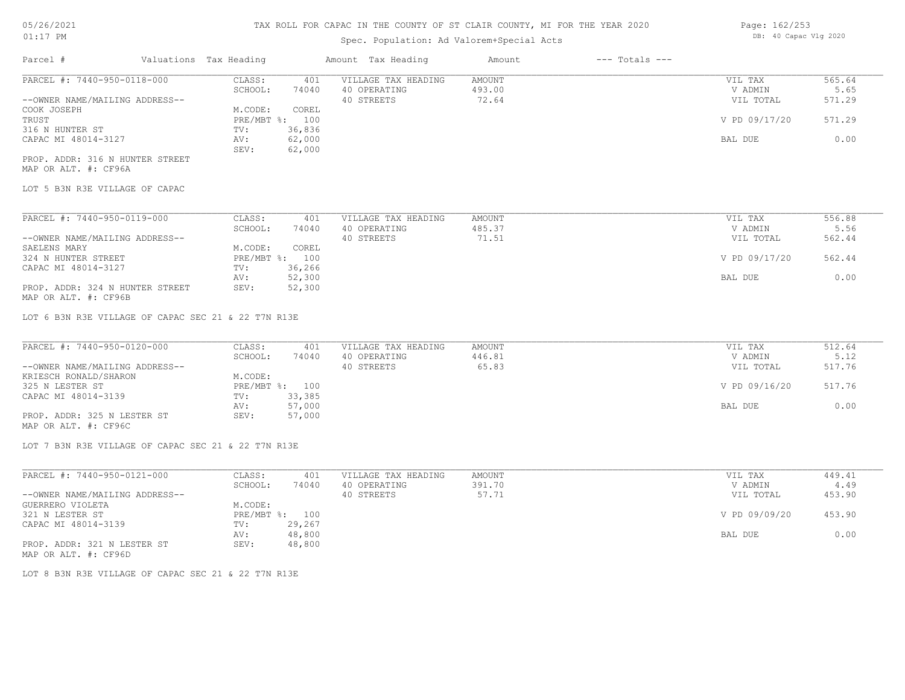# TAX ROLL FOR CAPAC IN THE COUNTY OF ST CLAIR COUNTY, MI FOR THE YEAR 2020

Spec. Population: Ad Valorem+Special Acts

| Parcel # | Valuations | Tax Heading | Amount | Tax Heading | Amount | --- Totals --- | |
|---|---|---|---|---|---|---|---|
| PARCEL #: 7440-950-0118-000 | CLASS: | 401 | VILLAGE TAX HEADING | AMOUNT | | VIL TAX | 565.64 |
| | SCHOOL: | 74040 | 40 OPERATING | 493.00 | | V ADMIN | 5.65 |
| --OWNER NAME/MAILING ADDRESS-- | | | 40 STREETS | 72.64 | | VIL TOTAL | 571.29 |
| COOK JOSEPH | M.CODE: | COREL | | | | | |
| TRUST | PRE/MBT %: | 100 | | | | V PD 09/17/20 | 571.29 |
| 316 N HUNTER ST | TV: | 36,836 | | | | | |
| CAPAC MI 48014-3127 | AV: | 62,000 | | | | BAL DUE | 0.00 |
| | SEV: | 62,000 | | | | | |
| PROP. ADDR: 316 N HUNTER STREET | | | | | | | |
| MAP OR ALT. #: CF96A | | | | | | | |

LOT 5 B3N R3E VILLAGE OF CAPAC

| Parcel # | Valuations | Tax Heading | Amount | Tax Heading | Amount | --- Totals --- | |
|---|---|---|---|---|---|---|---|
| PARCEL #: 7440-950-0119-000 | CLASS: | 401 | VILLAGE TAX HEADING | AMOUNT | | VIL TAX | 556.88 |
| | SCHOOL: | 74040 | 40 OPERATING | 485.37 | | V ADMIN | 5.56 |
| --OWNER NAME/MAILING ADDRESS-- | | | 40 STREETS | 71.51 | | VIL TOTAL | 562.44 |
| SAELENS MARY | M.CODE: | COREL | | | | | |
| 324 N HUNTER STREET | PRE/MBT %: | 100 | | | | V PD 09/17/20 | 562.44 |
| CAPAC MI 48014-3127 | TV: | 36,266 | | | | | |
| | AV: | 52,300 | | | | BAL DUE | 0.00 |
| PROP. ADDR: 324 N HUNTER STREET | SEV: | 52,300 | | | | | |
| MAP OR ALT. #: CF96B | | | | | | | |

LOT 6 B3N R3E VILLAGE OF CAPAC SEC 21 & 22 T7N R13E

| Parcel # | Valuations | Tax Heading | Amount | Tax Heading | Amount | --- Totals --- | |
|---|---|---|---|---|---|---|---|
| PARCEL #: 7440-950-0120-000 | CLASS: | 401 | VILLAGE TAX HEADING | AMOUNT | | VIL TAX | 512.64 |
| | SCHOOL: | 74040 | 40 OPERATING | 446.81 | | V ADMIN | 5.12 |
| --OWNER NAME/MAILING ADDRESS-- | | | 40 STREETS | 65.83 | | VIL TOTAL | 517.76 |
| KRIESCH RONALD/SHARON | M.CODE: | | | | | | |
| 325 N LESTER ST | PRE/MBT %: | 100 | | | | V PD 09/16/20 | 517.76 |
| CAPAC MI 48014-3139 | TV: | 33,385 | | | | | |
| | AV: | 57,000 | | | | BAL DUE | 0.00 |
| PROP. ADDR: 325 N LESTER ST | SEV: | 57,000 | | | | | |
| MAP OR ALT. #: CF96C | | | | | | | |

LOT 7 B3N R3E VILLAGE OF CAPAC SEC 21 & 22 T7N R13E

| Parcel # | Valuations | Tax Heading | Amount | Tax Heading | Amount | --- Totals --- | |
|---|---|---|---|---|---|---|---|
| PARCEL #: 7440-950-0121-000 | CLASS: | 401 | VILLAGE TAX HEADING | AMOUNT | | VIL TAX | 449.41 |
| | SCHOOL: | 74040 | 40 OPERATING | 391.70 | | V ADMIN | 4.49 |
| --OWNER NAME/MAILING ADDRESS-- | | | 40 STREETS | 57.71 | | VIL TOTAL | 453.90 |
| GUERRERO VIOLETA | M.CODE: | | | | | | |
| 321 N LESTER ST | PRE/MBT %: | 100 | | | | V PD 09/09/20 | 453.90 |
| CAPAC MI 48014-3139 | TV: | 29,267 | | | | | |
| | AV: | 48,800 | | | | BAL DUE | 0.00 |
| PROP. ADDR: 321 N LESTER ST | SEV: | 48,800 | | | | | |
| MAP OR ALT. #: CF96D | | | | | | | |

LOT 8 B3N R3E VILLAGE OF CAPAC SEC 21 & 22 T7N R13E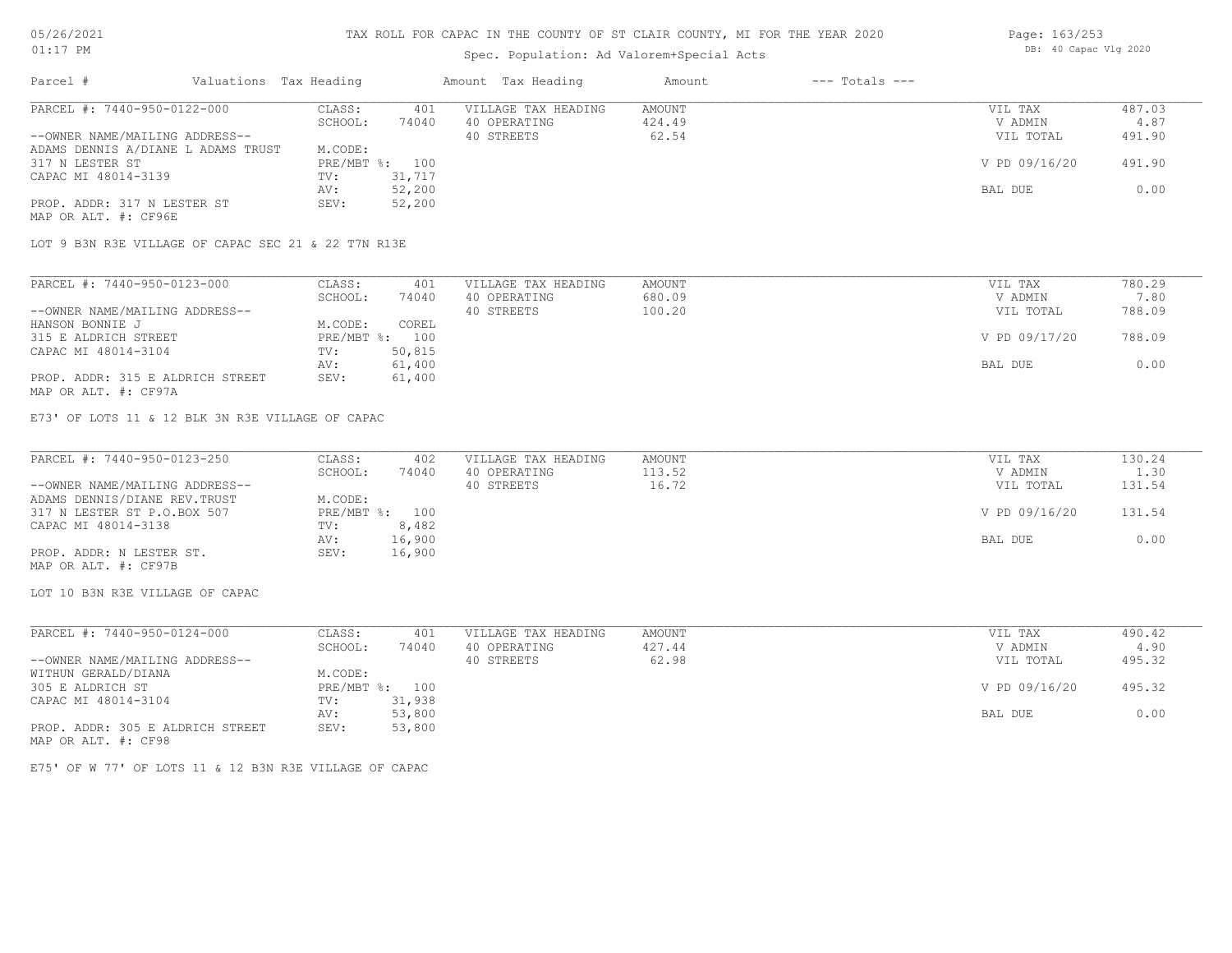# TAX ROLL FOR CAPAC IN THE COUNTY OF ST CLAIR COUNTY, MI FOR THE YEAR 2020

Spec. Population: Ad Valorem+Special Acts

| Parcel # | Valuations | Tax Heading | Amount | Tax Heading | Amount | --- Totals --- | |
|---|---|---|---|---|---|---|---|
| PARCEL #: 7440-950-0122-000 | CLASS: | 401 | VILLAGE TAX HEADING | AMOUNT | | VIL TAX | 487.03 |
| | SCHOOL: | 74040 | 40 OPERATING | 424.49 | | V ADMIN | 4.87 |
| --OWNER NAME/MAILING ADDRESS-- | | | 40 STREETS | 62.54 | | VIL TOTAL | 491.90 |
| ADAMS DENNIS A/DIANE L ADAMS TRUST | M.CODE: | | | | | | |
| 317 N LESTER ST | PRE/MBT %: | 100 | | | | V PD 09/16/20 | 491.90 |
| CAPAC MI 48014-3139 | TV: | 31,717 | | | | | |
| | AV: | 52,200 | | | | BAL DUE | 0.00 |
| PROP. ADDR: 317 N LESTER ST | SEV: | 52,200 | | | | | |
| MAP OR ALT. #: CF96E | | | | | | | |

LOT 9 B3N R3E VILLAGE OF CAPAC SEC 21 & 22 T7N R13E

| Parcel # | Valuations | Tax Heading | Amount | Tax Heading | Amount | --- Totals --- | |
|---|---|---|---|---|---|---|---|
| PARCEL #: 7440-950-0123-000 | CLASS: | 401 | VILLAGE TAX HEADING | AMOUNT | | VIL TAX | 780.29 |
| | SCHOOL: | 74040 | 40 OPERATING | 680.09 | | V ADMIN | 7.80 |
| --OWNER NAME/MAILING ADDRESS-- | | | 40 STREETS | 100.20 | | VIL TOTAL | 788.09 |
| HANSON BONNIE J | M.CODE: | COREL | | | | | |
| 315 E ALDRICH STREET | PRE/MBT %: | 100 | | | | V PD 09/17/20 | 788.09 |
| CAPAC MI 48014-3104 | TV: | 50,815 | | | | | |
| | AV: | 61,400 | | | | BAL DUE | 0.00 |
| PROP. ADDR: 315 E ALDRICH STREET | SEV: | 61,400 | | | | | |
| MAP OR ALT. #: CF97A | | | | | | | |

E73' OF LOTS 11 & 12 BLK 3N R3E VILLAGE OF CAPAC

| Parcel # | Valuations | Tax Heading | Amount | Tax Heading | Amount | --- Totals --- | |
|---|---|---|---|---|---|---|---|
| PARCEL #: 7440-950-0123-250 | CLASS: | 402 | VILLAGE TAX HEADING | AMOUNT | | VIL TAX | 130.24 |
| | SCHOOL: | 74040 | 40 OPERATING | 113.52 | | V ADMIN | 1.30 |
| --OWNER NAME/MAILING ADDRESS-- | | | 40 STREETS | 16.72 | | VIL TOTAL | 131.54 |
| ADAMS DENNIS/DIANE REV.TRUST | M.CODE: | | | | | | |
| 317 N LESTER ST P.O.BOX 507 | PRE/MBT %: | 100 | | | | V PD 09/16/20 | 131.54 |
| CAPAC MI 48014-3138 | TV: | 8,482 | | | | | |
| | AV: | 16,900 | | | | BAL DUE | 0.00 |
| PROP. ADDR: N LESTER ST. | SEV: | 16,900 | | | | | |
| MAP OR ALT. #: CF97B | | | | | | | |

LOT 10 B3N R3E VILLAGE OF CAPAC

| Parcel # | Valuations | Tax Heading | Amount | Tax Heading | Amount | --- Totals --- | |
|---|---|---|---|---|---|---|---|
| PARCEL #: 7440-950-0124-000 | CLASS: | 401 | VILLAGE TAX HEADING | AMOUNT | | VIL TAX | 490.42 |
| | SCHOOL: | 74040 | 40 OPERATING | 427.44 | | V ADMIN | 4.90 |
| --OWNER NAME/MAILING ADDRESS-- | | | 40 STREETS | 62.98 | | VIL TOTAL | 495.32 |
| WITHUN GERALD/DIANA | M.CODE: | | | | | | |
| 305 E ALDRICH ST | PRE/MBT %: | 100 | | | | V PD 09/16/20 | 495.32 |
| CAPAC MI 48014-3104 | TV: | 31,938 | | | | | |
| | AV: | 53,800 | | | | BAL DUE | 0.00 |
| PROP. ADDR: 305 E ALDRICH STREET | SEV: | 53,800 | | | | | |
| MAP OR ALT. #: CF98 | | | | | | | |

E75' OF W 77' OF LOTS 11 & 12 B3N R3E VILLAGE OF CAPAC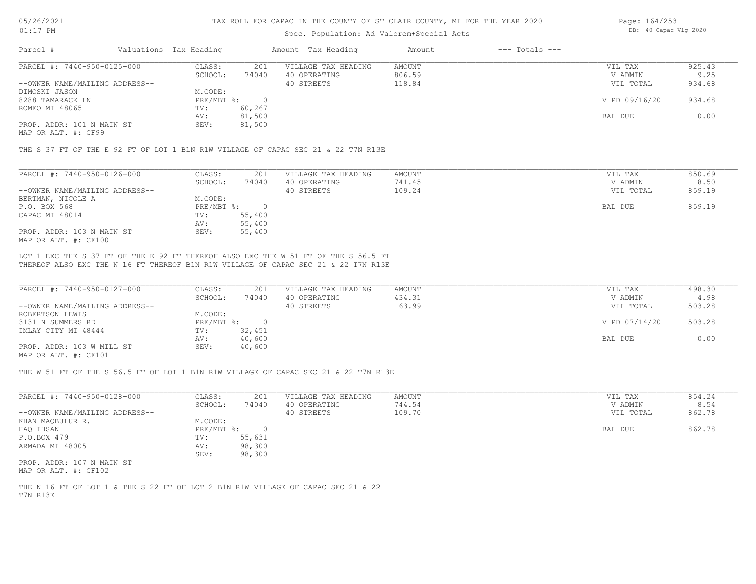TAX ROLL FOR CAPAC IN THE COUNTY OF ST CLAIR COUNTY, MI FOR THE YEAR 2020

Spec. Population: Ad Valorem+Special Acts

| Parcel # | Valuations | Tax Heading | Amount | Tax Heading | Amount | --- Totals --- | |
|---|---|---|---|---|---|---|---|
| PARCEL #: 7440-950-0125-000 | CLASS: | 201 | VILLAGE TAX HEADING | AMOUNT | | VIL TAX | 925.43 |
| | SCHOOL: | 74040 | 40 OPERATING | 806.59 | | V ADMIN | 9.25 |
| --OWNER NAME/MAILING ADDRESS-- | | | 40 STREETS | 118.84 | | VIL TOTAL | 934.68 |
| DIMOSKI JASON | M.CODE: | | | | | | |
| 8288 TAMARACK LN | PRE/MBT %: | 0 | | | | V PD 09/16/20 | 934.68 |
| ROMEO MI 48065 | TV: | 60,267 | | | | | |
| | AV: | 81,500 | | | | BAL DUE | 0.00 |
| PROP. ADDR: 101 N MAIN ST | SEV: | 81,500 | | | | | |
| MAP OR ALT. #: CF99 | | | | | | | |

THE S 37 FT OF THE E 92 FT OF LOT 1 B1N R1W VILLAGE OF CAPAC SEC 21 & 22 T7N R13E

| Parcel # | Valuations | Tax Heading | Amount | Tax Heading | Amount | --- Totals --- | |
|---|---|---|---|---|---|---|---|
| PARCEL #: 7440-950-0126-000 | CLASS: | 201 | VILLAGE TAX HEADING | AMOUNT | | VIL TAX | 850.69 |
| | SCHOOL: | 74040 | 40 OPERATING | 741.45 | | V ADMIN | 8.50 |
| --OWNER NAME/MAILING ADDRESS-- | | | 40 STREETS | 109.24 | | VIL TOTAL | 859.19 |
| BERTMAN, NICOLE A | M.CODE: | | | | | | |
| P.O. BOX 568 | PRE/MBT %: | 0 | | | | BAL DUE | 859.19 |
| CAPAC MI 48014 | TV: | 55,400 | | | | | |
| | AV: | 55,400 | | | | | |
| PROP. ADDR: 103 N MAIN ST | SEV: | 55,400 | | | | | |
| MAP OR ALT. #: CF100 | | | | | | | |

LOT 1 EXC THE S 37 FT OF THE E 92 FT THEREOF ALSO EXC THE W 51 FT OF THE S 56.5 FT THEREOF ALSO EXC THE N 16 FT THEREOF B1N R1W VILLAGE OF CAPAC SEC 21 & 22 T7N R13E

| Parcel # | Valuations | Tax Heading | Amount | Tax Heading | Amount | --- Totals --- | |
|---|---|---|---|---|---|---|---|
| PARCEL #: 7440-950-0127-000 | CLASS: | 201 | VILLAGE TAX HEADING | AMOUNT | | VIL TAX | 498.30 |
| | SCHOOL: | 74040 | 40 OPERATING | 434.31 | | V ADMIN | 4.98 |
| --OWNER NAME/MAILING ADDRESS-- | | | 40 STREETS | 63.99 | | VIL TOTAL | 503.28 |
| ROBERTSON LEWIS | M.CODE: | | | | | | |
| 3131 N SUMMERS RD | PRE/MBT %: | 0 | | | | V PD 07/14/20 | 503.28 |
| IMLAY CITY MI 48444 | TV: | 32,451 | | | | | |
| | AV: | 40,600 | | | | BAL DUE | 0.00 |
| PROP. ADDR: 103 W MILL ST | SEV: | 40,600 | | | | | |
| MAP OR ALT. #: CF101 | | | | | | | |

THE W 51 FT OF THE S 56.5 FT OF LOT 1 B1N R1W VILLAGE OF CAPAC SEC 21 & 22 T7N R13E

| Parcel # | Valuations | Tax Heading | Amount | Tax Heading | Amount | --- Totals --- | |
|---|---|---|---|---|---|---|---|
| PARCEL #: 7440-950-0128-000 | CLASS: | 201 | VILLAGE TAX HEADING | AMOUNT | | VIL TAX | 854.24 |
| | SCHOOL: | 74040 | 40 OPERATING | 744.54 | | V ADMIN | 8.54 |
| --OWNER NAME/MAILING ADDRESS-- | | | 40 STREETS | 109.70 | | VIL TOTAL | 862.78 |
| KHAN MAQBULUR R. | M.CODE: | | | | | | |
| HAQ IHSAN | PRE/MBT %: | 0 | | | | BAL DUE | 862.78 |
| P.O.BOX 479 | TV: | 55,631 | | | | | |
| ARMADA MI 48005 | AV: | 98,300 | | | | | |
| | SEV: | 98,300 | | | | | |
| PROP. ADDR: 107 N MAIN ST | | | | | | | |
| MAP OR ALT. #: CF102 | | | | | | | |

THE N 16 FT OF LOT 1 & THE S 22 FT OF LOT 2 B1N R1W VILLAGE OF CAPAC SEC 21 & 22 T7N R13E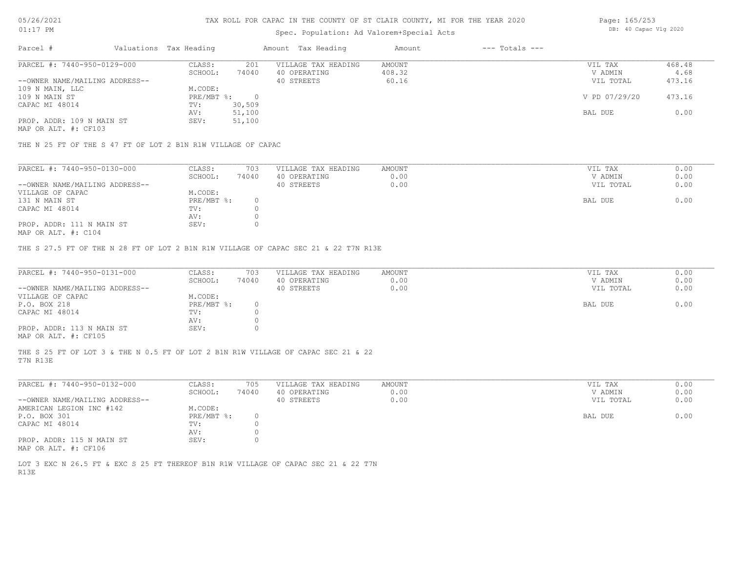# TAX ROLL FOR CAPAC IN THE COUNTY OF ST CLAIR COUNTY, MI FOR THE YEAR 2020

Spec. Population: Ad Valorem+Special Acts

| Parcel # | Valuations | Tax Heading | Amount | Tax Heading | Amount | --- Totals --- | |
|---|---|---|---|---|---|---|---|
| PARCEL #: 7440-950-0129-000 | CLASS: | 201 | VILLAGE TAX HEADING | AMOUNT | | VIL TAX | 468.48 |
| | SCHOOL: | 74040 | 40 OPERATING | 408.32 | | V ADMIN | 4.68 |
| --OWNER NAME/MAILING ADDRESS-- | | | 40 STREETS | 60.16 | | VIL TOTAL | 473.16 |
| 109 N MAIN, LLC | M.CODE: | | | | | | |
| 109 N MAIN ST | PRE/MBT %: | 0 | | | | V PD 07/29/20 | 473.16 |
| CAPAC MI 48014 | TV: | 30,509 | | | | | |
| | AV: | 51,100 | | | | BAL DUE | 0.00 |
| PROP. ADDR: 109 N MAIN ST | SEV: | 51,100 | | | | | |
| MAP OR ALT. #: CF103 | | | | | | | |

THE N 25 FT OF THE S 47 FT OF LOT 2 B1N R1W VILLAGE OF CAPAC

| Parcel # | Valuations | Tax Heading | Amount | Tax Heading | Amount | --- Totals --- | |
|---|---|---|---|---|---|---|---|
| PARCEL #: 7440-950-0130-000 | CLASS: | 703 | VILLAGE TAX HEADING | AMOUNT | | VIL TAX | 0.00 |
| | SCHOOL: | 74040 | 40 OPERATING | 0.00 | | V ADMIN | 0.00 |
| --OWNER NAME/MAILING ADDRESS-- | | | 40 STREETS | 0.00 | | VIL TOTAL | 0.00 |
| VILLAGE OF CAPAC | M.CODE: | | | | | | |
| 131 N MAIN ST | PRE/MBT %: | 0 | | | | BAL DUE | 0.00 |
| CAPAC MI 48014 | TV: | 0 | | | | | |
| | AV: | 0 | | | | | |
| PROP. ADDR: 111 N MAIN ST | SEV: | 0 | | | | | |
| MAP OR ALT. #: C104 | | | | | | | |

THE S 27.5 FT OF THE N 28 FT OF LOT 2 B1N R1W VILLAGE OF CAPAC SEC 21 & 22 T7N R13E

| Parcel # | Valuations | Tax Heading | Amount | Tax Heading | Amount | --- Totals --- | |
|---|---|---|---|---|---|---|---|
| PARCEL #: 7440-950-0131-000 | CLASS: | 703 | VILLAGE TAX HEADING | AMOUNT | | VIL TAX | 0.00 |
| | SCHOOL: | 74040 | 40 OPERATING | 0.00 | | V ADMIN | 0.00 |
| --OWNER NAME/MAILING ADDRESS-- | | | 40 STREETS | 0.00 | | VIL TOTAL | 0.00 |
| VILLAGE OF CAPAC | M.CODE: | | | | | | |
| P.O. BOX 218 | PRE/MBT %: | 0 | | | | BAL DUE | 0.00 |
| CAPAC MI 48014 | TV: | 0 | | | | | |
| | AV: | 0 | | | | | |
| PROP. ADDR: 113 N MAIN ST | SEV: | 0 | | | | | |
| MAP OR ALT. #: CF105 | | | | | | | |

THE S 25 FT OF LOT 3 & THE N 0.5 FT OF LOT 2 B1N R1W VILLAGE OF CAPAC SEC 21 & 22 T7N R13E

| Parcel # | Valuations | Tax Heading | Amount | Tax Heading | Amount | --- Totals --- | |
|---|---|---|---|---|---|---|---|
| PARCEL #: 7440-950-0132-000 | CLASS: | 705 | VILLAGE TAX HEADING | AMOUNT | | VIL TAX | 0.00 |
| | SCHOOL: | 74040 | 40 OPERATING | 0.00 | | V ADMIN | 0.00 |
| --OWNER NAME/MAILING ADDRESS-- | | | 40 STREETS | 0.00 | | VIL TOTAL | 0.00 |
| AMERICAN LEGION INC #142 | M.CODE: | | | | | | |
| P.O. BOX 301 | PRE/MBT %: | 0 | | | | BAL DUE | 0.00 |
| CAPAC MI 48014 | TV: | 0 | | | | | |
| | AV: | 0 | | | | | |
| PROP. ADDR: 115 N MAIN ST | SEV: | 0 | | | | | |
| MAP OR ALT. #: CF106 | | | | | | | |

LOT 3 EXC N 26.5 FT & EXC S 25 FT THEREOF B1N R1W VILLAGE OF CAPAC SEC 21 & 22 T7N R13E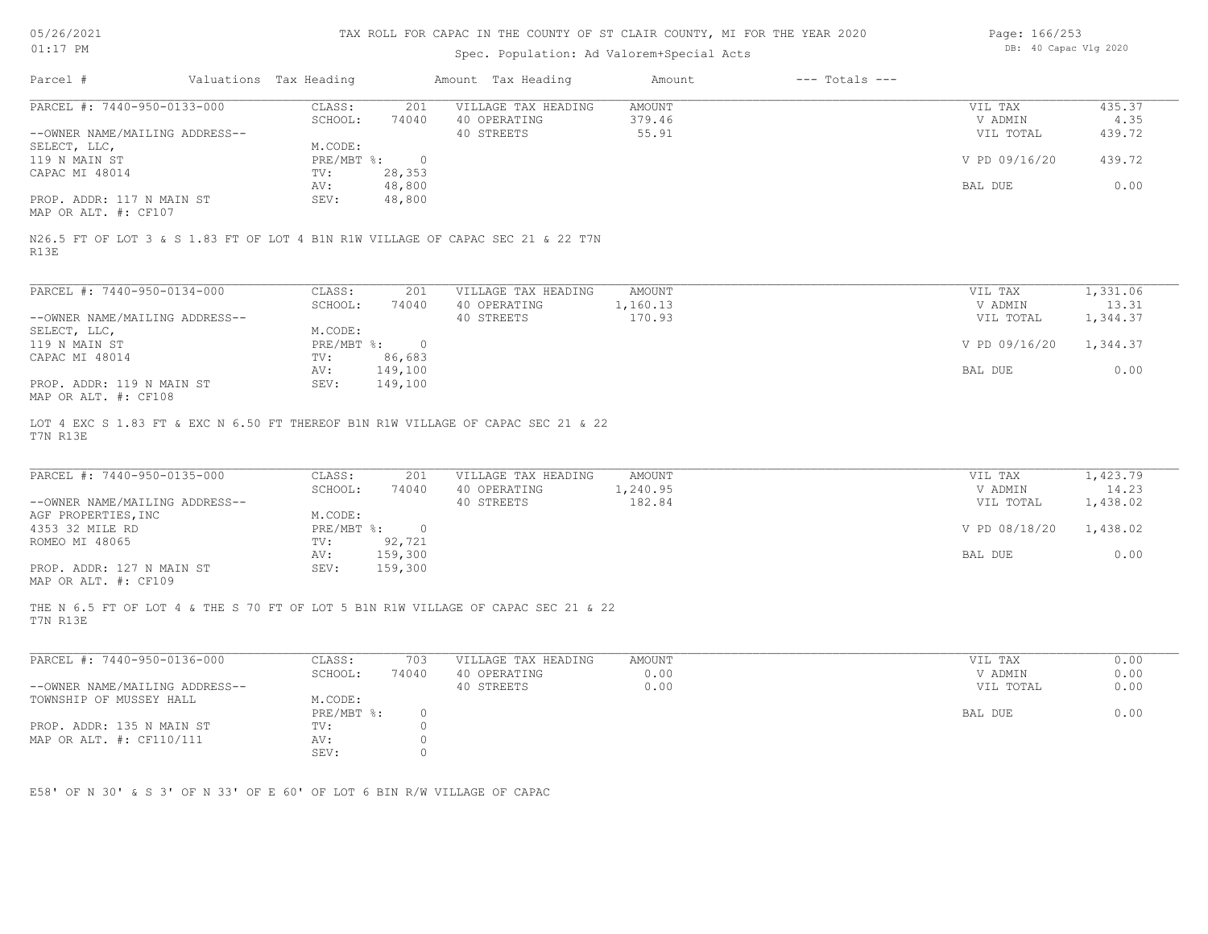# TAX ROLL FOR CAPAC IN THE COUNTY OF ST CLAIR COUNTY, MI FOR THE YEAR 2020

Spec. Population: Ad Valorem+Special Acts

DB: 40 Capac Vlg 2020

| Parcel # | Valuations | Tax Heading | Amount | Tax Heading | Amount | --- Totals --- | |
|---|---|---|---|---|---|---|---|
| PARCEL #: 7440-950-0133-000 | CLASS: | 201 | VILLAGE TAX HEADING | AMOUNT | | VIL TAX | 435.37 |
| | SCHOOL: | 74040 | 40 OPERATING | 379.46 | | V ADMIN | 4.35 |
| --OWNER NAME/MAILING ADDRESS-- | | | 40 STREETS | 55.91 | | VIL TOTAL | 439.72 |
| SELECT, LLC, | M.CODE: | | | | | | |
| 119 N MAIN ST | PRE/MBT %: | 0 | | | | V PD 09/16/20 | 439.72 |
| CAPAC MI 48014 | TV: | 28,353 | | | | | |
| | AV: | 48,800 | | | | BAL DUE | 0.00 |
| PROP. ADDR: 117 N MAIN ST | SEV: | 48,800 | | | | | |
| MAP OR ALT. #: CF107 | | | | | | | |

N26.5 FT OF LOT 3 & S 1.83 FT OF LOT 4 B1N R1W VILLAGE OF CAPAC SEC 21 & 22 T7N R13E

| Parcel # | Valuations | Tax Heading | Amount | Tax Heading | Amount | --- Totals --- | |
|---|---|---|---|---|---|---|---|
| PARCEL #: 7440-950-0134-000 | CLASS: | 201 | VILLAGE TAX HEADING | AMOUNT | | VIL TAX | 1,331.06 |
| | SCHOOL: | 74040 | 40 OPERATING | 1,160.13 | | V ADMIN | 13.31 |
| --OWNER NAME/MAILING ADDRESS-- | | | 40 STREETS | 170.93 | | VIL TOTAL | 1,344.37 |
| SELECT, LLC, | M.CODE: | | | | | | |
| 119 N MAIN ST | PRE/MBT %: | 0 | | | | V PD 09/16/20 | 1,344.37 |
| CAPAC MI 48014 | TV: | 86,683 | | | | | |
| | AV: | 149,100 | | | | BAL DUE | 0.00 |
| PROP. ADDR: 119 N MAIN ST | SEV: | 149,100 | | | | | |
| MAP OR ALT. #: CF108 | | | | | | | |

LOT 4 EXC S 1.83 FT & EXC N 6.50 FT THEREOF B1N R1W VILLAGE OF CAPAC SEC 21 & 22 T7N R13E

| Parcel # | Valuations | Tax Heading | Amount | Tax Heading | Amount | --- Totals --- | |
|---|---|---|---|---|---|---|---|
| PARCEL #: 7440-950-0135-000 | CLASS: | 201 | VILLAGE TAX HEADING | AMOUNT | | VIL TAX | 1,423.79 |
| | SCHOOL: | 74040 | 40 OPERATING | 1,240.95 | | V ADMIN | 14.23 |
| --OWNER NAME/MAILING ADDRESS-- | | | 40 STREETS | 182.84 | | VIL TOTAL | 1,438.02 |
| AGF PROPERTIES,INC | M.CODE: | | | | | | |
| 4353 32 MILE RD | PRE/MBT %: | 0 | | | | V PD 08/18/20 | 1,438.02 |
| ROMEO MI 48065 | TV: | 92,721 | | | | | |
| | AV: | 159,300 | | | | BAL DUE | 0.00 |
| PROP. ADDR: 127 N MAIN ST | SEV: | 159,300 | | | | | |
| MAP OR ALT. #: CF109 | | | | | | | |

THE N 6.5 FT OF LOT 4 & THE S 70 FT OF LOT 5 B1N R1W VILLAGE OF CAPAC SEC 21 & 22 T7N R13E

| Parcel # | Valuations | Tax Heading | Amount | Tax Heading | Amount | --- Totals --- | |
|---|---|---|---|---|---|---|---|
| PARCEL #: 7440-950-0136-000 | CLASS: | 703 | VILLAGE TAX HEADING | AMOUNT | | VIL TAX | 0.00 |
| | SCHOOL: | 74040 | 40 OPERATING | 0.00 | | V ADMIN | 0.00 |
| --OWNER NAME/MAILING ADDRESS-- | | | 40 STREETS | 0.00 | | VIL TOTAL | 0.00 |
| TOWNSHIP OF MUSSEY HALL | M.CODE: | | | | | | |
| | PRE/MBT %: | 0 | | | | BAL DUE | 0.00 |
| PROP. ADDR: 135 N MAIN ST | TV: | 0 | | | | | |
| MAP OR ALT. #: CF110/111 | AV: | 0 | | | | | |
| | SEV: | 0 | | | | | |

E58' OF N 30' & S 3' OF N 33' OF E 60' OF LOT 6 BIN R/W VILLAGE OF CAPAC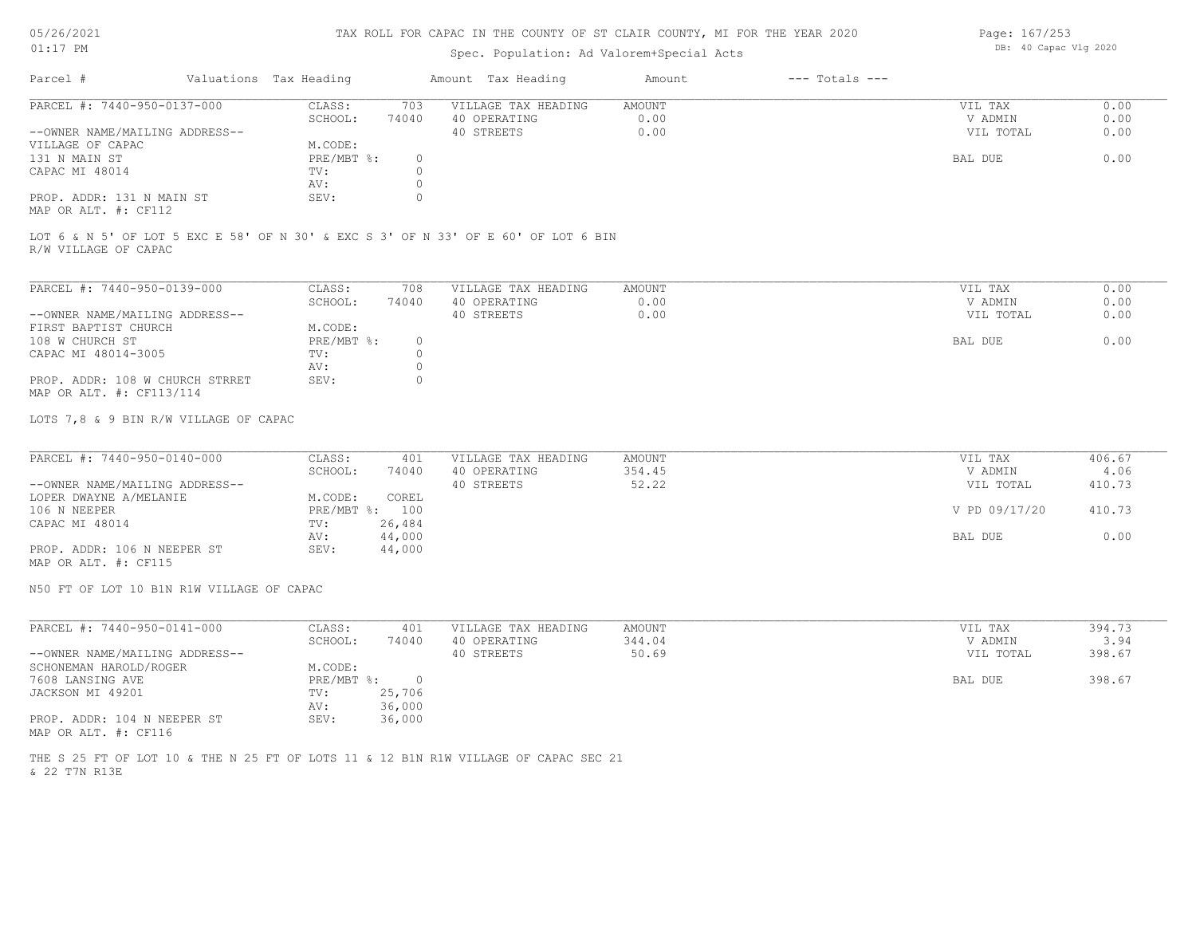# TAX ROLL FOR CAPAC IN THE COUNTY OF ST CLAIR COUNTY, MI FOR THE YEAR 2020

Spec. Population: Ad Valorem+Special Acts

| Parcel # | Valuations | Tax Heading | Amount | Tax Heading | Amount | --- Totals --- | |
|---|---|---|---|---|---|---|---|
| PARCEL #: 7440-950-0137-000 | CLASS: | 703 | VILLAGE TAX HEADING | AMOUNT | | VIL TAX | 0.00 |
| | SCHOOL: | 74040 | 40 OPERATING | 0.00 | | V ADMIN | 0.00 |
| --OWNER NAME/MAILING ADDRESS-- | | | 40 STREETS | 0.00 | | VIL TOTAL | 0.00 |
| VILLAGE OF CAPAC | M.CODE: | | | | | | |
| 131 N MAIN ST | PRE/MBT %: | 0 | | | | BAL DUE | 0.00 |
| CAPAC MI 48014 | TV: | 0 | | | | | |
| | AV: | 0 | | | | | |
| PROP. ADDR: 131 N MAIN ST | SEV: | 0 | | | | | |
| MAP OR ALT. #: CF112 | | | | | | | |

LOT 6 & N 5' OF LOT 5 EXC E 58' OF N 30' & EXC S 3' OF N 33' OF E 60' OF LOT 6 BIN R/W VILLAGE OF CAPAC

| Parcel # | Valuations | Tax Heading | Amount | Tax Heading | Amount | --- Totals --- | |
|---|---|---|---|---|---|---|---|
| PARCEL #: 7440-950-0139-000 | CLASS: | 708 | VILLAGE TAX HEADING | AMOUNT | | VIL TAX | 0.00 |
| | SCHOOL: | 74040 | 40 OPERATING | 0.00 | | V ADMIN | 0.00 |
| --OWNER NAME/MAILING ADDRESS-- | | | 40 STREETS | 0.00 | | VIL TOTAL | 0.00 |
| FIRST BAPTIST CHURCH | M.CODE: | | | | | | |
| 108 W CHURCH ST | PRE/MBT %: | 0 | | | | BAL DUE | 0.00 |
| CAPAC MI 48014-3005 | TV: | 0 | | | | | |
| | AV: | 0 | | | | | |
| PROP. ADDR: 108 W CHURCH STRRET | SEV: | 0 | | | | | |
| MAP OR ALT. #: CF113/114 | | | | | | | |

LOTS 7,8 & 9 BIN R/W VILLAGE OF CAPAC

| Parcel # | Valuations | Tax Heading | Amount | Tax Heading | Amount | --- Totals --- | |
|---|---|---|---|---|---|---|---|
| PARCEL #: 7440-950-0140-000 | CLASS: | 401 | VILLAGE TAX HEADING | AMOUNT | | VIL TAX | 406.67 |
| | SCHOOL: | 74040 | 40 OPERATING | 354.45 | | V ADMIN | 4.06 |
| --OWNER NAME/MAILING ADDRESS-- | | | 40 STREETS | 52.22 | | VIL TOTAL | 410.73 |
| LOPER DWAYNE A/MELANIE | M.CODE: | COREL | | | | | |
| 106 N NEEPER | PRE/MBT %: | 100 | | | | V PD 09/17/20 | 410.73 |
| CAPAC MI 48014 | TV: | 26,484 | | | | | |
| | AV: | 44,000 | | | | BAL DUE | 0.00 |
| PROP. ADDR: 106 N NEEPER ST | SEV: | 44,000 | | | | | |
| MAP OR ALT. #: CF115 | | | | | | | |

N50 FT OF LOT 10 B1N R1W VILLAGE OF CAPAC

| Parcel # | Valuations | Tax Heading | Amount | Tax Heading | Amount | --- Totals --- | |
|---|---|---|---|---|---|---|---|
| PARCEL #: 7440-950-0141-000 | CLASS: | 401 | VILLAGE TAX HEADING | AMOUNT | | VIL TAX | 394.73 |
| | SCHOOL: | 74040 | 40 OPERATING | 344.04 | | V ADMIN | 3.94 |
| --OWNER NAME/MAILING ADDRESS-- | | | 40 STREETS | 50.69 | | VIL TOTAL | 398.67 |
| SCHONEMAN HAROLD/ROGER | M.CODE: | | | | | | |
| 7608 LANSING AVE | PRE/MBT %: | 0 | | | | BAL DUE | 398.67 |
| JACKSON MI 49201 | TV: | 25,706 | | | | | |
| | AV: | 36,000 | | | | | |
| PROP. ADDR: 104 N NEEPER ST | SEV: | 36,000 | | | | | |
| MAP OR ALT. #: CF116 | | | | | | | |

THE S 25 FT OF LOT 10 & THE N 25 FT OF LOTS 11 & 12 B1N R1W VILLAGE OF CAPAC SEC 21 & 22 T7N R13E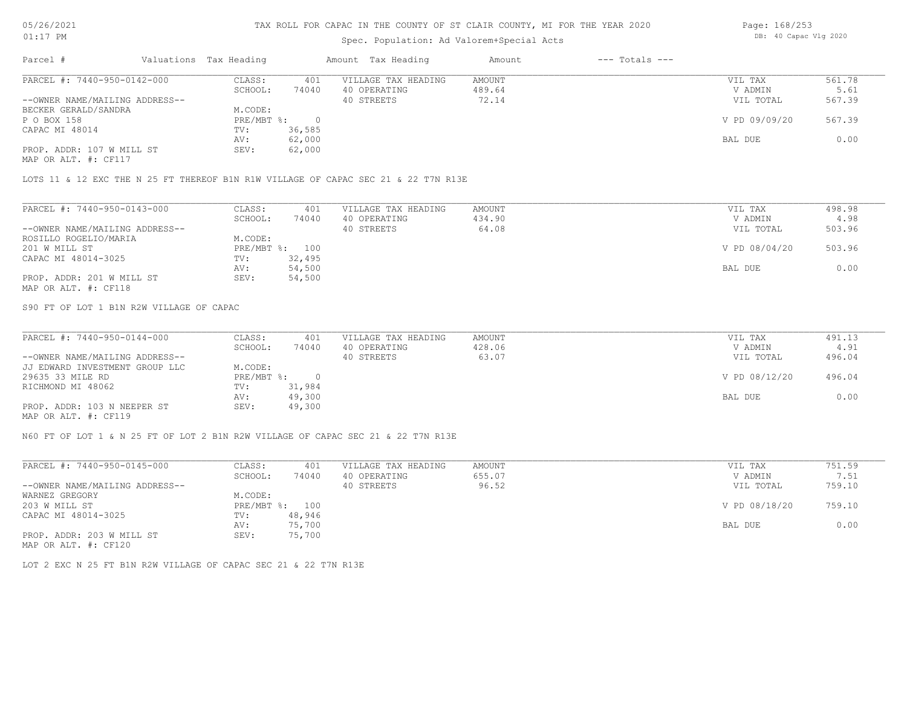05/26/2021
01:17 PM

TAX ROLL FOR CAPAC IN THE COUNTY OF ST CLAIR COUNTY, MI FOR THE YEAR 2020

Spec. Population: Ad Valorem+Special Acts

DB: 40 Capac Vlg 2020

| Parcel # | Valuations | Tax Heading | Amount | Tax Heading | Amount | --- Totals --- | |
|---|---|---|---|---|---|---|---|

| PARCEL #: 7440-950-0142-000 | CLASS: | 401 | VILLAGE TAX HEADING | AMOUNT | VIL TAX | 561.78 |
|---|---|---|---|---|---|---|
| | SCHOOL: | 74040 | 40 OPERATING | 489.64 | V ADMIN | 5.61 |
| --OWNER NAME/MAILING ADDRESS-- | | | 40 STREETS | 72.14 | VIL TOTAL | 567.39 |
| BECKER GERALD/SANDRA | M.CODE: | | | | | |
| P O BOX 158 | PRE/MBT %: | 0 | | | V PD 09/09/20 | 567.39 |
| CAPAC MI 48014 | TV: | 36,585 | | | | |
| | AV: | 62,000 | | | BAL DUE | 0.00 |
| PROP. ADDR: 107 W MILL ST | SEV: | 62,000 | | | | |
| MAP OR ALT. #: CF117 | | | | | | |

LOTS 11 & 12 EXC THE N 25 FT THEREOF B1N R1W VILLAGE OF CAPAC SEC 21 & 22 T7N R13E

| PARCEL #: 7440-950-0143-000 | CLASS: | 401 | VILLAGE TAX HEADING | AMOUNT | VIL TAX | 498.98 |
|---|---|---|---|---|---|---|
| | SCHOOL: | 74040 | 40 OPERATING | 434.90 | V ADMIN | 4.98 |
| --OWNER NAME/MAILING ADDRESS-- | | | 40 STREETS | 64.08 | VIL TOTAL | 503.96 |
| ROSILLO ROGELIO/MARIA | M.CODE: | | | | | |
| 201 W MILL ST | PRE/MBT %: | 100 | | | V PD 08/04/20 | 503.96 |
| CAPAC MI 48014-3025 | TV: | 32,495 | | | | |
| | AV: | 54,500 | | | BAL DUE | 0.00 |
| PROP. ADDR: 201 W MILL ST | SEV: | 54,500 | | | | |
| MAP OR ALT. #: CF118 | | | | | | |

S90 FT OF LOT 1 B1N R2W VILLAGE OF CAPAC

| PARCEL #: 7440-950-0144-000 | CLASS: | 401 | VILLAGE TAX HEADING | AMOUNT | VIL TAX | 491.13 |
|---|---|---|---|---|---|---|
| | SCHOOL: | 74040 | 40 OPERATING | 428.06 | V ADMIN | 4.91 |
| --OWNER NAME/MAILING ADDRESS-- | | | 40 STREETS | 63.07 | VIL TOTAL | 496.04 |
| JJ EDWARD INVESTMENT GROUP LLC | M.CODE: | | | | | |
| 29635 33 MILE RD | PRE/MBT %: | 0 | | | V PD 08/12/20 | 496.04 |
| RICHMOND MI 48062 | TV: | 31,984 | | | | |
| | AV: | 49,300 | | | BAL DUE | 0.00 |
| PROP. ADDR: 103 N NEEPER ST | SEV: | 49,300 | | | | |
| MAP OR ALT. #: CF119 | | | | | | |

N60 FT OF LOT 1 & N 25 FT OF LOT 2 B1N R2W VILLAGE OF CAPAC SEC 21 & 22 T7N R13E

| PARCEL #: 7440-950-0145-000 | CLASS: | 401 | VILLAGE TAX HEADING | AMOUNT | VIL TAX | 751.59 |
|---|---|---|---|---|---|---|
| | SCHOOL: | 74040 | 40 OPERATING | 655.07 | V ADMIN | 7.51 |
| --OWNER NAME/MAILING ADDRESS-- | | | 40 STREETS | 96.52 | VIL TOTAL | 759.10 |
| WARNEZ GREGORY | M.CODE: | | | | | |
| 203 W MILL ST | PRE/MBT %: | 100 | | | V PD 08/18/20 | 759.10 |
| CAPAC MI 48014-3025 | TV: | 48,946 | | | | |
| | AV: | 75,700 | | | BAL DUE | 0.00 |
| PROP. ADDR: 203 W MILL ST | SEV: | 75,700 | | | | |
| MAP OR ALT. #: CF120 | | | | | | |

LOT 2 EXC N 25 FT B1N R2W VILLAGE OF CAPAC SEC 21 & 22 T7N R13E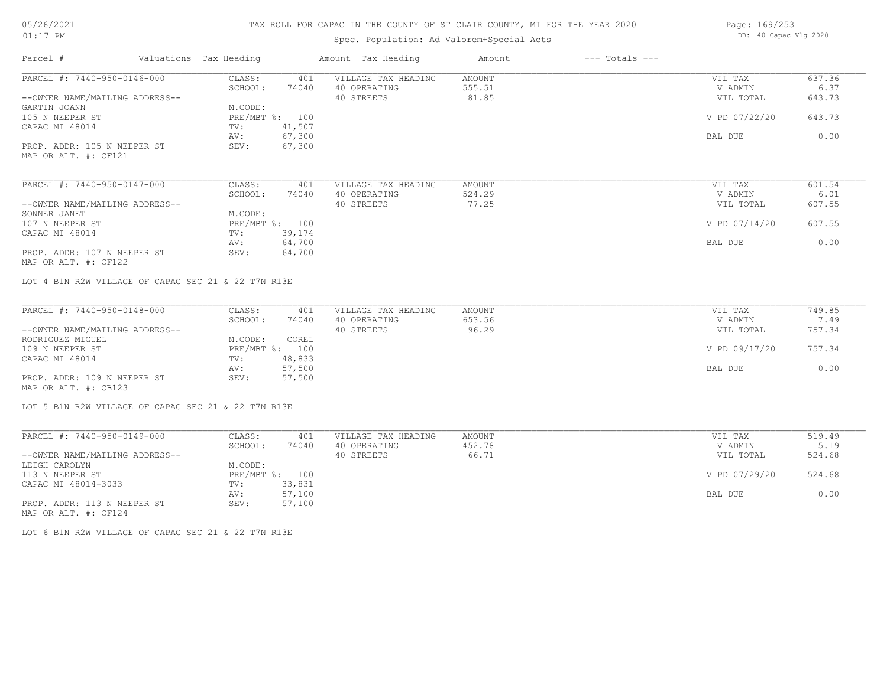# TAX ROLL FOR CAPAC IN THE COUNTY OF ST CLAIR COUNTY, MI FOR THE YEAR 2020

Spec. Population: Ad Valorem+Special Acts

| Parcel # | Valuations | Tax Heading | Amount | Tax Heading | Amount | --- Totals --- | |
|---|---|---|---|---|---|---|---|
| PARCEL #: 7440-950-0146-000 | CLASS: | 401 | VILLAGE TAX HEADING | AMOUNT | | VIL TAX | 637.36 |
| | SCHOOL: | 74040 | 40 OPERATING | 555.51 | | V ADMIN | 6.37 |
| --OWNER NAME/MAILING ADDRESS-- | | | 40 STREETS | 81.85 | | VIL TOTAL | 643.73 |
| GARTIN JOANN | M.CODE: | | | | | | |
| 105 N NEEPER ST | PRE/MBT %: | 100 | | | | V PD 07/22/20 | 643.73 |
| CAPAC MI 48014 | TV: | 41,507 | | | | | |
| | AV: | 67,300 | | | | BAL DUE | 0.00 |
| PROP. ADDR: 105 N NEEPER ST | SEV: | 67,300 | | | | | |
| MAP OR ALT. #: CF121 | | | | | | | |

| Parcel # | Valuations | Tax Heading | Amount | Tax Heading | Amount | --- Totals --- | |
|---|---|---|---|---|---|---|---|
| PARCEL #: 7440-950-0147-000 | CLASS: | 401 | VILLAGE TAX HEADING | AMOUNT | | VIL TAX | 601.54 |
| | SCHOOL: | 74040 | 40 OPERATING | 524.29 | | V ADMIN | 6.01 |
| --OWNER NAME/MAILING ADDRESS-- | | | 40 STREETS | 77.25 | | VIL TOTAL | 607.55 |
| SONNER JANET | M.CODE: | | | | | | |
| 107 N NEEPER ST | PRE/MBT %: | 100 | | | | V PD 07/14/20 | 607.55 |
| CAPAC MI 48014 | TV: | 39,174 | | | | | |
| | AV: | 64,700 | | | | BAL DUE | 0.00 |
| PROP. ADDR: 107 N NEEPER ST | SEV: | 64,700 | | | | | |
| MAP OR ALT. #: CF122 | | | | | | | |

LOT 4 B1N R2W VILLAGE OF CAPAC SEC 21 & 22 T7N R13E

| Parcel # | Valuations | Tax Heading | Amount | Tax Heading | Amount | --- Totals --- | |
|---|---|---|---|---|---|---|---|
| PARCEL #: 7440-950-0148-000 | CLASS: | 401 | VILLAGE TAX HEADING | AMOUNT | | VIL TAX | 749.85 |
| | SCHOOL: | 74040 | 40 OPERATING | 653.56 | | V ADMIN | 7.49 |
| --OWNER NAME/MAILING ADDRESS-- | | | 40 STREETS | 96.29 | | VIL TOTAL | 757.34 |
| RODRIGUEZ MIGUEL | M.CODE: | COREL | | | | | |
| 109 N NEEPER ST | PRE/MBT %: | 100 | | | | V PD 09/17/20 | 757.34 |
| CAPAC MI 48014 | TV: | 48,833 | | | | | |
| | AV: | 57,500 | | | | BAL DUE | 0.00 |
| PROP. ADDR: 109 N NEEPER ST | SEV: | 57,500 | | | | | |
| MAP OR ALT. #: CB123 | | | | | | | |

LOT 5 B1N R2W VILLAGE OF CAPAC SEC 21 & 22 T7N R13E

| Parcel # | Valuations | Tax Heading | Amount | Tax Heading | Amount | --- Totals --- | |
|---|---|---|---|---|---|---|---|
| PARCEL #: 7440-950-0149-000 | CLASS: | 401 | VILLAGE TAX HEADING | AMOUNT | | VIL TAX | 519.49 |
| | SCHOOL: | 74040 | 40 OPERATING | 452.78 | | V ADMIN | 5.19 |
| --OWNER NAME/MAILING ADDRESS-- | | | 40 STREETS | 66.71 | | VIL TOTAL | 524.68 |
| LEIGH CAROLYN | M.CODE: | | | | | | |
| 113 N NEEPER ST | PRE/MBT %: | 100 | | | | V PD 07/29/20 | 524.68 |
| CAPAC MI 48014-3033 | TV: | 33,831 | | | | | |
| | AV: | 57,100 | | | | BAL DUE | 0.00 |
| PROP. ADDR: 113 N NEEPER ST | SEV: | 57,100 | | | | | |
| MAP OR ALT. #: CF124 | | | | | | | |

LOT 6 B1N R2W VILLAGE OF CAPAC SEC 21 & 22 T7N R13E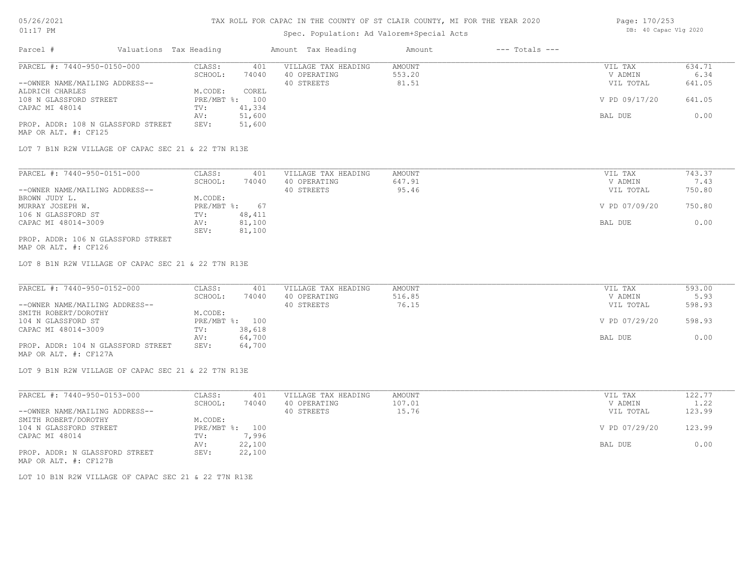# TAX ROLL FOR CAPAC IN THE COUNTY OF ST CLAIR COUNTY, MI FOR THE YEAR 2020

Spec. Population: Ad Valorem+Special Acts

| Parcel # | Valuations | Tax Heading | Amount | Tax Heading | Amount | --- Totals --- | |
|---|---|---|---|---|---|---|---|
| PARCEL #: 7440-950-0150-000 | CLASS: | 401 | VILLAGE TAX HEADING | AMOUNT | | VIL TAX | 634.71 |
| | SCHOOL: | 74040 | 40 OPERATING | 553.20 | | V ADMIN | 6.34 |
| --OWNER NAME/MAILING ADDRESS-- | | | 40 STREETS | 81.51 | | VIL TOTAL | 641.05 |
| ALDRICH CHARLES | M.CODE: | COREL | | | | | |
| 108 N GLASSFORD STREET | PRE/MBT %: | 100 | | | | V PD 09/17/20 | 641.05 |
| CAPAC MI 48014 | TV: | 41,334 | | | | | |
| | AV: | 51,600 | | | | BAL DUE | 0.00 |
| PROP. ADDR: 108 N GLASSFORD STREET | SEV: | 51,600 | | | | | |
| MAP OR ALT. #: CF125 | | | | | | | |

LOT 7 B1N R2W VILLAGE OF CAPAC SEC 21 & 22 T7N R13E

| Parcel # | Valuations | Tax Heading | Amount | Tax Heading | Amount | --- Totals --- | |
|---|---|---|---|---|---|---|---|
| PARCEL #: 7440-950-0151-000 | CLASS: | 401 | VILLAGE TAX HEADING | AMOUNT | | VIL TAX | 743.37 |
| | SCHOOL: | 74040 | 40 OPERATING | 647.91 | | V ADMIN | 7.43 |
| --OWNER NAME/MAILING ADDRESS-- | | | 40 STREETS | 95.46 | | VIL TOTAL | 750.80 |
| BROWN JUDY L. | M.CODE: | | | | | | |
| MURRAY JOSEPH W. | PRE/MBT %: | 67 | | | | V PD 07/09/20 | 750.80 |
| 106 N GLASSFORD ST | TV: | 48,411 | | | | | |
| CAPAC MI 48014-3009 | AV: | 81,100 | | | | BAL DUE | 0.00 |
| | SEV: | 81,100 | | | | | |
| PROP. ADDR: 106 N GLASSFORD STREET | | | | | | | |
| MAP OR ALT. #: CF126 | | | | | | | |

LOT 8 B1N R2W VILLAGE OF CAPAC SEC 21 & 22 T7N R13E

| Parcel # | Valuations | Tax Heading | Amount | Tax Heading | Amount | --- Totals --- | |
|---|---|---|---|---|---|---|---|
| PARCEL #: 7440-950-0152-000 | CLASS: | 401 | VILLAGE TAX HEADING | AMOUNT | | VIL TAX | 593.00 |
| | SCHOOL: | 74040 | 40 OPERATING | 516.85 | | V ADMIN | 5.93 |
| --OWNER NAME/MAILING ADDRESS-- | | | 40 STREETS | 76.15 | | VIL TOTAL | 598.93 |
| SMITH ROBERT/DOROTHY | M.CODE: | | | | | | |
| 104 N GLASSFORD ST | PRE/MBT %: | 100 | | | | V PD 07/29/20 | 598.93 |
| CAPAC MI 48014-3009 | TV: | 38,618 | | | | | |
| | AV: | 64,700 | | | | BAL DUE | 0.00 |
| PROP. ADDR: 104 N GLASSFORD STREET | SEV: | 64,700 | | | | | |
| MAP OR ALT. #: CF127A | | | | | | | |

LOT 9 B1N R2W VILLAGE OF CAPAC SEC 21 & 22 T7N R13E

| Parcel # | Valuations | Tax Heading | Amount | Tax Heading | Amount | --- Totals --- | |
|---|---|---|---|---|---|---|---|
| PARCEL #: 7440-950-0153-000 | CLASS: | 401 | VILLAGE TAX HEADING | AMOUNT | | VIL TAX | 122.77 |
| | SCHOOL: | 74040 | 40 OPERATING | 107.01 | | V ADMIN | 1.22 |
| --OWNER NAME/MAILING ADDRESS-- | | | 40 STREETS | 15.76 | | VIL TOTAL | 123.99 |
| SMITH ROBERT/DOROTHY | M.CODE: | | | | | | |
| 104 N GLASSFORD STREET | PRE/MBT %: | 100 | | | | V PD 07/29/20 | 123.99 |
| CAPAC MI 48014 | TV: | 7,996 | | | | | |
| | AV: | 22,100 | | | | BAL DUE | 0.00 |
| PROP. ADDR: N GLASSFORD STREET | SEV: | 22,100 | | | | | |
| MAP OR ALT. #: CF127B | | | | | | | |

LOT 10 B1N R2W VILLAGE OF CAPAC SEC 21 & 22 T7N R13E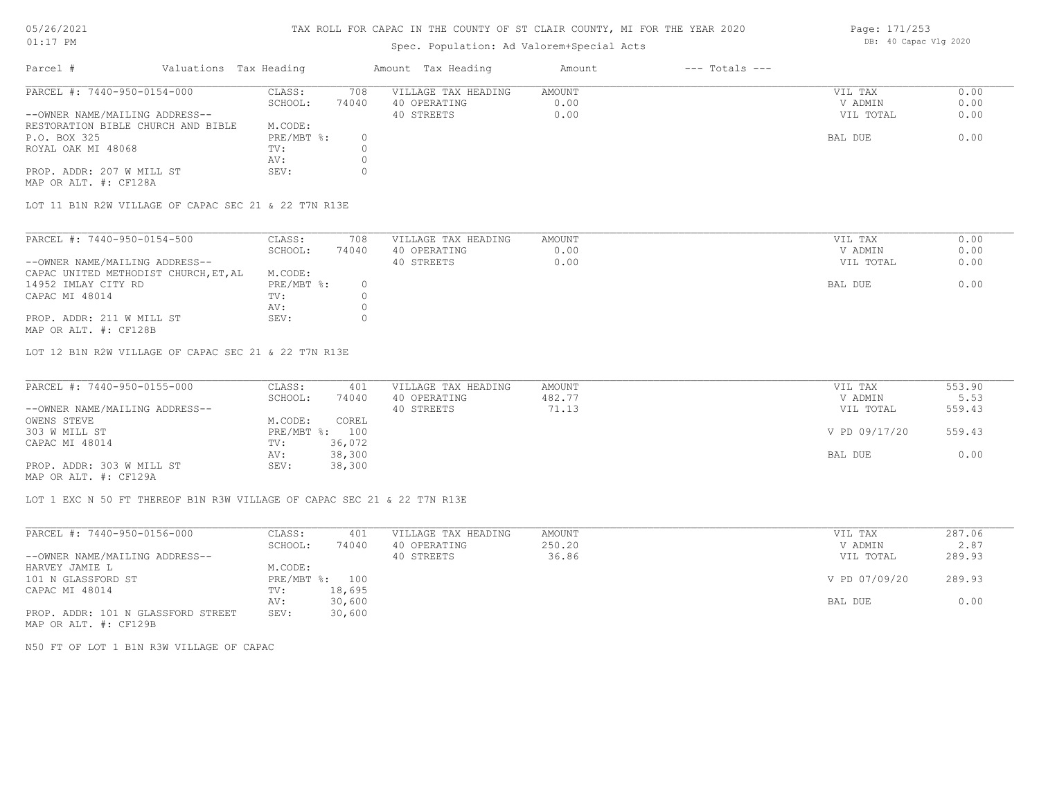# TAX ROLL FOR CAPAC IN THE COUNTY OF ST CLAIR COUNTY, MI FOR THE YEAR 2020

Spec. Population: Ad Valorem+Special Acts

| Parcel # | Valuations | Tax Heading | Amount | Tax Heading | Amount | --- Totals --- | |
|---|---|---|---|---|---|---|---|

---

**PARCEL #: 7440-950-0154-000**

| | | | | | |
|---|---|---|---|---|---|
| CLASS: | 708 | VILLAGE TAX HEADING | AMOUNT | VIL TAX | 0.00 |
| SCHOOL: | 74040 | 40 OPERATING | 0.00 | V ADMIN | 0.00 |
| | | 40 STREETS | 0.00 | VIL TOTAL | 0.00 |
| M.CODE: | | | | | |
| PRE/MBT %: | 0 | | | BAL DUE | 0.00 |
| TV: | 0 | | | | |
| AV: | 0 | | | | |
| SEV: | 0 | | | | |

--OWNER NAME/MAILING ADDRESS--
RESTORATION BIBLE CHURCH AND BIBLE
P.O. BOX 325
ROYAL OAK MI 48068

PROP. ADDR: 207 W MILL ST
MAP OR ALT. #: CF128A

LOT 11 B1N R2W VILLAGE OF CAPAC SEC 21 & 22 T7N R13E

---

**PARCEL #: 7440-950-0154-500**

| | | | | | |
|---|---|---|---|---|---|
| CLASS: | 708 | VILLAGE TAX HEADING | AMOUNT | VIL TAX | 0.00 |
| SCHOOL: | 74040 | 40 OPERATING | 0.00 | V ADMIN | 0.00 |
| | | 40 STREETS | 0.00 | VIL TOTAL | 0.00 |
| M.CODE: | | | | | |
| PRE/MBT %: | 0 | | | BAL DUE | 0.00 |
| TV: | 0 | | | | |
| AV: | 0 | | | | |
| SEV: | 0 | | | | |

--OWNER NAME/MAILING ADDRESS--
CAPAC UNITED METHODIST CHURCH,ET,AL
14952 IMLAY CITY RD
CAPAC MI 48014

PROP. ADDR: 211 W MILL ST
MAP OR ALT. #: CF128B

LOT 12 B1N R2W VILLAGE OF CAPAC SEC 21 & 22 T7N R13E

---

**PARCEL #: 7440-950-0155-000**

| | | | | | |
|---|---|---|---|---|---|
| CLASS: | 401 | VILLAGE TAX HEADING | AMOUNT | VIL TAX | 553.90 |
| SCHOOL: | 74040 | 40 OPERATING | 482.77 | V ADMIN | 5.53 |
| | | 40 STREETS | 71.13 | VIL TOTAL | 559.43 |
| M.CODE: | COREL | | | | |
| PRE/MBT %: | 100 | | | V PD 09/17/20 | 559.43 |
| TV: | 36,072 | | | | |
| AV: | 38,300 | | | BAL DUE | 0.00 |
| SEV: | 38,300 | | | | |

--OWNER NAME/MAILING ADDRESS--
OWENS STEVE
303 W MILL ST
CAPAC MI 48014

PROP. ADDR: 303 W MILL ST
MAP OR ALT. #: CF129A

LOT 1 EXC N 50 FT THEREOF B1N R3W VILLAGE OF CAPAC SEC 21 & 22 T7N R13E

---

**PARCEL #: 7440-950-0156-000**

| | | | | | |
|---|---|---|---|---|---|
| CLASS: | 401 | VILLAGE TAX HEADING | AMOUNT | VIL TAX | 287.06 |
| SCHOOL: | 74040 | 40 OPERATING | 250.20 | V ADMIN | 2.87 |
| | | 40 STREETS | 36.86 | VIL TOTAL | 289.93 |
| M.CODE: | | | | | |
| PRE/MBT %: | 100 | | | V PD 07/09/20 | 289.93 |
| TV: | 18,695 | | | | |
| AV: | 30,600 | | | BAL DUE | 0.00 |
| SEV: | 30,600 | | | | |

--OWNER NAME/MAILING ADDRESS--
HARVEY JAMIE L
101 N GLASSFORD ST
CAPAC MI 48014

PROP. ADDR: 101 N GLASSFORD STREET
MAP OR ALT. #: CF129B

N50 FT OF LOT 1 B1N R3W VILLAGE OF CAPAC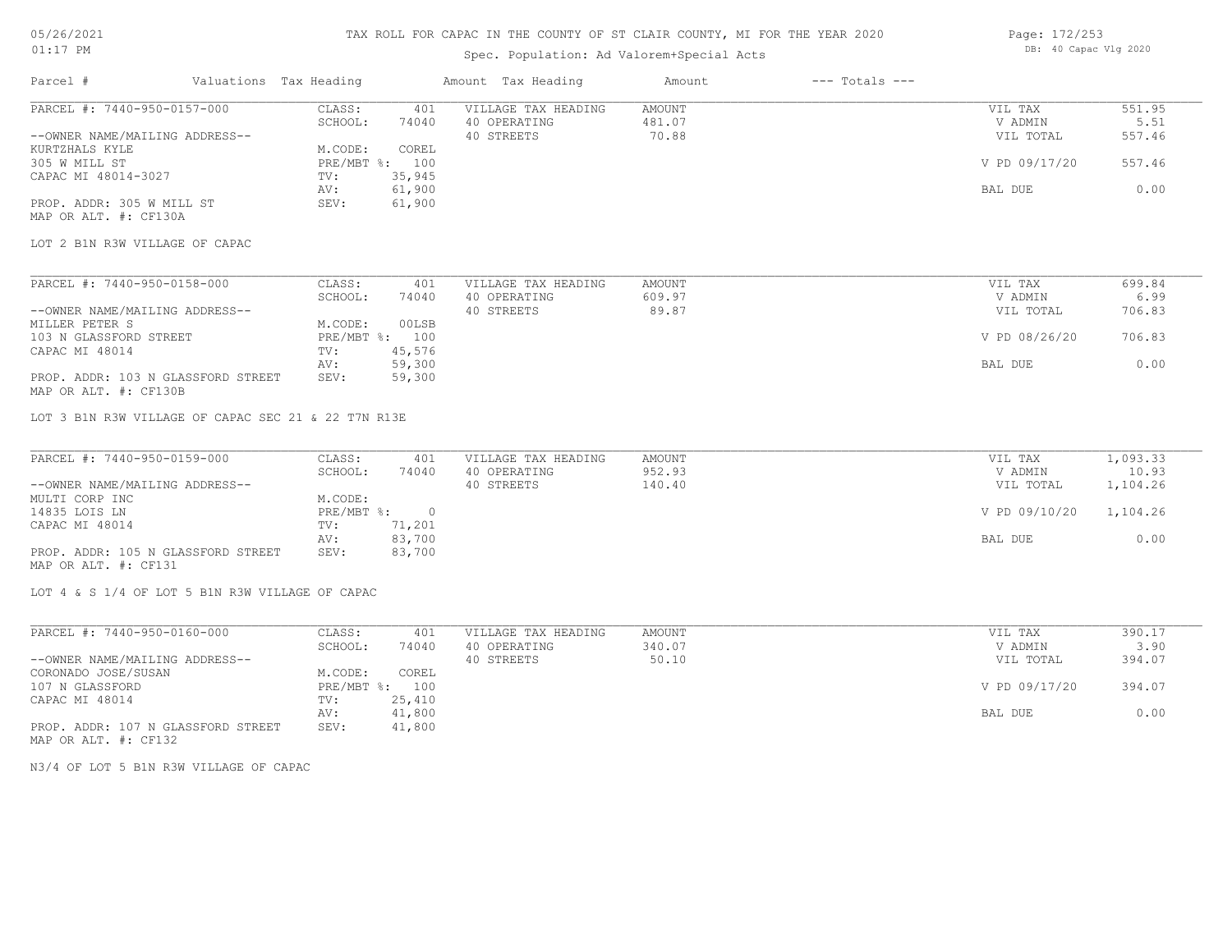# TAX ROLL FOR CAPAC IN THE COUNTY OF ST CLAIR COUNTY, MI FOR THE YEAR 2020

Spec. Population: Ad Valorem+Special Acts

05/26/2021
01:17 PM

DB: 40 Capac Vlg 2020

| Parcel # | Valuations Tax Heading | | Amount Tax Heading | Amount | --- Totals --- | |
|---|---|---|---|---|---|---|
| PARCEL #: 7440-950-0157-000 | CLASS: | 401 | VILLAGE TAX HEADING | AMOUNT | VIL TAX | 551.95 |
| | SCHOOL: | 74040 | 40 OPERATING | 481.07 | V ADMIN | 5.51 |
| --OWNER NAME/MAILING ADDRESS-- | | | 40 STREETS | 70.88 | VIL TOTAL | 557.46 |
| KURTZHALS KYLE | M.CODE: | COREL | | | | |
| 305 W MILL ST | PRE/MBT %: | 100 | | | V PD 09/17/20 | 557.46 |
| CAPAC MI 48014-3027 | TV: | 35,945 | | | | |
| | AV: | 61,900 | | | BAL DUE | 0.00 |
| PROP. ADDR: 305 W MILL ST | SEV: | 61,900 | | | | |
| MAP OR ALT. #: CF130A | | | | | | |

LOT 2 B1N R3W VILLAGE OF CAPAC

| Parcel # | Valuations Tax Heading | | Amount Tax Heading | Amount | --- Totals --- | |
|---|---|---|---|---|---|---|
| PARCEL #: 7440-950-0158-000 | CLASS: | 401 | VILLAGE TAX HEADING | AMOUNT | VIL TAX | 699.84 |
| | SCHOOL: | 74040 | 40 OPERATING | 609.97 | V ADMIN | 6.99 |
| --OWNER NAME/MAILING ADDRESS-- | | | 40 STREETS | 89.87 | VIL TOTAL | 706.83 |
| MILLER PETER S | M.CODE: | 00LSB | | | | |
| 103 N GLASSFORD STREET | PRE/MBT %: | 100 | | | V PD 08/26/20 | 706.83 |
| CAPAC MI 48014 | TV: | 45,576 | | | | |
| | AV: | 59,300 | | | BAL DUE | 0.00 |
| PROP. ADDR: 103 N GLASSFORD STREET | SEV: | 59,300 | | | | |
| MAP OR ALT. #: CF130B | | | | | | |

LOT 3 B1N R3W VILLAGE OF CAPAC SEC 21 & 22 T7N R13E

| Parcel # | Valuations Tax Heading | | Amount Tax Heading | Amount | --- Totals --- | |
|---|---|---|---|---|---|---|
| PARCEL #: 7440-950-0159-000 | CLASS: | 401 | VILLAGE TAX HEADING | AMOUNT | VIL TAX | 1,093.33 |
| | SCHOOL: | 74040 | 40 OPERATING | 952.93 | V ADMIN | 10.93 |
| --OWNER NAME/MAILING ADDRESS-- | | | 40 STREETS | 140.40 | VIL TOTAL | 1,104.26 |
| MULTI CORP INC | M.CODE: | | | | | |
| 14835 LOIS LN | PRE/MBT %: | 0 | | | V PD 09/10/20 | 1,104.26 |
| CAPAC MI 48014 | TV: | 71,201 | | | | |
| | AV: | 83,700 | | | BAL DUE | 0.00 |
| PROP. ADDR: 105 N GLASSFORD STREET | SEV: | 83,700 | | | | |
| MAP OR ALT. #: CF131 | | | | | | |

LOT 4 & S 1/4 OF LOT 5 B1N R3W VILLAGE OF CAPAC

| Parcel # | Valuations Tax Heading | | Amount Tax Heading | Amount | --- Totals --- | |
|---|---|---|---|---|---|---|
| PARCEL #: 7440-950-0160-000 | CLASS: | 401 | VILLAGE TAX HEADING | AMOUNT | VIL TAX | 390.17 |
| | SCHOOL: | 74040 | 40 OPERATING | 340.07 | V ADMIN | 3.90 |
| --OWNER NAME/MAILING ADDRESS-- | | | 40 STREETS | 50.10 | VIL TOTAL | 394.07 |
| CORONADO JOSE/SUSAN | M.CODE: | COREL | | | | |
| 107 N GLASSFORD | PRE/MBT %: | 100 | | | V PD 09/17/20 | 394.07 |
| CAPAC MI 48014 | TV: | 25,410 | | | | |
| | AV: | 41,800 | | | BAL DUE | 0.00 |
| PROP. ADDR: 107 N GLASSFORD STREET | SEV: | 41,800 | | | | |
| MAP OR ALT. #: CF132 | | | | | | |

N3/4 OF LOT 5 B1N R3W VILLAGE OF CAPAC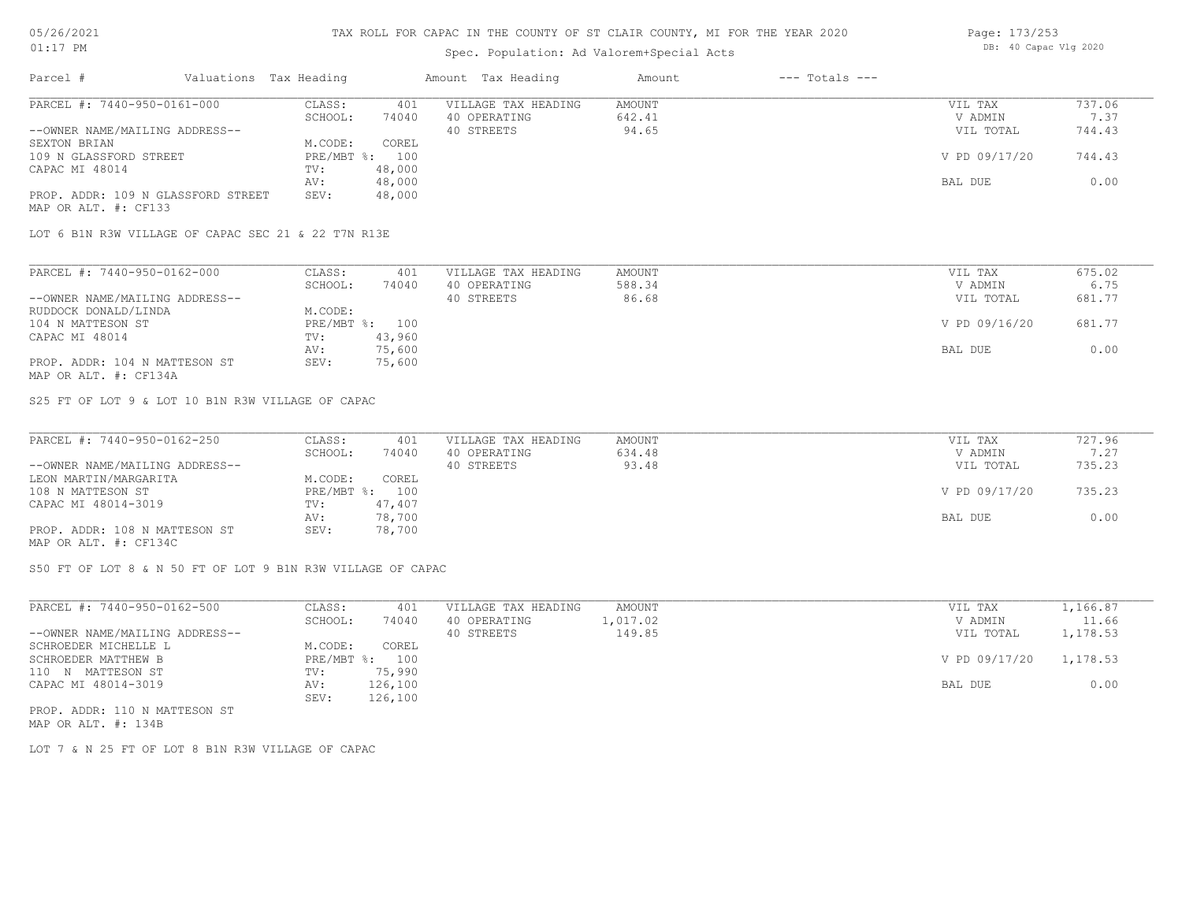# TAX ROLL FOR CAPAC IN THE COUNTY OF ST CLAIR COUNTY, MI FOR THE YEAR 2020

Spec. Population: Ad Valorem+Special Acts

DB: 40 Capac Vlg 2020

| Parcel # | Valuations | Tax Heading | Amount | Tax Heading | Amount | --- Totals --- | |
|---|---|---|---|---|---|---|---|
| PARCEL #: 7440-950-0161-000 | CLASS: | 401 | VILLAGE TAX HEADING | AMOUNT | | VIL TAX | 737.06 |
| | SCHOOL: | 74040 | 40 OPERATING | 642.41 | | V ADMIN | 7.37 |
| --OWNER NAME/MAILING ADDRESS-- | | | 40 STREETS | 94.65 | | VIL TOTAL | 744.43 |
| SEXTON BRIAN | M.CODE: | COREL | | | | | |
| 109 N GLASSFORD STREET | PRE/MBT %: | 100 | | | | V PD 09/17/20 | 744.43 |
| CAPAC MI 48014 | TV: | 48,000 | | | | | |
| | AV: | 48,000 | | | | BAL DUE | 0.00 |
| PROP. ADDR: 109 N GLASSFORD STREET | SEV: | 48,000 | | | | | |
| MAP OR ALT. #: CF133 | | | | | | | |

LOT 6 B1N R3W VILLAGE OF CAPAC SEC 21 & 22 T7N R13E

| Parcel # | Valuations | Tax Heading | Amount | Tax Heading | Amount | --- Totals --- | |
|---|---|---|---|---|---|---|---|
| PARCEL #: 7440-950-0162-000 | CLASS: | 401 | VILLAGE TAX HEADING | AMOUNT | | VIL TAX | 675.02 |
| | SCHOOL: | 74040 | 40 OPERATING | 588.34 | | V ADMIN | 6.75 |
| --OWNER NAME/MAILING ADDRESS-- | | | 40 STREETS | 86.68 | | VIL TOTAL | 681.77 |
| RUDDOCK DONALD/LINDA | M.CODE: | | | | | | |
| 104 N MATTESON ST | PRE/MBT %: | 100 | | | | V PD 09/16/20 | 681.77 |
| CAPAC MI 48014 | TV: | 43,960 | | | | | |
| | AV: | 75,600 | | | | BAL DUE | 0.00 |
| PROP. ADDR: 104 N MATTESON ST | SEV: | 75,600 | | | | | |
| MAP OR ALT. #: CF134A | | | | | | | |

S25 FT OF LOT 9 & LOT 10 B1N R3W VILLAGE OF CAPAC

| Parcel # | Valuations | Tax Heading | Amount | Tax Heading | Amount | --- Totals --- | |
|---|---|---|---|---|---|---|---|
| PARCEL #: 7440-950-0162-250 | CLASS: | 401 | VILLAGE TAX HEADING | AMOUNT | | VIL TAX | 727.96 |
| | SCHOOL: | 74040 | 40 OPERATING | 634.48 | | V ADMIN | 7.27 |
| --OWNER NAME/MAILING ADDRESS-- | | | 40 STREETS | 93.48 | | VIL TOTAL | 735.23 |
| LEON MARTIN/MARGARITA | M.CODE: | COREL | | | | | |
| 108 N MATTESON ST | PRE/MBT %: | 100 | | | | V PD 09/17/20 | 735.23 |
| CAPAC MI 48014-3019 | TV: | 47,407 | | | | | |
| | AV: | 78,700 | | | | BAL DUE | 0.00 |
| PROP. ADDR: 108 N MATTESON ST | SEV: | 78,700 | | | | | |
| MAP OR ALT. #: CF134C | | | | | | | |

S50 FT OF LOT 8 & N 50 FT OF LOT 9 B1N R3W VILLAGE OF CAPAC

| Parcel # | Valuations | Tax Heading | Amount | Tax Heading | Amount | --- Totals --- | |
|---|---|---|---|---|---|---|---|
| PARCEL #: 7440-950-0162-500 | CLASS: | 401 | VILLAGE TAX HEADING | AMOUNT | | VIL TAX | 1,166.87 |
| | SCHOOL: | 74040 | 40 OPERATING | 1,017.02 | | V ADMIN | 11.66 |
| --OWNER NAME/MAILING ADDRESS-- | | | 40 STREETS | 149.85 | | VIL TOTAL | 1,178.53 |
| SCHROEDER MICHELLE L | M.CODE: | COREL | | | | | |
| SCHROEDER MATTHEW B | PRE/MBT %: | 100 | | | | V PD 09/17/20 | 1,178.53 |
| 110 N MATTESON ST | TV: | 75,990 | | | | | |
| CAPAC MI 48014-3019 | AV: | 126,100 | | | | BAL DUE | 0.00 |
| | SEV: | 126,100 | | | | | |
| PROP. ADDR: 110 N MATTESON ST | | | | | | | |
| MAP OR ALT. #: 134B | | | | | | | |

LOT 7 & N 25 FT OF LOT 8 B1N R3W VILLAGE OF CAPAC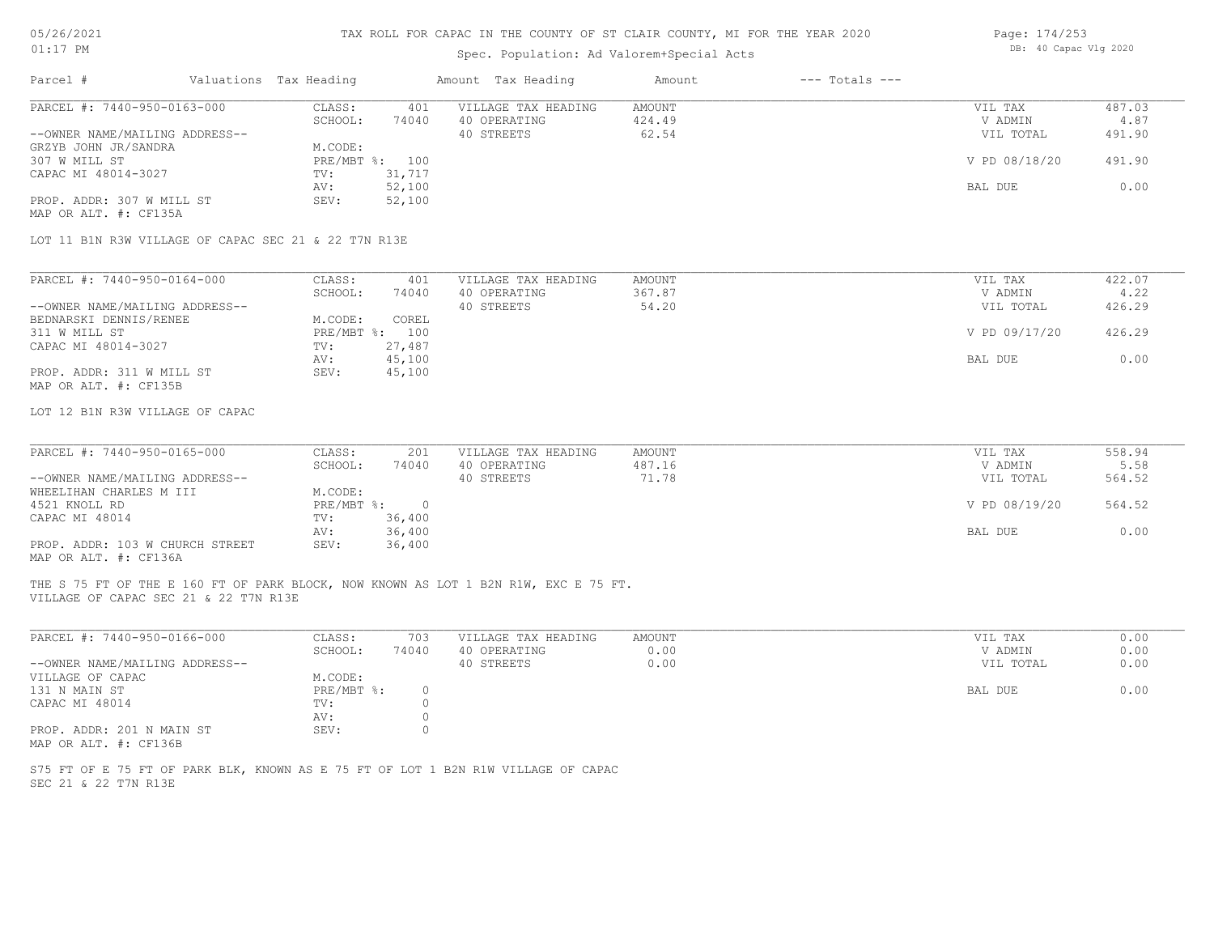# TAX ROLL FOR CAPAC IN THE COUNTY OF ST CLAIR COUNTY, MI FOR THE YEAR 2020

Spec. Population: Ad Valorem+Special Acts

05/26/2021 01:17 PM — DB: 40 Capac Vlg 2020

| Parcel # | Valuations | Tax Heading | Amount | Tax Heading | Amount | --- Totals --- | |
|---|---|---|---|---|---|---|---|
| PARCEL #: 7440-950-0163-000 | CLASS: | 401 | VILLAGE TAX HEADING | AMOUNT | | VIL TAX | 487.03 |
| | SCHOOL: | 74040 | 40 OPERATING | 424.49 | | V ADMIN | 4.87 |
| --OWNER NAME/MAILING ADDRESS-- | | | 40 STREETS | 62.54 | | VIL TOTAL | 491.90 |
| GRZYB JOHN JR/SANDRA | M.CODE: | | | | | | |
| 307 W MILL ST | PRE/MBT %: | 100 | | | | V PD 08/18/20 | 491.90 |
| CAPAC MI 48014-3027 | TV: | 31,717 | | | | | |
| | AV: | 52,100 | | | | BAL DUE | 0.00 |
| PROP. ADDR: 307 W MILL ST | SEV: | 52,100 | | | | | |
| MAP OR ALT. #: CF135A | | | | | | | |

LOT 11 B1N R3W VILLAGE OF CAPAC SEC 21 & 22 T7N R13E

| Parcel # | Valuations | Tax Heading | Amount | Tax Heading | Amount | --- Totals --- | |
|---|---|---|---|---|---|---|---|
| PARCEL #: 7440-950-0164-000 | CLASS: | 401 | VILLAGE TAX HEADING | AMOUNT | | VIL TAX | 422.07 |
| | SCHOOL: | 74040 | 40 OPERATING | 367.87 | | V ADMIN | 4.22 |
| --OWNER NAME/MAILING ADDRESS-- | | | 40 STREETS | 54.20 | | VIL TOTAL | 426.29 |
| BEDNARSKI DENNIS/RENEE | M.CODE: | COREL | | | | | |
| 311 W MILL ST | PRE/MBT %: | 100 | | | | V PD 09/17/20 | 426.29 |
| CAPAC MI 48014-3027 | TV: | 27,487 | | | | | |
| | AV: | 45,100 | | | | BAL DUE | 0.00 |
| PROP. ADDR: 311 W MILL ST | SEV: | 45,100 | | | | | |
| MAP OR ALT. #: CF135B | | | | | | | |

LOT 12 B1N R3W VILLAGE OF CAPAC

| Parcel # | Valuations | Tax Heading | Amount | Tax Heading | Amount | --- Totals --- | |
|---|---|---|---|---|---|---|---|
| PARCEL #: 7440-950-0165-000 | CLASS: | 201 | VILLAGE TAX HEADING | AMOUNT | | VIL TAX | 558.94 |
| | SCHOOL: | 74040 | 40 OPERATING | 487.16 | | V ADMIN | 5.58 |
| --OWNER NAME/MAILING ADDRESS-- | | | 40 STREETS | 71.78 | | VIL TOTAL | 564.52 |
| WHEELIHAN CHARLES M III | M.CODE: | | | | | | |
| 4521 KNOLL RD | PRE/MBT %: | 0 | | | | V PD 08/19/20 | 564.52 |
| CAPAC MI 48014 | TV: | 36,400 | | | | | |
| | AV: | 36,400 | | | | BAL DUE | 0.00 |
| PROP. ADDR: 103 W CHURCH STREET | SEV: | 36,400 | | | | | |
| MAP OR ALT. #: CF136A | | | | | | | |

THE S 75 FT OF THE E 160 FT OF PARK BLOCK, NOW KNOWN AS LOT 1 B2N R1W, EXC E 75 FT.
VILLAGE OF CAPAC SEC 21 & 22 T7N R13E

| Parcel # | Valuations | Tax Heading | Amount | Tax Heading | Amount | --- Totals --- | |
|---|---|---|---|---|---|---|---|
| PARCEL #: 7440-950-0166-000 | CLASS: | 703 | VILLAGE TAX HEADING | AMOUNT | | VIL TAX | 0.00 |
| | SCHOOL: | 74040 | 40 OPERATING | 0.00 | | V ADMIN | 0.00 |
| --OWNER NAME/MAILING ADDRESS-- | | | 40 STREETS | 0.00 | | VIL TOTAL | 0.00 |
| VILLAGE OF CAPAC | M.CODE: | | | | | | |
| 131 N MAIN ST | PRE/MBT %: | 0 | | | | BAL DUE | 0.00 |
| CAPAC MI 48014 | TV: | 0 | | | | | |
| | AV: | 0 | | | | | |
| PROP. ADDR: 201 N MAIN ST | SEV: | 0 | | | | | |
| MAP OR ALT. #: CF136B | | | | | | | |

S75 FT OF E 75 FT OF PARK BLK, KNOWN AS E 75 FT OF LOT 1 B2N R1W VILLAGE OF CAPAC
SEC 21 & 22 T7N R13E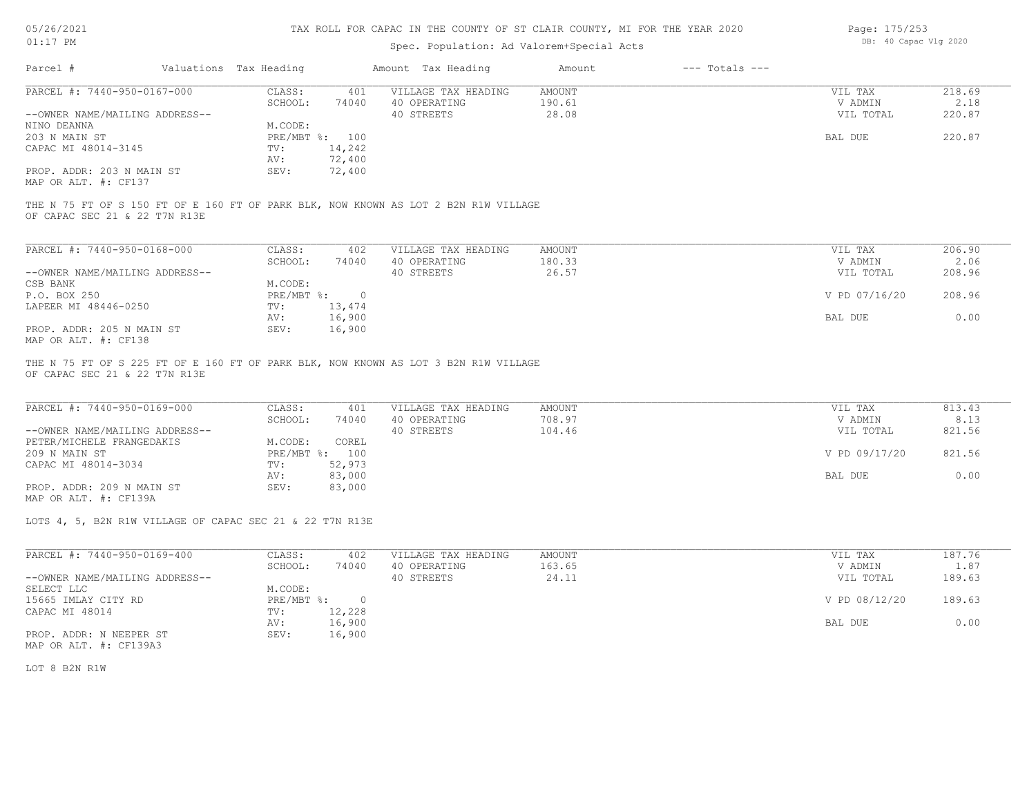TAX ROLL FOR CAPAC IN THE COUNTY OF ST CLAIR COUNTY, MI FOR THE YEAR 2020

Spec. Population: Ad Valorem+Special Acts

| Parcel # | Valuations | Tax Heading | Amount | Tax Heading | Amount | --- Totals --- | |
|---|---|---|---|---|---|---|---|
| PARCEL #: 7440-950-0167-000 | CLASS: | 401 | VILLAGE TAX HEADING | AMOUNT | | VIL TAX | 218.69 |
| | SCHOOL: | 74040 | 40 OPERATING | 190.61 | | V ADMIN | 2.18 |
| --OWNER NAME/MAILING ADDRESS-- | | | 40 STREETS | 28.08 | | VIL TOTAL | 220.87 |
| NINO DEANNA | M.CODE: | | | | | | |
| 203 N MAIN ST | PRE/MBT %: | 100 | | | | BAL DUE | 220.87 |
| CAPAC MI 48014-3145 | TV: | 14,242 | | | | | |
| | AV: | 72,400 | | | | | |
| PROP. ADDR: 203 N MAIN ST | SEV: | 72,400 | | | | | |
| MAP OR ALT. #: CF137 | | | | | | | |

THE N 75 FT OF S 150 FT OF E 160 FT OF PARK BLK, NOW KNOWN AS LOT 2 B2N R1W VILLAGE OF CAPAC SEC 21 & 22 T7N R13E

| Parcel # | Valuations | Tax Heading | Amount | Tax Heading | Amount | --- Totals --- | |
|---|---|---|---|---|---|---|---|
| PARCEL #: 7440-950-0168-000 | CLASS: | 402 | VILLAGE TAX HEADING | AMOUNT | | VIL TAX | 206.90 |
| | SCHOOL: | 74040 | 40 OPERATING | 180.33 | | V ADMIN | 2.06 |
| --OWNER NAME/MAILING ADDRESS-- | | | 40 STREETS | 26.57 | | VIL TOTAL | 208.96 |
| CSB BANK | M.CODE: | | | | | | |
| P.O. BOX 250 | PRE/MBT %: | 0 | | | | V PD 07/16/20 | 208.96 |
| LAPEER MI 48446-0250 | TV: | 13,474 | | | | | |
| | AV: | 16,900 | | | | BAL DUE | 0.00 |
| PROP. ADDR: 205 N MAIN ST | SEV: | 16,900 | | | | | |
| MAP OR ALT. #: CF138 | | | | | | | |

THE N 75 FT OF S 225 FT OF E 160 FT OF PARK BLK, NOW KNOWN AS LOT 3 B2N R1W VILLAGE OF CAPAC SEC 21 & 22 T7N R13E

| Parcel # | Valuations | Tax Heading | Amount | Tax Heading | Amount | --- Totals --- | |
|---|---|---|---|---|---|---|---|
| PARCEL #: 7440-950-0169-000 | CLASS: | 401 | VILLAGE TAX HEADING | AMOUNT | | VIL TAX | 813.43 |
| | SCHOOL: | 74040 | 40 OPERATING | 708.97 | | V ADMIN | 8.13 |
| --OWNER NAME/MAILING ADDRESS-- | | | 40 STREETS | 104.46 | | VIL TOTAL | 821.56 |
| PETER/MICHELE FRANGEDAKIS | M.CODE: | COREL | | | | | |
| 209 N MAIN ST | PRE/MBT %: | 100 | | | | V PD 09/17/20 | 821.56 |
| CAPAC MI 48014-3034 | TV: | 52,973 | | | | | |
| | AV: | 83,000 | | | | BAL DUE | 0.00 |
| PROP. ADDR: 209 N MAIN ST | SEV: | 83,000 | | | | | |
| MAP OR ALT. #: CF139A | | | | | | | |

LOTS 4, 5, B2N R1W VILLAGE OF CAPAC SEC 21 & 22 T7N R13E

| Parcel # | Valuations | Tax Heading | Amount | Tax Heading | Amount | --- Totals --- | |
|---|---|---|---|---|---|---|---|
| PARCEL #: 7440-950-0169-400 | CLASS: | 402 | VILLAGE TAX HEADING | AMOUNT | | VIL TAX | 187.76 |
| | SCHOOL: | 74040 | 40 OPERATING | 163.65 | | V ADMIN | 1.87 |
| --OWNER NAME/MAILING ADDRESS-- | | | 40 STREETS | 24.11 | | VIL TOTAL | 189.63 |
| SELECT LLC | M.CODE: | | | | | | |
| 15665 IMLAY CITY RD | PRE/MBT %: | 0 | | | | V PD 08/12/20 | 189.63 |
| CAPAC MI 48014 | TV: | 12,228 | | | | | |
| | AV: | 16,900 | | | | BAL DUE | 0.00 |
| PROP. ADDR: N NEEPER ST | SEV: | 16,900 | | | | | |
| MAP OR ALT. #: CF139A3 | | | | | | | |

LOT 8 B2N R1W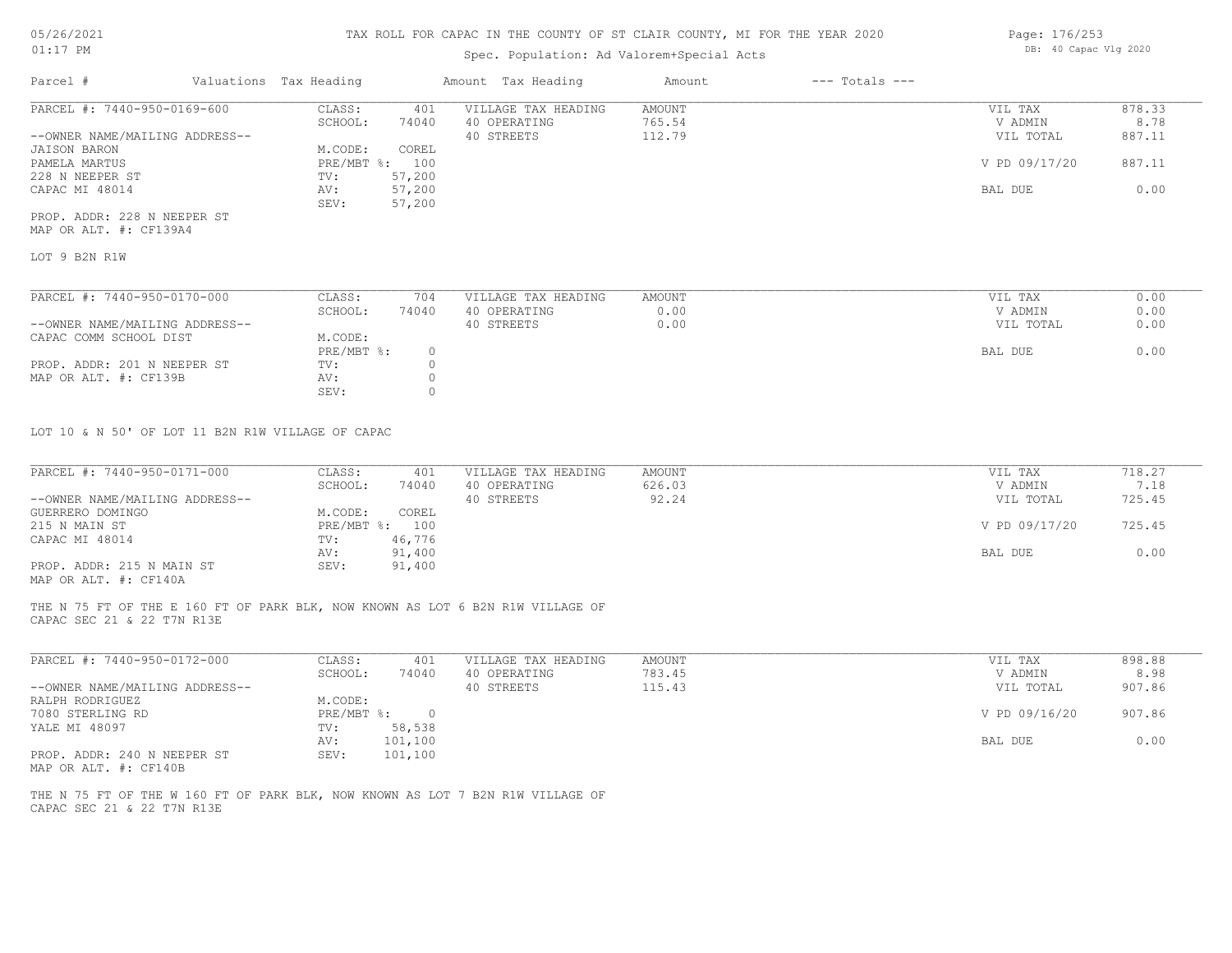# TAX ROLL FOR CAPAC IN THE COUNTY OF ST CLAIR COUNTY, MI FOR THE YEAR 2020

Spec. Population: Ad Valorem+Special Acts

05/26/2021 01:17 PM

DB: 40 Capac Vlg 2020

| Parcel # | Valuations Tax Heading | | Amount Tax Heading | Amount | --- Totals --- | |
|---|---|---|---|---|---|---|
| PARCEL #: 7440-950-0169-600 | CLASS: | 401 | VILLAGE TAX HEADING | AMOUNT | VIL TAX | 878.33 |
| | SCHOOL: | 74040 | 40 OPERATING | 765.54 | V ADMIN | 8.78 |
| --OWNER NAME/MAILING ADDRESS-- | | | 40 STREETS | 112.79 | VIL TOTAL | 887.11 |
| JAISON BARON | M.CODE: | COREL | | | | |
| PAMELA MARTUS | PRE/MBT %: | 100 | | | V PD 09/17/20 | 887.11 |
| 228 N NEEPER ST | TV: | 57,200 | | | | |
| CAPAC MI 48014 | AV: | 57,200 | | | BAL DUE | 0.00 |
| | SEV: | 57,200 | | | | |
| PROP. ADDR: 228 N NEEPER ST | | | | | | |
| MAP OR ALT. #: CF139A4 | | | | | | |

LOT 9 B2N R1W

| Parcel # | Valuations Tax Heading | | Amount Tax Heading | Amount | --- Totals --- | |
|---|---|---|---|---|---|---|
| PARCEL #: 7440-950-0170-000 | CLASS: | 704 | VILLAGE TAX HEADING | AMOUNT | VIL TAX | 0.00 |
| | SCHOOL: | 74040 | 40 OPERATING | 0.00 | V ADMIN | 0.00 |
| --OWNER NAME/MAILING ADDRESS-- | | | 40 STREETS | 0.00 | VIL TOTAL | 0.00 |
| CAPAC COMM SCHOOL DIST | M.CODE: | | | | | |
| | PRE/MBT %: | 0 | | | BAL DUE | 0.00 |
| PROP. ADDR: 201 N NEEPER ST | TV: | 0 | | | | |
| MAP OR ALT. #: CF139B | AV: | 0 | | | | |
| | SEV: | 0 | | | | |

LOT 10 & N 50' OF LOT 11 B2N R1W VILLAGE OF CAPAC

| Parcel # | Valuations Tax Heading | | Amount Tax Heading | Amount | --- Totals --- | |
|---|---|---|---|---|---|---|
| PARCEL #: 7440-950-0171-000 | CLASS: | 401 | VILLAGE TAX HEADING | AMOUNT | VIL TAX | 718.27 |
| | SCHOOL: | 74040 | 40 OPERATING | 626.03 | V ADMIN | 7.18 |
| --OWNER NAME/MAILING ADDRESS-- | | | 40 STREETS | 92.24 | VIL TOTAL | 725.45 |
| GUERRERO DOMINGO | M.CODE: | COREL | | | | |
| 215 N MAIN ST | PRE/MBT %: | 100 | | | V PD 09/17/20 | 725.45 |
| CAPAC MI 48014 | TV: | 46,776 | | | | |
| | AV: | 91,400 | | | BAL DUE | 0.00 |
| PROP. ADDR: 215 N MAIN ST | SEV: | 91,400 | | | | |
| MAP OR ALT. #: CF140A | | | | | | |

THE N 75 FT OF THE E 160 FT OF PARK BLK, NOW KNOWN AS LOT 6 B2N R1W VILLAGE OF CAPAC SEC 21 & 22 T7N R13E

| Parcel # | Valuations Tax Heading | | Amount Tax Heading | Amount | --- Totals --- | |
|---|---|---|---|---|---|---|
| PARCEL #: 7440-950-0172-000 | CLASS: | 401 | VILLAGE TAX HEADING | AMOUNT | VIL TAX | 898.88 |
| | SCHOOL: | 74040 | 40 OPERATING | 783.45 | V ADMIN | 8.98 |
| --OWNER NAME/MAILING ADDRESS-- | | | 40 STREETS | 115.43 | VIL TOTAL | 907.86 |
| RALPH RODRIGUEZ | M.CODE: | | | | | |
| 7080 STERLING RD | PRE/MBT %: | 0 | | | V PD 09/16/20 | 907.86 |
| YALE MI 48097 | TV: | 58,538 | | | | |
| | AV: | 101,100 | | | BAL DUE | 0.00 |
| PROP. ADDR: 240 N NEEPER ST | SEV: | 101,100 | | | | |
| MAP OR ALT. #: CF140B | | | | | | |

THE N 75 FT OF THE W 160 FT OF PARK BLK, NOW KNOWN AS LOT 7 B2N R1W VILLAGE OF CAPAC SEC 21 & 22 T7N R13E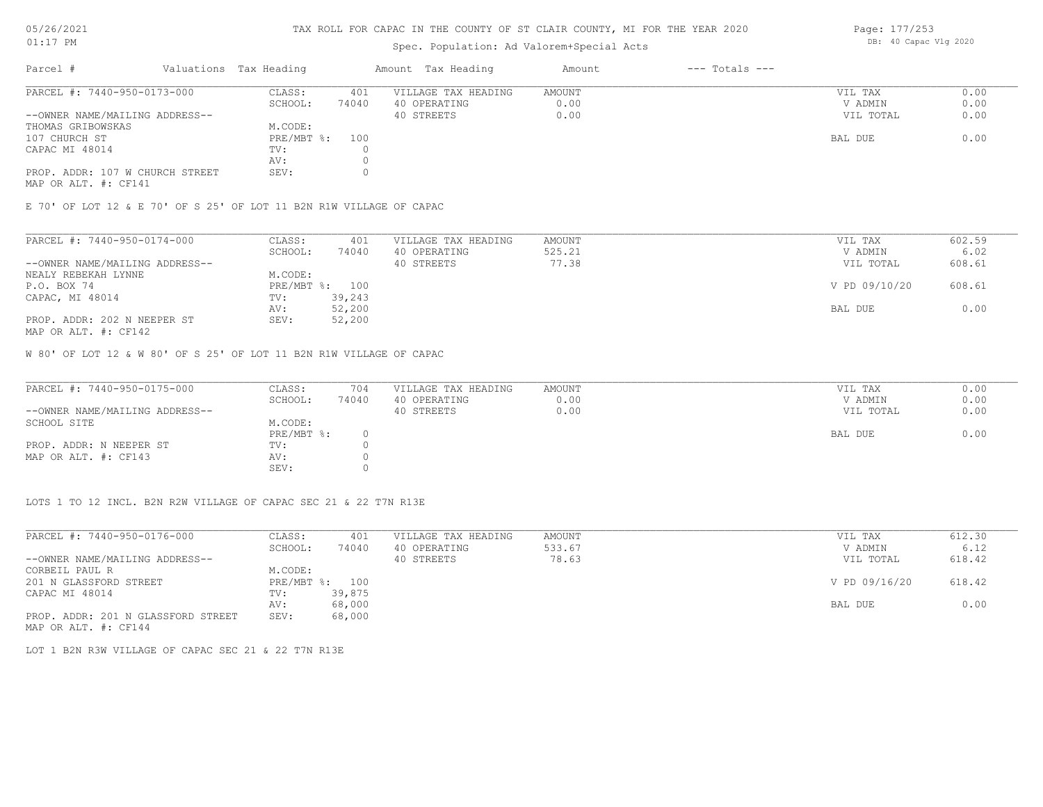# TAX ROLL FOR CAPAC IN THE COUNTY OF ST CLAIR COUNTY, MI FOR THE YEAR 2020

Spec. Population: Ad Valorem+Special Acts

DB: 40 Capac Vlg 2020

| Parcel # | Valuations | Tax Heading | Amount | Tax Heading | Amount | --- Totals --- | |
|---|---|---|---|---|---|---|---|
| PARCEL #: 7440-950-0173-000 | CLASS: | 401 | VILLAGE TAX HEADING | AMOUNT | | VIL TAX | 0.00 |
| | SCHOOL: | 74040 | 40 OPERATING | 0.00 | | V ADMIN | 0.00 |
| --OWNER NAME/MAILING ADDRESS-- | | | 40 STREETS | 0.00 | | VIL TOTAL | 0.00 |
| THOMAS GRIBOWSKAS | M.CODE: | | | | | | |
| 107 CHURCH ST | PRE/MBT %: | 100 | | | | BAL DUE | 0.00 |
| CAPAC MI 48014 | TV: | 0 | | | | | |
| | AV: | 0 | | | | | |
| PROP. ADDR: 107 W CHURCH STREET | SEV: | 0 | | | | | |
| MAP OR ALT. #: CF141 | | | | | | | |

E 70' OF LOT 12 & E 70' OF S 25' OF LOT 11 B2N R1W VILLAGE OF CAPAC

| Parcel # | Valuations | Tax Heading | Amount | Tax Heading | Amount | --- Totals --- | |
|---|---|---|---|---|---|---|---|
| PARCEL #: 7440-950-0174-000 | CLASS: | 401 | VILLAGE TAX HEADING | AMOUNT | | VIL TAX | 602.59 |
| | SCHOOL: | 74040 | 40 OPERATING | 525.21 | | V ADMIN | 6.02 |
| --OWNER NAME/MAILING ADDRESS-- | | | 40 STREETS | 77.38 | | VIL TOTAL | 608.61 |
| NEALY REBEKAH LYNNE | M.CODE: | | | | | | |
| P.O. BOX 74 | PRE/MBT %: | 100 | | | | V PD 09/10/20 | 608.61 |
| CAPAC, MI 48014 | TV: | 39,243 | | | | | |
| | AV: | 52,200 | | | | BAL DUE | 0.00 |
| PROP. ADDR: 202 N NEEPER ST | SEV: | 52,200 | | | | | |
| MAP OR ALT. #: CF142 | | | | | | | |

W 80' OF LOT 12 & W 80' OF S 25' OF LOT 11 B2N R1W VILLAGE OF CAPAC

| Parcel # | Valuations | Tax Heading | Amount | Tax Heading | Amount | --- Totals --- | |
|---|---|---|---|---|---|---|---|
| PARCEL #: 7440-950-0175-000 | CLASS: | 704 | VILLAGE TAX HEADING | AMOUNT | | VIL TAX | 0.00 |
| | SCHOOL: | 74040 | 40 OPERATING | 0.00 | | V ADMIN | 0.00 |
| --OWNER NAME/MAILING ADDRESS-- | | | 40 STREETS | 0.00 | | VIL TOTAL | 0.00 |
| SCHOOL SITE | M.CODE: | | | | | | |
| | PRE/MBT %: | 0 | | | | BAL DUE | 0.00 |
| PROP. ADDR: N NEEPER ST | TV: | 0 | | | | | |
| MAP OR ALT. #: CF143 | AV: | 0 | | | | | |
| | SEV: | 0 | | | | | |

LOTS 1 TO 12 INCL. B2N R2W VILLAGE OF CAPAC SEC 21 & 22 T7N R13E

| Parcel # | Valuations | Tax Heading | Amount | Tax Heading | Amount | --- Totals --- | |
|---|---|---|---|---|---|---|---|
| PARCEL #: 7440-950-0176-000 | CLASS: | 401 | VILLAGE TAX HEADING | AMOUNT | | VIL TAX | 612.30 |
| | SCHOOL: | 74040 | 40 OPERATING | 533.67 | | V ADMIN | 6.12 |
| --OWNER NAME/MAILING ADDRESS-- | | | 40 STREETS | 78.63 | | VIL TOTAL | 618.42 |
| CORBEIL PAUL R | M.CODE: | | | | | | |
| 201 N GLASSFORD STREET | PRE/MBT %: | 100 | | | | V PD 09/16/20 | 618.42 |
| CAPAC MI 48014 | TV: | 39,875 | | | | | |
| | AV: | 68,000 | | | | BAL DUE | 0.00 |
| PROP. ADDR: 201 N GLASSFORD STREET | SEV: | 68,000 | | | | | |
| MAP OR ALT. #: CF144 | | | | | | | |

LOT 1 B2N R3W VILLAGE OF CAPAC SEC 21 & 22 T7N R13E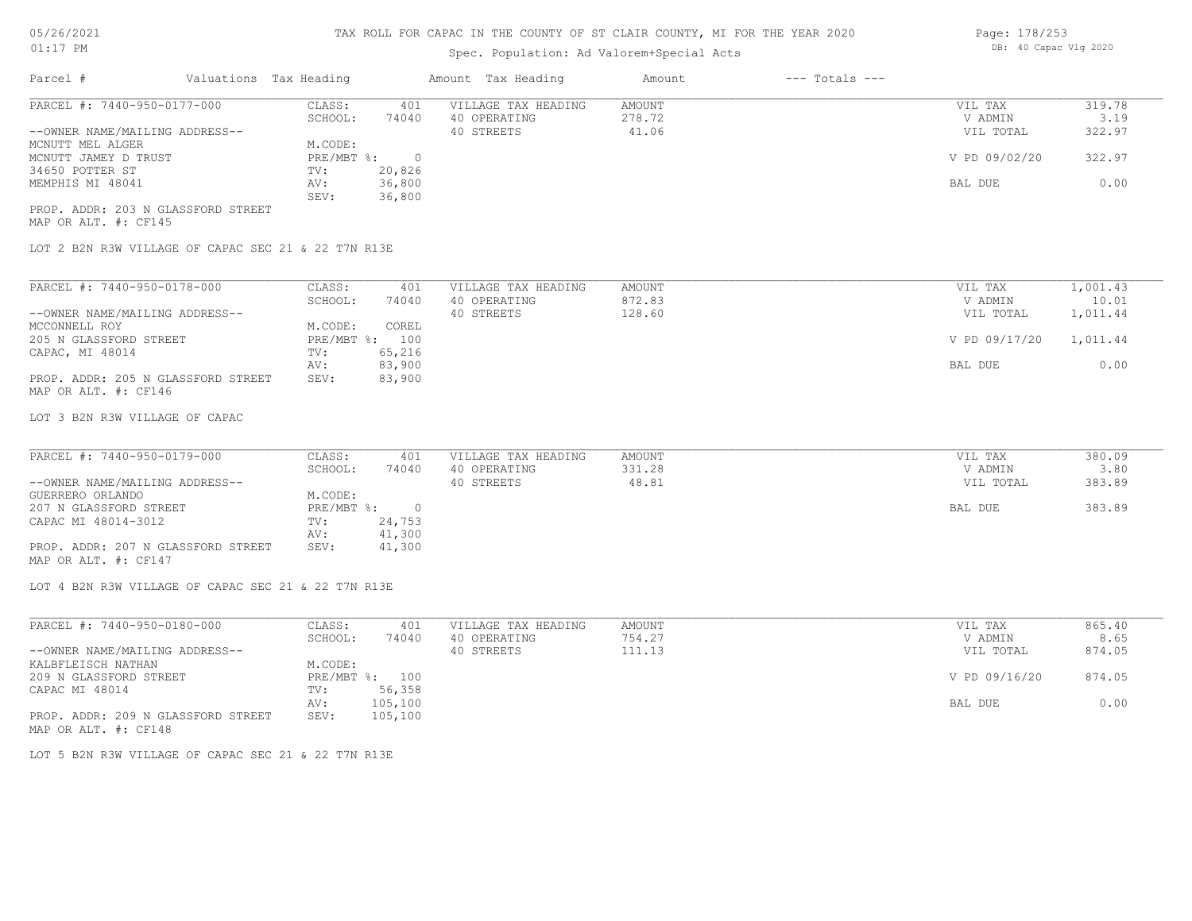# TAX ROLL FOR CAPAC IN THE COUNTY OF ST CLAIR COUNTY, MI FOR THE YEAR 2020

Spec. Population: Ad Valorem+Special Acts

DB: 40 Capac Vlg 2020

| Parcel # | Valuations | Tax Heading | Amount | Tax Heading | Amount | --- Totals --- | |
|---|---|---|---|---|---|---|---|
| PARCEL #: 7440-950-0177-000 | CLASS: | 401 | VILLAGE TAX HEADING | AMOUNT | | VIL TAX | 319.78 |
| | SCHOOL: | 74040 | 40 OPERATING | 278.72 | | V ADMIN | 3.19 |
| --OWNER NAME/MAILING ADDRESS-- | | | 40 STREETS | 41.06 | | VIL TOTAL | 322.97 |
| MCNUTT MEL ALGER | M.CODE: | | | | | | |
| MCNUTT JAMEY D TRUST | PRE/MBT %: | 0 | | | | V PD 09/02/20 | 322.97 |
| 34650 POTTER ST | TV: | 20,826 | | | | | |
| MEMPHIS MI 48041 | AV: | 36,800 | | | | BAL DUE | 0.00 |
| | SEV: | 36,800 | | | | | |

PROP. ADDR: 203 N GLASSFORD STREET
MAP OR ALT. #: CF145

LOT 2 B2N R3W VILLAGE OF CAPAC SEC 21 & 22 T7N R13E

| Parcel # | Valuations | Tax Heading | Amount | Tax Heading | Amount | --- Totals --- | |
|---|---|---|---|---|---|---|---|
| PARCEL #: 7440-950-0178-000 | CLASS: | 401 | VILLAGE TAX HEADING | AMOUNT | | VIL TAX | 1,001.43 |
| | SCHOOL: | 74040 | 40 OPERATING | 872.83 | | V ADMIN | 10.01 |
| --OWNER NAME/MAILING ADDRESS-- | | | 40 STREETS | 128.60 | | VIL TOTAL | 1,011.44 |
| MCCONNELL ROY | M.CODE: | COREL | | | | | |
| 205 N GLASSFORD STREET | PRE/MBT %: | 100 | | | | V PD 09/17/20 | 1,011.44 |
| CAPAC, MI 48014 | TV: | 65,216 | | | | | |
| | AV: | 83,900 | | | | BAL DUE | 0.00 |
| PROP. ADDR: 205 N GLASSFORD STREET | SEV: | 83,900 | | | | | |

MAP OR ALT. #: CF146

LOT 3 B2N R3W VILLAGE OF CAPAC

| Parcel # | Valuations | Tax Heading | Amount | Tax Heading | Amount | --- Totals --- | |
|---|---|---|---|---|---|---|---|
| PARCEL #: 7440-950-0179-000 | CLASS: | 401 | VILLAGE TAX HEADING | AMOUNT | | VIL TAX | 380.09 |
| | SCHOOL: | 74040 | 40 OPERATING | 331.28 | | V ADMIN | 3.80 |
| --OWNER NAME/MAILING ADDRESS-- | | | 40 STREETS | 48.81 | | VIL TOTAL | 383.89 |
| GUERRERO ORLANDO | M.CODE: | | | | | | |
| 207 N GLASSFORD STREET | PRE/MBT %: | 0 | | | | BAL DUE | 383.89 |
| CAPAC MI 48014-3012 | TV: | 24,753 | | | | | |
| | AV: | 41,300 | | | | | |
| PROP. ADDR: 207 N GLASSFORD STREET | SEV: | 41,300 | | | | | |

MAP OR ALT. #: CF147

LOT 4 B2N R3W VILLAGE OF CAPAC SEC 21 & 22 T7N R13E

| Parcel # | Valuations | Tax Heading | Amount | Tax Heading | Amount | --- Totals --- | |
|---|---|---|---|---|---|---|---|
| PARCEL #: 7440-950-0180-000 | CLASS: | 401 | VILLAGE TAX HEADING | AMOUNT | | VIL TAX | 865.40 |
| | SCHOOL: | 74040 | 40 OPERATING | 754.27 | | V ADMIN | 8.65 |
| --OWNER NAME/MAILING ADDRESS-- | | | 40 STREETS | 111.13 | | VIL TOTAL | 874.05 |
| KALBFLEISCH NATHAN | M.CODE: | | | | | | |
| 209 N GLASSFORD STREET | PRE/MBT %: | 100 | | | | V PD 09/16/20 | 874.05 |
| CAPAC MI 48014 | TV: | 56,358 | | | | | |
| | AV: | 105,100 | | | | BAL DUE | 0.00 |
| PROP. ADDR: 209 N GLASSFORD STREET | SEV: | 105,100 | | | | | |

MAP OR ALT. #: CF148

LOT 5 B2N R3W VILLAGE OF CAPAC SEC 21 & 22 T7N R13E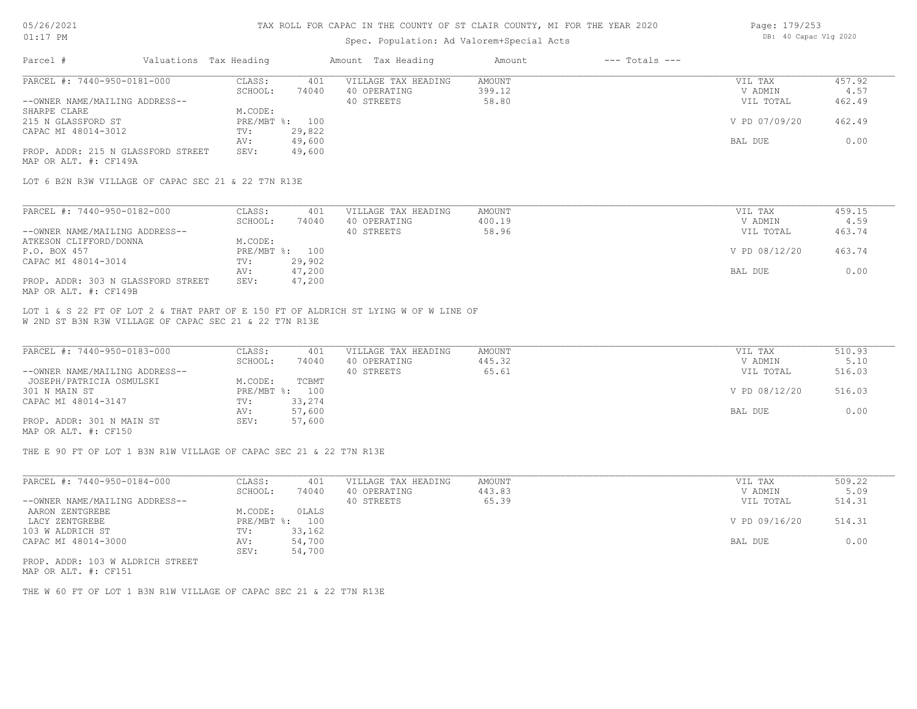# TAX ROLL FOR CAPAC IN THE COUNTY OF ST CLAIR COUNTY, MI FOR THE YEAR 2020

Spec. Population: Ad Valorem+Special Acts

DB: 40 Capac Vlg 2020

| Parcel # | Valuations | Tax Heading | Amount | Tax Heading | Amount | --- Totals --- | |
|---|---|---|---|---|---|---|---|
| PARCEL #: 7440-950-0181-000 | CLASS: | 401 | VILLAGE TAX HEADING | AMOUNT | | VIL TAX | 457.92 |
| | SCHOOL: | 74040 | 40 OPERATING | 399.12 | | V ADMIN | 4.57 |
| --OWNER NAME/MAILING ADDRESS-- | | | 40 STREETS | 58.80 | | VIL TOTAL | 462.49 |
| SHARPE CLARE | M.CODE: | | | | | | |
| 215 N GLASSFORD ST | PRE/MBT %: | 100 | | | | V PD 07/09/20 | 462.49 |
| CAPAC MI 48014-3012 | TV: | 29,822 | | | | | |
| | AV: | 49,600 | | | | BAL DUE | 0.00 |
| PROP. ADDR: 215 N GLASSFORD STREET | SEV: | 49,600 | | | | | |
| MAP OR ALT. #: CF149A | | | | | | | |

LOT 6 B2N R3W VILLAGE OF CAPAC SEC 21 & 22 T7N R13E

| Parcel # | Valuations | Tax Heading | Amount | Tax Heading | Amount | --- Totals --- | |
|---|---|---|---|---|---|---|---|
| PARCEL #: 7440-950-0182-000 | CLASS: | 401 | VILLAGE TAX HEADING | AMOUNT | | VIL TAX | 459.15 |
| | SCHOOL: | 74040 | 40 OPERATING | 400.19 | | V ADMIN | 4.59 |
| --OWNER NAME/MAILING ADDRESS-- | | | 40 STREETS | 58.96 | | VIL TOTAL | 463.74 |
| ATKESON CLIFFORD/DONNA | M.CODE: | | | | | | |
| P.O. BOX 457 | PRE/MBT %: | 100 | | | | V PD 08/12/20 | 463.74 |
| CAPAC MI 48014-3014 | TV: | 29,902 | | | | | |
| | AV: | 47,200 | | | | BAL DUE | 0.00 |
| PROP. ADDR: 303 N GLASSFORD STREET | SEV: | 47,200 | | | | | |
| MAP OR ALT. #: CF149B | | | | | | | |

LOT 1 & S 22 FT OF LOT 2 & THAT PART OF E 150 FT OF ALDRICH ST LYING W OF W LINE OF W 2ND ST B3N R3W VILLAGE OF CAPAC SEC 21 & 22 T7N R13E

| Parcel # | Valuations | Tax Heading | Amount | Tax Heading | Amount | --- Totals --- | |
|---|---|---|---|---|---|---|---|
| PARCEL #: 7440-950-0183-000 | CLASS: | 401 | VILLAGE TAX HEADING | AMOUNT | | VIL TAX | 510.93 |
| | SCHOOL: | 74040 | 40 OPERATING | 445.32 | | V ADMIN | 5.10 |
| --OWNER NAME/MAILING ADDRESS-- | | | 40 STREETS | 65.61 | | VIL TOTAL | 516.03 |
| JOSEPH/PATRICIA OSMULSKI | M.CODE: | TCBMT | | | | | |
| 301 N MAIN ST | PRE/MBT %: | 100 | | | | V PD 08/12/20 | 516.03 |
| CAPAC MI 48014-3147 | TV: | 33,274 | | | | | |
| | AV: | 57,600 | | | | BAL DUE | 0.00 |
| PROP. ADDR: 301 N MAIN ST | SEV: | 57,600 | | | | | |
| MAP OR ALT. #: CF150 | | | | | | | |

THE E 90 FT OF LOT 1 B3N R1W VILLAGE OF CAPAC SEC 21 & 22 T7N R13E

| Parcel # | Valuations | Tax Heading | Amount | Tax Heading | Amount | --- Totals --- | |
|---|---|---|---|---|---|---|---|
| PARCEL #: 7440-950-0184-000 | CLASS: | 401 | VILLAGE TAX HEADING | AMOUNT | | VIL TAX | 509.22 |
| | SCHOOL: | 74040 | 40 OPERATING | 443.83 | | V ADMIN | 5.09 |
| --OWNER NAME/MAILING ADDRESS-- | | | 40 STREETS | 65.39 | | VIL TOTAL | 514.31 |
| AARON ZENTGREBE | M.CODE: | 0LALS | | | | | |
| LACY ZENTGREBE | PRE/MBT %: | 100 | | | | V PD 09/16/20 | 514.31 |
| 103 W ALDRICH ST | TV: | 33,162 | | | | | |
| CAPAC MI 48014-3000 | AV: | 54,700 | | | | BAL DUE | 0.00 |
| | SEV: | 54,700 | | | | | |
| PROP. ADDR: 103 W ALDRICH STREET | | | | | | | |
| MAP OR ALT. #: CF151 | | | | | | | |

THE W 60 FT OF LOT 1 B3N R1W VILLAGE OF CAPAC SEC 21 & 22 T7N R13E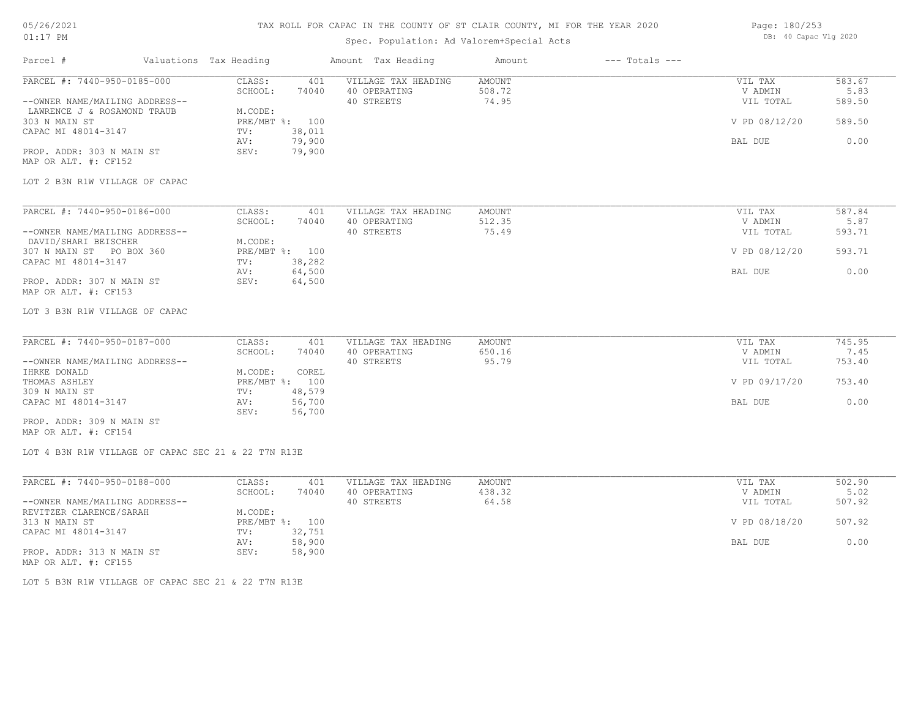# TAX ROLL FOR CAPAC IN THE COUNTY OF ST CLAIR COUNTY, MI FOR THE YEAR 2020

Spec. Population: Ad Valorem+Special Acts

| Parcel # | Valuations | Tax Heading | Amount | Tax Heading | Amount | --- Totals --- | |
|---|---|---|---|---|---|---|---|
| PARCEL #: 7440-950-0185-000 | CLASS: | 401 | VILLAGE TAX HEADING | AMOUNT | | VIL TAX | 583.67 |
| | SCHOOL: | 74040 | 40 OPERATING | 508.72 | | V ADMIN | 5.83 |
| --OWNER NAME/MAILING ADDRESS-- | | | 40 STREETS | 74.95 | | VIL TOTAL | 589.50 |
| LAWRENCE J & ROSAMOND TRAUB | M.CODE: | | | | | | |
| 303 N MAIN ST | PRE/MBT %: | 100 | | | | V PD 08/12/20 | 589.50 |
| CAPAC MI 48014-3147 | TV: | 38,011 | | | | | |
| | AV: | 79,900 | | | | BAL DUE | 0.00 |
| PROP. ADDR: 303 N MAIN ST | SEV: | 79,900 | | | | | |
| MAP OR ALT. #: CF152 | | | | | | | |

LOT 2 B3N R1W VILLAGE OF CAPAC

| Parcel # | Valuations | Tax Heading | Amount | Tax Heading | Amount | --- Totals --- | |
|---|---|---|---|---|---|---|---|
| PARCEL #: 7440-950-0186-000 | CLASS: | 401 | VILLAGE TAX HEADING | AMOUNT | | VIL TAX | 587.84 |
| | SCHOOL: | 74040 | 40 OPERATING | 512.35 | | V ADMIN | 5.87 |
| --OWNER NAME/MAILING ADDRESS-- | | | 40 STREETS | 75.49 | | VIL TOTAL | 593.71 |
| DAVID/SHARI BEISCHER | M.CODE: | | | | | | |
| 307 N MAIN ST PO BOX 360 | PRE/MBT %: | 100 | | | | V PD 08/12/20 | 593.71 |
| CAPAC MI 48014-3147 | TV: | 38,282 | | | | | |
| | AV: | 64,500 | | | | BAL DUE | 0.00 |
| PROP. ADDR: 307 N MAIN ST | SEV: | 64,500 | | | | | |
| MAP OR ALT. #: CF153 | | | | | | | |

LOT 3 B3N R1W VILLAGE OF CAPAC

| Parcel # | Valuations | Tax Heading | Amount | Tax Heading | Amount | --- Totals --- | |
|---|---|---|---|---|---|---|---|
| PARCEL #: 7440-950-0187-000 | CLASS: | 401 | VILLAGE TAX HEADING | AMOUNT | | VIL TAX | 745.95 |
| | SCHOOL: | 74040 | 40 OPERATING | 650.16 | | V ADMIN | 7.45 |
| --OWNER NAME/MAILING ADDRESS-- | | | 40 STREETS | 95.79 | | VIL TOTAL | 753.40 |
| IHRKE DONALD | M.CODE: | COREL | | | | | |
| THOMAS ASHLEY | PRE/MBT %: | 100 | | | | V PD 09/17/20 | 753.40 |
| 309 N MAIN ST | TV: | 48,579 | | | | | |
| CAPAC MI 48014-3147 | AV: | 56,700 | | | | BAL DUE | 0.00 |
| | SEV: | 56,700 | | | | | |
| PROP. ADDR: 309 N MAIN ST | | | | | | | |
| MAP OR ALT. #: CF154 | | | | | | | |

LOT 4 B3N R1W VILLAGE OF CAPAC SEC 21 & 22 T7N R13E

| Parcel # | Valuations | Tax Heading | Amount | Tax Heading | Amount | --- Totals --- | |
|---|---|---|---|---|---|---|---|
| PARCEL #: 7440-950-0188-000 | CLASS: | 401 | VILLAGE TAX HEADING | AMOUNT | | VIL TAX | 502.90 |
| | SCHOOL: | 74040 | 40 OPERATING | 438.32 | | V ADMIN | 5.02 |
| --OWNER NAME/MAILING ADDRESS-- | | | 40 STREETS | 64.58 | | VIL TOTAL | 507.92 |
| REVITZER CLARENCE/SARAH | M.CODE: | | | | | | |
| 313 N MAIN ST | PRE/MBT %: | 100 | | | | V PD 08/18/20 | 507.92 |
| CAPAC MI 48014-3147 | TV: | 32,751 | | | | | |
| | AV: | 58,900 | | | | BAL DUE | 0.00 |
| PROP. ADDR: 313 N MAIN ST | SEV: | 58,900 | | | | | |
| MAP OR ALT. #: CF155 | | | | | | | |

LOT 5 B3N R1W VILLAGE OF CAPAC SEC 21 & 22 T7N R13E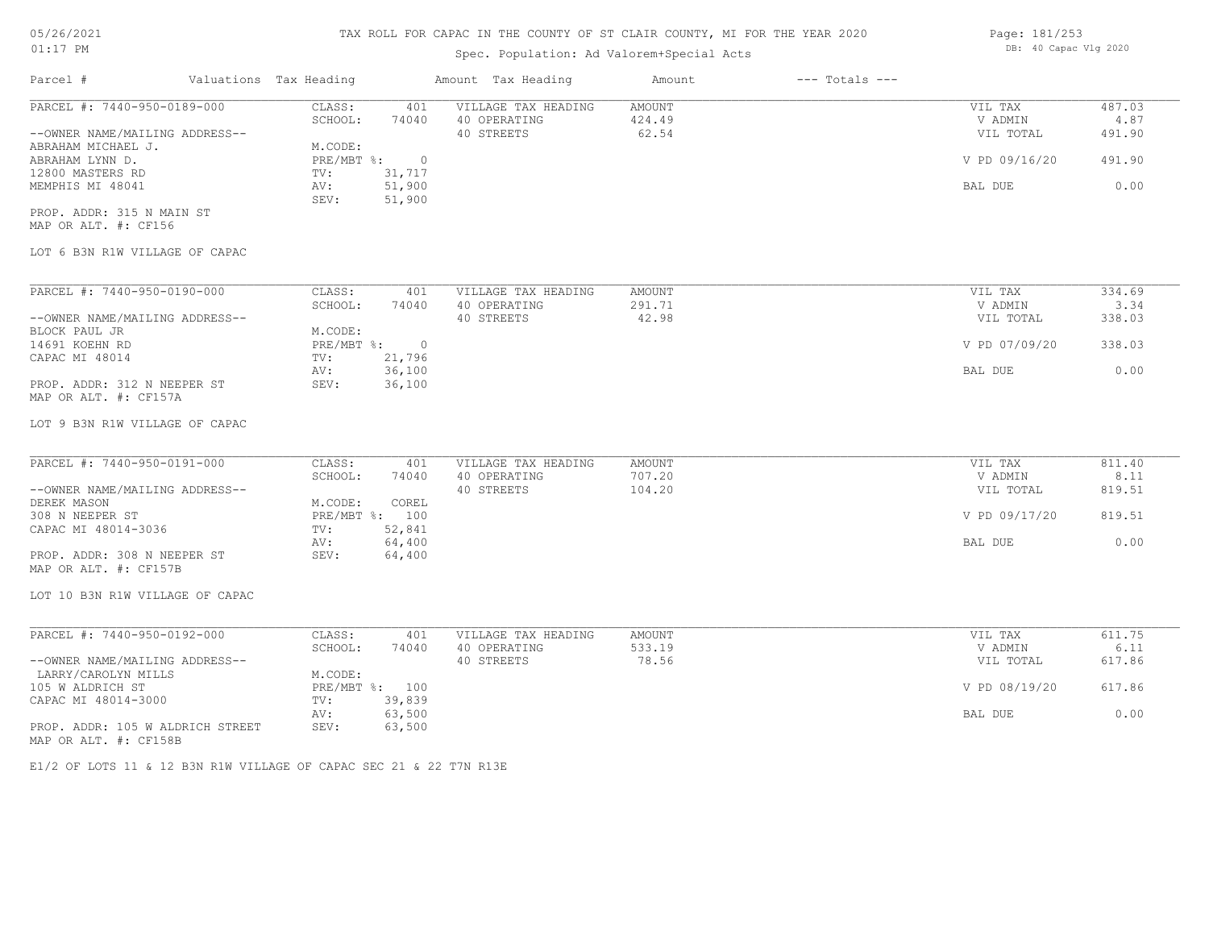# TAX ROLL FOR CAPAC IN THE COUNTY OF ST CLAIR COUNTY, MI FOR THE YEAR 2020

Spec. Population: Ad Valorem+Special Acts

DB: 40 Capac Vlg 2020

| Parcel # | Valuations Tax Heading | | Amount Tax Heading | Amount | --- Totals --- | |
|---|---|---|---|---|---|---|
| PARCEL #: 7440-950-0189-000 | CLASS: | 401 | VILLAGE TAX HEADING | AMOUNT | VIL TAX | 487.03 |
| | SCHOOL: | 74040 | 40 OPERATING | 424.49 | V ADMIN | 4.87 |
| --OWNER NAME/MAILING ADDRESS-- | | | 40 STREETS | 62.54 | VIL TOTAL | 491.90 |
| ABRAHAM MICHAEL J. | M.CODE: | | | | | |
| ABRAHAM LYNN D. | PRE/MBT %: | 0 | | | V PD 09/16/20 | 491.90 |
| 12800 MASTERS RD | TV: | 31,717 | | | | |
| MEMPHIS MI 48041 | AV: | 51,900 | | | BAL DUE | 0.00 |
| | SEV: | 51,900 | | | | |
| PROP. ADDR: 315 N MAIN ST | | | | | | |
| MAP OR ALT. #: CF156 | | | | | | |
| LOT 6 B3N R1W VILLAGE OF CAPAC | | | | | | |

| Parcel # | Valuations Tax Heading | | Amount Tax Heading | Amount | --- Totals --- | |
|---|---|---|---|---|---|---|
| PARCEL #: 7440-950-0190-000 | CLASS: | 401 | VILLAGE TAX HEADING | AMOUNT | VIL TAX | 334.69 |
| | SCHOOL: | 74040 | 40 OPERATING | 291.71 | V ADMIN | 3.34 |
| --OWNER NAME/MAILING ADDRESS-- | | | 40 STREETS | 42.98 | VIL TOTAL | 338.03 |
| BLOCK PAUL JR | M.CODE: | | | | | |
| 14691 KOEHN RD | PRE/MBT %: | 0 | | | V PD 07/09/20 | 338.03 |
| CAPAC MI 48014 | TV: | 21,796 | | | | |
| | AV: | 36,100 | | | BAL DUE | 0.00 |
| PROP. ADDR: 312 N NEEPER ST | SEV: | 36,100 | | | | |
| MAP OR ALT. #: CF157A | | | | | | |
| LOT 9 B3N R1W VILLAGE OF CAPAC | | | | | | |

| Parcel # | Valuations Tax Heading | | Amount Tax Heading | Amount | --- Totals --- | |
|---|---|---|---|---|---|---|
| PARCEL #: 7440-950-0191-000 | CLASS: | 401 | VILLAGE TAX HEADING | AMOUNT | VIL TAX | 811.40 |
| | SCHOOL: | 74040 | 40 OPERATING | 707.20 | V ADMIN | 8.11 |
| --OWNER NAME/MAILING ADDRESS-- | | | 40 STREETS | 104.20 | VIL TOTAL | 819.51 |
| DEREK MASON | M.CODE: | COREL | | | | |
| 308 N NEEPER ST | PRE/MBT %: | 100 | | | V PD 09/17/20 | 819.51 |
| CAPAC MI 48014-3036 | TV: | 52,841 | | | | |
| | AV: | 64,400 | | | BAL DUE | 0.00 |
| PROP. ADDR: 308 N NEEPER ST | SEV: | 64,400 | | | | |
| MAP OR ALT. #: CF157B | | | | | | |
| LOT 10 B3N R1W VILLAGE OF CAPAC | | | | | | |

| Parcel # | Valuations Tax Heading | | Amount Tax Heading | Amount | --- Totals --- | |
|---|---|---|---|---|---|---|
| PARCEL #: 7440-950-0192-000 | CLASS: | 401 | VILLAGE TAX HEADING | AMOUNT | VIL TAX | 611.75 |
| | SCHOOL: | 74040 | 40 OPERATING | 533.19 | V ADMIN | 6.11 |
| --OWNER NAME/MAILING ADDRESS-- | | | 40 STREETS | 78.56 | VIL TOTAL | 617.86 |
| LARRY/CAROLYN MILLS | M.CODE: | | | | | |
| 105 W ALDRICH ST | PRE/MBT %: | 100 | | | V PD 08/19/20 | 617.86 |
| CAPAC MI 48014-3000 | TV: | 39,839 | | | | |
| | AV: | 63,500 | | | BAL DUE | 0.00 |
| PROP. ADDR: 105 W ALDRICH STREET | SEV: | 63,500 | | | | |
| MAP OR ALT. #: CF158B | | | | | | |

E1/2 OF LOTS 11 & 12 B3N R1W VILLAGE OF CAPAC SEC 21 & 22 T7N R13E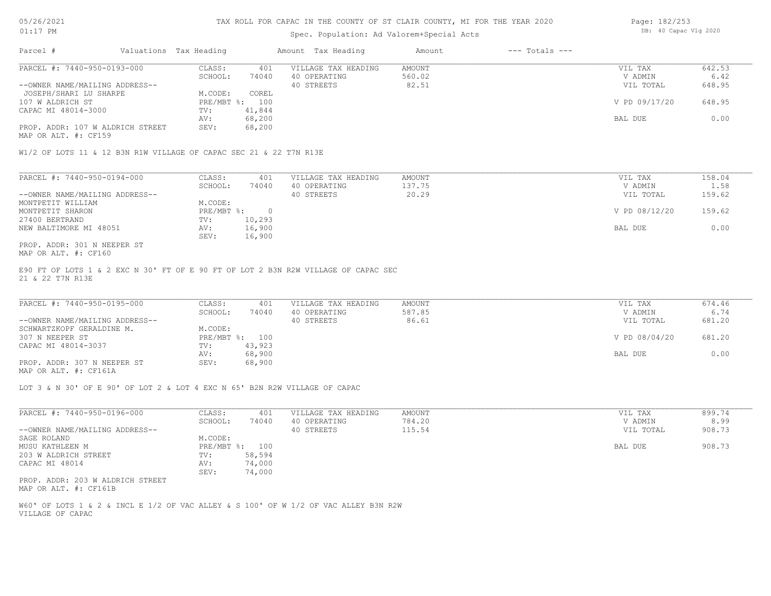# TAX ROLL FOR CAPAC IN THE COUNTY OF ST CLAIR COUNTY, MI FOR THE YEAR 2020

05/26/2021
01:17 PM

Spec. Population: Ad Valorem+Special Acts

DB: 40 Capac Vlg 2020

| Parcel # | Valuations | Tax Heading | Amount | Tax Heading | Amount | --- Totals --- | |
|---|---|---|---|---|---|---|---|

---

**PARCEL #: 7440-950-0193-000**

| | | | | | |
|---|---|---|---|---|---|
| CLASS: | 401 | VILLAGE TAX HEADING | AMOUNT | VIL TAX | 642.53 |
| SCHOOL: | 74040 | 40 OPERATING | 560.02 | V ADMIN | 6.42 |
| | | 40 STREETS | 82.51 | VIL TOTAL | 648.95 |
| M.CODE: | COREL | | | | |
| PRE/MBT %: | 100 | | | V PD 09/17/20 | 648.95 |
| TV: | 41,844 | | | | |
| AV: | 68,200 | | | BAL DUE | 0.00 |
| SEV: | 68,200 | | | | |

--OWNER NAME/MAILING ADDRESS--
JOSEPH/SHARI LU SHARPE
107 W ALDRICH ST
CAPAC MI 48014-3000

PROP. ADDR: 107 W ALDRICH STREET
MAP OR ALT. #: CF159

W1/2 OF LOTS 11 & 12 B3N R1W VILLAGE OF CAPAC SEC 21 & 22 T7N R13E

---

**PARCEL #: 7440-950-0194-000**

| | | | | | |
|---|---|---|---|---|---|
| CLASS: | 401 | VILLAGE TAX HEADING | AMOUNT | VIL TAX | 158.04 |
| SCHOOL: | 74040 | 40 OPERATING | 137.75 | V ADMIN | 1.58 |
| | | 40 STREETS | 20.29 | VIL TOTAL | 159.62 |
| M.CODE: | | | | | |
| PRE/MBT %: | 0 | | | V PD 08/12/20 | 159.62 |
| TV: | 10,293 | | | | |
| AV: | 16,900 | | | BAL DUE | 0.00 |
| SEV: | 16,900 | | | | |

--OWNER NAME/MAILING ADDRESS--
MONTPETIT WILLIAM
MONTPETIT SHARON
27400 BERTRAND
NEW BALTIMORE MI 48051

PROP. ADDR: 301 N NEEPER ST
MAP OR ALT. #: CF160

E90 FT OF LOTS 1 & 2 EXC N 30' FT OF E 90 FT OF LOT 2 B3N R2W VILLAGE OF CAPAC SEC 21 & 22 T7N R13E

---

**PARCEL #: 7440-950-0195-000**

| | | | | | |
|---|---|---|---|---|---|
| CLASS: | 401 | VILLAGE TAX HEADING | AMOUNT | VIL TAX | 674.46 |
| SCHOOL: | 74040 | 40 OPERATING | 587.85 | V ADMIN | 6.74 |
| | | 40 STREETS | 86.61 | VIL TOTAL | 681.20 |
| M.CODE: | | | | | |
| PRE/MBT %: | 100 | | | V PD 08/04/20 | 681.20 |
| TV: | 43,923 | | | | |
| AV: | 68,900 | | | BAL DUE | 0.00 |
| SEV: | 68,900 | | | | |

--OWNER NAME/MAILING ADDRESS--
SCHWARTZKOPF GERALDINE M.
307 N NEEPER ST
CAPAC MI 48014-3037

PROP. ADDR: 307 N NEEPER ST
MAP OR ALT. #: CF161A

LOT 3 & N 30' OF E 90' OF LOT 2 & LOT 4 EXC N 65' B2N R2W VILLAGE OF CAPAC

---

**PARCEL #: 7440-950-0196-000**

| | | | | | |
|---|---|---|---|---|---|
| CLASS: | 401 | VILLAGE TAX HEADING | AMOUNT | VIL TAX | 899.74 |
| SCHOOL: | 74040 | 40 OPERATING | 784.20 | V ADMIN | 8.99 |
| | | 40 STREETS | 115.54 | VIL TOTAL | 908.73 |
| M.CODE: | | | | | |
| PRE/MBT %: | 100 | | | BAL DUE | 908.73 |
| TV: | 58,594 | | | | |
| AV: | 74,000 | | | | |
| SEV: | 74,000 | | | | |

--OWNER NAME/MAILING ADDRESS--
SAGE ROLAND
MUSU KATHLEEN M
203 W ALDRICH STREET
CAPAC MI 48014

PROP. ADDR: 203 W ALDRICH STREET
MAP OR ALT. #: CF161B

W60' OF LOTS 1 & 2 & INCL E 1/2 OF VAC ALLEY & S 100' OF W 1/2 OF VAC ALLEY B3N R2W VILLAGE OF CAPAC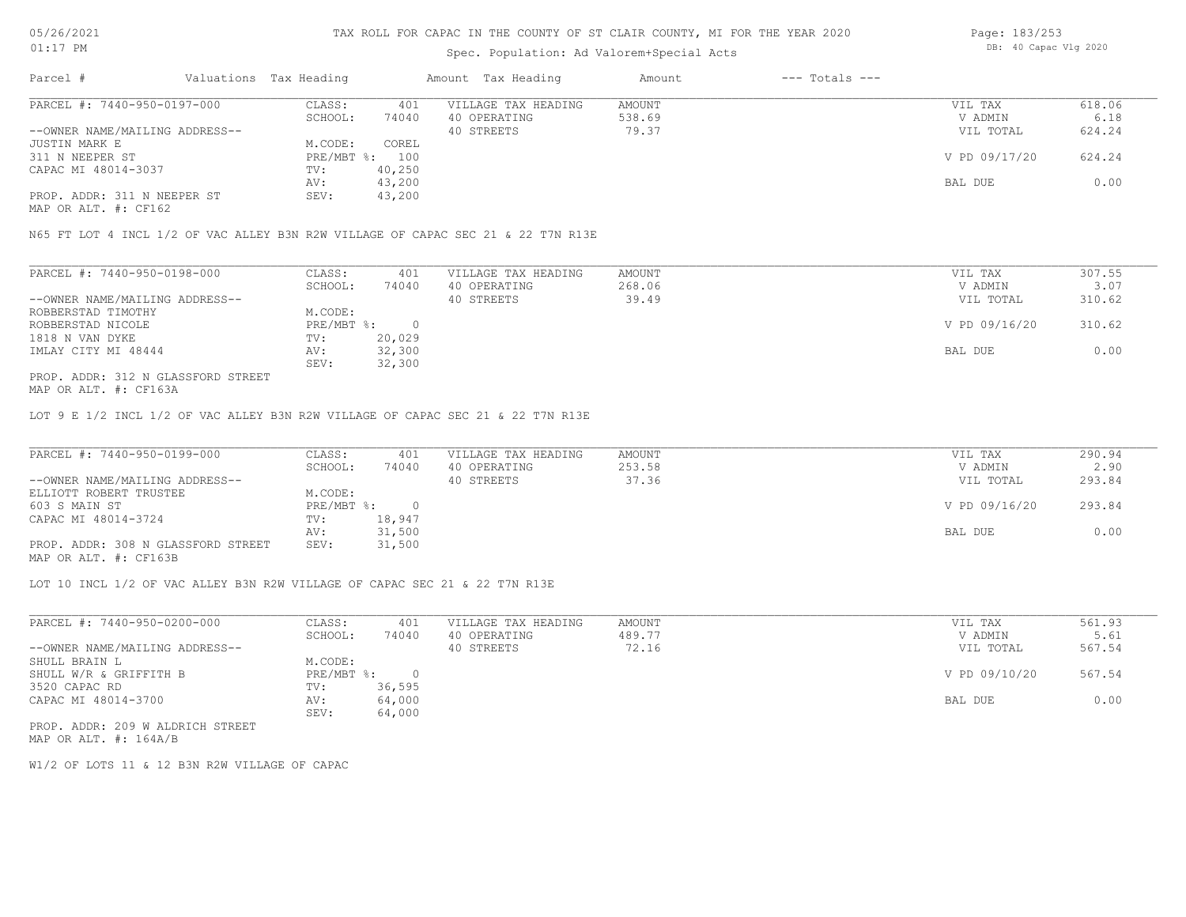# TAX ROLL FOR CAPAC IN THE COUNTY OF ST CLAIR COUNTY, MI FOR THE YEAR 2020

Spec. Population: Ad Valorem+Special Acts

05/26/2021 01:17 PM

Page: 183/253

DB: 40 Capac Vlg 2020

| Parcel # | Valuations | Tax Heading | Amount | Tax Heading | Amount | --- Totals --- | |
|---|---|---|---|---|---|---|---|
| PARCEL #: 7440-950-0197-000 | CLASS: | 401 | VILLAGE TAX HEADING | AMOUNT | | VIL TAX | 618.06 |
| | SCHOOL: | 74040 | 40 OPERATING | 538.69 | | V ADMIN | 6.18 |
| --OWNER NAME/MAILING ADDRESS-- | | | 40 STREETS | 79.37 | | VIL TOTAL | 624.24 |
| JUSTIN MARK E | M.CODE: | COREL | | | | | |
| 311 N NEEPER ST | PRE/MBT %: | 100 | | | | V PD 09/17/20 | 624.24 |
| CAPAC MI 48014-3037 | TV: | 40,250 | | | | | |
| | AV: | 43,200 | | | | BAL DUE | 0.00 |
| PROP. ADDR: 311 N NEEPER ST | SEV: | 43,200 | | | | | |
| MAP OR ALT. #: CF162 | | | | | | | |

N65 FT LOT 4 INCL 1/2 OF VAC ALLEY B3N R2W VILLAGE OF CAPAC SEC 21 & 22 T7N R13E

| Parcel # | Valuations | Tax Heading | Amount | Tax Heading | Amount | --- Totals --- | |
|---|---|---|---|---|---|---|---|
| PARCEL #: 7440-950-0198-000 | CLASS: | 401 | VILLAGE TAX HEADING | AMOUNT | | VIL TAX | 307.55 |
| | SCHOOL: | 74040 | 40 OPERATING | 268.06 | | V ADMIN | 3.07 |
| --OWNER NAME/MAILING ADDRESS-- | | | 40 STREETS | 39.49 | | VIL TOTAL | 310.62 |
| ROBBERSTAD TIMOTHY | M.CODE: | | | | | | |
| ROBBERSTAD NICOLE | PRE/MBT %: | 0 | | | | V PD 09/16/20 | 310.62 |
| 1818 N VAN DYKE | TV: | 20,029 | | | | | |
| IMLAY CITY MI 48444 | AV: | 32,300 | | | | BAL DUE | 0.00 |
| | SEV: | 32,300 | | | | | |
| PROP. ADDR: 312 N GLASSFORD STREET | | | | | | | |
| MAP OR ALT. #: CF163A | | | | | | | |

LOT 9 E 1/2 INCL 1/2 OF VAC ALLEY B3N R2W VILLAGE OF CAPAC SEC 21 & 22 T7N R13E

| Parcel # | Valuations | Tax Heading | Amount | Tax Heading | Amount | --- Totals --- | |
|---|---|---|---|---|---|---|---|
| PARCEL #: 7440-950-0199-000 | CLASS: | 401 | VILLAGE TAX HEADING | AMOUNT | | VIL TAX | 290.94 |
| | SCHOOL: | 74040 | 40 OPERATING | 253.58 | | V ADMIN | 2.90 |
| --OWNER NAME/MAILING ADDRESS-- | | | 40 STREETS | 37.36 | | VIL TOTAL | 293.84 |
| ELLIOTT ROBERT TRUSTEE | M.CODE: | | | | | | |
| 603 S MAIN ST | PRE/MBT %: | 0 | | | | V PD 09/16/20 | 293.84 |
| CAPAC MI 48014-3724 | TV: | 18,947 | | | | | |
| | AV: | 31,500 | | | | BAL DUE | 0.00 |
| PROP. ADDR: 308 N GLASSFORD STREET | SEV: | 31,500 | | | | | |
| MAP OR ALT. #: CF163B | | | | | | | |

LOT 10 INCL 1/2 OF VAC ALLEY B3N R2W VILLAGE OF CAPAC SEC 21 & 22 T7N R13E

| Parcel # | Valuations | Tax Heading | Amount | Tax Heading | Amount | --- Totals --- | |
|---|---|---|---|---|---|---|---|
| PARCEL #: 7440-950-0200-000 | CLASS: | 401 | VILLAGE TAX HEADING | AMOUNT | | VIL TAX | 561.93 |
| | SCHOOL: | 74040 | 40 OPERATING | 489.77 | | V ADMIN | 5.61 |
| --OWNER NAME/MAILING ADDRESS-- | | | 40 STREETS | 72.16 | | VIL TOTAL | 567.54 |
| SHULL BRAIN L | M.CODE: | | | | | | |
| SHULL W/R & GRIFFITH B | PRE/MBT %: | 0 | | | | V PD 09/10/20 | 567.54 |
| 3520 CAPAC RD | TV: | 36,595 | | | | | |
| CAPAC MI 48014-3700 | AV: | 64,000 | | | | BAL DUE | 0.00 |
| | SEV: | 64,000 | | | | | |
| PROP. ADDR: 209 W ALDRICH STREET | | | | | | | |
| MAP OR ALT. #: 164A/B | | | | | | | |

W1/2 OF LOTS 11 & 12 B3N R2W VILLAGE OF CAPAC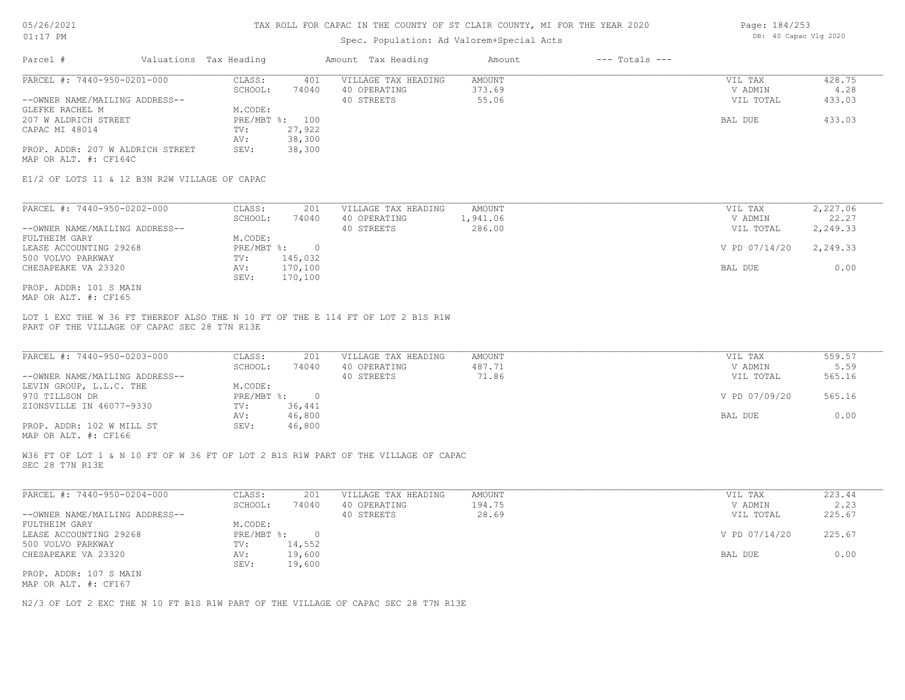# TAX ROLL FOR CAPAC IN THE COUNTY OF ST CLAIR COUNTY, MI FOR THE YEAR 2020

Spec. Population: Ad Valorem+Special Acts

05/26/2021 01:17 PM — DB: 40 Capac Vlg 2020

| Parcel # | Valuations | Tax Heading | Amount | Tax Heading | Amount | --- Totals --- | |
|---|---|---|---|---|---|---|---|

---

**PARCEL #: 7440-950-0201-000**

| | | | | | |
|---|---|---|---|---|---|
| CLASS: | 401 | VILLAGE TAX HEADING | AMOUNT | VIL TAX | 428.75 |
| SCHOOL: | 74040 | 40 OPERATING | 373.69 | V ADMIN | 4.28 |
| | | 40 STREETS | 55.06 | VIL TOTAL | 433.03 |
| M.CODE: | | | | | |
| PRE/MBT %: | 100 | | | BAL DUE | 433.03 |
| TV: | 27,922 | | | | |
| AV: | 38,300 | | | | |
| SEV: | 38,300 | | | | |

--OWNER NAME/MAILING ADDRESS--
GLEFKE RACHEL M
207 W ALDRICH STREET
CAPAC MI 48014

PROP. ADDR: 207 W ALDRICH STREET
MAP OR ALT. #: CF164C

E1/2 OF LOTS 11 & 12 B3N R2W VILLAGE OF CAPAC

---

**PARCEL #: 7440-950-0202-000**

| | | | | | |
|---|---|---|---|---|---|
| CLASS: | 201 | VILLAGE TAX HEADING | AMOUNT | VIL TAX | 2,227.06 |
| SCHOOL: | 74040 | 40 OPERATING | 1,941.06 | V ADMIN | 22.27 |
| | | 40 STREETS | 286.00 | VIL TOTAL | 2,249.33 |
| M.CODE: | | | | | |
| PRE/MBT %: | 0 | | | V PD 07/14/20 | 2,249.33 |
| TV: | 145,032 | | | | |
| AV: | 170,100 | | | BAL DUE | 0.00 |
| SEV: | 170,100 | | | | |

--OWNER NAME/MAILING ADDRESS--
FULTHEIM GARY
LEASE ACCOUNTING 29268
500 VOLVO PARKWAY
CHESAPEAKE VA 23320

PROP. ADDR: 101 S MAIN
MAP OR ALT. #: CF165

LOT 1 EXC THE W 36 FT THEREOF ALSO THE N 10 FT OF THE E 114 FT OF LOT 2 B1S R1W PART OF THE VILLAGE OF CAPAC SEC 28 T7N R13E

---

**PARCEL #: 7440-950-0203-000**

| | | | | | |
|---|---|---|---|---|---|
| CLASS: | 201 | VILLAGE TAX HEADING | AMOUNT | VIL TAX | 559.57 |
| SCHOOL: | 74040 | 40 OPERATING | 487.71 | V ADMIN | 5.59 |
| | | 40 STREETS | 71.86 | VIL TOTAL | 565.16 |
| M.CODE: | | | | | |
| PRE/MBT %: | 0 | | | V PD 07/09/20 | 565.16 |
| TV: | 36,441 | | | | |
| AV: | 46,800 | | | BAL DUE | 0.00 |
| SEV: | 46,800 | | | | |

--OWNER NAME/MAILING ADDRESS--
LEVIN GROUP, L.L.C. THE
970 TILLSON DR
ZIONSVILLE IN 46077-9330

PROP. ADDR: 102 W MILL ST
MAP OR ALT. #: CF166

W36 FT OF LOT 1 & N 10 FT OF W 36 FT OF LOT 2 B1S R1W PART OF THE VILLAGE OF CAPAC SEC 28 T7N R13E

---

**PARCEL #: 7440-950-0204-000**

| | | | | | |
|---|---|---|---|---|---|
| CLASS: | 201 | VILLAGE TAX HEADING | AMOUNT | VIL TAX | 223.44 |
| SCHOOL: | 74040 | 40 OPERATING | 194.75 | V ADMIN | 2.23 |
| | | 40 STREETS | 28.69 | VIL TOTAL | 225.67 |
| M.CODE: | | | | | |
| PRE/MBT %: | 0 | | | V PD 07/14/20 | 225.67 |
| TV: | 14,552 | | | | |
| AV: | 19,600 | | | BAL DUE | 0.00 |
| SEV: | 19,600 | | | | |

--OWNER NAME/MAILING ADDRESS--
FULTHEIM GARY
LEASE ACCOUNTING 29268
500 VOLVO PARKWAY
CHESAPEAKE VA 23320

PROP. ADDR: 107 S MAIN
MAP OR ALT. #: CF167

N2/3 OF LOT 2 EXC THE N 10 FT B1S R1W PART OF THE VILLAGE OF CAPAC SEC 28 T7N R13E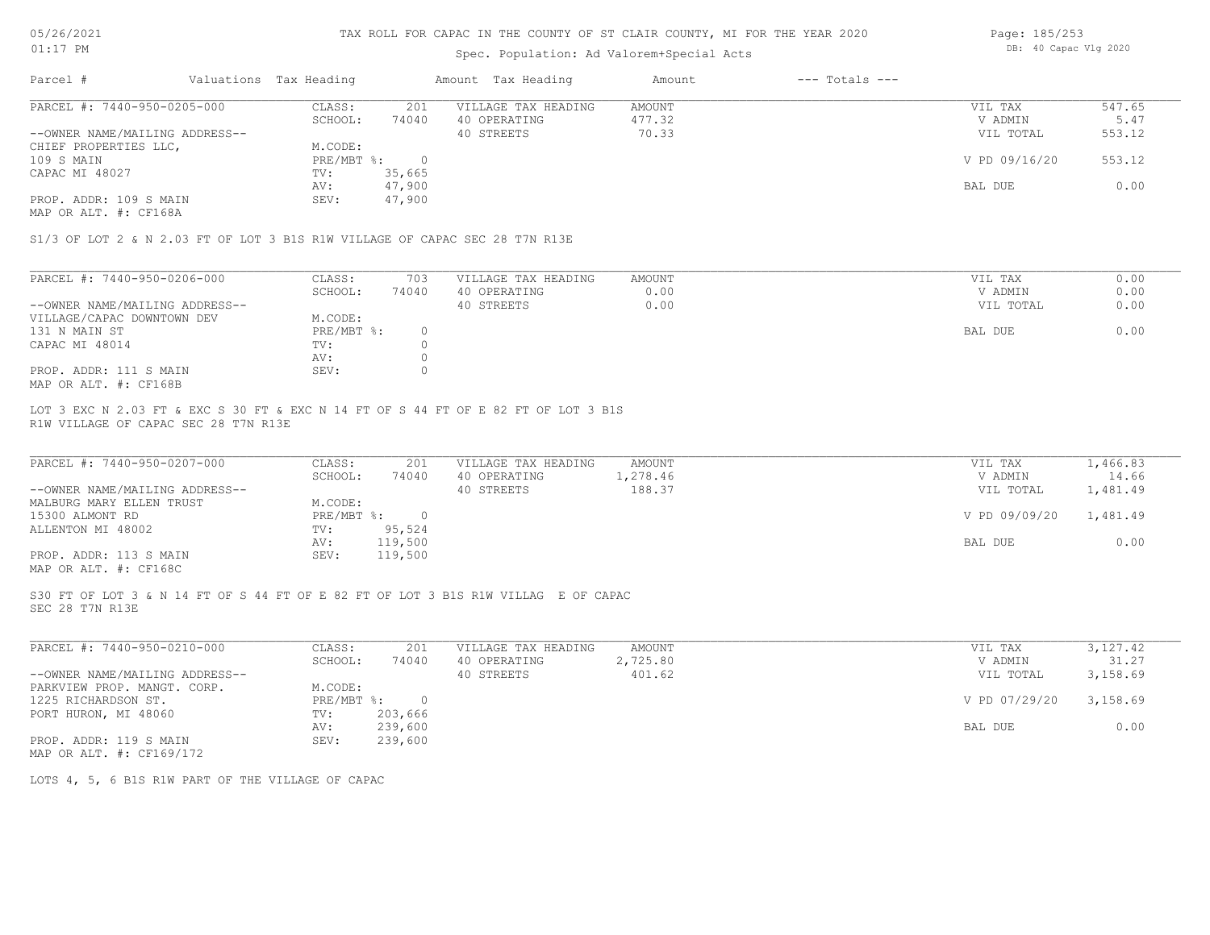# TAX ROLL FOR CAPAC IN THE COUNTY OF ST CLAIR COUNTY, MI FOR THE YEAR 2020

Spec. Population: Ad Valorem+Special Acts

DB: 40 Capac Vlg 2020

05/26/2021 01:17 PM

| Parcel # | Valuations | Tax Heading | Amount | Tax Heading | Amount | --- Totals --- |
|---|---|---|---|---|---|---|

**PARCEL #: 7440-950-0205-000**

| | | | | |
|---|---|---|---|---|
| CLASS: 201 | VILLAGE TAX HEADING | AMOUNT | VIL TAX | 547.65 |
| SCHOOL: 74040 | 40 OPERATING | 477.32 | V ADMIN | 5.47 |
| M.CODE: | 40 STREETS | 70.33 | VIL TOTAL | 553.12 |
| PRE/MBT %: 0 | | | V PD 09/16/20 | 553.12 |
| TV: 35,665 | | | | |
| AV: 47,900 | | | BAL DUE | 0.00 |
| SEV: 47,900 | | | | |

--OWNER NAME/MAILING ADDRESS--
CHIEF PROPERTIES LLC,
109 S MAIN
CAPAC MI 48027

PROP. ADDR: 109 S MAIN
MAP OR ALT. #: CF168A

S1/3 OF LOT 2 & N 2.03 FT OF LOT 3 B1S R1W VILLAGE OF CAPAC SEC 28 T7N R13E

**PARCEL #: 7440-950-0206-000**

| | | | | |
|---|---|---|---|---|
| CLASS: 703 | VILLAGE TAX HEADING | AMOUNT | VIL TAX | 0.00 |
| SCHOOL: 74040 | 40 OPERATING | 0.00 | V ADMIN | 0.00 |
| M.CODE: | 40 STREETS | 0.00 | VIL TOTAL | 0.00 |
| PRE/MBT %: 0 | | | BAL DUE | 0.00 |
| TV: 0 | | | | |
| AV: 0 | | | | |
| SEV: 0 | | | | |

--OWNER NAME/MAILING ADDRESS--
VILLAGE/CAPAC DOWNTOWN DEV
131 N MAIN ST
CAPAC MI 48014

PROP. ADDR: 111 S MAIN
MAP OR ALT. #: CF168B

LOT 3 EXC N 2.03 FT & EXC S 30 FT & EXC N 14 FT OF S 44 FT OF E 82 FT OF LOT 3 B1S R1W VILLAGE OF CAPAC SEC 28 T7N R13E

**PARCEL #: 7440-950-0207-000**

| | | | | |
|---|---|---|---|---|
| CLASS: 201 | VILLAGE TAX HEADING | AMOUNT | VIL TAX | 1,466.83 |
| SCHOOL: 74040 | 40 OPERATING | 1,278.46 | V ADMIN | 14.66 |
| M.CODE: | 40 STREETS | 188.37 | VIL TOTAL | 1,481.49 |
| PRE/MBT %: 0 | | | V PD 09/09/20 | 1,481.49 |
| TV: 95,524 | | | | |
| AV: 119,500 | | | BAL DUE | 0.00 |
| SEV: 119,500 | | | | |

--OWNER NAME/MAILING ADDRESS--
MALBURG MARY ELLEN TRUST
15300 ALMONT RD
ALLENTON MI 48002

PROP. ADDR: 113 S MAIN
MAP OR ALT. #: CF168C

S30 FT OF LOT 3 & N 14 FT OF S 44 FT OF E 82 FT OF LOT 3 B1S R1W VILLAG E OF CAPAC SEC 28 T7N R13E

**PARCEL #: 7440-950-0210-000**

| | | | | |
|---|---|---|---|---|
| CLASS: 201 | VILLAGE TAX HEADING | AMOUNT | VIL TAX | 3,127.42 |
| SCHOOL: 74040 | 40 OPERATING | 2,725.80 | V ADMIN | 31.27 |
| M.CODE: | 40 STREETS | 401.62 | VIL TOTAL | 3,158.69 |
| PRE/MBT %: 0 | | | V PD 07/29/20 | 3,158.69 |
| TV: 203,666 | | | | |
| AV: 239,600 | | | BAL DUE | 0.00 |
| SEV: 239,600 | | | | |

--OWNER NAME/MAILING ADDRESS--
PARKVIEW PROP. MANGT. CORP.
1225 RICHARDSON ST.
PORT HURON, MI 48060

PROP. ADDR: 119 S MAIN
MAP OR ALT. #: CF169/172

LOTS 4, 5, 6 B1S R1W PART OF THE VILLAGE OF CAPAC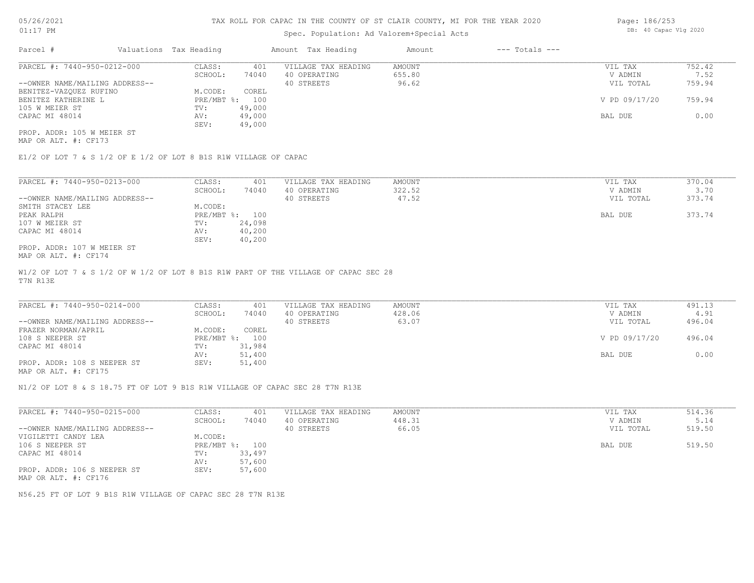# TAX ROLL FOR CAPAC IN THE COUNTY OF ST CLAIR COUNTY, MI FOR THE YEAR 2020

05/26/2021
01:17 PM

Spec. Population: Ad Valorem+Special Acts

DB: 40 Capac Vlg 2020

| Parcel # | Valuations | Tax Heading | Amount | Tax Heading | Amount | --- Totals --- | |
|---|---|---|---|---|---|---|---|

---

**PARCEL #: 7440-950-0212-000**

| | | | | | |
|---|---|---|---|---|---|
| CLASS: | 401 | VILLAGE TAX HEADING | AMOUNT | VIL TAX | 752.42 |
| SCHOOL: | 74040 | 40 OPERATING | 655.80 | V ADMIN | 7.52 |
| | | 40 STREETS | 96.62 | VIL TOTAL | 759.94 |
| M.CODE: | COREL | | | | |
| PRE/MBT %: | 100 | | | V PD 09/17/20 | 759.94 |
| TV: | 49,000 | | | | |
| AV: | 49,000 | | | BAL DUE | 0.00 |
| SEV: | 49,000 | | | | |

--OWNER NAME/MAILING ADDRESS--
BENITEZ-VAZQUEZ RUFINO
BENITEZ KATHERINE L
105 W MEIER ST
CAPAC MI 48014

PROP. ADDR: 105 W MEIER ST
MAP OR ALT. #: CF173

E1/2 OF LOT 7 & S 1/2 OF E 1/2 OF LOT 8 B1S R1W VILLAGE OF CAPAC

---

**PARCEL #: 7440-950-0213-000**

| | | | | | |
|---|---|---|---|---|---|
| CLASS: | 401 | VILLAGE TAX HEADING | AMOUNT | VIL TAX | 370.04 |
| SCHOOL: | 74040 | 40 OPERATING | 322.52 | V ADMIN | 3.70 |
| | | 40 STREETS | 47.52 | VIL TOTAL | 373.74 |
| M.CODE: | | | | | |
| PRE/MBT %: | 100 | | | BAL DUE | 373.74 |
| TV: | 24,098 | | | | |
| AV: | 40,200 | | | | |
| SEV: | 40,200 | | | | |

--OWNER NAME/MAILING ADDRESS--
SMITH STACEY LEE
PEAK RALPH
107 W MEIER ST
CAPAC MI 48014

PROP. ADDR: 107 W MEIER ST
MAP OR ALT. #: CF174

W1/2 OF LOT 7 & S 1/2 OF W 1/2 OF LOT 8 B1S R1W PART OF THE VILLAGE OF CAPAC SEC 28 T7N R13E

---

**PARCEL #: 7440-950-0214-000**

| | | | | | |
|---|---|---|---|---|---|
| CLASS: | 401 | VILLAGE TAX HEADING | AMOUNT | VIL TAX | 491.13 |
| SCHOOL: | 74040 | 40 OPERATING | 428.06 | V ADMIN | 4.91 |
| | | 40 STREETS | 63.07 | VIL TOTAL | 496.04 |
| M.CODE: | COREL | | | | |
| PRE/MBT %: | 100 | | | V PD 09/17/20 | 496.04 |
| TV: | 31,984 | | | | |
| AV: | 51,400 | | | BAL DUE | 0.00 |
| SEV: | 51,400 | | | | |

--OWNER NAME/MAILING ADDRESS--
FRAZER NORMAN/APRIL
108 S NEEPER ST
CAPAC MI 48014

PROP. ADDR: 108 S NEEPER ST
MAP OR ALT. #: CF175

N1/2 OF LOT 8 & S 18.75 FT OF LOT 9 B1S R1W VILLAGE OF CAPAC SEC 28 T7N R13E

---

**PARCEL #: 7440-950-0215-000**

| | | | | | |
|---|---|---|---|---|---|
| CLASS: | 401 | VILLAGE TAX HEADING | AMOUNT | VIL TAX | 514.36 |
| SCHOOL: | 74040 | 40 OPERATING | 448.31 | V ADMIN | 5.14 |
| | | 40 STREETS | 66.05 | VIL TOTAL | 519.50 |
| M.CODE: | | | | | |
| PRE/MBT %: | 100 | | | BAL DUE | 519.50 |
| TV: | 33,497 | | | | |
| AV: | 57,600 | | | | |
| SEV: | 57,600 | | | | |

--OWNER NAME/MAILING ADDRESS--
VIGILETTI CANDY LEA
106 S NEEPER ST
CAPAC MI 48014

PROP. ADDR: 106 S NEEPER ST
MAP OR ALT. #: CF176

N56.25 FT OF LOT 9 B1S R1W VILLAGE OF CAPAC SEC 28 T7N R13E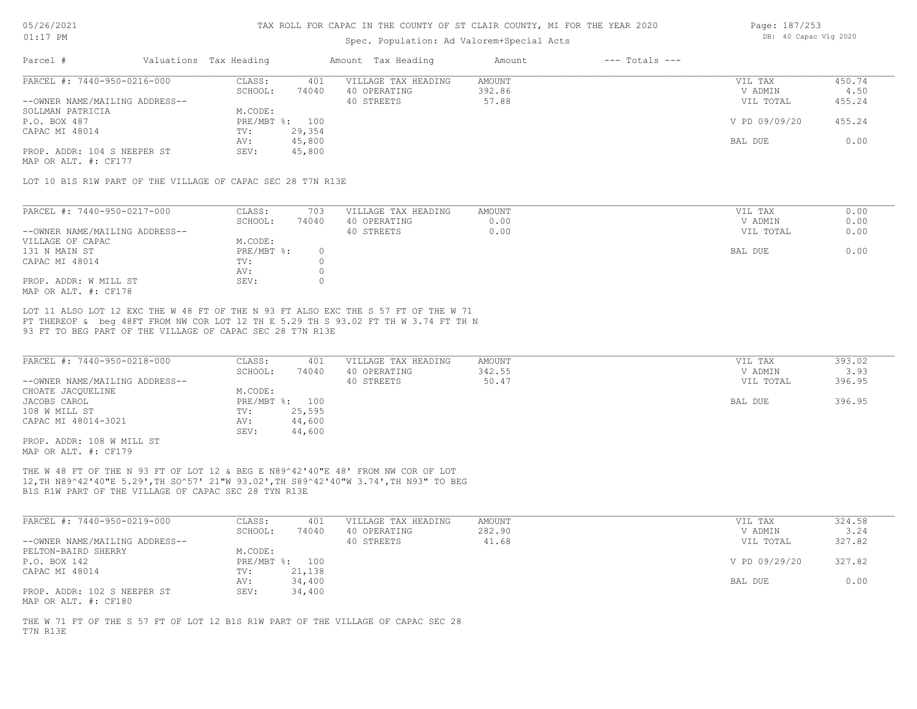# TAX ROLL FOR CAPAC IN THE COUNTY OF ST CLAIR COUNTY, MI FOR THE YEAR 2020

Spec. Population: Ad Valorem+Special Acts

05/26/2021 01:17 PM — DB: 40 Capac Vlg 2020

| Parcel # | Valuations | Tax Heading | Amount | Tax Heading | Amount | --- Totals --- | |
|---|---|---|---|---|---|---|---|

## PARCEL #: 7440-950-0216-000

| | | | | |
|---|---|---|---|---|
| CLASS: 401 | VILLAGE TAX HEADING | AMOUNT | VIL TAX | 450.74 |
| SCHOOL: 74040 | 40 OPERATING | 392.86 | V ADMIN | 4.50 |
| M.CODE: | 40 STREETS | 57.88 | VIL TOTAL | 455.24 |
| PRE/MBT %: 100 | | | V PD 09/09/20 | 455.24 |
| TV: 29,354 | | | | |
| AV: 45,800 | | | BAL DUE | 0.00 |
| SEV: 45,800 | | | | |

--OWNER NAME/MAILING ADDRESS--
SOLLMAN PATRICIA
P.O. BOX 487
CAPAC MI 48014

PROP. ADDR: 104 S NEEPER ST
MAP OR ALT. #: CF177

LOT 10 B1S R1W PART OF THE VILLAGE OF CAPAC SEC 28 T7N R13E

## PARCEL #: 7440-950-0217-000

| | | | | |
|---|---|---|---|---|
| CLASS: 703 | VILLAGE TAX HEADING | AMOUNT | VIL TAX | 0.00 |
| SCHOOL: 74040 | 40 OPERATING | 0.00 | V ADMIN | 0.00 |
| M.CODE: | 40 STREETS | 0.00 | VIL TOTAL | 0.00 |
| PRE/MBT %: 0 | | | BAL DUE | 0.00 |
| TV: 0 | | | | |
| AV: 0 | | | | |
| SEV: 0 | | | | |

--OWNER NAME/MAILING ADDRESS--
VILLAGE OF CAPAC
131 N MAIN ST
CAPAC MI 48014

PROP. ADDR: W MILL ST
MAP OR ALT. #: CF178

LOT 11 ALSO LOT 12 EXC THE W 48 FT OF THE N 93 FT ALSO EXC THE S 57 FT OF THE W 71 FT THEREOF & beg 48FT FROM NW COR LOT 12 TH E 5.29 TH S 93.02 FT TH W 3.74 FT TH N 93 FT TO BEG PART OF THE VILLAGE OF CAPAC SEC 28 T7N R13E

## PARCEL #: 7440-950-0218-000

| | | | | |
|---|---|---|---|---|
| CLASS: 401 | VILLAGE TAX HEADING | AMOUNT | VIL TAX | 393.02 |
| SCHOOL: 74040 | 40 OPERATING | 342.55 | V ADMIN | 3.93 |
| M.CODE: | 40 STREETS | 50.47 | VIL TOTAL | 396.95 |
| PRE/MBT %: 100 | | | BAL DUE | 396.95 |
| TV: 25,595 | | | | |
| AV: 44,600 | | | | |
| SEV: 44,600 | | | | |

--OWNER NAME/MAILING ADDRESS--
CHOATE JACQUELINE
JACOBS CAROL
108 W MILL ST
CAPAC MI 48014-3021

PROP. ADDR: 108 W MILL ST
MAP OR ALT. #: CF179

THE W 48 FT OF THE N 93 FT OF LOT 12 & BEG E N89^42'40"E 48' FROM NW COR OF LOT 12,TH N89^42'40"E 5.29',TH SO^57' 21"W 93.02',TH S89^42'40"W 3.74',TH N93" TO BEG B1S R1W PART OF THE VILLAGE OF CAPAC SEC 28 TYN R13E

## PARCEL #: 7440-950-0219-000

| | | | | |
|---|---|---|---|---|
| CLASS: 401 | VILLAGE TAX HEADING | AMOUNT | VIL TAX | 324.58 |
| SCHOOL: 74040 | 40 OPERATING | 282.90 | V ADMIN | 3.24 |
| M.CODE: | 40 STREETS | 41.68 | VIL TOTAL | 327.82 |
| PRE/MBT %: 100 | | | V PD 09/29/20 | 327.82 |
| TV: 21,138 | | | | |
| AV: 34,400 | | | BAL DUE | 0.00 |
| SEV: 34,400 | | | | |

--OWNER NAME/MAILING ADDRESS--
PELTON-BAIRD SHERRY
P.O. BOX 142
CAPAC MI 48014

PROP. ADDR: 102 S NEEPER ST
MAP OR ALT. #: CF180

THE W 71 FT OF THE S 57 FT OF LOT 12 B1S R1W PART OF THE VILLAGE OF CAPAC SEC 28 T7N R13E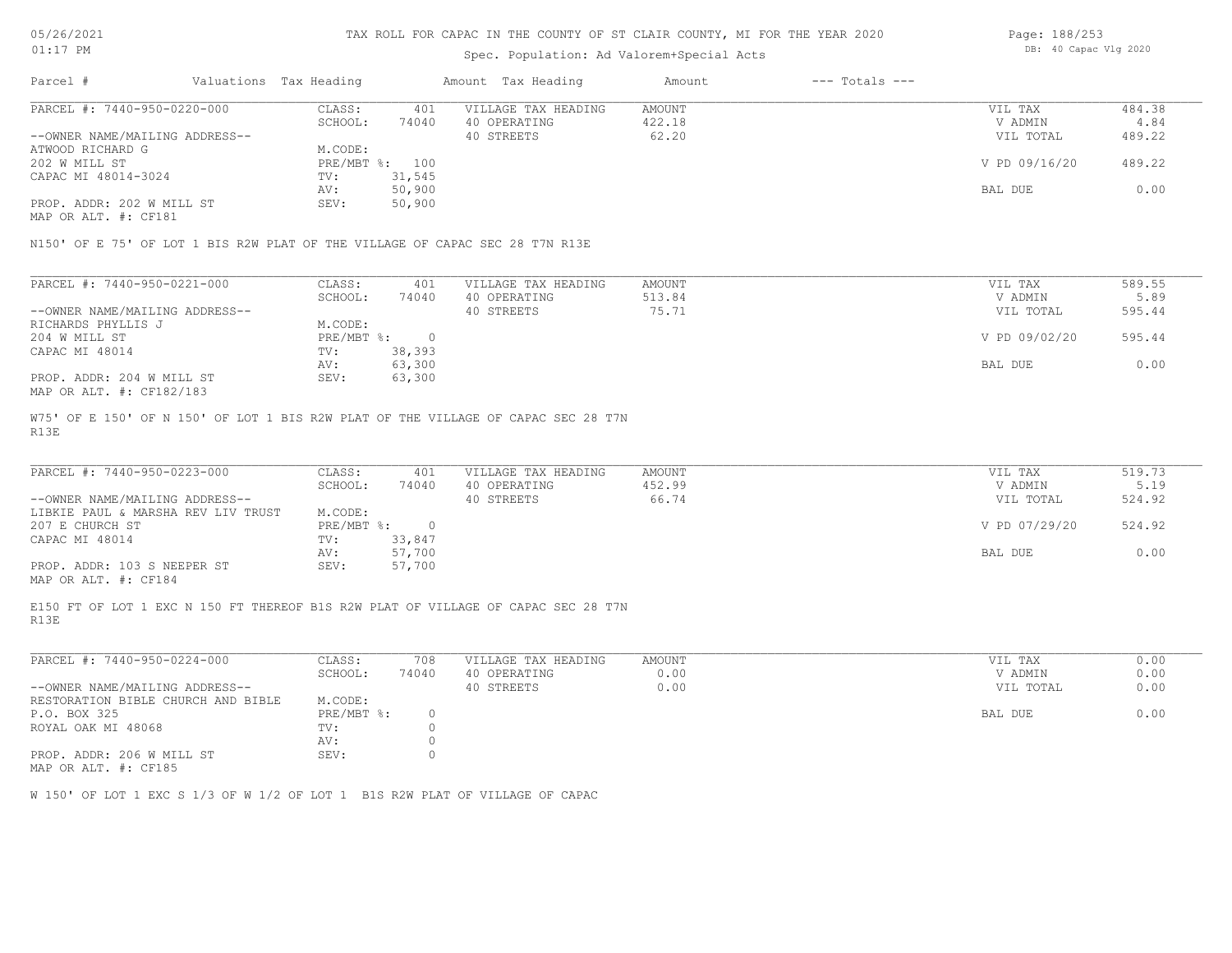TAX ROLL FOR CAPAC IN THE COUNTY OF ST CLAIR COUNTY, MI FOR THE YEAR 2020

Spec. Population: Ad Valorem+Special Acts

| Parcel # | Valuations | Tax Heading | Amount | Tax Heading | Amount | --- Totals --- | |
|---|---|---|---|---|---|---|---|
| PARCEL #: 7440-950-0220-000 | CLASS: | 401 | VILLAGE TAX HEADING | AMOUNT | | VIL TAX | 484.38 |
| | SCHOOL: | 74040 | 40 OPERATING | 422.18 | | V ADMIN | 4.84 |
| --OWNER NAME/MAILING ADDRESS-- | | | 40 STREETS | 62.20 | | VIL TOTAL | 489.22 |
| ATWOOD RICHARD G | M.CODE: | | | | | | |
| 202 W MILL ST | PRE/MBT %: | 100 | | | | V PD 09/16/20 | 489.22 |
| CAPAC MI 48014-3024 | TV: | 31,545 | | | | | |
| | AV: | 50,900 | | | | BAL DUE | 0.00 |
| PROP. ADDR: 202 W MILL ST | SEV: | 50,900 | | | | | |
| MAP OR ALT. #: CF181 | | | | | | | |

N150' OF E 75' OF LOT 1 BIS R2W PLAT OF THE VILLAGE OF CAPAC SEC 28 T7N R13E

| Parcel # | Valuations | Tax Heading | Amount | Tax Heading | Amount | --- Totals --- | |
|---|---|---|---|---|---|---|---|
| PARCEL #: 7440-950-0221-000 | CLASS: | 401 | VILLAGE TAX HEADING | AMOUNT | | VIL TAX | 589.55 |
| | SCHOOL: | 74040 | 40 OPERATING | 513.84 | | V ADMIN | 5.89 |
| --OWNER NAME/MAILING ADDRESS-- | | | 40 STREETS | 75.71 | | VIL TOTAL | 595.44 |
| RICHARDS PHYLLIS J | M.CODE: | | | | | | |
| 204 W MILL ST | PRE/MBT %: | 0 | | | | V PD 09/02/20 | 595.44 |
| CAPAC MI 48014 | TV: | 38,393 | | | | | |
| | AV: | 63,300 | | | | BAL DUE | 0.00 |
| PROP. ADDR: 204 W MILL ST | SEV: | 63,300 | | | | | |
| MAP OR ALT. #: CF182/183 | | | | | | | |

W75' OF E 150' OF N 150' OF LOT 1 BIS R2W PLAT OF THE VILLAGE OF CAPAC SEC 28 T7N R13E

| Parcel # | Valuations | Tax Heading | Amount | Tax Heading | Amount | --- Totals --- | |
|---|---|---|---|---|---|---|---|
| PARCEL #: 7440-950-0223-000 | CLASS: | 401 | VILLAGE TAX HEADING | AMOUNT | | VIL TAX | 519.73 |
| | SCHOOL: | 74040 | 40 OPERATING | 452.99 | | V ADMIN | 5.19 |
| --OWNER NAME/MAILING ADDRESS-- | | | 40 STREETS | 66.74 | | VIL TOTAL | 524.92 |
| LIBKIE PAUL & MARSHA REV LIV TRUST | M.CODE: | | | | | | |
| 207 E CHURCH ST | PRE/MBT %: | 0 | | | | V PD 07/29/20 | 524.92 |
| CAPAC MI 48014 | TV: | 33,847 | | | | | |
| | AV: | 57,700 | | | | BAL DUE | 0.00 |
| PROP. ADDR: 103 S NEEPER ST | SEV: | 57,700 | | | | | |
| MAP OR ALT. #: CF184 | | | | | | | |

E150 FT OF LOT 1 EXC N 150 FT THEREOF B1S R2W PLAT OF VILLAGE OF CAPAC SEC 28 T7N R13E

| Parcel # | Valuations | Tax Heading | Amount | Tax Heading | Amount | --- Totals --- | |
|---|---|---|---|---|---|---|---|
| PARCEL #: 7440-950-0224-000 | CLASS: | 708 | VILLAGE TAX HEADING | AMOUNT | | VIL TAX | 0.00 |
| | SCHOOL: | 74040 | 40 OPERATING | 0.00 | | V ADMIN | 0.00 |
| --OWNER NAME/MAILING ADDRESS-- | | | 40 STREETS | 0.00 | | VIL TOTAL | 0.00 |
| RESTORATION BIBLE CHURCH AND BIBLE | M.CODE: | | | | | | |
| P.O. BOX 325 | PRE/MBT %: | 0 | | | | BAL DUE | 0.00 |
| ROYAL OAK MI 48068 | TV: | 0 | | | | | |
| | AV: | 0 | | | | | |
| PROP. ADDR: 206 W MILL ST | SEV: | 0 | | | | | |
| MAP OR ALT. #: CF185 | | | | | | | |

W 150' OF LOT 1 EXC S 1/3 OF W 1/2 OF LOT 1 B1S R2W PLAT OF VILLAGE OF CAPAC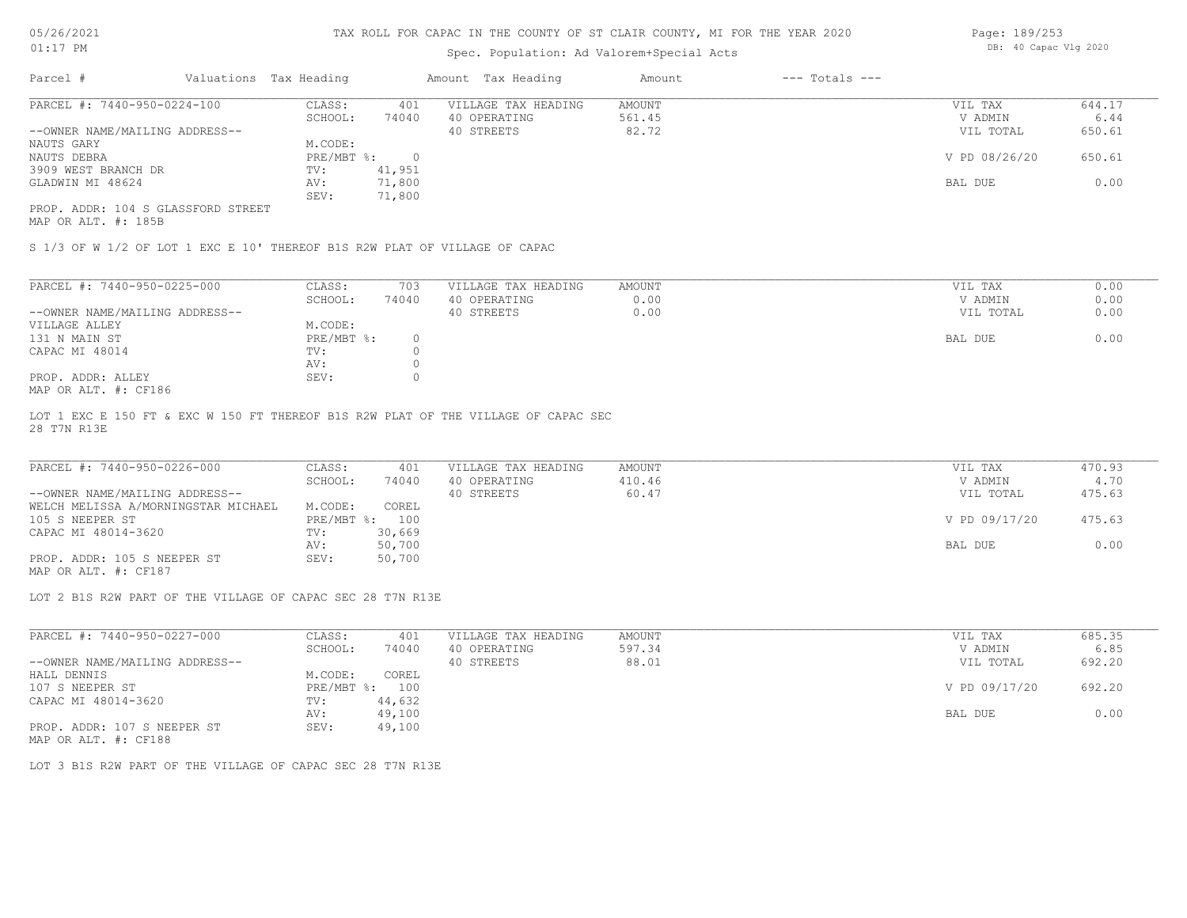# TAX ROLL FOR CAPAC IN THE COUNTY OF ST CLAIR COUNTY, MI FOR THE YEAR 2020

Spec. Population: Ad Valorem+Special Acts

05/26/2021 01:17 PM — DB: 40 Capac Vlg 2020

| Parcel # | Valuations | Tax Heading | Amount | Tax Heading | Amount | --- Totals --- |
|---|---|---|---|---|---|---|

---

**PARCEL #: 7440-950-0224-100**

| | | | | | |
|---|---|---|---|---|---|
| CLASS: | 401 | VILLAGE TAX HEADING | AMOUNT | VIL TAX | 644.17 |
| SCHOOL: | 74040 | 40 OPERATING | 561.45 | V ADMIN | 6.44 |
| | | 40 STREETS | 82.72 | VIL TOTAL | 650.61 |
| M.CODE: | | | | | |
| PRE/MBT %: | 0 | | | V PD 08/26/20 | 650.61 |
| TV: | 41,951 | | | | |
| AV: | 71,800 | | | BAL DUE | 0.00 |
| SEV: | 71,800 | | | | |

--OWNER NAME/MAILING ADDRESS--
NAUTS GARY
NAUTS DEBRA
3909 WEST BRANCH DR
GLADWIN MI 48624

PROP. ADDR: 104 S GLASSFORD STREET
MAP OR ALT. #: 185B

S 1/3 OF W 1/2 OF LOT 1 EXC E 10' THEREOF B1S R2W PLAT OF VILLAGE OF CAPAC

---

**PARCEL #: 7440-950-0225-000**

| | | | | | |
|---|---|---|---|---|---|
| CLASS: | 703 | VILLAGE TAX HEADING | AMOUNT | VIL TAX | 0.00 |
| SCHOOL: | 74040 | 40 OPERATING | 0.00 | V ADMIN | 0.00 |
| | | 40 STREETS | 0.00 | VIL TOTAL | 0.00 |
| M.CODE: | | | | | |
| PRE/MBT %: | 0 | | | BAL DUE | 0.00 |
| TV: | 0 | | | | |
| AV: | 0 | | | | |
| SEV: | 0 | | | | |

--OWNER NAME/MAILING ADDRESS--
VILLAGE ALLEY
131 N MAIN ST
CAPAC MI 48014

PROP. ADDR: ALLEY
MAP OR ALT. #: CF186

LOT 1 EXC E 150 FT & EXC W 150 FT THEREOF B1S R2W PLAT OF THE VILLAGE OF CAPAC SEC 28 T7N R13E

---

**PARCEL #: 7440-950-0226-000**

| | | | | | |
|---|---|---|---|---|---|
| CLASS: | 401 | VILLAGE TAX HEADING | AMOUNT | VIL TAX | 470.93 |
| SCHOOL: | 74040 | 40 OPERATING | 410.46 | V ADMIN | 4.70 |
| | | 40 STREETS | 60.47 | VIL TOTAL | 475.63 |
| M.CODE: | COREL | | | | |
| PRE/MBT %: | 100 | | | V PD 09/17/20 | 475.63 |
| TV: | 30,669 | | | | |
| AV: | 50,700 | | | BAL DUE | 0.00 |
| SEV: | 50,700 | | | | |

--OWNER NAME/MAILING ADDRESS--
WELCH MELISSA A/MORNINGSTAR MICHAEL
105 S NEEPER ST
CAPAC MI 48014-3620

PROP. ADDR: 105 S NEEPER ST
MAP OR ALT. #: CF187

LOT 2 B1S R2W PART OF THE VILLAGE OF CAPAC SEC 28 T7N R13E

---

**PARCEL #: 7440-950-0227-000**

| | | | | | |
|---|---|---|---|---|---|
| CLASS: | 401 | VILLAGE TAX HEADING | AMOUNT | VIL TAX | 685.35 |
| SCHOOL: | 74040 | 40 OPERATING | 597.34 | V ADMIN | 6.85 |
| | | 40 STREETS | 88.01 | VIL TOTAL | 692.20 |
| M.CODE: | COREL | | | | |
| PRE/MBT %: | 100 | | | V PD 09/17/20 | 692.20 |
| TV: | 44,632 | | | | |
| AV: | 49,100 | | | BAL DUE | 0.00 |
| SEV: | 49,100 | | | | |

--OWNER NAME/MAILING ADDRESS--
HALL DENNIS
107 S NEEPER ST
CAPAC MI 48014-3620

PROP. ADDR: 107 S NEEPER ST
MAP OR ALT. #: CF188

LOT 3 B1S R2W PART OF THE VILLAGE OF CAPAC SEC 28 T7N R13E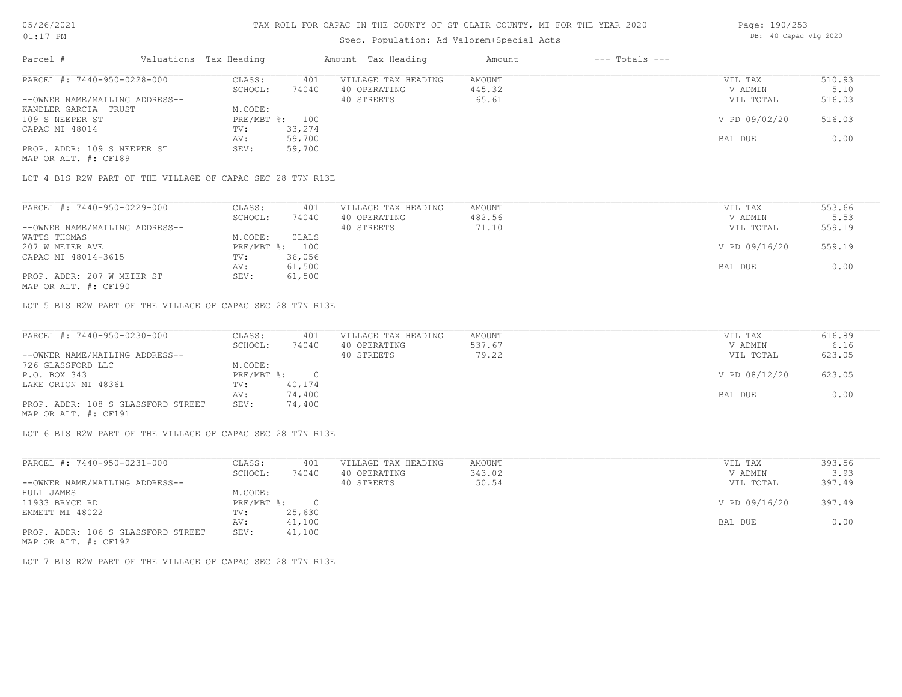# TAX ROLL FOR CAPAC IN THE COUNTY OF ST CLAIR COUNTY, MI FOR THE YEAR 2020

Spec. Population: Ad Valorem+Special Acts

DB: 40 Capac Vlg 2020

| Parcel # | Valuations | Tax Heading | Amount | Tax Heading | Amount | --- Totals --- | |
|---|---|---|---|---|---|---|---|
| PARCEL #: 7440-950-0228-000 | CLASS: | 401 | VILLAGE TAX HEADING | AMOUNT | | VIL TAX | 510.93 |
| | SCHOOL: | 74040 | 40 OPERATING | 445.32 | | V ADMIN | 5.10 |
| --OWNER NAME/MAILING ADDRESS-- | | | 40 STREETS | 65.61 | | VIL TOTAL | 516.03 |
| KANDLER GARCIA TRUST | M.CODE: | | | | | | |
| 109 S NEEPER ST | PRE/MBT %: | 100 | | | | V PD 09/02/20 | 516.03 |
| CAPAC MI 48014 | TV: | 33,274 | | | | | |
| | AV: | 59,700 | | | | BAL DUE | 0.00 |
| PROP. ADDR: 109 S NEEPER ST | SEV: | 59,700 | | | | | |
| MAP OR ALT. #: CF189 | | | | | | | |

LOT 4 B1S R2W PART OF THE VILLAGE OF CAPAC SEC 28 T7N R13E

| Parcel # | Valuations | Tax Heading | Amount | Tax Heading | Amount | --- Totals --- | |
|---|---|---|---|---|---|---|---|
| PARCEL #: 7440-950-0229-000 | CLASS: | 401 | VILLAGE TAX HEADING | AMOUNT | | VIL TAX | 553.66 |
| | SCHOOL: | 74040 | 40 OPERATING | 482.56 | | V ADMIN | 5.53 |
| --OWNER NAME/MAILING ADDRESS-- | | | 40 STREETS | 71.10 | | VIL TOTAL | 559.19 |
| WATTS THOMAS | M.CODE: | 0LALS | | | | | |
| 207 W MEIER AVE | PRE/MBT %: | 100 | | | | V PD 09/16/20 | 559.19 |
| CAPAC MI 48014-3615 | TV: | 36,056 | | | | | |
| | AV: | 61,500 | | | | BAL DUE | 0.00 |
| PROP. ADDR: 207 W MEIER ST | SEV: | 61,500 | | | | | |
| MAP OR ALT. #: CF190 | | | | | | | |

LOT 5 B1S R2W PART OF THE VILLAGE OF CAPAC SEC 28 T7N R13E

| Parcel # | Valuations | Tax Heading | Amount | Tax Heading | Amount | --- Totals --- | |
|---|---|---|---|---|---|---|---|
| PARCEL #: 7440-950-0230-000 | CLASS: | 401 | VILLAGE TAX HEADING | AMOUNT | | VIL TAX | 616.89 |
| | SCHOOL: | 74040 | 40 OPERATING | 537.67 | | V ADMIN | 6.16 |
| --OWNER NAME/MAILING ADDRESS-- | | | 40 STREETS | 79.22 | | VIL TOTAL | 623.05 |
| 726 GLASSFORD LLC | M.CODE: | | | | | | |
| P.O. BOX 343 | PRE/MBT %: | 0 | | | | V PD 08/12/20 | 623.05 |
| LAKE ORION MI 48361 | TV: | 40,174 | | | | | |
| | AV: | 74,400 | | | | BAL DUE | 0.00 |
| PROP. ADDR: 108 S GLASSFORD STREET | SEV: | 74,400 | | | | | |
| MAP OR ALT. #: CF191 | | | | | | | |

LOT 6 B1S R2W PART OF THE VILLAGE OF CAPAC SEC 28 T7N R13E

| Parcel # | Valuations | Tax Heading | Amount | Tax Heading | Amount | --- Totals --- | |
|---|---|---|---|---|---|---|---|
| PARCEL #: 7440-950-0231-000 | CLASS: | 401 | VILLAGE TAX HEADING | AMOUNT | | VIL TAX | 393.56 |
| | SCHOOL: | 74040 | 40 OPERATING | 343.02 | | V ADMIN | 3.93 |
| --OWNER NAME/MAILING ADDRESS-- | | | 40 STREETS | 50.54 | | VIL TOTAL | 397.49 |
| HULL JAMES | M.CODE: | | | | | | |
| 11933 BRYCE RD | PRE/MBT %: | 0 | | | | V PD 09/16/20 | 397.49 |
| EMMETT MI 48022 | TV: | 25,630 | | | | | |
| | AV: | 41,100 | | | | BAL DUE | 0.00 |
| PROP. ADDR: 106 S GLASSFORD STREET | SEV: | 41,100 | | | | | |
| MAP OR ALT. #: CF192 | | | | | | | |

LOT 7 B1S R2W PART OF THE VILLAGE OF CAPAC SEC 28 T7N R13E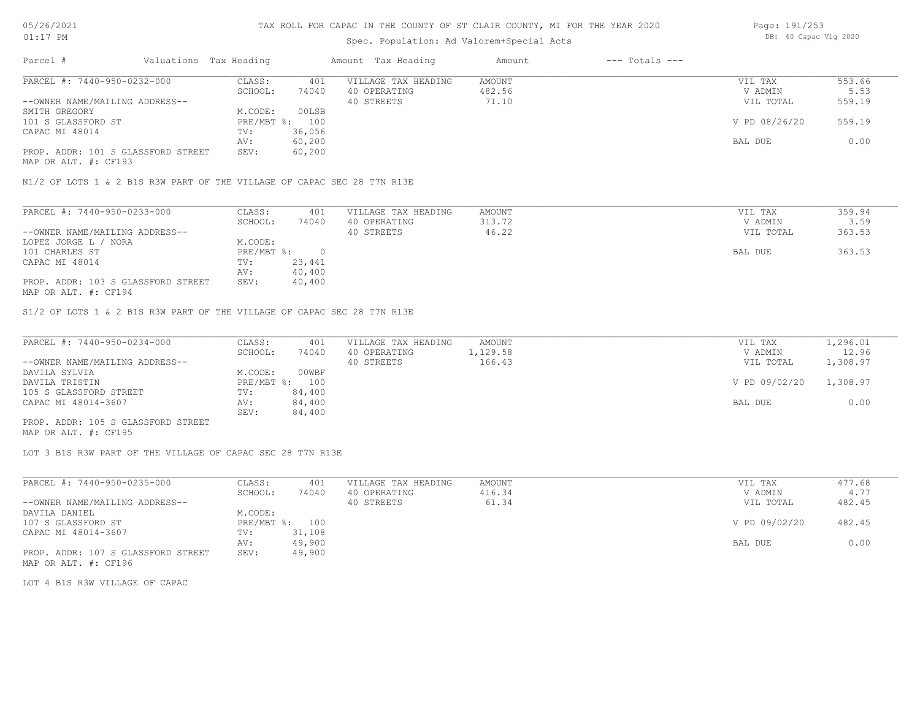# TAX ROLL FOR CAPAC IN THE COUNTY OF ST CLAIR COUNTY, MI FOR THE YEAR 2020

Spec. Population: Ad Valorem+Special Acts

DB: 40 Capac Vlg 2020

| Parcel # | Valuations | Tax Heading | Amount | Tax Heading | Amount | --- Totals --- | |
|---|---|---|---|---|---|---|---|
| PARCEL #: 7440-950-0232-000 | CLASS: | 401 | VILLAGE TAX HEADING | AMOUNT | | VIL TAX | 553.66 |
| | SCHOOL: | 74040 | 40 OPERATING | 482.56 | | V ADMIN | 5.53 |
| --OWNER NAME/MAILING ADDRESS-- | | | 40 STREETS | 71.10 | | VIL TOTAL | 559.19 |
| SMITH GREGORY | M.CODE: | 00LSB | | | | | |
| 101 S GLASSFORD ST | PRE/MBT %: | 100 | | | | V PD 08/26/20 | 559.19 |
| CAPAC MI 48014 | TV: | 36,056 | | | | | |
| | AV: | 60,200 | | | | BAL DUE | 0.00 |
| PROP. ADDR: 101 S GLASSFORD STREET | SEV: | 60,200 | | | | | |
| MAP OR ALT. #: CF193 | | | | | | | |

N1/2 OF LOTS 1 & 2 B1S R3W PART OF THE VILLAGE OF CAPAC SEC 28 T7N R13E

| Parcel # | Valuations | Tax Heading | Amount | Tax Heading | Amount | --- Totals --- | |
|---|---|---|---|---|---|---|---|
| PARCEL #: 7440-950-0233-000 | CLASS: | 401 | VILLAGE TAX HEADING | AMOUNT | | VIL TAX | 359.94 |
| | SCHOOL: | 74040 | 40 OPERATING | 313.72 | | V ADMIN | 3.59 |
| --OWNER NAME/MAILING ADDRESS-- | | | 40 STREETS | 46.22 | | VIL TOTAL | 363.53 |
| LOPEZ JORGE L / NORA | M.CODE: | | | | | | |
| 101 CHARLES ST | PRE/MBT %: | 0 | | | | BAL DUE | 363.53 |
| CAPAC MI 48014 | TV: | 23,441 | | | | | |
| | AV: | 40,400 | | | | | |
| PROP. ADDR: 103 S GLASSFORD STREET | SEV: | 40,400 | | | | | |
| MAP OR ALT. #: CF194 | | | | | | | |

S1/2 OF LOTS 1 & 2 B1S R3W PART OF THE VILLAGE OF CAPAC SEC 28 T7N R13E

| Parcel # | Valuations | Tax Heading | Amount | Tax Heading | Amount | --- Totals --- | |
|---|---|---|---|---|---|---|---|
| PARCEL #: 7440-950-0234-000 | CLASS: | 401 | VILLAGE TAX HEADING | AMOUNT | | VIL TAX | 1,296.01 |
| | SCHOOL: | 74040 | 40 OPERATING | 1,129.58 | | V ADMIN | 12.96 |
| --OWNER NAME/MAILING ADDRESS-- | | | 40 STREETS | 166.43 | | VIL TOTAL | 1,308.97 |
| DAVILA SYLVIA | M.CODE: | 00WBF | | | | | |
| DAVILA TRISTIN | PRE/MBT %: | 100 | | | | V PD 09/02/20 | 1,308.97 |
| 105 S GLASSFORD STREET | TV: | 84,400 | | | | | |
| CAPAC MI 48014-3607 | AV: | 84,400 | | | | BAL DUE | 0.00 |
| | SEV: | 84,400 | | | | | |
| PROP. ADDR: 105 S GLASSFORD STREET | | | | | | | |
| MAP OR ALT. #: CF195 | | | | | | | |

LOT 3 B1S R3W PART OF THE VILLAGE OF CAPAC SEC 28 T7N R13E

| Parcel # | Valuations | Tax Heading | Amount | Tax Heading | Amount | --- Totals --- | |
|---|---|---|---|---|---|---|---|
| PARCEL #: 7440-950-0235-000 | CLASS: | 401 | VILLAGE TAX HEADING | AMOUNT | | VIL TAX | 477.68 |
| | SCHOOL: | 74040 | 40 OPERATING | 416.34 | | V ADMIN | 4.77 |
| --OWNER NAME/MAILING ADDRESS-- | | | 40 STREETS | 61.34 | | VIL TOTAL | 482.45 |
| DAVILA DANIEL | M.CODE: | | | | | | |
| 107 S GLASSFORD ST | PRE/MBT %: | 100 | | | | V PD 09/02/20 | 482.45 |
| CAPAC MI 48014-3607 | TV: | 31,108 | | | | | |
| | AV: | 49,900 | | | | BAL DUE | 0.00 |
| PROP. ADDR: 107 S GLASSFORD STREET | SEV: | 49,900 | | | | | |
| MAP OR ALT. #: CF196 | | | | | | | |

LOT 4 B1S R3W VILLAGE OF CAPAC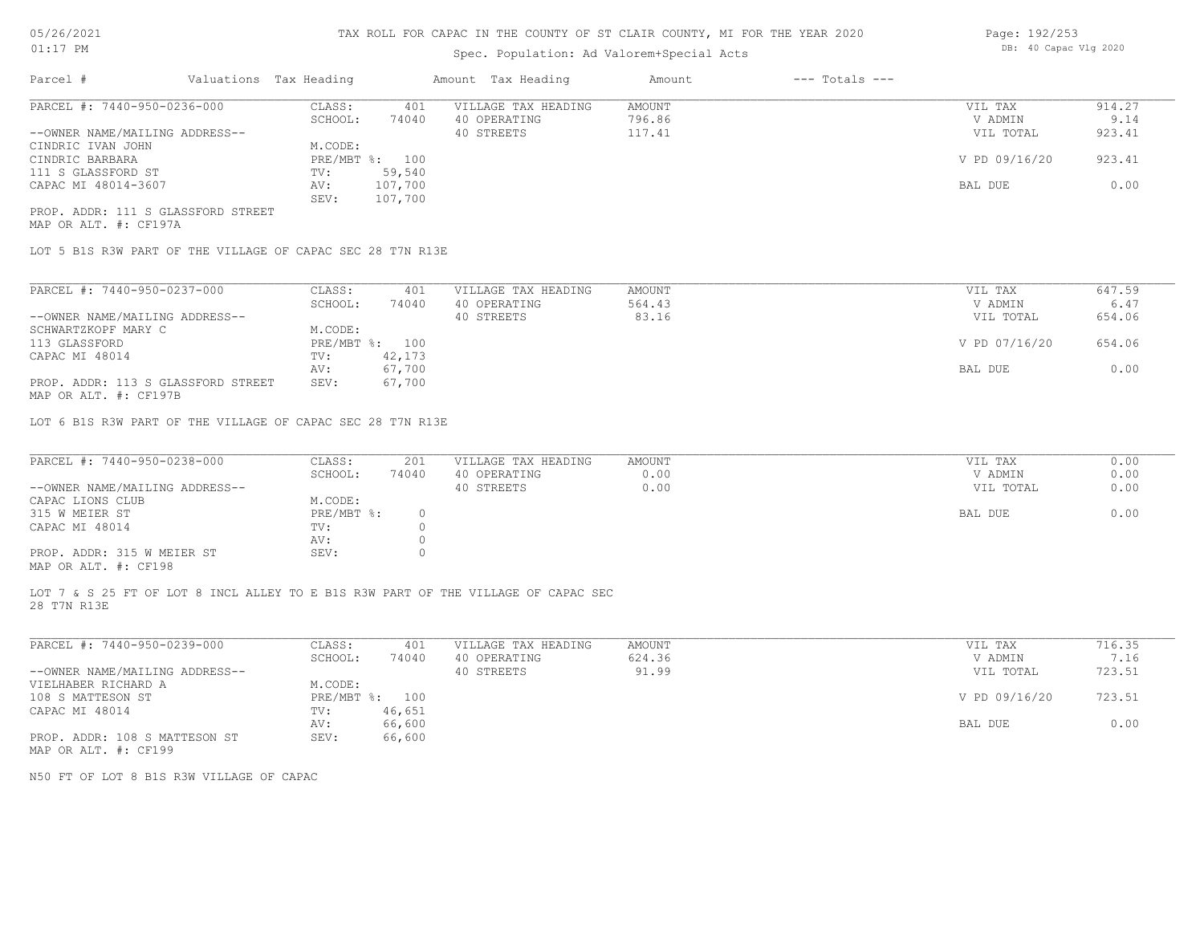# TAX ROLL FOR CAPAC IN THE COUNTY OF ST CLAIR COUNTY, MI FOR THE YEAR 2020

Spec. Population: Ad Valorem+Special Acts

| Parcel # | Valuations | Tax Heading | Amount | Tax Heading | Amount | --- Totals --- | |
|---|---|---|---|---|---|---|---|
| PARCEL #: 7440-950-0236-000 | CLASS: | 401 | VILLAGE TAX HEADING | AMOUNT | | VIL TAX | 914.27 |
| | SCHOOL: | 74040 | 40 OPERATING | 796.86 | | V ADMIN | 9.14 |
| --OWNER NAME/MAILING ADDRESS-- | | | 40 STREETS | 117.41 | | VIL TOTAL | 923.41 |
| CINDRIC IVAN JOHN | M.CODE: | | | | | | |
| CINDRIC BARBARA | PRE/MBT %: | 100 | | | | V PD 09/16/20 | 923.41 |
| 111 S GLASSFORD ST | TV: | 59,540 | | | | | |
| CAPAC MI 48014-3607 | AV: | 107,700 | | | | BAL DUE | 0.00 |
| | SEV: | 107,700 | | | | | |
| PROP. ADDR: 111 S GLASSFORD STREET | | | | | | | |
| MAP OR ALT. #: CF197A | | | | | | | |

LOT 5 B1S R3W PART OF THE VILLAGE OF CAPAC SEC 28 T7N R13E

| Parcel # | Valuations | Tax Heading | Amount | Tax Heading | Amount | --- Totals --- | |
|---|---|---|---|---|---|---|---|
| PARCEL #: 7440-950-0237-000 | CLASS: | 401 | VILLAGE TAX HEADING | AMOUNT | | VIL TAX | 647.59 |
| | SCHOOL: | 74040 | 40 OPERATING | 564.43 | | V ADMIN | 6.47 |
| --OWNER NAME/MAILING ADDRESS-- | | | 40 STREETS | 83.16 | | VIL TOTAL | 654.06 |
| SCHWARTZKOPF MARY C | M.CODE: | | | | | | |
| 113 GLASSFORD | PRE/MBT %: | 100 | | | | V PD 07/16/20 | 654.06 |
| CAPAC MI 48014 | TV: | 42,173 | | | | | |
| | AV: | 67,700 | | | | BAL DUE | 0.00 |
| PROP. ADDR: 113 S GLASSFORD STREET | SEV: | 67,700 | | | | | |
| MAP OR ALT. #: CF197B | | | | | | | |

LOT 6 B1S R3W PART OF THE VILLAGE OF CAPAC SEC 28 T7N R13E

| Parcel # | Valuations | Tax Heading | Amount | Tax Heading | Amount | --- Totals --- | |
|---|---|---|---|---|---|---|---|
| PARCEL #: 7440-950-0238-000 | CLASS: | 201 | VILLAGE TAX HEADING | AMOUNT | | VIL TAX | 0.00 |
| | SCHOOL: | 74040 | 40 OPERATING | 0.00 | | V ADMIN | 0.00 |
| --OWNER NAME/MAILING ADDRESS-- | | | 40 STREETS | 0.00 | | VIL TOTAL | 0.00 |
| CAPAC LIONS CLUB | M.CODE: | | | | | | |
| 315 W MEIER ST | PRE/MBT %: | 0 | | | | BAL DUE | 0.00 |
| CAPAC MI 48014 | TV: | 0 | | | | | |
| | AV: | 0 | | | | | |
| PROP. ADDR: 315 W MEIER ST | SEV: | 0 | | | | | |
| MAP OR ALT. #: CF198 | | | | | | | |

LOT 7 & S 25 FT OF LOT 8 INCL ALLEY TO E B1S R3W PART OF THE VILLAGE OF CAPAC SEC 28 T7N R13E

| Parcel # | Valuations | Tax Heading | Amount | Tax Heading | Amount | --- Totals --- | |
|---|---|---|---|---|---|---|---|
| PARCEL #: 7440-950-0239-000 | CLASS: | 401 | VILLAGE TAX HEADING | AMOUNT | | VIL TAX | 716.35 |
| | SCHOOL: | 74040 | 40 OPERATING | 624.36 | | V ADMIN | 7.16 |
| --OWNER NAME/MAILING ADDRESS-- | | | 40 STREETS | 91.99 | | VIL TOTAL | 723.51 |
| VIELHABER RICHARD A | M.CODE: | | | | | | |
| 108 S MATTESON ST | PRE/MBT %: | 100 | | | | V PD 09/16/20 | 723.51 |
| CAPAC MI 48014 | TV: | 46,651 | | | | | |
| | AV: | 66,600 | | | | BAL DUE | 0.00 |
| PROP. ADDR: 108 S MATTESON ST | SEV: | 66,600 | | | | | |
| MAP OR ALT. #: CF199 | | | | | | | |

N50 FT OF LOT 8 B1S R3W VILLAGE OF CAPAC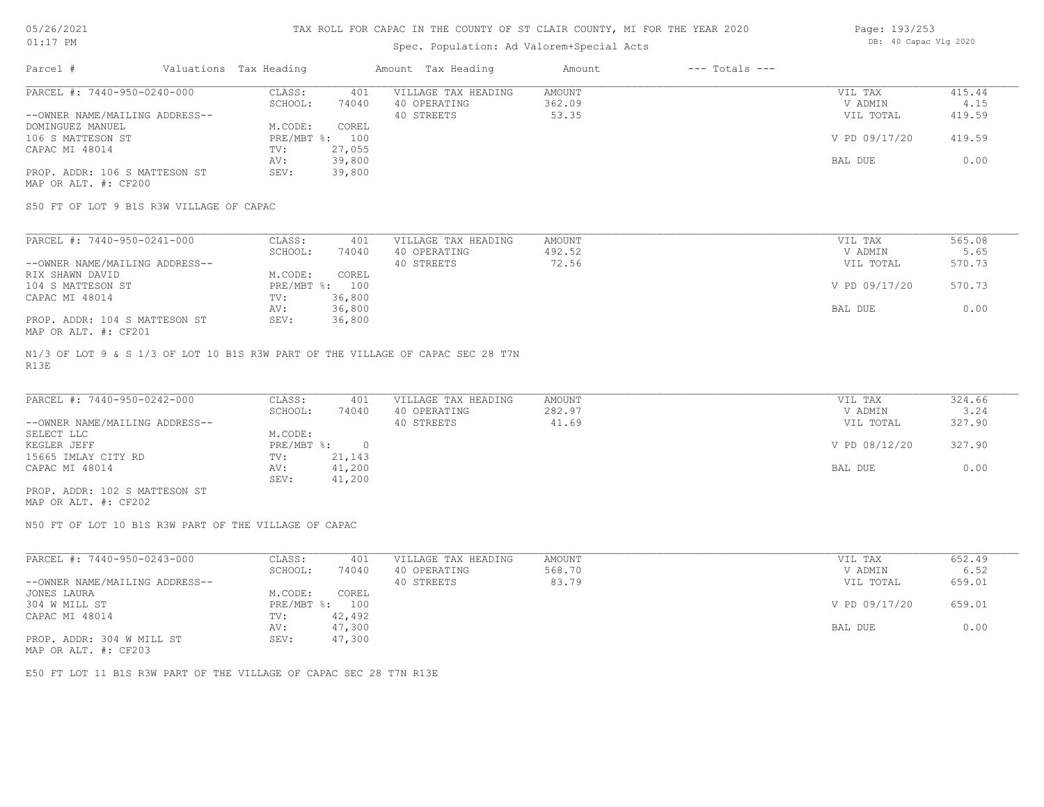# TAX ROLL FOR CAPAC IN THE COUNTY OF ST CLAIR COUNTY, MI FOR THE YEAR 2020

Spec. Population: Ad Valorem+Special Acts

05/26/2021
01:17 PM

DB: 40 Capac Vlg 2020

| Parcel # | Valuations | Tax Heading | Amount | Tax Heading | Amount | --- Totals --- | |
|---|---|---|---|---|---|---|---|

## PARCEL #: 7440-950-0240-000

| | | | | |
|---|---|---|---|---|
| CLASS: 401 | VILLAGE TAX HEADING | AMOUNT | VIL TAX | 415.44 |
| SCHOOL: 74040 | 40 OPERATING | 362.09 | V ADMIN | 4.15 |
| M.CODE: COREL | 40 STREETS | 53.35 | VIL TOTAL | 419.59 |
| PRE/MBT %: 100 | | | V PD 09/17/20 | 419.59 |
| TV: 27,055 | | | | |
| AV: 39,800 | | | BAL DUE | 0.00 |
| SEV: 39,800 | | | | |

--OWNER NAME/MAILING ADDRESS--
DOMINGUEZ MANUEL
106 S MATTESON ST
CAPAC MI 48014

PROP. ADDR: 106 S MATTESON ST
MAP OR ALT. #: CF200

S50 FT OF LOT 9 B1S R3W VILLAGE OF CAPAC

## PARCEL #: 7440-950-0241-000

| | | | | |
|---|---|---|---|---|
| CLASS: 401 | VILLAGE TAX HEADING | AMOUNT | VIL TAX | 565.08 |
| SCHOOL: 74040 | 40 OPERATING | 492.52 | V ADMIN | 5.65 |
| M.CODE: COREL | 40 STREETS | 72.56 | VIL TOTAL | 570.73 |
| PRE/MBT %: 100 | | | V PD 09/17/20 | 570.73 |
| TV: 36,800 | | | | |
| AV: 36,800 | | | BAL DUE | 0.00 |
| SEV: 36,800 | | | | |

--OWNER NAME/MAILING ADDRESS--
RIX SHAWN DAVID
104 S MATTESON ST
CAPAC MI 48014

PROP. ADDR: 104 S MATTESON ST
MAP OR ALT. #: CF201

N1/3 OF LOT 9 & S 1/3 OF LOT 10 B1S R3W PART OF THE VILLAGE OF CAPAC SEC 28 T7N R13E

## PARCEL #: 7440-950-0242-000

| | | | | |
|---|---|---|---|---|
| CLASS: 401 | VILLAGE TAX HEADING | AMOUNT | VIL TAX | 324.66 |
| SCHOOL: 74040 | 40 OPERATING | 282.97 | V ADMIN | 3.24 |
| M.CODE: | 40 STREETS | 41.69 | VIL TOTAL | 327.90 |
| PRE/MBT %: 0 | | | V PD 08/12/20 | 327.90 |
| TV: 21,143 | | | | |
| AV: 41,200 | | | BAL DUE | 0.00 |
| SEV: 41,200 | | | | |

--OWNER NAME/MAILING ADDRESS--
SELECT LLC
KEGLER JEFF
15665 IMLAY CITY RD
CAPAC MI 48014

PROP. ADDR: 102 S MATTESON ST
MAP OR ALT. #: CF202

N50 FT OF LOT 10 B1S R3W PART OF THE VILLAGE OF CAPAC

## PARCEL #: 7440-950-0243-000

| | | | | |
|---|---|---|---|---|
| CLASS: 401 | VILLAGE TAX HEADING | AMOUNT | VIL TAX | 652.49 |
| SCHOOL: 74040 | 40 OPERATING | 568.70 | V ADMIN | 6.52 |
| M.CODE: COREL | 40 STREETS | 83.79 | VIL TOTAL | 659.01 |
| PRE/MBT %: 100 | | | V PD 09/17/20 | 659.01 |
| TV: 42,492 | | | | |
| AV: 47,300 | | | BAL DUE | 0.00 |
| SEV: 47,300 | | | | |

--OWNER NAME/MAILING ADDRESS--
JONES LAURA
304 W MILL ST
CAPAC MI 48014

PROP. ADDR: 304 W MILL ST
MAP OR ALT. #: CF203

E50 FT LOT 11 B1S R3W PART OF THE VILLAGE OF CAPAC SEC 28 T7N R13E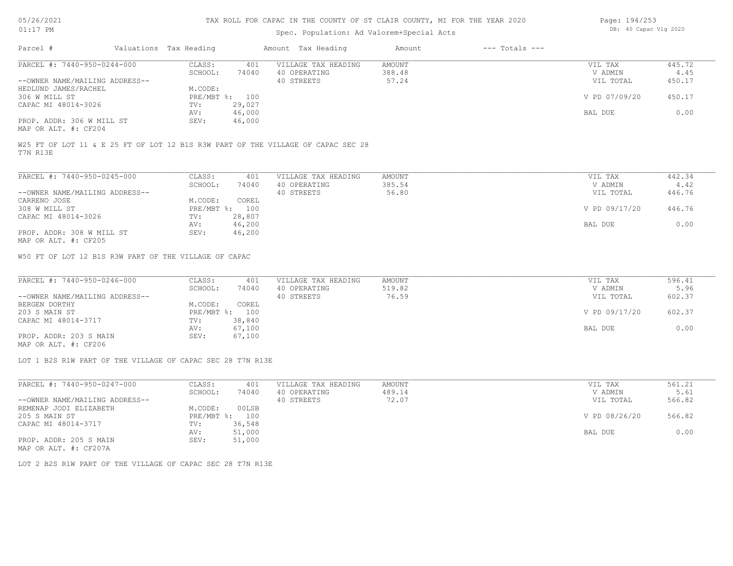# TAX ROLL FOR CAPAC IN THE COUNTY OF ST CLAIR COUNTY, MI FOR THE YEAR 2020

Spec. Population: Ad Valorem+Special Acts

| Parcel # | Valuations | Tax Heading | Amount | Tax Heading | Amount | --- Totals --- | |
|---|---|---|---|---|---|---|---|
| PARCEL #: 7440-950-0244-000 | CLASS: | 401 | VILLAGE TAX HEADING | AMOUNT | | VIL TAX | 445.72 |
| | SCHOOL: | 74040 | 40 OPERATING | 388.48 | | V ADMIN | 4.45 |
| --OWNER NAME/MAILING ADDRESS-- | | | 40 STREETS | 57.24 | | VIL TOTAL | 450.17 |
| HEDLUND JAMES/RACHEL | M.CODE: | | | | | | |
| 306 W MILL ST | PRE/MBT %: | 100 | | | | V PD 07/09/20 | 450.17 |
| CAPAC MI 48014-3026 | TV: | 29,027 | | | | | |
| | AV: | 46,000 | | | | BAL DUE | 0.00 |
| PROP. ADDR: 306 W MILL ST | SEV: | 46,000 | | | | | |
| MAP OR ALT. #: CF204 | | | | | | | |

W25 FT OF LOT 11 & E 25 FT OF LOT 12 B1S R3W PART OF THE VILLAGE OF CAPAC SEC 28 T7N R13E

| Parcel # | Valuations | Tax Heading | Amount | Tax Heading | Amount | --- Totals --- | |
|---|---|---|---|---|---|---|---|
| PARCEL #: 7440-950-0245-000 | CLASS: | 401 | VILLAGE TAX HEADING | AMOUNT | | VIL TAX | 442.34 |
| | SCHOOL: | 74040 | 40 OPERATING | 385.54 | | V ADMIN | 4.42 |
| --OWNER NAME/MAILING ADDRESS-- | | | 40 STREETS | 56.80 | | VIL TOTAL | 446.76 |
| CARRENO JOSE | M.CODE: | COREL | | | | | |
| 308 W MILL ST | PRE/MBT %: | 100 | | | | V PD 09/17/20 | 446.76 |
| CAPAC MI 48014-3026 | TV: | 28,807 | | | | | |
| | AV: | 46,200 | | | | BAL DUE | 0.00 |
| PROP. ADDR: 308 W MILL ST | SEV: | 46,200 | | | | | |
| MAP OR ALT. #: CF205 | | | | | | | |

W50 FT OF LOT 12 B1S R3W PART OF THE VILLAGE OF CAPAC

| Parcel # | Valuations | Tax Heading | Amount | Tax Heading | Amount | --- Totals --- | |
|---|---|---|---|---|---|---|---|
| PARCEL #: 7440-950-0246-000 | CLASS: | 401 | VILLAGE TAX HEADING | AMOUNT | | VIL TAX | 596.41 |
| | SCHOOL: | 74040 | 40 OPERATING | 519.82 | | V ADMIN | 5.96 |
| --OWNER NAME/MAILING ADDRESS-- | | | 40 STREETS | 76.59 | | VIL TOTAL | 602.37 |
| BERGEN DORTHY | M.CODE: | COREL | | | | | |
| 203 S MAIN ST | PRE/MBT %: | 100 | | | | V PD 09/17/20 | 602.37 |
| CAPAC MI 48014-3717 | TV: | 38,840 | | | | | |
| | AV: | 67,100 | | | | BAL DUE | 0.00 |
| PROP. ADDR: 203 S MAIN | SEV: | 67,100 | | | | | |
| MAP OR ALT. #: CF206 | | | | | | | |

LOT 1 B2S R1W PART OF THE VILLAGE OF CAPAC SEC 28 T7N R13E

| Parcel # | Valuations | Tax Heading | Amount | Tax Heading | Amount | --- Totals --- | |
|---|---|---|---|---|---|---|---|
| PARCEL #: 7440-950-0247-000 | CLASS: | 401 | VILLAGE TAX HEADING | AMOUNT | | VIL TAX | 561.21 |
| | SCHOOL: | 74040 | 40 OPERATING | 489.14 | | V ADMIN | 5.61 |
| --OWNER NAME/MAILING ADDRESS-- | | | 40 STREETS | 72.07 | | VIL TOTAL | 566.82 |
| REMENAP JODI ELIZABETH | M.CODE: | 00LSB | | | | | |
| 205 S MAIN ST | PRE/MBT %: | 100 | | | | V PD 08/26/20 | 566.82 |
| CAPAC MI 48014-3717 | TV: | 36,548 | | | | | |
| | AV: | 51,000 | | | | BAL DUE | 0.00 |
| PROP. ADDR: 205 S MAIN | SEV: | 51,000 | | | | | |
| MAP OR ALT. #: CF207A | | | | | | | |

LOT 2 B2S R1W PART OF THE VILLAGE OF CAPAC SEC 28 T7N R13E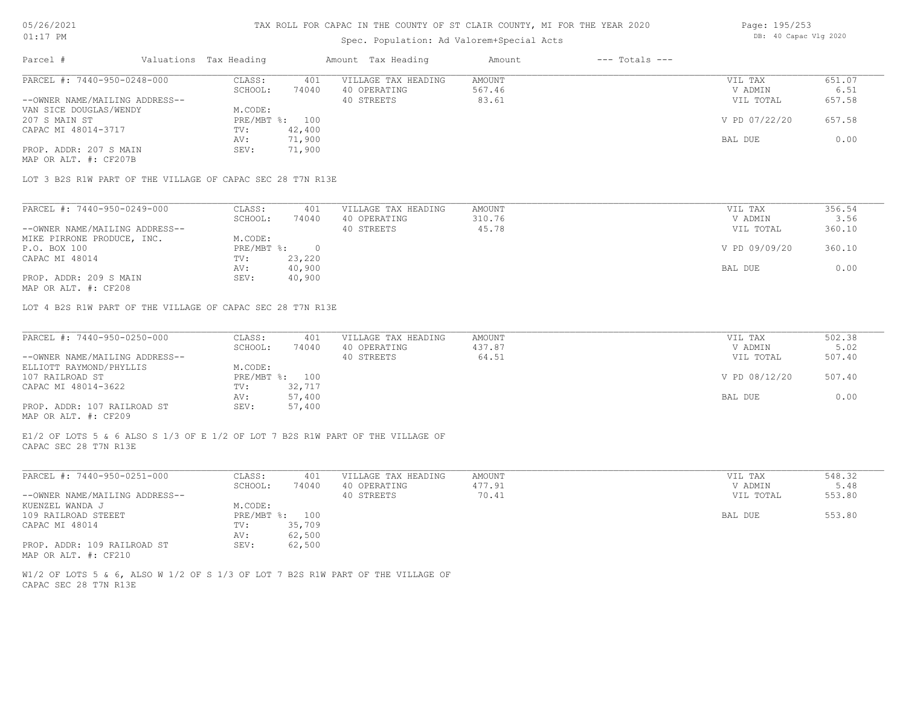# TAX ROLL FOR CAPAC IN THE COUNTY OF ST CLAIR COUNTY, MI FOR THE YEAR 2020

Spec. Population: Ad Valorem+Special Acts

| Parcel # | Valuations | Tax Heading | Amount | Tax Heading | Amount | --- Totals --- | |
|---|---|---|---|---|---|---|---|
| PARCEL #: 7440-950-0248-000 | CLASS: | 401 | VILLAGE TAX HEADING | AMOUNT | | VIL TAX | 651.07 |
| | SCHOOL: | 74040 | 40 OPERATING | 567.46 | | V ADMIN | 6.51 |
| --OWNER NAME/MAILING ADDRESS-- | | | 40 STREETS | 83.61 | | VIL TOTAL | 657.58 |
| VAN SICE DOUGLAS/WENDY | M.CODE: | | | | | | |
| 207 S MAIN ST | PRE/MBT %: | 100 | | | | V PD 07/22/20 | 657.58 |
| CAPAC MI 48014-3717 | TV: | 42,400 | | | | | |
| | AV: | 71,900 | | | | BAL DUE | 0.00 |
| PROP. ADDR: 207 S MAIN | SEV: | 71,900 | | | | | |
| MAP OR ALT. #: CF207B | | | | | | | |

LOT 3 B2S R1W PART OF THE VILLAGE OF CAPAC SEC 28 T7N R13E

| Parcel # | Valuations | Tax Heading | Amount | Tax Heading | Amount | --- Totals --- | |
|---|---|---|---|---|---|---|---|
| PARCEL #: 7440-950-0249-000 | CLASS: | 401 | VILLAGE TAX HEADING | AMOUNT | | VIL TAX | 356.54 |
| | SCHOOL: | 74040 | 40 OPERATING | 310.76 | | V ADMIN | 3.56 |
| --OWNER NAME/MAILING ADDRESS-- | | | 40 STREETS | 45.78 | | VIL TOTAL | 360.10 |
| MIKE PIRRONE PRODUCE, INC. | M.CODE: | | | | | | |
| P.O. BOX 100 | PRE/MBT %: | 0 | | | | V PD 09/09/20 | 360.10 |
| CAPAC MI 48014 | TV: | 23,220 | | | | | |
| | AV: | 40,900 | | | | BAL DUE | 0.00 |
| PROP. ADDR: 209 S MAIN | SEV: | 40,900 | | | | | |
| MAP OR ALT. #: CF208 | | | | | | | |

LOT 4 B2S R1W PART OF THE VILLAGE OF CAPAC SEC 28 T7N R13E

| Parcel # | Valuations | Tax Heading | Amount | Tax Heading | Amount | --- Totals --- | |
|---|---|---|---|---|---|---|---|
| PARCEL #: 7440-950-0250-000 | CLASS: | 401 | VILLAGE TAX HEADING | AMOUNT | | VIL TAX | 502.38 |
| | SCHOOL: | 74040 | 40 OPERATING | 437.87 | | V ADMIN | 5.02 |
| --OWNER NAME/MAILING ADDRESS-- | | | 40 STREETS | 64.51 | | VIL TOTAL | 507.40 |
| ELLIOTT RAYMOND/PHYLLIS | M.CODE: | | | | | | |
| 107 RAILROAD ST | PRE/MBT %: | 100 | | | | V PD 08/12/20 | 507.40 |
| CAPAC MI 48014-3622 | TV: | 32,717 | | | | | |
| | AV: | 57,400 | | | | BAL DUE | 0.00 |
| PROP. ADDR: 107 RAILROAD ST | SEV: | 57,400 | | | | | |
| MAP OR ALT. #: CF209 | | | | | | | |

E1/2 OF LOTS 5 & 6 ALSO S 1/3 OF E 1/2 OF LOT 7 B2S R1W PART OF THE VILLAGE OF CAPAC SEC 28 T7N R13E

| Parcel # | Valuations | Tax Heading | Amount | Tax Heading | Amount | --- Totals --- | |
|---|---|---|---|---|---|---|---|
| PARCEL #: 7440-950-0251-000 | CLASS: | 401 | VILLAGE TAX HEADING | AMOUNT | | VIL TAX | 548.32 |
| | SCHOOL: | 74040 | 40 OPERATING | 477.91 | | V ADMIN | 5.48 |
| --OWNER NAME/MAILING ADDRESS-- | | | 40 STREETS | 70.41 | | VIL TOTAL | 553.80 |
| KUENZEL WANDA J | M.CODE: | | | | | | |
| 109 RAILROAD STEEET | PRE/MBT %: | 100 | | | | BAL DUE | 553.80 |
| CAPAC MI 48014 | TV: | 35,709 | | | | | |
| | AV: | 62,500 | | | | | |
| PROP. ADDR: 109 RAILROAD ST | SEV: | 62,500 | | | | | |
| MAP OR ALT. #: CF210 | | | | | | | |

W1/2 OF LOTS 5 & 6, ALSO W 1/2 OF S 1/3 OF LOT 7 B2S R1W PART OF THE VILLAGE OF CAPAC SEC 28 T7N R13E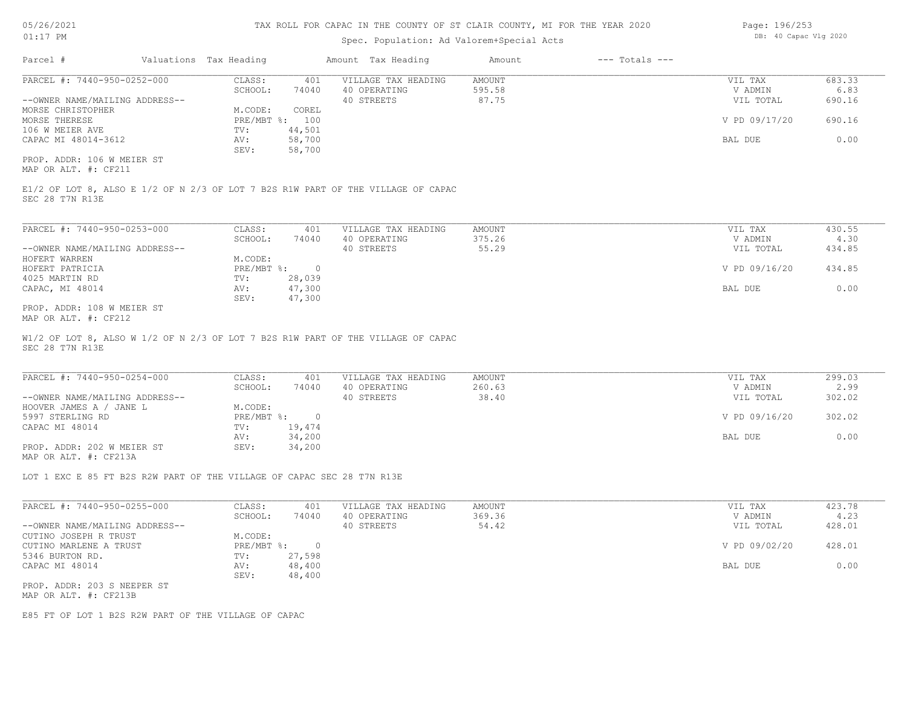TAX ROLL FOR CAPAC IN THE COUNTY OF ST CLAIR COUNTY, MI FOR THE YEAR 2020

Spec. Population: Ad Valorem+Special Acts

| Parcel # | Valuations | Tax Heading | Amount | Tax Heading | Amount | --- Totals --- | |
|---|---|---|---|---|---|---|---|

**PARCEL #: 7440-950-0252-000**

| | | | | | |
|---|---|---|---|---|---|
| CLASS: | 401 | VILLAGE TAX HEADING | AMOUNT | VIL TAX | 683.33 |
| SCHOOL: | 74040 | 40 OPERATING | 595.58 | V ADMIN | 6.83 |
| | | 40 STREETS | 87.75 | VIL TOTAL | 690.16 |
| M.CODE: | COREL | | | | |
| PRE/MBT %: | 100 | | | V PD 09/17/20 | 690.16 |
| TV: | 44,501 | | | | |
| AV: | 58,700 | | | BAL DUE | 0.00 |
| SEV: | 58,700 | | | | |

--OWNER NAME/MAILING ADDRESS--
MORSE CHRISTOPHER
MORSE THERESE
106 W MEIER AVE
CAPAC MI 48014-3612

PROP. ADDR: 106 W MEIER ST
MAP OR ALT. #: CF211

E1/2 OF LOT 8, ALSO E 1/2 OF N 2/3 OF LOT 7 B2S R1W PART OF THE VILLAGE OF CAPAC SEC 28 T7N R13E

**PARCEL #: 7440-950-0253-000**

| | | | | | |
|---|---|---|---|---|---|
| CLASS: | 401 | VILLAGE TAX HEADING | AMOUNT | VIL TAX | 430.55 |
| SCHOOL: | 74040 | 40 OPERATING | 375.26 | V ADMIN | 4.30 |
| | | 40 STREETS | 55.29 | VIL TOTAL | 434.85 |
| M.CODE: | | | | | |
| PRE/MBT %: | 0 | | | V PD 09/16/20 | 434.85 |
| TV: | 28,039 | | | | |
| AV: | 47,300 | | | BAL DUE | 0.00 |
| SEV: | 47,300 | | | | |

--OWNER NAME/MAILING ADDRESS--
HOFERT WARREN
HOFERT PATRICIA
4025 MARTIN RD
CAPAC, MI 48014

PROP. ADDR: 108 W MEIER ST
MAP OR ALT. #: CF212

W1/2 OF LOT 8, ALSO W 1/2 OF N 2/3 OF LOT 7 B2S R1W PART OF THE VILLAGE OF CAPAC SEC 28 T7N R13E

**PARCEL #: 7440-950-0254-000**

| | | | | | |
|---|---|---|---|---|---|
| CLASS: | 401 | VILLAGE TAX HEADING | AMOUNT | VIL TAX | 299.03 |
| SCHOOL: | 74040 | 40 OPERATING | 260.63 | V ADMIN | 2.99 |
| | | 40 STREETS | 38.40 | VIL TOTAL | 302.02 |
| M.CODE: | | | | | |
| PRE/MBT %: | 0 | | | V PD 09/16/20 | 302.02 |
| TV: | 19,474 | | | | |
| AV: | 34,200 | | | BAL DUE | 0.00 |
| SEV: | 34,200 | | | | |

--OWNER NAME/MAILING ADDRESS--
HOOVER JAMES A / JANE L
5997 STERLING RD
CAPAC MI 48014

PROP. ADDR: 202 W MEIER ST
MAP OR ALT. #: CF213A

LOT 1 EXC E 85 FT B2S R2W PART OF THE VILLAGE OF CAPAC SEC 28 T7N R13E

**PARCEL #: 7440-950-0255-000**

| | | | | | |
|---|---|---|---|---|---|
| CLASS: | 401 | VILLAGE TAX HEADING | AMOUNT | VIL TAX | 423.78 |
| SCHOOL: | 74040 | 40 OPERATING | 369.36 | V ADMIN | 4.23 |
| | | 40 STREETS | 54.42 | VIL TOTAL | 428.01 |
| M.CODE: | | | | | |
| PRE/MBT %: | 0 | | | V PD 09/02/20 | 428.01 |
| TV: | 27,598 | | | | |
| AV: | 48,400 | | | BAL DUE | 0.00 |
| SEV: | 48,400 | | | | |

--OWNER NAME/MAILING ADDRESS--
CUTINO JOSEPH R TRUST
CUTINO MARLENE A TRUST
5346 BURTON RD.
CAPAC MI 48014

PROP. ADDR: 203 S NEEPER ST
MAP OR ALT. #: CF213B

E85 FT OF LOT 1 B2S R2W PART OF THE VILLAGE OF CAPAC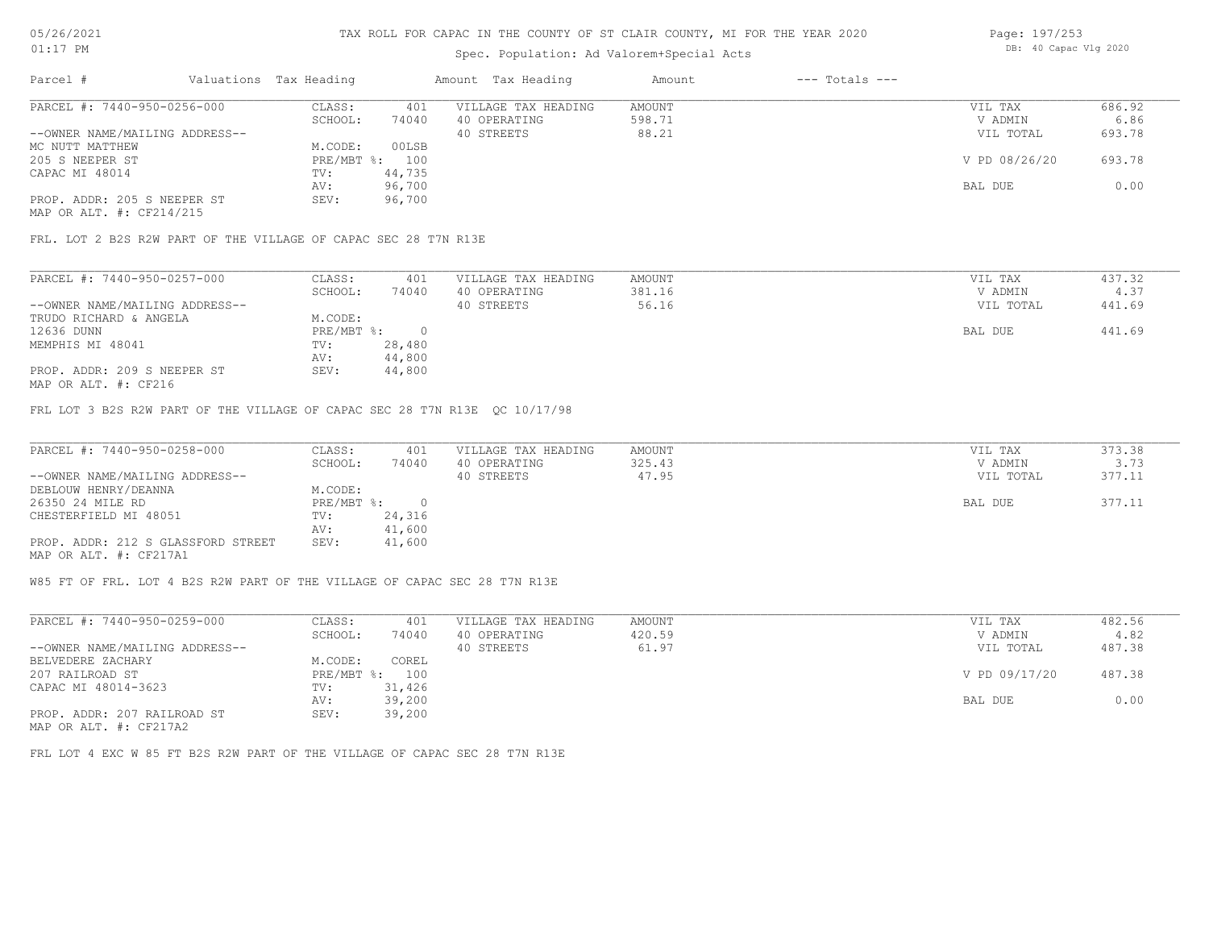# TAX ROLL FOR CAPAC IN THE COUNTY OF ST CLAIR COUNTY, MI FOR THE YEAR 2020

Spec. Population: Ad Valorem+Special Acts

| Parcel # | Valuations | Tax Heading | Amount | Tax Heading | Amount | --- Totals --- | |
|---|---|---|---|---|---|---|---|
| PARCEL #: 7440-950-0256-000 | CLASS: | 401 | VILLAGE TAX HEADING | AMOUNT | | VIL TAX | 686.92 |
| | SCHOOL: | 74040 | 40 OPERATING | 598.71 | | V ADMIN | 6.86 |
| --OWNER NAME/MAILING ADDRESS-- | | | 40 STREETS | 88.21 | | VIL TOTAL | 693.78 |
| MC NUTT MATTHEW | M.CODE: | 00LSB | | | | | |
| 205 S NEEPER ST | PRE/MBT %: | 100 | | | | V PD 08/26/20 | 693.78 |
| CAPAC MI 48014 | TV: | 44,735 | | | | | |
| | AV: | 96,700 | | | | BAL DUE | 0.00 |
| PROP. ADDR: 205 S NEEPER ST | SEV: | 96,700 | | | | | |
| MAP OR ALT. #: CF214/215 | | | | | | | |

FRL. LOT 2 B2S R2W PART OF THE VILLAGE OF CAPAC SEC 28 T7N R13E

| Parcel # | Valuations | Tax Heading | Amount | Tax Heading | Amount | --- Totals --- | |
|---|---|---|---|---|---|---|---|
| PARCEL #: 7440-950-0257-000 | CLASS: | 401 | VILLAGE TAX HEADING | AMOUNT | | VIL TAX | 437.32 |
| | SCHOOL: | 74040 | 40 OPERATING | 381.16 | | V ADMIN | 4.37 |
| --OWNER NAME/MAILING ADDRESS-- | | | 40 STREETS | 56.16 | | VIL TOTAL | 441.69 |
| TRUDO RICHARD & ANGELA | M.CODE: | | | | | | |
| 12636 DUNN | PRE/MBT %: | 0 | | | | BAL DUE | 441.69 |
| MEMPHIS MI 48041 | TV: | 28,480 | | | | | |
| | AV: | 44,800 | | | | | |
| PROP. ADDR: 209 S NEEPER ST | SEV: | 44,800 | | | | | |
| MAP OR ALT. #: CF216 | | | | | | | |

FRL LOT 3 B2S R2W PART OF THE VILLAGE OF CAPAC SEC 28 T7N R13E QC 10/17/98

| Parcel # | Valuations | Tax Heading | Amount | Tax Heading | Amount | --- Totals --- | |
|---|---|---|---|---|---|---|---|
| PARCEL #: 7440-950-0258-000 | CLASS: | 401 | VILLAGE TAX HEADING | AMOUNT | | VIL TAX | 373.38 |
| | SCHOOL: | 74040 | 40 OPERATING | 325.43 | | V ADMIN | 3.73 |
| --OWNER NAME/MAILING ADDRESS-- | | | 40 STREETS | 47.95 | | VIL TOTAL | 377.11 |
| DEBLOUW HENRY/DEANNA | M.CODE: | | | | | | |
| 26350 24 MILE RD | PRE/MBT %: | 0 | | | | BAL DUE | 377.11 |
| CHESTERFIELD MI 48051 | TV: | 24,316 | | | | | |
| | AV: | 41,600 | | | | | |
| PROP. ADDR: 212 S GLASSFORD STREET | SEV: | 41,600 | | | | | |
| MAP OR ALT. #: CF217A1 | | | | | | | |

W85 FT OF FRL. LOT 4 B2S R2W PART OF THE VILLAGE OF CAPAC SEC 28 T7N R13E

| Parcel # | Valuations | Tax Heading | Amount | Tax Heading | Amount | --- Totals --- | |
|---|---|---|---|---|---|---|---|
| PARCEL #: 7440-950-0259-000 | CLASS: | 401 | VILLAGE TAX HEADING | AMOUNT | | VIL TAX | 482.56 |
| | SCHOOL: | 74040 | 40 OPERATING | 420.59 | | V ADMIN | 4.82 |
| --OWNER NAME/MAILING ADDRESS-- | | | 40 STREETS | 61.97 | | VIL TOTAL | 487.38 |
| BELVEDERE ZACHARY | M.CODE: | COREL | | | | | |
| 207 RAILROAD ST | PRE/MBT %: | 100 | | | | V PD 09/17/20 | 487.38 |
| CAPAC MI 48014-3623 | TV: | 31,426 | | | | | |
| | AV: | 39,200 | | | | BAL DUE | 0.00 |
| PROP. ADDR: 207 RAILROAD ST | SEV: | 39,200 | | | | | |
| MAP OR ALT. #: CF217A2 | | | | | | | |

FRL LOT 4 EXC W 85 FT B2S R2W PART OF THE VILLAGE OF CAPAC SEC 28 T7N R13E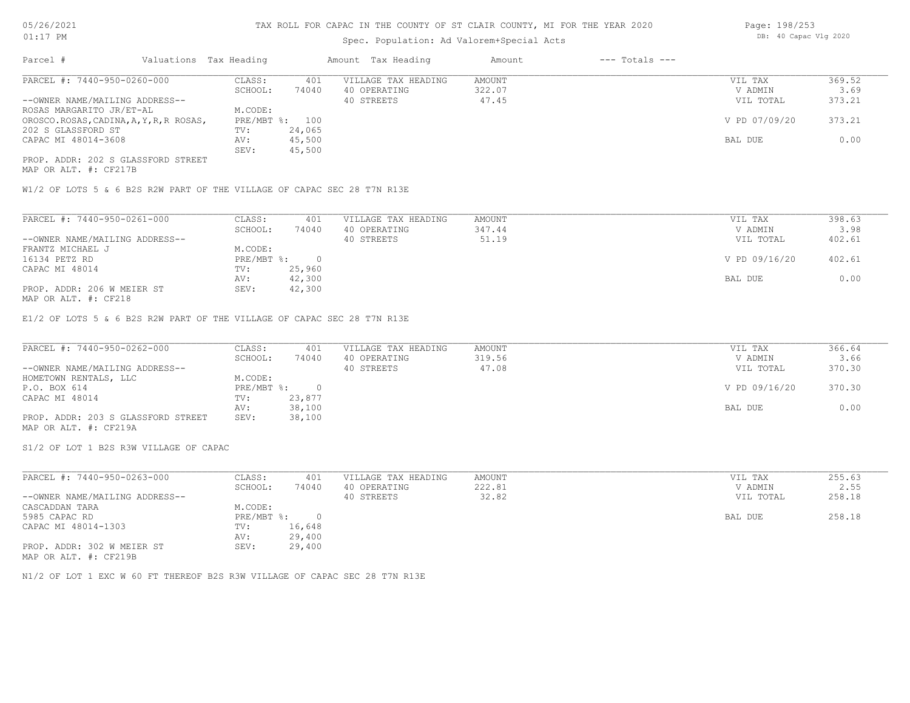# TAX ROLL FOR CAPAC IN THE COUNTY OF ST CLAIR COUNTY, MI FOR THE YEAR 2020

Spec. Population: Ad Valorem+Special Acts

| Parcel # | Valuations | Tax Heading | Amount | Tax Heading | Amount | --- Totals --- | |
|---|---|---|---|---|---|---|---|
| PARCEL #: 7440-950-0260-000 | CLASS: | 401 | VILLAGE TAX HEADING | AMOUNT | | VIL TAX | 369.52 |
| | SCHOOL: | 74040 | 40 OPERATING | 322.07 | | V ADMIN | 3.69 |
| --OWNER NAME/MAILING ADDRESS-- | | | 40 STREETS | 47.45 | | VIL TOTAL | 373.21 |
| ROSAS MARGARITO JR/ET-AL | M.CODE: | | | | | | |
| OROSCO.ROSAS,CADINA,A,Y,R,R ROSAS, | PRE/MBT %: | 100 | | | | V PD 07/09/20 | 373.21 |
| 202 S GLASSFORD ST | TV: | 24,065 | | | | | |
| CAPAC MI 48014-3608 | AV: | 45,500 | | | | BAL DUE | 0.00 |
| | SEV: | 45,500 | | | | | |
| PROP. ADDR: 202 S GLASSFORD STREET | | | | | | | |
| MAP OR ALT. #: CF217B | | | | | | | |

W1/2 OF LOTS 5 & 6 B2S R2W PART OF THE VILLAGE OF CAPAC SEC 28 T7N R13E

| Parcel # | Valuations | Tax Heading | Amount | Tax Heading | Amount | --- Totals --- | |
|---|---|---|---|---|---|---|---|
| PARCEL #: 7440-950-0261-000 | CLASS: | 401 | VILLAGE TAX HEADING | AMOUNT | | VIL TAX | 398.63 |
| | SCHOOL: | 74040 | 40 OPERATING | 347.44 | | V ADMIN | 3.98 |
| --OWNER NAME/MAILING ADDRESS-- | | | 40 STREETS | 51.19 | | VIL TOTAL | 402.61 |
| FRANTZ MICHAEL J | M.CODE: | | | | | | |
| 16134 PETZ RD | PRE/MBT %: | 0 | | | | V PD 09/16/20 | 402.61 |
| CAPAC MI 48014 | TV: | 25,960 | | | | | |
| | AV: | 42,300 | | | | BAL DUE | 0.00 |
| PROP. ADDR: 206 W MEIER ST | SEV: | 42,300 | | | | | |
| MAP OR ALT. #: CF218 | | | | | | | |

E1/2 OF LOTS 5 & 6 B2S R2W PART OF THE VILLAGE OF CAPAC SEC 28 T7N R13E

| Parcel # | Valuations | Tax Heading | Amount | Tax Heading | Amount | --- Totals --- | |
|---|---|---|---|---|---|---|---|
| PARCEL #: 7440-950-0262-000 | CLASS: | 401 | VILLAGE TAX HEADING | AMOUNT | | VIL TAX | 366.64 |
| | SCHOOL: | 74040 | 40 OPERATING | 319.56 | | V ADMIN | 3.66 |
| --OWNER NAME/MAILING ADDRESS-- | | | 40 STREETS | 47.08 | | VIL TOTAL | 370.30 |
| HOMETOWN RENTALS, LLC | M.CODE: | | | | | | |
| P.O. BOX 614 | PRE/MBT %: | 0 | | | | V PD 09/16/20 | 370.30 |
| CAPAC MI 48014 | TV: | 23,877 | | | | | |
| | AV: | 38,100 | | | | BAL DUE | 0.00 |
| PROP. ADDR: 203 S GLASSFORD STREET | SEV: | 38,100 | | | | | |
| MAP OR ALT. #: CF219A | | | | | | | |

S1/2 OF LOT 1 B2S R3W VILLAGE OF CAPAC

| Parcel # | Valuations | Tax Heading | Amount | Tax Heading | Amount | --- Totals --- | |
|---|---|---|---|---|---|---|---|
| PARCEL #: 7440-950-0263-000 | CLASS: | 401 | VILLAGE TAX HEADING | AMOUNT | | VIL TAX | 255.63 |
| | SCHOOL: | 74040 | 40 OPERATING | 222.81 | | V ADMIN | 2.55 |
| --OWNER NAME/MAILING ADDRESS-- | | | 40 STREETS | 32.82 | | VIL TOTAL | 258.18 |
| CASCADDAN TARA | M.CODE: | | | | | | |
| 5985 CAPAC RD | PRE/MBT %: | 0 | | | | BAL DUE | 258.18 |
| CAPAC MI 48014-1303 | TV: | 16,648 | | | | | |
| | AV: | 29,400 | | | | | |
| PROP. ADDR: 302 W MEIER ST | SEV: | 29,400 | | | | | |
| MAP OR ALT. #: CF219B | | | | | | | |

N1/2 OF LOT 1 EXC W 60 FT THEREOF B2S R3W VILLAGE OF CAPAC SEC 28 T7N R13E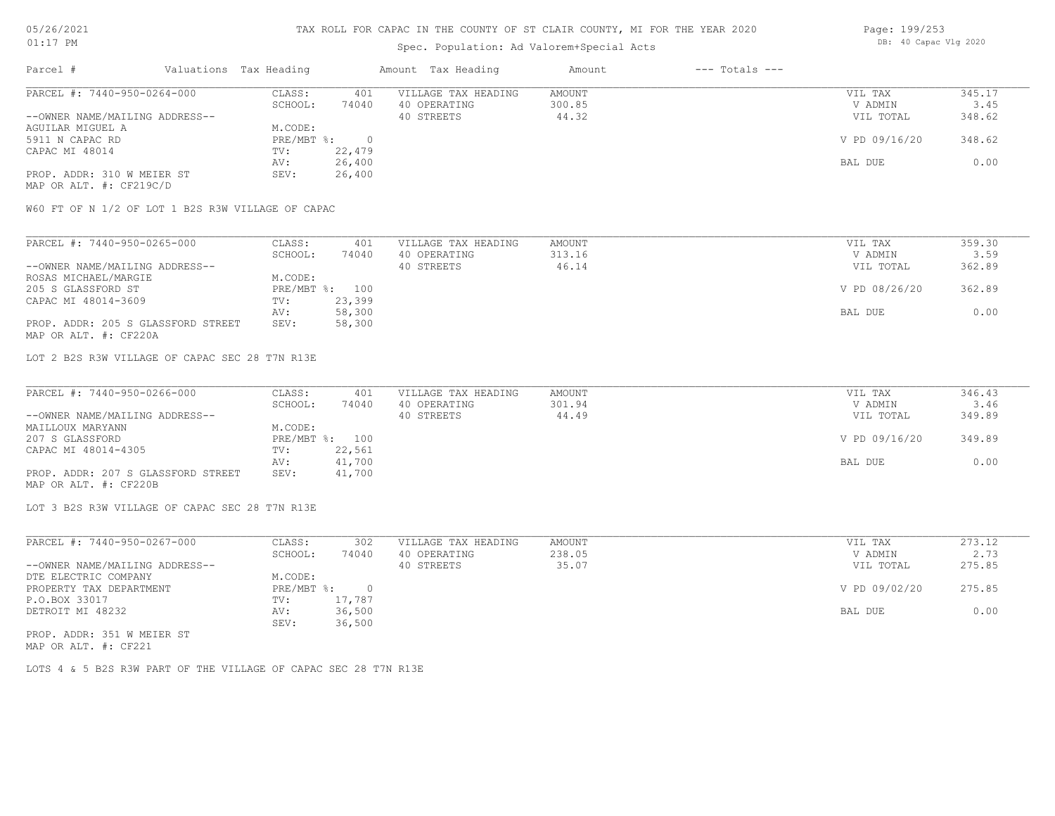TAX ROLL FOR CAPAC IN THE COUNTY OF ST CLAIR COUNTY, MI FOR THE YEAR 2020

Spec. Population: Ad Valorem+Special Acts

DB: 40 Capac Vlg 2020

| Parcel # | Valuations | Tax Heading | Amount | Tax Heading | Amount | --- Totals --- | |
|---|---|---|---|---|---|---|---|
| PARCEL #: 7440-950-0264-000 | CLASS: | 401 | VILLAGE TAX HEADING | AMOUNT | | VIL TAX | 345.17 |
| | SCHOOL: | 74040 | 40 OPERATING | 300.85 | | V ADMIN | 3.45 |
| --OWNER NAME/MAILING ADDRESS-- | | | 40 STREETS | 44.32 | | VIL TOTAL | 348.62 |
| AGUILAR MIGUEL A | M.CODE: | | | | | | |
| 5911 N CAPAC RD | PRE/MBT %: | 0 | | | | V PD 09/16/20 | 348.62 |
| CAPAC MI 48014 | TV: | 22,479 | | | | | |
| | AV: | 26,400 | | | | BAL DUE | 0.00 |
| PROP. ADDR: 310 W MEIER ST | SEV: | 26,400 | | | | | |
| MAP OR ALT. #: CF219C/D | | | | | | | |

W60 FT OF N 1/2 OF LOT 1 B2S R3W VILLAGE OF CAPAC

| Parcel # | Valuations | Tax Heading | Amount | Tax Heading | Amount | --- Totals --- | |
|---|---|---|---|---|---|---|---|
| PARCEL #: 7440-950-0265-000 | CLASS: | 401 | VILLAGE TAX HEADING | AMOUNT | | VIL TAX | 359.30 |
| | SCHOOL: | 74040 | 40 OPERATING | 313.16 | | V ADMIN | 3.59 |
| --OWNER NAME/MAILING ADDRESS-- | | | 40 STREETS | 46.14 | | VIL TOTAL | 362.89 |
| ROSAS MICHAEL/MARGIE | M.CODE: | | | | | | |
| 205 S GLASSFORD ST | PRE/MBT %: | 100 | | | | V PD 08/26/20 | 362.89 |
| CAPAC MI 48014-3609 | TV: | 23,399 | | | | | |
| | AV: | 58,300 | | | | BAL DUE | 0.00 |
| PROP. ADDR: 205 S GLASSFORD STREET | SEV: | 58,300 | | | | | |
| MAP OR ALT. #: CF220A | | | | | | | |

LOT 2 B2S R3W VILLAGE OF CAPAC SEC 28 T7N R13E

| Parcel # | Valuations | Tax Heading | Amount | Tax Heading | Amount | --- Totals --- | |
|---|---|---|---|---|---|---|---|
| PARCEL #: 7440-950-0266-000 | CLASS: | 401 | VILLAGE TAX HEADING | AMOUNT | | VIL TAX | 346.43 |
| | SCHOOL: | 74040 | 40 OPERATING | 301.94 | | V ADMIN | 3.46 |
| --OWNER NAME/MAILING ADDRESS-- | | | 40 STREETS | 44.49 | | VIL TOTAL | 349.89 |
| MAILLOUX MARYANN | M.CODE: | | | | | | |
| 207 S GLASSFORD | PRE/MBT %: | 100 | | | | V PD 09/16/20 | 349.89 |
| CAPAC MI 48014-4305 | TV: | 22,561 | | | | | |
| | AV: | 41,700 | | | | BAL DUE | 0.00 |
| PROP. ADDR: 207 S GLASSFORD STREET | SEV: | 41,700 | | | | | |
| MAP OR ALT. #: CF220B | | | | | | | |

LOT 3 B2S R3W VILLAGE OF CAPAC SEC 28 T7N R13E

| Parcel # | Valuations | Tax Heading | Amount | Tax Heading | Amount | --- Totals --- | |
|---|---|---|---|---|---|---|---|
| PARCEL #: 7440-950-0267-000 | CLASS: | 302 | VILLAGE TAX HEADING | AMOUNT | | VIL TAX | 273.12 |
| | SCHOOL: | 74040 | 40 OPERATING | 238.05 | | V ADMIN | 2.73 |
| --OWNER NAME/MAILING ADDRESS-- | | | 40 STREETS | 35.07 | | VIL TOTAL | 275.85 |
| DTE ELECTRIC COMPANY | M.CODE: | | | | | | |
| PROPERTY TAX DEPARTMENT | PRE/MBT %: | 0 | | | | V PD 09/02/20 | 275.85 |
| P.O.BOX 33017 | TV: | 17,787 | | | | | |
| DETROIT MI 48232 | AV: | 36,500 | | | | BAL DUE | 0.00 |
| | SEV: | 36,500 | | | | | |
| PROP. ADDR: 351 W MEIER ST | | | | | | | |
| MAP OR ALT. #: CF221 | | | | | | | |

LOTS 4 & 5 B2S R3W PART OF THE VILLAGE OF CAPAC SEC 28 T7N R13E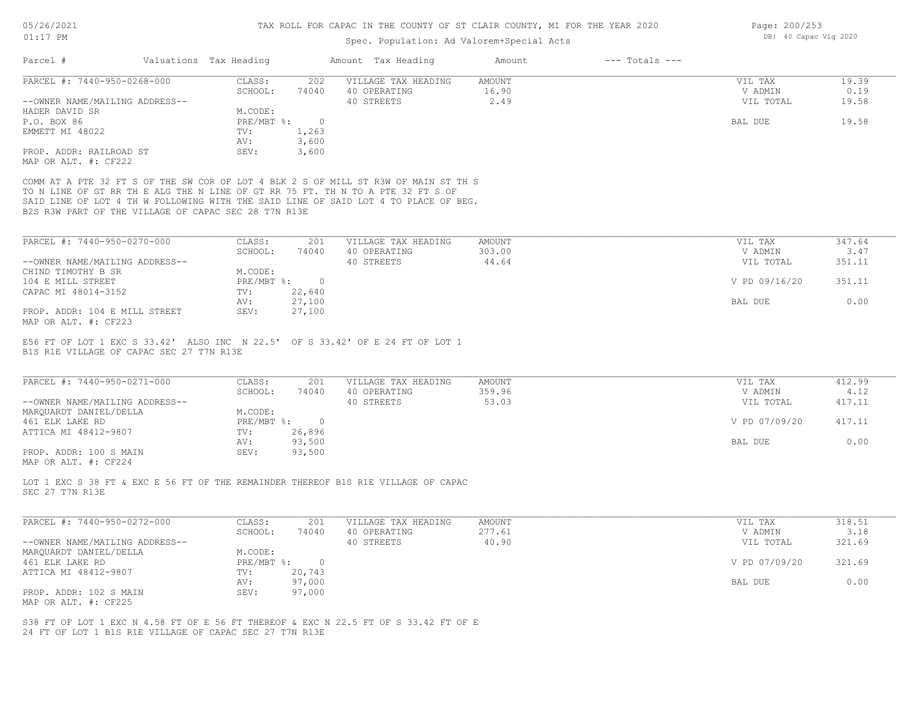# TAX ROLL FOR CAPAC IN THE COUNTY OF ST CLAIR COUNTY, MI FOR THE YEAR 2020

Spec. Population: Ad Valorem+Special Acts

05/26/2021 01:17 PM — DB: 40 Capac Vlg 2020

| Parcel # | Valuations Tax Heading | | Amount Tax Heading | Amount | --- Totals --- | |
|---|---|---|---|---|---|---|

---

**PARCEL #: 7440-950-0268-000**

| | | | | | |
|---|---|---|---|---|---|
| CLASS: | 202 | VILLAGE TAX HEADING | AMOUNT | VIL TAX | 19.39 |
| SCHOOL: | 74040 | 40 OPERATING | 16.90 | V ADMIN | 0.19 |
| M.CODE: | | 40 STREETS | 2.49 | VIL TOTAL | 19.58 |
| PRE/MBT %: | 0 | | | BAL DUE | 19.58 |
| TV: | 1,263 | | | | |
| AV: | 3,600 | | | | |
| SEV: | 3,600 | | | | |

--OWNER NAME/MAILING ADDRESS--
HADER DAVID SR
P.O. BOX 86
EMMETT MI 48022

PROP. ADDR: RAILROAD ST
MAP OR ALT. #: CF222

COMM AT A PTE 32 FT S OF THE SW COR OF LOT 4 BLK 2 S OF MILL ST R3W OF MAIN ST TH S TO N LINE OF GT RR TH E ALG THE N LINE OF GT RR 75 FT. TH N TO A PTE 32 FT S OF SAID LINE OF LOT 4 TH W FOLLOWING WITH THE SAID LINE OF SAID LOT 4 TO PLACE OF BEG. B2S R3W PART OF THE VILLAGE OF CAPAC SEC 28 T7N R13E

---

**PARCEL #: 7440-950-0270-000**

| | | | | | |
|---|---|---|---|---|---|
| CLASS: | 201 | VILLAGE TAX HEADING | AMOUNT | VIL TAX | 347.64 |
| SCHOOL: | 74040 | 40 OPERATING | 303.00 | V ADMIN | 3.47 |
| M.CODE: | | 40 STREETS | 44.64 | VIL TOTAL | 351.11 |
| PRE/MBT %: | 0 | | | V PD 09/16/20 | 351.11 |
| TV: | 22,640 | | | | |
| AV: | 27,100 | | | BAL DUE | 0.00 |
| SEV: | 27,100 | | | | |

--OWNER NAME/MAILING ADDRESS--
CHIND TIMOTHY B SR
104 E MILL STREET
CAPAC MI 48014-3152

PROP. ADDR: 104 E MILL STREET
MAP OR ALT. #: CF223

E56 FT OF LOT 1 EXC S 33.42' ALSO INC N 22.5' OF S 33.42' OF E 24 FT OF LOT 1 B1S R1E VILLAGE OF CAPAC SEC 27 T7N R13E

---

**PARCEL #: 7440-950-0271-000**

| | | | | | |
|---|---|---|---|---|---|
| CLASS: | 201 | VILLAGE TAX HEADING | AMOUNT | VIL TAX | 412.99 |
| SCHOOL: | 74040 | 40 OPERATING | 359.96 | V ADMIN | 4.12 |
| M.CODE: | | 40 STREETS | 53.03 | VIL TOTAL | 417.11 |
| PRE/MBT %: | 0 | | | V PD 07/09/20 | 417.11 |
| TV: | 26,896 | | | | |
| AV: | 93,500 | | | BAL DUE | 0.00 |
| SEV: | 93,500 | | | | |

--OWNER NAME/MAILING ADDRESS--
MARQUARDT DANIEL/DELLA
461 ELK LAKE RD
ATTICA MI 48412-9807

PROP. ADDR: 100 S MAIN
MAP OR ALT. #: CF224

LOT 1 EXC S 38 FT & EXC E 56 FT OF THE REMAINDER THEREOF B1S R1E VILLAGE OF CAPAC SEC 27 T7N R13E

---

**PARCEL #: 7440-950-0272-000**

| | | | | | |
|---|---|---|---|---|---|
| CLASS: | 201 | VILLAGE TAX HEADING | AMOUNT | VIL TAX | 318.51 |
| SCHOOL: | 74040 | 40 OPERATING | 277.61 | V ADMIN | 3.18 |
| M.CODE: | | 40 STREETS | 40.90 | VIL TOTAL | 321.69 |
| PRE/MBT %: | 0 | | | V PD 07/09/20 | 321.69 |
| TV: | 20,743 | | | | |
| AV: | 97,000 | | | BAL DUE | 0.00 |
| SEV: | 97,000 | | | | |

--OWNER NAME/MAILING ADDRESS--
MARQUARDT DANIEL/DELLA
461 ELK LAKE RD
ATTICA MI 48412-9807

PROP. ADDR: 102 S MAIN
MAP OR ALT. #: CF225

S38 FT OF LOT 1 EXC N 4.58 FT OF E 56 FT THEREOF & EXC N 22.5 FT OF S 33.42 FT OF E 24 FT OF LOT 1 B1S R1E VILLAGE OF CAPAC SEC 27 T7N R13E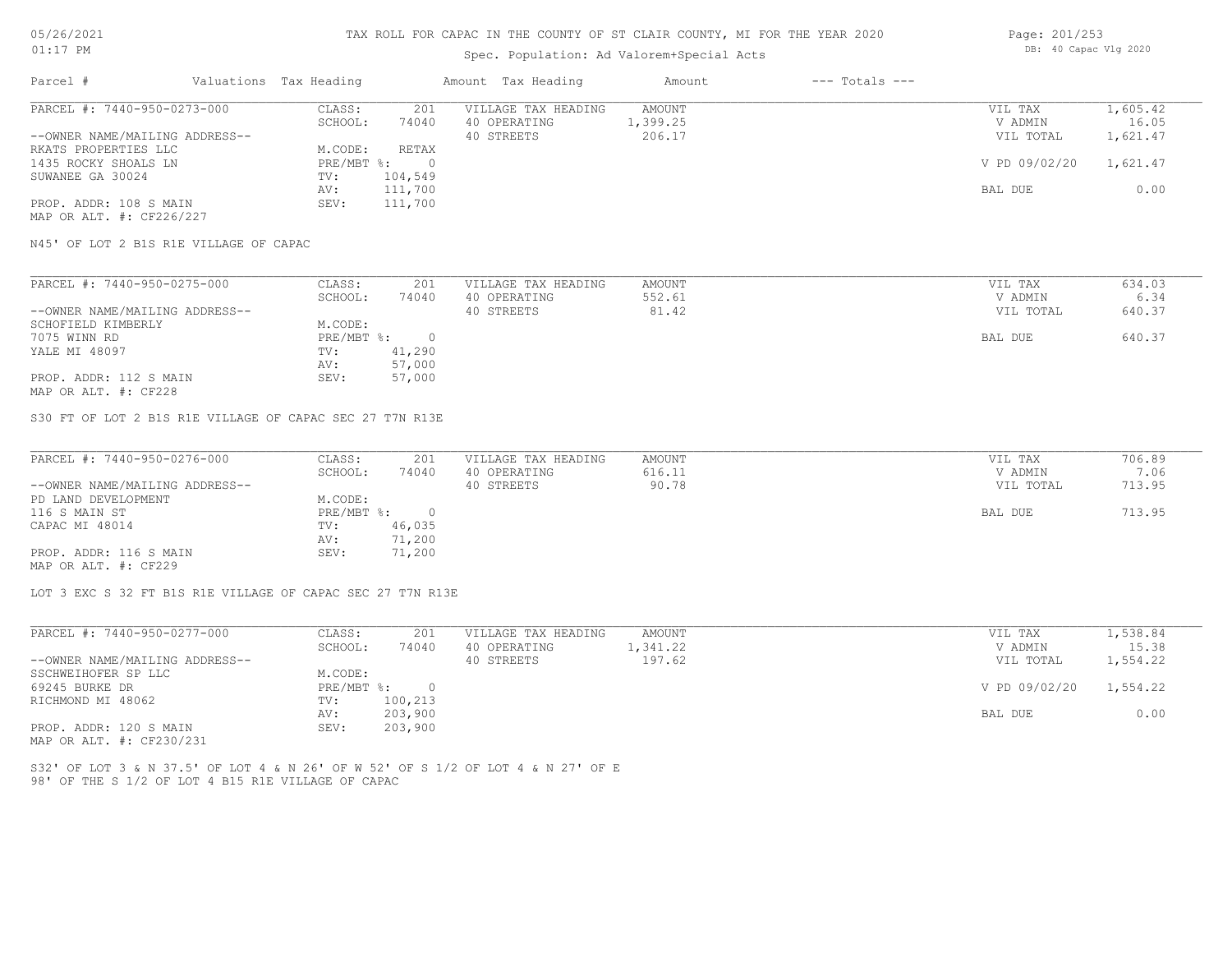# TAX ROLL FOR CAPAC IN THE COUNTY OF ST CLAIR COUNTY, MI FOR THE YEAR 2020

Spec. Population: Ad Valorem+Special Acts

| Parcel # | Valuations | Tax Heading | Amount | Tax Heading | Amount | --- Totals --- | |
|---|---|---|---|---|---|---|---|
| PARCEL #: 7440-950-0273-000 | CLASS: | 201 | VILLAGE TAX HEADING | AMOUNT | | VIL TAX | 1,605.42 |
| | SCHOOL: | 74040 | 40 OPERATING | 1,399.25 | | V ADMIN | 16.05 |
| --OWNER NAME/MAILING ADDRESS-- | | | 40 STREETS | 206.17 | | VIL TOTAL | 1,621.47 |
| RKATS PROPERTIES LLC | M.CODE: | RETAX | | | | | |
| 1435 ROCKY SHOALS LN | PRE/MBT %: | 0 | | | | V PD 09/02/20 | 1,621.47 |
| SUWANEE GA 30024 | TV: | 104,549 | | | | | |
| | AV: | 111,700 | | | | BAL DUE | 0.00 |
| PROP. ADDR: 108 S MAIN | SEV: | 111,700 | | | | | |
| MAP OR ALT. #: CF226/227 | | | | | | | |

N45' OF LOT 2 B1S R1E VILLAGE OF CAPAC

| Parcel # | Valuations | Tax Heading | Amount | Tax Heading | Amount | --- Totals --- | |
|---|---|---|---|---|---|---|---|
| PARCEL #: 7440-950-0275-000 | CLASS: | 201 | VILLAGE TAX HEADING | AMOUNT | | VIL TAX | 634.03 |
| | SCHOOL: | 74040 | 40 OPERATING | 552.61 | | V ADMIN | 6.34 |
| --OWNER NAME/MAILING ADDRESS-- | | | 40 STREETS | 81.42 | | VIL TOTAL | 640.37 |
| SCHOFIELD KIMBERLY | M.CODE: | | | | | | |
| 7075 WINN RD | PRE/MBT %: | 0 | | | | BAL DUE | 640.37 |
| YALE MI 48097 | TV: | 41,290 | | | | | |
| | AV: | 57,000 | | | | | |
| PROP. ADDR: 112 S MAIN | SEV: | 57,000 | | | | | |
| MAP OR ALT. #: CF228 | | | | | | | |

S30 FT OF LOT 2 B1S R1E VILLAGE OF CAPAC SEC 27 T7N R13E

| Parcel # | Valuations | Tax Heading | Amount | Tax Heading | Amount | --- Totals --- | |
|---|---|---|---|---|---|---|---|
| PARCEL #: 7440-950-0276-000 | CLASS: | 201 | VILLAGE TAX HEADING | AMOUNT | | VIL TAX | 706.89 |
| | SCHOOL: | 74040 | 40 OPERATING | 616.11 | | V ADMIN | 7.06 |
| --OWNER NAME/MAILING ADDRESS-- | | | 40 STREETS | 90.78 | | VIL TOTAL | 713.95 |
| PD LAND DEVELOPMENT | M.CODE: | | | | | | |
| 116 S MAIN ST | PRE/MBT %: | 0 | | | | BAL DUE | 713.95 |
| CAPAC MI 48014 | TV: | 46,035 | | | | | |
| | AV: | 71,200 | | | | | |
| PROP. ADDR: 116 S MAIN | SEV: | 71,200 | | | | | |
| MAP OR ALT. #: CF229 | | | | | | | |

LOT 3 EXC S 32 FT B1S R1E VILLAGE OF CAPAC SEC 27 T7N R13E

| Parcel # | Valuations | Tax Heading | Amount | Tax Heading | Amount | --- Totals --- | |
|---|---|---|---|---|---|---|---|
| PARCEL #: 7440-950-0277-000 | CLASS: | 201 | VILLAGE TAX HEADING | AMOUNT | | VIL TAX | 1,538.84 |
| | SCHOOL: | 74040 | 40 OPERATING | 1,341.22 | | V ADMIN | 15.38 |
| --OWNER NAME/MAILING ADDRESS-- | | | 40 STREETS | 197.62 | | VIL TOTAL | 1,554.22 |
| SSCHWEIHOFER SP LLC | M.CODE: | | | | | | |
| 69245 BURKE DR | PRE/MBT %: | 0 | | | | V PD 09/02/20 | 1,554.22 |
| RICHMOND MI 48062 | TV: | 100,213 | | | | | |
| | AV: | 203,900 | | | | BAL DUE | 0.00 |
| PROP. ADDR: 120 S MAIN | SEV: | 203,900 | | | | | |
| MAP OR ALT. #: CF230/231 | | | | | | | |

S32' OF LOT 3 & N 37.5' OF LOT 4 & N 26' OF W 52' OF S 1/2 OF LOT 4 & N 27' OF E 98' OF THE S 1/2 OF LOT 4 B15 R1E VILLAGE OF CAPAC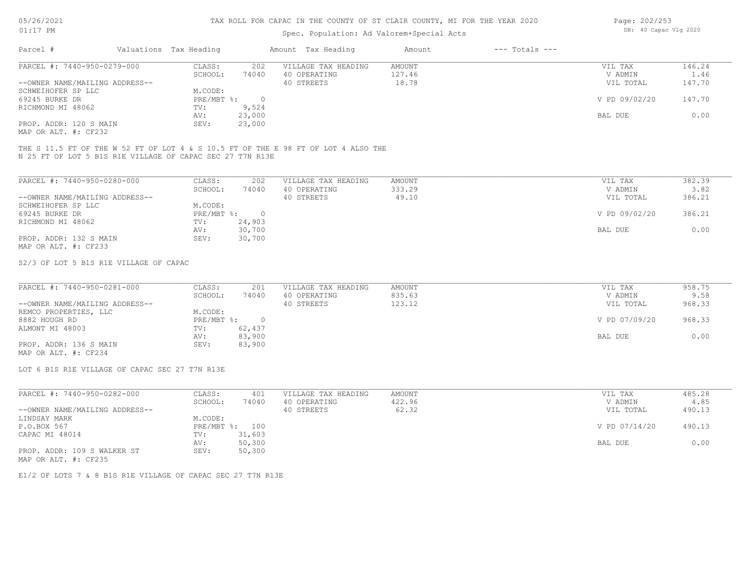# TAX ROLL FOR CAPAC IN THE COUNTY OF ST CLAIR COUNTY, MI FOR THE YEAR 2020

05/26/2021
01:17 PM

Spec. Population: Ad Valorem+Special Acts

DB: 40 Capac Vlg 2020

| Parcel # | Valuations | Tax Heading | Amount | Tax Heading | Amount | --- Totals --- | |
|---|---|---|---|---|---|---|---|
| PARCEL #: 7440-950-0279-000 | CLASS: | 202 | | VILLAGE TAX HEADING | AMOUNT | VIL TAX | 146.24 |
| | SCHOOL: | 74040 | | 40 OPERATING | 127.46 | V ADMIN | 1.46 |
| --OWNER NAME/MAILING ADDRESS-- | | | | 40 STREETS | 18.78 | VIL TOTAL | 147.70 |
| SCHWEIHOFER SP LLC | M.CODE: | | | | | | |
| 69245 BURKE DR | PRE/MBT %: | 0 | | | | V PD 09/02/20 | 147.70 |
| RICHMOND MI 48062 | TV: | 9,524 | | | | | |
| | AV: | 23,000 | | | | BAL DUE | 0.00 |
| PROP. ADDR: 120 S MAIN | SEV: | 23,000 | | | | | |
| MAP OR ALT. #: CF232 | | | | | | | |

THE S 11.5 FT OF THE W 52 FT OF LOT 4 & S 10.5 FT OF THE E 98 FT OF LOT 4 ALSO THE N 25 FT OF LOT 5 B1S R1E VILLAGE OF CAPAC SEC 27 T7N R13E

| Parcel # | Valuations | Tax Heading | Amount | Tax Heading | Amount | --- Totals --- | |
|---|---|---|---|---|---|---|---|
| PARCEL #: 7440-950-0280-000 | CLASS: | 202 | | VILLAGE TAX HEADING | AMOUNT | VIL TAX | 382.39 |
| | SCHOOL: | 74040 | | 40 OPERATING | 333.29 | V ADMIN | 3.82 |
| --OWNER NAME/MAILING ADDRESS-- | | | | 40 STREETS | 49.10 | VIL TOTAL | 386.21 |
| SCHWEIHOFER SP LLC | M.CODE: | | | | | | |
| 69245 BURKE DR | PRE/MBT %: | 0 | | | | V PD 09/02/20 | 386.21 |
| RICHMOND MI 48062 | TV: | 24,903 | | | | | |
| | AV: | 30,700 | | | | BAL DUE | 0.00 |
| PROP. ADDR: 132 S MAIN | SEV: | 30,700 | | | | | |
| MAP OR ALT. #: CF233 | | | | | | | |

S2/3 OF LOT 5 B1S R1E VILLAGE OF CAPAC

| Parcel # | Valuations | Tax Heading | Amount | Tax Heading | Amount | --- Totals --- | |
|---|---|---|---|---|---|---|---|
| PARCEL #: 7440-950-0281-000 | CLASS: | 201 | | VILLAGE TAX HEADING | AMOUNT | VIL TAX | 958.75 |
| | SCHOOL: | 74040 | | 40 OPERATING | 835.63 | V ADMIN | 9.58 |
| --OWNER NAME/MAILING ADDRESS-- | | | | 40 STREETS | 123.12 | VIL TOTAL | 968.33 |
| REMCO PROPERTIES, LLC | M.CODE: | | | | | | |
| 8882 HOUGH RD | PRE/MBT %: | 0 | | | | V PD 07/09/20 | 968.33 |
| ALMONT MI 48003 | TV: | 62,437 | | | | | |
| | AV: | 83,900 | | | | BAL DUE | 0.00 |
| PROP. ADDR: 136 S MAIN | SEV: | 83,900 | | | | | |
| MAP OR ALT. #: CF234 | | | | | | | |

LOT 6 B1S R1E VILLAGE OF CAPAC SEC 27 T7N R13E

| Parcel # | Valuations | Tax Heading | Amount | Tax Heading | Amount | --- Totals --- | |
|---|---|---|---|---|---|---|---|
| PARCEL #: 7440-950-0282-000 | CLASS: | 401 | | VILLAGE TAX HEADING | AMOUNT | VIL TAX | 485.28 |
| | SCHOOL: | 74040 | | 40 OPERATING | 422.96 | V ADMIN | 4.85 |
| --OWNER NAME/MAILING ADDRESS-- | | | | 40 STREETS | 62.32 | VIL TOTAL | 490.13 |
| LINDSAY MARK | M.CODE: | | | | | | |
| P.O.BOX 567 | PRE/MBT %: | 100 | | | | V PD 07/14/20 | 490.13 |
| CAPAC MI 48014 | TV: | 31,603 | | | | | |
| | AV: | 50,300 | | | | BAL DUE | 0.00 |
| PROP. ADDR: 109 S WALKER ST | SEV: | 50,300 | | | | | |
| MAP OR ALT. #: CF235 | | | | | | | |

E1/2 OF LOTS 7 & 8 B1S R1E VILLAGE OF CAPAC SEC 27 T7N R13E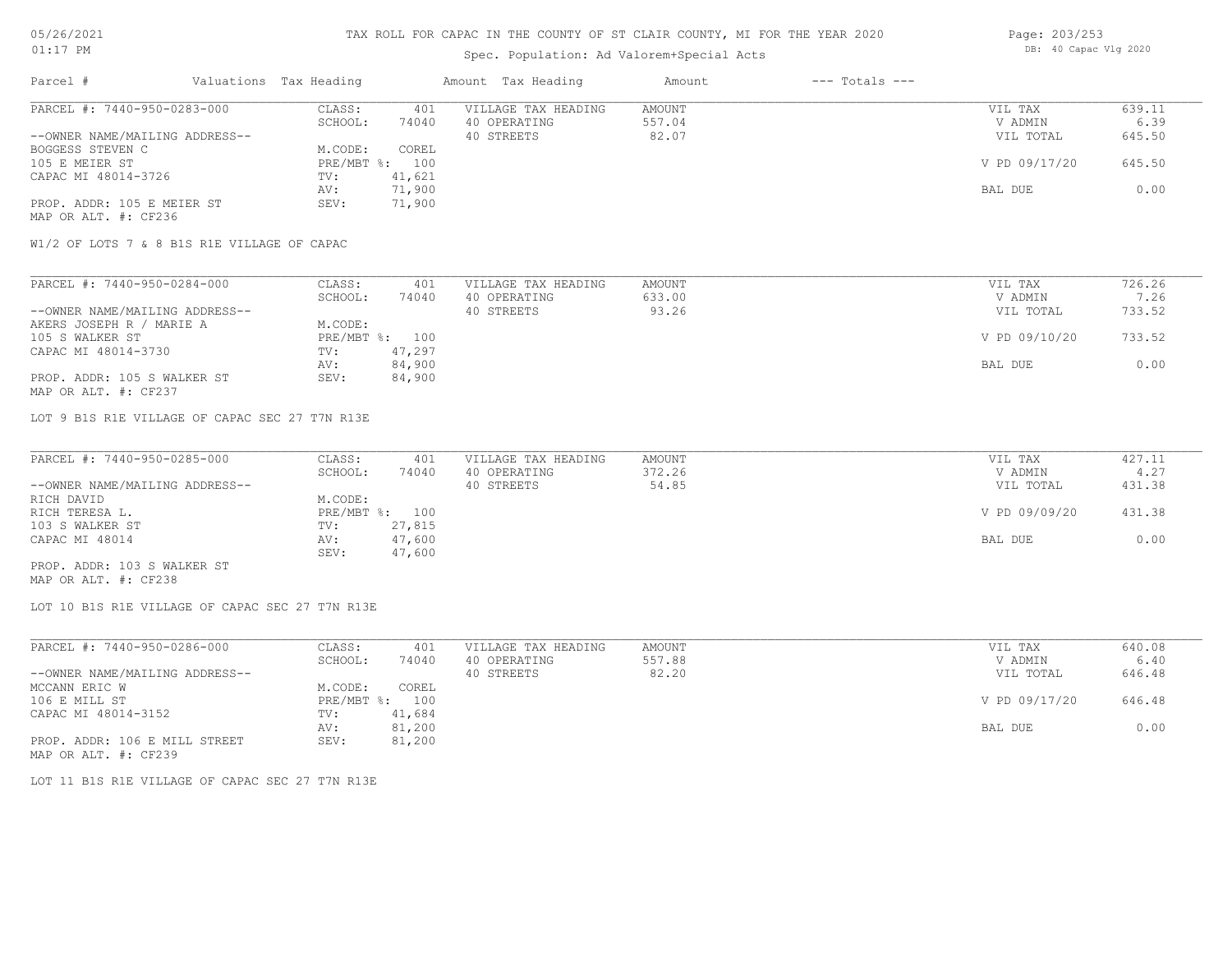# TAX ROLL FOR CAPAC IN THE COUNTY OF ST CLAIR COUNTY, MI FOR THE YEAR 2020

Spec. Population: Ad Valorem+Special Acts

05/26/2021 01:17 PM — DB: 40 Capac Vlg 2020

| Parcel # | Valuations Tax Heading | | Amount Tax Heading | Amount | --- Totals --- | |
|---|---|---|---|---|---|---|
| PARCEL #: 7440-950-0283-000 | CLASS: | 401 | VILLAGE TAX HEADING | AMOUNT | VIL TAX | 639.11 |
| | SCHOOL: | 74040 | 40 OPERATING | 557.04 | V ADMIN | 6.39 |
| --OWNER NAME/MAILING ADDRESS-- | | | 40 STREETS | 82.07 | VIL TOTAL | 645.50 |
| BOGGESS STEVEN C | M.CODE: | COREL | | | | |
| 105 E MEIER ST | PRE/MBT %: | 100 | | | V PD 09/17/20 | 645.50 |
| CAPAC MI 48014-3726 | TV: | 41,621 | | | | |
| | AV: | 71,900 | | | BAL DUE | 0.00 |
| PROP. ADDR: 105 E MEIER ST | SEV: | 71,900 | | | | |
| MAP OR ALT. #: CF236 | | | | | | |

W1/2 OF LOTS 7 & 8 B1S R1E VILLAGE OF CAPAC

| Parcel # | Valuations Tax Heading | | Amount Tax Heading | Amount | --- Totals --- | |
|---|---|---|---|---|---|---|
| PARCEL #: 7440-950-0284-000 | CLASS: | 401 | VILLAGE TAX HEADING | AMOUNT | VIL TAX | 726.26 |
| | SCHOOL: | 74040 | 40 OPERATING | 633.00 | V ADMIN | 7.26 |
| --OWNER NAME/MAILING ADDRESS-- | | | 40 STREETS | 93.26 | VIL TOTAL | 733.52 |
| AKERS JOSEPH R / MARIE A | M.CODE: | | | | | |
| 105 S WALKER ST | PRE/MBT %: | 100 | | | V PD 09/10/20 | 733.52 |
| CAPAC MI 48014-3730 | TV: | 47,297 | | | | |
| | AV: | 84,900 | | | BAL DUE | 0.00 |
| PROP. ADDR: 105 S WALKER ST | SEV: | 84,900 | | | | |
| MAP OR ALT. #: CF237 | | | | | | |

LOT 9 B1S R1E VILLAGE OF CAPAC SEC 27 T7N R13E

| Parcel # | Valuations Tax Heading | | Amount Tax Heading | Amount | --- Totals --- | |
|---|---|---|---|---|---|---|
| PARCEL #: 7440-950-0285-000 | CLASS: | 401 | VILLAGE TAX HEADING | AMOUNT | VIL TAX | 427.11 |
| | SCHOOL: | 74040 | 40 OPERATING | 372.26 | V ADMIN | 4.27 |
| --OWNER NAME/MAILING ADDRESS-- | | | 40 STREETS | 54.85 | VIL TOTAL | 431.38 |
| RICH DAVID | M.CODE: | | | | | |
| RICH TERESA L. | PRE/MBT %: | 100 | | | V PD 09/09/20 | 431.38 |
| 103 S WALKER ST | TV: | 27,815 | | | | |
| CAPAC MI 48014 | AV: | 47,600 | | | BAL DUE | 0.00 |
| | SEV: | 47,600 | | | | |
| PROP. ADDR: 103 S WALKER ST | | | | | | |
| MAP OR ALT. #: CF238 | | | | | | |

LOT 10 B1S R1E VILLAGE OF CAPAC SEC 27 T7N R13E

| Parcel # | Valuations Tax Heading | | Amount Tax Heading | Amount | --- Totals --- | |
|---|---|---|---|---|---|---|
| PARCEL #: 7440-950-0286-000 | CLASS: | 401 | VILLAGE TAX HEADING | AMOUNT | VIL TAX | 640.08 |
| | SCHOOL: | 74040 | 40 OPERATING | 557.88 | V ADMIN | 6.40 |
| --OWNER NAME/MAILING ADDRESS-- | | | 40 STREETS | 82.20 | VIL TOTAL | 646.48 |
| MCCANN ERIC W | M.CODE: | COREL | | | | |
| 106 E MILL ST | PRE/MBT %: | 100 | | | V PD 09/17/20 | 646.48 |
| CAPAC MI 48014-3152 | TV: | 41,684 | | | | |
| | AV: | 81,200 | | | BAL DUE | 0.00 |
| PROP. ADDR: 106 E MILL STREET | SEV: | 81,200 | | | | |
| MAP OR ALT. #: CF239 | | | | | | |

LOT 11 B1S R1E VILLAGE OF CAPAC SEC 27 T7N R13E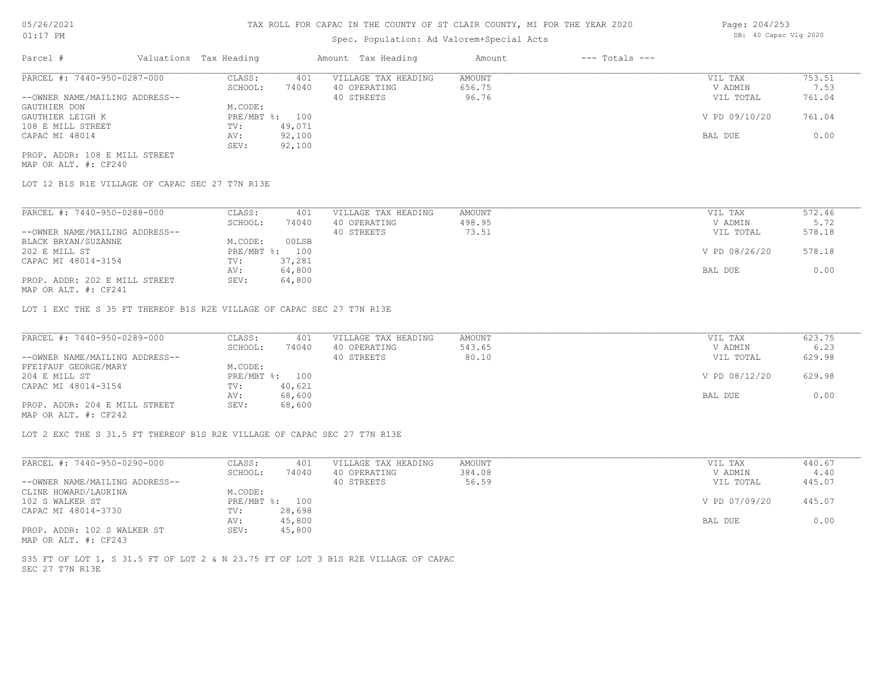TAX ROLL FOR CAPAC IN THE COUNTY OF ST CLAIR COUNTY, MI FOR THE YEAR 2020

Spec. Population: Ad Valorem+Special Acts

| Parcel # | Valuations | Tax Heading | Amount | Tax Heading | Amount | --- Totals --- | |
|---|---|---|---|---|---|---|---|
| PARCEL #: 7440-950-0287-000 | CLASS: | 401 | VILLAGE TAX HEADING | AMOUNT | | VIL TAX | 753.51 |
| | SCHOOL: | 74040 | 40 OPERATING | 656.75 | | V ADMIN | 7.53 |
| --OWNER NAME/MAILING ADDRESS-- | | | 40 STREETS | 96.76 | | VIL TOTAL | 761.04 |
| GAUTHIER DON | M.CODE: | | | | | | |
| GAUTHIER LEIGH K | PRE/MBT %: | 100 | | | | V PD 09/10/20 | 761.04 |
| 108 E MILL STREET | TV: | 49,071 | | | | | |
| CAPAC MI 48014 | AV: | 92,100 | | | | BAL DUE | 0.00 |
| | SEV: | 92,100 | | | | | |
| PROP. ADDR: 108 E MILL STREET | | | | | | | |
| MAP OR ALT. #: CF240 | | | | | | | |

LOT 12 B1S R1E VILLAGE OF CAPAC SEC 27 T7N R13E

| Parcel # | Valuations | Tax Heading | Amount | Tax Heading | Amount | --- Totals --- | |
|---|---|---|---|---|---|---|---|
| PARCEL #: 7440-950-0288-000 | CLASS: | 401 | VILLAGE TAX HEADING | AMOUNT | | VIL TAX | 572.46 |
| | SCHOOL: | 74040 | 40 OPERATING | 498.95 | | V ADMIN | 5.72 |
| --OWNER NAME/MAILING ADDRESS-- | | | 40 STREETS | 73.51 | | VIL TOTAL | 578.18 |
| BLACK BRYAN/SUZANNE | M.CODE: | 00LSB | | | | | |
| 202 E MILL ST | PRE/MBT %: | 100 | | | | V PD 08/26/20 | 578.18 |
| CAPAC MI 48014-3154 | TV: | 37,281 | | | | | |
| | AV: | 64,800 | | | | BAL DUE | 0.00 |
| PROP. ADDR: 202 E MILL STREET | SEV: | 64,800 | | | | | |
| MAP OR ALT. #: CF241 | | | | | | | |

LOT 1 EXC THE S 35 FT THEREOF B1S R2E VILLAGE OF CAPAC SEC 27 T7N R13E

| Parcel # | Valuations | Tax Heading | Amount | Tax Heading | Amount | --- Totals --- | |
|---|---|---|---|---|---|---|---|
| PARCEL #: 7440-950-0289-000 | CLASS: | 401 | VILLAGE TAX HEADING | AMOUNT | | VIL TAX | 623.75 |
| | SCHOOL: | 74040 | 40 OPERATING | 543.65 | | V ADMIN | 6.23 |
| --OWNER NAME/MAILING ADDRESS-- | | | 40 STREETS | 80.10 | | VIL TOTAL | 629.98 |
| PFEIFAUF GEORGE/MARY | M.CODE: | | | | | | |
| 204 E MILL ST | PRE/MBT %: | 100 | | | | V PD 08/12/20 | 629.98 |
| CAPAC MI 48014-3154 | TV: | 40,621 | | | | | |
| | AV: | 68,600 | | | | BAL DUE | 0.00 |
| PROP. ADDR: 204 E MILL STREET | SEV: | 68,600 | | | | | |
| MAP OR ALT. #: CF242 | | | | | | | |

LOT 2 EXC THE S 31.5 FT THEREOF B1S R2E VILLAGE OF CAPAC SEC 27 T7N R13E

| Parcel # | Valuations | Tax Heading | Amount | Tax Heading | Amount | --- Totals --- | |
|---|---|---|---|---|---|---|---|
| PARCEL #: 7440-950-0290-000 | CLASS: | 401 | VILLAGE TAX HEADING | AMOUNT | | VIL TAX | 440.67 |
| | SCHOOL: | 74040 | 40 OPERATING | 384.08 | | V ADMIN | 4.40 |
| --OWNER NAME/MAILING ADDRESS-- | | | 40 STREETS | 56.59 | | VIL TOTAL | 445.07 |
| CLINE HOWARD/LAURINA | M.CODE: | | | | | | |
| 102 S WALKER ST | PRE/MBT %: | 100 | | | | V PD 07/09/20 | 445.07 |
| CAPAC MI 48014-3730 | TV: | 28,698 | | | | | |
| | AV: | 45,800 | | | | BAL DUE | 0.00 |
| PROP. ADDR: 102 S WALKER ST | SEV: | 45,800 | | | | | |
| MAP OR ALT. #: CF243 | | | | | | | |

S35 FT OF LOT 1, S 31.5 FT OF LOT 2 & N 23.75 FT OF LOT 3 B1S R2E VILLAGE OF CAPAC SEC 27 T7N R13E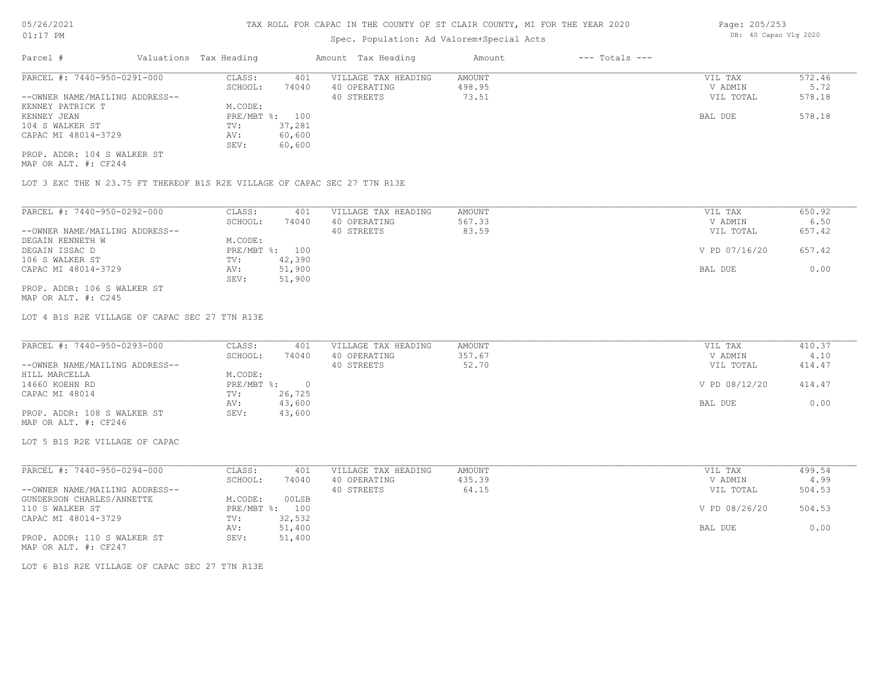# TAX ROLL FOR CAPAC IN THE COUNTY OF ST CLAIR COUNTY, MI FOR THE YEAR 2020

05/26/2021
01:17 PM

Spec. Population: Ad Valorem+Special Acts

DB: 40 Capac Vlg 2020

| Parcel # | Valuations | Tax Heading | Amount | Tax Heading | Amount | --- Totals --- | |
|---|---|---|---|---|---|---|---|
| PARCEL #: 7440-950-0291-000 | CLASS: | 401 | VILLAGE TAX HEADING | AMOUNT | | VIL TAX | 572.46 |
| | SCHOOL: | 74040 | 40 OPERATING | 498.95 | | V ADMIN | 5.72 |
| --OWNER NAME/MAILING ADDRESS-- | | | 40 STREETS | 73.51 | | VIL TOTAL | 578.18 |
| KENNEY PATRICK T | M.CODE: | | | | | | |
| KENNEY JEAN | PRE/MBT %: | 100 | | | | BAL DUE | 578.18 |
| 104 S WALKER ST | TV: | 37,281 | | | | | |
| CAPAC MI 48014-3729 | AV: | 60,600 | | | | | |
| | SEV: | 60,600 | | | | | |
| PROP. ADDR: 104 S WALKER ST | | | | | | | |
| MAP OR ALT. #: CF244 | | | | | | | |

LOT 3 EXC THE N 23.75 FT THEREOF B1S R2E VILLAGE OF CAPAC SEC 27 T7N R13E

| Parcel # | Valuations | Tax Heading | Amount | Tax Heading | Amount | --- Totals --- | |
|---|---|---|---|---|---|---|---|
| PARCEL #: 7440-950-0292-000 | CLASS: | 401 | VILLAGE TAX HEADING | AMOUNT | | VIL TAX | 650.92 |
| | SCHOOL: | 74040 | 40 OPERATING | 567.33 | | V ADMIN | 6.50 |
| --OWNER NAME/MAILING ADDRESS-- | | | 40 STREETS | 83.59 | | VIL TOTAL | 657.42 |
| DEGAIN KENNETH W | M.CODE: | | | | | | |
| DEGAIN ISSAC D | PRE/MBT %: | 100 | | | | V PD 07/16/20 | 657.42 |
| 106 S WALKER ST | TV: | 42,390 | | | | | |
| CAPAC MI 48014-3729 | AV: | 51,900 | | | | BAL DUE | 0.00 |
| | SEV: | 51,900 | | | | | |
| PROP. ADDR: 106 S WALKER ST | | | | | | | |
| MAP OR ALT. #: C245 | | | | | | | |

LOT 4 B1S R2E VILLAGE OF CAPAC SEC 27 T7N R13E

| Parcel # | Valuations | Tax Heading | Amount | Tax Heading | Amount | --- Totals --- | |
|---|---|---|---|---|---|---|---|
| PARCEL #: 7440-950-0293-000 | CLASS: | 401 | VILLAGE TAX HEADING | AMOUNT | | VIL TAX | 410.37 |
| | SCHOOL: | 74040 | 40 OPERATING | 357.67 | | V ADMIN | 4.10 |
| --OWNER NAME/MAILING ADDRESS-- | | | 40 STREETS | 52.70 | | VIL TOTAL | 414.47 |
| HILL MARCELLA | M.CODE: | | | | | | |
| 14660 KOEHN RD | PRE/MBT %: | 0 | | | | V PD 08/12/20 | 414.47 |
| CAPAC MI 48014 | TV: | 26,725 | | | | | |
| | AV: | 43,600 | | | | BAL DUE | 0.00 |
| PROP. ADDR: 108 S WALKER ST | SEV: | 43,600 | | | | | |
| MAP OR ALT. #: CF246 | | | | | | | |

LOT 5 B1S R2E VILLAGE OF CAPAC

| Parcel # | Valuations | Tax Heading | Amount | Tax Heading | Amount | --- Totals --- | |
|---|---|---|---|---|---|---|---|
| PARCEL #: 7440-950-0294-000 | CLASS: | 401 | VILLAGE TAX HEADING | AMOUNT | | VIL TAX | 499.54 |
| | SCHOOL: | 74040 | 40 OPERATING | 435.39 | | V ADMIN | 4.99 |
| --OWNER NAME/MAILING ADDRESS-- | | | 40 STREETS | 64.15 | | VIL TOTAL | 504.53 |
| GUNDERSON CHARLES/ANNETTE | M.CODE: | 00LSB | | | | | |
| 110 S WALKER ST | PRE/MBT %: | 100 | | | | V PD 08/26/20 | 504.53 |
| CAPAC MI 48014-3729 | TV: | 32,532 | | | | | |
| | AV: | 51,400 | | | | BAL DUE | 0.00 |
| PROP. ADDR: 110 S WALKER ST | SEV: | 51,400 | | | | | |
| MAP OR ALT. #: CF247 | | | | | | | |

LOT 6 B1S R2E VILLAGE OF CAPAC SEC 27 T7N R13E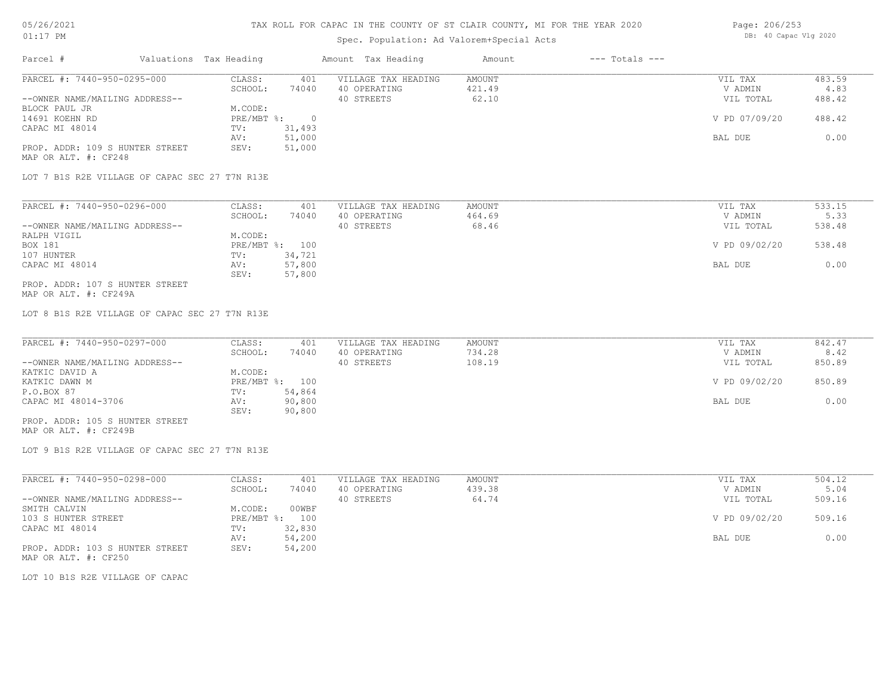# TAX ROLL FOR CAPAC IN THE COUNTY OF ST CLAIR COUNTY, MI FOR THE YEAR 2020

Spec. Population: Ad Valorem+Special Acts

DB: 40 Capac Vlg 2020

| Parcel # | Valuations | Tax Heading | Amount | Tax Heading | Amount | --- Totals --- | |
|---|---|---|---|---|---|---|---|
| PARCEL #: 7440-950-0295-000 | CLASS: | 401 | VILLAGE TAX HEADING | AMOUNT | | VIL TAX | 483.59 |
| | SCHOOL: | 74040 | 40 OPERATING | 421.49 | | V ADMIN | 4.83 |
| --OWNER NAME/MAILING ADDRESS-- | | | 40 STREETS | 62.10 | | VIL TOTAL | 488.42 |
| BLOCK PAUL JR | M.CODE: | | | | | | |
| 14691 KOEHN RD | PRE/MBT %: | 0 | | | | V PD 07/09/20 | 488.42 |
| CAPAC MI 48014 | TV: | 31,493 | | | | | |
| | AV: | 51,000 | | | | BAL DUE | 0.00 |
| PROP. ADDR: 109 S HUNTER STREET | SEV: | 51,000 | | | | | |
| MAP OR ALT. #: CF248 | | | | | | | |

LOT 7 B1S R2E VILLAGE OF CAPAC SEC 27 T7N R13E

| Parcel # | Valuations | Tax Heading | Amount | Tax Heading | Amount | --- Totals --- | |
|---|---|---|---|---|---|---|---|
| PARCEL #: 7440-950-0296-000 | CLASS: | 401 | VILLAGE TAX HEADING | AMOUNT | | VIL TAX | 533.15 |
| | SCHOOL: | 74040 | 40 OPERATING | 464.69 | | V ADMIN | 5.33 |
| --OWNER NAME/MAILING ADDRESS-- | | | 40 STREETS | 68.46 | | VIL TOTAL | 538.48 |
| RALPH VIGIL | M.CODE: | | | | | | |
| BOX 181 | PRE/MBT %: | 100 | | | | V PD 09/02/20 | 538.48 |
| 107 HUNTER | TV: | 34,721 | | | | | |
| CAPAC MI 48014 | AV: | 57,800 | | | | BAL DUE | 0.00 |
| | SEV: | 57,800 | | | | | |
| PROP. ADDR: 107 S HUNTER STREET | | | | | | | |
| MAP OR ALT. #: CF249A | | | | | | | |

LOT 8 B1S R2E VILLAGE OF CAPAC SEC 27 T7N R13E

| Parcel # | Valuations | Tax Heading | Amount | Tax Heading | Amount | --- Totals --- | |
|---|---|---|---|---|---|---|---|
| PARCEL #: 7440-950-0297-000 | CLASS: | 401 | VILLAGE TAX HEADING | AMOUNT | | VIL TAX | 842.47 |
| | SCHOOL: | 74040 | 40 OPERATING | 734.28 | | V ADMIN | 8.42 |
| --OWNER NAME/MAILING ADDRESS-- | | | 40 STREETS | 108.19 | | VIL TOTAL | 850.89 |
| KATKIC DAVID A | M.CODE: | | | | | | |
| KATKIC DAWN M | PRE/MBT %: | 100 | | | | V PD 09/02/20 | 850.89 |
| P.O.BOX 87 | TV: | 54,864 | | | | | |
| CAPAC MI 48014-3706 | AV: | 90,800 | | | | BAL DUE | 0.00 |
| | SEV: | 90,800 | | | | | |
| PROP. ADDR: 105 S HUNTER STREET | | | | | | | |
| MAP OR ALT. #: CF249B | | | | | | | |

LOT 9 B1S R2E VILLAGE OF CAPAC SEC 27 T7N R13E

| Parcel # | Valuations | Tax Heading | Amount | Tax Heading | Amount | --- Totals --- | |
|---|---|---|---|---|---|---|---|
| PARCEL #: 7440-950-0298-000 | CLASS: | 401 | VILLAGE TAX HEADING | AMOUNT | | VIL TAX | 504.12 |
| | SCHOOL: | 74040 | 40 OPERATING | 439.38 | | V ADMIN | 5.04 |
| --OWNER NAME/MAILING ADDRESS-- | | | 40 STREETS | 64.74 | | VIL TOTAL | 509.16 |
| SMITH CALVIN | M.CODE: | 00WBF | | | | | |
| 103 S HUNTER STREET | PRE/MBT %: | 100 | | | | V PD 09/02/20 | 509.16 |
| CAPAC MI 48014 | TV: | 32,830 | | | | | |
| | AV: | 54,200 | | | | BAL DUE | 0.00 |
| PROP. ADDR: 103 S HUNTER STREET | SEV: | 54,200 | | | | | |
| MAP OR ALT. #: CF250 | | | | | | | |

LOT 10 B1S R2E VILLAGE OF CAPAC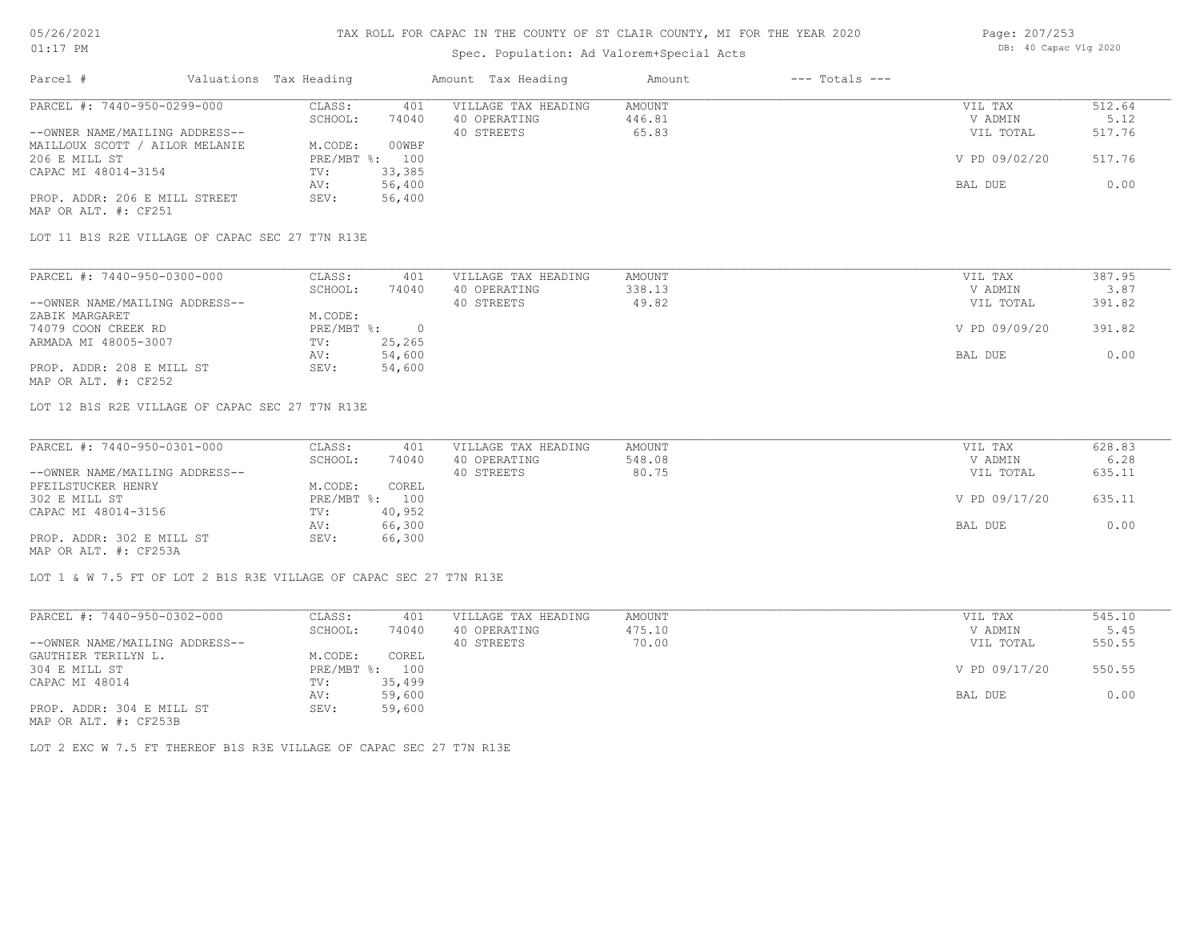# TAX ROLL FOR CAPAC IN THE COUNTY OF ST CLAIR COUNTY, MI FOR THE YEAR 2020

Spec. Population: Ad Valorem+Special Acts

05/26/2021 01:17 PM — DB: 40 Capac Vlg 2020

| Parcel # | Valuations | Tax Heading | Amount | Tax Heading | Amount | --- Totals --- | |
|---|---|---|---|---|---|---|---|
| PARCEL #: 7440-950-0299-000 | CLASS: | 401 | VILLAGE TAX HEADING | AMOUNT | | VIL TAX | 512.64 |
| | SCHOOL: | 74040 | 40 OPERATING | 446.81 | | V ADMIN | 5.12 |
| --OWNER NAME/MAILING ADDRESS-- | | | 40 STREETS | 65.83 | | VIL TOTAL | 517.76 |
| MAILLOUX SCOTT / AILOR MELANIE | M.CODE: | 00WBF | | | | | |
| 206 E MILL ST | PRE/MBT %: | 100 | | | | V PD 09/02/20 | 517.76 |
| CAPAC MI 48014-3154 | TV: | 33,385 | | | | | |
| | AV: | 56,400 | | | | BAL DUE | 0.00 |
| PROP. ADDR: 206 E MILL STREET | SEV: | 56,400 | | | | | |
| MAP OR ALT. #: CF251 | | | | | | | |

LOT 11 B1S R2E VILLAGE OF CAPAC SEC 27 T7N R13E

| Parcel # | Valuations | Tax Heading | Amount | Tax Heading | Amount | --- Totals --- | |
|---|---|---|---|---|---|---|---|
| PARCEL #: 7440-950-0300-000 | CLASS: | 401 | VILLAGE TAX HEADING | AMOUNT | | VIL TAX | 387.95 |
| | SCHOOL: | 74040 | 40 OPERATING | 338.13 | | V ADMIN | 3.87 |
| --OWNER NAME/MAILING ADDRESS-- | | | 40 STREETS | 49.82 | | VIL TOTAL | 391.82 |
| ZABIK MARGARET | M.CODE: | | | | | | |
| 74079 COON CREEK RD | PRE/MBT %: | 0 | | | | V PD 09/09/20 | 391.82 |
| ARMADA MI 48005-3007 | TV: | 25,265 | | | | | |
| | AV: | 54,600 | | | | BAL DUE | 0.00 |
| PROP. ADDR: 208 E MILL ST | SEV: | 54,600 | | | | | |
| MAP OR ALT. #: CF252 | | | | | | | |

LOT 12 B1S R2E VILLAGE OF CAPAC SEC 27 T7N R13E

| Parcel # | Valuations | Tax Heading | Amount | Tax Heading | Amount | --- Totals --- | |
|---|---|---|---|---|---|---|---|
| PARCEL #: 7440-950-0301-000 | CLASS: | 401 | VILLAGE TAX HEADING | AMOUNT | | VIL TAX | 628.83 |
| | SCHOOL: | 74040 | 40 OPERATING | 548.08 | | V ADMIN | 6.28 |
| --OWNER NAME/MAILING ADDRESS-- | | | 40 STREETS | 80.75 | | VIL TOTAL | 635.11 |
| PFEILSTUCKER HENRY | M.CODE: | COREL | | | | | |
| 302 E MILL ST | PRE/MBT %: | 100 | | | | V PD 09/17/20 | 635.11 |
| CAPAC MI 48014-3156 | TV: | 40,952 | | | | | |
| | AV: | 66,300 | | | | BAL DUE | 0.00 |
| PROP. ADDR: 302 E MILL ST | SEV: | 66,300 | | | | | |
| MAP OR ALT. #: CF253A | | | | | | | |

LOT 1 & W 7.5 FT OF LOT 2 B1S R3E VILLAGE OF CAPAC SEC 27 T7N R13E

| Parcel # | Valuations | Tax Heading | Amount | Tax Heading | Amount | --- Totals --- | |
|---|---|---|---|---|---|---|---|
| PARCEL #: 7440-950-0302-000 | CLASS: | 401 | VILLAGE TAX HEADING | AMOUNT | | VIL TAX | 545.10 |
| | SCHOOL: | 74040 | 40 OPERATING | 475.10 | | V ADMIN | 5.45 |
| --OWNER NAME/MAILING ADDRESS-- | | | 40 STREETS | 70.00 | | VIL TOTAL | 550.55 |
| GAUTHIER TERILYN L. | M.CODE: | COREL | | | | | |
| 304 E MILL ST | PRE/MBT %: | 100 | | | | V PD 09/17/20 | 550.55 |
| CAPAC MI 48014 | TV: | 35,499 | | | | | |
| | AV: | 59,600 | | | | BAL DUE | 0.00 |
| PROP. ADDR: 304 E MILL ST | SEV: | 59,600 | | | | | |
| MAP OR ALT. #: CF253B | | | | | | | |

LOT 2 EXC W 7.5 FT THEREOF B1S R3E VILLAGE OF CAPAC SEC 27 T7N R13E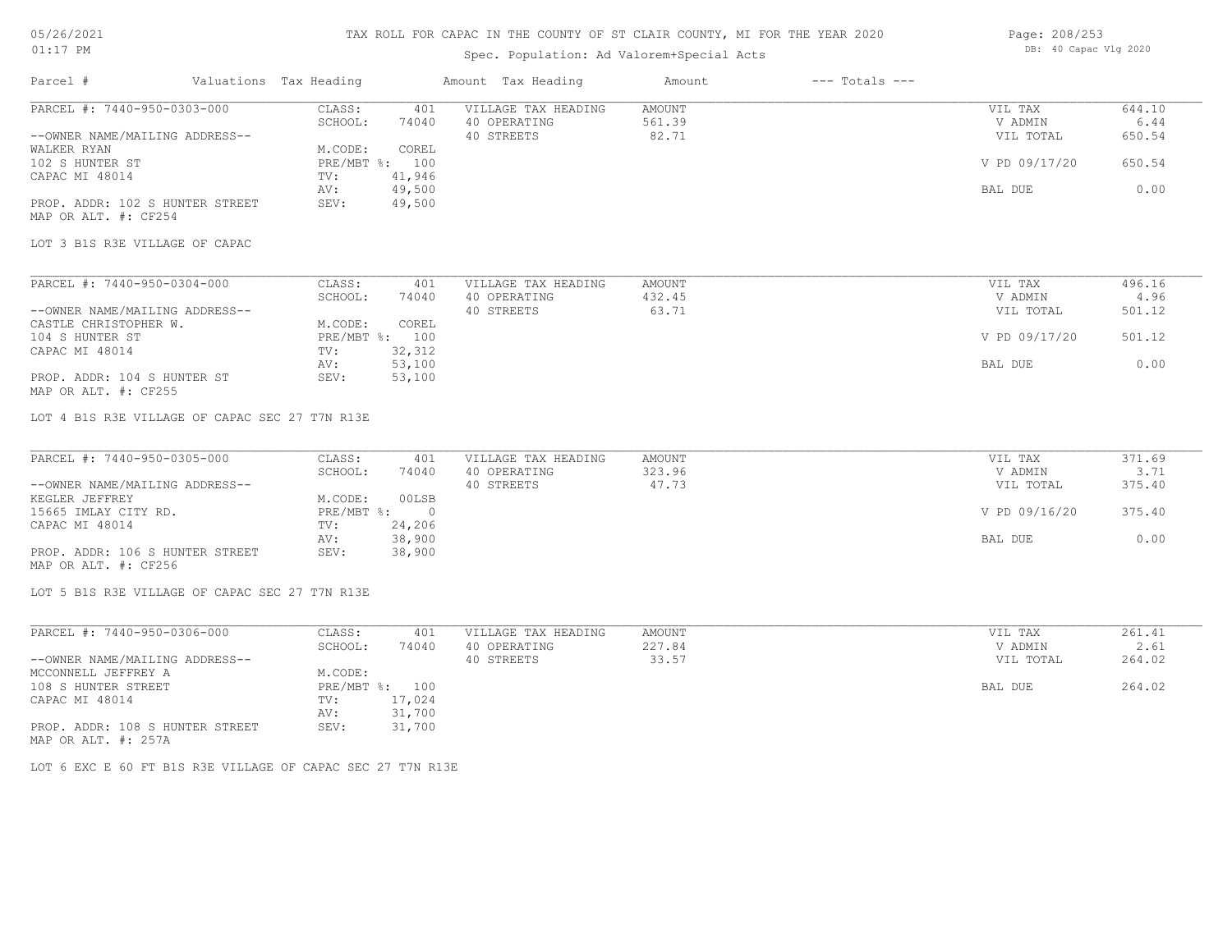# TAX ROLL FOR CAPAC IN THE COUNTY OF ST CLAIR COUNTY, MI FOR THE YEAR 2020

Spec. Population: Ad Valorem+Special Acts

05/26/2021 01:17 PM — DB: 40 Capac Vlg 2020

| Parcel # | Valuations | Tax Heading | Amount | Tax Heading | Amount | --- Totals --- | |
|---|---|---|---|---|---|---|---|
| PARCEL #: 7440-950-0303-000 | CLASS: | 401 | VILLAGE TAX HEADING | AMOUNT | | VIL TAX | 644.10 |
| | SCHOOL: | 74040 | 40 OPERATING | 561.39 | | V ADMIN | 6.44 |
| --OWNER NAME/MAILING ADDRESS-- | | | 40 STREETS | 82.71 | | VIL TOTAL | 650.54 |
| WALKER RYAN | M.CODE: | COREL | | | | | |
| 102 S HUNTER ST | PRE/MBT %: | 100 | | | | V PD 09/17/20 | 650.54 |
| CAPAC MI 48014 | TV: | 41,946 | | | | | |
| | AV: | 49,500 | | | | BAL DUE | 0.00 |
| PROP. ADDR: 102 S HUNTER STREET | SEV: | 49,500 | | | | | |
| MAP OR ALT. #: CF254 | | | | | | | |

LOT 3 B1S R3E VILLAGE OF CAPAC

| Parcel # | Valuations | Tax Heading | Amount | Tax Heading | Amount | --- Totals --- | |
|---|---|---|---|---|---|---|---|
| PARCEL #: 7440-950-0304-000 | CLASS: | 401 | VILLAGE TAX HEADING | AMOUNT | | VIL TAX | 496.16 |
| | SCHOOL: | 74040 | 40 OPERATING | 432.45 | | V ADMIN | 4.96 |
| --OWNER NAME/MAILING ADDRESS-- | | | 40 STREETS | 63.71 | | VIL TOTAL | 501.12 |
| CASTLE CHRISTOPHER W. | M.CODE: | COREL | | | | | |
| 104 S HUNTER ST | PRE/MBT %: | 100 | | | | V PD 09/17/20 | 501.12 |
| CAPAC MI 48014 | TV: | 32,312 | | | | | |
| | AV: | 53,100 | | | | BAL DUE | 0.00 |
| PROP. ADDR: 104 S HUNTER ST | SEV: | 53,100 | | | | | |
| MAP OR ALT. #: CF255 | | | | | | | |

LOT 4 B1S R3E VILLAGE OF CAPAC SEC 27 T7N R13E

| Parcel # | Valuations | Tax Heading | Amount | Tax Heading | Amount | --- Totals --- | |
|---|---|---|---|---|---|---|---|
| PARCEL #: 7440-950-0305-000 | CLASS: | 401 | VILLAGE TAX HEADING | AMOUNT | | VIL TAX | 371.69 |
| | SCHOOL: | 74040 | 40 OPERATING | 323.96 | | V ADMIN | 3.71 |
| --OWNER NAME/MAILING ADDRESS-- | | | 40 STREETS | 47.73 | | VIL TOTAL | 375.40 |
| KEGLER JEFFREY | M.CODE: | 00LSB | | | | | |
| 15665 IMLAY CITY RD. | PRE/MBT %: | 0 | | | | V PD 09/16/20 | 375.40 |
| CAPAC MI 48014 | TV: | 24,206 | | | | | |
| | AV: | 38,900 | | | | BAL DUE | 0.00 |
| PROP. ADDR: 106 S HUNTER STREET | SEV: | 38,900 | | | | | |
| MAP OR ALT. #: CF256 | | | | | | | |

LOT 5 B1S R3E VILLAGE OF CAPAC SEC 27 T7N R13E

| Parcel # | Valuations | Tax Heading | Amount | Tax Heading | Amount | --- Totals --- | |
|---|---|---|---|---|---|---|---|
| PARCEL #: 7440-950-0306-000 | CLASS: | 401 | VILLAGE TAX HEADING | AMOUNT | | VIL TAX | 261.41 |
| | SCHOOL: | 74040 | 40 OPERATING | 227.84 | | V ADMIN | 2.61 |
| --OWNER NAME/MAILING ADDRESS-- | | | 40 STREETS | 33.57 | | VIL TOTAL | 264.02 |
| MCCONNELL JEFFREY A | M.CODE: | | | | | | |
| 108 S HUNTER STREET | PRE/MBT %: | 100 | | | | BAL DUE | 264.02 |
| CAPAC MI 48014 | TV: | 17,024 | | | | | |
| | AV: | 31,700 | | | | | |
| PROP. ADDR: 108 S HUNTER STREET | SEV: | 31,700 | | | | | |
| MAP OR ALT. #: 257A | | | | | | | |

LOT 6 EXC E 60 FT B1S R3E VILLAGE OF CAPAC SEC 27 T7N R13E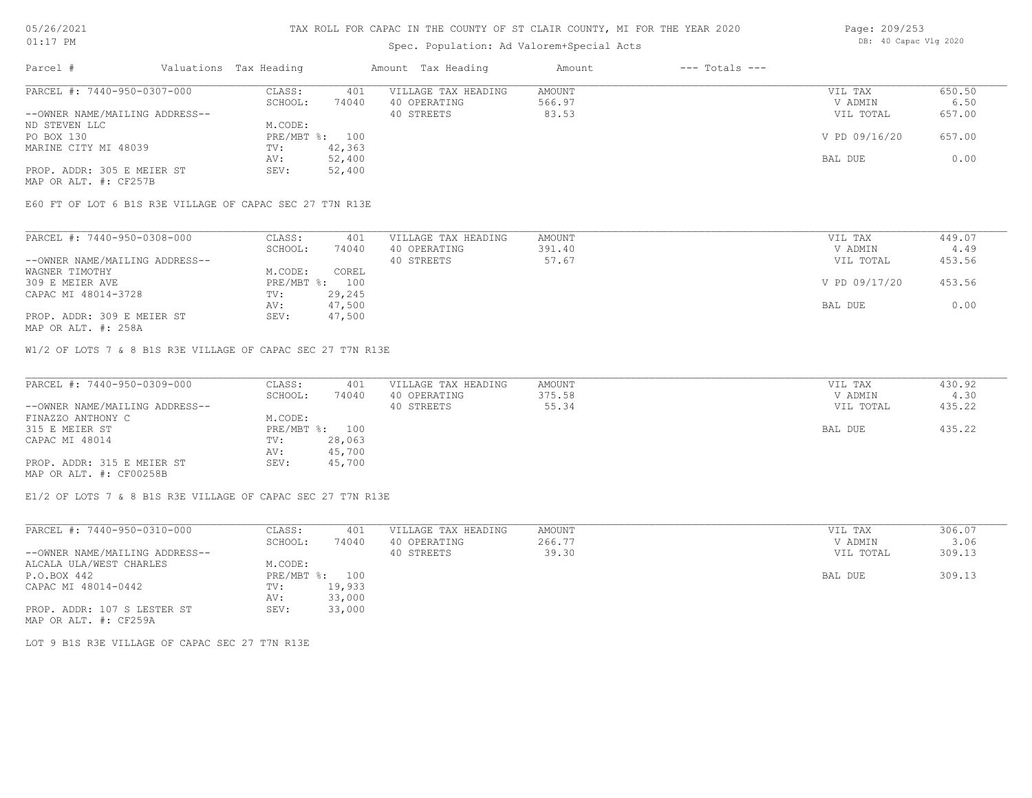# TAX ROLL FOR CAPAC IN THE COUNTY OF ST CLAIR COUNTY, MI FOR THE YEAR 2020

Spec. Population: Ad Valorem+Special Acts

05/26/2021 01:17 PM — DB: 40 Capac Vlg 2020

| Parcel # | Valuations Tax Heading | | Amount Tax Heading | Amount | --- Totals --- | |
|---|---|---|---|---|---|---|
| PARCEL #: 7440-950-0307-000 | CLASS: | 401 | VILLAGE TAX HEADING | AMOUNT | VIL TAX | 650.50 |
| | SCHOOL: | 74040 | 40 OPERATING | 566.97 | V ADMIN | 6.50 |
| --OWNER NAME/MAILING ADDRESS-- | | | 40 STREETS | 83.53 | VIL TOTAL | 657.00 |
| ND STEVEN LLC | M.CODE: | | | | | |
| PO BOX 130 | PRE/MBT %: | 100 | | | V PD 09/16/20 | 657.00 |
| MARINE CITY MI 48039 | TV: | 42,363 | | | | |
| | AV: | 52,400 | | | BAL DUE | 0.00 |
| PROP. ADDR: 305 E MEIER ST | SEV: | 52,400 | | | | |
| MAP OR ALT. #: CF257B | | | | | | |

E60 FT OF LOT 6 B1S R3E VILLAGE OF CAPAC SEC 27 T7N R13E

| Parcel # | Valuations Tax Heading | | Amount Tax Heading | Amount | --- Totals --- | |
|---|---|---|---|---|---|---|
| PARCEL #: 7440-950-0308-000 | CLASS: | 401 | VILLAGE TAX HEADING | AMOUNT | VIL TAX | 449.07 |
| | SCHOOL: | 74040 | 40 OPERATING | 391.40 | V ADMIN | 4.49 |
| --OWNER NAME/MAILING ADDRESS-- | | | 40 STREETS | 57.67 | VIL TOTAL | 453.56 |
| WAGNER TIMOTHY | M.CODE: | COREL | | | | |
| 309 E MEIER AVE | PRE/MBT %: | 100 | | | V PD 09/17/20 | 453.56 |
| CAPAC MI 48014-3728 | TV: | 29,245 | | | | |
| | AV: | 47,500 | | | BAL DUE | 0.00 |
| PROP. ADDR: 309 E MEIER ST | SEV: | 47,500 | | | | |
| MAP OR ALT. #: 258A | | | | | | |

W1/2 OF LOTS 7 & 8 B1S R3E VILLAGE OF CAPAC SEC 27 T7N R13E

| Parcel # | Valuations Tax Heading | | Amount Tax Heading | Amount | --- Totals --- | |
|---|---|---|---|---|---|---|
| PARCEL #: 7440-950-0309-000 | CLASS: | 401 | VILLAGE TAX HEADING | AMOUNT | VIL TAX | 430.92 |
| | SCHOOL: | 74040 | 40 OPERATING | 375.58 | V ADMIN | 4.30 |
| --OWNER NAME/MAILING ADDRESS-- | | | 40 STREETS | 55.34 | VIL TOTAL | 435.22 |
| FINAZZO ANTHONY C | M.CODE: | | | | | |
| 315 E MEIER ST | PRE/MBT %: | 100 | | | BAL DUE | 435.22 |
| CAPAC MI 48014 | TV: | 28,063 | | | | |
| | AV: | 45,700 | | | | |
| PROP. ADDR: 315 E MEIER ST | SEV: | 45,700 | | | | |
| MAP OR ALT. #: CF00258B | | | | | | |

E1/2 OF LOTS 7 & 8 B1S R3E VILLAGE OF CAPAC SEC 27 T7N R13E

| Parcel # | Valuations Tax Heading | | Amount Tax Heading | Amount | --- Totals --- | |
|---|---|---|---|---|---|---|
| PARCEL #: 7440-950-0310-000 | CLASS: | 401 | VILLAGE TAX HEADING | AMOUNT | VIL TAX | 306.07 |
| | SCHOOL: | 74040 | 40 OPERATING | 266.77 | V ADMIN | 3.06 |
| --OWNER NAME/MAILING ADDRESS-- | | | 40 STREETS | 39.30 | VIL TOTAL | 309.13 |
| ALCALA ULA/WEST CHARLES | M.CODE: | | | | | |
| P.O.BOX 442 | PRE/MBT %: | 100 | | | BAL DUE | 309.13 |
| CAPAC MI 48014-0442 | TV: | 19,933 | | | | |
| | AV: | 33,000 | | | | |
| PROP. ADDR: 107 S LESTER ST | SEV: | 33,000 | | | | |
| MAP OR ALT. #: CF259A | | | | | | |

LOT 9 B1S R3E VILLAGE OF CAPAC SEC 27 T7N R13E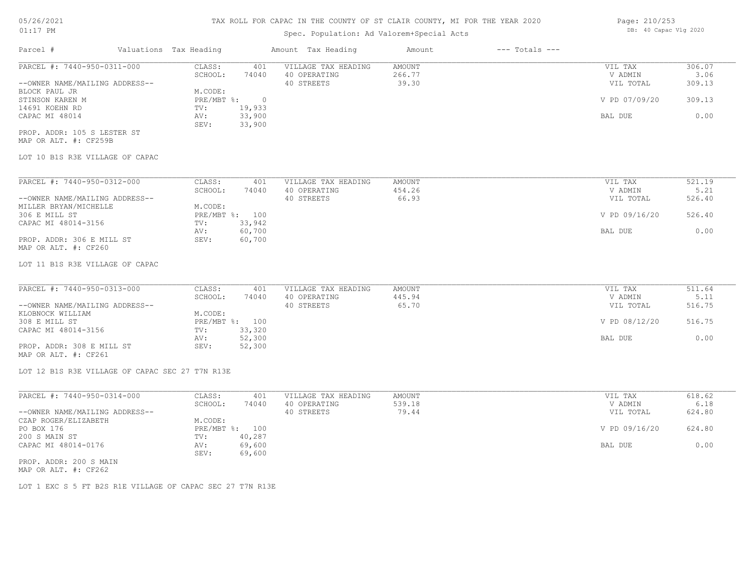# TAX ROLL FOR CAPAC IN THE COUNTY OF ST CLAIR COUNTY, MI FOR THE YEAR 2020

Spec. Population: Ad Valorem+Special Acts

05/26/2021 01:17 PM

DB: 40 Capac Vlg 2020

| Parcel # | Valuations | Tax Heading | Amount | Tax Heading | Amount | --- Totals --- | |
|---|---|---|---|---|---|---|---|
| PARCEL #: 7440-950-0311-000 | CLASS: | 401 | VILLAGE TAX HEADING | AMOUNT | | VIL TAX | 306.07 |
| | SCHOOL: | 74040 | 40 OPERATING | 266.77 | | V ADMIN | 3.06 |
| --OWNER NAME/MAILING ADDRESS-- | | | 40 STREETS | 39.30 | | VIL TOTAL | 309.13 |
| BLOCK PAUL JR | M.CODE: | | | | | | |
| STINSON KAREN M | PRE/MBT %: | 0 | | | | V PD 07/09/20 | 309.13 |
| 14691 KOEHN RD | TV: | 19,933 | | | | | |
| CAPAC MI 48014 | AV: | 33,900 | | | | BAL DUE | 0.00 |
| | SEV: | 33,900 | | | | | |
| PROP. ADDR: 105 S LESTER ST | | | | | | | |
| MAP OR ALT. #: CF259B | | | | | | | |

LOT 10 B1S R3E VILLAGE OF CAPAC

| Parcel # | Valuations | Tax Heading | Amount | Tax Heading | Amount | --- Totals --- | |
|---|---|---|---|---|---|---|---|
| PARCEL #: 7440-950-0312-000 | CLASS: | 401 | VILLAGE TAX HEADING | AMOUNT | | VIL TAX | 521.19 |
| | SCHOOL: | 74040 | 40 OPERATING | 454.26 | | V ADMIN | 5.21 |
| --OWNER NAME/MAILING ADDRESS-- | | | 40 STREETS | 66.93 | | VIL TOTAL | 526.40 |
| MILLER BRYAN/MICHELLE | M.CODE: | | | | | | |
| 306 E MILL ST | PRE/MBT %: | 100 | | | | V PD 09/16/20 | 526.40 |
| CAPAC MI 48014-3156 | TV: | 33,942 | | | | | |
| | AV: | 60,700 | | | | BAL DUE | 0.00 |
| PROP. ADDR: 306 E MILL ST | SEV: | 60,700 | | | | | |
| MAP OR ALT. #: CF260 | | | | | | | |

LOT 11 B1S R3E VILLAGE OF CAPAC

| Parcel # | Valuations | Tax Heading | Amount | Tax Heading | Amount | --- Totals --- | |
|---|---|---|---|---|---|---|---|
| PARCEL #: 7440-950-0313-000 | CLASS: | 401 | VILLAGE TAX HEADING | AMOUNT | | VIL TAX | 511.64 |
| | SCHOOL: | 74040 | 40 OPERATING | 445.94 | | V ADMIN | 5.11 |
| --OWNER NAME/MAILING ADDRESS-- | | | 40 STREETS | 65.70 | | VIL TOTAL | 516.75 |
| KLOBNOCK WILLIAM | M.CODE: | | | | | | |
| 308 E MILL ST | PRE/MBT %: | 100 | | | | V PD 08/12/20 | 516.75 |
| CAPAC MI 48014-3156 | TV: | 33,320 | | | | | |
| | AV: | 52,300 | | | | BAL DUE | 0.00 |
| PROP. ADDR: 308 E MILL ST | SEV: | 52,300 | | | | | |
| MAP OR ALT. #: CF261 | | | | | | | |

LOT 12 B1S R3E VILLAGE OF CAPAC SEC 27 T7N R13E

| Parcel # | Valuations | Tax Heading | Amount | Tax Heading | Amount | --- Totals --- | |
|---|---|---|---|---|---|---|---|
| PARCEL #: 7440-950-0314-000 | CLASS: | 401 | VILLAGE TAX HEADING | AMOUNT | | VIL TAX | 618.62 |
| | SCHOOL: | 74040 | 40 OPERATING | 539.18 | | V ADMIN | 6.18 |
| --OWNER NAME/MAILING ADDRESS-- | | | 40 STREETS | 79.44 | | VIL TOTAL | 624.80 |
| CZAP ROGER/ELIZABETH | M.CODE: | | | | | | |
| PO BOX 176 | PRE/MBT %: | 100 | | | | V PD 09/16/20 | 624.80 |
| 200 S MAIN ST | TV: | 40,287 | | | | | |
| CAPAC MI 48014-0176 | AV: | 69,600 | | | | BAL DUE | 0.00 |
| | SEV: | 69,600 | | | | | |
| PROP. ADDR: 200 S MAIN | | | | | | | |
| MAP OR ALT. #: CF262 | | | | | | | |

LOT 1 EXC S 5 FT B2S R1E VILLAGE OF CAPAC SEC 27 T7N R13E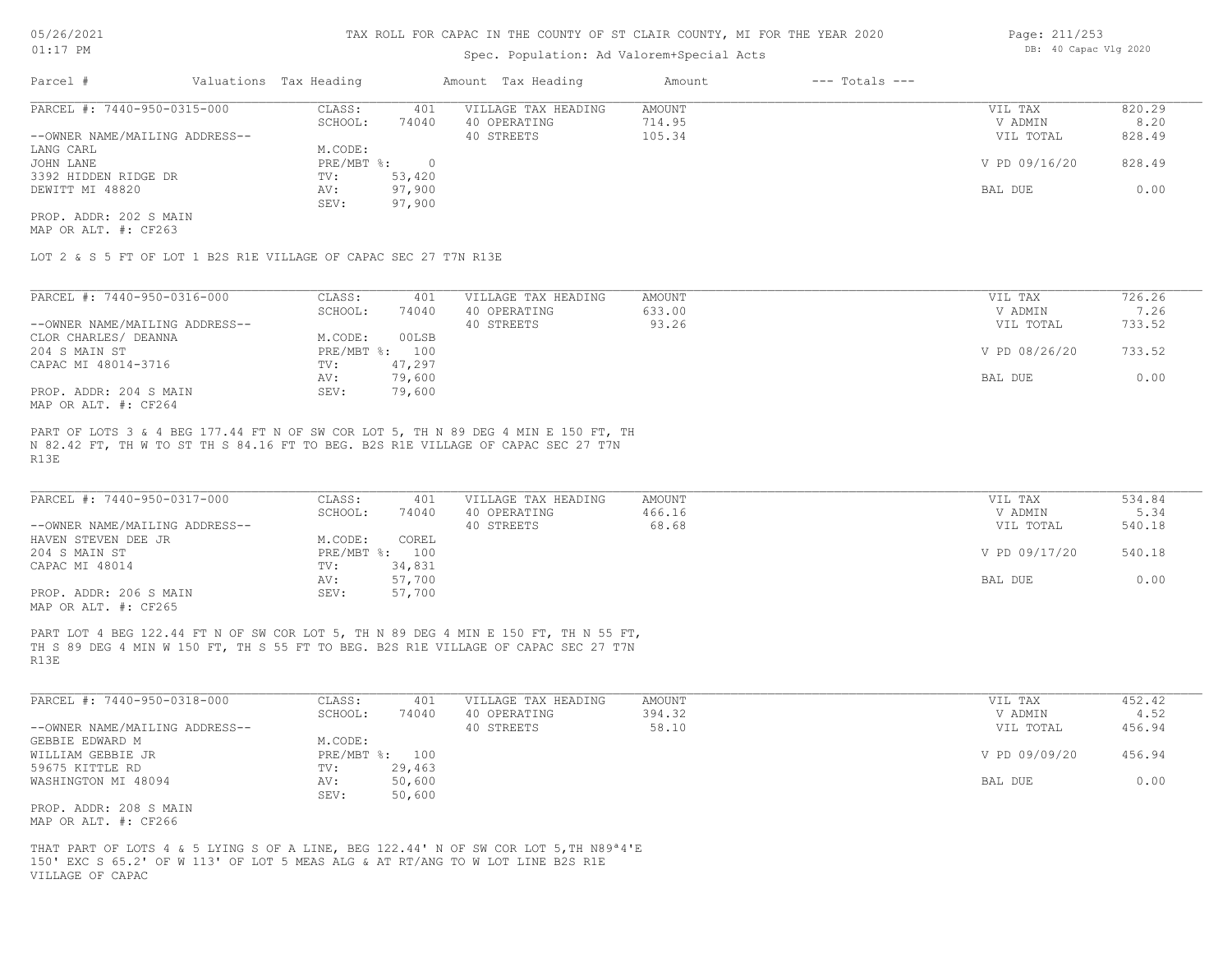# TAX ROLL FOR CAPAC IN THE COUNTY OF ST CLAIR COUNTY, MI FOR THE YEAR 2020

Spec. Population: Ad Valorem+Special Acts

05/26/2021
01:17 PM

DB: 40 Capac Vlg 2020

| Parcel # | Valuations | Tax Heading | Amount | Tax Heading | Amount | --- Totals --- | |
|---|---|---|---|---|---|---|---|
| PARCEL #: 7440-950-0315-000 | CLASS: | 401 | VILLAGE TAX HEADING | AMOUNT | | VIL TAX | 820.29 |
| | SCHOOL: | 74040 | 40 OPERATING | 714.95 | | V ADMIN | 8.20 |
| --OWNER NAME/MAILING ADDRESS-- | | | 40 STREETS | 105.34 | | VIL TOTAL | 828.49 |
| LANG CARL | M.CODE: | | | | | | |
| JOHN LANE | PRE/MBT %: | 0 | | | | V PD 09/16/20 | 828.49 |
| 3392 HIDDEN RIDGE DR | TV: | 53,420 | | | | | |
| DEWITT MI 48820 | AV: | 97,900 | | | | BAL DUE | 0.00 |
| | SEV: | 97,900 | | | | | |
| PROP. ADDR: 202 S MAIN | | | | | | | |
| MAP OR ALT. #: CF263 | | | | | | | |

LOT 2 & S 5 FT OF LOT 1 B2S R1E VILLAGE OF CAPAC SEC 27 T7N R13E

| Parcel # | Valuations | Tax Heading | Amount | Tax Heading | Amount | --- Totals --- | |
|---|---|---|---|---|---|---|---|
| PARCEL #: 7440-950-0316-000 | CLASS: | 401 | VILLAGE TAX HEADING | AMOUNT | | VIL TAX | 726.26 |
| | SCHOOL: | 74040 | 40 OPERATING | 633.00 | | V ADMIN | 7.26 |
| --OWNER NAME/MAILING ADDRESS-- | | | 40 STREETS | 93.26 | | VIL TOTAL | 733.52 |
| CLOR CHARLES/ DEANNA | M.CODE: | 00LSB | | | | | |
| 204 S MAIN ST | PRE/MBT %: | 100 | | | | V PD 08/26/20 | 733.52 |
| CAPAC MI 48014-3716 | TV: | 47,297 | | | | | |
| | AV: | 79,600 | | | | BAL DUE | 0.00 |
| PROP. ADDR: 204 S MAIN | SEV: | 79,600 | | | | | |
| MAP OR ALT. #: CF264 | | | | | | | |

PART OF LOTS 3 & 4 BEG 177.44 FT N OF SW COR LOT 5, TH N 89 DEG 4 MIN E 150 FT, TH N 82.42 FT, TH W TO ST TH S 84.16 FT TO BEG. B2S R1E VILLAGE OF CAPAC SEC 27 T7N R13E

| Parcel # | Valuations | Tax Heading | Amount | Tax Heading | Amount | --- Totals --- | |
|---|---|---|---|---|---|---|---|
| PARCEL #: 7440-950-0317-000 | CLASS: | 401 | VILLAGE TAX HEADING | AMOUNT | | VIL TAX | 534.84 |
| | SCHOOL: | 74040 | 40 OPERATING | 466.16 | | V ADMIN | 5.34 |
| --OWNER NAME/MAILING ADDRESS-- | | | 40 STREETS | 68.68 | | VIL TOTAL | 540.18 |
| HAVEN STEVEN DEE JR | M.CODE: | COREL | | | | | |
| 204 S MAIN ST | PRE/MBT %: | 100 | | | | V PD 09/17/20 | 540.18 |
| CAPAC MI 48014 | TV: | 34,831 | | | | | |
| | AV: | 57,700 | | | | BAL DUE | 0.00 |
| PROP. ADDR: 206 S MAIN | SEV: | 57,700 | | | | | |
| MAP OR ALT. #: CF265 | | | | | | | |

PART LOT 4 BEG 122.44 FT N OF SW COR LOT 5, TH N 89 DEG 4 MIN E 150 FT, TH N 55 FT, TH S 89 DEG 4 MIN W 150 FT, TH S 55 FT TO BEG. B2S R1E VILLAGE OF CAPAC SEC 27 T7N R13E

| Parcel # | Valuations | Tax Heading | Amount | Tax Heading | Amount | --- Totals --- | |
|---|---|---|---|---|---|---|---|
| PARCEL #: 7440-950-0318-000 | CLASS: | 401 | VILLAGE TAX HEADING | AMOUNT | | VIL TAX | 452.42 |
| | SCHOOL: | 74040 | 40 OPERATING | 394.32 | | V ADMIN | 4.52 |
| --OWNER NAME/MAILING ADDRESS-- | | | 40 STREETS | 58.10 | | VIL TOTAL | 456.94 |
| GEBBIE EDWARD M | M.CODE: | | | | | | |
| WILLIAM GEBBIE JR | PRE/MBT %: | 100 | | | | V PD 09/09/20 | 456.94 |
| 59675 KITTLE RD | TV: | 29,463 | | | | | |
| WASHINGTON MI 48094 | AV: | 50,600 | | | | BAL DUE | 0.00 |
| | SEV: | 50,600 | | | | | |
| PROP. ADDR: 208 S MAIN | | | | | | | |
| MAP OR ALT. #: CF266 | | | | | | | |

THAT PART OF LOTS 4 & 5 LYING S OF A LINE, BEG 122.44' N OF SW COR LOT 5,TH N89ª4'E 150' EXC S 65.2' OF W 113' OF LOT 5 MEAS ALG & AT RT/ANG TO W LOT LINE B2S R1E VILLAGE OF CAPAC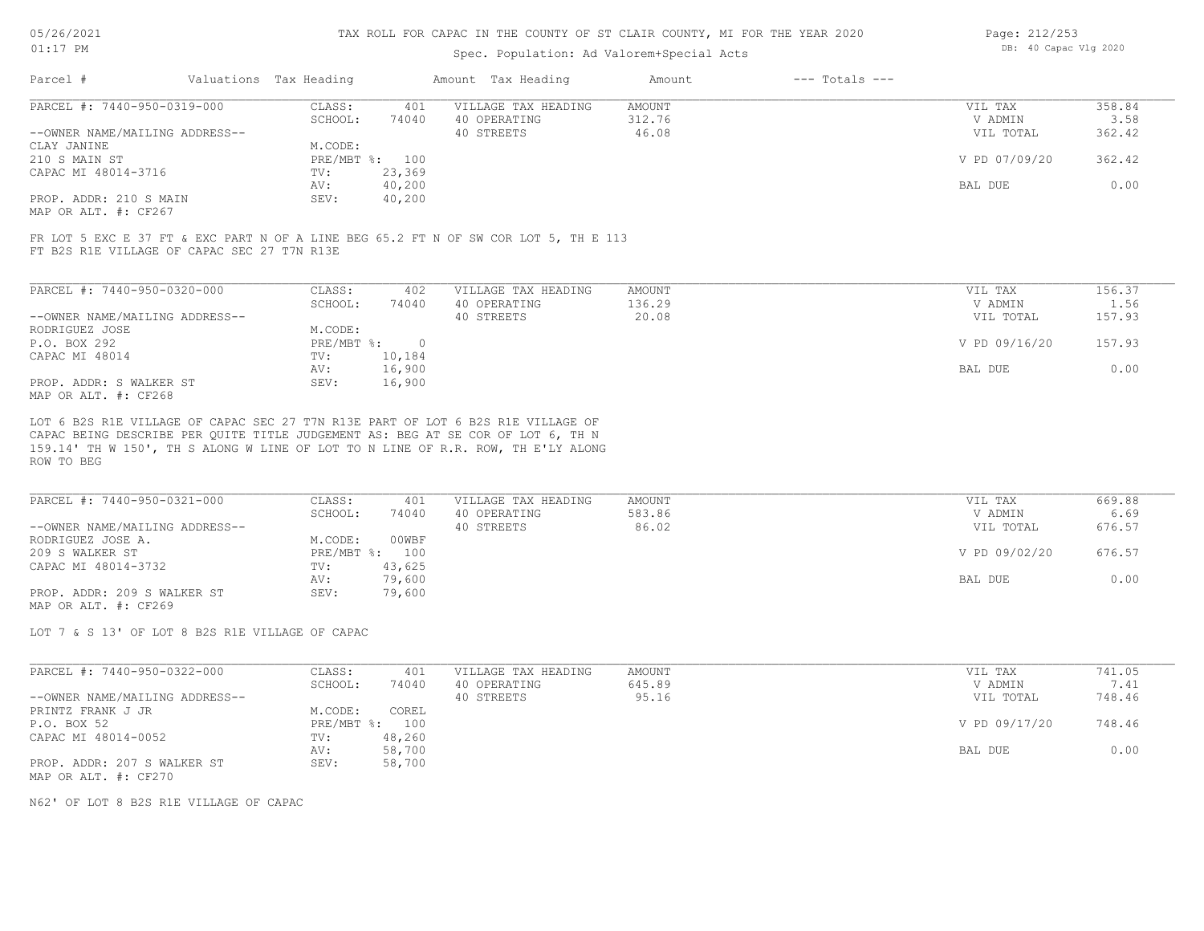# TAX ROLL FOR CAPAC IN THE COUNTY OF ST CLAIR COUNTY, MI FOR THE YEAR 2020

05/26/2021
01:17 PM

Spec. Population: Ad Valorem+Special Acts

DB: 40 Capac Vlg 2020

| Parcel # | Valuations | Tax Heading | Amount | Tax Heading | Amount | --- Totals --- |
|---|---|---|---|---|---|---|

---

PARCEL #: 7440-950-0319-000

--OWNER NAME/MAILING ADDRESS--
CLAY JANINE
210 S MAIN ST
CAPAC MI 48014-3716

PROP. ADDR: 210 S MAIN
MAP OR ALT. #: CF267

| | | | | | |
|---|---|---|---|---|---|
| CLASS: | 401 | VILLAGE TAX HEADING | AMOUNT | VIL TAX | 358.84 |
| SCHOOL: | 74040 | 40 OPERATING | 312.76 | V ADMIN | 3.58 |
| M.CODE: | | 40 STREETS | 46.08 | VIL TOTAL | 362.42 |
| PRE/MBT %: | 100 | | | V PD 07/09/20 | 362.42 |
| TV: | 23,369 | | | | |
| AV: | 40,200 | | | BAL DUE | 0.00 |
| SEV: | 40,200 | | | | |

FR LOT 5 EXC E 37 FT & EXC PART N OF A LINE BEG 65.2 FT N OF SW COR LOT 5, TH E 113 FT B2S R1E VILLAGE OF CAPAC SEC 27 T7N R13E

---

PARCEL #: 7440-950-0320-000

--OWNER NAME/MAILING ADDRESS--
RODRIGUEZ JOSE
P.O. BOX 292
CAPAC MI 48014

PROP. ADDR: S WALKER ST
MAP OR ALT. #: CF268

| | | | | | |
|---|---|---|---|---|---|
| CLASS: | 402 | VILLAGE TAX HEADING | AMOUNT | VIL TAX | 156.37 |
| SCHOOL: | 74040 | 40 OPERATING | 136.29 | V ADMIN | 1.56 |
| M.CODE: | | 40 STREETS | 20.08 | VIL TOTAL | 157.93 |
| PRE/MBT %: | 0 | | | V PD 09/16/20 | 157.93 |
| TV: | 10,184 | | | | |
| AV: | 16,900 | | | BAL DUE | 0.00 |
| SEV: | 16,900 | | | | |

LOT 6 B2S R1E VILLAGE OF CAPAC SEC 27 T7N R13E PART OF LOT 6 B2S R1E VILLAGE OF CAPAC BEING DESCRIBE PER QUITE TITLE JUDGEMENT AS: BEG AT SE COR OF LOT 6, TH N 159.14' TH W 150', TH S ALONG W LINE OF LOT TO N LINE OF R.R. ROW, TH E'LY ALONG ROW TO BEG

---

PARCEL #: 7440-950-0321-000

--OWNER NAME/MAILING ADDRESS--
RODRIGUEZ JOSE A.
209 S WALKER ST
CAPAC MI 48014-3732

PROP. ADDR: 209 S WALKER ST
MAP OR ALT. #: CF269

| | | | | | |
|---|---|---|---|---|---|
| CLASS: | 401 | VILLAGE TAX HEADING | AMOUNT | VIL TAX | 669.88 |
| SCHOOL: | 74040 | 40 OPERATING | 583.86 | V ADMIN | 6.69 |
| M.CODE: | 00WBF | 40 STREETS | 86.02 | VIL TOTAL | 676.57 |
| PRE/MBT %: | 100 | | | V PD 09/02/20 | 676.57 |
| TV: | 43,625 | | | | |
| AV: | 79,600 | | | BAL DUE | 0.00 |
| SEV: | 79,600 | | | | |

LOT 7 & S 13' OF LOT 8 B2S R1E VILLAGE OF CAPAC

---

PARCEL #: 7440-950-0322-000

--OWNER NAME/MAILING ADDRESS--
PRINTZ FRANK J JR
P.O. BOX 52
CAPAC MI 48014-0052

PROP. ADDR: 207 S WALKER ST
MAP OR ALT. #: CF270

| | | | | | |
|---|---|---|---|---|---|
| CLASS: | 401 | VILLAGE TAX HEADING | AMOUNT | VIL TAX | 741.05 |
| SCHOOL: | 74040 | 40 OPERATING | 645.89 | V ADMIN | 7.41 |
| M.CODE: | COREL | 40 STREETS | 95.16 | VIL TOTAL | 748.46 |
| PRE/MBT %: | 100 | | | V PD 09/17/20 | 748.46 |
| TV: | 48,260 | | | | |
| AV: | 58,700 | | | BAL DUE | 0.00 |
| SEV: | 58,700 | | | | |

N62' OF LOT 8 B2S R1E VILLAGE OF CAPAC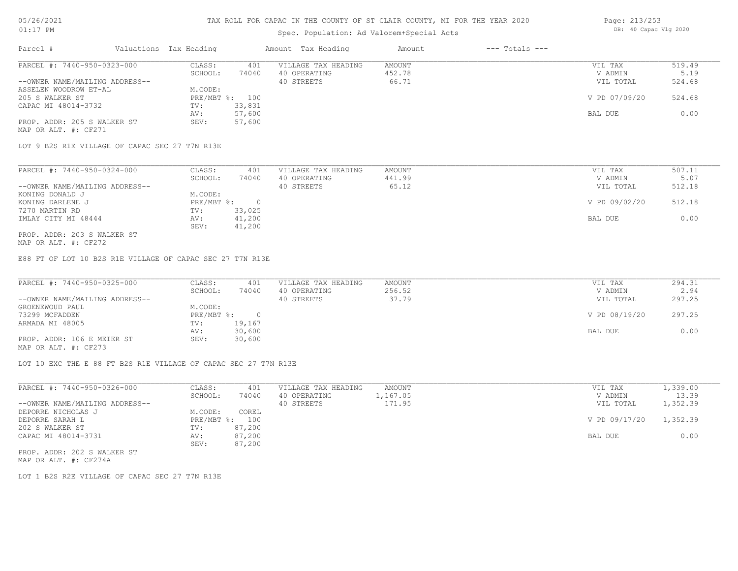# TAX ROLL FOR CAPAC IN THE COUNTY OF ST CLAIR COUNTY, MI FOR THE YEAR 2020

Spec. Population: Ad Valorem+Special Acts

DB: 40 Capac Vlg 2020

| Parcel # | Valuations | Tax Heading | Amount | Tax Heading | Amount | --- Totals --- | |
|---|---|---|---|---|---|---|---|
| PARCEL #: 7440-950-0323-000 | CLASS: | 401 | VILLAGE TAX HEADING | AMOUNT | | VIL TAX | 519.49 |
| | SCHOOL: | 74040 | 40 OPERATING | 452.78 | | V ADMIN | 5.19 |
| --OWNER NAME/MAILING ADDRESS-- | | | 40 STREETS | 66.71 | | VIL TOTAL | 524.68 |
| ASSELEN WOODROW ET-AL | M.CODE: | | | | | | |
| 205 S WALKER ST | PRE/MBT %: | 100 | | | | V PD 07/09/20 | 524.68 |
| CAPAC MI 48014-3732 | TV: | 33,831 | | | | | |
| | AV: | 57,600 | | | | BAL DUE | 0.00 |
| PROP. ADDR: 205 S WALKER ST | SEV: | 57,600 | | | | | |
| MAP OR ALT. #: CF271 | | | | | | | |

LOT 9 B2S R1E VILLAGE OF CAPAC SEC 27 T7N R13E

| Parcel # | Valuations | Tax Heading | Amount | Tax Heading | Amount | --- Totals --- | |
|---|---|---|---|---|---|---|---|
| PARCEL #: 7440-950-0324-000 | CLASS: | 401 | VILLAGE TAX HEADING | AMOUNT | | VIL TAX | 507.11 |
| | SCHOOL: | 74040 | 40 OPERATING | 441.99 | | V ADMIN | 5.07 |
| --OWNER NAME/MAILING ADDRESS-- | | | 40 STREETS | 65.12 | | VIL TOTAL | 512.18 |
| KONING DONALD J | M.CODE: | | | | | | |
| KONING DARLENE J | PRE/MBT %: | 0 | | | | V PD 09/02/20 | 512.18 |
| 7270 MARTIN RD | TV: | 33,025 | | | | | |
| IMLAY CITY MI 48444 | AV: | 41,200 | | | | BAL DUE | 0.00 |
| | SEV: | 41,200 | | | | | |
| PROP. ADDR: 203 S WALKER ST | | | | | | | |
| MAP OR ALT. #: CF272 | | | | | | | |

E88 FT OF LOT 10 B2S R1E VILLAGE OF CAPAC SEC 27 T7N R13E

| Parcel # | Valuations | Tax Heading | Amount | Tax Heading | Amount | --- Totals --- | |
|---|---|---|---|---|---|---|---|
| PARCEL #: 7440-950-0325-000 | CLASS: | 401 | VILLAGE TAX HEADING | AMOUNT | | VIL TAX | 294.31 |
| | SCHOOL: | 74040 | 40 OPERATING | 256.52 | | V ADMIN | 2.94 |
| --OWNER NAME/MAILING ADDRESS-- | | | 40 STREETS | 37.79 | | VIL TOTAL | 297.25 |
| GROENEWOUD PAUL | M.CODE: | | | | | | |
| 73299 MCFADDEN | PRE/MBT %: | 0 | | | | V PD 08/19/20 | 297.25 |
| ARMADA MI 48005 | TV: | 19,167 | | | | | |
| | AV: | 30,600 | | | | BAL DUE | 0.00 |
| PROP. ADDR: 106 E MEIER ST | SEV: | 30,600 | | | | | |
| MAP OR ALT. #: CF273 | | | | | | | |

LOT 10 EXC THE E 88 FT B2S R1E VILLAGE OF CAPAC SEC 27 T7N R13E

| Parcel # | Valuations | Tax Heading | Amount | Tax Heading | Amount | --- Totals --- | |
|---|---|---|---|---|---|---|---|
| PARCEL #: 7440-950-0326-000 | CLASS: | 401 | VILLAGE TAX HEADING | AMOUNT | | VIL TAX | 1,339.00 |
| | SCHOOL: | 74040 | 40 OPERATING | 1,167.05 | | V ADMIN | 13.39 |
| --OWNER NAME/MAILING ADDRESS-- | | | 40 STREETS | 171.95 | | VIL TOTAL | 1,352.39 |
| DEPORRE NICHOLAS J | M.CODE: | COREL | | | | | |
| DEPORRE SARAH L | PRE/MBT %: | 100 | | | | V PD 09/17/20 | 1,352.39 |
| 202 S WALKER ST | TV: | 87,200 | | | | | |
| CAPAC MI 48014-3731 | AV: | 87,200 | | | | BAL DUE | 0.00 |
| | SEV: | 87,200 | | | | | |
| PROP. ADDR: 202 S WALKER ST | | | | | | | |
| MAP OR ALT. #: CF274A | | | | | | | |

LOT 1 B2S R2E VILLAGE OF CAPAC SEC 27 T7N R13E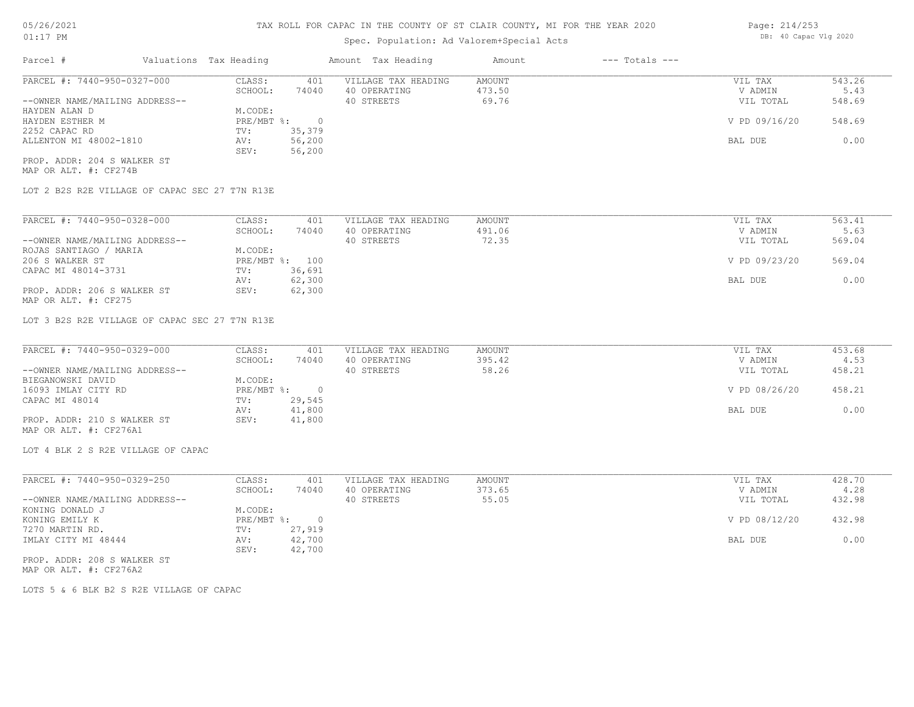# TAX ROLL FOR CAPAC IN THE COUNTY OF ST CLAIR COUNTY, MI FOR THE YEAR 2020

Spec. Population: Ad Valorem+Special Acts

| Parcel # | Valuations | Tax Heading | Amount | Tax Heading | Amount | --- Totals --- | |
|---|---|---|---|---|---|---|---|
| PARCEL #: 7440-950-0327-000 | CLASS: | 401 | VILLAGE TAX HEADING | AMOUNT | | VIL TAX | 543.26 |
| | SCHOOL: | 74040 | 40 OPERATING | 473.50 | | V ADMIN | 5.43 |
| --OWNER NAME/MAILING ADDRESS-- | | | 40 STREETS | 69.76 | | VIL TOTAL | 548.69 |
| HAYDEN ALAN D | M.CODE: | | | | | | |
| HAYDEN ESTHER M | PRE/MBT %: | 0 | | | | V PD 09/16/20 | 548.69 |
| 2252 CAPAC RD | TV: | 35,379 | | | | | |
| ALLENTON MI 48002-1810 | AV: | 56,200 | | | | BAL DUE | 0.00 |
| | SEV: | 56,200 | | | | | |
| PROP. ADDR: 204 S WALKER ST | | | | | | | |
| MAP OR ALT. #: CF274B | | | | | | | |

LOT 2 B2S R2E VILLAGE OF CAPAC SEC 27 T7N R13E

| Parcel # | Valuations | Tax Heading | Amount | Tax Heading | Amount | --- Totals --- | |
|---|---|---|---|---|---|---|---|
| PARCEL #: 7440-950-0328-000 | CLASS: | 401 | VILLAGE TAX HEADING | AMOUNT | | VIL TAX | 563.41 |
| | SCHOOL: | 74040 | 40 OPERATING | 491.06 | | V ADMIN | 5.63 |
| --OWNER NAME/MAILING ADDRESS-- | | | 40 STREETS | 72.35 | | VIL TOTAL | 569.04 |
| ROJAS SANTIAGO / MARIA | M.CODE: | | | | | | |
| 206 S WALKER ST | PRE/MBT %: | 100 | | | | V PD 09/23/20 | 569.04 |
| CAPAC MI 48014-3731 | TV: | 36,691 | | | | | |
| | AV: | 62,300 | | | | BAL DUE | 0.00 |
| PROP. ADDR: 206 S WALKER ST | SEV: | 62,300 | | | | | |
| MAP OR ALT. #: CF275 | | | | | | | |

LOT 3 B2S R2E VILLAGE OF CAPAC SEC 27 T7N R13E

| Parcel # | Valuations | Tax Heading | Amount | Tax Heading | Amount | --- Totals --- | |
|---|---|---|---|---|---|---|---|
| PARCEL #: 7440-950-0329-000 | CLASS: | 401 | VILLAGE TAX HEADING | AMOUNT | | VIL TAX | 453.68 |
| | SCHOOL: | 74040 | 40 OPERATING | 395.42 | | V ADMIN | 4.53 |
| --OWNER NAME/MAILING ADDRESS-- | | | 40 STREETS | 58.26 | | VIL TOTAL | 458.21 |
| BIEGANOWSKI DAVID | M.CODE: | | | | | | |
| 16093 IMLAY CITY RD | PRE/MBT %: | 0 | | | | V PD 08/26/20 | 458.21 |
| CAPAC MI 48014 | TV: | 29,545 | | | | | |
| | AV: | 41,800 | | | | BAL DUE | 0.00 |
| PROP. ADDR: 210 S WALKER ST | SEV: | 41,800 | | | | | |
| MAP OR ALT. #: CF276A1 | | | | | | | |

LOT 4 BLK 2 S R2E VILLAGE OF CAPAC

| Parcel # | Valuations | Tax Heading | Amount | Tax Heading | Amount | --- Totals --- | |
|---|---|---|---|---|---|---|---|
| PARCEL #: 7440-950-0329-250 | CLASS: | 401 | VILLAGE TAX HEADING | AMOUNT | | VIL TAX | 428.70 |
| | SCHOOL: | 74040 | 40 OPERATING | 373.65 | | V ADMIN | 4.28 |
| --OWNER NAME/MAILING ADDRESS-- | | | 40 STREETS | 55.05 | | VIL TOTAL | 432.98 |
| KONING DONALD J | M.CODE: | | | | | | |
| KONING EMILY K | PRE/MBT %: | 0 | | | | V PD 08/12/20 | 432.98 |
| 7270 MARTIN RD. | TV: | 27,919 | | | | | |
| IMLAY CITY MI 48444 | AV: | 42,700 | | | | BAL DUE | 0.00 |
| | SEV: | 42,700 | | | | | |
| PROP. ADDR: 208 S WALKER ST | | | | | | | |
| MAP OR ALT. #: CF276A2 | | | | | | | |

LOTS 5 & 6 BLK B2 S R2E VILLAGE OF CAPAC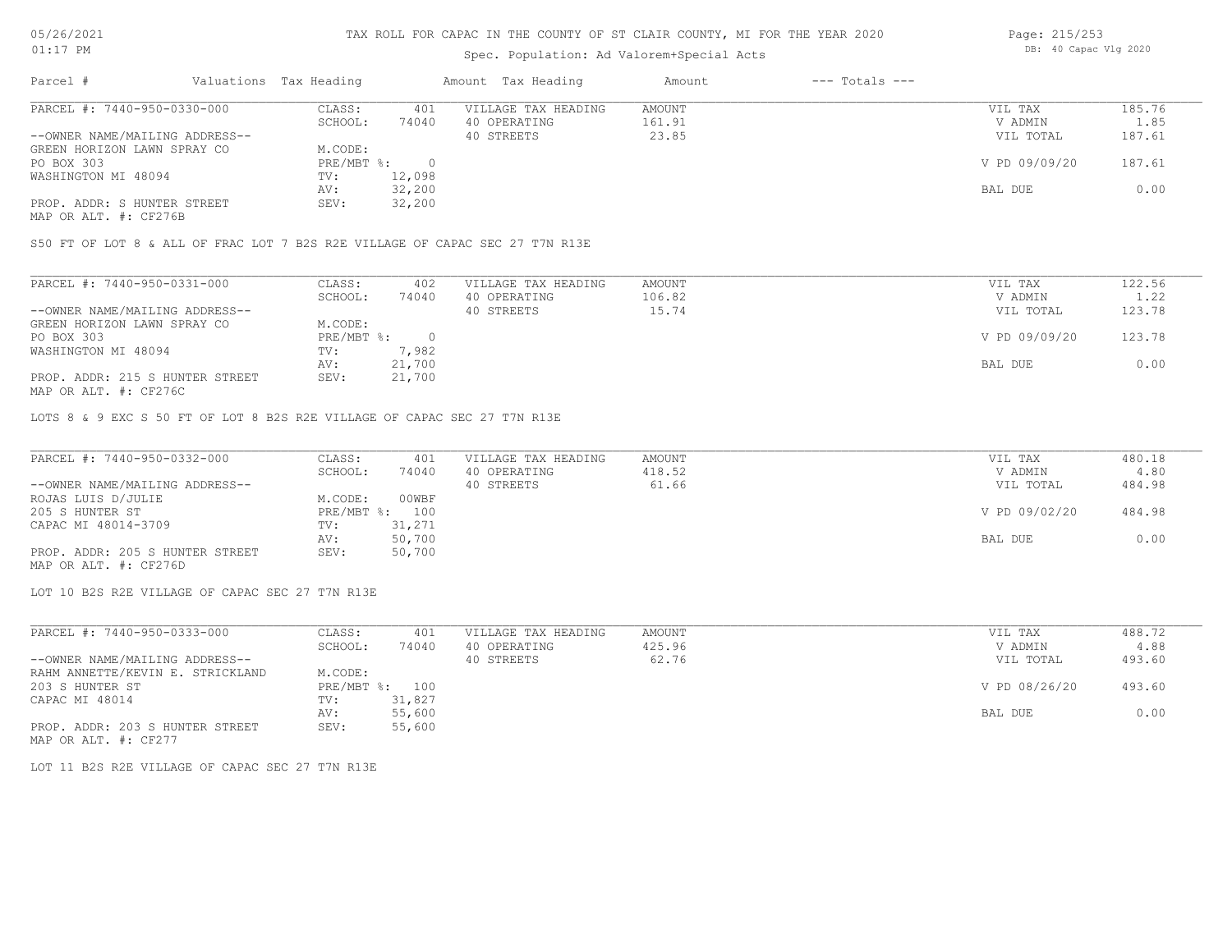# TAX ROLL FOR CAPAC IN THE COUNTY OF ST CLAIR COUNTY, MI FOR THE YEAR 2020

Spec. Population: Ad Valorem+Special Acts

| Parcel # | Valuations | Tax Heading | Amount | Tax Heading | Amount | --- Totals --- | |
|---|---|---|---|---|---|---|---|
| PARCEL #: 7440-950-0330-000 | CLASS: | 401 | VILLAGE TAX HEADING | AMOUNT | | VIL TAX | 185.76 |
| | SCHOOL: | 74040 | 40 OPERATING | 161.91 | | V ADMIN | 1.85 |
| --OWNER NAME/MAILING ADDRESS-- | | | 40 STREETS | 23.85 | | VIL TOTAL | 187.61 |
| GREEN HORIZON LAWN SPRAY CO | M.CODE: | | | | | | |
| PO BOX 303 | PRE/MBT %: | 0 | | | | V PD 09/09/20 | 187.61 |
| WASHINGTON MI 48094 | TV: | 12,098 | | | | | |
| | AV: | 32,200 | | | | BAL DUE | 0.00 |
| PROP. ADDR: S HUNTER STREET | SEV: | 32,200 | | | | | |
| MAP OR ALT. #: CF276B | | | | | | | |

S50 FT OF LOT 8 & ALL OF FRAC LOT 7 B2S R2E VILLAGE OF CAPAC SEC 27 T7N R13E

| Parcel # | Valuations | Tax Heading | Amount | Tax Heading | Amount | --- Totals --- | |
|---|---|---|---|---|---|---|---|
| PARCEL #: 7440-950-0331-000 | CLASS: | 402 | VILLAGE TAX HEADING | AMOUNT | | VIL TAX | 122.56 |
| | SCHOOL: | 74040 | 40 OPERATING | 106.82 | | V ADMIN | 1.22 |
| --OWNER NAME/MAILING ADDRESS-- | | | 40 STREETS | 15.74 | | VIL TOTAL | 123.78 |
| GREEN HORIZON LAWN SPRAY CO | M.CODE: | | | | | | |
| PO BOX 303 | PRE/MBT %: | 0 | | | | V PD 09/09/20 | 123.78 |
| WASHINGTON MI 48094 | TV: | 7,982 | | | | | |
| | AV: | 21,700 | | | | BAL DUE | 0.00 |
| PROP. ADDR: 215 S HUNTER STREET | SEV: | 21,700 | | | | | |
| MAP OR ALT. #: CF276C | | | | | | | |

LOTS 8 & 9 EXC S 50 FT OF LOT 8 B2S R2E VILLAGE OF CAPAC SEC 27 T7N R13E

| Parcel # | Valuations | Tax Heading | Amount | Tax Heading | Amount | --- Totals --- | |
|---|---|---|---|---|---|---|---|
| PARCEL #: 7440-950-0332-000 | CLASS: | 401 | VILLAGE TAX HEADING | AMOUNT | | VIL TAX | 480.18 |
| | SCHOOL: | 74040 | 40 OPERATING | 418.52 | | V ADMIN | 4.80 |
| --OWNER NAME/MAILING ADDRESS-- | | | 40 STREETS | 61.66 | | VIL TOTAL | 484.98 |
| ROJAS LUIS D/JULIE | M.CODE: | 00WBF | | | | | |
| 205 S HUNTER ST | PRE/MBT %: | 100 | | | | V PD 09/02/20 | 484.98 |
| CAPAC MI 48014-3709 | TV: | 31,271 | | | | | |
| | AV: | 50,700 | | | | BAL DUE | 0.00 |
| PROP. ADDR: 205 S HUNTER STREET | SEV: | 50,700 | | | | | |
| MAP OR ALT. #: CF276D | | | | | | | |

LOT 10 B2S R2E VILLAGE OF CAPAC SEC 27 T7N R13E

| Parcel # | Valuations | Tax Heading | Amount | Tax Heading | Amount | --- Totals --- | |
|---|---|---|---|---|---|---|---|
| PARCEL #: 7440-950-0333-000 | CLASS: | 401 | VILLAGE TAX HEADING | AMOUNT | | VIL TAX | 488.72 |
| | SCHOOL: | 74040 | 40 OPERATING | 425.96 | | V ADMIN | 4.88 |
| --OWNER NAME/MAILING ADDRESS-- | | | 40 STREETS | 62.76 | | VIL TOTAL | 493.60 |
| RAHM ANNETTE/KEVIN E. STRICKLAND | M.CODE: | | | | | | |
| 203 S HUNTER ST | PRE/MBT %: | 100 | | | | V PD 08/26/20 | 493.60 |
| CAPAC MI 48014 | TV: | 31,827 | | | | | |
| | AV: | 55,600 | | | | BAL DUE | 0.00 |
| PROP. ADDR: 203 S HUNTER STREET | SEV: | 55,600 | | | | | |
| MAP OR ALT. #: CF277 | | | | | | | |

LOT 11 B2S R2E VILLAGE OF CAPAC SEC 27 T7N R13E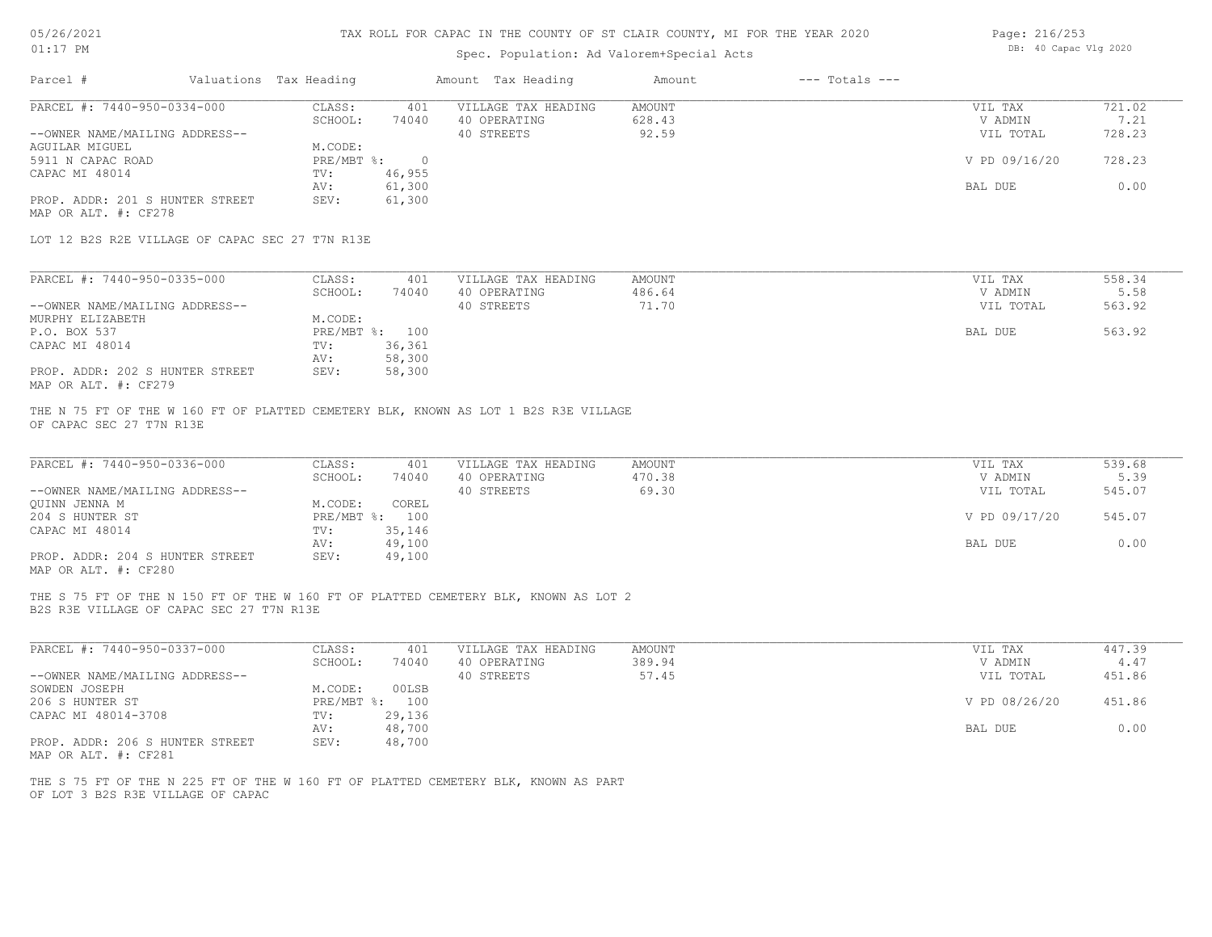# TAX ROLL FOR CAPAC IN THE COUNTY OF ST CLAIR COUNTY, MI FOR THE YEAR 2020

Spec. Population: Ad Valorem+Special Acts

| Parcel # | Valuations | Tax Heading | Amount | Tax Heading | Amount | --- Totals --- |
|---|---|---|---|---|---|---|

---

**PARCEL #: 7440-950-0334-000**

| | | | | | |
|---|---|---|---|---|---|
| CLASS: | 401 | VILLAGE TAX HEADING | AMOUNT | VIL TAX | 721.02 |
| SCHOOL: | 74040 | 40 OPERATING | 628.43 | V ADMIN | 7.21 |
| | | 40 STREETS | 92.59 | VIL TOTAL | 728.23 |
| M.CODE: | | | | | |
| PRE/MBT %: | 0 | | | V PD 09/16/20 | 728.23 |
| TV: | 46,955 | | | | |
| AV: | 61,300 | | | BAL DUE | 0.00 |
| SEV: | 61,300 | | | | |

--OWNER NAME/MAILING ADDRESS--
AGUILAR MIGUEL
5911 N CAPAC ROAD
CAPAC MI 48014

PROP. ADDR: 201 S HUNTER STREET
MAP OR ALT. #: CF278

LOT 12 B2S R2E VILLAGE OF CAPAC SEC 27 T7N R13E

---

**PARCEL #: 7440-950-0335-000**

| | | | | | |
|---|---|---|---|---|---|
| CLASS: | 401 | VILLAGE TAX HEADING | AMOUNT | VIL TAX | 558.34 |
| SCHOOL: | 74040 | 40 OPERATING | 486.64 | V ADMIN | 5.58 |
| | | 40 STREETS | 71.70 | VIL TOTAL | 563.92 |
| M.CODE: | | | | | |
| PRE/MBT %: | 100 | | | BAL DUE | 563.92 |
| TV: | 36,361 | | | | |
| AV: | 58,300 | | | | |
| SEV: | 58,300 | | | | |

--OWNER NAME/MAILING ADDRESS--
MURPHY ELIZABETH
P.O. BOX 537
CAPAC MI 48014

PROP. ADDR: 202 S HUNTER STREET
MAP OR ALT. #: CF279

THE N 75 FT OF THE W 160 FT OF PLATTED CEMETERY BLK, KNOWN AS LOT 1 B2S R3E VILLAGE OF CAPAC SEC 27 T7N R13E

---

**PARCEL #: 7440-950-0336-000**

| | | | | | |
|---|---|---|---|---|---|
| CLASS: | 401 | VILLAGE TAX HEADING | AMOUNT | VIL TAX | 539.68 |
| SCHOOL: | 74040 | 40 OPERATING | 470.38 | V ADMIN | 5.39 |
| | | 40 STREETS | 69.30 | VIL TOTAL | 545.07 |
| M.CODE: | COREL | | | | |
| PRE/MBT %: | 100 | | | V PD 09/17/20 | 545.07 |
| TV: | 35,146 | | | | |
| AV: | 49,100 | | | BAL DUE | 0.00 |
| SEV: | 49,100 | | | | |

--OWNER NAME/MAILING ADDRESS--
QUINN JENNA M
204 S HUNTER ST
CAPAC MI 48014

PROP. ADDR: 204 S HUNTER STREET
MAP OR ALT. #: CF280

THE S 75 FT OF THE N 150 FT OF THE W 160 FT OF PLATTED CEMETERY BLK, KNOWN AS LOT 2 B2S R3E VILLAGE OF CAPAC SEC 27 T7N R13E

---

**PARCEL #: 7440-950-0337-000**

| | | | | | |
|---|---|---|---|---|---|
| CLASS: | 401 | VILLAGE TAX HEADING | AMOUNT | VIL TAX | 447.39 |
| SCHOOL: | 74040 | 40 OPERATING | 389.94 | V ADMIN | 4.47 |
| | | 40 STREETS | 57.45 | VIL TOTAL | 451.86 |
| M.CODE: | 00LSB | | | | |
| PRE/MBT %: | 100 | | | V PD 08/26/20 | 451.86 |
| TV: | 29,136 | | | | |
| AV: | 48,700 | | | BAL DUE | 0.00 |
| SEV: | 48,700 | | | | |

--OWNER NAME/MAILING ADDRESS--
SOWDEN JOSEPH
206 S HUNTER ST
CAPAC MI 48014-3708

PROP. ADDR: 206 S HUNTER STREET
MAP OR ALT. #: CF281

THE S 75 FT OF THE N 225 FT OF THE W 160 FT OF PLATTED CEMETERY BLK, KNOWN AS PART OF LOT 3 B2S R3E VILLAGE OF CAPAC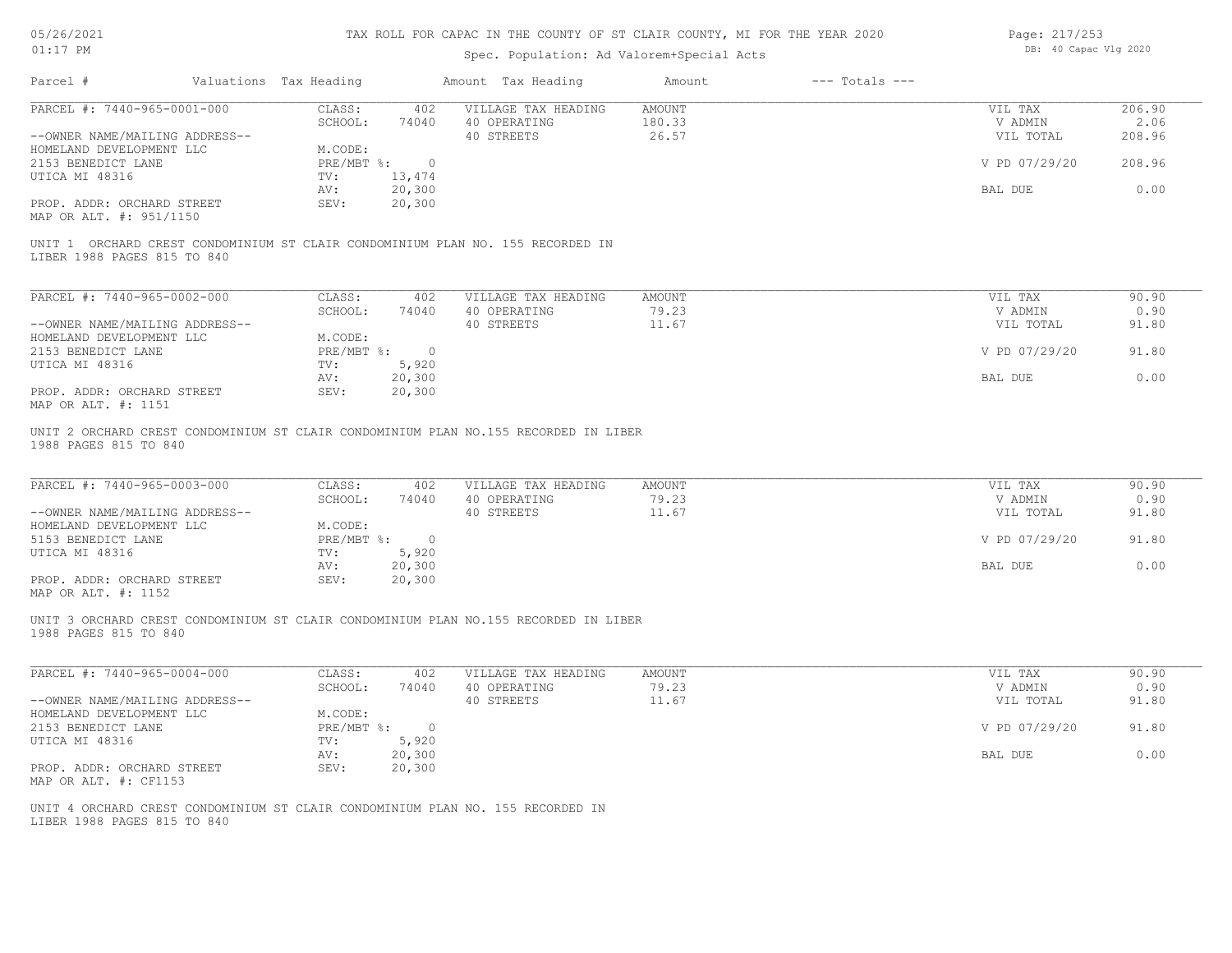# TAX ROLL FOR CAPAC IN THE COUNTY OF ST CLAIR COUNTY, MI FOR THE YEAR 2020

Spec. Population: Ad Valorem+Special Acts

05/26/2021 01:17 PM

DB: 40 Capac Vlg 2020

| Parcel # | Valuations | Tax Heading | Amount | Tax Heading | Amount | --- Totals --- | |
|---|---|---|---|---|---|---|---|
| PARCEL #: 7440-965-0001-000 | CLASS: | 402 | VILLAGE TAX HEADING | AMOUNT | | VIL TAX | 206.90 |
| | SCHOOL: | 74040 | 40 OPERATING | 180.33 | | V ADMIN | 2.06 |
| --OWNER NAME/MAILING ADDRESS-- | | | 40 STREETS | 26.57 | | VIL TOTAL | 208.96 |
| HOMELAND DEVELOPMENT LLC | M.CODE: | | | | | | |
| 2153 BENEDICT LANE | PRE/MBT %: | 0 | | | | V PD 07/29/20 | 208.96 |
| UTICA MI 48316 | TV: | 13,474 | | | | | |
| | AV: | 20,300 | | | | BAL DUE | 0.00 |
| PROP. ADDR: ORCHARD STREET | SEV: | 20,300 | | | | | |
| MAP OR ALT. #: 951/1150 | | | | | | | |

UNIT 1 ORCHARD CREST CONDOMINIUM ST CLAIR CONDOMINIUM PLAN NO. 155 RECORDED IN LIBER 1988 PAGES 815 TO 840

| Parcel # | Valuations | Tax Heading | Amount | Tax Heading | Amount | --- Totals --- | |
|---|---|---|---|---|---|---|---|
| PARCEL #: 7440-965-0002-000 | CLASS: | 402 | VILLAGE TAX HEADING | AMOUNT | | VIL TAX | 90.90 |
| | SCHOOL: | 74040 | 40 OPERATING | 79.23 | | V ADMIN | 0.90 |
| --OWNER NAME/MAILING ADDRESS-- | | | 40 STREETS | 11.67 | | VIL TOTAL | 91.80 |
| HOMELAND DEVELOPMENT LLC | M.CODE: | | | | | | |
| 2153 BENEDICT LANE | PRE/MBT %: | 0 | | | | V PD 07/29/20 | 91.80 |
| UTICA MI 48316 | TV: | 5,920 | | | | | |
| | AV: | 20,300 | | | | BAL DUE | 0.00 |
| PROP. ADDR: ORCHARD STREET | SEV: | 20,300 | | | | | |
| MAP OR ALT. #: 1151 | | | | | | | |

UNIT 2 ORCHARD CREST CONDOMINIUM ST CLAIR CONDOMINIUM PLAN NO.155 RECORDED IN LIBER 1988 PAGES 815 TO 840

| Parcel # | Valuations | Tax Heading | Amount | Tax Heading | Amount | --- Totals --- | |
|---|---|---|---|---|---|---|---|
| PARCEL #: 7440-965-0003-000 | CLASS: | 402 | VILLAGE TAX HEADING | AMOUNT | | VIL TAX | 90.90 |
| | SCHOOL: | 74040 | 40 OPERATING | 79.23 | | V ADMIN | 0.90 |
| --OWNER NAME/MAILING ADDRESS-- | | | 40 STREETS | 11.67 | | VIL TOTAL | 91.80 |
| HOMELAND DEVELOPMENT LLC | M.CODE: | | | | | | |
| 5153 BENEDICT LANE | PRE/MBT %: | 0 | | | | V PD 07/29/20 | 91.80 |
| UTICA MI 48316 | TV: | 5,920 | | | | | |
| | AV: | 20,300 | | | | BAL DUE | 0.00 |
| PROP. ADDR: ORCHARD STREET | SEV: | 20,300 | | | | | |
| MAP OR ALT. #: 1152 | | | | | | | |

UNIT 3 ORCHARD CREST CONDOMINIUM ST CLAIR CONDOMINIUM PLAN NO.155 RECORDED IN LIBER 1988 PAGES 815 TO 840

| Parcel # | Valuations | Tax Heading | Amount | Tax Heading | Amount | --- Totals --- | |
|---|---|---|---|---|---|---|---|
| PARCEL #: 7440-965-0004-000 | CLASS: | 402 | VILLAGE TAX HEADING | AMOUNT | | VIL TAX | 90.90 |
| | SCHOOL: | 74040 | 40 OPERATING | 79.23 | | V ADMIN | 0.90 |
| --OWNER NAME/MAILING ADDRESS-- | | | 40 STREETS | 11.67 | | VIL TOTAL | 91.80 |
| HOMELAND DEVELOPMENT LLC | M.CODE: | | | | | | |
| 2153 BENEDICT LANE | PRE/MBT %: | 0 | | | | V PD 07/29/20 | 91.80 |
| UTICA MI 48316 | TV: | 5,920 | | | | | |
| | AV: | 20,300 | | | | BAL DUE | 0.00 |
| PROP. ADDR: ORCHARD STREET | SEV: | 20,300 | | | | | |
| MAP OR ALT. #: CF1153 | | | | | | | |

UNIT 4 ORCHARD CREST CONDOMINIUM ST CLAIR CONDOMINIUM PLAN NO. 155 RECORDED IN LIBER 1988 PAGES 815 TO 840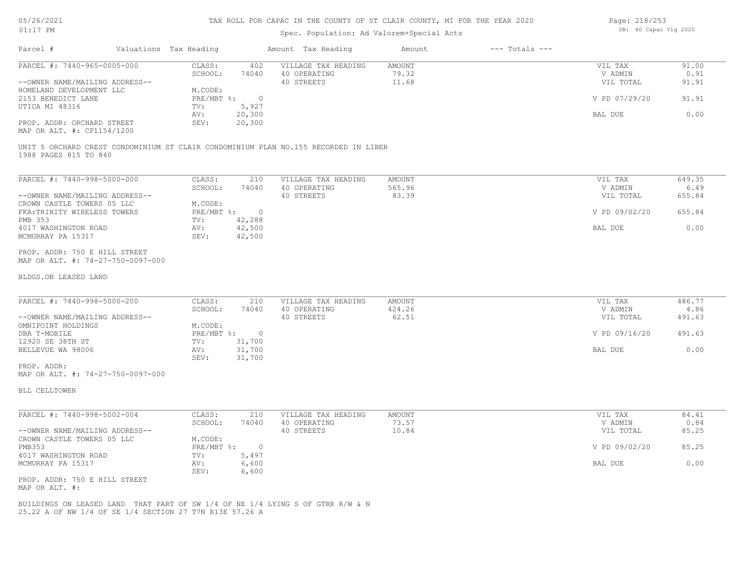# TAX ROLL FOR CAPAC IN THE COUNTY OF ST CLAIR COUNTY, MI FOR THE YEAR 2020

Spec. Population: Ad Valorem+Special Acts

05/26/2021
01:17 PM

DB: 40 Capac Vlg 2020

| Parcel # | Valuations | Tax Heading | Amount | Tax Heading | Amount | --- Totals --- | |
|---|---|---|---|---|---|---|---|

---

**PARCEL #: 7440-965-0005-000**

--OWNER NAME/MAILING ADDRESS--
HOMELAND DEVELOPMENT LLC
2153 BENEDICT LANE
UTICA MI 48316

PROP. ADDR: ORCHARD STREET
MAP OR ALT. #: CF1154/1200

| | | | | | |
|---|---|---|---|---|---|
| CLASS: | 402 | VILLAGE TAX HEADING | AMOUNT | VIL TAX | 91.00 |
| SCHOOL: | 74040 | 40 OPERATING | 79.32 | V ADMIN | 0.91 |
| M.CODE: | | 40 STREETS | 11.68 | VIL TOTAL | 91.91 |
| PRE/MBT %: | 0 | | | V PD 07/29/20 | 91.91 |
| TV: | 5,927 | | | | |
| AV: | 20,300 | | | BAL DUE | 0.00 |
| SEV: | 20,300 | | | | |

UNIT 5 ORCHARD CREST CONDOMINIUM ST CLAIR CONDOMINIUM PLAN NO.155 RECORDED IN LIBER 1988 PAGES 815 TO 840

---

**PARCEL #: 7440-998-5000-000**

--OWNER NAME/MAILING ADDRESS--
CROWN CASTLE TOWERS 05 LLC
FKA:TRINITY WIRELESS TOWERS
PMB 353
4017 WASHINGTON ROAD
MCMURRAY PA 15317

PROP. ADDR: 750 E HILL STREET
MAP OR ALT. #: 74-27-750-0097-000

| | | | | | |
|---|---|---|---|---|---|
| CLASS: | 210 | VILLAGE TAX HEADING | AMOUNT | VIL TAX | 649.35 |
| SCHOOL: | 74040 | 40 OPERATING | 565.96 | V ADMIN | 6.49 |
| M.CODE: | | 40 STREETS | 83.39 | VIL TOTAL | 655.84 |
| PRE/MBT %: | 0 | | | V PD 09/02/20 | 655.84 |
| TV: | 42,288 | | | | |
| AV: | 42,500 | | | BAL DUE | 0.00 |
| SEV: | 42,500 | | | | |

BLDGS.ON LEASED LAND

---

**PARCEL #: 7440-998-5000-200**

--OWNER NAME/MAILING ADDRESS--
OMNIPOINT HOLDINGS
DBA T-MOBILE
12920 SE 38TH ST
BELLEVUE WA 98006

PROP. ADDR:
MAP OR ALT. #: 74-27-750-0097-000

| | | | | | |
|---|---|---|---|---|---|
| CLASS: | 210 | VILLAGE TAX HEADING | AMOUNT | VIL TAX | 486.77 |
| SCHOOL: | 74040 | 40 OPERATING | 424.26 | V ADMIN | 4.86 |
| M.CODE: | | 40 STREETS | 62.51 | VIL TOTAL | 491.63 |
| PRE/MBT %: | 0 | | | V PD 09/16/20 | 491.63 |
| TV: | 31,700 | | | | |
| AV: | 31,700 | | | BAL DUE | 0.00 |
| SEV: | 31,700 | | | | |

BLL CELLTOWER

---

**PARCEL #: 7440-998-5002-004**

--OWNER NAME/MAILING ADDRESS--
CROWN CASTLE TOWERS 05 LLC
PMB353
4017 WASHINGTON ROAD
MCMURRAY PA 15317

PROP. ADDR: 750 E HILL STREET
MAP OR ALT. #:

| | | | | | |
|---|---|---|---|---|---|
| CLASS: | 210 | VILLAGE TAX HEADING | AMOUNT | VIL TAX | 84.41 |
| SCHOOL: | 74040 | 40 OPERATING | 73.57 | V ADMIN | 0.84 |
| M.CODE: | | 40 STREETS | 10.84 | VIL TOTAL | 85.25 |
| PRE/MBT %: | 0 | | | V PD 09/02/20 | 85.25 |
| TV: | 5,497 | | | | |
| AV: | 6,600 | | | BAL DUE | 0.00 |
| SEV: | 6,600 | | | | |

BUILDINGS ON LEASED LAND THAT PART OF SW 1/4 OF NE 1/4 LYING S OF GTRR R/W & N 25.22 A OF NW 1/4 OF SE 1/4 SECTION 27 T7N R13E 57.26 A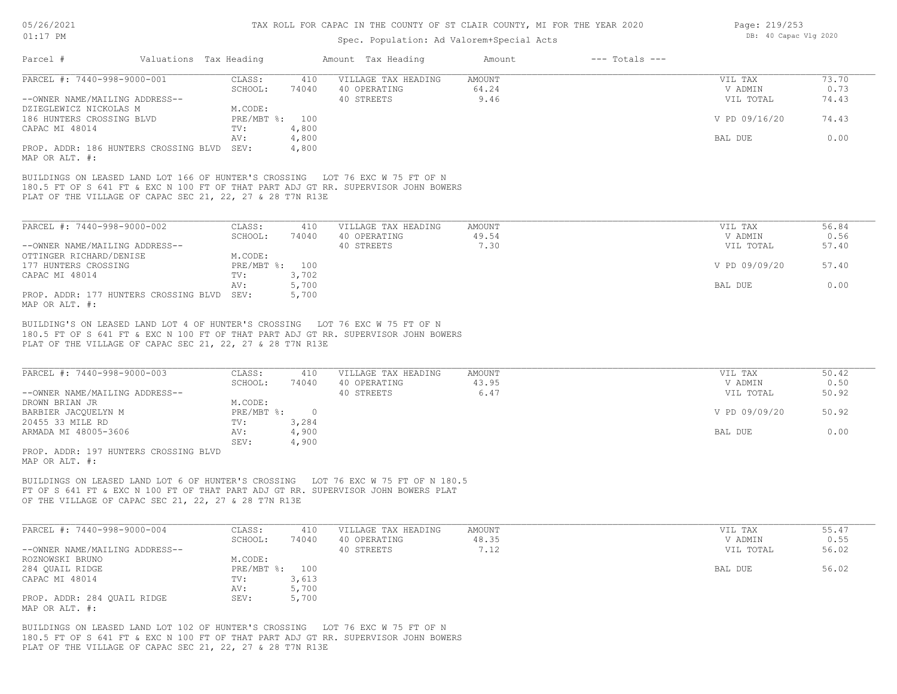# TAX ROLL FOR CAPAC IN THE COUNTY OF ST CLAIR COUNTY, MI FOR THE YEAR 2020

Spec. Population: Ad Valorem+Special Acts

| Parcel # | Valuations | Tax Heading | Amount | Tax Heading | Amount | --- Totals --- | |
|---|---|---|---|---|---|---|---|

## PARCEL #: 7440-998-9000-001

| | | | | | |
|---|---|---|---|---|---|
| CLASS: | 410 | VILLAGE TAX HEADING | AMOUNT | VIL TAX | 73.70 |
| SCHOOL: | 74040 | 40 OPERATING | 64.24 | V ADMIN | 0.73 |
| | | 40 STREETS | 9.46 | VIL TOTAL | 74.43 |
| M.CODE: | | | | | |
| PRE/MBT %: | 100 | | | V PD 09/16/20 | 74.43 |
| TV: | 4,800 | | | | |
| AV: | 4,800 | | | BAL DUE | 0.00 |
| SEV: | 4,800 | | | | |

--OWNER NAME/MAILING ADDRESS--
DZIEGLEWICZ NICKOLAS M
186 HUNTERS CROSSING BLVD
CAPAC MI 48014

PROP. ADDR: 186 HUNTERS CROSSING BLVD
MAP OR ALT. #:

BUILDINGS ON LEASED LAND LOT 166 OF HUNTER'S CROSSING LOT 76 EXC W 75 FT OF N 180.5 FT OF S 641 FT & EXC N 100 FT OF THAT PART ADJ GT RR. SUPERVISOR JOHN BOWERS PLAT OF THE VILLAGE OF CAPAC SEC 21, 22, 27 & 28 T7N R13E

## PARCEL #: 7440-998-9000-002

| | | | | | |
|---|---|---|---|---|---|
| CLASS: | 410 | VILLAGE TAX HEADING | AMOUNT | VIL TAX | 56.84 |
| SCHOOL: | 74040 | 40 OPERATING | 49.54 | V ADMIN | 0.56 |
| | | 40 STREETS | 7.30 | VIL TOTAL | 57.40 |
| M.CODE: | | | | | |
| PRE/MBT %: | 100 | | | V PD 09/09/20 | 57.40 |
| TV: | 3,702 | | | | |
| AV: | 5,700 | | | BAL DUE | 0.00 |
| SEV: | 5,700 | | | | |

--OWNER NAME/MAILING ADDRESS--
OTTINGER RICHARD/DENISE
177 HUNTERS CROSSING
CAPAC MI 48014

PROP. ADDR: 177 HUNTERS CROSSING BLVD
MAP OR ALT. #:

BUILDING'S ON LEASED LAND LOT 4 OF HUNTER'S CROSSING LOT 76 EXC W 75 FT OF N 180.5 FT OF S 641 FT & EXC N 100 FT OF THAT PART ADJ GT RR. SUPERVISOR JOHN BOWERS PLAT OF THE VILLAGE OF CAPAC SEC 21, 22, 27 & 28 T7N R13E

## PARCEL #: 7440-998-9000-003

| | | | | | |
|---|---|---|---|---|---|
| CLASS: | 410 | VILLAGE TAX HEADING | AMOUNT | VIL TAX | 50.42 |
| SCHOOL: | 74040 | 40 OPERATING | 43.95 | V ADMIN | 0.50 |
| | | 40 STREETS | 6.47 | VIL TOTAL | 50.92 |
| M.CODE: | | | | | |
| PRE/MBT %: | 0 | | | V PD 09/09/20 | 50.92 |
| TV: | 3,284 | | | | |
| AV: | 4,900 | | | BAL DUE | 0.00 |
| SEV: | 4,900 | | | | |

--OWNER NAME/MAILING ADDRESS--
DROWN BRIAN JR
BARBIER JACQUELYN M
20455 33 MILE RD
ARMADA MI 48005-3606

PROP. ADDR: 197 HUNTERS CROSSING BLVD
MAP OR ALT. #:

BUILDINGS ON LEASED LAND LOT 6 OF HUNTER'S CROSSING LOT 76 EXC W 75 FT OF N 180.5 FT OF S 641 FT & EXC N 100 FT OF THAT PART ADJ GT RR. SUPERVISOR JOHN BOWERS PLAT OF THE VILLAGE OF CAPAC SEC 21, 22, 27 & 28 T7N R13E

## PARCEL #: 7440-998-9000-004

| | | | | | |
|---|---|---|---|---|---|
| CLASS: | 410 | VILLAGE TAX HEADING | AMOUNT | VIL TAX | 55.47 |
| SCHOOL: | 74040 | 40 OPERATING | 48.35 | V ADMIN | 0.55 |
| | | 40 STREETS | 7.12 | VIL TOTAL | 56.02 |
| M.CODE: | | | | | |
| PRE/MBT %: | 100 | | | BAL DUE | 56.02 |
| TV: | 3,613 | | | | |
| AV: | 5,700 | | | | |
| SEV: | 5,700 | | | | |

--OWNER NAME/MAILING ADDRESS--
ROZNOWSKI BRUNO
284 QUAIL RIDGE
CAPAC MI 48014

PROP. ADDR: 284 QUAIL RIDGE
MAP OR ALT. #:

BUILDINGS ON LEASED LAND LOT 102 OF HUNTER'S CROSSING LOT 76 EXC W 75 FT OF N 180.5 FT OF S 641 FT & EXC N 100 FT OF THAT PART ADJ GT RR. SUPERVISOR JOHN BOWERS PLAT OF THE VILLAGE OF CAPAC SEC 21, 22, 27 & 28 T7N R13E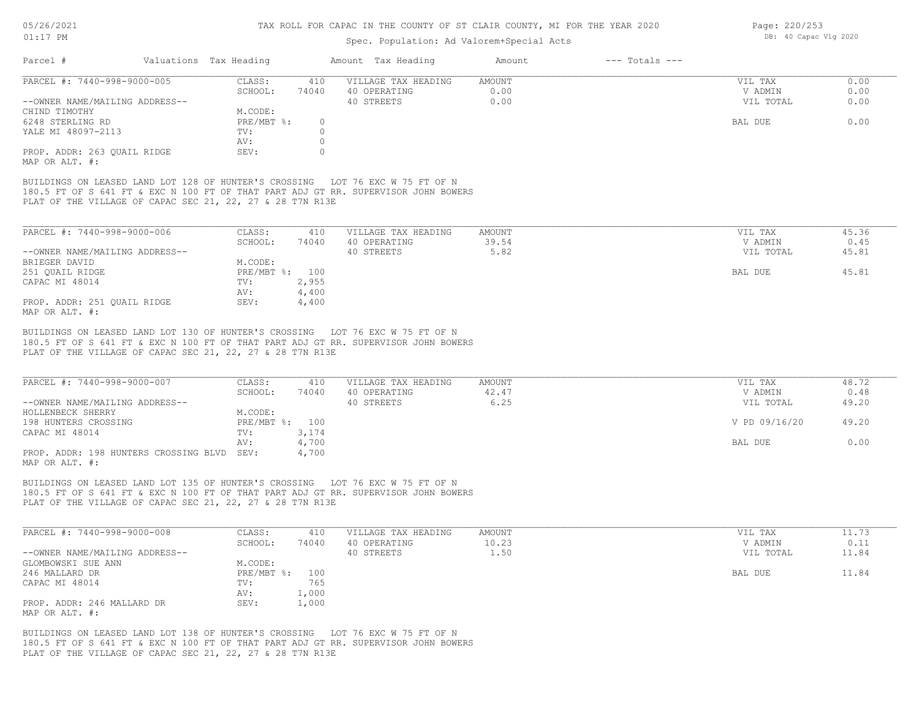# TAX ROLL FOR CAPAC IN THE COUNTY OF ST CLAIR COUNTY, MI FOR THE YEAR 2020

Spec. Population: Ad Valorem+Special Acts

05/26/2021
01:17 PM

DB: 40 Capac Vlg 2020

| Parcel # | Valuations | Tax Heading | Amount | Tax Heading | Amount | --- Totals --- | |
|---|---|---|---|---|---|---|---|
| PARCEL #: 7440-998-9000-005 | CLASS: | 410 | VILLAGE TAX HEADING | AMOUNT | | VIL TAX | 0.00 |
| | SCHOOL: | 74040 | 40 OPERATING | 0.00 | | V ADMIN | 0.00 |
| --OWNER NAME/MAILING ADDRESS-- | | | 40 STREETS | 0.00 | | VIL TOTAL | 0.00 |
| CHIND TIMOTHY | M.CODE: | | | | | | |
| 6248 STERLING RD | PRE/MBT %: | 0 | | | | BAL DUE | 0.00 |
| YALE MI 48097-2113 | TV: | 0 | | | | | |
| | AV: | 0 | | | | | |
| PROP. ADDR: 263 QUAIL RIDGE | SEV: | 0 | | | | | |
| MAP OR ALT. #: | | | | | | | |

BUILDINGS ON LEASED LAND LOT 128 OF HUNTER'S CROSSING LOT 76 EXC W 75 FT OF N 180.5 FT OF S 641 FT & EXC N 100 FT OF THAT PART ADJ GT RR. SUPERVISOR JOHN BOWERS PLAT OF THE VILLAGE OF CAPAC SEC 21, 22, 27 & 28 T7N R13E

| Parcel # | Valuations | Tax Heading | Amount | Tax Heading | Amount | --- Totals --- | |
|---|---|---|---|---|---|---|---|
| PARCEL #: 7440-998-9000-006 | CLASS: | 410 | VILLAGE TAX HEADING | AMOUNT | | VIL TAX | 45.36 |
| | SCHOOL: | 74040 | 40 OPERATING | 39.54 | | V ADMIN | 0.45 |
| --OWNER NAME/MAILING ADDRESS-- | | | 40 STREETS | 5.82 | | VIL TOTAL | 45.81 |
| BRIEGER DAVID | M.CODE: | | | | | | |
| 251 QUAIL RIDGE | PRE/MBT %: | 100 | | | | BAL DUE | 45.81 |
| CAPAC MI 48014 | TV: | 2,955 | | | | | |
| | AV: | 4,400 | | | | | |
| PROP. ADDR: 251 QUAIL RIDGE | SEV: | 4,400 | | | | | |
| MAP OR ALT. #: | | | | | | | |

BUILDINGS ON LEASED LAND LOT 130 OF HUNTER'S CROSSING LOT 76 EXC W 75 FT OF N 180.5 FT OF S 641 FT & EXC N 100 FT OF THAT PART ADJ GT RR. SUPERVISOR JOHN BOWERS PLAT OF THE VILLAGE OF CAPAC SEC 21, 22, 27 & 28 T7N R13E

| Parcel # | Valuations | Tax Heading | Amount | Tax Heading | Amount | --- Totals --- | |
|---|---|---|---|---|---|---|---|
| PARCEL #: 7440-998-9000-007 | CLASS: | 410 | VILLAGE TAX HEADING | AMOUNT | | VIL TAX | 48.72 |
| | SCHOOL: | 74040 | 40 OPERATING | 42.47 | | V ADMIN | 0.48 |
| --OWNER NAME/MAILING ADDRESS-- | | | 40 STREETS | 6.25 | | VIL TOTAL | 49.20 |
| HOLLENBECK SHERRY | M.CODE: | | | | | | |
| 198 HUNTERS CROSSING | PRE/MBT %: | 100 | | | | V PD 09/16/20 | 49.20 |
| CAPAC MI 48014 | TV: | 3,174 | | | | | |
| | AV: | 4,700 | | | | BAL DUE | 0.00 |
| PROP. ADDR: 198 HUNTERS CROSSING BLVD | SEV: | 4,700 | | | | | |
| MAP OR ALT. #: | | | | | | | |

BUILDINGS ON LEASED LAND LOT 135 OF HUNTER'S CROSSING LOT 76 EXC W 75 FT OF N 180.5 FT OF S 641 FT & EXC N 100 FT OF THAT PART ADJ GT RR. SUPERVISOR JOHN BOWERS PLAT OF THE VILLAGE OF CAPAC SEC 21, 22, 27 & 28 T7N R13E

| Parcel # | Valuations | Tax Heading | Amount | Tax Heading | Amount | --- Totals --- | |
|---|---|---|---|---|---|---|---|
| PARCEL #: 7440-998-9000-008 | CLASS: | 410 | VILLAGE TAX HEADING | AMOUNT | | VIL TAX | 11.73 |
| | SCHOOL: | 74040 | 40 OPERATING | 10.23 | | V ADMIN | 0.11 |
| --OWNER NAME/MAILING ADDRESS-- | | | 40 STREETS | 1.50 | | VIL TOTAL | 11.84 |
| GLOMBOWSKI SUE ANN | M.CODE: | | | | | | |
| 246 MALLARD DR | PRE/MBT %: | 100 | | | | BAL DUE | 11.84 |
| CAPAC MI 48014 | TV: | 765 | | | | | |
| | AV: | 1,000 | | | | | |
| PROP. ADDR: 246 MALLARD DR | SEV: | 1,000 | | | | | |
| MAP OR ALT. #: | | | | | | | |

BUILDINGS ON LEASED LAND LOT 138 OF HUNTER'S CROSSING LOT 76 EXC W 75 FT OF N 180.5 FT OF S 641 FT & EXC N 100 FT OF THAT PART ADJ GT RR. SUPERVISOR JOHN BOWERS PLAT OF THE VILLAGE OF CAPAC SEC 21, 22, 27 & 28 T7N R13E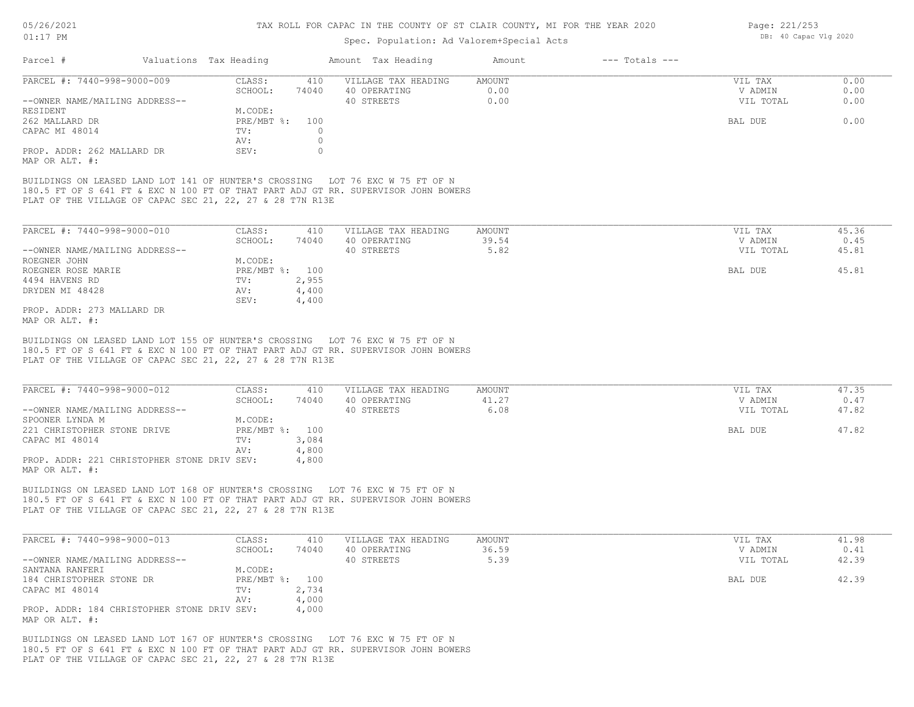# TAX ROLL FOR CAPAC IN THE COUNTY OF ST CLAIR COUNTY, MI FOR THE YEAR 2020

Spec. Population: Ad Valorem+Special Acts

| Parcel # | Valuations | Tax Heading | Amount | Tax Heading | Amount | --- Totals --- | |
|---|---|---|---|---|---|---|---|

---

**PARCEL #: 7440-998-9000-009**

| | | | | | |
|---|---|---|---|---|---|
| CLASS: | 410 | VILLAGE TAX HEADING | AMOUNT | VIL TAX | 0.00 |
| SCHOOL: | 74040 | 40 OPERATING | 0.00 | V ADMIN | 0.00 |
| M.CODE: | | 40 STREETS | 0.00 | VIL TOTAL | 0.00 |
| PRE/MBT %: | 100 | | | BAL DUE | 0.00 |
| TV: | 0 | | | | |
| AV: | 0 | | | | |
| SEV: | 0 | | | | |

--OWNER NAME/MAILING ADDRESS--
RESIDENT
262 MALLARD DR
CAPAC MI 48014

PROP. ADDR: 262 MALLARD DR
MAP OR ALT. #:

BUILDINGS ON LEASED LAND LOT 141 OF HUNTER'S CROSSING LOT 76 EXC W 75 FT OF N 180.5 FT OF S 641 FT & EXC N 100 FT OF THAT PART ADJ GT RR. SUPERVISOR JOHN BOWERS PLAT OF THE VILLAGE OF CAPAC SEC 21, 22, 27 & 28 T7N R13E

---

**PARCEL #: 7440-998-9000-010**

| | | | | | |
|---|---|---|---|---|---|
| CLASS: | 410 | VILLAGE TAX HEADING | AMOUNT | VIL TAX | 45.36 |
| SCHOOL: | 74040 | 40 OPERATING | 39.54 | V ADMIN | 0.45 |
| M.CODE: | | 40 STREETS | 5.82 | VIL TOTAL | 45.81 |
| PRE/MBT %: | 100 | | | BAL DUE | 45.81 |
| TV: | 2,955 | | | | |
| AV: | 4,400 | | | | |
| SEV: | 4,400 | | | | |

--OWNER NAME/MAILING ADDRESS--
ROEGNER JOHN
ROEGNER ROSE MARIE
4494 HAVENS RD
DRYDEN MI 48428

PROP. ADDR: 273 MALLARD DR
MAP OR ALT. #:

BUILDINGS ON LEASED LAND LOT 155 OF HUNTER'S CROSSING LOT 76 EXC W 75 FT OF N 180.5 FT OF S 641 FT & EXC N 100 FT OF THAT PART ADJ GT RR. SUPERVISOR JOHN BOWERS PLAT OF THE VILLAGE OF CAPAC SEC 21, 22, 27 & 28 T7N R13E

---

**PARCEL #: 7440-998-9000-012**

| | | | | | |
|---|---|---|---|---|---|
| CLASS: | 410 | VILLAGE TAX HEADING | AMOUNT | VIL TAX | 47.35 |
| SCHOOL: | 74040 | 40 OPERATING | 41.27 | V ADMIN | 0.47 |
| M.CODE: | | 40 STREETS | 6.08 | VIL TOTAL | 47.82 |
| PRE/MBT %: | 100 | | | BAL DUE | 47.82 |
| TV: | 3,084 | | | | |
| AV: | 4,800 | | | | |
| SEV: | 4,800 | | | | |

--OWNER NAME/MAILING ADDRESS--
SPOONER LYNDA M
221 CHRISTOPHER STONE DRIVE
CAPAC MI 48014

PROP. ADDR: 221 CHRISTOPHER STONE DRIV
MAP OR ALT. #:

BUILDINGS ON LEASED LAND LOT 168 OF HUNTER'S CROSSING LOT 76 EXC W 75 FT OF N 180.5 FT OF S 641 FT & EXC N 100 FT OF THAT PART ADJ GT RR. SUPERVISOR JOHN BOWERS PLAT OF THE VILLAGE OF CAPAC SEC 21, 22, 27 & 28 T7N R13E

---

**PARCEL #: 7440-998-9000-013**

| | | | | | |
|---|---|---|---|---|---|
| CLASS: | 410 | VILLAGE TAX HEADING | AMOUNT | VIL TAX | 41.98 |
| SCHOOL: | 74040 | 40 OPERATING | 36.59 | V ADMIN | 0.41 |
| M.CODE: | | 40 STREETS | 5.39 | VIL TOTAL | 42.39 |
| PRE/MBT %: | 100 | | | BAL DUE | 42.39 |
| TV: | 2,734 | | | | |
| AV: | 4,000 | | | | |
| SEV: | 4,000 | | | | |

--OWNER NAME/MAILING ADDRESS--
SANTANA RANFERI
184 CHRISTOPHER STONE DR
CAPAC MI 48014

PROP. ADDR: 184 CHRISTOPHER STONE DRIV
MAP OR ALT. #:

BUILDINGS ON LEASED LAND LOT 167 OF HUNTER'S CROSSING LOT 76 EXC W 75 FT OF N 180.5 FT OF S 641 FT & EXC N 100 FT OF THAT PART ADJ GT RR. SUPERVISOR JOHN BOWERS PLAT OF THE VILLAGE OF CAPAC SEC 21, 22, 27 & 28 T7N R13E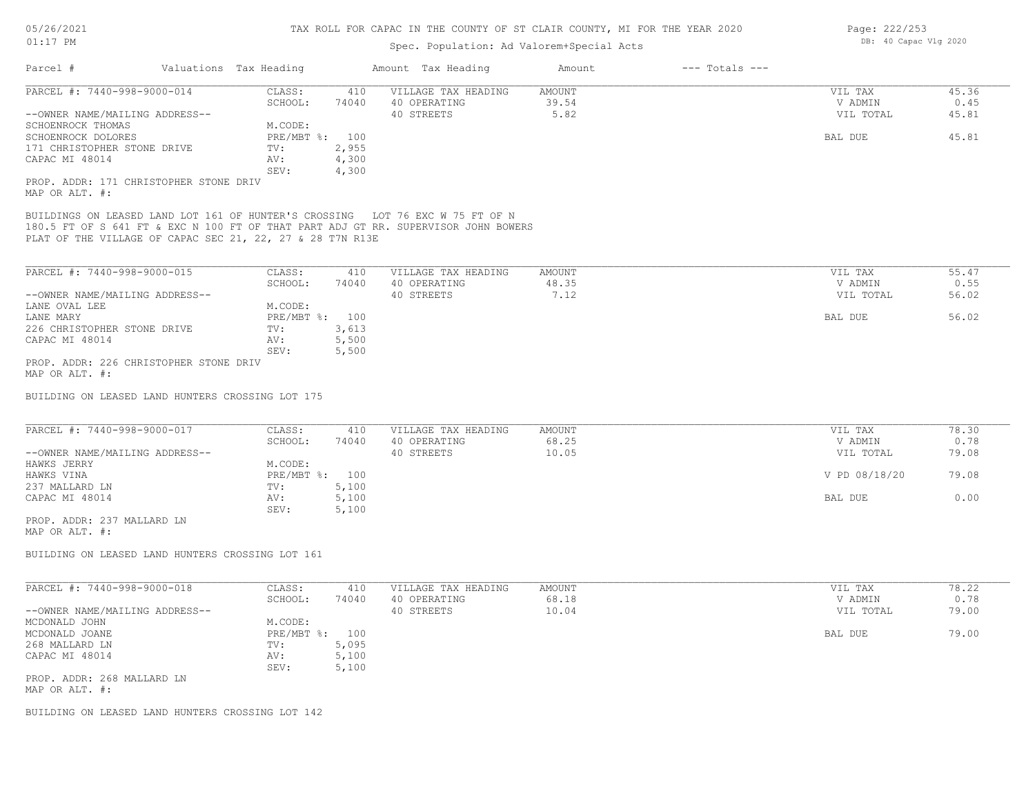# TAX ROLL FOR CAPAC IN THE COUNTY OF ST CLAIR COUNTY, MI FOR THE YEAR 2020

Spec. Population: Ad Valorem+Special Acts

05/26/2021 01:17 PM — DB: 40 Capac Vlg 2020

| Parcel # | Valuations Tax Heading | | Amount Tax Heading | Amount | --- Totals --- | |
|---|---|---|---|---|---|---|
| PARCEL #: 7440-998-9000-014 | CLASS: | 410 | VILLAGE TAX HEADING | AMOUNT | VIL TAX | 45.36 |
| | SCHOOL: | 74040 | 40 OPERATING | 39.54 | V ADMIN | 0.45 |
| --OWNER NAME/MAILING ADDRESS-- | | | 40 STREETS | 5.82 | VIL TOTAL | 45.81 |
| SCHOENROCK THOMAS | M.CODE: | | | | | |
| SCHOENROCK DOLORES | PRE/MBT %: | 100 | | | BAL DUE | 45.81 |
| 171 CHRISTOPHER STONE DRIVE | TV: | 2,955 | | | | |
| CAPAC MI 48014 | AV: | 4,300 | | | | |
| | SEV: | 4,300 | | | | |

PROP. ADDR: 171 CHRISTOPHER STONE DRIV
MAP OR ALT. #:

BUILDINGS ON LEASED LAND LOT 161 OF HUNTER'S CROSSING LOT 76 EXC W 75 FT OF N 180.5 FT OF S 641 FT & EXC N 100 FT OF THAT PART ADJ GT RR. SUPERVISOR JOHN BOWERS PLAT OF THE VILLAGE OF CAPAC SEC 21, 22, 27 & 28 T7N R13E

| Parcel # | Valuations Tax Heading | | Amount Tax Heading | Amount | --- Totals --- | |
|---|---|---|---|---|---|---|
| PARCEL #: 7440-998-9000-015 | CLASS: | 410 | VILLAGE TAX HEADING | AMOUNT | VIL TAX | 55.47 |
| | SCHOOL: | 74040 | 40 OPERATING | 48.35 | V ADMIN | 0.55 |
| --OWNER NAME/MAILING ADDRESS-- | | | 40 STREETS | 7.12 | VIL TOTAL | 56.02 |
| LANE OVAL LEE | M.CODE: | | | | | |
| LANE MARY | PRE/MBT %: | 100 | | | BAL DUE | 56.02 |
| 226 CHRISTOPHER STONE DRIVE | TV: | 3,613 | | | | |
| CAPAC MI 48014 | AV: | 5,500 | | | | |
| | SEV: | 5,500 | | | | |

PROP. ADDR: 226 CHRISTOPHER STONE DRIV
MAP OR ALT. #:

BUILDING ON LEASED LAND HUNTERS CROSSING LOT 175

| Parcel # | Valuations Tax Heading | | Amount Tax Heading | Amount | --- Totals --- | |
|---|---|---|---|---|---|---|
| PARCEL #: 7440-998-9000-017 | CLASS: | 410 | VILLAGE TAX HEADING | AMOUNT | VIL TAX | 78.30 |
| | SCHOOL: | 74040 | 40 OPERATING | 68.25 | V ADMIN | 0.78 |
| --OWNER NAME/MAILING ADDRESS-- | | | 40 STREETS | 10.05 | VIL TOTAL | 79.08 |
| HAWKS JERRY | M.CODE: | | | | | |
| HAWKS VINA | PRE/MBT %: | 100 | | | V PD 08/18/20 | 79.08 |
| 237 MALLARD LN | TV: | 5,100 | | | | |
| CAPAC MI 48014 | AV: | 5,100 | | | BAL DUE | 0.00 |
| | SEV: | 5,100 | | | | |

PROP. ADDR: 237 MALLARD LN
MAP OR ALT. #:

BUILDING ON LEASED LAND HUNTERS CROSSING LOT 161

| Parcel # | Valuations Tax Heading | | Amount Tax Heading | Amount | --- Totals --- | |
|---|---|---|---|---|---|---|
| PARCEL #: 7440-998-9000-018 | CLASS: | 410 | VILLAGE TAX HEADING | AMOUNT | VIL TAX | 78.22 |
| | SCHOOL: | 74040 | 40 OPERATING | 68.18 | V ADMIN | 0.78 |
| --OWNER NAME/MAILING ADDRESS-- | | | 40 STREETS | 10.04 | VIL TOTAL | 79.00 |
| MCDONALD JOHN | M.CODE: | | | | | |
| MCDONALD JOANE | PRE/MBT %: | 100 | | | BAL DUE | 79.00 |
| 268 MALLARD LN | TV: | 5,095 | | | | |
| CAPAC MI 48014 | AV: | 5,100 | | | | |
| | SEV: | 5,100 | | | | |

PROP. ADDR: 268 MALLARD LN
MAP OR ALT. #:

BUILDING ON LEASED LAND HUNTERS CROSSING LOT 142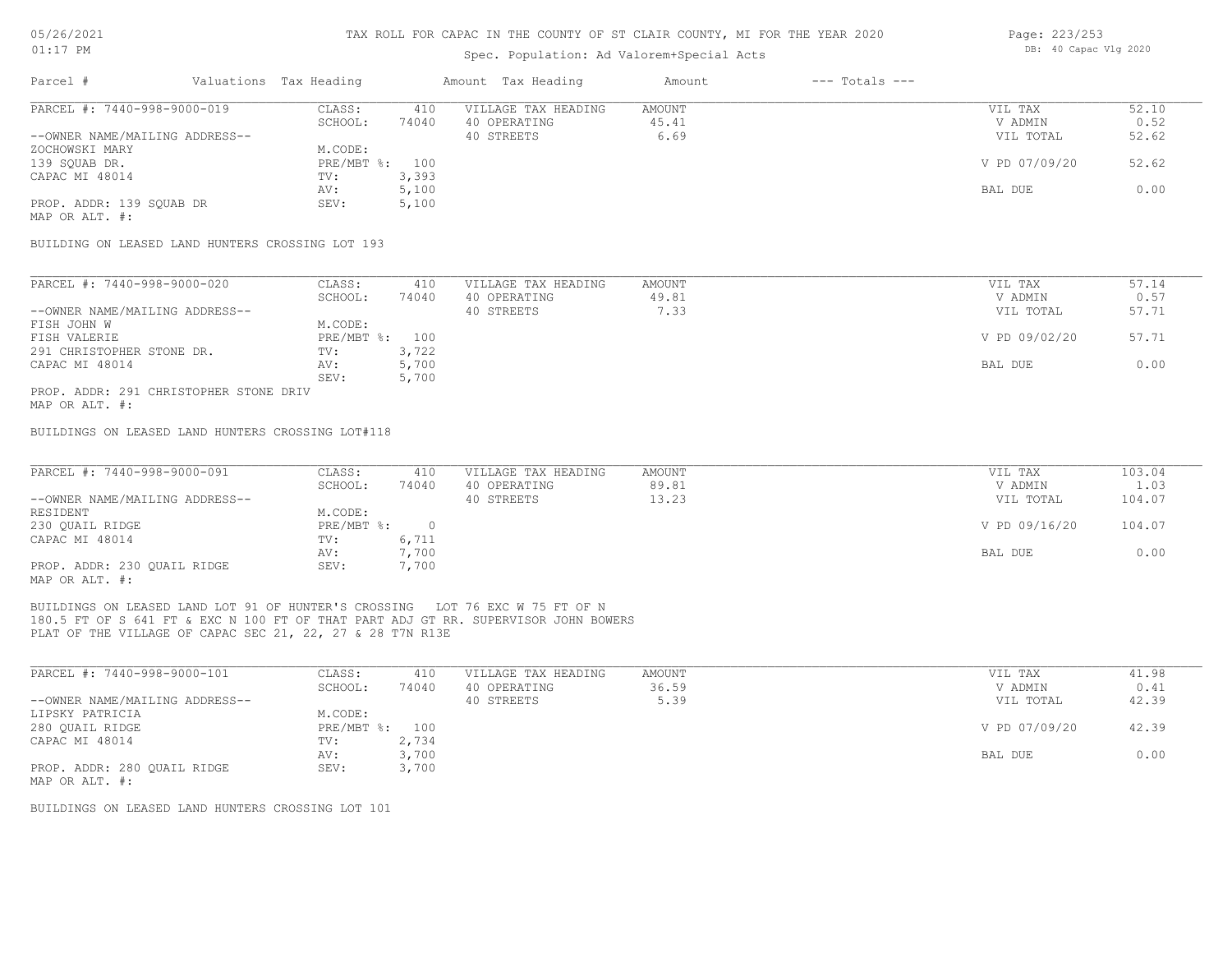# TAX ROLL FOR CAPAC IN THE COUNTY OF ST CLAIR COUNTY, MI FOR THE YEAR 2020

Spec. Population: Ad Valorem+Special Acts

05/26/2021 01:17 PM

DB: 40 Capac Vlg 2020

| Parcel # | Valuations | Tax Heading | Amount | Tax Heading | Amount | --- Totals --- | |
|---|---|---|---|---|---|---|---|
| PARCEL #: 7440-998-9000-019 | CLASS: | 410 | VILLAGE TAX HEADING | AMOUNT | | VIL TAX | 52.10 |
| | SCHOOL: | 74040 | 40 OPERATING | 45.41 | | V ADMIN | 0.52 |
| --OWNER NAME/MAILING ADDRESS-- | | | 40 STREETS | 6.69 | | VIL TOTAL | 52.62 |
| ZOCHOWSKI MARY | M.CODE: | | | | | | |
| 139 SQUAB DR. | PRE/MBT %: | 100 | | | | V PD 07/09/20 | 52.62 |
| CAPAC MI 48014 | TV: | 3,393 | | | | | |
| | AV: | 5,100 | | | | BAL DUE | 0.00 |
| PROP. ADDR: 139 SQUAB DR | SEV: | 5,100 | | | | | |
| MAP OR ALT. #: | | | | | | | |

BUILDING ON LEASED LAND HUNTERS CROSSING LOT 193

| Parcel # | Valuations | Tax Heading | Amount | Tax Heading | Amount | --- Totals --- | |
|---|---|---|---|---|---|---|---|
| PARCEL #: 7440-998-9000-020 | CLASS: | 410 | VILLAGE TAX HEADING | AMOUNT | | VIL TAX | 57.14 |
| | SCHOOL: | 74040 | 40 OPERATING | 49.81 | | V ADMIN | 0.57 |
| --OWNER NAME/MAILING ADDRESS-- | | | 40 STREETS | 7.33 | | VIL TOTAL | 57.71 |
| FISH JOHN W | M.CODE: | | | | | | |
| FISH VALERIE | PRE/MBT %: | 100 | | | | V PD 09/02/20 | 57.71 |
| 291 CHRISTOPHER STONE DR. | TV: | 3,722 | | | | | |
| CAPAC MI 48014 | AV: | 5,700 | | | | BAL DUE | 0.00 |
| | SEV: | 5,700 | | | | | |
| PROP. ADDR: 291 CHRISTOPHER STONE DRIV | | | | | | | |
| MAP OR ALT. #: | | | | | | | |

BUILDINGS ON LEASED LAND HUNTERS CROSSING LOT#118

| Parcel # | Valuations | Tax Heading | Amount | Tax Heading | Amount | --- Totals --- | |
|---|---|---|---|---|---|---|---|
| PARCEL #: 7440-998-9000-091 | CLASS: | 410 | VILLAGE TAX HEADING | AMOUNT | | VIL TAX | 103.04 |
| | SCHOOL: | 74040 | 40 OPERATING | 89.81 | | V ADMIN | 1.03 |
| --OWNER NAME/MAILING ADDRESS-- | | | 40 STREETS | 13.23 | | VIL TOTAL | 104.07 |
| RESIDENT | M.CODE: | | | | | | |
| 230 QUAIL RIDGE | PRE/MBT %: | 0 | | | | V PD 09/16/20 | 104.07 |
| CAPAC MI 48014 | TV: | 6,711 | | | | | |
| | AV: | 7,700 | | | | BAL DUE | 0.00 |
| PROP. ADDR: 230 QUAIL RIDGE | SEV: | 7,700 | | | | | |
| MAP OR ALT. #: | | | | | | | |

BUILDINGS ON LEASED LAND LOT 91 OF HUNTER'S CROSSING LOT 76 EXC W 75 FT OF N 180.5 FT OF S 641 FT & EXC N 100 FT OF THAT PART ADJ GT RR. SUPERVISOR JOHN BOWERS PLAT OF THE VILLAGE OF CAPAC SEC 21, 22, 27 & 28 T7N R13E

| Parcel # | Valuations | Tax Heading | Amount | Tax Heading | Amount | --- Totals --- | |
|---|---|---|---|---|---|---|---|
| PARCEL #: 7440-998-9000-101 | CLASS: | 410 | VILLAGE TAX HEADING | AMOUNT | | VIL TAX | 41.98 |
| | SCHOOL: | 74040 | 40 OPERATING | 36.59 | | V ADMIN | 0.41 |
| --OWNER NAME/MAILING ADDRESS-- | | | 40 STREETS | 5.39 | | VIL TOTAL | 42.39 |
| LIPSKY PATRICIA | M.CODE: | | | | | | |
| 280 QUAIL RIDGE | PRE/MBT %: | 100 | | | | V PD 07/09/20 | 42.39 |
| CAPAC MI 48014 | TV: | 2,734 | | | | | |
| | AV: | 3,700 | | | | BAL DUE | 0.00 |
| PROP. ADDR: 280 QUAIL RIDGE | SEV: | 3,700 | | | | | |
| MAP OR ALT. #: | | | | | | | |

BUILDINGS ON LEASED LAND HUNTERS CROSSING LOT 101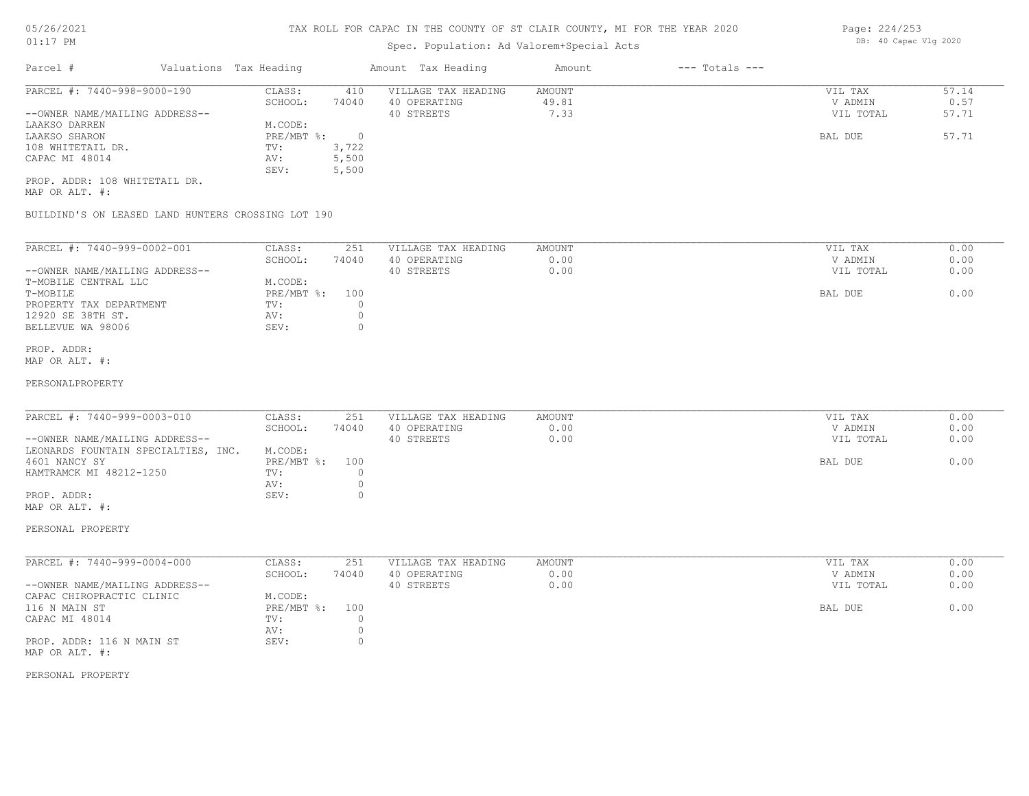TAX ROLL FOR CAPAC IN THE COUNTY OF ST CLAIR COUNTY, MI FOR THE YEAR 2020

Spec. Population: Ad Valorem+Special Acts

| Parcel # | Valuations | Tax Heading | Amount | Tax Heading | Amount | --- Totals --- |
|---|---|---|---|---|---|---|

**PARCEL #: 7440-998-9000-190**

| | | | | |
|---|---|---|---|---|
| CLASS: | 410 | VILLAGE TAX HEADING | AMOUNT | VIL TAX 57.14 |
| SCHOOL: | 74040 | 40 OPERATING | 49.81 | V ADMIN 0.57 |
| | | 40 STREETS | 7.33 | VIL TOTAL 57.71 |
| M.CODE: | | | | |
| PRE/MBT %: | 0 | | | BAL DUE 57.71 |
| TV: | 3,722 | | | |
| AV: | 5,500 | | | |
| SEV: | 5,500 | | | |

--OWNER NAME/MAILING ADDRESS--
LAAKSO DARREN
LAAKSO SHARON
108 WHITETAIL DR.
CAPAC MI 48014

PROP. ADDR: 108 WHITETAIL DR.
MAP OR ALT. #:

BUILDIND'S ON LEASED LAND HUNTERS CROSSING LOT 190

**PARCEL #: 7440-999-0002-001**

| | | | | |
|---|---|---|---|---|
| CLASS: | 251 | VILLAGE TAX HEADING | AMOUNT | VIL TAX 0.00 |
| SCHOOL: | 74040 | 40 OPERATING | 0.00 | V ADMIN 0.00 |
| | | 40 STREETS | 0.00 | VIL TOTAL 0.00 |
| M.CODE: | | | | |
| PRE/MBT %: | 100 | | | BAL DUE 0.00 |
| TV: | 0 | | | |
| AV: | 0 | | | |
| SEV: | 0 | | | |

--OWNER NAME/MAILING ADDRESS--
T-MOBILE CENTRAL LLC
T-MOBILE
PROPERTY TAX DEPARTMENT
12920 SE 38TH ST.
BELLEVUE WA 98006

PROP. ADDR:
MAP OR ALT. #:

PERSONALPROPERTY

**PARCEL #: 7440-999-0003-010**

| | | | | |
|---|---|---|---|---|
| CLASS: | 251 | VILLAGE TAX HEADING | AMOUNT | VIL TAX 0.00 |
| SCHOOL: | 74040 | 40 OPERATING | 0.00 | V ADMIN 0.00 |
| | | 40 STREETS | 0.00 | VIL TOTAL 0.00 |
| M.CODE: | | | | |
| PRE/MBT %: | 100 | | | BAL DUE 0.00 |
| TV: | 0 | | | |
| AV: | 0 | | | |
| SEV: | 0 | | | |

--OWNER NAME/MAILING ADDRESS--
LEONARDS FOUNTAIN SPECIALTIES, INC.
4601 NANCY SY
HAMTRAMCK MI 48212-1250

PROP. ADDR:
MAP OR ALT. #:

PERSONAL PROPERTY

**PARCEL #: 7440-999-0004-000**

| | | | | |
|---|---|---|---|---|
| CLASS: | 251 | VILLAGE TAX HEADING | AMOUNT | VIL TAX 0.00 |
| SCHOOL: | 74040 | 40 OPERATING | 0.00 | V ADMIN 0.00 |
| | | 40 STREETS | 0.00 | VIL TOTAL 0.00 |
| M.CODE: | | | | |
| PRE/MBT %: | 100 | | | BAL DUE 0.00 |
| TV: | 0 | | | |
| AV: | 0 | | | |
| SEV: | 0 | | | |

--OWNER NAME/MAILING ADDRESS--
CAPAC CHIROPRACTIC CLINIC
116 N MAIN ST
CAPAC MI 48014

PROP. ADDR: 116 N MAIN ST
MAP OR ALT. #:

PERSONAL PROPERTY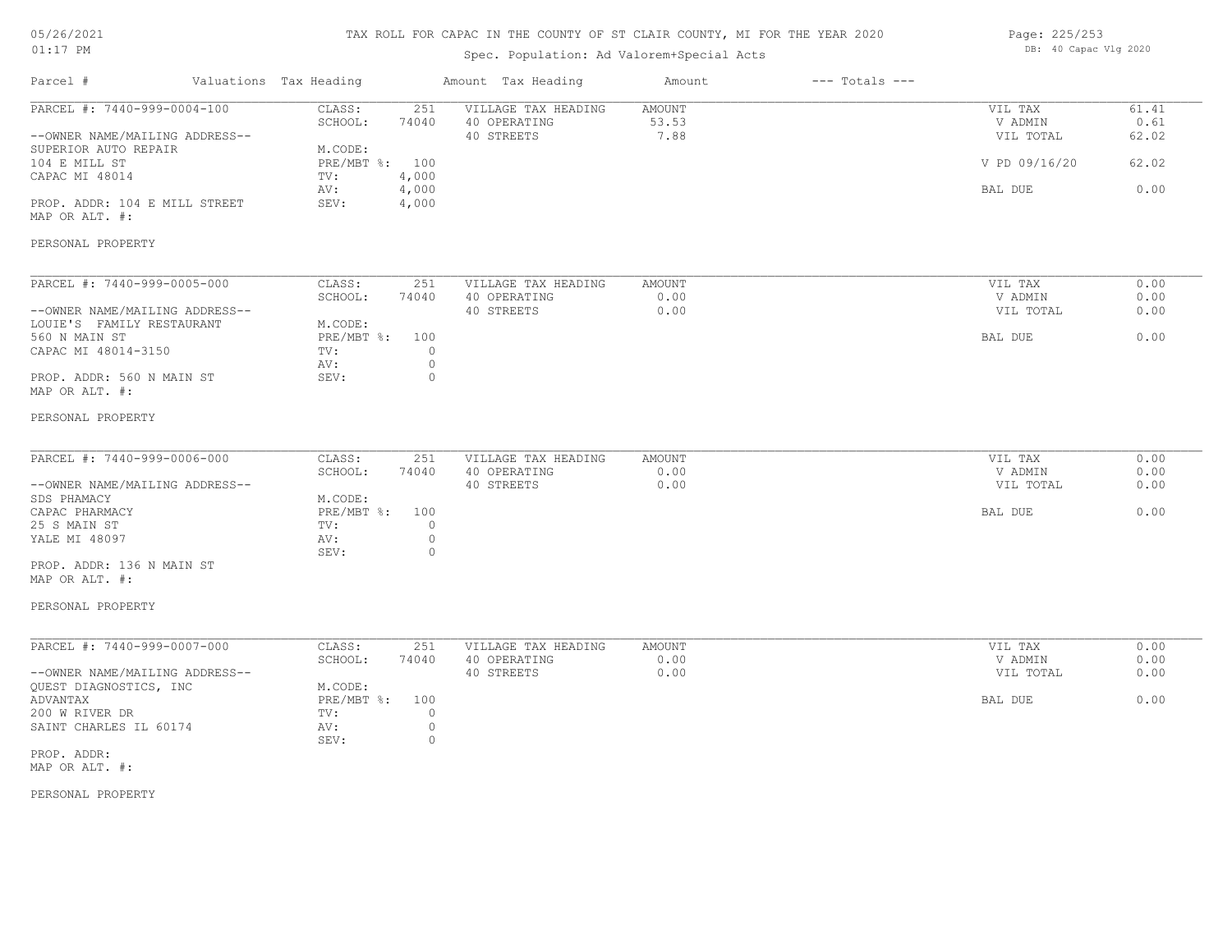# TAX ROLL FOR CAPAC IN THE COUNTY OF ST CLAIR COUNTY, MI FOR THE YEAR 2020

05/26/2021
01:17 PM

Spec. Population: Ad Valorem+Special Acts

DB: 40 Capac Vlg 2020

| Parcel # | Valuations Tax Heading | | Amount Tax Heading | Amount | --- Totals --- | |
|---|---|---|---|---|---|---|
| PARCEL #: 7440-999-0004-100 | CLASS: | 251 | VILLAGE TAX HEADING | AMOUNT | VIL TAX | 61.41 |
| | SCHOOL: | 74040 | 40 OPERATING | 53.53 | V ADMIN | 0.61 |
| --OWNER NAME/MAILING ADDRESS-- | | | 40 STREETS | 7.88 | VIL TOTAL | 62.02 |
| SUPERIOR AUTO REPAIR | M.CODE: | | | | | |
| 104 E MILL ST | PRE/MBT %: | 100 | | | V PD 09/16/20 | 62.02 |
| CAPAC MI 48014 | TV: | 4,000 | | | | |
| | AV: | 4,000 | | | BAL DUE | 0.00 |
| PROP. ADDR: 104 E MILL STREET | SEV: | 4,000 | | | | |
| MAP OR ALT. #: | | | | | | |
| PERSONAL PROPERTY | | | | | | |

| Parcel # | Valuations Tax Heading | | Amount Tax Heading | Amount | --- Totals --- | |
|---|---|---|---|---|---|---|
| PARCEL #: 7440-999-0005-000 | CLASS: | 251 | VILLAGE TAX HEADING | AMOUNT | VIL TAX | 0.00 |
| | SCHOOL: | 74040 | 40 OPERATING | 0.00 | V ADMIN | 0.00 |
| --OWNER NAME/MAILING ADDRESS-- | | | 40 STREETS | 0.00 | VIL TOTAL | 0.00 |
| LOUIE'S FAMILY RESTAURANT | M.CODE: | | | | | |
| 560 N MAIN ST | PRE/MBT %: | 100 | | | BAL DUE | 0.00 |
| CAPAC MI 48014-3150 | TV: | 0 | | | | |
| | AV: | 0 | | | | |
| PROP. ADDR: 560 N MAIN ST | SEV: | 0 | | | | |
| MAP OR ALT. #: | | | | | | |
| PERSONAL PROPERTY | | | | | | |

| Parcel # | Valuations Tax Heading | | Amount Tax Heading | Amount | --- Totals --- | |
|---|---|---|---|---|---|---|
| PARCEL #: 7440-999-0006-000 | CLASS: | 251 | VILLAGE TAX HEADING | AMOUNT | VIL TAX | 0.00 |
| | SCHOOL: | 74040 | 40 OPERATING | 0.00 | V ADMIN | 0.00 |
| --OWNER NAME/MAILING ADDRESS-- | | | 40 STREETS | 0.00 | VIL TOTAL | 0.00 |
| SDS PHAMACY | M.CODE: | | | | | |
| CAPAC PHARMACY | PRE/MBT %: | 100 | | | BAL DUE | 0.00 |
| 25 S MAIN ST | TV: | 0 | | | | |
| YALE MI 48097 | AV: | 0 | | | | |
| | SEV: | 0 | | | | |
| PROP. ADDR: 136 N MAIN ST | | | | | | |
| MAP OR ALT. #: | | | | | | |
| PERSONAL PROPERTY | | | | | | |

| Parcel # | Valuations Tax Heading | | Amount Tax Heading | Amount | --- Totals --- | |
|---|---|---|---|---|---|---|
| PARCEL #: 7440-999-0007-000 | CLASS: | 251 | VILLAGE TAX HEADING | AMOUNT | VIL TAX | 0.00 |
| | SCHOOL: | 74040 | 40 OPERATING | 0.00 | V ADMIN | 0.00 |
| --OWNER NAME/MAILING ADDRESS-- | | | 40 STREETS | 0.00 | VIL TOTAL | 0.00 |
| QUEST DIAGNOSTICS, INC | M.CODE: | | | | | |
| ADVANTAX | PRE/MBT %: | 100 | | | BAL DUE | 0.00 |
| 200 W RIVER DR | TV: | 0 | | | | |
| SAINT CHARLES IL 60174 | AV: | 0 | | | | |
| | SEV: | 0 | | | | |
| PROP. ADDR: | | | | | | |
| MAP OR ALT. #: | | | | | | |
| PERSONAL PROPERTY | | | | | | |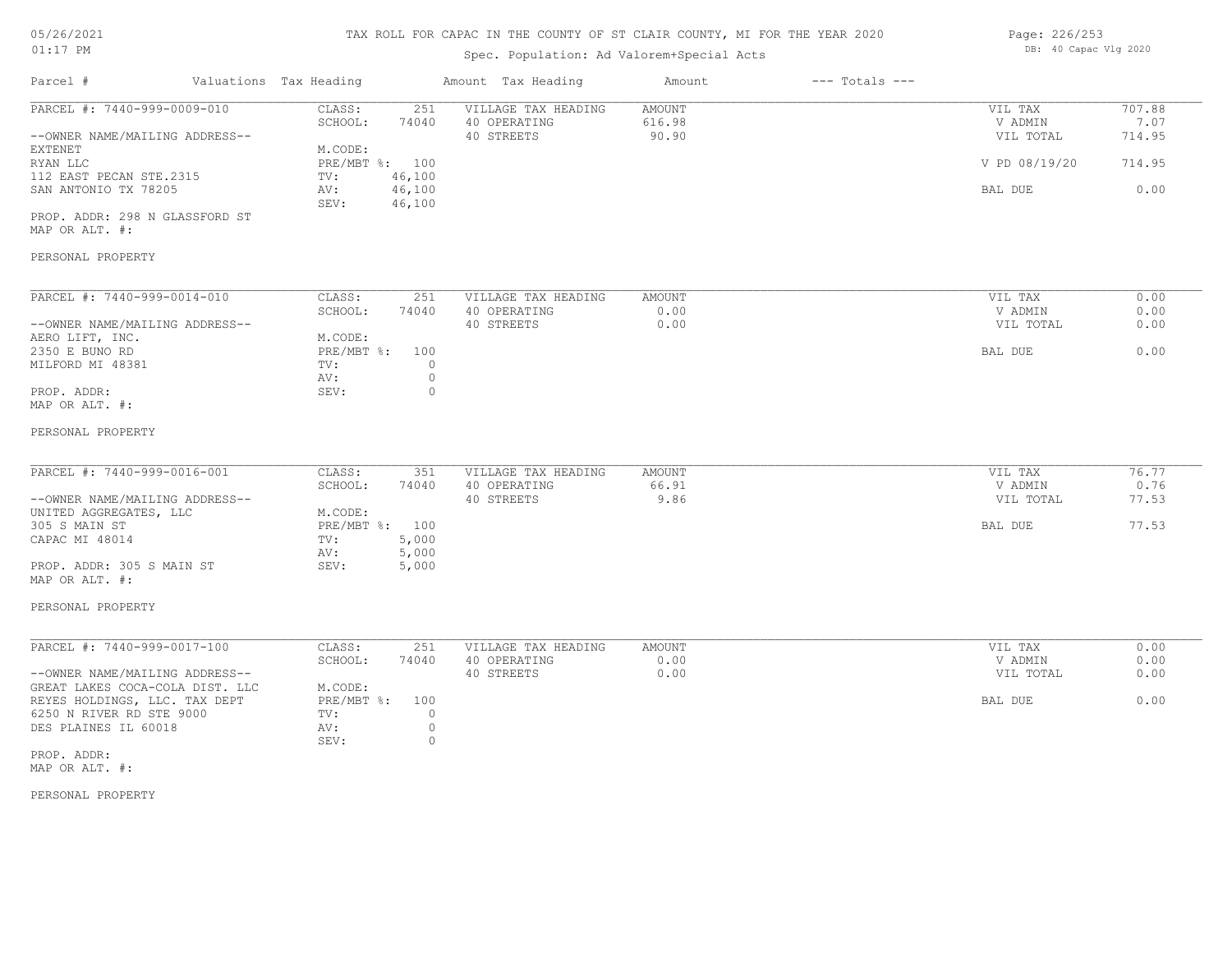# TAX ROLL FOR CAPAC IN THE COUNTY OF ST CLAIR COUNTY, MI FOR THE YEAR 2020

Spec. Population: Ad Valorem+Special Acts

| Parcel # | Valuations | Tax Heading | Amount | Tax Heading | Amount | --- Totals --- | |
|---|---|---|---|---|---|---|---|
| PARCEL #: 7440-999-0009-010 | CLASS: | 251 | VILLAGE TAX HEADING | AMOUNT | | VIL TAX | 707.88 |
| | SCHOOL: | 74040 | 40 OPERATING | 616.98 | | V ADMIN | 7.07 |
| --OWNER NAME/MAILING ADDRESS-- | | | 40 STREETS | 90.90 | | VIL TOTAL | 714.95 |
| EXTENET | M.CODE: | | | | | | |
| RYAN LLC | PRE/MBT %: | 100 | | | | V PD 08/19/20 | 714.95 |
| 112 EAST PECAN STE.2315 | TV: | 46,100 | | | | | |
| SAN ANTONIO TX 78205 | AV: | 46,100 | | | | BAL DUE | 0.00 |
| | SEV: | 46,100 | | | | | |
| PROP. ADDR: 298 N GLASSFORD ST | | | | | | | |
| MAP OR ALT. #: | | | | | | | |
| PERSONAL PROPERTY | | | | | | | |

| Parcel # | Valuations | Tax Heading | Amount | Tax Heading | Amount | --- Totals --- | |
|---|---|---|---|---|---|---|---|
| PARCEL #: 7440-999-0014-010 | CLASS: | 251 | VILLAGE TAX HEADING | AMOUNT | | VIL TAX | 0.00 |
| | SCHOOL: | 74040 | 40 OPERATING | 0.00 | | V ADMIN | 0.00 |
| --OWNER NAME/MAILING ADDRESS-- | | | 40 STREETS | 0.00 | | VIL TOTAL | 0.00 |
| AERO LIFT, INC. | M.CODE: | | | | | | |
| 2350 E BUNO RD | PRE/MBT %: | 100 | | | | BAL DUE | 0.00 |
| MILFORD MI 48381 | TV: | 0 | | | | | |
| | AV: | 0 | | | | | |
| PROP. ADDR: | SEV: | 0 | | | | | |
| MAP OR ALT. #: | | | | | | | |
| PERSONAL PROPERTY | | | | | | | |

| Parcel # | Valuations | Tax Heading | Amount | Tax Heading | Amount | --- Totals --- | |
|---|---|---|---|---|---|---|---|
| PARCEL #: 7440-999-0016-001 | CLASS: | 351 | VILLAGE TAX HEADING | AMOUNT | | VIL TAX | 76.77 |
| | SCHOOL: | 74040 | 40 OPERATING | 66.91 | | V ADMIN | 0.76 |
| --OWNER NAME/MAILING ADDRESS-- | | | 40 STREETS | 9.86 | | VIL TOTAL | 77.53 |
| UNITED AGGREGATES, LLC | M.CODE: | | | | | | |
| 305 S MAIN ST | PRE/MBT %: | 100 | | | | BAL DUE | 77.53 |
| CAPAC MI 48014 | TV: | 5,000 | | | | | |
| | AV: | 5,000 | | | | | |
| PROP. ADDR: 305 S MAIN ST | SEV: | 5,000 | | | | | |
| MAP OR ALT. #: | | | | | | | |
| PERSONAL PROPERTY | | | | | | | |

| Parcel # | Valuations | Tax Heading | Amount | Tax Heading | Amount | --- Totals --- | |
|---|---|---|---|---|---|---|---|
| PARCEL #: 7440-999-0017-100 | CLASS: | 251 | VILLAGE TAX HEADING | AMOUNT | | VIL TAX | 0.00 |
| | SCHOOL: | 74040 | 40 OPERATING | 0.00 | | V ADMIN | 0.00 |
| --OWNER NAME/MAILING ADDRESS-- | | | 40 STREETS | 0.00 | | VIL TOTAL | 0.00 |
| GREAT LAKES COCA-COLA DIST. LLC | M.CODE: | | | | | | |
| REYES HOLDINGS, LLC. TAX DEPT | PRE/MBT %: | 100 | | | | BAL DUE | 0.00 |
| 6250 N RIVER RD STE 9000 | TV: | 0 | | | | | |
| DES PLAINES IL 60018 | AV: | 0 | | | | | |
| | SEV: | 0 | | | | | |
| PROP. ADDR: | | | | | | | |
| MAP OR ALT. #: | | | | | | | |
| PERSONAL PROPERTY | | | | | | | |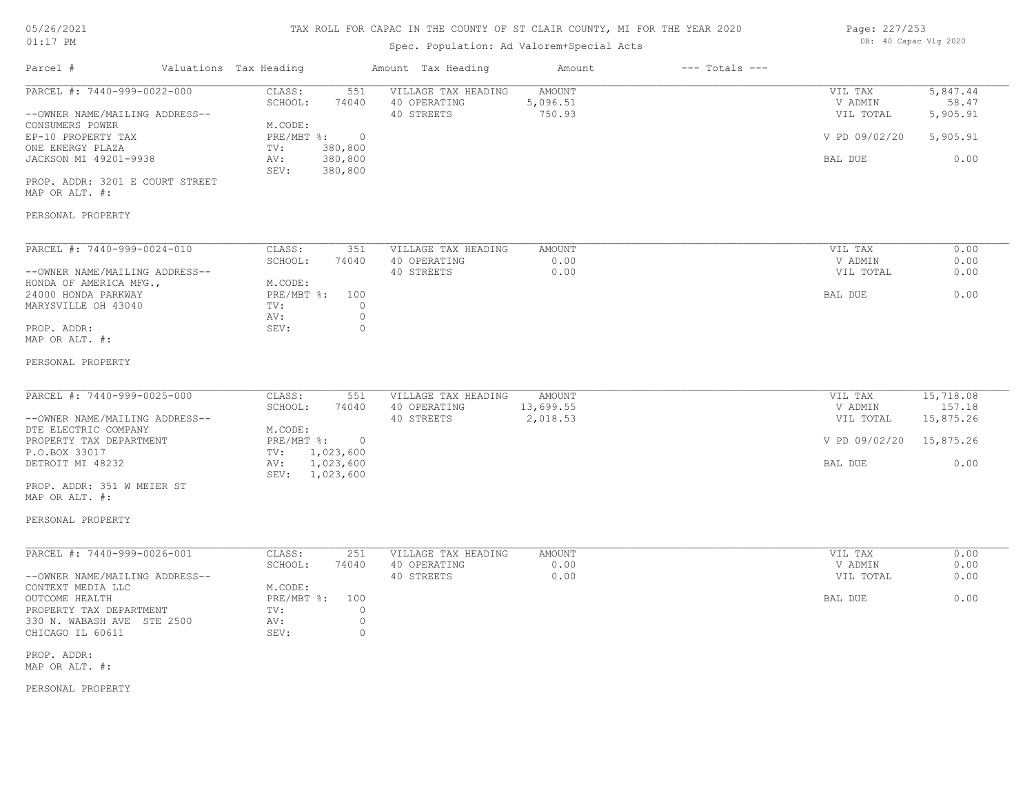# TAX ROLL FOR CAPAC IN THE COUNTY OF ST CLAIR COUNTY, MI FOR THE YEAR 2020

Spec. Population: Ad Valorem+Special Acts

DB: 40 Capac Vlg 2020

| Parcel # | Valuations | Tax Heading | Amount | Tax Heading | Amount | --- Totals --- | |
|---|---|---|---|---|---|---|---|

## PARCEL #: 7440-999-0022-000

| | | | | | |
|---|---|---|---|---|---|
| CLASS: | 551 | VILLAGE TAX HEADING | AMOUNT | VIL TAX | 5,847.44 |
| SCHOOL: | 74040 | 40 OPERATING | 5,096.51 | V ADMIN | 58.47 |
| | | 40 STREETS | 750.93 | VIL TOTAL | 5,905.91 |
| M.CODE: | | | | | |
| PRE/MBT %: | 0 | | | V PD 09/02/20 | 5,905.91 |
| TV: | 380,800 | | | | |
| AV: | 380,800 | | | BAL DUE | 0.00 |
| SEV: | 380,800 | | | | |

--OWNER NAME/MAILING ADDRESS--
CONSUMERS POWER
EP-10 PROPERTY TAX
ONE ENERGY PLAZA
JACKSON MI 49201-9938

PROP. ADDR: 3201 E COURT STREET
MAP OR ALT. #:

PERSONAL PROPERTY

## PARCEL #: 7440-999-0024-010

| | | | | | |
|---|---|---|---|---|---|
| CLASS: | 351 | VILLAGE TAX HEADING | AMOUNT | VIL TAX | 0.00 |
| SCHOOL: | 74040 | 40 OPERATING | 0.00 | V ADMIN | 0.00 |
| | | 40 STREETS | 0.00 | VIL TOTAL | 0.00 |
| M.CODE: | | | | | |
| PRE/MBT %: | 100 | | | BAL DUE | 0.00 |
| TV: | 0 | | | | |
| AV: | 0 | | | | |
| SEV: | 0 | | | | |

--OWNER NAME/MAILING ADDRESS--
HONDA OF AMERICA MFG.,
24000 HONDA PARKWAY
MARYSVILLE OH 43040

PROP. ADDR:
MAP OR ALT. #:

PERSONAL PROPERTY

## PARCEL #: 7440-999-0025-000

| | | | | | |
|---|---|---|---|---|---|
| CLASS: | 551 | VILLAGE TAX HEADING | AMOUNT | VIL TAX | 15,718.08 |
| SCHOOL: | 74040 | 40 OPERATING | 13,699.55 | V ADMIN | 157.18 |
| | | 40 STREETS | 2,018.53 | VIL TOTAL | 15,875.26 |
| M.CODE: | | | | | |
| PRE/MBT %: | 0 | | | V PD 09/02/20 | 15,875.26 |
| TV: | 1,023,600 | | | | |
| AV: | 1,023,600 | | | BAL DUE | 0.00 |
| SEV: | 1,023,600 | | | | |

--OWNER NAME/MAILING ADDRESS--
DTE ELECTRIC COMPANY
PROPERTY TAX DEPARTMENT
P.O.BOX 33017
DETROIT MI 48232

PROP. ADDR: 351 W MEIER ST
MAP OR ALT. #:

PERSONAL PROPERTY

## PARCEL #: 7440-999-0026-001

| | | | | | |
|---|---|---|---|---|---|
| CLASS: | 251 | VILLAGE TAX HEADING | AMOUNT | VIL TAX | 0.00 |
| SCHOOL: | 74040 | 40 OPERATING | 0.00 | V ADMIN | 0.00 |
| | | 40 STREETS | 0.00 | VIL TOTAL | 0.00 |
| M.CODE: | | | | | |
| PRE/MBT %: | 100 | | | BAL DUE | 0.00 |
| TV: | 0 | | | | |
| AV: | 0 | | | | |
| SEV: | 0 | | | | |

--OWNER NAME/MAILING ADDRESS--
CONTEXT MEDIA LLC
OUTCOME HEALTH
PROPERTY TAX DEPARTMENT
330 N. WABASH AVE STE 2500
CHICAGO IL 60611

PROP. ADDR:
MAP OR ALT. #:

PERSONAL PROPERTY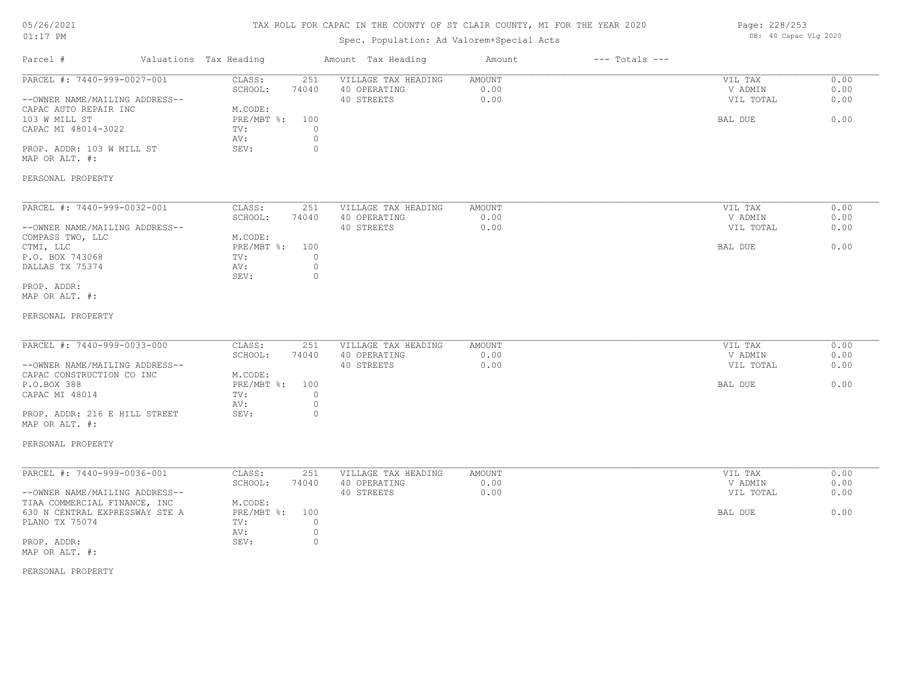# TAX ROLL FOR CAPAC IN THE COUNTY OF ST CLAIR COUNTY, MI FOR THE YEAR 2020

05/26/2021
01:17 PM

Spec. Population: Ad Valorem+Special Acts

DB: 40 Capac Vlg 2020

| Parcel # | Valuations | Tax Heading | Amount | Tax Heading | Amount | --- Totals --- | |
|---|---|---|---|---|---|---|---|
| PARCEL #: 7440-999-0027-001 | CLASS: | 251 | VILLAGE TAX HEADING | AMOUNT | | VIL TAX | 0.00 |
| | SCHOOL: | 74040 | 40 OPERATING | 0.00 | | V ADMIN | 0.00 |
| --OWNER NAME/MAILING ADDRESS-- | | | 40 STREETS | 0.00 | | VIL TOTAL | 0.00 |
| CAPAC AUTO REPAIR INC | M.CODE: | | | | | | |
| 103 W MILL ST | PRE/MBT %: | 100 | | | | BAL DUE | 0.00 |
| CAPAC MI 48014-3022 | TV: | 0 | | | | | |
| | AV: | 0 | | | | | |
| PROP. ADDR: 103 W MILL ST | SEV: | 0 | | | | | |
| MAP OR ALT. #: | | | | | | | |
| PERSONAL PROPERTY | | | | | | | |

| Parcel # | Valuations | Tax Heading | Amount | Tax Heading | Amount | --- Totals --- | |
|---|---|---|---|---|---|---|---|
| PARCEL #: 7440-999-0032-001 | CLASS: | 251 | VILLAGE TAX HEADING | AMOUNT | | VIL TAX | 0.00 |
| | SCHOOL: | 74040 | 40 OPERATING | 0.00 | | V ADMIN | 0.00 |
| --OWNER NAME/MAILING ADDRESS-- | | | 40 STREETS | 0.00 | | VIL TOTAL | 0.00 |
| COMPASS TWO, LLC | M.CODE: | | | | | | |
| CTMI, LLC | PRE/MBT %: | 100 | | | | BAL DUE | 0.00 |
| P.O. BOX 743068 | TV: | 0 | | | | | |
| DALLAS TX 75374 | AV: | 0 | | | | | |
| | SEV: | 0 | | | | | |
| PROP. ADDR: | | | | | | | |
| MAP OR ALT. #: | | | | | | | |
| PERSONAL PROPERTY | | | | | | | |

| Parcel # | Valuations | Tax Heading | Amount | Tax Heading | Amount | --- Totals --- | |
|---|---|---|---|---|---|---|---|
| PARCEL #: 7440-999-0033-000 | CLASS: | 251 | VILLAGE TAX HEADING | AMOUNT | | VIL TAX | 0.00 |
| | SCHOOL: | 74040 | 40 OPERATING | 0.00 | | V ADMIN | 0.00 |
| --OWNER NAME/MAILING ADDRESS-- | | | 40 STREETS | 0.00 | | VIL TOTAL | 0.00 |
| CAPAC CONSTRUCTION CO INC | M.CODE: | | | | | | |
| P.O.BOX 388 | PRE/MBT %: | 100 | | | | BAL DUE | 0.00 |
| CAPAC MI 48014 | TV: | 0 | | | | | |
| | AV: | 0 | | | | | |
| PROP. ADDR: 216 E HILL STREET | SEV: | 0 | | | | | |
| MAP OR ALT. #: | | | | | | | |
| PERSONAL PROPERTY | | | | | | | |

| Parcel # | Valuations | Tax Heading | Amount | Tax Heading | Amount | --- Totals --- | |
|---|---|---|---|---|---|---|---|
| PARCEL #: 7440-999-0036-001 | CLASS: | 251 | VILLAGE TAX HEADING | AMOUNT | | VIL TAX | 0.00 |
| | SCHOOL: | 74040 | 40 OPERATING | 0.00 | | V ADMIN | 0.00 |
| --OWNER NAME/MAILING ADDRESS-- | | | 40 STREETS | 0.00 | | VIL TOTAL | 0.00 |
| TIAA COMMERCIAL FINANCE, INC | M.CODE: | | | | | | |
| 630 N CENTRAL EXPRESSWAY STE A | PRE/MBT %: | 100 | | | | BAL DUE | 0.00 |
| PLANO TX 75074 | TV: | 0 | | | | | |
| | AV: | 0 | | | | | |
| PROP. ADDR: | SEV: | 0 | | | | | |
| MAP OR ALT. #: | | | | | | | |
| PERSONAL PROPERTY | | | | | | | |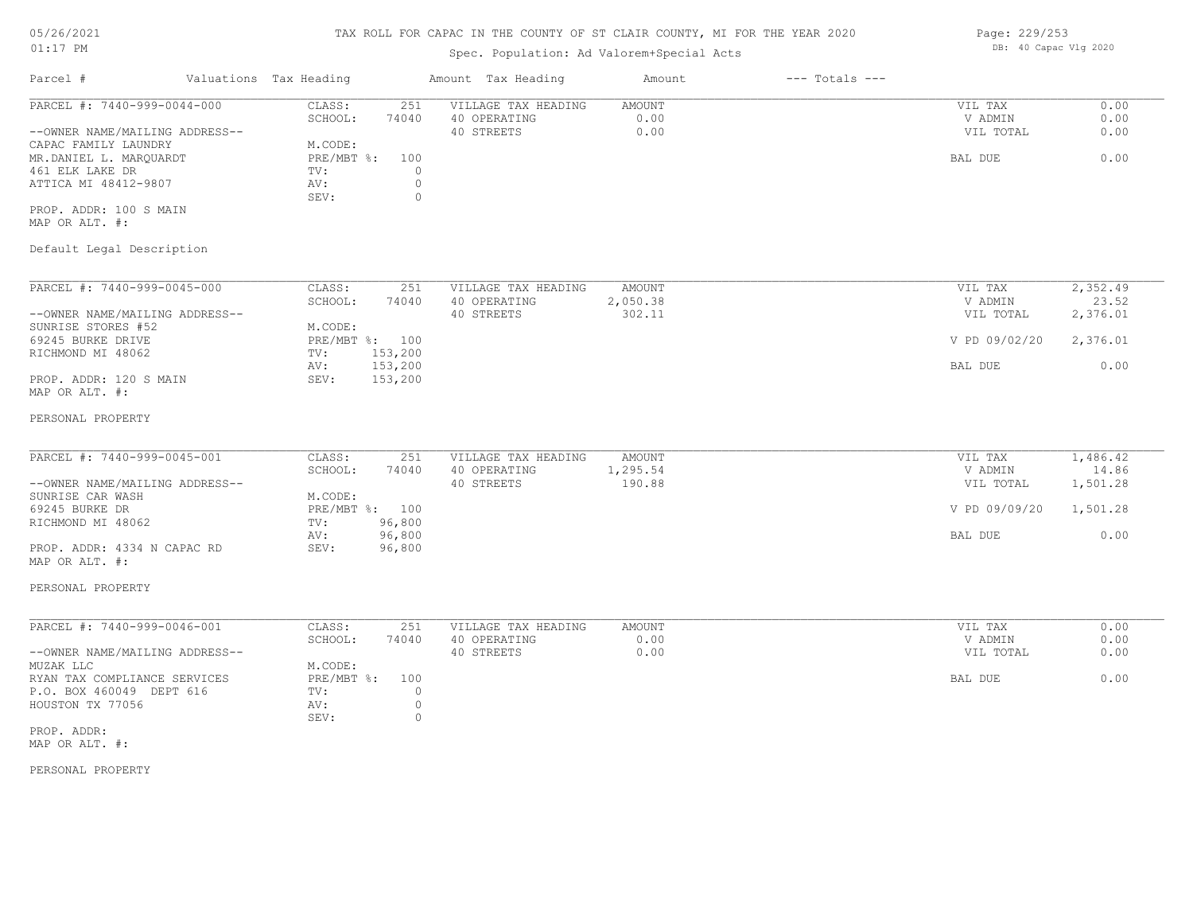# TAX ROLL FOR CAPAC IN THE COUNTY OF ST CLAIR COUNTY, MI FOR THE YEAR 2020

Spec. Population: Ad Valorem+Special Acts

DB: 40 Capac Vlg 2020

| Parcel # | Valuations | Tax Heading | Amount | Tax Heading | Amount | --- Totals --- | |
|---|---|---|---|---|---|---|---|
| PARCEL #: 7440-999-0044-000 | CLASS: | 251 | VILLAGE TAX HEADING | AMOUNT | | VIL TAX | 0.00 |
| | SCHOOL: | 74040 | 40 OPERATING | 0.00 | | V ADMIN | 0.00 |
| --OWNER NAME/MAILING ADDRESS-- | | | 40 STREETS | 0.00 | | VIL TOTAL | 0.00 |
| CAPAC FAMILY LAUNDRY | M.CODE: | | | | | | |
| MR.DANIEL L. MARQUARDT | PRE/MBT %: | 100 | | | | BAL DUE | 0.00 |
| 461 ELK LAKE DR | TV: | 0 | | | | | |
| ATTICA MI 48412-9807 | AV: | 0 | | | | | |
| | SEV: | 0 | | | | | |
| PROP. ADDR: 100 S MAIN | | | | | | | |
| MAP OR ALT. #: | | | | | | | |
| Default Legal Description | | | | | | | |

| Parcel # | Valuations | Tax Heading | Amount | Tax Heading | Amount | --- Totals --- | |
|---|---|---|---|---|---|---|---|
| PARCEL #: 7440-999-0045-000 | CLASS: | 251 | VILLAGE TAX HEADING | AMOUNT | | VIL TAX | 2,352.49 |
| | SCHOOL: | 74040 | 40 OPERATING | 2,050.38 | | V ADMIN | 23.52 |
| --OWNER NAME/MAILING ADDRESS-- | | | 40 STREETS | 302.11 | | VIL TOTAL | 2,376.01 |
| SUNRISE STORES #52 | M.CODE: | | | | | | |
| 69245 BURKE DRIVE | PRE/MBT %: | 100 | | | | V PD 09/02/20 | 2,376.01 |
| RICHMOND MI 48062 | TV: | 153,200 | | | | | |
| | AV: | 153,200 | | | | BAL DUE | 0.00 |
| PROP. ADDR: 120 S MAIN | SEV: | 153,200 | | | | | |
| MAP OR ALT. #: | | | | | | | |
| PERSONAL PROPERTY | | | | | | | |

| Parcel # | Valuations | Tax Heading | Amount | Tax Heading | Amount | --- Totals --- | |
|---|---|---|---|---|---|---|---|
| PARCEL #: 7440-999-0045-001 | CLASS: | 251 | VILLAGE TAX HEADING | AMOUNT | | VIL TAX | 1,486.42 |
| | SCHOOL: | 74040 | 40 OPERATING | 1,295.54 | | V ADMIN | 14.86 |
| --OWNER NAME/MAILING ADDRESS-- | | | 40 STREETS | 190.88 | | VIL TOTAL | 1,501.28 |
| SUNRISE CAR WASH | M.CODE: | | | | | | |
| 69245 BURKE DR | PRE/MBT %: | 100 | | | | V PD 09/09/20 | 1,501.28 |
| RICHMOND MI 48062 | TV: | 96,800 | | | | | |
| | AV: | 96,800 | | | | BAL DUE | 0.00 |
| PROP. ADDR: 4334 N CAPAC RD | SEV: | 96,800 | | | | | |
| MAP OR ALT. #: | | | | | | | |
| PERSONAL PROPERTY | | | | | | | |

| Parcel # | Valuations | Tax Heading | Amount | Tax Heading | Amount | --- Totals --- | |
|---|---|---|---|---|---|---|---|
| PARCEL #: 7440-999-0046-001 | CLASS: | 251 | VILLAGE TAX HEADING | AMOUNT | | VIL TAX | 0.00 |
| | SCHOOL: | 74040 | 40 OPERATING | 0.00 | | V ADMIN | 0.00 |
| --OWNER NAME/MAILING ADDRESS-- | | | 40 STREETS | 0.00 | | VIL TOTAL | 0.00 |
| MUZAK LLC | M.CODE: | | | | | | |
| RYAN TAX COMPLIANCE SERVICES | PRE/MBT %: | 100 | | | | BAL DUE | 0.00 |
| P.O. BOX 460049 DEPT 616 | TV: | 0 | | | | | |
| HOUSTON TX 77056 | AV: | 0 | | | | | |
| | SEV: | 0 | | | | | |
| PROP. ADDR: | | | | | | | |
| MAP OR ALT. #: | | | | | | | |
| PERSONAL PROPERTY | | | | | | | |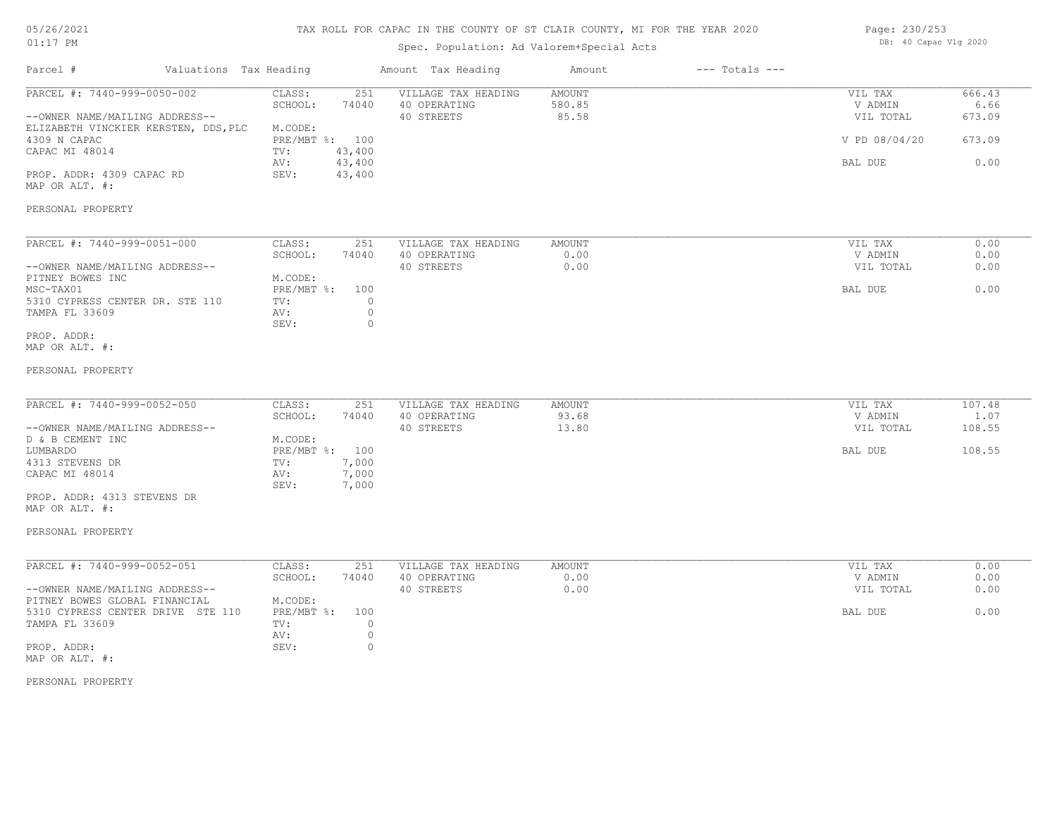# TAX ROLL FOR CAPAC IN THE COUNTY OF ST CLAIR COUNTY, MI FOR THE YEAR 2020

Spec. Population: Ad Valorem+Special Acts

05/26/2021 01:17 PM — DB: 40 Capac Vlg 2020

| Parcel # | Valuations | Tax Heading | Amount | Tax Heading | Amount | --- Totals --- | |
|---|---|---|---|---|---|---|---|
| PARCEL #: 7440-999-0050-002 | CLASS: | 251 | VILLAGE TAX HEADING | AMOUNT | | VIL TAX | 666.43 |
| | SCHOOL: | 74040 | 40 OPERATING | 580.85 | | V ADMIN | 6.66 |
| --OWNER NAME/MAILING ADDRESS-- | | | 40 STREETS | 85.58 | | VIL TOTAL | 673.09 |
| ELIZABETH VINCKIER KERSTEN, DDS,PLC | M.CODE: | | | | | | |
| 4309 N CAPAC | PRE/MBT %: | 100 | | | | V PD 08/04/20 | 673.09 |
| CAPAC MI 48014 | TV: | 43,400 | | | | | |
| | AV: | 43,400 | | | | BAL DUE | 0.00 |
| PROP. ADDR: 4309 CAPAC RD | SEV: | 43,400 | | | | | |
| MAP OR ALT. #: | | | | | | | |
| PERSONAL PROPERTY | | | | | | | |

| Parcel # | Valuations | Tax Heading | Amount | Tax Heading | Amount | --- Totals --- | |
|---|---|---|---|---|---|---|---|
| PARCEL #: 7440-999-0051-000 | CLASS: | 251 | VILLAGE TAX HEADING | AMOUNT | | VIL TAX | 0.00 |
| | SCHOOL: | 74040 | 40 OPERATING | 0.00 | | V ADMIN | 0.00 |
| --OWNER NAME/MAILING ADDRESS-- | | | 40 STREETS | 0.00 | | VIL TOTAL | 0.00 |
| PITNEY BOWES INC | M.CODE: | | | | | | |
| MSC-TAX01 | PRE/MBT %: | 100 | | | | BAL DUE | 0.00 |
| 5310 CYPRESS CENTER DR. STE 110 | TV: | 0 | | | | | |
| TAMPA FL 33609 | AV: | 0 | | | | | |
| | SEV: | 0 | | | | | |
| PROP. ADDR: | | | | | | | |
| MAP OR ALT. #: | | | | | | | |
| PERSONAL PROPERTY | | | | | | | |

| Parcel # | Valuations | Tax Heading | Amount | Tax Heading | Amount | --- Totals --- | |
|---|---|---|---|---|---|---|---|
| PARCEL #: 7440-999-0052-050 | CLASS: | 251 | VILLAGE TAX HEADING | AMOUNT | | VIL TAX | 107.48 |
| | SCHOOL: | 74040 | 40 OPERATING | 93.68 | | V ADMIN | 1.07 |
| --OWNER NAME/MAILING ADDRESS-- | | | 40 STREETS | 13.80 | | VIL TOTAL | 108.55 |
| D & B CEMENT INC | M.CODE: | | | | | | |
| LUMBARDO | PRE/MBT %: | 100 | | | | BAL DUE | 108.55 |
| 4313 STEVENS DR | TV: | 7,000 | | | | | |
| CAPAC MI 48014 | AV: | 7,000 | | | | | |
| | SEV: | 7,000 | | | | | |
| PROP. ADDR: 4313 STEVENS DR | | | | | | | |
| MAP OR ALT. #: | | | | | | | |
| PERSONAL PROPERTY | | | | | | | |

| Parcel # | Valuations | Tax Heading | Amount | Tax Heading | Amount | --- Totals --- | |
|---|---|---|---|---|---|---|---|
| PARCEL #: 7440-999-0052-051 | CLASS: | 251 | VILLAGE TAX HEADING | AMOUNT | | VIL TAX | 0.00 |
| | SCHOOL: | 74040 | 40 OPERATING | 0.00 | | V ADMIN | 0.00 |
| --OWNER NAME/MAILING ADDRESS-- | | | 40 STREETS | 0.00 | | VIL TOTAL | 0.00 |
| PITNEY BOWES GLOBAL FINANCIAL | M.CODE: | | | | | | |
| 5310 CYPRESS CENTER DRIVE STE 110 | PRE/MBT %: | 100 | | | | BAL DUE | 0.00 |
| TAMPA FL 33609 | TV: | 0 | | | | | |
| | AV: | 0 | | | | | |
| PROP. ADDR: | SEV: | 0 | | | | | |
| MAP OR ALT. #: | | | | | | | |
| PERSONAL PROPERTY | | | | | | | |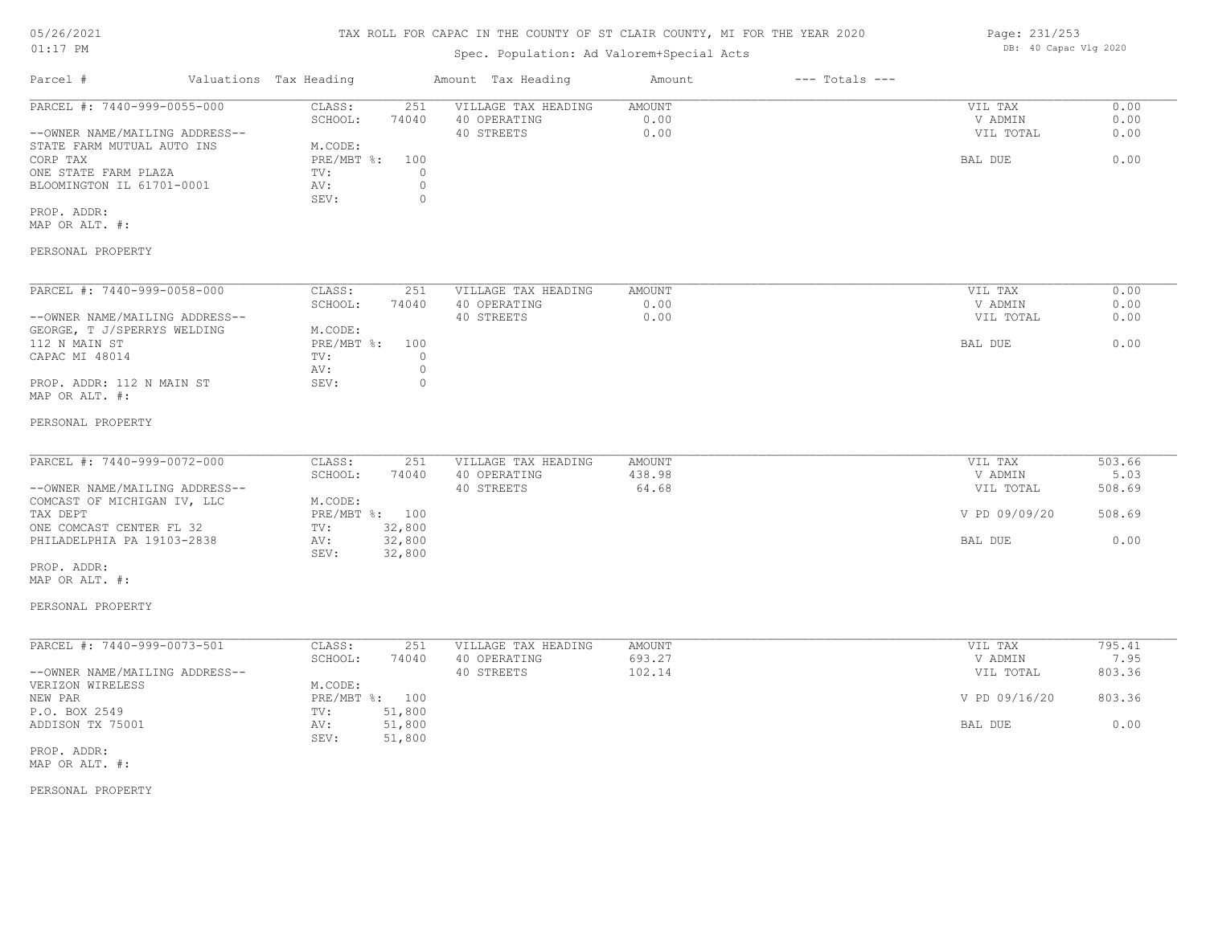# TAX ROLL FOR CAPAC IN THE COUNTY OF ST CLAIR COUNTY, MI FOR THE YEAR 2020

05/26/2021
01:17 PM

Spec. Population: Ad Valorem+Special Acts

DB: 40 Capac Vlg 2020

| Parcel # | Valuations Tax Heading | Amount Tax Heading | Amount | --- Totals --- | |
|---|---|---|---|---|---|

---

PARCEL #: 7440-999-0055-000

--OWNER NAME/MAILING ADDRESS--
STATE FARM MUTUAL AUTO INS
CORP TAX
ONE STATE FARM PLAZA
BLOOMINGTON IL 61701-0001

PROP. ADDR:
MAP OR ALT. #:

PERSONAL PROPERTY

| | | | | | |
|---|---|---|---|---|---|
| CLASS: | 251 | VILLAGE TAX HEADING | AMOUNT | VIL TAX | 0.00 |
| SCHOOL: | 74040 | 40 OPERATING | 0.00 | V ADMIN | 0.00 |
| M.CODE: | | 40 STREETS | 0.00 | VIL TOTAL | 0.00 |
| PRE/MBT %: | 100 | | | BAL DUE | 0.00 |
| TV: | 0 | | | | |
| AV: | 0 | | | | |
| SEV: | 0 | | | | |

---

PARCEL #: 7440-999-0058-000

--OWNER NAME/MAILING ADDRESS--
GEORGE, T J/SPERRYS WELDING
112 N MAIN ST
CAPAC MI 48014

PROP. ADDR: 112 N MAIN ST
MAP OR ALT. #:

PERSONAL PROPERTY

| | | | | | |
|---|---|---|---|---|---|
| CLASS: | 251 | VILLAGE TAX HEADING | AMOUNT | VIL TAX | 0.00 |
| SCHOOL: | 74040 | 40 OPERATING | 0.00 | V ADMIN | 0.00 |
| M.CODE: | | 40 STREETS | 0.00 | VIL TOTAL | 0.00 |
| PRE/MBT %: | 100 | | | BAL DUE | 0.00 |
| TV: | 0 | | | | |
| AV: | 0 | | | | |
| SEV: | 0 | | | | |

---

PARCEL #: 7440-999-0072-000

--OWNER NAME/MAILING ADDRESS--
COMCAST OF MICHIGAN IV, LLC
TAX DEPT
ONE COMCAST CENTER FL 32
PHILADELPHIA PA 19103-2838

PROP. ADDR:
MAP OR ALT. #:

PERSONAL PROPERTY

| | | | | | |
|---|---|---|---|---|---|
| CLASS: | 251 | VILLAGE TAX HEADING | AMOUNT | VIL TAX | 503.66 |
| SCHOOL: | 74040 | 40 OPERATING | 438.98 | V ADMIN | 5.03 |
| M.CODE: | | 40 STREETS | 64.68 | VIL TOTAL | 508.69 |
| PRE/MBT %: | 100 | | | V PD 09/09/20 | 508.69 |
| TV: | 32,800 | | | | |
| AV: | 32,800 | | | BAL DUE | 0.00 |
| SEV: | 32,800 | | | | |

---

PARCEL #: 7440-999-0073-501

--OWNER NAME/MAILING ADDRESS--
VERIZON WIRELESS
NEW PAR
P.O. BOX 2549
ADDISON TX 75001

PROP. ADDR:
MAP OR ALT. #:

PERSONAL PROPERTY

| | | | | | |
|---|---|---|---|---|---|
| CLASS: | 251 | VILLAGE TAX HEADING | AMOUNT | VIL TAX | 795.41 |
| SCHOOL: | 74040 | 40 OPERATING | 693.27 | V ADMIN | 7.95 |
| M.CODE: | | 40 STREETS | 102.14 | VIL TOTAL | 803.36 |
| PRE/MBT %: | 100 | | | V PD 09/16/20 | 803.36 |
| TV: | 51,800 | | | | |
| AV: | 51,800 | | | BAL DUE | 0.00 |
| SEV: | 51,800 | | | | |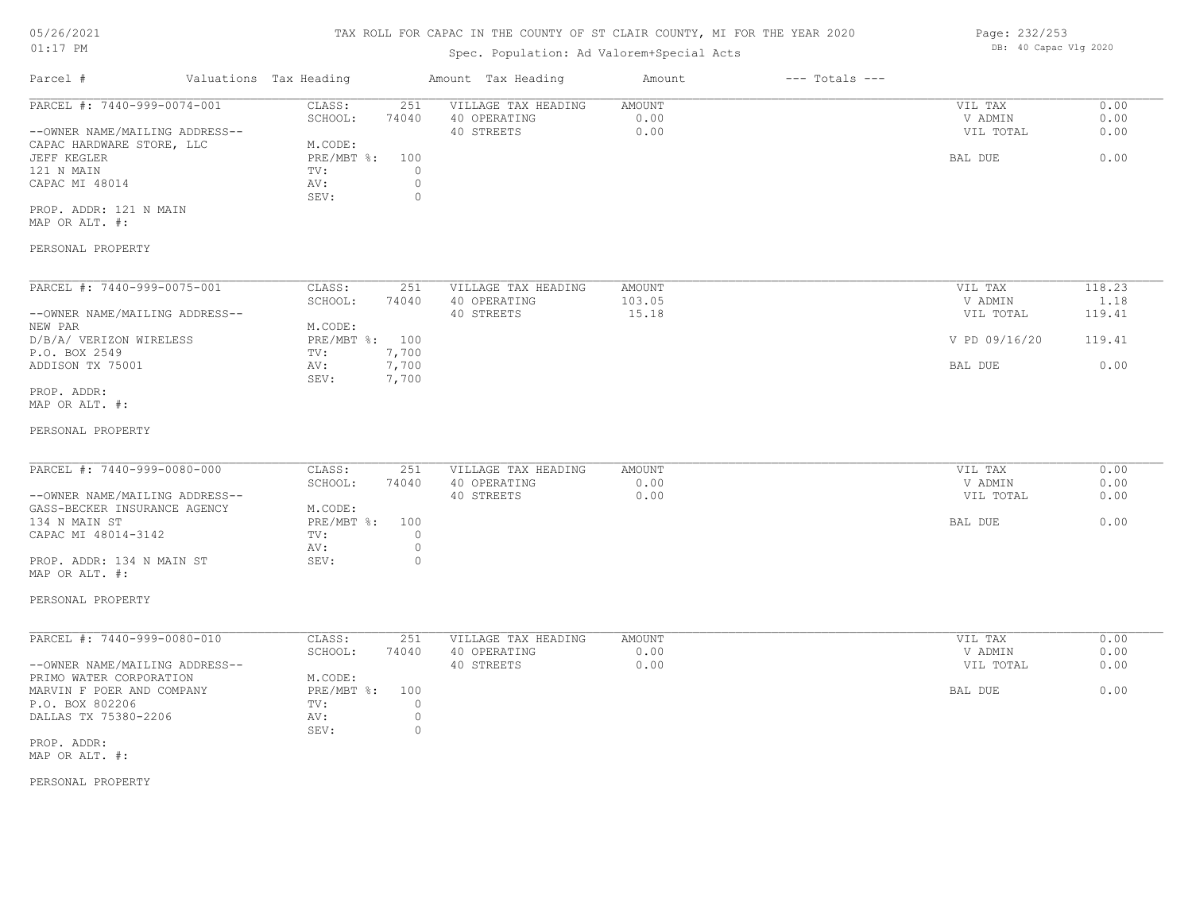# TAX ROLL FOR CAPAC IN THE COUNTY OF ST CLAIR COUNTY, MI FOR THE YEAR 2020

Spec. Population: Ad Valorem+Special Acts

05/26/2021
01:17 PM

DB: 40 Capac Vlg 2020

| Parcel # | Valuations Tax Heading | | Amount Tax Heading | Amount | --- Totals --- | |
|---|---|---|---|---|---|---|
| PARCEL #: 7440-999-0074-001 | CLASS: | 251 | VILLAGE TAX HEADING | AMOUNT | VIL TAX | 0.00 |
| | SCHOOL: | 74040 | 40 OPERATING | 0.00 | V ADMIN | 0.00 |
| --OWNER NAME/MAILING ADDRESS-- | | | 40 STREETS | 0.00 | VIL TOTAL | 0.00 |
| CAPAC HARDWARE STORE, LLC | M.CODE: | | | | | |
| JEFF KEGLER | PRE/MBT %: | 100 | | | BAL DUE | 0.00 |
| 121 N MAIN | TV: | 0 | | | | |
| CAPAC MI 48014 | AV: | 0 | | | | |
| | SEV: | 0 | | | | |
| PROP. ADDR: 121 N MAIN | | | | | | |
| MAP OR ALT. #: | | | | | | |
| PERSONAL PROPERTY | | | | | | |

| Parcel # | Valuations Tax Heading | | Amount Tax Heading | Amount | --- Totals --- | |
|---|---|---|---|---|---|---|
| PARCEL #: 7440-999-0075-001 | CLASS: | 251 | VILLAGE TAX HEADING | AMOUNT | VIL TAX | 118.23 |
| | SCHOOL: | 74040 | 40 OPERATING | 103.05 | V ADMIN | 1.18 |
| --OWNER NAME/MAILING ADDRESS-- | | | 40 STREETS | 15.18 | VIL TOTAL | 119.41 |
| NEW PAR | M.CODE: | | | | | |
| D/B/A/ VERIZON WIRELESS | PRE/MBT %: | 100 | | | V PD 09/16/20 | 119.41 |
| P.O. BOX 2549 | TV: | 7,700 | | | | |
| ADDISON TX 75001 | AV: | 7,700 | | | BAL DUE | 0.00 |
| | SEV: | 7,700 | | | | |
| PROP. ADDR: | | | | | | |
| MAP OR ALT. #: | | | | | | |
| PERSONAL PROPERTY | | | | | | |

| Parcel # | Valuations Tax Heading | | Amount Tax Heading | Amount | --- Totals --- | |
|---|---|---|---|---|---|---|
| PARCEL #: 7440-999-0080-000 | CLASS: | 251 | VILLAGE TAX HEADING | AMOUNT | VIL TAX | 0.00 |
| | SCHOOL: | 74040 | 40 OPERATING | 0.00 | V ADMIN | 0.00 |
| --OWNER NAME/MAILING ADDRESS-- | | | 40 STREETS | 0.00 | VIL TOTAL | 0.00 |
| GASS-BECKER INSURANCE AGENCY | M.CODE: | | | | | |
| 134 N MAIN ST | PRE/MBT %: | 100 | | | BAL DUE | 0.00 |
| CAPAC MI 48014-3142 | TV: | 0 | | | | |
| | AV: | 0 | | | | |
| PROP. ADDR: 134 N MAIN ST | SEV: | 0 | | | | |
| MAP OR ALT. #: | | | | | | |
| PERSONAL PROPERTY | | | | | | |

| Parcel # | Valuations Tax Heading | | Amount Tax Heading | Amount | --- Totals --- | |
|---|---|---|---|---|---|---|
| PARCEL #: 7440-999-0080-010 | CLASS: | 251 | VILLAGE TAX HEADING | AMOUNT | VIL TAX | 0.00 |
| | SCHOOL: | 74040 | 40 OPERATING | 0.00 | V ADMIN | 0.00 |
| --OWNER NAME/MAILING ADDRESS-- | | | 40 STREETS | 0.00 | VIL TOTAL | 0.00 |
| PRIMO WATER CORPORATION | M.CODE: | | | | | |
| MARVIN F POER AND COMPANY | PRE/MBT %: | 100 | | | BAL DUE | 0.00 |
| P.O. BOX 802206 | TV: | 0 | | | | |
| DALLAS TX 75380-2206 | AV: | 0 | | | | |
| | SEV: | 0 | | | | |
| PROP. ADDR: | | | | | | |
| MAP OR ALT. #: | | | | | | |
| PERSONAL PROPERTY | | | | | | |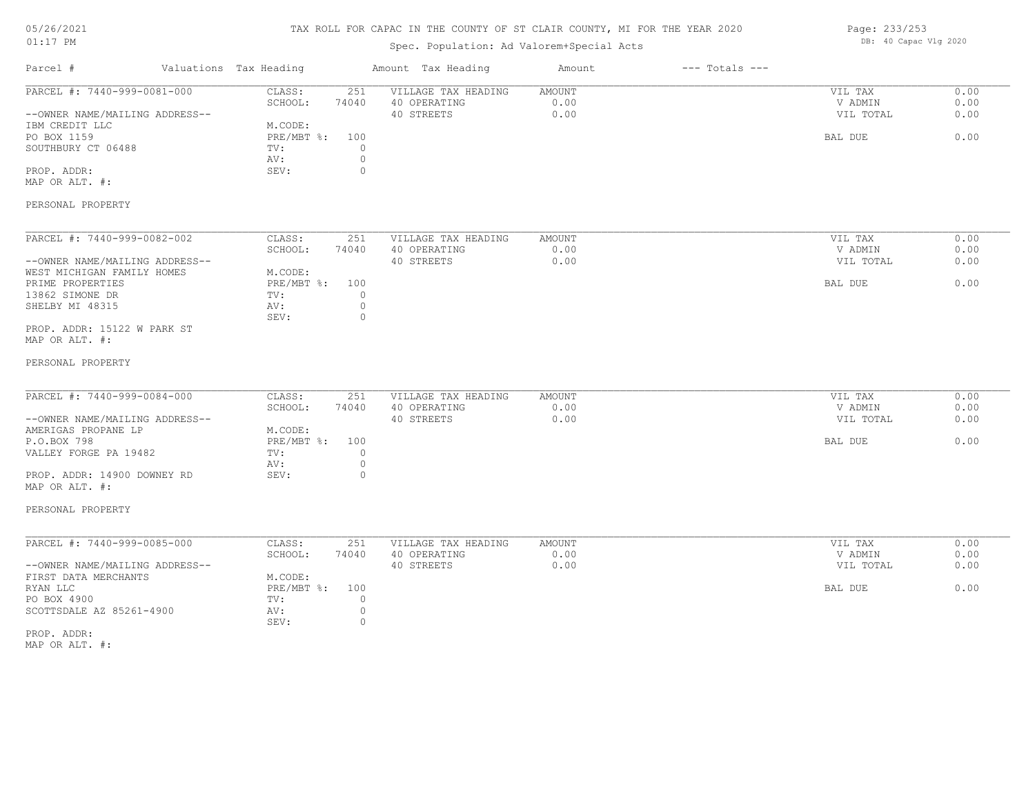# TAX ROLL FOR CAPAC IN THE COUNTY OF ST CLAIR COUNTY, MI FOR THE YEAR 2020

Spec. Population: Ad Valorem+Special Acts

| Parcel # | Valuations Tax Heading | | Amount Tax Heading | Amount | --- Totals --- | |
|---|---|---|---|---|---|---|
| PARCEL #: 7440-999-0081-000 | CLASS: | 251 | VILLAGE TAX HEADING | AMOUNT | VIL TAX | 0.00 |
| | SCHOOL: | 74040 | 40 OPERATING | 0.00 | V ADMIN | 0.00 |
| --OWNER NAME/MAILING ADDRESS-- | | | 40 STREETS | 0.00 | VIL TOTAL | 0.00 |
| IBM CREDIT LLC | M.CODE: | | | | | |
| PO BOX 1159 | PRE/MBT %: | 100 | | | BAL DUE | 0.00 |
| SOUTHBURY CT 06488 | TV: | 0 | | | | |
| | AV: | 0 | | | | |
| PROP. ADDR: | SEV: | 0 | | | | |
| MAP OR ALT. #: | | | | | | |
| PERSONAL PROPERTY | | | | | | |

| Parcel # | Valuations Tax Heading | | Amount Tax Heading | Amount | --- Totals --- | |
|---|---|---|---|---|---|---|
| PARCEL #: 7440-999-0082-002 | CLASS: | 251 | VILLAGE TAX HEADING | AMOUNT | VIL TAX | 0.00 |
| | SCHOOL: | 74040 | 40 OPERATING | 0.00 | V ADMIN | 0.00 |
| --OWNER NAME/MAILING ADDRESS-- | | | 40 STREETS | 0.00 | VIL TOTAL | 0.00 |
| WEST MICHIGAN FAMILY HOMES | M.CODE: | | | | | |
| PRIME PROPERTIES | PRE/MBT %: | 100 | | | BAL DUE | 0.00 |
| 13862 SIMONE DR | TV: | 0 | | | | |
| SHELBY MI 48315 | AV: | 0 | | | | |
| | SEV: | 0 | | | | |
| PROP. ADDR: 15122 W PARK ST | | | | | | |
| MAP OR ALT. #: | | | | | | |
| PERSONAL PROPERTY | | | | | | |

| Parcel # | Valuations Tax Heading | | Amount Tax Heading | Amount | --- Totals --- | |
|---|---|---|---|---|---|---|
| PARCEL #: 7440-999-0084-000 | CLASS: | 251 | VILLAGE TAX HEADING | AMOUNT | VIL TAX | 0.00 |
| | SCHOOL: | 74040 | 40 OPERATING | 0.00 | V ADMIN | 0.00 |
| --OWNER NAME/MAILING ADDRESS-- | | | 40 STREETS | 0.00 | VIL TOTAL | 0.00 |
| AMERIGAS PROPANE LP | M.CODE: | | | | | |
| P.O.BOX 798 | PRE/MBT %: | 100 | | | BAL DUE | 0.00 |
| VALLEY FORGE PA 19482 | TV: | 0 | | | | |
| | AV: | 0 | | | | |
| PROP. ADDR: 14900 DOWNEY RD | SEV: | 0 | | | | |
| MAP OR ALT. #: | | | | | | |
| PERSONAL PROPERTY | | | | | | |

| Parcel # | Valuations Tax Heading | | Amount Tax Heading | Amount | --- Totals --- | |
|---|---|---|---|---|---|---|
| PARCEL #: 7440-999-0085-000 | CLASS: | 251 | VILLAGE TAX HEADING | AMOUNT | VIL TAX | 0.00 |
| | SCHOOL: | 74040 | 40 OPERATING | 0.00 | V ADMIN | 0.00 |
| --OWNER NAME/MAILING ADDRESS-- | | | 40 STREETS | 0.00 | VIL TOTAL | 0.00 |
| FIRST DATA MERCHANTS | M.CODE: | | | | | |
| RYAN LLC | PRE/MBT %: | 100 | | | BAL DUE | 0.00 |
| PO BOX 4900 | TV: | 0 | | | | |
| SCOTTSDALE AZ 85261-4900 | AV: | 0 | | | | |
| | SEV: | 0 | | | | |
| PROP. ADDR: | | | | | | |
| MAP OR ALT. #: | | | | | | |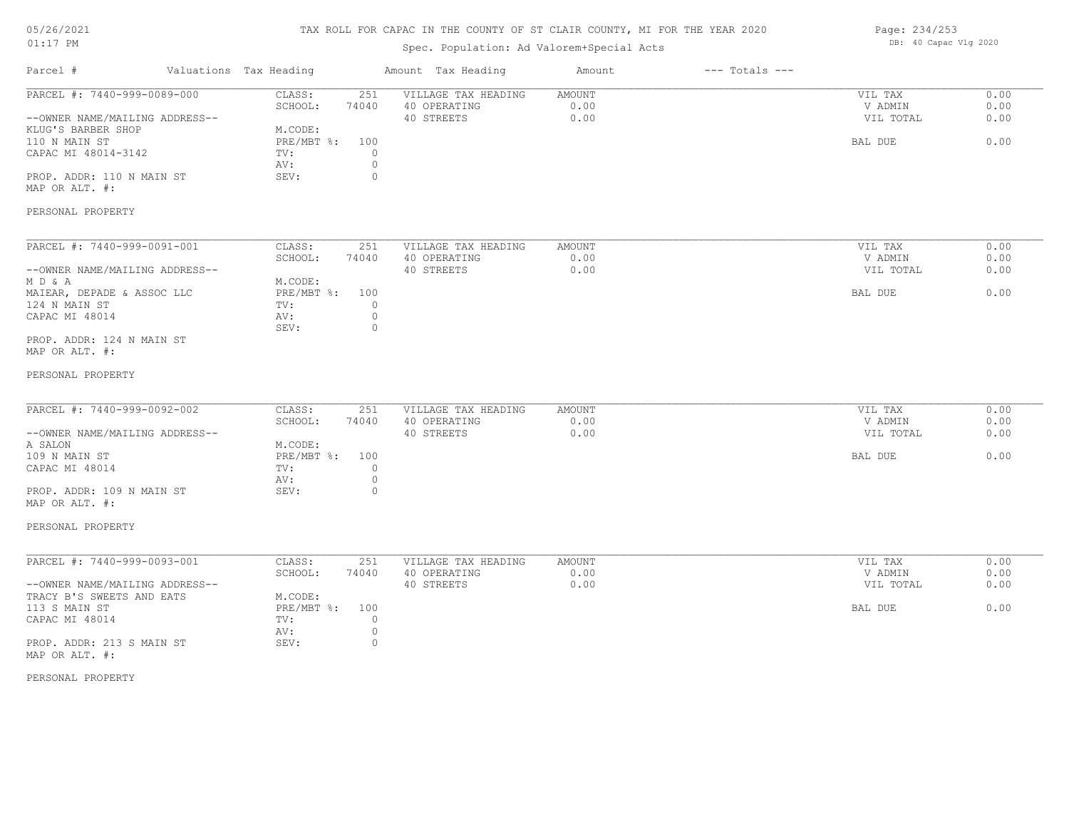# TAX ROLL FOR CAPAC IN THE COUNTY OF ST CLAIR COUNTY, MI FOR THE YEAR 2020

Spec. Population: Ad Valorem+Special Acts

05/26/2021
01:17 PM

DB: 40 Capac Vlg 2020

| Parcel # | Valuations Tax Heading | | Amount Tax Heading | Amount | --- Totals --- | |
|---|---|---|---|---|---|---|
| PARCEL #: 7440-999-0089-000 | CLASS: | 251 | VILLAGE TAX HEADING | AMOUNT | VIL TAX | 0.00 |
| | SCHOOL: | 74040 | 40 OPERATING | 0.00 | V ADMIN | 0.00 |
| --OWNER NAME/MAILING ADDRESS-- | | | 40 STREETS | 0.00 | VIL TOTAL | 0.00 |
| KLUG'S BARBER SHOP | M.CODE: | | | | | |
| 110 N MAIN ST | PRE/MBT %: | 100 | | | BAL DUE | 0.00 |
| CAPAC MI 48014-3142 | TV: | 0 | | | | |
| | AV: | 0 | | | | |
| PROP. ADDR: 110 N MAIN ST | SEV: | 0 | | | | |
| MAP OR ALT. #: | | | | | | |
| PERSONAL PROPERTY | | | | | | |

| Parcel # | Valuations Tax Heading | | Amount Tax Heading | Amount | --- Totals --- | |
|---|---|---|---|---|---|---|
| PARCEL #: 7440-999-0091-001 | CLASS: | 251 | VILLAGE TAX HEADING | AMOUNT | VIL TAX | 0.00 |
| | SCHOOL: | 74040 | 40 OPERATING | 0.00 | V ADMIN | 0.00 |
| --OWNER NAME/MAILING ADDRESS-- | | | 40 STREETS | 0.00 | VIL TOTAL | 0.00 |
| M D & A | M.CODE: | | | | | |
| MAIEAR, DEPADE & ASSOC LLC | PRE/MBT %: | 100 | | | BAL DUE | 0.00 |
| 124 N MAIN ST | TV: | 0 | | | | |
| CAPAC MI 48014 | AV: | 0 | | | | |
| | SEV: | 0 | | | | |
| PROP. ADDR: 124 N MAIN ST | | | | | | |
| MAP OR ALT. #: | | | | | | |
| PERSONAL PROPERTY | | | | | | |

| Parcel # | Valuations Tax Heading | | Amount Tax Heading | Amount | --- Totals --- | |
|---|---|---|---|---|---|---|
| PARCEL #: 7440-999-0092-002 | CLASS: | 251 | VILLAGE TAX HEADING | AMOUNT | VIL TAX | 0.00 |
| | SCHOOL: | 74040 | 40 OPERATING | 0.00 | V ADMIN | 0.00 |
| --OWNER NAME/MAILING ADDRESS-- | | | 40 STREETS | 0.00 | VIL TOTAL | 0.00 |
| A SALON | M.CODE: | | | | | |
| 109 N MAIN ST | PRE/MBT %: | 100 | | | BAL DUE | 0.00 |
| CAPAC MI 48014 | TV: | 0 | | | | |
| | AV: | 0 | | | | |
| PROP. ADDR: 109 N MAIN ST | SEV: | 0 | | | | |
| MAP OR ALT. #: | | | | | | |
| PERSONAL PROPERTY | | | | | | |

| Parcel # | Valuations Tax Heading | | Amount Tax Heading | Amount | --- Totals --- | |
|---|---|---|---|---|---|---|
| PARCEL #: 7440-999-0093-001 | CLASS: | 251 | VILLAGE TAX HEADING | AMOUNT | VIL TAX | 0.00 |
| | SCHOOL: | 74040 | 40 OPERATING | 0.00 | V ADMIN | 0.00 |
| --OWNER NAME/MAILING ADDRESS-- | | | 40 STREETS | 0.00 | VIL TOTAL | 0.00 |
| TRACY B'S SWEETS AND EATS | M.CODE: | | | | | |
| 113 S MAIN ST | PRE/MBT %: | 100 | | | BAL DUE | 0.00 |
| CAPAC MI 48014 | TV: | 0 | | | | |
| | AV: | 0 | | | | |
| PROP. ADDR: 213 S MAIN ST | SEV: | 0 | | | | |
| MAP OR ALT. #: | | | | | | |
| PERSONAL PROPERTY | | | | | | |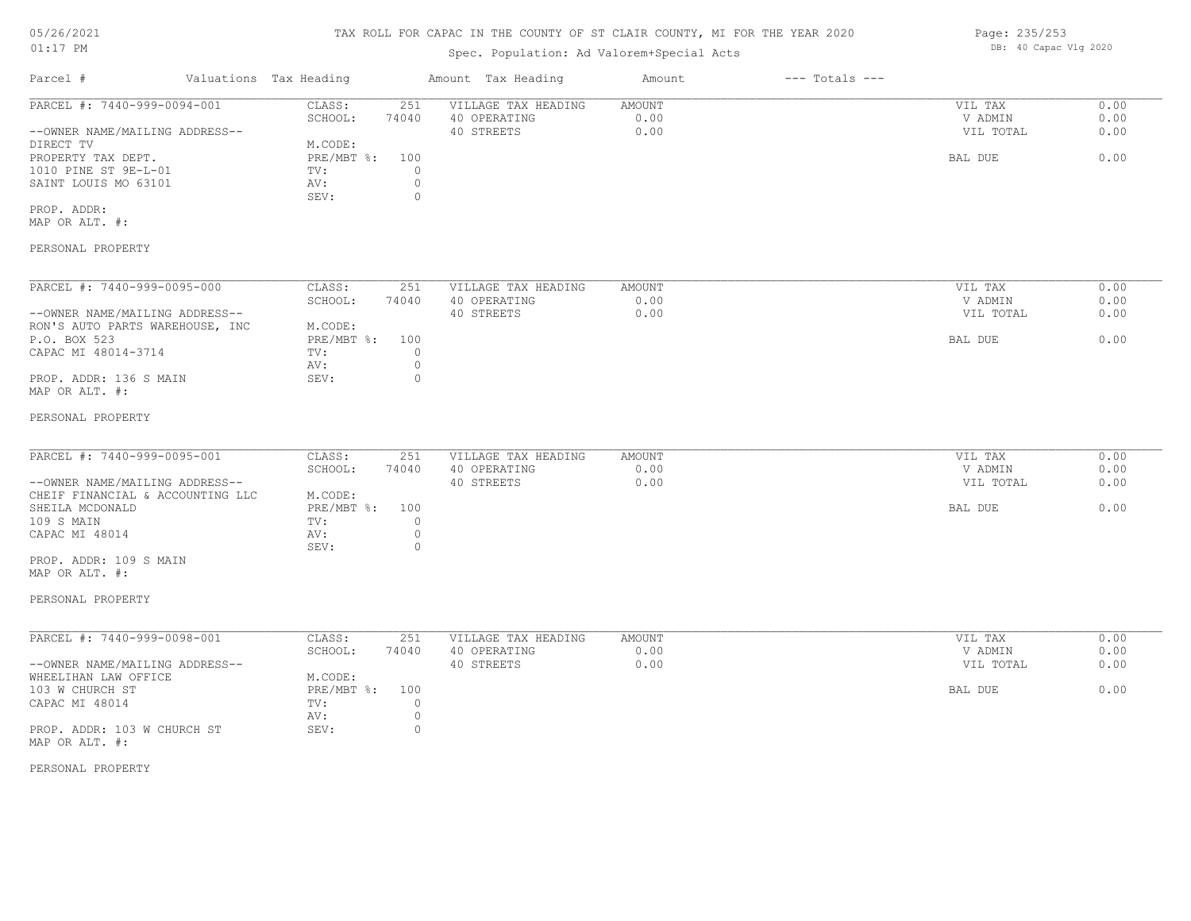# TAX ROLL FOR CAPAC IN THE COUNTY OF ST CLAIR COUNTY, MI FOR THE YEAR 2020

Spec. Population: Ad Valorem+Special Acts

05/26/2021 01:17 PM — DB: 40 Capac Vlg 2020

| Parcel # | Valuations Tax Heading | | Amount Tax Heading | Amount | --- Totals --- | |
|---|---|---|---|---|---|---|
| PARCEL #: 7440-999-0094-001 | CLASS: | 251 | VILLAGE TAX HEADING | AMOUNT | VIL TAX | 0.00 |
| | SCHOOL: | 74040 | 40 OPERATING | 0.00 | V ADMIN | 0.00 |
| --OWNER NAME/MAILING ADDRESS-- | | | 40 STREETS | 0.00 | VIL TOTAL | 0.00 |
| DIRECT TV | M.CODE: | | | | | |
| PROPERTY TAX DEPT. | PRE/MBT %: | 100 | | | BAL DUE | 0.00 |
| 1010 PINE ST 9E-L-01 | TV: | 0 | | | | |
| SAINT LOUIS MO 63101 | AV: | 0 | | | | |
| | SEV: | 0 | | | | |
| PROP. ADDR: | | | | | | |
| MAP OR ALT. #: | | | | | | |
| PERSONAL PROPERTY | | | | | | |

| Parcel # | Valuations Tax Heading | | Amount Tax Heading | Amount | --- Totals --- | |
|---|---|---|---|---|---|---|
| PARCEL #: 7440-999-0095-000 | CLASS: | 251 | VILLAGE TAX HEADING | AMOUNT | VIL TAX | 0.00 |
| | SCHOOL: | 74040 | 40 OPERATING | 0.00 | V ADMIN | 0.00 |
| --OWNER NAME/MAILING ADDRESS-- | | | 40 STREETS | 0.00 | VIL TOTAL | 0.00 |
| RON'S AUTO PARTS WAREHOUSE, INC | M.CODE: | | | | | |
| P.O. BOX 523 | PRE/MBT %: | 100 | | | BAL DUE | 0.00 |
| CAPAC MI 48014-3714 | TV: | 0 | | | | |
| | AV: | 0 | | | | |
| PROP. ADDR: 136 S MAIN | SEV: | 0 | | | | |
| MAP OR ALT. #: | | | | | | |
| PERSONAL PROPERTY | | | | | | |

| Parcel # | Valuations Tax Heading | | Amount Tax Heading | Amount | --- Totals --- | |
|---|---|---|---|---|---|---|
| PARCEL #: 7440-999-0095-001 | CLASS: | 251 | VILLAGE TAX HEADING | AMOUNT | VIL TAX | 0.00 |
| | SCHOOL: | 74040 | 40 OPERATING | 0.00 | V ADMIN | 0.00 |
| --OWNER NAME/MAILING ADDRESS-- | | | 40 STREETS | 0.00 | VIL TOTAL | 0.00 |
| CHEIF FINANCIAL & ACCOUNTING LLC | M.CODE: | | | | | |
| SHEILA MCDONALD | PRE/MBT %: | 100 | | | BAL DUE | 0.00 |
| 109 S MAIN | TV: | 0 | | | | |
| CAPAC MI 48014 | AV: | 0 | | | | |
| | SEV: | 0 | | | | |
| PROP. ADDR: 109 S MAIN | | | | | | |
| MAP OR ALT. #: | | | | | | |
| PERSONAL PROPERTY | | | | | | |

| Parcel # | Valuations Tax Heading | | Amount Tax Heading | Amount | --- Totals --- | |
|---|---|---|---|---|---|---|
| PARCEL #: 7440-999-0098-001 | CLASS: | 251 | VILLAGE TAX HEADING | AMOUNT | VIL TAX | 0.00 |
| | SCHOOL: | 74040 | 40 OPERATING | 0.00 | V ADMIN | 0.00 |
| --OWNER NAME/MAILING ADDRESS-- | | | 40 STREETS | 0.00 | VIL TOTAL | 0.00 |
| WHEELIHAN LAW OFFICE | M.CODE: | | | | | |
| 103 W CHURCH ST | PRE/MBT %: | 100 | | | BAL DUE | 0.00 |
| CAPAC MI 48014 | TV: | 0 | | | | |
| | AV: | 0 | | | | |
| PROP. ADDR: 103 W CHURCH ST | SEV: | 0 | | | | |
| MAP OR ALT. #: | | | | | | |
| PERSONAL PROPERTY | | | | | | |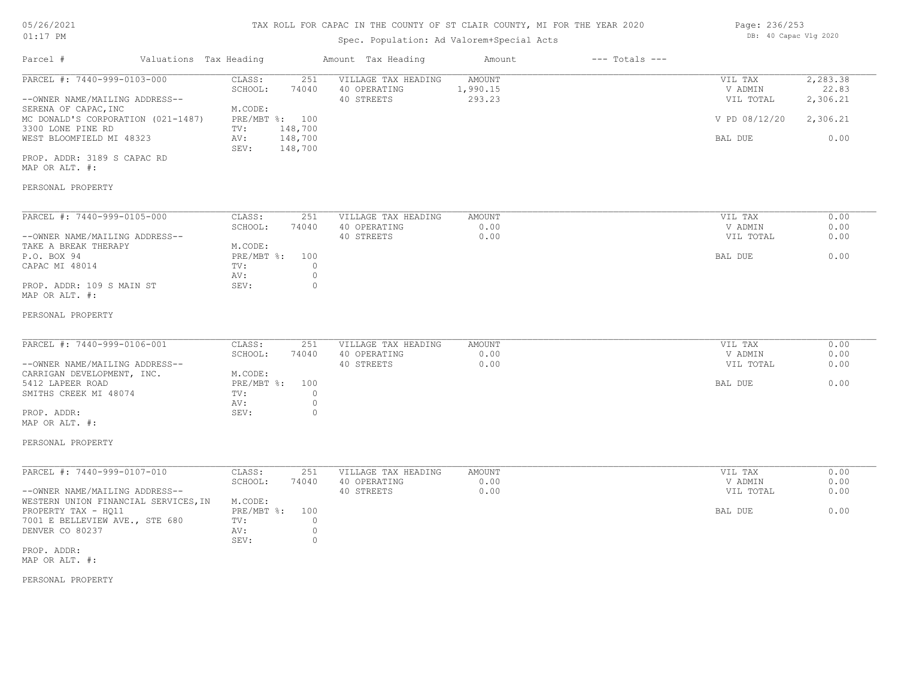# TAX ROLL FOR CAPAC IN THE COUNTY OF ST CLAIR COUNTY, MI FOR THE YEAR 2020

Spec. Population: Ad Valorem+Special Acts

05/26/2021
01:17 PM

DB: 40 Capac Vlg 2020

| Parcel # | Valuations | Tax Heading | Amount | Tax Heading | Amount | --- Totals --- |
|---|---|---|---|---|---|---|

---

**PARCEL #: 7440-999-0103-000**

--OWNER NAME/MAILING ADDRESS--
SERENA OF CAPAC, INC
MC DONALD'S CORPORATION (021-1487)
3300 LONE PINE RD
WEST BLOOMFIELD MI 48323

PROP. ADDR: 3189 S CAPAC RD
MAP OR ALT. #:

PERSONAL PROPERTY

| | |
|---|---|
| CLASS: | 251 |
| SCHOOL: | 74040 |
| M.CODE: | |
| PRE/MBT %: | 100 |
| TV: | 148,700 |
| AV: | 148,700 |
| SEV: | 148,700 |

| VILLAGE TAX HEADING | AMOUNT |
|---|---|
| 40 OPERATING | 1,990.15 |
| 40 STREETS | 293.23 |

| | |
|---|---|
| VIL TAX | 2,283.38 |
| V ADMIN | 22.83 |
| VIL TOTAL | 2,306.21 |
| V PD 08/12/20 | 2,306.21 |
| BAL DUE | 0.00 |

---

**PARCEL #: 7440-999-0105-000**

--OWNER NAME/MAILING ADDRESS--
TAKE A BREAK THERAPY
P.O. BOX 94
CAPAC MI 48014

PROP. ADDR: 109 S MAIN ST
MAP OR ALT. #:

PERSONAL PROPERTY

| | |
|---|---|
| CLASS: | 251 |
| SCHOOL: | 74040 |
| M.CODE: | |
| PRE/MBT %: | 100 |
| TV: | 0 |
| AV: | 0 |
| SEV: | 0 |

| VILLAGE TAX HEADING | AMOUNT |
|---|---|
| 40 OPERATING | 0.00 |
| 40 STREETS | 0.00 |

| | |
|---|---|
| VIL TAX | 0.00 |
| V ADMIN | 0.00 |
| VIL TOTAL | 0.00 |
| BAL DUE | 0.00 |

---

**PARCEL #: 7440-999-0106-001**

--OWNER NAME/MAILING ADDRESS--
CARRIGAN DEVELOPMENT, INC.
5412 LAPEER ROAD
SMITHS CREEK MI 48074

PROP. ADDR:
MAP OR ALT. #:

PERSONAL PROPERTY

| | |
|---|---|
| CLASS: | 251 |
| SCHOOL: | 74040 |
| M.CODE: | |
| PRE/MBT %: | 100 |
| TV: | 0 |
| AV: | 0 |
| SEV: | 0 |

| VILLAGE TAX HEADING | AMOUNT |
|---|---|
| 40 OPERATING | 0.00 |
| 40 STREETS | 0.00 |

| | |
|---|---|
| VIL TAX | 0.00 |
| V ADMIN | 0.00 |
| VIL TOTAL | 0.00 |
| BAL DUE | 0.00 |

---

**PARCEL #: 7440-999-0107-010**

--OWNER NAME/MAILING ADDRESS--
WESTERN UNION FINANCIAL SERVICES, IN
PROPERTY TAX - HQ11
7001 E BELLEVIEW AVE., STE 680
DENVER CO 80237

PROP. ADDR:
MAP OR ALT. #:

PERSONAL PROPERTY

| | |
|---|---|
| CLASS: | 251 |
| SCHOOL: | 74040 |
| M.CODE: | |
| PRE/MBT %: | 100 |
| TV: | 0 |
| AV: | 0 |
| SEV: | 0 |

| VILLAGE TAX HEADING | AMOUNT |
|---|---|
| 40 OPERATING | 0.00 |
| 40 STREETS | 0.00 |

| | |
|---|---|
| VIL TAX | 0.00 |
| V ADMIN | 0.00 |
| VIL TOTAL | 0.00 |
| BAL DUE | 0.00 |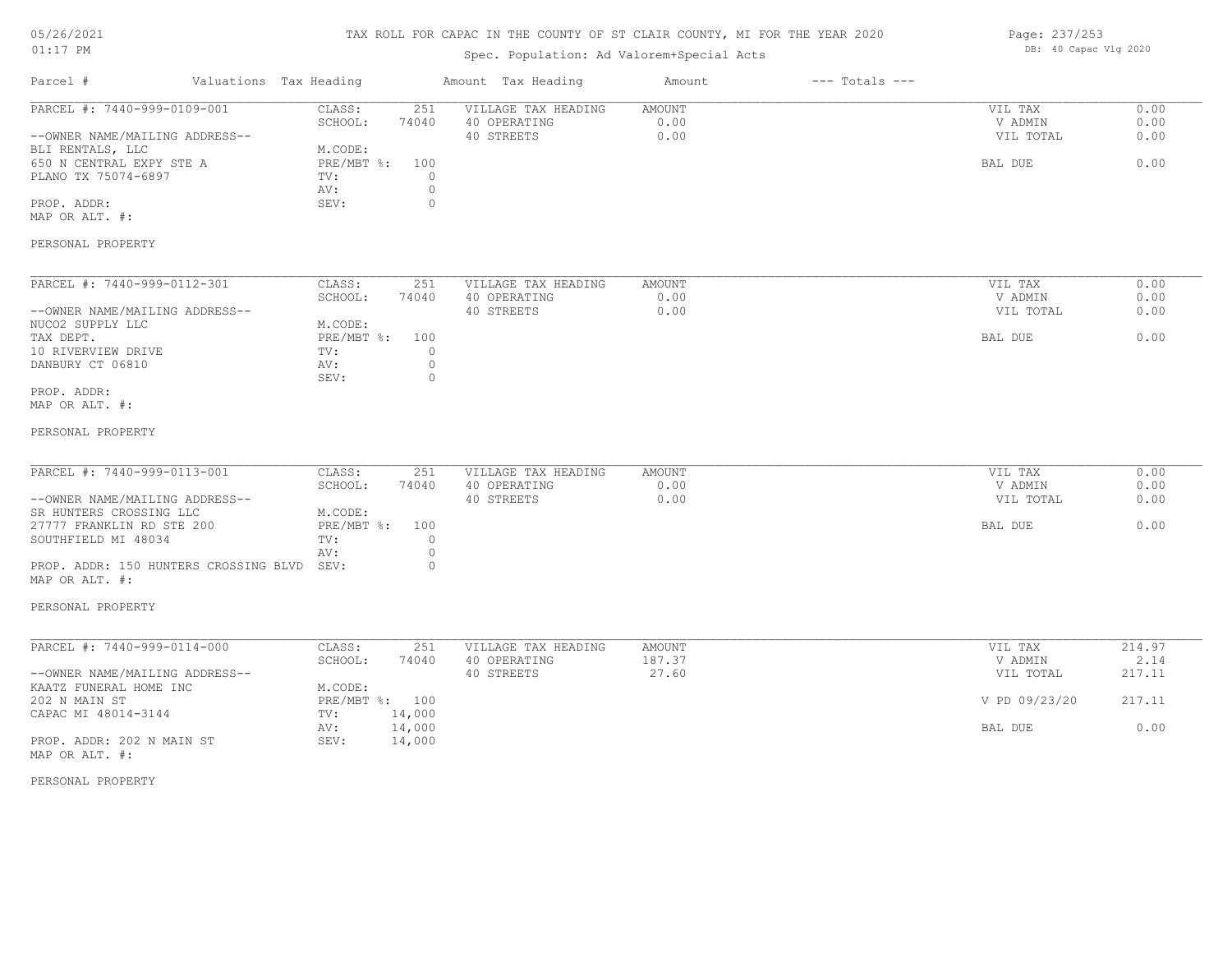TAX ROLL FOR CAPAC IN THE COUNTY OF ST CLAIR COUNTY, MI FOR THE YEAR 2020

Spec. Population: Ad Valorem+Special Acts

DB: 40 Capac Vlg 2020

| Parcel # | Valuations | Tax Heading | Amount | Tax Heading | Amount | --- Totals --- | |
|---|---|---|---|---|---|---|---|
| PARCEL #: 7440-999-0109-001 | CLASS: | 251 | VILLAGE TAX HEADING | AMOUNT | | VIL TAX | 0.00 |
| | SCHOOL: | 74040 | 40 OPERATING | 0.00 | | V ADMIN | 0.00 |
| --OWNER NAME/MAILING ADDRESS-- | | | 40 STREETS | 0.00 | | VIL TOTAL | 0.00 |
| BLI RENTALS, LLC | M.CODE: | | | | | | |
| 650 N CENTRAL EXPY STE A | PRE/MBT %: | 100 | | | | BAL DUE | 0.00 |
| PLANO TX 75074-6897 | TV: | 0 | | | | | |
| | AV: | 0 | | | | | |
| PROP. ADDR: | SEV: | 0 | | | | | |
| MAP OR ALT. #: | | | | | | | |
| PERSONAL PROPERTY | | | | | | | |

| Parcel # | Valuations | Tax Heading | Amount | Tax Heading | Amount | --- Totals --- | |
|---|---|---|---|---|---|---|---|
| PARCEL #: 7440-999-0112-301 | CLASS: | 251 | VILLAGE TAX HEADING | AMOUNT | | VIL TAX | 0.00 |
| | SCHOOL: | 74040 | 40 OPERATING | 0.00 | | V ADMIN | 0.00 |
| --OWNER NAME/MAILING ADDRESS-- | | | 40 STREETS | 0.00 | | VIL TOTAL | 0.00 |
| NUCO2 SUPPLY LLC | M.CODE: | | | | | | |
| TAX DEPT. | PRE/MBT %: | 100 | | | | BAL DUE | 0.00 |
| 10 RIVERVIEW DRIVE | TV: | 0 | | | | | |
| DANBURY CT 06810 | AV: | 0 | | | | | |
| | SEV: | 0 | | | | | |
| PROP. ADDR: | | | | | | | |
| MAP OR ALT. #: | | | | | | | |
| PERSONAL PROPERTY | | | | | | | |

| Parcel # | Valuations | Tax Heading | Amount | Tax Heading | Amount | --- Totals --- | |
|---|---|---|---|---|---|---|---|
| PARCEL #: 7440-999-0113-001 | CLASS: | 251 | VILLAGE TAX HEADING | AMOUNT | | VIL TAX | 0.00 |
| | SCHOOL: | 74040 | 40 OPERATING | 0.00 | | V ADMIN | 0.00 |
| --OWNER NAME/MAILING ADDRESS-- | | | 40 STREETS | 0.00 | | VIL TOTAL | 0.00 |
| SR HUNTERS CROSSING LLC | M.CODE: | | | | | | |
| 27777 FRANKLIN RD STE 200 | PRE/MBT %: | 100 | | | | BAL DUE | 0.00 |
| SOUTHFIELD MI 48034 | TV: | 0 | | | | | |
| | AV: | 0 | | | | | |
| PROP. ADDR: 150 HUNTERS CROSSING BLVD | SEV: | 0 | | | | | |
| MAP OR ALT. #: | | | | | | | |
| PERSONAL PROPERTY | | | | | | | |

| Parcel # | Valuations | Tax Heading | Amount | Tax Heading | Amount | --- Totals --- | |
|---|---|---|---|---|---|---|---|
| PARCEL #: 7440-999-0114-000 | CLASS: | 251 | VILLAGE TAX HEADING | AMOUNT | | VIL TAX | 214.97 |
| | SCHOOL: | 74040 | 40 OPERATING | 187.37 | | V ADMIN | 2.14 |
| --OWNER NAME/MAILING ADDRESS-- | | | 40 STREETS | 27.60 | | VIL TOTAL | 217.11 |
| KAATZ FUNERAL HOME INC | M.CODE: | | | | | | |
| 202 N MAIN ST | PRE/MBT %: | 100 | | | | V PD 09/23/20 | 217.11 |
| CAPAC MI 48014-3144 | TV: | 14,000 | | | | | |
| | AV: | 14,000 | | | | BAL DUE | 0.00 |
| PROP. ADDR: 202 N MAIN ST | SEV: | 14,000 | | | | | |
| MAP OR ALT. #: | | | | | | | |
| PERSONAL PROPERTY | | | | | | | |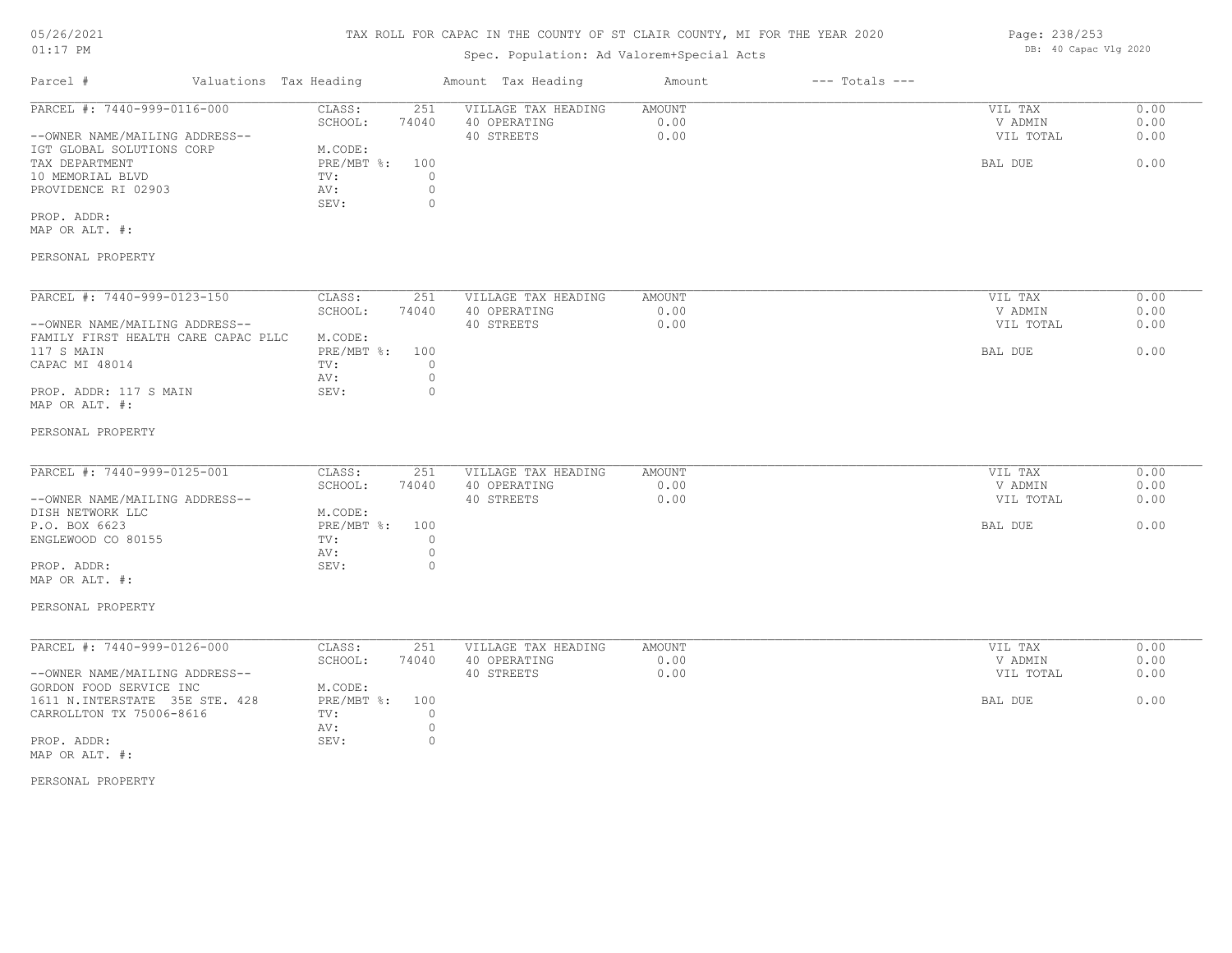# TAX ROLL FOR CAPAC IN THE COUNTY OF ST CLAIR COUNTY, MI FOR THE YEAR 2020

05/26/2021
01:17 PM

Spec. Population: Ad Valorem+Special Acts

DB: 40 Capac Vlg 2020

| Parcel # | Valuations Tax Heading | | Amount Tax Heading | Amount | --- Totals --- | |
|---|---|---|---|---|---|---|
| PARCEL #: 7440-999-0116-000 | CLASS: | 251 | VILLAGE TAX HEADING | AMOUNT | VIL TAX | 0.00 |
| | SCHOOL: | 74040 | 40 OPERATING | 0.00 | V ADMIN | 0.00 |
| --OWNER NAME/MAILING ADDRESS-- | | | 40 STREETS | 0.00 | VIL TOTAL | 0.00 |
| IGT GLOBAL SOLUTIONS CORP | M.CODE: | | | | | |
| TAX DEPARTMENT | PRE/MBT %: | 100 | | | BAL DUE | 0.00 |
| 10 MEMORIAL BLVD | TV: | 0 | | | | |
| PROVIDENCE RI 02903 | AV: | 0 | | | | |
| | SEV: | 0 | | | | |
| PROP. ADDR: | | | | | | |
| MAP OR ALT. #: | | | | | | |
| PERSONAL PROPERTY | | | | | | |

| Parcel # | Valuations Tax Heading | | Amount Tax Heading | Amount | --- Totals --- | |
|---|---|---|---|---|---|---|
| PARCEL #: 7440-999-0123-150 | CLASS: | 251 | VILLAGE TAX HEADING | AMOUNT | VIL TAX | 0.00 |
| | SCHOOL: | 74040 | 40 OPERATING | 0.00 | V ADMIN | 0.00 |
| --OWNER NAME/MAILING ADDRESS-- | | | 40 STREETS | 0.00 | VIL TOTAL | 0.00 |
| FAMILY FIRST HEALTH CARE CAPAC PLLC | M.CODE: | | | | | |
| 117 S MAIN | PRE/MBT %: | 100 | | | BAL DUE | 0.00 |
| CAPAC MI 48014 | TV: | 0 | | | | |
| | AV: | 0 | | | | |
| PROP. ADDR: 117 S MAIN | SEV: | 0 | | | | |
| MAP OR ALT. #: | | | | | | |
| PERSONAL PROPERTY | | | | | | |

| Parcel # | Valuations Tax Heading | | Amount Tax Heading | Amount | --- Totals --- | |
|---|---|---|---|---|---|---|
| PARCEL #: 7440-999-0125-001 | CLASS: | 251 | VILLAGE TAX HEADING | AMOUNT | VIL TAX | 0.00 |
| | SCHOOL: | 74040 | 40 OPERATING | 0.00 | V ADMIN | 0.00 |
| --OWNER NAME/MAILING ADDRESS-- | | | 40 STREETS | 0.00 | VIL TOTAL | 0.00 |
| DISH NETWORK LLC | M.CODE: | | | | | |
| P.O. BOX 6623 | PRE/MBT %: | 100 | | | BAL DUE | 0.00 |
| ENGLEWOOD CO 80155 | TV: | 0 | | | | |
| | AV: | 0 | | | | |
| PROP. ADDR: | SEV: | 0 | | | | |
| MAP OR ALT. #: | | | | | | |
| PERSONAL PROPERTY | | | | | | |

| Parcel # | Valuations Tax Heading | | Amount Tax Heading | Amount | --- Totals --- | |
|---|---|---|---|---|---|---|
| PARCEL #: 7440-999-0126-000 | CLASS: | 251 | VILLAGE TAX HEADING | AMOUNT | VIL TAX | 0.00 |
| | SCHOOL: | 74040 | 40 OPERATING | 0.00 | V ADMIN | 0.00 |
| --OWNER NAME/MAILING ADDRESS-- | | | 40 STREETS | 0.00 | VIL TOTAL | 0.00 |
| GORDON FOOD SERVICE INC | M.CODE: | | | | | |
| 1611 N.INTERSTATE 35E STE. 428 | PRE/MBT %: | 100 | | | BAL DUE | 0.00 |
| CARROLLTON TX 75006-8616 | TV: | 0 | | | | |
| | AV: | 0 | | | | |
| PROP. ADDR: | SEV: | 0 | | | | |
| MAP OR ALT. #: | | | | | | |
| PERSONAL PROPERTY | | | | | | |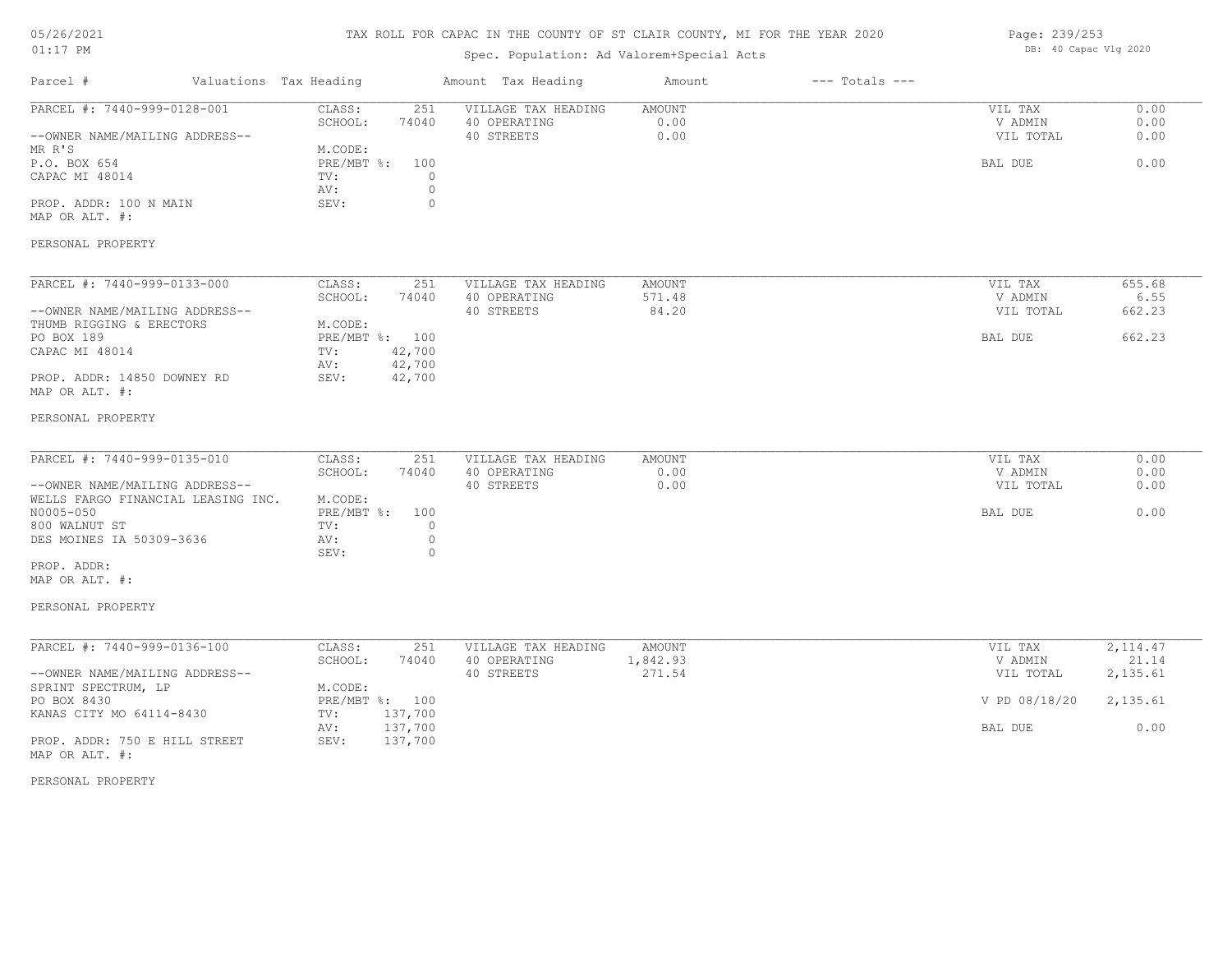TAX ROLL FOR CAPAC IN THE COUNTY OF ST CLAIR COUNTY, MI FOR THE YEAR 2020

Spec. Population: Ad Valorem+Special Acts

DB: 40 Capac Vlg 2020

| Parcel # | Valuations | Tax Heading | Amount | Tax Heading | Amount | --- Totals --- | |
|---|---|---|---|---|---|---|---|
| PARCEL #: 7440-999-0128-001 | CLASS: | 251 | VILLAGE TAX HEADING | AMOUNT | | VIL TAX | 0.00 |
| | SCHOOL: | 74040 | 40 OPERATING | 0.00 | | V ADMIN | 0.00 |
| --OWNER NAME/MAILING ADDRESS-- | | | 40 STREETS | 0.00 | | VIL TOTAL | 0.00 |
| MR R'S | M.CODE: | | | | | | |
| P.O. BOX 654 | PRE/MBT %: | 100 | | | | BAL DUE | 0.00 |
| CAPAC MI 48014 | TV: | 0 | | | | | |
| | AV: | 0 | | | | | |
| PROP. ADDR: 100 N MAIN | SEV: | 0 | | | | | |
| MAP OR ALT. #: | | | | | | | |
| PERSONAL PROPERTY | | | | | | | |

| Parcel # | Valuations | Tax Heading | Amount | Tax Heading | Amount | --- Totals --- | |
|---|---|---|---|---|---|---|---|
| PARCEL #: 7440-999-0133-000 | CLASS: | 251 | VILLAGE TAX HEADING | AMOUNT | | VIL TAX | 655.68 |
| | SCHOOL: | 74040 | 40 OPERATING | 571.48 | | V ADMIN | 6.55 |
| --OWNER NAME/MAILING ADDRESS-- | | | 40 STREETS | 84.20 | | VIL TOTAL | 662.23 |
| THUMB RIGGING & ERECTORS | M.CODE: | | | | | | |
| PO BOX 189 | PRE/MBT %: | 100 | | | | BAL DUE | 662.23 |
| CAPAC MI 48014 | TV: | 42,700 | | | | | |
| | AV: | 42,700 | | | | | |
| PROP. ADDR: 14850 DOWNEY RD | SEV: | 42,700 | | | | | |
| MAP OR ALT. #: | | | | | | | |
| PERSONAL PROPERTY | | | | | | | |

| Parcel # | Valuations | Tax Heading | Amount | Tax Heading | Amount | --- Totals --- | |
|---|---|---|---|---|---|---|---|
| PARCEL #: 7440-999-0135-010 | CLASS: | 251 | VILLAGE TAX HEADING | AMOUNT | | VIL TAX | 0.00 |
| | SCHOOL: | 74040 | 40 OPERATING | 0.00 | | V ADMIN | 0.00 |
| --OWNER NAME/MAILING ADDRESS-- | | | 40 STREETS | 0.00 | | VIL TOTAL | 0.00 |
| WELLS FARGO FINANCIAL LEASING INC. | M.CODE: | | | | | | |
| N0005-050 | PRE/MBT %: | 100 | | | | BAL DUE | 0.00 |
| 800 WALNUT ST | TV: | 0 | | | | | |
| DES MOINES IA 50309-3636 | AV: | 0 | | | | | |
| | SEV: | 0 | | | | | |
| PROP. ADDR: | | | | | | | |
| MAP OR ALT. #: | | | | | | | |
| PERSONAL PROPERTY | | | | | | | |

| Parcel # | Valuations | Tax Heading | Amount | Tax Heading | Amount | --- Totals --- | |
|---|---|---|---|---|---|---|---|
| PARCEL #: 7440-999-0136-100 | CLASS: | 251 | VILLAGE TAX HEADING | AMOUNT | | VIL TAX | 2,114.47 |
| | SCHOOL: | 74040 | 40 OPERATING | 1,842.93 | | V ADMIN | 21.14 |
| --OWNER NAME/MAILING ADDRESS-- | | | 40 STREETS | 271.54 | | VIL TOTAL | 2,135.61 |
| SPRINT SPECTRUM, LP | M.CODE: | | | | | | |
| PO BOX 8430 | PRE/MBT %: | 100 | | | | V PD 08/18/20 | 2,135.61 |
| KANAS CITY MO 64114-8430 | TV: | 137,700 | | | | | |
| | AV: | 137,700 | | | | BAL DUE | 0.00 |
| PROP. ADDR: 750 E HILL STREET | SEV: | 137,700 | | | | | |
| MAP OR ALT. #: | | | | | | | |
| PERSONAL PROPERTY | | | | | | | |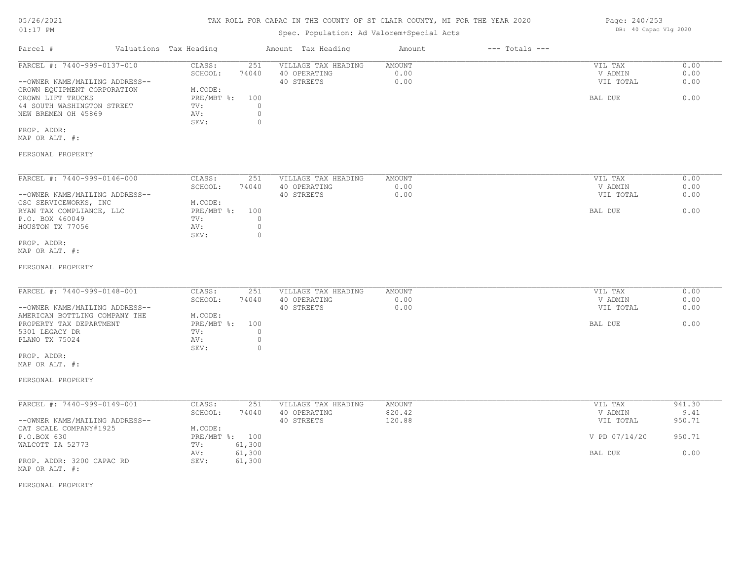# TAX ROLL FOR CAPAC IN THE COUNTY OF ST CLAIR COUNTY, MI FOR THE YEAR 2020

05/26/2021
01:17 PM

Spec. Population: Ad Valorem+Special Acts

DB: 40 Capac Vlg 2020

| Parcel # | Valuations Tax Heading | | Amount Tax Heading | Amount | --- Totals --- | |
|---|---|---|---|---|---|---|

---

**PARCEL #: 7440-999-0137-010**

| | | | | | | |
|---|---|---|---|---|---|---|
| --OWNER NAME/MAILING ADDRESS-- | CLASS: | 251 | VILLAGE TAX HEADING | AMOUNT | VIL TAX | 0.00 |
| CROWN EQUIPMENT CORPORATION | SCHOOL: | 74040 | 40 OPERATING | 0.00 | V ADMIN | 0.00 |
| CROWN LIFT TRUCKS | M.CODE: | | 40 STREETS | 0.00 | VIL TOTAL | 0.00 |
| 44 SOUTH WASHINGTON STREET | PRE/MBT %: | 100 | | | | |
| NEW BREMEN OH 45869 | TV: | 0 | | | BAL DUE | 0.00 |
| | AV: | 0 | | | | |
| | SEV: | 0 | | | | |

PROP. ADDR:
MAP OR ALT. #:

PERSONAL PROPERTY

---

**PARCEL #: 7440-999-0146-000**

| | | | | | | |
|---|---|---|---|---|---|---|
| --OWNER NAME/MAILING ADDRESS-- | CLASS: | 251 | VILLAGE TAX HEADING | AMOUNT | VIL TAX | 0.00 |
| CSC SERVICEWORKS, INC | SCHOOL: | 74040 | 40 OPERATING | 0.00 | V ADMIN | 0.00 |
| RYAN TAX COMPLIANCE, LLC | M.CODE: | | 40 STREETS | 0.00 | VIL TOTAL | 0.00 |
| P.O. BOX 460049 | PRE/MBT %: | 100 | | | | |
| HOUSTON TX 77056 | TV: | 0 | | | BAL DUE | 0.00 |
| | AV: | 0 | | | | |
| | SEV: | 0 | | | | |

PROP. ADDR:
MAP OR ALT. #:

PERSONAL PROPERTY

---

**PARCEL #: 7440-999-0148-001**

| | | | | | | |
|---|---|---|---|---|---|---|
| --OWNER NAME/MAILING ADDRESS-- | CLASS: | 251 | VILLAGE TAX HEADING | AMOUNT | VIL TAX | 0.00 |
| AMERICAN BOTTLING COMPANY THE | SCHOOL: | 74040 | 40 OPERATING | 0.00 | V ADMIN | 0.00 |
| PROPERTY TAX DEPARTMENT | M.CODE: | | 40 STREETS | 0.00 | VIL TOTAL | 0.00 |
| 5301 LEGACY DR | PRE/MBT %: | 100 | | | | |
| PLANO TX 75024 | TV: | 0 | | | BAL DUE | 0.00 |
| | AV: | 0 | | | | |
| | SEV: | 0 | | | | |

PROP. ADDR:
MAP OR ALT. #:

PERSONAL PROPERTY

---

**PARCEL #: 7440-999-0149-001**

| | | | | | | |
|---|---|---|---|---|---|---|
| --OWNER NAME/MAILING ADDRESS-- | CLASS: | 251 | VILLAGE TAX HEADING | AMOUNT | VIL TAX | 941.30 |
| CAT SCALE COMPANY#1925 | SCHOOL: | 74040 | 40 OPERATING | 820.42 | V ADMIN | 9.41 |
| P.O.BOX 630 | M.CODE: | | 40 STREETS | 120.88 | VIL TOTAL | 950.71 |
| WALCOTT IA 52773 | PRE/MBT %: | 100 | | | V PD 07/14/20 | 950.71 |
| | TV: | 61,300 | | | | |
| | AV: | 61,300 | | | BAL DUE | 0.00 |
| | SEV: | 61,300 | | | | |

PROP. ADDR: 3200 CAPAC RD
MAP OR ALT. #:

PERSONAL PROPERTY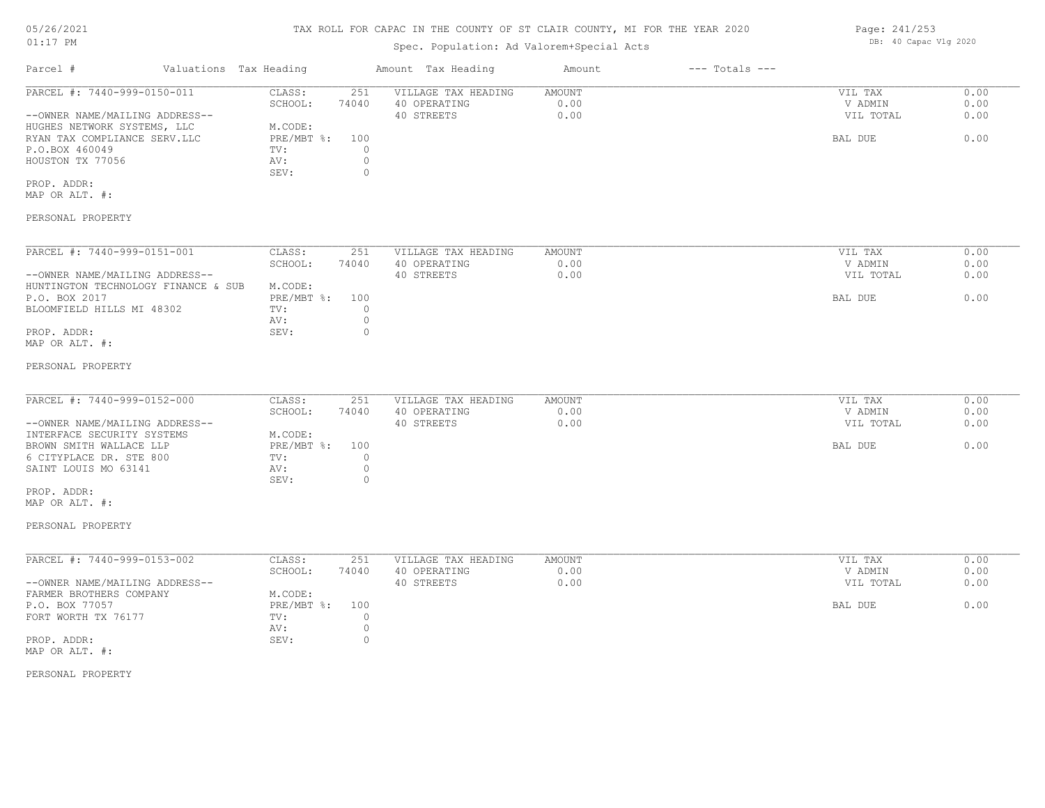# TAX ROLL FOR CAPAC IN THE COUNTY OF ST CLAIR COUNTY, MI FOR THE YEAR 2020

Spec. Population: Ad Valorem+Special Acts

| Parcel # | Valuations | Tax Heading | Amount | Tax Heading | Amount | --- Totals --- | |
|---|---|---|---|---|---|---|---|
| PARCEL #: 7440-999-0150-011 | CLASS: | 251 | VILLAGE TAX HEADING | AMOUNT | | VIL TAX | 0.00 |
| | SCHOOL: | 74040 | 40 OPERATING | 0.00 | | V ADMIN | 0.00 |
| --OWNER NAME/MAILING ADDRESS-- | | | 40 STREETS | 0.00 | | VIL TOTAL | 0.00 |
| HUGHES NETWORK SYSTEMS, LLC | M.CODE: | | | | | | |
| RYAN TAX COMPLIANCE SERV.LLC | PRE/MBT %: | 100 | | | | BAL DUE | 0.00 |
| P.O.BOX 460049 | TV: | 0 | | | | | |
| HOUSTON TX 77056 | AV: | 0 | | | | | |
| | SEV: | 0 | | | | | |
| PROP. ADDR: | | | | | | | |
| MAP OR ALT. #: | | | | | | | |
| PERSONAL PROPERTY | | | | | | | |

| Parcel # | Valuations | Tax Heading | Amount | Tax Heading | Amount | --- Totals --- | |
|---|---|---|---|---|---|---|---|
| PARCEL #: 7440-999-0151-001 | CLASS: | 251 | VILLAGE TAX HEADING | AMOUNT | | VIL TAX | 0.00 |
| | SCHOOL: | 74040 | 40 OPERATING | 0.00 | | V ADMIN | 0.00 |
| --OWNER NAME/MAILING ADDRESS-- | | | 40 STREETS | 0.00 | | VIL TOTAL | 0.00 |
| HUNTINGTON TECHNOLOGY FINANCE & SUB | M.CODE: | | | | | | |
| P.O. BOX 2017 | PRE/MBT %: | 100 | | | | BAL DUE | 0.00 |
| BLOOMFIELD HILLS MI 48302 | TV: | 0 | | | | | |
| | AV: | 0 | | | | | |
| PROP. ADDR: | SEV: | 0 | | | | | |
| MAP OR ALT. #: | | | | | | | |
| PERSONAL PROPERTY | | | | | | | |

| Parcel # | Valuations | Tax Heading | Amount | Tax Heading | Amount | --- Totals --- | |
|---|---|---|---|---|---|---|---|
| PARCEL #: 7440-999-0152-000 | CLASS: | 251 | VILLAGE TAX HEADING | AMOUNT | | VIL TAX | 0.00 |
| | SCHOOL: | 74040 | 40 OPERATING | 0.00 | | V ADMIN | 0.00 |
| --OWNER NAME/MAILING ADDRESS-- | | | 40 STREETS | 0.00 | | VIL TOTAL | 0.00 |
| INTERFACE SECURITY SYSTEMS | M.CODE: | | | | | | |
| BROWN SMITH WALLACE LLP | PRE/MBT %: | 100 | | | | BAL DUE | 0.00 |
| 6 CITYPLACE DR. STE 800 | TV: | 0 | | | | | |
| SAINT LOUIS MO 63141 | AV: | 0 | | | | | |
| | SEV: | 0 | | | | | |
| PROP. ADDR: | | | | | | | |
| MAP OR ALT. #: | | | | | | | |
| PERSONAL PROPERTY | | | | | | | |

| Parcel # | Valuations | Tax Heading | Amount | Tax Heading | Amount | --- Totals --- | |
|---|---|---|---|---|---|---|---|
| PARCEL #: 7440-999-0153-002 | CLASS: | 251 | VILLAGE TAX HEADING | AMOUNT | | VIL TAX | 0.00 |
| | SCHOOL: | 74040 | 40 OPERATING | 0.00 | | V ADMIN | 0.00 |
| --OWNER NAME/MAILING ADDRESS-- | | | 40 STREETS | 0.00 | | VIL TOTAL | 0.00 |
| FARMER BROTHERS COMPANY | M.CODE: | | | | | | |
| P.O. BOX 77057 | PRE/MBT %: | 100 | | | | BAL DUE | 0.00 |
| FORT WORTH TX 76177 | TV: | 0 | | | | | |
| | AV: | 0 | | | | | |
| PROP. ADDR: | SEV: | 0 | | | | | |
| MAP OR ALT. #: | | | | | | | |
| PERSONAL PROPERTY | | | | | | | |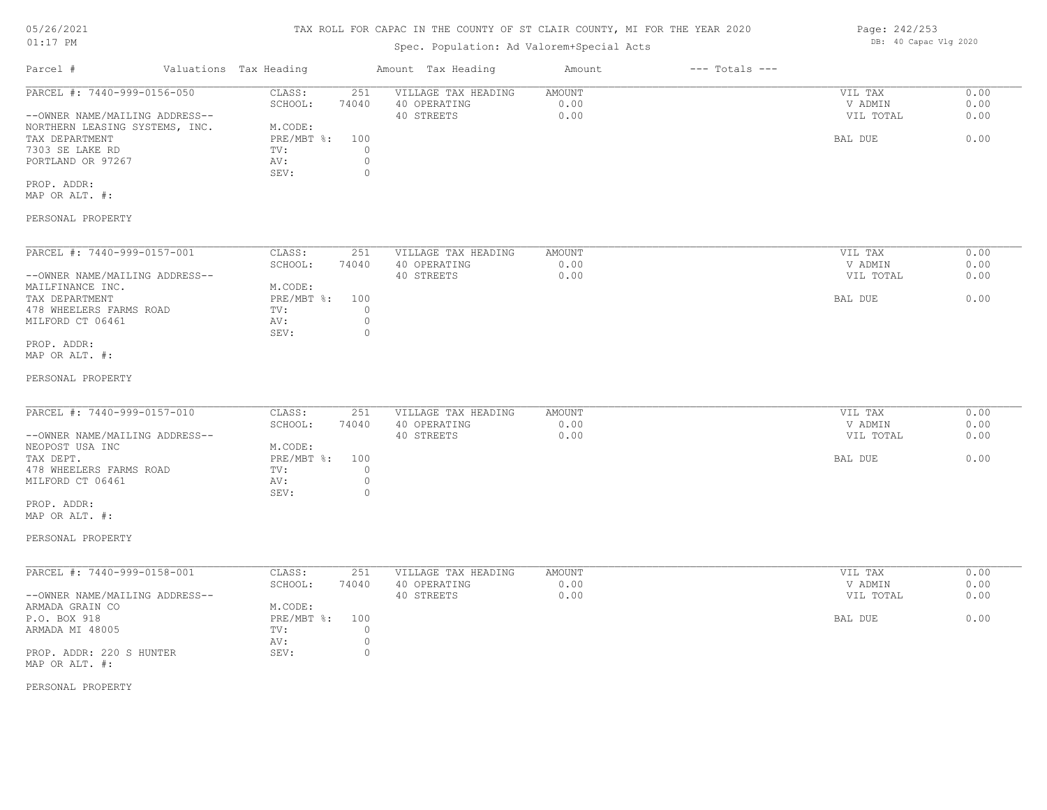# TAX ROLL FOR CAPAC IN THE COUNTY OF ST CLAIR COUNTY, MI FOR THE YEAR 2020

Spec. Population: Ad Valorem+Special Acts

05/26/2021
01:17 PM

DB: 40 Capac Vlg 2020

| Parcel # | Valuations Tax Heading | | Amount Tax Heading | Amount | --- Totals --- | |
|---|---|---|---|---|---|---|

---

PARCEL #: 7440-999-0156-050

--OWNER NAME/MAILING ADDRESS--
NORTHERN LEASING SYSTEMS, INC.
TAX DEPARTMENT
7303 SE LAKE RD
PORTLAND OR 97267

PROP. ADDR:
MAP OR ALT. #:

PERSONAL PROPERTY

| | | | | | |
|---|---|---|---|---|---|
| CLASS: | 251 | VILLAGE TAX HEADING | AMOUNT | VIL TAX | 0.00 |
| SCHOOL: | 74040 | 40 OPERATING | 0.00 | V ADMIN | 0.00 |
| M.CODE: | | 40 STREETS | 0.00 | VIL TOTAL | 0.00 |
| PRE/MBT %: | 100 | | | BAL DUE | 0.00 |
| TV: | 0 | | | | |
| AV: | 0 | | | | |
| SEV: | 0 | | | | |

---

PARCEL #: 7440-999-0157-001

--OWNER NAME/MAILING ADDRESS--
MAILFINANCE INC.
TAX DEPARTMENT
478 WHEELERS FARMS ROAD
MILFORD CT 06461

PROP. ADDR:
MAP OR ALT. #:

PERSONAL PROPERTY

| | | | | | |
|---|---|---|---|---|---|
| CLASS: | 251 | VILLAGE TAX HEADING | AMOUNT | VIL TAX | 0.00 |
| SCHOOL: | 74040 | 40 OPERATING | 0.00 | V ADMIN | 0.00 |
| M.CODE: | | 40 STREETS | 0.00 | VIL TOTAL | 0.00 |
| PRE/MBT %: | 100 | | | BAL DUE | 0.00 |
| TV: | 0 | | | | |
| AV: | 0 | | | | |
| SEV: | 0 | | | | |

---

PARCEL #: 7440-999-0157-010

--OWNER NAME/MAILING ADDRESS--
NEOPOST USA INC
TAX DEPT.
478 WHEELERS FARMS ROAD
MILFORD CT 06461

PROP. ADDR:
MAP OR ALT. #:

PERSONAL PROPERTY

| | | | | | |
|---|---|---|---|---|---|
| CLASS: | 251 | VILLAGE TAX HEADING | AMOUNT | VIL TAX | 0.00 |
| SCHOOL: | 74040 | 40 OPERATING | 0.00 | V ADMIN | 0.00 |
| M.CODE: | | 40 STREETS | 0.00 | VIL TOTAL | 0.00 |
| PRE/MBT %: | 100 | | | BAL DUE | 0.00 |
| TV: | 0 | | | | |
| AV: | 0 | | | | |
| SEV: | 0 | | | | |

---

PARCEL #: 7440-999-0158-001

--OWNER NAME/MAILING ADDRESS--
ARMADA GRAIN CO
P.O. BOX 918
ARMADA MI 48005

PROP. ADDR: 220 S HUNTER
MAP OR ALT. #:

PERSONAL PROPERTY

| | | | | | |
|---|---|---|---|---|---|
| CLASS: | 251 | VILLAGE TAX HEADING | AMOUNT | VIL TAX | 0.00 |
| SCHOOL: | 74040 | 40 OPERATING | 0.00 | V ADMIN | 0.00 |
| M.CODE: | | 40 STREETS | 0.00 | VIL TOTAL | 0.00 |
| PRE/MBT %: | 100 | | | BAL DUE | 0.00 |
| TV: | 0 | | | | |
| AV: | 0 | | | | |
| SEV: | 0 | | | | |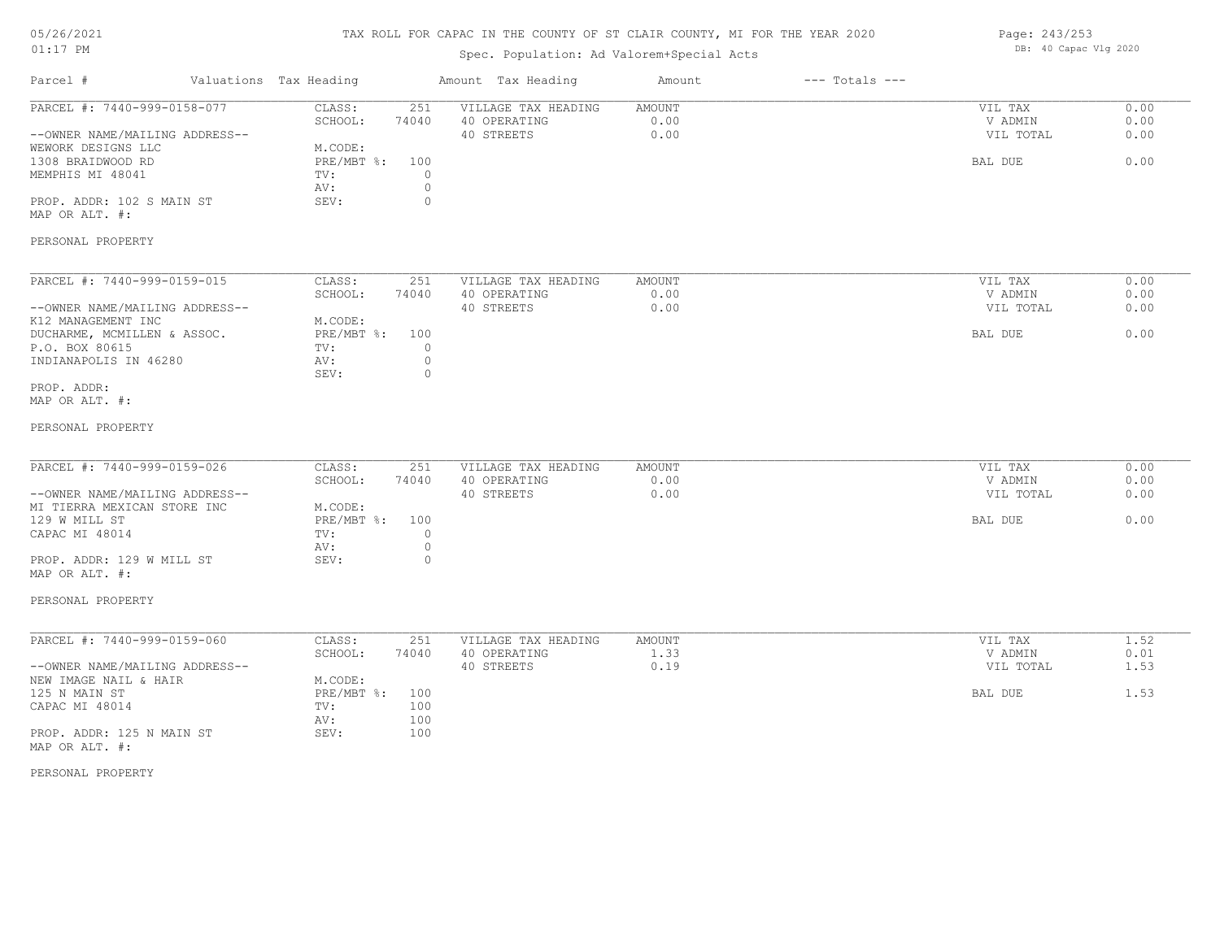# TAX ROLL FOR CAPAC IN THE COUNTY OF ST CLAIR COUNTY, MI FOR THE YEAR 2020

Spec. Population: Ad Valorem+Special Acts

05/26/2021 01:17 PM

DB: 40 Capac Vlg 2020

| Parcel # | Valuations Tax Heading | | Amount Tax Heading | Amount | --- Totals --- | |
|---|---|---|---|---|---|---|
| PARCEL #: 7440-999-0158-077 | CLASS: | 251 | VILLAGE TAX HEADING | AMOUNT | VIL TAX | 0.00 |
| | SCHOOL: | 74040 | 40 OPERATING | 0.00 | V ADMIN | 0.00 |
| --OWNER NAME/MAILING ADDRESS-- | | | 40 STREETS | 0.00 | VIL TOTAL | 0.00 |
| WEWORK DESIGNS LLC | M.CODE: | | | | | |
| 1308 BRAIDWOOD RD | PRE/MBT %: | 100 | | | BAL DUE | 0.00 |
| MEMPHIS MI 48041 | TV: | 0 | | | | |
| | AV: | 0 | | | | |
| PROP. ADDR: 102 S MAIN ST | SEV: | 0 | | | | |
| MAP OR ALT. #: | | | | | | |
| PERSONAL PROPERTY | | | | | | |

| Parcel # | Valuations Tax Heading | | Amount Tax Heading | Amount | --- Totals --- | |
|---|---|---|---|---|---|---|
| PARCEL #: 7440-999-0159-015 | CLASS: | 251 | VILLAGE TAX HEADING | AMOUNT | VIL TAX | 0.00 |
| | SCHOOL: | 74040 | 40 OPERATING | 0.00 | V ADMIN | 0.00 |
| --OWNER NAME/MAILING ADDRESS-- | | | 40 STREETS | 0.00 | VIL TOTAL | 0.00 |
| K12 MANAGEMENT INC | M.CODE: | | | | | |
| DUCHARME, MCMILLEN & ASSOC. | PRE/MBT %: | 100 | | | BAL DUE | 0.00 |
| P.O. BOX 80615 | TV: | 0 | | | | |
| INDIANAPOLIS IN 46280 | AV: | 0 | | | | |
| | SEV: | 0 | | | | |
| PROP. ADDR: | | | | | | |
| MAP OR ALT. #: | | | | | | |
| PERSONAL PROPERTY | | | | | | |

| Parcel # | Valuations Tax Heading | | Amount Tax Heading | Amount | --- Totals --- | |
|---|---|---|---|---|---|---|
| PARCEL #: 7440-999-0159-026 | CLASS: | 251 | VILLAGE TAX HEADING | AMOUNT | VIL TAX | 0.00 |
| | SCHOOL: | 74040 | 40 OPERATING | 0.00 | V ADMIN | 0.00 |
| --OWNER NAME/MAILING ADDRESS-- | | | 40 STREETS | 0.00 | VIL TOTAL | 0.00 |
| MI TIERRA MEXICAN STORE INC | M.CODE: | | | | | |
| 129 W MILL ST | PRE/MBT %: | 100 | | | BAL DUE | 0.00 |
| CAPAC MI 48014 | TV: | 0 | | | | |
| | AV: | 0 | | | | |
| PROP. ADDR: 129 W MILL ST | SEV: | 0 | | | | |
| MAP OR ALT. #: | | | | | | |
| PERSONAL PROPERTY | | | | | | |

| Parcel # | Valuations Tax Heading | | Amount Tax Heading | Amount | --- Totals --- | |
|---|---|---|---|---|---|---|
| PARCEL #: 7440-999-0159-060 | CLASS: | 251 | VILLAGE TAX HEADING | AMOUNT | VIL TAX | 1.52 |
| | SCHOOL: | 74040 | 40 OPERATING | 1.33 | V ADMIN | 0.01 |
| --OWNER NAME/MAILING ADDRESS-- | | | 40 STREETS | 0.19 | VIL TOTAL | 1.53 |
| NEW IMAGE NAIL & HAIR | M.CODE: | | | | | |
| 125 N MAIN ST | PRE/MBT %: | 100 | | | BAL DUE | 1.53 |
| CAPAC MI 48014 | TV: | 100 | | | | |
| | AV: | 100 | | | | |
| PROP. ADDR: 125 N MAIN ST | SEV: | 100 | | | | |
| MAP OR ALT. #: | | | | | | |
| PERSONAL PROPERTY | | | | | | |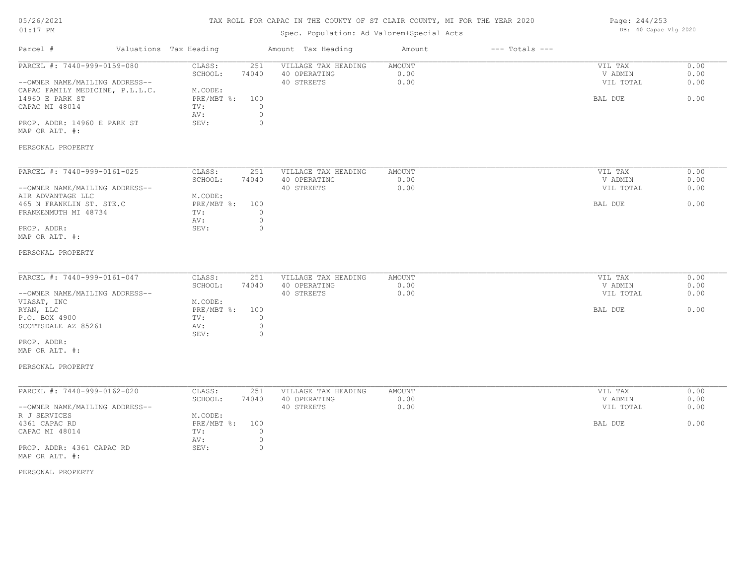# TAX ROLL FOR CAPAC IN THE COUNTY OF ST CLAIR COUNTY, MI FOR THE YEAR 2020

05/26/2021
01:17 PM

Spec. Population: Ad Valorem+Special Acts

DB: 40 Capac Vlg 2020

| Parcel # | Valuations Tax Heading | | Amount Tax Heading | Amount | --- Totals --- | |
|---|---|---|---|---|---|---|
| PARCEL #: 7440-999-0159-080 | CLASS: | 251 | VILLAGE TAX HEADING | AMOUNT | VIL TAX | 0.00 |
| | SCHOOL: | 74040 | 40 OPERATING | 0.00 | V ADMIN | 0.00 |
| --OWNER NAME/MAILING ADDRESS-- | | | 40 STREETS | 0.00 | VIL TOTAL | 0.00 |
| CAPAC FAMILY MEDICINE, P.L.L.C. | M.CODE: | | | | | |
| 14960 E PARK ST | PRE/MBT %: | 100 | | | BAL DUE | 0.00 |
| CAPAC MI 48014 | TV: | 0 | | | | |
| | AV: | 0 | | | | |
| PROP. ADDR: 14960 E PARK ST | SEV: | 0 | | | | |
| MAP OR ALT. #: | | | | | | |
| PERSONAL PROPERTY | | | | | | |

| Parcel # | Valuations Tax Heading | | Amount Tax Heading | Amount | --- Totals --- | |
|---|---|---|---|---|---|---|
| PARCEL #: 7440-999-0161-025 | CLASS: | 251 | VILLAGE TAX HEADING | AMOUNT | VIL TAX | 0.00 |
| | SCHOOL: | 74040 | 40 OPERATING | 0.00 | V ADMIN | 0.00 |
| --OWNER NAME/MAILING ADDRESS-- | | | 40 STREETS | 0.00 | VIL TOTAL | 0.00 |
| AIR ADVANTAGE LLC | M.CODE: | | | | | |
| 465 N FRANKLIN ST. STE.C | PRE/MBT %: | 100 | | | BAL DUE | 0.00 |
| FRANKENMUTH MI 48734 | TV: | 0 | | | | |
| | AV: | 0 | | | | |
| PROP. ADDR: | SEV: | 0 | | | | |
| MAP OR ALT. #: | | | | | | |
| PERSONAL PROPERTY | | | | | | |

| Parcel # | Valuations Tax Heading | | Amount Tax Heading | Amount | --- Totals --- | |
|---|---|---|---|---|---|---|
| PARCEL #: 7440-999-0161-047 | CLASS: | 251 | VILLAGE TAX HEADING | AMOUNT | VIL TAX | 0.00 |
| | SCHOOL: | 74040 | 40 OPERATING | 0.00 | V ADMIN | 0.00 |
| --OWNER NAME/MAILING ADDRESS-- | | | 40 STREETS | 0.00 | VIL TOTAL | 0.00 |
| VIASAT, INC | M.CODE: | | | | | |
| RYAN, LLC | PRE/MBT %: | 100 | | | BAL DUE | 0.00 |
| P.O. BOX 4900 | TV: | 0 | | | | |
| SCOTTSDALE AZ 85261 | AV: | 0 | | | | |
| | SEV: | 0 | | | | |
| PROP. ADDR: | | | | | | |
| MAP OR ALT. #: | | | | | | |
| PERSONAL PROPERTY | | | | | | |

| Parcel # | Valuations Tax Heading | | Amount Tax Heading | Amount | --- Totals --- | |
|---|---|---|---|---|---|---|
| PARCEL #: 7440-999-0162-020 | CLASS: | 251 | VILLAGE TAX HEADING | AMOUNT | VIL TAX | 0.00 |
| | SCHOOL: | 74040 | 40 OPERATING | 0.00 | V ADMIN | 0.00 |
| --OWNER NAME/MAILING ADDRESS-- | | | 40 STREETS | 0.00 | VIL TOTAL | 0.00 |
| R J SERVICES | M.CODE: | | | | | |
| 4361 CAPAC RD | PRE/MBT %: | 100 | | | BAL DUE | 0.00 |
| CAPAC MI 48014 | TV: | 0 | | | | |
| | AV: | 0 | | | | |
| PROP. ADDR: 4361 CAPAC RD | SEV: | 0 | | | | |
| MAP OR ALT. #: | | | | | | |
| PERSONAL PROPERTY | | | | | | |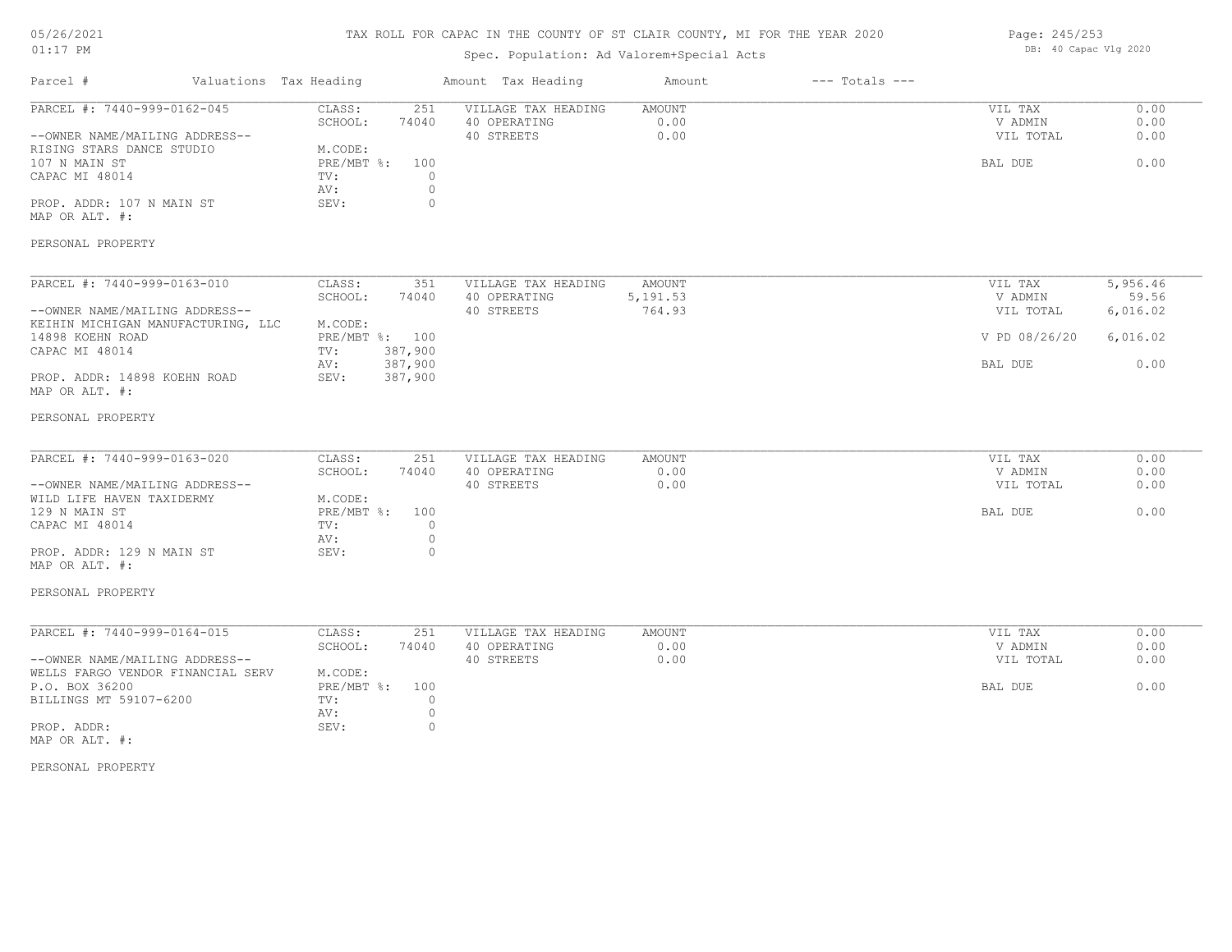# TAX ROLL FOR CAPAC IN THE COUNTY OF ST CLAIR COUNTY, MI FOR THE YEAR 2020

Spec. Population: Ad Valorem+Special Acts

05/26/2021
01:17 PM

DB: 40 Capac Vlg 2020

| Parcel # | Valuations Tax Heading | | Amount Tax Heading | Amount | --- Totals --- | |
|---|---|---|---|---|---|---|
| PARCEL #: 7440-999-0162-045 | CLASS: | 251 | VILLAGE TAX HEADING | AMOUNT | VIL TAX | 0.00 |
| | SCHOOL: | 74040 | 40 OPERATING | 0.00 | V ADMIN | 0.00 |
| --OWNER NAME/MAILING ADDRESS-- | | | 40 STREETS | 0.00 | VIL TOTAL | 0.00 |
| RISING STARS DANCE STUDIO | M.CODE: | | | | | |
| 107 N MAIN ST | PRE/MBT %: | 100 | | | BAL DUE | 0.00 |
| CAPAC MI 48014 | TV: | 0 | | | | |
| | AV: | 0 | | | | |
| PROP. ADDR: 107 N MAIN ST | SEV: | 0 | | | | |
| MAP OR ALT. #: | | | | | | |
| PERSONAL PROPERTY | | | | | | |

| Parcel # | Valuations Tax Heading | | Amount Tax Heading | Amount | --- Totals --- | |
|---|---|---|---|---|---|---|
| PARCEL #: 7440-999-0163-010 | CLASS: | 351 | VILLAGE TAX HEADING | AMOUNT | VIL TAX | 5,956.46 |
| | SCHOOL: | 74040 | 40 OPERATING | 5,191.53 | V ADMIN | 59.56 |
| --OWNER NAME/MAILING ADDRESS-- | | | 40 STREETS | 764.93 | VIL TOTAL | 6,016.02 |
| KEIHIN MICHIGAN MANUFACTURING, LLC | M.CODE: | | | | | |
| 14898 KOEHN ROAD | PRE/MBT %: | 100 | | | V PD 08/26/20 | 6,016.02 |
| CAPAC MI 48014 | TV: | 387,900 | | | | |
| | AV: | 387,900 | | | BAL DUE | 0.00 |
| PROP. ADDR: 14898 KOEHN ROAD | SEV: | 387,900 | | | | |
| MAP OR ALT. #: | | | | | | |
| PERSONAL PROPERTY | | | | | | |

| Parcel # | Valuations Tax Heading | | Amount Tax Heading | Amount | --- Totals --- | |
|---|---|---|---|---|---|---|
| PARCEL #: 7440-999-0163-020 | CLASS: | 251 | VILLAGE TAX HEADING | AMOUNT | VIL TAX | 0.00 |
| | SCHOOL: | 74040 | 40 OPERATING | 0.00 | V ADMIN | 0.00 |
| --OWNER NAME/MAILING ADDRESS-- | | | 40 STREETS | 0.00 | VIL TOTAL | 0.00 |
| WILD LIFE HAVEN TAXIDERMY | M.CODE: | | | | | |
| 129 N MAIN ST | PRE/MBT %: | 100 | | | BAL DUE | 0.00 |
| CAPAC MI 48014 | TV: | 0 | | | | |
| | AV: | 0 | | | | |
| PROP. ADDR: 129 N MAIN ST | SEV: | 0 | | | | |
| MAP OR ALT. #: | | | | | | |
| PERSONAL PROPERTY | | | | | | |

| Parcel # | Valuations Tax Heading | | Amount Tax Heading | Amount | --- Totals --- | |
|---|---|---|---|---|---|---|
| PARCEL #: 7440-999-0164-015 | CLASS: | 251 | VILLAGE TAX HEADING | AMOUNT | VIL TAX | 0.00 |
| | SCHOOL: | 74040 | 40 OPERATING | 0.00 | V ADMIN | 0.00 |
| --OWNER NAME/MAILING ADDRESS-- | | | 40 STREETS | 0.00 | VIL TOTAL | 0.00 |
| WELLS FARGO VENDOR FINANCIAL SERV | M.CODE: | | | | | |
| P.O. BOX 36200 | PRE/MBT %: | 100 | | | BAL DUE | 0.00 |
| BILLINGS MT 59107-6200 | TV: | 0 | | | | |
| | AV: | 0 | | | | |
| PROP. ADDR: | SEV: | 0 | | | | |
| MAP OR ALT. #: | | | | | | |
| PERSONAL PROPERTY | | | | | | |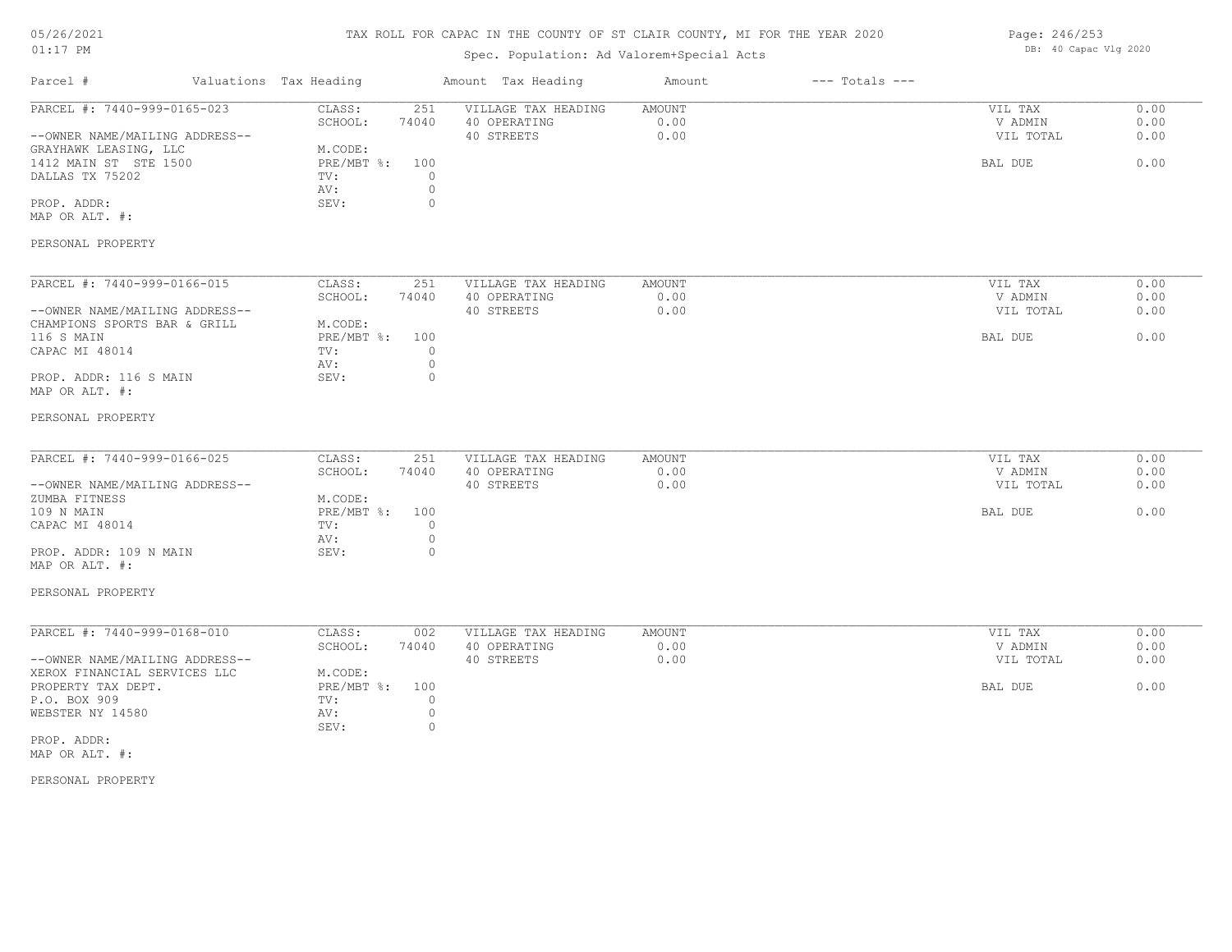# TAX ROLL FOR CAPAC IN THE COUNTY OF ST CLAIR COUNTY, MI FOR THE YEAR 2020

05/26/2021
01:17 PM

Spec. Population: Ad Valorem+Special Acts

DB: 40 Capac Vlg 2020

| Parcel # | Valuations | Tax Heading | Amount | Tax Heading | Amount | --- Totals --- | |
|---|---|---|---|---|---|---|---|
| PARCEL #: 7440-999-0165-023 | CLASS: | 251 | VILLAGE TAX HEADING | AMOUNT | | VIL TAX | 0.00 |
| | SCHOOL: | 74040 | 40 OPERATING | 0.00 | | V ADMIN | 0.00 |
| --OWNER NAME/MAILING ADDRESS-- | | | 40 STREETS | 0.00 | | VIL TOTAL | 0.00 |
| GRAYHAWK LEASING, LLC | M.CODE: | | | | | | |
| 1412 MAIN ST STE 1500 | PRE/MBT %: | 100 | | | | BAL DUE | 0.00 |
| DALLAS TX 75202 | TV: | 0 | | | | | |
| | AV: | 0 | | | | | |
| PROP. ADDR: | SEV: | 0 | | | | | |
| MAP OR ALT. #: | | | | | | | |
| PERSONAL PROPERTY | | | | | | | |

| Parcel # | Valuations | Tax Heading | Amount | Tax Heading | Amount | --- Totals --- | |
|---|---|---|---|---|---|---|---|
| PARCEL #: 7440-999-0166-015 | CLASS: | 251 | VILLAGE TAX HEADING | AMOUNT | | VIL TAX | 0.00 |
| | SCHOOL: | 74040 | 40 OPERATING | 0.00 | | V ADMIN | 0.00 |
| --OWNER NAME/MAILING ADDRESS-- | | | 40 STREETS | 0.00 | | VIL TOTAL | 0.00 |
| CHAMPIONS SPORTS BAR & GRILL | M.CODE: | | | | | | |
| 116 S MAIN | PRE/MBT %: | 100 | | | | BAL DUE | 0.00 |
| CAPAC MI 48014 | TV: | 0 | | | | | |
| | AV: | 0 | | | | | |
| PROP. ADDR: 116 S MAIN | SEV: | 0 | | | | | |
| MAP OR ALT. #: | | | | | | | |
| PERSONAL PROPERTY | | | | | | | |

| Parcel # | Valuations | Tax Heading | Amount | Tax Heading | Amount | --- Totals --- | |
|---|---|---|---|---|---|---|---|
| PARCEL #: 7440-999-0166-025 | CLASS: | 251 | VILLAGE TAX HEADING | AMOUNT | | VIL TAX | 0.00 |
| | SCHOOL: | 74040 | 40 OPERATING | 0.00 | | V ADMIN | 0.00 |
| --OWNER NAME/MAILING ADDRESS-- | | | 40 STREETS | 0.00 | | VIL TOTAL | 0.00 |
| ZUMBA FITNESS | M.CODE: | | | | | | |
| 109 N MAIN | PRE/MBT %: | 100 | | | | BAL DUE | 0.00 |
| CAPAC MI 48014 | TV: | 0 | | | | | |
| | AV: | 0 | | | | | |
| PROP. ADDR: 109 N MAIN | SEV: | 0 | | | | | |
| MAP OR ALT. #: | | | | | | | |
| PERSONAL PROPERTY | | | | | | | |

| Parcel # | Valuations | Tax Heading | Amount | Tax Heading | Amount | --- Totals --- | |
|---|---|---|---|---|---|---|---|
| PARCEL #: 7440-999-0168-010 | CLASS: | 002 | VILLAGE TAX HEADING | AMOUNT | | VIL TAX | 0.00 |
| | SCHOOL: | 74040 | 40 OPERATING | 0.00 | | V ADMIN | 0.00 |
| --OWNER NAME/MAILING ADDRESS-- | | | 40 STREETS | 0.00 | | VIL TOTAL | 0.00 |
| XEROX FINANCIAL SERVICES LLC | M.CODE: | | | | | | |
| PROPERTY TAX DEPT. | PRE/MBT %: | 100 | | | | BAL DUE | 0.00 |
| P.O. BOX 909 | TV: | 0 | | | | | |
| WEBSTER NY 14580 | AV: | 0 | | | | | |
| | SEV: | 0 | | | | | |
| PROP. ADDR: | | | | | | | |
| MAP OR ALT. #: | | | | | | | |
| PERSONAL PROPERTY | | | | | | | |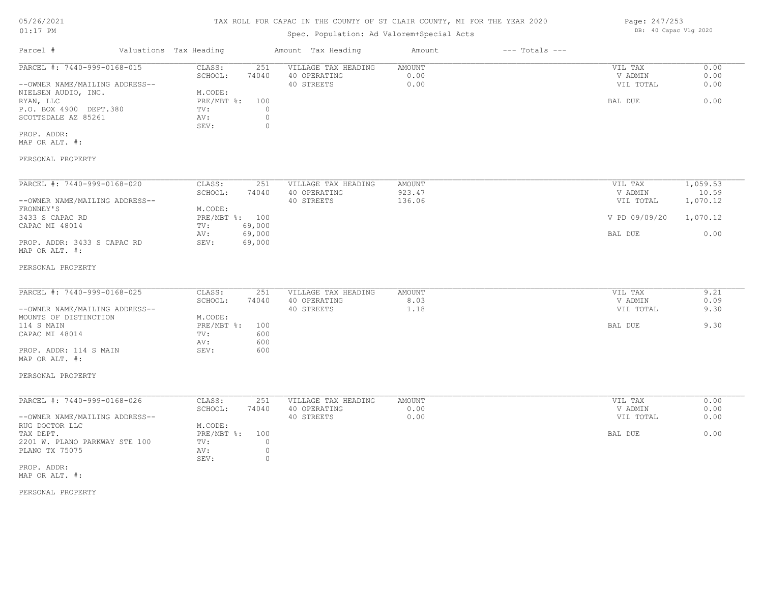# TAX ROLL FOR CAPAC IN THE COUNTY OF ST CLAIR COUNTY, MI FOR THE YEAR 2020

Spec. Population: Ad Valorem+Special Acts

| Parcel # | Valuations | Tax Heading | Amount | Tax Heading | Amount | --- Totals --- | |
|---|---|---|---|---|---|---|---|
| PARCEL #: 7440-999-0168-015 | CLASS: | 251 | VILLAGE TAX HEADING | AMOUNT | | VIL TAX | 0.00 |
| | SCHOOL: | 74040 | 40 OPERATING | 0.00 | | V ADMIN | 0.00 |
| --OWNER NAME/MAILING ADDRESS-- | | | 40 STREETS | 0.00 | | VIL TOTAL | 0.00 |
| NIELSEN AUDIO, INC. | M.CODE: | | | | | | |
| RYAN, LLC | PRE/MBT %: | 100 | | | | BAL DUE | 0.00 |
| P.O. BOX 4900 DEPT.380 | TV: | 0 | | | | | |
| SCOTTSDALE AZ 85261 | AV: | 0 | | | | | |
| | SEV: | 0 | | | | | |
| PROP. ADDR: | | | | | | | |
| MAP OR ALT. #: | | | | | | | |
| PERSONAL PROPERTY | | | | | | | |

| Parcel # | Valuations | Tax Heading | Amount | Tax Heading | Amount | --- Totals --- | |
|---|---|---|---|---|---|---|---|
| PARCEL #: 7440-999-0168-020 | CLASS: | 251 | VILLAGE TAX HEADING | AMOUNT | | VIL TAX | 1,059.53 |
| | SCHOOL: | 74040 | 40 OPERATING | 923.47 | | V ADMIN | 10.59 |
| --OWNER NAME/MAILING ADDRESS-- | | | 40 STREETS | 136.06 | | VIL TOTAL | 1,070.12 |
| FRONNEY'S | M.CODE: | | | | | | |
| 3433 S CAPAC RD | PRE/MBT %: | 100 | | | | V PD 09/09/20 | 1,070.12 |
| CAPAC MI 48014 | TV: | 69,000 | | | | | |
| | AV: | 69,000 | | | | BAL DUE | 0.00 |
| PROP. ADDR: 3433 S CAPAC RD | SEV: | 69,000 | | | | | |
| MAP OR ALT. #: | | | | | | | |
| PERSONAL PROPERTY | | | | | | | |

| Parcel # | Valuations | Tax Heading | Amount | Tax Heading | Amount | --- Totals --- | |
|---|---|---|---|---|---|---|---|
| PARCEL #: 7440-999-0168-025 | CLASS: | 251 | VILLAGE TAX HEADING | AMOUNT | | VIL TAX | 9.21 |
| | SCHOOL: | 74040 | 40 OPERATING | 8.03 | | V ADMIN | 0.09 |
| --OWNER NAME/MAILING ADDRESS-- | | | 40 STREETS | 1.18 | | VIL TOTAL | 9.30 |
| MOUNTS OF DISTINCTION | M.CODE: | | | | | | |
| 114 S MAIN | PRE/MBT %: | 100 | | | | BAL DUE | 9.30 |
| CAPAC MI 48014 | TV: | 600 | | | | | |
| | AV: | 600 | | | | | |
| PROP. ADDR: 114 S MAIN | SEV: | 600 | | | | | |
| MAP OR ALT. #: | | | | | | | |
| PERSONAL PROPERTY | | | | | | | |

| Parcel # | Valuations | Tax Heading | Amount | Tax Heading | Amount | --- Totals --- | |
|---|---|---|---|---|---|---|---|
| PARCEL #: 7440-999-0168-026 | CLASS: | 251 | VILLAGE TAX HEADING | AMOUNT | | VIL TAX | 0.00 |
| | SCHOOL: | 74040 | 40 OPERATING | 0.00 | | V ADMIN | 0.00 |
| --OWNER NAME/MAILING ADDRESS-- | | | 40 STREETS | 0.00 | | VIL TOTAL | 0.00 |
| RUG DOCTOR LLC | M.CODE: | | | | | | |
| TAX DEPT. | PRE/MBT %: | 100 | | | | BAL DUE | 0.00 |
| 2201 W. PLANO PARKWAY STE 100 | TV: | 0 | | | | | |
| PLANO TX 75075 | AV: | 0 | | | | | |
| | SEV: | 0 | | | | | |
| PROP. ADDR: | | | | | | | |
| MAP OR ALT. #: | | | | | | | |
| PERSONAL PROPERTY | | | | | | | |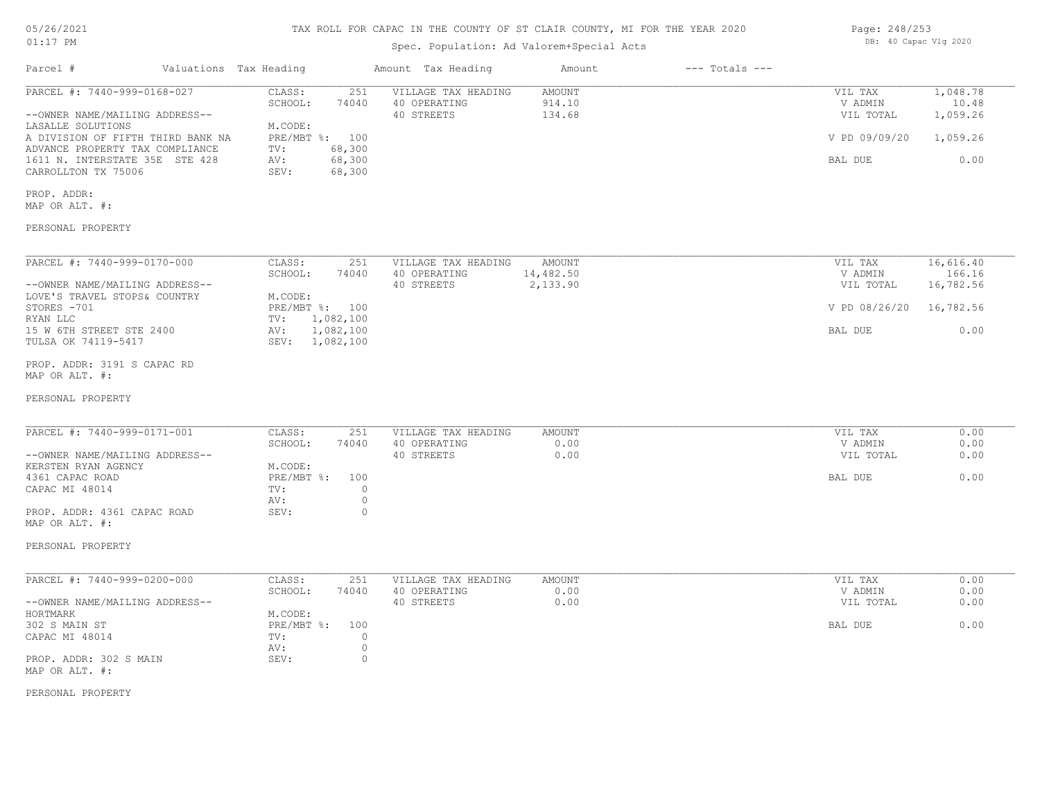# TAX ROLL FOR CAPAC IN THE COUNTY OF ST CLAIR COUNTY, MI FOR THE YEAR 2020

05/26/2021
01:17 PM

Spec. Population: Ad Valorem+Special Acts

DB: 40 Capac Vlg 2020

| Parcel # | Valuations | Tax Heading | Amount | Tax Heading | Amount | --- Totals --- | |
|---|---|---|---|---|---|---|---|

---

**PARCEL #: 7440-999-0168-027**

--OWNER NAME/MAILING ADDRESS--
LASALLE SOLUTIONS
A DIVISION OF FIFTH THIRD BANK NA
ADVANCE PROPERTY TAX COMPLIANCE
1611 N. INTERSTATE 35E STE 428
CARROLLTON TX 75006

PROP. ADDR:
MAP OR ALT. #:

PERSONAL PROPERTY

| | | | | | |
|---|---|---|---|---|---|
| CLASS: | 251 | VILLAGE TAX HEADING | AMOUNT | VIL TAX | 1,048.78 |
| SCHOOL: | 74040 | 40 OPERATING | 914.10 | V ADMIN | 10.48 |
| M.CODE: | | 40 STREETS | 134.68 | VIL TOTAL | 1,059.26 |
| PRE/MBT %: | 100 | | | V PD 09/09/20 | 1,059.26 |
| TV: | 68,300 | | | | |
| AV: | 68,300 | | | BAL DUE | 0.00 |
| SEV: | 68,300 | | | | |

---

**PARCEL #: 7440-999-0170-000**

--OWNER NAME/MAILING ADDRESS--
LOVE'S TRAVEL STOPS& COUNTRY
STORES -701
RYAN LLC
15 W 6TH STREET STE 2400
TULSA OK 74119-5417

PROP. ADDR: 3191 S CAPAC RD
MAP OR ALT. #:

PERSONAL PROPERTY

| | | | | | |
|---|---|---|---|---|---|
| CLASS: | 251 | VILLAGE TAX HEADING | AMOUNT | VIL TAX | 16,616.40 |
| SCHOOL: | 74040 | 40 OPERATING | 14,482.50 | V ADMIN | 166.16 |
| M.CODE: | | 40 STREETS | 2,133.90 | VIL TOTAL | 16,782.56 |
| PRE/MBT %: | 100 | | | V PD 08/26/20 | 16,782.56 |
| TV: | 1,082,100 | | | | |
| AV: | 1,082,100 | | | BAL DUE | 0.00 |
| SEV: | 1,082,100 | | | | |

---

**PARCEL #: 7440-999-0171-001**

--OWNER NAME/MAILING ADDRESS--
KERSTEN RYAN AGENCY
4361 CAPAC ROAD
CAPAC MI 48014

PROP. ADDR: 4361 CAPAC ROAD
MAP OR ALT. #:

PERSONAL PROPERTY

| | | | | | |
|---|---|---|---|---|---|
| CLASS: | 251 | VILLAGE TAX HEADING | AMOUNT | VIL TAX | 0.00 |
| SCHOOL: | 74040 | 40 OPERATING | 0.00 | V ADMIN | 0.00 |
| M.CODE: | | 40 STREETS | 0.00 | VIL TOTAL | 0.00 |
| PRE/MBT %: | 100 | | | BAL DUE | 0.00 |
| TV: | 0 | | | | |
| AV: | 0 | | | | |
| SEV: | 0 | | | | |

---

**PARCEL #: 7440-999-0200-000**

--OWNER NAME/MAILING ADDRESS--
HORTMARK
302 S MAIN ST
CAPAC MI 48014

PROP. ADDR: 302 S MAIN
MAP OR ALT. #:

PERSONAL PROPERTY

| | | | | | |
|---|---|---|---|---|---|
| CLASS: | 251 | VILLAGE TAX HEADING | AMOUNT | VIL TAX | 0.00 |
| SCHOOL: | 74040 | 40 OPERATING | 0.00 | V ADMIN | 0.00 |
| M.CODE: | | 40 STREETS | 0.00 | VIL TOTAL | 0.00 |
| PRE/MBT %: | 100 | | | BAL DUE | 0.00 |
| TV: | 0 | | | | |
| AV: | 0 | | | | |
| SEV: | 0 | | | | |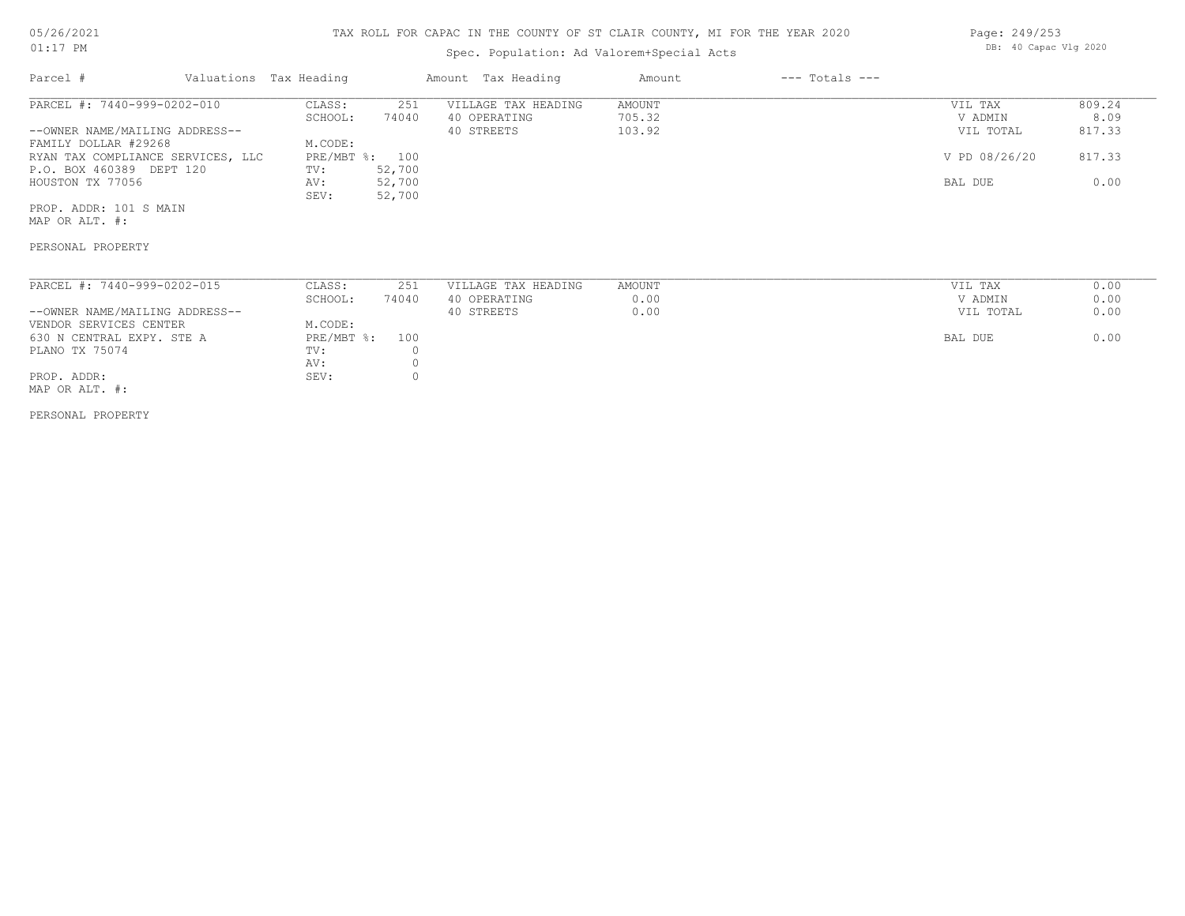# TAX ROLL FOR CAPAC IN THE COUNTY OF ST CLAIR COUNTY, MI FOR THE YEAR 2020

Spec. Population: Ad Valorem+Special Acts

DB: 40 Capac Vlg 2020

| Parcel # | Valuations | Tax Heading | Amount | Tax Heading | Amount | --- Totals --- | |
|---|---|---|---|---|---|---|---|
| PARCEL #: 7440-999-0202-010 | CLASS: | 251 | VILLAGE TAX HEADING | AMOUNT | | VIL TAX | 809.24 |
| | SCHOOL: | 74040 | 40 OPERATING | 705.32 | | V ADMIN | 8.09 |
| --OWNER NAME/MAILING ADDRESS-- | | | 40 STREETS | 103.92 | | VIL TOTAL | 817.33 |
| FAMILY DOLLAR #29268 | M.CODE: | | | | | | |
| RYAN TAX COMPLIANCE SERVICES, LLC | PRE/MBT %: | 100 | | | | V PD 08/26/20 | 817.33 |
| P.O. BOX 460389 DEPT 120 | TV: | 52,700 | | | | | |
| HOUSTON TX 77056 | AV: | 52,700 | | | | BAL DUE | 0.00 |
| | SEV: | 52,700 | | | | | |
| PROP. ADDR: 101 S MAIN | | | | | | | |
| MAP OR ALT. #: | | | | | | | |

PERSONAL PROPERTY

| Parcel # | Valuations | Tax Heading | Amount | Tax Heading | Amount | --- Totals --- | |
|---|---|---|---|---|---|---|---|
| PARCEL #: 7440-999-0202-015 | CLASS: | 251 | VILLAGE TAX HEADING | AMOUNT | | VIL TAX | 0.00 |
| | SCHOOL: | 74040 | 40 OPERATING | 0.00 | | V ADMIN | 0.00 |
| --OWNER NAME/MAILING ADDRESS-- | | | 40 STREETS | 0.00 | | VIL TOTAL | 0.00 |
| VENDOR SERVICES CENTER | M.CODE: | | | | | | |
| 630 N CENTRAL EXPY. STE A | PRE/MBT %: | 100 | | | | BAL DUE | 0.00 |
| PLANO TX 75074 | TV: | 0 | | | | | |
| | AV: | 0 | | | | | |
| PROP. ADDR: | SEV: | 0 | | | | | |
| MAP OR ALT. #: | | | | | | | |

PERSONAL PROPERTY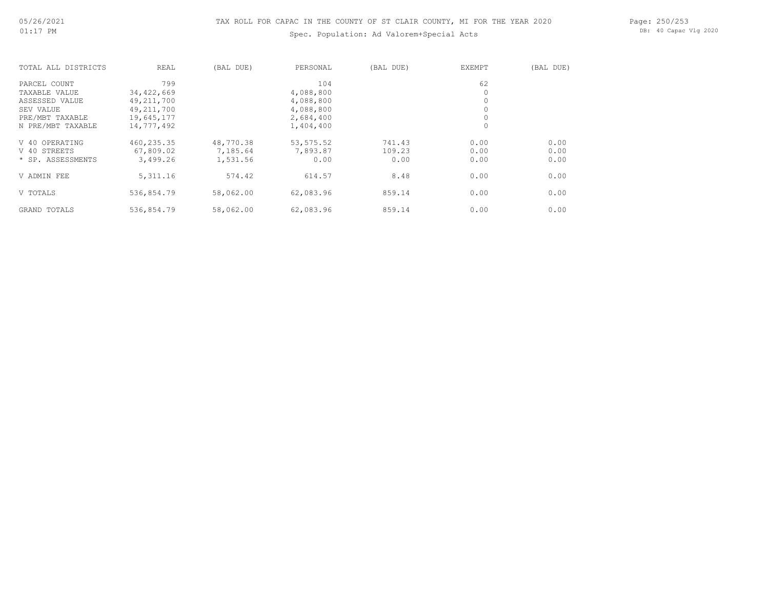# TAX ROLL FOR CAPAC IN THE COUNTY OF ST CLAIR COUNTY, MI FOR THE YEAR 2020

Spec. Population: Ad Valorem+Special Acts

| TOTAL ALL DISTRICTS | REAL | (BAL DUE) | PERSONAL | (BAL DUE) | EXEMPT | (BAL DUE) |
|---|---|---|---|---|---|---|
| PARCEL COUNT | 799 | | 104 | | 62 | |
| TAXABLE VALUE | 34,422,669 | | 4,088,800 | | 0 | |
| ASSESSED VALUE | 49,211,700 | | 4,088,800 | | 0 | |
| SEV VALUE | 49,211,700 | | 4,088,800 | | 0 | |
| PRE/MBT TAXABLE | 19,645,177 | | 2,684,400 | | 0 | |
| N PRE/MBT TAXABLE | 14,777,492 | | 1,404,400 | | 0 | |
| V 40 OPERATING | 460,235.35 | 48,770.38 | 53,575.52 | 741.43 | 0.00 | 0.00 |
| V 40 STREETS | 67,809.02 | 7,185.64 | 7,893.87 | 109.23 | 0.00 | 0.00 |
| * SP. ASSESSMENTS | 3,499.26 | 1,531.56 | 0.00 | 0.00 | 0.00 | 0.00 |
| V ADMIN FEE | 5,311.16 | 574.42 | 614.57 | 8.48 | 0.00 | 0.00 |
| V TOTALS | 536,854.79 | 58,062.00 | 62,083.96 | 859.14 | 0.00 | 0.00 |
| GRAND TOTALS | 536,854.79 | 58,062.00 | 62,083.96 | 859.14 | 0.00 | 0.00 |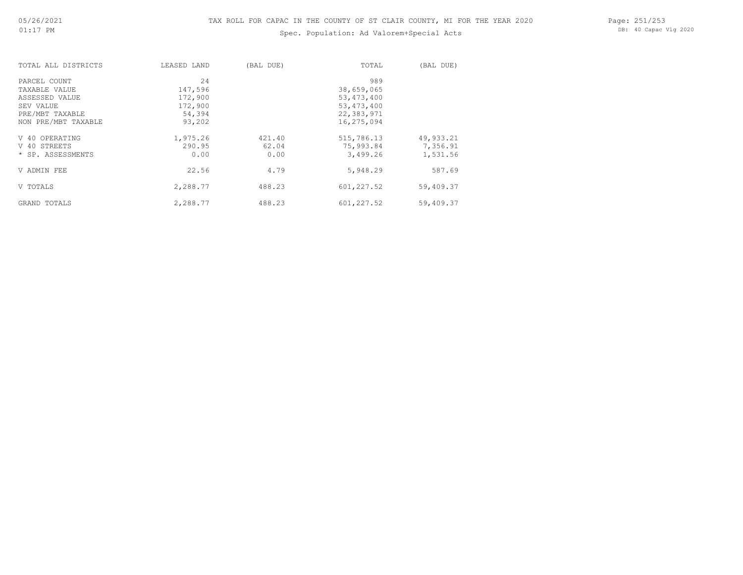# TAX ROLL FOR CAPAC IN THE COUNTY OF ST CLAIR COUNTY, MI FOR THE YEAR 2020

Spec. Population: Ad Valorem+Special Acts

| TOTAL ALL DISTRICTS | LEASED LAND | (BAL DUE) | TOTAL | (BAL DUE) |
|---|---|---|---|---|
| PARCEL COUNT | 24 | | 989 | |
| TAXABLE VALUE | 147,596 | | 38,659,065 | |
| ASSESSED VALUE | 172,900 | | 53,473,400 | |
| SEV VALUE | 172,900 | | 53,473,400 | |
| PRE/MBT TAXABLE | 54,394 | | 22,383,971 | |
| NON PRE/MBT TAXABLE | 93,202 | | 16,275,094 | |
| V 40 OPERATING | 1,975.26 | 421.40 | 515,786.13 | 49,933.21 |
| V 40 STREETS | 290.95 | 62.04 | 75,993.84 | 7,356.91 |
| * SP. ASSESSMENTS | 0.00 | 0.00 | 3,499.26 | 1,531.56 |
| V ADMIN FEE | 22.56 | 4.79 | 5,948.29 | 587.69 |
| V TOTALS | 2,288.77 | 488.23 | 601,227.52 | 59,409.37 |
| GRAND TOTALS | 2,288.77 | 488.23 | 601,227.52 | 59,409.37 |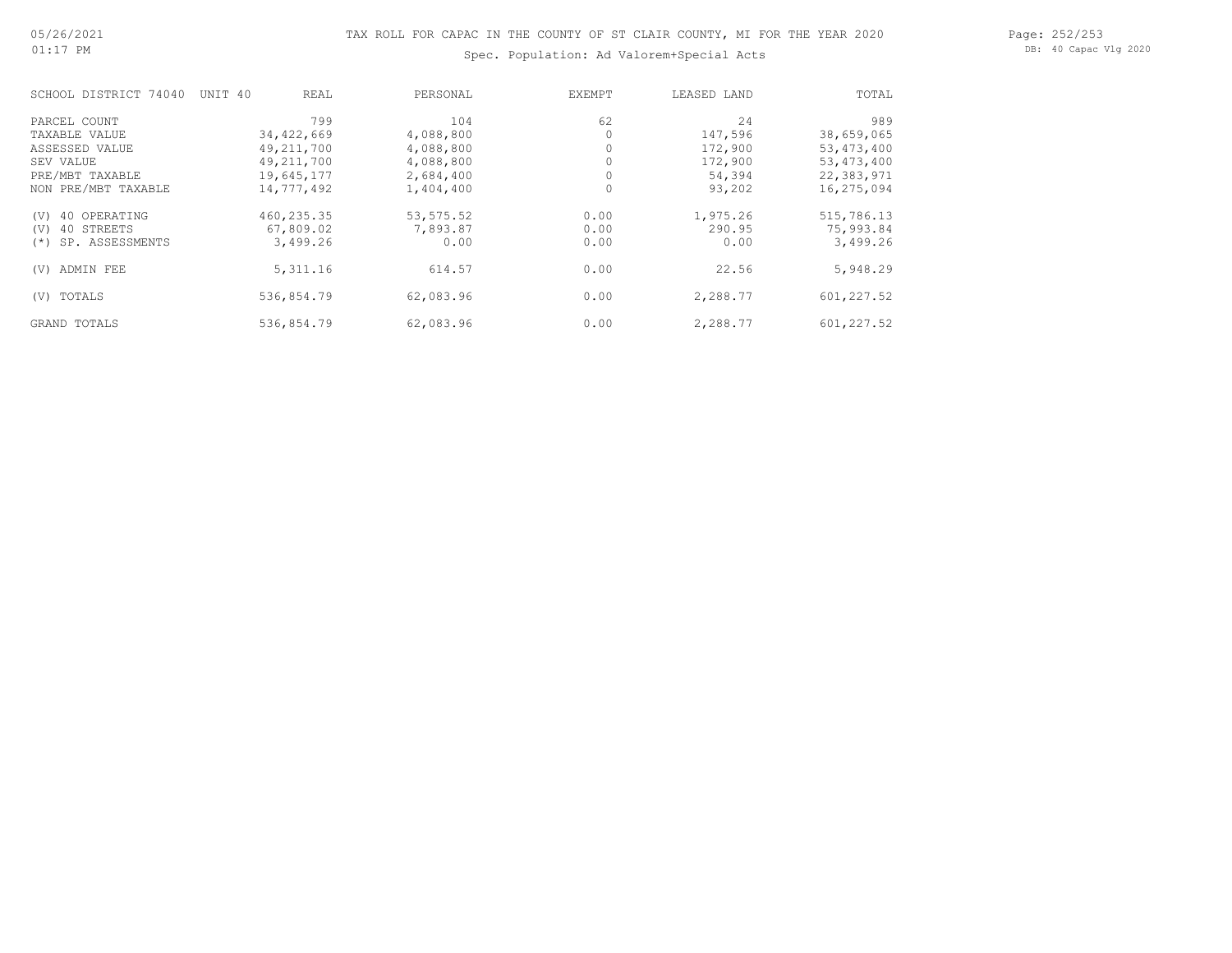TAX ROLL FOR CAPAC IN THE COUNTY OF ST CLAIR COUNTY, MI FOR THE YEAR 2020

Spec. Population: Ad Valorem+Special Acts

| SCHOOL DISTRICT 74040 UNIT 40 | REAL | PERSONAL | EXEMPT | LEASED LAND | TOTAL |
|---|---|---|---|---|---|
| PARCEL COUNT | 799 | 104 | 62 | 24 | 989 |
| TAXABLE VALUE | 34,422,669 | 4,088,800 | 0 | 147,596 | 38,659,065 |
| ASSESSED VALUE | 49,211,700 | 4,088,800 | 0 | 172,900 | 53,473,400 |
| SEV VALUE | 49,211,700 | 4,088,800 | 0 | 172,900 | 53,473,400 |
| PRE/MBT TAXABLE | 19,645,177 | 2,684,400 | 0 | 54,394 | 22,383,971 |
| NON PRE/MBT TAXABLE | 14,777,492 | 1,404,400 | 0 | 93,202 | 16,275,094 |
| (V) 40 OPERATING | 460,235.35 | 53,575.52 | 0.00 | 1,975.26 | 515,786.13 |
| (V) 40 STREETS | 67,809.02 | 7,893.87 | 0.00 | 290.95 | 75,993.84 |
| (*) SP. ASSESSMENTS | 3,499.26 | 0.00 | 0.00 | 0.00 | 3,499.26 |
| (V) ADMIN FEE | 5,311.16 | 614.57 | 0.00 | 22.56 | 5,948.29 |
| (V) TOTALS | 536,854.79 | 62,083.96 | 0.00 | 2,288.77 | 601,227.52 |
| GRAND TOTALS | 536,854.79 | 62,083.96 | 0.00 | 2,288.77 | 601,227.52 |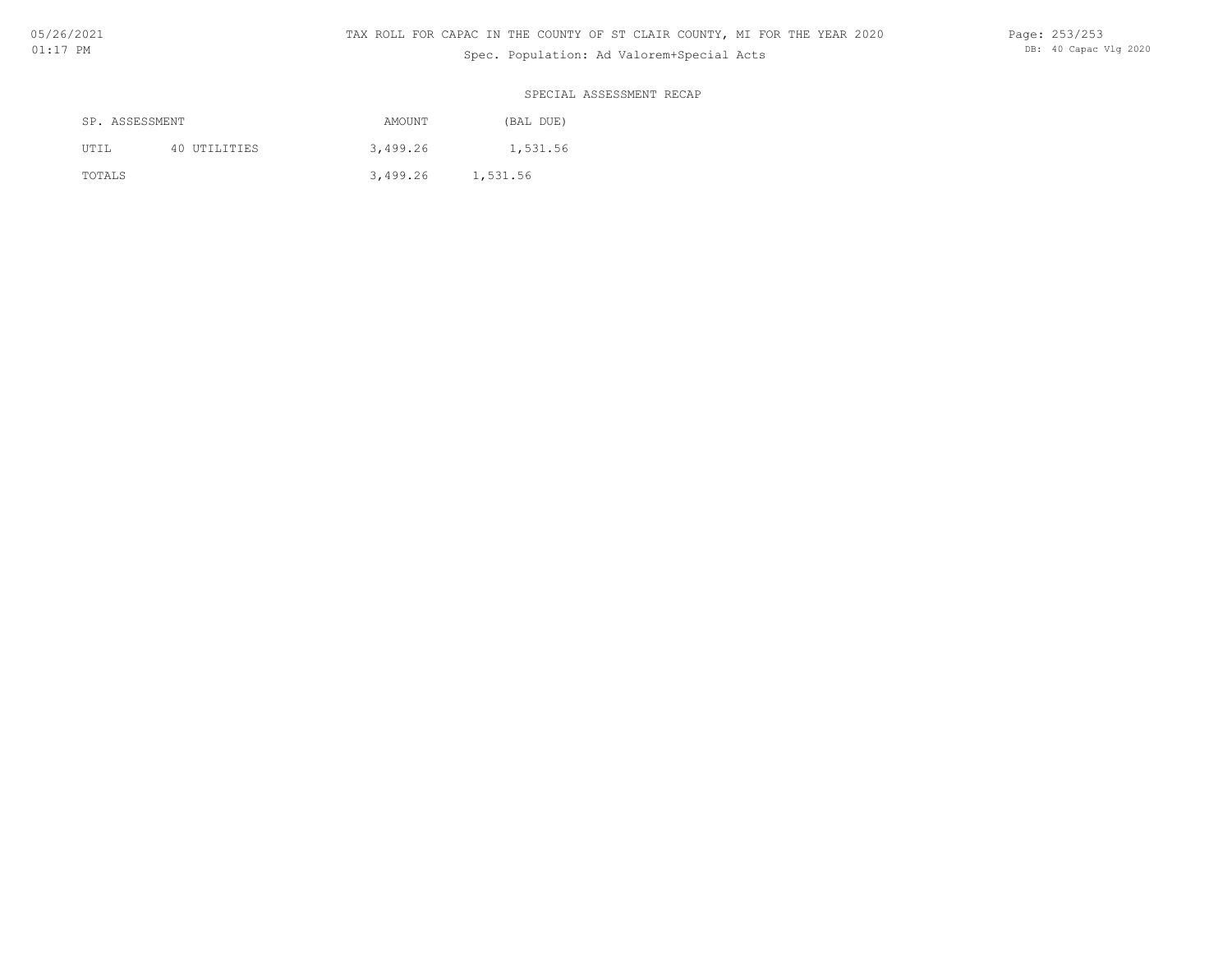TAX ROLL FOR CAPAC IN THE COUNTY OF ST CLAIR COUNTY, MI FOR THE YEAR 2020

Spec. Population: Ad Valorem+Special Acts

## SPECIAL ASSESSMENT RECAP

| SP. ASSESSMENT | | AMOUNT | (BAL DUE) |
|---|---|---|---|
| UTIL | 40 UTILITIES | 3,499.26 | 1,531.56 |
| TOTALS | | 3,499.26 | 1,531.56 |